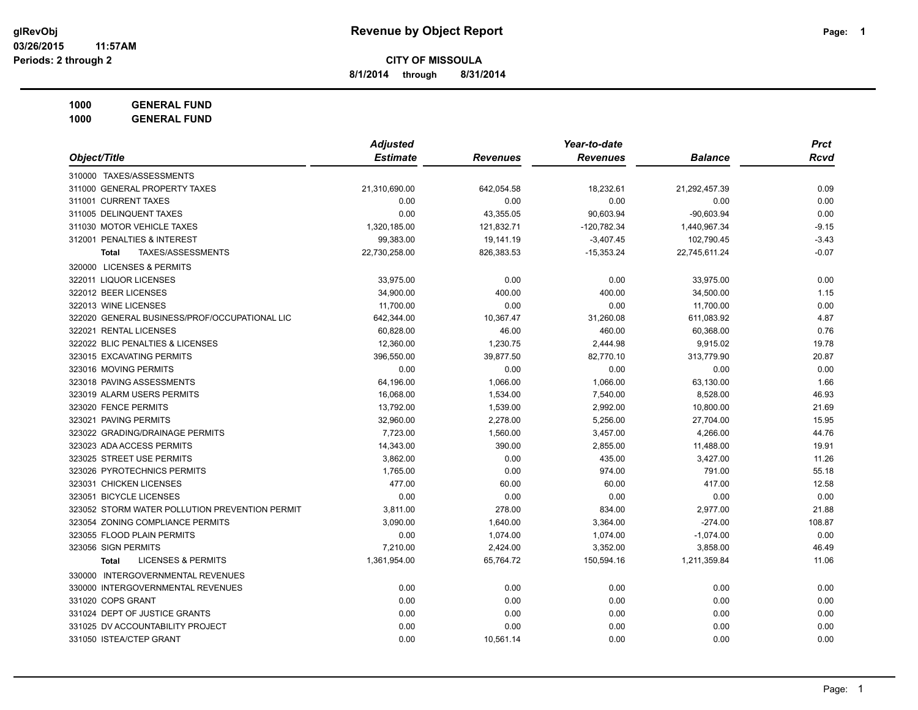# Revenue by Object Report

glRevObj
03/26/2015 11:57AM
Periods: 2 through 2

**CITY OF MISSOULA**

**8/1/2014 through 8/31/2014**

**1000 GENERAL FUND**
**1000 GENERAL FUND**

| Object/Title | Adjusted Estimate | Revenues | Year-to-date Revenues | Balance | Prct Rcvd |
|---|---|---|---|---|---|
| 310000 TAXES/ASSESSMENTS | | | | | |
| 311000 GENERAL PROPERTY TAXES | 21,310,690.00 | 642,054.58 | 18,232.61 | 21,292,457.39 | 0.09 |
| 311001 CURRENT TAXES | 0.00 | 0.00 | 0.00 | 0.00 | 0.00 |
| 311005 DELINQUENT TAXES | 0.00 | 43,355.05 | 90,603.94 | -90,603.94 | 0.00 |
| 311030 MOTOR VEHICLE TAXES | 1,320,185.00 | 121,832.71 | -120,782.34 | 1,440,967.34 | -9.15 |
| 312001 PENALTIES & INTEREST | 99,383.00 | 19,141.19 | -3,407.45 | 102,790.45 | -3.43 |
| **Total** TAXES/ASSESSMENTS | 22,730,258.00 | 826,383.53 | -15,353.24 | 22,745,611.24 | -0.07 |
| 320000 LICENSES & PERMITS | | | | | |
| 322011 LIQUOR LICENSES | 33,975.00 | 0.00 | 0.00 | 33,975.00 | 0.00 |
| 322012 BEER LICENSES | 34,900.00 | 400.00 | 400.00 | 34,500.00 | 1.15 |
| 322013 WINE LICENSES | 11,700.00 | 0.00 | 0.00 | 11,700.00 | 0.00 |
| 322020 GENERAL BUSINESS/PROF/OCCUPATIONAL LIC | 642,344.00 | 10,367.47 | 31,260.08 | 611,083.92 | 4.87 |
| 322021 RENTAL LICENSES | 60,828.00 | 46.00 | 460.00 | 60,368.00 | 0.76 |
| 322022 BLIC PENALTIES & LICENSES | 12,360.00 | 1,230.75 | 2,444.98 | 9,915.02 | 19.78 |
| 323015 EXCAVATING PERMITS | 396,550.00 | 39,877.50 | 82,770.10 | 313,779.90 | 20.87 |
| 323016 MOVING PERMITS | 0.00 | 0.00 | 0.00 | 0.00 | 0.00 |
| 323018 PAVING ASSESSMENTS | 64,196.00 | 1,066.00 | 1,066.00 | 63,130.00 | 1.66 |
| 323019 ALARM USERS PERMITS | 16,068.00 | 1,534.00 | 7,540.00 | 8,528.00 | 46.93 |
| 323020 FENCE PERMITS | 13,792.00 | 1,539.00 | 2,992.00 | 10,800.00 | 21.69 |
| 323021 PAVING PERMITS | 32,960.00 | 2,278.00 | 5,256.00 | 27,704.00 | 15.95 |
| 323022 GRADING/DRAINAGE PERMITS | 7,723.00 | 1,560.00 | 3,457.00 | 4,266.00 | 44.76 |
| 323023 ADA ACCESS PERMITS | 14,343.00 | 390.00 | 2,855.00 | 11,488.00 | 19.91 |
| 323025 STREET USE PERMITS | 3,862.00 | 0.00 | 435.00 | 3,427.00 | 11.26 |
| 323026 PYROTECHNICS PERMITS | 1,765.00 | 0.00 | 974.00 | 791.00 | 55.18 |
| 323031 CHICKEN LICENSES | 477.00 | 60.00 | 60.00 | 417.00 | 12.58 |
| 323051 BICYCLE LICENSES | 0.00 | 0.00 | 0.00 | 0.00 | 0.00 |
| 323052 STORM WATER POLLUTION PREVENTION PERMIT | 3,811.00 | 278.00 | 834.00 | 2,977.00 | 21.88 |
| 323054 ZONING COMPLIANCE PERMITS | 3,090.00 | 1,640.00 | 3,364.00 | -274.00 | 108.87 |
| 323055 FLOOD PLAIN PERMITS | 0.00 | 1,074.00 | 1,074.00 | -1,074.00 | 0.00 |
| 323056 SIGN PERMITS | 7,210.00 | 2,424.00 | 3,352.00 | 3,858.00 | 46.49 |
| **Total** LICENSES & PERMITS | 1,361,954.00 | 65,764.72 | 150,594.16 | 1,211,359.84 | 11.06 |
| 330000 INTERGOVERNMENTAL REVENUES | | | | | |
| 330000 INTERGOVERNMENTAL REVENUES | 0.00 | 0.00 | 0.00 | 0.00 | 0.00 |
| 331020 COPS GRANT | 0.00 | 0.00 | 0.00 | 0.00 | 0.00 |
| 331024 DEPT OF JUSTICE GRANTS | 0.00 | 0.00 | 0.00 | 0.00 | 0.00 |
| 331025 DV ACCOUNTABILITY PROJECT | 0.00 | 0.00 | 0.00 | 0.00 | 0.00 |
| 331050 ISTEA/CTEP GRANT | 0.00 | 10,561.14 | 0.00 | 0.00 | 0.00 |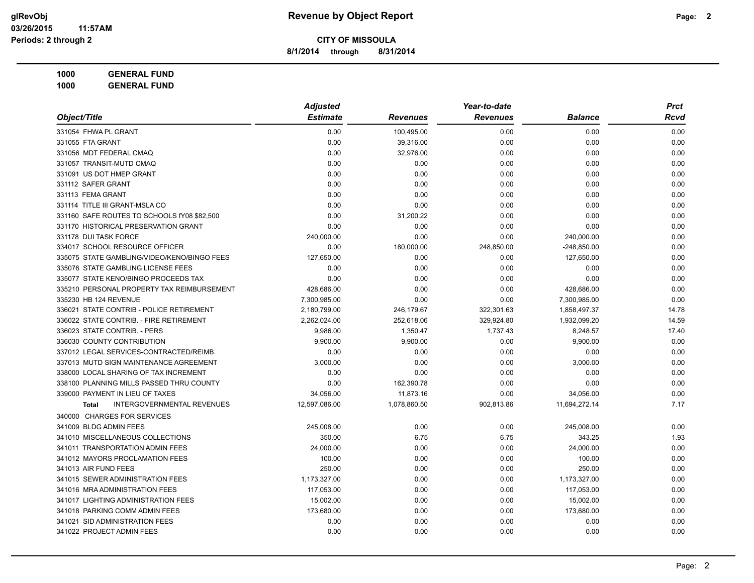# Revenue by Object Report

**CITY OF MISSOULA**

**8/1/2014 through 8/31/2014**

glRevObj
03/26/2015 11:57AM
Periods: 2 through 2

**1000 GENERAL FUND**

**1000 GENERAL FUND**

| Object/Title | Adjusted Estimate | Revenues | Year-to-date Revenues | Balance | Prct Rcvd |
|---|---|---|---|---|---|
| 331054 FHWA PL GRANT | 0.00 | 100,495.00 | 0.00 | 0.00 | 0.00 |
| 331055 FTA GRANT | 0.00 | 39,316.00 | 0.00 | 0.00 | 0.00 |
| 331056 MDT FEDERAL CMAQ | 0.00 | 32,976.00 | 0.00 | 0.00 | 0.00 |
| 331057 TRANSIT-MUTD CMAQ | 0.00 | 0.00 | 0.00 | 0.00 | 0.00 |
| 331091 US DOT HMEP GRANT | 0.00 | 0.00 | 0.00 | 0.00 | 0.00 |
| 331112 SAFER GRANT | 0.00 | 0.00 | 0.00 | 0.00 | 0.00 |
| 331113 FEMA GRANT | 0.00 | 0.00 | 0.00 | 0.00 | 0.00 |
| 331114 TITLE III GRANT-MSLA CO | 0.00 | 0.00 | 0.00 | 0.00 | 0.00 |
| 331160 SAFE ROUTES TO SCHOOLS fY08 $82,500 | 0.00 | 31,200.22 | 0.00 | 0.00 | 0.00 |
| 331170 HISTORICAL PRESERVATION GRANT | 0.00 | 0.00 | 0.00 | 0.00 | 0.00 |
| 331178 DUI TASK FORCE | 240,000.00 | 0.00 | 0.00 | 240,000.00 | 0.00 |
| 334017 SCHOOL RESOURCE OFFICER | 0.00 | 180,000.00 | 248,850.00 | -248,850.00 | 0.00 |
| 335075 STATE GAMBLING/VIDEO/KENO/BINGO FEES | 127,650.00 | 0.00 | 0.00 | 127,650.00 | 0.00 |
| 335076 STATE GAMBLING LICENSE FEES | 0.00 | 0.00 | 0.00 | 0.00 | 0.00 |
| 335077 STATE KENO/BINGO PROCEEDS TAX | 0.00 | 0.00 | 0.00 | 0.00 | 0.00 |
| 335210 PERSONAL PROPERTY TAX REIMBURSEMENT | 428,686.00 | 0.00 | 0.00 | 428,686.00 | 0.00 |
| 335230 HB 124 REVENUE | 7,300,985.00 | 0.00 | 0.00 | 7,300,985.00 | 0.00 |
| 336021 STATE CONTRIB - POLICE RETIREMENT | 2,180,799.00 | 246,179.67 | 322,301.63 | 1,858,497.37 | 14.78 |
| 336022 STATE CONTRIB. - FIRE RETIREMENT | 2,262,024.00 | 252,618.06 | 329,924.80 | 1,932,099.20 | 14.59 |
| 336023 STATE CONTRIB. - PERS | 9,986.00 | 1,350.47 | 1,737.43 | 8,248.57 | 17.40 |
| 336030 COUNTY CONTRIBUTION | 9,900.00 | 9,900.00 | 0.00 | 9,900.00 | 0.00 |
| 337012 LEGAL SERVICES-CONTRACTED/REIMB. | 0.00 | 0.00 | 0.00 | 0.00 | 0.00 |
| 337013 MUTD SIGN MAINTENANCE AGREEMENT | 3,000.00 | 0.00 | 0.00 | 3,000.00 | 0.00 |
| 338000 LOCAL SHARING OF TAX INCREMENT | 0.00 | 0.00 | 0.00 | 0.00 | 0.00 |
| 338100 PLANNING MILLS PASSED THRU COUNTY | 0.00 | 162,390.78 | 0.00 | 0.00 | 0.00 |
| 339000 PAYMENT IN LIEU OF TAXES | 34,056.00 | 11,873.16 | 0.00 | 34,056.00 | 0.00 |
| **Total** INTERGOVERNMENTAL REVENUES | 12,597,086.00 | 1,078,860.50 | 902,813.86 | 11,694,272.14 | 7.17 |
| 340000 CHARGES FOR SERVICES | | | | | |
| 341009 BLDG ADMIN FEES | 245,008.00 | 0.00 | 0.00 | 245,008.00 | 0.00 |
| 341010 MISCELLANEOUS COLLECTIONS | 350.00 | 6.75 | 6.75 | 343.25 | 1.93 |
| 341011 TRANSPORTATION ADMIN FEES | 24,000.00 | 0.00 | 0.00 | 24,000.00 | 0.00 |
| 341012 MAYORS PROCLAMATION FEES | 100.00 | 0.00 | 0.00 | 100.00 | 0.00 |
| 341013 AIR FUND FEES | 250.00 | 0.00 | 0.00 | 250.00 | 0.00 |
| 341015 SEWER ADMINISTRATION FEES | 1,173,327.00 | 0.00 | 0.00 | 1,173,327.00 | 0.00 |
| 341016 MRA ADMINISTRATION FEES | 117,053.00 | 0.00 | 0.00 | 117,053.00 | 0.00 |
| 341017 LIGHTING ADMINISTRATION FEES | 15,002.00 | 0.00 | 0.00 | 15,002.00 | 0.00 |
| 341018 PARKING COMM ADMIN FEES | 173,680.00 | 0.00 | 0.00 | 173,680.00 | 0.00 |
| 341021 SID ADMINISTRATION FEES | 0.00 | 0.00 | 0.00 | 0.00 | 0.00 |
| 341022 PROJECT ADMIN FEES | 0.00 | 0.00 | 0.00 | 0.00 | 0.00 |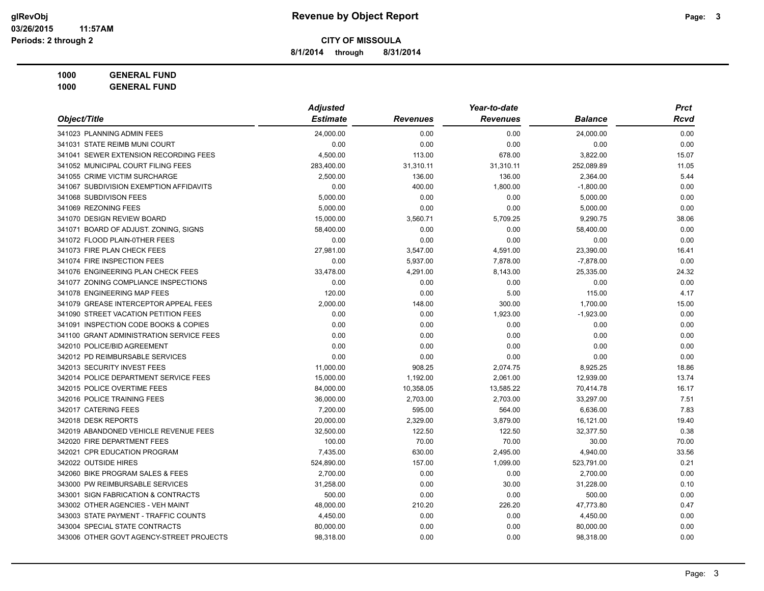**Revenue by Object Report**

**CITY OF MISSOULA**

**8/1/2014 through 8/31/2014**

glRevObj
03/26/2015 11:57AM
Periods: 2 through 2

**1000 GENERAL FUND**
**1000 GENERAL FUND**

| Object/Title | Adjusted Estimate | Revenues | Year-to-date Revenues | Balance | Prct Rcvd |
|---|---|---|---|---|---|
| 341023 PLANNING ADMIN FEES | 24,000.00 | 0.00 | 0.00 | 24,000.00 | 0.00 |
| 341031 STATE REIMB MUNI COURT | 0.00 | 0.00 | 0.00 | 0.00 | 0.00 |
| 341041 SEWER EXTENSION RECORDING FEES | 4,500.00 | 113.00 | 678.00 | 3,822.00 | 15.07 |
| 341052 MUNICIPAL COURT FILING FEES | 283,400.00 | 31,310.11 | 31,310.11 | 252,089.89 | 11.05 |
| 341055 CRIME VICTIM SURCHARGE | 2,500.00 | 136.00 | 136.00 | 2,364.00 | 5.44 |
| 341067 SUBDIVISION EXEMPTION AFFIDAVITS | 0.00 | 400.00 | 1,800.00 | -1,800.00 | 0.00 |
| 341068 SUBDIVISON FEES | 5,000.00 | 0.00 | 0.00 | 5,000.00 | 0.00 |
| 341069 REZONING FEES | 5,000.00 | 0.00 | 0.00 | 5,000.00 | 0.00 |
| 341070 DESIGN REVIEW BOARD | 15,000.00 | 3,560.71 | 5,709.25 | 9,290.75 | 38.06 |
| 341071 BOARD OF ADJUST. ZONING, SIGNS | 58,400.00 | 0.00 | 0.00 | 58,400.00 | 0.00 |
| 341072 FLOOD PLAIN-0THER FEES | 0.00 | 0.00 | 0.00 | 0.00 | 0.00 |
| 341073 FIRE PLAN CHECK FEES | 27,981.00 | 3,547.00 | 4,591.00 | 23,390.00 | 16.41 |
| 341074 FIRE INSPECTION FEES | 0.00 | 5,937.00 | 7,878.00 | -7,878.00 | 0.00 |
| 341076 ENGINEERING PLAN CHECK FEES | 33,478.00 | 4,291.00 | 8,143.00 | 25,335.00 | 24.32 |
| 341077 ZONING COMPLIANCE INSPECTIONS | 0.00 | 0.00 | 0.00 | 0.00 | 0.00 |
| 341078 ENGINEERING MAP FEES | 120.00 | 0.00 | 5.00 | 115.00 | 4.17 |
| 341079 GREASE INTERCEPTOR APPEAL FEES | 2,000.00 | 148.00 | 300.00 | 1,700.00 | 15.00 |
| 341090 STREET VACATION PETITION FEES | 0.00 | 0.00 | 1,923.00 | -1,923.00 | 0.00 |
| 341091 INSPECTION CODE BOOKS & COPIES | 0.00 | 0.00 | 0.00 | 0.00 | 0.00 |
| 341100 GRANT ADMINISTRATION SERVICE FEES | 0.00 | 0.00 | 0.00 | 0.00 | 0.00 |
| 342010 POLICE/BID AGREEMENT | 0.00 | 0.00 | 0.00 | 0.00 | 0.00 |
| 342012 PD REIMBURSABLE SERVICES | 0.00 | 0.00 | 0.00 | 0.00 | 0.00 |
| 342013 SECURITY INVEST FEES | 11,000.00 | 908.25 | 2,074.75 | 8,925.25 | 18.86 |
| 342014 POLICE DEPARTMENT SERVICE FEES | 15,000.00 | 1,192.00 | 2,061.00 | 12,939.00 | 13.74 |
| 342015 POLICE OVERTIME FEES | 84,000.00 | 10,358.05 | 13,585.22 | 70,414.78 | 16.17 |
| 342016 POLICE TRAINING FEES | 36,000.00 | 2,703.00 | 2,703.00 | 33,297.00 | 7.51 |
| 342017 CATERING FEES | 7,200.00 | 595.00 | 564.00 | 6,636.00 | 7.83 |
| 342018 DESK REPORTS | 20,000.00 | 2,329.00 | 3,879.00 | 16,121.00 | 19.40 |
| 342019 ABANDONED VEHICLE REVENUE FEES | 32,500.00 | 122.50 | 122.50 | 32,377.50 | 0.38 |
| 342020 FIRE DEPARTMENT FEES | 100.00 | 70.00 | 70.00 | 30.00 | 70.00 |
| 342021 CPR EDUCATION PROGRAM | 7,435.00 | 630.00 | 2,495.00 | 4,940.00 | 33.56 |
| 342022 OUTSIDE HIRES | 524,890.00 | 157.00 | 1,099.00 | 523,791.00 | 0.21 |
| 342060 BIKE PROGRAM SALES & FEES | 2,700.00 | 0.00 | 0.00 | 2,700.00 | 0.00 |
| 343000 PW REIMBURSABLE SERVICES | 31,258.00 | 0.00 | 30.00 | 31,228.00 | 0.10 |
| 343001 SIGN FABRICATION & CONTRACTS | 500.00 | 0.00 | 0.00 | 500.00 | 0.00 |
| 343002 OTHER AGENCIES - VEH MAINT | 48,000.00 | 210.20 | 226.20 | 47,773.80 | 0.47 |
| 343003 STATE PAYMENT - TRAFFIC COUNTS | 4,450.00 | 0.00 | 0.00 | 4,450.00 | 0.00 |
| 343004 SPECIAL STATE CONTRACTS | 80,000.00 | 0.00 | 0.00 | 80,000.00 | 0.00 |
| 343006 OTHER GOVT AGENCY-STREET PROJECTS | 98,318.00 | 0.00 | 0.00 | 98,318.00 | 0.00 |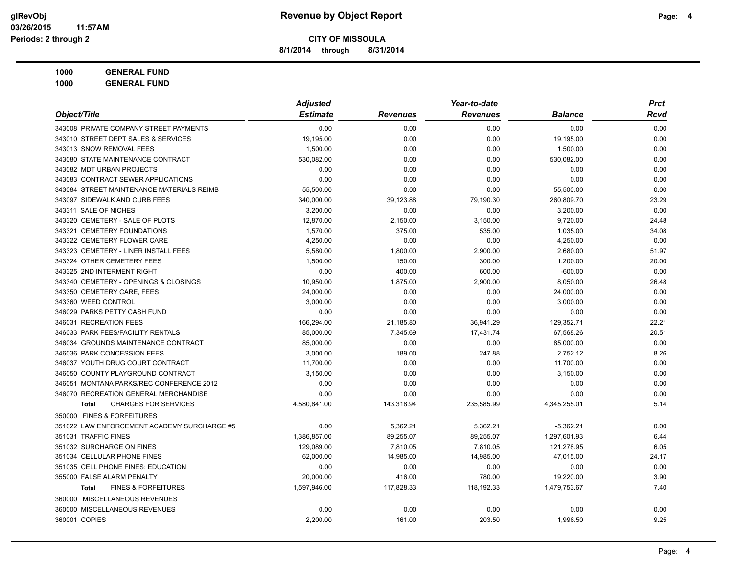# Revenue by Object Report

**CITY OF MISSOULA**

**8/1/2014 through 8/31/2014**

**1000 GENERAL FUND**

**1000 GENERAL FUND**

| Object/Title | Adjusted Estimate | Revenues | Year-to-date Revenues | Balance | Prct Rcvd |
|---|---|---|---|---|---|
| 343008 PRIVATE COMPANY STREET PAYMENTS | 0.00 | 0.00 | 0.00 | 0.00 | 0.00 |
| 343010 STREET DEPT SALES & SERVICES | 19,195.00 | 0.00 | 0.00 | 19,195.00 | 0.00 |
| 343013 SNOW REMOVAL FEES | 1,500.00 | 0.00 | 0.00 | 1,500.00 | 0.00 |
| 343080 STATE MAINTENANCE CONTRACT | 530,082.00 | 0.00 | 0.00 | 530,082.00 | 0.00 |
| 343082 MDT URBAN PROJECTS | 0.00 | 0.00 | 0.00 | 0.00 | 0.00 |
| 343083 CONTRACT SEWER APPLICATIONS | 0.00 | 0.00 | 0.00 | 0.00 | 0.00 |
| 343084 STREET MAINTENANCE MATERIALS REIMB | 55,500.00 | 0.00 | 0.00 | 55,500.00 | 0.00 |
| 343097 SIDEWALK AND CURB FEES | 340,000.00 | 39,123.88 | 79,190.30 | 260,809.70 | 23.29 |
| 343311 SALE OF NICHES | 3,200.00 | 0.00 | 0.00 | 3,200.00 | 0.00 |
| 343320 CEMETERY - SALE OF PLOTS | 12,870.00 | 2,150.00 | 3,150.00 | 9,720.00 | 24.48 |
| 343321 CEMETERY FOUNDATIONS | 1,570.00 | 375.00 | 535.00 | 1,035.00 | 34.08 |
| 343322 CEMETERY FLOWER CARE | 4,250.00 | 0.00 | 0.00 | 4,250.00 | 0.00 |
| 343323 CEMETERY - LINER INSTALL FEES | 5,580.00 | 1,800.00 | 2,900.00 | 2,680.00 | 51.97 |
| 343324 OTHER CEMETERY FEES | 1,500.00 | 150.00 | 300.00 | 1,200.00 | 20.00 |
| 343325 2ND INTERMENT RIGHT | 0.00 | 400.00 | 600.00 | -600.00 | 0.00 |
| 343340 CEMETERY - OPENINGS & CLOSINGS | 10,950.00 | 1,875.00 | 2,900.00 | 8,050.00 | 26.48 |
| 343350 CEMETERY CARE, FEES | 24,000.00 | 0.00 | 0.00 | 24,000.00 | 0.00 |
| 343360 WEED CONTROL | 3,000.00 | 0.00 | 0.00 | 3,000.00 | 0.00 |
| 346029 PARKS PETTY CASH FUND | 0.00 | 0.00 | 0.00 | 0.00 | 0.00 |
| 346031 RECREATION FEES | 166,294.00 | 21,185.80 | 36,941.29 | 129,352.71 | 22.21 |
| 346033 PARK FEES/FACILITY RENTALS | 85,000.00 | 7,345.69 | 17,431.74 | 67,568.26 | 20.51 |
| 346034 GROUNDS MAINTENANCE CONTRACT | 85,000.00 | 0.00 | 0.00 | 85,000.00 | 0.00 |
| 346036 PARK CONCESSION FEES | 3,000.00 | 189.00 | 247.88 | 2,752.12 | 8.26 |
| 346037 YOUTH DRUG COURT CONTRACT | 11,700.00 | 0.00 | 0.00 | 11,700.00 | 0.00 |
| 346050 COUNTY PLAYGROUND CONTRACT | 3,150.00 | 0.00 | 0.00 | 3,150.00 | 0.00 |
| 346051 MONTANA PARKS/REC CONFERENCE 2012 | 0.00 | 0.00 | 0.00 | 0.00 | 0.00 |
| 346070 RECREATION GENERAL MERCHANDISE | 0.00 | 0.00 | 0.00 | 0.00 | 0.00 |
| **Total** CHARGES FOR SERVICES | 4,580,841.00 | 143,318.94 | 235,585.99 | 4,345,255.01 | 5.14 |
| 350000 FINES & FORFEITURES | | | | | |
| 351022 LAW ENFORCEMENT ACADEMY SURCHARGE #5 | 0.00 | 5,362.21 | 5,362.21 | -5,362.21 | 0.00 |
| 351031 TRAFFIC FINES | 1,386,857.00 | 89,255.07 | 89,255.07 | 1,297,601.93 | 6.44 |
| 351032 SURCHARGE ON FINES | 129,089.00 | 7,810.05 | 7,810.05 | 121,278.95 | 6.05 |
| 351034 CELLULAR PHONE FINES | 62,000.00 | 14,985.00 | 14,985.00 | 47,015.00 | 24.17 |
| 351035 CELL PHONE FINES: EDUCATION | 0.00 | 0.00 | 0.00 | 0.00 | 0.00 |
| 355000 FALSE ALARM PENALTY | 20,000.00 | 416.00 | 780.00 | 19,220.00 | 3.90 |
| **Total** FINES & FORFEITURES | 1,597,946.00 | 117,828.33 | 118,192.33 | 1,479,753.67 | 7.40 |
| 360000 MISCELLANEOUS REVENUES | | | | | |
| 360000 MISCELLANEOUS REVENUES | 0.00 | 0.00 | 0.00 | 0.00 | 0.00 |
| 360001 COPIES | 2,200.00 | 161.00 | 203.50 | 1,996.50 | 9.25 |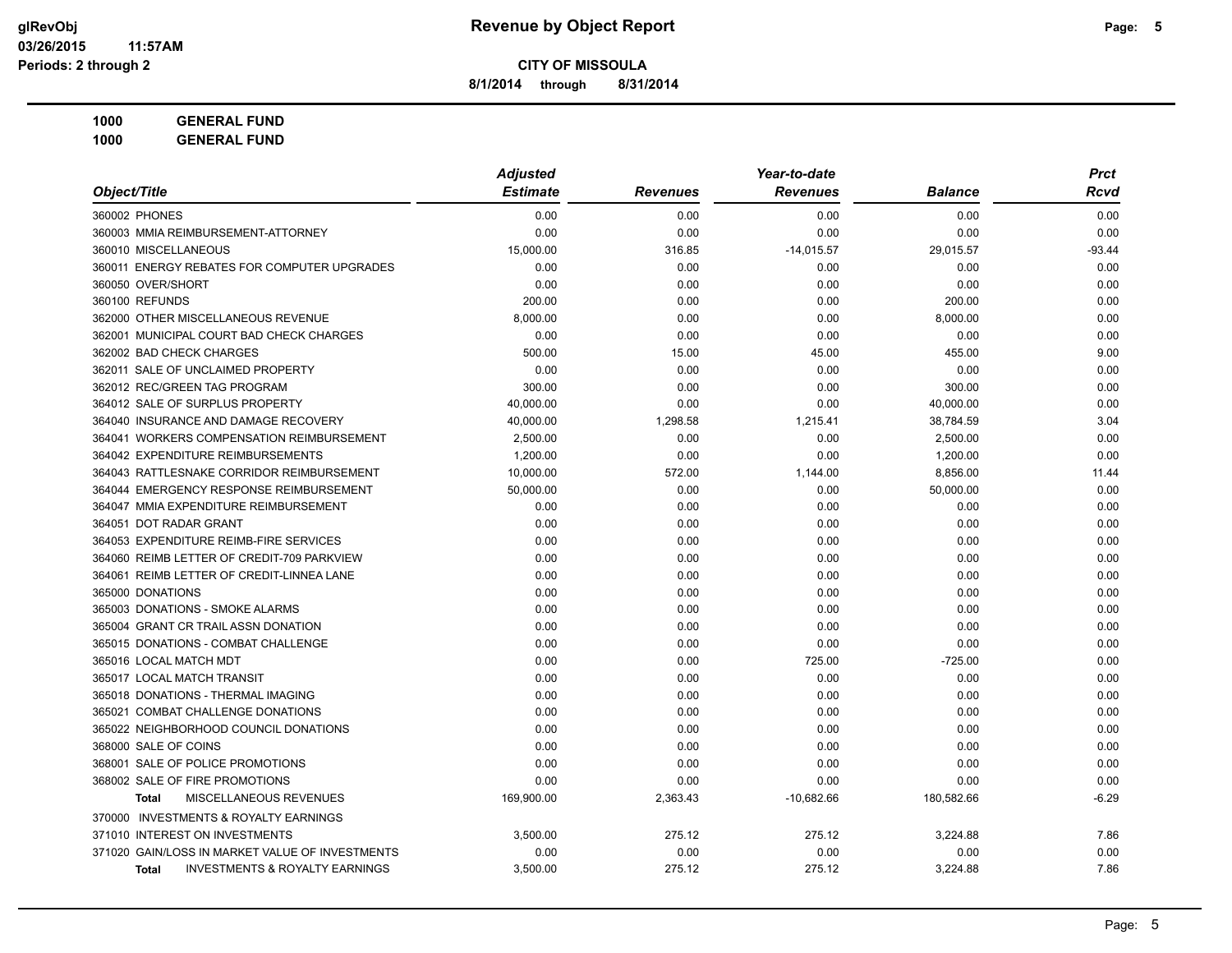# Revenue by Object Report

**CITY OF MISSOULA**

**8/1/2014 through 8/31/2014**

glRevObj
03/26/2015 11:57AM
Periods: 2 through 2

**1000 GENERAL FUND**

**1000 GENERAL FUND**

| Object/Title | Adjusted Estimate | Revenues | Year-to-date Revenues | Balance | Prct Rcvd |
|---|---|---|---|---|---|
| 360002 PHONES | 0.00 | 0.00 | 0.00 | 0.00 | 0.00 |
| 360003 MMIA REIMBURSEMENT-ATTORNEY | 0.00 | 0.00 | 0.00 | 0.00 | 0.00 |
| 360010 MISCELLANEOUS | 15,000.00 | 316.85 | -14,015.57 | 29,015.57 | -93.44 |
| 360011 ENERGY REBATES FOR COMPUTER UPGRADES | 0.00 | 0.00 | 0.00 | 0.00 | 0.00 |
| 360050 OVER/SHORT | 0.00 | 0.00 | 0.00 | 0.00 | 0.00 |
| 360100 REFUNDS | 200.00 | 0.00 | 0.00 | 200.00 | 0.00 |
| 362000 OTHER MISCELLANEOUS REVENUE | 8,000.00 | 0.00 | 0.00 | 8,000.00 | 0.00 |
| 362001 MUNICIPAL COURT BAD CHECK CHARGES | 0.00 | 0.00 | 0.00 | 0.00 | 0.00 |
| 362002 BAD CHECK CHARGES | 500.00 | 15.00 | 45.00 | 455.00 | 9.00 |
| 362011 SALE OF UNCLAIMED PROPERTY | 0.00 | 0.00 | 0.00 | 0.00 | 0.00 |
| 362012 REC/GREEN TAG PROGRAM | 300.00 | 0.00 | 0.00 | 300.00 | 0.00 |
| 364012 SALE OF SURPLUS PROPERTY | 40,000.00 | 0.00 | 0.00 | 40,000.00 | 0.00 |
| 364040 INSURANCE AND DAMAGE RECOVERY | 40,000.00 | 1,298.58 | 1,215.41 | 38,784.59 | 3.04 |
| 364041 WORKERS COMPENSATION REIMBURSEMENT | 2,500.00 | 0.00 | 0.00 | 2,500.00 | 0.00 |
| 364042 EXPENDITURE REIMBURSEMENTS | 1,200.00 | 0.00 | 0.00 | 1,200.00 | 0.00 |
| 364043 RATTLESNAKE CORRIDOR REIMBURSEMENT | 10,000.00 | 572.00 | 1,144.00 | 8,856.00 | 11.44 |
| 364044 EMERGENCY RESPONSE REIMBURSEMENT | 50,000.00 | 0.00 | 0.00 | 50,000.00 | 0.00 |
| 364047 MMIA EXPENDITURE REIMBURSEMENT | 0.00 | 0.00 | 0.00 | 0.00 | 0.00 |
| 364051 DOT RADAR GRANT | 0.00 | 0.00 | 0.00 | 0.00 | 0.00 |
| 364053 EXPENDITURE REIMB-FIRE SERVICES | 0.00 | 0.00 | 0.00 | 0.00 | 0.00 |
| 364060 REIMB LETTER OF CREDIT-709 PARKVIEW | 0.00 | 0.00 | 0.00 | 0.00 | 0.00 |
| 364061 REIMB LETTER OF CREDIT-LINNEA LANE | 0.00 | 0.00 | 0.00 | 0.00 | 0.00 |
| 365000 DONATIONS | 0.00 | 0.00 | 0.00 | 0.00 | 0.00 |
| 365003 DONATIONS - SMOKE ALARMS | 0.00 | 0.00 | 0.00 | 0.00 | 0.00 |
| 365004 GRANT CR TRAIL ASSN DONATION | 0.00 | 0.00 | 0.00 | 0.00 | 0.00 |
| 365015 DONATIONS - COMBAT CHALLENGE | 0.00 | 0.00 | 0.00 | 0.00 | 0.00 |
| 365016 LOCAL MATCH MDT | 0.00 | 0.00 | 725.00 | -725.00 | 0.00 |
| 365017 LOCAL MATCH TRANSIT | 0.00 | 0.00 | 0.00 | 0.00 | 0.00 |
| 365018 DONATIONS - THERMAL IMAGING | 0.00 | 0.00 | 0.00 | 0.00 | 0.00 |
| 365021 COMBAT CHALLENGE DONATIONS | 0.00 | 0.00 | 0.00 | 0.00 | 0.00 |
| 365022 NEIGHBORHOOD COUNCIL DONATIONS | 0.00 | 0.00 | 0.00 | 0.00 | 0.00 |
| 368000 SALE OF COINS | 0.00 | 0.00 | 0.00 | 0.00 | 0.00 |
| 368001 SALE OF POLICE PROMOTIONS | 0.00 | 0.00 | 0.00 | 0.00 | 0.00 |
| 368002 SALE OF FIRE PROMOTIONS | 0.00 | 0.00 | 0.00 | 0.00 | 0.00 |
| **Total** MISCELLANEOUS REVENUES | 169,900.00 | 2,363.43 | -10,682.66 | 180,582.66 | -6.29 |
| 370000 INVESTMENTS & ROYALTY EARNINGS | | | | | |
| 371010 INTEREST ON INVESTMENTS | 3,500.00 | 275.12 | 275.12 | 3,224.88 | 7.86 |
| 371020 GAIN/LOSS IN MARKET VALUE OF INVESTMENTS | 0.00 | 0.00 | 0.00 | 0.00 | 0.00 |
| **Total** INVESTMENTS & ROYALTY EARNINGS | 3,500.00 | 275.12 | 275.12 | 3,224.88 | 7.86 |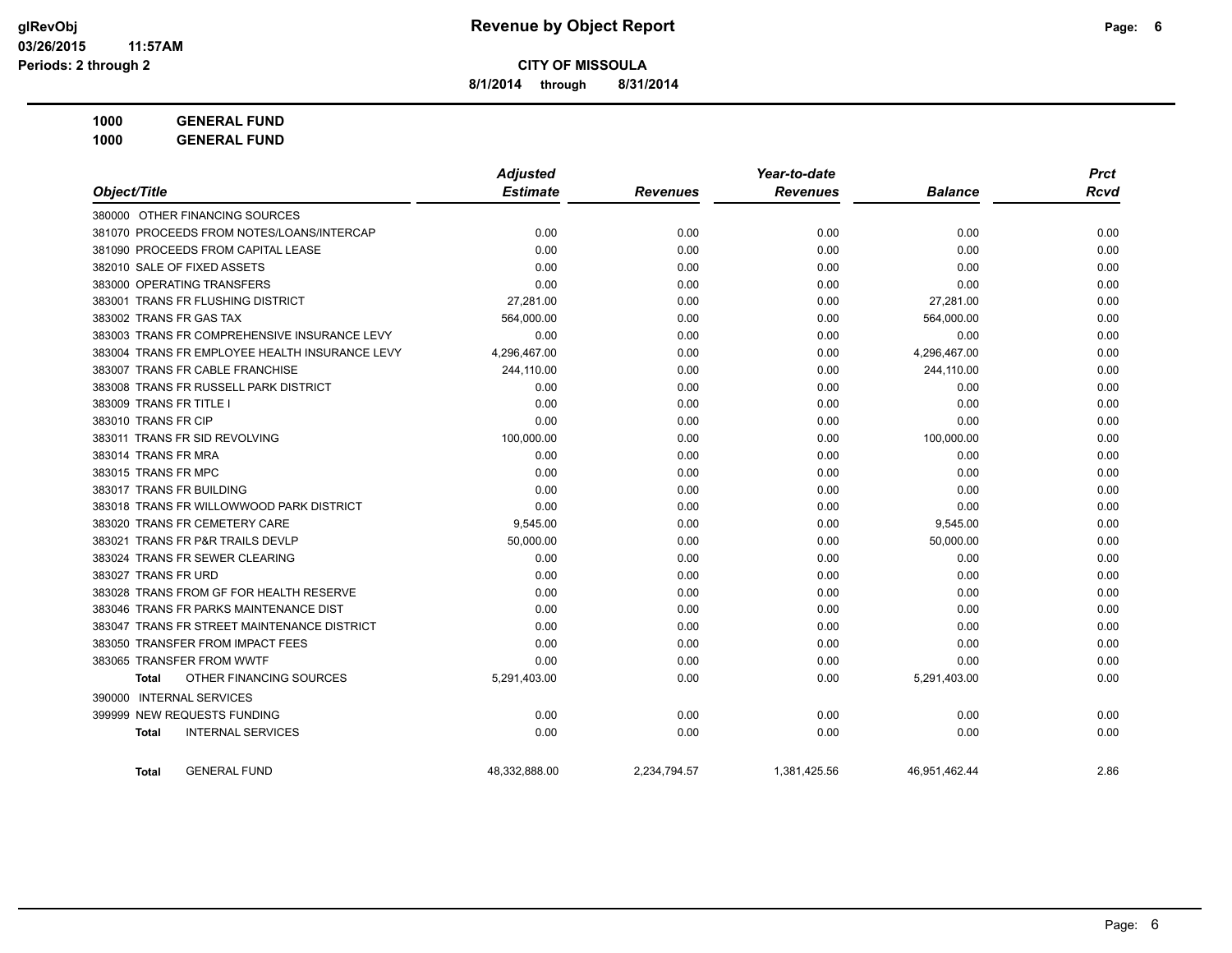**Revenue by Object Report**

**CITY OF MISSOULA**

**8/1/2014 through 8/31/2014**

glRevObj
03/26/2015 11:57AM
Periods: 2 through 2

**1000 GENERAL FUND**

**1000 GENERAL FUND**

| Object/Title | Adjusted Estimate | Revenues | Year-to-date Revenues | Balance | Prct Rcvd |
|---|---|---|---|---|---|
| 380000 OTHER FINANCING SOURCES | | | | | |
| 381070 PROCEEDS FROM NOTES/LOANS/INTERCAP | 0.00 | 0.00 | 0.00 | 0.00 | 0.00 |
| 381090 PROCEEDS FROM CAPITAL LEASE | 0.00 | 0.00 | 0.00 | 0.00 | 0.00 |
| 382010 SALE OF FIXED ASSETS | 0.00 | 0.00 | 0.00 | 0.00 | 0.00 |
| 383000 OPERATING TRANSFERS | 0.00 | 0.00 | 0.00 | 0.00 | 0.00 |
| 383001 TRANS FR FLUSHING DISTRICT | 27,281.00 | 0.00 | 0.00 | 27,281.00 | 0.00 |
| 383002 TRANS FR GAS TAX | 564,000.00 | 0.00 | 0.00 | 564,000.00 | 0.00 |
| 383003 TRANS FR COMPREHENSIVE INSURANCE LEVY | 0.00 | 0.00 | 0.00 | 0.00 | 0.00 |
| 383004 TRANS FR EMPLOYEE HEALTH INSURANCE LEVY | 4,296,467.00 | 0.00 | 0.00 | 4,296,467.00 | 0.00 |
| 383007 TRANS FR CABLE FRANCHISE | 244,110.00 | 0.00 | 0.00 | 244,110.00 | 0.00 |
| 383008 TRANS FR RUSSELL PARK DISTRICT | 0.00 | 0.00 | 0.00 | 0.00 | 0.00 |
| 383009 TRANS FR TITLE I | 0.00 | 0.00 | 0.00 | 0.00 | 0.00 |
| 383010 TRANS FR CIP | 0.00 | 0.00 | 0.00 | 0.00 | 0.00 |
| 383011 TRANS FR SID REVOLVING | 100,000.00 | 0.00 | 0.00 | 100,000.00 | 0.00 |
| 383014 TRANS FR MRA | 0.00 | 0.00 | 0.00 | 0.00 | 0.00 |
| 383015 TRANS FR MPC | 0.00 | 0.00 | 0.00 | 0.00 | 0.00 |
| 383017 TRANS FR BUILDING | 0.00 | 0.00 | 0.00 | 0.00 | 0.00 |
| 383018 TRANS FR WILLOWWOOD PARK DISTRICT | 0.00 | 0.00 | 0.00 | 0.00 | 0.00 |
| 383020 TRANS FR CEMETERY CARE | 9,545.00 | 0.00 | 0.00 | 9,545.00 | 0.00 |
| 383021 TRANS FR P&R TRAILS DEVLP | 50,000.00 | 0.00 | 0.00 | 50,000.00 | 0.00 |
| 383024 TRANS FR SEWER CLEARING | 0.00 | 0.00 | 0.00 | 0.00 | 0.00 |
| 383027 TRANS FR URD | 0.00 | 0.00 | 0.00 | 0.00 | 0.00 |
| 383028 TRANS FROM GF FOR HEALTH RESERVE | 0.00 | 0.00 | 0.00 | 0.00 | 0.00 |
| 383046 TRANS FR PARKS MAINTENANCE DIST | 0.00 | 0.00 | 0.00 | 0.00 | 0.00 |
| 383047 TRANS FR STREET MAINTENANCE DISTRICT | 0.00 | 0.00 | 0.00 | 0.00 | 0.00 |
| 383050 TRANSFER FROM IMPACT FEES | 0.00 | 0.00 | 0.00 | 0.00 | 0.00 |
| 383065 TRANSFER FROM WWTF | 0.00 | 0.00 | 0.00 | 0.00 | 0.00 |
| **Total** OTHER FINANCING SOURCES | 5,291,403.00 | 0.00 | 0.00 | 5,291,403.00 | 0.00 |
| 390000 INTERNAL SERVICES | | | | | |
| 399999 NEW REQUESTS FUNDING | 0.00 | 0.00 | 0.00 | 0.00 | 0.00 |
| **Total** INTERNAL SERVICES | 0.00 | 0.00 | 0.00 | 0.00 | 0.00 |
| **Total** GENERAL FUND | 48,332,888.00 | 2,234,794.57 | 1,381,425.56 | 46,951,462.44 | 2.86 |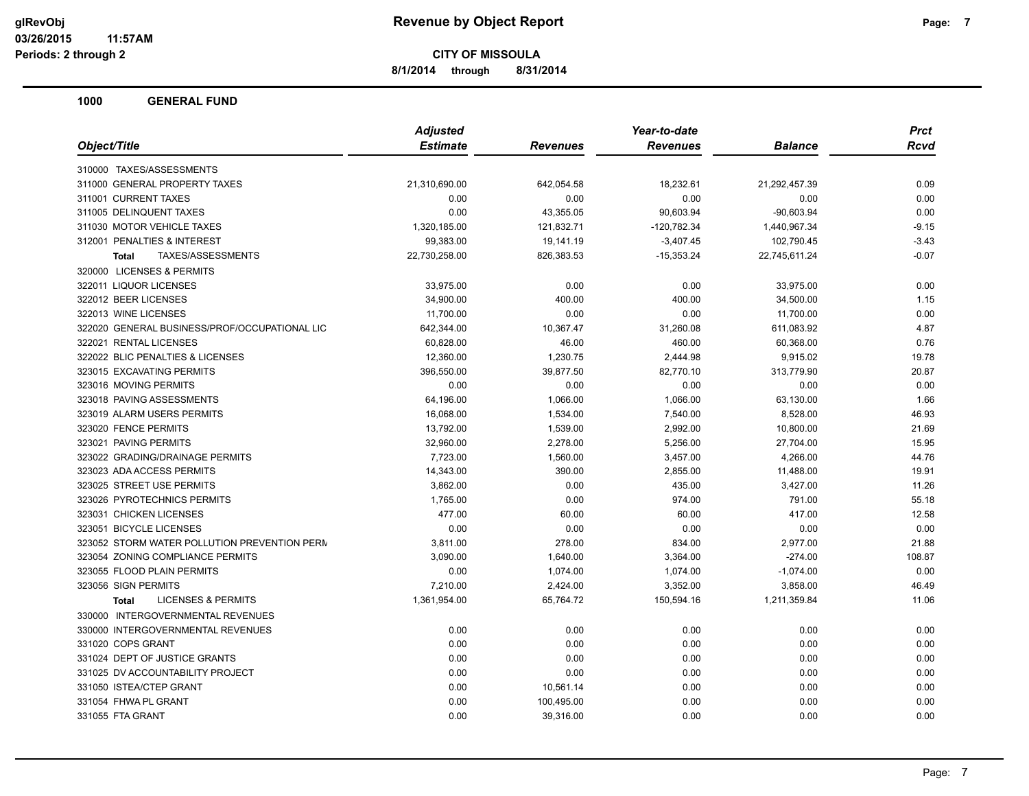# Revenue by Object Report

**CITY OF MISSOULA**

**8/1/2014 through 8/31/2014**

## 1000 GENERAL FUND

| Object/Title | Adjusted Estimate | Revenues | Year-to-date Revenues | Balance | Prct Rcvd |
|---|---|---|---|---|---|
| 310000 TAXES/ASSESSMENTS | | | | | |
| 311000 GENERAL PROPERTY TAXES | 21,310,690.00 | 642,054.58 | 18,232.61 | 21,292,457.39 | 0.09 |
| 311001 CURRENT TAXES | 0.00 | 0.00 | 0.00 | 0.00 | 0.00 |
| 311005 DELINQUENT TAXES | 0.00 | 43,355.05 | 90,603.94 | -90,603.94 | 0.00 |
| 311030 MOTOR VEHICLE TAXES | 1,320,185.00 | 121,832.71 | -120,782.34 | 1,440,967.34 | -9.15 |
| 312001 PENALTIES & INTEREST | 99,383.00 | 19,141.19 | -3,407.45 | 102,790.45 | -3.43 |
| **Total** TAXES/ASSESSMENTS | 22,730,258.00 | 826,383.53 | -15,353.24 | 22,745,611.24 | -0.07 |
| 320000 LICENSES & PERMITS | | | | | |
| 322011 LIQUOR LICENSES | 33,975.00 | 0.00 | 0.00 | 33,975.00 | 0.00 |
| 322012 BEER LICENSES | 34,900.00 | 400.00 | 400.00 | 34,500.00 | 1.15 |
| 322013 WINE LICENSES | 11,700.00 | 0.00 | 0.00 | 11,700.00 | 0.00 |
| 322020 GENERAL BUSINESS/PROF/OCCUPATIONAL LIC | 642,344.00 | 10,367.47 | 31,260.08 | 611,083.92 | 4.87 |
| 322021 RENTAL LICENSES | 60,828.00 | 46.00 | 460.00 | 60,368.00 | 0.76 |
| 322022 BLIC PENALTIES & LICENSES | 12,360.00 | 1,230.75 | 2,444.98 | 9,915.02 | 19.78 |
| 323015 EXCAVATING PERMITS | 396,550.00 | 39,877.50 | 82,770.10 | 313,779.90 | 20.87 |
| 323016 MOVING PERMITS | 0.00 | 0.00 | 0.00 | 0.00 | 0.00 |
| 323018 PAVING ASSESSMENTS | 64,196.00 | 1,066.00 | 1,066.00 | 63,130.00 | 1.66 |
| 323019 ALARM USERS PERMITS | 16,068.00 | 1,534.00 | 7,540.00 | 8,528.00 | 46.93 |
| 323020 FENCE PERMITS | 13,792.00 | 1,539.00 | 2,992.00 | 10,800.00 | 21.69 |
| 323021 PAVING PERMITS | 32,960.00 | 2,278.00 | 5,256.00 | 27,704.00 | 15.95 |
| 323022 GRADING/DRAINAGE PERMITS | 7,723.00 | 1,560.00 | 3,457.00 | 4,266.00 | 44.76 |
| 323023 ADA ACCESS PERMITS | 14,343.00 | 390.00 | 2,855.00 | 11,488.00 | 19.91 |
| 323025 STREET USE PERMITS | 3,862.00 | 0.00 | 435.00 | 3,427.00 | 11.26 |
| 323026 PYROTECHNICS PERMITS | 1,765.00 | 0.00 | 974.00 | 791.00 | 55.18 |
| 323031 CHICKEN LICENSES | 477.00 | 60.00 | 60.00 | 417.00 | 12.58 |
| 323051 BICYCLE LICENSES | 0.00 | 0.00 | 0.00 | 0.00 | 0.00 |
| 323052 STORM WATER POLLUTION PREVENTION PERM | 3,811.00 | 278.00 | 834.00 | 2,977.00 | 21.88 |
| 323054 ZONING COMPLIANCE PERMITS | 3,090.00 | 1,640.00 | 3,364.00 | -274.00 | 108.87 |
| 323055 FLOOD PLAIN PERMITS | 0.00 | 1,074.00 | 1,074.00 | -1,074.00 | 0.00 |
| 323056 SIGN PERMITS | 7,210.00 | 2,424.00 | 3,352.00 | 3,858.00 | 46.49 |
| **Total** LICENSES & PERMITS | 1,361,954.00 | 65,764.72 | 150,594.16 | 1,211,359.84 | 11.06 |
| 330000 INTERGOVERNMENTAL REVENUES | | | | | |
| 330000 INTERGOVERNMENTAL REVENUES | 0.00 | 0.00 | 0.00 | 0.00 | 0.00 |
| 331020 COPS GRANT | 0.00 | 0.00 | 0.00 | 0.00 | 0.00 |
| 331024 DEPT OF JUSTICE GRANTS | 0.00 | 0.00 | 0.00 | 0.00 | 0.00 |
| 331025 DV ACCOUNTABILITY PROJECT | 0.00 | 0.00 | 0.00 | 0.00 | 0.00 |
| 331050 ISTEA/CTEP GRANT | 0.00 | 10,561.14 | 0.00 | 0.00 | 0.00 |
| 331054 FHWA PL GRANT | 0.00 | 100,495.00 | 0.00 | 0.00 | 0.00 |
| 331055 FTA GRANT | 0.00 | 39,316.00 | 0.00 | 0.00 | 0.00 |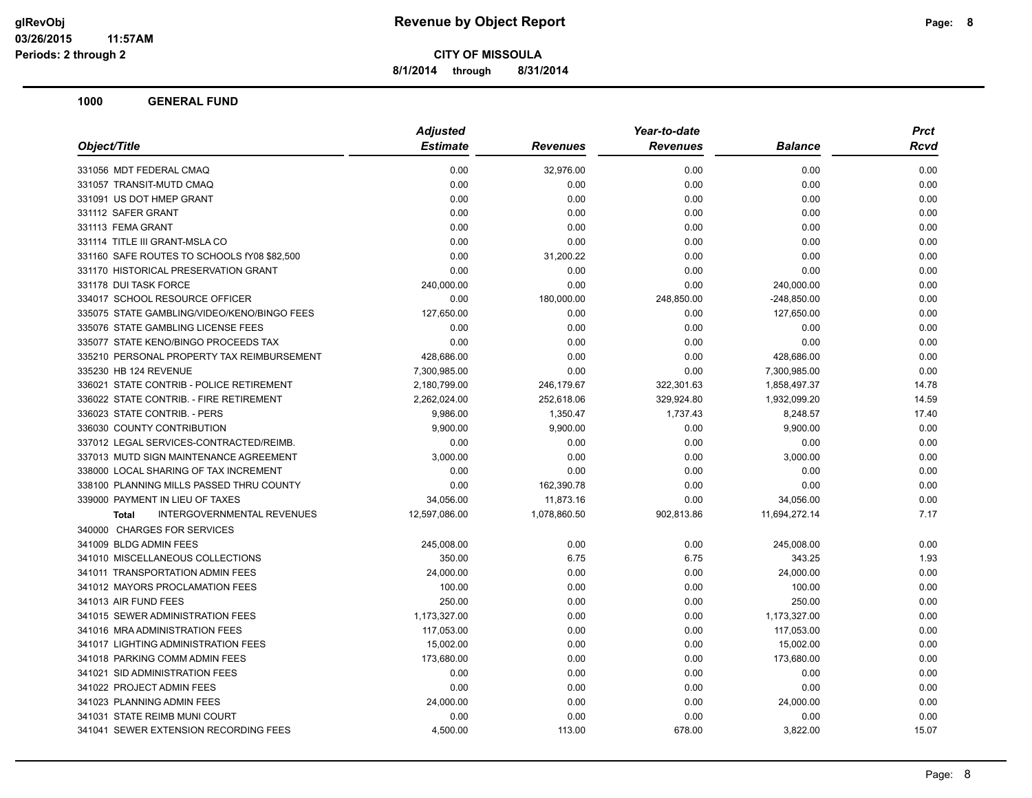**Revenue by Object Report**

**CITY OF MISSOULA**

**8/1/2014 through 8/31/2014**

glRevObj
03/26/2015 11:57AM
Periods: 2 through 2

## 1000 GENERAL FUND

| Object/Title | Adjusted Estimate | Revenues | Year-to-date Revenues | Balance | Prct Rcvd |
|---|---|---|---|---|---|
| 331056 MDT FEDERAL CMAQ | 0.00 | 32,976.00 | 0.00 | 0.00 | 0.00 |
| 331057 TRANSIT-MUTD CMAQ | 0.00 | 0.00 | 0.00 | 0.00 | 0.00 |
| 331091 US DOT HMEP GRANT | 0.00 | 0.00 | 0.00 | 0.00 | 0.00 |
| 331112 SAFER GRANT | 0.00 | 0.00 | 0.00 | 0.00 | 0.00 |
| 331113 FEMA GRANT | 0.00 | 0.00 | 0.00 | 0.00 | 0.00 |
| 331114 TITLE III GRANT-MSLA CO | 0.00 | 0.00 | 0.00 | 0.00 | 0.00 |
| 331160 SAFE ROUTES TO SCHOOLS fY08 $82,500 | 0.00 | 31,200.22 | 0.00 | 0.00 | 0.00 |
| 331170 HISTORICAL PRESERVATION GRANT | 0.00 | 0.00 | 0.00 | 0.00 | 0.00 |
| 331178 DUI TASK FORCE | 240,000.00 | 0.00 | 0.00 | 240,000.00 | 0.00 |
| 334017 SCHOOL RESOURCE OFFICER | 0.00 | 180,000.00 | 248,850.00 | -248,850.00 | 0.00 |
| 335075 STATE GAMBLING/VIDEO/KENO/BINGO FEES | 127,650.00 | 0.00 | 0.00 | 127,650.00 | 0.00 |
| 335076 STATE GAMBLING LICENSE FEES | 0.00 | 0.00 | 0.00 | 0.00 | 0.00 |
| 335077 STATE KENO/BINGO PROCEEDS TAX | 0.00 | 0.00 | 0.00 | 0.00 | 0.00 |
| 335210 PERSONAL PROPERTY TAX REIMBURSEMENT | 428,686.00 | 0.00 | 0.00 | 428,686.00 | 0.00 |
| 335230 HB 124 REVENUE | 7,300,985.00 | 0.00 | 0.00 | 7,300,985.00 | 0.00 |
| 336021 STATE CONTRIB - POLICE RETIREMENT | 2,180,799.00 | 246,179.67 | 322,301.63 | 1,858,497.37 | 14.78 |
| 336022 STATE CONTRIB. - FIRE RETIREMENT | 2,262,024.00 | 252,618.06 | 329,924.80 | 1,932,099.20 | 14.59 |
| 336023 STATE CONTRIB. - PERS | 9,986.00 | 1,350.47 | 1,737.43 | 8,248.57 | 17.40 |
| 336030 COUNTY CONTRIBUTION | 9,900.00 | 9,900.00 | 0.00 | 9,900.00 | 0.00 |
| 337012 LEGAL SERVICES-CONTRACTED/REIMB. | 0.00 | 0.00 | 0.00 | 0.00 | 0.00 |
| 337013 MUTD SIGN MAINTENANCE AGREEMENT | 3,000.00 | 0.00 | 0.00 | 3,000.00 | 0.00 |
| 338000 LOCAL SHARING OF TAX INCREMENT | 0.00 | 0.00 | 0.00 | 0.00 | 0.00 |
| 338100 PLANNING MILLS PASSED THRU COUNTY | 0.00 | 162,390.78 | 0.00 | 0.00 | 0.00 |
| 339000 PAYMENT IN LIEU OF TAXES | 34,056.00 | 11,873.16 | 0.00 | 34,056.00 | 0.00 |
| **Total** INTERGOVERNMENTAL REVENUES | 12,597,086.00 | 1,078,860.50 | 902,813.86 | 11,694,272.14 | 7.17 |
| 340000 CHARGES FOR SERVICES | | | | | |
| 341009 BLDG ADMIN FEES | 245,008.00 | 0.00 | 0.00 | 245,008.00 | 0.00 |
| 341010 MISCELLANEOUS COLLECTIONS | 350.00 | 6.75 | 6.75 | 343.25 | 1.93 |
| 341011 TRANSPORTATION ADMIN FEES | 24,000.00 | 0.00 | 0.00 | 24,000.00 | 0.00 |
| 341012 MAYORS PROCLAMATION FEES | 100.00 | 0.00 | 0.00 | 100.00 | 0.00 |
| 341013 AIR FUND FEES | 250.00 | 0.00 | 0.00 | 250.00 | 0.00 |
| 341015 SEWER ADMINISTRATION FEES | 1,173,327.00 | 0.00 | 0.00 | 1,173,327.00 | 0.00 |
| 341016 MRA ADMINISTRATION FEES | 117,053.00 | 0.00 | 0.00 | 117,053.00 | 0.00 |
| 341017 LIGHTING ADMINISTRATION FEES | 15,002.00 | 0.00 | 0.00 | 15,002.00 | 0.00 |
| 341018 PARKING COMM ADMIN FEES | 173,680.00 | 0.00 | 0.00 | 173,680.00 | 0.00 |
| 341021 SID ADMINISTRATION FEES | 0.00 | 0.00 | 0.00 | 0.00 | 0.00 |
| 341022 PROJECT ADMIN FEES | 0.00 | 0.00 | 0.00 | 0.00 | 0.00 |
| 341023 PLANNING ADMIN FEES | 24,000.00 | 0.00 | 0.00 | 24,000.00 | 0.00 |
| 341031 STATE REIMB MUNI COURT | 0.00 | 0.00 | 0.00 | 0.00 | 0.00 |
| 341041 SEWER EXTENSION RECORDING FEES | 4,500.00 | 113.00 | 678.00 | 3,822.00 | 15.07 |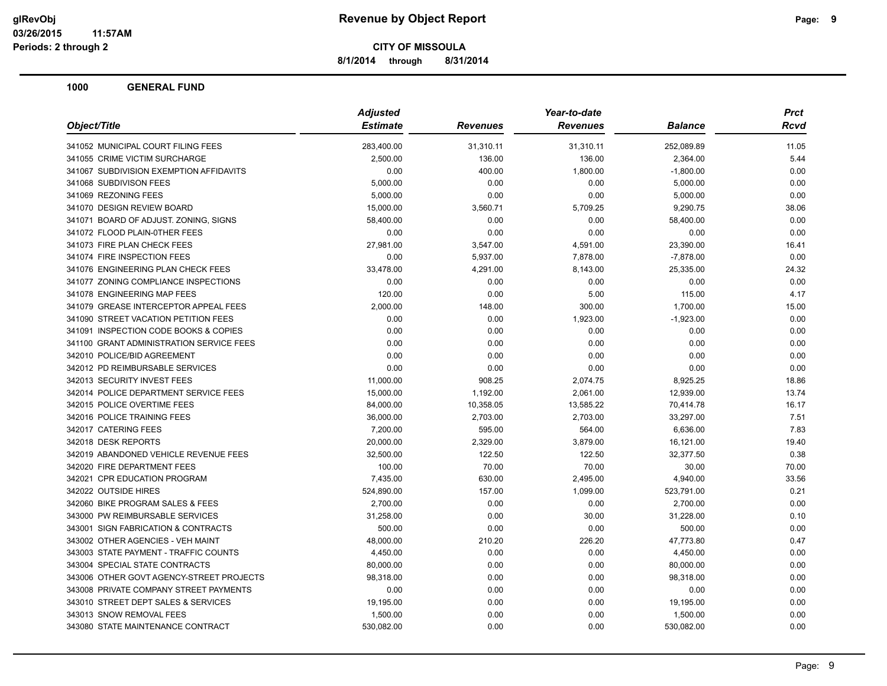**Revenue by Object Report**

**CITY OF MISSOULA**

**8/1/2014 through 8/31/2014**

glRevObj
03/26/2015 11:57AM
Periods: 2 through 2

**1000 GENERAL FUND**

| Object/Title | Adjusted Estimate | Revenues | Year-to-date Revenues | Balance | Prct Rcvd |
|---|---|---|---|---|---|
| 341052 MUNICIPAL COURT FILING FEES | 283,400.00 | 31,310.11 | 31,310.11 | 252,089.89 | 11.05 |
| 341055 CRIME VICTIM SURCHARGE | 2,500.00 | 136.00 | 136.00 | 2,364.00 | 5.44 |
| 341067 SUBDIVISION EXEMPTION AFFIDAVITS | 0.00 | 400.00 | 1,800.00 | -1,800.00 | 0.00 |
| 341068 SUBDIVISON FEES | 5,000.00 | 0.00 | 0.00 | 5,000.00 | 0.00 |
| 341069 REZONING FEES | 5,000.00 | 0.00 | 0.00 | 5,000.00 | 0.00 |
| 341070 DESIGN REVIEW BOARD | 15,000.00 | 3,560.71 | 5,709.25 | 9,290.75 | 38.06 |
| 341071 BOARD OF ADJUST. ZONING, SIGNS | 58,400.00 | 0.00 | 0.00 | 58,400.00 | 0.00 |
| 341072 FLOOD PLAIN-0THER FEES | 0.00 | 0.00 | 0.00 | 0.00 | 0.00 |
| 341073 FIRE PLAN CHECK FEES | 27,981.00 | 3,547.00 | 4,591.00 | 23,390.00 | 16.41 |
| 341074 FIRE INSPECTION FEES | 0.00 | 5,937.00 | 7,878.00 | -7,878.00 | 0.00 |
| 341076 ENGINEERING PLAN CHECK FEES | 33,478.00 | 4,291.00 | 8,143.00 | 25,335.00 | 24.32 |
| 341077 ZONING COMPLIANCE INSPECTIONS | 0.00 | 0.00 | 0.00 | 0.00 | 0.00 |
| 341078 ENGINEERING MAP FEES | 120.00 | 0.00 | 5.00 | 115.00 | 4.17 |
| 341079 GREASE INTERCEPTOR APPEAL FEES | 2,000.00 | 148.00 | 300.00 | 1,700.00 | 15.00 |
| 341090 STREET VACATION PETITION FEES | 0.00 | 0.00 | 1,923.00 | -1,923.00 | 0.00 |
| 341091 INSPECTION CODE BOOKS & COPIES | 0.00 | 0.00 | 0.00 | 0.00 | 0.00 |
| 341100 GRANT ADMINISTRATION SERVICE FEES | 0.00 | 0.00 | 0.00 | 0.00 | 0.00 |
| 342010 POLICE/BID AGREEMENT | 0.00 | 0.00 | 0.00 | 0.00 | 0.00 |
| 342012 PD REIMBURSABLE SERVICES | 0.00 | 0.00 | 0.00 | 0.00 | 0.00 |
| 342013 SECURITY INVEST FEES | 11,000.00 | 908.25 | 2,074.75 | 8,925.25 | 18.86 |
| 342014 POLICE DEPARTMENT SERVICE FEES | 15,000.00 | 1,192.00 | 2,061.00 | 12,939.00 | 13.74 |
| 342015 POLICE OVERTIME FEES | 84,000.00 | 10,358.05 | 13,585.22 | 70,414.78 | 16.17 |
| 342016 POLICE TRAINING FEES | 36,000.00 | 2,703.00 | 2,703.00 | 33,297.00 | 7.51 |
| 342017 CATERING FEES | 7,200.00 | 595.00 | 564.00 | 6,636.00 | 7.83 |
| 342018 DESK REPORTS | 20,000.00 | 2,329.00 | 3,879.00 | 16,121.00 | 19.40 |
| 342019 ABANDONED VEHICLE REVENUE FEES | 32,500.00 | 122.50 | 122.50 | 32,377.50 | 0.38 |
| 342020 FIRE DEPARTMENT FEES | 100.00 | 70.00 | 70.00 | 30.00 | 70.00 |
| 342021 CPR EDUCATION PROGRAM | 7,435.00 | 630.00 | 2,495.00 | 4,940.00 | 33.56 |
| 342022 OUTSIDE HIRES | 524,890.00 | 157.00 | 1,099.00 | 523,791.00 | 0.21 |
| 342060 BIKE PROGRAM SALES & FEES | 2,700.00 | 0.00 | 0.00 | 2,700.00 | 0.00 |
| 343000 PW REIMBURSABLE SERVICES | 31,258.00 | 0.00 | 30.00 | 31,228.00 | 0.10 |
| 343001 SIGN FABRICATION & CONTRACTS | 500.00 | 0.00 | 0.00 | 500.00 | 0.00 |
| 343002 OTHER AGENCIES - VEH MAINT | 48,000.00 | 210.20 | 226.20 | 47,773.80 | 0.47 |
| 343003 STATE PAYMENT - TRAFFIC COUNTS | 4,450.00 | 0.00 | 0.00 | 4,450.00 | 0.00 |
| 343004 SPECIAL STATE CONTRACTS | 80,000.00 | 0.00 | 0.00 | 80,000.00 | 0.00 |
| 343006 OTHER GOVT AGENCY-STREET PROJECTS | 98,318.00 | 0.00 | 0.00 | 98,318.00 | 0.00 |
| 343008 PRIVATE COMPANY STREET PAYMENTS | 0.00 | 0.00 | 0.00 | 0.00 | 0.00 |
| 343010 STREET DEPT SALES & SERVICES | 19,195.00 | 0.00 | 0.00 | 19,195.00 | 0.00 |
| 343013 SNOW REMOVAL FEES | 1,500.00 | 0.00 | 0.00 | 1,500.00 | 0.00 |
| 343080 STATE MAINTENANCE CONTRACT | 530,082.00 | 0.00 | 0.00 | 530,082.00 | 0.00 |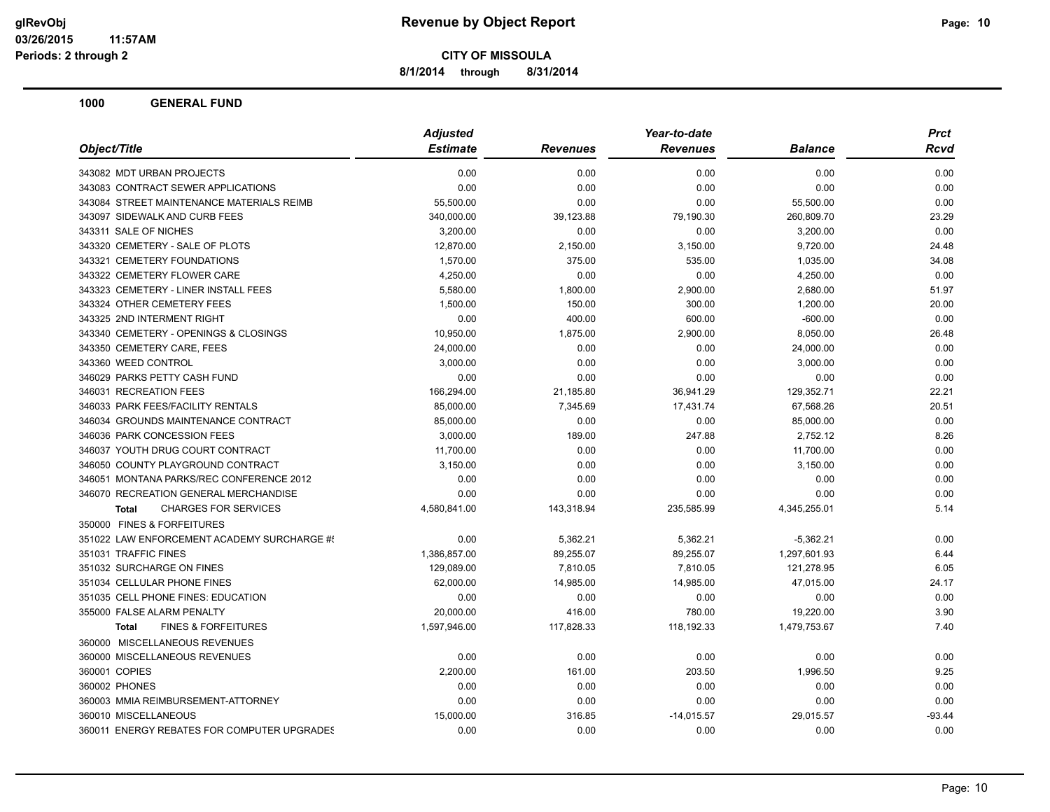**CITY OF MISSOULA**

**8/1/2014 through 8/31/2014**

## 1000 GENERAL FUND

| Object/Title | Adjusted Estimate | Revenues | Year-to-date Revenues | Balance | Prct Rcvd |
|---|---|---|---|---|---|
| 343082 MDT URBAN PROJECTS | 0.00 | 0.00 | 0.00 | 0.00 | 0.00 |
| 343083 CONTRACT SEWER APPLICATIONS | 0.00 | 0.00 | 0.00 | 0.00 | 0.00 |
| 343084 STREET MAINTENANCE MATERIALS REIMB | 55,500.00 | 0.00 | 0.00 | 55,500.00 | 0.00 |
| 343097 SIDEWALK AND CURB FEES | 340,000.00 | 39,123.88 | 79,190.30 | 260,809.70 | 23.29 |
| 343311 SALE OF NICHES | 3,200.00 | 0.00 | 0.00 | 3,200.00 | 0.00 |
| 343320 CEMETERY - SALE OF PLOTS | 12,870.00 | 2,150.00 | 3,150.00 | 9,720.00 | 24.48 |
| 343321 CEMETERY FOUNDATIONS | 1,570.00 | 375.00 | 535.00 | 1,035.00 | 34.08 |
| 343322 CEMETERY FLOWER CARE | 4,250.00 | 0.00 | 0.00 | 4,250.00 | 0.00 |
| 343323 CEMETERY - LINER INSTALL FEES | 5,580.00 | 1,800.00 | 2,900.00 | 2,680.00 | 51.97 |
| 343324 OTHER CEMETERY FEES | 1,500.00 | 150.00 | 300.00 | 1,200.00 | 20.00 |
| 343325 2ND INTERMENT RIGHT | 0.00 | 400.00 | 600.00 | -600.00 | 0.00 |
| 343340 CEMETERY - OPENINGS & CLOSINGS | 10,950.00 | 1,875.00 | 2,900.00 | 8,050.00 | 26.48 |
| 343350 CEMETERY CARE, FEES | 24,000.00 | 0.00 | 0.00 | 24,000.00 | 0.00 |
| 343360 WEED CONTROL | 3,000.00 | 0.00 | 0.00 | 3,000.00 | 0.00 |
| 346029 PARKS PETTY CASH FUND | 0.00 | 0.00 | 0.00 | 0.00 | 0.00 |
| 346031 RECREATION FEES | 166,294.00 | 21,185.80 | 36,941.29 | 129,352.71 | 22.21 |
| 346033 PARK FEES/FACILITY RENTALS | 85,000.00 | 7,345.69 | 17,431.74 | 67,568.26 | 20.51 |
| 346034 GROUNDS MAINTENANCE CONTRACT | 85,000.00 | 0.00 | 0.00 | 85,000.00 | 0.00 |
| 346036 PARK CONCESSION FEES | 3,000.00 | 189.00 | 247.88 | 2,752.12 | 8.26 |
| 346037 YOUTH DRUG COURT CONTRACT | 11,700.00 | 0.00 | 0.00 | 11,700.00 | 0.00 |
| 346050 COUNTY PLAYGROUND CONTRACT | 3,150.00 | 0.00 | 0.00 | 3,150.00 | 0.00 |
| 346051 MONTANA PARKS/REC CONFERENCE 2012 | 0.00 | 0.00 | 0.00 | 0.00 | 0.00 |
| 346070 RECREATION GENERAL MERCHANDISE | 0.00 | 0.00 | 0.00 | 0.00 | 0.00 |
| **Total** CHARGES FOR SERVICES | 4,580,841.00 | 143,318.94 | 235,585.99 | 4,345,255.01 | 5.14 |
| 350000 FINES & FORFEITURES | | | | | |
| 351022 LAW ENFORCEMENT ACADEMY SURCHARGE #! | 0.00 | 5,362.21 | 5,362.21 | -5,362.21 | 0.00 |
| 351031 TRAFFIC FINES | 1,386,857.00 | 89,255.07 | 89,255.07 | 1,297,601.93 | 6.44 |
| 351032 SURCHARGE ON FINES | 129,089.00 | 7,810.05 | 7,810.05 | 121,278.95 | 6.05 |
| 351034 CELLULAR PHONE FINES | 62,000.00 | 14,985.00 | 14,985.00 | 47,015.00 | 24.17 |
| 351035 CELL PHONE FINES: EDUCATION | 0.00 | 0.00 | 0.00 | 0.00 | 0.00 |
| 355000 FALSE ALARM PENALTY | 20,000.00 | 416.00 | 780.00 | 19,220.00 | 3.90 |
| **Total** FINES & FORFEITURES | 1,597,946.00 | 117,828.33 | 118,192.33 | 1,479,753.67 | 7.40 |
| 360000 MISCELLANEOUS REVENUES | | | | | |
| 360000 MISCELLANEOUS REVENUES | 0.00 | 0.00 | 0.00 | 0.00 | 0.00 |
| 360001 COPIES | 2,200.00 | 161.00 | 203.50 | 1,996.50 | 9.25 |
| 360002 PHONES | 0.00 | 0.00 | 0.00 | 0.00 | 0.00 |
| 360003 MMIA REIMBURSEMENT-ATTORNEY | 0.00 | 0.00 | 0.00 | 0.00 | 0.00 |
| 360010 MISCELLANEOUS | 15,000.00 | 316.85 | -14,015.57 | 29,015.57 | -93.44 |
| 360011 ENERGY REBATES FOR COMPUTER UPGRADES | 0.00 | 0.00 | 0.00 | 0.00 | 0.00 |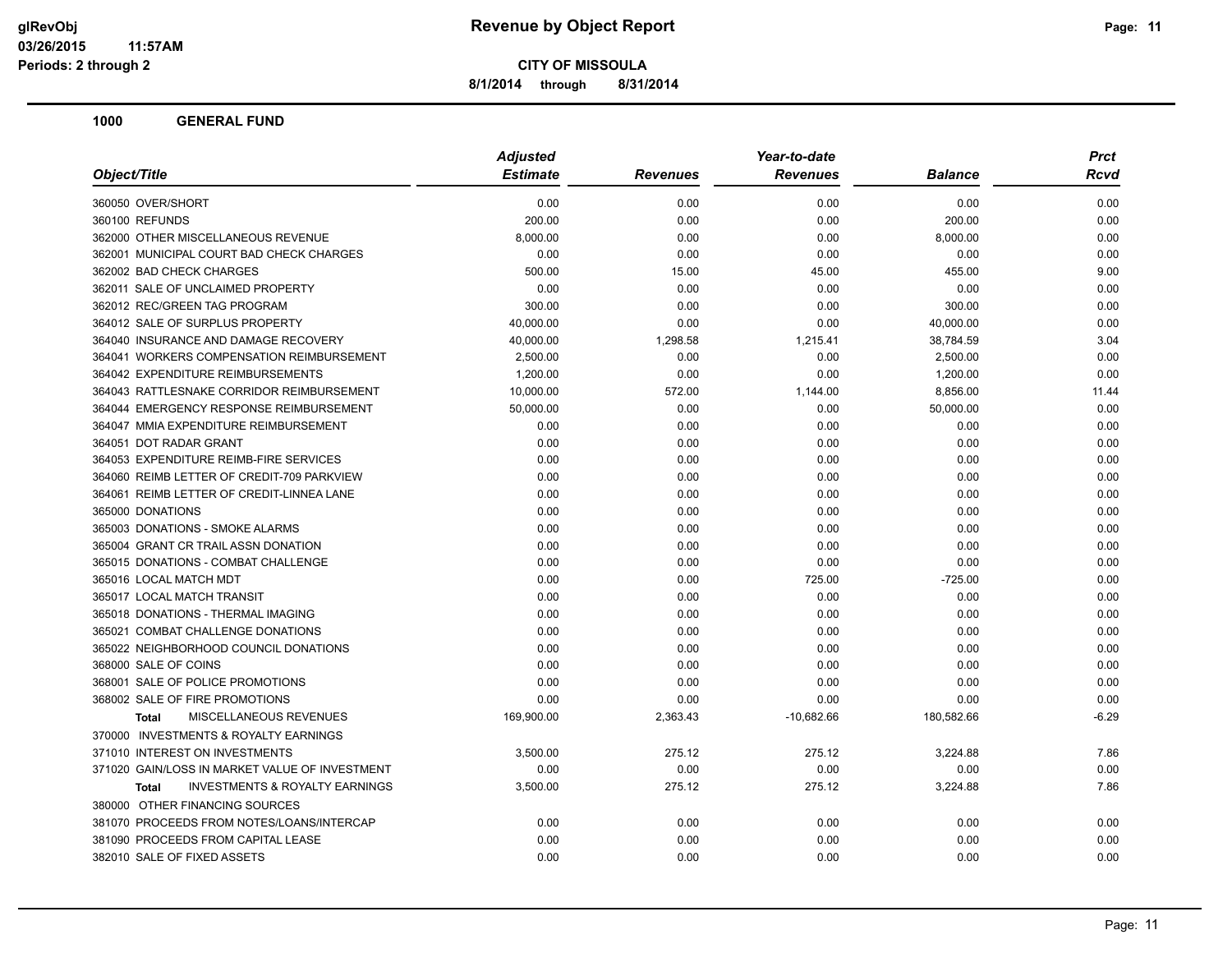**CITY OF MISSOULA**

**8/1/2014 through 8/31/2014**

## 1000 GENERAL FUND

| Object/Title | Adjusted Estimate | Revenues | Year-to-date Revenues | Balance | Prct Rcvd |
|---|---|---|---|---|---|
| 360050 OVER/SHORT | 0.00 | 0.00 | 0.00 | 0.00 | 0.00 |
| 360100 REFUNDS | 200.00 | 0.00 | 0.00 | 200.00 | 0.00 |
| 362000 OTHER MISCELLANEOUS REVENUE | 8,000.00 | 0.00 | 0.00 | 8,000.00 | 0.00 |
| 362001 MUNICIPAL COURT BAD CHECK CHARGES | 0.00 | 0.00 | 0.00 | 0.00 | 0.00 |
| 362002 BAD CHECK CHARGES | 500.00 | 15.00 | 45.00 | 455.00 | 9.00 |
| 362011 SALE OF UNCLAIMED PROPERTY | 0.00 | 0.00 | 0.00 | 0.00 | 0.00 |
| 362012 REC/GREEN TAG PROGRAM | 300.00 | 0.00 | 0.00 | 300.00 | 0.00 |
| 364012 SALE OF SURPLUS PROPERTY | 40,000.00 | 0.00 | 0.00 | 40,000.00 | 0.00 |
| 364040 INSURANCE AND DAMAGE RECOVERY | 40,000.00 | 1,298.58 | 1,215.41 | 38,784.59 | 3.04 |
| 364041 WORKERS COMPENSATION REIMBURSEMENT | 2,500.00 | 0.00 | 0.00 | 2,500.00 | 0.00 |
| 364042 EXPENDITURE REIMBURSEMENTS | 1,200.00 | 0.00 | 0.00 | 1,200.00 | 0.00 |
| 364043 RATTLESNAKE CORRIDOR REIMBURSEMENT | 10,000.00 | 572.00 | 1,144.00 | 8,856.00 | 11.44 |
| 364044 EMERGENCY RESPONSE REIMBURSEMENT | 50,000.00 | 0.00 | 0.00 | 50,000.00 | 0.00 |
| 364047 MMIA EXPENDITURE REIMBURSEMENT | 0.00 | 0.00 | 0.00 | 0.00 | 0.00 |
| 364051 DOT RADAR GRANT | 0.00 | 0.00 | 0.00 | 0.00 | 0.00 |
| 364053 EXPENDITURE REIMB-FIRE SERVICES | 0.00 | 0.00 | 0.00 | 0.00 | 0.00 |
| 364060 REIMB LETTER OF CREDIT-709 PARKVIEW | 0.00 | 0.00 | 0.00 | 0.00 | 0.00 |
| 364061 REIMB LETTER OF CREDIT-LINNEA LANE | 0.00 | 0.00 | 0.00 | 0.00 | 0.00 |
| 365000 DONATIONS | 0.00 | 0.00 | 0.00 | 0.00 | 0.00 |
| 365003 DONATIONS - SMOKE ALARMS | 0.00 | 0.00 | 0.00 | 0.00 | 0.00 |
| 365004 GRANT CR TRAIL ASSN DONATION | 0.00 | 0.00 | 0.00 | 0.00 | 0.00 |
| 365015 DONATIONS - COMBAT CHALLENGE | 0.00 | 0.00 | 0.00 | 0.00 | 0.00 |
| 365016 LOCAL MATCH MDT | 0.00 | 0.00 | 725.00 | -725.00 | 0.00 |
| 365017 LOCAL MATCH TRANSIT | 0.00 | 0.00 | 0.00 | 0.00 | 0.00 |
| 365018 DONATIONS - THERMAL IMAGING | 0.00 | 0.00 | 0.00 | 0.00 | 0.00 |
| 365021 COMBAT CHALLENGE DONATIONS | 0.00 | 0.00 | 0.00 | 0.00 | 0.00 |
| 365022 NEIGHBORHOOD COUNCIL DONATIONS | 0.00 | 0.00 | 0.00 | 0.00 | 0.00 |
| 368000 SALE OF COINS | 0.00 | 0.00 | 0.00 | 0.00 | 0.00 |
| 368001 SALE OF POLICE PROMOTIONS | 0.00 | 0.00 | 0.00 | 0.00 | 0.00 |
| 368002 SALE OF FIRE PROMOTIONS | 0.00 | 0.00 | 0.00 | 0.00 | 0.00 |
| **Total** MISCELLANEOUS REVENUES | 169,900.00 | 2,363.43 | -10,682.66 | 180,582.66 | -6.29 |
| 370000 INVESTMENTS & ROYALTY EARNINGS | | | | | |
| 371010 INTEREST ON INVESTMENTS | 3,500.00 | 275.12 | 275.12 | 3,224.88 | 7.86 |
| 371020 GAIN/LOSS IN MARKET VALUE OF INVESTMENT | 0.00 | 0.00 | 0.00 | 0.00 | 0.00 |
| **Total** INVESTMENTS & ROYALTY EARNINGS | 3,500.00 | 275.12 | 275.12 | 3,224.88 | 7.86 |
| 380000 OTHER FINANCING SOURCES | | | | | |
| 381070 PROCEEDS FROM NOTES/LOANS/INTERCAP | 0.00 | 0.00 | 0.00 | 0.00 | 0.00 |
| 381090 PROCEEDS FROM CAPITAL LEASE | 0.00 | 0.00 | 0.00 | 0.00 | 0.00 |
| 382010 SALE OF FIXED ASSETS | 0.00 | 0.00 | 0.00 | 0.00 | 0.00 |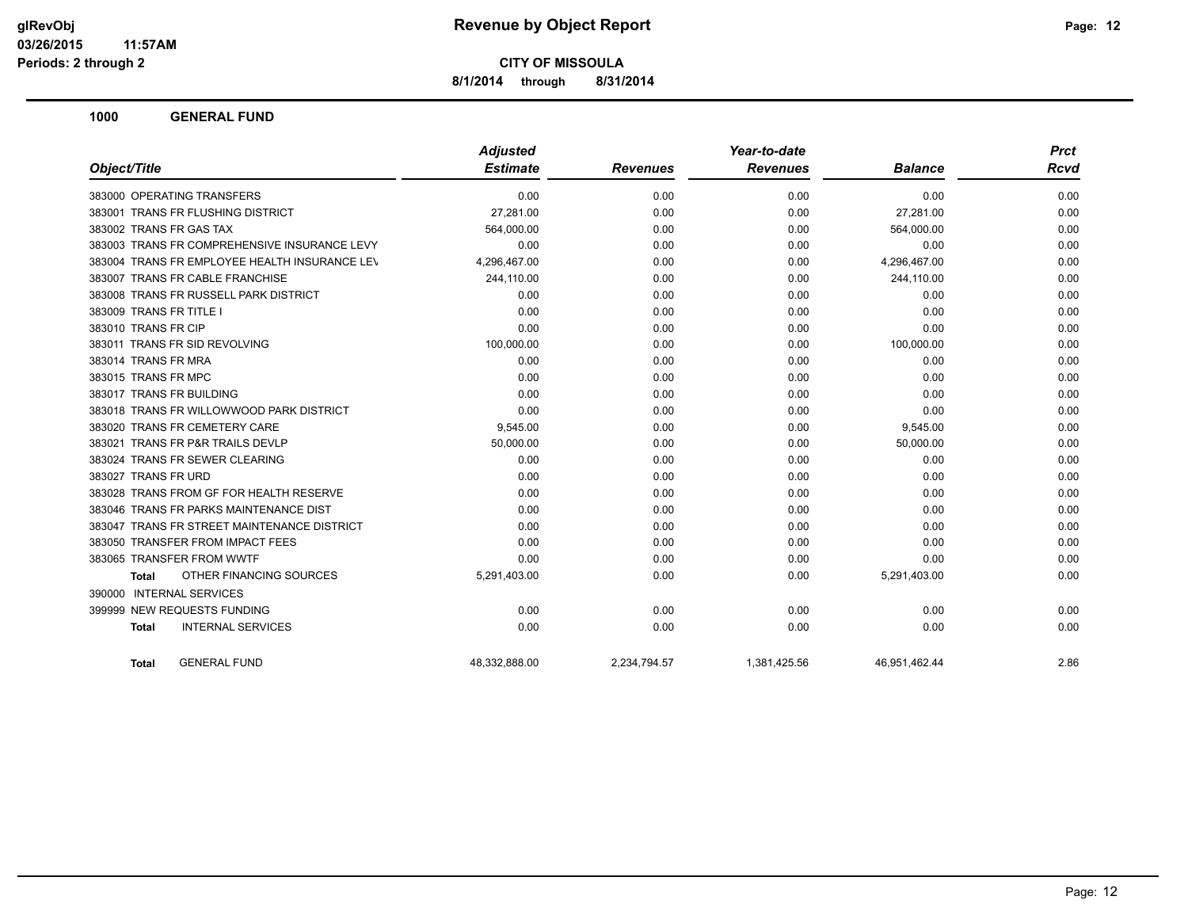**Revenue by Object Report**

**CITY OF MISSOULA**

**8/1/2014 through 8/31/2014**

glRevObj
03/26/2015 11:57AM
Periods: 2 through 2

## 1000 GENERAL FUND

| Object/Title | Adjusted Estimate | Revenues | Year-to-date Revenues | Balance | Prct Rcvd |
|---|---|---|---|---|---|
| 383000 OPERATING TRANSFERS | 0.00 | 0.00 | 0.00 | 0.00 | 0.00 |
| 383001 TRANS FR FLUSHING DISTRICT | 27,281.00 | 0.00 | 0.00 | 27,281.00 | 0.00 |
| 383002 TRANS FR GAS TAX | 564,000.00 | 0.00 | 0.00 | 564,000.00 | 0.00 |
| 383003 TRANS FR COMPREHENSIVE INSURANCE LEVY | 0.00 | 0.00 | 0.00 | 0.00 | 0.00 |
| 383004 TRANS FR EMPLOYEE HEALTH INSURANCE LEV | 4,296,467.00 | 0.00 | 0.00 | 4,296,467.00 | 0.00 |
| 383007 TRANS FR CABLE FRANCHISE | 244,110.00 | 0.00 | 0.00 | 244,110.00 | 0.00 |
| 383008 TRANS FR RUSSELL PARK DISTRICT | 0.00 | 0.00 | 0.00 | 0.00 | 0.00 |
| 383009 TRANS FR TITLE I | 0.00 | 0.00 | 0.00 | 0.00 | 0.00 |
| 383010 TRANS FR CIP | 0.00 | 0.00 | 0.00 | 0.00 | 0.00 |
| 383011 TRANS FR SID REVOLVING | 100,000.00 | 0.00 | 0.00 | 100,000.00 | 0.00 |
| 383014 TRANS FR MRA | 0.00 | 0.00 | 0.00 | 0.00 | 0.00 |
| 383015 TRANS FR MPC | 0.00 | 0.00 | 0.00 | 0.00 | 0.00 |
| 383017 TRANS FR BUILDING | 0.00 | 0.00 | 0.00 | 0.00 | 0.00 |
| 383018 TRANS FR WILLOWWOOD PARK DISTRICT | 0.00 | 0.00 | 0.00 | 0.00 | 0.00 |
| 383020 TRANS FR CEMETERY CARE | 9,545.00 | 0.00 | 0.00 | 9,545.00 | 0.00 |
| 383021 TRANS FR P&R TRAILS DEVLP | 50,000.00 | 0.00 | 0.00 | 50,000.00 | 0.00 |
| 383024 TRANS FR SEWER CLEARING | 0.00 | 0.00 | 0.00 | 0.00 | 0.00 |
| 383027 TRANS FR URD | 0.00 | 0.00 | 0.00 | 0.00 | 0.00 |
| 383028 TRANS FROM GF FOR HEALTH RESERVE | 0.00 | 0.00 | 0.00 | 0.00 | 0.00 |
| 383046 TRANS FR PARKS MAINTENANCE DIST | 0.00 | 0.00 | 0.00 | 0.00 | 0.00 |
| 383047 TRANS FR STREET MAINTENANCE DISTRICT | 0.00 | 0.00 | 0.00 | 0.00 | 0.00 |
| 383050 TRANSFER FROM IMPACT FEES | 0.00 | 0.00 | 0.00 | 0.00 | 0.00 |
| 383065 TRANSFER FROM WWTF | 0.00 | 0.00 | 0.00 | 0.00 | 0.00 |
| **Total** OTHER FINANCING SOURCES | 5,291,403.00 | 0.00 | 0.00 | 5,291,403.00 | 0.00 |
| 390000 INTERNAL SERVICES | | | | | |
| 399999 NEW REQUESTS FUNDING | 0.00 | 0.00 | 0.00 | 0.00 | 0.00 |
| **Total** INTERNAL SERVICES | 0.00 | 0.00 | 0.00 | 0.00 | 0.00 |
| **Total** GENERAL FUND | 48,332,888.00 | 2,234,794.57 | 1,381,425.56 | 46,951,462.44 | 2.86 |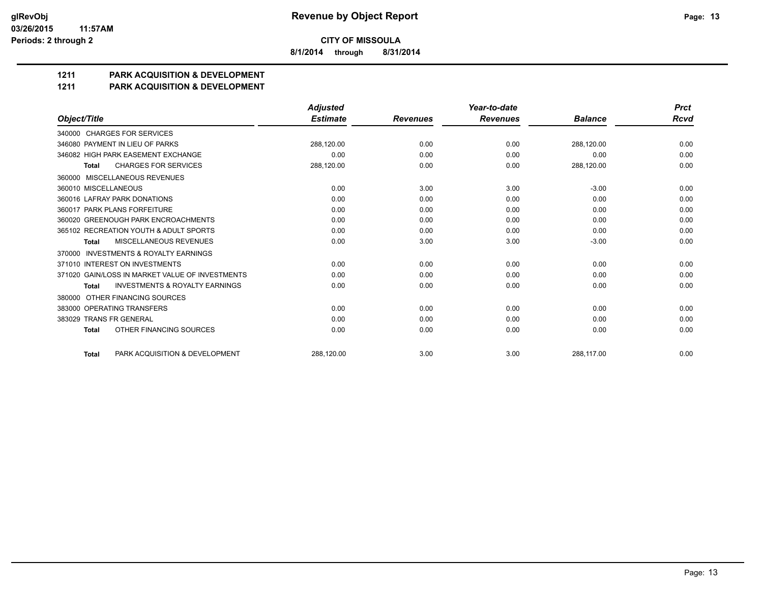**CITY OF MISSOULA**

**8/1/2014 through 8/31/2014**

## 1211 PARK ACQUISITION & DEVELOPMENT

## 1211 PARK ACQUISITION & DEVELOPMENT

| Object/Title | Adjusted Estimate | Revenues | Year-to-date Revenues | Balance | Prct Rcvd |
|---|---|---|---|---|---|
| 340000 CHARGES FOR SERVICES | | | | | |
| 346080 PAYMENT IN LIEU OF PARKS | 288,120.00 | 0.00 | 0.00 | 288,120.00 | 0.00 |
| 346082 HIGH PARK EASEMENT EXCHANGE | 0.00 | 0.00 | 0.00 | 0.00 | 0.00 |
| **Total** CHARGES FOR SERVICES | 288,120.00 | 0.00 | 0.00 | 288,120.00 | 0.00 |
| 360000 MISCELLANEOUS REVENUES | | | | | |
| 360010 MISCELLANEOUS | 0.00 | 3.00 | 3.00 | -3.00 | 0.00 |
| 360016 LAFRAY PARK DONATIONS | 0.00 | 0.00 | 0.00 | 0.00 | 0.00 |
| 360017 PARK PLANS FORFEITURE | 0.00 | 0.00 | 0.00 | 0.00 | 0.00 |
| 360020 GREENOUGH PARK ENCROACHMENTS | 0.00 | 0.00 | 0.00 | 0.00 | 0.00 |
| 365102 RECREATION YOUTH & ADULT SPORTS | 0.00 | 0.00 | 0.00 | 0.00 | 0.00 |
| **Total** MISCELLANEOUS REVENUES | 0.00 | 3.00 | 3.00 | -3.00 | 0.00 |
| 370000 INVESTMENTS & ROYALTY EARNINGS | | | | | |
| 371010 INTEREST ON INVESTMENTS | 0.00 | 0.00 | 0.00 | 0.00 | 0.00 |
| 371020 GAIN/LOSS IN MARKET VALUE OF INVESTMENTS | 0.00 | 0.00 | 0.00 | 0.00 | 0.00 |
| **Total** INVESTMENTS & ROYALTY EARNINGS | 0.00 | 0.00 | 0.00 | 0.00 | 0.00 |
| 380000 OTHER FINANCING SOURCES | | | | | |
| 383000 OPERATING TRANSFERS | 0.00 | 0.00 | 0.00 | 0.00 | 0.00 |
| 383029 TRANS FR GENERAL | 0.00 | 0.00 | 0.00 | 0.00 | 0.00 |
| **Total** OTHER FINANCING SOURCES | 0.00 | 0.00 | 0.00 | 0.00 | 0.00 |
| **Total** PARK ACQUISITION & DEVELOPMENT | 288,120.00 | 3.00 | 3.00 | 288,117.00 | 0.00 |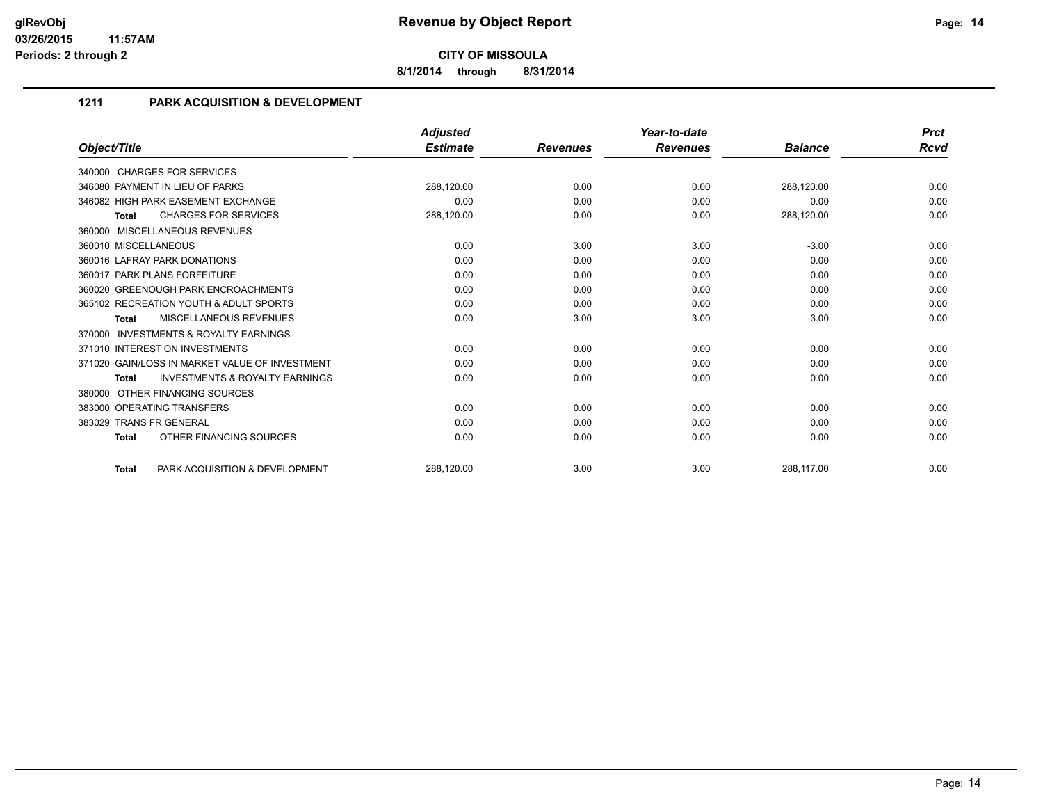**Revenue by Object Report**

**CITY OF MISSOULA**

**8/1/2014 through 8/31/2014**

glRevObj
03/26/2015 11:57AM
Periods: 2 through 2

## 1211 PARK ACQUISITION & DEVELOPMENT

| Object/Title | Adjusted Estimate | Revenues | Year-to-date Revenues | Balance | Prct Rcvd |
|---|---|---|---|---|---|
| 340000 CHARGES FOR SERVICES | | | | | |
| 346080 PAYMENT IN LIEU OF PARKS | 288,120.00 | 0.00 | 0.00 | 288,120.00 | 0.00 |
| 346082 HIGH PARK EASEMENT EXCHANGE | 0.00 | 0.00 | 0.00 | 0.00 | 0.00 |
| **Total** CHARGES FOR SERVICES | 288,120.00 | 0.00 | 0.00 | 288,120.00 | 0.00 |
| 360000 MISCELLANEOUS REVENUES | | | | | |
| 360010 MISCELLANEOUS | 0.00 | 3.00 | 3.00 | -3.00 | 0.00 |
| 360016 LAFRAY PARK DONATIONS | 0.00 | 0.00 | 0.00 | 0.00 | 0.00 |
| 360017 PARK PLANS FORFEITURE | 0.00 | 0.00 | 0.00 | 0.00 | 0.00 |
| 360020 GREENOUGH PARK ENCROACHMENTS | 0.00 | 0.00 | 0.00 | 0.00 | 0.00 |
| 365102 RECREATION YOUTH & ADULT SPORTS | 0.00 | 0.00 | 0.00 | 0.00 | 0.00 |
| **Total** MISCELLANEOUS REVENUES | 0.00 | 3.00 | 3.00 | -3.00 | 0.00 |
| 370000 INVESTMENTS & ROYALTY EARNINGS | | | | | |
| 371010 INTEREST ON INVESTMENTS | 0.00 | 0.00 | 0.00 | 0.00 | 0.00 |
| 371020 GAIN/LOSS IN MARKET VALUE OF INVESTMENT | 0.00 | 0.00 | 0.00 | 0.00 | 0.00 |
| **Total** INVESTMENTS & ROYALTY EARNINGS | 0.00 | 0.00 | 0.00 | 0.00 | 0.00 |
| 380000 OTHER FINANCING SOURCES | | | | | |
| 383000 OPERATING TRANSFERS | 0.00 | 0.00 | 0.00 | 0.00 | 0.00 |
| 383029 TRANS FR GENERAL | 0.00 | 0.00 | 0.00 | 0.00 | 0.00 |
| **Total** OTHER FINANCING SOURCES | 0.00 | 0.00 | 0.00 | 0.00 | 0.00 |
| **Total** PARK ACQUISITION & DEVELOPMENT | 288,120.00 | 3.00 | 3.00 | 288,117.00 | 0.00 |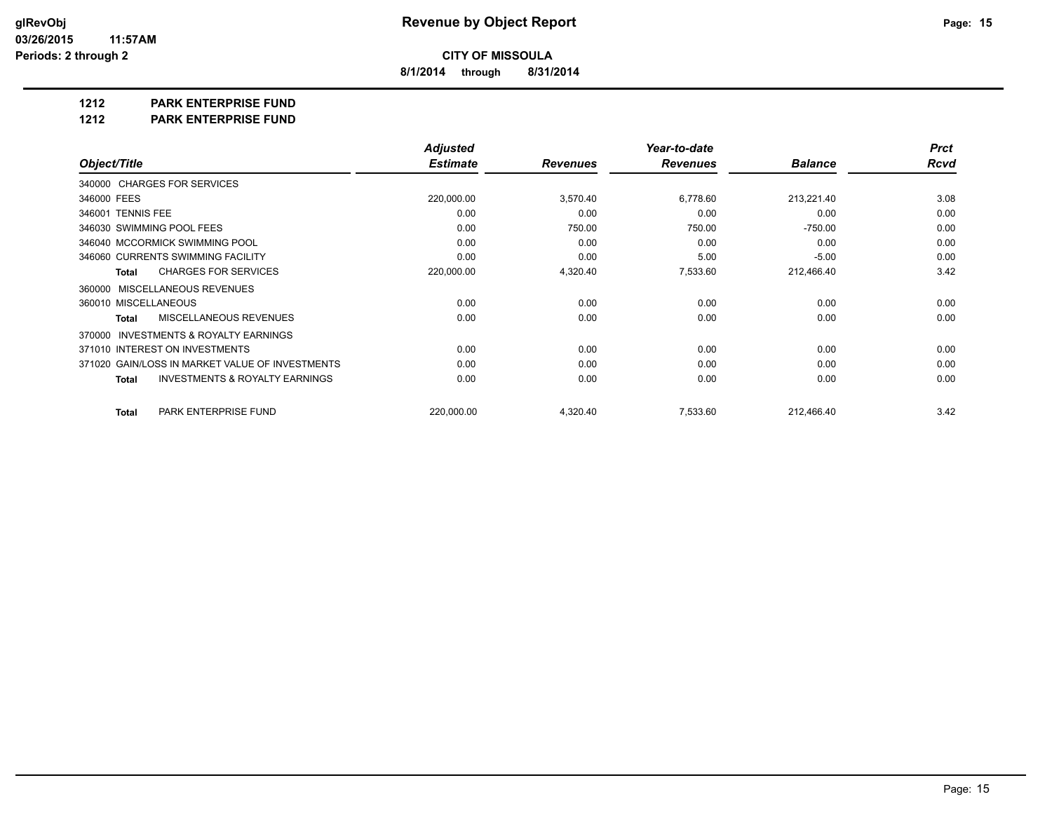**Revenue by Object Report**

**CITY OF MISSOULA**

**8/1/2014 through 8/31/2014**

glRevObj
03/26/2015 11:57AM
Periods: 2 through 2

## 1212 PARK ENTERPRISE FUND

## 1212 PARK ENTERPRISE FUND

| Object/Title | Adjusted Estimate | Revenues | Year-to-date Revenues | Balance | Prct Rcvd |
|---|---|---|---|---|---|
| 340000 CHARGES FOR SERVICES | | | | | |
| 346000 FEES | 220,000.00 | 3,570.40 | 6,778.60 | 213,221.40 | 3.08 |
| 346001 TENNIS FEE | 0.00 | 0.00 | 0.00 | 0.00 | 0.00 |
| 346030 SWIMMING POOL FEES | 0.00 | 750.00 | 750.00 | -750.00 | 0.00 |
| 346040 MCCORMICK SWIMMING POOL | 0.00 | 0.00 | 0.00 | 0.00 | 0.00 |
| 346060 CURRENTS SWIMMING FACILITY | 0.00 | 0.00 | 5.00 | -5.00 | 0.00 |
| **Total** CHARGES FOR SERVICES | 220,000.00 | 4,320.40 | 7,533.60 | 212,466.40 | 3.42 |
| 360000 MISCELLANEOUS REVENUES | | | | | |
| 360010 MISCELLANEOUS | 0.00 | 0.00 | 0.00 | 0.00 | 0.00 |
| **Total** MISCELLANEOUS REVENUES | 0.00 | 0.00 | 0.00 | 0.00 | 0.00 |
| 370000 INVESTMENTS & ROYALTY EARNINGS | | | | | |
| 371010 INTEREST ON INVESTMENTS | 0.00 | 0.00 | 0.00 | 0.00 | 0.00 |
| 371020 GAIN/LOSS IN MARKET VALUE OF INVESTMENTS | 0.00 | 0.00 | 0.00 | 0.00 | 0.00 |
| **Total** INVESTMENTS & ROYALTY EARNINGS | 0.00 | 0.00 | 0.00 | 0.00 | 0.00 |
| **Total** PARK ENTERPRISE FUND | 220,000.00 | 4,320.40 | 7,533.60 | 212,466.40 | 3.42 |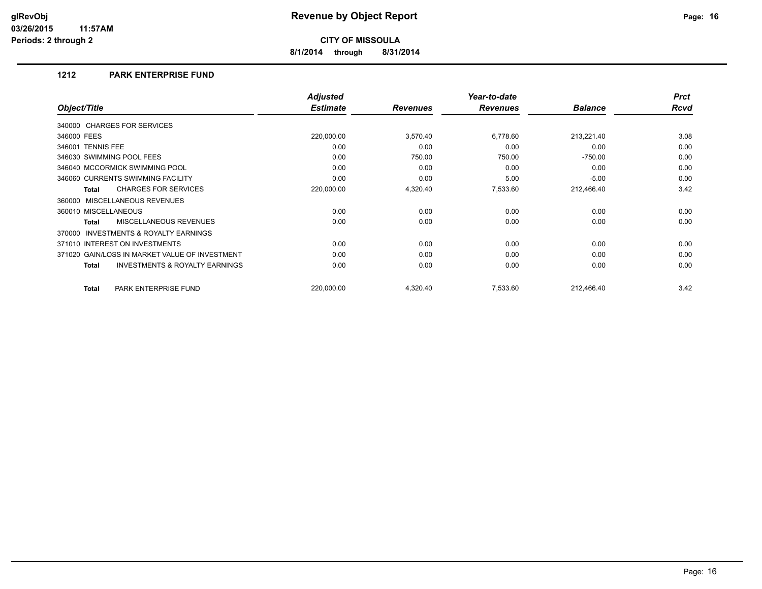# Revenue by Object Report

**CITY OF MISSOULA**

**8/1/2014 through 8/31/2014**

glRevObj
03/26/2015 11:57AM
Periods: 2 through 2

## 1212 PARK ENTERPRISE FUND

| Object/Title | Adjusted Estimate | Revenues | Year-to-date Revenues | Balance | Prct Rcvd |
|---|---|---|---|---|---|
| 340000 CHARGES FOR SERVICES | | | | | |
| 346000 FEES | 220,000.00 | 3,570.40 | 6,778.60 | 213,221.40 | 3.08 |
| 346001 TENNIS FEE | 0.00 | 0.00 | 0.00 | 0.00 | 0.00 |
| 346030 SWIMMING POOL FEES | 0.00 | 750.00 | 750.00 | -750.00 | 0.00 |
| 346040 MCCORMICK SWIMMING POOL | 0.00 | 0.00 | 0.00 | 0.00 | 0.00 |
| 346060 CURRENTS SWIMMING FACILITY | 0.00 | 0.00 | 5.00 | -5.00 | 0.00 |
| **Total** CHARGES FOR SERVICES | 220,000.00 | 4,320.40 | 7,533.60 | 212,466.40 | 3.42 |
| 360000 MISCELLANEOUS REVENUES | | | | | |
| 360010 MISCELLANEOUS | 0.00 | 0.00 | 0.00 | 0.00 | 0.00 |
| **Total** MISCELLANEOUS REVENUES | 0.00 | 0.00 | 0.00 | 0.00 | 0.00 |
| 370000 INVESTMENTS & ROYALTY EARNINGS | | | | | |
| 371010 INTEREST ON INVESTMENTS | 0.00 | 0.00 | 0.00 | 0.00 | 0.00 |
| 371020 GAIN/LOSS IN MARKET VALUE OF INVESTMENT | 0.00 | 0.00 | 0.00 | 0.00 | 0.00 |
| **Total** INVESTMENTS & ROYALTY EARNINGS | 0.00 | 0.00 | 0.00 | 0.00 | 0.00 |
| **Total** PARK ENTERPRISE FUND | 220,000.00 | 4,320.40 | 7,533.60 | 212,466.40 | 3.42 |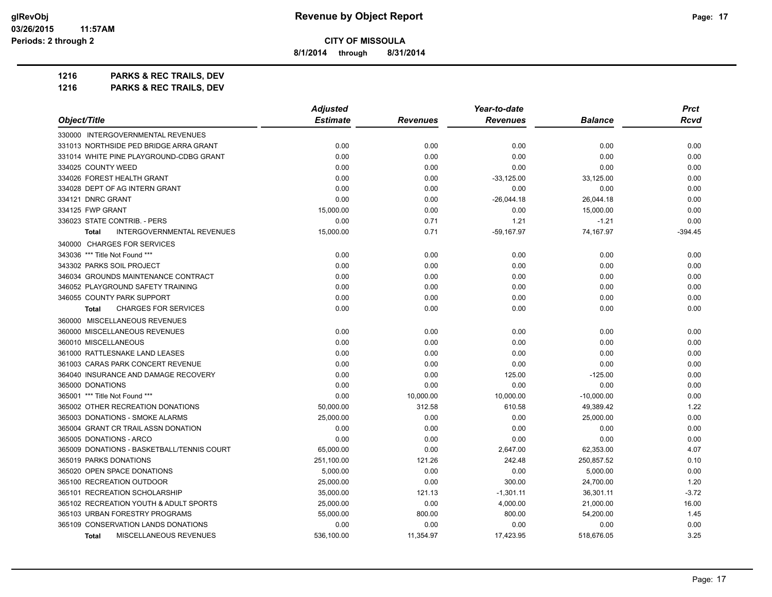**glRevObj**
**03/26/2015 11:57AM**
**Periods: 2 through 2**

# Revenue by Object Report

**CITY OF MISSOULA**

**8/1/2014 through 8/31/2014**

**1216 PARKS & REC TRAILS, DEV**
**1216 PARKS & REC TRAILS, DEV**

| Object/Title | Adjusted Estimate | Revenues | Year-to-date Revenues | Balance | Prct Rcvd |
|---|---|---|---|---|---|
| 330000 INTERGOVERNMENTAL REVENUES | | | | | |
| 331013 NORTHSIDE PED BRIDGE ARRA GRANT | 0.00 | 0.00 | 0.00 | 0.00 | 0.00 |
| 331014 WHITE PINE PLAYGROUND-CDBG GRANT | 0.00 | 0.00 | 0.00 | 0.00 | 0.00 |
| 334025 COUNTY WEED | 0.00 | 0.00 | 0.00 | 0.00 | 0.00 |
| 334026 FOREST HEALTH GRANT | 0.00 | 0.00 | -33,125.00 | 33,125.00 | 0.00 |
| 334028 DEPT OF AG INTERN GRANT | 0.00 | 0.00 | 0.00 | 0.00 | 0.00 |
| 334121 DNRC GRANT | 0.00 | 0.00 | -26,044.18 | 26,044.18 | 0.00 |
| 334125 FWP GRANT | 15,000.00 | 0.00 | 0.00 | 15,000.00 | 0.00 |
| 336023 STATE CONTRIB. - PERS | 0.00 | 0.71 | 1.21 | -1.21 | 0.00 |
| **Total** INTERGOVERNMENTAL REVENUES | 15,000.00 | 0.71 | -59,167.97 | 74,167.97 | -394.45 |
| 340000 CHARGES FOR SERVICES | | | | | |
| 343036 *** Title Not Found *** | 0.00 | 0.00 | 0.00 | 0.00 | 0.00 |
| 343302 PARKS SOIL PROJECT | 0.00 | 0.00 | 0.00 | 0.00 | 0.00 |
| 346034 GROUNDS MAINTENANCE CONTRACT | 0.00 | 0.00 | 0.00 | 0.00 | 0.00 |
| 346052 PLAYGROUND SAFETY TRAINING | 0.00 | 0.00 | 0.00 | 0.00 | 0.00 |
| 346055 COUNTY PARK SUPPORT | 0.00 | 0.00 | 0.00 | 0.00 | 0.00 |
| **Total** CHARGES FOR SERVICES | 0.00 | 0.00 | 0.00 | 0.00 | 0.00 |
| 360000 MISCELLANEOUS REVENUES | | | | | |
| 360000 MISCELLANEOUS REVENUES | 0.00 | 0.00 | 0.00 | 0.00 | 0.00 |
| 360010 MISCELLANEOUS | 0.00 | 0.00 | 0.00 | 0.00 | 0.00 |
| 361000 RATTLESNAKE LAND LEASES | 0.00 | 0.00 | 0.00 | 0.00 | 0.00 |
| 361003 CARAS PARK CONCERT REVENUE | 0.00 | 0.00 | 0.00 | 0.00 | 0.00 |
| 364040 INSURANCE AND DAMAGE RECOVERY | 0.00 | 0.00 | 125.00 | -125.00 | 0.00 |
| 365000 DONATIONS | 0.00 | 0.00 | 0.00 | 0.00 | 0.00 |
| 365001 *** Title Not Found *** | 0.00 | 10,000.00 | 10,000.00 | -10,000.00 | 0.00 |
| 365002 OTHER RECREATION DONATIONS | 50,000.00 | 312.58 | 610.58 | 49,389.42 | 1.22 |
| 365003 DONATIONS - SMOKE ALARMS | 25,000.00 | 0.00 | 0.00 | 25,000.00 | 0.00 |
| 365004 GRANT CR TRAIL ASSN DONATION | 0.00 | 0.00 | 0.00 | 0.00 | 0.00 |
| 365005 DONATIONS - ARCO | 0.00 | 0.00 | 0.00 | 0.00 | 0.00 |
| 365009 DONATIONS - BASKETBALL/TENNIS COURT | 65,000.00 | 0.00 | 2,647.00 | 62,353.00 | 4.07 |
| 365019 PARKS DONATIONS | 251,100.00 | 121.26 | 242.48 | 250,857.52 | 0.10 |
| 365020 OPEN SPACE DONATIONS | 5,000.00 | 0.00 | 0.00 | 5,000.00 | 0.00 |
| 365100 RECREATION OUTDOOR | 25,000.00 | 0.00 | 300.00 | 24,700.00 | 1.20 |
| 365101 RECREATION SCHOLARSHIP | 35,000.00 | 121.13 | -1,301.11 | 36,301.11 | -3.72 |
| 365102 RECREATION YOUTH & ADULT SPORTS | 25,000.00 | 0.00 | 4,000.00 | 21,000.00 | 16.00 |
| 365103 URBAN FORESTRY PROGRAMS | 55,000.00 | 800.00 | 800.00 | 54,200.00 | 1.45 |
| 365109 CONSERVATION LANDS DONATIONS | 0.00 | 0.00 | 0.00 | 0.00 | 0.00 |
| **Total** MISCELLANEOUS REVENUES | 536,100.00 | 11,354.97 | 17,423.95 | 518,676.05 | 3.25 |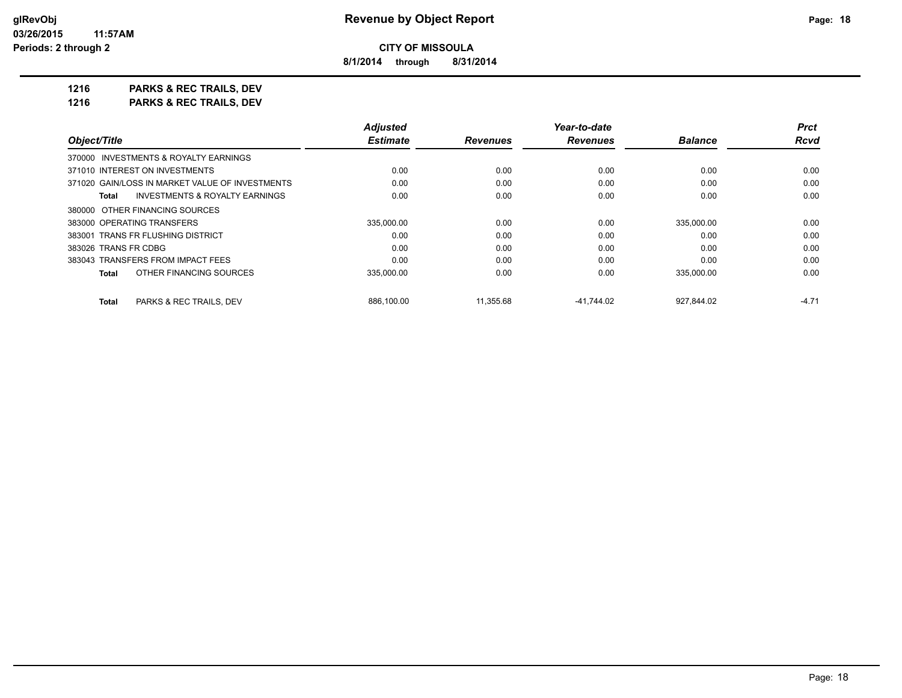**CITY OF MISSOULA**

**8/1/2014 through 8/31/2014**

**1216 PARKS & REC TRAILS, DEV**

**1216 PARKS & REC TRAILS, DEV**

| Object/Title | Adjusted Estimate | Revenues | Year-to-date Revenues | Balance | Prct Rcvd |
|---|---|---|---|---|---|
| 370000 INVESTMENTS & ROYALTY EARNINGS | | | | | |
| 371010 INTEREST ON INVESTMENTS | 0.00 | 0.00 | 0.00 | 0.00 | 0.00 |
| 371020 GAIN/LOSS IN MARKET VALUE OF INVESTMENTS | 0.00 | 0.00 | 0.00 | 0.00 | 0.00 |
| **Total** INVESTMENTS & ROYALTY EARNINGS | 0.00 | 0.00 | 0.00 | 0.00 | 0.00 |
| 380000 OTHER FINANCING SOURCES | | | | | |
| 383000 OPERATING TRANSFERS | 335,000.00 | 0.00 | 0.00 | 335,000.00 | 0.00 |
| 383001 TRANS FR FLUSHING DISTRICT | 0.00 | 0.00 | 0.00 | 0.00 | 0.00 |
| 383026 TRANS FR CDBG | 0.00 | 0.00 | 0.00 | 0.00 | 0.00 |
| 383043 TRANSFERS FROM IMPACT FEES | 0.00 | 0.00 | 0.00 | 0.00 | 0.00 |
| **Total** OTHER FINANCING SOURCES | 335,000.00 | 0.00 | 0.00 | 335,000.00 | 0.00 |
| **Total** PARKS & REC TRAILS, DEV | 886,100.00 | 11,355.68 | -41,744.02 | 927,844.02 | -4.71 |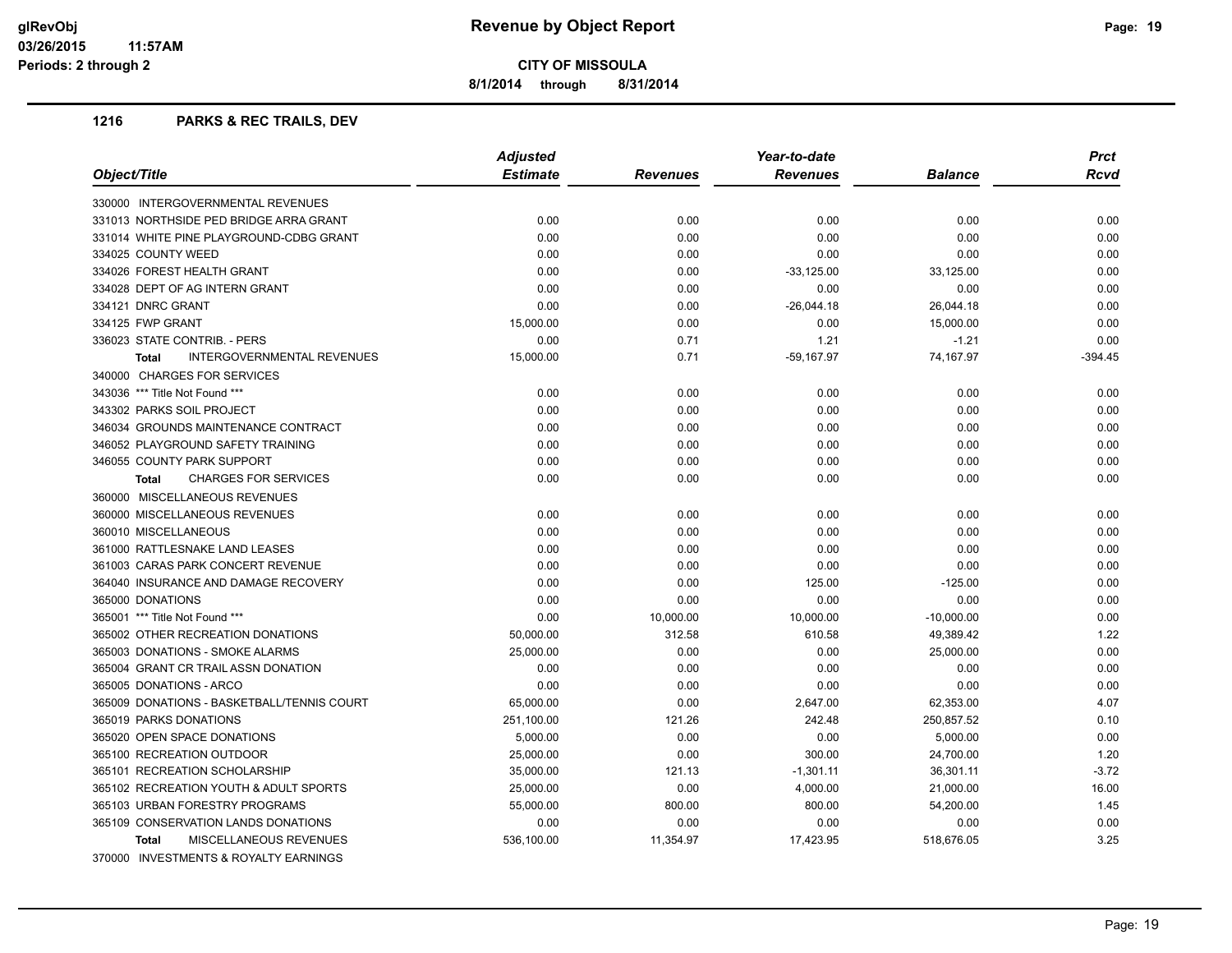**glRevObj**
**03/26/2015 11:57AM**
**Periods: 2 through 2**

# Revenue by Object Report

**CITY OF MISSOULA**

**8/1/2014 through 8/31/2014**

## 1216 PARKS & REC TRAILS, DEV

| Object/Title | Adjusted Estimate | Revenues | Year-to-date Revenues | Balance | Prct Rcvd |
|---|---|---|---|---|---|
| 330000 INTERGOVERNMENTAL REVENUES | | | | | |
| 331013 NORTHSIDE PED BRIDGE ARRA GRANT | 0.00 | 0.00 | 0.00 | 0.00 | 0.00 |
| 331014 WHITE PINE PLAYGROUND-CDBG GRANT | 0.00 | 0.00 | 0.00 | 0.00 | 0.00 |
| 334025 COUNTY WEED | 0.00 | 0.00 | 0.00 | 0.00 | 0.00 |
| 334026 FOREST HEALTH GRANT | 0.00 | 0.00 | -33,125.00 | 33,125.00 | 0.00 |
| 334028 DEPT OF AG INTERN GRANT | 0.00 | 0.00 | 0.00 | 0.00 | 0.00 |
| 334121 DNRC GRANT | 0.00 | 0.00 | -26,044.18 | 26,044.18 | 0.00 |
| 334125 FWP GRANT | 15,000.00 | 0.00 | 0.00 | 15,000.00 | 0.00 |
| 336023 STATE CONTRIB. - PERS | 0.00 | 0.71 | 1.21 | -1.21 | 0.00 |
| **Total** INTERGOVERNMENTAL REVENUES | 15,000.00 | 0.71 | -59,167.97 | 74,167.97 | -394.45 |
| 340000 CHARGES FOR SERVICES | | | | | |
| 343036 *** Title Not Found *** | 0.00 | 0.00 | 0.00 | 0.00 | 0.00 |
| 343302 PARKS SOIL PROJECT | 0.00 | 0.00 | 0.00 | 0.00 | 0.00 |
| 346034 GROUNDS MAINTENANCE CONTRACT | 0.00 | 0.00 | 0.00 | 0.00 | 0.00 |
| 346052 PLAYGROUND SAFETY TRAINING | 0.00 | 0.00 | 0.00 | 0.00 | 0.00 |
| 346055 COUNTY PARK SUPPORT | 0.00 | 0.00 | 0.00 | 0.00 | 0.00 |
| **Total** CHARGES FOR SERVICES | 0.00 | 0.00 | 0.00 | 0.00 | 0.00 |
| 360000 MISCELLANEOUS REVENUES | | | | | |
| 360000 MISCELLANEOUS REVENUES | 0.00 | 0.00 | 0.00 | 0.00 | 0.00 |
| 360010 MISCELLANEOUS | 0.00 | 0.00 | 0.00 | 0.00 | 0.00 |
| 361000 RATTLESNAKE LAND LEASES | 0.00 | 0.00 | 0.00 | 0.00 | 0.00 |
| 361003 CARAS PARK CONCERT REVENUE | 0.00 | 0.00 | 0.00 | 0.00 | 0.00 |
| 364040 INSURANCE AND DAMAGE RECOVERY | 0.00 | 0.00 | 125.00 | -125.00 | 0.00 |
| 365000 DONATIONS | 0.00 | 0.00 | 0.00 | 0.00 | 0.00 |
| 365001 *** Title Not Found *** | 0.00 | 10,000.00 | 10,000.00 | -10,000.00 | 0.00 |
| 365002 OTHER RECREATION DONATIONS | 50,000.00 | 312.58 | 610.58 | 49,389.42 | 1.22 |
| 365003 DONATIONS - SMOKE ALARMS | 25,000.00 | 0.00 | 0.00 | 25,000.00 | 0.00 |
| 365004 GRANT CR TRAIL ASSN DONATION | 0.00 | 0.00 | 0.00 | 0.00 | 0.00 |
| 365005 DONATIONS - ARCO | 0.00 | 0.00 | 0.00 | 0.00 | 0.00 |
| 365009 DONATIONS - BASKETBALL/TENNIS COURT | 65,000.00 | 0.00 | 2,647.00 | 62,353.00 | 4.07 |
| 365019 PARKS DONATIONS | 251,100.00 | 121.26 | 242.48 | 250,857.52 | 0.10 |
| 365020 OPEN SPACE DONATIONS | 5,000.00 | 0.00 | 0.00 | 5,000.00 | 0.00 |
| 365100 RECREATION OUTDOOR | 25,000.00 | 0.00 | 300.00 | 24,700.00 | 1.20 |
| 365101 RECREATION SCHOLARSHIP | 35,000.00 | 121.13 | -1,301.11 | 36,301.11 | -3.72 |
| 365102 RECREATION YOUTH & ADULT SPORTS | 25,000.00 | 0.00 | 4,000.00 | 21,000.00 | 16.00 |
| 365103 URBAN FORESTRY PROGRAMS | 55,000.00 | 800.00 | 800.00 | 54,200.00 | 1.45 |
| 365109 CONSERVATION LANDS DONATIONS | 0.00 | 0.00 | 0.00 | 0.00 | 0.00 |
| **Total** MISCELLANEOUS REVENUES | 536,100.00 | 11,354.97 | 17,423.95 | 518,676.05 | 3.25 |
| 370000 INVESTMENTS & ROYALTY EARNINGS | | | | | |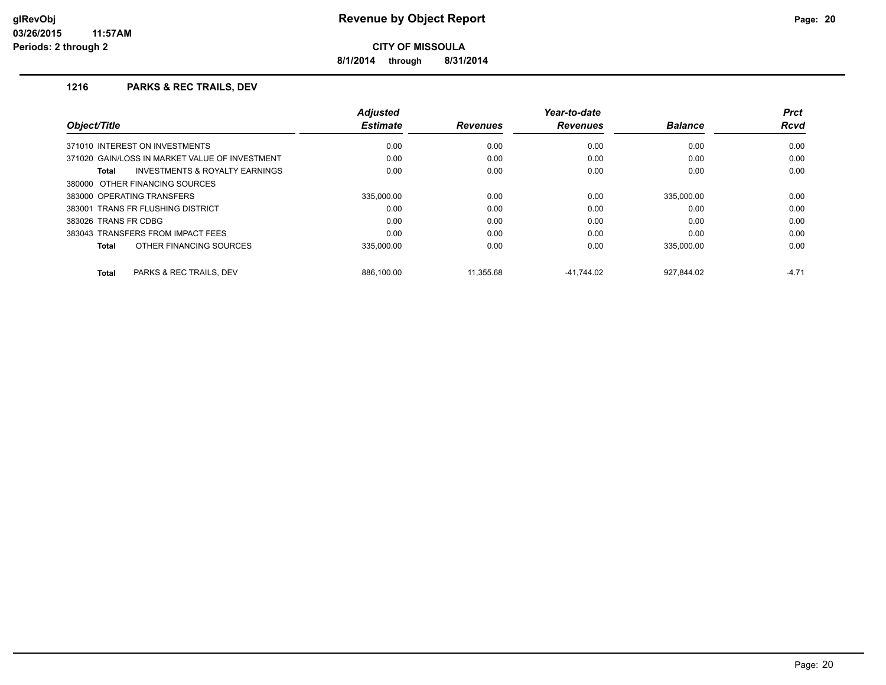**Revenue by Object Report**

**CITY OF MISSOULA**

**8/1/2014 through 8/31/2014**

glRevObj
03/26/2015 11:57AM
Periods: 2 through 2

## 1216 PARKS & REC TRAILS, DEV

| Object/Title | Adjusted Estimate | Revenues | Year-to-date Revenues | Balance | Prct Rcvd |
|---|---|---|---|---|---|
| 371010 INTEREST ON INVESTMENTS | 0.00 | 0.00 | 0.00 | 0.00 | 0.00 |
| 371020 GAIN/LOSS IN MARKET VALUE OF INVESTMENT | 0.00 | 0.00 | 0.00 | 0.00 | 0.00 |
| **Total** INVESTMENTS & ROYALTY EARNINGS | 0.00 | 0.00 | 0.00 | 0.00 | 0.00 |
| 380000 OTHER FINANCING SOURCES | | | | | |
| 383000 OPERATING TRANSFERS | 335,000.00 | 0.00 | 0.00 | 335,000.00 | 0.00 |
| 383001 TRANS FR FLUSHING DISTRICT | 0.00 | 0.00 | 0.00 | 0.00 | 0.00 |
| 383026 TRANS FR CDBG | 0.00 | 0.00 | 0.00 | 0.00 | 0.00 |
| 383043 TRANSFERS FROM IMPACT FEES | 0.00 | 0.00 | 0.00 | 0.00 | 0.00 |
| **Total** OTHER FINANCING SOURCES | 335,000.00 | 0.00 | 0.00 | 335,000.00 | 0.00 |
| **Total** PARKS & REC TRAILS, DEV | 886,100.00 | 11,355.68 | -41,744.02 | 927,844.02 | -4.71 |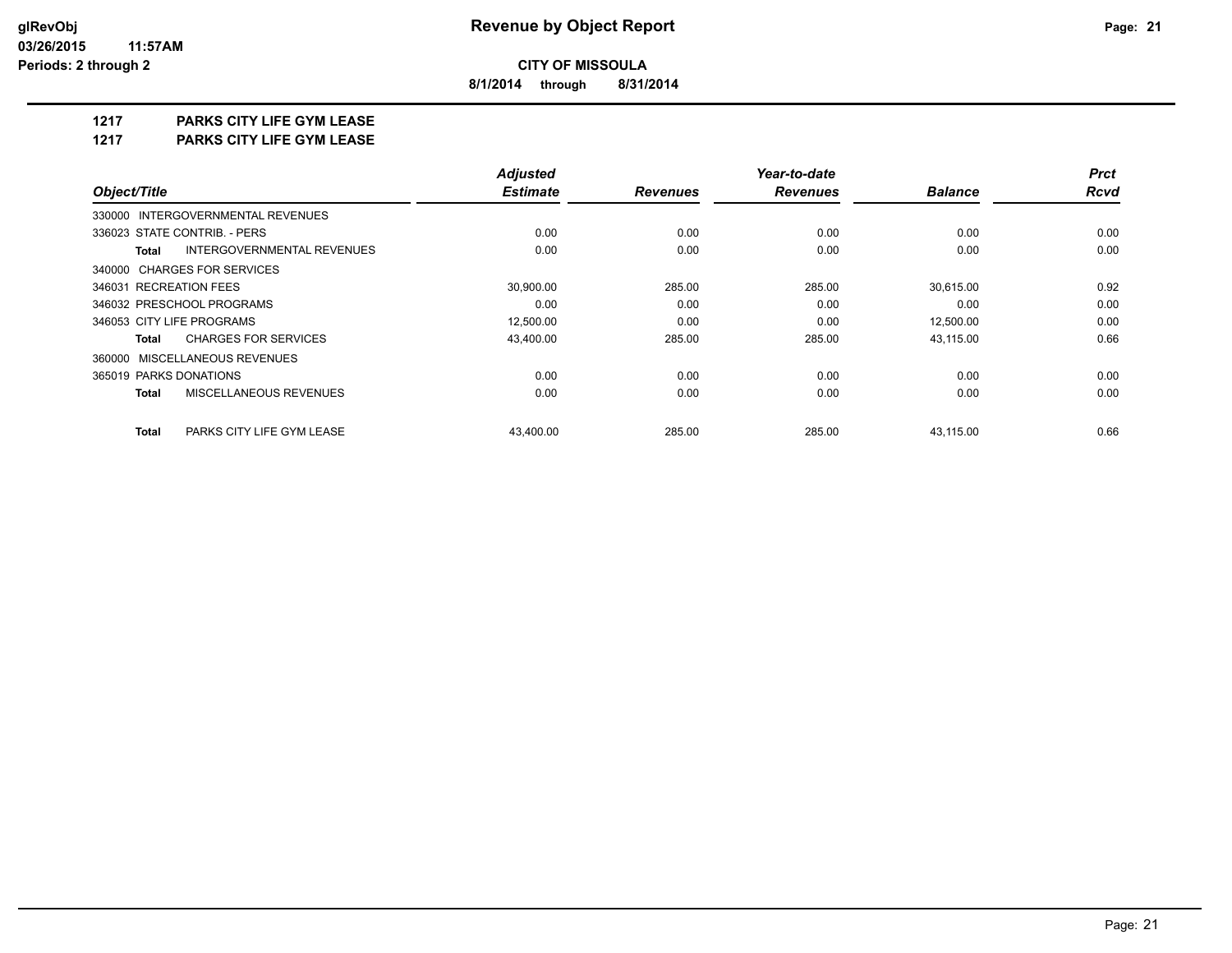# Revenue by Object Report

**CITY OF MISSOULA**

**8/1/2014 through 8/31/2014**

glRevObj
03/26/2015 11:57AM
Periods: 2 through 2

## 1217 PARKS CITY LIFE GYM LEASE
## 1217 PARKS CITY LIFE GYM LEASE

| Object/Title | Adjusted Estimate | Revenues | Year-to-date Revenues | Balance | Prct Rcvd |
|---|---|---|---|---|---|
| 330000 INTERGOVERNMENTAL REVENUES | | | | | |
| 336023 STATE CONTRIB. - PERS | 0.00 | 0.00 | 0.00 | 0.00 | 0.00 |
| **Total** INTERGOVERNMENTAL REVENUES | 0.00 | 0.00 | 0.00 | 0.00 | 0.00 |
| 340000 CHARGES FOR SERVICES | | | | | |
| 346031 RECREATION FEES | 30,900.00 | 285.00 | 285.00 | 30,615.00 | 0.92 |
| 346032 PRESCHOOL PROGRAMS | 0.00 | 0.00 | 0.00 | 0.00 | 0.00 |
| 346053 CITY LIFE PROGRAMS | 12,500.00 | 0.00 | 0.00 | 12,500.00 | 0.00 |
| **Total** CHARGES FOR SERVICES | 43,400.00 | 285.00 | 285.00 | 43,115.00 | 0.66 |
| 360000 MISCELLANEOUS REVENUES | | | | | |
| 365019 PARKS DONATIONS | 0.00 | 0.00 | 0.00 | 0.00 | 0.00 |
| **Total** MISCELLANEOUS REVENUES | 0.00 | 0.00 | 0.00 | 0.00 | 0.00 |
| **Total** PARKS CITY LIFE GYM LEASE | 43,400.00 | 285.00 | 285.00 | 43,115.00 | 0.66 |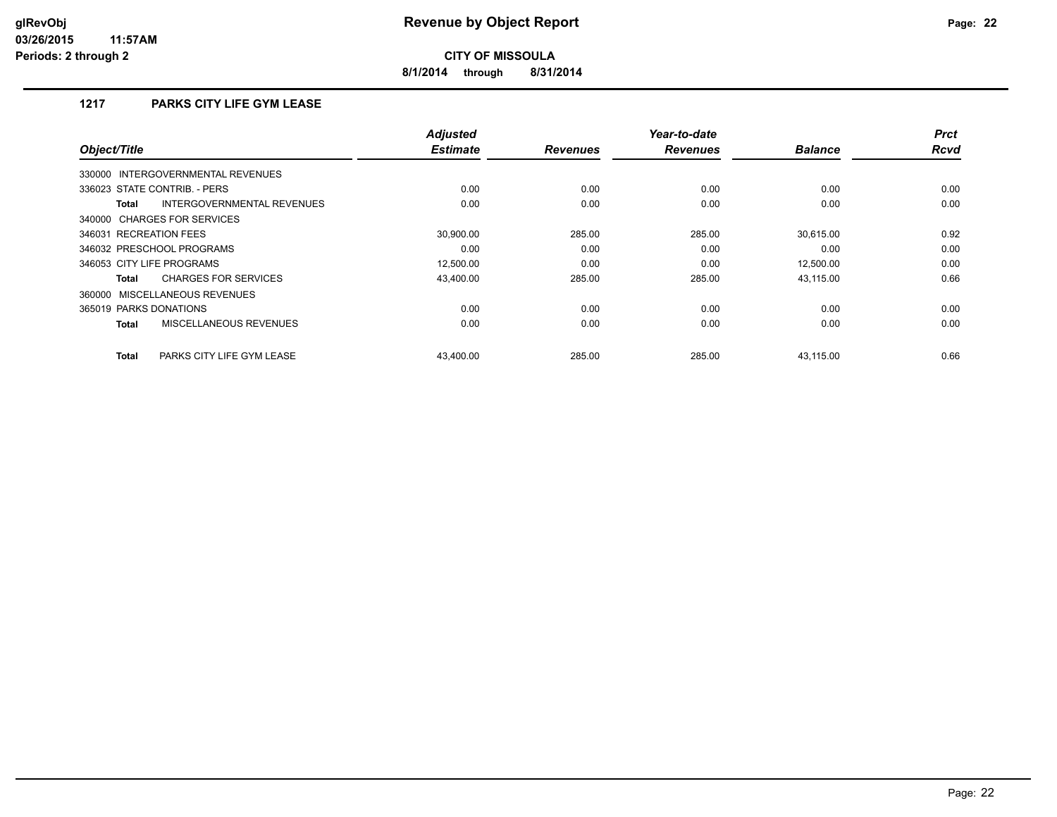# Revenue by Object Report

**CITY OF MISSOULA**

**8/1/2014 through 8/31/2014**

## 1217 PARKS CITY LIFE GYM LEASE

| Object/Title | Adjusted Estimate | Revenues | Year-to-date Revenues | Balance | Prct Rcvd |
|---|---|---|---|---|---|
| 330000 INTERGOVERNMENTAL REVENUES | | | | | |
| 336023 STATE CONTRIB. - PERS | 0.00 | 0.00 | 0.00 | 0.00 | 0.00 |
| **Total** INTERGOVERNMENTAL REVENUES | 0.00 | 0.00 | 0.00 | 0.00 | 0.00 |
| 340000 CHARGES FOR SERVICES | | | | | |
| 346031 RECREATION FEES | 30,900.00 | 285.00 | 285.00 | 30,615.00 | 0.92 |
| 346032 PRESCHOOL PROGRAMS | 0.00 | 0.00 | 0.00 | 0.00 | 0.00 |
| 346053 CITY LIFE PROGRAMS | 12,500.00 | 0.00 | 0.00 | 12,500.00 | 0.00 |
| **Total** CHARGES FOR SERVICES | 43,400.00 | 285.00 | 285.00 | 43,115.00 | 0.66 |
| 360000 MISCELLANEOUS REVENUES | | | | | |
| 365019 PARKS DONATIONS | 0.00 | 0.00 | 0.00 | 0.00 | 0.00 |
| **Total** MISCELLANEOUS REVENUES | 0.00 | 0.00 | 0.00 | 0.00 | 0.00 |
| **Total** PARKS CITY LIFE GYM LEASE | 43,400.00 | 285.00 | 285.00 | 43,115.00 | 0.66 |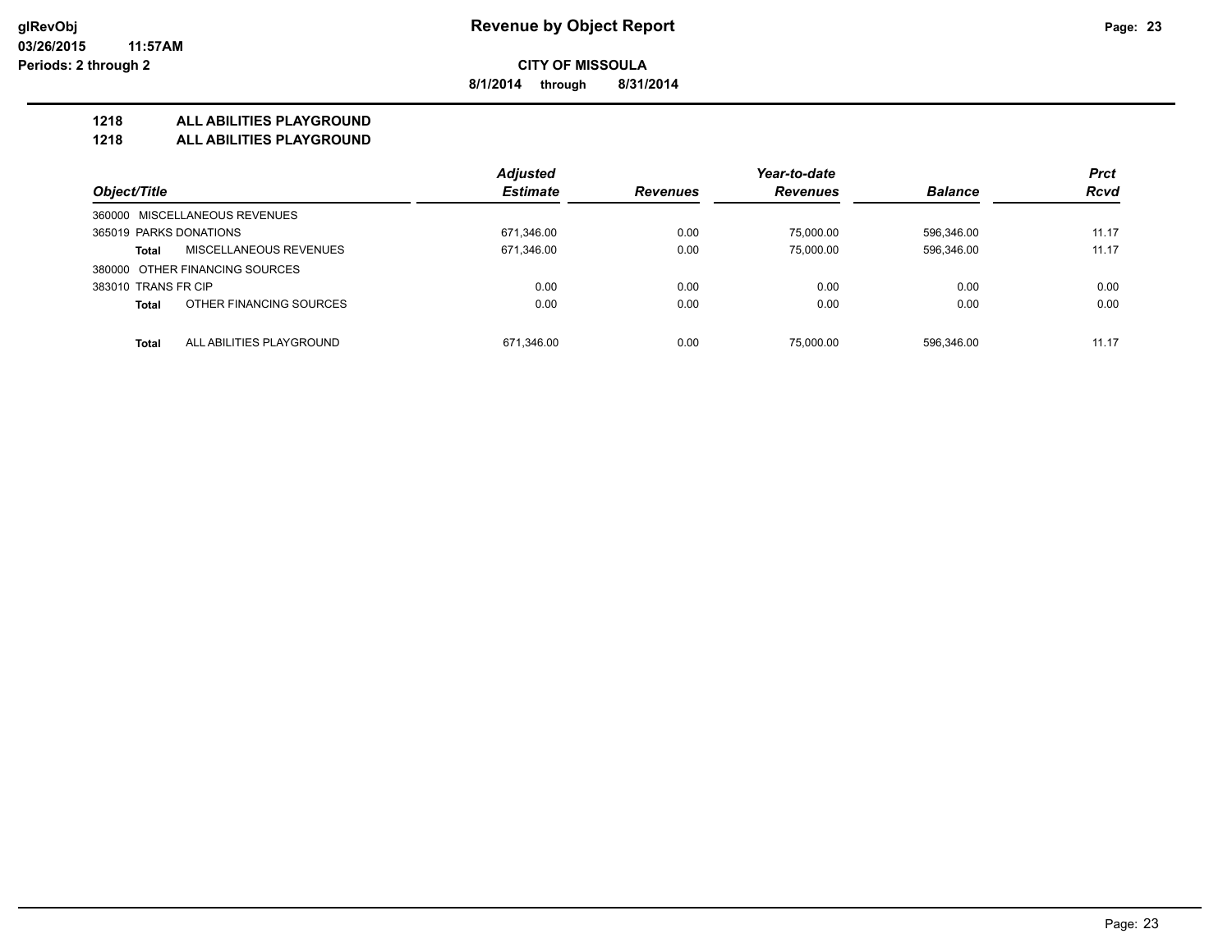# Revenue by Object Report

glRevObj
03/26/2015 11:57AM
Periods: 2 through 2

**CITY OF MISSOULA**

**8/1/2014 through 8/31/2014**

**1218 ALL ABILITIES PLAYGROUND**

**1218 ALL ABILITIES PLAYGROUND**

| Object/Title | | Adjusted Estimate | Revenues | Year-to-date Revenues | Balance | Prct Rcvd |
|---|---|---|---|---|---|---|
| 360000 MISCELLANEOUS REVENUES | | | | | | |
| 365019 PARKS DONATIONS | | 671,346.00 | 0.00 | 75,000.00 | 596,346.00 | 11.17 |
| **Total** | MISCELLANEOUS REVENUES | 671,346.00 | 0.00 | 75,000.00 | 596,346.00 | 11.17 |
| 380000 OTHER FINANCING SOURCES | | | | | | |
| 383010 TRANS FR CIP | | 0.00 | 0.00 | 0.00 | 0.00 | 0.00 |
| **Total** | OTHER FINANCING SOURCES | 0.00 | 0.00 | 0.00 | 0.00 | 0.00 |
| **Total** | ALL ABILITIES PLAYGROUND | 671,346.00 | 0.00 | 75,000.00 | 596,346.00 | 11.17 |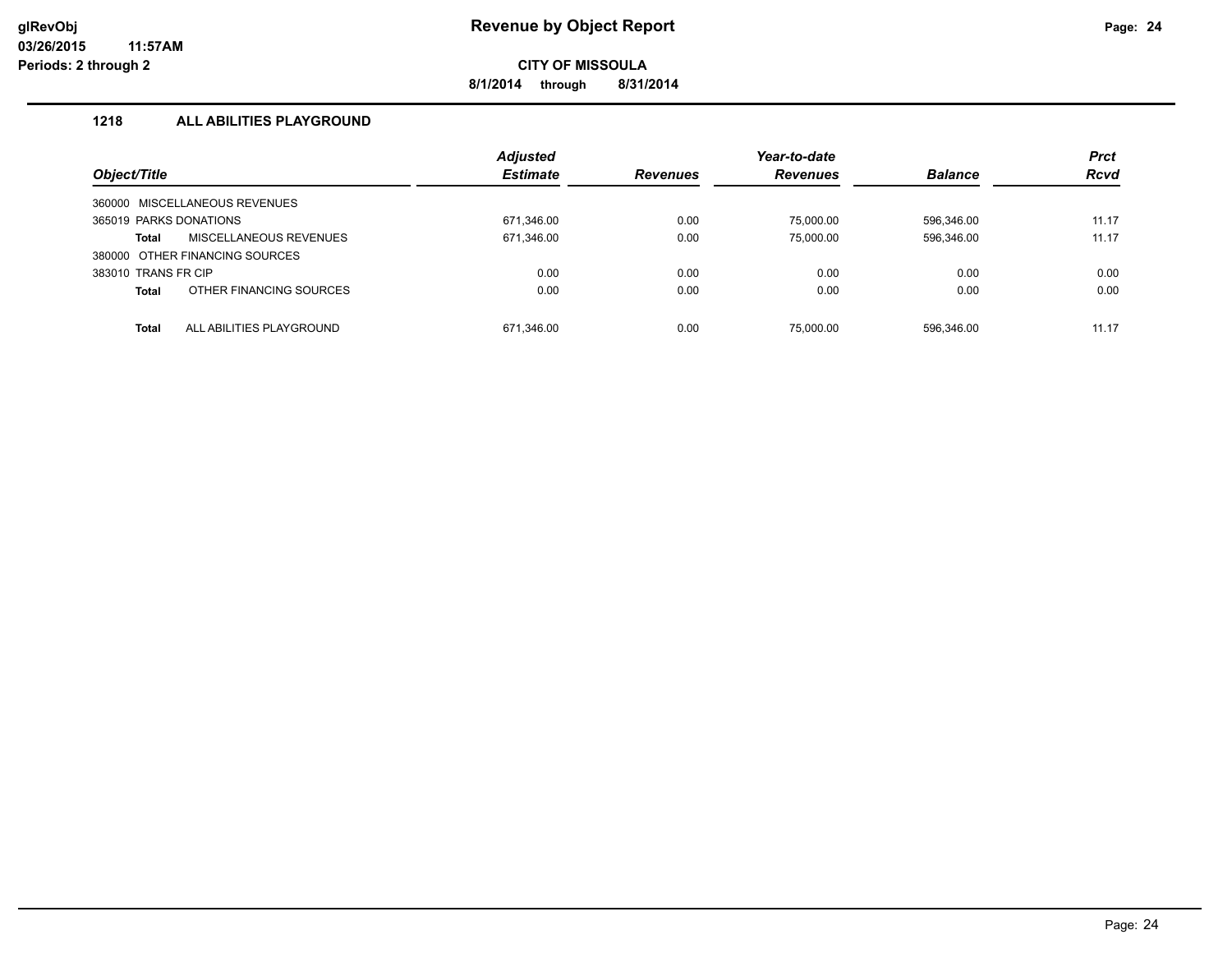**glRevObj**
**03/26/2015 11:57AM**
**Periods: 2 through 2**

# Revenue by Object Report

**CITY OF MISSOULA**

**8/1/2014 through 8/31/2014**

## 1218 ALL ABILITIES PLAYGROUND

| Object/Title | Adjusted Estimate | Revenues | Year-to-date Revenues | Balance | Prct Rcvd |
|---|---|---|---|---|---|
| 360000 MISCELLANEOUS REVENUES | | | | | |
| 365019 PARKS DONATIONS | 671,346.00 | 0.00 | 75,000.00 | 596,346.00 | 11.17 |
| **Total** MISCELLANEOUS REVENUES | 671,346.00 | 0.00 | 75,000.00 | 596,346.00 | 11.17 |
| 380000 OTHER FINANCING SOURCES | | | | | |
| 383010 TRANS FR CIP | 0.00 | 0.00 | 0.00 | 0.00 | 0.00 |
| **Total** OTHER FINANCING SOURCES | 0.00 | 0.00 | 0.00 | 0.00 | 0.00 |
| **Total** ALL ABILITIES PLAYGROUND | 671,346.00 | 0.00 | 75,000.00 | 596,346.00 | 11.17 |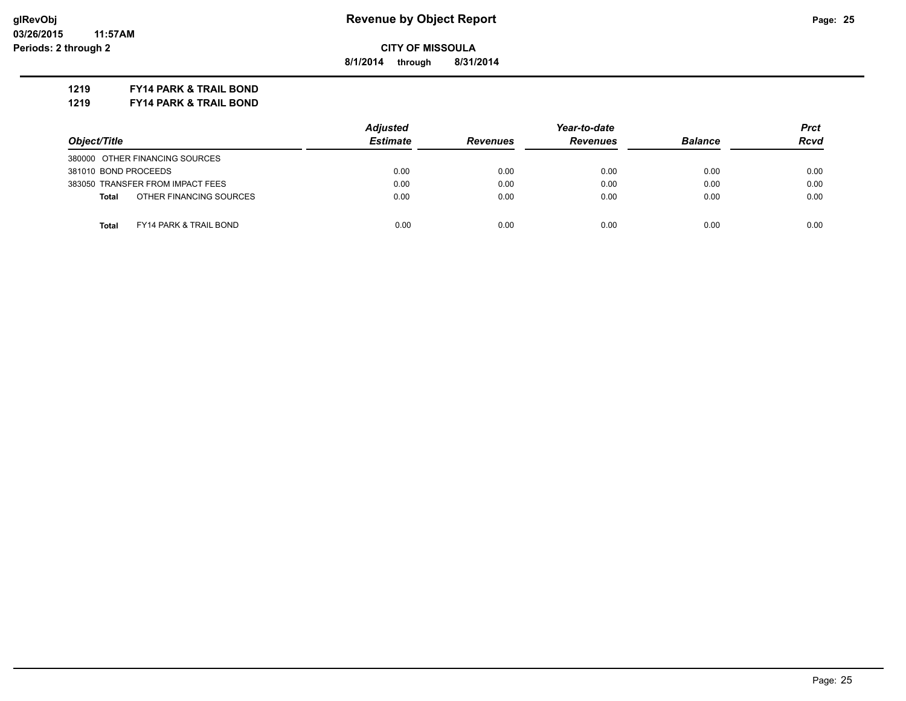# Revenue by Object Report

**CITY OF MISSOULA**

**8/1/2014 through 8/31/2014**

glRevObj
03/26/2015 11:57AM
Periods: 2 through 2

**1219 FY14 PARK & TRAIL BOND**
**1219 FY14 PARK & TRAIL BOND**

| Object/Title | Adjusted Estimate | Revenues | Year-to-date Revenues | Balance | Prct Rcvd |
|---|---|---|---|---|---|
| 380000 OTHER FINANCING SOURCES | | | | | |
| 381010 BOND PROCEEDS | 0.00 | 0.00 | 0.00 | 0.00 | 0.00 |
| 383050 TRANSFER FROM IMPACT FEES | 0.00 | 0.00 | 0.00 | 0.00 | 0.00 |
| **Total** OTHER FINANCING SOURCES | 0.00 | 0.00 | 0.00 | 0.00 | 0.00 |
| **Total** FY14 PARK & TRAIL BOND | 0.00 | 0.00 | 0.00 | 0.00 | 0.00 |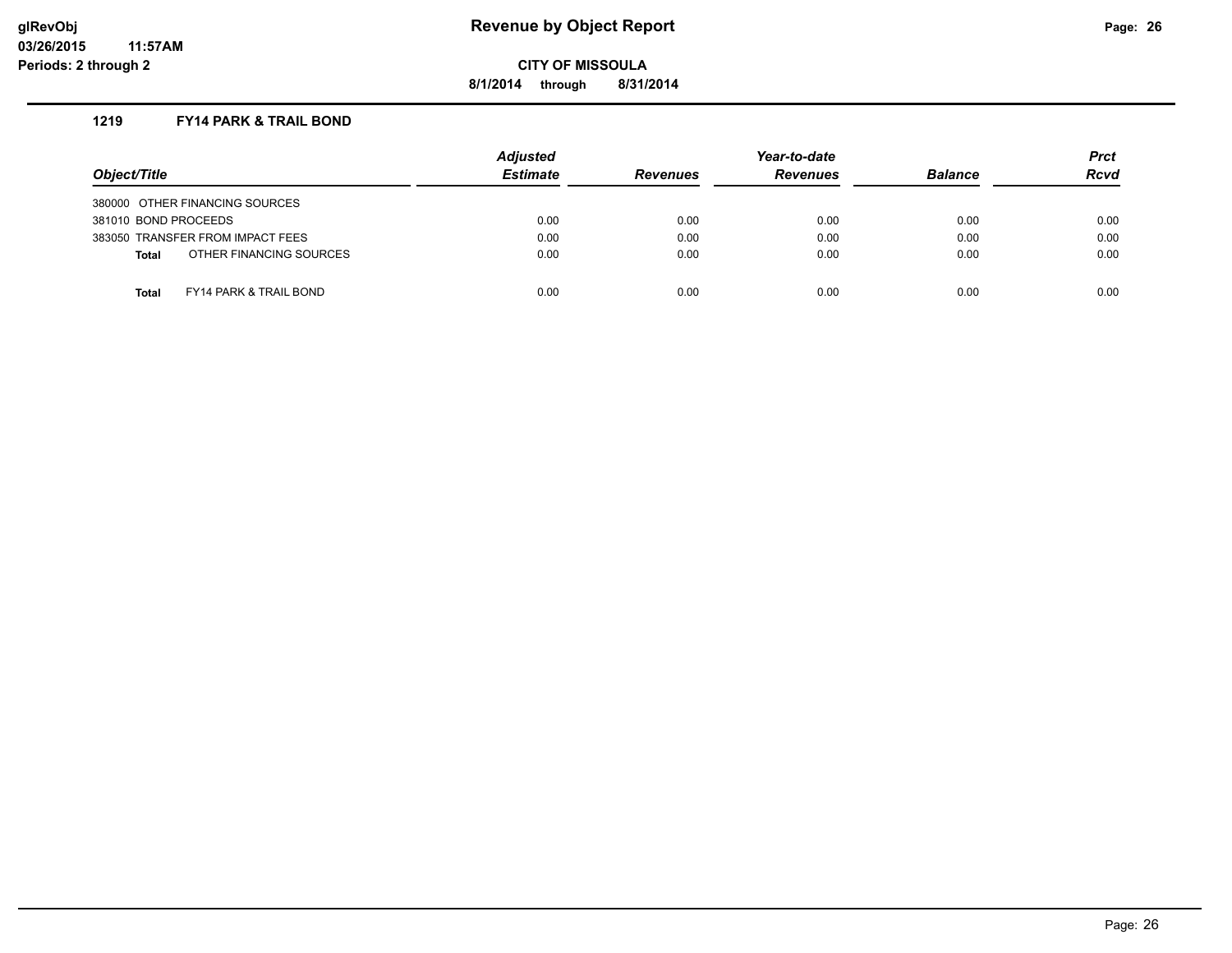# Revenue by Object Report

glRevObj
03/26/2015 11:57AM
Periods: 2 through 2

**CITY OF MISSOULA**

**8/1/2014 through 8/31/2014**

### 1219 FY14 PARK & TRAIL BOND

| Object/Title | Adjusted Estimate | Revenues | Year-to-date Revenues | Balance | Prct Rcvd |
|---|---|---|---|---|---|
| 380000 OTHER FINANCING SOURCES | | | | | |
| 381010 BOND PROCEEDS | 0.00 | 0.00 | 0.00 | 0.00 | 0.00 |
| 383050 TRANSFER FROM IMPACT FEES | 0.00 | 0.00 | 0.00 | 0.00 | 0.00 |
| **Total** OTHER FINANCING SOURCES | 0.00 | 0.00 | 0.00 | 0.00 | 0.00 |
| **Total** FY14 PARK & TRAIL BOND | 0.00 | 0.00 | 0.00 | 0.00 | 0.00 |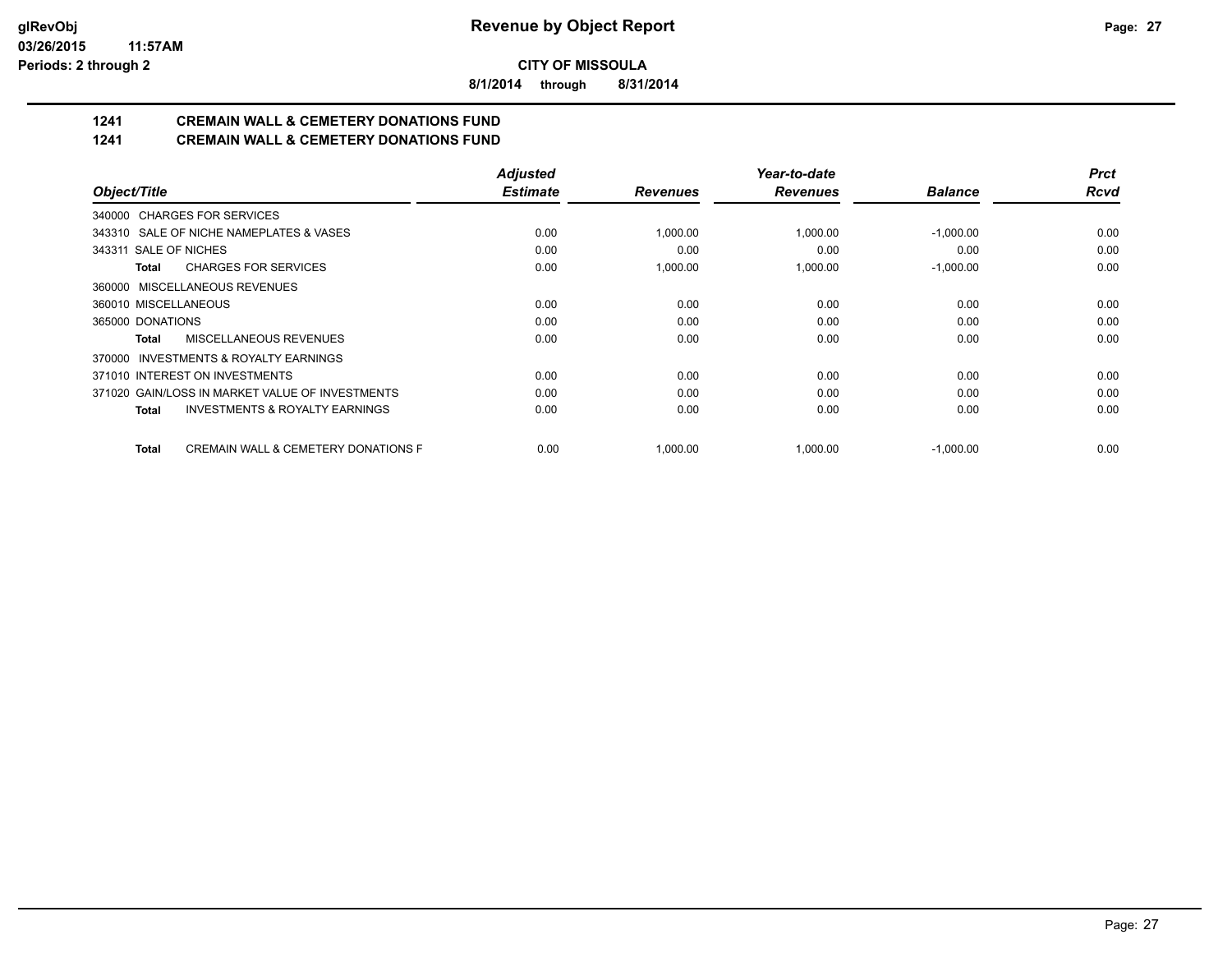**glRevObj**
**03/26/2015 11:57AM**
**Periods: 2 through 2**

# Revenue by Object Report

**CITY OF MISSOULA**

**8/1/2014 through 8/31/2014**

## 1241 CREMAIN WALL & CEMETERY DONATIONS FUND
## 1241 CREMAIN WALL & CEMETERY DONATIONS FUND

| Object/Title | Adjusted Estimate | Revenues | Year-to-date Revenues | Balance | Prct Rcvd |
|---|---|---|---|---|---|
| 340000 CHARGES FOR SERVICES | | | | | |
| 343310 SALE OF NICHE NAMEPLATES & VASES | 0.00 | 1,000.00 | 1,000.00 | -1,000.00 | 0.00 |
| 343311 SALE OF NICHES | 0.00 | 0.00 | 0.00 | 0.00 | 0.00 |
| **Total** CHARGES FOR SERVICES | 0.00 | 1,000.00 | 1,000.00 | -1,000.00 | 0.00 |
| 360000 MISCELLANEOUS REVENUES | | | | | |
| 360010 MISCELLANEOUS | 0.00 | 0.00 | 0.00 | 0.00 | 0.00 |
| 365000 DONATIONS | 0.00 | 0.00 | 0.00 | 0.00 | 0.00 |
| **Total** MISCELLANEOUS REVENUES | 0.00 | 0.00 | 0.00 | 0.00 | 0.00 |
| 370000 INVESTMENTS & ROYALTY EARNINGS | | | | | |
| 371010 INTEREST ON INVESTMENTS | 0.00 | 0.00 | 0.00 | 0.00 | 0.00 |
| 371020 GAIN/LOSS IN MARKET VALUE OF INVESTMENTS | 0.00 | 0.00 | 0.00 | 0.00 | 0.00 |
| **Total** INVESTMENTS & ROYALTY EARNINGS | 0.00 | 0.00 | 0.00 | 0.00 | 0.00 |
| **Total** CREMAIN WALL & CEMETERY DONATIONS F | 0.00 | 1,000.00 | 1,000.00 | -1,000.00 | 0.00 |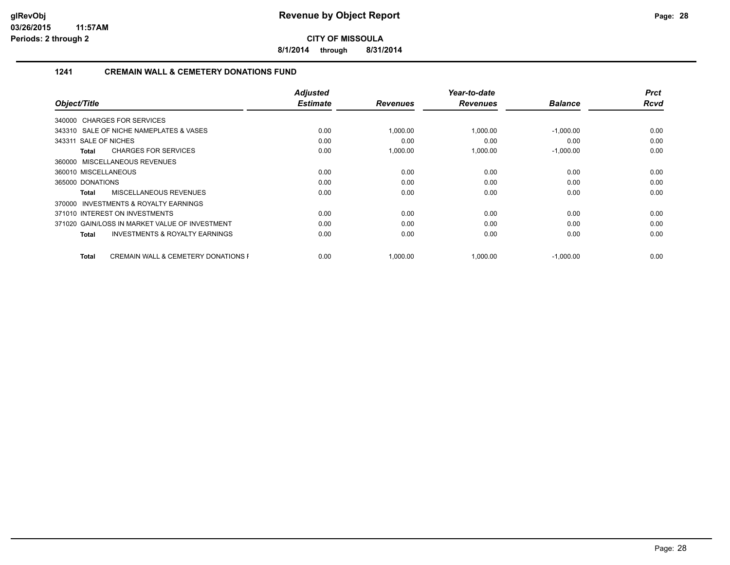# Revenue by Object Report

**CITY OF MISSOULA**

**8/1/2014 through 8/31/2014**

glRevObj
03/26/2015 11:57AM
Periods: 2 through 2

## 1241 CREMAIN WALL & CEMETERY DONATIONS FUND

| Object/Title | Adjusted Estimate | Revenues | Year-to-date Revenues | Balance | Prct Rcvd |
|---|---|---|---|---|---|
| 340000 CHARGES FOR SERVICES | | | | | |
| 343310 SALE OF NICHE NAMEPLATES & VASES | 0.00 | 1,000.00 | 1,000.00 | -1,000.00 | 0.00 |
| 343311 SALE OF NICHES | 0.00 | 0.00 | 0.00 | 0.00 | 0.00 |
| **Total** CHARGES FOR SERVICES | 0.00 | 1,000.00 | 1,000.00 | -1,000.00 | 0.00 |
| 360000 MISCELLANEOUS REVENUES | | | | | |
| 360010 MISCELLANEOUS | 0.00 | 0.00 | 0.00 | 0.00 | 0.00 |
| 365000 DONATIONS | 0.00 | 0.00 | 0.00 | 0.00 | 0.00 |
| **Total** MISCELLANEOUS REVENUES | 0.00 | 0.00 | 0.00 | 0.00 | 0.00 |
| 370000 INVESTMENTS & ROYALTY EARNINGS | | | | | |
| 371010 INTEREST ON INVESTMENTS | 0.00 | 0.00 | 0.00 | 0.00 | 0.00 |
| 371020 GAIN/LOSS IN MARKET VALUE OF INVESTMENT | 0.00 | 0.00 | 0.00 | 0.00 | 0.00 |
| **Total** INVESTMENTS & ROYALTY EARNINGS | 0.00 | 0.00 | 0.00 | 0.00 | 0.00 |
| **Total** CREMAIN WALL & CEMETERY DONATIONS F | 0.00 | 1,000.00 | 1,000.00 | -1,000.00 | 0.00 |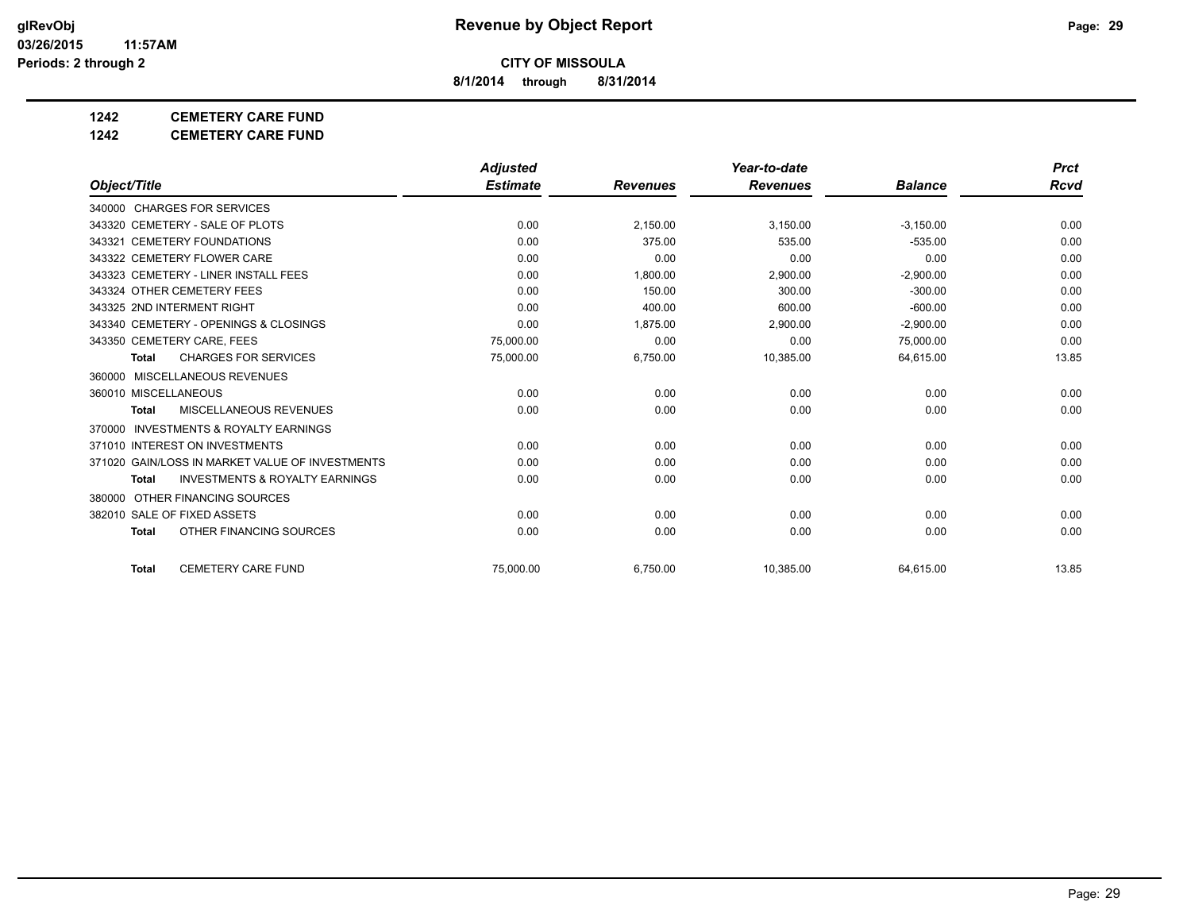**Revenue by Object Report**

**CITY OF MISSOULA**

**8/1/2014 through 8/31/2014**

glRevObj
03/26/2015 11:57AM
Periods: 2 through 2

**1242 CEMETERY CARE FUND**

**1242 CEMETERY CARE FUND**

| Object/Title | Adjusted Estimate | Revenues | Year-to-date Revenues | Balance | Prct Rcvd |
|---|---|---|---|---|---|
| 340000 CHARGES FOR SERVICES | | | | | |
| 343320 CEMETERY - SALE OF PLOTS | 0.00 | 2,150.00 | 3,150.00 | -3,150.00 | 0.00 |
| 343321 CEMETERY FOUNDATIONS | 0.00 | 375.00 | 535.00 | -535.00 | 0.00 |
| 343322 CEMETERY FLOWER CARE | 0.00 | 0.00 | 0.00 | 0.00 | 0.00 |
| 343323 CEMETERY - LINER INSTALL FEES | 0.00 | 1,800.00 | 2,900.00 | -2,900.00 | 0.00 |
| 343324 OTHER CEMETERY FEES | 0.00 | 150.00 | 300.00 | -300.00 | 0.00 |
| 343325 2ND INTERMENT RIGHT | 0.00 | 400.00 | 600.00 | -600.00 | 0.00 |
| 343340 CEMETERY - OPENINGS & CLOSINGS | 0.00 | 1,875.00 | 2,900.00 | -2,900.00 | 0.00 |
| 343350 CEMETERY CARE, FEES | 75,000.00 | 0.00 | 0.00 | 75,000.00 | 0.00 |
| **Total** CHARGES FOR SERVICES | 75,000.00 | 6,750.00 | 10,385.00 | 64,615.00 | 13.85 |
| 360000 MISCELLANEOUS REVENUES | | | | | |
| 360010 MISCELLANEOUS | 0.00 | 0.00 | 0.00 | 0.00 | 0.00 |
| **Total** MISCELLANEOUS REVENUES | 0.00 | 0.00 | 0.00 | 0.00 | 0.00 |
| 370000 INVESTMENTS & ROYALTY EARNINGS | | | | | |
| 371010 INTEREST ON INVESTMENTS | 0.00 | 0.00 | 0.00 | 0.00 | 0.00 |
| 371020 GAIN/LOSS IN MARKET VALUE OF INVESTMENTS | 0.00 | 0.00 | 0.00 | 0.00 | 0.00 |
| **Total** INVESTMENTS & ROYALTY EARNINGS | 0.00 | 0.00 | 0.00 | 0.00 | 0.00 |
| 380000 OTHER FINANCING SOURCES | | | | | |
| 382010 SALE OF FIXED ASSETS | 0.00 | 0.00 | 0.00 | 0.00 | 0.00 |
| **Total** OTHER FINANCING SOURCES | 0.00 | 0.00 | 0.00 | 0.00 | 0.00 |
| **Total** CEMETERY CARE FUND | 75,000.00 | 6,750.00 | 10,385.00 | 64,615.00 | 13.85 |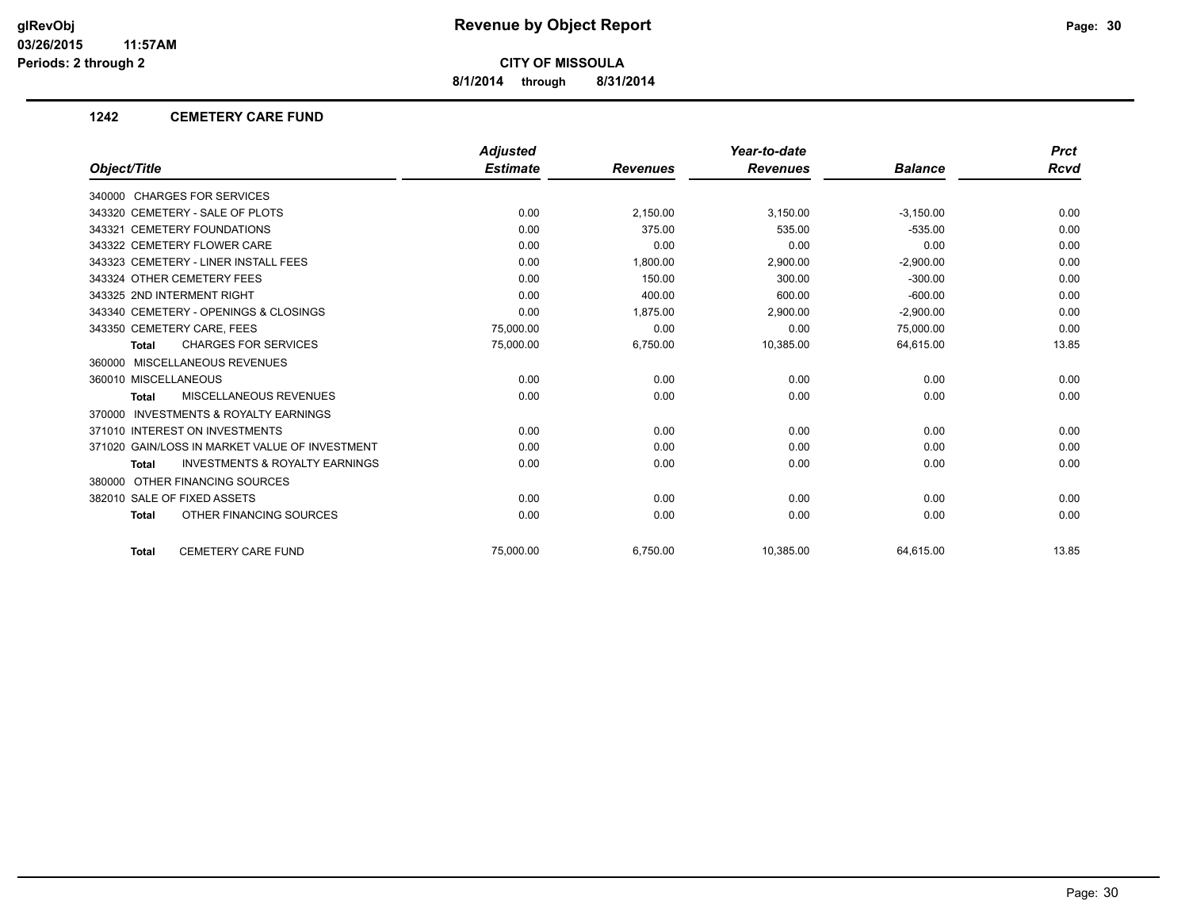# Revenue by Object Report

glRevObj
03/26/2015 11:57AM
Periods: 2 through 2

**CITY OF MISSOULA**

8/1/2014 through 8/31/2014

## 1242 CEMETERY CARE FUND

| Object/Title | Adjusted Estimate | Revenues | Year-to-date Revenues | Balance | Prct Rcvd |
|---|---|---|---|---|---|
| 340000 CHARGES FOR SERVICES | | | | | |
| 343320 CEMETERY - SALE OF PLOTS | 0.00 | 2,150.00 | 3,150.00 | -3,150.00 | 0.00 |
| 343321 CEMETERY FOUNDATIONS | 0.00 | 375.00 | 535.00 | -535.00 | 0.00 |
| 343322 CEMETERY FLOWER CARE | 0.00 | 0.00 | 0.00 | 0.00 | 0.00 |
| 343323 CEMETERY - LINER INSTALL FEES | 0.00 | 1,800.00 | 2,900.00 | -2,900.00 | 0.00 |
| 343324 OTHER CEMETERY FEES | 0.00 | 150.00 | 300.00 | -300.00 | 0.00 |
| 343325 2ND INTERMENT RIGHT | 0.00 | 400.00 | 600.00 | -600.00 | 0.00 |
| 343340 CEMETERY - OPENINGS & CLOSINGS | 0.00 | 1,875.00 | 2,900.00 | -2,900.00 | 0.00 |
| 343350 CEMETERY CARE, FEES | 75,000.00 | 0.00 | 0.00 | 75,000.00 | 0.00 |
| **Total** CHARGES FOR SERVICES | 75,000.00 | 6,750.00 | 10,385.00 | 64,615.00 | 13.85 |
| 360000 MISCELLANEOUS REVENUES | | | | | |
| 360010 MISCELLANEOUS | 0.00 | 0.00 | 0.00 | 0.00 | 0.00 |
| **Total** MISCELLANEOUS REVENUES | 0.00 | 0.00 | 0.00 | 0.00 | 0.00 |
| 370000 INVESTMENTS & ROYALTY EARNINGS | | | | | |
| 371010 INTEREST ON INVESTMENTS | 0.00 | 0.00 | 0.00 | 0.00 | 0.00 |
| 371020 GAIN/LOSS IN MARKET VALUE OF INVESTMENT | 0.00 | 0.00 | 0.00 | 0.00 | 0.00 |
| **Total** INVESTMENTS & ROYALTY EARNINGS | 0.00 | 0.00 | 0.00 | 0.00 | 0.00 |
| 380000 OTHER FINANCING SOURCES | | | | | |
| 382010 SALE OF FIXED ASSETS | 0.00 | 0.00 | 0.00 | 0.00 | 0.00 |
| **Total** OTHER FINANCING SOURCES | 0.00 | 0.00 | 0.00 | 0.00 | 0.00 |
| **Total** CEMETERY CARE FUND | 75,000.00 | 6,750.00 | 10,385.00 | 64,615.00 | 13.85 |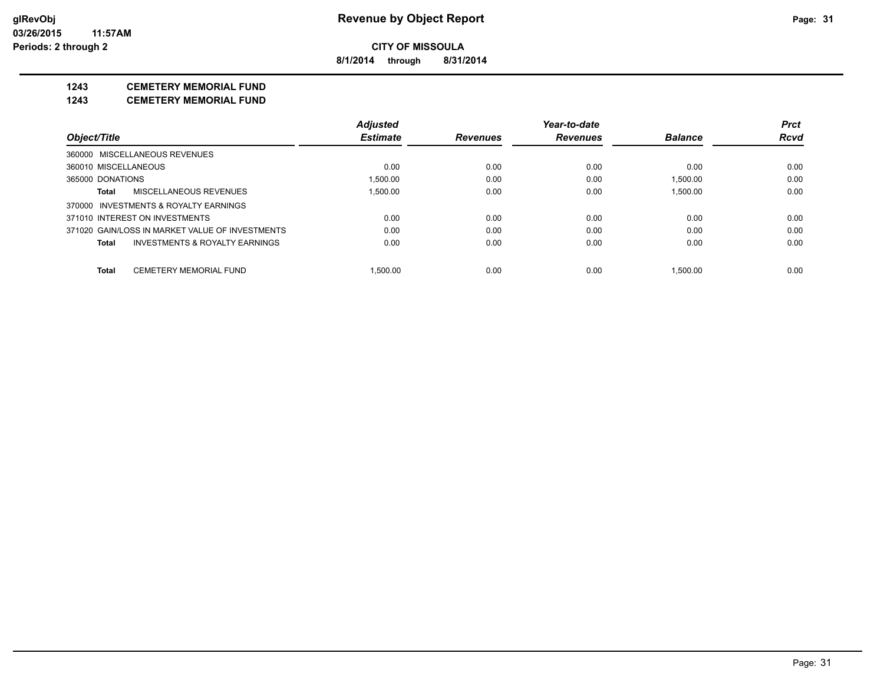**Revenue by Object Report**

**CITY OF MISSOULA**

**8/1/2014 through 8/31/2014**

glRevObj
03/26/2015 11:57AM
Periods: 2 through 2

**1243 CEMETERY MEMORIAL FUND**

**1243 CEMETERY MEMORIAL FUND**

| Object/Title | Adjusted Estimate | Revenues | Year-to-date Revenues | Balance | Prct Rcvd |
|---|---|---|---|---|---|
| 360000 MISCELLANEOUS REVENUES | | | | | |
| 360010 MISCELLANEOUS | 0.00 | 0.00 | 0.00 | 0.00 | 0.00 |
| 365000 DONATIONS | 1,500.00 | 0.00 | 0.00 | 1,500.00 | 0.00 |
| **Total** MISCELLANEOUS REVENUES | 1,500.00 | 0.00 | 0.00 | 1,500.00 | 0.00 |
| 370000 INVESTMENTS & ROYALTY EARNINGS | | | | | |
| 371010 INTEREST ON INVESTMENTS | 0.00 | 0.00 | 0.00 | 0.00 | 0.00 |
| 371020 GAIN/LOSS IN MARKET VALUE OF INVESTMENTS | 0.00 | 0.00 | 0.00 | 0.00 | 0.00 |
| **Total** INVESTMENTS & ROYALTY EARNINGS | 0.00 | 0.00 | 0.00 | 0.00 | 0.00 |
| **Total** CEMETERY MEMORIAL FUND | 1,500.00 | 0.00 | 0.00 | 1,500.00 | 0.00 |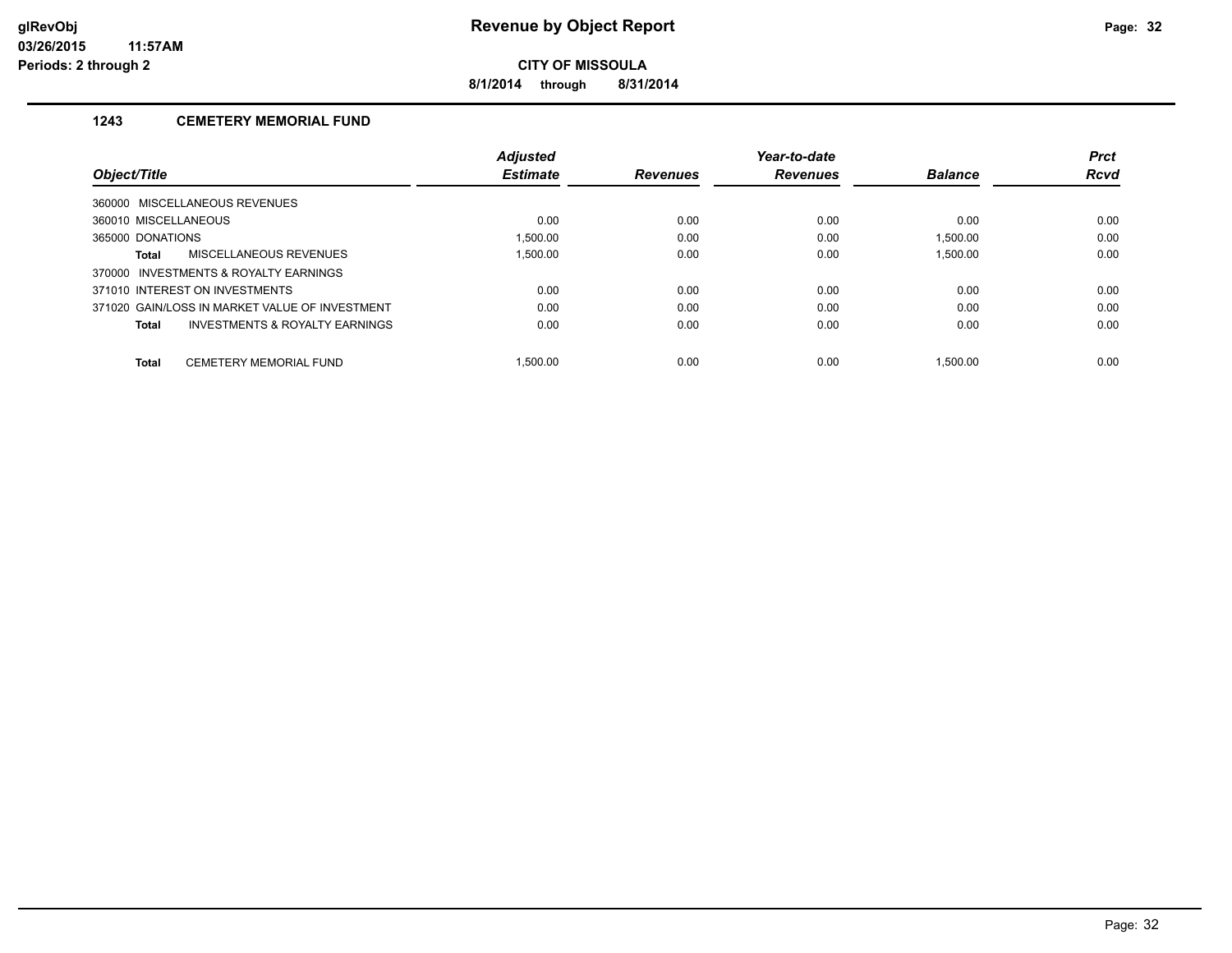# Revenue by Object Report

glRevObj
03/26/2015 11:57AM
Periods: 2 through 2

**CITY OF MISSOULA**

**8/1/2014 through 8/31/2014**

## 1243 CEMETERY MEMORIAL FUND

| Object/Title | Adjusted Estimate | Revenues | Year-to-date Revenues | Balance | Prct Rcvd |
|---|---|---|---|---|---|
| 360000 MISCELLANEOUS REVENUES | | | | | |
| 360010 MISCELLANEOUS | 0.00 | 0.00 | 0.00 | 0.00 | 0.00 |
| 365000 DONATIONS | 1,500.00 | 0.00 | 0.00 | 1,500.00 | 0.00 |
| **Total** MISCELLANEOUS REVENUES | 1,500.00 | 0.00 | 0.00 | 1,500.00 | 0.00 |
| 370000 INVESTMENTS & ROYALTY EARNINGS | | | | | |
| 371010 INTEREST ON INVESTMENTS | 0.00 | 0.00 | 0.00 | 0.00 | 0.00 |
| 371020 GAIN/LOSS IN MARKET VALUE OF INVESTMENT | 0.00 | 0.00 | 0.00 | 0.00 | 0.00 |
| **Total** INVESTMENTS & ROYALTY EARNINGS | 0.00 | 0.00 | 0.00 | 0.00 | 0.00 |
| **Total** CEMETERY MEMORIAL FUND | 1,500.00 | 0.00 | 0.00 | 1,500.00 | 0.00 |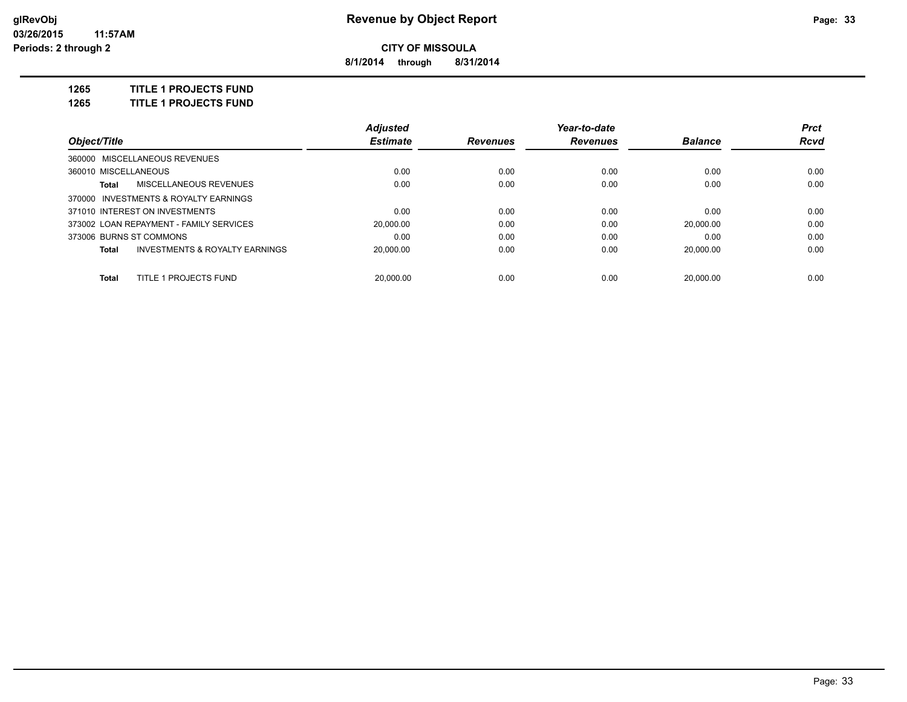**CITY OF MISSOULA**

**8/1/2014 through 8/31/2014**

**1265 TITLE 1 PROJECTS FUND**

**1265 TITLE 1 PROJECTS FUND**

| Object/Title | Adjusted Estimate | Revenues | Year-to-date Revenues | Balance | Prct Rcvd |
|---|---|---|---|---|---|
| 360000 MISCELLANEOUS REVENUES | | | | | |
| 360010 MISCELLANEOUS | 0.00 | 0.00 | 0.00 | 0.00 | 0.00 |
| **Total** MISCELLANEOUS REVENUES | 0.00 | 0.00 | 0.00 | 0.00 | 0.00 |
| 370000 INVESTMENTS & ROYALTY EARNINGS | | | | | |
| 371010 INTEREST ON INVESTMENTS | 0.00 | 0.00 | 0.00 | 0.00 | 0.00 |
| 373002 LOAN REPAYMENT - FAMILY SERVICES | 20,000.00 | 0.00 | 0.00 | 20,000.00 | 0.00 |
| 373006 BURNS ST COMMONS | 0.00 | 0.00 | 0.00 | 0.00 | 0.00 |
| **Total** INVESTMENTS & ROYALTY EARNINGS | 20,000.00 | 0.00 | 0.00 | 20,000.00 | 0.00 |
| **Total** TITLE 1 PROJECTS FUND | 20,000.00 | 0.00 | 0.00 | 20,000.00 | 0.00 |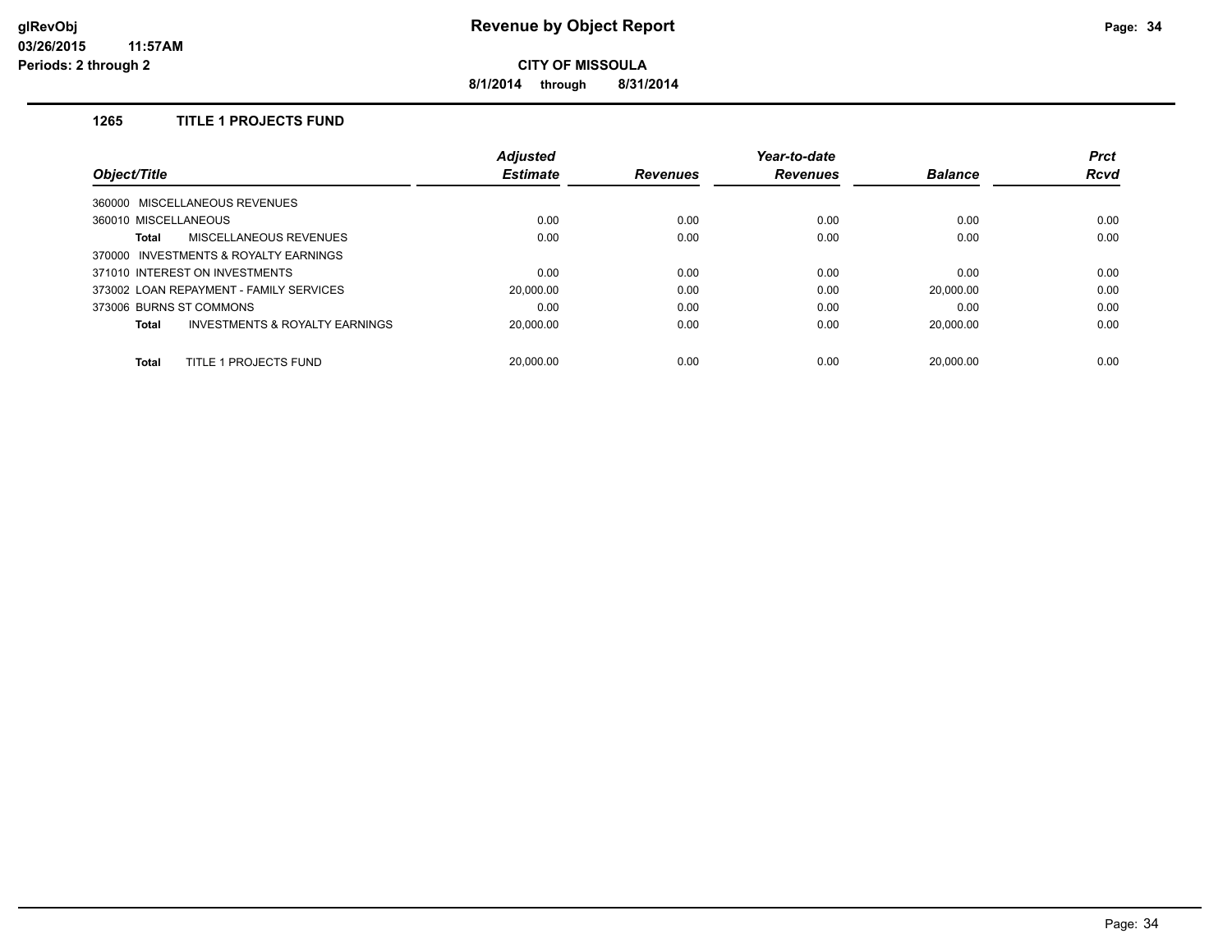**Revenue by Object Report**

**CITY OF MISSOULA**

**8/1/2014 through 8/31/2014**

glRevObj
03/26/2015 11:57AM
Periods: 2 through 2

### 1265 TITLE 1 PROJECTS FUND

| Object/Title | Adjusted Estimate | Revenues | Year-to-date Revenues | Balance | Prct Rcvd |
|---|---|---|---|---|---|
| 360000 MISCELLANEOUS REVENUES | | | | | |
| 360010 MISCELLANEOUS | 0.00 | 0.00 | 0.00 | 0.00 | 0.00 |
| **Total** MISCELLANEOUS REVENUES | 0.00 | 0.00 | 0.00 | 0.00 | 0.00 |
| 370000 INVESTMENTS & ROYALTY EARNINGS | | | | | |
| 371010 INTEREST ON INVESTMENTS | 0.00 | 0.00 | 0.00 | 0.00 | 0.00 |
| 373002 LOAN REPAYMENT - FAMILY SERVICES | 20,000.00 | 0.00 | 0.00 | 20,000.00 | 0.00 |
| 373006 BURNS ST COMMONS | 0.00 | 0.00 | 0.00 | 0.00 | 0.00 |
| **Total** INVESTMENTS & ROYALTY EARNINGS | 20,000.00 | 0.00 | 0.00 | 20,000.00 | 0.00 |
| **Total** TITLE 1 PROJECTS FUND | 20,000.00 | 0.00 | 0.00 | 20,000.00 | 0.00 |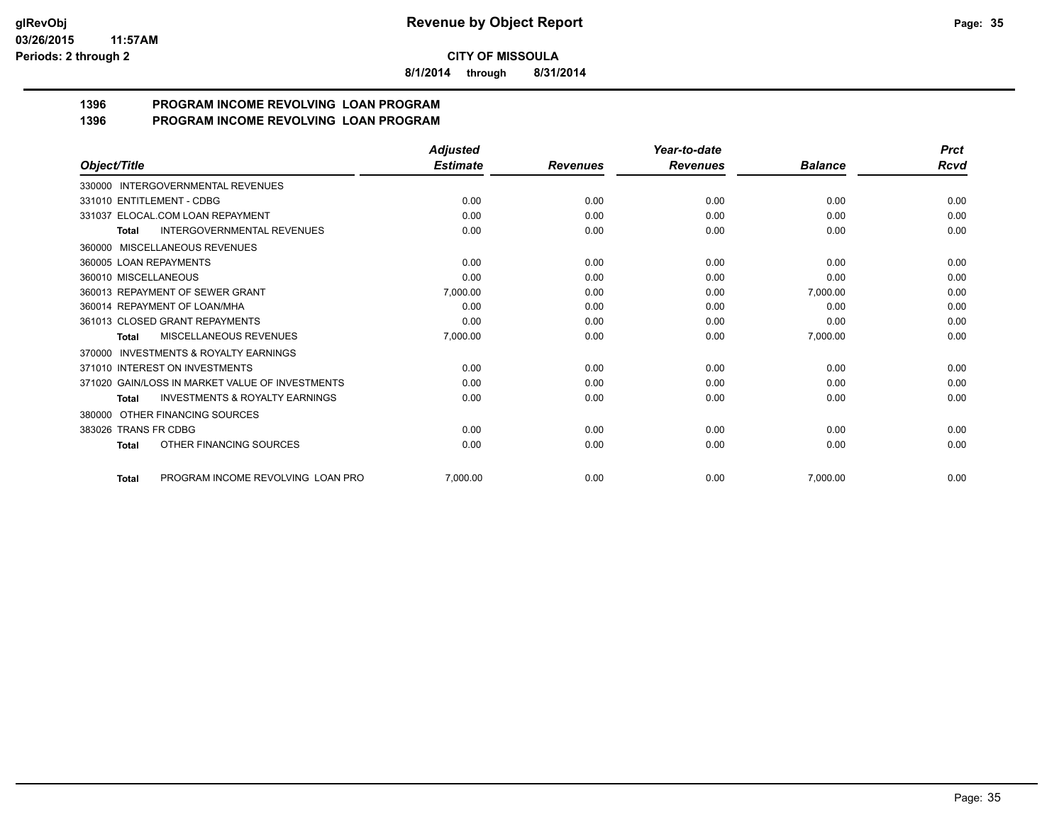glRevObj
03/26/2015 11:57AM
Periods: 2 through 2

# Revenue by Object Report

**CITY OF MISSOULA**

**8/1/2014 through 8/31/2014**

## 1396 PROGRAM INCOME REVOLVING LOAN PROGRAM
## 1396 PROGRAM INCOME REVOLVING LOAN PROGRAM

| Object/Title | Adjusted Estimate | Revenues | Year-to-date Revenues | Balance | Prct Rcvd |
|---|---|---|---|---|---|
| 330000 INTERGOVERNMENTAL REVENUES | | | | | |
| 331010 ENTITLEMENT - CDBG | 0.00 | 0.00 | 0.00 | 0.00 | 0.00 |
| 331037 ELOCAL.COM LOAN REPAYMENT | 0.00 | 0.00 | 0.00 | 0.00 | 0.00 |
| **Total** INTERGOVERNMENTAL REVENUES | 0.00 | 0.00 | 0.00 | 0.00 | 0.00 |
| 360000 MISCELLANEOUS REVENUES | | | | | |
| 360005 LOAN REPAYMENTS | 0.00 | 0.00 | 0.00 | 0.00 | 0.00 |
| 360010 MISCELLANEOUS | 0.00 | 0.00 | 0.00 | 0.00 | 0.00 |
| 360013 REPAYMENT OF SEWER GRANT | 7,000.00 | 0.00 | 0.00 | 7,000.00 | 0.00 |
| 360014 REPAYMENT OF LOAN/MHA | 0.00 | 0.00 | 0.00 | 0.00 | 0.00 |
| 361013 CLOSED GRANT REPAYMENTS | 0.00 | 0.00 | 0.00 | 0.00 | 0.00 |
| **Total** MISCELLANEOUS REVENUES | 7,000.00 | 0.00 | 0.00 | 7,000.00 | 0.00 |
| 370000 INVESTMENTS & ROYALTY EARNINGS | | | | | |
| 371010 INTEREST ON INVESTMENTS | 0.00 | 0.00 | 0.00 | 0.00 | 0.00 |
| 371020 GAIN/LOSS IN MARKET VALUE OF INVESTMENTS | 0.00 | 0.00 | 0.00 | 0.00 | 0.00 |
| **Total** INVESTMENTS & ROYALTY EARNINGS | 0.00 | 0.00 | 0.00 | 0.00 | 0.00 |
| 380000 OTHER FINANCING SOURCES | | | | | |
| 383026 TRANS FR CDBG | 0.00 | 0.00 | 0.00 | 0.00 | 0.00 |
| **Total** OTHER FINANCING SOURCES | 0.00 | 0.00 | 0.00 | 0.00 | 0.00 |
| **Total** PROGRAM INCOME REVOLVING LOAN PRO | 7,000.00 | 0.00 | 0.00 | 7,000.00 | 0.00 |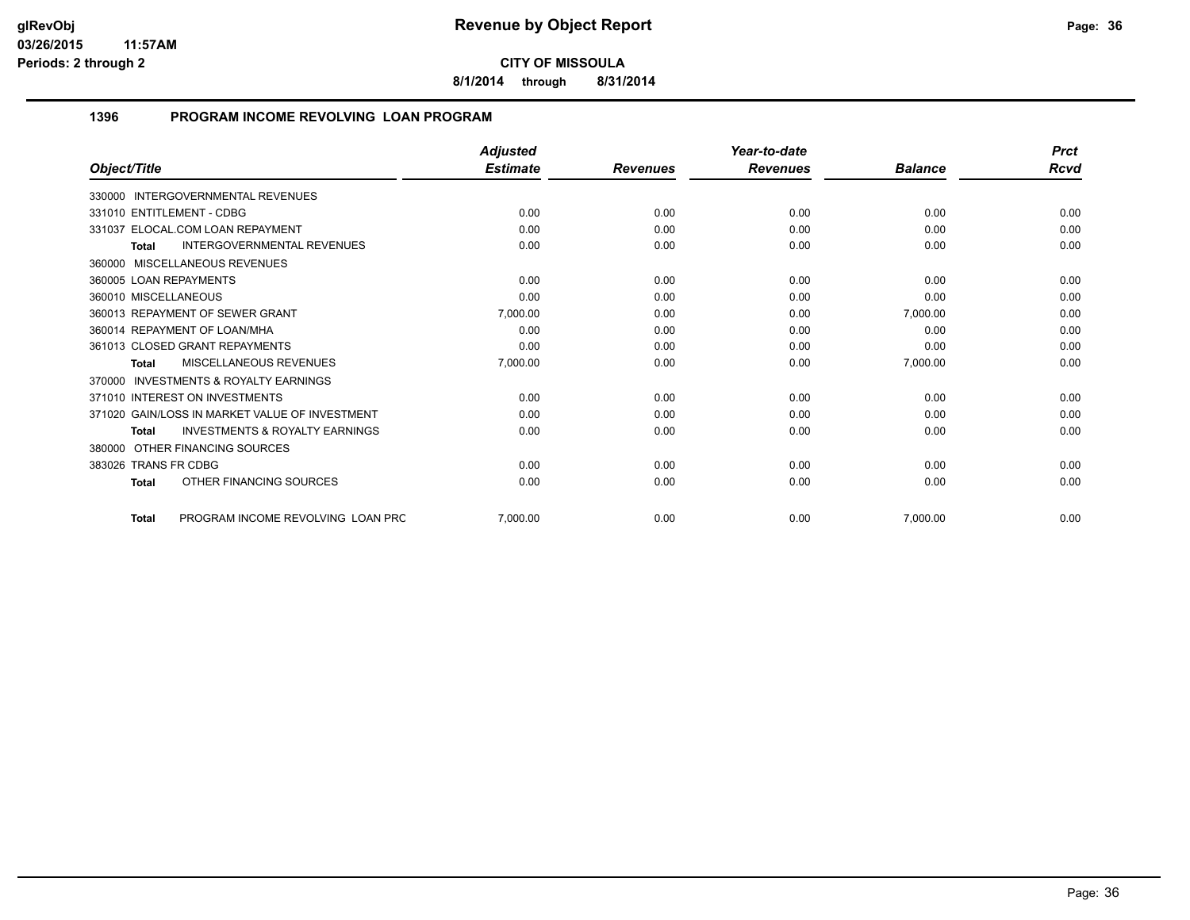**Revenue by Object Report**

**CITY OF MISSOULA**

**8/1/2014 through 8/31/2014**

glRevObj
03/26/2015 11:57AM
Periods: 2 through 2

## 1396 PROGRAM INCOME REVOLVING LOAN PROGRAM

| Object/Title | Adjusted Estimate | Revenues | Year-to-date Revenues | Balance | Prct Rcvd |
|---|---|---|---|---|---|
| 330000 INTERGOVERNMENTAL REVENUES | | | | | |
| 331010 ENTITLEMENT - CDBG | 0.00 | 0.00 | 0.00 | 0.00 | 0.00 |
| 331037 ELOCAL.COM LOAN REPAYMENT | 0.00 | 0.00 | 0.00 | 0.00 | 0.00 |
| **Total** INTERGOVERNMENTAL REVENUES | 0.00 | 0.00 | 0.00 | 0.00 | 0.00 |
| 360000 MISCELLANEOUS REVENUES | | | | | |
| 360005 LOAN REPAYMENTS | 0.00 | 0.00 | 0.00 | 0.00 | 0.00 |
| 360010 MISCELLANEOUS | 0.00 | 0.00 | 0.00 | 0.00 | 0.00 |
| 360013 REPAYMENT OF SEWER GRANT | 7,000.00 | 0.00 | 0.00 | 7,000.00 | 0.00 |
| 360014 REPAYMENT OF LOAN/MHA | 0.00 | 0.00 | 0.00 | 0.00 | 0.00 |
| 361013 CLOSED GRANT REPAYMENTS | 0.00 | 0.00 | 0.00 | 0.00 | 0.00 |
| **Total** MISCELLANEOUS REVENUES | 7,000.00 | 0.00 | 0.00 | 7,000.00 | 0.00 |
| 370000 INVESTMENTS & ROYALTY EARNINGS | | | | | |
| 371010 INTEREST ON INVESTMENTS | 0.00 | 0.00 | 0.00 | 0.00 | 0.00 |
| 371020 GAIN/LOSS IN MARKET VALUE OF INVESTMENT | 0.00 | 0.00 | 0.00 | 0.00 | 0.00 |
| **Total** INVESTMENTS & ROYALTY EARNINGS | 0.00 | 0.00 | 0.00 | 0.00 | 0.00 |
| 380000 OTHER FINANCING SOURCES | | | | | |
| 383026 TRANS FR CDBG | 0.00 | 0.00 | 0.00 | 0.00 | 0.00 |
| **Total** OTHER FINANCING SOURCES | 0.00 | 0.00 | 0.00 | 0.00 | 0.00 |
| **Total** PROGRAM INCOME REVOLVING LOAN PRC | 7,000.00 | 0.00 | 0.00 | 7,000.00 | 0.00 |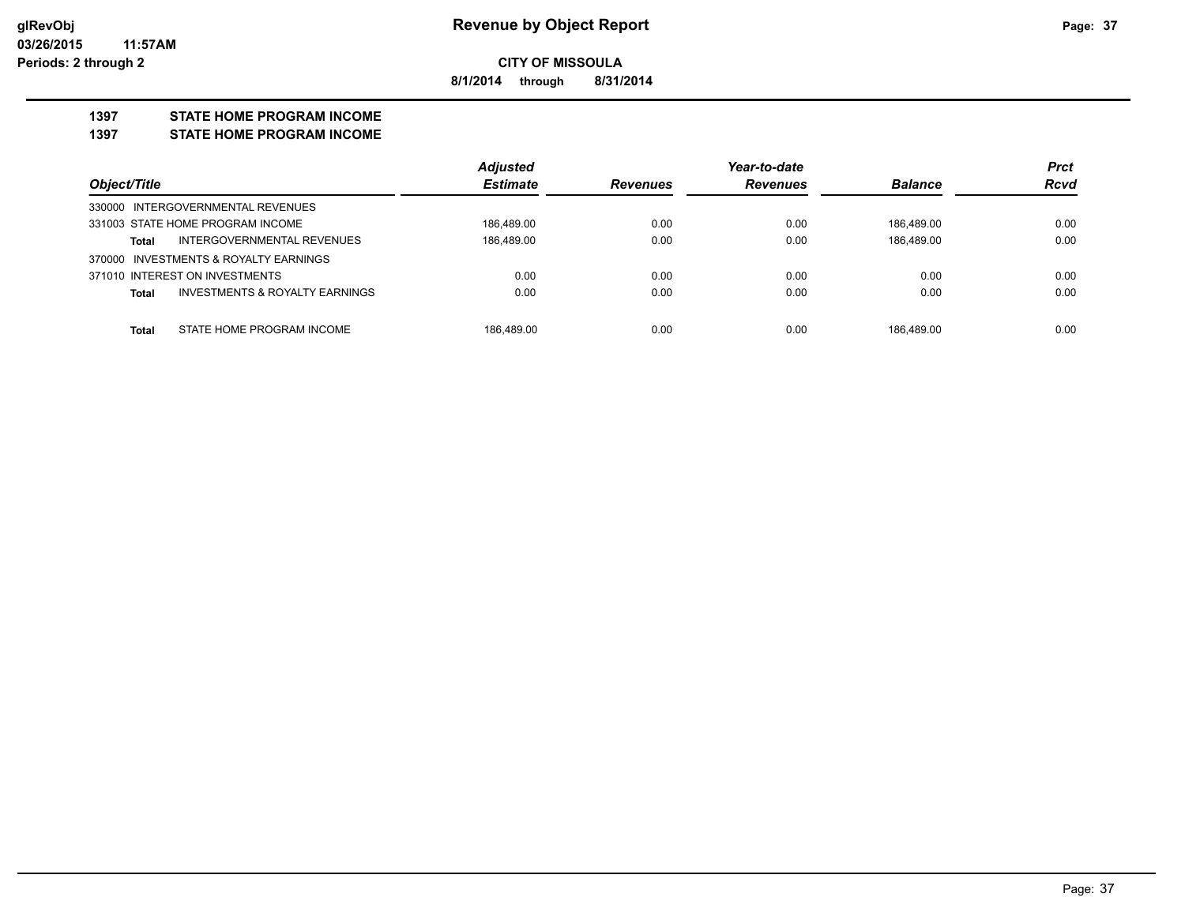**CITY OF MISSOULA**

**8/1/2014 through 8/31/2014**

**1397 STATE HOME PROGRAM INCOME**

**1397 STATE HOME PROGRAM INCOME**

| Object/Title | Adjusted Estimate | Revenues | Year-to-date Revenues | Balance | Prct Rcvd |
|---|---|---|---|---|---|
| 330000 INTERGOVERNMENTAL REVENUES | | | | | |
| 331003 STATE HOME PROGRAM INCOME | 186,489.00 | 0.00 | 0.00 | 186,489.00 | 0.00 |
| **Total** INTERGOVERNMENTAL REVENUES | 186,489.00 | 0.00 | 0.00 | 186,489.00 | 0.00 |
| 370000 INVESTMENTS & ROYALTY EARNINGS | | | | | |
| 371010 INTEREST ON INVESTMENTS | 0.00 | 0.00 | 0.00 | 0.00 | 0.00 |
| **Total** INVESTMENTS & ROYALTY EARNINGS | 0.00 | 0.00 | 0.00 | 0.00 | 0.00 |
| **Total** STATE HOME PROGRAM INCOME | 186,489.00 | 0.00 | 0.00 | 186,489.00 | 0.00 |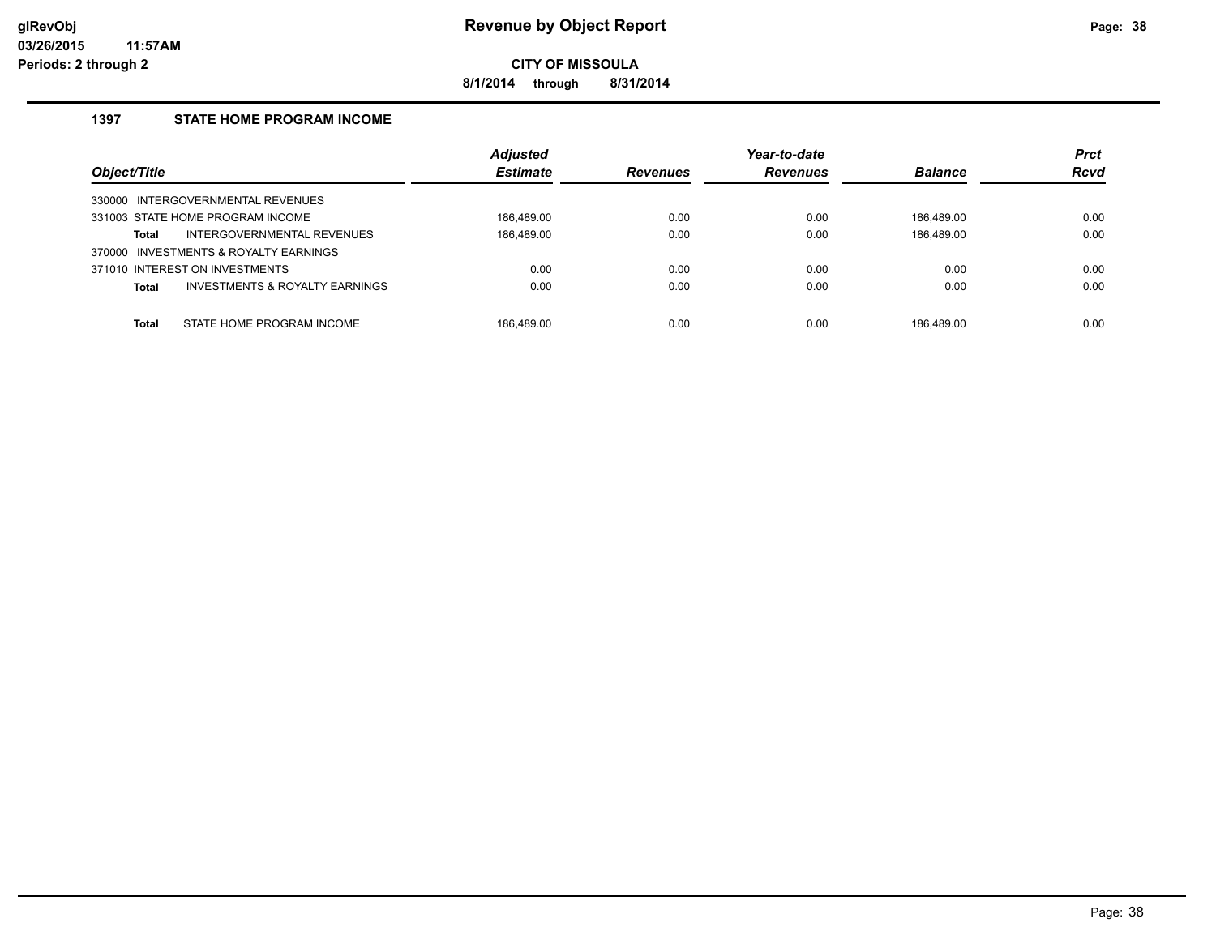**glRevObj** **Revenue by Object Report**
**03/26/2015 11:57AM**
**Periods: 2 through 2**

**CITY OF MISSOULA**
**8/1/2014 through 8/31/2014**

### 1397 STATE HOME PROGRAM INCOME

| Object/Title | Adjusted Estimate | Revenues | Year-to-date Revenues | Balance | Prct Rcvd |
|---|---|---|---|---|---|
| 330000 INTERGOVERNMENTAL REVENUES | | | | | |
| 331003 STATE HOME PROGRAM INCOME | 186,489.00 | 0.00 | 0.00 | 186,489.00 | 0.00 |
| **Total** INTERGOVERNMENTAL REVENUES | 186,489.00 | 0.00 | 0.00 | 186,489.00 | 0.00 |
| 370000 INVESTMENTS & ROYALTY EARNINGS | | | | | |
| 371010 INTEREST ON INVESTMENTS | 0.00 | 0.00 | 0.00 | 0.00 | 0.00 |
| **Total** INVESTMENTS & ROYALTY EARNINGS | 0.00 | 0.00 | 0.00 | 0.00 | 0.00 |
| **Total** STATE HOME PROGRAM INCOME | 186,489.00 | 0.00 | 0.00 | 186,489.00 | 0.00 |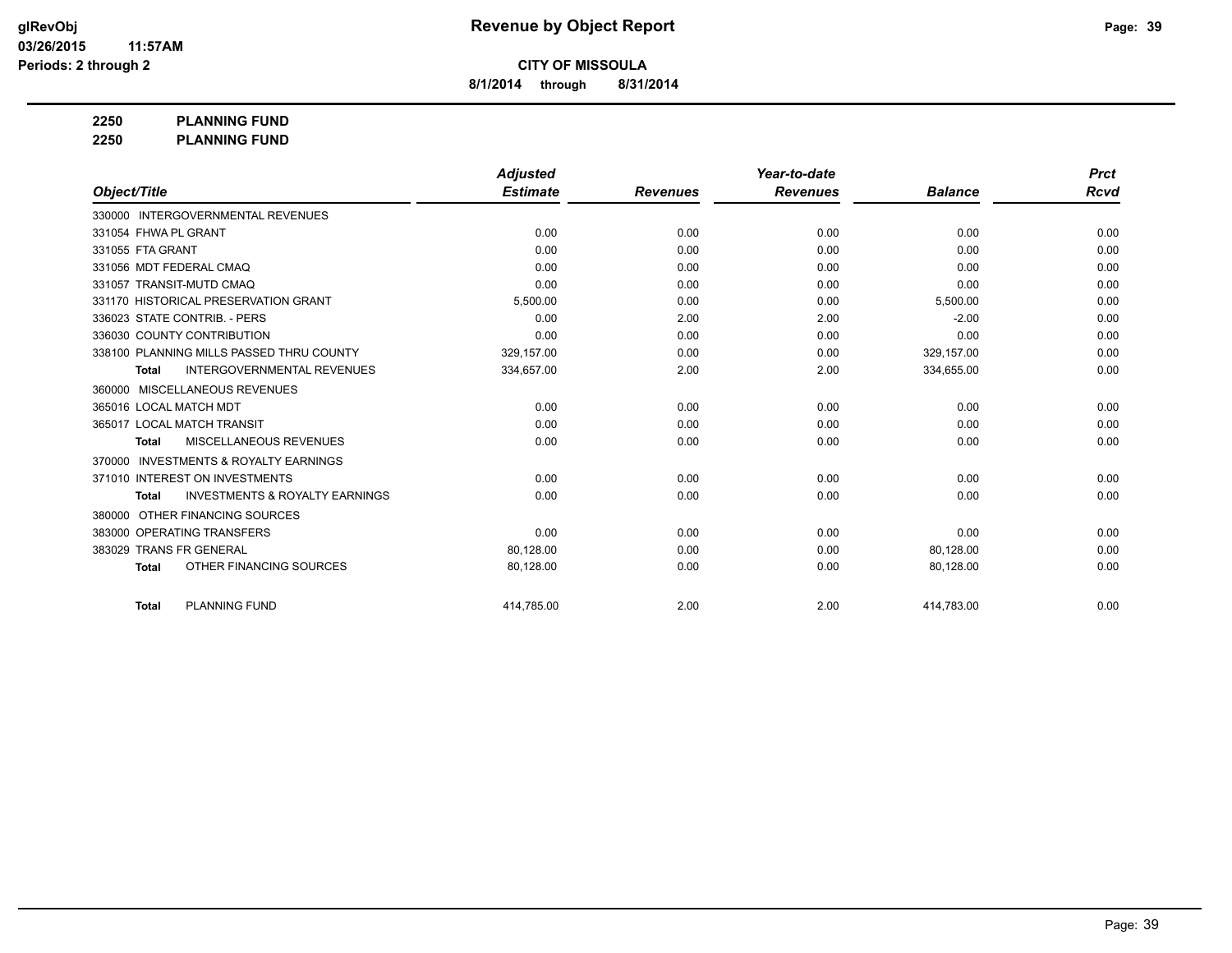# Revenue by Object Report

**CITY OF MISSOULA**

**8/1/2014 through 8/31/2014**

glRevObj
03/26/2015 11:57AM
Periods: 2 through 2

**2250 PLANNING FUND**
**2250 PLANNING FUND**

| Object/Title | Adjusted Estimate | Revenues | Year-to-date Revenues | Balance | Prct Rcvd |
|---|---|---|---|---|---|
| 330000 INTERGOVERNMENTAL REVENUES | | | | | |
| 331054 FHWA PL GRANT | 0.00 | 0.00 | 0.00 | 0.00 | 0.00 |
| 331055 FTA GRANT | 0.00 | 0.00 | 0.00 | 0.00 | 0.00 |
| 331056 MDT FEDERAL CMAQ | 0.00 | 0.00 | 0.00 | 0.00 | 0.00 |
| 331057 TRANSIT-MUTD CMAQ | 0.00 | 0.00 | 0.00 | 0.00 | 0.00 |
| 331170 HISTORICAL PRESERVATION GRANT | 5,500.00 | 0.00 | 0.00 | 5,500.00 | 0.00 |
| 336023 STATE CONTRIB. - PERS | 0.00 | 2.00 | 2.00 | -2.00 | 0.00 |
| 336030 COUNTY CONTRIBUTION | 0.00 | 0.00 | 0.00 | 0.00 | 0.00 |
| 338100 PLANNING MILLS PASSED THRU COUNTY | 329,157.00 | 0.00 | 0.00 | 329,157.00 | 0.00 |
| **Total** INTERGOVERNMENTAL REVENUES | 334,657.00 | 2.00 | 2.00 | 334,655.00 | 0.00 |
| 360000 MISCELLANEOUS REVENUES | | | | | |
| 365016 LOCAL MATCH MDT | 0.00 | 0.00 | 0.00 | 0.00 | 0.00 |
| 365017 LOCAL MATCH TRANSIT | 0.00 | 0.00 | 0.00 | 0.00 | 0.00 |
| **Total** MISCELLANEOUS REVENUES | 0.00 | 0.00 | 0.00 | 0.00 | 0.00 |
| 370000 INVESTMENTS & ROYALTY EARNINGS | | | | | |
| 371010 INTEREST ON INVESTMENTS | 0.00 | 0.00 | 0.00 | 0.00 | 0.00 |
| **Total** INVESTMENTS & ROYALTY EARNINGS | 0.00 | 0.00 | 0.00 | 0.00 | 0.00 |
| 380000 OTHER FINANCING SOURCES | | | | | |
| 383000 OPERATING TRANSFERS | 0.00 | 0.00 | 0.00 | 0.00 | 0.00 |
| 383029 TRANS FR GENERAL | 80,128.00 | 0.00 | 0.00 | 80,128.00 | 0.00 |
| **Total** OTHER FINANCING SOURCES | 80,128.00 | 0.00 | 0.00 | 80,128.00 | 0.00 |
| **Total** PLANNING FUND | 414,785.00 | 2.00 | 2.00 | 414,783.00 | 0.00 |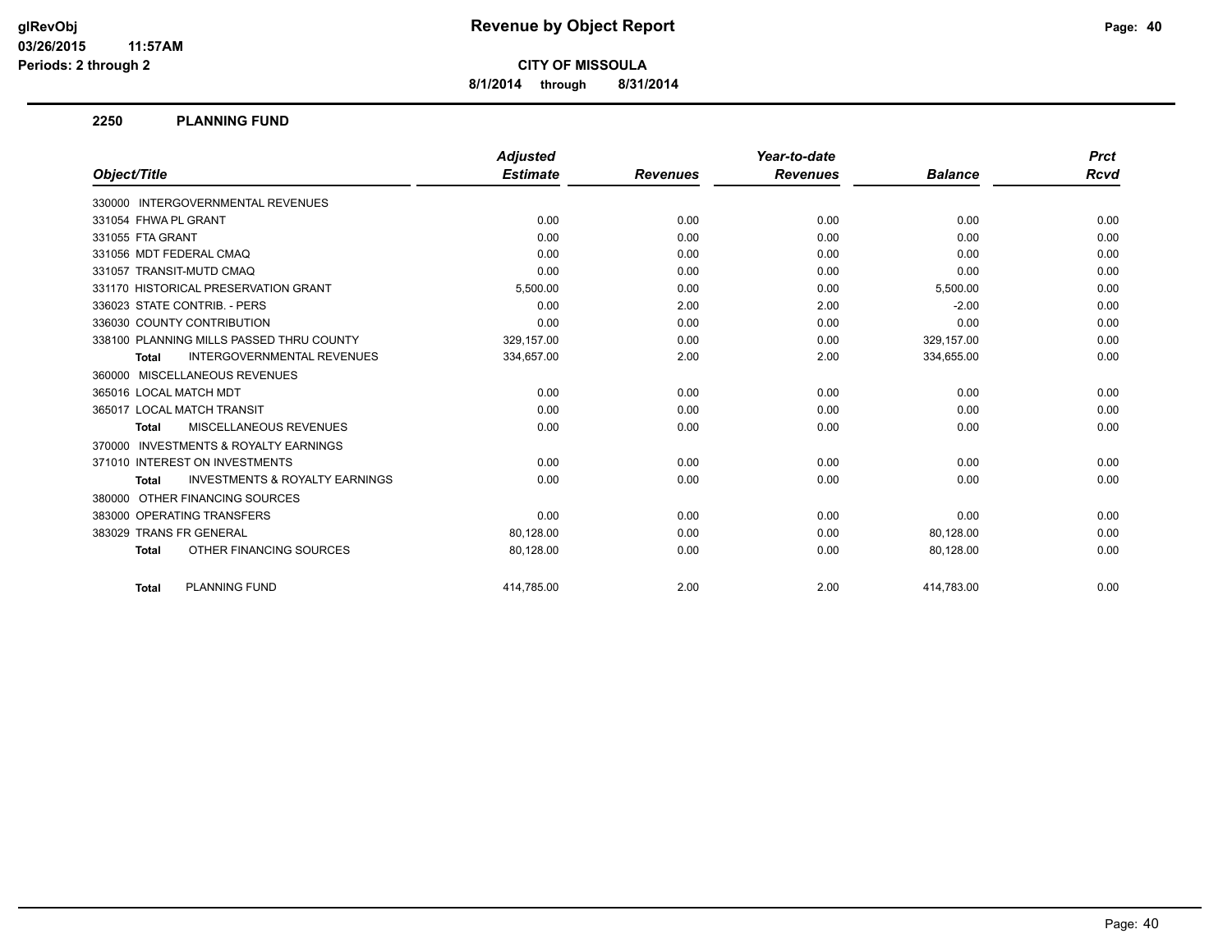# Revenue by Object Report

**CITY OF MISSOULA**

**8/1/2014 through 8/31/2014**

glRevObj
03/26/2015 11:57AM
Periods: 2 through 2

## 2250 PLANNING FUND

| Object/Title | Adjusted Estimate | Revenues | Year-to-date Revenues | Balance | Prct Rcvd |
|---|---|---|---|---|---|
| 330000 INTERGOVERNMENTAL REVENUES | | | | | |
| 331054 FHWA PL GRANT | 0.00 | 0.00 | 0.00 | 0.00 | 0.00 |
| 331055 FTA GRANT | 0.00 | 0.00 | 0.00 | 0.00 | 0.00 |
| 331056 MDT FEDERAL CMAQ | 0.00 | 0.00 | 0.00 | 0.00 | 0.00 |
| 331057 TRANSIT-MUTD CMAQ | 0.00 | 0.00 | 0.00 | 0.00 | 0.00 |
| 331170 HISTORICAL PRESERVATION GRANT | 5,500.00 | 0.00 | 0.00 | 5,500.00 | 0.00 |
| 336023 STATE CONTRIB. - PERS | 0.00 | 2.00 | 2.00 | -2.00 | 0.00 |
| 336030 COUNTY CONTRIBUTION | 0.00 | 0.00 | 0.00 | 0.00 | 0.00 |
| 338100 PLANNING MILLS PASSED THRU COUNTY | 329,157.00 | 0.00 | 0.00 | 329,157.00 | 0.00 |
| **Total** INTERGOVERNMENTAL REVENUES | 334,657.00 | 2.00 | 2.00 | 334,655.00 | 0.00 |
| 360000 MISCELLANEOUS REVENUES | | | | | |
| 365016 LOCAL MATCH MDT | 0.00 | 0.00 | 0.00 | 0.00 | 0.00 |
| 365017 LOCAL MATCH TRANSIT | 0.00 | 0.00 | 0.00 | 0.00 | 0.00 |
| **Total** MISCELLANEOUS REVENUES | 0.00 | 0.00 | 0.00 | 0.00 | 0.00 |
| 370000 INVESTMENTS & ROYALTY EARNINGS | | | | | |
| 371010 INTEREST ON INVESTMENTS | 0.00 | 0.00 | 0.00 | 0.00 | 0.00 |
| **Total** INVESTMENTS & ROYALTY EARNINGS | 0.00 | 0.00 | 0.00 | 0.00 | 0.00 |
| 380000 OTHER FINANCING SOURCES | | | | | |
| 383000 OPERATING TRANSFERS | 0.00 | 0.00 | 0.00 | 0.00 | 0.00 |
| 383029 TRANS FR GENERAL | 80,128.00 | 0.00 | 0.00 | 80,128.00 | 0.00 |
| **Total** OTHER FINANCING SOURCES | 80,128.00 | 0.00 | 0.00 | 80,128.00 | 0.00 |
| **Total** PLANNING FUND | 414,785.00 | 2.00 | 2.00 | 414,783.00 | 0.00 |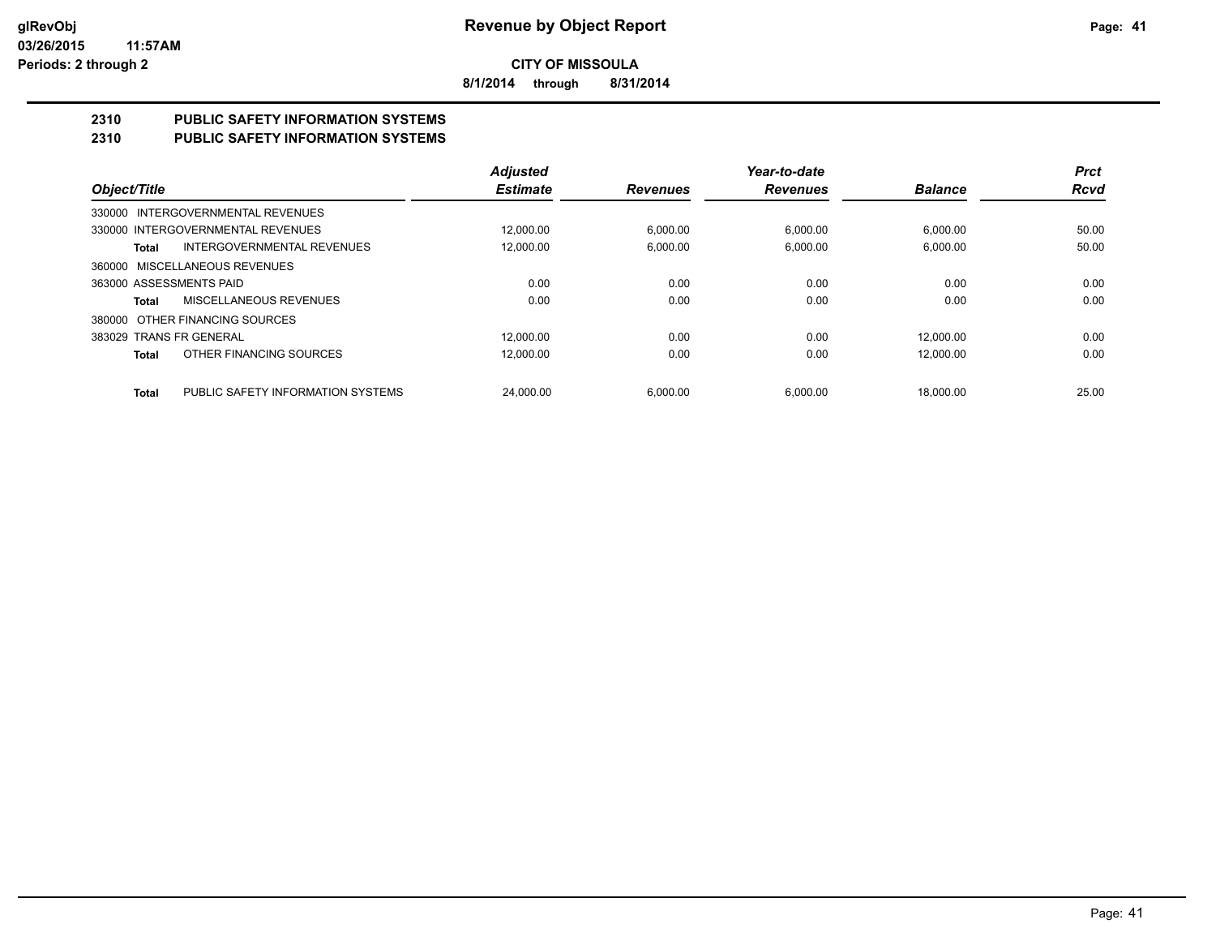**glRevObj**
**03/26/2015 11:57AM**
**Periods: 2 through 2**

# Revenue by Object Report

**CITY OF MISSOULA**

**8/1/2014 through 8/31/2014**

## 2310 PUBLIC SAFETY INFORMATION SYSTEMS
## 2310 PUBLIC SAFETY INFORMATION SYSTEMS

| Object/Title | | Adjusted Estimate | Revenues | Year-to-date Revenues | Balance | Prct Rcvd |
|---|---|---|---|---|---|---|
| 330000 INTERGOVERNMENTAL REVENUES | | | | | | |
| 330000 INTERGOVERNMENTAL REVENUES | | 12,000.00 | 6,000.00 | 6,000.00 | 6,000.00 | 50.00 |
| **Total** | INTERGOVERNMENTAL REVENUES | 12,000.00 | 6,000.00 | 6,000.00 | 6,000.00 | 50.00 |
| 360000 MISCELLANEOUS REVENUES | | | | | | |
| 363000 ASSESSMENTS PAID | | 0.00 | 0.00 | 0.00 | 0.00 | 0.00 |
| **Total** | MISCELLANEOUS REVENUES | 0.00 | 0.00 | 0.00 | 0.00 | 0.00 |
| 380000 OTHER FINANCING SOURCES | | | | | | |
| 383029 TRANS FR GENERAL | | 12,000.00 | 0.00 | 0.00 | 12,000.00 | 0.00 |
| **Total** | OTHER FINANCING SOURCES | 12,000.00 | 0.00 | 0.00 | 12,000.00 | 0.00 |
| **Total** | PUBLIC SAFETY INFORMATION SYSTEMS | 24,000.00 | 6,000.00 | 6,000.00 | 18,000.00 | 25.00 |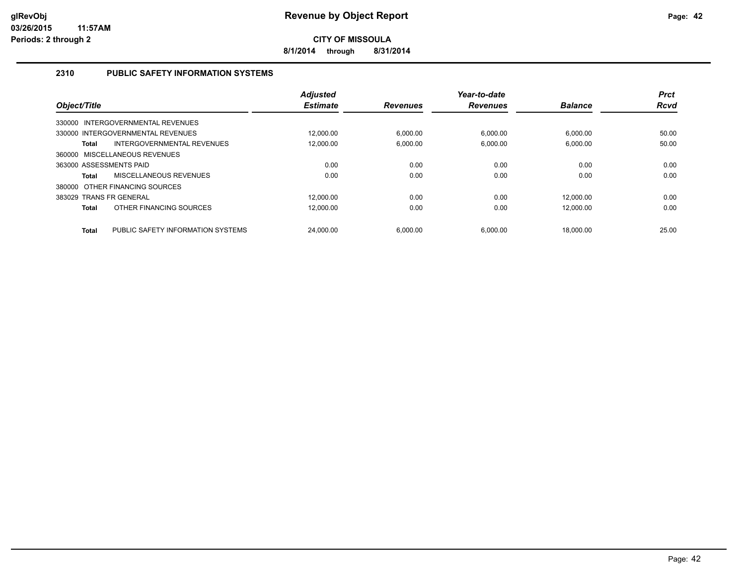# Revenue by Object Report

glRevObj
03/26/2015 11:57AM
Periods: 2 through 2

**CITY OF MISSOULA**

**8/1/2014 through 8/31/2014**

## 2310 PUBLIC SAFETY INFORMATION SYSTEMS

| Object/Title | Adjusted Estimate | Revenues | Year-to-date Revenues | Balance | Prct Rcvd |
|---|---|---|---|---|---|
| 330000 INTERGOVERNMENTAL REVENUES | | | | | |
| 330000 INTERGOVERNMENTAL REVENUES | 12,000.00 | 6,000.00 | 6,000.00 | 6,000.00 | 50.00 |
| **Total** INTERGOVERNMENTAL REVENUES | 12,000.00 | 6,000.00 | 6,000.00 | 6,000.00 | 50.00 |
| 360000 MISCELLANEOUS REVENUES | | | | | |
| 363000 ASSESSMENTS PAID | 0.00 | 0.00 | 0.00 | 0.00 | 0.00 |
| **Total** MISCELLANEOUS REVENUES | 0.00 | 0.00 | 0.00 | 0.00 | 0.00 |
| 380000 OTHER FINANCING SOURCES | | | | | |
| 383029 TRANS FR GENERAL | 12,000.00 | 0.00 | 0.00 | 12,000.00 | 0.00 |
| **Total** OTHER FINANCING SOURCES | 12,000.00 | 0.00 | 0.00 | 12,000.00 | 0.00 |
| **Total** PUBLIC SAFETY INFORMATION SYSTEMS | 24,000.00 | 6,000.00 | 6,000.00 | 18,000.00 | 25.00 |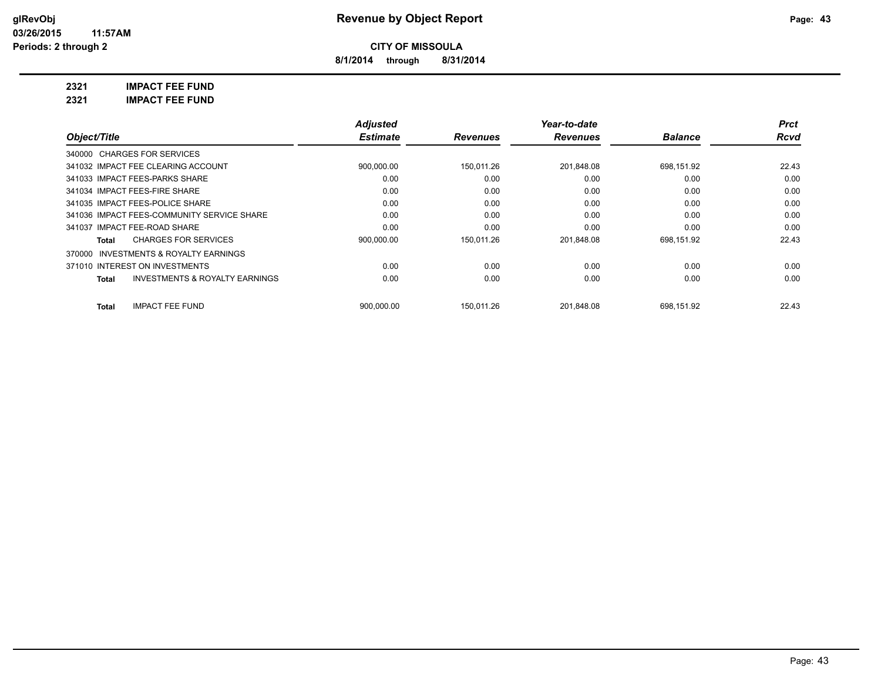# Revenue by Object Report

**CITY OF MISSOULA**

**8/1/2014 through 8/31/2014**

**2321 IMPACT FEE FUND**

**2321 IMPACT FEE FUND**

| Object/Title | Adjusted Estimate | Revenues | Year-to-date Revenues | Balance | Prct Rcvd |
|---|---|---|---|---|---|
| 340000 CHARGES FOR SERVICES | | | | | |
| 341032 IMPACT FEE CLEARING ACCOUNT | 900,000.00 | 150,011.26 | 201,848.08 | 698,151.92 | 22.43 |
| 341033 IMPACT FEES-PARKS SHARE | 0.00 | 0.00 | 0.00 | 0.00 | 0.00 |
| 341034 IMPACT FEES-FIRE SHARE | 0.00 | 0.00 | 0.00 | 0.00 | 0.00 |
| 341035 IMPACT FEES-POLICE SHARE | 0.00 | 0.00 | 0.00 | 0.00 | 0.00 |
| 341036 IMPACT FEES-COMMUNITY SERVICE SHARE | 0.00 | 0.00 | 0.00 | 0.00 | 0.00 |
| 341037 IMPACT FEE-ROAD SHARE | 0.00 | 0.00 | 0.00 | 0.00 | 0.00 |
| **Total** CHARGES FOR SERVICES | 900,000.00 | 150,011.26 | 201,848.08 | 698,151.92 | 22.43 |
| 370000 INVESTMENTS & ROYALTY EARNINGS | | | | | |
| 371010 INTEREST ON INVESTMENTS | 0.00 | 0.00 | 0.00 | 0.00 | 0.00 |
| **Total** INVESTMENTS & ROYALTY EARNINGS | 0.00 | 0.00 | 0.00 | 0.00 | 0.00 |
| **Total** IMPACT FEE FUND | 900,000.00 | 150,011.26 | 201,848.08 | 698,151.92 | 22.43 |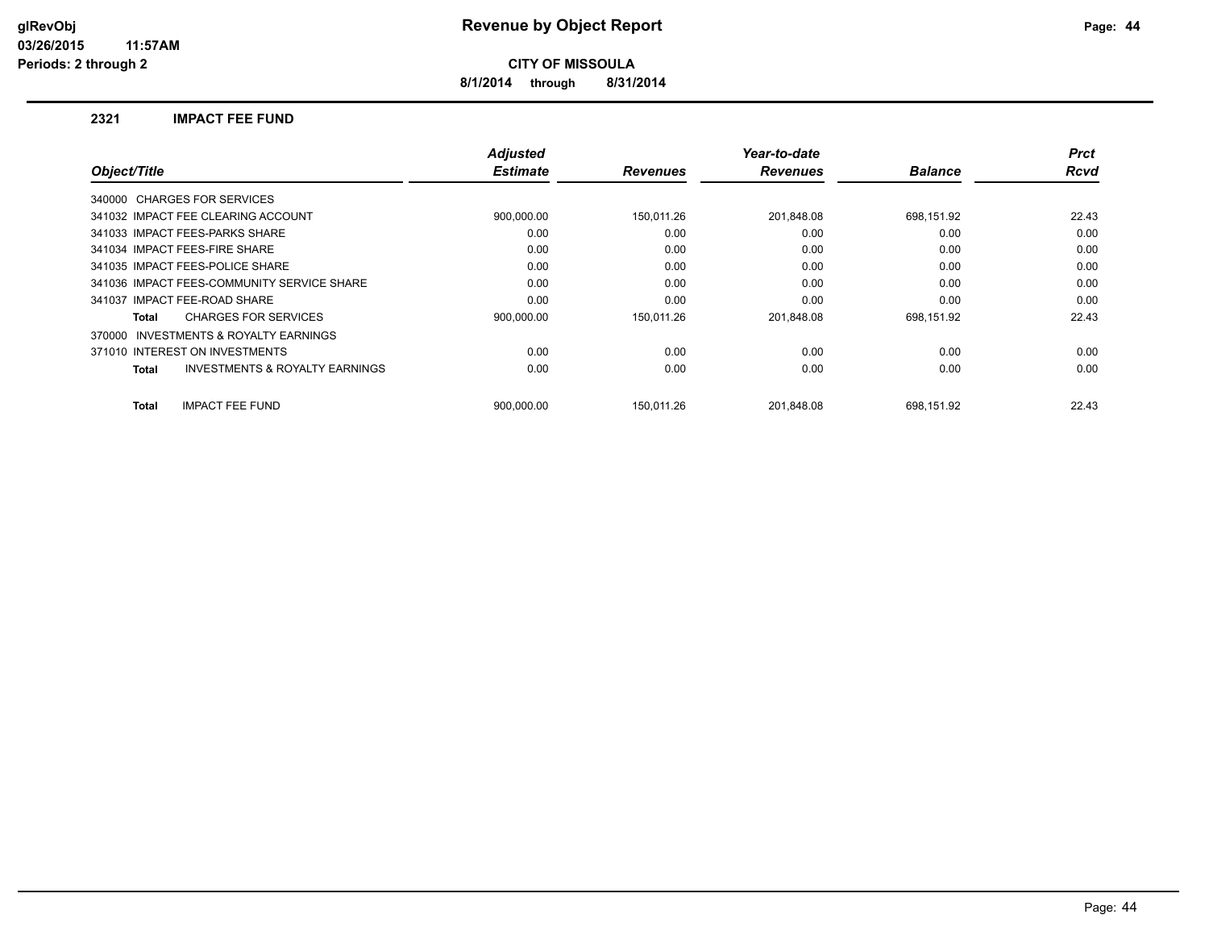**Revenue by Object Report**

**CITY OF MISSOULA**

**8/1/2014 through 8/31/2014**

glRevObj
03/26/2015 11:57AM
Periods: 2 through 2

## 2321 IMPACT FEE FUND

| Object/Title | Adjusted Estimate | Revenues | Year-to-date Revenues | Balance | Prct Rcvd |
|---|---|---|---|---|---|
| 340000 CHARGES FOR SERVICES | | | | | |
| 341032 IMPACT FEE CLEARING ACCOUNT | 900,000.00 | 150,011.26 | 201,848.08 | 698,151.92 | 22.43 |
| 341033 IMPACT FEES-PARKS SHARE | 0.00 | 0.00 | 0.00 | 0.00 | 0.00 |
| 341034 IMPACT FEES-FIRE SHARE | 0.00 | 0.00 | 0.00 | 0.00 | 0.00 |
| 341035 IMPACT FEES-POLICE SHARE | 0.00 | 0.00 | 0.00 | 0.00 | 0.00 |
| 341036 IMPACT FEES-COMMUNITY SERVICE SHARE | 0.00 | 0.00 | 0.00 | 0.00 | 0.00 |
| 341037 IMPACT FEE-ROAD SHARE | 0.00 | 0.00 | 0.00 | 0.00 | 0.00 |
| **Total** CHARGES FOR SERVICES | 900,000.00 | 150,011.26 | 201,848.08 | 698,151.92 | 22.43 |
| 370000 INVESTMENTS & ROYALTY EARNINGS | | | | | |
| 371010 INTEREST ON INVESTMENTS | 0.00 | 0.00 | 0.00 | 0.00 | 0.00 |
| **Total** INVESTMENTS & ROYALTY EARNINGS | 0.00 | 0.00 | 0.00 | 0.00 | 0.00 |
| **Total** IMPACT FEE FUND | 900,000.00 | 150,011.26 | 201,848.08 | 698,151.92 | 22.43 |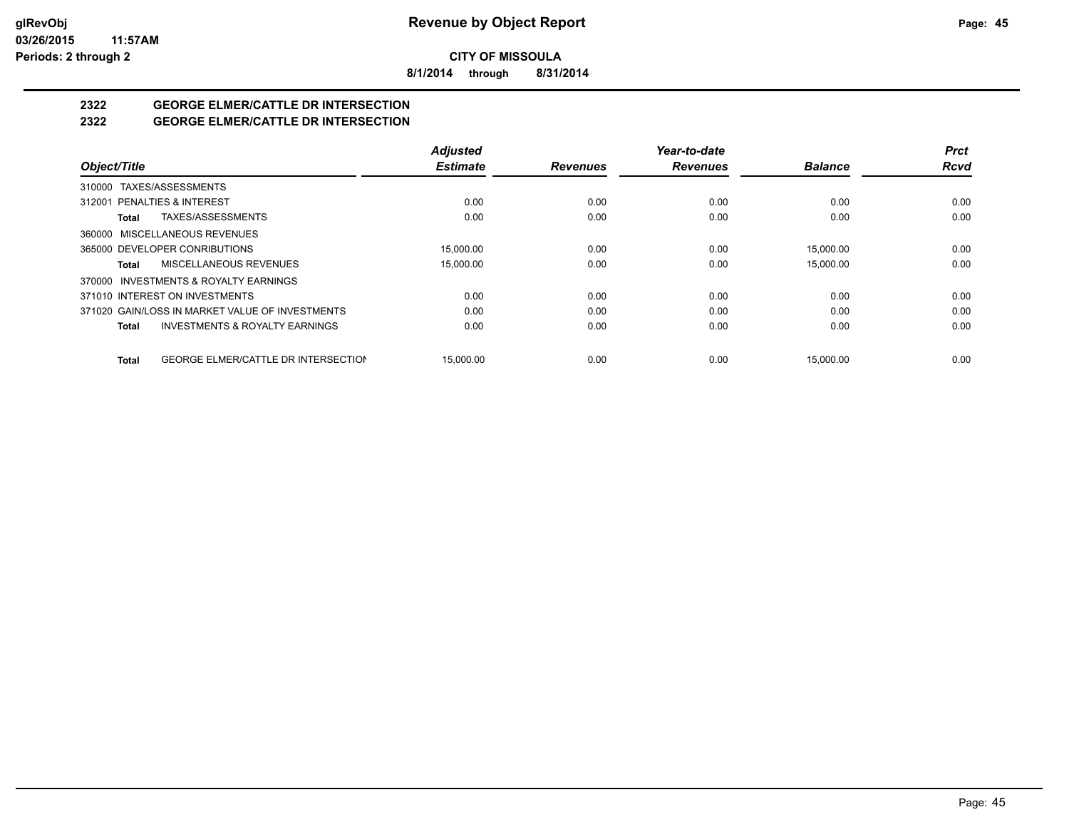# Revenue by Object Report

**CITY OF MISSOULA**

**8/1/2014 through 8/31/2014**

glRevObj
03/26/2015 11:57AM
Periods: 2 through 2

## 2322 GEORGE ELMER/CATTLE DR INTERSECTION
## 2322 GEORGE ELMER/CATTLE DR INTERSECTION

| Object/Title | Adjusted Estimate | Revenues | Year-to-date Revenues | Balance | Prct Rcvd |
|---|---|---|---|---|---|
| 310000 TAXES/ASSESSMENTS | | | | | |
| 312001 PENALTIES & INTEREST | 0.00 | 0.00 | 0.00 | 0.00 | 0.00 |
| **Total** TAXES/ASSESSMENTS | 0.00 | 0.00 | 0.00 | 0.00 | 0.00 |
| 360000 MISCELLANEOUS REVENUES | | | | | |
| 365000 DEVELOPER CONRIBUTIONS | 15,000.00 | 0.00 | 0.00 | 15,000.00 | 0.00 |
| **Total** MISCELLANEOUS REVENUES | 15,000.00 | 0.00 | 0.00 | 15,000.00 | 0.00 |
| 370000 INVESTMENTS & ROYALTY EARNINGS | | | | | |
| 371010 INTEREST ON INVESTMENTS | 0.00 | 0.00 | 0.00 | 0.00 | 0.00 |
| 371020 GAIN/LOSS IN MARKET VALUE OF INVESTMENTS | 0.00 | 0.00 | 0.00 | 0.00 | 0.00 |
| **Total** INVESTMENTS & ROYALTY EARNINGS | 0.00 | 0.00 | 0.00 | 0.00 | 0.00 |
| **Total** GEORGE ELMER/CATTLE DR INTERSECTION | 15,000.00 | 0.00 | 0.00 | 15,000.00 | 0.00 |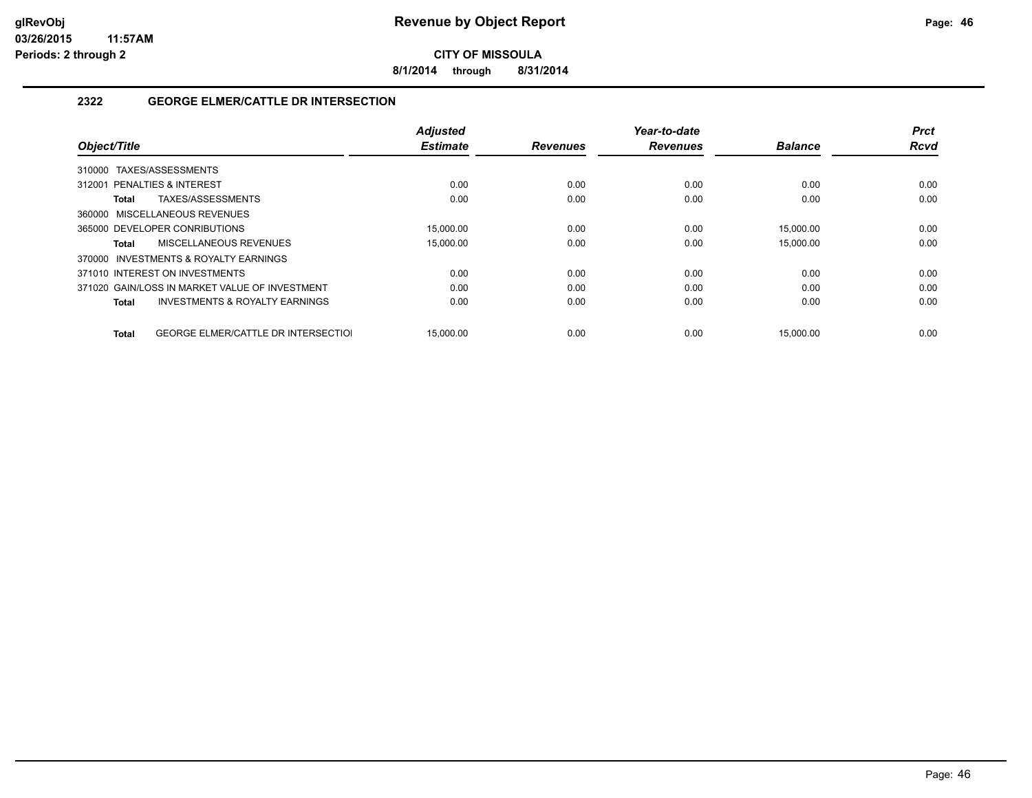glRevObj
03/26/2015 11:57AM
Periods: 2 through 2

# Revenue by Object Report

**CITY OF MISSOULA**

**8/1/2014 through 8/31/2014**

## 2322 GEORGE ELMER/CATTLE DR INTERSECTION

| Object/Title | Adjusted Estimate | Revenues | Year-to-date Revenues | Balance | Prct Rcvd |
|---|---|---|---|---|---|
| 310000 TAXES/ASSESSMENTS | | | | | |
| 312001 PENALTIES & INTEREST | 0.00 | 0.00 | 0.00 | 0.00 | 0.00 |
| **Total** TAXES/ASSESSMENTS | 0.00 | 0.00 | 0.00 | 0.00 | 0.00 |
| 360000 MISCELLANEOUS REVENUES | | | | | |
| 365000 DEVELOPER CONRIBUTIONS | 15,000.00 | 0.00 | 0.00 | 15,000.00 | 0.00 |
| **Total** MISCELLANEOUS REVENUES | 15,000.00 | 0.00 | 0.00 | 15,000.00 | 0.00 |
| 370000 INVESTMENTS & ROYALTY EARNINGS | | | | | |
| 371010 INTEREST ON INVESTMENTS | 0.00 | 0.00 | 0.00 | 0.00 | 0.00 |
| 371020 GAIN/LOSS IN MARKET VALUE OF INVESTMENT | 0.00 | 0.00 | 0.00 | 0.00 | 0.00 |
| **Total** INVESTMENTS & ROYALTY EARNINGS | 0.00 | 0.00 | 0.00 | 0.00 | 0.00 |
| **Total** GEORGE ELMER/CATTLE DR INTERSECTIOI | 15,000.00 | 0.00 | 0.00 | 15,000.00 | 0.00 |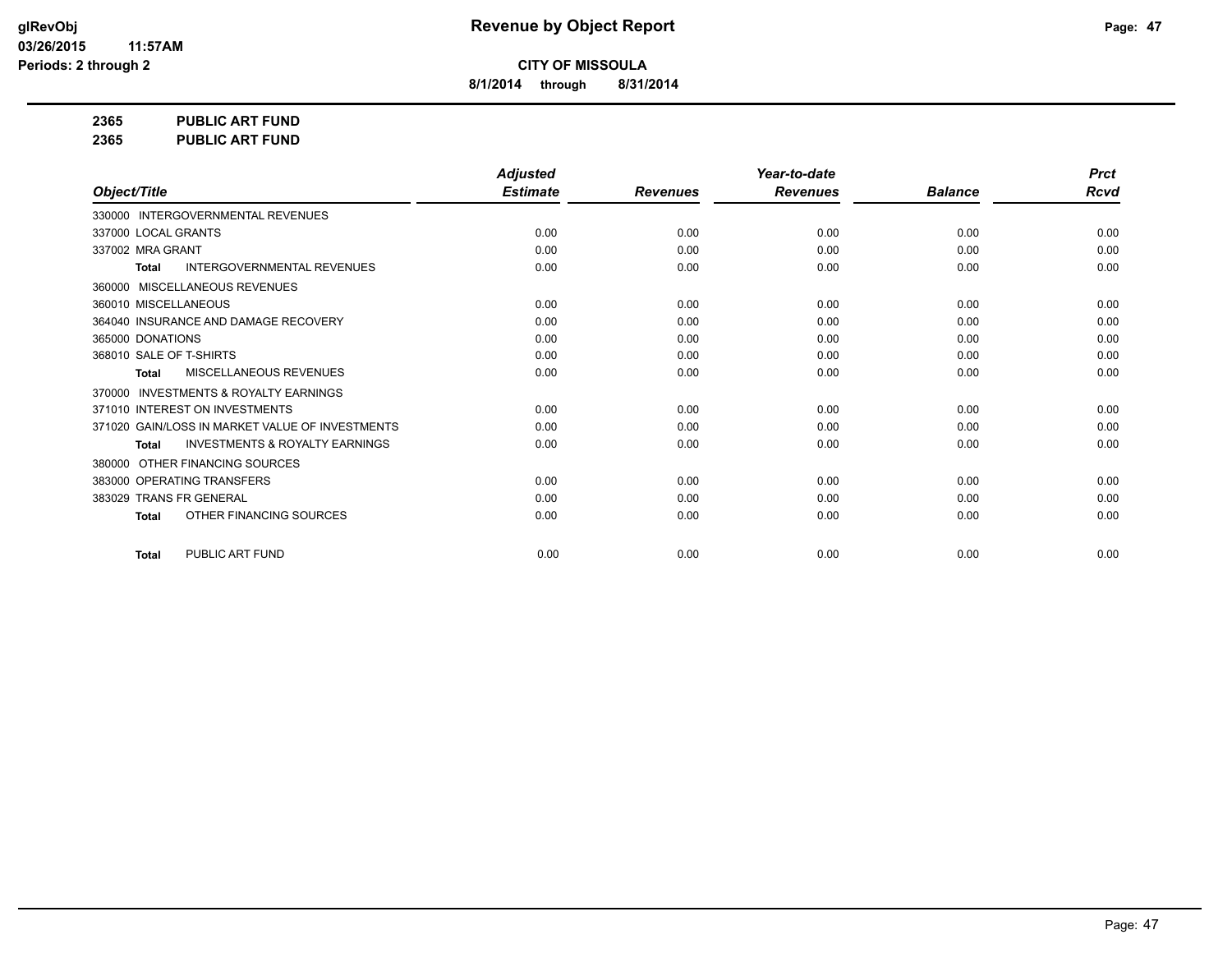**glRevObj**
**03/26/2015 11:57AM**
**Periods: 2 through 2**

# Revenue by Object Report

**CITY OF MISSOULA**

**8/1/2014 through 8/31/2014**

**2365 PUBLIC ART FUND**
**2365 PUBLIC ART FUND**

| Object/Title | Adjusted Estimate | Revenues | Year-to-date Revenues | Balance | Prct Rcvd |
|---|---|---|---|---|---|
| 330000 INTERGOVERNMENTAL REVENUES | | | | | |
| 337000 LOCAL GRANTS | 0.00 | 0.00 | 0.00 | 0.00 | 0.00 |
| 337002 MRA GRANT | 0.00 | 0.00 | 0.00 | 0.00 | 0.00 |
| **Total** INTERGOVERNMENTAL REVENUES | 0.00 | 0.00 | 0.00 | 0.00 | 0.00 |
| 360000 MISCELLANEOUS REVENUES | | | | | |
| 360010 MISCELLANEOUS | 0.00 | 0.00 | 0.00 | 0.00 | 0.00 |
| 364040 INSURANCE AND DAMAGE RECOVERY | 0.00 | 0.00 | 0.00 | 0.00 | 0.00 |
| 365000 DONATIONS | 0.00 | 0.00 | 0.00 | 0.00 | 0.00 |
| 368010 SALE OF T-SHIRTS | 0.00 | 0.00 | 0.00 | 0.00 | 0.00 |
| **Total** MISCELLANEOUS REVENUES | 0.00 | 0.00 | 0.00 | 0.00 | 0.00 |
| 370000 INVESTMENTS & ROYALTY EARNINGS | | | | | |
| 371010 INTEREST ON INVESTMENTS | 0.00 | 0.00 | 0.00 | 0.00 | 0.00 |
| 371020 GAIN/LOSS IN MARKET VALUE OF INVESTMENTS | 0.00 | 0.00 | 0.00 | 0.00 | 0.00 |
| **Total** INVESTMENTS & ROYALTY EARNINGS | 0.00 | 0.00 | 0.00 | 0.00 | 0.00 |
| 380000 OTHER FINANCING SOURCES | | | | | |
| 383000 OPERATING TRANSFERS | 0.00 | 0.00 | 0.00 | 0.00 | 0.00 |
| 383029 TRANS FR GENERAL | 0.00 | 0.00 | 0.00 | 0.00 | 0.00 |
| **Total** OTHER FINANCING SOURCES | 0.00 | 0.00 | 0.00 | 0.00 | 0.00 |
| **Total** PUBLIC ART FUND | 0.00 | 0.00 | 0.00 | 0.00 | 0.00 |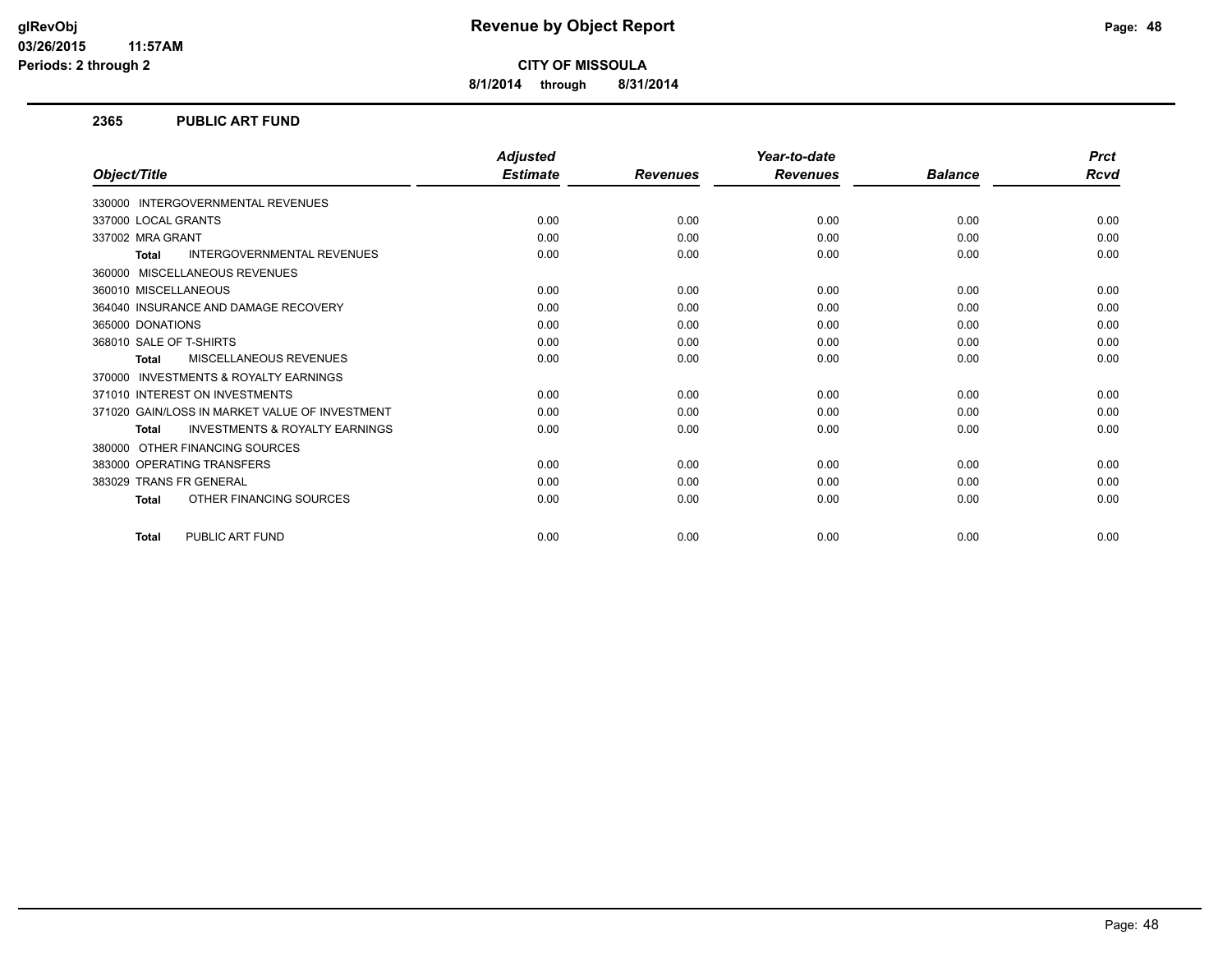**glRevObj**
**03/26/2015 11:57AM**
**Periods: 2 through 2**

# Revenue by Object Report

**CITY OF MISSOULA**

**8/1/2014 through 8/31/2014**

## 2365 PUBLIC ART FUND

| Object/Title | Adjusted Estimate | Revenues | Year-to-date Revenues | Balance | Prct Rcvd |
|---|---|---|---|---|---|
| 330000 INTERGOVERNMENTAL REVENUES | | | | | |
| 337000 LOCAL GRANTS | 0.00 | 0.00 | 0.00 | 0.00 | 0.00 |
| 337002 MRA GRANT | 0.00 | 0.00 | 0.00 | 0.00 | 0.00 |
| **Total** INTERGOVERNMENTAL REVENUES | 0.00 | 0.00 | 0.00 | 0.00 | 0.00 |
| 360000 MISCELLANEOUS REVENUES | | | | | |
| 360010 MISCELLANEOUS | 0.00 | 0.00 | 0.00 | 0.00 | 0.00 |
| 364040 INSURANCE AND DAMAGE RECOVERY | 0.00 | 0.00 | 0.00 | 0.00 | 0.00 |
| 365000 DONATIONS | 0.00 | 0.00 | 0.00 | 0.00 | 0.00 |
| 368010 SALE OF T-SHIRTS | 0.00 | 0.00 | 0.00 | 0.00 | 0.00 |
| **Total** MISCELLANEOUS REVENUES | 0.00 | 0.00 | 0.00 | 0.00 | 0.00 |
| 370000 INVESTMENTS & ROYALTY EARNINGS | | | | | |
| 371010 INTEREST ON INVESTMENTS | 0.00 | 0.00 | 0.00 | 0.00 | 0.00 |
| 371020 GAIN/LOSS IN MARKET VALUE OF INVESTMENT | 0.00 | 0.00 | 0.00 | 0.00 | 0.00 |
| **Total** INVESTMENTS & ROYALTY EARNINGS | 0.00 | 0.00 | 0.00 | 0.00 | 0.00 |
| 380000 OTHER FINANCING SOURCES | | | | | |
| 383000 OPERATING TRANSFERS | 0.00 | 0.00 | 0.00 | 0.00 | 0.00 |
| 383029 TRANS FR GENERAL | 0.00 | 0.00 | 0.00 | 0.00 | 0.00 |
| **Total** OTHER FINANCING SOURCES | 0.00 | 0.00 | 0.00 | 0.00 | 0.00 |
| **Total** PUBLIC ART FUND | 0.00 | 0.00 | 0.00 | 0.00 | 0.00 |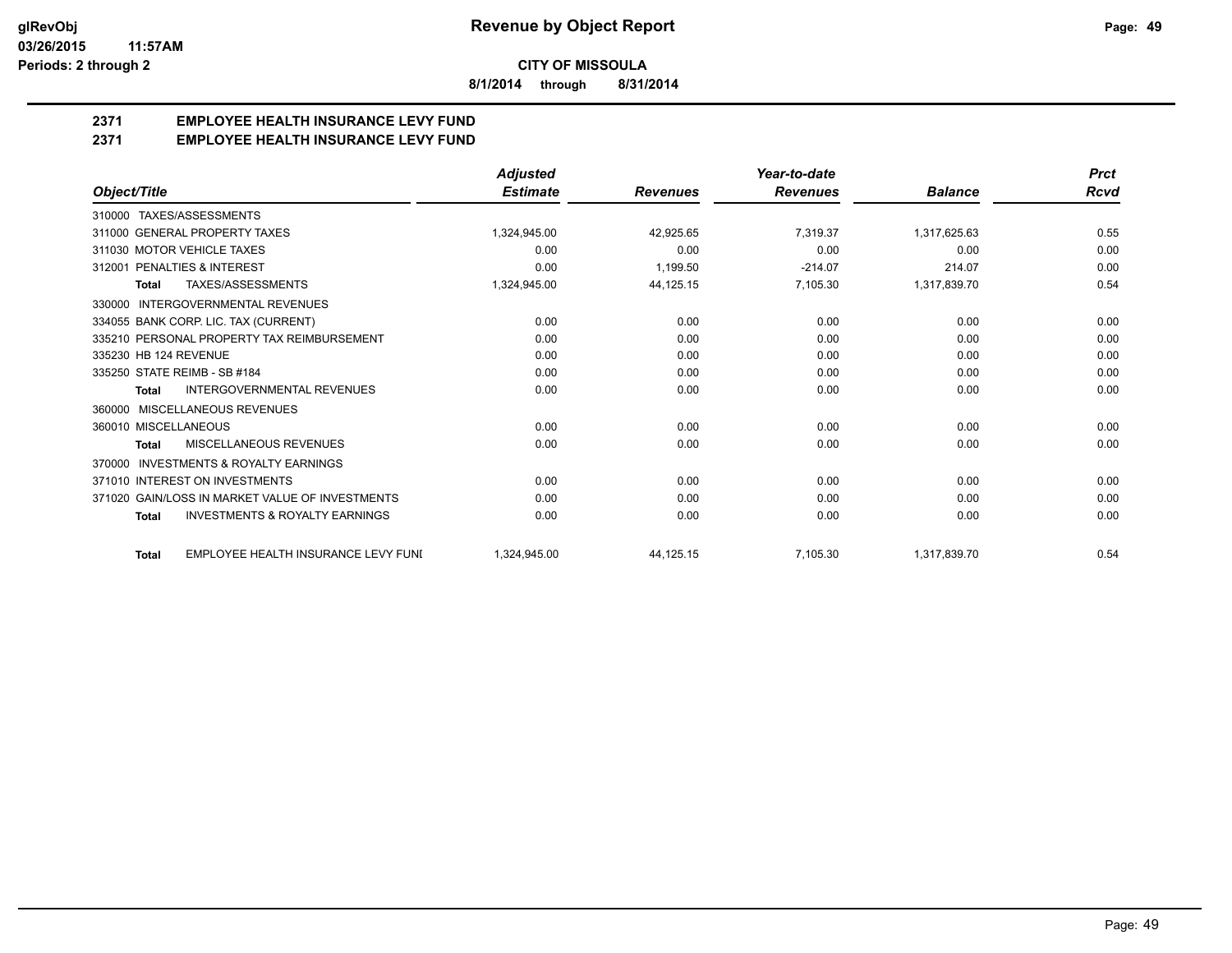**glRevObj**
**03/26/2015 11:57AM**
**Periods: 2 through 2**

# Revenue by Object Report

**CITY OF MISSOULA**

**8/1/2014 through 8/31/2014**

## 2371 EMPLOYEE HEALTH INSURANCE LEVY FUND
## 2371 EMPLOYEE HEALTH INSURANCE LEVY FUND

| Object/Title | Adjusted Estimate | Revenues | Year-to-date Revenues | Balance | Prct Rcvd |
|---|---|---|---|---|---|
| 310000 TAXES/ASSESSMENTS | | | | | |
| 311000 GENERAL PROPERTY TAXES | 1,324,945.00 | 42,925.65 | 7,319.37 | 1,317,625.63 | 0.55 |
| 311030 MOTOR VEHICLE TAXES | 0.00 | 0.00 | 0.00 | 0.00 | 0.00 |
| 312001 PENALTIES & INTEREST | 0.00 | 1,199.50 | -214.07 | 214.07 | 0.00 |
| **Total** TAXES/ASSESSMENTS | 1,324,945.00 | 44,125.15 | 7,105.30 | 1,317,839.70 | 0.54 |
| 330000 INTERGOVERNMENTAL REVENUES | | | | | |
| 334055 BANK CORP. LIC. TAX (CURRENT) | 0.00 | 0.00 | 0.00 | 0.00 | 0.00 |
| 335210 PERSONAL PROPERTY TAX REIMBURSEMENT | 0.00 | 0.00 | 0.00 | 0.00 | 0.00 |
| 335230 HB 124 REVENUE | 0.00 | 0.00 | 0.00 | 0.00 | 0.00 |
| 335250 STATE REIMB - SB #184 | 0.00 | 0.00 | 0.00 | 0.00 | 0.00 |
| **Total** INTERGOVERNMENTAL REVENUES | 0.00 | 0.00 | 0.00 | 0.00 | 0.00 |
| 360000 MISCELLANEOUS REVENUES | | | | | |
| 360010 MISCELLANEOUS | 0.00 | 0.00 | 0.00 | 0.00 | 0.00 |
| **Total** MISCELLANEOUS REVENUES | 0.00 | 0.00 | 0.00 | 0.00 | 0.00 |
| 370000 INVESTMENTS & ROYALTY EARNINGS | | | | | |
| 371010 INTEREST ON INVESTMENTS | 0.00 | 0.00 | 0.00 | 0.00 | 0.00 |
| 371020 GAIN/LOSS IN MARKET VALUE OF INVESTMENTS | 0.00 | 0.00 | 0.00 | 0.00 | 0.00 |
| **Total** INVESTMENTS & ROYALTY EARNINGS | 0.00 | 0.00 | 0.00 | 0.00 | 0.00 |
| **Total** EMPLOYEE HEALTH INSURANCE LEVY FUNI | 1,324,945.00 | 44,125.15 | 7,105.30 | 1,317,839.70 | 0.54 |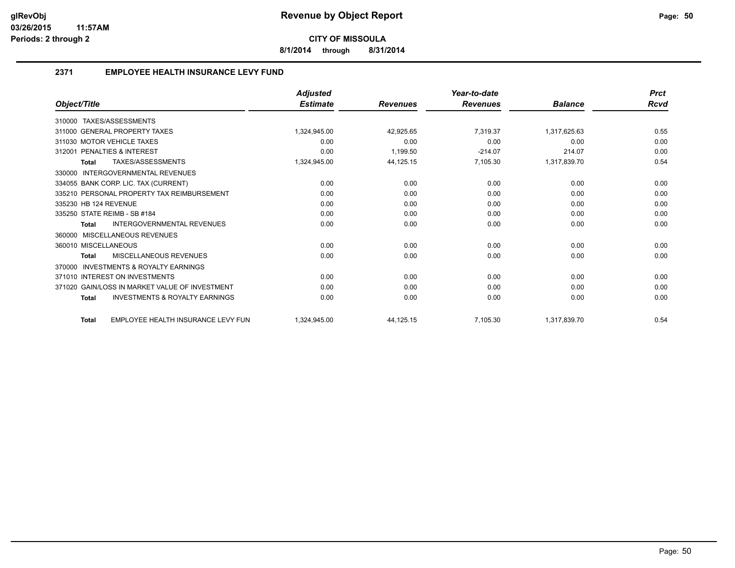# Revenue by Object Report

**CITY OF MISSOULA**

**8/1/2014 through 8/31/2014**

glRevObj
03/26/2015 11:57AM
Periods: 2 through 2

## 2371 EMPLOYEE HEALTH INSURANCE LEVY FUND

| Object/Title | Adjusted Estimate | Revenues | Year-to-date Revenues | Balance | Prct Rcvd |
|---|---|---|---|---|---|
| 310000 TAXES/ASSESSMENTS | | | | | |
| 311000 GENERAL PROPERTY TAXES | 1,324,945.00 | 42,925.65 | 7,319.37 | 1,317,625.63 | 0.55 |
| 311030 MOTOR VEHICLE TAXES | 0.00 | 0.00 | 0.00 | 0.00 | 0.00 |
| 312001 PENALTIES & INTEREST | 0.00 | 1,199.50 | -214.07 | 214.07 | 0.00 |
| Total TAXES/ASSESSMENTS | 1,324,945.00 | 44,125.15 | 7,105.30 | 1,317,839.70 | 0.54 |
| 330000 INTERGOVERNMENTAL REVENUES | | | | | |
| 334055 BANK CORP. LIC. TAX (CURRENT) | 0.00 | 0.00 | 0.00 | 0.00 | 0.00 |
| 335210 PERSONAL PROPERTY TAX REIMBURSEMENT | 0.00 | 0.00 | 0.00 | 0.00 | 0.00 |
| 335230 HB 124 REVENUE | 0.00 | 0.00 | 0.00 | 0.00 | 0.00 |
| 335250 STATE REIMB - SB #184 | 0.00 | 0.00 | 0.00 | 0.00 | 0.00 |
| Total INTERGOVERNMENTAL REVENUES | 0.00 | 0.00 | 0.00 | 0.00 | 0.00 |
| 360000 MISCELLANEOUS REVENUES | | | | | |
| 360010 MISCELLANEOUS | 0.00 | 0.00 | 0.00 | 0.00 | 0.00 |
| Total MISCELLANEOUS REVENUES | 0.00 | 0.00 | 0.00 | 0.00 | 0.00 |
| 370000 INVESTMENTS & ROYALTY EARNINGS | | | | | |
| 371010 INTEREST ON INVESTMENTS | 0.00 | 0.00 | 0.00 | 0.00 | 0.00 |
| 371020 GAIN/LOSS IN MARKET VALUE OF INVESTMENT | 0.00 | 0.00 | 0.00 | 0.00 | 0.00 |
| Total INVESTMENTS & ROYALTY EARNINGS | 0.00 | 0.00 | 0.00 | 0.00 | 0.00 |
| Total EMPLOYEE HEALTH INSURANCE LEVY FUN | 1,324,945.00 | 44,125.15 | 7,105.30 | 1,317,839.70 | 0.54 |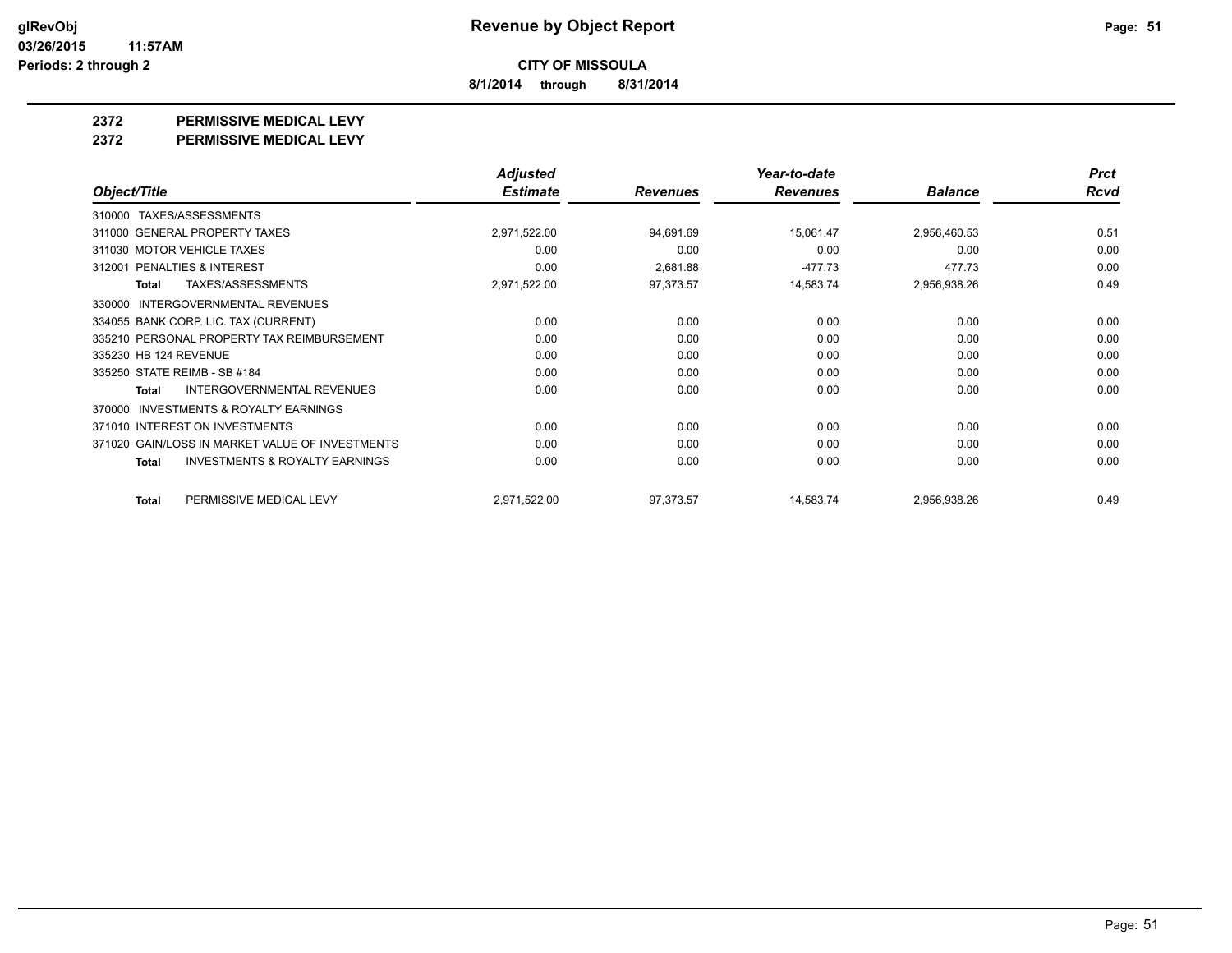**Revenue by Object Report**

**CITY OF MISSOULA**

**8/1/2014 through 8/31/2014**

glRevObj
03/26/2015 11:57AM
Periods: 2 through 2

## 2372 PERMISSIVE MEDICAL LEVY
## 2372 PERMISSIVE MEDICAL LEVY

| Object/Title | Adjusted Estimate | Revenues | Year-to-date Revenues | Balance | Prct Rcvd |
|---|---|---|---|---|---|
| 310000 TAXES/ASSESSMENTS | | | | | |
| 311000 GENERAL PROPERTY TAXES | 2,971,522.00 | 94,691.69 | 15,061.47 | 2,956,460.53 | 0.51 |
| 311030 MOTOR VEHICLE TAXES | 0.00 | 0.00 | 0.00 | 0.00 | 0.00 |
| 312001 PENALTIES & INTEREST | 0.00 | 2,681.88 | -477.73 | 477.73 | 0.00 |
| **Total** TAXES/ASSESSMENTS | 2,971,522.00 | 97,373.57 | 14,583.74 | 2,956,938.26 | 0.49 |
| 330000 INTERGOVERNMENTAL REVENUES | | | | | |
| 334055 BANK CORP. LIC. TAX (CURRENT) | 0.00 | 0.00 | 0.00 | 0.00 | 0.00 |
| 335210 PERSONAL PROPERTY TAX REIMBURSEMENT | 0.00 | 0.00 | 0.00 | 0.00 | 0.00 |
| 335230 HB 124 REVENUE | 0.00 | 0.00 | 0.00 | 0.00 | 0.00 |
| 335250 STATE REIMB - SB #184 | 0.00 | 0.00 | 0.00 | 0.00 | 0.00 |
| **Total** INTERGOVERNMENTAL REVENUES | 0.00 | 0.00 | 0.00 | 0.00 | 0.00 |
| 370000 INVESTMENTS & ROYALTY EARNINGS | | | | | |
| 371010 INTEREST ON INVESTMENTS | 0.00 | 0.00 | 0.00 | 0.00 | 0.00 |
| 371020 GAIN/LOSS IN MARKET VALUE OF INVESTMENTS | 0.00 | 0.00 | 0.00 | 0.00 | 0.00 |
| **Total** INVESTMENTS & ROYALTY EARNINGS | 0.00 | 0.00 | 0.00 | 0.00 | 0.00 |
| **Total** PERMISSIVE MEDICAL LEVY | 2,971,522.00 | 97,373.57 | 14,583.74 | 2,956,938.26 | 0.49 |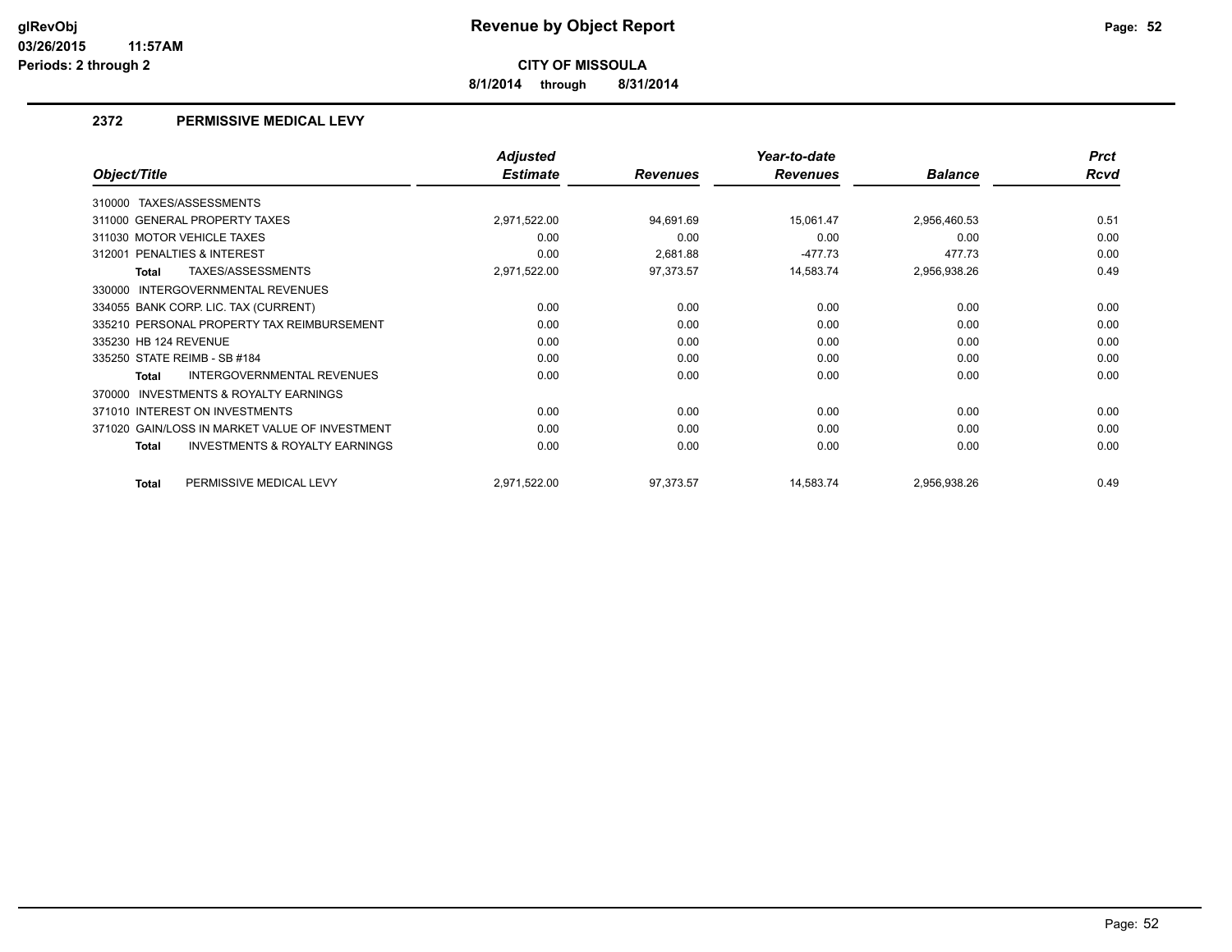# Revenue by Object Report

**CITY OF MISSOULA**

**8/1/2014 through 8/31/2014**

glRevObj
03/26/2015 11:57AM
Periods: 2 through 2

## 2372 PERMISSIVE MEDICAL LEVY

| Object/Title | Adjusted Estimate | Revenues | Year-to-date Revenues | Balance | Prct Rcvd |
|---|---|---|---|---|---|
| 310000 TAXES/ASSESSMENTS | | | | | |
| 311000 GENERAL PROPERTY TAXES | 2,971,522.00 | 94,691.69 | 15,061.47 | 2,956,460.53 | 0.51 |
| 311030 MOTOR VEHICLE TAXES | 0.00 | 0.00 | 0.00 | 0.00 | 0.00 |
| 312001 PENALTIES & INTEREST | 0.00 | 2,681.88 | -477.73 | 477.73 | 0.00 |
| **Total** TAXES/ASSESSMENTS | 2,971,522.00 | 97,373.57 | 14,583.74 | 2,956,938.26 | 0.49 |
| 330000 INTERGOVERNMENTAL REVENUES | | | | | |
| 334055 BANK CORP. LIC. TAX (CURRENT) | 0.00 | 0.00 | 0.00 | 0.00 | 0.00 |
| 335210 PERSONAL PROPERTY TAX REIMBURSEMENT | 0.00 | 0.00 | 0.00 | 0.00 | 0.00 |
| 335230 HB 124 REVENUE | 0.00 | 0.00 | 0.00 | 0.00 | 0.00 |
| 335250 STATE REIMB - SB #184 | 0.00 | 0.00 | 0.00 | 0.00 | 0.00 |
| **Total** INTERGOVERNMENTAL REVENUES | 0.00 | 0.00 | 0.00 | 0.00 | 0.00 |
| 370000 INVESTMENTS & ROYALTY EARNINGS | | | | | |
| 371010 INTEREST ON INVESTMENTS | 0.00 | 0.00 | 0.00 | 0.00 | 0.00 |
| 371020 GAIN/LOSS IN MARKET VALUE OF INVESTMENT | 0.00 | 0.00 | 0.00 | 0.00 | 0.00 |
| **Total** INVESTMENTS & ROYALTY EARNINGS | 0.00 | 0.00 | 0.00 | 0.00 | 0.00 |
| **Total** PERMISSIVE MEDICAL LEVY | 2,971,522.00 | 97,373.57 | 14,583.74 | 2,956,938.26 | 0.49 |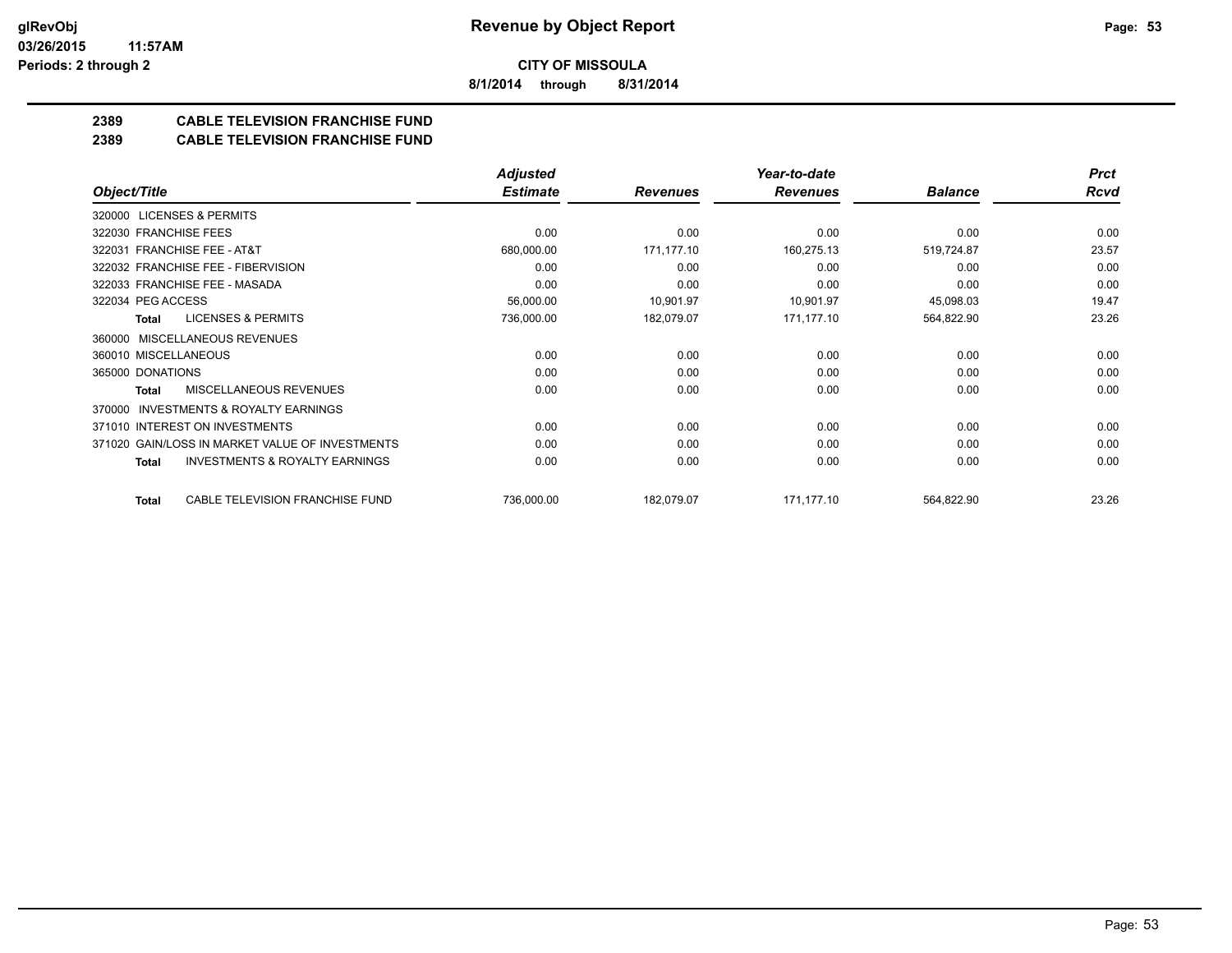**Revenue by Object Report**

**CITY OF MISSOULA**

**8/1/2014 through 8/31/2014**

glRevObj
03/26/2015 11:57AM
Periods: 2 through 2

## 2389 CABLE TELEVISION FRANCHISE FUND
## 2389 CABLE TELEVISION FRANCHISE FUND

| Object/Title | Adjusted Estimate | Revenues | Year-to-date Revenues | Balance | Prct Rcvd |
|---|---|---|---|---|---|
| 320000 LICENSES & PERMITS | | | | | |
| 322030 FRANCHISE FEES | 0.00 | 0.00 | 0.00 | 0.00 | 0.00 |
| 322031 FRANCHISE FEE - AT&T | 680,000.00 | 171,177.10 | 160,275.13 | 519,724.87 | 23.57 |
| 322032 FRANCHISE FEE - FIBERVISION | 0.00 | 0.00 | 0.00 | 0.00 | 0.00 |
| 322033 FRANCHISE FEE - MASADA | 0.00 | 0.00 | 0.00 | 0.00 | 0.00 |
| 322034 PEG ACCESS | 56,000.00 | 10,901.97 | 10,901.97 | 45,098.03 | 19.47 |
| **Total** LICENSES & PERMITS | 736,000.00 | 182,079.07 | 171,177.10 | 564,822.90 | 23.26 |
| 360000 MISCELLANEOUS REVENUES | | | | | |
| 360010 MISCELLANEOUS | 0.00 | 0.00 | 0.00 | 0.00 | 0.00 |
| 365000 DONATIONS | 0.00 | 0.00 | 0.00 | 0.00 | 0.00 |
| **Total** MISCELLANEOUS REVENUES | 0.00 | 0.00 | 0.00 | 0.00 | 0.00 |
| 370000 INVESTMENTS & ROYALTY EARNINGS | | | | | |
| 371010 INTEREST ON INVESTMENTS | 0.00 | 0.00 | 0.00 | 0.00 | 0.00 |
| 371020 GAIN/LOSS IN MARKET VALUE OF INVESTMENTS | 0.00 | 0.00 | 0.00 | 0.00 | 0.00 |
| **Total** INVESTMENTS & ROYALTY EARNINGS | 0.00 | 0.00 | 0.00 | 0.00 | 0.00 |
| **Total** CABLE TELEVISION FRANCHISE FUND | 736,000.00 | 182,079.07 | 171,177.10 | 564,822.90 | 23.26 |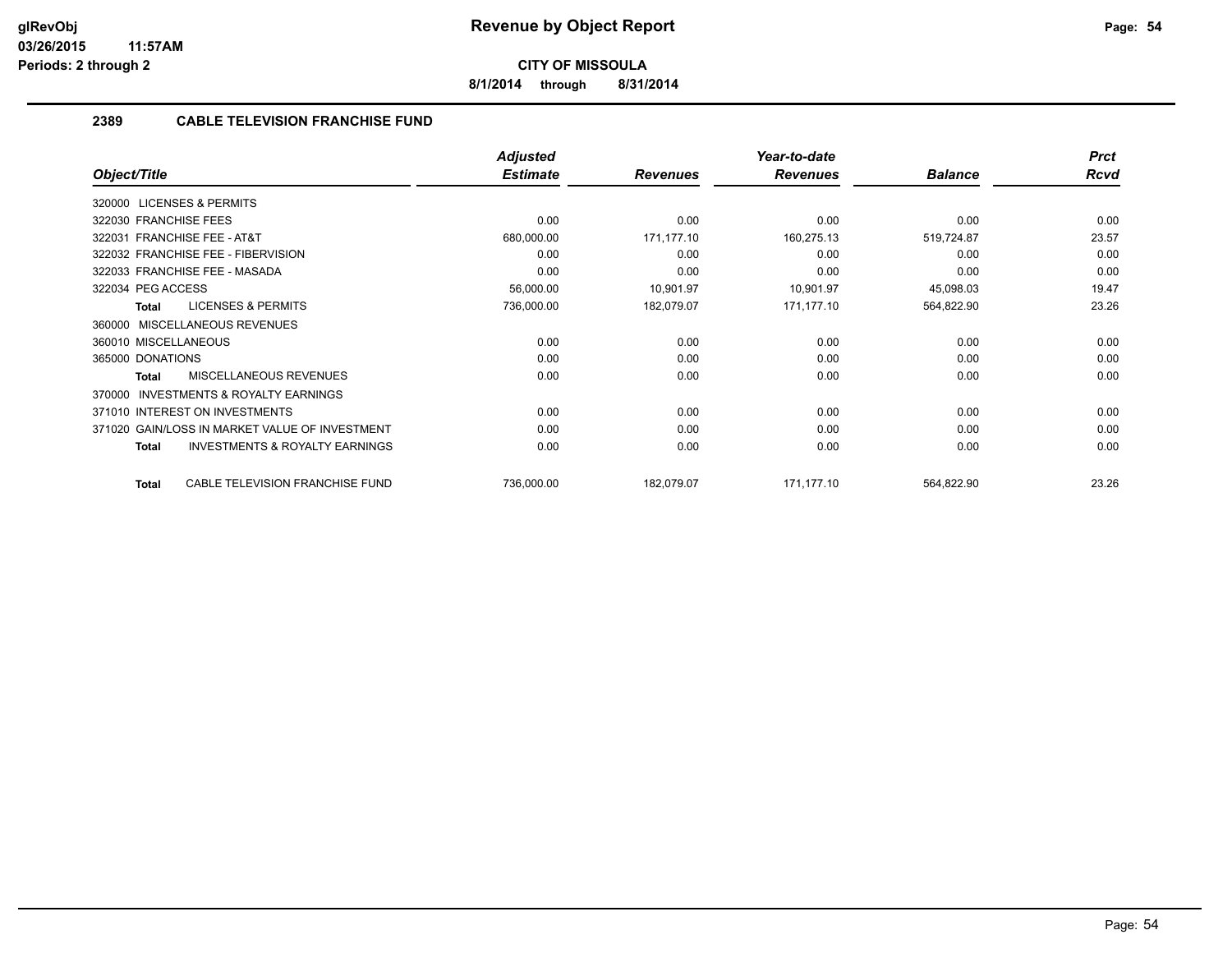**glRevObj**
**03/26/2015 11:57AM**
**Periods: 2 through 2**

# Revenue by Object Report

**CITY OF MISSOULA**

**8/1/2014 through 8/31/2014**

## 2389 CABLE TELEVISION FRANCHISE FUND

| Object/Title | Adjusted Estimate | Revenues | Year-to-date Revenues | Balance | Prct Rcvd |
|---|---|---|---|---|---|
| 320000 LICENSES & PERMITS | | | | | |
| 322030 FRANCHISE FEES | 0.00 | 0.00 | 0.00 | 0.00 | 0.00 |
| 322031 FRANCHISE FEE - AT&T | 680,000.00 | 171,177.10 | 160,275.13 | 519,724.87 | 23.57 |
| 322032 FRANCHISE FEE - FIBERVISION | 0.00 | 0.00 | 0.00 | 0.00 | 0.00 |
| 322033 FRANCHISE FEE - MASADA | 0.00 | 0.00 | 0.00 | 0.00 | 0.00 |
| 322034 PEG ACCESS | 56,000.00 | 10,901.97 | 10,901.97 | 45,098.03 | 19.47 |
| **Total** LICENSES & PERMITS | 736,000.00 | 182,079.07 | 171,177.10 | 564,822.90 | 23.26 |
| 360000 MISCELLANEOUS REVENUES | | | | | |
| 360010 MISCELLANEOUS | 0.00 | 0.00 | 0.00 | 0.00 | 0.00 |
| 365000 DONATIONS | 0.00 | 0.00 | 0.00 | 0.00 | 0.00 |
| **Total** MISCELLANEOUS REVENUES | 0.00 | 0.00 | 0.00 | 0.00 | 0.00 |
| 370000 INVESTMENTS & ROYALTY EARNINGS | | | | | |
| 371010 INTEREST ON INVESTMENTS | 0.00 | 0.00 | 0.00 | 0.00 | 0.00 |
| 371020 GAIN/LOSS IN MARKET VALUE OF INVESTMENT | 0.00 | 0.00 | 0.00 | 0.00 | 0.00 |
| **Total** INVESTMENTS & ROYALTY EARNINGS | 0.00 | 0.00 | 0.00 | 0.00 | 0.00 |
| **Total** CABLE TELEVISION FRANCHISE FUND | 736,000.00 | 182,079.07 | 171,177.10 | 564,822.90 | 23.26 |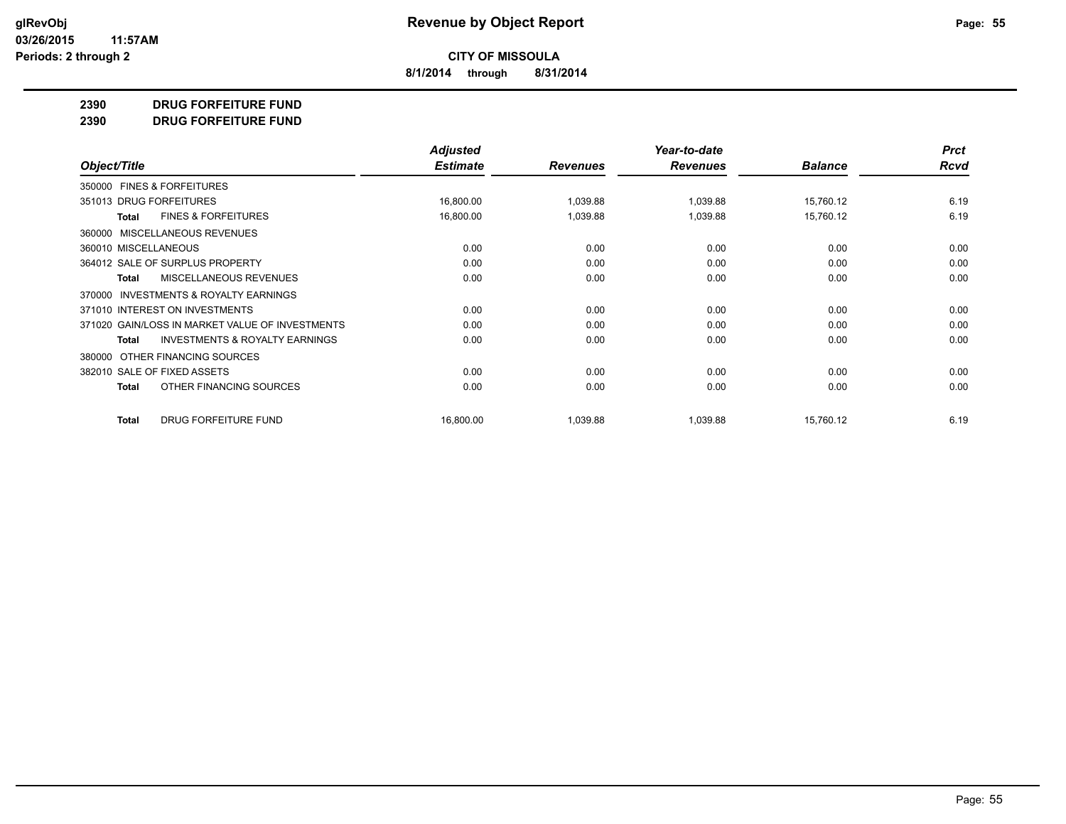# Revenue by Object Report

**CITY OF MISSOULA**

**8/1/2014 through 8/31/2014**

glRevObj
03/26/2015 11:57AM
Periods: 2 through 2

## 2390 DRUG FORFEITURE FUND
## 2390 DRUG FORFEITURE FUND

| Object/Title | Adjusted Estimate | Revenues | Year-to-date Revenues | Balance | Prct Rcvd |
|---|---|---|---|---|---|
| 350000 FINES & FORFEITURES | | | | | |
| 351013 DRUG FORFEITURES | 16,800.00 | 1,039.88 | 1,039.88 | 15,760.12 | 6.19 |
| **Total** FINES & FORFEITURES | 16,800.00 | 1,039.88 | 1,039.88 | 15,760.12 | 6.19 |
| 360000 MISCELLANEOUS REVENUES | | | | | |
| 360010 MISCELLANEOUS | 0.00 | 0.00 | 0.00 | 0.00 | 0.00 |
| 364012 SALE OF SURPLUS PROPERTY | 0.00 | 0.00 | 0.00 | 0.00 | 0.00 |
| **Total** MISCELLANEOUS REVENUES | 0.00 | 0.00 | 0.00 | 0.00 | 0.00 |
| 370000 INVESTMENTS & ROYALTY EARNINGS | | | | | |
| 371010 INTEREST ON INVESTMENTS | 0.00 | 0.00 | 0.00 | 0.00 | 0.00 |
| 371020 GAIN/LOSS IN MARKET VALUE OF INVESTMENTS | 0.00 | 0.00 | 0.00 | 0.00 | 0.00 |
| **Total** INVESTMENTS & ROYALTY EARNINGS | 0.00 | 0.00 | 0.00 | 0.00 | 0.00 |
| 380000 OTHER FINANCING SOURCES | | | | | |
| 382010 SALE OF FIXED ASSETS | 0.00 | 0.00 | 0.00 | 0.00 | 0.00 |
| **Total** OTHER FINANCING SOURCES | 0.00 | 0.00 | 0.00 | 0.00 | 0.00 |
| **Total** DRUG FORFEITURE FUND | 16,800.00 | 1,039.88 | 1,039.88 | 15,760.12 | 6.19 |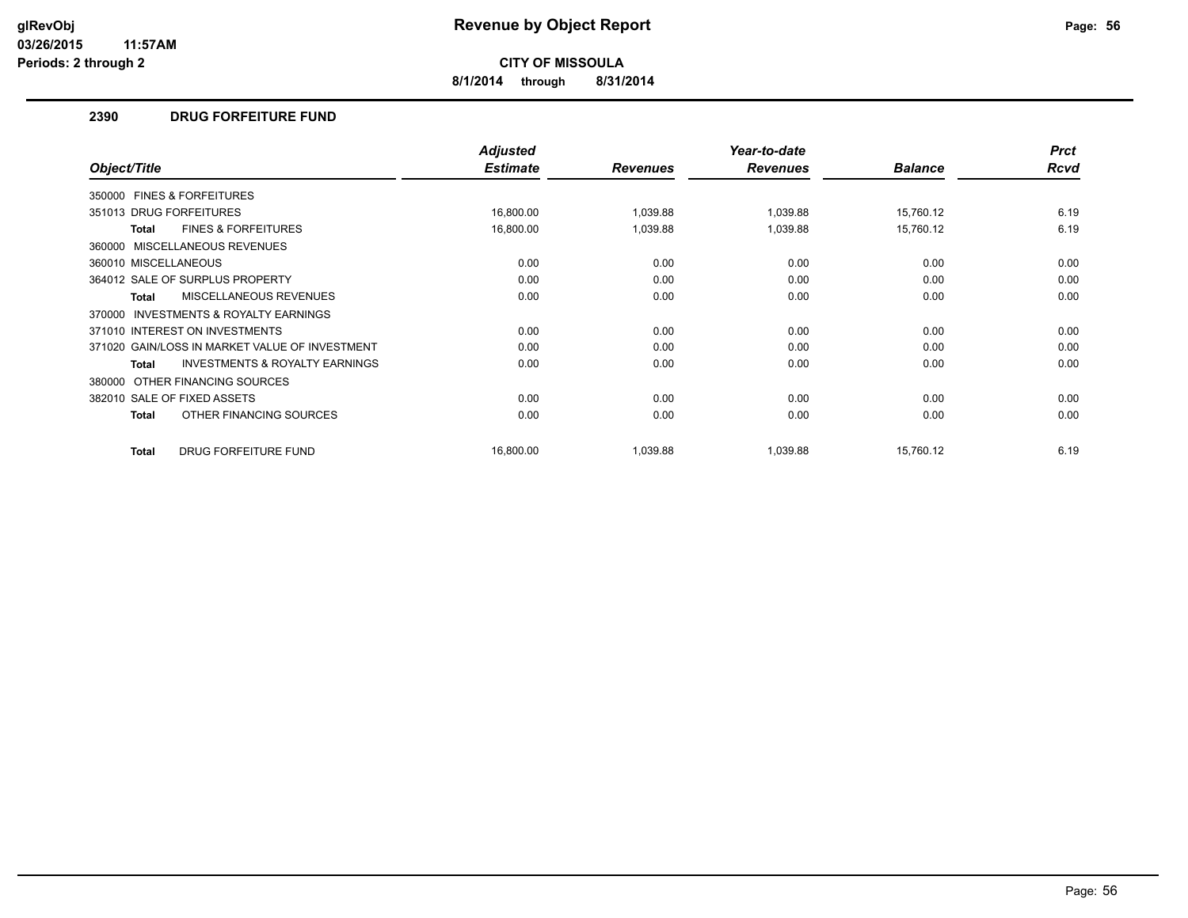# Revenue by Object Report

**CITY OF MISSOULA**

**8/1/2014 through 8/31/2014**

glRevObj
03/26/2015 11:57AM
Periods: 2 through 2

## 2390 DRUG FORFEITURE FUND

| Object/Title | Adjusted Estimate | Revenues | Year-to-date Revenues | Balance | Prct Rcvd |
|---|---|---|---|---|---|
| 350000 FINES & FORFEITURES | | | | | |
| 351013 DRUG FORFEITURES | 16,800.00 | 1,039.88 | 1,039.88 | 15,760.12 | 6.19 |
| **Total** FINES & FORFEITURES | 16,800.00 | 1,039.88 | 1,039.88 | 15,760.12 | 6.19 |
| 360000 MISCELLANEOUS REVENUES | | | | | |
| 360010 MISCELLANEOUS | 0.00 | 0.00 | 0.00 | 0.00 | 0.00 |
| 364012 SALE OF SURPLUS PROPERTY | 0.00 | 0.00 | 0.00 | 0.00 | 0.00 |
| **Total** MISCELLANEOUS REVENUES | 0.00 | 0.00 | 0.00 | 0.00 | 0.00 |
| 370000 INVESTMENTS & ROYALTY EARNINGS | | | | | |
| 371010 INTEREST ON INVESTMENTS | 0.00 | 0.00 | 0.00 | 0.00 | 0.00 |
| 371020 GAIN/LOSS IN MARKET VALUE OF INVESTMENT | 0.00 | 0.00 | 0.00 | 0.00 | 0.00 |
| **Total** INVESTMENTS & ROYALTY EARNINGS | 0.00 | 0.00 | 0.00 | 0.00 | 0.00 |
| 380000 OTHER FINANCING SOURCES | | | | | |
| 382010 SALE OF FIXED ASSETS | 0.00 | 0.00 | 0.00 | 0.00 | 0.00 |
| **Total** OTHER FINANCING SOURCES | 0.00 | 0.00 | 0.00 | 0.00 | 0.00 |
| **Total** DRUG FORFEITURE FUND | 16,800.00 | 1,039.88 | 1,039.88 | 15,760.12 | 6.19 |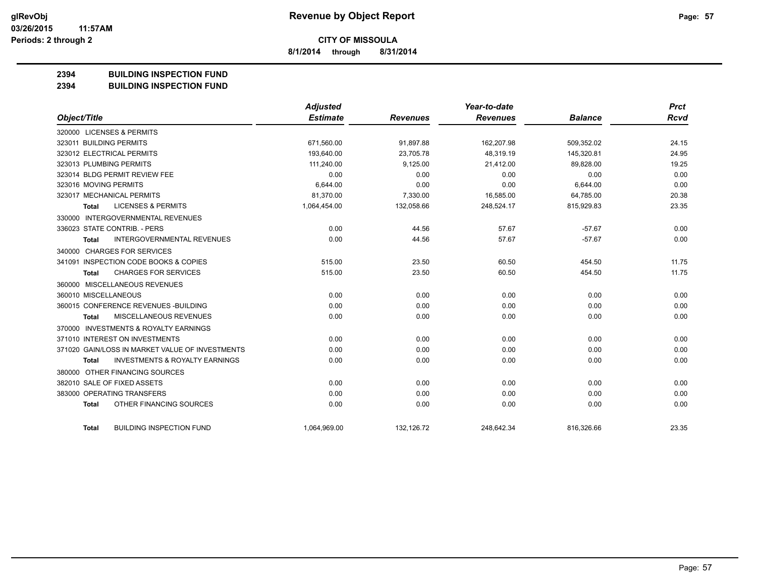# Revenue by Object Report

**CITY OF MISSOULA**

**8/1/2014 through 8/31/2014**

glRevObj
03/26/2015 11:57AM
Periods: 2 through 2

## 2394 BUILDING INSPECTION FUND
## 2394 BUILDING INSPECTION FUND

| Object/Title | Adjusted Estimate | Revenues | Year-to-date Revenues | Balance | Prct Rcvd |
|---|---|---|---|---|---|
| 320000 LICENSES & PERMITS | | | | | |
| 323011 BUILDING PERMITS | 671,560.00 | 91,897.88 | 162,207.98 | 509,352.02 | 24.15 |
| 323012 ELECTRICAL PERMITS | 193,640.00 | 23,705.78 | 48,319.19 | 145,320.81 | 24.95 |
| 323013 PLUMBING PERMITS | 111,240.00 | 9,125.00 | 21,412.00 | 89,828.00 | 19.25 |
| 323014 BLDG PERMIT REVIEW FEE | 0.00 | 0.00 | 0.00 | 0.00 | 0.00 |
| 323016 MOVING PERMITS | 6,644.00 | 0.00 | 0.00 | 6,644.00 | 0.00 |
| 323017 MECHANICAL PERMITS | 81,370.00 | 7,330.00 | 16,585.00 | 64,785.00 | 20.38 |
| **Total** LICENSES & PERMITS | 1,064,454.00 | 132,058.66 | 248,524.17 | 815,929.83 | 23.35 |
| 330000 INTERGOVERNMENTAL REVENUES | | | | | |
| 336023 STATE CONTRIB. - PERS | 0.00 | 44.56 | 57.67 | -57.67 | 0.00 |
| **Total** INTERGOVERNMENTAL REVENUES | 0.00 | 44.56 | 57.67 | -57.67 | 0.00 |
| 340000 CHARGES FOR SERVICES | | | | | |
| 341091 INSPECTION CODE BOOKS & COPIES | 515.00 | 23.50 | 60.50 | 454.50 | 11.75 |
| **Total** CHARGES FOR SERVICES | 515.00 | 23.50 | 60.50 | 454.50 | 11.75 |
| 360000 MISCELLANEOUS REVENUES | | | | | |
| 360010 MISCELLANEOUS | 0.00 | 0.00 | 0.00 | 0.00 | 0.00 |
| 360015 CONFERENCE REVENUES -BUILDING | 0.00 | 0.00 | 0.00 | 0.00 | 0.00 |
| **Total** MISCELLANEOUS REVENUES | 0.00 | 0.00 | 0.00 | 0.00 | 0.00 |
| 370000 INVESTMENTS & ROYALTY EARNINGS | | | | | |
| 371010 INTEREST ON INVESTMENTS | 0.00 | 0.00 | 0.00 | 0.00 | 0.00 |
| 371020 GAIN/LOSS IN MARKET VALUE OF INVESTMENTS | 0.00 | 0.00 | 0.00 | 0.00 | 0.00 |
| **Total** INVESTMENTS & ROYALTY EARNINGS | 0.00 | 0.00 | 0.00 | 0.00 | 0.00 |
| 380000 OTHER FINANCING SOURCES | | | | | |
| 382010 SALE OF FIXED ASSETS | 0.00 | 0.00 | 0.00 | 0.00 | 0.00 |
| 383000 OPERATING TRANSFERS | 0.00 | 0.00 | 0.00 | 0.00 | 0.00 |
| **Total** OTHER FINANCING SOURCES | 0.00 | 0.00 | 0.00 | 0.00 | 0.00 |
| **Total** BUILDING INSPECTION FUND | 1,064,969.00 | 132,126.72 | 248,642.34 | 816,326.66 | 23.35 |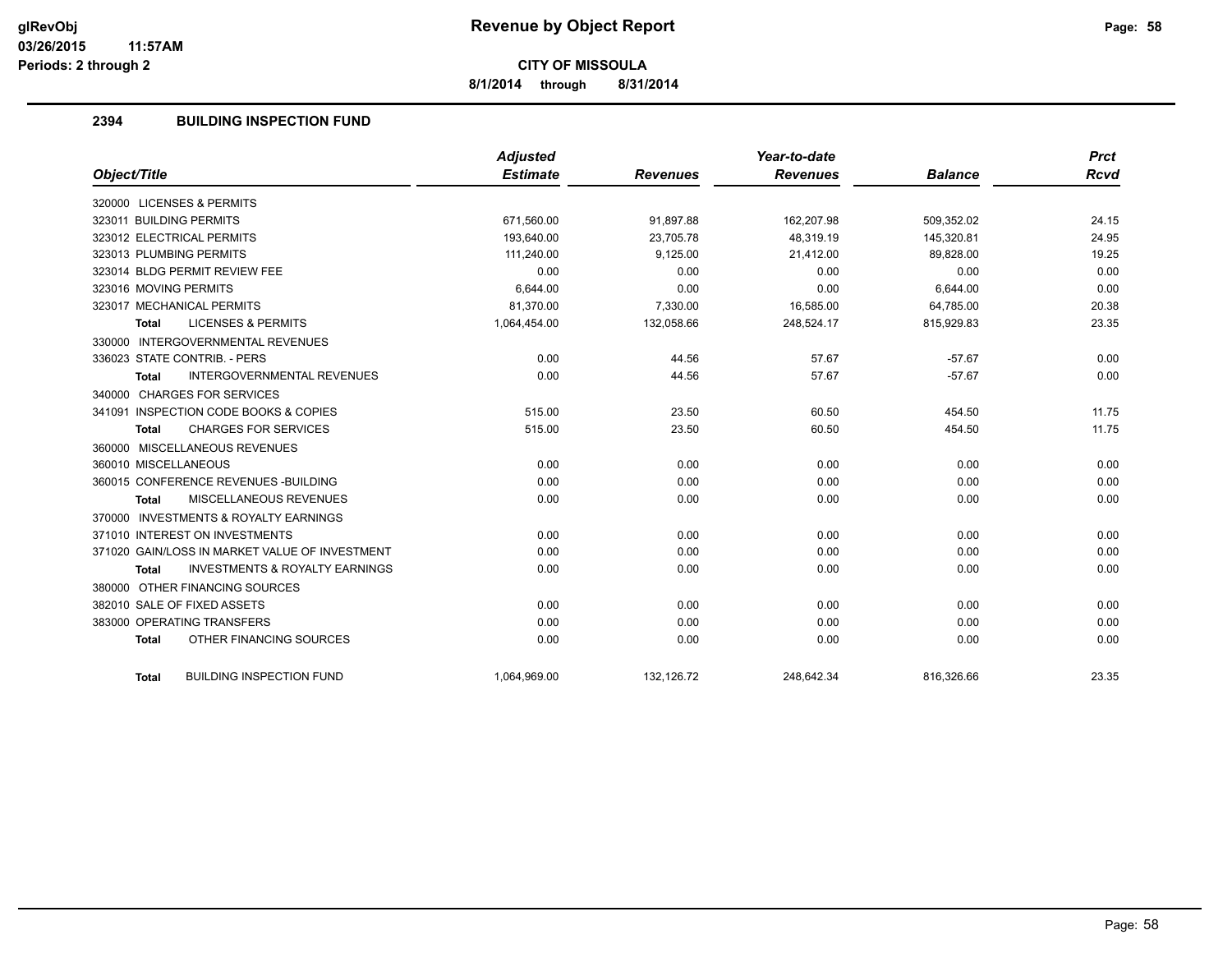# Revenue by Object Report

**CITY OF MISSOULA**

**8/1/2014 through 8/31/2014**

glRevObj
03/26/2015 11:57AM
Periods: 2 through 2

## 2394 BUILDING INSPECTION FUND

| Object/Title | Adjusted Estimate | Revenues | Year-to-date Revenues | Balance | Prct Rcvd |
|---|---|---|---|---|---|
| 320000 LICENSES & PERMITS | | | | | |
| 323011 BUILDING PERMITS | 671,560.00 | 91,897.88 | 162,207.98 | 509,352.02 | 24.15 |
| 323012 ELECTRICAL PERMITS | 193,640.00 | 23,705.78 | 48,319.19 | 145,320.81 | 24.95 |
| 323013 PLUMBING PERMITS | 111,240.00 | 9,125.00 | 21,412.00 | 89,828.00 | 19.25 |
| 323014 BLDG PERMIT REVIEW FEE | 0.00 | 0.00 | 0.00 | 0.00 | 0.00 |
| 323016 MOVING PERMITS | 6,644.00 | 0.00 | 0.00 | 6,644.00 | 0.00 |
| 323017 MECHANICAL PERMITS | 81,370.00 | 7,330.00 | 16,585.00 | 64,785.00 | 20.38 |
| **Total** LICENSES & PERMITS | 1,064,454.00 | 132,058.66 | 248,524.17 | 815,929.83 | 23.35 |
| 330000 INTERGOVERNMENTAL REVENUES | | | | | |
| 336023 STATE CONTRIB. - PERS | 0.00 | 44.56 | 57.67 | -57.67 | 0.00 |
| **Total** INTERGOVERNMENTAL REVENUES | 0.00 | 44.56 | 57.67 | -57.67 | 0.00 |
| 340000 CHARGES FOR SERVICES | | | | | |
| 341091 INSPECTION CODE BOOKS & COPIES | 515.00 | 23.50 | 60.50 | 454.50 | 11.75 |
| **Total** CHARGES FOR SERVICES | 515.00 | 23.50 | 60.50 | 454.50 | 11.75 |
| 360000 MISCELLANEOUS REVENUES | | | | | |
| 360010 MISCELLANEOUS | 0.00 | 0.00 | 0.00 | 0.00 | 0.00 |
| 360015 CONFERENCE REVENUES -BUILDING | 0.00 | 0.00 | 0.00 | 0.00 | 0.00 |
| **Total** MISCELLANEOUS REVENUES | 0.00 | 0.00 | 0.00 | 0.00 | 0.00 |
| 370000 INVESTMENTS & ROYALTY EARNINGS | | | | | |
| 371010 INTEREST ON INVESTMENTS | 0.00 | 0.00 | 0.00 | 0.00 | 0.00 |
| 371020 GAIN/LOSS IN MARKET VALUE OF INVESTMENT | 0.00 | 0.00 | 0.00 | 0.00 | 0.00 |
| **Total** INVESTMENTS & ROYALTY EARNINGS | 0.00 | 0.00 | 0.00 | 0.00 | 0.00 |
| 380000 OTHER FINANCING SOURCES | | | | | |
| 382010 SALE OF FIXED ASSETS | 0.00 | 0.00 | 0.00 | 0.00 | 0.00 |
| 383000 OPERATING TRANSFERS | 0.00 | 0.00 | 0.00 | 0.00 | 0.00 |
| **Total** OTHER FINANCING SOURCES | 0.00 | 0.00 | 0.00 | 0.00 | 0.00 |
| **Total** BUILDING INSPECTION FUND | 1,064,969.00 | 132,126.72 | 248,642.34 | 816,326.66 | 23.35 |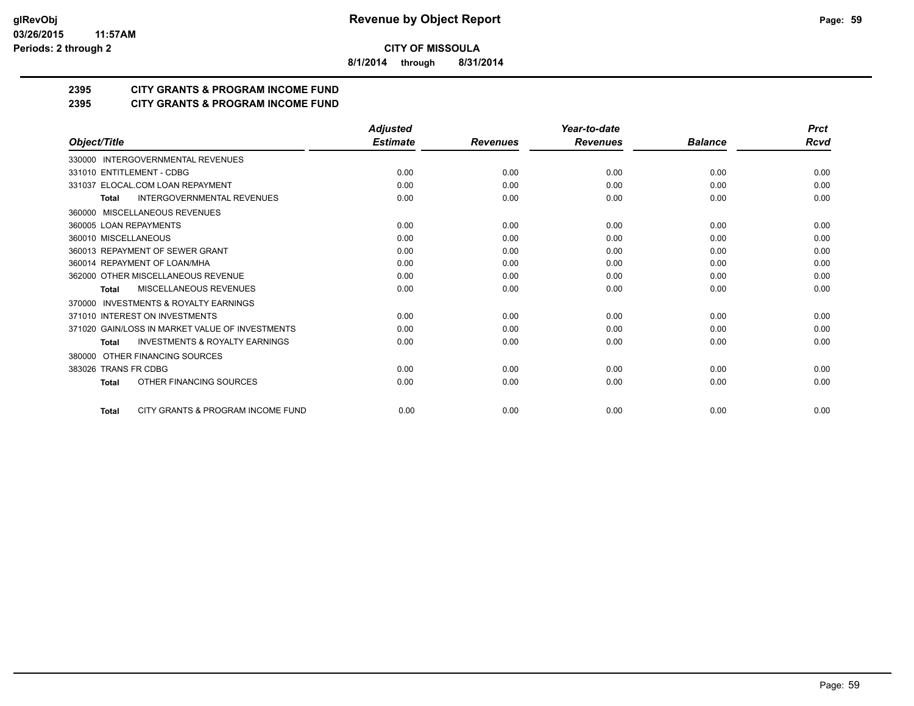**CITY OF MISSOULA**

**8/1/2014 through 8/31/2014**

**2395 CITY GRANTS & PROGRAM INCOME FUND**

**2395 CITY GRANTS & PROGRAM INCOME FUND**

| Object/Title | Adjusted Estimate | Revenues | Year-to-date Revenues | Balance | Prct Rcvd |
|---|---|---|---|---|---|
| 330000 INTERGOVERNMENTAL REVENUES | | | | | |
| 331010 ENTITLEMENT - CDBG | 0.00 | 0.00 | 0.00 | 0.00 | 0.00 |
| 331037 ELOCAL.COM LOAN REPAYMENT | 0.00 | 0.00 | 0.00 | 0.00 | 0.00 |
| **Total** INTERGOVERNMENTAL REVENUES | 0.00 | 0.00 | 0.00 | 0.00 | 0.00 |
| 360000 MISCELLANEOUS REVENUES | | | | | |
| 360005 LOAN REPAYMENTS | 0.00 | 0.00 | 0.00 | 0.00 | 0.00 |
| 360010 MISCELLANEOUS | 0.00 | 0.00 | 0.00 | 0.00 | 0.00 |
| 360013 REPAYMENT OF SEWER GRANT | 0.00 | 0.00 | 0.00 | 0.00 | 0.00 |
| 360014 REPAYMENT OF LOAN/MHA | 0.00 | 0.00 | 0.00 | 0.00 | 0.00 |
| 362000 OTHER MISCELLANEOUS REVENUE | 0.00 | 0.00 | 0.00 | 0.00 | 0.00 |
| **Total** MISCELLANEOUS REVENUES | 0.00 | 0.00 | 0.00 | 0.00 | 0.00 |
| 370000 INVESTMENTS & ROYALTY EARNINGS | | | | | |
| 371010 INTEREST ON INVESTMENTS | 0.00 | 0.00 | 0.00 | 0.00 | 0.00 |
| 371020 GAIN/LOSS IN MARKET VALUE OF INVESTMENTS | 0.00 | 0.00 | 0.00 | 0.00 | 0.00 |
| **Total** INVESTMENTS & ROYALTY EARNINGS | 0.00 | 0.00 | 0.00 | 0.00 | 0.00 |
| 380000 OTHER FINANCING SOURCES | | | | | |
| 383026 TRANS FR CDBG | 0.00 | 0.00 | 0.00 | 0.00 | 0.00 |
| **Total** OTHER FINANCING SOURCES | 0.00 | 0.00 | 0.00 | 0.00 | 0.00 |
| **Total** CITY GRANTS & PROGRAM INCOME FUND | 0.00 | 0.00 | 0.00 | 0.00 | 0.00 |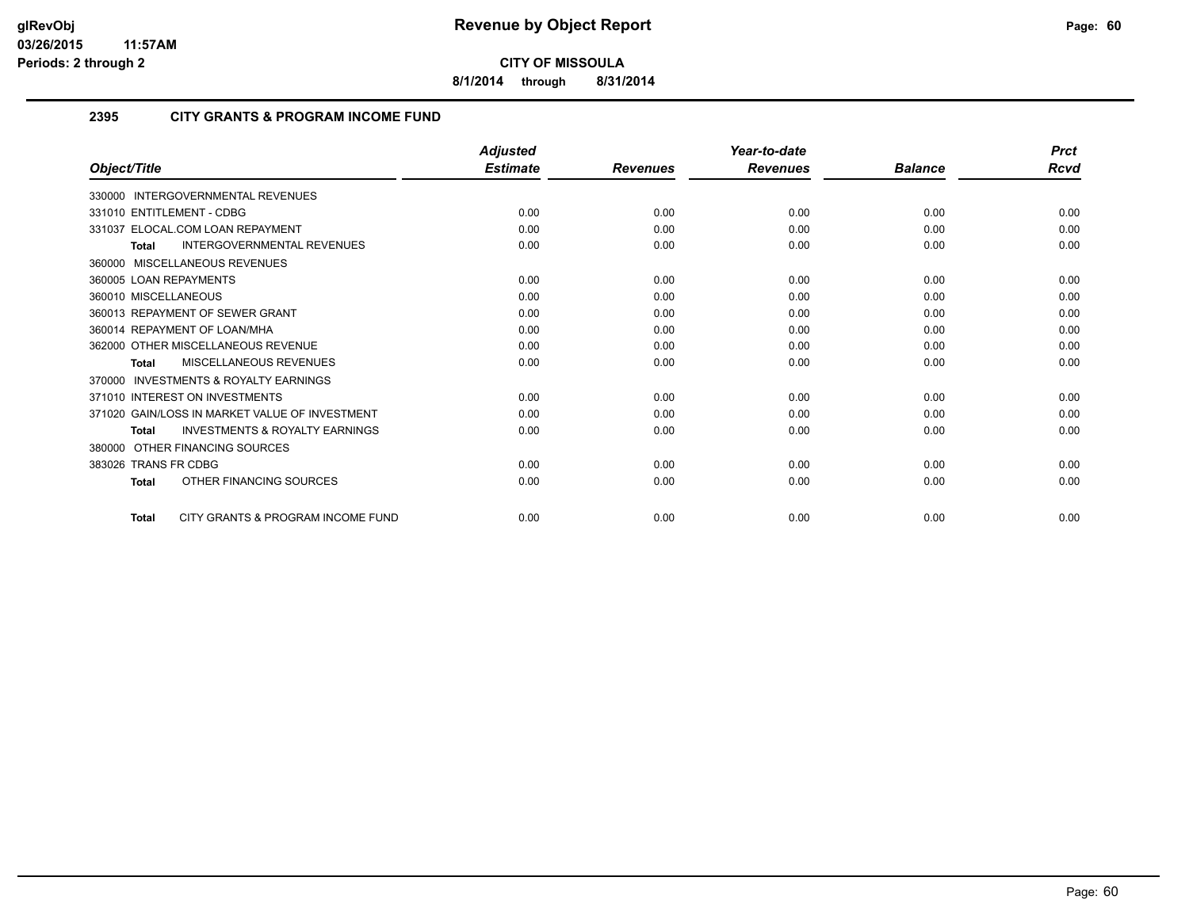# Revenue by Object Report

**CITY OF MISSOULA**

**8/1/2014 through 8/31/2014**

glRevObj
03/26/2015 11:57AM
Periods: 2 through 2

## 2395 CITY GRANTS & PROGRAM INCOME FUND

| Object/Title | Adjusted Estimate | Revenues | Year-to-date Revenues | Balance | Prct Rcvd |
|---|---|---|---|---|---|
| 330000 INTERGOVERNMENTAL REVENUES | | | | | |
| 331010 ENTITLEMENT - CDBG | 0.00 | 0.00 | 0.00 | 0.00 | 0.00 |
| 331037 ELOCAL.COM LOAN REPAYMENT | 0.00 | 0.00 | 0.00 | 0.00 | 0.00 |
| **Total** INTERGOVERNMENTAL REVENUES | 0.00 | 0.00 | 0.00 | 0.00 | 0.00 |
| 360000 MISCELLANEOUS REVENUES | | | | | |
| 360005 LOAN REPAYMENTS | 0.00 | 0.00 | 0.00 | 0.00 | 0.00 |
| 360010 MISCELLANEOUS | 0.00 | 0.00 | 0.00 | 0.00 | 0.00 |
| 360013 REPAYMENT OF SEWER GRANT | 0.00 | 0.00 | 0.00 | 0.00 | 0.00 |
| 360014 REPAYMENT OF LOAN/MHA | 0.00 | 0.00 | 0.00 | 0.00 | 0.00 |
| 362000 OTHER MISCELLANEOUS REVENUE | 0.00 | 0.00 | 0.00 | 0.00 | 0.00 |
| **Total** MISCELLANEOUS REVENUES | 0.00 | 0.00 | 0.00 | 0.00 | 0.00 |
| 370000 INVESTMENTS & ROYALTY EARNINGS | | | | | |
| 371010 INTEREST ON INVESTMENTS | 0.00 | 0.00 | 0.00 | 0.00 | 0.00 |
| 371020 GAIN/LOSS IN MARKET VALUE OF INVESTMENT | 0.00 | 0.00 | 0.00 | 0.00 | 0.00 |
| **Total** INVESTMENTS & ROYALTY EARNINGS | 0.00 | 0.00 | 0.00 | 0.00 | 0.00 |
| 380000 OTHER FINANCING SOURCES | | | | | |
| 383026 TRANS FR CDBG | 0.00 | 0.00 | 0.00 | 0.00 | 0.00 |
| **Total** OTHER FINANCING SOURCES | 0.00 | 0.00 | 0.00 | 0.00 | 0.00 |
| **Total** CITY GRANTS & PROGRAM INCOME FUND | 0.00 | 0.00 | 0.00 | 0.00 | 0.00 |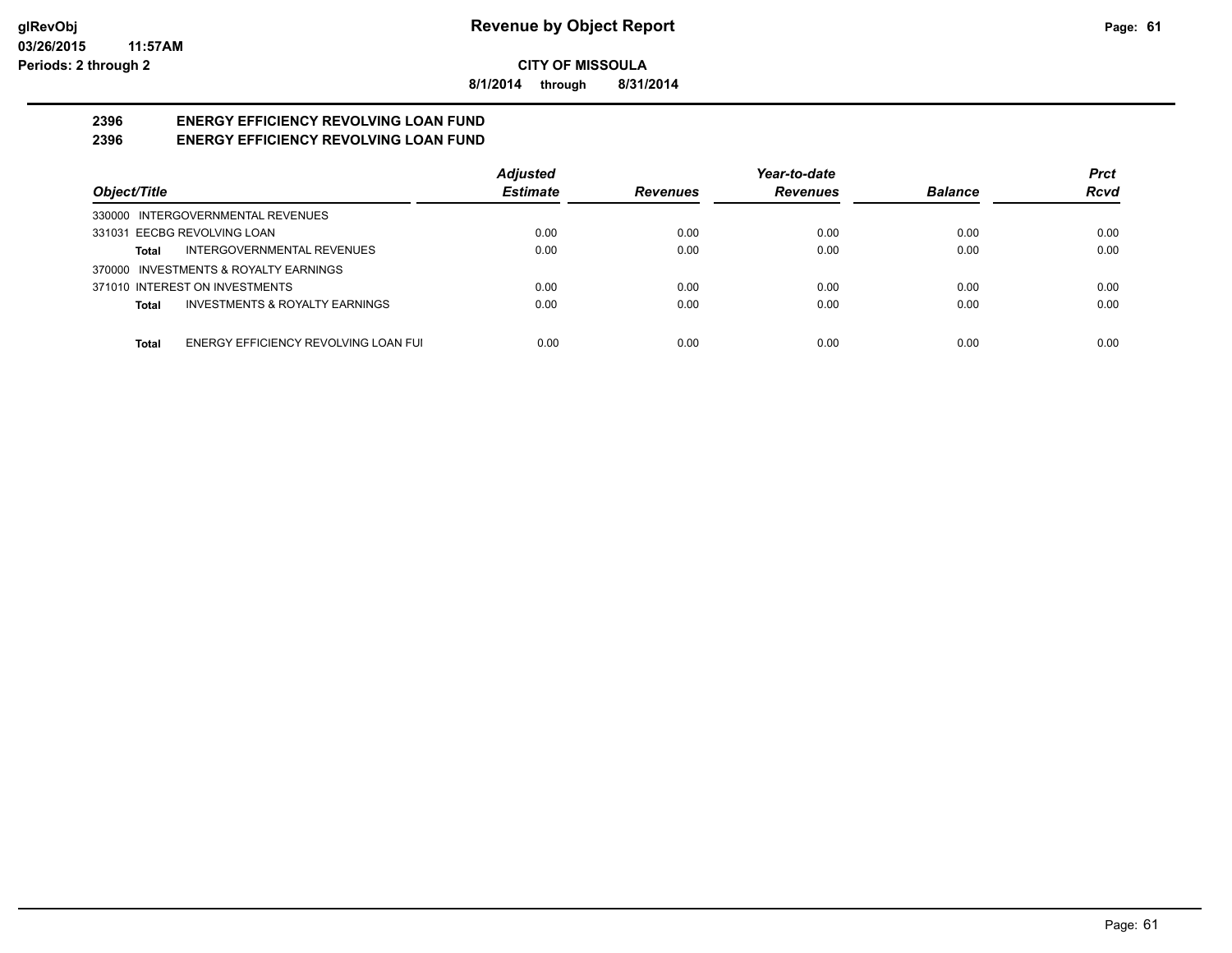# Revenue by Object Report

**CITY OF MISSOULA**

**8/1/2014 through 8/31/2014**

glRevObj
03/26/2015 11:57AM
Periods: 2 through 2

## 2396 ENERGY EFFICIENCY REVOLVING LOAN FUND
## 2396 ENERGY EFFICIENCY REVOLVING LOAN FUND

| Object/Title | | Adjusted Estimate | Revenues | Year-to-date Revenues | Balance | Prct Rcvd |
|---|---|---|---|---|---|---|
| 330000 INTERGOVERNMENTAL REVENUES | | | | | | |
| 331031 EECBG REVOLVING LOAN | | 0.00 | 0.00 | 0.00 | 0.00 | 0.00 |
| Total | INTERGOVERNMENTAL REVENUES | 0.00 | 0.00 | 0.00 | 0.00 | 0.00 |
| 370000 INVESTMENTS & ROYALTY EARNINGS | | | | | | |
| 371010 INTEREST ON INVESTMENTS | | 0.00 | 0.00 | 0.00 | 0.00 | 0.00 |
| Total | INVESTMENTS & ROYALTY EARNINGS | 0.00 | 0.00 | 0.00 | 0.00 | 0.00 |
| Total | ENERGY EFFICIENCY REVOLVING LOAN FUI | 0.00 | 0.00 | 0.00 | 0.00 | 0.00 |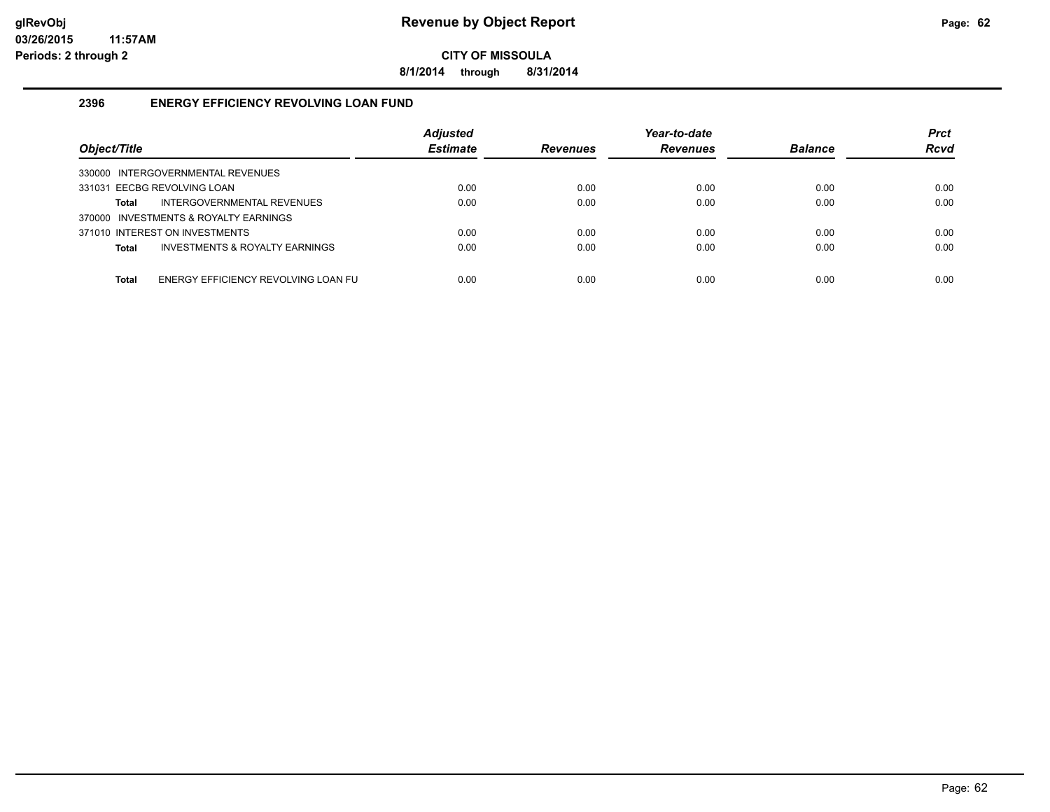**Revenue by Object Report**

**CITY OF MISSOULA**

**8/1/2014 through 8/31/2014**

glRevObj
03/26/2015 11:57AM
Periods: 2 through 2

## 2396 ENERGY EFFICIENCY REVOLVING LOAN FUND

| Object/Title | Adjusted Estimate | Revenues | Year-to-date Revenues | Balance | Prct Rcvd |
|---|---|---|---|---|---|
| 330000 INTERGOVERNMENTAL REVENUES | | | | | |
| 331031 EECBG REVOLVING LOAN | 0.00 | 0.00 | 0.00 | 0.00 | 0.00 |
| **Total** INTERGOVERNMENTAL REVENUES | 0.00 | 0.00 | 0.00 | 0.00 | 0.00 |
| 370000 INVESTMENTS & ROYALTY EARNINGS | | | | | |
| 371010 INTEREST ON INVESTMENTS | 0.00 | 0.00 | 0.00 | 0.00 | 0.00 |
| **Total** INVESTMENTS & ROYALTY EARNINGS | 0.00 | 0.00 | 0.00 | 0.00 | 0.00 |
| **Total** ENERGY EFFICIENCY REVOLVING LOAN FU | 0.00 | 0.00 | 0.00 | 0.00 | 0.00 |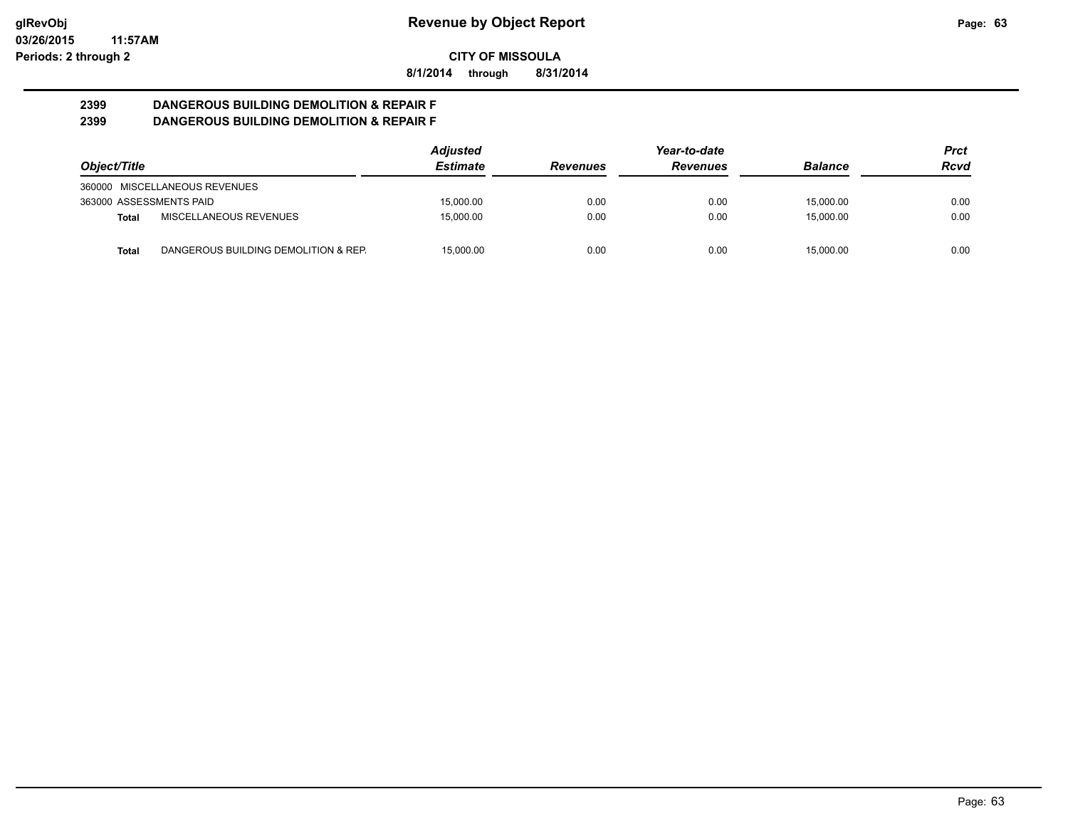**Revenue by Object Report**

**CITY OF MISSOULA**

**8/1/2014 through 8/31/2014**

glRevObj
03/26/2015 11:57AM
Periods: 2 through 2

## 2399 DANGEROUS BUILDING DEMOLITION & REPAIR F
## 2399 DANGEROUS BUILDING DEMOLITION & REPAIR F

| Object/Title | | Adjusted Estimate | Revenues | Year-to-date Revenues | Balance | Prct Rcvd |
|---|---|---|---|---|---|---|
| 360000 MISCELLANEOUS REVENUES | | | | | | |
| 363000 ASSESSMENTS PAID | | 15,000.00 | 0.00 | 0.00 | 15,000.00 | 0.00 |
| **Total** | MISCELLANEOUS REVENUES | 15,000.00 | 0.00 | 0.00 | 15,000.00 | 0.00 |
| **Total** | DANGEROUS BUILDING DEMOLITION & REP. | 15,000.00 | 0.00 | 0.00 | 15,000.00 | 0.00 |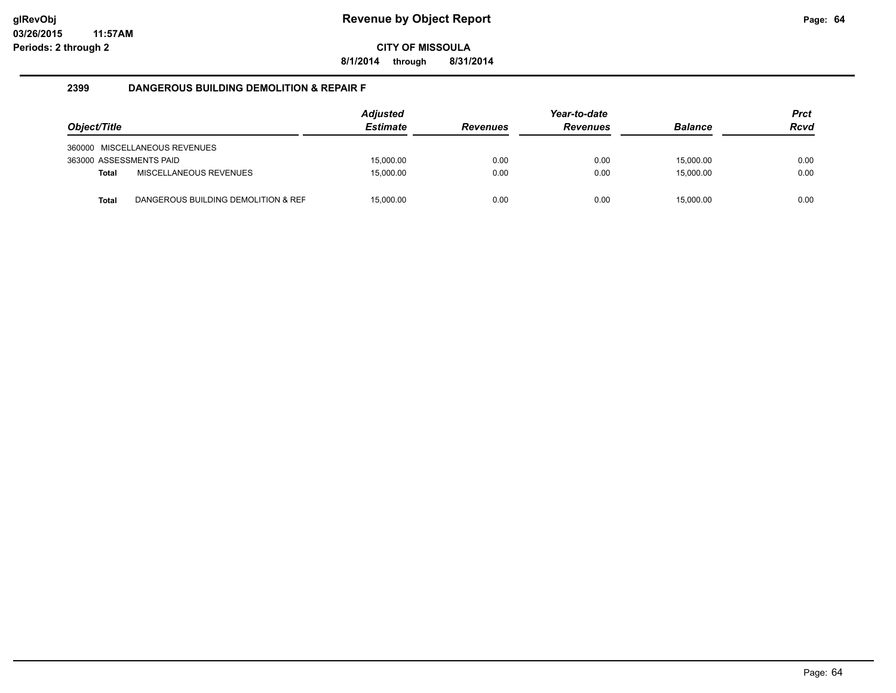glRevObj
03/26/2015 11:57AM
Periods: 2 through 2

# Revenue by Object Report

**CITY OF MISSOULA**

**8/1/2014 through 8/31/2014**

## 2399 DANGEROUS BUILDING DEMOLITION & REPAIR F

| Object/Title | | Adjusted Estimate | Revenues | Year-to-date Revenues | Balance | Prct Rcvd |
|---|---|---|---|---|---|---|
| 360000 | MISCELLANEOUS REVENUES | | | | | |
| 363000 ASSESSMENTS PAID | | 15,000.00 | 0.00 | 0.00 | 15,000.00 | 0.00 |
| **Total** | MISCELLANEOUS REVENUES | 15,000.00 | 0.00 | 0.00 | 15,000.00 | 0.00 |
| **Total** | DANGEROUS BUILDING DEMOLITION & REF | 15,000.00 | 0.00 | 0.00 | 15,000.00 | 0.00 |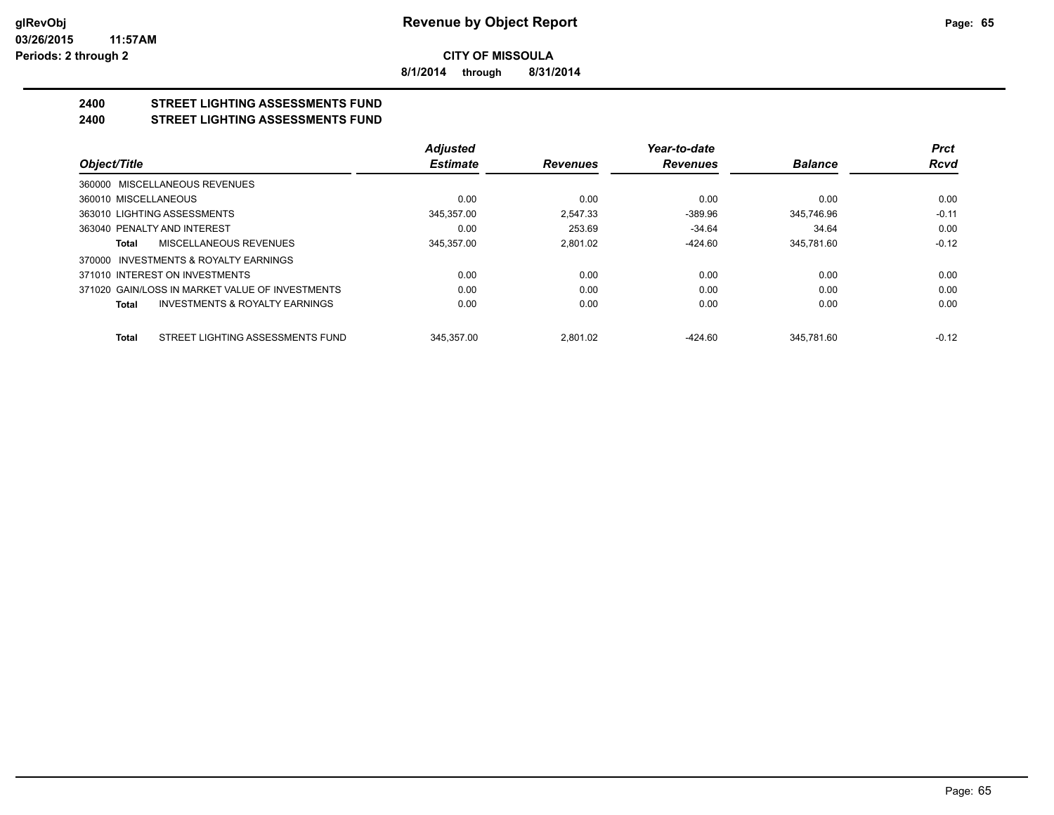**CITY OF MISSOULA**

**8/1/2014 through 8/31/2014**

## 2400 STREET LIGHTING ASSESSMENTS FUND
## 2400 STREET LIGHTING ASSESSMENTS FUND

| Object/Title | | Adjusted Estimate | Revenues | Year-to-date Revenues | Balance | Prct Rcvd |
|---|---|---|---|---|---|---|
| 360000 MISCELLANEOUS REVENUES | | | | | | |
| 360010 MISCELLANEOUS | | 0.00 | 0.00 | 0.00 | 0.00 | 0.00 |
| 363010 LIGHTING ASSESSMENTS | | 345,357.00 | 2,547.33 | -389.96 | 345,746.96 | -0.11 |
| 363040 PENALTY AND INTEREST | | 0.00 | 253.69 | -34.64 | 34.64 | 0.00 |
| Total | MISCELLANEOUS REVENUES | 345,357.00 | 2,801.02 | -424.60 | 345,781.60 | -0.12 |
| 370000 INVESTMENTS & ROYALTY EARNINGS | | | | | | |
| 371010 INTEREST ON INVESTMENTS | | 0.00 | 0.00 | 0.00 | 0.00 | 0.00 |
| 371020 GAIN/LOSS IN MARKET VALUE OF INVESTMENTS | | 0.00 | 0.00 | 0.00 | 0.00 | 0.00 |
| Total | INVESTMENTS & ROYALTY EARNINGS | 0.00 | 0.00 | 0.00 | 0.00 | 0.00 |
| Total | STREET LIGHTING ASSESSMENTS FUND | 345,357.00 | 2,801.02 | -424.60 | 345,781.60 | -0.12 |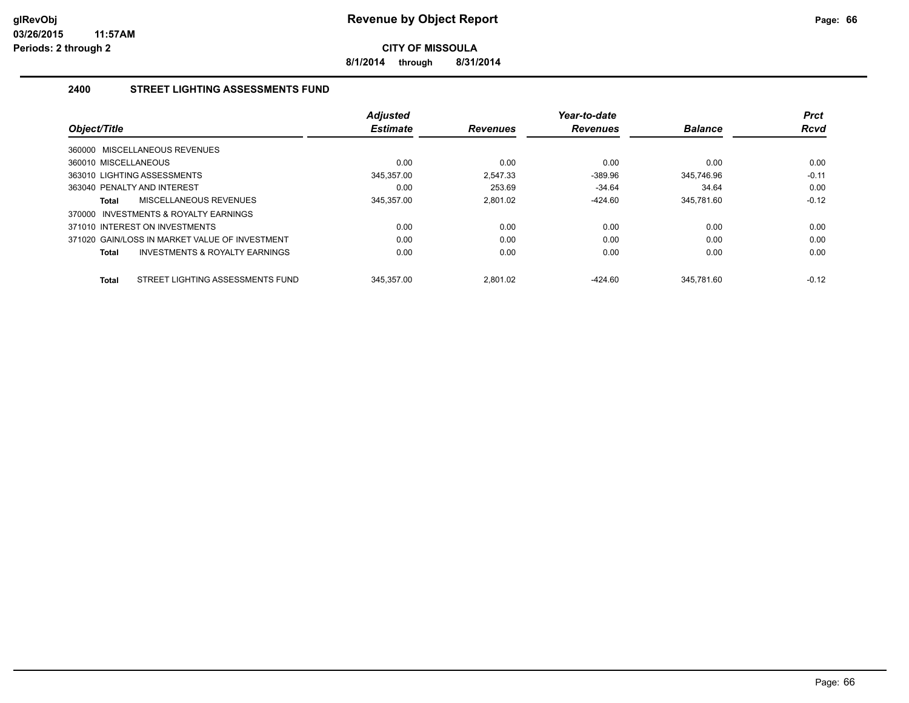# Revenue by Object Report

**CITY OF MISSOULA**

**8/1/2014 through 8/31/2014**

glRevObj
03/26/2015 11:57AM
Periods: 2 through 2

## 2400 STREET LIGHTING ASSESSMENTS FUND

| Object/Title | Adjusted Estimate | Revenues | Year-to-date Revenues | Balance | Prct Rcvd |
|---|---|---|---|---|---|
| 360000 MISCELLANEOUS REVENUES | | | | | |
| 360010 MISCELLANEOUS | 0.00 | 0.00 | 0.00 | 0.00 | 0.00 |
| 363010 LIGHTING ASSESSMENTS | 345,357.00 | 2,547.33 | -389.96 | 345,746.96 | -0.11 |
| 363040 PENALTY AND INTEREST | 0.00 | 253.69 | -34.64 | 34.64 | 0.00 |
| **Total** MISCELLANEOUS REVENUES | 345,357.00 | 2,801.02 | -424.60 | 345,781.60 | -0.12 |
| 370000 INVESTMENTS & ROYALTY EARNINGS | | | | | |
| 371010 INTEREST ON INVESTMENTS | 0.00 | 0.00 | 0.00 | 0.00 | 0.00 |
| 371020 GAIN/LOSS IN MARKET VALUE OF INVESTMENT | 0.00 | 0.00 | 0.00 | 0.00 | 0.00 |
| **Total** INVESTMENTS & ROYALTY EARNINGS | 0.00 | 0.00 | 0.00 | 0.00 | 0.00 |
| **Total** STREET LIGHTING ASSESSMENTS FUND | 345,357.00 | 2,801.02 | -424.60 | 345,781.60 | -0.12 |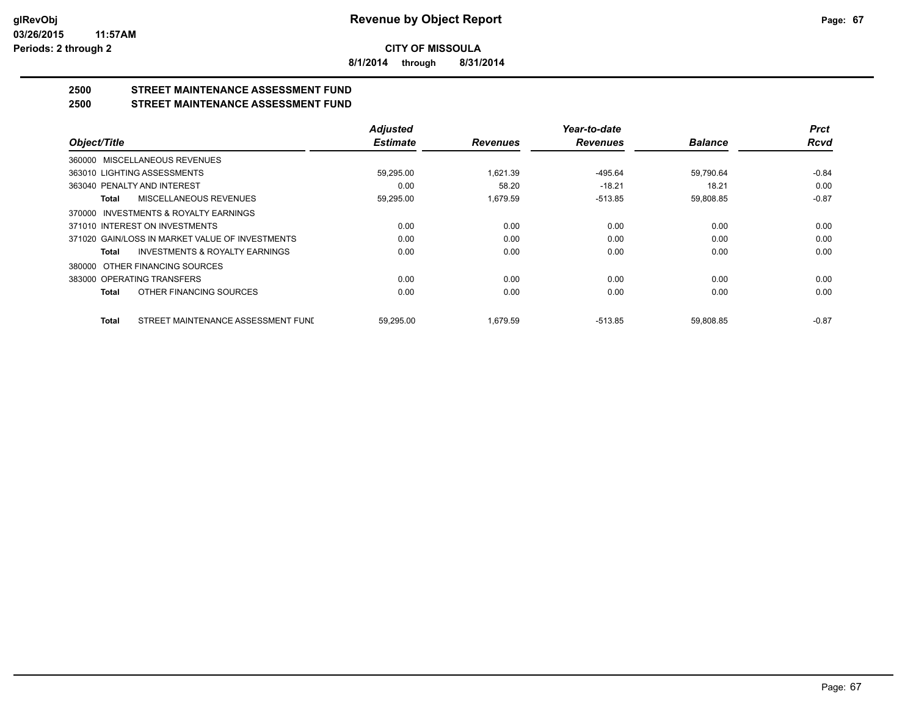**CITY OF MISSOULA**

**8/1/2014 through 8/31/2014**

## 2500 STREET MAINTENANCE ASSESSMENT FUND
## 2500 STREET MAINTENANCE ASSESSMENT FUND

| Object/Title | Adjusted Estimate | Revenues | Year-to-date Revenues | Balance | Prct Rcvd |
|---|---|---|---|---|---|
| 360000 MISCELLANEOUS REVENUES | | | | | |
| 363010 LIGHTING ASSESSMENTS | 59,295.00 | 1,621.39 | -495.64 | 59,790.64 | -0.84 |
| 363040 PENALTY AND INTEREST | 0.00 | 58.20 | -18.21 | 18.21 | 0.00 |
| **Total** MISCELLANEOUS REVENUES | 59,295.00 | 1,679.59 | -513.85 | 59,808.85 | -0.87 |
| 370000 INVESTMENTS & ROYALTY EARNINGS | | | | | |
| 371010 INTEREST ON INVESTMENTS | 0.00 | 0.00 | 0.00 | 0.00 | 0.00 |
| 371020 GAIN/LOSS IN MARKET VALUE OF INVESTMENTS | 0.00 | 0.00 | 0.00 | 0.00 | 0.00 |
| **Total** INVESTMENTS & ROYALTY EARNINGS | 0.00 | 0.00 | 0.00 | 0.00 | 0.00 |
| 380000 OTHER FINANCING SOURCES | | | | | |
| 383000 OPERATING TRANSFERS | 0.00 | 0.00 | 0.00 | 0.00 | 0.00 |
| **Total** OTHER FINANCING SOURCES | 0.00 | 0.00 | 0.00 | 0.00 | 0.00 |
| **Total** STREET MAINTENANCE ASSESSMENT FUND | 59,295.00 | 1,679.59 | -513.85 | 59,808.85 | -0.87 |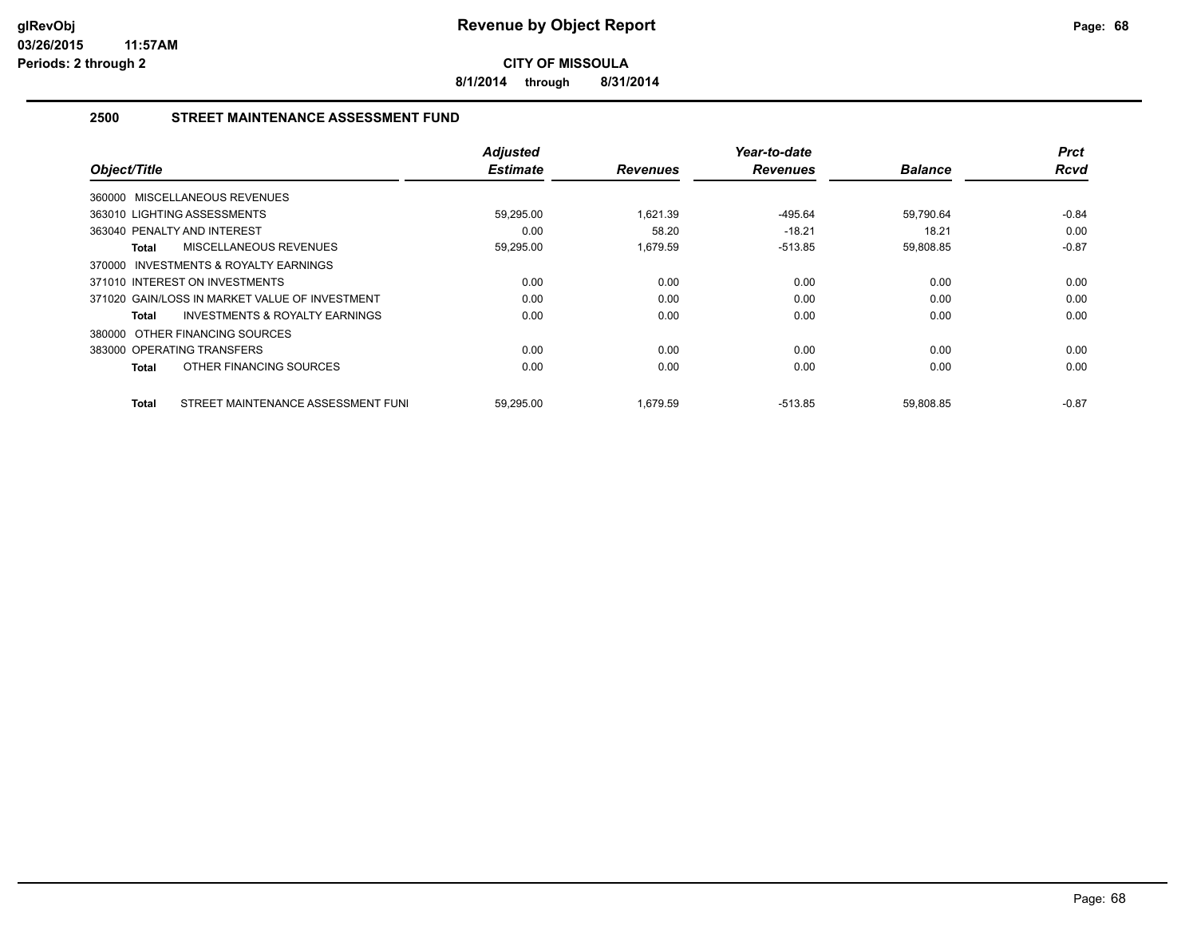# Revenue by Object Report

**CITY OF MISSOULA**

**8/1/2014 through 8/31/2014**

glRevObj
03/26/2015 11:57AM
Periods: 2 through 2

## 2500 STREET MAINTENANCE ASSESSMENT FUND

| Object/Title | Adjusted Estimate | Revenues | Year-to-date Revenues | Balance | Prct Rcvd |
|---|---|---|---|---|---|
| 360000 MISCELLANEOUS REVENUES | | | | | |
| 363010 LIGHTING ASSESSMENTS | 59,295.00 | 1,621.39 | -495.64 | 59,790.64 | -0.84 |
| 363040 PENALTY AND INTEREST | 0.00 | 58.20 | -18.21 | 18.21 | 0.00 |
| **Total** MISCELLANEOUS REVENUES | 59,295.00 | 1,679.59 | -513.85 | 59,808.85 | -0.87 |
| 370000 INVESTMENTS & ROYALTY EARNINGS | | | | | |
| 371010 INTEREST ON INVESTMENTS | 0.00 | 0.00 | 0.00 | 0.00 | 0.00 |
| 371020 GAIN/LOSS IN MARKET VALUE OF INVESTMENT | 0.00 | 0.00 | 0.00 | 0.00 | 0.00 |
| **Total** INVESTMENTS & ROYALTY EARNINGS | 0.00 | 0.00 | 0.00 | 0.00 | 0.00 |
| 380000 OTHER FINANCING SOURCES | | | | | |
| 383000 OPERATING TRANSFERS | 0.00 | 0.00 | 0.00 | 0.00 | 0.00 |
| **Total** OTHER FINANCING SOURCES | 0.00 | 0.00 | 0.00 | 0.00 | 0.00 |
| **Total** STREET MAINTENANCE ASSESSMENT FUNI | 59,295.00 | 1,679.59 | -513.85 | 59,808.85 | -0.87 |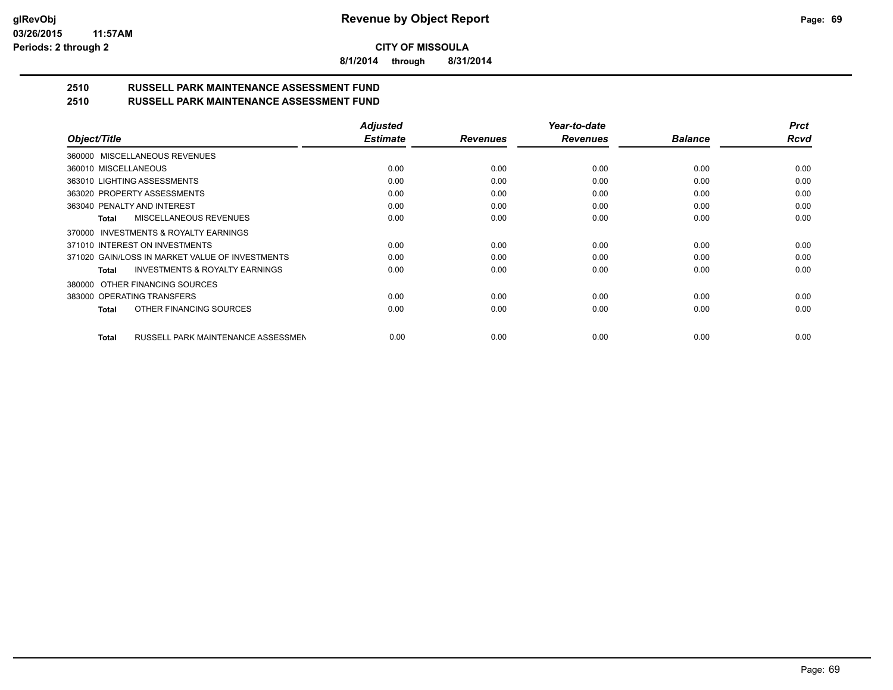**CITY OF MISSOULA**

**8/1/2014 through 8/31/2014**

## 2510 RUSSELL PARK MAINTENANCE ASSESSMENT FUND
## 2510 RUSSELL PARK MAINTENANCE ASSESSMENT FUND

| Object/Title | Adjusted Estimate | Revenues | Year-to-date Revenues | Balance | Prct Rcvd |
|---|---|---|---|---|---|
| 360000 MISCELLANEOUS REVENUES | | | | | |
| 360010 MISCELLANEOUS | 0.00 | 0.00 | 0.00 | 0.00 | 0.00 |
| 363010 LIGHTING ASSESSMENTS | 0.00 | 0.00 | 0.00 | 0.00 | 0.00 |
| 363020 PROPERTY ASSESSMENTS | 0.00 | 0.00 | 0.00 | 0.00 | 0.00 |
| 363040 PENALTY AND INTEREST | 0.00 | 0.00 | 0.00 | 0.00 | 0.00 |
| **Total** MISCELLANEOUS REVENUES | 0.00 | 0.00 | 0.00 | 0.00 | 0.00 |
| 370000 INVESTMENTS & ROYALTY EARNINGS | | | | | |
| 371010 INTEREST ON INVESTMENTS | 0.00 | 0.00 | 0.00 | 0.00 | 0.00 |
| 371020 GAIN/LOSS IN MARKET VALUE OF INVESTMENTS | 0.00 | 0.00 | 0.00 | 0.00 | 0.00 |
| **Total** INVESTMENTS & ROYALTY EARNINGS | 0.00 | 0.00 | 0.00 | 0.00 | 0.00 |
| 380000 OTHER FINANCING SOURCES | | | | | |
| 383000 OPERATING TRANSFERS | 0.00 | 0.00 | 0.00 | 0.00 | 0.00 |
| **Total** OTHER FINANCING SOURCES | 0.00 | 0.00 | 0.00 | 0.00 | 0.00 |
| **Total** RUSSELL PARK MAINTENANCE ASSESSMEN | 0.00 | 0.00 | 0.00 | 0.00 | 0.00 |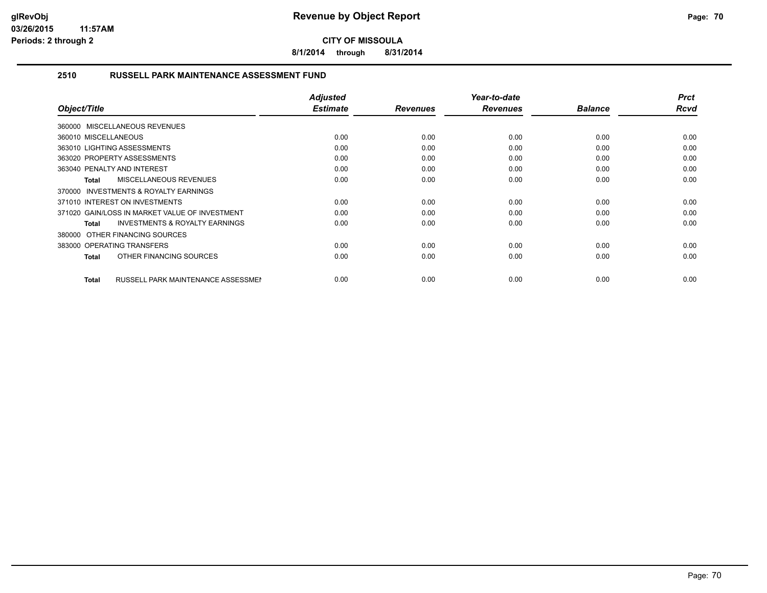**CITY OF MISSOULA**

**8/1/2014 through 8/31/2014**

## 2510 RUSSELL PARK MAINTENANCE ASSESSMENT FUND

| Object/Title | Adjusted Estimate | Revenues | Year-to-date Revenues | Balance | Prct Rcvd |
|---|---|---|---|---|---|
| 360000 MISCELLANEOUS REVENUES | | | | | |
| 360010 MISCELLANEOUS | 0.00 | 0.00 | 0.00 | 0.00 | 0.00 |
| 363010 LIGHTING ASSESSMENTS | 0.00 | 0.00 | 0.00 | 0.00 | 0.00 |
| 363020 PROPERTY ASSESSMENTS | 0.00 | 0.00 | 0.00 | 0.00 | 0.00 |
| 363040 PENALTY AND INTEREST | 0.00 | 0.00 | 0.00 | 0.00 | 0.00 |
| **Total** MISCELLANEOUS REVENUES | 0.00 | 0.00 | 0.00 | 0.00 | 0.00 |
| 370000 INVESTMENTS & ROYALTY EARNINGS | | | | | |
| 371010 INTEREST ON INVESTMENTS | 0.00 | 0.00 | 0.00 | 0.00 | 0.00 |
| 371020 GAIN/LOSS IN MARKET VALUE OF INVESTMENT | 0.00 | 0.00 | 0.00 | 0.00 | 0.00 |
| **Total** INVESTMENTS & ROYALTY EARNINGS | 0.00 | 0.00 | 0.00 | 0.00 | 0.00 |
| 380000 OTHER FINANCING SOURCES | | | | | |
| 383000 OPERATING TRANSFERS | 0.00 | 0.00 | 0.00 | 0.00 | 0.00 |
| **Total** OTHER FINANCING SOURCES | 0.00 | 0.00 | 0.00 | 0.00 | 0.00 |
| **Total** RUSSELL PARK MAINTENANCE ASSESSMEN | 0.00 | 0.00 | 0.00 | 0.00 | 0.00 |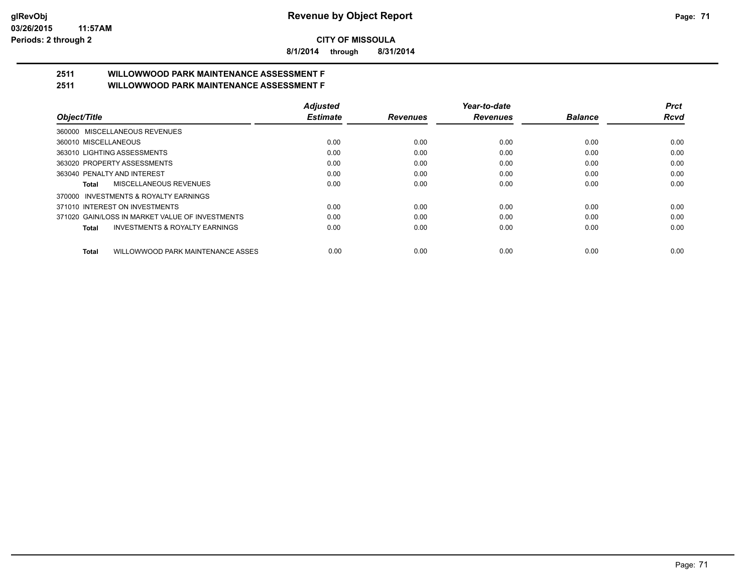**CITY OF MISSOULA**

**8/1/2014 through 8/31/2014**

**2511 WILLOWWOOD PARK MAINTENANCE ASSESSMENT F**

**2511 WILLOWWOOD PARK MAINTENANCE ASSESSMENT F**

| Object/Title | Adjusted Estimate | Revenues | Year-to-date Revenues | Balance | Prct Rcvd |
|---|---|---|---|---|---|
| 360000 MISCELLANEOUS REVENUES | | | | | |
| 360010 MISCELLANEOUS | 0.00 | 0.00 | 0.00 | 0.00 | 0.00 |
| 363010 LIGHTING ASSESSMENTS | 0.00 | 0.00 | 0.00 | 0.00 | 0.00 |
| 363020 PROPERTY ASSESSMENTS | 0.00 | 0.00 | 0.00 | 0.00 | 0.00 |
| 363040 PENALTY AND INTEREST | 0.00 | 0.00 | 0.00 | 0.00 | 0.00 |
| **Total** MISCELLANEOUS REVENUES | 0.00 | 0.00 | 0.00 | 0.00 | 0.00 |
| 370000 INVESTMENTS & ROYALTY EARNINGS | | | | | |
| 371010 INTEREST ON INVESTMENTS | 0.00 | 0.00 | 0.00 | 0.00 | 0.00 |
| 371020 GAIN/LOSS IN MARKET VALUE OF INVESTMENTS | 0.00 | 0.00 | 0.00 | 0.00 | 0.00 |
| **Total** INVESTMENTS & ROYALTY EARNINGS | 0.00 | 0.00 | 0.00 | 0.00 | 0.00 |
| **Total** WILLOWWOOD PARK MAINTENANCE ASSES | 0.00 | 0.00 | 0.00 | 0.00 | 0.00 |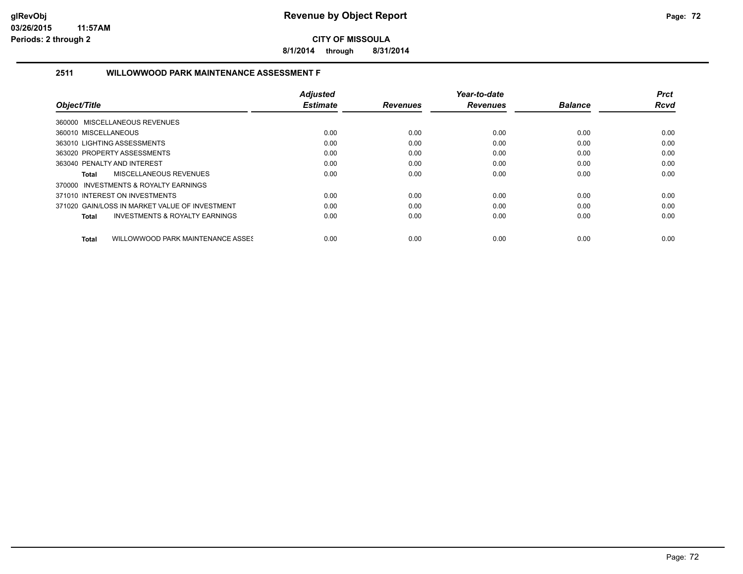glRevObj
03/26/2015 11:57AM
Periods: 2 through 2

# Revenue by Object Report

**CITY OF MISSOULA**

**8/1/2014 through 8/31/2014**

## 2511 WILLOWWOOD PARK MAINTENANCE ASSESSMENT F

| Object/Title | Adjusted Estimate | Revenues | Year-to-date Revenues | Balance | Prct Rcvd |
|---|---|---|---|---|---|
| 360000 MISCELLANEOUS REVENUES | | | | | |
| 360010 MISCELLANEOUS | 0.00 | 0.00 | 0.00 | 0.00 | 0.00 |
| 363010 LIGHTING ASSESSMENTS | 0.00 | 0.00 | 0.00 | 0.00 | 0.00 |
| 363020 PROPERTY ASSESSMENTS | 0.00 | 0.00 | 0.00 | 0.00 | 0.00 |
| 363040 PENALTY AND INTEREST | 0.00 | 0.00 | 0.00 | 0.00 | 0.00 |
| **Total** MISCELLANEOUS REVENUES | 0.00 | 0.00 | 0.00 | 0.00 | 0.00 |
| 370000 INVESTMENTS & ROYALTY EARNINGS | | | | | |
| 371010 INTEREST ON INVESTMENTS | 0.00 | 0.00 | 0.00 | 0.00 | 0.00 |
| 371020 GAIN/LOSS IN MARKET VALUE OF INVESTMENT | 0.00 | 0.00 | 0.00 | 0.00 | 0.00 |
| **Total** INVESTMENTS & ROYALTY EARNINGS | 0.00 | 0.00 | 0.00 | 0.00 | 0.00 |
| **Total** WILLOWWOOD PARK MAINTENANCE ASSES | 0.00 | 0.00 | 0.00 | 0.00 | 0.00 |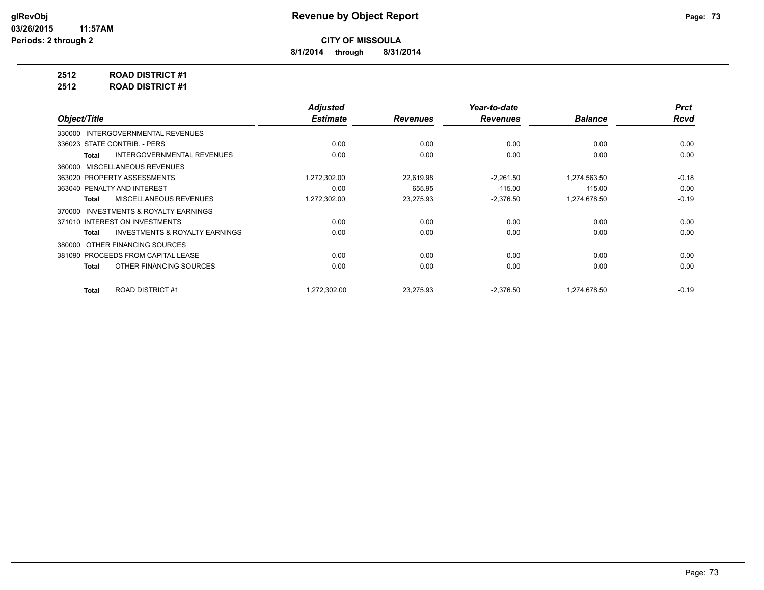**glRevObj**
**03/26/2015 11:57AM**
**Periods: 2 through 2**

# Revenue by Object Report

**CITY OF MISSOULA**

**8/1/2014 through 8/31/2014**

**2512 ROAD DISTRICT #1**

**2512 ROAD DISTRICT #1**

| Object/Title | Adjusted Estimate | Revenues | Year-to-date Revenues | Balance | Prct Rcvd |
|---|---|---|---|---|---|
| 330000 INTERGOVERNMENTAL REVENUES | | | | | |
| 336023 STATE CONTRIB. - PERS | 0.00 | 0.00 | 0.00 | 0.00 | 0.00 |
| **Total** INTERGOVERNMENTAL REVENUES | 0.00 | 0.00 | 0.00 | 0.00 | 0.00 |
| 360000 MISCELLANEOUS REVENUES | | | | | |
| 363020 PROPERTY ASSESSMENTS | 1,272,302.00 | 22,619.98 | -2,261.50 | 1,274,563.50 | -0.18 |
| 363040 PENALTY AND INTEREST | 0.00 | 655.95 | -115.00 | 115.00 | 0.00 |
| **Total** MISCELLANEOUS REVENUES | 1,272,302.00 | 23,275.93 | -2,376.50 | 1,274,678.50 | -0.19 |
| 370000 INVESTMENTS & ROYALTY EARNINGS | | | | | |
| 371010 INTEREST ON INVESTMENTS | 0.00 | 0.00 | 0.00 | 0.00 | 0.00 |
| **Total** INVESTMENTS & ROYALTY EARNINGS | 0.00 | 0.00 | 0.00 | 0.00 | 0.00 |
| 380000 OTHER FINANCING SOURCES | | | | | |
| 381090 PROCEEDS FROM CAPITAL LEASE | 0.00 | 0.00 | 0.00 | 0.00 | 0.00 |
| **Total** OTHER FINANCING SOURCES | 0.00 | 0.00 | 0.00 | 0.00 | 0.00 |
| **Total** ROAD DISTRICT #1 | 1,272,302.00 | 23,275.93 | -2,376.50 | 1,274,678.50 | -0.19 |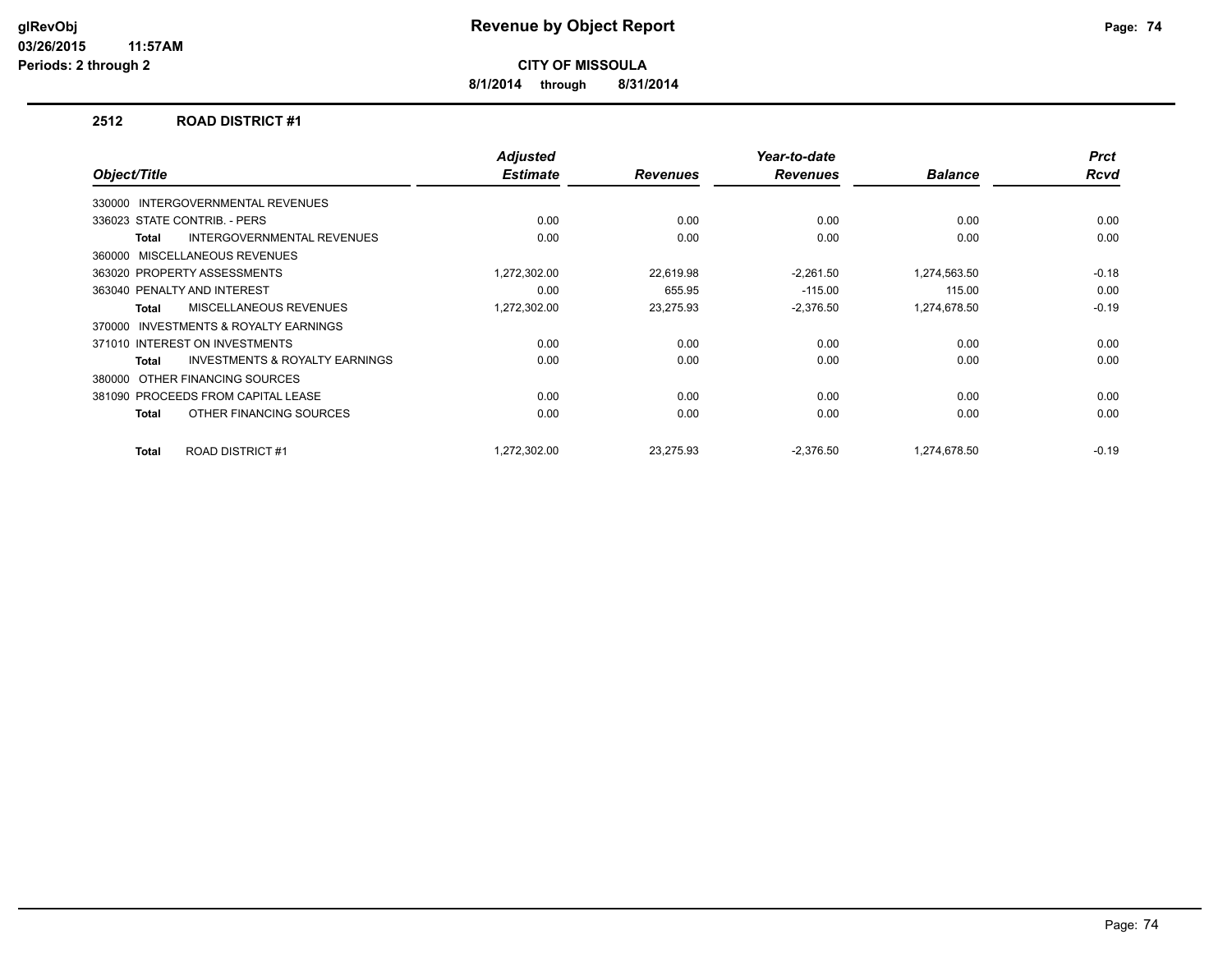**glRevObj**
**03/26/2015 11:57AM**
**Periods: 2 through 2**

# Revenue by Object Report

**CITY OF MISSOULA**

**8/1/2014 through 8/31/2014**

## 2512 ROAD DISTRICT #1

| Object/Title | Adjusted Estimate | Revenues | Year-to-date Revenues | Balance | Prct Rcvd |
|---|---|---|---|---|---|
| 330000 INTERGOVERNMENTAL REVENUES | | | | | |
| 336023 STATE CONTRIB. - PERS | 0.00 | 0.00 | 0.00 | 0.00 | 0.00 |
| **Total** INTERGOVERNMENTAL REVENUES | 0.00 | 0.00 | 0.00 | 0.00 | 0.00 |
| 360000 MISCELLANEOUS REVENUES | | | | | |
| 363020 PROPERTY ASSESSMENTS | 1,272,302.00 | 22,619.98 | -2,261.50 | 1,274,563.50 | -0.18 |
| 363040 PENALTY AND INTEREST | 0.00 | 655.95 | -115.00 | 115.00 | 0.00 |
| **Total** MISCELLANEOUS REVENUES | 1,272,302.00 | 23,275.93 | -2,376.50 | 1,274,678.50 | -0.19 |
| 370000 INVESTMENTS & ROYALTY EARNINGS | | | | | |
| 371010 INTEREST ON INVESTMENTS | 0.00 | 0.00 | 0.00 | 0.00 | 0.00 |
| **Total** INVESTMENTS & ROYALTY EARNINGS | 0.00 | 0.00 | 0.00 | 0.00 | 0.00 |
| 380000 OTHER FINANCING SOURCES | | | | | |
| 381090 PROCEEDS FROM CAPITAL LEASE | 0.00 | 0.00 | 0.00 | 0.00 | 0.00 |
| **Total** OTHER FINANCING SOURCES | 0.00 | 0.00 | 0.00 | 0.00 | 0.00 |
| **Total** ROAD DISTRICT #1 | 1,272,302.00 | 23,275.93 | -2,376.50 | 1,274,678.50 | -0.19 |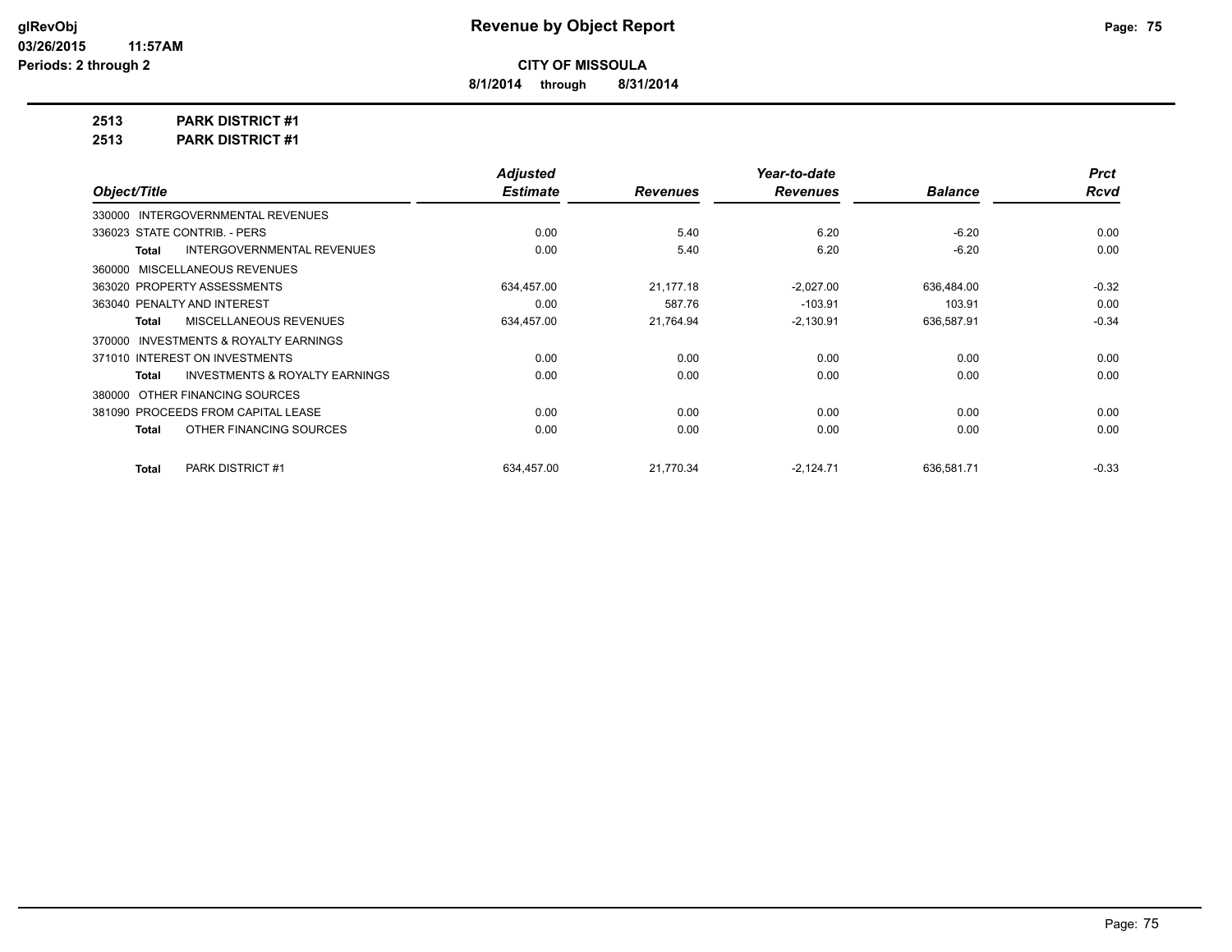**glRevObj**
**03/26/2015 11:57AM**
**Periods: 2 through 2**

# Revenue by Object Report

**CITY OF MISSOULA**

**8/1/2014 through 8/31/2014**

**2513 PARK DISTRICT #1**
**2513 PARK DISTRICT #1**

| Object/Title | Adjusted Estimate | Revenues | Year-to-date Revenues | Balance | Prct Rcvd |
|---|---|---|---|---|---|
| 330000 INTERGOVERNMENTAL REVENUES | | | | | |
| 336023 STATE CONTRIB. - PERS | 0.00 | 5.40 | 6.20 | -6.20 | 0.00 |
| **Total** INTERGOVERNMENTAL REVENUES | 0.00 | 5.40 | 6.20 | -6.20 | 0.00 |
| 360000 MISCELLANEOUS REVENUES | | | | | |
| 363020 PROPERTY ASSESSMENTS | 634,457.00 | 21,177.18 | -2,027.00 | 636,484.00 | -0.32 |
| 363040 PENALTY AND INTEREST | 0.00 | 587.76 | -103.91 | 103.91 | 0.00 |
| **Total** MISCELLANEOUS REVENUES | 634,457.00 | 21,764.94 | -2,130.91 | 636,587.91 | -0.34 |
| 370000 INVESTMENTS & ROYALTY EARNINGS | | | | | |
| 371010 INTEREST ON INVESTMENTS | 0.00 | 0.00 | 0.00 | 0.00 | 0.00 |
| **Total** INVESTMENTS & ROYALTY EARNINGS | 0.00 | 0.00 | 0.00 | 0.00 | 0.00 |
| 380000 OTHER FINANCING SOURCES | | | | | |
| 381090 PROCEEDS FROM CAPITAL LEASE | 0.00 | 0.00 | 0.00 | 0.00 | 0.00 |
| **Total** OTHER FINANCING SOURCES | 0.00 | 0.00 | 0.00 | 0.00 | 0.00 |
| **Total** PARK DISTRICT #1 | 634,457.00 | 21,770.34 | -2,124.71 | 636,581.71 | -0.33 |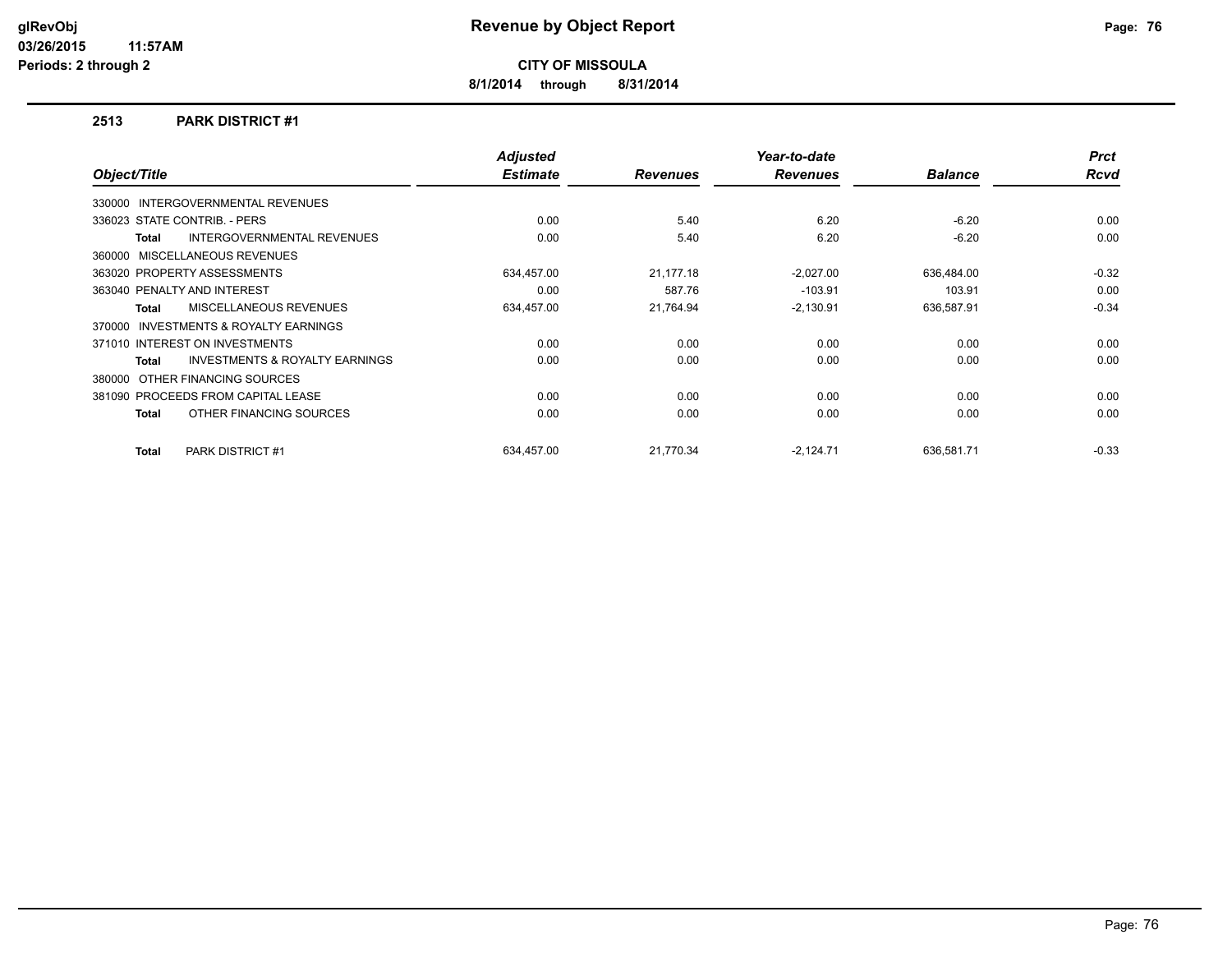# Revenue by Object Report

**CITY OF MISSOULA**

**8/1/2014 through 8/31/2014**

glRevObj
03/26/2015 11:57AM
Periods: 2 through 2

### 2513 PARK DISTRICT #1

| Object/Title | Adjusted Estimate | Revenues | Year-to-date Revenues | Balance | Prct Rcvd |
|---|---|---|---|---|---|
| 330000 INTERGOVERNMENTAL REVENUES | | | | | |
| 336023 STATE CONTRIB. - PERS | 0.00 | 5.40 | 6.20 | -6.20 | 0.00 |
| **Total** INTERGOVERNMENTAL REVENUES | 0.00 | 5.40 | 6.20 | -6.20 | 0.00 |
| 360000 MISCELLANEOUS REVENUES | | | | | |
| 363020 PROPERTY ASSESSMENTS | 634,457.00 | 21,177.18 | -2,027.00 | 636,484.00 | -0.32 |
| 363040 PENALTY AND INTEREST | 0.00 | 587.76 | -103.91 | 103.91 | 0.00 |
| **Total** MISCELLANEOUS REVENUES | 634,457.00 | 21,764.94 | -2,130.91 | 636,587.91 | -0.34 |
| 370000 INVESTMENTS & ROYALTY EARNINGS | | | | | |
| 371010 INTEREST ON INVESTMENTS | 0.00 | 0.00 | 0.00 | 0.00 | 0.00 |
| **Total** INVESTMENTS & ROYALTY EARNINGS | 0.00 | 0.00 | 0.00 | 0.00 | 0.00 |
| 380000 OTHER FINANCING SOURCES | | | | | |
| 381090 PROCEEDS FROM CAPITAL LEASE | 0.00 | 0.00 | 0.00 | 0.00 | 0.00 |
| **Total** OTHER FINANCING SOURCES | 0.00 | 0.00 | 0.00 | 0.00 | 0.00 |
| **Total** PARK DISTRICT #1 | 634,457.00 | 21,770.34 | -2,124.71 | 636,581.71 | -0.33 |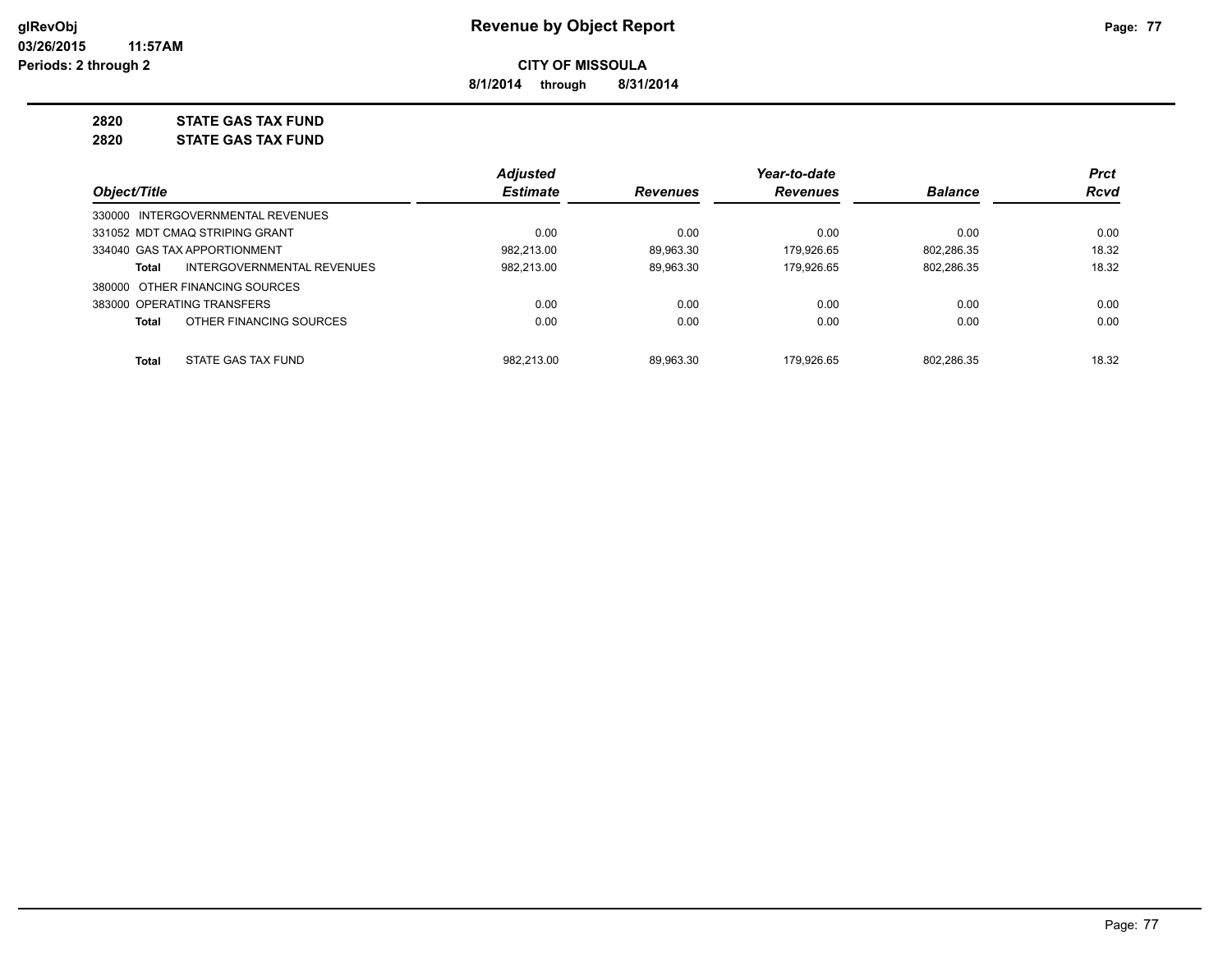**CITY OF MISSOULA**

**8/1/2014 through 8/31/2014**

**2820 STATE GAS TAX FUND**

**2820 STATE GAS TAX FUND**

| Object/Title | Adjusted Estimate | Revenues | Year-to-date Revenues | Balance | Prct Rcvd |
|---|---|---|---|---|---|
| 330000 INTERGOVERNMENTAL REVENUES | | | | | |
| 331052 MDT CMAQ STRIPING GRANT | 0.00 | 0.00 | 0.00 | 0.00 | 0.00 |
| 334040 GAS TAX APPORTIONMENT | 982,213.00 | 89,963.30 | 179,926.65 | 802,286.35 | 18.32 |
| **Total** INTERGOVERNMENTAL REVENUES | 982,213.00 | 89,963.30 | 179,926.65 | 802,286.35 | 18.32 |
| 380000 OTHER FINANCING SOURCES | | | | | |
| 383000 OPERATING TRANSFERS | 0.00 | 0.00 | 0.00 | 0.00 | 0.00 |
| **Total** OTHER FINANCING SOURCES | 0.00 | 0.00 | 0.00 | 0.00 | 0.00 |
| **Total** STATE GAS TAX FUND | 982,213.00 | 89,963.30 | 179,926.65 | 802,286.35 | 18.32 |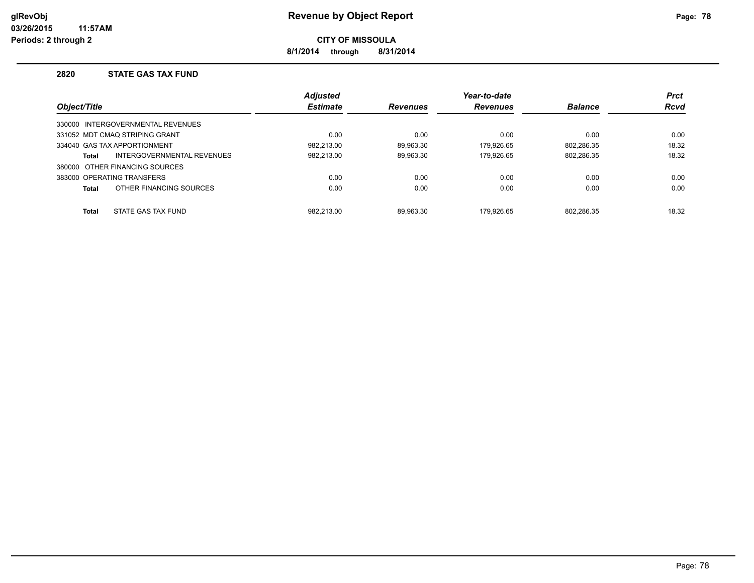**glRevObj**
**03/26/2015 11:57AM**
**Periods: 2 through 2**

# Revenue by Object Report

**CITY OF MISSOULA**

**8/1/2014 through 8/31/2014**

## 2820 STATE GAS TAX FUND

| Object/Title | Adjusted Estimate | Revenues | Year-to-date Revenues | Balance | Prct Rcvd |
|---|---|---|---|---|---|
| 330000 INTERGOVERNMENTAL REVENUES | | | | | |
| 331052 MDT CMAQ STRIPING GRANT | 0.00 | 0.00 | 0.00 | 0.00 | 0.00 |
| 334040 GAS TAX APPORTIONMENT | 982,213.00 | 89,963.30 | 179,926.65 | 802,286.35 | 18.32 |
| **Total** INTERGOVERNMENTAL REVENUES | 982,213.00 | 89,963.30 | 179,926.65 | 802,286.35 | 18.32 |
| 380000 OTHER FINANCING SOURCES | | | | | |
| 383000 OPERATING TRANSFERS | 0.00 | 0.00 | 0.00 | 0.00 | 0.00 |
| **Total** OTHER FINANCING SOURCES | 0.00 | 0.00 | 0.00 | 0.00 | 0.00 |
| **Total** STATE GAS TAX FUND | 982,213.00 | 89,963.30 | 179,926.65 | 802,286.35 | 18.32 |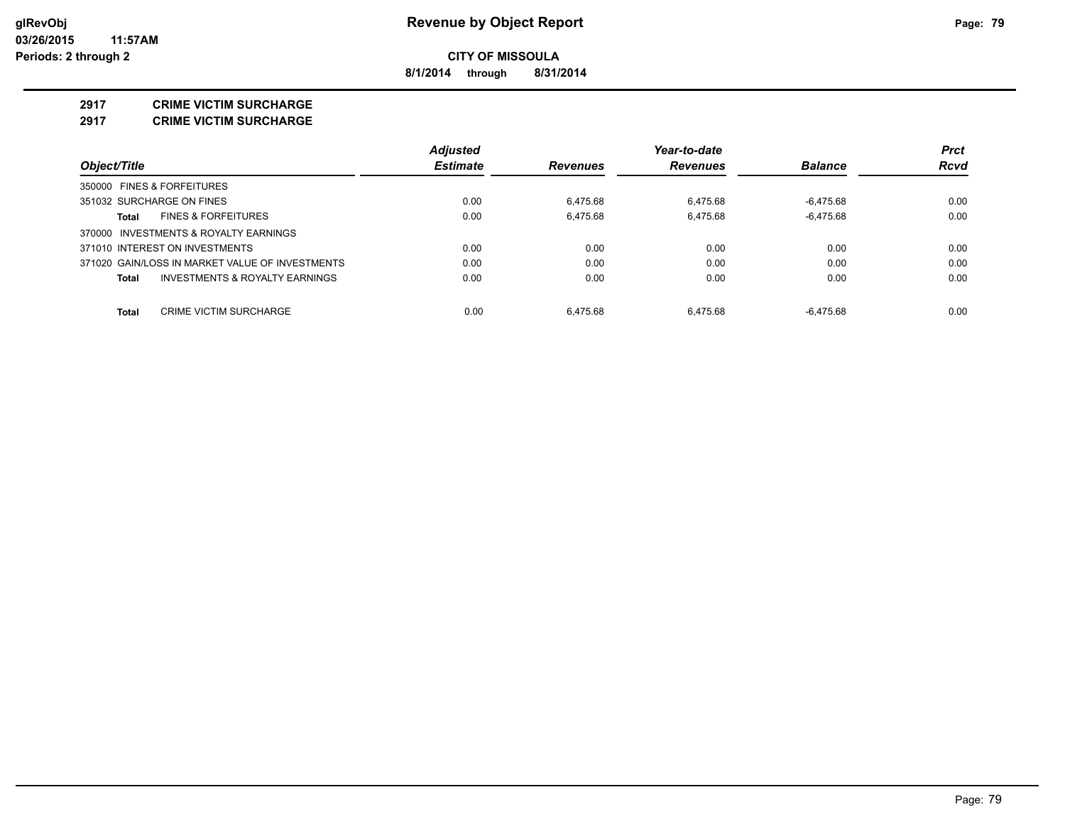**Revenue by Object Report**

**CITY OF MISSOULA**

**8/1/2014 through 8/31/2014**

glRevObj
03/26/2015 11:57AM
Periods: 2 through 2

## 2917 CRIME VICTIM SURCHARGE
## 2917 CRIME VICTIM SURCHARGE

| Object/Title | Adjusted Estimate | Revenues | Year-to-date Revenues | Balance | Prct Rcvd |
|---|---|---|---|---|---|
| 350000 FINES & FORFEITURES | | | | | |
| 351032 SURCHARGE ON FINES | 0.00 | 6,475.68 | 6,475.68 | -6,475.68 | 0.00 |
| **Total** FINES & FORFEITURES | 0.00 | 6,475.68 | 6,475.68 | -6,475.68 | 0.00 |
| 370000 INVESTMENTS & ROYALTY EARNINGS | | | | | |
| 371010 INTEREST ON INVESTMENTS | 0.00 | 0.00 | 0.00 | 0.00 | 0.00 |
| 371020 GAIN/LOSS IN MARKET VALUE OF INVESTMENTS | 0.00 | 0.00 | 0.00 | 0.00 | 0.00 |
| **Total** INVESTMENTS & ROYALTY EARNINGS | 0.00 | 0.00 | 0.00 | 0.00 | 0.00 |
| **Total** CRIME VICTIM SURCHARGE | 0.00 | 6,475.68 | 6,475.68 | -6,475.68 | 0.00 |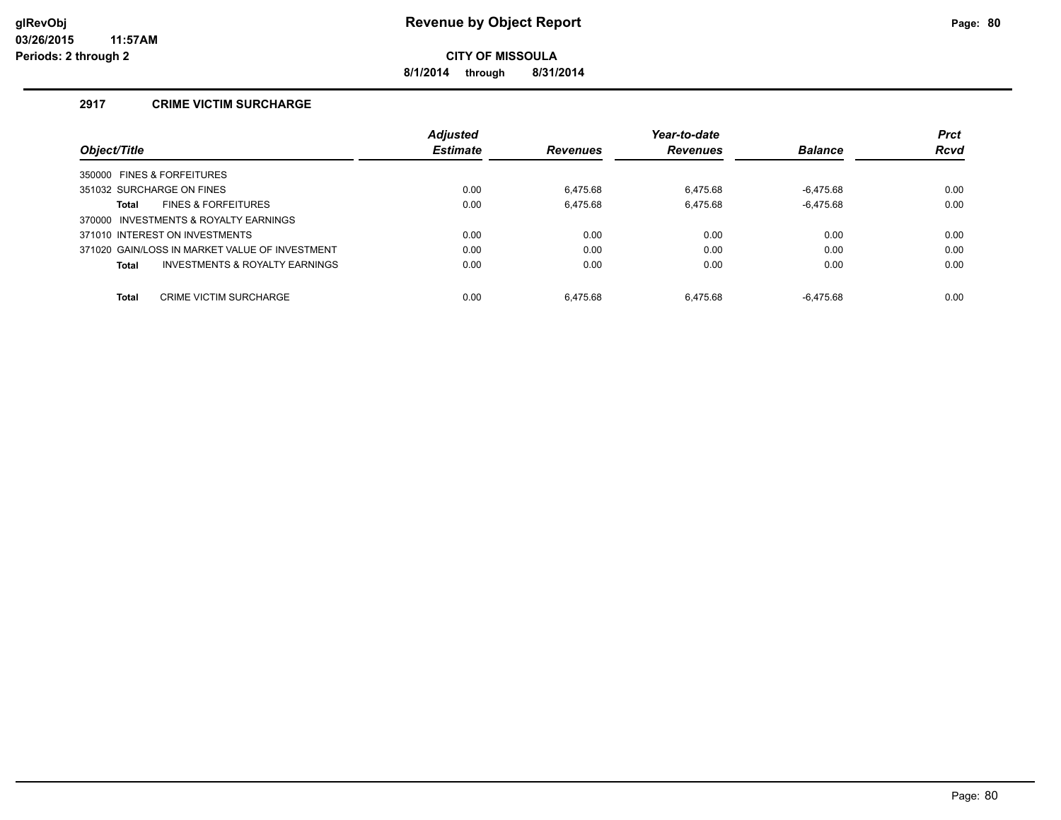# Revenue by Object Report

glRevObj
03/26/2015 11:57AM
Periods: 2 through 2

**CITY OF MISSOULA**

**8/1/2014 through 8/31/2014**

## 2917 CRIME VICTIM SURCHARGE

| Object/Title | Adjusted Estimate | Revenues | Year-to-date Revenues | Balance | Prct Rcvd |
|---|---|---|---|---|---|
| 350000 FINES & FORFEITURES | | | | | |
| 351032 SURCHARGE ON FINES | 0.00 | 6,475.68 | 6,475.68 | -6,475.68 | 0.00 |
| **Total** FINES & FORFEITURES | 0.00 | 6,475.68 | 6,475.68 | -6,475.68 | 0.00 |
| 370000 INVESTMENTS & ROYALTY EARNINGS | | | | | |
| 371010 INTEREST ON INVESTMENTS | 0.00 | 0.00 | 0.00 | 0.00 | 0.00 |
| 371020 GAIN/LOSS IN MARKET VALUE OF INVESTMENT | 0.00 | 0.00 | 0.00 | 0.00 | 0.00 |
| **Total** INVESTMENTS & ROYALTY EARNINGS | 0.00 | 0.00 | 0.00 | 0.00 | 0.00 |
| **Total** CRIME VICTIM SURCHARGE | 0.00 | 6,475.68 | 6,475.68 | -6,475.68 | 0.00 |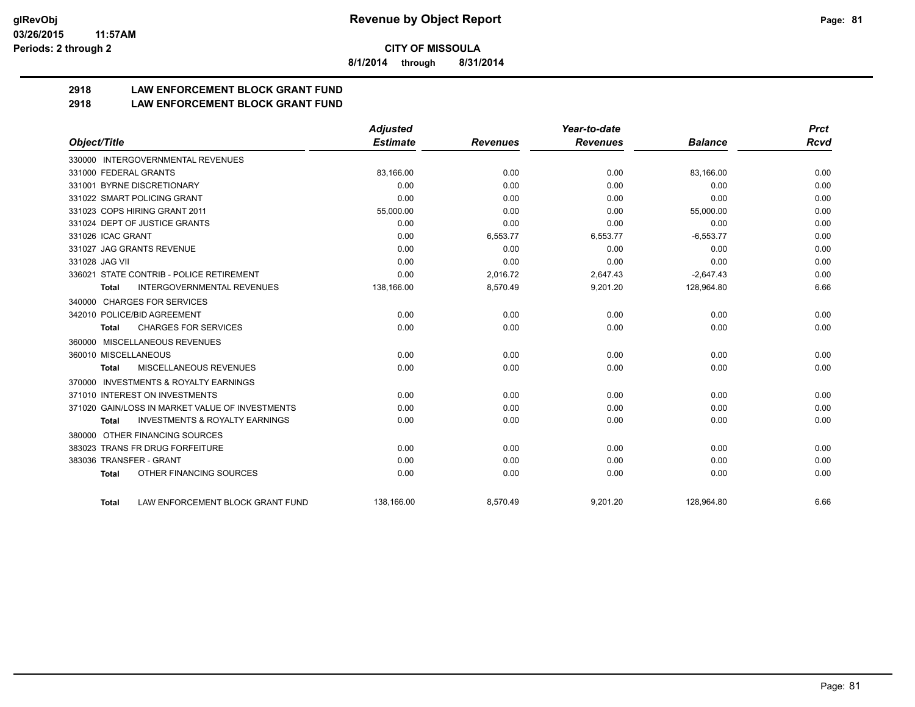**CITY OF MISSOULA**

**8/1/2014 through 8/31/2014**

## 2918 LAW ENFORCEMENT BLOCK GRANT FUND
## 2918 LAW ENFORCEMENT BLOCK GRANT FUND

| Object/Title | Adjusted Estimate | Revenues | Year-to-date Revenues | Balance | Prct Rcvd |
|---|---|---|---|---|---|
| 330000 INTERGOVERNMENTAL REVENUES | | | | | |
| 331000 FEDERAL GRANTS | 83,166.00 | 0.00 | 0.00 | 83,166.00 | 0.00 |
| 331001 BYRNE DISCRETIONARY | 0.00 | 0.00 | 0.00 | 0.00 | 0.00 |
| 331022 SMART POLICING GRANT | 0.00 | 0.00 | 0.00 | 0.00 | 0.00 |
| 331023 COPS HIRING GRANT 2011 | 55,000.00 | 0.00 | 0.00 | 55,000.00 | 0.00 |
| 331024 DEPT OF JUSTICE GRANTS | 0.00 | 0.00 | 0.00 | 0.00 | 0.00 |
| 331026 ICAC GRANT | 0.00 | 6,553.77 | 6,553.77 | -6,553.77 | 0.00 |
| 331027 JAG GRANTS REVENUE | 0.00 | 0.00 | 0.00 | 0.00 | 0.00 |
| 331028 JAG VII | 0.00 | 0.00 | 0.00 | 0.00 | 0.00 |
| 336021 STATE CONTRIB - POLICE RETIREMENT | 0.00 | 2,016.72 | 2,647.43 | -2,647.43 | 0.00 |
| **Total** INTERGOVERNMENTAL REVENUES | 138,166.00 | 8,570.49 | 9,201.20 | 128,964.80 | 6.66 |
| 340000 CHARGES FOR SERVICES | | | | | |
| 342010 POLICE/BID AGREEMENT | 0.00 | 0.00 | 0.00 | 0.00 | 0.00 |
| **Total** CHARGES FOR SERVICES | 0.00 | 0.00 | 0.00 | 0.00 | 0.00 |
| 360000 MISCELLANEOUS REVENUES | | | | | |
| 360010 MISCELLANEOUS | 0.00 | 0.00 | 0.00 | 0.00 | 0.00 |
| **Total** MISCELLANEOUS REVENUES | 0.00 | 0.00 | 0.00 | 0.00 | 0.00 |
| 370000 INVESTMENTS & ROYALTY EARNINGS | | | | | |
| 371010 INTEREST ON INVESTMENTS | 0.00 | 0.00 | 0.00 | 0.00 | 0.00 |
| 371020 GAIN/LOSS IN MARKET VALUE OF INVESTMENTS | 0.00 | 0.00 | 0.00 | 0.00 | 0.00 |
| **Total** INVESTMENTS & ROYALTY EARNINGS | 0.00 | 0.00 | 0.00 | 0.00 | 0.00 |
| 380000 OTHER FINANCING SOURCES | | | | | |
| 383023 TRANS FR DRUG FORFEITURE | 0.00 | 0.00 | 0.00 | 0.00 | 0.00 |
| 383036 TRANSFER - GRANT | 0.00 | 0.00 | 0.00 | 0.00 | 0.00 |
| **Total** OTHER FINANCING SOURCES | 0.00 | 0.00 | 0.00 | 0.00 | 0.00 |
| **Total** LAW ENFORCEMENT BLOCK GRANT FUND | 138,166.00 | 8,570.49 | 9,201.20 | 128,964.80 | 6.66 |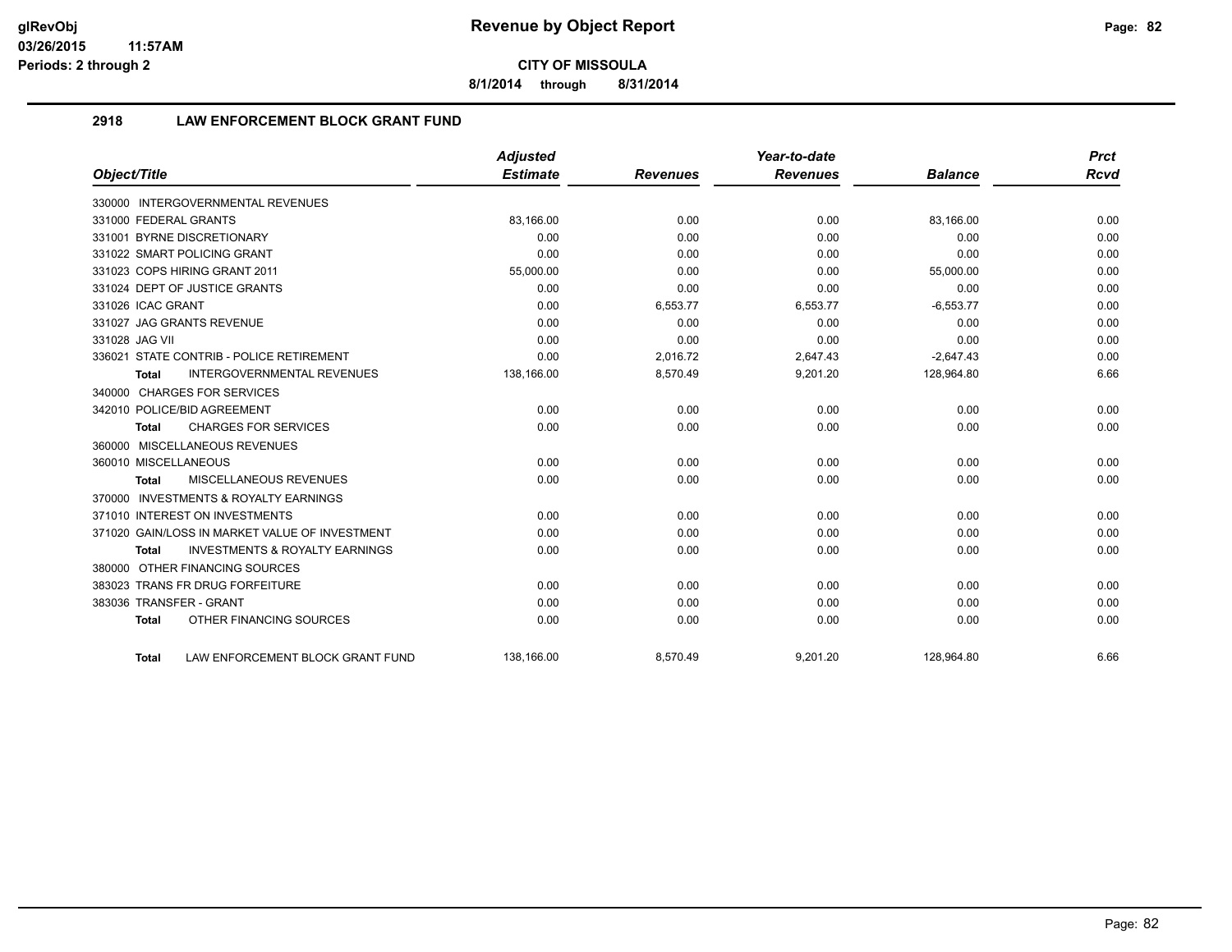**CITY OF MISSOULA**

**8/1/2014 through 8/31/2014**

## 2918 LAW ENFORCEMENT BLOCK GRANT FUND

| Object/Title | Adjusted Estimate | Revenues | Year-to-date Revenues | Balance | Prct Rcvd |
|---|---|---|---|---|---|
| 330000 INTERGOVERNMENTAL REVENUES | | | | | |
| 331000 FEDERAL GRANTS | 83,166.00 | 0.00 | 0.00 | 83,166.00 | 0.00 |
| 331001 BYRNE DISCRETIONARY | 0.00 | 0.00 | 0.00 | 0.00 | 0.00 |
| 331022 SMART POLICING GRANT | 0.00 | 0.00 | 0.00 | 0.00 | 0.00 |
| 331023 COPS HIRING GRANT 2011 | 55,000.00 | 0.00 | 0.00 | 55,000.00 | 0.00 |
| 331024 DEPT OF JUSTICE GRANTS | 0.00 | 0.00 | 0.00 | 0.00 | 0.00 |
| 331026 ICAC GRANT | 0.00 | 6,553.77 | 6,553.77 | -6,553.77 | 0.00 |
| 331027 JAG GRANTS REVENUE | 0.00 | 0.00 | 0.00 | 0.00 | 0.00 |
| 331028 JAG VII | 0.00 | 0.00 | 0.00 | 0.00 | 0.00 |
| 336021 STATE CONTRIB - POLICE RETIREMENT | 0.00 | 2,016.72 | 2,647.43 | -2,647.43 | 0.00 |
| **Total** INTERGOVERNMENTAL REVENUES | 138,166.00 | 8,570.49 | 9,201.20 | 128,964.80 | 6.66 |
| 340000 CHARGES FOR SERVICES | | | | | |
| 342010 POLICE/BID AGREEMENT | 0.00 | 0.00 | 0.00 | 0.00 | 0.00 |
| **Total** CHARGES FOR SERVICES | 0.00 | 0.00 | 0.00 | 0.00 | 0.00 |
| 360000 MISCELLANEOUS REVENUES | | | | | |
| 360010 MISCELLANEOUS | 0.00 | 0.00 | 0.00 | 0.00 | 0.00 |
| **Total** MISCELLANEOUS REVENUES | 0.00 | 0.00 | 0.00 | 0.00 | 0.00 |
| 370000 INVESTMENTS & ROYALTY EARNINGS | | | | | |
| 371010 INTEREST ON INVESTMENTS | 0.00 | 0.00 | 0.00 | 0.00 | 0.00 |
| 371020 GAIN/LOSS IN MARKET VALUE OF INVESTMENT | 0.00 | 0.00 | 0.00 | 0.00 | 0.00 |
| **Total** INVESTMENTS & ROYALTY EARNINGS | 0.00 | 0.00 | 0.00 | 0.00 | 0.00 |
| 380000 OTHER FINANCING SOURCES | | | | | |
| 383023 TRANS FR DRUG FORFEITURE | 0.00 | 0.00 | 0.00 | 0.00 | 0.00 |
| 383036 TRANSFER - GRANT | 0.00 | 0.00 | 0.00 | 0.00 | 0.00 |
| **Total** OTHER FINANCING SOURCES | 0.00 | 0.00 | 0.00 | 0.00 | 0.00 |
| **Total** LAW ENFORCEMENT BLOCK GRANT FUND | 138,166.00 | 8,570.49 | 9,201.20 | 128,964.80 | 6.66 |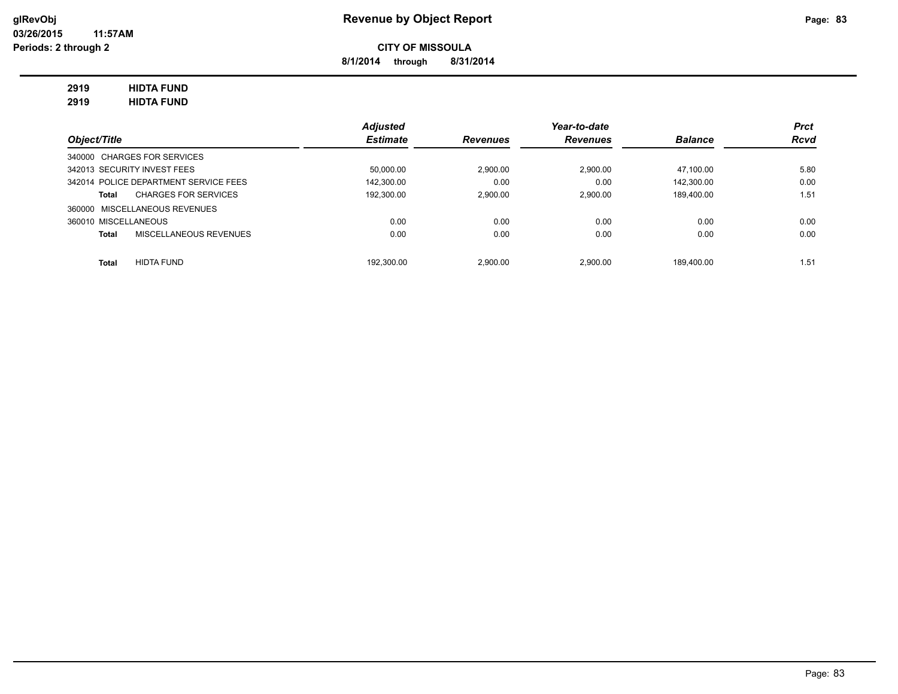**glRevObj**
**03/26/2015 11:57AM**
**Periods: 2 through 2**

# Revenue by Object Report

**CITY OF MISSOULA**

**8/1/2014 through 8/31/2014**

**2919 HIDTA FUND**
**2919 HIDTA FUND**

| Object/Title | Adjusted Estimate | Revenues | Year-to-date Revenues | Balance | Prct Rcvd |
|---|---|---|---|---|---|
| 340000 CHARGES FOR SERVICES | | | | | |
| 342013 SECURITY INVEST FEES | 50,000.00 | 2,900.00 | 2,900.00 | 47,100.00 | 5.80 |
| 342014 POLICE DEPARTMENT SERVICE FEES | 142,300.00 | 0.00 | 0.00 | 142,300.00 | 0.00 |
| **Total** CHARGES FOR SERVICES | 192,300.00 | 2,900.00 | 2,900.00 | 189,400.00 | 1.51 |
| 360000 MISCELLANEOUS REVENUES | | | | | |
| 360010 MISCELLANEOUS | 0.00 | 0.00 | 0.00 | 0.00 | 0.00 |
| **Total** MISCELLANEOUS REVENUES | 0.00 | 0.00 | 0.00 | 0.00 | 0.00 |
| **Total** HIDTA FUND | 192,300.00 | 2,900.00 | 2,900.00 | 189,400.00 | 1.51 |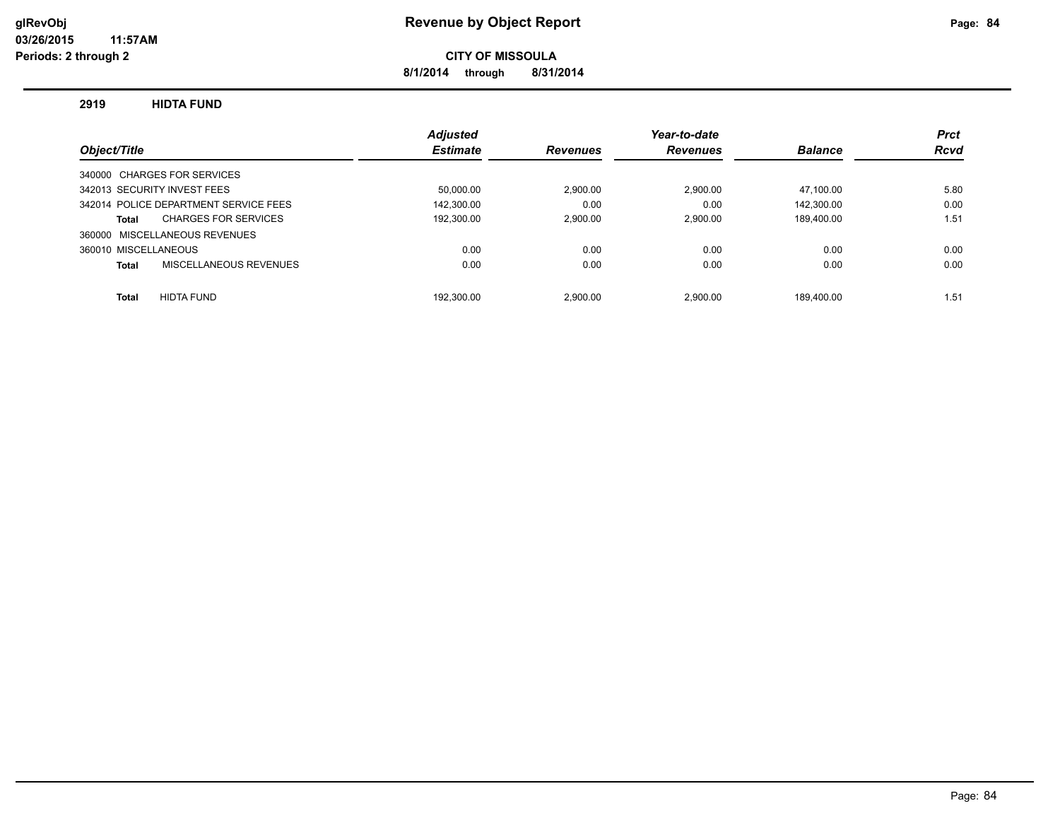**Revenue by Object Report**

**CITY OF MISSOULA**

**8/1/2014 through 8/31/2014**

glRevObj
03/26/2015 11:57AM
Periods: 2 through 2

## 2919 HIDTA FUND

| Object/Title | Adjusted Estimate | Revenues | Year-to-date Revenues | Balance | Prct Rcvd |
|---|---|---|---|---|---|
| 340000 CHARGES FOR SERVICES | | | | | |
| 342013 SECURITY INVEST FEES | 50,000.00 | 2,900.00 | 2,900.00 | 47,100.00 | 5.80 |
| 342014 POLICE DEPARTMENT SERVICE FEES | 142,300.00 | 0.00 | 0.00 | 142,300.00 | 0.00 |
| **Total** CHARGES FOR SERVICES | 192,300.00 | 2,900.00 | 2,900.00 | 189,400.00 | 1.51 |
| 360000 MISCELLANEOUS REVENUES | | | | | |
| 360010 MISCELLANEOUS | 0.00 | 0.00 | 0.00 | 0.00 | 0.00 |
| **Total** MISCELLANEOUS REVENUES | 0.00 | 0.00 | 0.00 | 0.00 | 0.00 |
| **Total** HIDTA FUND | 192,300.00 | 2,900.00 | 2,900.00 | 189,400.00 | 1.51 |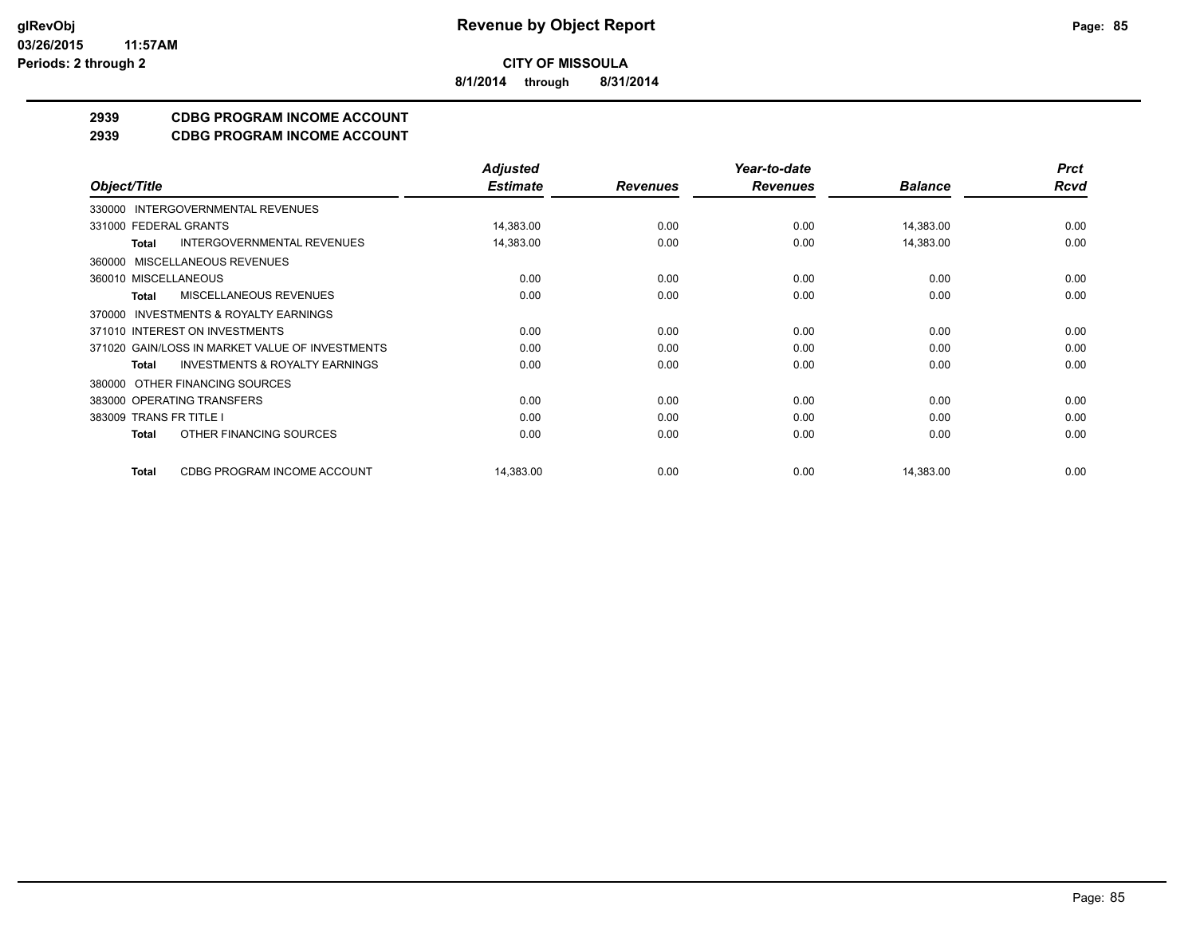**CITY OF MISSOULA**

**8/1/2014 through 8/31/2014**

**Revenue by Object Report**

glRevObj
03/26/2015 11:57AM
Periods: 2 through 2

## 2939 CDBG PROGRAM INCOME ACCOUNT
## 2939 CDBG PROGRAM INCOME ACCOUNT

| Object/Title | Adjusted Estimate | Revenues | Year-to-date Revenues | Balance | Prct Rcvd |
|---|---|---|---|---|---|
| 330000 INTERGOVERNMENTAL REVENUES | | | | | |
| 331000 FEDERAL GRANTS | 14,383.00 | 0.00 | 0.00 | 14,383.00 | 0.00 |
| **Total** INTERGOVERNMENTAL REVENUES | 14,383.00 | 0.00 | 0.00 | 14,383.00 | 0.00 |
| 360000 MISCELLANEOUS REVENUES | | | | | |
| 360010 MISCELLANEOUS | 0.00 | 0.00 | 0.00 | 0.00 | 0.00 |
| **Total** MISCELLANEOUS REVENUES | 0.00 | 0.00 | 0.00 | 0.00 | 0.00 |
| 370000 INVESTMENTS & ROYALTY EARNINGS | | | | | |
| 371010 INTEREST ON INVESTMENTS | 0.00 | 0.00 | 0.00 | 0.00 | 0.00 |
| 371020 GAIN/LOSS IN MARKET VALUE OF INVESTMENTS | 0.00 | 0.00 | 0.00 | 0.00 | 0.00 |
| **Total** INVESTMENTS & ROYALTY EARNINGS | 0.00 | 0.00 | 0.00 | 0.00 | 0.00 |
| 380000 OTHER FINANCING SOURCES | | | | | |
| 383000 OPERATING TRANSFERS | 0.00 | 0.00 | 0.00 | 0.00 | 0.00 |
| 383009 TRANS FR TITLE I | 0.00 | 0.00 | 0.00 | 0.00 | 0.00 |
| **Total** OTHER FINANCING SOURCES | 0.00 | 0.00 | 0.00 | 0.00 | 0.00 |
| **Total** CDBG PROGRAM INCOME ACCOUNT | 14,383.00 | 0.00 | 0.00 | 14,383.00 | 0.00 |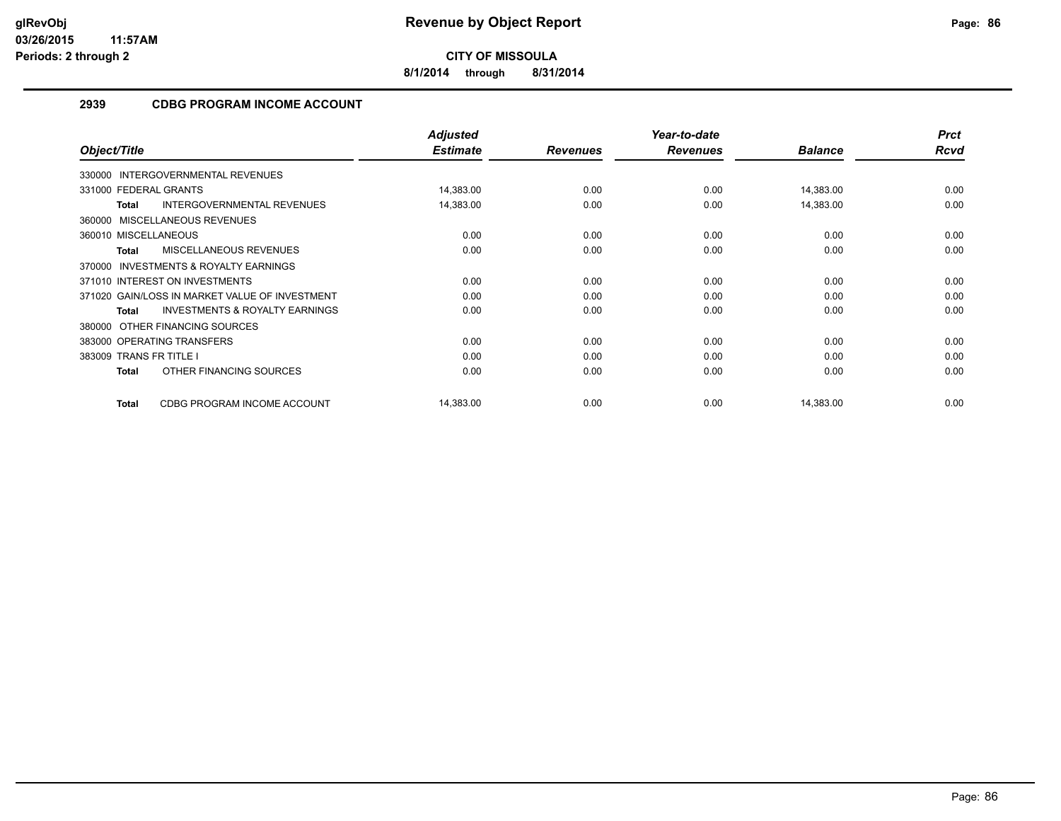# Revenue by Object Report

**CITY OF MISSOULA**

**8/1/2014 through 8/31/2014**

glRevObj
03/26/2015 11:57AM
Periods: 2 through 2

## 2939 CDBG PROGRAM INCOME ACCOUNT

| Object/Title | Adjusted Estimate | Revenues | Year-to-date Revenues | Balance | Prct Rcvd |
|---|---|---|---|---|---|
| 330000 INTERGOVERNMENTAL REVENUES | | | | | |
| 331000 FEDERAL GRANTS | 14,383.00 | 0.00 | 0.00 | 14,383.00 | 0.00 |
| **Total** INTERGOVERNMENTAL REVENUES | 14,383.00 | 0.00 | 0.00 | 14,383.00 | 0.00 |
| 360000 MISCELLANEOUS REVENUES | | | | | |
| 360010 MISCELLANEOUS | 0.00 | 0.00 | 0.00 | 0.00 | 0.00 |
| **Total** MISCELLANEOUS REVENUES | 0.00 | 0.00 | 0.00 | 0.00 | 0.00 |
| 370000 INVESTMENTS & ROYALTY EARNINGS | | | | | |
| 371010 INTEREST ON INVESTMENTS | 0.00 | 0.00 | 0.00 | 0.00 | 0.00 |
| 371020 GAIN/LOSS IN MARKET VALUE OF INVESTMENT | 0.00 | 0.00 | 0.00 | 0.00 | 0.00 |
| **Total** INVESTMENTS & ROYALTY EARNINGS | 0.00 | 0.00 | 0.00 | 0.00 | 0.00 |
| 380000 OTHER FINANCING SOURCES | | | | | |
| 383000 OPERATING TRANSFERS | 0.00 | 0.00 | 0.00 | 0.00 | 0.00 |
| 383009 TRANS FR TITLE I | 0.00 | 0.00 | 0.00 | 0.00 | 0.00 |
| **Total** OTHER FINANCING SOURCES | 0.00 | 0.00 | 0.00 | 0.00 | 0.00 |
| **Total** CDBG PROGRAM INCOME ACCOUNT | 14,383.00 | 0.00 | 0.00 | 14,383.00 | 0.00 |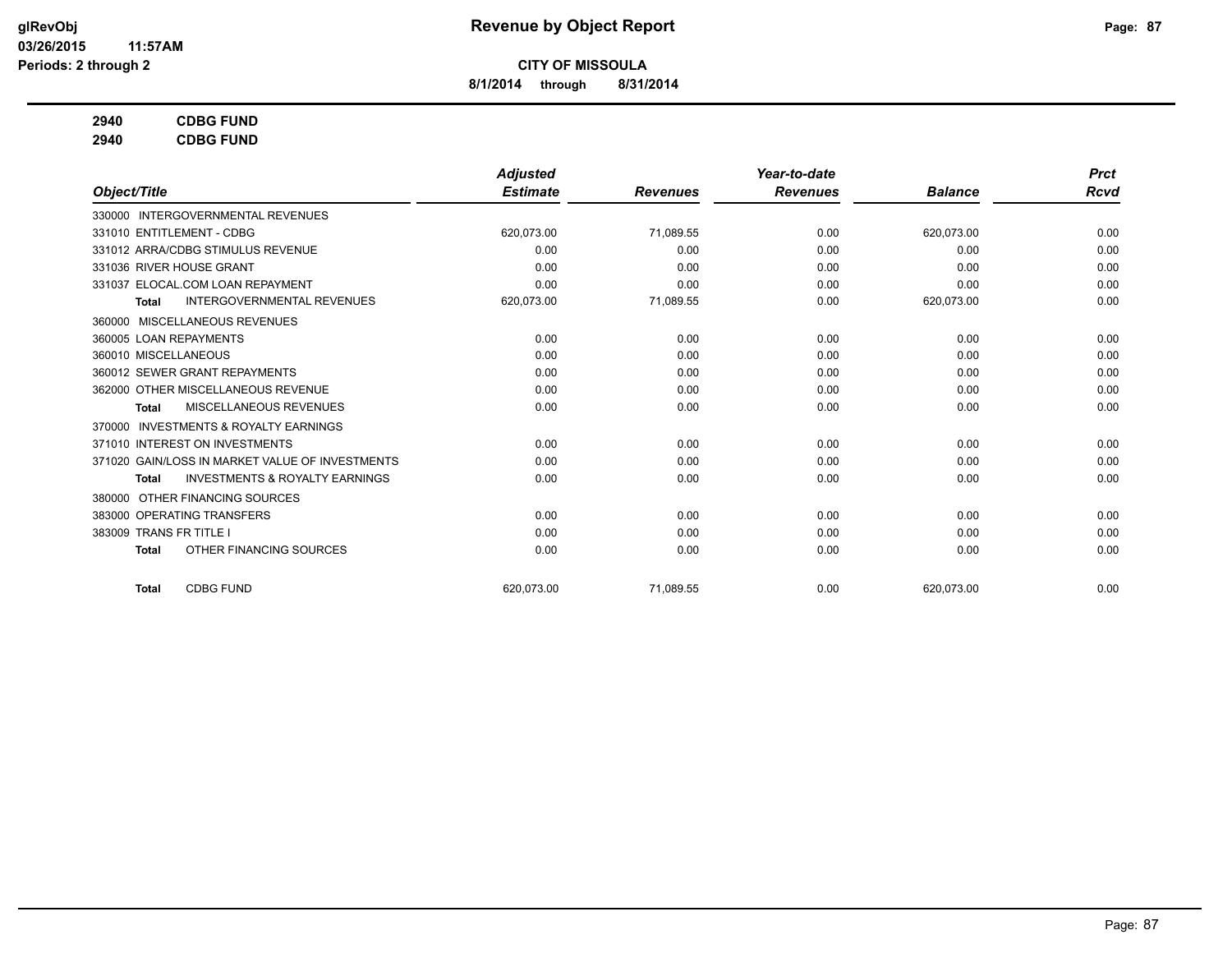# Revenue by Object Report

glRevObj
03/26/2015 11:57AM
Periods: 2 through 2

**CITY OF MISSOULA**

**8/1/2014 through 8/31/2014**

**2940 CDBG FUND**
**2940 CDBG FUND**

| Object/Title | Adjusted Estimate | Revenues | Year-to-date Revenues | Balance | Prct Rcvd |
|---|---|---|---|---|---|
| 330000 INTERGOVERNMENTAL REVENUES | | | | | |
| 331010 ENTITLEMENT - CDBG | 620,073.00 | 71,089.55 | 0.00 | 620,073.00 | 0.00 |
| 331012 ARRA/CDBG STIMULUS REVENUE | 0.00 | 0.00 | 0.00 | 0.00 | 0.00 |
| 331036 RIVER HOUSE GRANT | 0.00 | 0.00 | 0.00 | 0.00 | 0.00 |
| 331037 ELOCAL.COM LOAN REPAYMENT | 0.00 | 0.00 | 0.00 | 0.00 | 0.00 |
| **Total** INTERGOVERNMENTAL REVENUES | 620,073.00 | 71,089.55 | 0.00 | 620,073.00 | 0.00 |
| 360000 MISCELLANEOUS REVENUES | | | | | |
| 360005 LOAN REPAYMENTS | 0.00 | 0.00 | 0.00 | 0.00 | 0.00 |
| 360010 MISCELLANEOUS | 0.00 | 0.00 | 0.00 | 0.00 | 0.00 |
| 360012 SEWER GRANT REPAYMENTS | 0.00 | 0.00 | 0.00 | 0.00 | 0.00 |
| 362000 OTHER MISCELLANEOUS REVENUE | 0.00 | 0.00 | 0.00 | 0.00 | 0.00 |
| **Total** MISCELLANEOUS REVENUES | 0.00 | 0.00 | 0.00 | 0.00 | 0.00 |
| 370000 INVESTMENTS & ROYALTY EARNINGS | | | | | |
| 371010 INTEREST ON INVESTMENTS | 0.00 | 0.00 | 0.00 | 0.00 | 0.00 |
| 371020 GAIN/LOSS IN MARKET VALUE OF INVESTMENTS | 0.00 | 0.00 | 0.00 | 0.00 | 0.00 |
| **Total** INVESTMENTS & ROYALTY EARNINGS | 0.00 | 0.00 | 0.00 | 0.00 | 0.00 |
| 380000 OTHER FINANCING SOURCES | | | | | |
| 383000 OPERATING TRANSFERS | 0.00 | 0.00 | 0.00 | 0.00 | 0.00 |
| 383009 TRANS FR TITLE I | 0.00 | 0.00 | 0.00 | 0.00 | 0.00 |
| **Total** OTHER FINANCING SOURCES | 0.00 | 0.00 | 0.00 | 0.00 | 0.00 |
| **Total** CDBG FUND | 620,073.00 | 71,089.55 | 0.00 | 620,073.00 | 0.00 |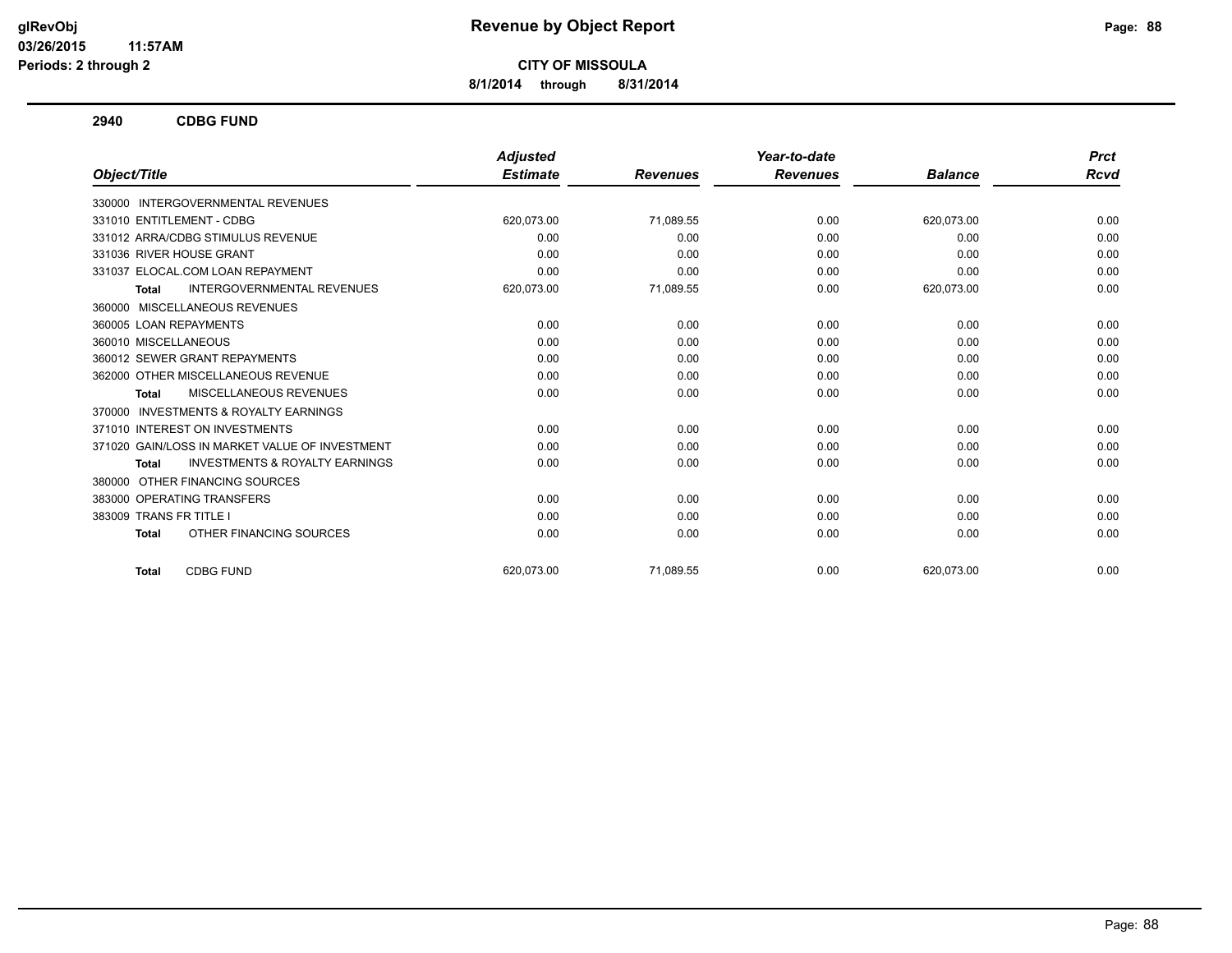# Revenue by Object Report

**CITY OF MISSOULA**

**8/1/2014 through 8/31/2014**

glRevObj
03/26/2015 11:57AM
Periods: 2 through 2

## 2940 CDBG FUND

| Object/Title | Adjusted Estimate | Revenues | Year-to-date Revenues | Balance | Prct Rcvd |
|---|---|---|---|---|---|
| 330000 INTERGOVERNMENTAL REVENUES | | | | | |
| 331010 ENTITLEMENT - CDBG | 620,073.00 | 71,089.55 | 0.00 | 620,073.00 | 0.00 |
| 331012 ARRA/CDBG STIMULUS REVENUE | 0.00 | 0.00 | 0.00 | 0.00 | 0.00 |
| 331036 RIVER HOUSE GRANT | 0.00 | 0.00 | 0.00 | 0.00 | 0.00 |
| 331037 ELOCAL.COM LOAN REPAYMENT | 0.00 | 0.00 | 0.00 | 0.00 | 0.00 |
| **Total** INTERGOVERNMENTAL REVENUES | 620,073.00 | 71,089.55 | 0.00 | 620,073.00 | 0.00 |
| 360000 MISCELLANEOUS REVENUES | | | | | |
| 360005 LOAN REPAYMENTS | 0.00 | 0.00 | 0.00 | 0.00 | 0.00 |
| 360010 MISCELLANEOUS | 0.00 | 0.00 | 0.00 | 0.00 | 0.00 |
| 360012 SEWER GRANT REPAYMENTS | 0.00 | 0.00 | 0.00 | 0.00 | 0.00 |
| 362000 OTHER MISCELLANEOUS REVENUE | 0.00 | 0.00 | 0.00 | 0.00 | 0.00 |
| **Total** MISCELLANEOUS REVENUES | 0.00 | 0.00 | 0.00 | 0.00 | 0.00 |
| 370000 INVESTMENTS & ROYALTY EARNINGS | | | | | |
| 371010 INTEREST ON INVESTMENTS | 0.00 | 0.00 | 0.00 | 0.00 | 0.00 |
| 371020 GAIN/LOSS IN MARKET VALUE OF INVESTMENT | 0.00 | 0.00 | 0.00 | 0.00 | 0.00 |
| **Total** INVESTMENTS & ROYALTY EARNINGS | 0.00 | 0.00 | 0.00 | 0.00 | 0.00 |
| 380000 OTHER FINANCING SOURCES | | | | | |
| 383000 OPERATING TRANSFERS | 0.00 | 0.00 | 0.00 | 0.00 | 0.00 |
| 383009 TRANS FR TITLE I | 0.00 | 0.00 | 0.00 | 0.00 | 0.00 |
| **Total** OTHER FINANCING SOURCES | 0.00 | 0.00 | 0.00 | 0.00 | 0.00 |
| **Total** CDBG FUND | 620,073.00 | 71,089.55 | 0.00 | 620,073.00 | 0.00 |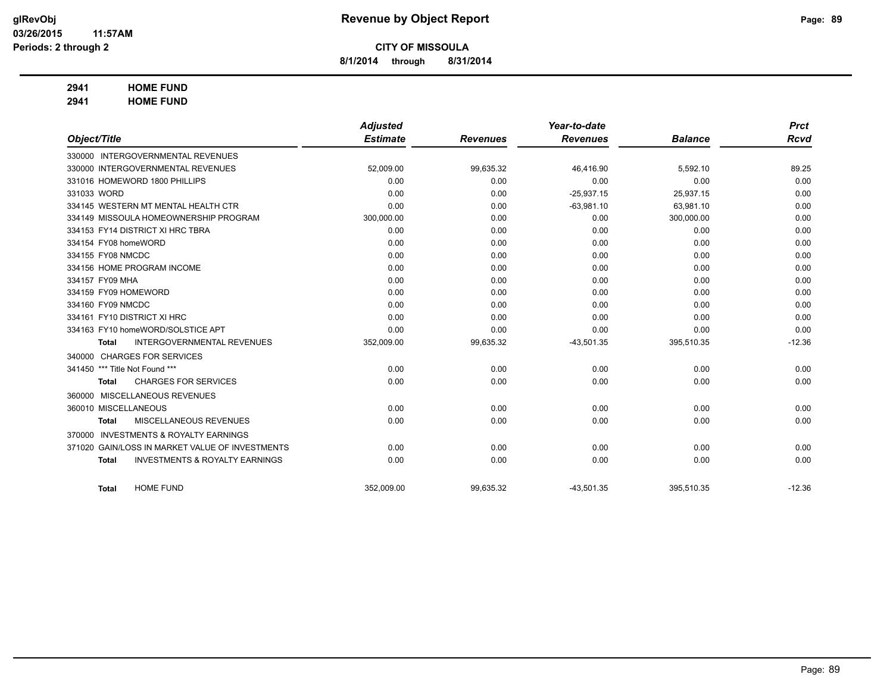# Revenue by Object Report

**CITY OF MISSOULA**

**8/1/2014 through 8/31/2014**

glRevObj
03/26/2015 11:57AM
Periods: 2 through 2

**2941 HOME FUND**

**2941 HOME FUND**

| Object/Title | Adjusted Estimate | Revenues | Year-to-date Revenues | Balance | Prct Rcvd |
|---|---|---|---|---|---|
| 330000 INTERGOVERNMENTAL REVENUES | | | | | |
| 330000 INTERGOVERNMENTAL REVENUES | 52,009.00 | 99,635.32 | 46,416.90 | 5,592.10 | 89.25 |
| 331016 HOMEWORD 1800 PHILLIPS | 0.00 | 0.00 | 0.00 | 0.00 | 0.00 |
| 331033 WORD | 0.00 | 0.00 | -25,937.15 | 25,937.15 | 0.00 |
| 334145 WESTERN MT MENTAL HEALTH CTR | 0.00 | 0.00 | -63,981.10 | 63,981.10 | 0.00 |
| 334149 MISSOULA HOMEOWNERSHIP PROGRAM | 300,000.00 | 0.00 | 0.00 | 300,000.00 | 0.00 |
| 334153 FY14 DISTRICT XI HRC TBRA | 0.00 | 0.00 | 0.00 | 0.00 | 0.00 |
| 334154 FY08 homeWORD | 0.00 | 0.00 | 0.00 | 0.00 | 0.00 |
| 334155 FY08 NMCDC | 0.00 | 0.00 | 0.00 | 0.00 | 0.00 |
| 334156 HOME PROGRAM INCOME | 0.00 | 0.00 | 0.00 | 0.00 | 0.00 |
| 334157 FY09 MHA | 0.00 | 0.00 | 0.00 | 0.00 | 0.00 |
| 334159 FY09 HOMEWORD | 0.00 | 0.00 | 0.00 | 0.00 | 0.00 |
| 334160 FY09 NMCDC | 0.00 | 0.00 | 0.00 | 0.00 | 0.00 |
| 334161 FY10 DISTRICT XI HRC | 0.00 | 0.00 | 0.00 | 0.00 | 0.00 |
| 334163 FY10 homeWORD/SOLSTICE APT | 0.00 | 0.00 | 0.00 | 0.00 | 0.00 |
| **Total** INTERGOVERNMENTAL REVENUES | 352,009.00 | 99,635.32 | -43,501.35 | 395,510.35 | -12.36 |
| 340000 CHARGES FOR SERVICES | | | | | |
| 341450 *** Title Not Found *** | 0.00 | 0.00 | 0.00 | 0.00 | 0.00 |
| **Total** CHARGES FOR SERVICES | 0.00 | 0.00 | 0.00 | 0.00 | 0.00 |
| 360000 MISCELLANEOUS REVENUES | | | | | |
| 360010 MISCELLANEOUS | 0.00 | 0.00 | 0.00 | 0.00 | 0.00 |
| **Total** MISCELLANEOUS REVENUES | 0.00 | 0.00 | 0.00 | 0.00 | 0.00 |
| 370000 INVESTMENTS & ROYALTY EARNINGS | | | | | |
| 371020 GAIN/LOSS IN MARKET VALUE OF INVESTMENTS | 0.00 | 0.00 | 0.00 | 0.00 | 0.00 |
| **Total** INVESTMENTS & ROYALTY EARNINGS | 0.00 | 0.00 | 0.00 | 0.00 | 0.00 |
| **Total** HOME FUND | 352,009.00 | 99,635.32 | -43,501.35 | 395,510.35 | -12.36 |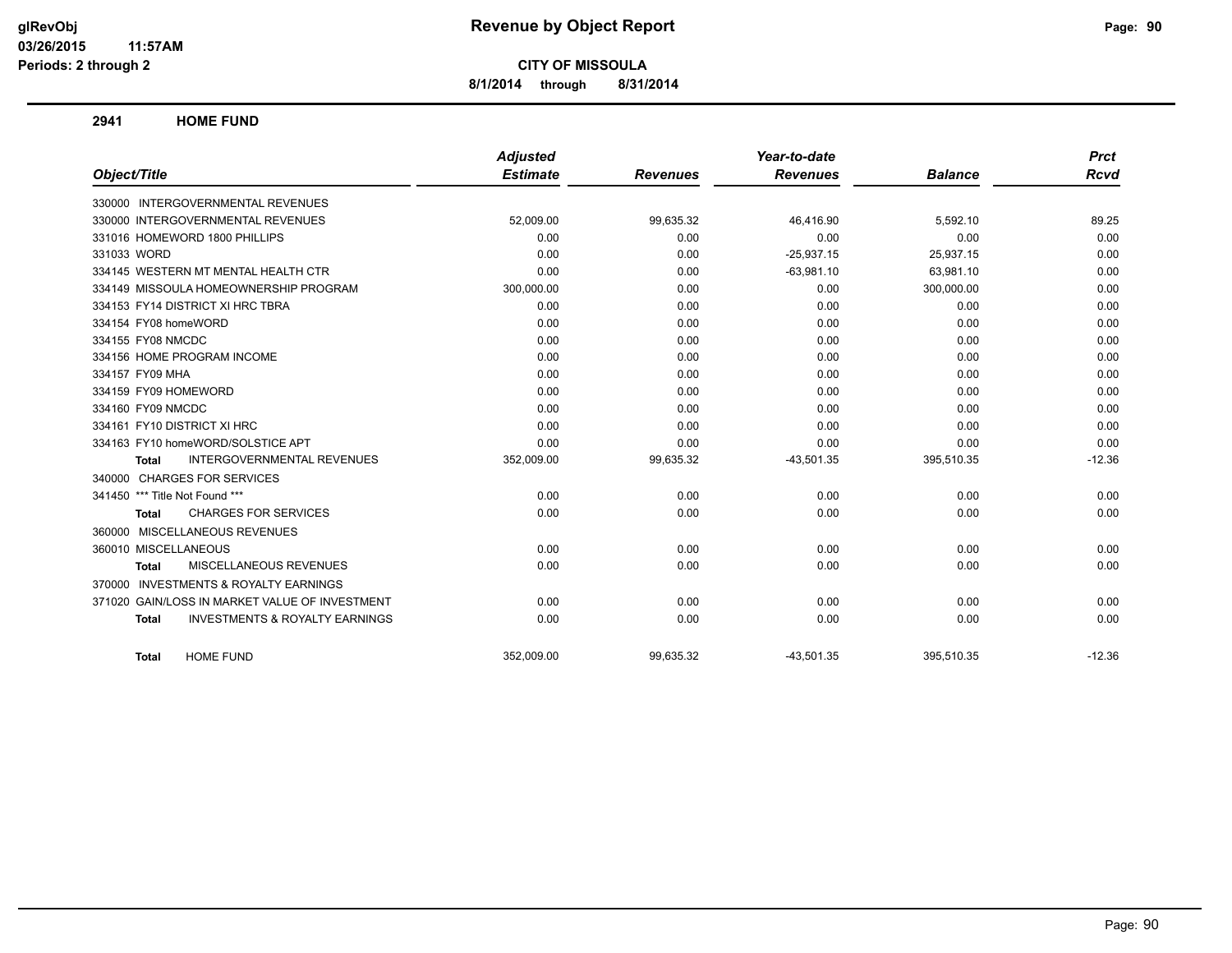# Revenue by Object Report

glRevObj
03/26/2015 11:57AM
Periods: 2 through 2

**CITY OF MISSOULA**

8/1/2014 through 8/31/2014

## 2941 HOME FUND

| Object/Title | Adjusted Estimate | Revenues | Year-to-date Revenues | Balance | Prct Rcvd |
|---|---|---|---|---|---|
| 330000 INTERGOVERNMENTAL REVENUES | | | | | |
| 330000 INTERGOVERNMENTAL REVENUES | 52,009.00 | 99,635.32 | 46,416.90 | 5,592.10 | 89.25 |
| 331016 HOMEWORD 1800 PHILLIPS | 0.00 | 0.00 | 0.00 | 0.00 | 0.00 |
| 331033 WORD | 0.00 | 0.00 | -25,937.15 | 25,937.15 | 0.00 |
| 334145 WESTERN MT MENTAL HEALTH CTR | 0.00 | 0.00 | -63,981.10 | 63,981.10 | 0.00 |
| 334149 MISSOULA HOMEOWNERSHIP PROGRAM | 300,000.00 | 0.00 | 0.00 | 300,000.00 | 0.00 |
| 334153 FY14 DISTRICT XI HRC TBRA | 0.00 | 0.00 | 0.00 | 0.00 | 0.00 |
| 334154 FY08 homeWORD | 0.00 | 0.00 | 0.00 | 0.00 | 0.00 |
| 334155 FY08 NMCDC | 0.00 | 0.00 | 0.00 | 0.00 | 0.00 |
| 334156 HOME PROGRAM INCOME | 0.00 | 0.00 | 0.00 | 0.00 | 0.00 |
| 334157 FY09 MHA | 0.00 | 0.00 | 0.00 | 0.00 | 0.00 |
| 334159 FY09 HOMEWORD | 0.00 | 0.00 | 0.00 | 0.00 | 0.00 |
| 334160 FY09 NMCDC | 0.00 | 0.00 | 0.00 | 0.00 | 0.00 |
| 334161 FY10 DISTRICT XI HRC | 0.00 | 0.00 | 0.00 | 0.00 | 0.00 |
| 334163 FY10 homeWORD/SOLSTICE APT | 0.00 | 0.00 | 0.00 | 0.00 | 0.00 |
| **Total** INTERGOVERNMENTAL REVENUES | 352,009.00 | 99,635.32 | -43,501.35 | 395,510.35 | -12.36 |
| 340000 CHARGES FOR SERVICES | | | | | |
| 341450 *** Title Not Found *** | 0.00 | 0.00 | 0.00 | 0.00 | 0.00 |
| **Total** CHARGES FOR SERVICES | 0.00 | 0.00 | 0.00 | 0.00 | 0.00 |
| 360000 MISCELLANEOUS REVENUES | | | | | |
| 360010 MISCELLANEOUS | 0.00 | 0.00 | 0.00 | 0.00 | 0.00 |
| **Total** MISCELLANEOUS REVENUES | 0.00 | 0.00 | 0.00 | 0.00 | 0.00 |
| 370000 INVESTMENTS & ROYALTY EARNINGS | | | | | |
| 371020 GAIN/LOSS IN MARKET VALUE OF INVESTMENT | 0.00 | 0.00 | 0.00 | 0.00 | 0.00 |
| **Total** INVESTMENTS & ROYALTY EARNINGS | 0.00 | 0.00 | 0.00 | 0.00 | 0.00 |
| **Total** HOME FUND | 352,009.00 | 99,635.32 | -43,501.35 | 395,510.35 | -12.36 |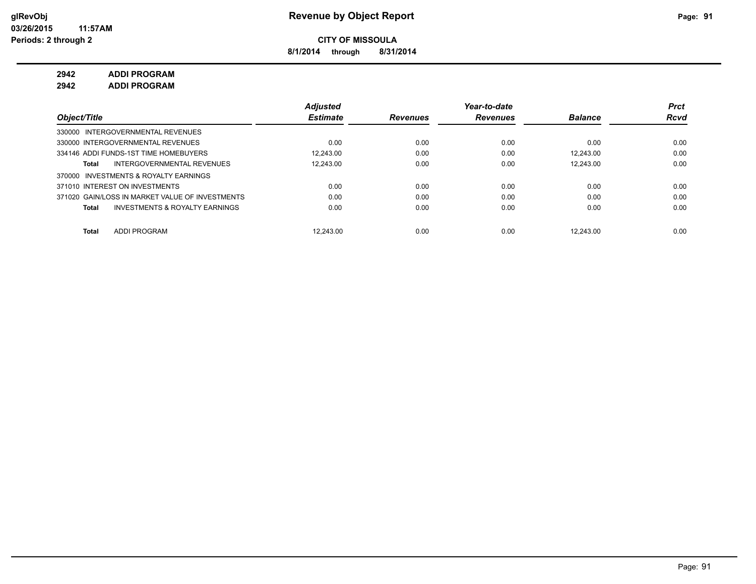**Revenue by Object Report**

**CITY OF MISSOULA**

**8/1/2014 through 8/31/2014**

glRevObj
03/26/2015 11:57AM
Periods: 2 through 2

**2942 ADDI PROGRAM**

**2942 ADDI PROGRAM**

| Object/Title | Adjusted Estimate | Revenues | Year-to-date Revenues | Balance | Prct Rcvd |
|---|---|---|---|---|---|
| 330000 INTERGOVERNMENTAL REVENUES | | | | | |
| 330000 INTERGOVERNMENTAL REVENUES | 0.00 | 0.00 | 0.00 | 0.00 | 0.00 |
| 334146 ADDI FUNDS-1ST TIME HOMEBUYERS | 12,243.00 | 0.00 | 0.00 | 12,243.00 | 0.00 |
| **Total** INTERGOVERNMENTAL REVENUES | 12,243.00 | 0.00 | 0.00 | 12,243.00 | 0.00 |
| 370000 INVESTMENTS & ROYALTY EARNINGS | | | | | |
| 371010 INTEREST ON INVESTMENTS | 0.00 | 0.00 | 0.00 | 0.00 | 0.00 |
| 371020 GAIN/LOSS IN MARKET VALUE OF INVESTMENTS | 0.00 | 0.00 | 0.00 | 0.00 | 0.00 |
| **Total** INVESTMENTS & ROYALTY EARNINGS | 0.00 | 0.00 | 0.00 | 0.00 | 0.00 |
| **Total** ADDI PROGRAM | 12,243.00 | 0.00 | 0.00 | 12,243.00 | 0.00 |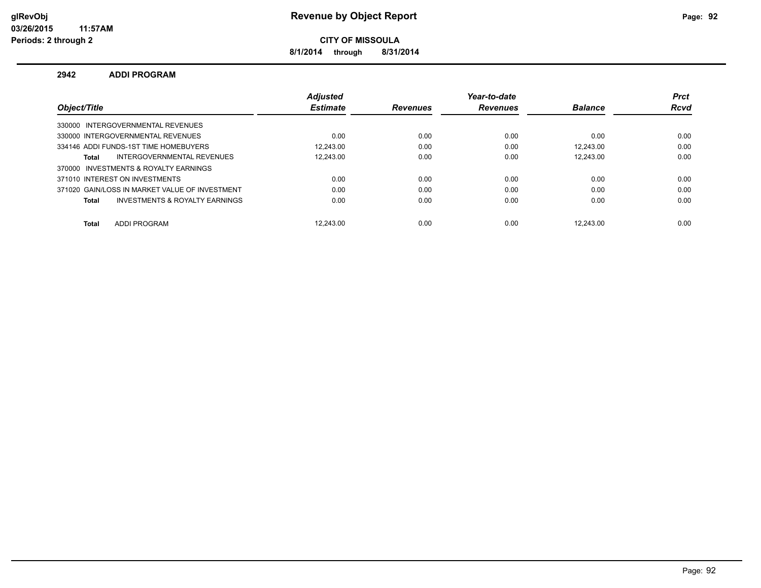glRevObj
03/26/2015 11:57AM
Periods: 2 through 2

# Revenue by Object Report

**CITY OF MISSOULA**

**8/1/2014 through 8/31/2014**

## 2942 ADDI PROGRAM

| Object/Title | Adjusted Estimate | Revenues | Year-to-date Revenues | Balance | Prct Rcvd |
|---|---|---|---|---|---|
| 330000 INTERGOVERNMENTAL REVENUES | | | | | |
| 330000 INTERGOVERNMENTAL REVENUES | 0.00 | 0.00 | 0.00 | 0.00 | 0.00 |
| 334146 ADDI FUNDS-1ST TIME HOMEBUYERS | 12,243.00 | 0.00 | 0.00 | 12,243.00 | 0.00 |
| **Total** INTERGOVERNMENTAL REVENUES | 12,243.00 | 0.00 | 0.00 | 12,243.00 | 0.00 |
| 370000 INVESTMENTS & ROYALTY EARNINGS | | | | | |
| 371010 INTEREST ON INVESTMENTS | 0.00 | 0.00 | 0.00 | 0.00 | 0.00 |
| 371020 GAIN/LOSS IN MARKET VALUE OF INVESTMENT | 0.00 | 0.00 | 0.00 | 0.00 | 0.00 |
| **Total** INVESTMENTS & ROYALTY EARNINGS | 0.00 | 0.00 | 0.00 | 0.00 | 0.00 |
| **Total** ADDI PROGRAM | 12,243.00 | 0.00 | 0.00 | 12,243.00 | 0.00 |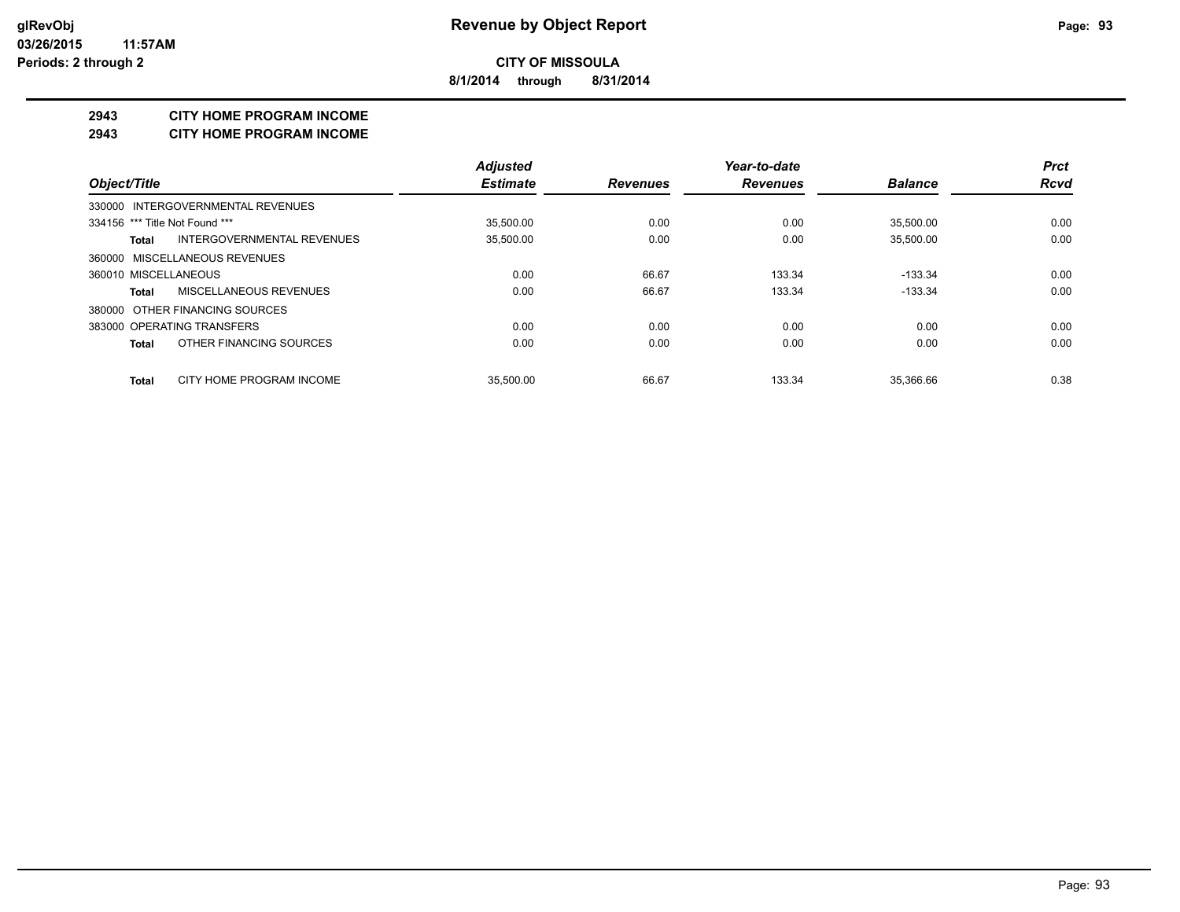# Revenue by Object Report

glRevObj
03/26/2015 11:57AM
Periods: 2 through 2

**CITY OF MISSOULA**

**8/1/2014 through 8/31/2014**

## 2943 CITY HOME PROGRAM INCOME
## 2943 CITY HOME PROGRAM INCOME

| Object/Title | Adjusted Estimate | Revenues | Year-to-date Revenues | Balance | Prct Rcvd |
|---|---|---|---|---|---|
| 330000 INTERGOVERNMENTAL REVENUES | | | | | |
| 334156 *** Title Not Found *** | 35,500.00 | 0.00 | 0.00 | 35,500.00 | 0.00 |
| **Total** INTERGOVERNMENTAL REVENUES | 35,500.00 | 0.00 | 0.00 | 35,500.00 | 0.00 |
| 360000 MISCELLANEOUS REVENUES | | | | | |
| 360010 MISCELLANEOUS | 0.00 | 66.67 | 133.34 | -133.34 | 0.00 |
| **Total** MISCELLANEOUS REVENUES | 0.00 | 66.67 | 133.34 | -133.34 | 0.00 |
| 380000 OTHER FINANCING SOURCES | | | | | |
| 383000 OPERATING TRANSFERS | 0.00 | 0.00 | 0.00 | 0.00 | 0.00 |
| **Total** OTHER FINANCING SOURCES | 0.00 | 0.00 | 0.00 | 0.00 | 0.00 |
| **Total** CITY HOME PROGRAM INCOME | 35,500.00 | 66.67 | 133.34 | 35,366.66 | 0.38 |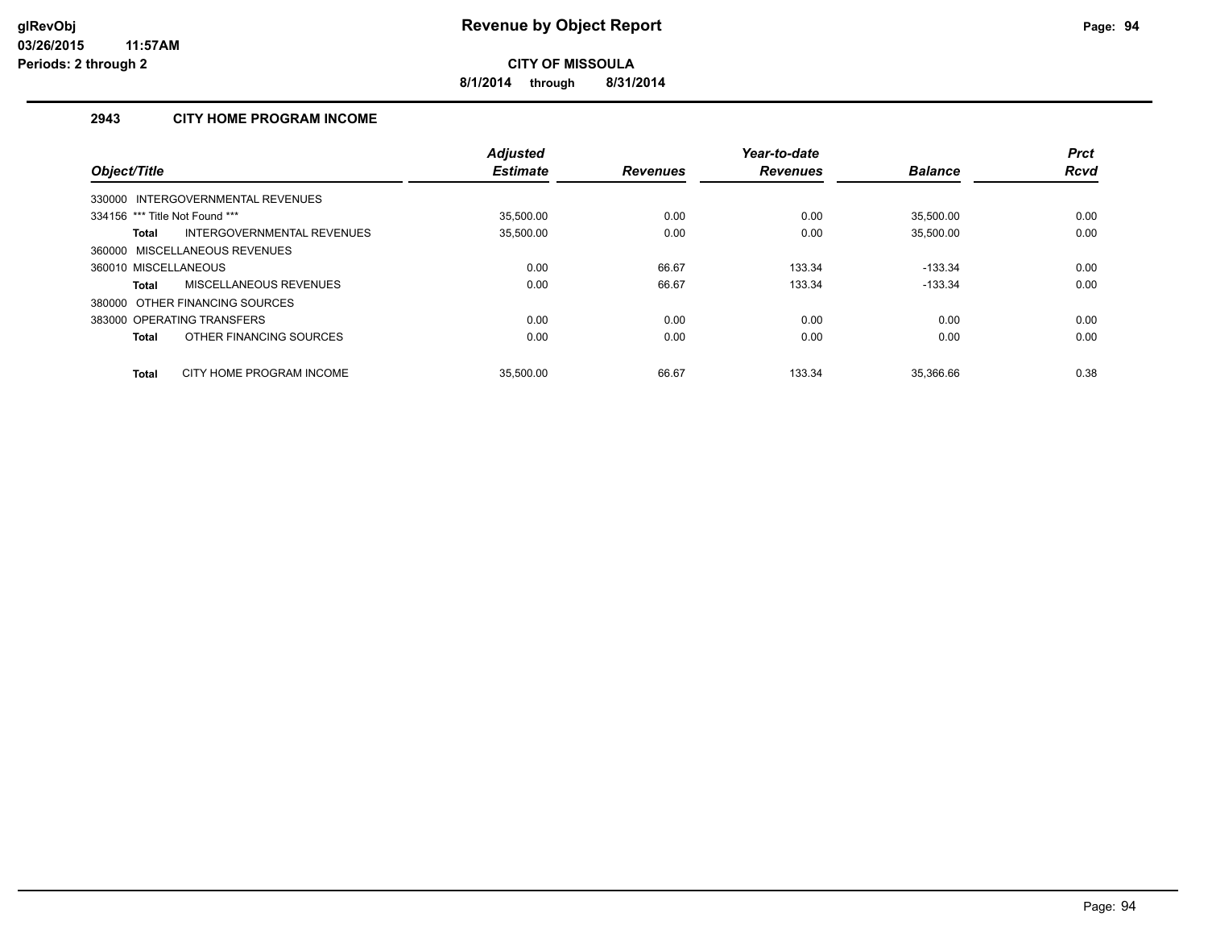# Revenue by Object Report

**CITY OF MISSOULA**

**8/1/2014 through 8/31/2014**

glRevObj
03/26/2015 11:57AM
Periods: 2 through 2

## 2943 CITY HOME PROGRAM INCOME

| Object/Title | Adjusted Estimate | Revenues | Year-to-date Revenues | Balance | Prct Rcvd |
|---|---|---|---|---|---|
| 330000 INTERGOVERNMENTAL REVENUES | | | | | |
| 334156 *** Title Not Found *** | 35,500.00 | 0.00 | 0.00 | 35,500.00 | 0.00 |
| **Total** INTERGOVERNMENTAL REVENUES | 35,500.00 | 0.00 | 0.00 | 35,500.00 | 0.00 |
| 360000 MISCELLANEOUS REVENUES | | | | | |
| 360010 MISCELLANEOUS | 0.00 | 66.67 | 133.34 | -133.34 | 0.00 |
| **Total** MISCELLANEOUS REVENUES | 0.00 | 66.67 | 133.34 | -133.34 | 0.00 |
| 380000 OTHER FINANCING SOURCES | | | | | |
| 383000 OPERATING TRANSFERS | 0.00 | 0.00 | 0.00 | 0.00 | 0.00 |
| **Total** OTHER FINANCING SOURCES | 0.00 | 0.00 | 0.00 | 0.00 | 0.00 |
| **Total** CITY HOME PROGRAM INCOME | 35,500.00 | 66.67 | 133.34 | 35,366.66 | 0.38 |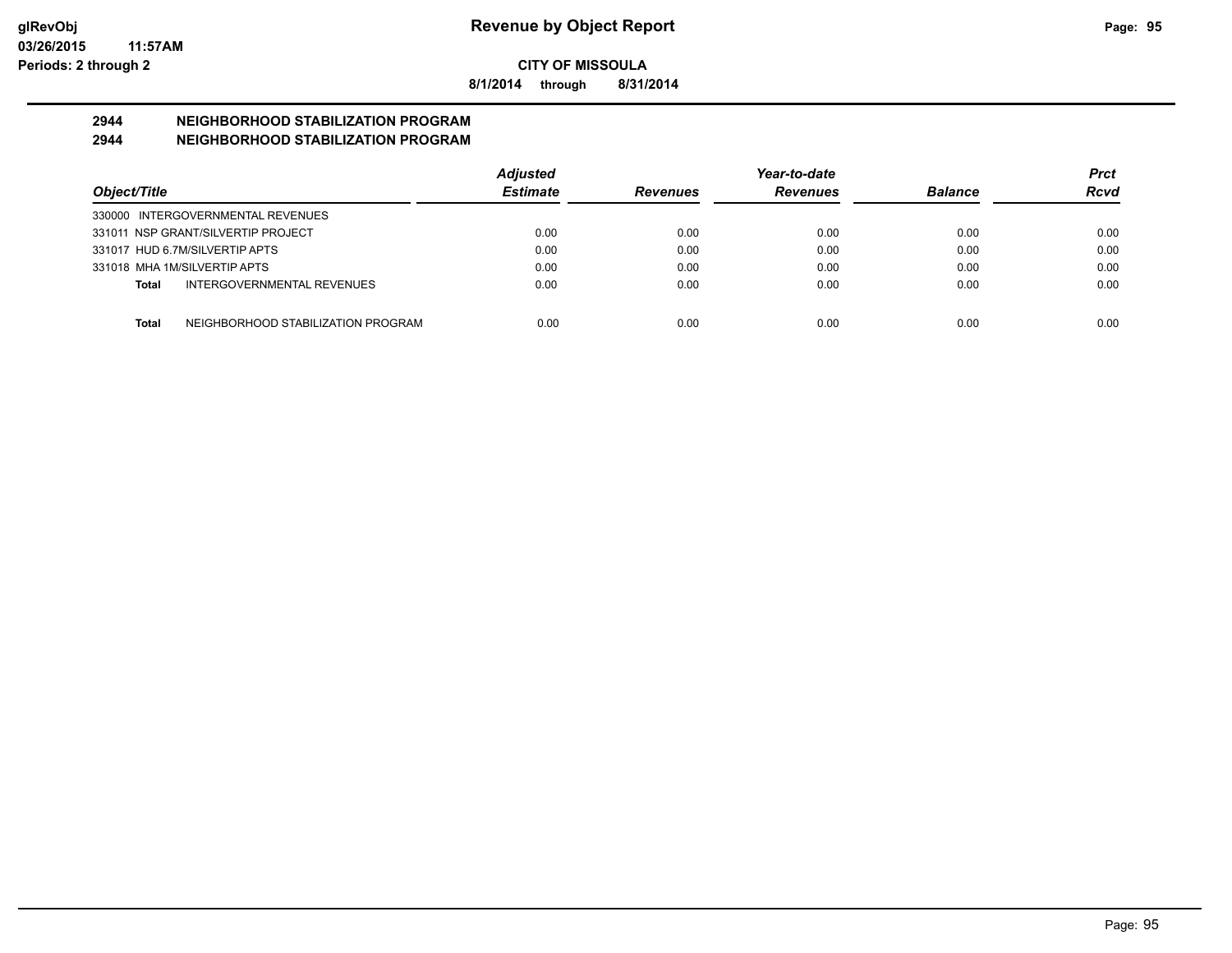**Revenue by Object Report**

**CITY OF MISSOULA**

**8/1/2014 through 8/31/2014**

**glRevObj**
**03/26/2015 11:57AM**
**Periods: 2 through 2**

## 2944 NEIGHBORHOOD STABILIZATION PROGRAM
## 2944 NEIGHBORHOOD STABILIZATION PROGRAM

| Object/Title | Adjusted Estimate | Revenues | Year-to-date Revenues | Balance | Prct Rcvd |
|---|---|---|---|---|---|
| 330000 INTERGOVERNMENTAL REVENUES | | | | | |
| 331011 NSP GRANT/SILVERTIP PROJECT | 0.00 | 0.00 | 0.00 | 0.00 | 0.00 |
| 331017 HUD 6.7M/SILVERTIP APTS | 0.00 | 0.00 | 0.00 | 0.00 | 0.00 |
| 331018 MHA 1M/SILVERTIP APTS | 0.00 | 0.00 | 0.00 | 0.00 | 0.00 |
| **Total** INTERGOVERNMENTAL REVENUES | 0.00 | 0.00 | 0.00 | 0.00 | 0.00 |
| **Total** NEIGHBORHOOD STABILIZATION PROGRAM | 0.00 | 0.00 | 0.00 | 0.00 | 0.00 |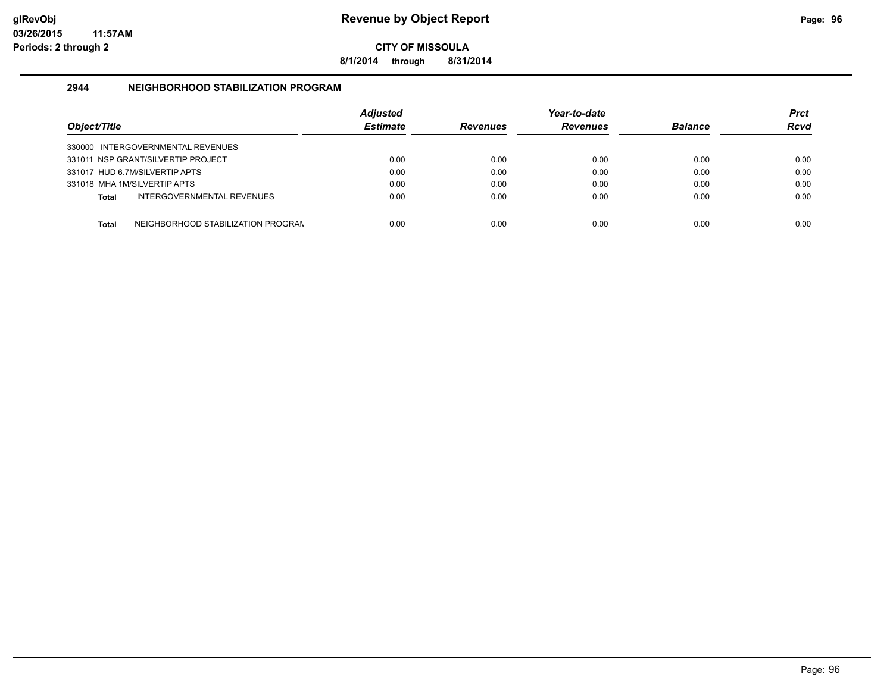# Revenue by Object Report

**CITY OF MISSOULA**

**8/1/2014 through 8/31/2014**

glRevObj
03/26/2015 11:57AM
Periods: 2 through 2

## 2944 NEIGHBORHOOD STABILIZATION PROGRAM

| Object/Title | Adjusted Estimate | Revenues | Year-to-date Revenues | Balance | Prct Rcvd |
|---|---|---|---|---|---|
| 330000 INTERGOVERNMENTAL REVENUES | | | | | |
| 331011 NSP GRANT/SILVERTIP PROJECT | 0.00 | 0.00 | 0.00 | 0.00 | 0.00 |
| 331017 HUD 6.7M/SILVERTIP APTS | 0.00 | 0.00 | 0.00 | 0.00 | 0.00 |
| 331018 MHA 1M/SILVERTIP APTS | 0.00 | 0.00 | 0.00 | 0.00 | 0.00 |
| **Total** INTERGOVERNMENTAL REVENUES | 0.00 | 0.00 | 0.00 | 0.00 | 0.00 |
| **Total** NEIGHBORHOOD STABILIZATION PROGRAM | 0.00 | 0.00 | 0.00 | 0.00 | 0.00 |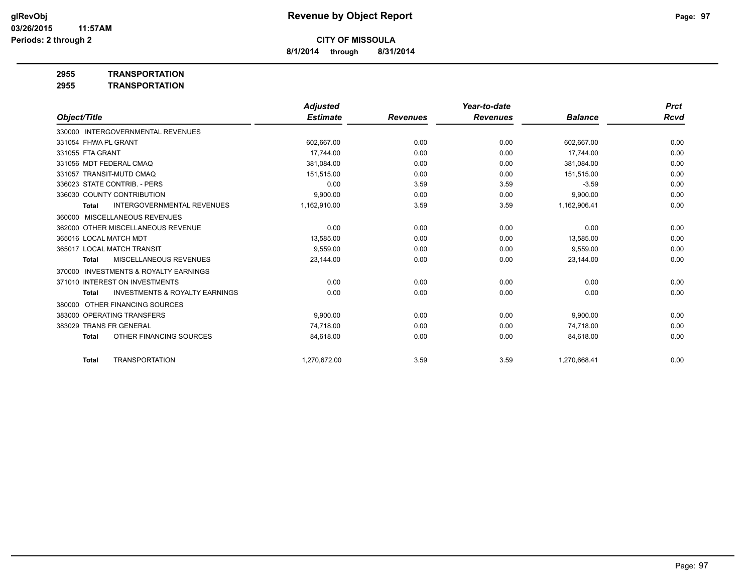**CITY OF MISSOULA**

**8/1/2014 through 8/31/2014**

**Revenue by Object Report**

glRevObj
03/26/2015 11:57AM
Periods: 2 through 2

**2955 TRANSPORTATION**

**2955 TRANSPORTATION**

| Object/Title | Adjusted Estimate | Revenues | Year-to-date Revenues | Balance | Prct Rcvd |
|---|---|---|---|---|---|
| 330000 INTERGOVERNMENTAL REVENUES | | | | | |
| 331054 FHWA PL GRANT | 602,667.00 | 0.00 | 0.00 | 602,667.00 | 0.00 |
| 331055 FTA GRANT | 17,744.00 | 0.00 | 0.00 | 17,744.00 | 0.00 |
| 331056 MDT FEDERAL CMAQ | 381,084.00 | 0.00 | 0.00 | 381,084.00 | 0.00 |
| 331057 TRANSIT-MUTD CMAQ | 151,515.00 | 0.00 | 0.00 | 151,515.00 | 0.00 |
| 336023 STATE CONTRIB. - PERS | 0.00 | 3.59 | 3.59 | -3.59 | 0.00 |
| 336030 COUNTY CONTRIBUTION | 9,900.00 | 0.00 | 0.00 | 9,900.00 | 0.00 |
| **Total** INTERGOVERNMENTAL REVENUES | 1,162,910.00 | 3.59 | 3.59 | 1,162,906.41 | 0.00 |
| 360000 MISCELLANEOUS REVENUES | | | | | |
| 362000 OTHER MISCELLANEOUS REVENUE | 0.00 | 0.00 | 0.00 | 0.00 | 0.00 |
| 365016 LOCAL MATCH MDT | 13,585.00 | 0.00 | 0.00 | 13,585.00 | 0.00 |
| 365017 LOCAL MATCH TRANSIT | 9,559.00 | 0.00 | 0.00 | 9,559.00 | 0.00 |
| **Total** MISCELLANEOUS REVENUES | 23,144.00 | 0.00 | 0.00 | 23,144.00 | 0.00 |
| 370000 INVESTMENTS & ROYALTY EARNINGS | | | | | |
| 371010 INTEREST ON INVESTMENTS | 0.00 | 0.00 | 0.00 | 0.00 | 0.00 |
| **Total** INVESTMENTS & ROYALTY EARNINGS | 0.00 | 0.00 | 0.00 | 0.00 | 0.00 |
| 380000 OTHER FINANCING SOURCES | | | | | |
| 383000 OPERATING TRANSFERS | 9,900.00 | 0.00 | 0.00 | 9,900.00 | 0.00 |
| 383029 TRANS FR GENERAL | 74,718.00 | 0.00 | 0.00 | 74,718.00 | 0.00 |
| **Total** OTHER FINANCING SOURCES | 84,618.00 | 0.00 | 0.00 | 84,618.00 | 0.00 |
| **Total** TRANSPORTATION | 1,270,672.00 | 3.59 | 3.59 | 1,270,668.41 | 0.00 |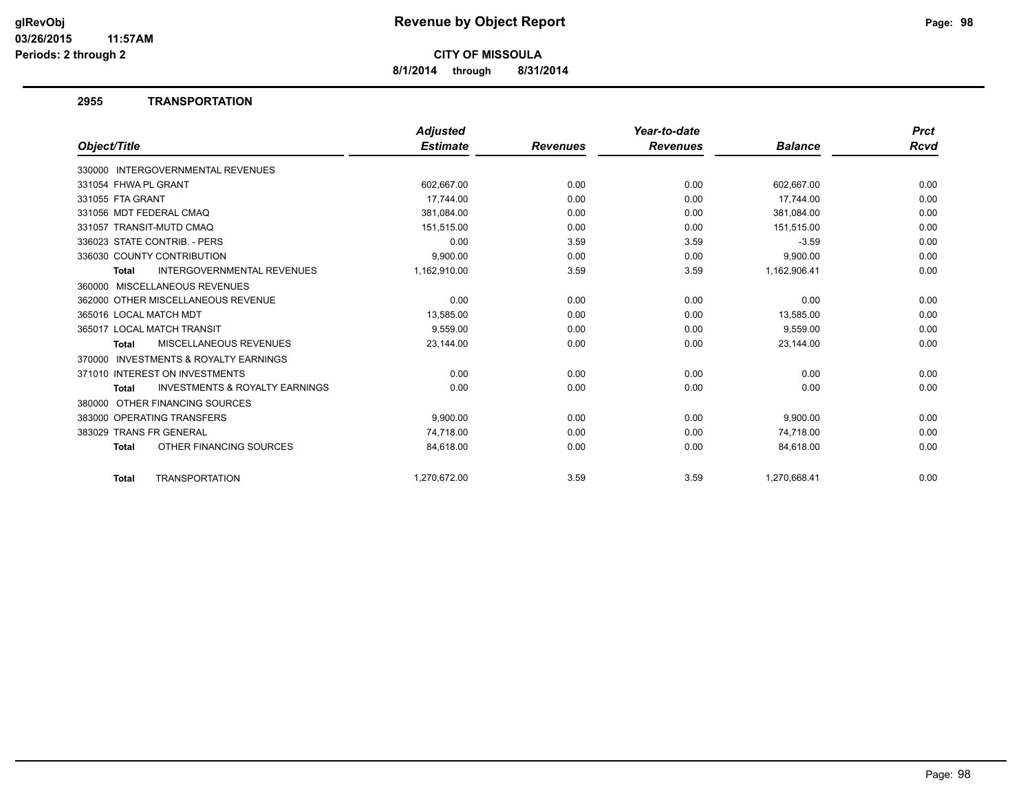# Revenue by Object Report

glRevObj
03/26/2015 11:57AM
Periods: 2 through 2

**CITY OF MISSOULA**

**8/1/2014 through 8/31/2014**

## 2955 TRANSPORTATION

| Object/Title | Adjusted Estimate | Revenues | Year-to-date Revenues | Balance | Prct Rcvd |
|---|---|---|---|---|---|
| 330000 INTERGOVERNMENTAL REVENUES | | | | | |
| 331054 FHWA PL GRANT | 602,667.00 | 0.00 | 0.00 | 602,667.00 | 0.00 |
| 331055 FTA GRANT | 17,744.00 | 0.00 | 0.00 | 17,744.00 | 0.00 |
| 331056 MDT FEDERAL CMAQ | 381,084.00 | 0.00 | 0.00 | 381,084.00 | 0.00 |
| 331057 TRANSIT-MUTD CMAQ | 151,515.00 | 0.00 | 0.00 | 151,515.00 | 0.00 |
| 336023 STATE CONTRIB. - PERS | 0.00 | 3.59 | 3.59 | -3.59 | 0.00 |
| 336030 COUNTY CONTRIBUTION | 9,900.00 | 0.00 | 0.00 | 9,900.00 | 0.00 |
| **Total** INTERGOVERNMENTAL REVENUES | 1,162,910.00 | 3.59 | 3.59 | 1,162,906.41 | 0.00 |
| 360000 MISCELLANEOUS REVENUES | | | | | |
| 362000 OTHER MISCELLANEOUS REVENUE | 0.00 | 0.00 | 0.00 | 0.00 | 0.00 |
| 365016 LOCAL MATCH MDT | 13,585.00 | 0.00 | 0.00 | 13,585.00 | 0.00 |
| 365017 LOCAL MATCH TRANSIT | 9,559.00 | 0.00 | 0.00 | 9,559.00 | 0.00 |
| **Total** MISCELLANEOUS REVENUES | 23,144.00 | 0.00 | 0.00 | 23,144.00 | 0.00 |
| 370000 INVESTMENTS & ROYALTY EARNINGS | | | | | |
| 371010 INTEREST ON INVESTMENTS | 0.00 | 0.00 | 0.00 | 0.00 | 0.00 |
| **Total** INVESTMENTS & ROYALTY EARNINGS | 0.00 | 0.00 | 0.00 | 0.00 | 0.00 |
| 380000 OTHER FINANCING SOURCES | | | | | |
| 383000 OPERATING TRANSFERS | 9,900.00 | 0.00 | 0.00 | 9,900.00 | 0.00 |
| 383029 TRANS FR GENERAL | 74,718.00 | 0.00 | 0.00 | 74,718.00 | 0.00 |
| **Total** OTHER FINANCING SOURCES | 84,618.00 | 0.00 | 0.00 | 84,618.00 | 0.00 |
| **Total** TRANSPORTATION | 1,270,672.00 | 3.59 | 3.59 | 1,270,668.41 | 0.00 |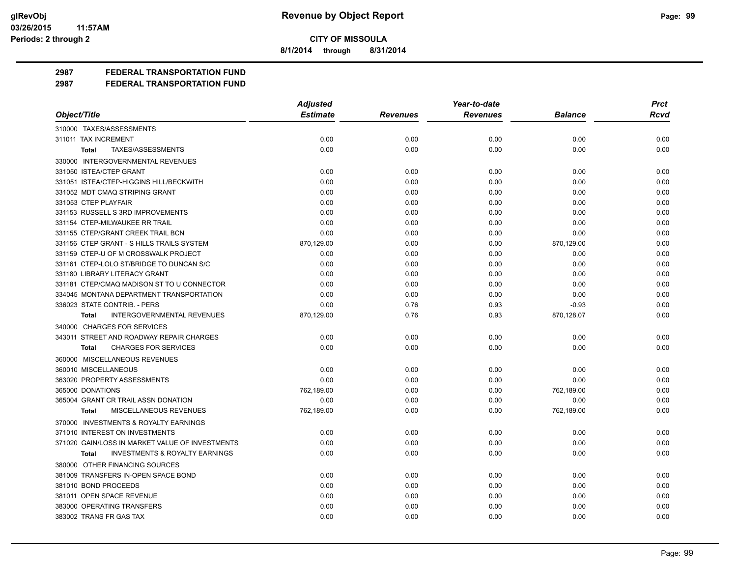# Revenue by Object Report

**CITY OF MISSOULA**

**8/1/2014 through 8/31/2014**

glRevObj
03/26/2015 11:57AM
Periods: 2 through 2

## 2987 FEDERAL TRANSPORTATION FUND
## 2987 FEDERAL TRANSPORTATION FUND

| Object/Title | Adjusted Estimate | Revenues | Year-to-date Revenues | Balance | Prct Rcvd |
|---|---|---|---|---|---|
| 310000 TAXES/ASSESSMENTS | | | | | |
| 311011 TAX INCREMENT | 0.00 | 0.00 | 0.00 | 0.00 | 0.00 |
| **Total** TAXES/ASSESSMENTS | 0.00 | 0.00 | 0.00 | 0.00 | 0.00 |
| 330000 INTERGOVERNMENTAL REVENUES | | | | | |
| 331050 ISTEA/CTEP GRANT | 0.00 | 0.00 | 0.00 | 0.00 | 0.00 |
| 331051 ISTEA/CTEP-HIGGINS HILL/BECKWITH | 0.00 | 0.00 | 0.00 | 0.00 | 0.00 |
| 331052 MDT CMAQ STRIPING GRANT | 0.00 | 0.00 | 0.00 | 0.00 | 0.00 |
| 331053 CTEP PLAYFAIR | 0.00 | 0.00 | 0.00 | 0.00 | 0.00 |
| 331153 RUSSELL S 3RD IMPROVEMENTS | 0.00 | 0.00 | 0.00 | 0.00 | 0.00 |
| 331154 CTEP-MILWAUKEE RR TRAIL | 0.00 | 0.00 | 0.00 | 0.00 | 0.00 |
| 331155 CTEP/GRANT CREEK TRAIL BCN | 0.00 | 0.00 | 0.00 | 0.00 | 0.00 |
| 331156 CTEP GRANT - S HILLS TRAILS SYSTEM | 870,129.00 | 0.00 | 0.00 | 870,129.00 | 0.00 |
| 331159 CTEP-U OF M CROSSWALK PROJECT | 0.00 | 0.00 | 0.00 | 0.00 | 0.00 |
| 331161 CTEP-LOLO ST/BRIDGE TO DUNCAN S/C | 0.00 | 0.00 | 0.00 | 0.00 | 0.00 |
| 331180 LIBRARY LITERACY GRANT | 0.00 | 0.00 | 0.00 | 0.00 | 0.00 |
| 331181 CTEP/CMAQ MADISON ST TO U CONNECTOR | 0.00 | 0.00 | 0.00 | 0.00 | 0.00 |
| 334045 MONTANA DEPARTMENT TRANSPORTATION | 0.00 | 0.00 | 0.00 | 0.00 | 0.00 |
| 336023 STATE CONTRIB. - PERS | 0.00 | 0.76 | 0.93 | -0.93 | 0.00 |
| **Total** INTERGOVERNMENTAL REVENUES | 870,129.00 | 0.76 | 0.93 | 870,128.07 | 0.00 |
| 340000 CHARGES FOR SERVICES | | | | | |
| 343011 STREET AND ROADWAY REPAIR CHARGES | 0.00 | 0.00 | 0.00 | 0.00 | 0.00 |
| **Total** CHARGES FOR SERVICES | 0.00 | 0.00 | 0.00 | 0.00 | 0.00 |
| 360000 MISCELLANEOUS REVENUES | | | | | |
| 360010 MISCELLANEOUS | 0.00 | 0.00 | 0.00 | 0.00 | 0.00 |
| 363020 PROPERTY ASSESSMENTS | 0.00 | 0.00 | 0.00 | 0.00 | 0.00 |
| 365000 DONATIONS | 762,189.00 | 0.00 | 0.00 | 762,189.00 | 0.00 |
| 365004 GRANT CR TRAIL ASSN DONATION | 0.00 | 0.00 | 0.00 | 0.00 | 0.00 |
| **Total** MISCELLANEOUS REVENUES | 762,189.00 | 0.00 | 0.00 | 762,189.00 | 0.00 |
| 370000 INVESTMENTS & ROYALTY EARNINGS | | | | | |
| 371010 INTEREST ON INVESTMENTS | 0.00 | 0.00 | 0.00 | 0.00 | 0.00 |
| 371020 GAIN/LOSS IN MARKET VALUE OF INVESTMENTS | 0.00 | 0.00 | 0.00 | 0.00 | 0.00 |
| **Total** INVESTMENTS & ROYALTY EARNINGS | 0.00 | 0.00 | 0.00 | 0.00 | 0.00 |
| 380000 OTHER FINANCING SOURCES | | | | | |
| 381009 TRANSFERS IN-OPEN SPACE BOND | 0.00 | 0.00 | 0.00 | 0.00 | 0.00 |
| 381010 BOND PROCEEDS | 0.00 | 0.00 | 0.00 | 0.00 | 0.00 |
| 381011 OPEN SPACE REVENUE | 0.00 | 0.00 | 0.00 | 0.00 | 0.00 |
| 383000 OPERATING TRANSFERS | 0.00 | 0.00 | 0.00 | 0.00 | 0.00 |
| 383002 TRANS FR GAS TAX | 0.00 | 0.00 | 0.00 | 0.00 | 0.00 |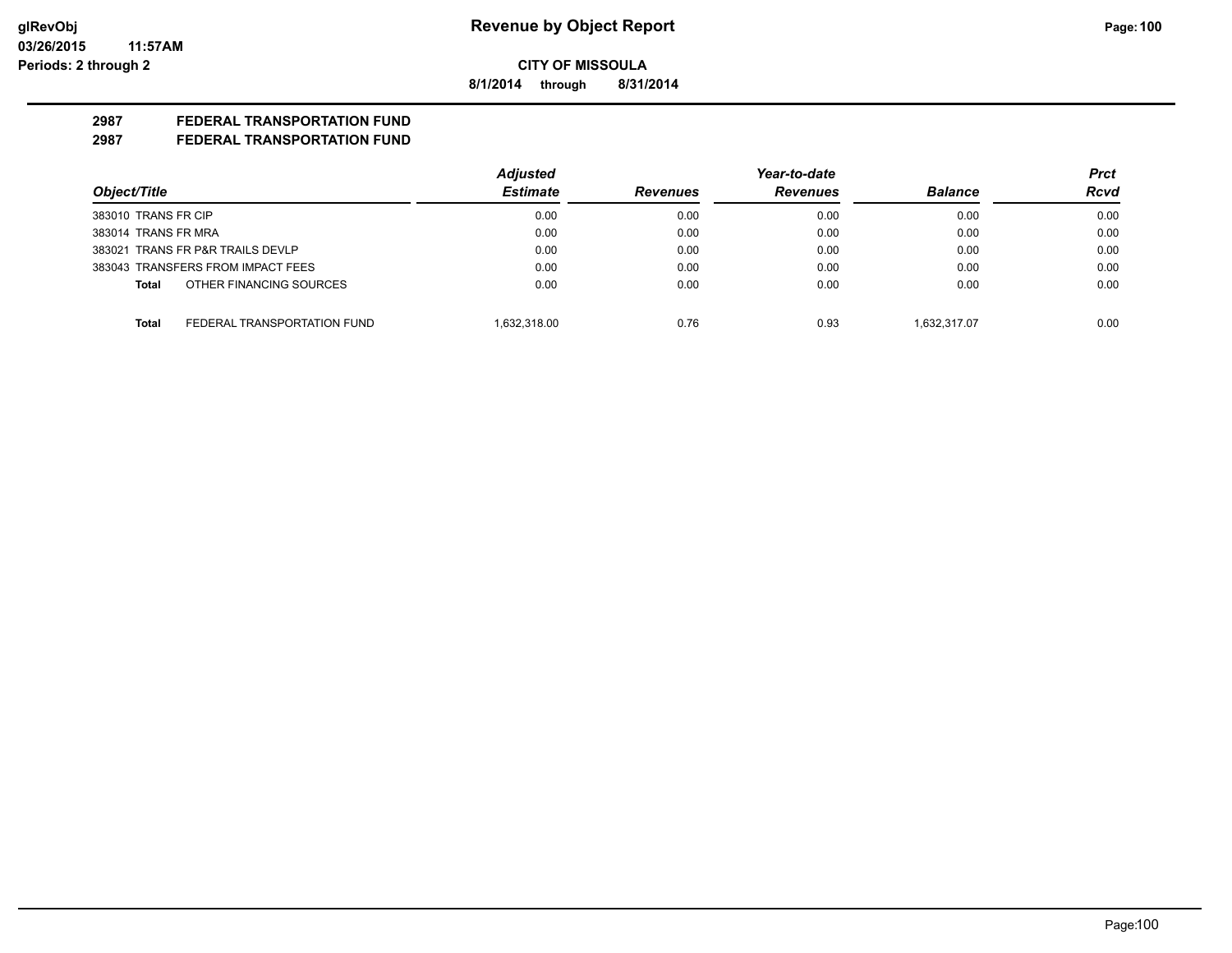**CITY OF MISSOULA**

**8/1/2014 through 8/31/2014**

## 2987 FEDERAL TRANSPORTATION FUND

## 2987 FEDERAL TRANSPORTATION FUND

| Object/Title | Adjusted Estimate | Revenues | Year-to-date Revenues | Balance | Prct Rcvd |
|---|---|---|---|---|---|
| 383010 TRANS FR CIP | 0.00 | 0.00 | 0.00 | 0.00 | 0.00 |
| 383014 TRANS FR MRA | 0.00 | 0.00 | 0.00 | 0.00 | 0.00 |
| 383021 TRANS FR P&R TRAILS DEVLP | 0.00 | 0.00 | 0.00 | 0.00 | 0.00 |
| 383043 TRANSFERS FROM IMPACT FEES | 0.00 | 0.00 | 0.00 | 0.00 | 0.00 |
| **Total** OTHER FINANCING SOURCES | 0.00 | 0.00 | 0.00 | 0.00 | 0.00 |
| **Total** FEDERAL TRANSPORTATION FUND | 1,632,318.00 | 0.76 | 0.93 | 1,632,317.07 | 0.00 |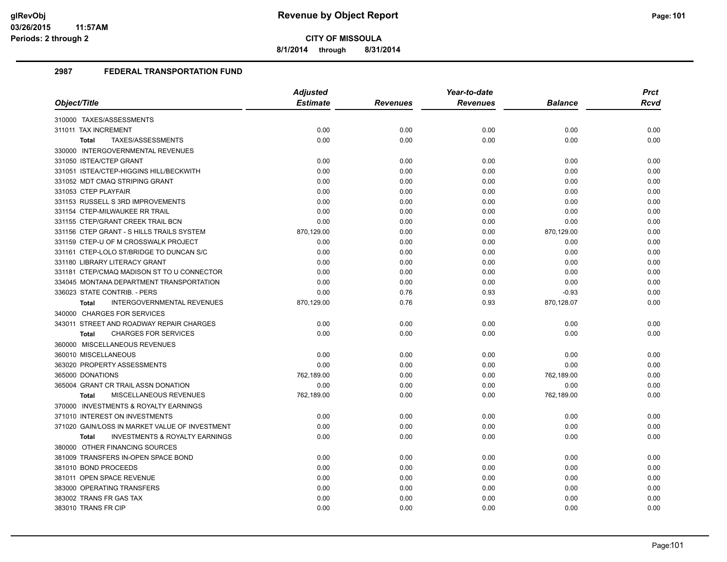**CITY OF MISSOULA**

**8/1/2014 through 8/31/2014**

## 2987 FEDERAL TRANSPORTATION FUND

| Object/Title | Adjusted Estimate | Revenues | Year-to-date Revenues | Balance | Prct Rcvd |
|---|---|---|---|---|---|
| 310000 TAXES/ASSESSMENTS | | | | | |
| 311011 TAX INCREMENT | 0.00 | 0.00 | 0.00 | 0.00 | 0.00 |
| **Total** TAXES/ASSESSMENTS | 0.00 | 0.00 | 0.00 | 0.00 | 0.00 |
| 330000 INTERGOVERNMENTAL REVENUES | | | | | |
| 331050 ISTEA/CTEP GRANT | 0.00 | 0.00 | 0.00 | 0.00 | 0.00 |
| 331051 ISTEA/CTEP-HIGGINS HILL/BECKWITH | 0.00 | 0.00 | 0.00 | 0.00 | 0.00 |
| 331052 MDT CMAQ STRIPING GRANT | 0.00 | 0.00 | 0.00 | 0.00 | 0.00 |
| 331053 CTEP PLAYFAIR | 0.00 | 0.00 | 0.00 | 0.00 | 0.00 |
| 331153 RUSSELL S 3RD IMPROVEMENTS | 0.00 | 0.00 | 0.00 | 0.00 | 0.00 |
| 331154 CTEP-MILWAUKEE RR TRAIL | 0.00 | 0.00 | 0.00 | 0.00 | 0.00 |
| 331155 CTEP/GRANT CREEK TRAIL BCN | 0.00 | 0.00 | 0.00 | 0.00 | 0.00 |
| 331156 CTEP GRANT - S HILLS TRAILS SYSTEM | 870,129.00 | 0.00 | 0.00 | 870,129.00 | 0.00 |
| 331159 CTEP-U OF M CROSSWALK PROJECT | 0.00 | 0.00 | 0.00 | 0.00 | 0.00 |
| 331161 CTEP-LOLO ST/BRIDGE TO DUNCAN S/C | 0.00 | 0.00 | 0.00 | 0.00 | 0.00 |
| 331180 LIBRARY LITERACY GRANT | 0.00 | 0.00 | 0.00 | 0.00 | 0.00 |
| 331181 CTEP/CMAQ MADISON ST TO U CONNECTOR | 0.00 | 0.00 | 0.00 | 0.00 | 0.00 |
| 334045 MONTANA DEPARTMENT TRANSPORTATION | 0.00 | 0.00 | 0.00 | 0.00 | 0.00 |
| 336023 STATE CONTRIB. - PERS | 0.00 | 0.76 | 0.93 | -0.93 | 0.00 |
| **Total** INTERGOVERNMENTAL REVENUES | 870,129.00 | 0.76 | 0.93 | 870,128.07 | 0.00 |
| 340000 CHARGES FOR SERVICES | | | | | |
| 343011 STREET AND ROADWAY REPAIR CHARGES | 0.00 | 0.00 | 0.00 | 0.00 | 0.00 |
| **Total** CHARGES FOR SERVICES | 0.00 | 0.00 | 0.00 | 0.00 | 0.00 |
| 360000 MISCELLANEOUS REVENUES | | | | | |
| 360010 MISCELLANEOUS | 0.00 | 0.00 | 0.00 | 0.00 | 0.00 |
| 363020 PROPERTY ASSESSMENTS | 0.00 | 0.00 | 0.00 | 0.00 | 0.00 |
| 365000 DONATIONS | 762,189.00 | 0.00 | 0.00 | 762,189.00 | 0.00 |
| 365004 GRANT CR TRAIL ASSN DONATION | 0.00 | 0.00 | 0.00 | 0.00 | 0.00 |
| **Total** MISCELLANEOUS REVENUES | 762,189.00 | 0.00 | 0.00 | 762,189.00 | 0.00 |
| 370000 INVESTMENTS & ROYALTY EARNINGS | | | | | |
| 371010 INTEREST ON INVESTMENTS | 0.00 | 0.00 | 0.00 | 0.00 | 0.00 |
| 371020 GAIN/LOSS IN MARKET VALUE OF INVESTMENT | 0.00 | 0.00 | 0.00 | 0.00 | 0.00 |
| **Total** INVESTMENTS & ROYALTY EARNINGS | 0.00 | 0.00 | 0.00 | 0.00 | 0.00 |
| 380000 OTHER FINANCING SOURCES | | | | | |
| 381009 TRANSFERS IN-OPEN SPACE BOND | 0.00 | 0.00 | 0.00 | 0.00 | 0.00 |
| 381010 BOND PROCEEDS | 0.00 | 0.00 | 0.00 | 0.00 | 0.00 |
| 381011 OPEN SPACE REVENUE | 0.00 | 0.00 | 0.00 | 0.00 | 0.00 |
| 383000 OPERATING TRANSFERS | 0.00 | 0.00 | 0.00 | 0.00 | 0.00 |
| 383002 TRANS FR GAS TAX | 0.00 | 0.00 | 0.00 | 0.00 | 0.00 |
| 383010 TRANS FR CIP | 0.00 | 0.00 | 0.00 | 0.00 | 0.00 |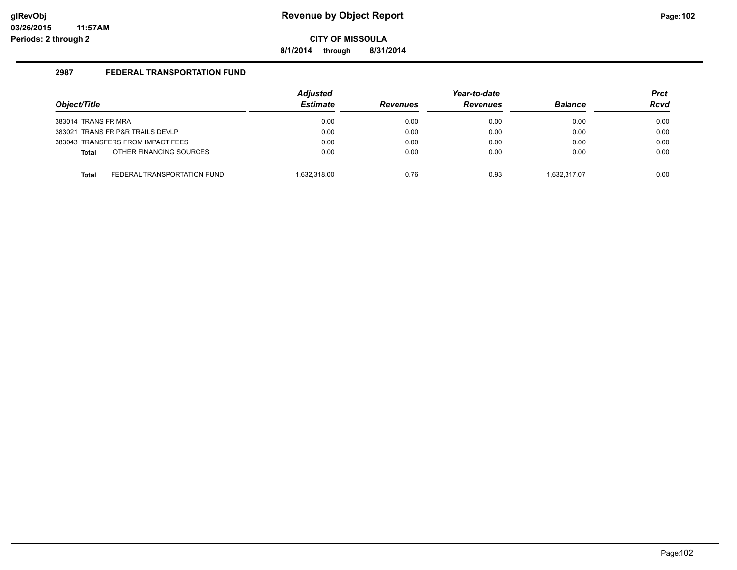**Revenue by Object Report**

**CITY OF MISSOULA**

**8/1/2014 through 8/31/2014**

glRevObj
03/26/2015 11:57AM
Periods: 2 through 2

## 2987 FEDERAL TRANSPORTATION FUND

| Object/Title | | Adjusted Estimate | Revenues | Year-to-date Revenues | Balance | Prct Rcvd |
|---|---|---|---|---|---|---|
| 383014 TRANS FR MRA | | 0.00 | 0.00 | 0.00 | 0.00 | 0.00 |
| 383021 TRANS FR P&R TRAILS DEVLP | | 0.00 | 0.00 | 0.00 | 0.00 | 0.00 |
| 383043 TRANSFERS FROM IMPACT FEES | | 0.00 | 0.00 | 0.00 | 0.00 | 0.00 |
| **Total** | OTHER FINANCING SOURCES | 0.00 | 0.00 | 0.00 | 0.00 | 0.00 |
| **Total** | FEDERAL TRANSPORTATION FUND | 1,632,318.00 | 0.76 | 0.93 | 1,632,317.07 | 0.00 |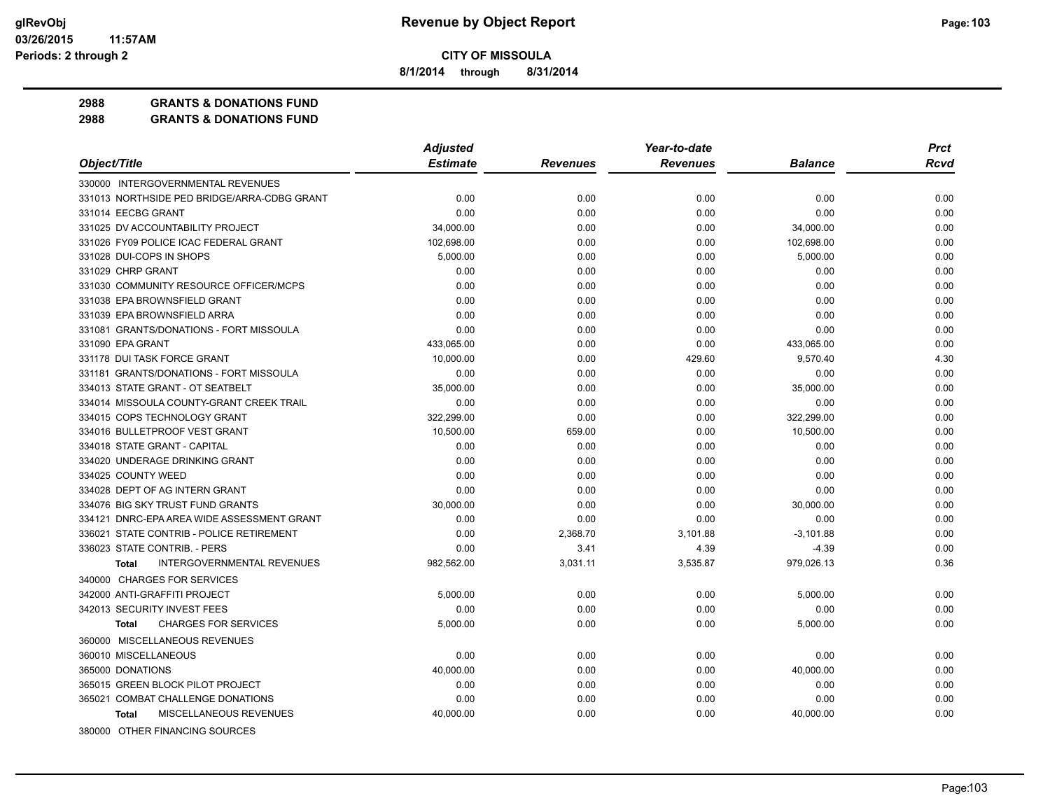**CITY OF MISSOULA**

**Revenue by Object Report**

8/1/2014 through 8/31/2014

Periods: 2 through 2

## 2988 GRANTS & DONATIONS FUND
## 2988 GRANTS & DONATIONS FUND

| Object/Title | Adjusted Estimate | Revenues | Year-to-date Revenues | Balance | Prct Rcvd |
|---|---|---|---|---|---|
| 330000 INTERGOVERNMENTAL REVENUES | | | | | |
| 331013 NORTHSIDE PED BRIDGE/ARRA-CDBG GRANT | 0.00 | 0.00 | 0.00 | 0.00 | 0.00 |
| 331014 EECBG GRANT | 0.00 | 0.00 | 0.00 | 0.00 | 0.00 |
| 331025 DV ACCOUNTABILITY PROJECT | 34,000.00 | 0.00 | 0.00 | 34,000.00 | 0.00 |
| 331026 FY09 POLICE ICAC FEDERAL GRANT | 102,698.00 | 0.00 | 0.00 | 102,698.00 | 0.00 |
| 331028 DUI-COPS IN SHOPS | 5,000.00 | 0.00 | 0.00 | 5,000.00 | 0.00 |
| 331029 CHRP GRANT | 0.00 | 0.00 | 0.00 | 0.00 | 0.00 |
| 331030 COMMUNITY RESOURCE OFFICER/MCPS | 0.00 | 0.00 | 0.00 | 0.00 | 0.00 |
| 331038 EPA BROWNSFIELD GRANT | 0.00 | 0.00 | 0.00 | 0.00 | 0.00 |
| 331039 EPA BROWNSFIELD ARRA | 0.00 | 0.00 | 0.00 | 0.00 | 0.00 |
| 331081 GRANTS/DONATIONS - FORT MISSOULA | 0.00 | 0.00 | 0.00 | 0.00 | 0.00 |
| 331090 EPA GRANT | 433,065.00 | 0.00 | 0.00 | 433,065.00 | 0.00 |
| 331178 DUI TASK FORCE GRANT | 10,000.00 | 0.00 | 429.60 | 9,570.40 | 4.30 |
| 331181 GRANTS/DONATIONS - FORT MISSOULA | 0.00 | 0.00 | 0.00 | 0.00 | 0.00 |
| 334013 STATE GRANT - OT SEATBELT | 35,000.00 | 0.00 | 0.00 | 35,000.00 | 0.00 |
| 334014 MISSOULA COUNTY-GRANT CREEK TRAIL | 0.00 | 0.00 | 0.00 | 0.00 | 0.00 |
| 334015 COPS TECHNOLOGY GRANT | 322,299.00 | 0.00 | 0.00 | 322,299.00 | 0.00 |
| 334016 BULLETPROOF VEST GRANT | 10,500.00 | 659.00 | 0.00 | 10,500.00 | 0.00 |
| 334018 STATE GRANT - CAPITAL | 0.00 | 0.00 | 0.00 | 0.00 | 0.00 |
| 334020 UNDERAGE DRINKING GRANT | 0.00 | 0.00 | 0.00 | 0.00 | 0.00 |
| 334025 COUNTY WEED | 0.00 | 0.00 | 0.00 | 0.00 | 0.00 |
| 334028 DEPT OF AG INTERN GRANT | 0.00 | 0.00 | 0.00 | 0.00 | 0.00 |
| 334076 BIG SKY TRUST FUND GRANTS | 30,000.00 | 0.00 | 0.00 | 30,000.00 | 0.00 |
| 334121 DNRC-EPA AREA WIDE ASSESSMENT GRANT | 0.00 | 0.00 | 0.00 | 0.00 | 0.00 |
| 336021 STATE CONTRIB - POLICE RETIREMENT | 0.00 | 2,368.70 | 3,101.88 | -3,101.88 | 0.00 |
| 336023 STATE CONTRIB. - PERS | 0.00 | 3.41 | 4.39 | -4.39 | 0.00 |
| **Total** INTERGOVERNMENTAL REVENUES | 982,562.00 | 3,031.11 | 3,535.87 | 979,026.13 | 0.36 |
| 340000 CHARGES FOR SERVICES | | | | | |
| 342000 ANTI-GRAFFITI PROJECT | 5,000.00 | 0.00 | 0.00 | 5,000.00 | 0.00 |
| 342013 SECURITY INVEST FEES | 0.00 | 0.00 | 0.00 | 0.00 | 0.00 |
| **Total** CHARGES FOR SERVICES | 5,000.00 | 0.00 | 0.00 | 5,000.00 | 0.00 |
| 360000 MISCELLANEOUS REVENUES | | | | | |
| 360010 MISCELLANEOUS | 0.00 | 0.00 | 0.00 | 0.00 | 0.00 |
| 365000 DONATIONS | 40,000.00 | 0.00 | 0.00 | 40,000.00 | 0.00 |
| 365015 GREEN BLOCK PILOT PROJECT | 0.00 | 0.00 | 0.00 | 0.00 | 0.00 |
| 365021 COMBAT CHALLENGE DONATIONS | 0.00 | 0.00 | 0.00 | 0.00 | 0.00 |
| **Total** MISCELLANEOUS REVENUES | 40,000.00 | 0.00 | 0.00 | 40,000.00 | 0.00 |
| 380000 OTHER FINANCING SOURCES | | | | | |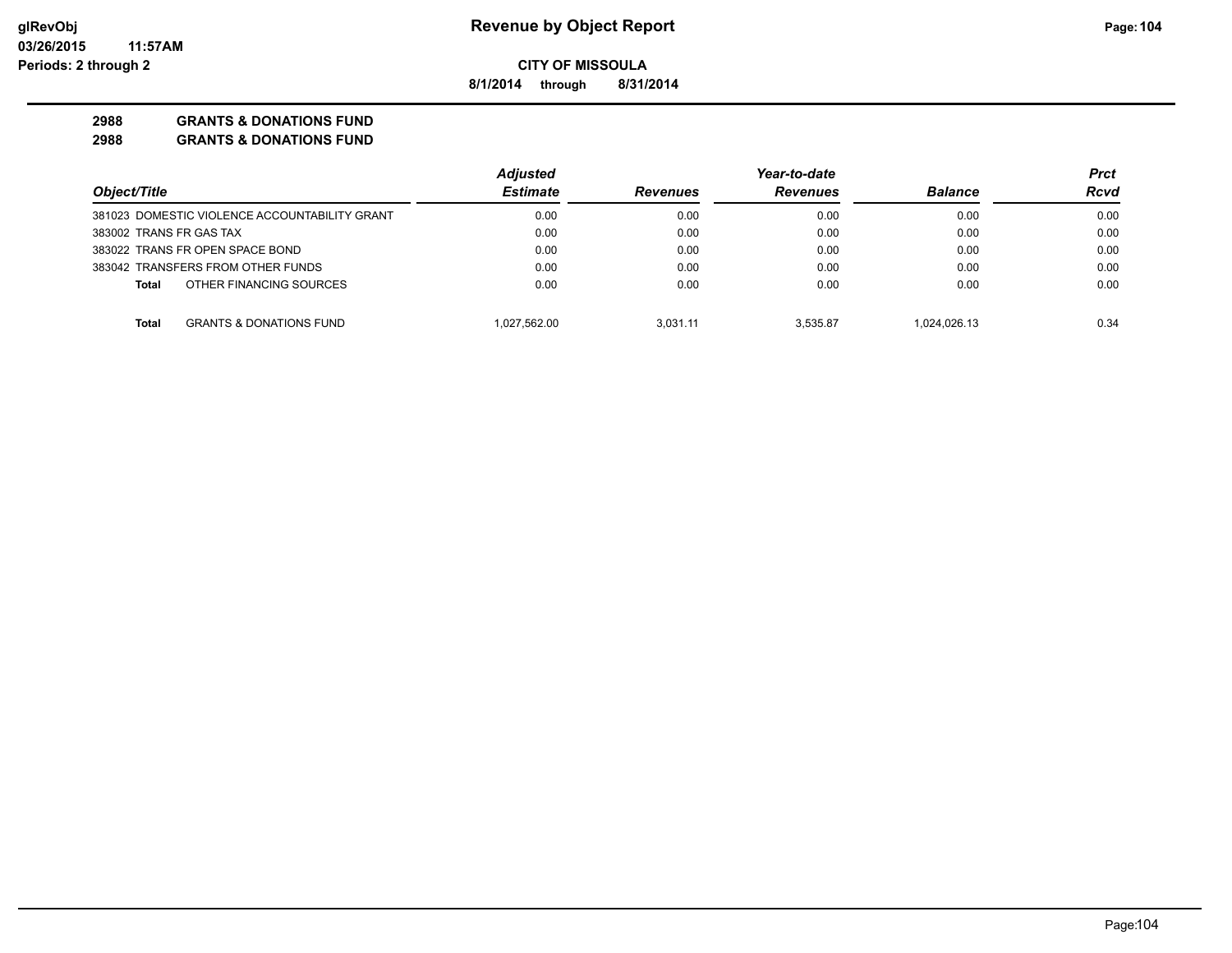**Revenue by Object Report**

**CITY OF MISSOULA**

**8/1/2014 through 8/31/2014**

glRevObj
03/26/2015 11:57AM
Periods: 2 through 2

**2988 GRANTS & DONATIONS FUND**
**2988 GRANTS & DONATIONS FUND**

| Object/Title | Adjusted Estimate | Revenues | Year-to-date Revenues | Balance | Prct Rcvd |
|---|---|---|---|---|---|
| 381023 DOMESTIC VIOLENCE ACCOUNTABILITY GRANT | 0.00 | 0.00 | 0.00 | 0.00 | 0.00 |
| 383002 TRANS FR GAS TAX | 0.00 | 0.00 | 0.00 | 0.00 | 0.00 |
| 383022 TRANS FR OPEN SPACE BOND | 0.00 | 0.00 | 0.00 | 0.00 | 0.00 |
| 383042 TRANSFERS FROM OTHER FUNDS | 0.00 | 0.00 | 0.00 | 0.00 | 0.00 |
| **Total** OTHER FINANCING SOURCES | 0.00 | 0.00 | 0.00 | 0.00 | 0.00 |
| **Total** GRANTS & DONATIONS FUND | 1,027,562.00 | 3,031.11 | 3,535.87 | 1,024,026.13 | 0.34 |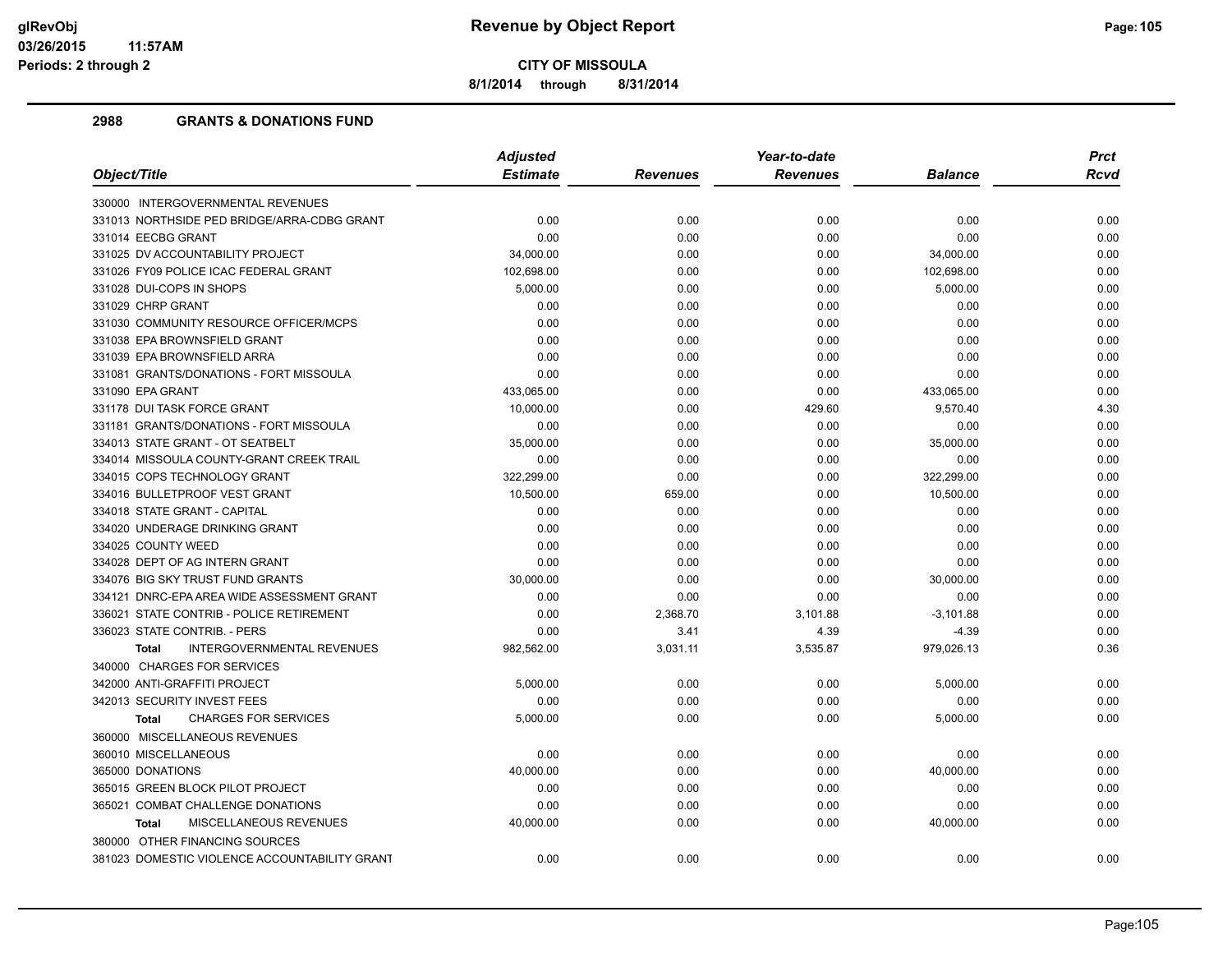**glRevObj**
**03/26/2015 11:57AM**
**Periods: 2 through 2**

# Revenue by Object Report

**CITY OF MISSOULA**

**8/1/2014 through 8/31/2014**

## 2988 GRANTS & DONATIONS FUND

| Object/Title | Adjusted Estimate | Revenues | Year-to-date Revenues | Balance | Prct Rcvd |
|---|---|---|---|---|---|
| 330000 INTERGOVERNMENTAL REVENUES | | | | | |
| 331013 NORTHSIDE PED BRIDGE/ARRA-CDBG GRANT | 0.00 | 0.00 | 0.00 | 0.00 | 0.00 |
| 331014 EECBG GRANT | 0.00 | 0.00 | 0.00 | 0.00 | 0.00 |
| 331025 DV ACCOUNTABILITY PROJECT | 34,000.00 | 0.00 | 0.00 | 34,000.00 | 0.00 |
| 331026 FY09 POLICE ICAC FEDERAL GRANT | 102,698.00 | 0.00 | 0.00 | 102,698.00 | 0.00 |
| 331028 DUI-COPS IN SHOPS | 5,000.00 | 0.00 | 0.00 | 5,000.00 | 0.00 |
| 331029 CHRP GRANT | 0.00 | 0.00 | 0.00 | 0.00 | 0.00 |
| 331030 COMMUNITY RESOURCE OFFICER/MCPS | 0.00 | 0.00 | 0.00 | 0.00 | 0.00 |
| 331038 EPA BROWNSFIELD GRANT | 0.00 | 0.00 | 0.00 | 0.00 | 0.00 |
| 331039 EPA BROWNSFIELD ARRA | 0.00 | 0.00 | 0.00 | 0.00 | 0.00 |
| 331081 GRANTS/DONATIONS - FORT MISSOULA | 0.00 | 0.00 | 0.00 | 0.00 | 0.00 |
| 331090 EPA GRANT | 433,065.00 | 0.00 | 0.00 | 433,065.00 | 0.00 |
| 331178 DUI TASK FORCE GRANT | 10,000.00 | 0.00 | 429.60 | 9,570.40 | 4.30 |
| 331181 GRANTS/DONATIONS - FORT MISSOULA | 0.00 | 0.00 | 0.00 | 0.00 | 0.00 |
| 334013 STATE GRANT - OT SEATBELT | 35,000.00 | 0.00 | 0.00 | 35,000.00 | 0.00 |
| 334014 MISSOULA COUNTY-GRANT CREEK TRAIL | 0.00 | 0.00 | 0.00 | 0.00 | 0.00 |
| 334015 COPS TECHNOLOGY GRANT | 322,299.00 | 0.00 | 0.00 | 322,299.00 | 0.00 |
| 334016 BULLETPROOF VEST GRANT | 10,500.00 | 659.00 | 0.00 | 10,500.00 | 0.00 |
| 334018 STATE GRANT - CAPITAL | 0.00 | 0.00 | 0.00 | 0.00 | 0.00 |
| 334020 UNDERAGE DRINKING GRANT | 0.00 | 0.00 | 0.00 | 0.00 | 0.00 |
| 334025 COUNTY WEED | 0.00 | 0.00 | 0.00 | 0.00 | 0.00 |
| 334028 DEPT OF AG INTERN GRANT | 0.00 | 0.00 | 0.00 | 0.00 | 0.00 |
| 334076 BIG SKY TRUST FUND GRANTS | 30,000.00 | 0.00 | 0.00 | 30,000.00 | 0.00 |
| 334121 DNRC-EPA AREA WIDE ASSESSMENT GRANT | 0.00 | 0.00 | 0.00 | 0.00 | 0.00 |
| 336021 STATE CONTRIB - POLICE RETIREMENT | 0.00 | 2,368.70 | 3,101.88 | -3,101.88 | 0.00 |
| 336023 STATE CONTRIB. - PERS | 0.00 | 3.41 | 4.39 | -4.39 | 0.00 |
| **Total** INTERGOVERNMENTAL REVENUES | 982,562.00 | 3,031.11 | 3,535.87 | 979,026.13 | 0.36 |
| 340000 CHARGES FOR SERVICES | | | | | |
| 342000 ANTI-GRAFFITI PROJECT | 5,000.00 | 0.00 | 0.00 | 5,000.00 | 0.00 |
| 342013 SECURITY INVEST FEES | 0.00 | 0.00 | 0.00 | 0.00 | 0.00 |
| **Total** CHARGES FOR SERVICES | 5,000.00 | 0.00 | 0.00 | 5,000.00 | 0.00 |
| 360000 MISCELLANEOUS REVENUES | | | | | |
| 360010 MISCELLANEOUS | 0.00 | 0.00 | 0.00 | 0.00 | 0.00 |
| 365000 DONATIONS | 40,000.00 | 0.00 | 0.00 | 40,000.00 | 0.00 |
| 365015 GREEN BLOCK PILOT PROJECT | 0.00 | 0.00 | 0.00 | 0.00 | 0.00 |
| 365021 COMBAT CHALLENGE DONATIONS | 0.00 | 0.00 | 0.00 | 0.00 | 0.00 |
| **Total** MISCELLANEOUS REVENUES | 40,000.00 | 0.00 | 0.00 | 40,000.00 | 0.00 |
| 380000 OTHER FINANCING SOURCES | | | | | |
| 381023 DOMESTIC VIOLENCE ACCOUNTABILITY GRANT | 0.00 | 0.00 | 0.00 | 0.00 | 0.00 |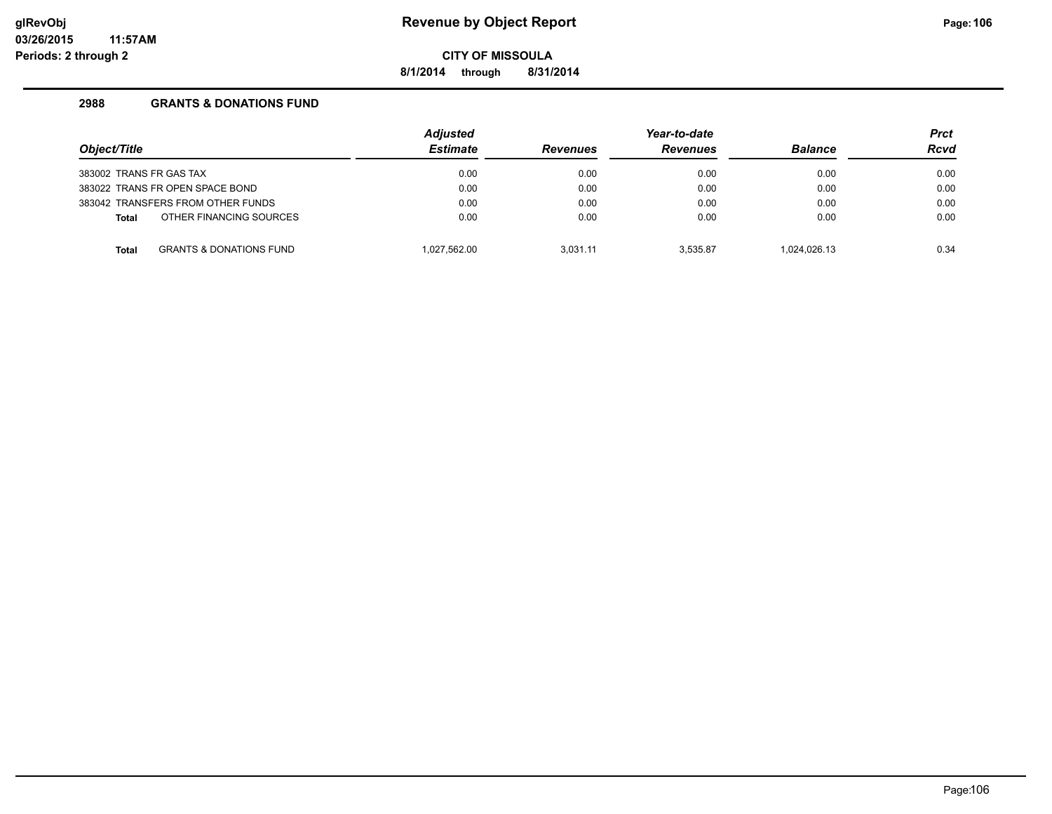# Revenue by Object Report

**CITY OF MISSOULA**

**8/1/2014 through 8/31/2014**

glRevObj
03/26/2015 11:57AM
Periods: 2 through 2

## 2988 GRANTS & DONATIONS FUND

| Object/Title | Adjusted Estimate | Revenues | Year-to-date Revenues | Balance | Prct Rcvd |
|---|---|---|---|---|---|
| 383002 TRANS FR GAS TAX | 0.00 | 0.00 | 0.00 | 0.00 | 0.00 |
| 383022 TRANS FR OPEN SPACE BOND | 0.00 | 0.00 | 0.00 | 0.00 | 0.00 |
| 383042 TRANSFERS FROM OTHER FUNDS | 0.00 | 0.00 | 0.00 | 0.00 | 0.00 |
| **Total** OTHER FINANCING SOURCES | 0.00 | 0.00 | 0.00 | 0.00 | 0.00 |
| **Total** GRANTS & DONATIONS FUND | 1,027,562.00 | 3,031.11 | 3,535.87 | 1,024,026.13 | 0.34 |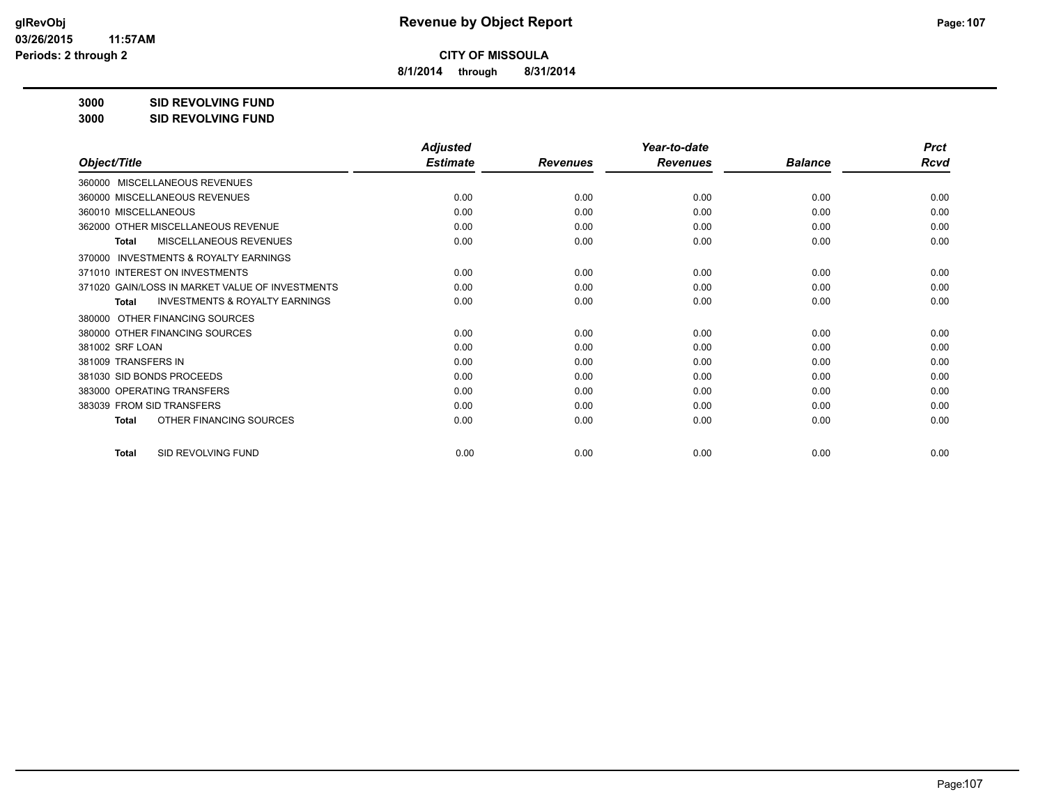# Revenue by Object Report

**CITY OF MISSOULA**

**8/1/2014 through 8/31/2014**

glRevObj
03/26/2015 11:57AM
Periods: 2 through 2

**3000 SID REVOLVING FUND**

**3000 SID REVOLVING FUND**

| Object/Title | Adjusted Estimate | Revenues | Year-to-date Revenues | Balance | Prct Rcvd |
|---|---|---|---|---|---|
| 360000 MISCELLANEOUS REVENUES | | | | | |
| 360000 MISCELLANEOUS REVENUES | 0.00 | 0.00 | 0.00 | 0.00 | 0.00 |
| 360010 MISCELLANEOUS | 0.00 | 0.00 | 0.00 | 0.00 | 0.00 |
| 362000 OTHER MISCELLANEOUS REVENUE | 0.00 | 0.00 | 0.00 | 0.00 | 0.00 |
| **Total** MISCELLANEOUS REVENUES | 0.00 | 0.00 | 0.00 | 0.00 | 0.00 |
| 370000 INVESTMENTS & ROYALTY EARNINGS | | | | | |
| 371010 INTEREST ON INVESTMENTS | 0.00 | 0.00 | 0.00 | 0.00 | 0.00 |
| 371020 GAIN/LOSS IN MARKET VALUE OF INVESTMENTS | 0.00 | 0.00 | 0.00 | 0.00 | 0.00 |
| **Total** INVESTMENTS & ROYALTY EARNINGS | 0.00 | 0.00 | 0.00 | 0.00 | 0.00 |
| 380000 OTHER FINANCING SOURCES | | | | | |
| 380000 OTHER FINANCING SOURCES | 0.00 | 0.00 | 0.00 | 0.00 | 0.00 |
| 381002 SRF LOAN | 0.00 | 0.00 | 0.00 | 0.00 | 0.00 |
| 381009 TRANSFERS IN | 0.00 | 0.00 | 0.00 | 0.00 | 0.00 |
| 381030 SID BONDS PROCEEDS | 0.00 | 0.00 | 0.00 | 0.00 | 0.00 |
| 383000 OPERATING TRANSFERS | 0.00 | 0.00 | 0.00 | 0.00 | 0.00 |
| 383039 FROM SID TRANSFERS | 0.00 | 0.00 | 0.00 | 0.00 | 0.00 |
| **Total** OTHER FINANCING SOURCES | 0.00 | 0.00 | 0.00 | 0.00 | 0.00 |
| **Total** SID REVOLVING FUND | 0.00 | 0.00 | 0.00 | 0.00 | 0.00 |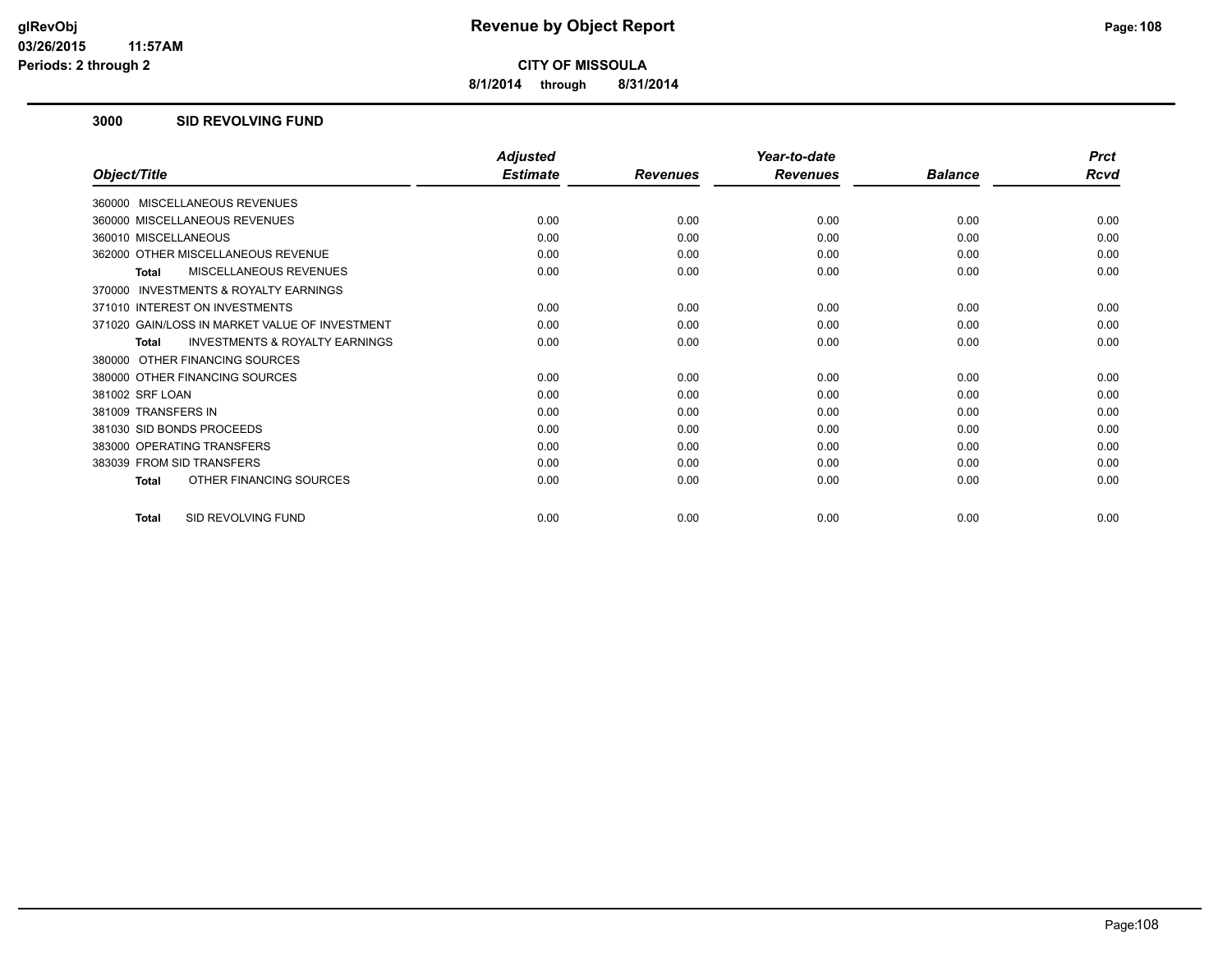# Revenue by Object Report

**CITY OF MISSOULA**

**8/1/2014 through 8/31/2014**

glRevObj
03/26/2015 11:57AM
Periods: 2 through 2

## 3000 SID REVOLVING FUND

| Object/Title | Adjusted Estimate | Revenues | Year-to-date Revenues | Balance | Prct Rcvd |
|---|---|---|---|---|---|
| 360000 MISCELLANEOUS REVENUES | | | | | |
| 360000 MISCELLANEOUS REVENUES | 0.00 | 0.00 | 0.00 | 0.00 | 0.00 |
| 360010 MISCELLANEOUS | 0.00 | 0.00 | 0.00 | 0.00 | 0.00 |
| 362000 OTHER MISCELLANEOUS REVENUE | 0.00 | 0.00 | 0.00 | 0.00 | 0.00 |
| **Total** MISCELLANEOUS REVENUES | 0.00 | 0.00 | 0.00 | 0.00 | 0.00 |
| 370000 INVESTMENTS & ROYALTY EARNINGS | | | | | |
| 371010 INTEREST ON INVESTMENTS | 0.00 | 0.00 | 0.00 | 0.00 | 0.00 |
| 371020 GAIN/LOSS IN MARKET VALUE OF INVESTMENT | 0.00 | 0.00 | 0.00 | 0.00 | 0.00 |
| **Total** INVESTMENTS & ROYALTY EARNINGS | 0.00 | 0.00 | 0.00 | 0.00 | 0.00 |
| 380000 OTHER FINANCING SOURCES | | | | | |
| 380000 OTHER FINANCING SOURCES | 0.00 | 0.00 | 0.00 | 0.00 | 0.00 |
| 381002 SRF LOAN | 0.00 | 0.00 | 0.00 | 0.00 | 0.00 |
| 381009 TRANSFERS IN | 0.00 | 0.00 | 0.00 | 0.00 | 0.00 |
| 381030 SID BONDS PROCEEDS | 0.00 | 0.00 | 0.00 | 0.00 | 0.00 |
| 383000 OPERATING TRANSFERS | 0.00 | 0.00 | 0.00 | 0.00 | 0.00 |
| 383039 FROM SID TRANSFERS | 0.00 | 0.00 | 0.00 | 0.00 | 0.00 |
| **Total** OTHER FINANCING SOURCES | 0.00 | 0.00 | 0.00 | 0.00 | 0.00 |
| **Total** SID REVOLVING FUND | 0.00 | 0.00 | 0.00 | 0.00 | 0.00 |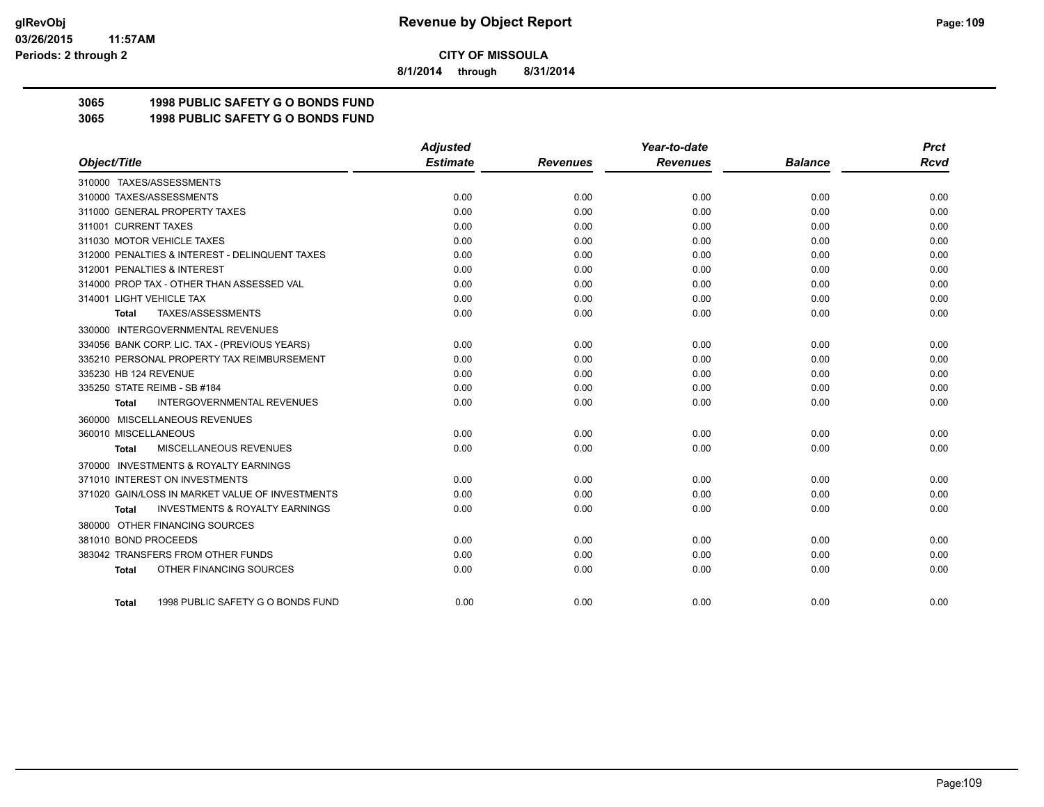**CITY OF MISSOULA**

**8/1/2014 through 8/31/2014**

**3065 1998 PUBLIC SAFETY G O BONDS FUND**

**3065 1998 PUBLIC SAFETY G O BONDS FUND**

| Object/Title | Adjusted Estimate | Revenues | Year-to-date Revenues | Balance | Prct Rcvd |
|---|---|---|---|---|---|
| 310000 TAXES/ASSESSMENTS | | | | | |
| 310000 TAXES/ASSESSMENTS | 0.00 | 0.00 | 0.00 | 0.00 | 0.00 |
| 311000 GENERAL PROPERTY TAXES | 0.00 | 0.00 | 0.00 | 0.00 | 0.00 |
| 311001 CURRENT TAXES | 0.00 | 0.00 | 0.00 | 0.00 | 0.00 |
| 311030 MOTOR VEHICLE TAXES | 0.00 | 0.00 | 0.00 | 0.00 | 0.00 |
| 312000 PENALTIES & INTEREST - DELINQUENT TAXES | 0.00 | 0.00 | 0.00 | 0.00 | 0.00 |
| 312001 PENALTIES & INTEREST | 0.00 | 0.00 | 0.00 | 0.00 | 0.00 |
| 314000 PROP TAX - OTHER THAN ASSESSED VAL | 0.00 | 0.00 | 0.00 | 0.00 | 0.00 |
| 314001 LIGHT VEHICLE TAX | 0.00 | 0.00 | 0.00 | 0.00 | 0.00 |
| **Total** TAXES/ASSESSMENTS | 0.00 | 0.00 | 0.00 | 0.00 | 0.00 |
| 330000 INTERGOVERNMENTAL REVENUES | | | | | |
| 334056 BANK CORP. LIC. TAX - (PREVIOUS YEARS) | 0.00 | 0.00 | 0.00 | 0.00 | 0.00 |
| 335210 PERSONAL PROPERTY TAX REIMBURSEMENT | 0.00 | 0.00 | 0.00 | 0.00 | 0.00 |
| 335230 HB 124 REVENUE | 0.00 | 0.00 | 0.00 | 0.00 | 0.00 |
| 335250 STATE REIMB - SB #184 | 0.00 | 0.00 | 0.00 | 0.00 | 0.00 |
| **Total** INTERGOVERNMENTAL REVENUES | 0.00 | 0.00 | 0.00 | 0.00 | 0.00 |
| 360000 MISCELLANEOUS REVENUES | | | | | |
| 360010 MISCELLANEOUS | 0.00 | 0.00 | 0.00 | 0.00 | 0.00 |
| **Total** MISCELLANEOUS REVENUES | 0.00 | 0.00 | 0.00 | 0.00 | 0.00 |
| 370000 INVESTMENTS & ROYALTY EARNINGS | | | | | |
| 371010 INTEREST ON INVESTMENTS | 0.00 | 0.00 | 0.00 | 0.00 | 0.00 |
| 371020 GAIN/LOSS IN MARKET VALUE OF INVESTMENTS | 0.00 | 0.00 | 0.00 | 0.00 | 0.00 |
| **Total** INVESTMENTS & ROYALTY EARNINGS | 0.00 | 0.00 | 0.00 | 0.00 | 0.00 |
| 380000 OTHER FINANCING SOURCES | | | | | |
| 381010 BOND PROCEEDS | 0.00 | 0.00 | 0.00 | 0.00 | 0.00 |
| 383042 TRANSFERS FROM OTHER FUNDS | 0.00 | 0.00 | 0.00 | 0.00 | 0.00 |
| **Total** OTHER FINANCING SOURCES | 0.00 | 0.00 | 0.00 | 0.00 | 0.00 |
| **Total** 1998 PUBLIC SAFETY G O BONDS FUND | 0.00 | 0.00 | 0.00 | 0.00 | 0.00 |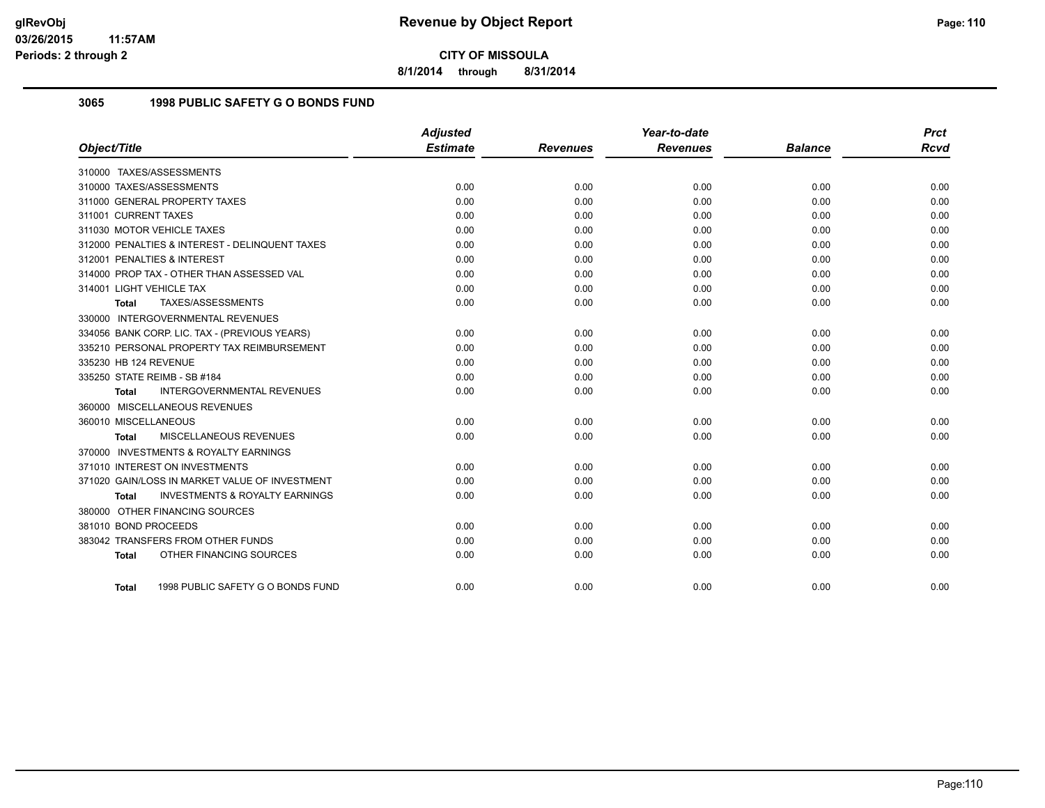# Revenue by Object Report

**CITY OF MISSOULA**

8/1/2014 through 8/31/2014

glRevObj
03/26/2015 11:57AM
Periods: 2 through 2

## 3065 1998 PUBLIC SAFETY G O BONDS FUND

| Object/Title | Adjusted Estimate | Revenues | Year-to-date Revenues | Balance | Prct Rcvd |
|---|---|---|---|---|---|
| 310000 TAXES/ASSESSMENTS | | | | | |
| 310000 TAXES/ASSESSMENTS | 0.00 | 0.00 | 0.00 | 0.00 | 0.00 |
| 311000 GENERAL PROPERTY TAXES | 0.00 | 0.00 | 0.00 | 0.00 | 0.00 |
| 311001 CURRENT TAXES | 0.00 | 0.00 | 0.00 | 0.00 | 0.00 |
| 311030 MOTOR VEHICLE TAXES | 0.00 | 0.00 | 0.00 | 0.00 | 0.00 |
| 312000 PENALTIES & INTEREST - DELINQUENT TAXES | 0.00 | 0.00 | 0.00 | 0.00 | 0.00 |
| 312001 PENALTIES & INTEREST | 0.00 | 0.00 | 0.00 | 0.00 | 0.00 |
| 314000 PROP TAX - OTHER THAN ASSESSED VAL | 0.00 | 0.00 | 0.00 | 0.00 | 0.00 |
| 314001 LIGHT VEHICLE TAX | 0.00 | 0.00 | 0.00 | 0.00 | 0.00 |
| **Total** TAXES/ASSESSMENTS | 0.00 | 0.00 | 0.00 | 0.00 | 0.00 |
| 330000 INTERGOVERNMENTAL REVENUES | | | | | |
| 334056 BANK CORP. LIC. TAX - (PREVIOUS YEARS) | 0.00 | 0.00 | 0.00 | 0.00 | 0.00 |
| 335210 PERSONAL PROPERTY TAX REIMBURSEMENT | 0.00 | 0.00 | 0.00 | 0.00 | 0.00 |
| 335230 HB 124 REVENUE | 0.00 | 0.00 | 0.00 | 0.00 | 0.00 |
| 335250 STATE REIMB - SB #184 | 0.00 | 0.00 | 0.00 | 0.00 | 0.00 |
| **Total** INTERGOVERNMENTAL REVENUES | 0.00 | 0.00 | 0.00 | 0.00 | 0.00 |
| 360000 MISCELLANEOUS REVENUES | | | | | |
| 360010 MISCELLANEOUS | 0.00 | 0.00 | 0.00 | 0.00 | 0.00 |
| **Total** MISCELLANEOUS REVENUES | 0.00 | 0.00 | 0.00 | 0.00 | 0.00 |
| 370000 INVESTMENTS & ROYALTY EARNINGS | | | | | |
| 371010 INTEREST ON INVESTMENTS | 0.00 | 0.00 | 0.00 | 0.00 | 0.00 |
| 371020 GAIN/LOSS IN MARKET VALUE OF INVESTMENT | 0.00 | 0.00 | 0.00 | 0.00 | 0.00 |
| **Total** INVESTMENTS & ROYALTY EARNINGS | 0.00 | 0.00 | 0.00 | 0.00 | 0.00 |
| 380000 OTHER FINANCING SOURCES | | | | | |
| 381010 BOND PROCEEDS | 0.00 | 0.00 | 0.00 | 0.00 | 0.00 |
| 383042 TRANSFERS FROM OTHER FUNDS | 0.00 | 0.00 | 0.00 | 0.00 | 0.00 |
| **Total** OTHER FINANCING SOURCES | 0.00 | 0.00 | 0.00 | 0.00 | 0.00 |
| **Total** 1998 PUBLIC SAFETY G O BONDS FUND | 0.00 | 0.00 | 0.00 | 0.00 | 0.00 |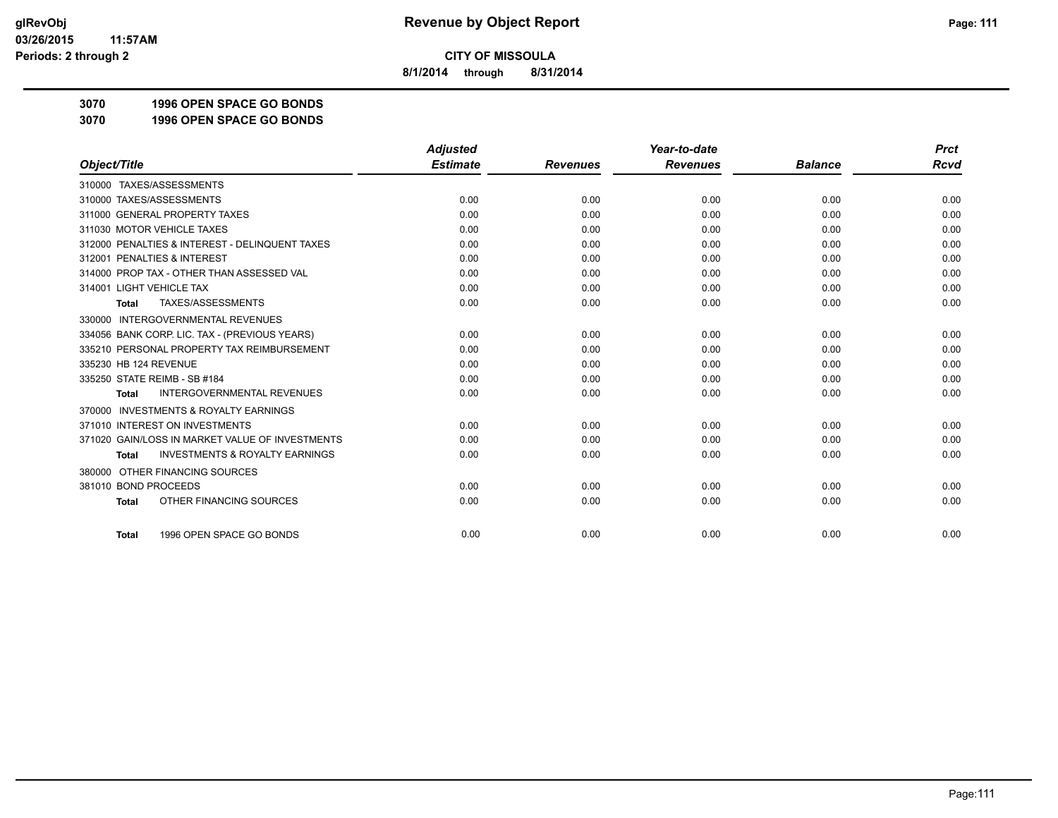glRevObj
03/26/2015 11:57AM
Periods: 2 through 2

# Revenue by Object Report

**CITY OF MISSOULA**

**8/1/2014 through 8/31/2014**

**3070 1996 OPEN SPACE GO BONDS**

**3070 1996 OPEN SPACE GO BONDS**

| Object/Title | Adjusted Estimate | Revenues | Year-to-date Revenues | Balance | Prct Rcvd |
|---|---|---|---|---|---|
| 310000 TAXES/ASSESSMENTS | | | | | |
| 310000 TAXES/ASSESSMENTS | 0.00 | 0.00 | 0.00 | 0.00 | 0.00 |
| 311000 GENERAL PROPERTY TAXES | 0.00 | 0.00 | 0.00 | 0.00 | 0.00 |
| 311030 MOTOR VEHICLE TAXES | 0.00 | 0.00 | 0.00 | 0.00 | 0.00 |
| 312000 PENALTIES & INTEREST - DELINQUENT TAXES | 0.00 | 0.00 | 0.00 | 0.00 | 0.00 |
| 312001 PENALTIES & INTEREST | 0.00 | 0.00 | 0.00 | 0.00 | 0.00 |
| 314000 PROP TAX - OTHER THAN ASSESSED VAL | 0.00 | 0.00 | 0.00 | 0.00 | 0.00 |
| 314001 LIGHT VEHICLE TAX | 0.00 | 0.00 | 0.00 | 0.00 | 0.00 |
| **Total** TAXES/ASSESSMENTS | 0.00 | 0.00 | 0.00 | 0.00 | 0.00 |
| 330000 INTERGOVERNMENTAL REVENUES | | | | | |
| 334056 BANK CORP. LIC. TAX - (PREVIOUS YEARS) | 0.00 | 0.00 | 0.00 | 0.00 | 0.00 |
| 335210 PERSONAL PROPERTY TAX REIMBURSEMENT | 0.00 | 0.00 | 0.00 | 0.00 | 0.00 |
| 335230 HB 124 REVENUE | 0.00 | 0.00 | 0.00 | 0.00 | 0.00 |
| 335250 STATE REIMB - SB #184 | 0.00 | 0.00 | 0.00 | 0.00 | 0.00 |
| **Total** INTERGOVERNMENTAL REVENUES | 0.00 | 0.00 | 0.00 | 0.00 | 0.00 |
| 370000 INVESTMENTS & ROYALTY EARNINGS | | | | | |
| 371010 INTEREST ON INVESTMENTS | 0.00 | 0.00 | 0.00 | 0.00 | 0.00 |
| 371020 GAIN/LOSS IN MARKET VALUE OF INVESTMENTS | 0.00 | 0.00 | 0.00 | 0.00 | 0.00 |
| **Total** INVESTMENTS & ROYALTY EARNINGS | 0.00 | 0.00 | 0.00 | 0.00 | 0.00 |
| 380000 OTHER FINANCING SOURCES | | | | | |
| 381010 BOND PROCEEDS | 0.00 | 0.00 | 0.00 | 0.00 | 0.00 |
| **Total** OTHER FINANCING SOURCES | 0.00 | 0.00 | 0.00 | 0.00 | 0.00 |
| **Total** 1996 OPEN SPACE GO BONDS | 0.00 | 0.00 | 0.00 | 0.00 | 0.00 |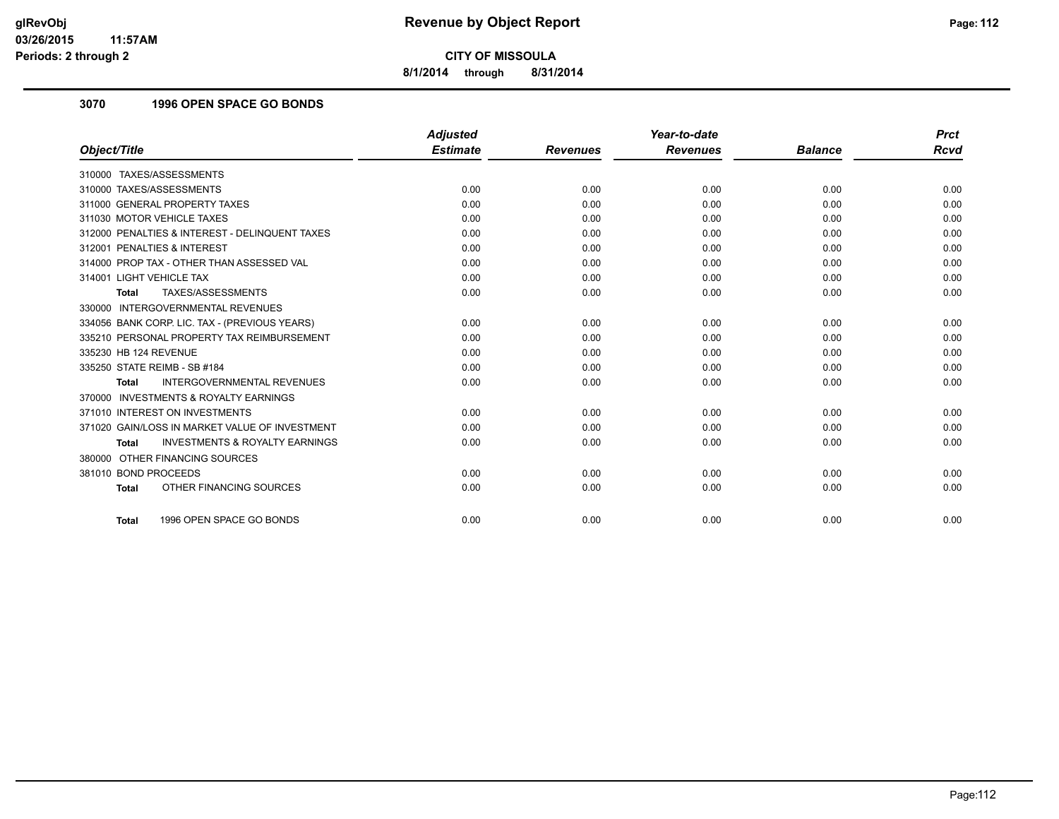# Revenue by Object Report

**CITY OF MISSOULA**

**8/1/2014 through 8/31/2014**

glRevObj
03/26/2015 11:57AM
Periods: 2 through 2

### 3070 1996 OPEN SPACE GO BONDS

| Object/Title | Adjusted Estimate | Revenues | Year-to-date Revenues | Balance | Prct Rcvd |
|---|---|---|---|---|---|
| 310000 TAXES/ASSESSMENTS | | | | | |
| 310000 TAXES/ASSESSMENTS | 0.00 | 0.00 | 0.00 | 0.00 | 0.00 |
| 311000 GENERAL PROPERTY TAXES | 0.00 | 0.00 | 0.00 | 0.00 | 0.00 |
| 311030 MOTOR VEHICLE TAXES | 0.00 | 0.00 | 0.00 | 0.00 | 0.00 |
| 312000 PENALTIES & INTEREST - DELINQUENT TAXES | 0.00 | 0.00 | 0.00 | 0.00 | 0.00 |
| 312001 PENALTIES & INTEREST | 0.00 | 0.00 | 0.00 | 0.00 | 0.00 |
| 314000 PROP TAX - OTHER THAN ASSESSED VAL | 0.00 | 0.00 | 0.00 | 0.00 | 0.00 |
| 314001 LIGHT VEHICLE TAX | 0.00 | 0.00 | 0.00 | 0.00 | 0.00 |
| **Total** TAXES/ASSESSMENTS | 0.00 | 0.00 | 0.00 | 0.00 | 0.00 |
| 330000 INTERGOVERNMENTAL REVENUES | | | | | |
| 334056 BANK CORP. LIC. TAX - (PREVIOUS YEARS) | 0.00 | 0.00 | 0.00 | 0.00 | 0.00 |
| 335210 PERSONAL PROPERTY TAX REIMBURSEMENT | 0.00 | 0.00 | 0.00 | 0.00 | 0.00 |
| 335230 HB 124 REVENUE | 0.00 | 0.00 | 0.00 | 0.00 | 0.00 |
| 335250 STATE REIMB - SB #184 | 0.00 | 0.00 | 0.00 | 0.00 | 0.00 |
| **Total** INTERGOVERNMENTAL REVENUES | 0.00 | 0.00 | 0.00 | 0.00 | 0.00 |
| 370000 INVESTMENTS & ROYALTY EARNINGS | | | | | |
| 371010 INTEREST ON INVESTMENTS | 0.00 | 0.00 | 0.00 | 0.00 | 0.00 |
| 371020 GAIN/LOSS IN MARKET VALUE OF INVESTMENT | 0.00 | 0.00 | 0.00 | 0.00 | 0.00 |
| **Total** INVESTMENTS & ROYALTY EARNINGS | 0.00 | 0.00 | 0.00 | 0.00 | 0.00 |
| 380000 OTHER FINANCING SOURCES | | | | | |
| 381010 BOND PROCEEDS | 0.00 | 0.00 | 0.00 | 0.00 | 0.00 |
| **Total** OTHER FINANCING SOURCES | 0.00 | 0.00 | 0.00 | 0.00 | 0.00 |
| **Total** 1996 OPEN SPACE GO BONDS | 0.00 | 0.00 | 0.00 | 0.00 | 0.00 |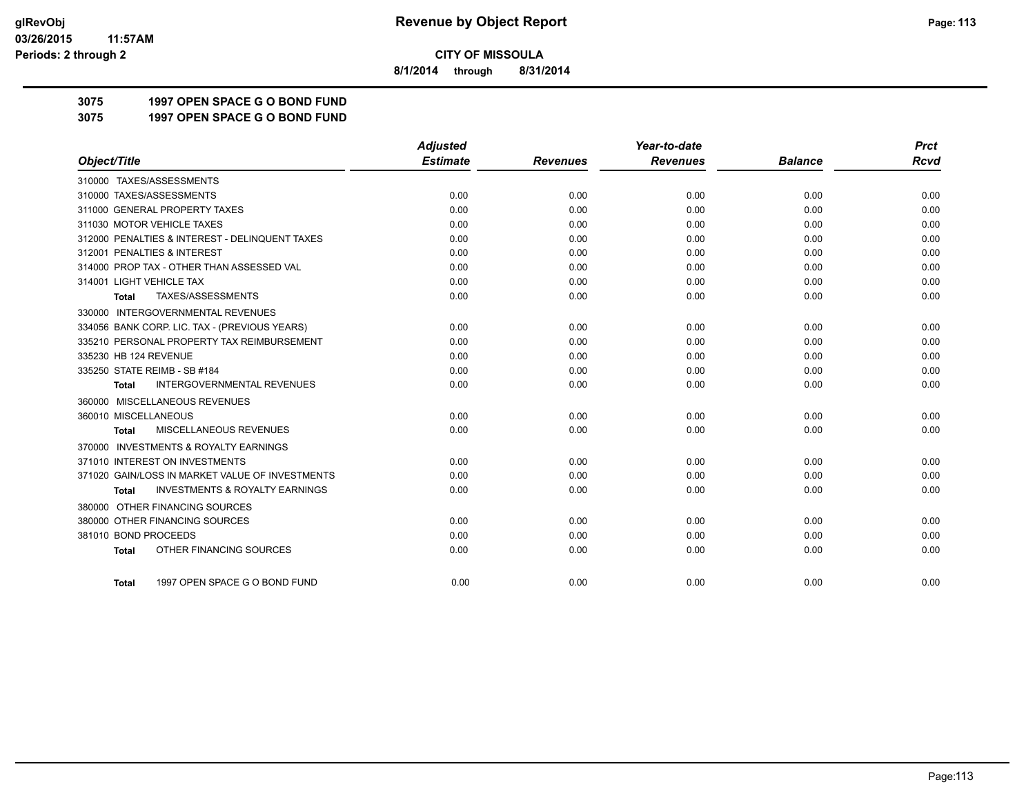**CITY OF MISSOULA**

**8/1/2014 through 8/31/2014**

**3075 1997 OPEN SPACE G O BOND FUND**

**3075 1997 OPEN SPACE G O BOND FUND**

| Object/Title | Adjusted Estimate | Revenues | Year-to-date Revenues | Balance | Prct Rcvd |
|---|---|---|---|---|---|
| 310000 TAXES/ASSESSMENTS | | | | | |
| 310000 TAXES/ASSESSMENTS | 0.00 | 0.00 | 0.00 | 0.00 | 0.00 |
| 311000 GENERAL PROPERTY TAXES | 0.00 | 0.00 | 0.00 | 0.00 | 0.00 |
| 311030 MOTOR VEHICLE TAXES | 0.00 | 0.00 | 0.00 | 0.00 | 0.00 |
| 312000 PENALTIES & INTEREST - DELINQUENT TAXES | 0.00 | 0.00 | 0.00 | 0.00 | 0.00 |
| 312001 PENALTIES & INTEREST | 0.00 | 0.00 | 0.00 | 0.00 | 0.00 |
| 314000 PROP TAX - OTHER THAN ASSESSED VAL | 0.00 | 0.00 | 0.00 | 0.00 | 0.00 |
| 314001 LIGHT VEHICLE TAX | 0.00 | 0.00 | 0.00 | 0.00 | 0.00 |
| **Total** TAXES/ASSESSMENTS | 0.00 | 0.00 | 0.00 | 0.00 | 0.00 |
| 330000 INTERGOVERNMENTAL REVENUES | | | | | |
| 334056 BANK CORP. LIC. TAX - (PREVIOUS YEARS) | 0.00 | 0.00 | 0.00 | 0.00 | 0.00 |
| 335210 PERSONAL PROPERTY TAX REIMBURSEMENT | 0.00 | 0.00 | 0.00 | 0.00 | 0.00 |
| 335230 HB 124 REVENUE | 0.00 | 0.00 | 0.00 | 0.00 | 0.00 |
| 335250 STATE REIMB - SB #184 | 0.00 | 0.00 | 0.00 | 0.00 | 0.00 |
| **Total** INTERGOVERNMENTAL REVENUES | 0.00 | 0.00 | 0.00 | 0.00 | 0.00 |
| 360000 MISCELLANEOUS REVENUES | | | | | |
| 360010 MISCELLANEOUS | 0.00 | 0.00 | 0.00 | 0.00 | 0.00 |
| **Total** MISCELLANEOUS REVENUES | 0.00 | 0.00 | 0.00 | 0.00 | 0.00 |
| 370000 INVESTMENTS & ROYALTY EARNINGS | | | | | |
| 371010 INTEREST ON INVESTMENTS | 0.00 | 0.00 | 0.00 | 0.00 | 0.00 |
| 371020 GAIN/LOSS IN MARKET VALUE OF INVESTMENTS | 0.00 | 0.00 | 0.00 | 0.00 | 0.00 |
| **Total** INVESTMENTS & ROYALTY EARNINGS | 0.00 | 0.00 | 0.00 | 0.00 | 0.00 |
| 380000 OTHER FINANCING SOURCES | | | | | |
| 380000 OTHER FINANCING SOURCES | 0.00 | 0.00 | 0.00 | 0.00 | 0.00 |
| 381010 BOND PROCEEDS | 0.00 | 0.00 | 0.00 | 0.00 | 0.00 |
| **Total** OTHER FINANCING SOURCES | 0.00 | 0.00 | 0.00 | 0.00 | 0.00 |
| **Total** 1997 OPEN SPACE G O BOND FUND | 0.00 | 0.00 | 0.00 | 0.00 | 0.00 |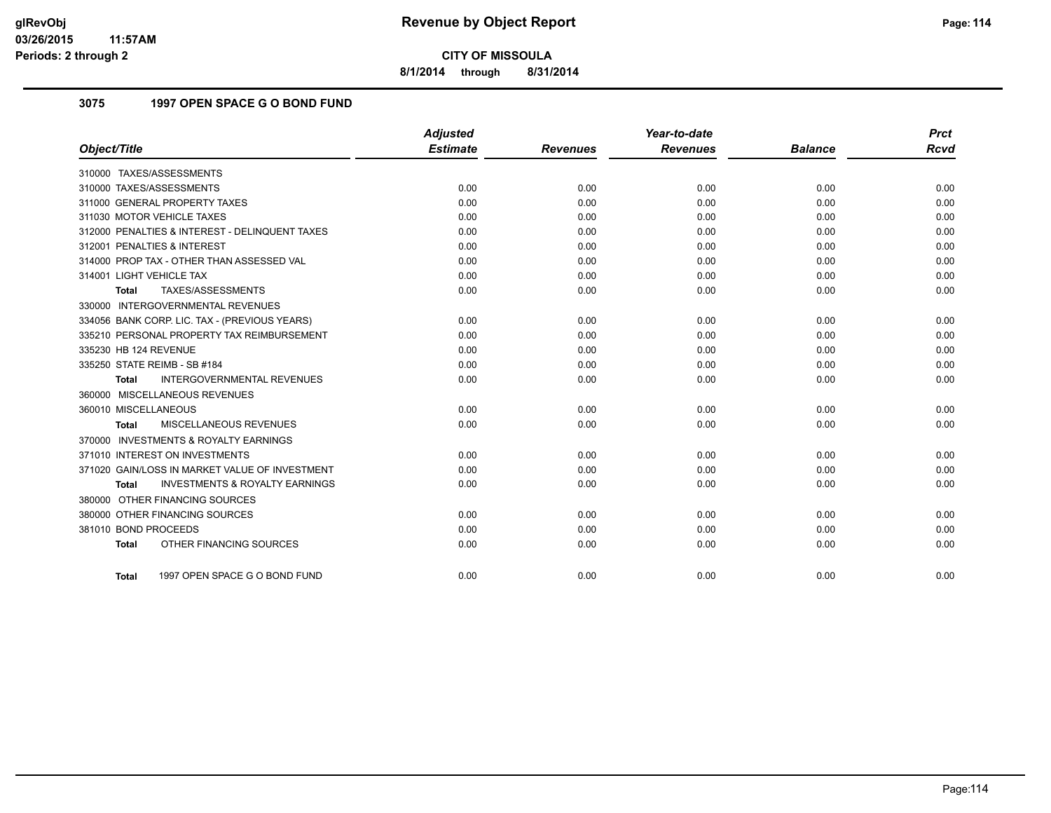**glRevObj**
**03/26/2015 11:57AM**
**Periods: 2 through 2**

# Revenue by Object Report

**CITY OF MISSOULA**

**8/1/2014 through 8/31/2014**

## 3075 1997 OPEN SPACE G O BOND FUND

| Object/Title | Adjusted Estimate | Revenues | Year-to-date Revenues | Balance | Prct Rcvd |
|---|---|---|---|---|---|
| 310000 TAXES/ASSESSMENTS | | | | | |
| 310000 TAXES/ASSESSMENTS | 0.00 | 0.00 | 0.00 | 0.00 | 0.00 |
| 311000 GENERAL PROPERTY TAXES | 0.00 | 0.00 | 0.00 | 0.00 | 0.00 |
| 311030 MOTOR VEHICLE TAXES | 0.00 | 0.00 | 0.00 | 0.00 | 0.00 |
| 312000 PENALTIES & INTEREST - DELINQUENT TAXES | 0.00 | 0.00 | 0.00 | 0.00 | 0.00 |
| 312001 PENALTIES & INTEREST | 0.00 | 0.00 | 0.00 | 0.00 | 0.00 |
| 314000 PROP TAX - OTHER THAN ASSESSED VAL | 0.00 | 0.00 | 0.00 | 0.00 | 0.00 |
| 314001 LIGHT VEHICLE TAX | 0.00 | 0.00 | 0.00 | 0.00 | 0.00 |
| **Total** TAXES/ASSESSMENTS | 0.00 | 0.00 | 0.00 | 0.00 | 0.00 |
| 330000 INTERGOVERNMENTAL REVENUES | | | | | |
| 334056 BANK CORP. LIC. TAX - (PREVIOUS YEARS) | 0.00 | 0.00 | 0.00 | 0.00 | 0.00 |
| 335210 PERSONAL PROPERTY TAX REIMBURSEMENT | 0.00 | 0.00 | 0.00 | 0.00 | 0.00 |
| 335230 HB 124 REVENUE | 0.00 | 0.00 | 0.00 | 0.00 | 0.00 |
| 335250 STATE REIMB - SB #184 | 0.00 | 0.00 | 0.00 | 0.00 | 0.00 |
| **Total** INTERGOVERNMENTAL REVENUES | 0.00 | 0.00 | 0.00 | 0.00 | 0.00 |
| 360000 MISCELLANEOUS REVENUES | | | | | |
| 360010 MISCELLANEOUS | 0.00 | 0.00 | 0.00 | 0.00 | 0.00 |
| **Total** MISCELLANEOUS REVENUES | 0.00 | 0.00 | 0.00 | 0.00 | 0.00 |
| 370000 INVESTMENTS & ROYALTY EARNINGS | | | | | |
| 371010 INTEREST ON INVESTMENTS | 0.00 | 0.00 | 0.00 | 0.00 | 0.00 |
| 371020 GAIN/LOSS IN MARKET VALUE OF INVESTMENT | 0.00 | 0.00 | 0.00 | 0.00 | 0.00 |
| **Total** INVESTMENTS & ROYALTY EARNINGS | 0.00 | 0.00 | 0.00 | 0.00 | 0.00 |
| 380000 OTHER FINANCING SOURCES | | | | | |
| 380000 OTHER FINANCING SOURCES | 0.00 | 0.00 | 0.00 | 0.00 | 0.00 |
| 381010 BOND PROCEEDS | 0.00 | 0.00 | 0.00 | 0.00 | 0.00 |
| **Total** OTHER FINANCING SOURCES | 0.00 | 0.00 | 0.00 | 0.00 | 0.00 |
| **Total** 1997 OPEN SPACE G O BOND FUND | 0.00 | 0.00 | 0.00 | 0.00 | 0.00 |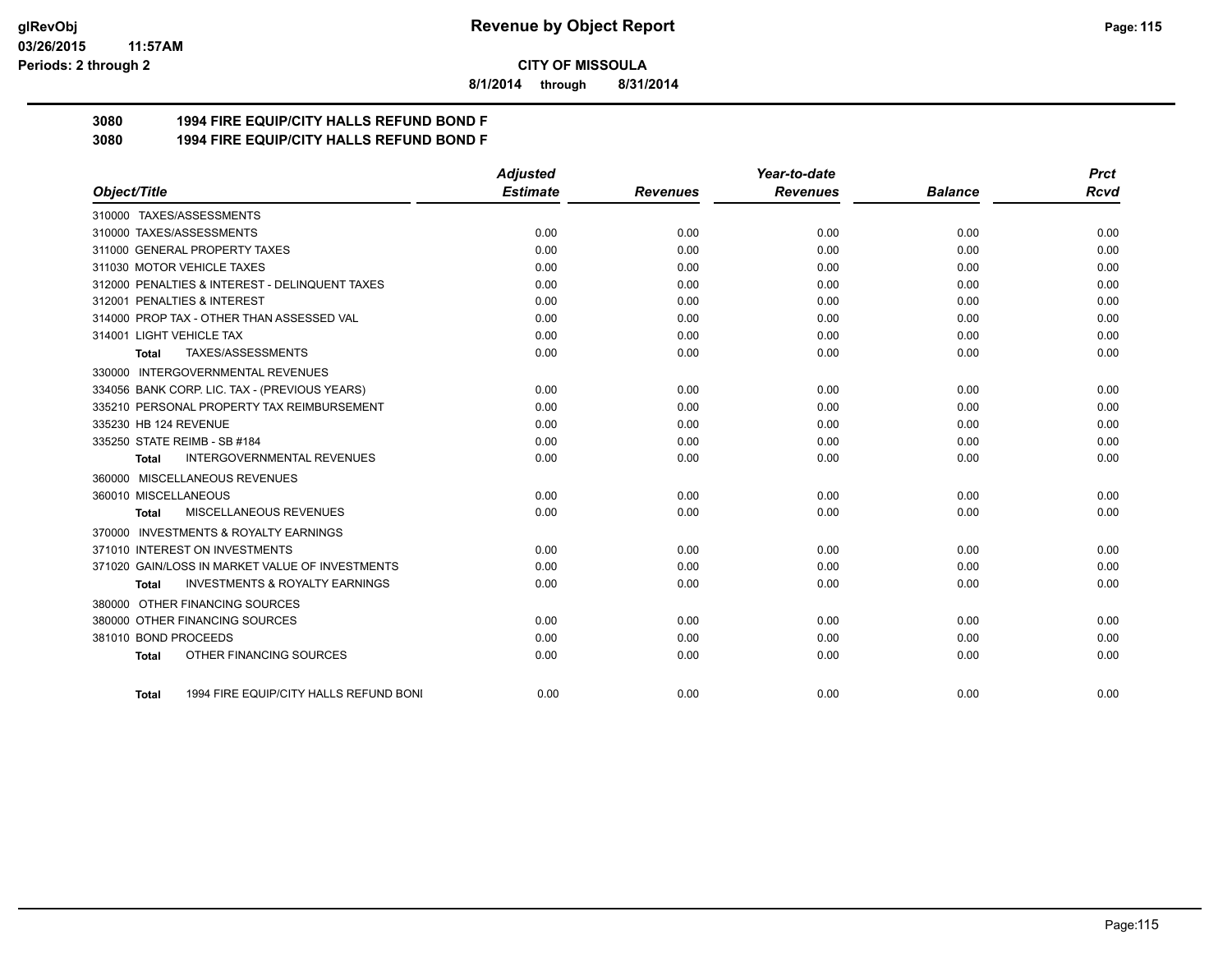# CITY OF MISSOULA

**8/1/2014 through 8/31/2014**

**3080 1994 FIRE EQUIP/CITY HALLS REFUND BOND F**

**3080 1994 FIRE EQUIP/CITY HALLS REFUND BOND F**

| Object/Title | Adjusted Estimate | Revenues | Year-to-date Revenues | Balance | Prct Rcvd |
|---|---|---|---|---|---|
| 310000 TAXES/ASSESSMENTS | | | | | |
| 310000 TAXES/ASSESSMENTS | 0.00 | 0.00 | 0.00 | 0.00 | 0.00 |
| 311000 GENERAL PROPERTY TAXES | 0.00 | 0.00 | 0.00 | 0.00 | 0.00 |
| 311030 MOTOR VEHICLE TAXES | 0.00 | 0.00 | 0.00 | 0.00 | 0.00 |
| 312000 PENALTIES & INTEREST - DELINQUENT TAXES | 0.00 | 0.00 | 0.00 | 0.00 | 0.00 |
| 312001 PENALTIES & INTEREST | 0.00 | 0.00 | 0.00 | 0.00 | 0.00 |
| 314000 PROP TAX - OTHER THAN ASSESSED VAL | 0.00 | 0.00 | 0.00 | 0.00 | 0.00 |
| 314001 LIGHT VEHICLE TAX | 0.00 | 0.00 | 0.00 | 0.00 | 0.00 |
| **Total** TAXES/ASSESSMENTS | 0.00 | 0.00 | 0.00 | 0.00 | 0.00 |
| 330000 INTERGOVERNMENTAL REVENUES | | | | | |
| 334056 BANK CORP. LIC. TAX - (PREVIOUS YEARS) | 0.00 | 0.00 | 0.00 | 0.00 | 0.00 |
| 335210 PERSONAL PROPERTY TAX REIMBURSEMENT | 0.00 | 0.00 | 0.00 | 0.00 | 0.00 |
| 335230 HB 124 REVENUE | 0.00 | 0.00 | 0.00 | 0.00 | 0.00 |
| 335250 STATE REIMB - SB #184 | 0.00 | 0.00 | 0.00 | 0.00 | 0.00 |
| **Total** INTERGOVERNMENTAL REVENUES | 0.00 | 0.00 | 0.00 | 0.00 | 0.00 |
| 360000 MISCELLANEOUS REVENUES | | | | | |
| 360010 MISCELLANEOUS | 0.00 | 0.00 | 0.00 | 0.00 | 0.00 |
| **Total** MISCELLANEOUS REVENUES | 0.00 | 0.00 | 0.00 | 0.00 | 0.00 |
| 370000 INVESTMENTS & ROYALTY EARNINGS | | | | | |
| 371010 INTEREST ON INVESTMENTS | 0.00 | 0.00 | 0.00 | 0.00 | 0.00 |
| 371020 GAIN/LOSS IN MARKET VALUE OF INVESTMENTS | 0.00 | 0.00 | 0.00 | 0.00 | 0.00 |
| **Total** INVESTMENTS & ROYALTY EARNINGS | 0.00 | 0.00 | 0.00 | 0.00 | 0.00 |
| 380000 OTHER FINANCING SOURCES | | | | | |
| 380000 OTHER FINANCING SOURCES | 0.00 | 0.00 | 0.00 | 0.00 | 0.00 |
| 381010 BOND PROCEEDS | 0.00 | 0.00 | 0.00 | 0.00 | 0.00 |
| **Total** OTHER FINANCING SOURCES | 0.00 | 0.00 | 0.00 | 0.00 | 0.00 |
| **Total** 1994 FIRE EQUIP/CITY HALLS REFUND BONI | 0.00 | 0.00 | 0.00 | 0.00 | 0.00 |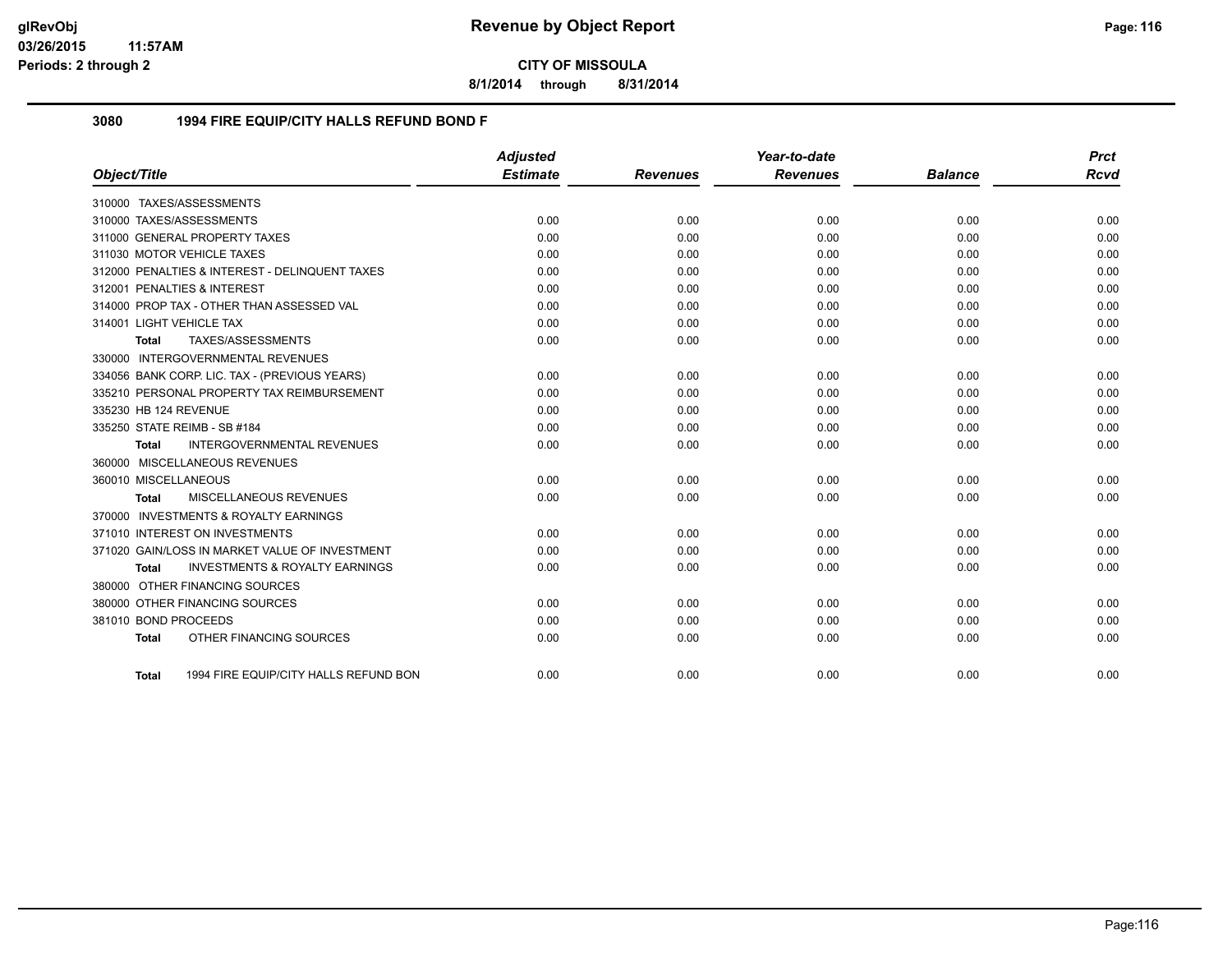# Revenue by Object Report

**CITY OF MISSOULA**

**8/1/2014 through 8/31/2014**

glRevObj
03/26/2015 11:57AM
Periods: 2 through 2

## 3080 1994 FIRE EQUIP/CITY HALLS REFUND BOND F

| Object/Title | Adjusted Estimate | Revenues | Year-to-date Revenues | Balance | Prct Rcvd |
|---|---|---|---|---|---|
| 310000 TAXES/ASSESSMENTS | | | | | |
| 310000 TAXES/ASSESSMENTS | 0.00 | 0.00 | 0.00 | 0.00 | 0.00 |
| 311000 GENERAL PROPERTY TAXES | 0.00 | 0.00 | 0.00 | 0.00 | 0.00 |
| 311030 MOTOR VEHICLE TAXES | 0.00 | 0.00 | 0.00 | 0.00 | 0.00 |
| 312000 PENALTIES & INTEREST - DELINQUENT TAXES | 0.00 | 0.00 | 0.00 | 0.00 | 0.00 |
| 312001 PENALTIES & INTEREST | 0.00 | 0.00 | 0.00 | 0.00 | 0.00 |
| 314000 PROP TAX - OTHER THAN ASSESSED VAL | 0.00 | 0.00 | 0.00 | 0.00 | 0.00 |
| 314001 LIGHT VEHICLE TAX | 0.00 | 0.00 | 0.00 | 0.00 | 0.00 |
| **Total** TAXES/ASSESSMENTS | 0.00 | 0.00 | 0.00 | 0.00 | 0.00 |
| 330000 INTERGOVERNMENTAL REVENUES | | | | | |
| 334056 BANK CORP. LIC. TAX - (PREVIOUS YEARS) | 0.00 | 0.00 | 0.00 | 0.00 | 0.00 |
| 335210 PERSONAL PROPERTY TAX REIMBURSEMENT | 0.00 | 0.00 | 0.00 | 0.00 | 0.00 |
| 335230 HB 124 REVENUE | 0.00 | 0.00 | 0.00 | 0.00 | 0.00 |
| 335250 STATE REIMB - SB #184 | 0.00 | 0.00 | 0.00 | 0.00 | 0.00 |
| **Total** INTERGOVERNMENTAL REVENUES | 0.00 | 0.00 | 0.00 | 0.00 | 0.00 |
| 360000 MISCELLANEOUS REVENUES | | | | | |
| 360010 MISCELLANEOUS | 0.00 | 0.00 | 0.00 | 0.00 | 0.00 |
| **Total** MISCELLANEOUS REVENUES | 0.00 | 0.00 | 0.00 | 0.00 | 0.00 |
| 370000 INVESTMENTS & ROYALTY EARNINGS | | | | | |
| 371010 INTEREST ON INVESTMENTS | 0.00 | 0.00 | 0.00 | 0.00 | 0.00 |
| 371020 GAIN/LOSS IN MARKET VALUE OF INVESTMENT | 0.00 | 0.00 | 0.00 | 0.00 | 0.00 |
| **Total** INVESTMENTS & ROYALTY EARNINGS | 0.00 | 0.00 | 0.00 | 0.00 | 0.00 |
| 380000 OTHER FINANCING SOURCES | | | | | |
| 380000 OTHER FINANCING SOURCES | 0.00 | 0.00 | 0.00 | 0.00 | 0.00 |
| 381010 BOND PROCEEDS | 0.00 | 0.00 | 0.00 | 0.00 | 0.00 |
| **Total** OTHER FINANCING SOURCES | 0.00 | 0.00 | 0.00 | 0.00 | 0.00 |
| **Total** 1994 FIRE EQUIP/CITY HALLS REFUND BON | 0.00 | 0.00 | 0.00 | 0.00 | 0.00 |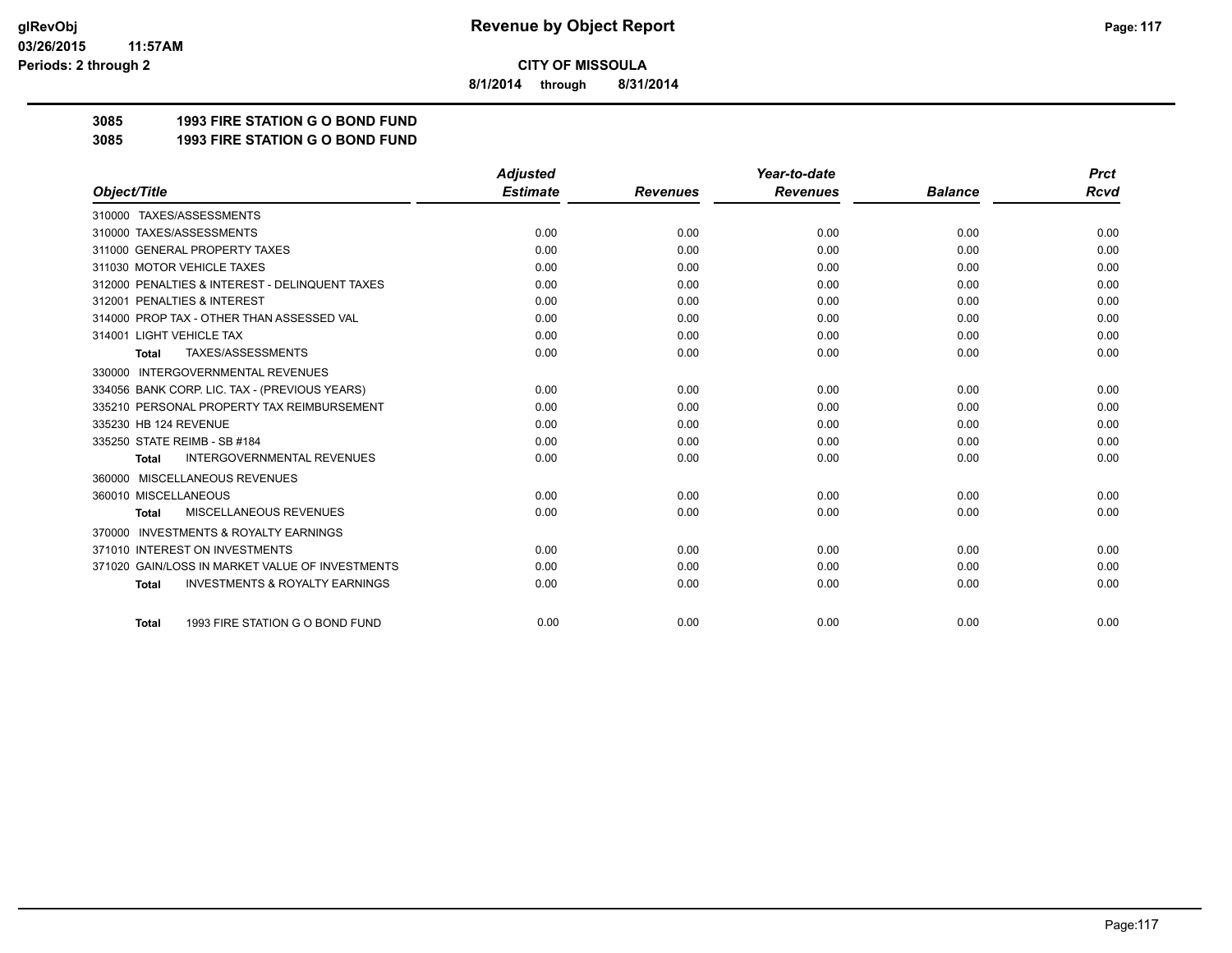**CITY OF MISSOULA**

**8/1/2014 through 8/31/2014**

**3085 1993 FIRE STATION G O BOND FUND**

**3085 1993 FIRE STATION G O BOND FUND**

| Object/Title | Adjusted Estimate | Revenues | Year-to-date Revenues | Balance | Prct Rcvd |
|---|---|---|---|---|---|
| 310000 TAXES/ASSESSMENTS | | | | | |
| 310000 TAXES/ASSESSMENTS | 0.00 | 0.00 | 0.00 | 0.00 | 0.00 |
| 311000 GENERAL PROPERTY TAXES | 0.00 | 0.00 | 0.00 | 0.00 | 0.00 |
| 311030 MOTOR VEHICLE TAXES | 0.00 | 0.00 | 0.00 | 0.00 | 0.00 |
| 312000 PENALTIES & INTEREST - DELINQUENT TAXES | 0.00 | 0.00 | 0.00 | 0.00 | 0.00 |
| 312001 PENALTIES & INTEREST | 0.00 | 0.00 | 0.00 | 0.00 | 0.00 |
| 314000 PROP TAX - OTHER THAN ASSESSED VAL | 0.00 | 0.00 | 0.00 | 0.00 | 0.00 |
| 314001 LIGHT VEHICLE TAX | 0.00 | 0.00 | 0.00 | 0.00 | 0.00 |
| **Total** TAXES/ASSESSMENTS | 0.00 | 0.00 | 0.00 | 0.00 | 0.00 |
| 330000 INTERGOVERNMENTAL REVENUES | | | | | |
| 334056 BANK CORP. LIC. TAX - (PREVIOUS YEARS) | 0.00 | 0.00 | 0.00 | 0.00 | 0.00 |
| 335210 PERSONAL PROPERTY TAX REIMBURSEMENT | 0.00 | 0.00 | 0.00 | 0.00 | 0.00 |
| 335230 HB 124 REVENUE | 0.00 | 0.00 | 0.00 | 0.00 | 0.00 |
| 335250 STATE REIMB - SB #184 | 0.00 | 0.00 | 0.00 | 0.00 | 0.00 |
| **Total** INTERGOVERNMENTAL REVENUES | 0.00 | 0.00 | 0.00 | 0.00 | 0.00 |
| 360000 MISCELLANEOUS REVENUES | | | | | |
| 360010 MISCELLANEOUS | 0.00 | 0.00 | 0.00 | 0.00 | 0.00 |
| **Total** MISCELLANEOUS REVENUES | 0.00 | 0.00 | 0.00 | 0.00 | 0.00 |
| 370000 INVESTMENTS & ROYALTY EARNINGS | | | | | |
| 371010 INTEREST ON INVESTMENTS | 0.00 | 0.00 | 0.00 | 0.00 | 0.00 |
| 371020 GAIN/LOSS IN MARKET VALUE OF INVESTMENTS | 0.00 | 0.00 | 0.00 | 0.00 | 0.00 |
| **Total** INVESTMENTS & ROYALTY EARNINGS | 0.00 | 0.00 | 0.00 | 0.00 | 0.00 |
| **Total** 1993 FIRE STATION G O BOND FUND | 0.00 | 0.00 | 0.00 | 0.00 | 0.00 |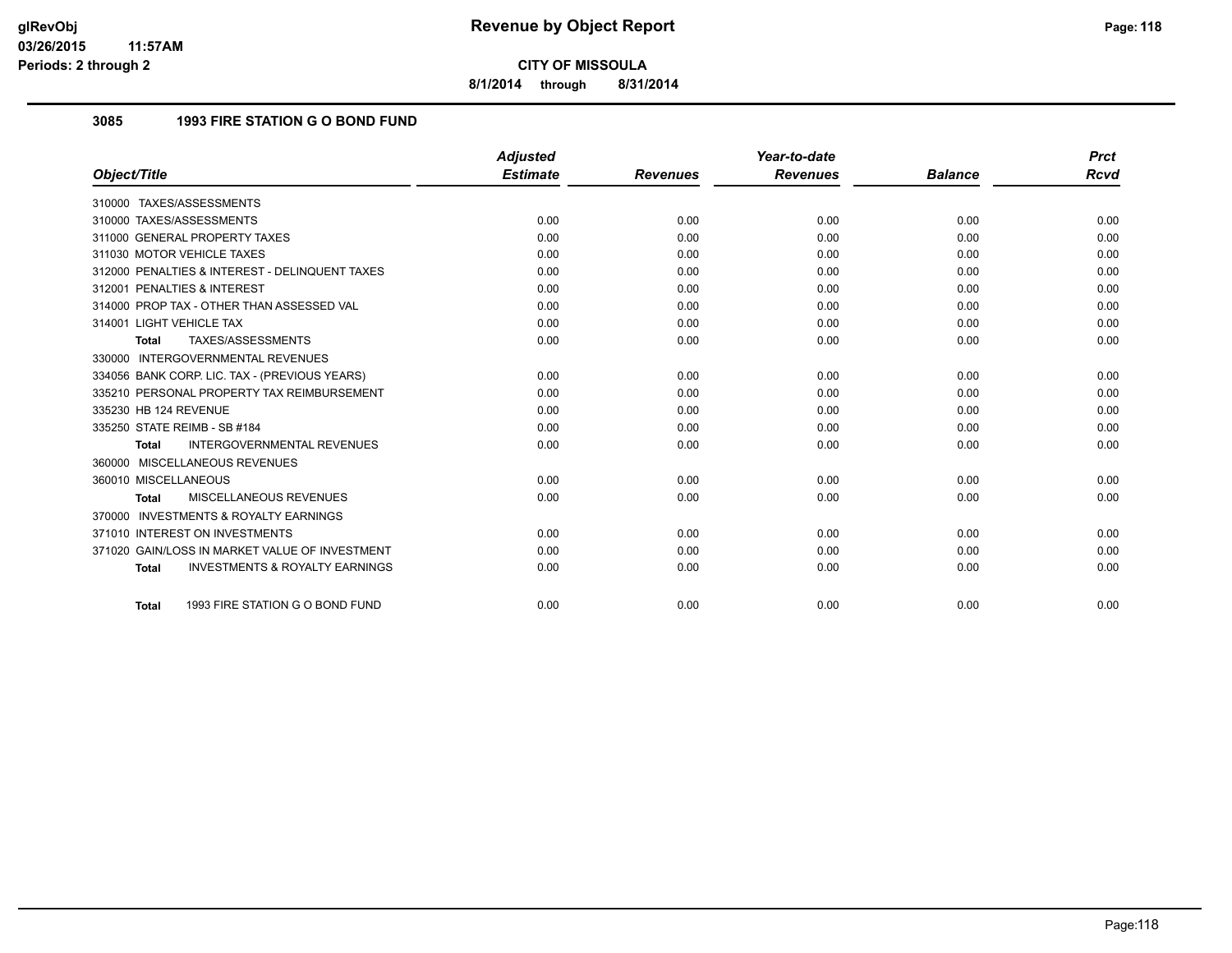**CITY OF MISSOULA**

**8/1/2014 through 8/31/2014**

## 3085 1993 FIRE STATION G O BOND FUND

| Object/Title | Adjusted Estimate | Revenues | Year-to-date Revenues | Balance | Prct Rcvd |
|---|---|---|---|---|---|
| 310000 TAXES/ASSESSMENTS | | | | | |
| 310000 TAXES/ASSESSMENTS | 0.00 | 0.00 | 0.00 | 0.00 | 0.00 |
| 311000 GENERAL PROPERTY TAXES | 0.00 | 0.00 | 0.00 | 0.00 | 0.00 |
| 311030 MOTOR VEHICLE TAXES | 0.00 | 0.00 | 0.00 | 0.00 | 0.00 |
| 312000 PENALTIES & INTEREST - DELINQUENT TAXES | 0.00 | 0.00 | 0.00 | 0.00 | 0.00 |
| 312001 PENALTIES & INTEREST | 0.00 | 0.00 | 0.00 | 0.00 | 0.00 |
| 314000 PROP TAX - OTHER THAN ASSESSED VAL | 0.00 | 0.00 | 0.00 | 0.00 | 0.00 |
| 314001 LIGHT VEHICLE TAX | 0.00 | 0.00 | 0.00 | 0.00 | 0.00 |
| **Total** TAXES/ASSESSMENTS | 0.00 | 0.00 | 0.00 | 0.00 | 0.00 |
| 330000 INTERGOVERNMENTAL REVENUES | | | | | |
| 334056 BANK CORP. LIC. TAX - (PREVIOUS YEARS) | 0.00 | 0.00 | 0.00 | 0.00 | 0.00 |
| 335210 PERSONAL PROPERTY TAX REIMBURSEMENT | 0.00 | 0.00 | 0.00 | 0.00 | 0.00 |
| 335230 HB 124 REVENUE | 0.00 | 0.00 | 0.00 | 0.00 | 0.00 |
| 335250 STATE REIMB - SB #184 | 0.00 | 0.00 | 0.00 | 0.00 | 0.00 |
| **Total** INTERGOVERNMENTAL REVENUES | 0.00 | 0.00 | 0.00 | 0.00 | 0.00 |
| 360000 MISCELLANEOUS REVENUES | | | | | |
| 360010 MISCELLANEOUS | 0.00 | 0.00 | 0.00 | 0.00 | 0.00 |
| **Total** MISCELLANEOUS REVENUES | 0.00 | 0.00 | 0.00 | 0.00 | 0.00 |
| 370000 INVESTMENTS & ROYALTY EARNINGS | | | | | |
| 371010 INTEREST ON INVESTMENTS | 0.00 | 0.00 | 0.00 | 0.00 | 0.00 |
| 371020 GAIN/LOSS IN MARKET VALUE OF INVESTMENT | 0.00 | 0.00 | 0.00 | 0.00 | 0.00 |
| **Total** INVESTMENTS & ROYALTY EARNINGS | 0.00 | 0.00 | 0.00 | 0.00 | 0.00 |
| **Total** 1993 FIRE STATION G O BOND FUND | 0.00 | 0.00 | 0.00 | 0.00 | 0.00 |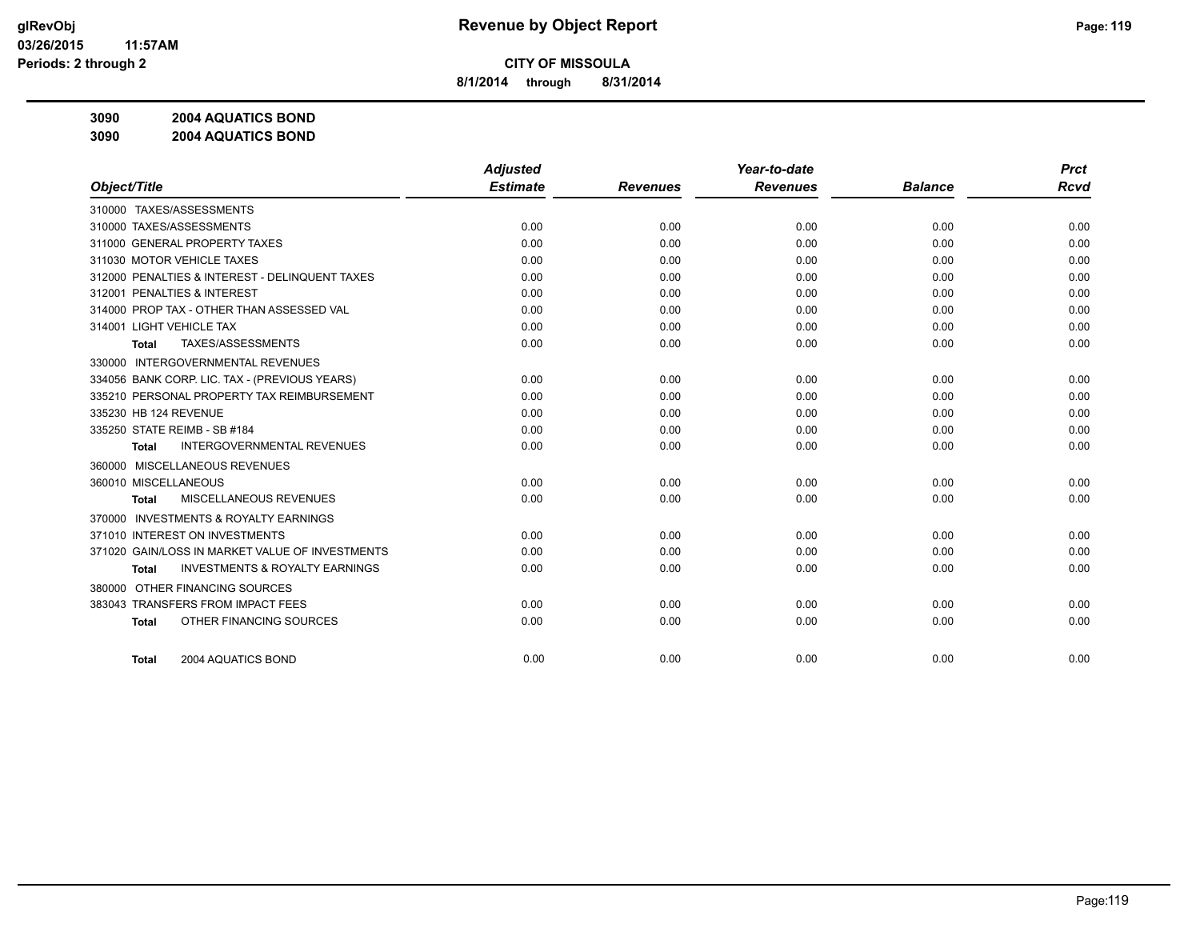**Revenue by Object Report**

**CITY OF MISSOULA**

**8/1/2014 through 8/31/2014**

glRevObj
03/26/2015 11:57AM
Periods: 2 through 2

**3090 2004 AQUATICS BOND**

**3090 2004 AQUATICS BOND**

| Object/Title | Adjusted Estimate | Revenues | Year-to-date Revenues | Balance | Prct Rcvd |
|---|---|---|---|---|---|
| 310000 TAXES/ASSESSMENTS | | | | | |
| 310000 TAXES/ASSESSMENTS | 0.00 | 0.00 | 0.00 | 0.00 | 0.00 |
| 311000 GENERAL PROPERTY TAXES | 0.00 | 0.00 | 0.00 | 0.00 | 0.00 |
| 311030 MOTOR VEHICLE TAXES | 0.00 | 0.00 | 0.00 | 0.00 | 0.00 |
| 312000 PENALTIES & INTEREST - DELINQUENT TAXES | 0.00 | 0.00 | 0.00 | 0.00 | 0.00 |
| 312001 PENALTIES & INTEREST | 0.00 | 0.00 | 0.00 | 0.00 | 0.00 |
| 314000 PROP TAX - OTHER THAN ASSESSED VAL | 0.00 | 0.00 | 0.00 | 0.00 | 0.00 |
| 314001 LIGHT VEHICLE TAX | 0.00 | 0.00 | 0.00 | 0.00 | 0.00 |
| **Total** TAXES/ASSESSMENTS | 0.00 | 0.00 | 0.00 | 0.00 | 0.00 |
| 330000 INTERGOVERNMENTAL REVENUES | | | | | |
| 334056 BANK CORP. LIC. TAX - (PREVIOUS YEARS) | 0.00 | 0.00 | 0.00 | 0.00 | 0.00 |
| 335210 PERSONAL PROPERTY TAX REIMBURSEMENT | 0.00 | 0.00 | 0.00 | 0.00 | 0.00 |
| 335230 HB 124 REVENUE | 0.00 | 0.00 | 0.00 | 0.00 | 0.00 |
| 335250 STATE REIMB - SB #184 | 0.00 | 0.00 | 0.00 | 0.00 | 0.00 |
| **Total** INTERGOVERNMENTAL REVENUES | 0.00 | 0.00 | 0.00 | 0.00 | 0.00 |
| 360000 MISCELLANEOUS REVENUES | | | | | |
| 360010 MISCELLANEOUS | 0.00 | 0.00 | 0.00 | 0.00 | 0.00 |
| **Total** MISCELLANEOUS REVENUES | 0.00 | 0.00 | 0.00 | 0.00 | 0.00 |
| 370000 INVESTMENTS & ROYALTY EARNINGS | | | | | |
| 371010 INTEREST ON INVESTMENTS | 0.00 | 0.00 | 0.00 | 0.00 | 0.00 |
| 371020 GAIN/LOSS IN MARKET VALUE OF INVESTMENTS | 0.00 | 0.00 | 0.00 | 0.00 | 0.00 |
| **Total** INVESTMENTS & ROYALTY EARNINGS | 0.00 | 0.00 | 0.00 | 0.00 | 0.00 |
| 380000 OTHER FINANCING SOURCES | | | | | |
| 383043 TRANSFERS FROM IMPACT FEES | 0.00 | 0.00 | 0.00 | 0.00 | 0.00 |
| **Total** OTHER FINANCING SOURCES | 0.00 | 0.00 | 0.00 | 0.00 | 0.00 |
| **Total** 2004 AQUATICS BOND | 0.00 | 0.00 | 0.00 | 0.00 | 0.00 |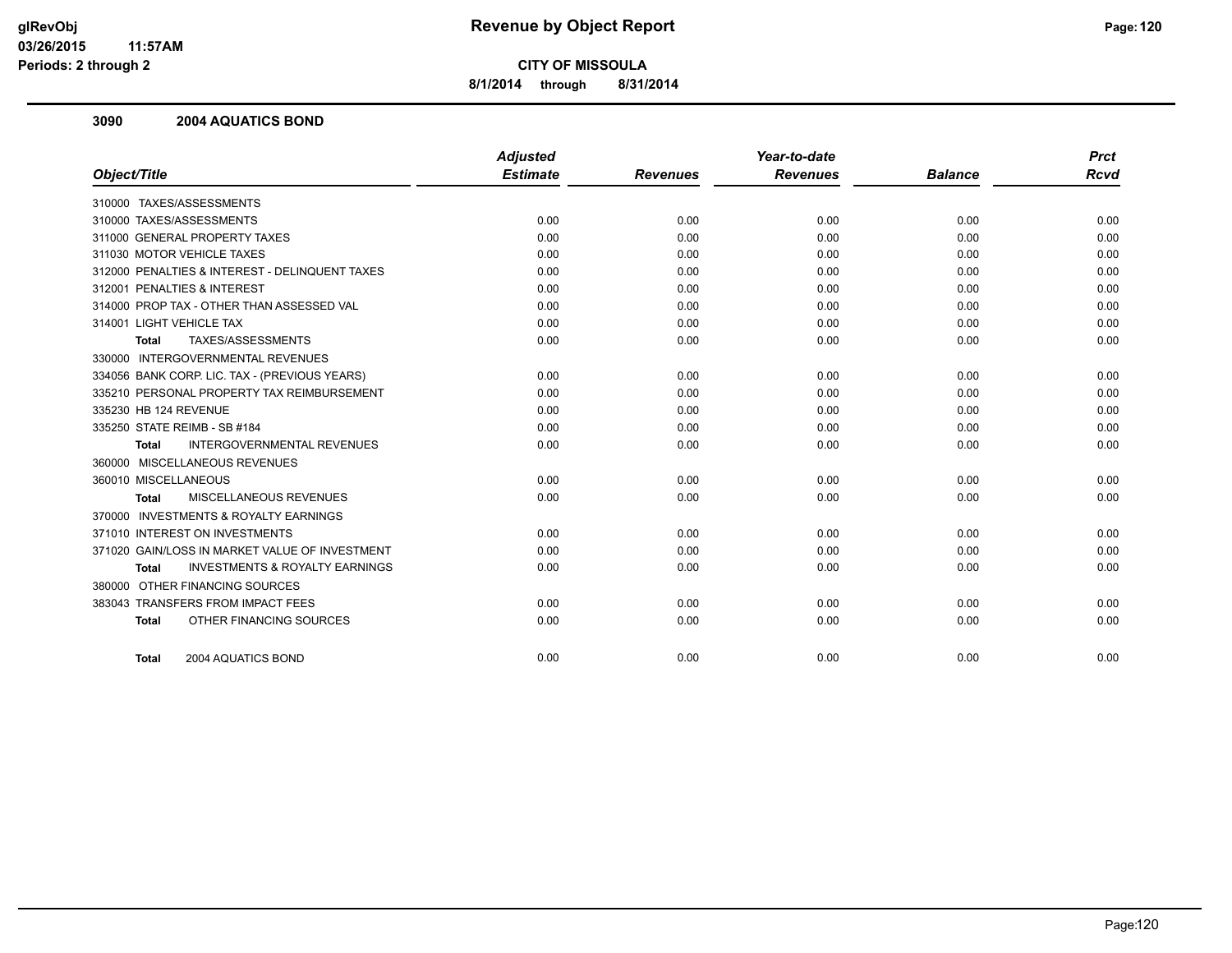# Revenue by Object Report

**CITY OF MISSOULA**

**8/1/2014 through 8/31/2014**

glRevObj
03/26/2015 11:57AM
Periods: 2 through 2

## 3090 2004 AQUATICS BOND

| Object/Title | Adjusted Estimate | Revenues | Year-to-date Revenues | Balance | Prct Rcvd |
|---|---|---|---|---|---|
| 310000 TAXES/ASSESSMENTS | | | | | |
| 310000 TAXES/ASSESSMENTS | 0.00 | 0.00 | 0.00 | 0.00 | 0.00 |
| 311000 GENERAL PROPERTY TAXES | 0.00 | 0.00 | 0.00 | 0.00 | 0.00 |
| 311030 MOTOR VEHICLE TAXES | 0.00 | 0.00 | 0.00 | 0.00 | 0.00 |
| 312000 PENALTIES & INTEREST - DELINQUENT TAXES | 0.00 | 0.00 | 0.00 | 0.00 | 0.00 |
| 312001 PENALTIES & INTEREST | 0.00 | 0.00 | 0.00 | 0.00 | 0.00 |
| 314000 PROP TAX - OTHER THAN ASSESSED VAL | 0.00 | 0.00 | 0.00 | 0.00 | 0.00 |
| 314001 LIGHT VEHICLE TAX | 0.00 | 0.00 | 0.00 | 0.00 | 0.00 |
| **Total** TAXES/ASSESSMENTS | 0.00 | 0.00 | 0.00 | 0.00 | 0.00 |
| 330000 INTERGOVERNMENTAL REVENUES | | | | | |
| 334056 BANK CORP. LIC. TAX - (PREVIOUS YEARS) | 0.00 | 0.00 | 0.00 | 0.00 | 0.00 |
| 335210 PERSONAL PROPERTY TAX REIMBURSEMENT | 0.00 | 0.00 | 0.00 | 0.00 | 0.00 |
| 335230 HB 124 REVENUE | 0.00 | 0.00 | 0.00 | 0.00 | 0.00 |
| 335250 STATE REIMB - SB #184 | 0.00 | 0.00 | 0.00 | 0.00 | 0.00 |
| **Total** INTERGOVERNMENTAL REVENUES | 0.00 | 0.00 | 0.00 | 0.00 | 0.00 |
| 360000 MISCELLANEOUS REVENUES | | | | | |
| 360010 MISCELLANEOUS | 0.00 | 0.00 | 0.00 | 0.00 | 0.00 |
| **Total** MISCELLANEOUS REVENUES | 0.00 | 0.00 | 0.00 | 0.00 | 0.00 |
| 370000 INVESTMENTS & ROYALTY EARNINGS | | | | | |
| 371010 INTEREST ON INVESTMENTS | 0.00 | 0.00 | 0.00 | 0.00 | 0.00 |
| 371020 GAIN/LOSS IN MARKET VALUE OF INVESTMENT | 0.00 | 0.00 | 0.00 | 0.00 | 0.00 |
| **Total** INVESTMENTS & ROYALTY EARNINGS | 0.00 | 0.00 | 0.00 | 0.00 | 0.00 |
| 380000 OTHER FINANCING SOURCES | | | | | |
| 383043 TRANSFERS FROM IMPACT FEES | 0.00 | 0.00 | 0.00 | 0.00 | 0.00 |
| **Total** OTHER FINANCING SOURCES | 0.00 | 0.00 | 0.00 | 0.00 | 0.00 |
| **Total** 2004 AQUATICS BOND | 0.00 | 0.00 | 0.00 | 0.00 | 0.00 |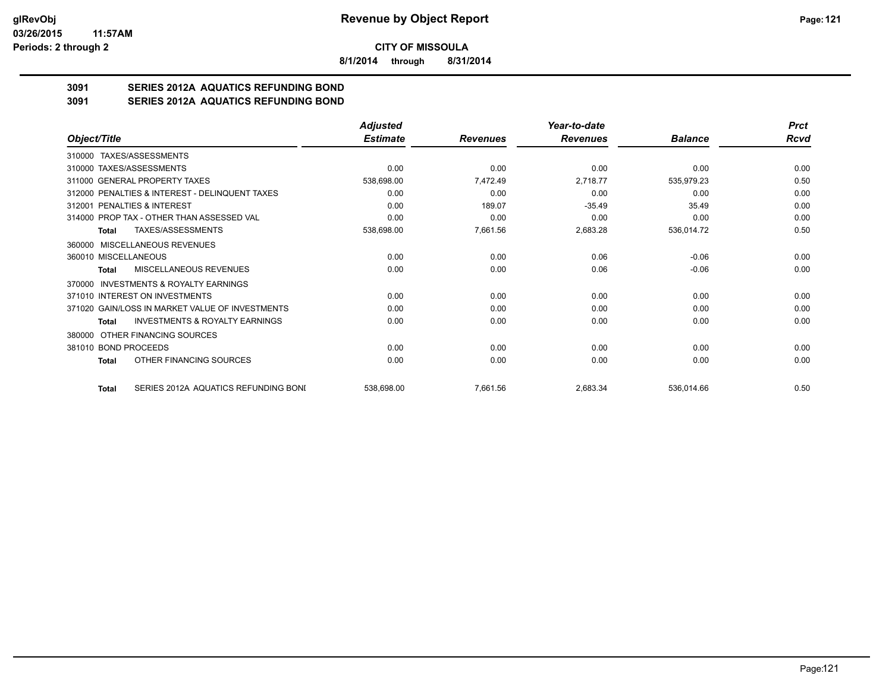# Revenue by Object Report

**CITY OF MISSOULA**

**8/1/2014 through 8/31/2014**

glRevObj
03/26/2015 11:57AM
Periods: 2 through 2

## 3091 SERIES 2012A AQUATICS REFUNDING BOND
## 3091 SERIES 2012A AQUATICS REFUNDING BOND

| Object/Title | Adjusted Estimate | Revenues | Year-to-date Revenues | Balance | Prct Rcvd |
|---|---|---|---|---|---|
| 310000 TAXES/ASSESSMENTS | | | | | |
| 310000 TAXES/ASSESSMENTS | 0.00 | 0.00 | 0.00 | 0.00 | 0.00 |
| 311000 GENERAL PROPERTY TAXES | 538,698.00 | 7,472.49 | 2,718.77 | 535,979.23 | 0.50 |
| 312000 PENALTIES & INTEREST - DELINQUENT TAXES | 0.00 | 0.00 | 0.00 | 0.00 | 0.00 |
| 312001 PENALTIES & INTEREST | 0.00 | 189.07 | -35.49 | 35.49 | 0.00 |
| 314000 PROP TAX - OTHER THAN ASSESSED VAL | 0.00 | 0.00 | 0.00 | 0.00 | 0.00 |
| Total TAXES/ASSESSMENTS | 538,698.00 | 7,661.56 | 2,683.28 | 536,014.72 | 0.50 |
| 360000 MISCELLANEOUS REVENUES | | | | | |
| 360010 MISCELLANEOUS | 0.00 | 0.00 | 0.06 | -0.06 | 0.00 |
| Total MISCELLANEOUS REVENUES | 0.00 | 0.00 | 0.06 | -0.06 | 0.00 |
| 370000 INVESTMENTS & ROYALTY EARNINGS | | | | | |
| 371010 INTEREST ON INVESTMENTS | 0.00 | 0.00 | 0.00 | 0.00 | 0.00 |
| 371020 GAIN/LOSS IN MARKET VALUE OF INVESTMENTS | 0.00 | 0.00 | 0.00 | 0.00 | 0.00 |
| Total INVESTMENTS & ROYALTY EARNINGS | 0.00 | 0.00 | 0.00 | 0.00 | 0.00 |
| 380000 OTHER FINANCING SOURCES | | | | | |
| 381010 BOND PROCEEDS | 0.00 | 0.00 | 0.00 | 0.00 | 0.00 |
| Total OTHER FINANCING SOURCES | 0.00 | 0.00 | 0.00 | 0.00 | 0.00 |
| Total SERIES 2012A AQUATICS REFUNDING BONI | 538,698.00 | 7,661.56 | 2,683.34 | 536,014.66 | 0.50 |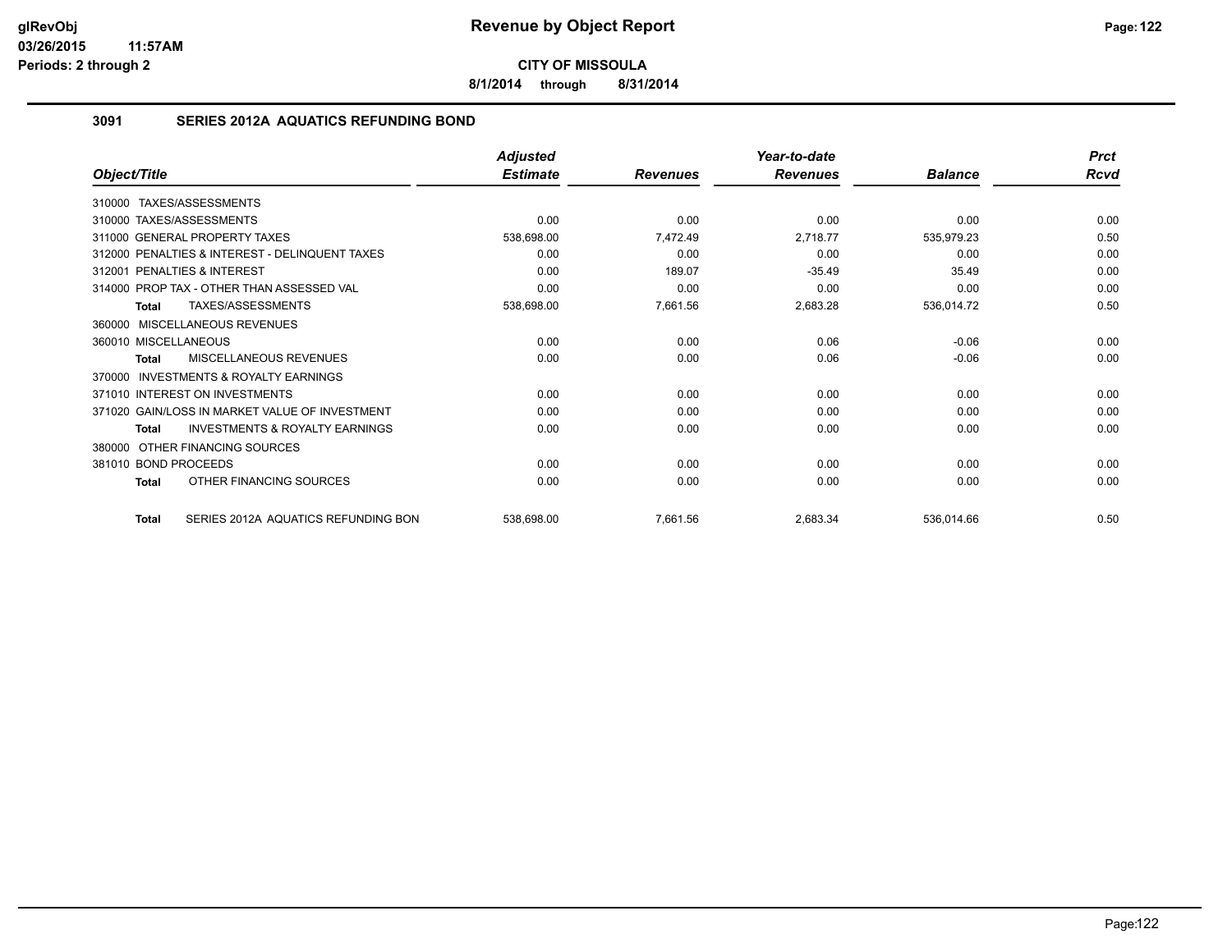# Revenue by Object Report

**CITY OF MISSOULA**

**8/1/2014 through 8/31/2014**

glRevObj
03/26/2015 11:57AM
Periods: 2 through 2

## 3091 SERIES 2012A AQUATICS REFUNDING BOND

| Object/Title | Adjusted Estimate | Revenues | Year-to-date Revenues | Balance | Prct Rcvd |
|---|---|---|---|---|---|
| 310000 TAXES/ASSESSMENTS | | | | | |
| 310000 TAXES/ASSESSMENTS | 0.00 | 0.00 | 0.00 | 0.00 | 0.00 |
| 311000 GENERAL PROPERTY TAXES | 538,698.00 | 7,472.49 | 2,718.77 | 535,979.23 | 0.50 |
| 312000 PENALTIES & INTEREST - DELINQUENT TAXES | 0.00 | 0.00 | 0.00 | 0.00 | 0.00 |
| 312001 PENALTIES & INTEREST | 0.00 | 189.07 | -35.49 | 35.49 | 0.00 |
| 314000 PROP TAX - OTHER THAN ASSESSED VAL | 0.00 | 0.00 | 0.00 | 0.00 | 0.00 |
| **Total** TAXES/ASSESSMENTS | 538,698.00 | 7,661.56 | 2,683.28 | 536,014.72 | 0.50 |
| 360000 MISCELLANEOUS REVENUES | | | | | |
| 360010 MISCELLANEOUS | 0.00 | 0.00 | 0.06 | -0.06 | 0.00 |
| **Total** MISCELLANEOUS REVENUES | 0.00 | 0.00 | 0.06 | -0.06 | 0.00 |
| 370000 INVESTMENTS & ROYALTY EARNINGS | | | | | |
| 371010 INTEREST ON INVESTMENTS | 0.00 | 0.00 | 0.00 | 0.00 | 0.00 |
| 371020 GAIN/LOSS IN MARKET VALUE OF INVESTMENT | 0.00 | 0.00 | 0.00 | 0.00 | 0.00 |
| **Total** INVESTMENTS & ROYALTY EARNINGS | 0.00 | 0.00 | 0.00 | 0.00 | 0.00 |
| 380000 OTHER FINANCING SOURCES | | | | | |
| 381010 BOND PROCEEDS | 0.00 | 0.00 | 0.00 | 0.00 | 0.00 |
| **Total** OTHER FINANCING SOURCES | 0.00 | 0.00 | 0.00 | 0.00 | 0.00 |
| **Total** SERIES 2012A AQUATICS REFUNDING BON | 538,698.00 | 7,661.56 | 2,683.34 | 536,014.66 | 0.50 |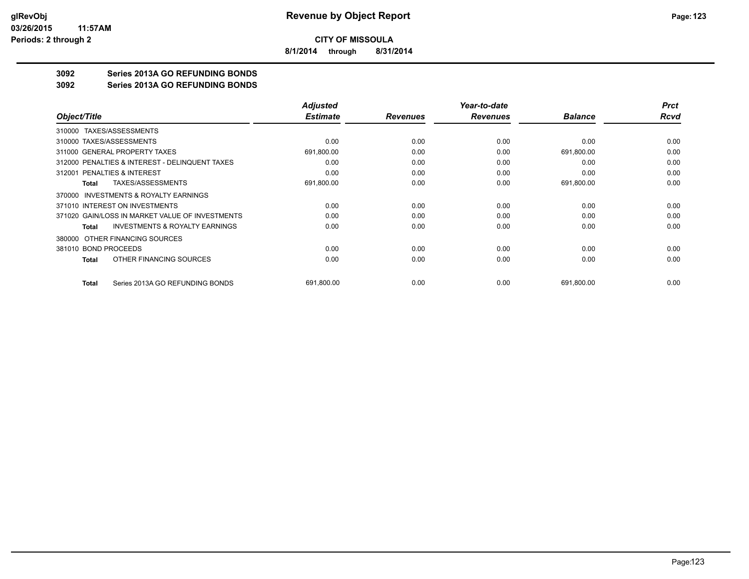**CITY OF MISSOULA**

**8/1/2014 through 8/31/2014**

## 3092 Series 2013A GO REFUNDING BONDS
## 3092 Series 2013A GO REFUNDING BONDS

| Object/Title | Adjusted Estimate | Revenues | Year-to-date Revenues | Balance | Prct Rcvd |
|---|---|---|---|---|---|
| 310000 TAXES/ASSESSMENTS | | | | | |
| 310000 TAXES/ASSESSMENTS | 0.00 | 0.00 | 0.00 | 0.00 | 0.00 |
| 311000 GENERAL PROPERTY TAXES | 691,800.00 | 0.00 | 0.00 | 691,800.00 | 0.00 |
| 312000 PENALTIES & INTEREST - DELINQUENT TAXES | 0.00 | 0.00 | 0.00 | 0.00 | 0.00 |
| 312001 PENALTIES & INTEREST | 0.00 | 0.00 | 0.00 | 0.00 | 0.00 |
| **Total** TAXES/ASSESSMENTS | 691,800.00 | 0.00 | 0.00 | 691,800.00 | 0.00 |
| 370000 INVESTMENTS & ROYALTY EARNINGS | | | | | |
| 371010 INTEREST ON INVESTMENTS | 0.00 | 0.00 | 0.00 | 0.00 | 0.00 |
| 371020 GAIN/LOSS IN MARKET VALUE OF INVESTMENTS | 0.00 | 0.00 | 0.00 | 0.00 | 0.00 |
| **Total** INVESTMENTS & ROYALTY EARNINGS | 0.00 | 0.00 | 0.00 | 0.00 | 0.00 |
| 380000 OTHER FINANCING SOURCES | | | | | |
| 381010 BOND PROCEEDS | 0.00 | 0.00 | 0.00 | 0.00 | 0.00 |
| **Total** OTHER FINANCING SOURCES | 0.00 | 0.00 | 0.00 | 0.00 | 0.00 |
| **Total** Series 2013A GO REFUNDING BONDS | 691,800.00 | 0.00 | 0.00 | 691,800.00 | 0.00 |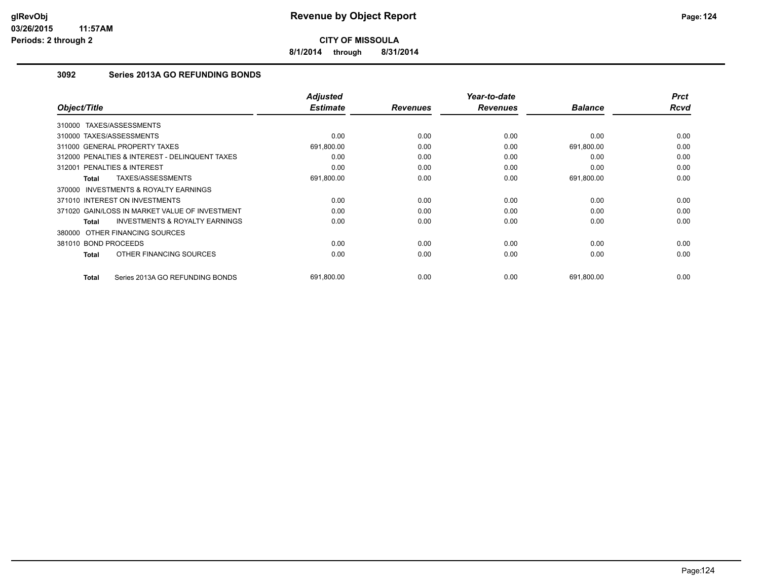**glRevObj**
**03/26/2015 11:57AM**
**Periods: 2 through 2**

# Revenue by Object Report

**CITY OF MISSOULA**

**8/1/2014 through 8/31/2014**

## 3092 Series 2013A GO REFUNDING BONDS

| Object/Title | Adjusted Estimate | Revenues | Year-to-date Revenues | Balance | Prct Rcvd |
|---|---|---|---|---|---|
| 310000 TAXES/ASSESSMENTS | | | | | |
| 310000 TAXES/ASSESSMENTS | 0.00 | 0.00 | 0.00 | 0.00 | 0.00 |
| 311000 GENERAL PROPERTY TAXES | 691,800.00 | 0.00 | 0.00 | 691,800.00 | 0.00 |
| 312000 PENALTIES & INTEREST - DELINQUENT TAXES | 0.00 | 0.00 | 0.00 | 0.00 | 0.00 |
| 312001 PENALTIES & INTEREST | 0.00 | 0.00 | 0.00 | 0.00 | 0.00 |
| **Total** TAXES/ASSESSMENTS | 691,800.00 | 0.00 | 0.00 | 691,800.00 | 0.00 |
| 370000 INVESTMENTS & ROYALTY EARNINGS | | | | | |
| 371010 INTEREST ON INVESTMENTS | 0.00 | 0.00 | 0.00 | 0.00 | 0.00 |
| 371020 GAIN/LOSS IN MARKET VALUE OF INVESTMENT | 0.00 | 0.00 | 0.00 | 0.00 | 0.00 |
| **Total** INVESTMENTS & ROYALTY EARNINGS | 0.00 | 0.00 | 0.00 | 0.00 | 0.00 |
| 380000 OTHER FINANCING SOURCES | | | | | |
| 381010 BOND PROCEEDS | 0.00 | 0.00 | 0.00 | 0.00 | 0.00 |
| **Total** OTHER FINANCING SOURCES | 0.00 | 0.00 | 0.00 | 0.00 | 0.00 |
| **Total** Series 2013A GO REFUNDING BONDS | 691,800.00 | 0.00 | 0.00 | 691,800.00 | 0.00 |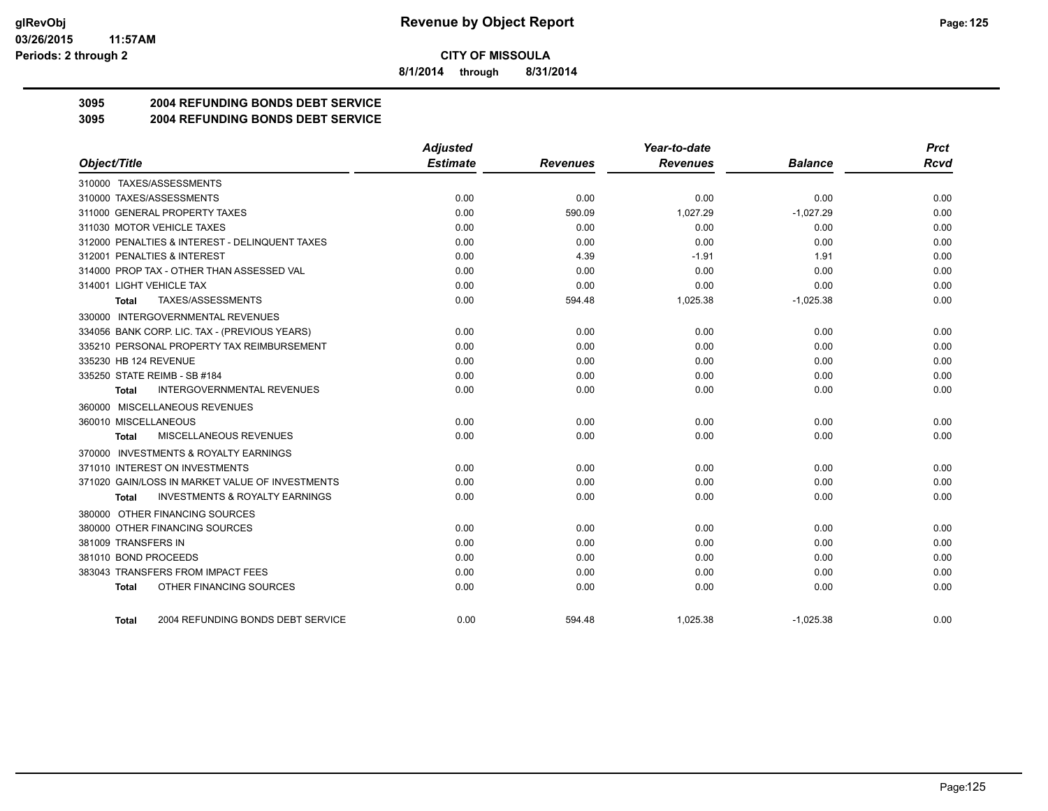**glRevObj**
**03/26/2015 11:57AM**
**Periods: 2 through 2**

# Revenue by Object Report

**CITY OF MISSOULA**

**8/1/2014 through 8/31/2014**

## 3095 2004 REFUNDING BONDS DEBT SERVICE
## 3095 2004 REFUNDING BONDS DEBT SERVICE

| Object/Title | Adjusted Estimate | Revenues | Year-to-date Revenues | Balance | Prct Rcvd |
|---|---|---|---|---|---|
| 310000 TAXES/ASSESSMENTS | | | | | |
| 310000 TAXES/ASSESSMENTS | 0.00 | 0.00 | 0.00 | 0.00 | 0.00 |
| 311000 GENERAL PROPERTY TAXES | 0.00 | 590.09 | 1,027.29 | -1,027.29 | 0.00 |
| 311030 MOTOR VEHICLE TAXES | 0.00 | 0.00 | 0.00 | 0.00 | 0.00 |
| 312000 PENALTIES & INTEREST - DELINQUENT TAXES | 0.00 | 0.00 | 0.00 | 0.00 | 0.00 |
| 312001 PENALTIES & INTEREST | 0.00 | 4.39 | -1.91 | 1.91 | 0.00 |
| 314000 PROP TAX - OTHER THAN ASSESSED VAL | 0.00 | 0.00 | 0.00 | 0.00 | 0.00 |
| 314001 LIGHT VEHICLE TAX | 0.00 | 0.00 | 0.00 | 0.00 | 0.00 |
| **Total** TAXES/ASSESSMENTS | 0.00 | 594.48 | 1,025.38 | -1,025.38 | 0.00 |
| 330000 INTERGOVERNMENTAL REVENUES | | | | | |
| 334056 BANK CORP. LIC. TAX - (PREVIOUS YEARS) | 0.00 | 0.00 | 0.00 | 0.00 | 0.00 |
| 335210 PERSONAL PROPERTY TAX REIMBURSEMENT | 0.00 | 0.00 | 0.00 | 0.00 | 0.00 |
| 335230 HB 124 REVENUE | 0.00 | 0.00 | 0.00 | 0.00 | 0.00 |
| 335250 STATE REIMB - SB #184 | 0.00 | 0.00 | 0.00 | 0.00 | 0.00 |
| **Total** INTERGOVERNMENTAL REVENUES | 0.00 | 0.00 | 0.00 | 0.00 | 0.00 |
| 360000 MISCELLANEOUS REVENUES | | | | | |
| 360010 MISCELLANEOUS | 0.00 | 0.00 | 0.00 | 0.00 | 0.00 |
| **Total** MISCELLANEOUS REVENUES | 0.00 | 0.00 | 0.00 | 0.00 | 0.00 |
| 370000 INVESTMENTS & ROYALTY EARNINGS | | | | | |
| 371010 INTEREST ON INVESTMENTS | 0.00 | 0.00 | 0.00 | 0.00 | 0.00 |
| 371020 GAIN/LOSS IN MARKET VALUE OF INVESTMENTS | 0.00 | 0.00 | 0.00 | 0.00 | 0.00 |
| **Total** INVESTMENTS & ROYALTY EARNINGS | 0.00 | 0.00 | 0.00 | 0.00 | 0.00 |
| 380000 OTHER FINANCING SOURCES | | | | | |
| 380000 OTHER FINANCING SOURCES | 0.00 | 0.00 | 0.00 | 0.00 | 0.00 |
| 381009 TRANSFERS IN | 0.00 | 0.00 | 0.00 | 0.00 | 0.00 |
| 381010 BOND PROCEEDS | 0.00 | 0.00 | 0.00 | 0.00 | 0.00 |
| 383043 TRANSFERS FROM IMPACT FEES | 0.00 | 0.00 | 0.00 | 0.00 | 0.00 |
| **Total** OTHER FINANCING SOURCES | 0.00 | 0.00 | 0.00 | 0.00 | 0.00 |
| **Total** 2004 REFUNDING BONDS DEBT SERVICE | 0.00 | 594.48 | 1,025.38 | -1,025.38 | 0.00 |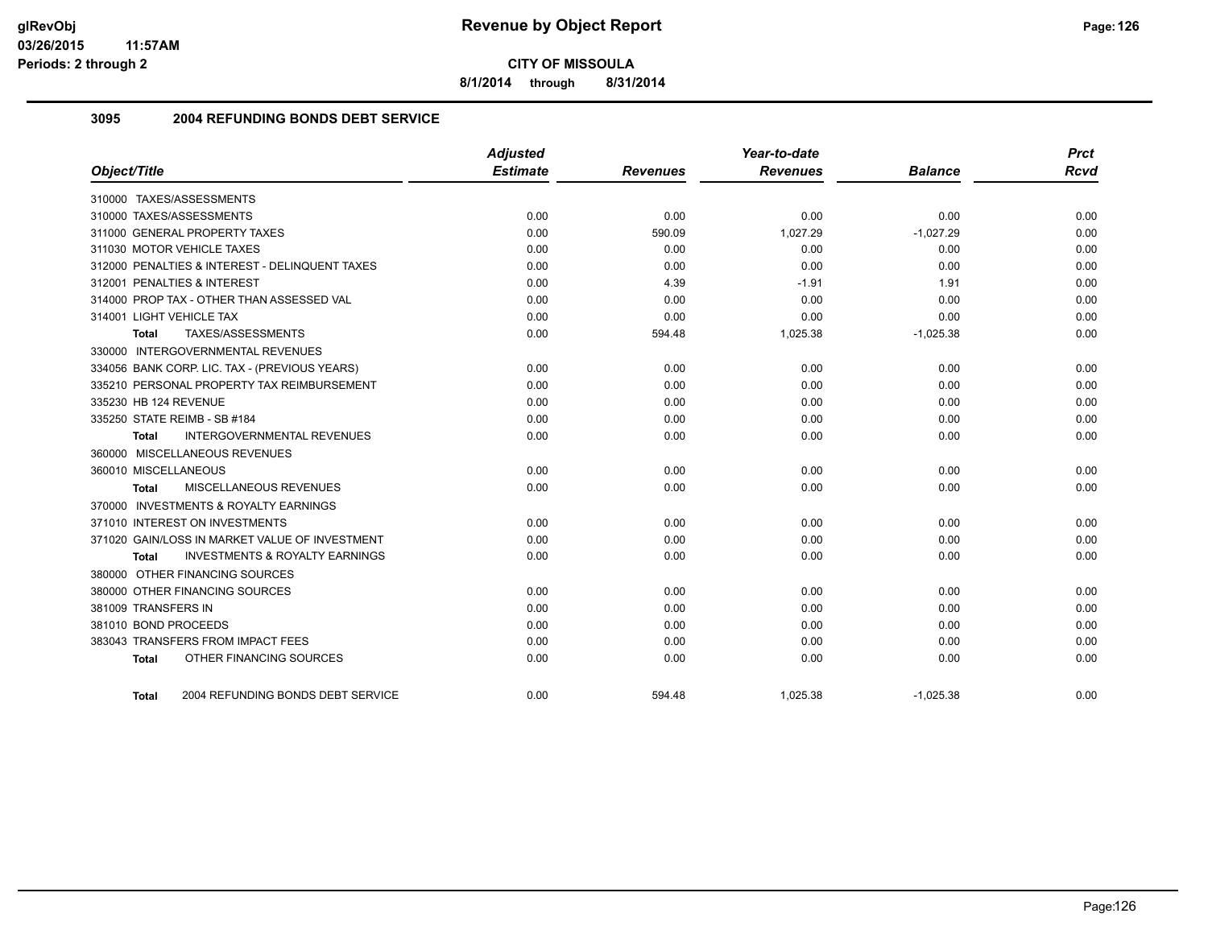# Revenue by Object Report

**CITY OF MISSOULA**

**8/1/2014 through 8/31/2014**

glRevObj
03/26/2015 11:57AM
Periods: 2 through 2

## 3095 2004 REFUNDING BONDS DEBT SERVICE

| Object/Title | Adjusted Estimate | Revenues | Year-to-date Revenues | Balance | Prct Rcvd |
|---|---|---|---|---|---|
| 310000 TAXES/ASSESSMENTS | | | | | |
| 310000 TAXES/ASSESSMENTS | 0.00 | 0.00 | 0.00 | 0.00 | 0.00 |
| 311000 GENERAL PROPERTY TAXES | 0.00 | 590.09 | 1,027.29 | -1,027.29 | 0.00 |
| 311030 MOTOR VEHICLE TAXES | 0.00 | 0.00 | 0.00 | 0.00 | 0.00 |
| 312000 PENALTIES & INTEREST - DELINQUENT TAXES | 0.00 | 0.00 | 0.00 | 0.00 | 0.00 |
| 312001 PENALTIES & INTEREST | 0.00 | 4.39 | -1.91 | 1.91 | 0.00 |
| 314000 PROP TAX - OTHER THAN ASSESSED VAL | 0.00 | 0.00 | 0.00 | 0.00 | 0.00 |
| 314001 LIGHT VEHICLE TAX | 0.00 | 0.00 | 0.00 | 0.00 | 0.00 |
| **Total** TAXES/ASSESSMENTS | 0.00 | 594.48 | 1,025.38 | -1,025.38 | 0.00 |
| 330000 INTERGOVERNMENTAL REVENUES | | | | | |
| 334056 BANK CORP. LIC. TAX - (PREVIOUS YEARS) | 0.00 | 0.00 | 0.00 | 0.00 | 0.00 |
| 335210 PERSONAL PROPERTY TAX REIMBURSEMENT | 0.00 | 0.00 | 0.00 | 0.00 | 0.00 |
| 335230 HB 124 REVENUE | 0.00 | 0.00 | 0.00 | 0.00 | 0.00 |
| 335250 STATE REIMB - SB #184 | 0.00 | 0.00 | 0.00 | 0.00 | 0.00 |
| **Total** INTERGOVERNMENTAL REVENUES | 0.00 | 0.00 | 0.00 | 0.00 | 0.00 |
| 360000 MISCELLANEOUS REVENUES | | | | | |
| 360010 MISCELLANEOUS | 0.00 | 0.00 | 0.00 | 0.00 | 0.00 |
| **Total** MISCELLANEOUS REVENUES | 0.00 | 0.00 | 0.00 | 0.00 | 0.00 |
| 370000 INVESTMENTS & ROYALTY EARNINGS | | | | | |
| 371010 INTEREST ON INVESTMENTS | 0.00 | 0.00 | 0.00 | 0.00 | 0.00 |
| 371020 GAIN/LOSS IN MARKET VALUE OF INVESTMENT | 0.00 | 0.00 | 0.00 | 0.00 | 0.00 |
| **Total** INVESTMENTS & ROYALTY EARNINGS | 0.00 | 0.00 | 0.00 | 0.00 | 0.00 |
| 380000 OTHER FINANCING SOURCES | | | | | |
| 380000 OTHER FINANCING SOURCES | 0.00 | 0.00 | 0.00 | 0.00 | 0.00 |
| 381009 TRANSFERS IN | 0.00 | 0.00 | 0.00 | 0.00 | 0.00 |
| 381010 BOND PROCEEDS | 0.00 | 0.00 | 0.00 | 0.00 | 0.00 |
| 383043 TRANSFERS FROM IMPACT FEES | 0.00 | 0.00 | 0.00 | 0.00 | 0.00 |
| **Total** OTHER FINANCING SOURCES | 0.00 | 0.00 | 0.00 | 0.00 | 0.00 |
| **Total** 2004 REFUNDING BONDS DEBT SERVICE | 0.00 | 594.48 | 1,025.38 | -1,025.38 | 0.00 |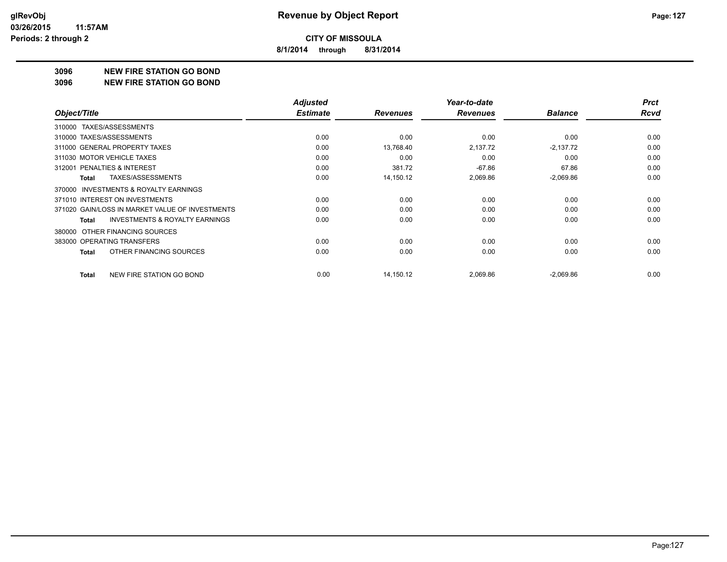**CITY OF MISSOULA**

**8/1/2014 through 8/31/2014**

# 3096 NEW FIRE STATION GO BOND

## 3096 NEW FIRE STATION GO BOND

| Object/Title | Adjusted Estimate | Revenues | Year-to-date Revenues | Balance | Prct Rcvd |
|---|---|---|---|---|---|
| 310000 TAXES/ASSESSMENTS | | | | | |
| 310000 TAXES/ASSESSMENTS | 0.00 | 0.00 | 0.00 | 0.00 | 0.00 |
| 311000 GENERAL PROPERTY TAXES | 0.00 | 13,768.40 | 2,137.72 | -2,137.72 | 0.00 |
| 311030 MOTOR VEHICLE TAXES | 0.00 | 0.00 | 0.00 | 0.00 | 0.00 |
| 312001 PENALTIES & INTEREST | 0.00 | 381.72 | -67.86 | 67.86 | 0.00 |
| **Total** TAXES/ASSESSMENTS | 0.00 | 14,150.12 | 2,069.86 | -2,069.86 | 0.00 |
| 370000 INVESTMENTS & ROYALTY EARNINGS | | | | | |
| 371010 INTEREST ON INVESTMENTS | 0.00 | 0.00 | 0.00 | 0.00 | 0.00 |
| 371020 GAIN/LOSS IN MARKET VALUE OF INVESTMENTS | 0.00 | 0.00 | 0.00 | 0.00 | 0.00 |
| **Total** INVESTMENTS & ROYALTY EARNINGS | 0.00 | 0.00 | 0.00 | 0.00 | 0.00 |
| 380000 OTHER FINANCING SOURCES | | | | | |
| 383000 OPERATING TRANSFERS | 0.00 | 0.00 | 0.00 | 0.00 | 0.00 |
| **Total** OTHER FINANCING SOURCES | 0.00 | 0.00 | 0.00 | 0.00 | 0.00 |
| **Total** NEW FIRE STATION GO BOND | 0.00 | 14,150.12 | 2,069.86 | -2,069.86 | 0.00 |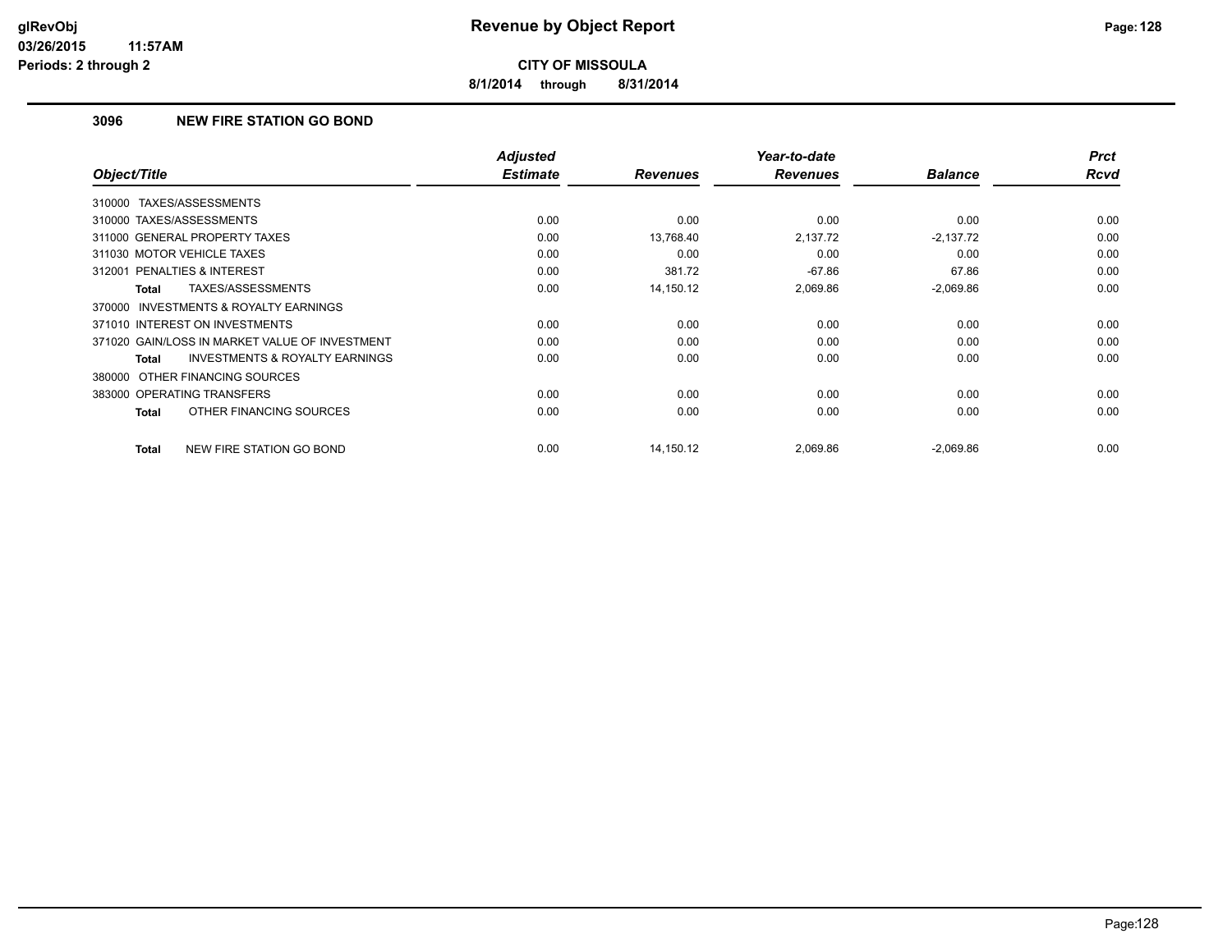# Revenue by Object Report

**CITY OF MISSOULA**

**8/1/2014 through 8/31/2014**

### 3096 NEW FIRE STATION GO BOND

| Object/Title | Adjusted Estimate | Revenues | Year-to-date Revenues | Balance | Prct Rcvd |
|---|---|---|---|---|---|
| 310000 TAXES/ASSESSMENTS | | | | | |
| 310000 TAXES/ASSESSMENTS | 0.00 | 0.00 | 0.00 | 0.00 | 0.00 |
| 311000 GENERAL PROPERTY TAXES | 0.00 | 13,768.40 | 2,137.72 | -2,137.72 | 0.00 |
| 311030 MOTOR VEHICLE TAXES | 0.00 | 0.00 | 0.00 | 0.00 | 0.00 |
| 312001 PENALTIES & INTEREST | 0.00 | 381.72 | -67.86 | 67.86 | 0.00 |
| **Total** TAXES/ASSESSMENTS | 0.00 | 14,150.12 | 2,069.86 | -2,069.86 | 0.00 |
| 370000 INVESTMENTS & ROYALTY EARNINGS | | | | | |
| 371010 INTEREST ON INVESTMENTS | 0.00 | 0.00 | 0.00 | 0.00 | 0.00 |
| 371020 GAIN/LOSS IN MARKET VALUE OF INVESTMENT | 0.00 | 0.00 | 0.00 | 0.00 | 0.00 |
| **Total** INVESTMENTS & ROYALTY EARNINGS | 0.00 | 0.00 | 0.00 | 0.00 | 0.00 |
| 380000 OTHER FINANCING SOURCES | | | | | |
| 383000 OPERATING TRANSFERS | 0.00 | 0.00 | 0.00 | 0.00 | 0.00 |
| **Total** OTHER FINANCING SOURCES | 0.00 | 0.00 | 0.00 | 0.00 | 0.00 |
| **Total** NEW FIRE STATION GO BOND | 0.00 | 14,150.12 | 2,069.86 | -2,069.86 | 0.00 |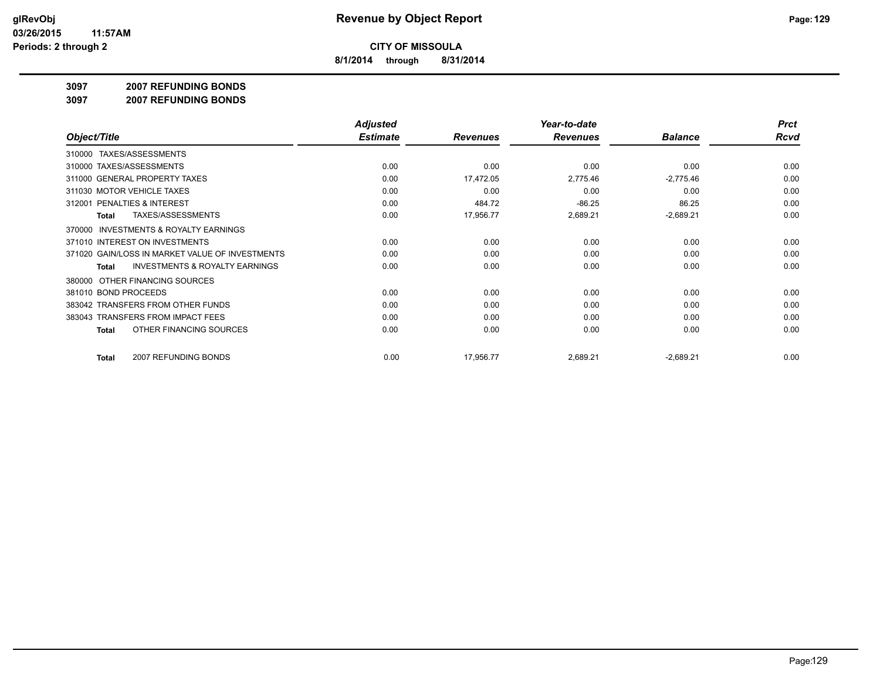**Revenue by Object Report**

**CITY OF MISSOULA**

**8/1/2014 through 8/31/2014**

**3097 2007 REFUNDING BONDS**

**3097 2007 REFUNDING BONDS**

| Object/Title | Adjusted Estimate | Revenues | Year-to-date Revenues | Balance | Prct Rcvd |
|---|---|---|---|---|---|
| 310000 TAXES/ASSESSMENTS | | | | | |
| 310000 TAXES/ASSESSMENTS | 0.00 | 0.00 | 0.00 | 0.00 | 0.00 |
| 311000 GENERAL PROPERTY TAXES | 0.00 | 17,472.05 | 2,775.46 | -2,775.46 | 0.00 |
| 311030 MOTOR VEHICLE TAXES | 0.00 | 0.00 | 0.00 | 0.00 | 0.00 |
| 312001 PENALTIES & INTEREST | 0.00 | 484.72 | -86.25 | 86.25 | 0.00 |
| **Total** TAXES/ASSESSMENTS | 0.00 | 17,956.77 | 2,689.21 | -2,689.21 | 0.00 |
| 370000 INVESTMENTS & ROYALTY EARNINGS | | | | | |
| 371010 INTEREST ON INVESTMENTS | 0.00 | 0.00 | 0.00 | 0.00 | 0.00 |
| 371020 GAIN/LOSS IN MARKET VALUE OF INVESTMENTS | 0.00 | 0.00 | 0.00 | 0.00 | 0.00 |
| **Total** INVESTMENTS & ROYALTY EARNINGS | 0.00 | 0.00 | 0.00 | 0.00 | 0.00 |
| 380000 OTHER FINANCING SOURCES | | | | | |
| 381010 BOND PROCEEDS | 0.00 | 0.00 | 0.00 | 0.00 | 0.00 |
| 383042 TRANSFERS FROM OTHER FUNDS | 0.00 | 0.00 | 0.00 | 0.00 | 0.00 |
| 383043 TRANSFERS FROM IMPACT FEES | 0.00 | 0.00 | 0.00 | 0.00 | 0.00 |
| **Total** OTHER FINANCING SOURCES | 0.00 | 0.00 | 0.00 | 0.00 | 0.00 |
| **Total** 2007 REFUNDING BONDS | 0.00 | 17,956.77 | 2,689.21 | -2,689.21 | 0.00 |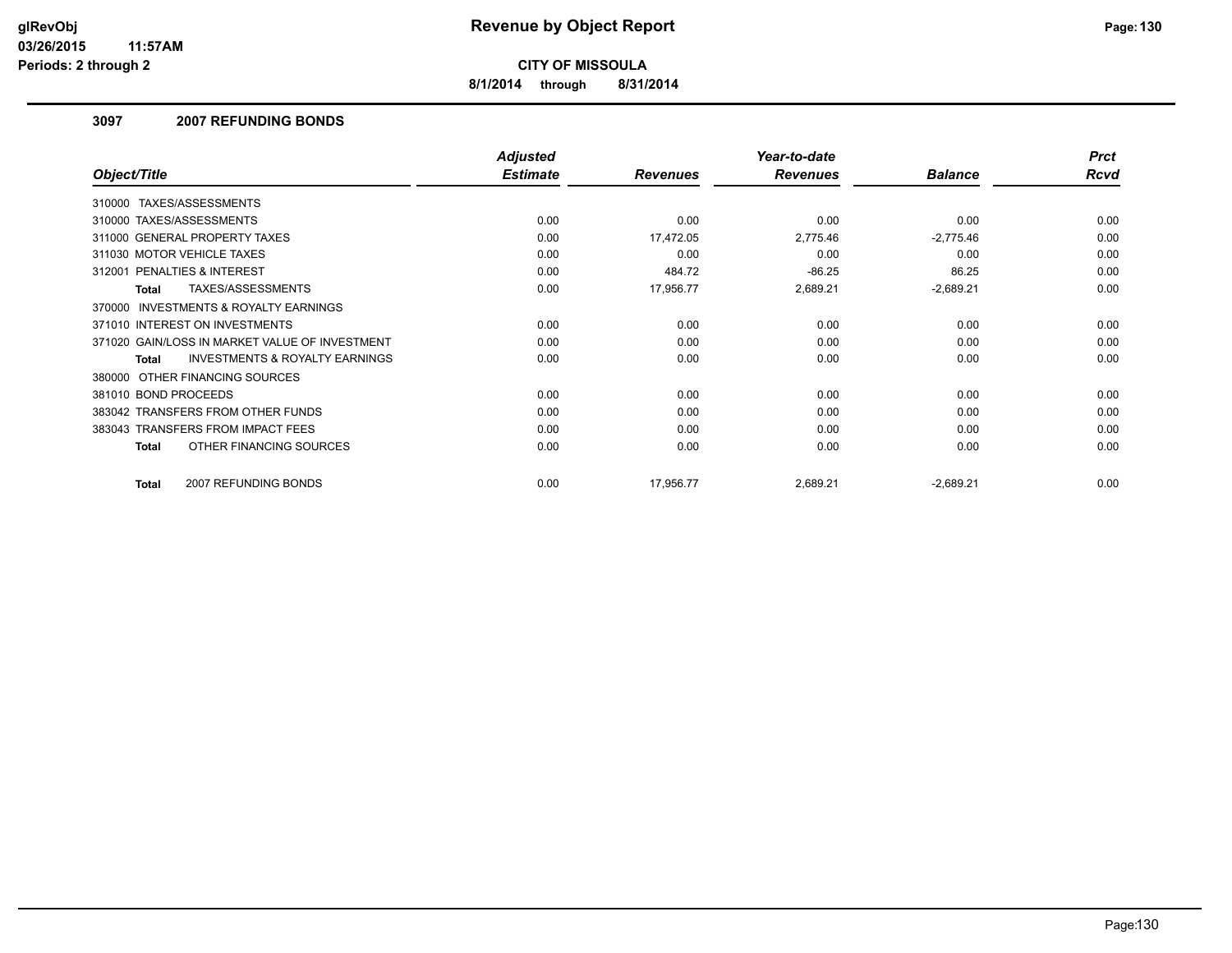**CITY OF MISSOULA**

**8/1/2014 through 8/31/2014**

### 3097 2007 REFUNDING BONDS

| Object/Title | Adjusted Estimate | Revenues | Year-to-date Revenues | Balance | Prct Rcvd |
|---|---|---|---|---|---|
| 310000 TAXES/ASSESSMENTS | | | | | |
| 310000 TAXES/ASSESSMENTS | 0.00 | 0.00 | 0.00 | 0.00 | 0.00 |
| 311000 GENERAL PROPERTY TAXES | 0.00 | 17,472.05 | 2,775.46 | -2,775.46 | 0.00 |
| 311030 MOTOR VEHICLE TAXES | 0.00 | 0.00 | 0.00 | 0.00 | 0.00 |
| 312001 PENALTIES & INTEREST | 0.00 | 484.72 | -86.25 | 86.25 | 0.00 |
| **Total** TAXES/ASSESSMENTS | 0.00 | 17,956.77 | 2,689.21 | -2,689.21 | 0.00 |
| 370000 INVESTMENTS & ROYALTY EARNINGS | | | | | |
| 371010 INTEREST ON INVESTMENTS | 0.00 | 0.00 | 0.00 | 0.00 | 0.00 |
| 371020 GAIN/LOSS IN MARKET VALUE OF INVESTMENT | 0.00 | 0.00 | 0.00 | 0.00 | 0.00 |
| **Total** INVESTMENTS & ROYALTY EARNINGS | 0.00 | 0.00 | 0.00 | 0.00 | 0.00 |
| 380000 OTHER FINANCING SOURCES | | | | | |
| 381010 BOND PROCEEDS | 0.00 | 0.00 | 0.00 | 0.00 | 0.00 |
| 383042 TRANSFERS FROM OTHER FUNDS | 0.00 | 0.00 | 0.00 | 0.00 | 0.00 |
| 383043 TRANSFERS FROM IMPACT FEES | 0.00 | 0.00 | 0.00 | 0.00 | 0.00 |
| **Total** OTHER FINANCING SOURCES | 0.00 | 0.00 | 0.00 | 0.00 | 0.00 |
| **Total** 2007 REFUNDING BONDS | 0.00 | 17,956.77 | 2,689.21 | -2,689.21 | 0.00 |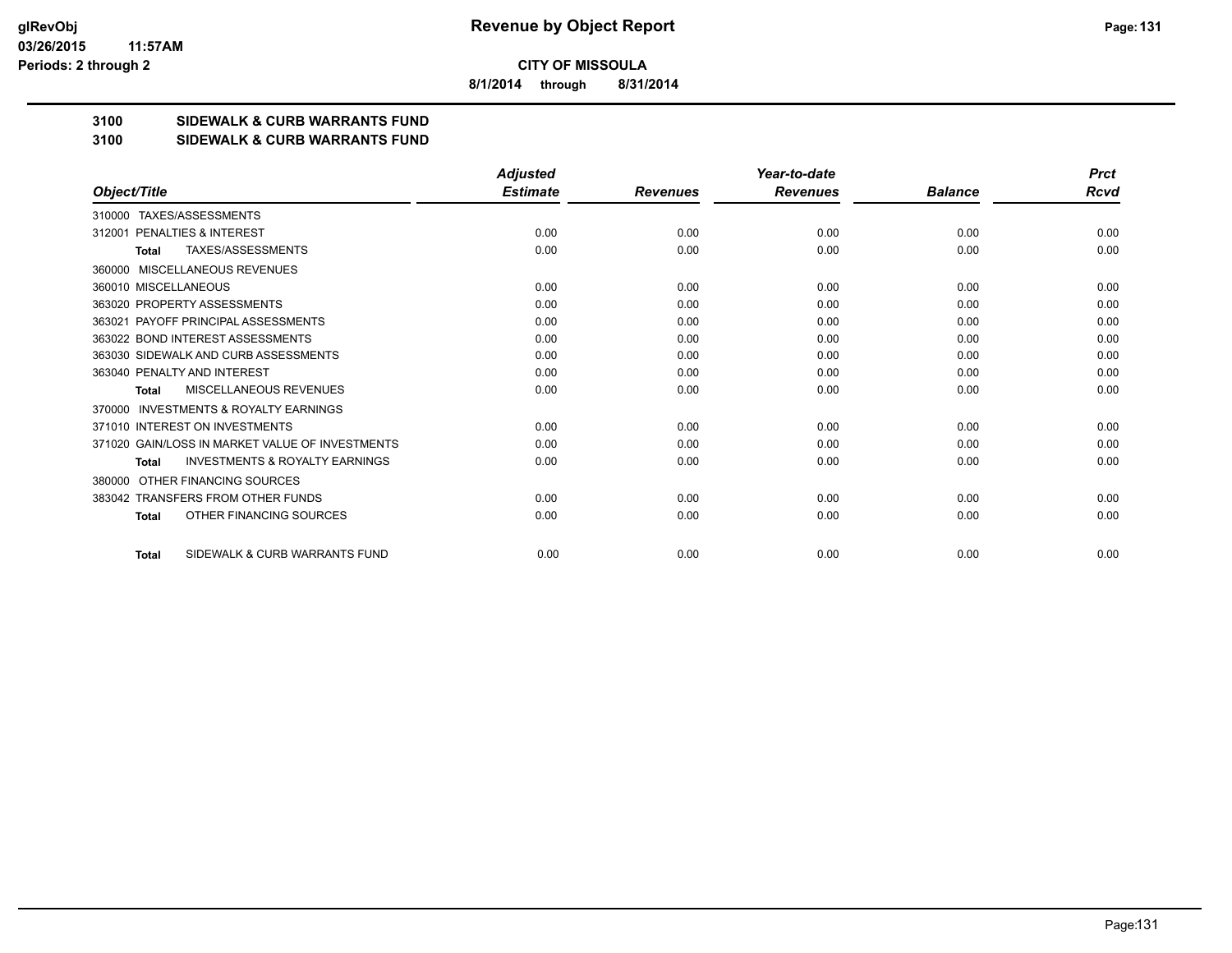**CITY OF MISSOULA**

**8/1/2014 through 8/31/2014**

**3100 SIDEWALK & CURB WARRANTS FUND**

**3100 SIDEWALK & CURB WARRANTS FUND**

| Object/Title | Adjusted Estimate | Revenues | Year-to-date Revenues | Balance | Prct Rcvd |
|---|---|---|---|---|---|
| 310000 TAXES/ASSESSMENTS | | | | | |
| 312001 PENALTIES & INTEREST | 0.00 | 0.00 | 0.00 | 0.00 | 0.00 |
| **Total** TAXES/ASSESSMENTS | 0.00 | 0.00 | 0.00 | 0.00 | 0.00 |
| 360000 MISCELLANEOUS REVENUES | | | | | |
| 360010 MISCELLANEOUS | 0.00 | 0.00 | 0.00 | 0.00 | 0.00 |
| 363020 PROPERTY ASSESSMENTS | 0.00 | 0.00 | 0.00 | 0.00 | 0.00 |
| 363021 PAYOFF PRINCIPAL ASSESSMENTS | 0.00 | 0.00 | 0.00 | 0.00 | 0.00 |
| 363022 BOND INTEREST ASSESSMENTS | 0.00 | 0.00 | 0.00 | 0.00 | 0.00 |
| 363030 SIDEWALK AND CURB ASSESSMENTS | 0.00 | 0.00 | 0.00 | 0.00 | 0.00 |
| 363040 PENALTY AND INTEREST | 0.00 | 0.00 | 0.00 | 0.00 | 0.00 |
| **Total** MISCELLANEOUS REVENUES | 0.00 | 0.00 | 0.00 | 0.00 | 0.00 |
| 370000 INVESTMENTS & ROYALTY EARNINGS | | | | | |
| 371010 INTEREST ON INVESTMENTS | 0.00 | 0.00 | 0.00 | 0.00 | 0.00 |
| 371020 GAIN/LOSS IN MARKET VALUE OF INVESTMENTS | 0.00 | 0.00 | 0.00 | 0.00 | 0.00 |
| **Total** INVESTMENTS & ROYALTY EARNINGS | 0.00 | 0.00 | 0.00 | 0.00 | 0.00 |
| 380000 OTHER FINANCING SOURCES | | | | | |
| 383042 TRANSFERS FROM OTHER FUNDS | 0.00 | 0.00 | 0.00 | 0.00 | 0.00 |
| **Total** OTHER FINANCING SOURCES | 0.00 | 0.00 | 0.00 | 0.00 | 0.00 |
| **Total** SIDEWALK & CURB WARRANTS FUND | 0.00 | 0.00 | 0.00 | 0.00 | 0.00 |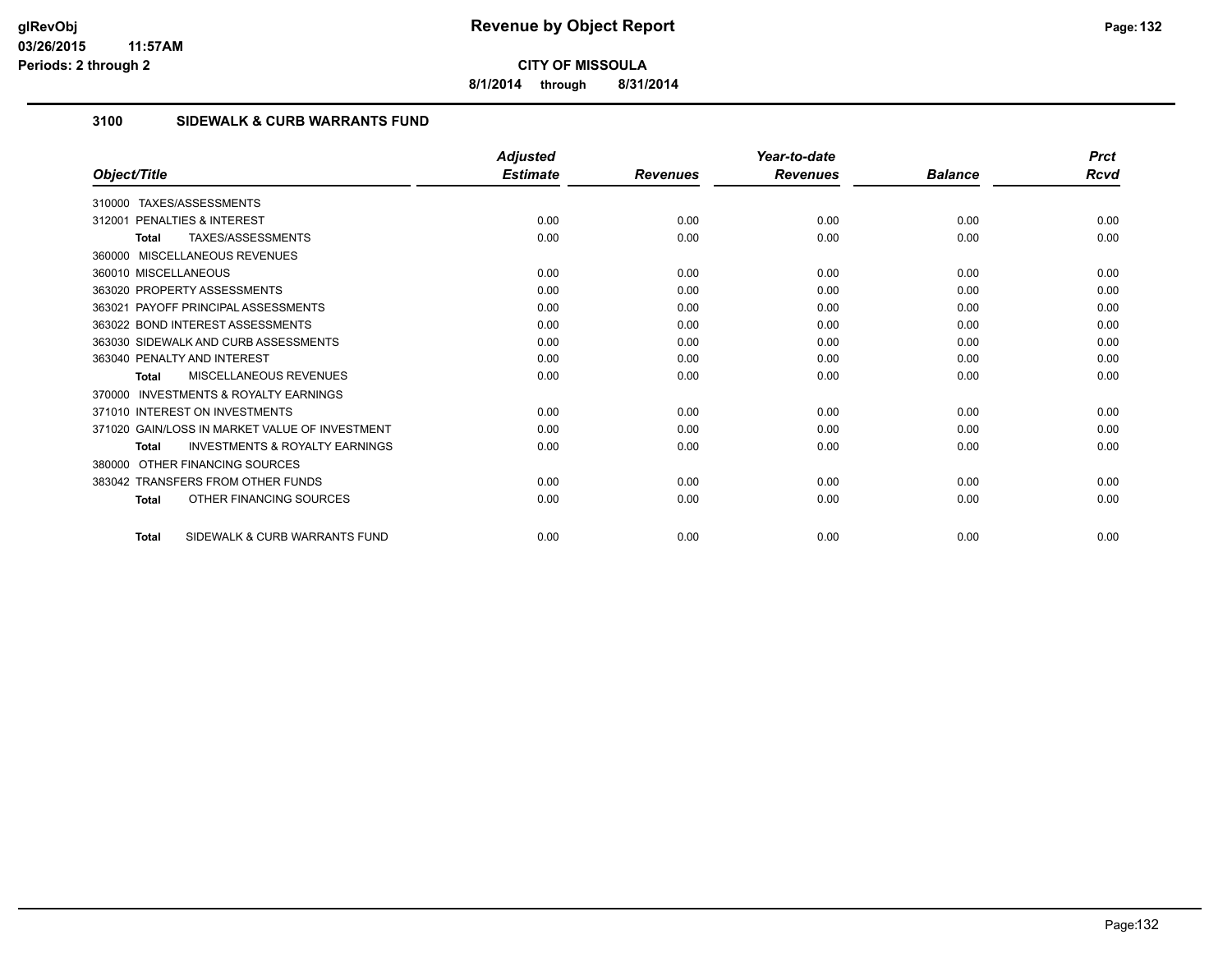**CITY OF MISSOULA**

**8/1/2014 through 8/31/2014**

## 3100 SIDEWALK & CURB WARRANTS FUND

| Object/Title | Adjusted Estimate | Revenues | Year-to-date Revenues | Balance | Prct Rcvd |
|---|---|---|---|---|---|
| 310000 TAXES/ASSESSMENTS | | | | | |
| 312001 PENALTIES & INTEREST | 0.00 | 0.00 | 0.00 | 0.00 | 0.00 |
| **Total** TAXES/ASSESSMENTS | 0.00 | 0.00 | 0.00 | 0.00 | 0.00 |
| 360000 MISCELLANEOUS REVENUES | | | | | |
| 360010 MISCELLANEOUS | 0.00 | 0.00 | 0.00 | 0.00 | 0.00 |
| 363020 PROPERTY ASSESSMENTS | 0.00 | 0.00 | 0.00 | 0.00 | 0.00 |
| 363021 PAYOFF PRINCIPAL ASSESSMENTS | 0.00 | 0.00 | 0.00 | 0.00 | 0.00 |
| 363022 BOND INTEREST ASSESSMENTS | 0.00 | 0.00 | 0.00 | 0.00 | 0.00 |
| 363030 SIDEWALK AND CURB ASSESSMENTS | 0.00 | 0.00 | 0.00 | 0.00 | 0.00 |
| 363040 PENALTY AND INTEREST | 0.00 | 0.00 | 0.00 | 0.00 | 0.00 |
| **Total** MISCELLANEOUS REVENUES | 0.00 | 0.00 | 0.00 | 0.00 | 0.00 |
| 370000 INVESTMENTS & ROYALTY EARNINGS | | | | | |
| 371010 INTEREST ON INVESTMENTS | 0.00 | 0.00 | 0.00 | 0.00 | 0.00 |
| 371020 GAIN/LOSS IN MARKET VALUE OF INVESTMENT | 0.00 | 0.00 | 0.00 | 0.00 | 0.00 |
| **Total** INVESTMENTS & ROYALTY EARNINGS | 0.00 | 0.00 | 0.00 | 0.00 | 0.00 |
| 380000 OTHER FINANCING SOURCES | | | | | |
| 383042 TRANSFERS FROM OTHER FUNDS | 0.00 | 0.00 | 0.00 | 0.00 | 0.00 |
| **Total** OTHER FINANCING SOURCES | 0.00 | 0.00 | 0.00 | 0.00 | 0.00 |
| **Total** SIDEWALK & CURB WARRANTS FUND | 0.00 | 0.00 | 0.00 | 0.00 | 0.00 |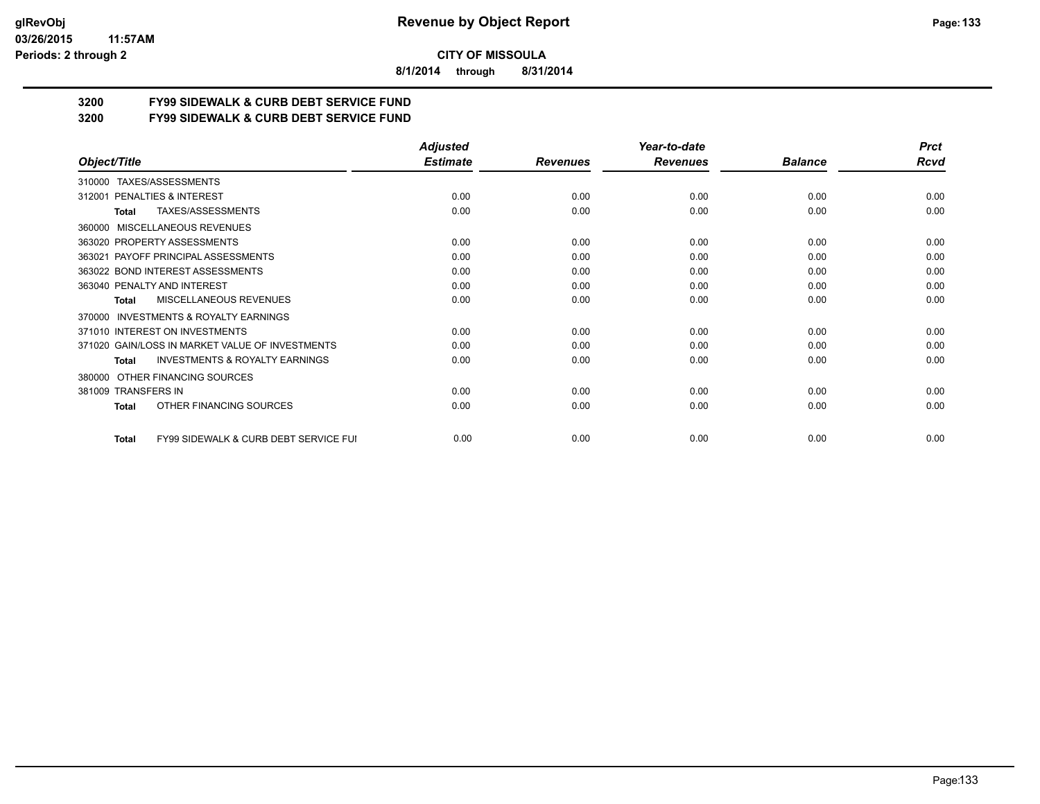**CITY OF MISSOULA**

**8/1/2014 through 8/31/2014**

**3200 FY99 SIDEWALK & CURB DEBT SERVICE FUND**

**3200 FY99 SIDEWALK & CURB DEBT SERVICE FUND**

| Object/Title | Adjusted Estimate | Revenues | Year-to-date Revenues | Balance | Prct Rcvd |
|---|---|---|---|---|---|
| 310000 TAXES/ASSESSMENTS | | | | | |
| 312001 PENALTIES & INTEREST | 0.00 | 0.00 | 0.00 | 0.00 | 0.00 |
| **Total** TAXES/ASSESSMENTS | 0.00 | 0.00 | 0.00 | 0.00 | 0.00 |
| 360000 MISCELLANEOUS REVENUES | | | | | |
| 363020 PROPERTY ASSESSMENTS | 0.00 | 0.00 | 0.00 | 0.00 | 0.00 |
| 363021 PAYOFF PRINCIPAL ASSESSMENTS | 0.00 | 0.00 | 0.00 | 0.00 | 0.00 |
| 363022 BOND INTEREST ASSESSMENTS | 0.00 | 0.00 | 0.00 | 0.00 | 0.00 |
| 363040 PENALTY AND INTEREST | 0.00 | 0.00 | 0.00 | 0.00 | 0.00 |
| **Total** MISCELLANEOUS REVENUES | 0.00 | 0.00 | 0.00 | 0.00 | 0.00 |
| 370000 INVESTMENTS & ROYALTY EARNINGS | | | | | |
| 371010 INTEREST ON INVESTMENTS | 0.00 | 0.00 | 0.00 | 0.00 | 0.00 |
| 371020 GAIN/LOSS IN MARKET VALUE OF INVESTMENTS | 0.00 | 0.00 | 0.00 | 0.00 | 0.00 |
| **Total** INVESTMENTS & ROYALTY EARNINGS | 0.00 | 0.00 | 0.00 | 0.00 | 0.00 |
| 380000 OTHER FINANCING SOURCES | | | | | |
| 381009 TRANSFERS IN | 0.00 | 0.00 | 0.00 | 0.00 | 0.00 |
| **Total** OTHER FINANCING SOURCES | 0.00 | 0.00 | 0.00 | 0.00 | 0.00 |
| **Total** FY99 SIDEWALK & CURB DEBT SERVICE FUI | 0.00 | 0.00 | 0.00 | 0.00 | 0.00 |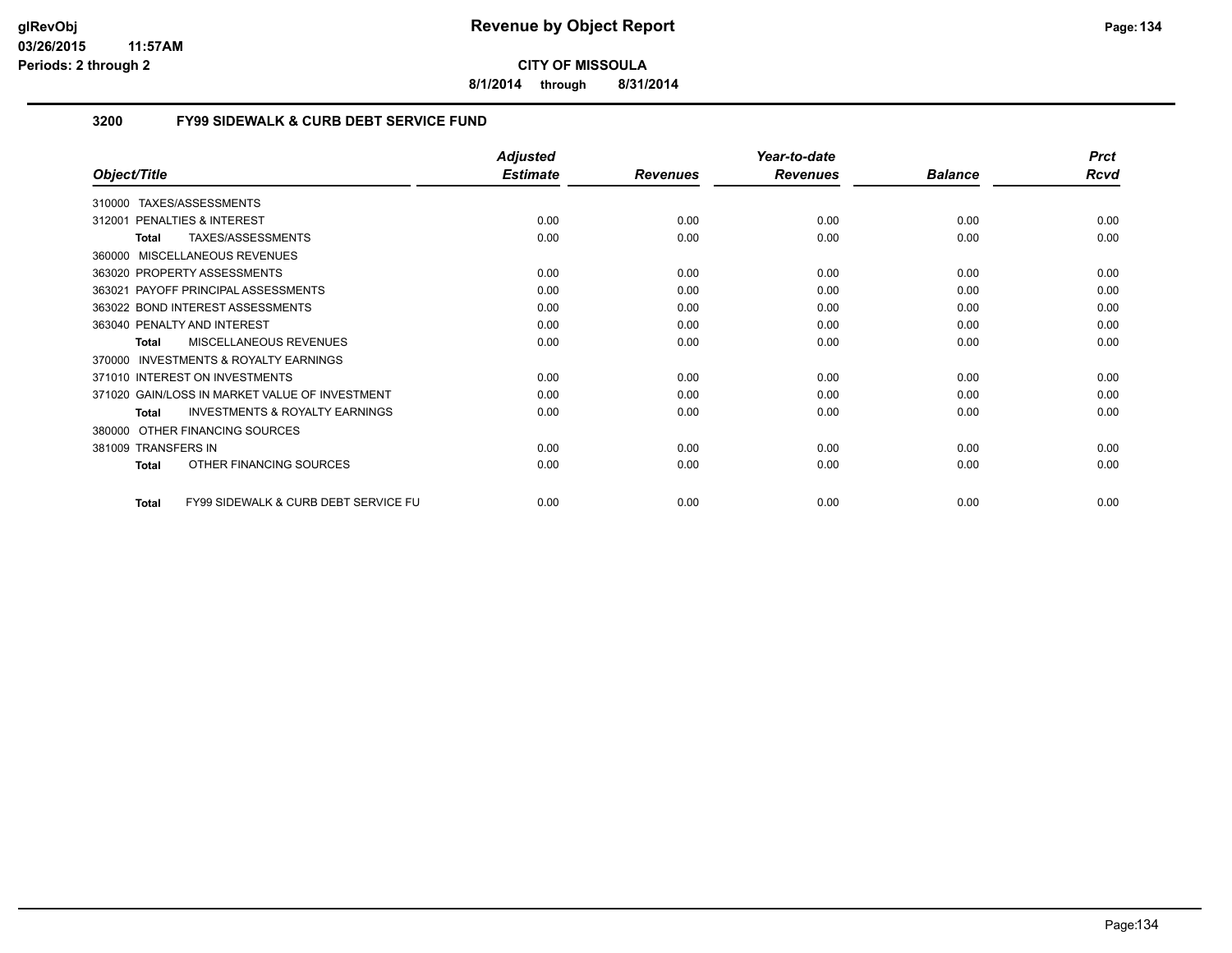# Revenue by Object Report

**CITY OF MISSOULA**

**8/1/2014 through 8/31/2014**

glRevObj
03/26/2015 11:57AM
Periods: 2 through 2

## 3200 FY99 SIDEWALK & CURB DEBT SERVICE FUND

| Object/Title | Adjusted Estimate | Revenues | Year-to-date Revenues | Balance | Prct Rcvd |
|---|---|---|---|---|---|
| 310000 TAXES/ASSESSMENTS | | | | | |
| 312001 PENALTIES & INTEREST | 0.00 | 0.00 | 0.00 | 0.00 | 0.00 |
| **Total** TAXES/ASSESSMENTS | 0.00 | 0.00 | 0.00 | 0.00 | 0.00 |
| 360000 MISCELLANEOUS REVENUES | | | | | |
| 363020 PROPERTY ASSESSMENTS | 0.00 | 0.00 | 0.00 | 0.00 | 0.00 |
| 363021 PAYOFF PRINCIPAL ASSESSMENTS | 0.00 | 0.00 | 0.00 | 0.00 | 0.00 |
| 363022 BOND INTEREST ASSESSMENTS | 0.00 | 0.00 | 0.00 | 0.00 | 0.00 |
| 363040 PENALTY AND INTEREST | 0.00 | 0.00 | 0.00 | 0.00 | 0.00 |
| **Total** MISCELLANEOUS REVENUES | 0.00 | 0.00 | 0.00 | 0.00 | 0.00 |
| 370000 INVESTMENTS & ROYALTY EARNINGS | | | | | |
| 371010 INTEREST ON INVESTMENTS | 0.00 | 0.00 | 0.00 | 0.00 | 0.00 |
| 371020 GAIN/LOSS IN MARKET VALUE OF INVESTMENT | 0.00 | 0.00 | 0.00 | 0.00 | 0.00 |
| **Total** INVESTMENTS & ROYALTY EARNINGS | 0.00 | 0.00 | 0.00 | 0.00 | 0.00 |
| 380000 OTHER FINANCING SOURCES | | | | | |
| 381009 TRANSFERS IN | 0.00 | 0.00 | 0.00 | 0.00 | 0.00 |
| **Total** OTHER FINANCING SOURCES | 0.00 | 0.00 | 0.00 | 0.00 | 0.00 |
| **Total** FY99 SIDEWALK & CURB DEBT SERVICE FU | 0.00 | 0.00 | 0.00 | 0.00 | 0.00 |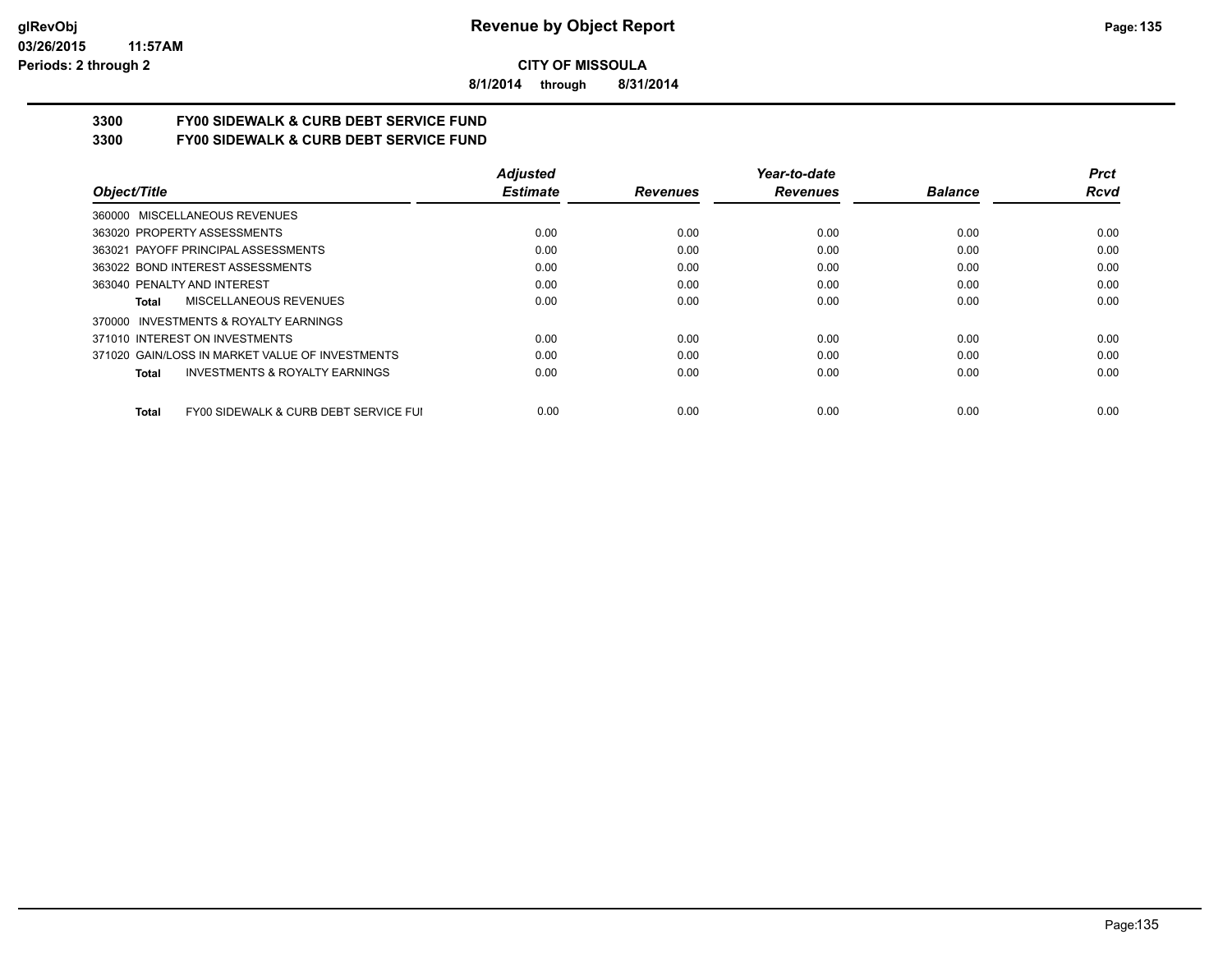**CITY OF MISSOULA**

**8/1/2014 through 8/31/2014**

**3300 FY00 SIDEWALK & CURB DEBT SERVICE FUND**

**3300 FY00 SIDEWALK & CURB DEBT SERVICE FUND**

| Object/Title | Adjusted Estimate | Revenues | Year-to-date Revenues | Balance | Prct Rcvd |
|---|---|---|---|---|---|
| 360000 MISCELLANEOUS REVENUES | | | | | |
| 363020 PROPERTY ASSESSMENTS | 0.00 | 0.00 | 0.00 | 0.00 | 0.00 |
| 363021 PAYOFF PRINCIPAL ASSESSMENTS | 0.00 | 0.00 | 0.00 | 0.00 | 0.00 |
| 363022 BOND INTEREST ASSESSMENTS | 0.00 | 0.00 | 0.00 | 0.00 | 0.00 |
| 363040 PENALTY AND INTEREST | 0.00 | 0.00 | 0.00 | 0.00 | 0.00 |
| **Total** MISCELLANEOUS REVENUES | 0.00 | 0.00 | 0.00 | 0.00 | 0.00 |
| 370000 INVESTMENTS & ROYALTY EARNINGS | | | | | |
| 371010 INTEREST ON INVESTMENTS | 0.00 | 0.00 | 0.00 | 0.00 | 0.00 |
| 371020 GAIN/LOSS IN MARKET VALUE OF INVESTMENTS | 0.00 | 0.00 | 0.00 | 0.00 | 0.00 |
| **Total** INVESTMENTS & ROYALTY EARNINGS | 0.00 | 0.00 | 0.00 | 0.00 | 0.00 |
| **Total** FY00 SIDEWALK & CURB DEBT SERVICE FUI | 0.00 | 0.00 | 0.00 | 0.00 | 0.00 |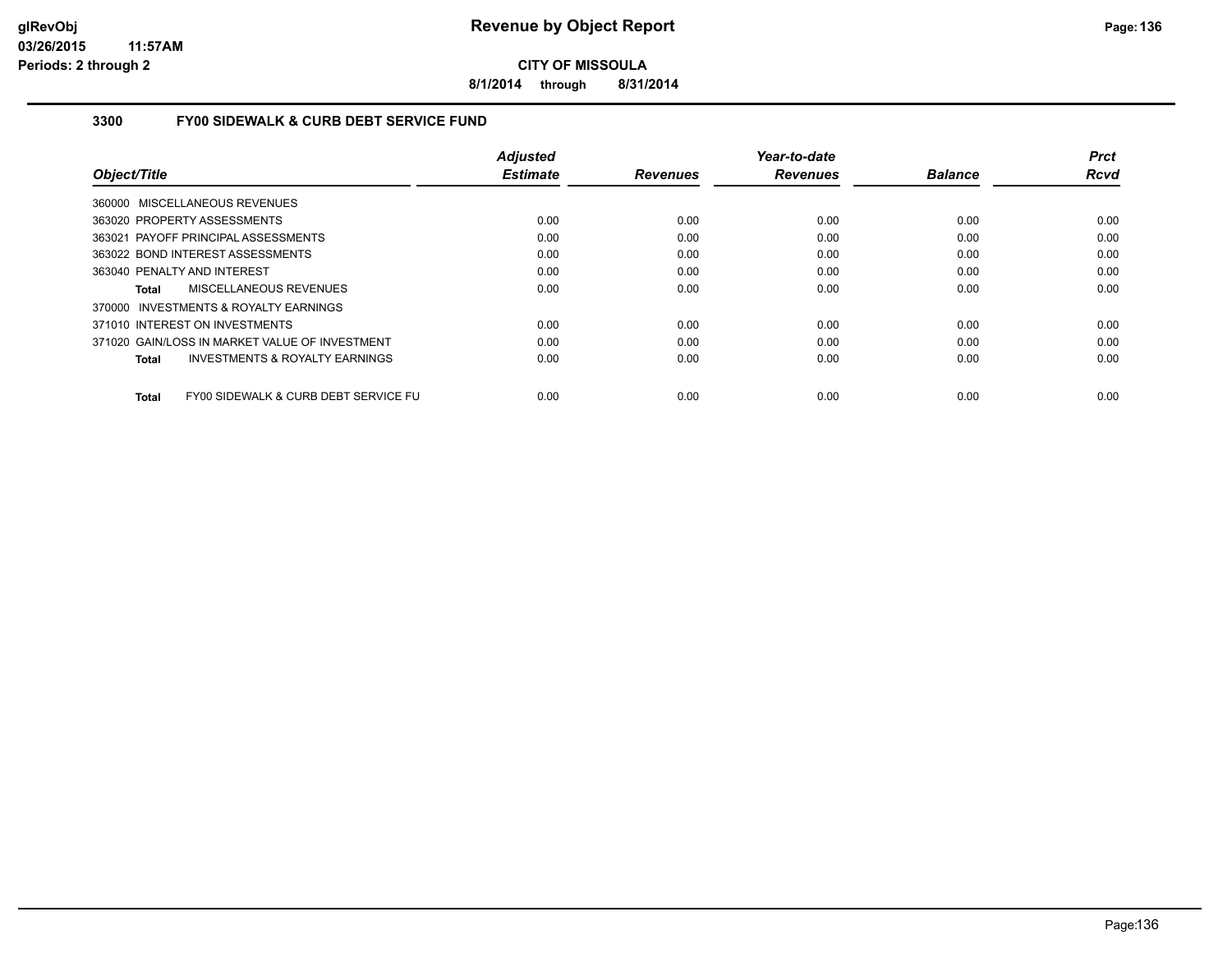# Revenue by Object Report

glRevObj
03/26/2015 11:57AM
Periods: 2 through 2

**CITY OF MISSOULA**

**8/1/2014 through 8/31/2014**

## 3300 FY00 SIDEWALK & CURB DEBT SERVICE FUND

| Object/Title | Adjusted Estimate | Revenues | Year-to-date Revenues | Balance | Prct Rcvd |
|---|---|---|---|---|---|
| 360000 MISCELLANEOUS REVENUES | | | | | |
| 363020 PROPERTY ASSESSMENTS | 0.00 | 0.00 | 0.00 | 0.00 | 0.00 |
| 363021 PAYOFF PRINCIPAL ASSESSMENTS | 0.00 | 0.00 | 0.00 | 0.00 | 0.00 |
| 363022 BOND INTEREST ASSESSMENTS | 0.00 | 0.00 | 0.00 | 0.00 | 0.00 |
| 363040 PENALTY AND INTEREST | 0.00 | 0.00 | 0.00 | 0.00 | 0.00 |
| **Total** MISCELLANEOUS REVENUES | 0.00 | 0.00 | 0.00 | 0.00 | 0.00 |
| 370000 INVESTMENTS & ROYALTY EARNINGS | | | | | |
| 371010 INTEREST ON INVESTMENTS | 0.00 | 0.00 | 0.00 | 0.00 | 0.00 |
| 371020 GAIN/LOSS IN MARKET VALUE OF INVESTMENT | 0.00 | 0.00 | 0.00 | 0.00 | 0.00 |
| **Total** INVESTMENTS & ROYALTY EARNINGS | 0.00 | 0.00 | 0.00 | 0.00 | 0.00 |
| **Total** FY00 SIDEWALK & CURB DEBT SERVICE FU | 0.00 | 0.00 | 0.00 | 0.00 | 0.00 |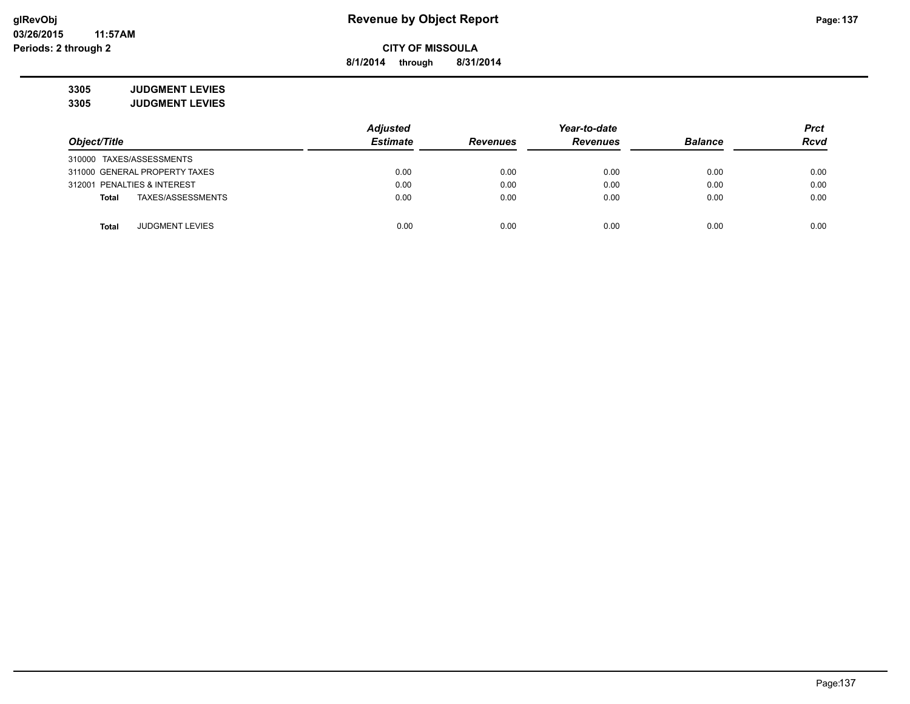**glRevObj**
**03/26/2015 11:57AM**
**Periods: 2 through 2**

# Revenue by Object Report

**CITY OF MISSOULA**

**8/1/2014 through 8/31/2014**

**3305 JUDGMENT LEVIES**
**3305 JUDGMENT LEVIES**

| Object/Title | Adjusted Estimate | Revenues | Year-to-date Revenues | Balance | Prct Rcvd |
|---|---|---|---|---|---|
| 310000 TAXES/ASSESSMENTS | | | | | |
| 311000 GENERAL PROPERTY TAXES | 0.00 | 0.00 | 0.00 | 0.00 | 0.00 |
| 312001 PENALTIES & INTEREST | 0.00 | 0.00 | 0.00 | 0.00 | 0.00 |
| **Total** TAXES/ASSESSMENTS | 0.00 | 0.00 | 0.00 | 0.00 | 0.00 |
| **Total** JUDGMENT LEVIES | 0.00 | 0.00 | 0.00 | 0.00 | 0.00 |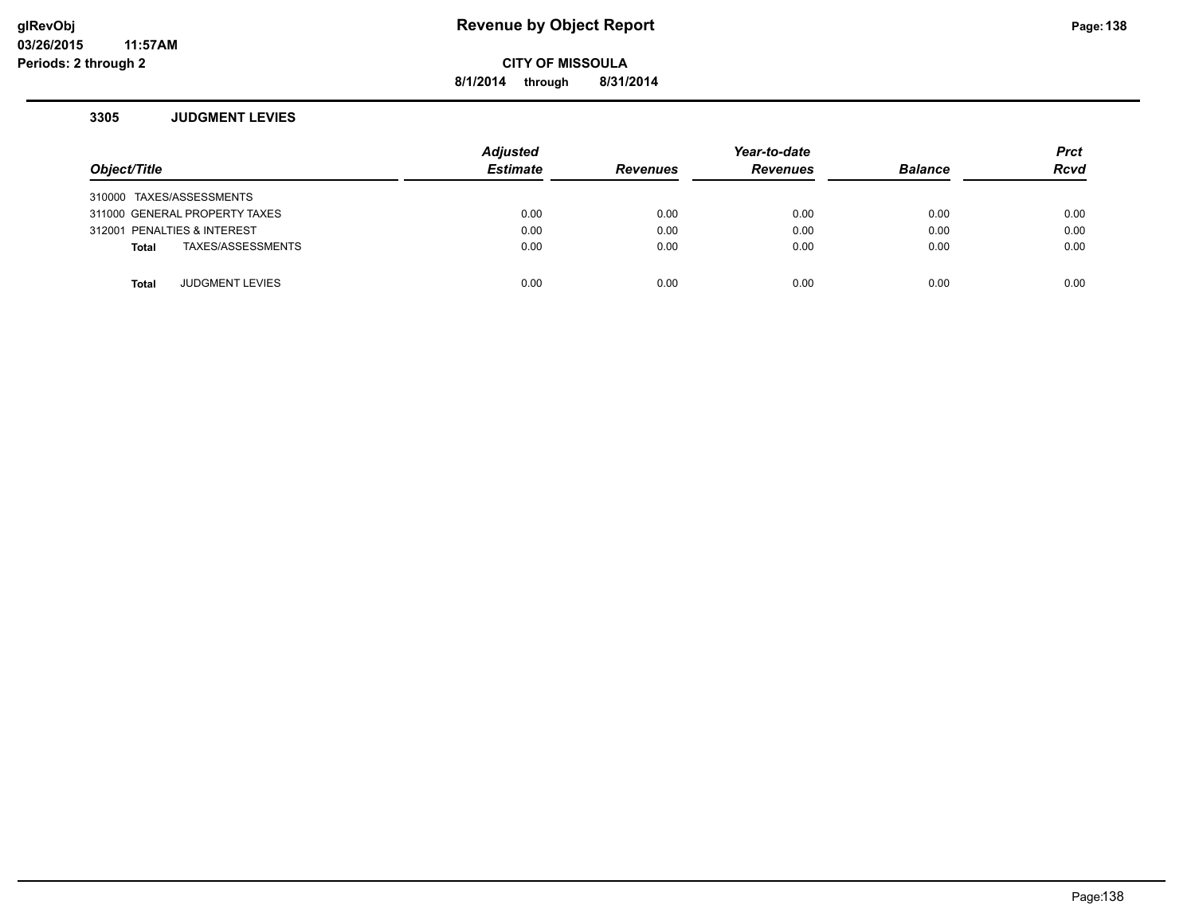**glRevObj**
**03/26/2015 11:57AM**
**Periods: 2 through 2**

# Revenue by Object Report

**CITY OF MISSOULA**

**8/1/2014 through 8/31/2014**

## 3305 JUDGMENT LEVIES

| Object/Title | Adjusted Estimate | Revenues | Year-to-date Revenues | Balance | Prct Rcvd |
|---|---|---|---|---|---|
| 310000 TAXES/ASSESSMENTS | | | | | |
| 311000 GENERAL PROPERTY TAXES | 0.00 | 0.00 | 0.00 | 0.00 | 0.00 |
| 312001 PENALTIES & INTEREST | 0.00 | 0.00 | 0.00 | 0.00 | 0.00 |
| **Total** TAXES/ASSESSMENTS | 0.00 | 0.00 | 0.00 | 0.00 | 0.00 |
| | | | | | |
| **Total** JUDGMENT LEVIES | 0.00 | 0.00 | 0.00 | 0.00 | 0.00 |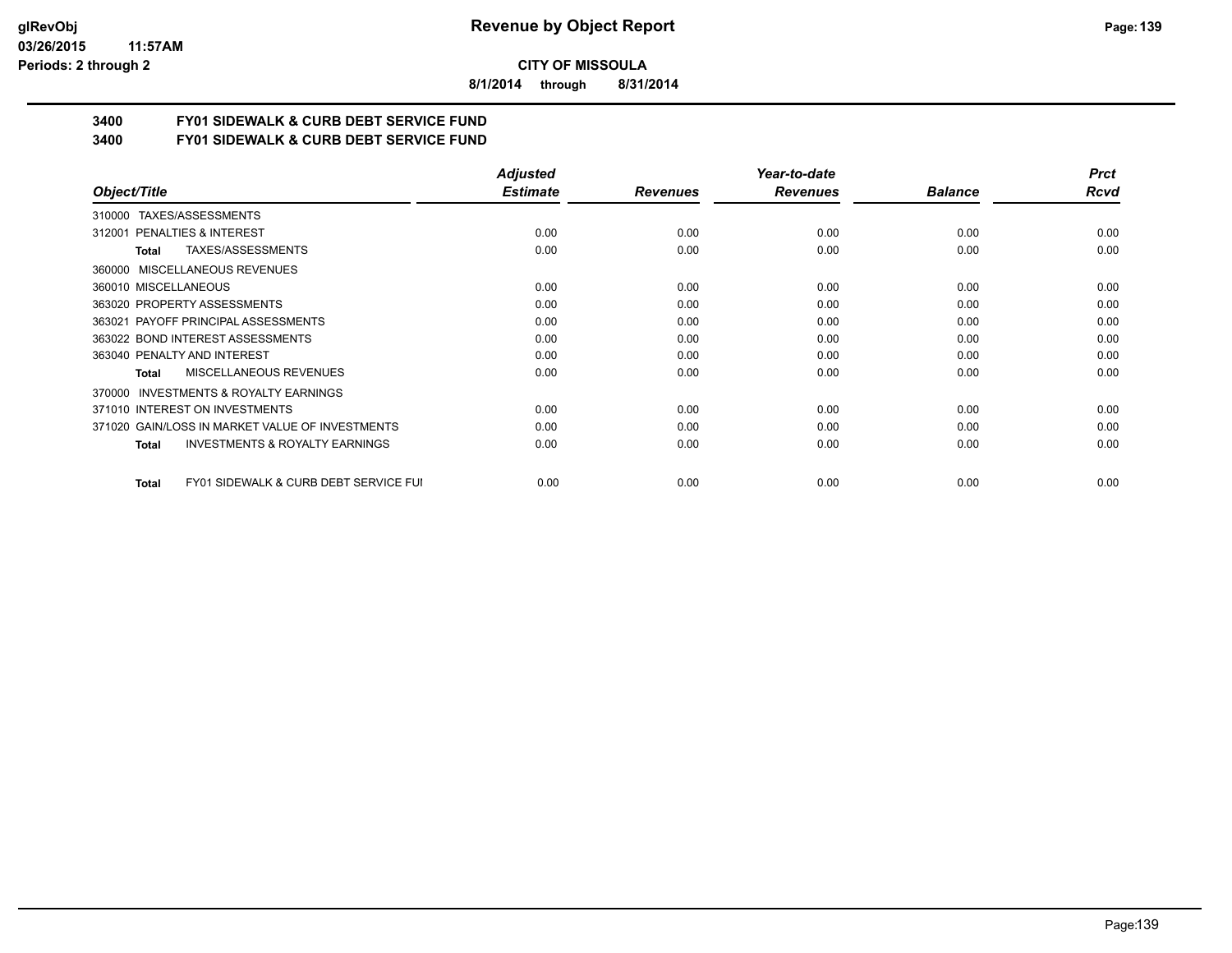**Revenue by Object Report**

**CITY OF MISSOULA**

**8/1/2014 through 8/31/2014**

**3400 FY01 SIDEWALK & CURB DEBT SERVICE FUND**

**3400 FY01 SIDEWALK & CURB DEBT SERVICE FUND**

| Object/Title | Adjusted Estimate | Revenues | Year-to-date Revenues | Balance | Prct Rcvd |
|---|---|---|---|---|---|
| 310000 TAXES/ASSESSMENTS | | | | | |
| 312001 PENALTIES & INTEREST | 0.00 | 0.00 | 0.00 | 0.00 | 0.00 |
| **Total** TAXES/ASSESSMENTS | 0.00 | 0.00 | 0.00 | 0.00 | 0.00 |
| 360000 MISCELLANEOUS REVENUES | | | | | |
| 360010 MISCELLANEOUS | 0.00 | 0.00 | 0.00 | 0.00 | 0.00 |
| 363020 PROPERTY ASSESSMENTS | 0.00 | 0.00 | 0.00 | 0.00 | 0.00 |
| 363021 PAYOFF PRINCIPAL ASSESSMENTS | 0.00 | 0.00 | 0.00 | 0.00 | 0.00 |
| 363022 BOND INTEREST ASSESSMENTS | 0.00 | 0.00 | 0.00 | 0.00 | 0.00 |
| 363040 PENALTY AND INTEREST | 0.00 | 0.00 | 0.00 | 0.00 | 0.00 |
| **Total** MISCELLANEOUS REVENUES | 0.00 | 0.00 | 0.00 | 0.00 | 0.00 |
| 370000 INVESTMENTS & ROYALTY EARNINGS | | | | | |
| 371010 INTEREST ON INVESTMENTS | 0.00 | 0.00 | 0.00 | 0.00 | 0.00 |
| 371020 GAIN/LOSS IN MARKET VALUE OF INVESTMENTS | 0.00 | 0.00 | 0.00 | 0.00 | 0.00 |
| **Total** INVESTMENTS & ROYALTY EARNINGS | 0.00 | 0.00 | 0.00 | 0.00 | 0.00 |
| **Total** FY01 SIDEWALK & CURB DEBT SERVICE FUI | 0.00 | 0.00 | 0.00 | 0.00 | 0.00 |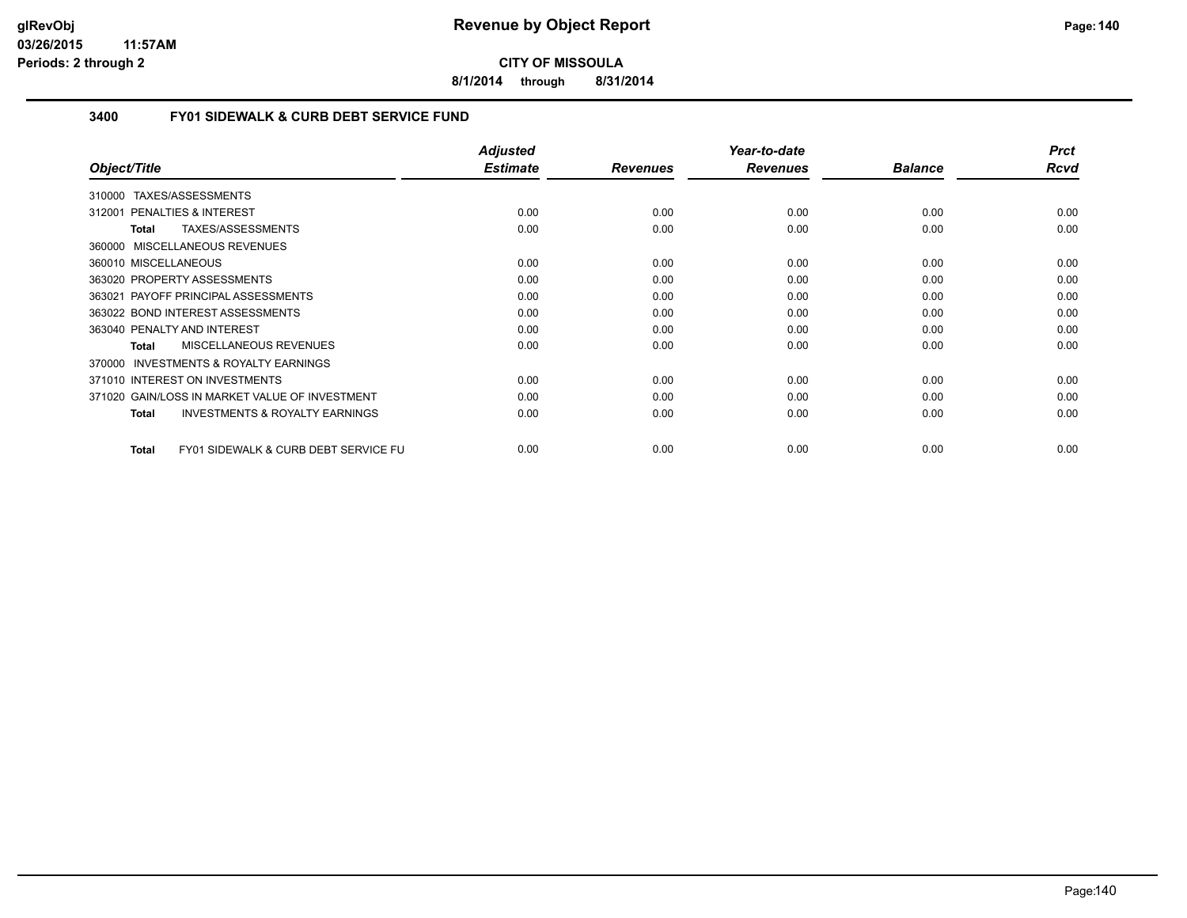**CITY OF MISSOULA**

**8/1/2014 through 8/31/2014**

## 3400 FY01 SIDEWALK & CURB DEBT SERVICE FUND

| Object/Title | Adjusted Estimate | Revenues | Year-to-date Revenues | Balance | Prct Rcvd |
|---|---|---|---|---|---|
| 310000 TAXES/ASSESSMENTS | | | | | |
| 312001 PENALTIES & INTEREST | 0.00 | 0.00 | 0.00 | 0.00 | 0.00 |
| **Total** TAXES/ASSESSMENTS | 0.00 | 0.00 | 0.00 | 0.00 | 0.00 |
| 360000 MISCELLANEOUS REVENUES | | | | | |
| 360010 MISCELLANEOUS | 0.00 | 0.00 | 0.00 | 0.00 | 0.00 |
| 363020 PROPERTY ASSESSMENTS | 0.00 | 0.00 | 0.00 | 0.00 | 0.00 |
| 363021 PAYOFF PRINCIPAL ASSESSMENTS | 0.00 | 0.00 | 0.00 | 0.00 | 0.00 |
| 363022 BOND INTEREST ASSESSMENTS | 0.00 | 0.00 | 0.00 | 0.00 | 0.00 |
| 363040 PENALTY AND INTEREST | 0.00 | 0.00 | 0.00 | 0.00 | 0.00 |
| **Total** MISCELLANEOUS REVENUES | 0.00 | 0.00 | 0.00 | 0.00 | 0.00 |
| 370000 INVESTMENTS & ROYALTY EARNINGS | | | | | |
| 371010 INTEREST ON INVESTMENTS | 0.00 | 0.00 | 0.00 | 0.00 | 0.00 |
| 371020 GAIN/LOSS IN MARKET VALUE OF INVESTMENT | 0.00 | 0.00 | 0.00 | 0.00 | 0.00 |
| **Total** INVESTMENTS & ROYALTY EARNINGS | 0.00 | 0.00 | 0.00 | 0.00 | 0.00 |
| **Total** FY01 SIDEWALK & CURB DEBT SERVICE FU | 0.00 | 0.00 | 0.00 | 0.00 | 0.00 |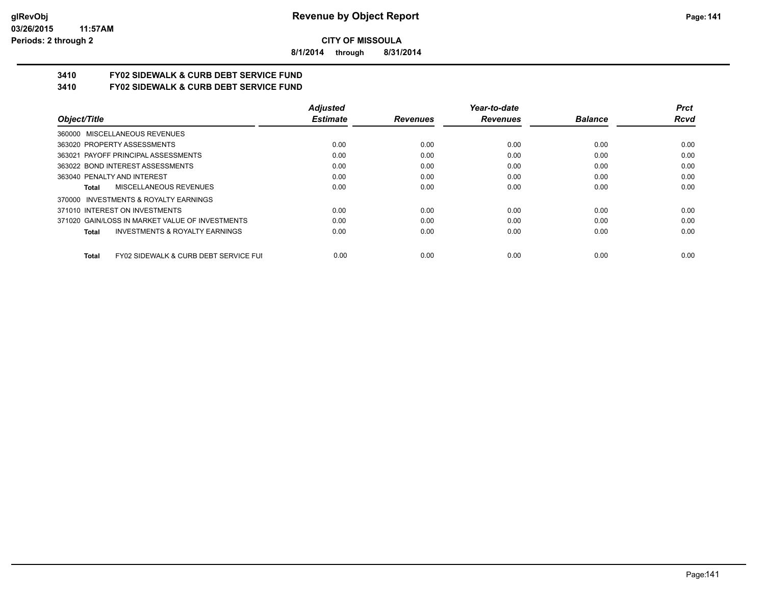# Revenue by Object Report

**CITY OF MISSOULA**

**8/1/2014 through 8/31/2014**

glRevObj
03/26/2015 11:57AM
Periods: 2 through 2

## 3410 FY02 SIDEWALK & CURB DEBT SERVICE FUND
## 3410 FY02 SIDEWALK & CURB DEBT SERVICE FUND

| Object/Title | Adjusted Estimate | Revenues | Year-to-date Revenues | Balance | Prct Rcvd |
|---|---|---|---|---|---|
| 360000 MISCELLANEOUS REVENUES | | | | | |
| 363020 PROPERTY ASSESSMENTS | 0.00 | 0.00 | 0.00 | 0.00 | 0.00 |
| 363021 PAYOFF PRINCIPAL ASSESSMENTS | 0.00 | 0.00 | 0.00 | 0.00 | 0.00 |
| 363022 BOND INTEREST ASSESSMENTS | 0.00 | 0.00 | 0.00 | 0.00 | 0.00 |
| 363040 PENALTY AND INTEREST | 0.00 | 0.00 | 0.00 | 0.00 | 0.00 |
| **Total** MISCELLANEOUS REVENUES | 0.00 | 0.00 | 0.00 | 0.00 | 0.00 |
| 370000 INVESTMENTS & ROYALTY EARNINGS | | | | | |
| 371010 INTEREST ON INVESTMENTS | 0.00 | 0.00 | 0.00 | 0.00 | 0.00 |
| 371020 GAIN/LOSS IN MARKET VALUE OF INVESTMENTS | 0.00 | 0.00 | 0.00 | 0.00 | 0.00 |
| **Total** INVESTMENTS & ROYALTY EARNINGS | 0.00 | 0.00 | 0.00 | 0.00 | 0.00 |
| **Total** FY02 SIDEWALK & CURB DEBT SERVICE FUI | 0.00 | 0.00 | 0.00 | 0.00 | 0.00 |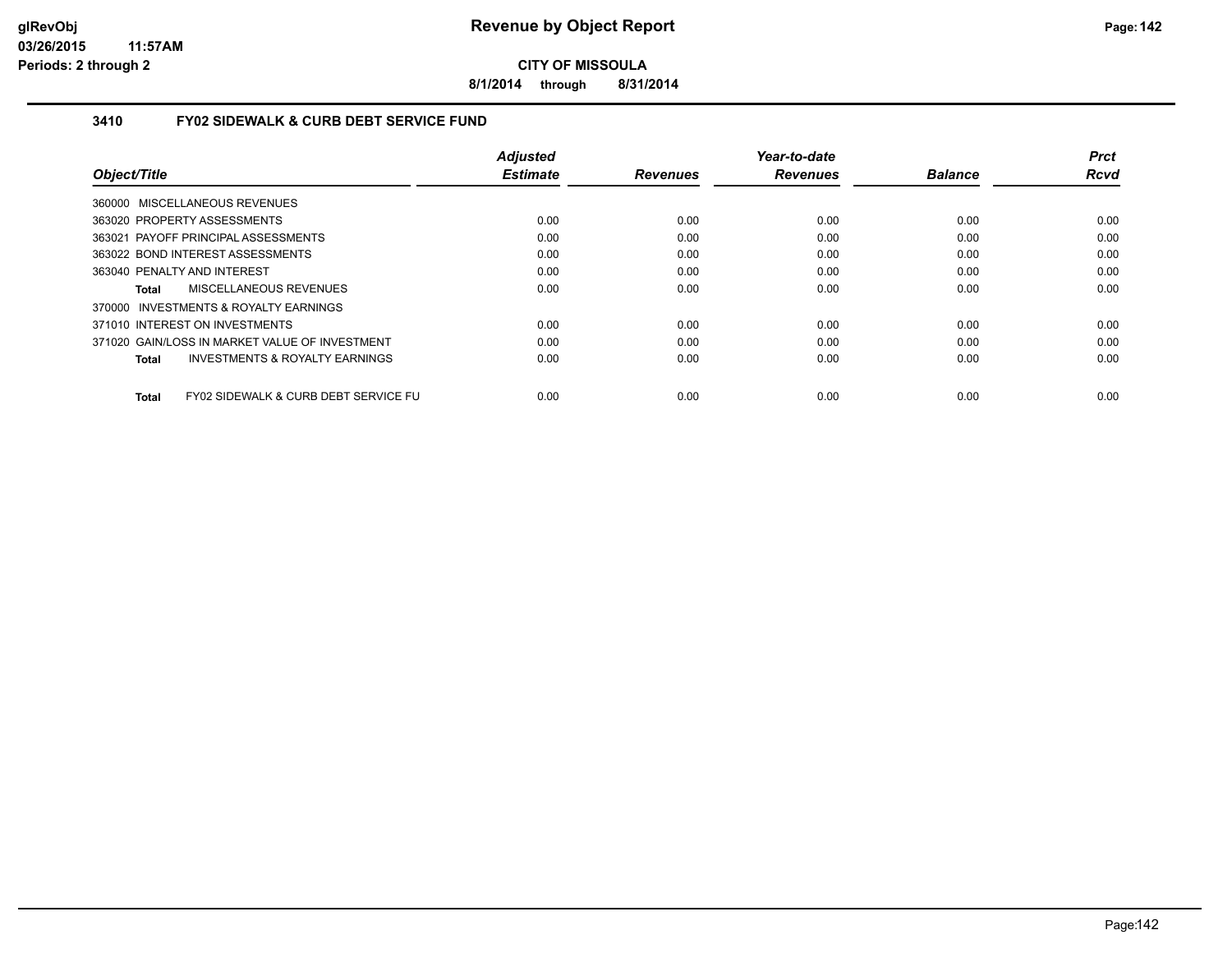# Revenue by Object Report

**CITY OF MISSOULA**

**8/1/2014 through 8/31/2014**

### 3410 FY02 SIDEWALK & CURB DEBT SERVICE FUND

| Object/Title | Adjusted Estimate | Revenues | Year-to-date Revenues | Balance | Prct Rcvd |
|---|---|---|---|---|---|
| 360000 MISCELLANEOUS REVENUES | | | | | |
| 363020 PROPERTY ASSESSMENTS | 0.00 | 0.00 | 0.00 | 0.00 | 0.00 |
| 363021 PAYOFF PRINCIPAL ASSESSMENTS | 0.00 | 0.00 | 0.00 | 0.00 | 0.00 |
| 363022 BOND INTEREST ASSESSMENTS | 0.00 | 0.00 | 0.00 | 0.00 | 0.00 |
| 363040 PENALTY AND INTEREST | 0.00 | 0.00 | 0.00 | 0.00 | 0.00 |
| **Total** MISCELLANEOUS REVENUES | 0.00 | 0.00 | 0.00 | 0.00 | 0.00 |
| 370000 INVESTMENTS & ROYALTY EARNINGS | | | | | |
| 371010 INTEREST ON INVESTMENTS | 0.00 | 0.00 | 0.00 | 0.00 | 0.00 |
| 371020 GAIN/LOSS IN MARKET VALUE OF INVESTMENT | 0.00 | 0.00 | 0.00 | 0.00 | 0.00 |
| **Total** INVESTMENTS & ROYALTY EARNINGS | 0.00 | 0.00 | 0.00 | 0.00 | 0.00 |
| **Total** FY02 SIDEWALK & CURB DEBT SERVICE FU | 0.00 | 0.00 | 0.00 | 0.00 | 0.00 |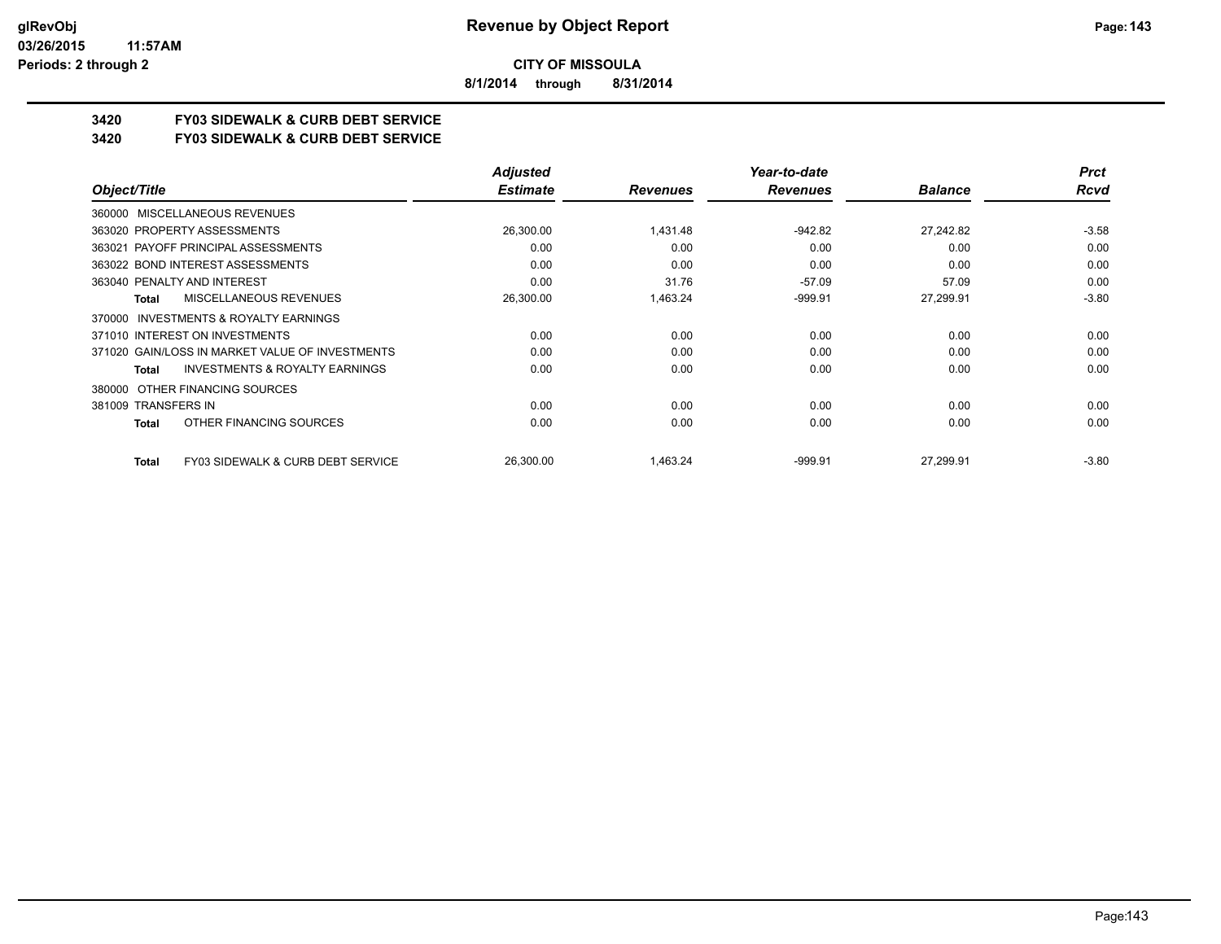**CITY OF MISSOULA**

**8/1/2014 through 8/31/2014**

## 3420 FY03 SIDEWALK & CURB DEBT SERVICE
## 3420 FY03 SIDEWALK & CURB DEBT SERVICE

| Object/Title | Adjusted Estimate | Revenues | Year-to-date Revenues | Balance | Prct Rcvd |
|---|---|---|---|---|---|
| 360000 MISCELLANEOUS REVENUES | | | | | |
| 363020 PROPERTY ASSESSMENTS | 26,300.00 | 1,431.48 | -942.82 | 27,242.82 | -3.58 |
| 363021 PAYOFF PRINCIPAL ASSESSMENTS | 0.00 | 0.00 | 0.00 | 0.00 | 0.00 |
| 363022 BOND INTEREST ASSESSMENTS | 0.00 | 0.00 | 0.00 | 0.00 | 0.00 |
| 363040 PENALTY AND INTEREST | 0.00 | 31.76 | -57.09 | 57.09 | 0.00 |
| **Total** MISCELLANEOUS REVENUES | 26,300.00 | 1,463.24 | -999.91 | 27,299.91 | -3.80 |
| 370000 INVESTMENTS & ROYALTY EARNINGS | | | | | |
| 371010 INTEREST ON INVESTMENTS | 0.00 | 0.00 | 0.00 | 0.00 | 0.00 |
| 371020 GAIN/LOSS IN MARKET VALUE OF INVESTMENTS | 0.00 | 0.00 | 0.00 | 0.00 | 0.00 |
| **Total** INVESTMENTS & ROYALTY EARNINGS | 0.00 | 0.00 | 0.00 | 0.00 | 0.00 |
| 380000 OTHER FINANCING SOURCES | | | | | |
| 381009 TRANSFERS IN | 0.00 | 0.00 | 0.00 | 0.00 | 0.00 |
| **Total** OTHER FINANCING SOURCES | 0.00 | 0.00 | 0.00 | 0.00 | 0.00 |
| **Total** FY03 SIDEWALK & CURB DEBT SERVICE | 26,300.00 | 1,463.24 | -999.91 | 27,299.91 | -3.80 |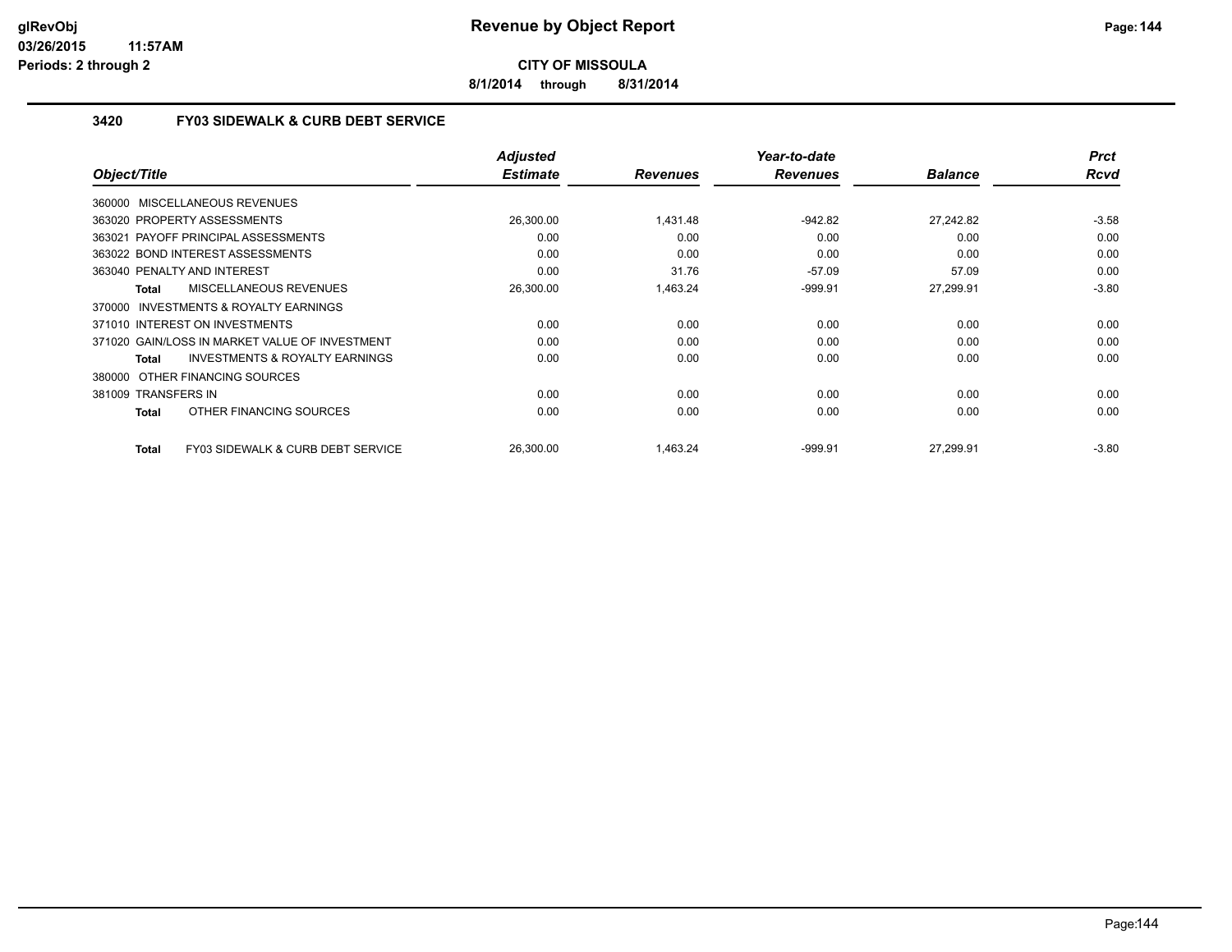**glRevObj**
**03/26/2015 11:57AM**
**Periods: 2 through 2**

# Revenue by Object Report

**CITY OF MISSOULA**

**8/1/2014 through 8/31/2014**

## 3420 FY03 SIDEWALK & CURB DEBT SERVICE

| Object/Title | Adjusted Estimate | Revenues | Year-to-date Revenues | Balance | Prct Rcvd |
|---|---|---|---|---|---|
| 360000 MISCELLANEOUS REVENUES | | | | | |
| 363020 PROPERTY ASSESSMENTS | 26,300.00 | 1,431.48 | -942.82 | 27,242.82 | -3.58 |
| 363021 PAYOFF PRINCIPAL ASSESSMENTS | 0.00 | 0.00 | 0.00 | 0.00 | 0.00 |
| 363022 BOND INTEREST ASSESSMENTS | 0.00 | 0.00 | 0.00 | 0.00 | 0.00 |
| 363040 PENALTY AND INTEREST | 0.00 | 31.76 | -57.09 | 57.09 | 0.00 |
| **Total** MISCELLANEOUS REVENUES | 26,300.00 | 1,463.24 | -999.91 | 27,299.91 | -3.80 |
| 370000 INVESTMENTS & ROYALTY EARNINGS | | | | | |
| 371010 INTEREST ON INVESTMENTS | 0.00 | 0.00 | 0.00 | 0.00 | 0.00 |
| 371020 GAIN/LOSS IN MARKET VALUE OF INVESTMENT | 0.00 | 0.00 | 0.00 | 0.00 | 0.00 |
| **Total** INVESTMENTS & ROYALTY EARNINGS | 0.00 | 0.00 | 0.00 | 0.00 | 0.00 |
| 380000 OTHER FINANCING SOURCES | | | | | |
| 381009 TRANSFERS IN | 0.00 | 0.00 | 0.00 | 0.00 | 0.00 |
| **Total** OTHER FINANCING SOURCES | 0.00 | 0.00 | 0.00 | 0.00 | 0.00 |
| **Total** FY03 SIDEWALK & CURB DEBT SERVICE | 26,300.00 | 1,463.24 | -999.91 | 27,299.91 | -3.80 |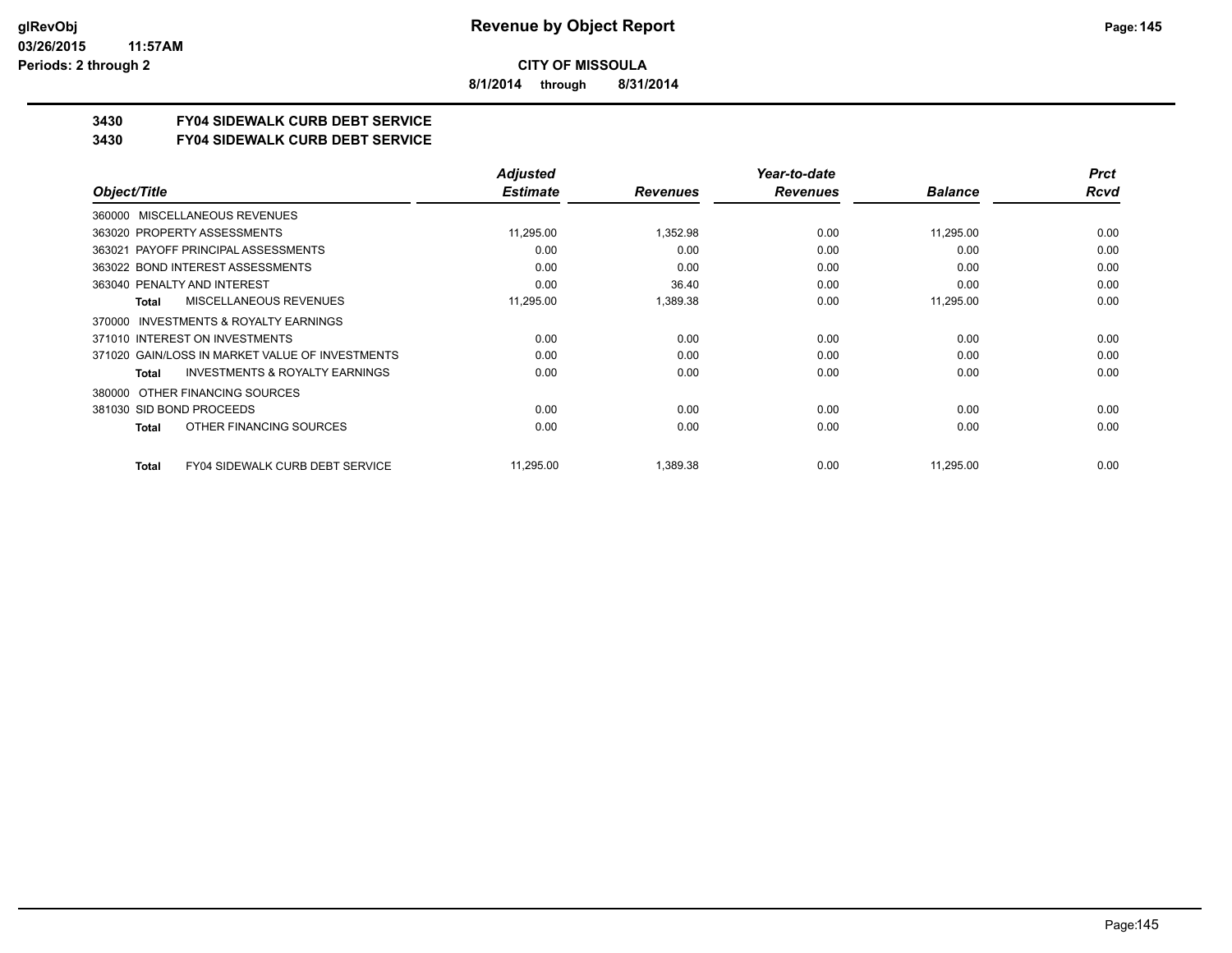# Revenue by Object Report

## CITY OF MISSOULA

**8/1/2014 through 8/31/2014**

### 3430 FY04 SIDEWALK CURB DEBT SERVICE
### 3430 FY04 SIDEWALK CURB DEBT SERVICE

| Object/Title | Adjusted Estimate | Revenues | Year-to-date Revenues | Balance | Prct Rcvd |
|---|---|---|---|---|---|
| 360000 MISCELLANEOUS REVENUES | | | | | |
| 363020 PROPERTY ASSESSMENTS | 11,295.00 | 1,352.98 | 0.00 | 11,295.00 | 0.00 |
| 363021 PAYOFF PRINCIPAL ASSESSMENTS | 0.00 | 0.00 | 0.00 | 0.00 | 0.00 |
| 363022 BOND INTEREST ASSESSMENTS | 0.00 | 0.00 | 0.00 | 0.00 | 0.00 |
| 363040 PENALTY AND INTEREST | 0.00 | 36.40 | 0.00 | 0.00 | 0.00 |
| **Total** MISCELLANEOUS REVENUES | 11,295.00 | 1,389.38 | 0.00 | 11,295.00 | 0.00 |
| 370000 INVESTMENTS & ROYALTY EARNINGS | | | | | |
| 371010 INTEREST ON INVESTMENTS | 0.00 | 0.00 | 0.00 | 0.00 | 0.00 |
| 371020 GAIN/LOSS IN MARKET VALUE OF INVESTMENTS | 0.00 | 0.00 | 0.00 | 0.00 | 0.00 |
| **Total** INVESTMENTS & ROYALTY EARNINGS | 0.00 | 0.00 | 0.00 | 0.00 | 0.00 |
| 380000 OTHER FINANCING SOURCES | | | | | |
| 381030 SID BOND PROCEEDS | 0.00 | 0.00 | 0.00 | 0.00 | 0.00 |
| **Total** OTHER FINANCING SOURCES | 0.00 | 0.00 | 0.00 | 0.00 | 0.00 |
| **Total** FY04 SIDEWALK CURB DEBT SERVICE | 11,295.00 | 1,389.38 | 0.00 | 11,295.00 | 0.00 |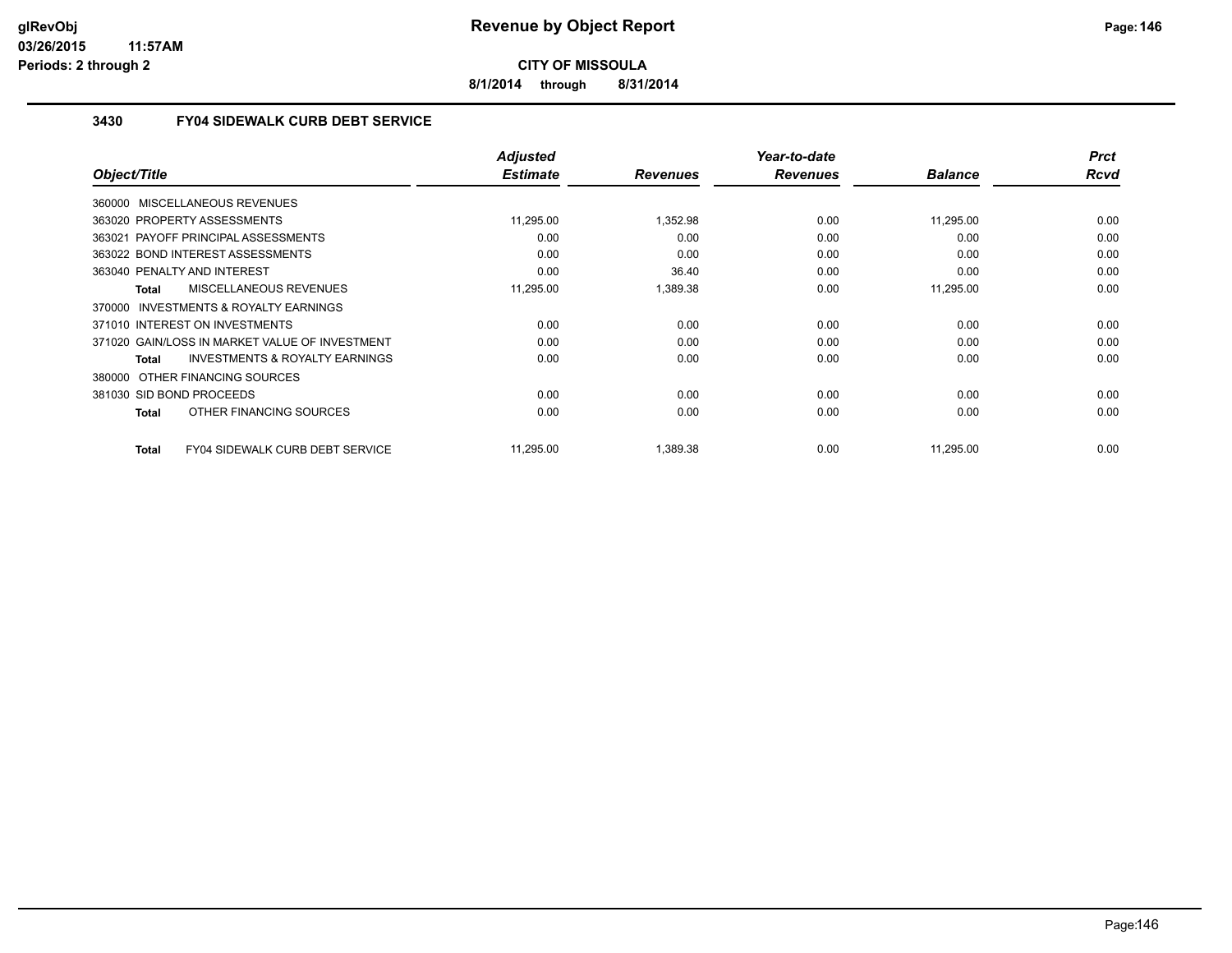**CITY OF MISSOULA**

**8/1/2014 through 8/31/2014**

## 3430 FY04 SIDEWALK CURB DEBT SERVICE

| Object/Title | Adjusted Estimate | Revenues | Year-to-date Revenues | Balance | Prct Rcvd |
|---|---|---|---|---|---|
| 360000 MISCELLANEOUS REVENUES | | | | | |
| 363020 PROPERTY ASSESSMENTS | 11,295.00 | 1,352.98 | 0.00 | 11,295.00 | 0.00 |
| 363021 PAYOFF PRINCIPAL ASSESSMENTS | 0.00 | 0.00 | 0.00 | 0.00 | 0.00 |
| 363022 BOND INTEREST ASSESSMENTS | 0.00 | 0.00 | 0.00 | 0.00 | 0.00 |
| 363040 PENALTY AND INTEREST | 0.00 | 36.40 | 0.00 | 0.00 | 0.00 |
| **Total** MISCELLANEOUS REVENUES | 11,295.00 | 1,389.38 | 0.00 | 11,295.00 | 0.00 |
| 370000 INVESTMENTS & ROYALTY EARNINGS | | | | | |
| 371010 INTEREST ON INVESTMENTS | 0.00 | 0.00 | 0.00 | 0.00 | 0.00 |
| 371020 GAIN/LOSS IN MARKET VALUE OF INVESTMENT | 0.00 | 0.00 | 0.00 | 0.00 | 0.00 |
| **Total** INVESTMENTS & ROYALTY EARNINGS | 0.00 | 0.00 | 0.00 | 0.00 | 0.00 |
| 380000 OTHER FINANCING SOURCES | | | | | |
| 381030 SID BOND PROCEEDS | 0.00 | 0.00 | 0.00 | 0.00 | 0.00 |
| **Total** OTHER FINANCING SOURCES | 0.00 | 0.00 | 0.00 | 0.00 | 0.00 |
| **Total** FY04 SIDEWALK CURB DEBT SERVICE | 11,295.00 | 1,389.38 | 0.00 | 11,295.00 | 0.00 |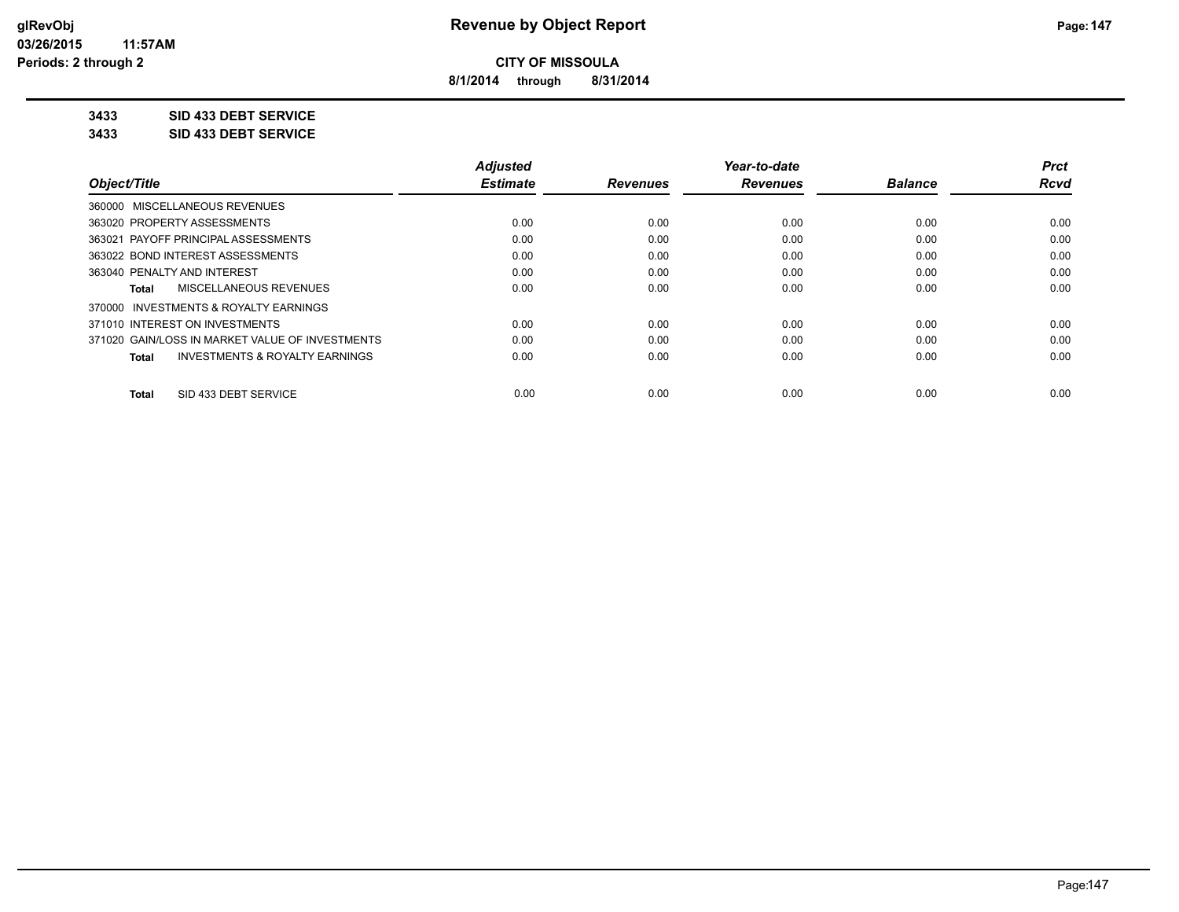**CITY OF MISSOULA**

**8/1/2014 through 8/31/2014**

**3433 SID 433 DEBT SERVICE**

**3433 SID 433 DEBT SERVICE**

| Object/Title | Adjusted Estimate | Revenues | Year-to-date Revenues | Balance | Prct Rcvd |
|---|---|---|---|---|---|
| 360000 MISCELLANEOUS REVENUES | | | | | |
| 363020 PROPERTY ASSESSMENTS | 0.00 | 0.00 | 0.00 | 0.00 | 0.00 |
| 363021 PAYOFF PRINCIPAL ASSESSMENTS | 0.00 | 0.00 | 0.00 | 0.00 | 0.00 |
| 363022 BOND INTEREST ASSESSMENTS | 0.00 | 0.00 | 0.00 | 0.00 | 0.00 |
| 363040 PENALTY AND INTEREST | 0.00 | 0.00 | 0.00 | 0.00 | 0.00 |
| **Total** MISCELLANEOUS REVENUES | 0.00 | 0.00 | 0.00 | 0.00 | 0.00 |
| 370000 INVESTMENTS & ROYALTY EARNINGS | | | | | |
| 371010 INTEREST ON INVESTMENTS | 0.00 | 0.00 | 0.00 | 0.00 | 0.00 |
| 371020 GAIN/LOSS IN MARKET VALUE OF INVESTMENTS | 0.00 | 0.00 | 0.00 | 0.00 | 0.00 |
| **Total** INVESTMENTS & ROYALTY EARNINGS | 0.00 | 0.00 | 0.00 | 0.00 | 0.00 |
| **Total** SID 433 DEBT SERVICE | 0.00 | 0.00 | 0.00 | 0.00 | 0.00 |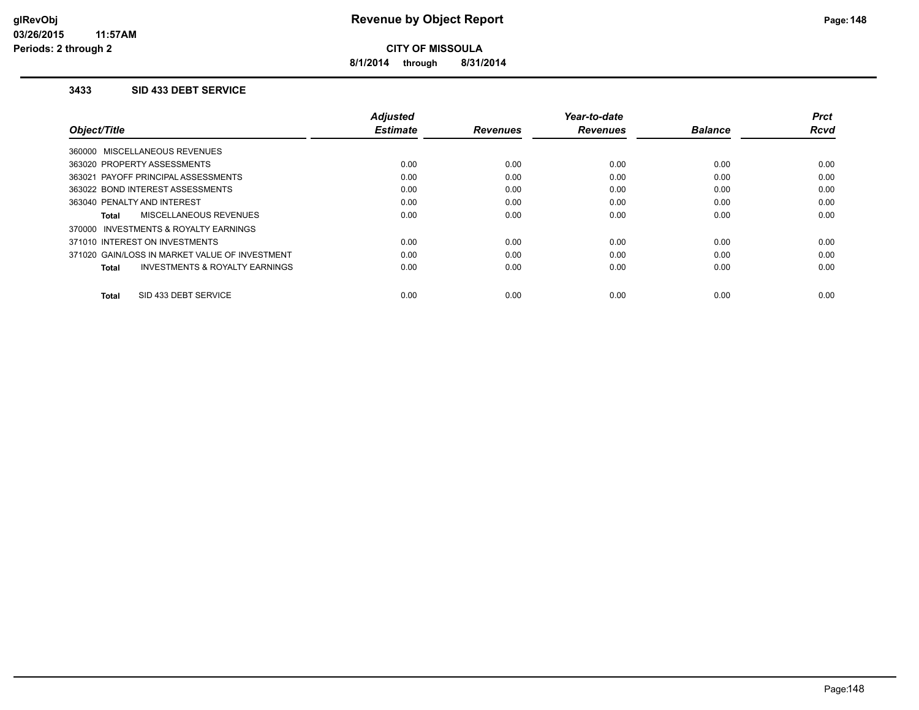# Revenue by Object Report

**CITY OF MISSOULA**

**8/1/2014 through 8/31/2014**

glRevObj
03/26/2015 11:57AM
Periods: 2 through 2

## 3433 SID 433 DEBT SERVICE

| Object/Title | Adjusted Estimate | Revenues | Year-to-date Revenues | Balance | Prct Rcvd |
|---|---|---|---|---|---|
| 360000 MISCELLANEOUS REVENUES | | | | | |
| 363020 PROPERTY ASSESSMENTS | 0.00 | 0.00 | 0.00 | 0.00 | 0.00 |
| 363021 PAYOFF PRINCIPAL ASSESSMENTS | 0.00 | 0.00 | 0.00 | 0.00 | 0.00 |
| 363022 BOND INTEREST ASSESSMENTS | 0.00 | 0.00 | 0.00 | 0.00 | 0.00 |
| 363040 PENALTY AND INTEREST | 0.00 | 0.00 | 0.00 | 0.00 | 0.00 |
| **Total** MISCELLANEOUS REVENUES | 0.00 | 0.00 | 0.00 | 0.00 | 0.00 |
| 370000 INVESTMENTS & ROYALTY EARNINGS | | | | | |
| 371010 INTEREST ON INVESTMENTS | 0.00 | 0.00 | 0.00 | 0.00 | 0.00 |
| 371020 GAIN/LOSS IN MARKET VALUE OF INVESTMENT | 0.00 | 0.00 | 0.00 | 0.00 | 0.00 |
| **Total** INVESTMENTS & ROYALTY EARNINGS | 0.00 | 0.00 | 0.00 | 0.00 | 0.00 |
| **Total** SID 433 DEBT SERVICE | 0.00 | 0.00 | 0.00 | 0.00 | 0.00 |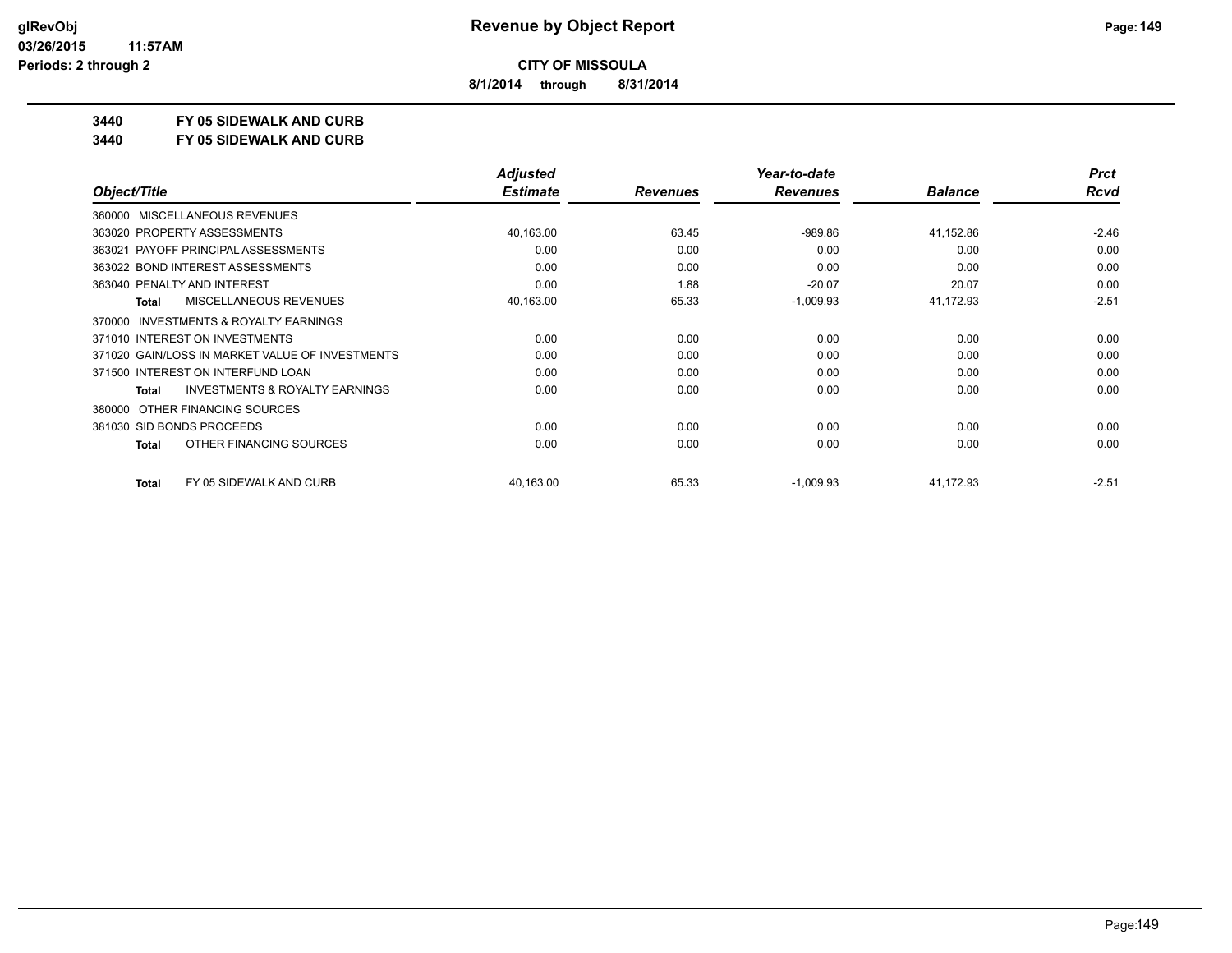**CITY OF MISSOULA**

**8/1/2014 through 8/31/2014**

**3440 FY 05 SIDEWALK AND CURB**

**3440 FY 05 SIDEWALK AND CURB**

| Object/Title | Adjusted Estimate | Revenues | Year-to-date Revenues | Balance | Prct Rcvd |
|---|---|---|---|---|---|
| 360000 MISCELLANEOUS REVENUES | | | | | |
| 363020 PROPERTY ASSESSMENTS | 40,163.00 | 63.45 | -989.86 | 41,152.86 | -2.46 |
| 363021 PAYOFF PRINCIPAL ASSESSMENTS | 0.00 | 0.00 | 0.00 | 0.00 | 0.00 |
| 363022 BOND INTEREST ASSESSMENTS | 0.00 | 0.00 | 0.00 | 0.00 | 0.00 |
| 363040 PENALTY AND INTEREST | 0.00 | 1.88 | -20.07 | 20.07 | 0.00 |
| **Total** MISCELLANEOUS REVENUES | 40,163.00 | 65.33 | -1,009.93 | 41,172.93 | -2.51 |
| 370000 INVESTMENTS & ROYALTY EARNINGS | | | | | |
| 371010 INTEREST ON INVESTMENTS | 0.00 | 0.00 | 0.00 | 0.00 | 0.00 |
| 371020 GAIN/LOSS IN MARKET VALUE OF INVESTMENTS | 0.00 | 0.00 | 0.00 | 0.00 | 0.00 |
| 371500 INTEREST ON INTERFUND LOAN | 0.00 | 0.00 | 0.00 | 0.00 | 0.00 |
| **Total** INVESTMENTS & ROYALTY EARNINGS | 0.00 | 0.00 | 0.00 | 0.00 | 0.00 |
| 380000 OTHER FINANCING SOURCES | | | | | |
| 381030 SID BONDS PROCEEDS | 0.00 | 0.00 | 0.00 | 0.00 | 0.00 |
| **Total** OTHER FINANCING SOURCES | 0.00 | 0.00 | 0.00 | 0.00 | 0.00 |
| **Total** FY 05 SIDEWALK AND CURB | 40,163.00 | 65.33 | -1,009.93 | 41,172.93 | -2.51 |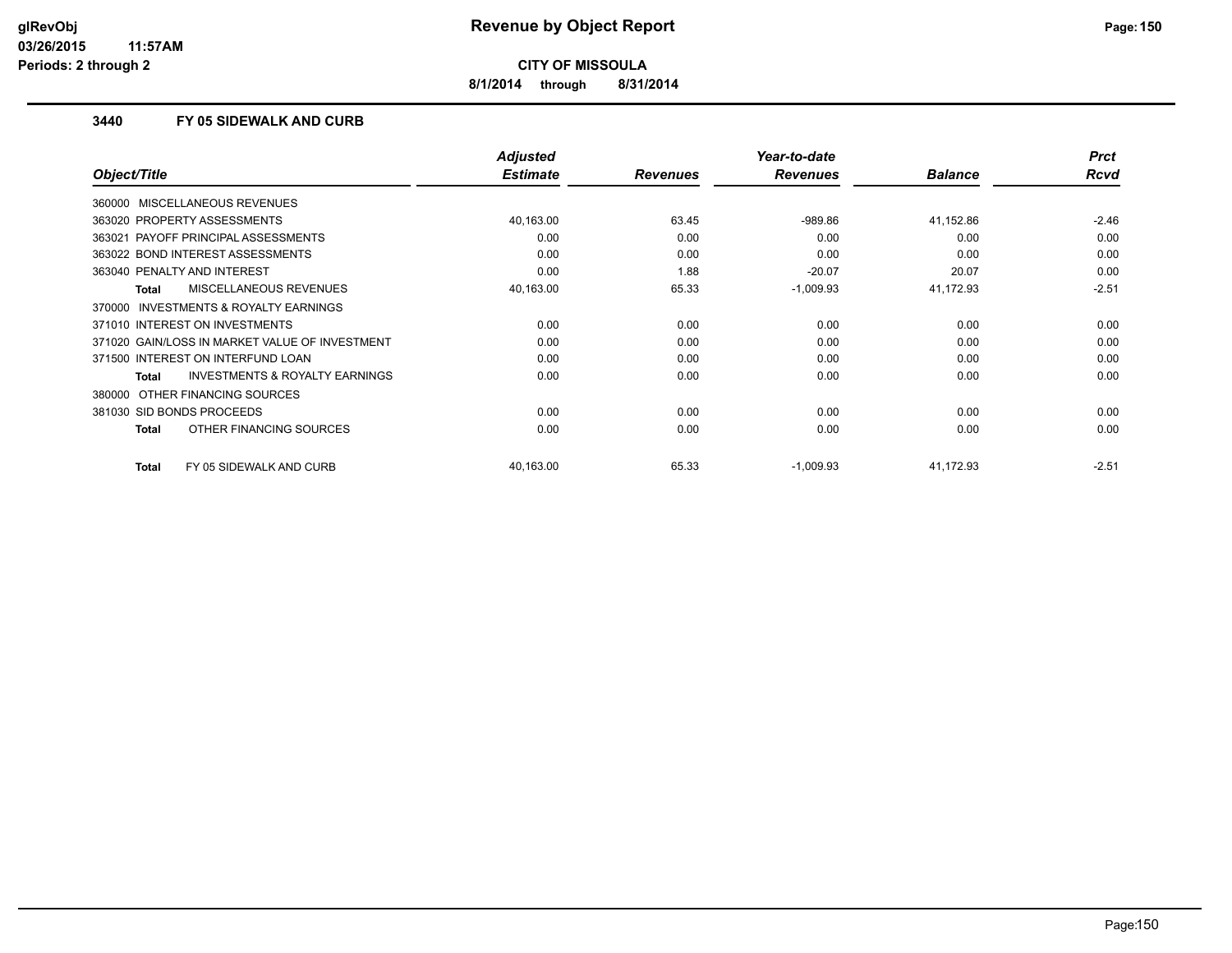**Revenue by Object Report**

**CITY OF MISSOULA**

**8/1/2014 through 8/31/2014**

glRevObj
03/26/2015 11:57AM
Periods: 2 through 2

### 3440 FY 05 SIDEWALK AND CURB

| Object/Title | Adjusted Estimate | Revenues | Year-to-date Revenues | Balance | Prct Rcvd |
|---|---|---|---|---|---|
| 360000 MISCELLANEOUS REVENUES | | | | | |
| 363020 PROPERTY ASSESSMENTS | 40,163.00 | 63.45 | -989.86 | 41,152.86 | -2.46 |
| 363021 PAYOFF PRINCIPAL ASSESSMENTS | 0.00 | 0.00 | 0.00 | 0.00 | 0.00 |
| 363022 BOND INTEREST ASSESSMENTS | 0.00 | 0.00 | 0.00 | 0.00 | 0.00 |
| 363040 PENALTY AND INTEREST | 0.00 | 1.88 | -20.07 | 20.07 | 0.00 |
| **Total** MISCELLANEOUS REVENUES | 40,163.00 | 65.33 | -1,009.93 | 41,172.93 | -2.51 |
| 370000 INVESTMENTS & ROYALTY EARNINGS | | | | | |
| 371010 INTEREST ON INVESTMENTS | 0.00 | 0.00 | 0.00 | 0.00 | 0.00 |
| 371020 GAIN/LOSS IN MARKET VALUE OF INVESTMENT | 0.00 | 0.00 | 0.00 | 0.00 | 0.00 |
| 371500 INTEREST ON INTERFUND LOAN | 0.00 | 0.00 | 0.00 | 0.00 | 0.00 |
| **Total** INVESTMENTS & ROYALTY EARNINGS | 0.00 | 0.00 | 0.00 | 0.00 | 0.00 |
| 380000 OTHER FINANCING SOURCES | | | | | |
| 381030 SID BONDS PROCEEDS | 0.00 | 0.00 | 0.00 | 0.00 | 0.00 |
| **Total** OTHER FINANCING SOURCES | 0.00 | 0.00 | 0.00 | 0.00 | 0.00 |
| **Total** FY 05 SIDEWALK AND CURB | 40,163.00 | 65.33 | -1,009.93 | 41,172.93 | -2.51 |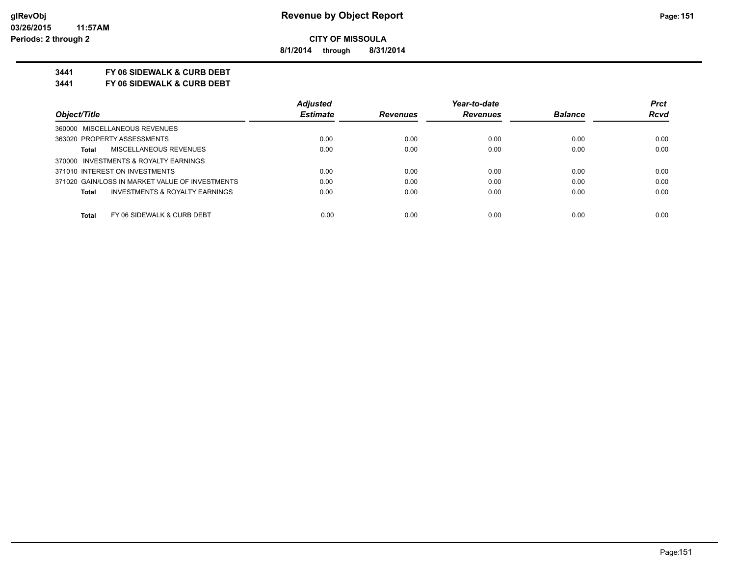**glRevObj** **Revenue by Object Report**
**03/26/2015 11:57AM**
**Periods: 2 through 2**

**CITY OF MISSOULA**

**8/1/2014 through 8/31/2014**

**3441 FY 06 SIDEWALK & CURB DEBT**
**3441 FY 06 SIDEWALK & CURB DEBT**

| Object/Title | Adjusted Estimate | Revenues | Year-to-date Revenues | Balance | Prct Rcvd |
|---|---|---|---|---|---|
| 360000 MISCELLANEOUS REVENUES | | | | | |
| 363020 PROPERTY ASSESSMENTS | 0.00 | 0.00 | 0.00 | 0.00 | 0.00 |
| **Total** MISCELLANEOUS REVENUES | 0.00 | 0.00 | 0.00 | 0.00 | 0.00 |
| 370000 INVESTMENTS & ROYALTY EARNINGS | | | | | |
| 371010 INTEREST ON INVESTMENTS | 0.00 | 0.00 | 0.00 | 0.00 | 0.00 |
| 371020 GAIN/LOSS IN MARKET VALUE OF INVESTMENTS | 0.00 | 0.00 | 0.00 | 0.00 | 0.00 |
| **Total** INVESTMENTS & ROYALTY EARNINGS | 0.00 | 0.00 | 0.00 | 0.00 | 0.00 |
| **Total** FY 06 SIDEWALK & CURB DEBT | 0.00 | 0.00 | 0.00 | 0.00 | 0.00 |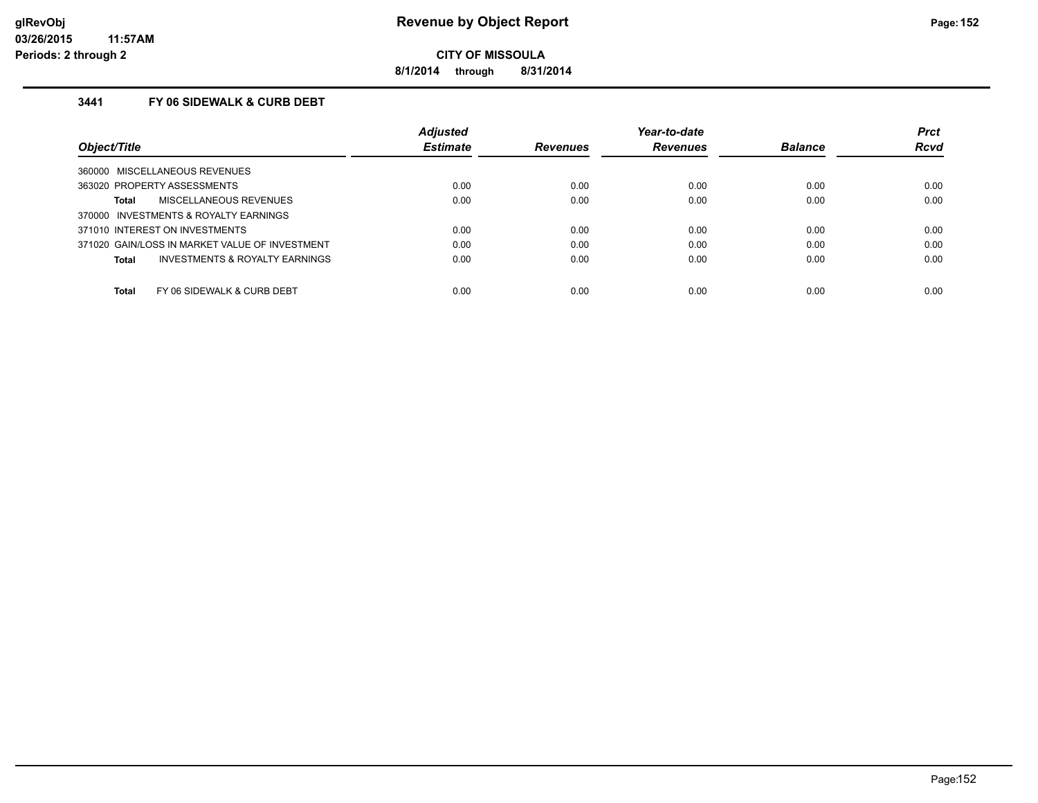**CITY OF MISSOULA**

**8/1/2014 through 8/31/2014**

### 3441 FY 06 SIDEWALK & CURB DEBT

| Object/Title | Adjusted Estimate | Revenues | Year-to-date Revenues | Balance | Prct Rcvd |
|---|---|---|---|---|---|
| 360000 MISCELLANEOUS REVENUES | | | | | |
| 363020 PROPERTY ASSESSMENTS | 0.00 | 0.00 | 0.00 | 0.00 | 0.00 |
| **Total** MISCELLANEOUS REVENUES | 0.00 | 0.00 | 0.00 | 0.00 | 0.00 |
| 370000 INVESTMENTS & ROYALTY EARNINGS | | | | | |
| 371010 INTEREST ON INVESTMENTS | 0.00 | 0.00 | 0.00 | 0.00 | 0.00 |
| 371020 GAIN/LOSS IN MARKET VALUE OF INVESTMENT | 0.00 | 0.00 | 0.00 | 0.00 | 0.00 |
| **Total** INVESTMENTS & ROYALTY EARNINGS | 0.00 | 0.00 | 0.00 | 0.00 | 0.00 |
| **Total** FY 06 SIDEWALK & CURB DEBT | 0.00 | 0.00 | 0.00 | 0.00 | 0.00 |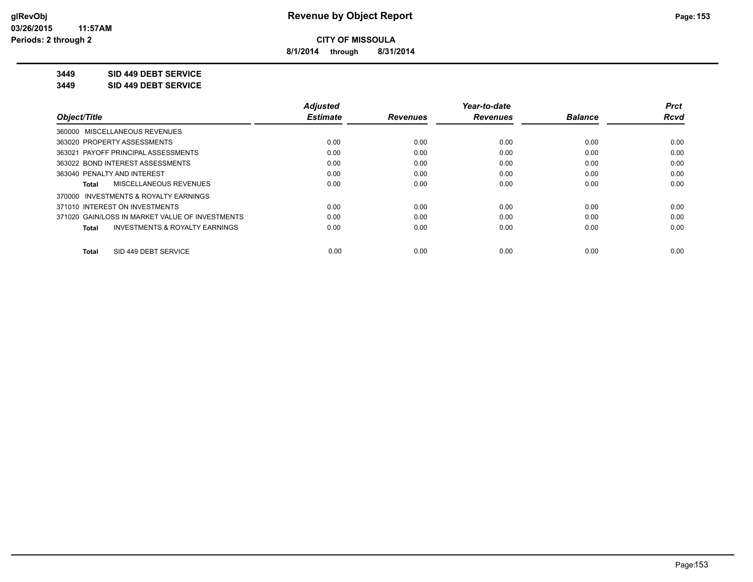**CITY OF MISSOULA**

**8/1/2014 through 8/31/2014**

**Revenue by Object Report**

**3449 SID 449 DEBT SERVICE**

**3449 SID 449 DEBT SERVICE**

| Object/Title | Adjusted Estimate | Revenues | Year-to-date Revenues | Balance | Prct Rcvd |
|---|---|---|---|---|---|
| 360000 MISCELLANEOUS REVENUES | | | | | |
| 363020 PROPERTY ASSESSMENTS | 0.00 | 0.00 | 0.00 | 0.00 | 0.00 |
| 363021 PAYOFF PRINCIPAL ASSESSMENTS | 0.00 | 0.00 | 0.00 | 0.00 | 0.00 |
| 363022 BOND INTEREST ASSESSMENTS | 0.00 | 0.00 | 0.00 | 0.00 | 0.00 |
| 363040 PENALTY AND INTEREST | 0.00 | 0.00 | 0.00 | 0.00 | 0.00 |
| **Total** MISCELLANEOUS REVENUES | 0.00 | 0.00 | 0.00 | 0.00 | 0.00 |
| 370000 INVESTMENTS & ROYALTY EARNINGS | | | | | |
| 371010 INTEREST ON INVESTMENTS | 0.00 | 0.00 | 0.00 | 0.00 | 0.00 |
| 371020 GAIN/LOSS IN MARKET VALUE OF INVESTMENTS | 0.00 | 0.00 | 0.00 | 0.00 | 0.00 |
| **Total** INVESTMENTS & ROYALTY EARNINGS | 0.00 | 0.00 | 0.00 | 0.00 | 0.00 |
| **Total** SID 449 DEBT SERVICE | 0.00 | 0.00 | 0.00 | 0.00 | 0.00 |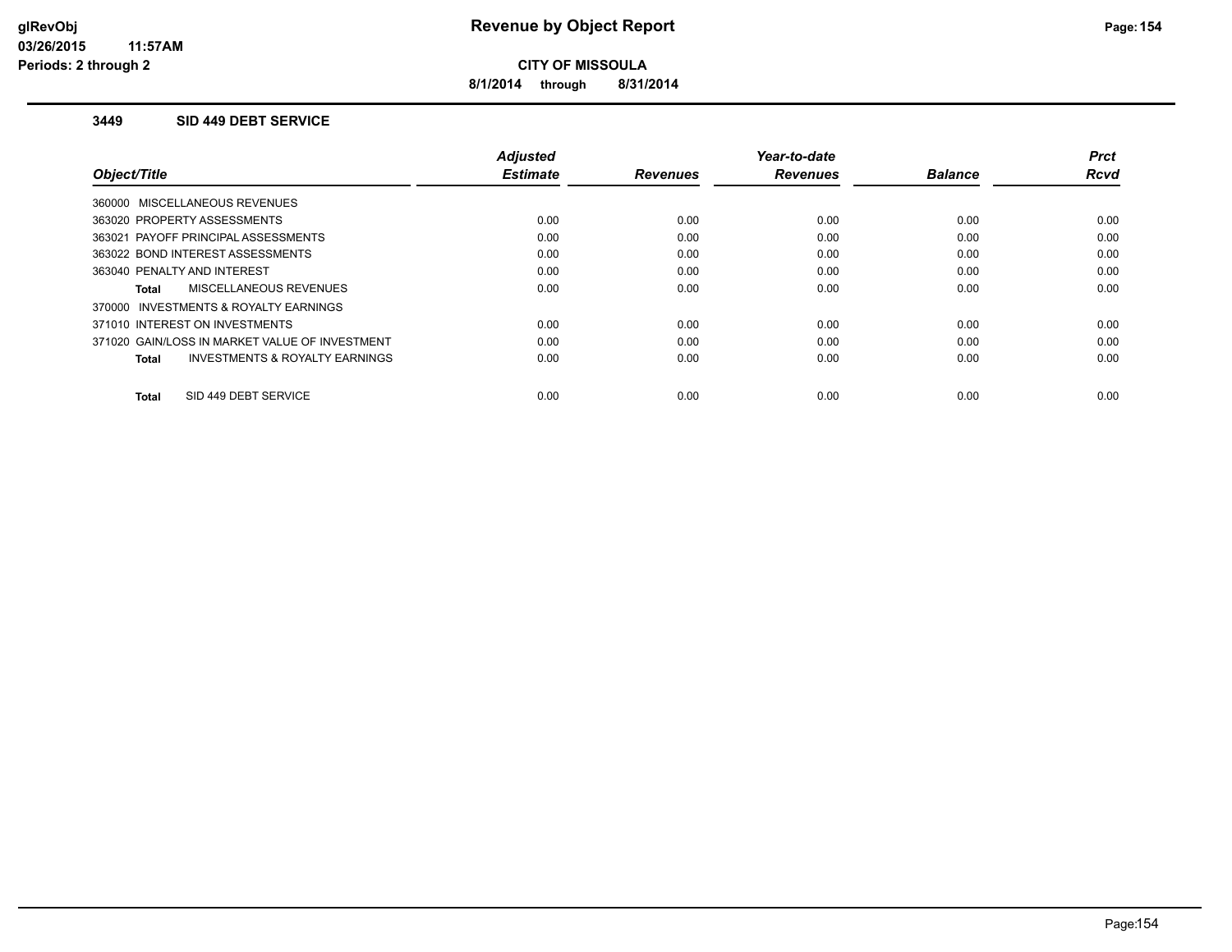**CITY OF MISSOULA**

**8/1/2014 through 8/31/2014**

### 3449 SID 449 DEBT SERVICE

| Object/Title | Adjusted Estimate | Revenues | Year-to-date Revenues | Balance | Prct Rcvd |
|---|---|---|---|---|---|
| 360000 MISCELLANEOUS REVENUES | | | | | |
| 363020 PROPERTY ASSESSMENTS | 0.00 | 0.00 | 0.00 | 0.00 | 0.00 |
| 363021 PAYOFF PRINCIPAL ASSESSMENTS | 0.00 | 0.00 | 0.00 | 0.00 | 0.00 |
| 363022 BOND INTEREST ASSESSMENTS | 0.00 | 0.00 | 0.00 | 0.00 | 0.00 |
| 363040 PENALTY AND INTEREST | 0.00 | 0.00 | 0.00 | 0.00 | 0.00 |
| **Total** MISCELLANEOUS REVENUES | 0.00 | 0.00 | 0.00 | 0.00 | 0.00 |
| 370000 INVESTMENTS & ROYALTY EARNINGS | | | | | |
| 371010 INTEREST ON INVESTMENTS | 0.00 | 0.00 | 0.00 | 0.00 | 0.00 |
| 371020 GAIN/LOSS IN MARKET VALUE OF INVESTMENT | 0.00 | 0.00 | 0.00 | 0.00 | 0.00 |
| **Total** INVESTMENTS & ROYALTY EARNINGS | 0.00 | 0.00 | 0.00 | 0.00 | 0.00 |
| **Total** SID 449 DEBT SERVICE | 0.00 | 0.00 | 0.00 | 0.00 | 0.00 |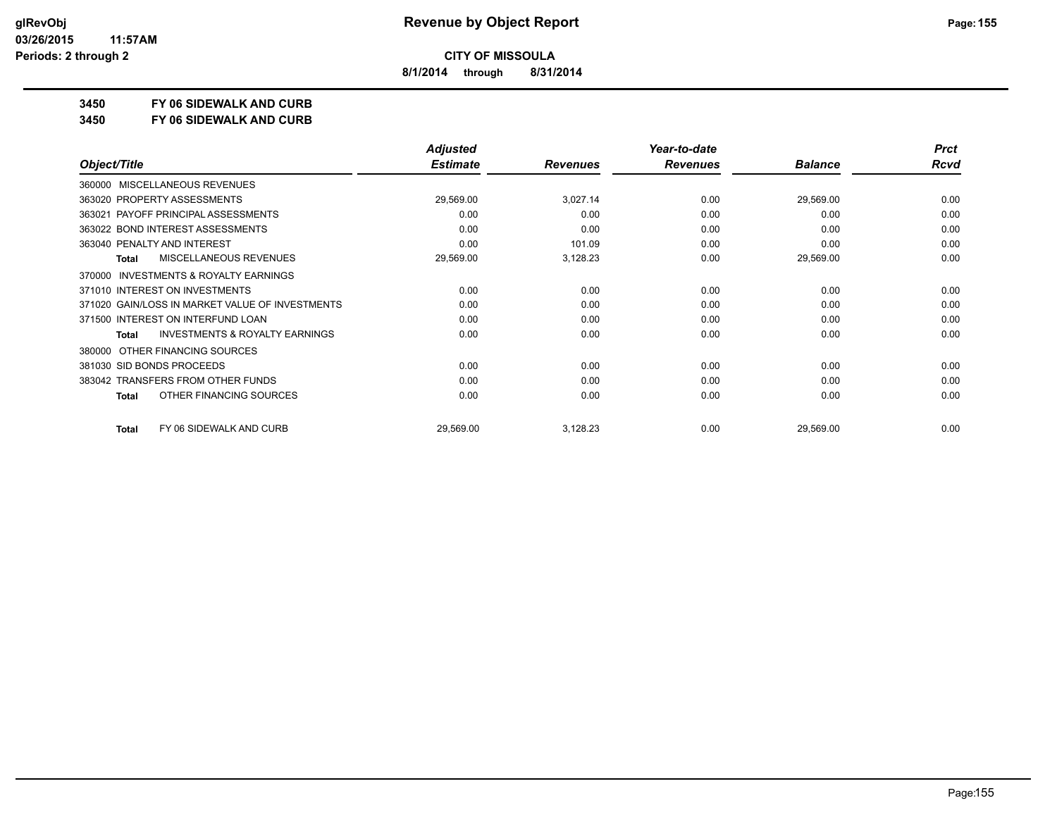**Revenue by Object Report**

**CITY OF MISSOULA**

**8/1/2014 through 8/31/2014**

**Periods: 2 through 2**

## 3450 FY 06 SIDEWALK AND CURB

## 3450 FY 06 SIDEWALK AND CURB

| Object/Title | Adjusted Estimate | Revenues | Year-to-date Revenues | Balance | Prct Rcvd |
|---|---|---|---|---|---|
| 360000 MISCELLANEOUS REVENUES | | | | | |
| 363020 PROPERTY ASSESSMENTS | 29,569.00 | 3,027.14 | 0.00 | 29,569.00 | 0.00 |
| 363021 PAYOFF PRINCIPAL ASSESSMENTS | 0.00 | 0.00 | 0.00 | 0.00 | 0.00 |
| 363022 BOND INTEREST ASSESSMENTS | 0.00 | 0.00 | 0.00 | 0.00 | 0.00 |
| 363040 PENALTY AND INTEREST | 0.00 | 101.09 | 0.00 | 0.00 | 0.00 |
| **Total** MISCELLANEOUS REVENUES | 29,569.00 | 3,128.23 | 0.00 | 29,569.00 | 0.00 |
| 370000 INVESTMENTS & ROYALTY EARNINGS | | | | | |
| 371010 INTEREST ON INVESTMENTS | 0.00 | 0.00 | 0.00 | 0.00 | 0.00 |
| 371020 GAIN/LOSS IN MARKET VALUE OF INVESTMENTS | 0.00 | 0.00 | 0.00 | 0.00 | 0.00 |
| 371500 INTEREST ON INTERFUND LOAN | 0.00 | 0.00 | 0.00 | 0.00 | 0.00 |
| **Total** INVESTMENTS & ROYALTY EARNINGS | 0.00 | 0.00 | 0.00 | 0.00 | 0.00 |
| 380000 OTHER FINANCING SOURCES | | | | | |
| 381030 SID BONDS PROCEEDS | 0.00 | 0.00 | 0.00 | 0.00 | 0.00 |
| 383042 TRANSFERS FROM OTHER FUNDS | 0.00 | 0.00 | 0.00 | 0.00 | 0.00 |
| **Total** OTHER FINANCING SOURCES | 0.00 | 0.00 | 0.00 | 0.00 | 0.00 |
| **Total** FY 06 SIDEWALK AND CURB | 29,569.00 | 3,128.23 | 0.00 | 29,569.00 | 0.00 |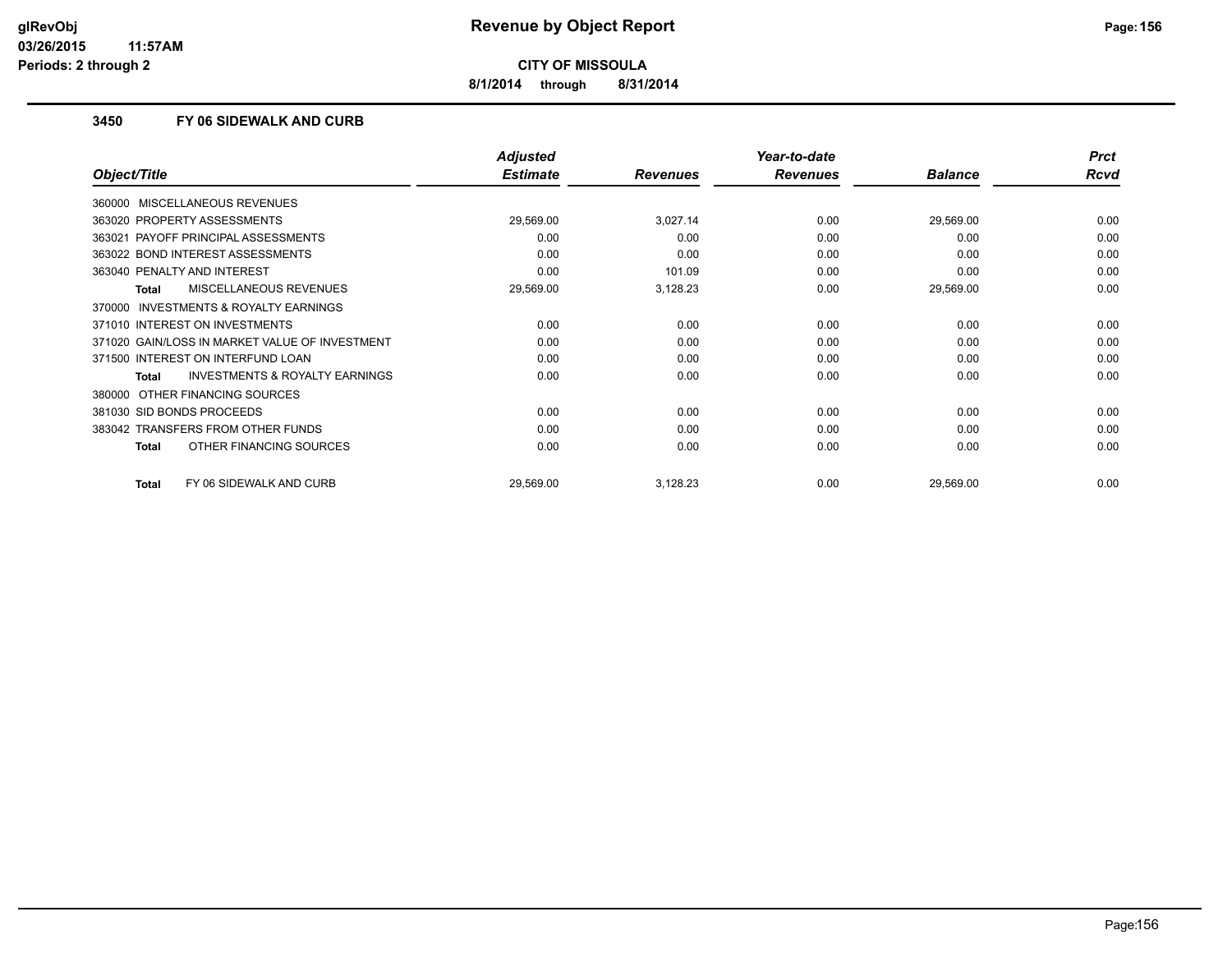**glRevObj**
**03/26/2015 11:57AM**
**Periods: 2 through 2**

# Revenue by Object Report

**CITY OF MISSOULA**

**8/1/2014 through 8/31/2014**

## 3450 FY 06 SIDEWALK AND CURB

| Object/Title | Adjusted Estimate | Revenues | Year-to-date Revenues | Balance | Prct Rcvd |
|---|---|---|---|---|---|
| 360000 MISCELLANEOUS REVENUES | | | | | |
| 363020 PROPERTY ASSESSMENTS | 29,569.00 | 3,027.14 | 0.00 | 29,569.00 | 0.00 |
| 363021 PAYOFF PRINCIPAL ASSESSMENTS | 0.00 | 0.00 | 0.00 | 0.00 | 0.00 |
| 363022 BOND INTEREST ASSESSMENTS | 0.00 | 0.00 | 0.00 | 0.00 | 0.00 |
| 363040 PENALTY AND INTEREST | 0.00 | 101.09 | 0.00 | 0.00 | 0.00 |
| Total MISCELLANEOUS REVENUES | 29,569.00 | 3,128.23 | 0.00 | 29,569.00 | 0.00 |
| 370000 INVESTMENTS & ROYALTY EARNINGS | | | | | |
| 371010 INTEREST ON INVESTMENTS | 0.00 | 0.00 | 0.00 | 0.00 | 0.00 |
| 371020 GAIN/LOSS IN MARKET VALUE OF INVESTMENT | 0.00 | 0.00 | 0.00 | 0.00 | 0.00 |
| 371500 INTEREST ON INTERFUND LOAN | 0.00 | 0.00 | 0.00 | 0.00 | 0.00 |
| Total INVESTMENTS & ROYALTY EARNINGS | 0.00 | 0.00 | 0.00 | 0.00 | 0.00 |
| 380000 OTHER FINANCING SOURCES | | | | | |
| 381030 SID BONDS PROCEEDS | 0.00 | 0.00 | 0.00 | 0.00 | 0.00 |
| 383042 TRANSFERS FROM OTHER FUNDS | 0.00 | 0.00 | 0.00 | 0.00 | 0.00 |
| Total OTHER FINANCING SOURCES | 0.00 | 0.00 | 0.00 | 0.00 | 0.00 |
| Total FY 06 SIDEWALK AND CURB | 29,569.00 | 3,128.23 | 0.00 | 29,569.00 | 0.00 |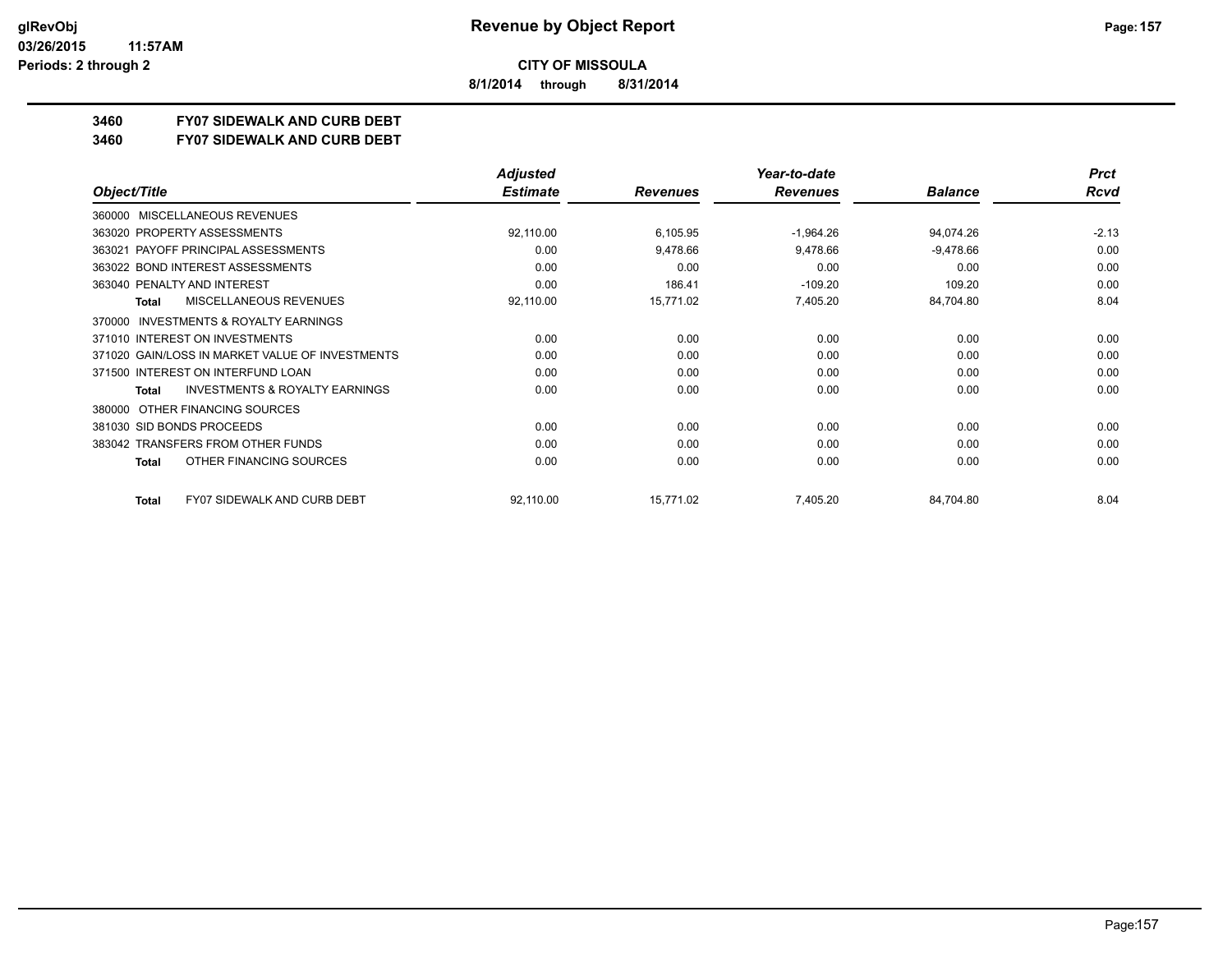**CITY OF MISSOULA**

**8/1/2014 through 8/31/2014**

**3460 FY07 SIDEWALK AND CURB DEBT**

**3460 FY07 SIDEWALK AND CURB DEBT**

| Object/Title | Adjusted Estimate | Revenues | Year-to-date Revenues | Balance | Prct Rcvd |
|---|---|---|---|---|---|
| 360000 MISCELLANEOUS REVENUES | | | | | |
| 363020 PROPERTY ASSESSMENTS | 92,110.00 | 6,105.95 | -1,964.26 | 94,074.26 | -2.13 |
| 363021 PAYOFF PRINCIPAL ASSESSMENTS | 0.00 | 9,478.66 | 9,478.66 | -9,478.66 | 0.00 |
| 363022 BOND INTEREST ASSESSMENTS | 0.00 | 0.00 | 0.00 | 0.00 | 0.00 |
| 363040 PENALTY AND INTEREST | 0.00 | 186.41 | -109.20 | 109.20 | 0.00 |
| **Total** MISCELLANEOUS REVENUES | 92,110.00 | 15,771.02 | 7,405.20 | 84,704.80 | 8.04 |
| 370000 INVESTMENTS & ROYALTY EARNINGS | | | | | |
| 371010 INTEREST ON INVESTMENTS | 0.00 | 0.00 | 0.00 | 0.00 | 0.00 |
| 371020 GAIN/LOSS IN MARKET VALUE OF INVESTMENTS | 0.00 | 0.00 | 0.00 | 0.00 | 0.00 |
| 371500 INTEREST ON INTERFUND LOAN | 0.00 | 0.00 | 0.00 | 0.00 | 0.00 |
| **Total** INVESTMENTS & ROYALTY EARNINGS | 0.00 | 0.00 | 0.00 | 0.00 | 0.00 |
| 380000 OTHER FINANCING SOURCES | | | | | |
| 381030 SID BONDS PROCEEDS | 0.00 | 0.00 | 0.00 | 0.00 | 0.00 |
| 383042 TRANSFERS FROM OTHER FUNDS | 0.00 | 0.00 | 0.00 | 0.00 | 0.00 |
| **Total** OTHER FINANCING SOURCES | 0.00 | 0.00 | 0.00 | 0.00 | 0.00 |
| **Total** FY07 SIDEWALK AND CURB DEBT | 92,110.00 | 15,771.02 | 7,405.20 | 84,704.80 | 8.04 |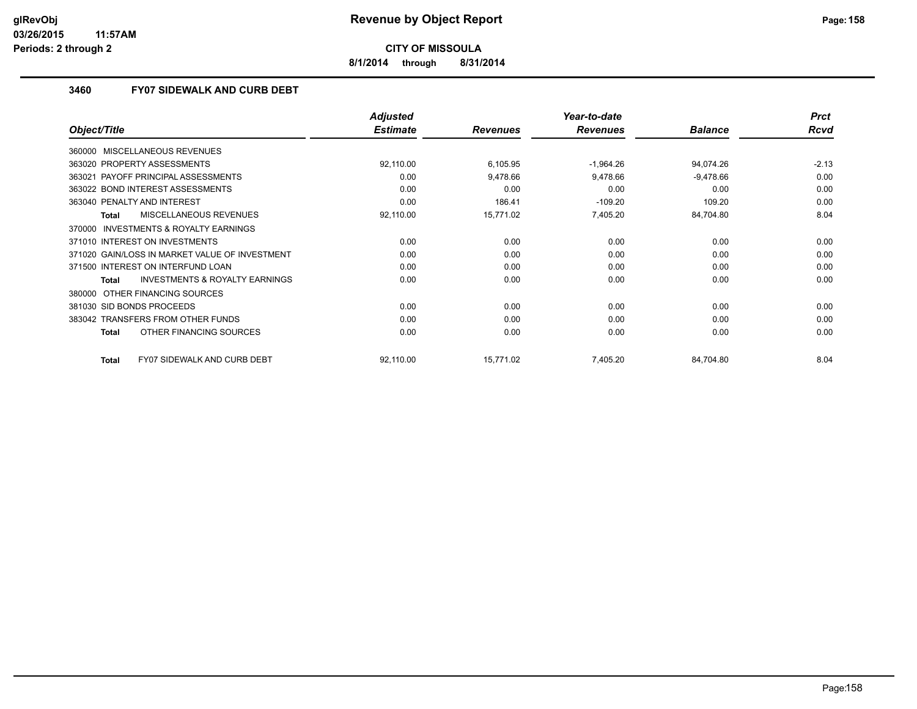**CITY OF MISSOULA**

**8/1/2014 through 8/31/2014**

### 3460 FY07 SIDEWALK AND CURB DEBT

| Object/Title | Adjusted Estimate | Revenues | Year-to-date Revenues | Balance | Prct Rcvd |
|---|---|---|---|---|---|
| 360000 MISCELLANEOUS REVENUES | | | | | |
| 363020 PROPERTY ASSESSMENTS | 92,110.00 | 6,105.95 | -1,964.26 | 94,074.26 | -2.13 |
| 363021 PAYOFF PRINCIPAL ASSESSMENTS | 0.00 | 9,478.66 | 9,478.66 | -9,478.66 | 0.00 |
| 363022 BOND INTEREST ASSESSMENTS | 0.00 | 0.00 | 0.00 | 0.00 | 0.00 |
| 363040 PENALTY AND INTEREST | 0.00 | 186.41 | -109.20 | 109.20 | 0.00 |
| **Total** MISCELLANEOUS REVENUES | 92,110.00 | 15,771.02 | 7,405.20 | 84,704.80 | 8.04 |
| 370000 INVESTMENTS & ROYALTY EARNINGS | | | | | |
| 371010 INTEREST ON INVESTMENTS | 0.00 | 0.00 | 0.00 | 0.00 | 0.00 |
| 371020 GAIN/LOSS IN MARKET VALUE OF INVESTMENT | 0.00 | 0.00 | 0.00 | 0.00 | 0.00 |
| 371500 INTEREST ON INTERFUND LOAN | 0.00 | 0.00 | 0.00 | 0.00 | 0.00 |
| **Total** INVESTMENTS & ROYALTY EARNINGS | 0.00 | 0.00 | 0.00 | 0.00 | 0.00 |
| 380000 OTHER FINANCING SOURCES | | | | | |
| 381030 SID BONDS PROCEEDS | 0.00 | 0.00 | 0.00 | 0.00 | 0.00 |
| 383042 TRANSFERS FROM OTHER FUNDS | 0.00 | 0.00 | 0.00 | 0.00 | 0.00 |
| **Total** OTHER FINANCING SOURCES | 0.00 | 0.00 | 0.00 | 0.00 | 0.00 |
| **Total** FY07 SIDEWALK AND CURB DEBT | 92,110.00 | 15,771.02 | 7,405.20 | 84,704.80 | 8.04 |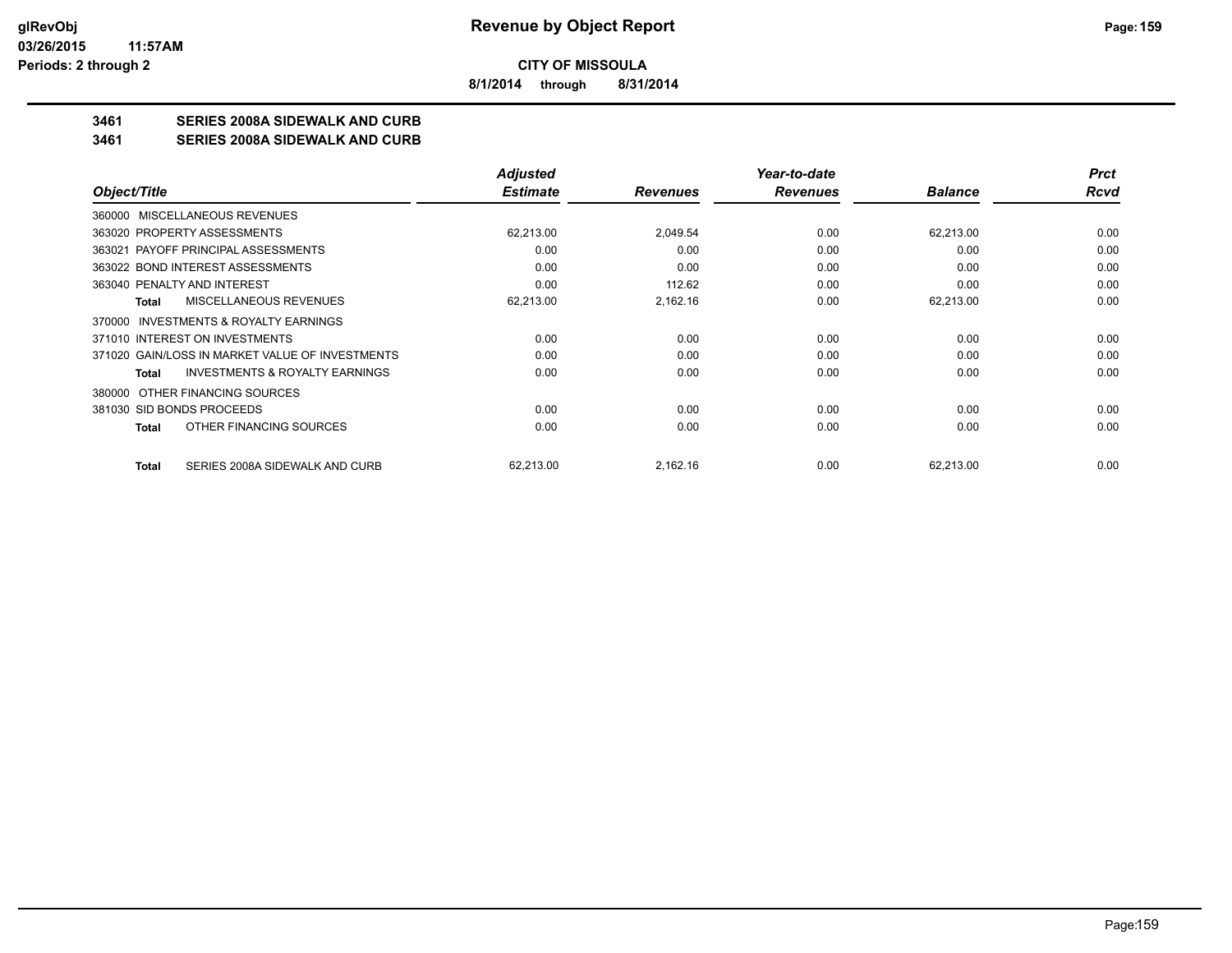# Revenue by Object Report

**CITY OF MISSOULA**

**8/1/2014 through 8/31/2014**

glRevObj
03/26/2015 11:57AM
Periods: 2 through 2

## 3461 SERIES 2008A SIDEWALK AND CURB
## 3461 SERIES 2008A SIDEWALK AND CURB

| Object/Title | Adjusted Estimate | Revenues | Year-to-date Revenues | Balance | Prct Rcvd |
|---|---|---|---|---|---|
| 360000 MISCELLANEOUS REVENUES | | | | | |
| 363020 PROPERTY ASSESSMENTS | 62,213.00 | 2,049.54 | 0.00 | 62,213.00 | 0.00 |
| 363021 PAYOFF PRINCIPAL ASSESSMENTS | 0.00 | 0.00 | 0.00 | 0.00 | 0.00 |
| 363022 BOND INTEREST ASSESSMENTS | 0.00 | 0.00 | 0.00 | 0.00 | 0.00 |
| 363040 PENALTY AND INTEREST | 0.00 | 112.62 | 0.00 | 0.00 | 0.00 |
| **Total** MISCELLANEOUS REVENUES | 62,213.00 | 2,162.16 | 0.00 | 62,213.00 | 0.00 |
| 370000 INVESTMENTS & ROYALTY EARNINGS | | | | | |
| 371010 INTEREST ON INVESTMENTS | 0.00 | 0.00 | 0.00 | 0.00 | 0.00 |
| 371020 GAIN/LOSS IN MARKET VALUE OF INVESTMENTS | 0.00 | 0.00 | 0.00 | 0.00 | 0.00 |
| **Total** INVESTMENTS & ROYALTY EARNINGS | 0.00 | 0.00 | 0.00 | 0.00 | 0.00 |
| 380000 OTHER FINANCING SOURCES | | | | | |
| 381030 SID BONDS PROCEEDS | 0.00 | 0.00 | 0.00 | 0.00 | 0.00 |
| **Total** OTHER FINANCING SOURCES | 0.00 | 0.00 | 0.00 | 0.00 | 0.00 |
| **Total** SERIES 2008A SIDEWALK AND CURB | 62,213.00 | 2,162.16 | 0.00 | 62,213.00 | 0.00 |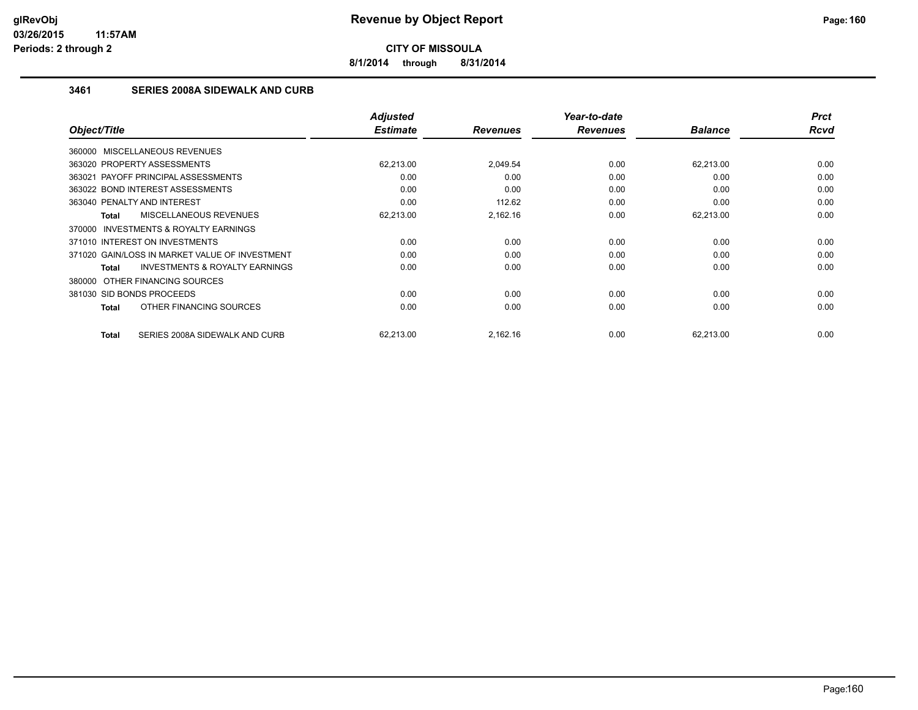# Revenue by Object Report

**CITY OF MISSOULA**

**8/1/2014 through 8/31/2014**

glRevObj
03/26/2015 11:57AM
Periods: 2 through 2

### 3461 SERIES 2008A SIDEWALK AND CURB

| Object/Title | Adjusted Estimate | Revenues | Year-to-date Revenues | Balance | Prct Rcvd |
|---|---|---|---|---|---|
| 360000 MISCELLANEOUS REVENUES | | | | | |
| 363020 PROPERTY ASSESSMENTS | 62,213.00 | 2,049.54 | 0.00 | 62,213.00 | 0.00 |
| 363021 PAYOFF PRINCIPAL ASSESSMENTS | 0.00 | 0.00 | 0.00 | 0.00 | 0.00 |
| 363022 BOND INTEREST ASSESSMENTS | 0.00 | 0.00 | 0.00 | 0.00 | 0.00 |
| 363040 PENALTY AND INTEREST | 0.00 | 112.62 | 0.00 | 0.00 | 0.00 |
| **Total** MISCELLANEOUS REVENUES | 62,213.00 | 2,162.16 | 0.00 | 62,213.00 | 0.00 |
| 370000 INVESTMENTS & ROYALTY EARNINGS | | | | | |
| 371010 INTEREST ON INVESTMENTS | 0.00 | 0.00 | 0.00 | 0.00 | 0.00 |
| 371020 GAIN/LOSS IN MARKET VALUE OF INVESTMENT | 0.00 | 0.00 | 0.00 | 0.00 | 0.00 |
| **Total** INVESTMENTS & ROYALTY EARNINGS | 0.00 | 0.00 | 0.00 | 0.00 | 0.00 |
| 380000 OTHER FINANCING SOURCES | | | | | |
| 381030 SID BONDS PROCEEDS | 0.00 | 0.00 | 0.00 | 0.00 | 0.00 |
| **Total** OTHER FINANCING SOURCES | 0.00 | 0.00 | 0.00 | 0.00 | 0.00 |
| **Total** SERIES 2008A SIDEWALK AND CURB | 62,213.00 | 2,162.16 | 0.00 | 62,213.00 | 0.00 |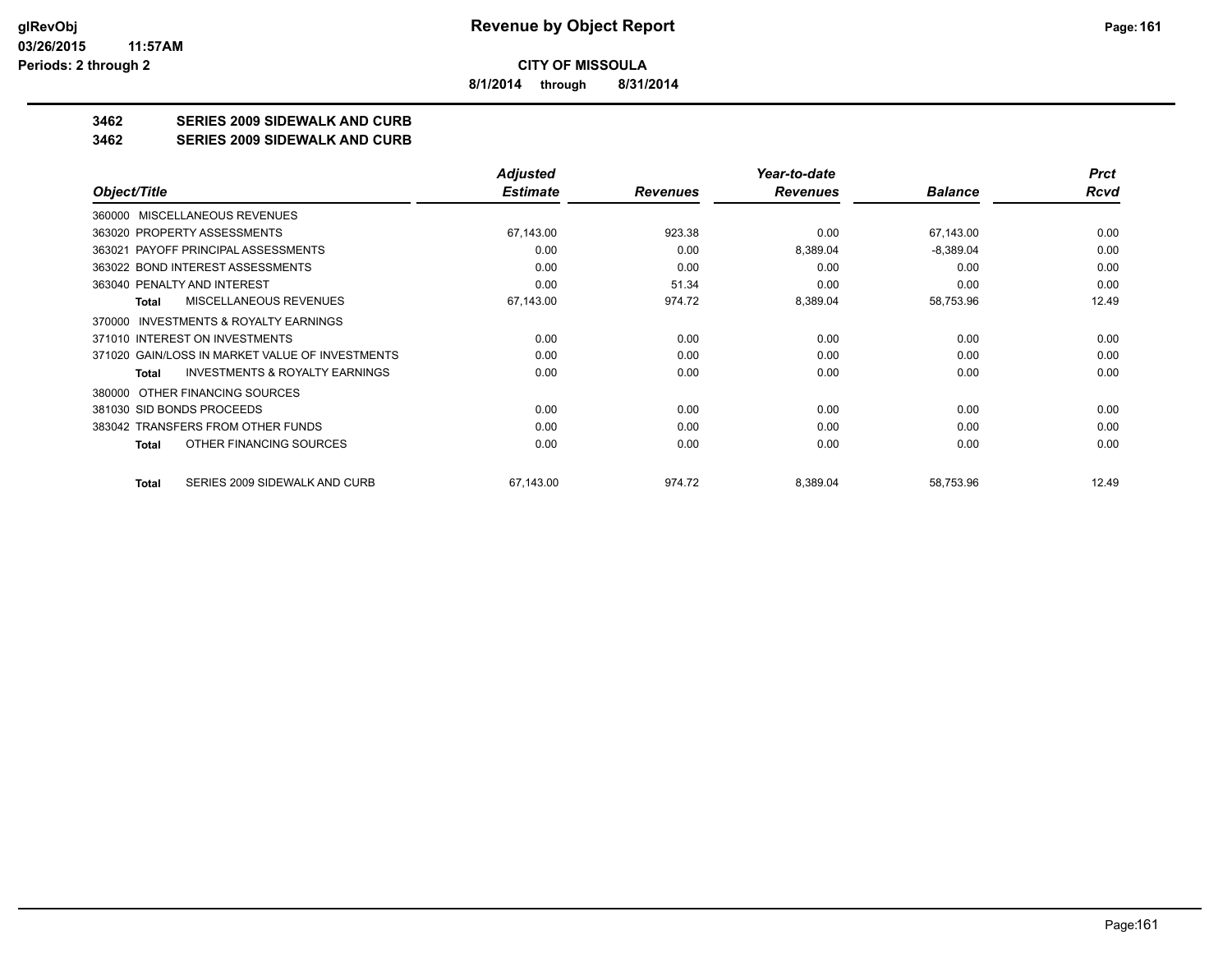**CITY OF MISSOULA**

**8/1/2014 through 8/31/2014**

**3462 SERIES 2009 SIDEWALK AND CURB**

**3462 SERIES 2009 SIDEWALK AND CURB**

| Object/Title | Adjusted Estimate | Revenues | Year-to-date Revenues | Balance | Prct Rcvd |
|---|---|---|---|---|---|
| 360000 MISCELLANEOUS REVENUES | | | | | |
| 363020 PROPERTY ASSESSMENTS | 67,143.00 | 923.38 | 0.00 | 67,143.00 | 0.00 |
| 363021 PAYOFF PRINCIPAL ASSESSMENTS | 0.00 | 0.00 | 8,389.04 | -8,389.04 | 0.00 |
| 363022 BOND INTEREST ASSESSMENTS | 0.00 | 0.00 | 0.00 | 0.00 | 0.00 |
| 363040 PENALTY AND INTEREST | 0.00 | 51.34 | 0.00 | 0.00 | 0.00 |
| **Total** MISCELLANEOUS REVENUES | 67,143.00 | 974.72 | 8,389.04 | 58,753.96 | 12.49 |
| 370000 INVESTMENTS & ROYALTY EARNINGS | | | | | |
| 371010 INTEREST ON INVESTMENTS | 0.00 | 0.00 | 0.00 | 0.00 | 0.00 |
| 371020 GAIN/LOSS IN MARKET VALUE OF INVESTMENTS | 0.00 | 0.00 | 0.00 | 0.00 | 0.00 |
| **Total** INVESTMENTS & ROYALTY EARNINGS | 0.00 | 0.00 | 0.00 | 0.00 | 0.00 |
| 380000 OTHER FINANCING SOURCES | | | | | |
| 381030 SID BONDS PROCEEDS | 0.00 | 0.00 | 0.00 | 0.00 | 0.00 |
| 383042 TRANSFERS FROM OTHER FUNDS | 0.00 | 0.00 | 0.00 | 0.00 | 0.00 |
| **Total** OTHER FINANCING SOURCES | 0.00 | 0.00 | 0.00 | 0.00 | 0.00 |
| **Total** SERIES 2009 SIDEWALK AND CURB | 67,143.00 | 974.72 | 8,389.04 | 58,753.96 | 12.49 |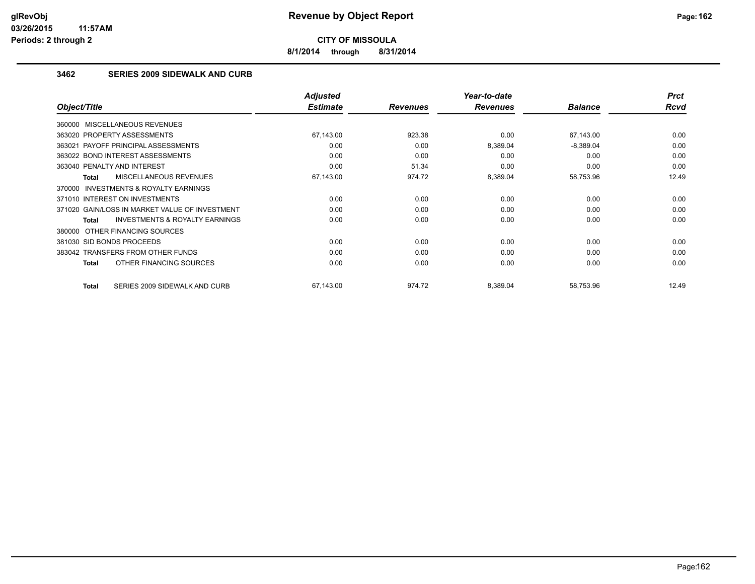# Revenue by Object Report

**CITY OF MISSOULA**

**8/1/2014 through 8/31/2014**

### 3462 SERIES 2009 SIDEWALK AND CURB

| Object/Title | Adjusted Estimate | Revenues | Year-to-date Revenues | Balance | Prct Rcvd |
|---|---|---|---|---|---|
| 360000 MISCELLANEOUS REVENUES | | | | | |
| 363020 PROPERTY ASSESSMENTS | 67,143.00 | 923.38 | 0.00 | 67,143.00 | 0.00 |
| 363021 PAYOFF PRINCIPAL ASSESSMENTS | 0.00 | 0.00 | 8,389.04 | -8,389.04 | 0.00 |
| 363022 BOND INTEREST ASSESSMENTS | 0.00 | 0.00 | 0.00 | 0.00 | 0.00 |
| 363040 PENALTY AND INTEREST | 0.00 | 51.34 | 0.00 | 0.00 | 0.00 |
| **Total** MISCELLANEOUS REVENUES | 67,143.00 | 974.72 | 8,389.04 | 58,753.96 | 12.49 |
| 370000 INVESTMENTS & ROYALTY EARNINGS | | | | | |
| 371010 INTEREST ON INVESTMENTS | 0.00 | 0.00 | 0.00 | 0.00 | 0.00 |
| 371020 GAIN/LOSS IN MARKET VALUE OF INVESTMENT | 0.00 | 0.00 | 0.00 | 0.00 | 0.00 |
| **Total** INVESTMENTS & ROYALTY EARNINGS | 0.00 | 0.00 | 0.00 | 0.00 | 0.00 |
| 380000 OTHER FINANCING SOURCES | | | | | |
| 381030 SID BONDS PROCEEDS | 0.00 | 0.00 | 0.00 | 0.00 | 0.00 |
| 383042 TRANSFERS FROM OTHER FUNDS | 0.00 | 0.00 | 0.00 | 0.00 | 0.00 |
| **Total** OTHER FINANCING SOURCES | 0.00 | 0.00 | 0.00 | 0.00 | 0.00 |
| **Total** SERIES 2009 SIDEWALK AND CURB | 67,143.00 | 974.72 | 8,389.04 | 58,753.96 | 12.49 |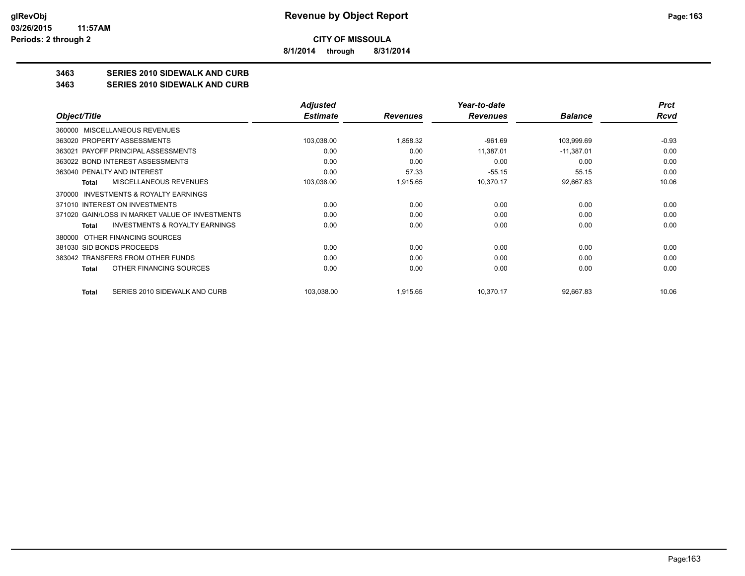**CITY OF MISSOULA**

**8/1/2014 through 8/31/2014**

**3463 SERIES 2010 SIDEWALK AND CURB**

**3463 SERIES 2010 SIDEWALK AND CURB**

| Object/Title | Adjusted Estimate | Revenues | Year-to-date Revenues | Balance | Prct Rcvd |
|---|---|---|---|---|---|
| 360000 MISCELLANEOUS REVENUES | | | | | |
| 363020 PROPERTY ASSESSMENTS | 103,038.00 | 1,858.32 | -961.69 | 103,999.69 | -0.93 |
| 363021 PAYOFF PRINCIPAL ASSESSMENTS | 0.00 | 0.00 | 11,387.01 | -11,387.01 | 0.00 |
| 363022 BOND INTEREST ASSESSMENTS | 0.00 | 0.00 | 0.00 | 0.00 | 0.00 |
| 363040 PENALTY AND INTEREST | 0.00 | 57.33 | -55.15 | 55.15 | 0.00 |
| **Total** MISCELLANEOUS REVENUES | 103,038.00 | 1,915.65 | 10,370.17 | 92,667.83 | 10.06 |
| 370000 INVESTMENTS & ROYALTY EARNINGS | | | | | |
| 371010 INTEREST ON INVESTMENTS | 0.00 | 0.00 | 0.00 | 0.00 | 0.00 |
| 371020 GAIN/LOSS IN MARKET VALUE OF INVESTMENTS | 0.00 | 0.00 | 0.00 | 0.00 | 0.00 |
| **Total** INVESTMENTS & ROYALTY EARNINGS | 0.00 | 0.00 | 0.00 | 0.00 | 0.00 |
| 380000 OTHER FINANCING SOURCES | | | | | |
| 381030 SID BONDS PROCEEDS | 0.00 | 0.00 | 0.00 | 0.00 | 0.00 |
| 383042 TRANSFERS FROM OTHER FUNDS | 0.00 | 0.00 | 0.00 | 0.00 | 0.00 |
| **Total** OTHER FINANCING SOURCES | 0.00 | 0.00 | 0.00 | 0.00 | 0.00 |
| **Total** SERIES 2010 SIDEWALK AND CURB | 103,038.00 | 1,915.65 | 10,370.17 | 92,667.83 | 10.06 |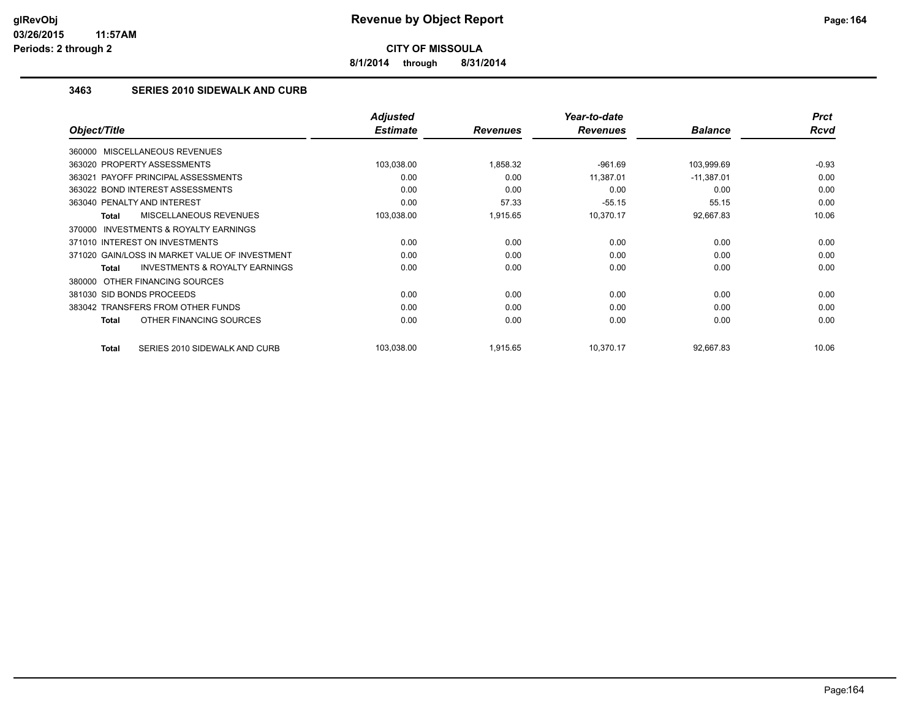**glRevObj**
**03/26/2015 11:57AM**
**Periods: 2 through 2**

# Revenue by Object Report

**CITY OF MISSOULA**

**8/1/2014 through 8/31/2014**

## 3463 SERIES 2010 SIDEWALK AND CURB

| Object/Title | Adjusted Estimate | Revenues | Year-to-date Revenues | Balance | Prct Rcvd |
|---|---|---|---|---|---|
| 360000 MISCELLANEOUS REVENUES | | | | | |
| 363020 PROPERTY ASSESSMENTS | 103,038.00 | 1,858.32 | -961.69 | 103,999.69 | -0.93 |
| 363021 PAYOFF PRINCIPAL ASSESSMENTS | 0.00 | 0.00 | 11,387.01 | -11,387.01 | 0.00 |
| 363022 BOND INTEREST ASSESSMENTS | 0.00 | 0.00 | 0.00 | 0.00 | 0.00 |
| 363040 PENALTY AND INTEREST | 0.00 | 57.33 | -55.15 | 55.15 | 0.00 |
| **Total** MISCELLANEOUS REVENUES | 103,038.00 | 1,915.65 | 10,370.17 | 92,667.83 | 10.06 |
| 370000 INVESTMENTS & ROYALTY EARNINGS | | | | | |
| 371010 INTEREST ON INVESTMENTS | 0.00 | 0.00 | 0.00 | 0.00 | 0.00 |
| 371020 GAIN/LOSS IN MARKET VALUE OF INVESTMENT | 0.00 | 0.00 | 0.00 | 0.00 | 0.00 |
| **Total** INVESTMENTS & ROYALTY EARNINGS | 0.00 | 0.00 | 0.00 | 0.00 | 0.00 |
| 380000 OTHER FINANCING SOURCES | | | | | |
| 381030 SID BONDS PROCEEDS | 0.00 | 0.00 | 0.00 | 0.00 | 0.00 |
| 383042 TRANSFERS FROM OTHER FUNDS | 0.00 | 0.00 | 0.00 | 0.00 | 0.00 |
| **Total** OTHER FINANCING SOURCES | 0.00 | 0.00 | 0.00 | 0.00 | 0.00 |
| **Total** SERIES 2010 SIDEWALK AND CURB | 103,038.00 | 1,915.65 | 10,370.17 | 92,667.83 | 10.06 |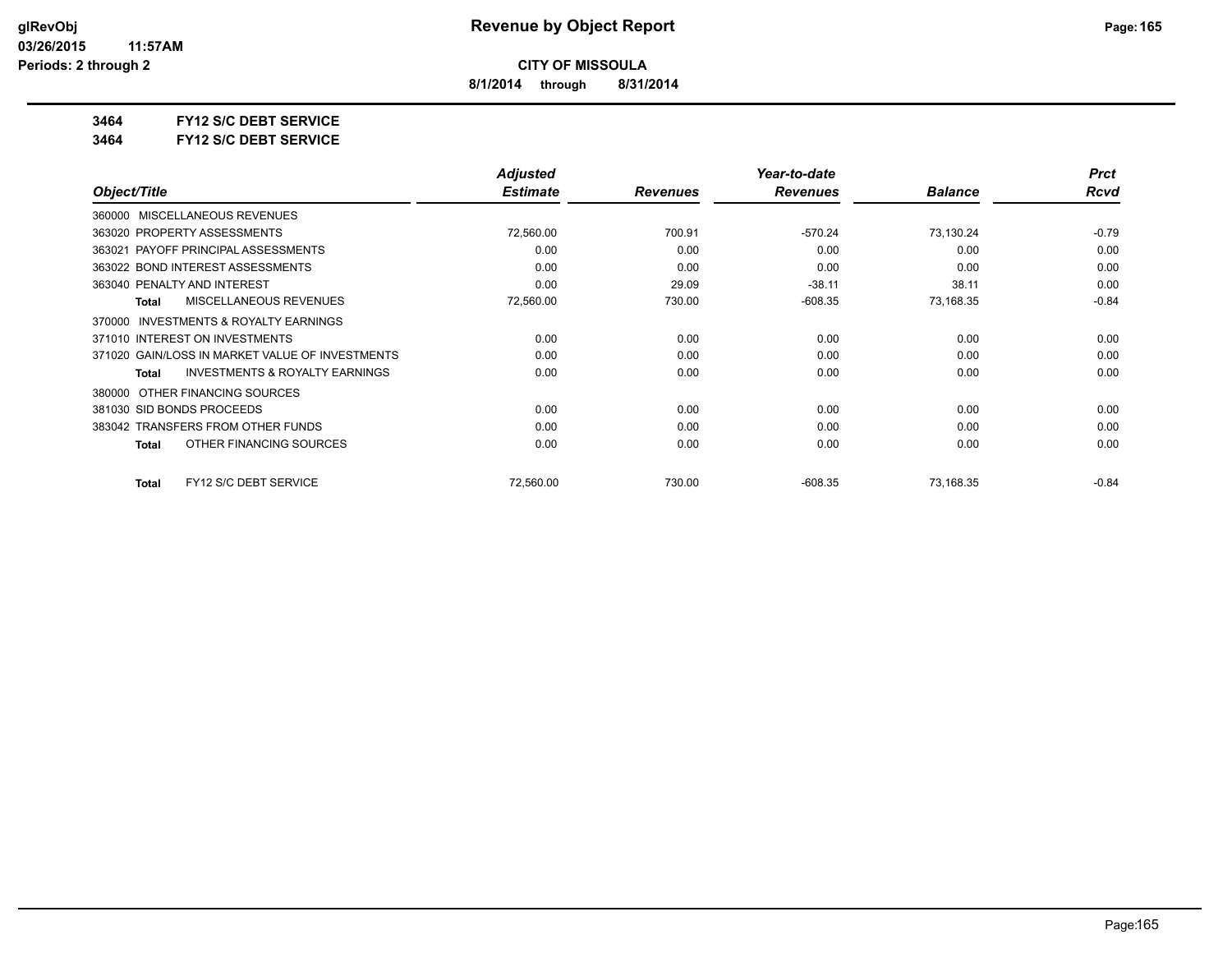# Revenue by Object Report

**CITY OF MISSOULA**

**8/1/2014 through 8/31/2014**

glRevObj
03/26/2015 11:57AM
Periods: 2 through 2

**3464 FY12 S/C DEBT SERVICE**

**3464 FY12 S/C DEBT SERVICE**

| Object/Title | Adjusted Estimate | Revenues | Year-to-date Revenues | Balance | Prct Rcvd |
|---|---|---|---|---|---|
| 360000 MISCELLANEOUS REVENUES | | | | | |
| 363020 PROPERTY ASSESSMENTS | 72,560.00 | 700.91 | -570.24 | 73,130.24 | -0.79 |
| 363021 PAYOFF PRINCIPAL ASSESSMENTS | 0.00 | 0.00 | 0.00 | 0.00 | 0.00 |
| 363022 BOND INTEREST ASSESSMENTS | 0.00 | 0.00 | 0.00 | 0.00 | 0.00 |
| 363040 PENALTY AND INTEREST | 0.00 | 29.09 | -38.11 | 38.11 | 0.00 |
| **Total** MISCELLANEOUS REVENUES | 72,560.00 | 730.00 | -608.35 | 73,168.35 | -0.84 |
| 370000 INVESTMENTS & ROYALTY EARNINGS | | | | | |
| 371010 INTEREST ON INVESTMENTS | 0.00 | 0.00 | 0.00 | 0.00 | 0.00 |
| 371020 GAIN/LOSS IN MARKET VALUE OF INVESTMENTS | 0.00 | 0.00 | 0.00 | 0.00 | 0.00 |
| **Total** INVESTMENTS & ROYALTY EARNINGS | 0.00 | 0.00 | 0.00 | 0.00 | 0.00 |
| 380000 OTHER FINANCING SOURCES | | | | | |
| 381030 SID BONDS PROCEEDS | 0.00 | 0.00 | 0.00 | 0.00 | 0.00 |
| 383042 TRANSFERS FROM OTHER FUNDS | 0.00 | 0.00 | 0.00 | 0.00 | 0.00 |
| **Total** OTHER FINANCING SOURCES | 0.00 | 0.00 | 0.00 | 0.00 | 0.00 |
| **Total** FY12 S/C DEBT SERVICE | 72,560.00 | 730.00 | -608.35 | 73,168.35 | -0.84 |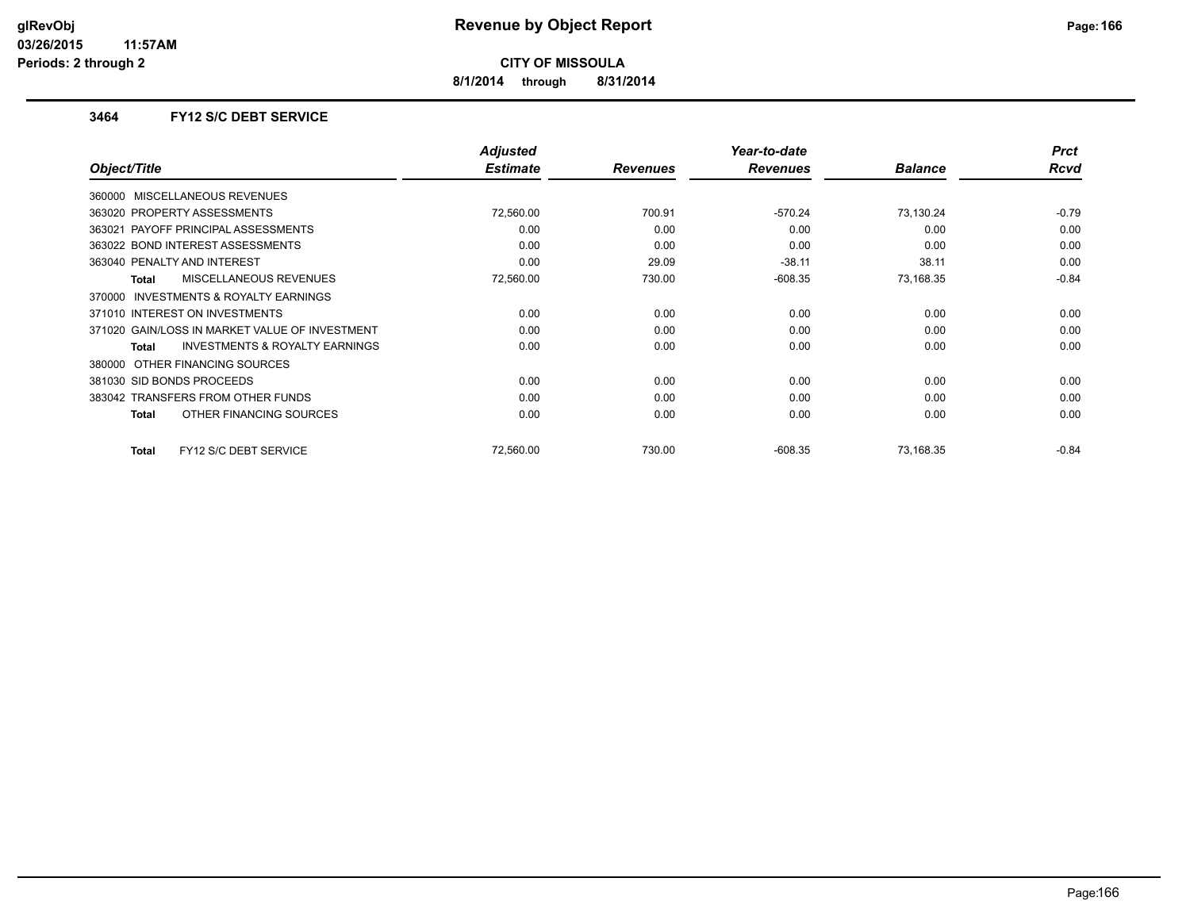# Revenue by Object Report

**CITY OF MISSOULA**

**8/1/2014 through 8/31/2014**

glRevObj
03/26/2015 11:57AM
Periods: 2 through 2

### 3464 FY12 S/C DEBT SERVICE

| Object/Title | Adjusted Estimate | Revenues | Year-to-date Revenues | Balance | Prct Rcvd |
|---|---|---|---|---|---|
| 360000 MISCELLANEOUS REVENUES | | | | | |
| 363020 PROPERTY ASSESSMENTS | 72,560.00 | 700.91 | -570.24 | 73,130.24 | -0.79 |
| 363021 PAYOFF PRINCIPAL ASSESSMENTS | 0.00 | 0.00 | 0.00 | 0.00 | 0.00 |
| 363022 BOND INTEREST ASSESSMENTS | 0.00 | 0.00 | 0.00 | 0.00 | 0.00 |
| 363040 PENALTY AND INTEREST | 0.00 | 29.09 | -38.11 | 38.11 | 0.00 |
| **Total** MISCELLANEOUS REVENUES | 72,560.00 | 730.00 | -608.35 | 73,168.35 | -0.84 |
| 370000 INVESTMENTS & ROYALTY EARNINGS | | | | | |
| 371010 INTEREST ON INVESTMENTS | 0.00 | 0.00 | 0.00 | 0.00 | 0.00 |
| 371020 GAIN/LOSS IN MARKET VALUE OF INVESTMENT | 0.00 | 0.00 | 0.00 | 0.00 | 0.00 |
| **Total** INVESTMENTS & ROYALTY EARNINGS | 0.00 | 0.00 | 0.00 | 0.00 | 0.00 |
| 380000 OTHER FINANCING SOURCES | | | | | |
| 381030 SID BONDS PROCEEDS | 0.00 | 0.00 | 0.00 | 0.00 | 0.00 |
| 383042 TRANSFERS FROM OTHER FUNDS | 0.00 | 0.00 | 0.00 | 0.00 | 0.00 |
| **Total** OTHER FINANCING SOURCES | 0.00 | 0.00 | 0.00 | 0.00 | 0.00 |
| **Total** FY12 S/C DEBT SERVICE | 72,560.00 | 730.00 | -608.35 | 73,168.35 | -0.84 |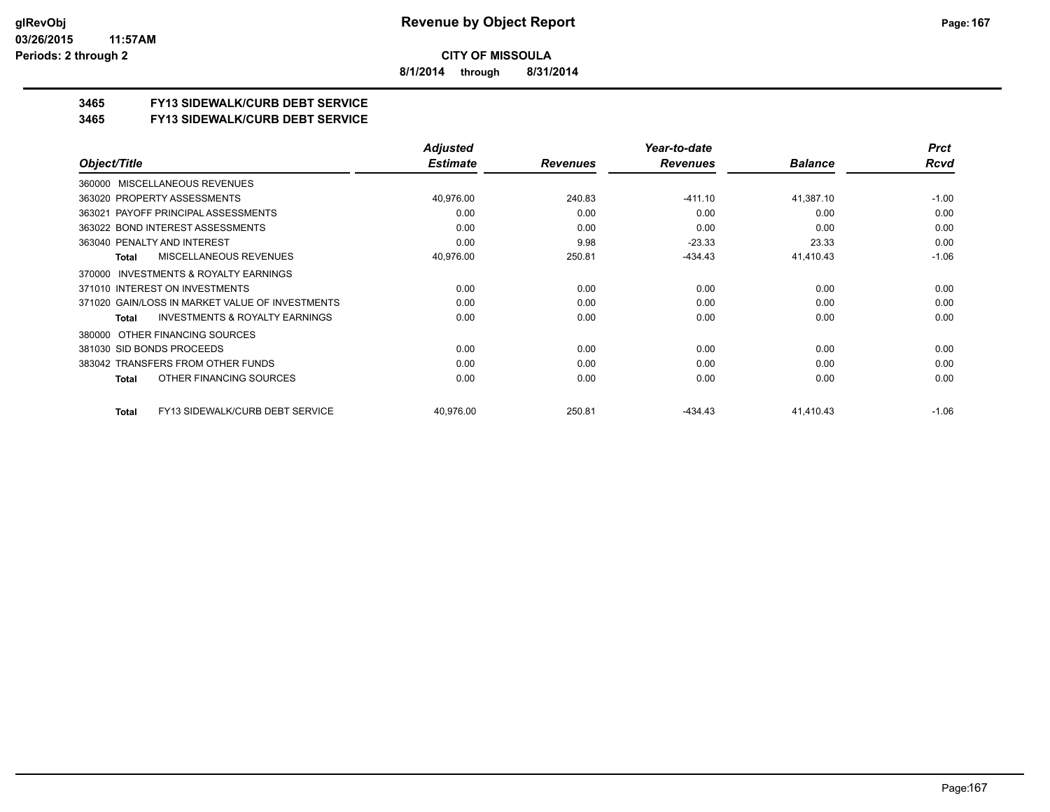# CITY OF MISSOULA

**8/1/2014 through 8/31/2014**

## 3465 FY13 SIDEWALK/CURB DEBT SERVICE

## 3465 FY13 SIDEWALK/CURB DEBT SERVICE

| Object/Title | Adjusted Estimate | Revenues | Year-to-date Revenues | Balance | Prct Rcvd |
|---|---|---|---|---|---|
| 360000 MISCELLANEOUS REVENUES | | | | | |
| 363020 PROPERTY ASSESSMENTS | 40,976.00 | 240.83 | -411.10 | 41,387.10 | -1.00 |
| 363021 PAYOFF PRINCIPAL ASSESSMENTS | 0.00 | 0.00 | 0.00 | 0.00 | 0.00 |
| 363022 BOND INTEREST ASSESSMENTS | 0.00 | 0.00 | 0.00 | 0.00 | 0.00 |
| 363040 PENALTY AND INTEREST | 0.00 | 9.98 | -23.33 | 23.33 | 0.00 |
| **Total** MISCELLANEOUS REVENUES | 40,976.00 | 250.81 | -434.43 | 41,410.43 | -1.06 |
| 370000 INVESTMENTS & ROYALTY EARNINGS | | | | | |
| 371010 INTEREST ON INVESTMENTS | 0.00 | 0.00 | 0.00 | 0.00 | 0.00 |
| 371020 GAIN/LOSS IN MARKET VALUE OF INVESTMENTS | 0.00 | 0.00 | 0.00 | 0.00 | 0.00 |
| **Total** INVESTMENTS & ROYALTY EARNINGS | 0.00 | 0.00 | 0.00 | 0.00 | 0.00 |
| 380000 OTHER FINANCING SOURCES | | | | | |
| 381030 SID BONDS PROCEEDS | 0.00 | 0.00 | 0.00 | 0.00 | 0.00 |
| 383042 TRANSFERS FROM OTHER FUNDS | 0.00 | 0.00 | 0.00 | 0.00 | 0.00 |
| **Total** OTHER FINANCING SOURCES | 0.00 | 0.00 | 0.00 | 0.00 | 0.00 |
| **Total** FY13 SIDEWALK/CURB DEBT SERVICE | 40,976.00 | 250.81 | -434.43 | 41,410.43 | -1.06 |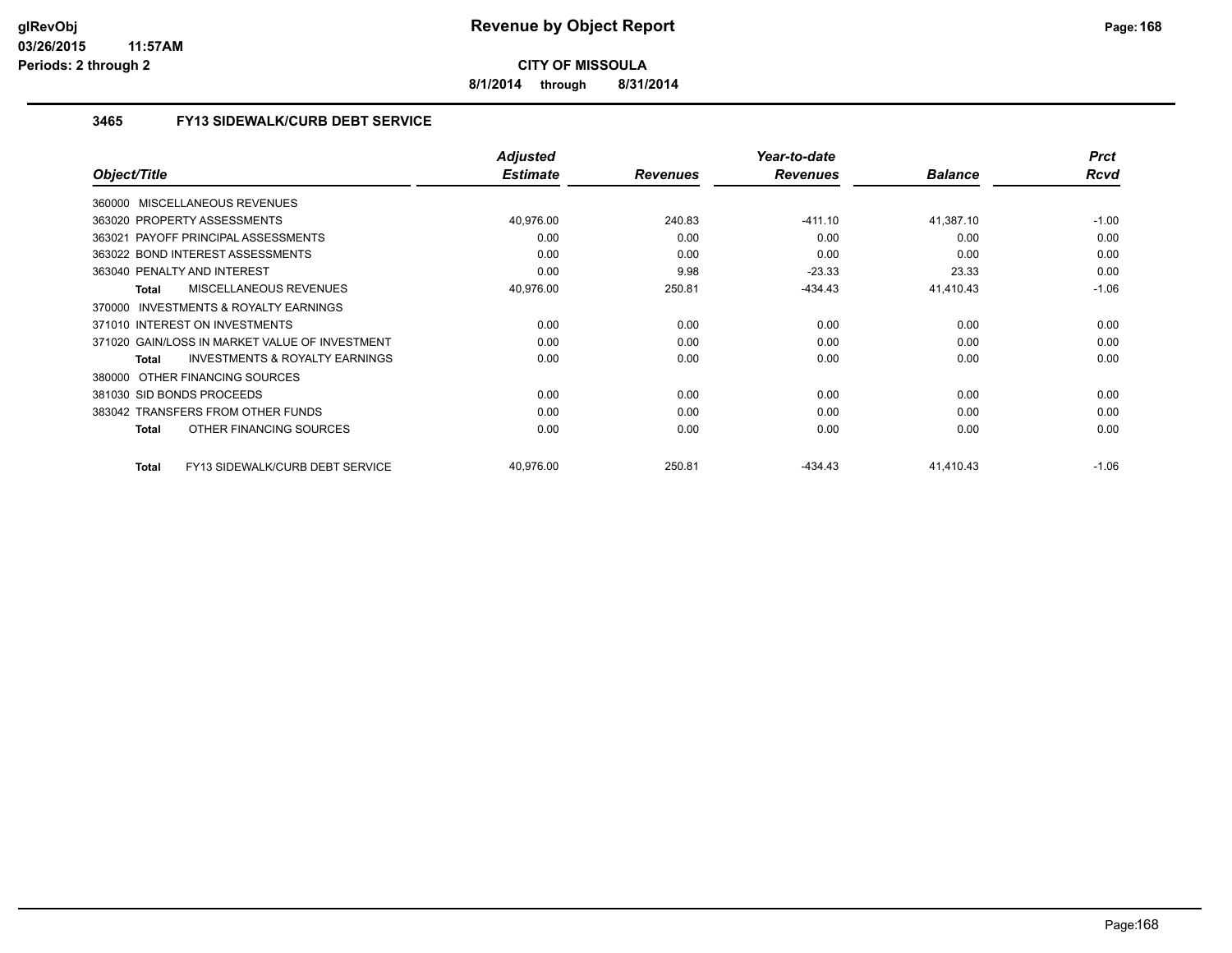**glRevObj** **03/26/2015 11:57AM** **Periods: 2 through 2**

# Revenue by Object Report

**CITY OF MISSOULA**

**8/1/2014 through 8/31/2014**

## 3465 FY13 SIDEWALK/CURB DEBT SERVICE

| Object/Title | Adjusted Estimate | Revenues | Year-to-date Revenues | Balance | Prct Rcvd |
|---|---|---|---|---|---|
| 360000 MISCELLANEOUS REVENUES | | | | | |
| 363020 PROPERTY ASSESSMENTS | 40,976.00 | 240.83 | -411.10 | 41,387.10 | -1.00 |
| 363021 PAYOFF PRINCIPAL ASSESSMENTS | 0.00 | 0.00 | 0.00 | 0.00 | 0.00 |
| 363022 BOND INTEREST ASSESSMENTS | 0.00 | 0.00 | 0.00 | 0.00 | 0.00 |
| 363040 PENALTY AND INTEREST | 0.00 | 9.98 | -23.33 | 23.33 | 0.00 |
| **Total** MISCELLANEOUS REVENUES | 40,976.00 | 250.81 | -434.43 | 41,410.43 | -1.06 |
| 370000 INVESTMENTS & ROYALTY EARNINGS | | | | | |
| 371010 INTEREST ON INVESTMENTS | 0.00 | 0.00 | 0.00 | 0.00 | 0.00 |
| 371020 GAIN/LOSS IN MARKET VALUE OF INVESTMENT | 0.00 | 0.00 | 0.00 | 0.00 | 0.00 |
| **Total** INVESTMENTS & ROYALTY EARNINGS | 0.00 | 0.00 | 0.00 | 0.00 | 0.00 |
| 380000 OTHER FINANCING SOURCES | | | | | |
| 381030 SID BONDS PROCEEDS | 0.00 | 0.00 | 0.00 | 0.00 | 0.00 |
| 383042 TRANSFERS FROM OTHER FUNDS | 0.00 | 0.00 | 0.00 | 0.00 | 0.00 |
| **Total** OTHER FINANCING SOURCES | 0.00 | 0.00 | 0.00 | 0.00 | 0.00 |
| **Total** FY13 SIDEWALK/CURB DEBT SERVICE | 40,976.00 | 250.81 | -434.43 | 41,410.43 | -1.06 |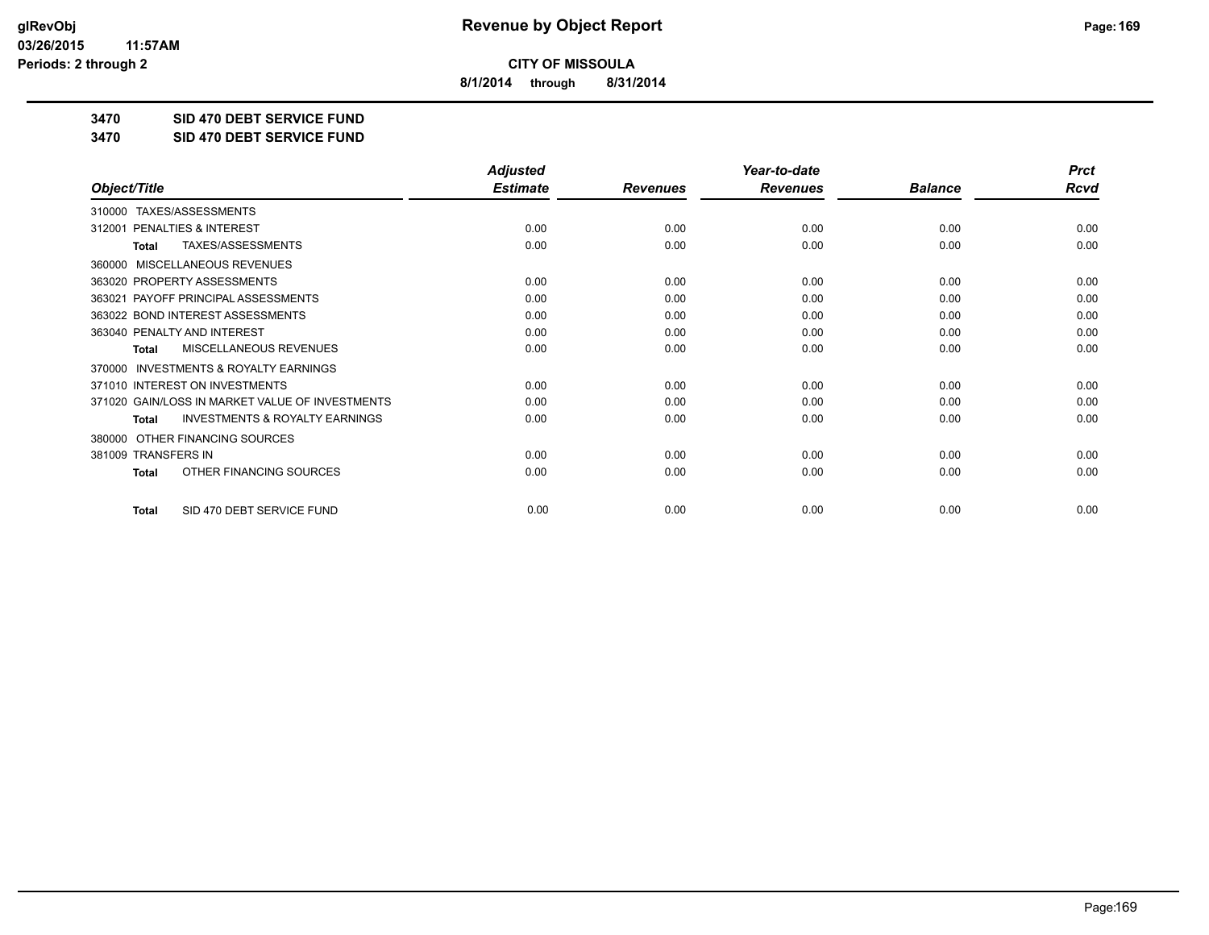# Revenue by Object Report

**CITY OF MISSOULA**

**8/1/2014 through 8/31/2014**

glRevObj
03/26/2015 11:57AM
Periods: 2 through 2

**3470 SID 470 DEBT SERVICE FUND**

**3470 SID 470 DEBT SERVICE FUND**

| Object/Title | Adjusted Estimate | Revenues | Year-to-date Revenues | Balance | Prct Rcvd |
|---|---|---|---|---|---|
| 310000 TAXES/ASSESSMENTS | | | | | |
| 312001 PENALTIES & INTEREST | 0.00 | 0.00 | 0.00 | 0.00 | 0.00 |
| **Total** TAXES/ASSESSMENTS | 0.00 | 0.00 | 0.00 | 0.00 | 0.00 |
| 360000 MISCELLANEOUS REVENUES | | | | | |
| 363020 PROPERTY ASSESSMENTS | 0.00 | 0.00 | 0.00 | 0.00 | 0.00 |
| 363021 PAYOFF PRINCIPAL ASSESSMENTS | 0.00 | 0.00 | 0.00 | 0.00 | 0.00 |
| 363022 BOND INTEREST ASSESSMENTS | 0.00 | 0.00 | 0.00 | 0.00 | 0.00 |
| 363040 PENALTY AND INTEREST | 0.00 | 0.00 | 0.00 | 0.00 | 0.00 |
| **Total** MISCELLANEOUS REVENUES | 0.00 | 0.00 | 0.00 | 0.00 | 0.00 |
| 370000 INVESTMENTS & ROYALTY EARNINGS | | | | | |
| 371010 INTEREST ON INVESTMENTS | 0.00 | 0.00 | 0.00 | 0.00 | 0.00 |
| 371020 GAIN/LOSS IN MARKET VALUE OF INVESTMENTS | 0.00 | 0.00 | 0.00 | 0.00 | 0.00 |
| **Total** INVESTMENTS & ROYALTY EARNINGS | 0.00 | 0.00 | 0.00 | 0.00 | 0.00 |
| 380000 OTHER FINANCING SOURCES | | | | | |
| 381009 TRANSFERS IN | 0.00 | 0.00 | 0.00 | 0.00 | 0.00 |
| **Total** OTHER FINANCING SOURCES | 0.00 | 0.00 | 0.00 | 0.00 | 0.00 |
| **Total** SID 470 DEBT SERVICE FUND | 0.00 | 0.00 | 0.00 | 0.00 | 0.00 |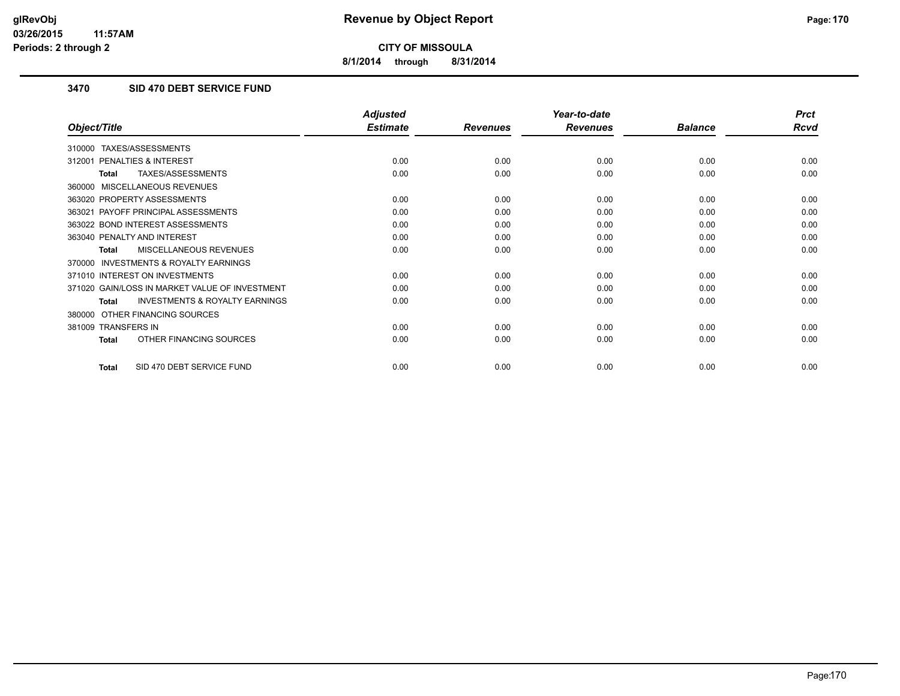# Revenue by Object Report

**CITY OF MISSOULA**

**8/1/2014 through 8/31/2014**

glRevObj
03/26/2015 11:57AM
Periods: 2 through 2

### 3470 SID 470 DEBT SERVICE FUND

| Object/Title | Adjusted Estimate | Revenues | Year-to-date Revenues | Balance | Prct Rcvd |
|---|---|---|---|---|---|
| 310000 TAXES/ASSESSMENTS | | | | | |
| 312001 PENALTIES & INTEREST | 0.00 | 0.00 | 0.00 | 0.00 | 0.00 |
| **Total** TAXES/ASSESSMENTS | 0.00 | 0.00 | 0.00 | 0.00 | 0.00 |
| 360000 MISCELLANEOUS REVENUES | | | | | |
| 363020 PROPERTY ASSESSMENTS | 0.00 | 0.00 | 0.00 | 0.00 | 0.00 |
| 363021 PAYOFF PRINCIPAL ASSESSMENTS | 0.00 | 0.00 | 0.00 | 0.00 | 0.00 |
| 363022 BOND INTEREST ASSESSMENTS | 0.00 | 0.00 | 0.00 | 0.00 | 0.00 |
| 363040 PENALTY AND INTEREST | 0.00 | 0.00 | 0.00 | 0.00 | 0.00 |
| **Total** MISCELLANEOUS REVENUES | 0.00 | 0.00 | 0.00 | 0.00 | 0.00 |
| 370000 INVESTMENTS & ROYALTY EARNINGS | | | | | |
| 371010 INTEREST ON INVESTMENTS | 0.00 | 0.00 | 0.00 | 0.00 | 0.00 |
| 371020 GAIN/LOSS IN MARKET VALUE OF INVESTMENT | 0.00 | 0.00 | 0.00 | 0.00 | 0.00 |
| **Total** INVESTMENTS & ROYALTY EARNINGS | 0.00 | 0.00 | 0.00 | 0.00 | 0.00 |
| 380000 OTHER FINANCING SOURCES | | | | | |
| 381009 TRANSFERS IN | 0.00 | 0.00 | 0.00 | 0.00 | 0.00 |
| **Total** OTHER FINANCING SOURCES | 0.00 | 0.00 | 0.00 | 0.00 | 0.00 |
| **Total** SID 470 DEBT SERVICE FUND | 0.00 | 0.00 | 0.00 | 0.00 | 0.00 |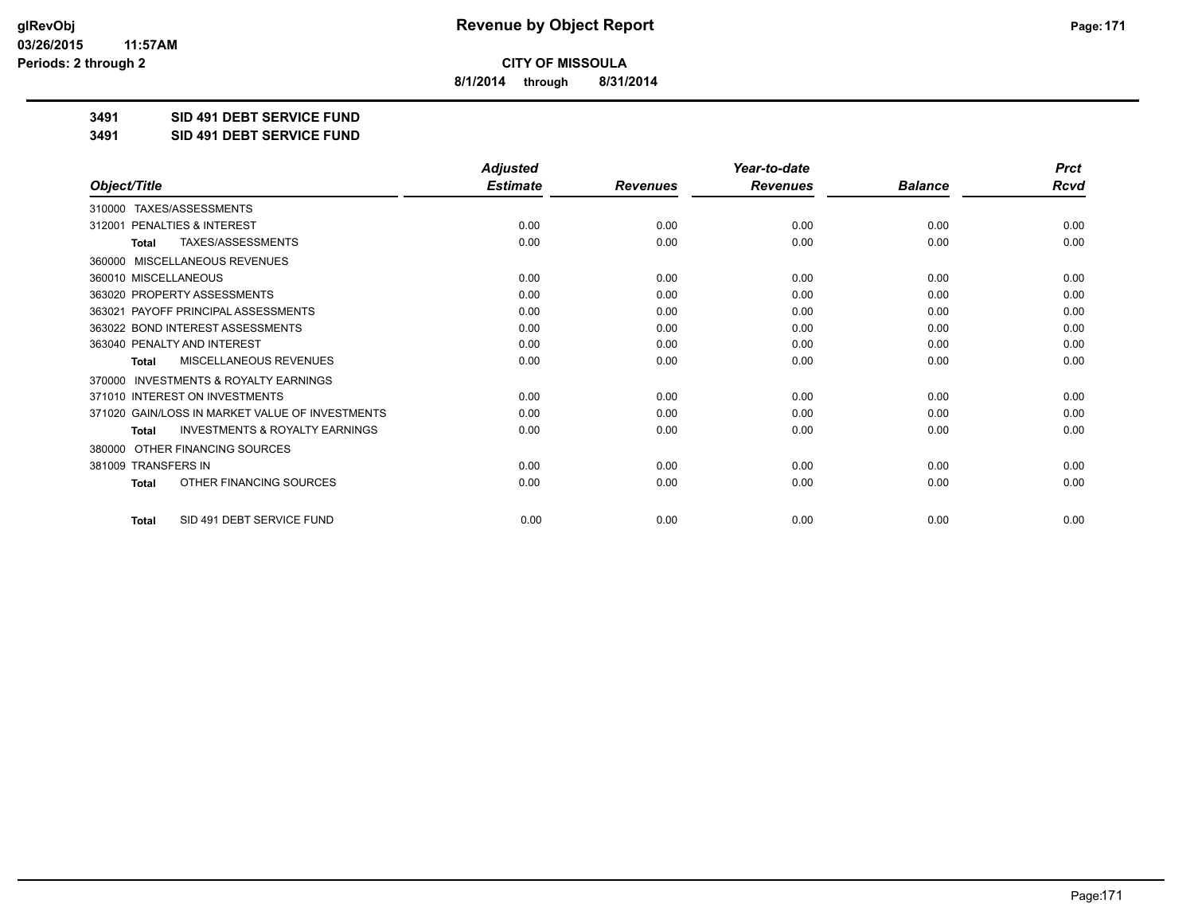**CITY OF MISSOULA**

**8/1/2014 through 8/31/2014**

**Revenue by Object Report**

glRevObj
03/26/2015 11:57AM
Periods: 2 through 2

**3491 SID 491 DEBT SERVICE FUND**

**3491 SID 491 DEBT SERVICE FUND**

| Object/Title | Adjusted Estimate | Revenues | Year-to-date Revenues | Balance | Prct Rcvd |
|---|---|---|---|---|---|
| 310000 TAXES/ASSESSMENTS | | | | | |
| 312001 PENALTIES & INTEREST | 0.00 | 0.00 | 0.00 | 0.00 | 0.00 |
| **Total** TAXES/ASSESSMENTS | 0.00 | 0.00 | 0.00 | 0.00 | 0.00 |
| 360000 MISCELLANEOUS REVENUES | | | | | |
| 360010 MISCELLANEOUS | 0.00 | 0.00 | 0.00 | 0.00 | 0.00 |
| 363020 PROPERTY ASSESSMENTS | 0.00 | 0.00 | 0.00 | 0.00 | 0.00 |
| 363021 PAYOFF PRINCIPAL ASSESSMENTS | 0.00 | 0.00 | 0.00 | 0.00 | 0.00 |
| 363022 BOND INTEREST ASSESSMENTS | 0.00 | 0.00 | 0.00 | 0.00 | 0.00 |
| 363040 PENALTY AND INTEREST | 0.00 | 0.00 | 0.00 | 0.00 | 0.00 |
| **Total** MISCELLANEOUS REVENUES | 0.00 | 0.00 | 0.00 | 0.00 | 0.00 |
| 370000 INVESTMENTS & ROYALTY EARNINGS | | | | | |
| 371010 INTEREST ON INVESTMENTS | 0.00 | 0.00 | 0.00 | 0.00 | 0.00 |
| 371020 GAIN/LOSS IN MARKET VALUE OF INVESTMENTS | 0.00 | 0.00 | 0.00 | 0.00 | 0.00 |
| **Total** INVESTMENTS & ROYALTY EARNINGS | 0.00 | 0.00 | 0.00 | 0.00 | 0.00 |
| 380000 OTHER FINANCING SOURCES | | | | | |
| 381009 TRANSFERS IN | 0.00 | 0.00 | 0.00 | 0.00 | 0.00 |
| **Total** OTHER FINANCING SOURCES | 0.00 | 0.00 | 0.00 | 0.00 | 0.00 |
| **Total** SID 491 DEBT SERVICE FUND | 0.00 | 0.00 | 0.00 | 0.00 | 0.00 |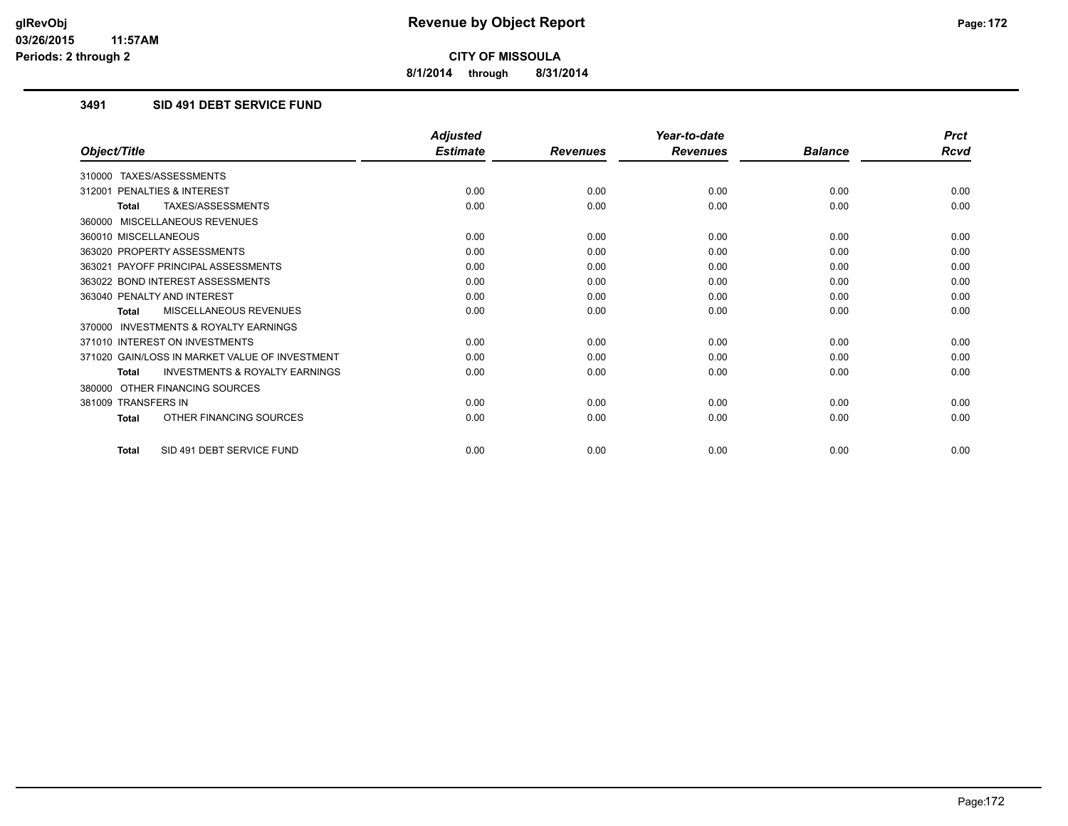**CITY OF MISSOULA**

**8/1/2014 through 8/31/2014**

### 3491 SID 491 DEBT SERVICE FUND

| Object/Title | Adjusted Estimate | Revenues | Year-to-date Revenues | Balance | Prct Rcvd |
|---|---|---|---|---|---|
| 310000 TAXES/ASSESSMENTS | | | | | |
| 312001 PENALTIES & INTEREST | 0.00 | 0.00 | 0.00 | 0.00 | 0.00 |
| **Total** TAXES/ASSESSMENTS | 0.00 | 0.00 | 0.00 | 0.00 | 0.00 |
| 360000 MISCELLANEOUS REVENUES | | | | | |
| 360010 MISCELLANEOUS | 0.00 | 0.00 | 0.00 | 0.00 | 0.00 |
| 363020 PROPERTY ASSESSMENTS | 0.00 | 0.00 | 0.00 | 0.00 | 0.00 |
| 363021 PAYOFF PRINCIPAL ASSESSMENTS | 0.00 | 0.00 | 0.00 | 0.00 | 0.00 |
| 363022 BOND INTEREST ASSESSMENTS | 0.00 | 0.00 | 0.00 | 0.00 | 0.00 |
| 363040 PENALTY AND INTEREST | 0.00 | 0.00 | 0.00 | 0.00 | 0.00 |
| **Total** MISCELLANEOUS REVENUES | 0.00 | 0.00 | 0.00 | 0.00 | 0.00 |
| 370000 INVESTMENTS & ROYALTY EARNINGS | | | | | |
| 371010 INTEREST ON INVESTMENTS | 0.00 | 0.00 | 0.00 | 0.00 | 0.00 |
| 371020 GAIN/LOSS IN MARKET VALUE OF INVESTMENT | 0.00 | 0.00 | 0.00 | 0.00 | 0.00 |
| **Total** INVESTMENTS & ROYALTY EARNINGS | 0.00 | 0.00 | 0.00 | 0.00 | 0.00 |
| 380000 OTHER FINANCING SOURCES | | | | | |
| 381009 TRANSFERS IN | 0.00 | 0.00 | 0.00 | 0.00 | 0.00 |
| **Total** OTHER FINANCING SOURCES | 0.00 | 0.00 | 0.00 | 0.00 | 0.00 |
| **Total** SID 491 DEBT SERVICE FUND | 0.00 | 0.00 | 0.00 | 0.00 | 0.00 |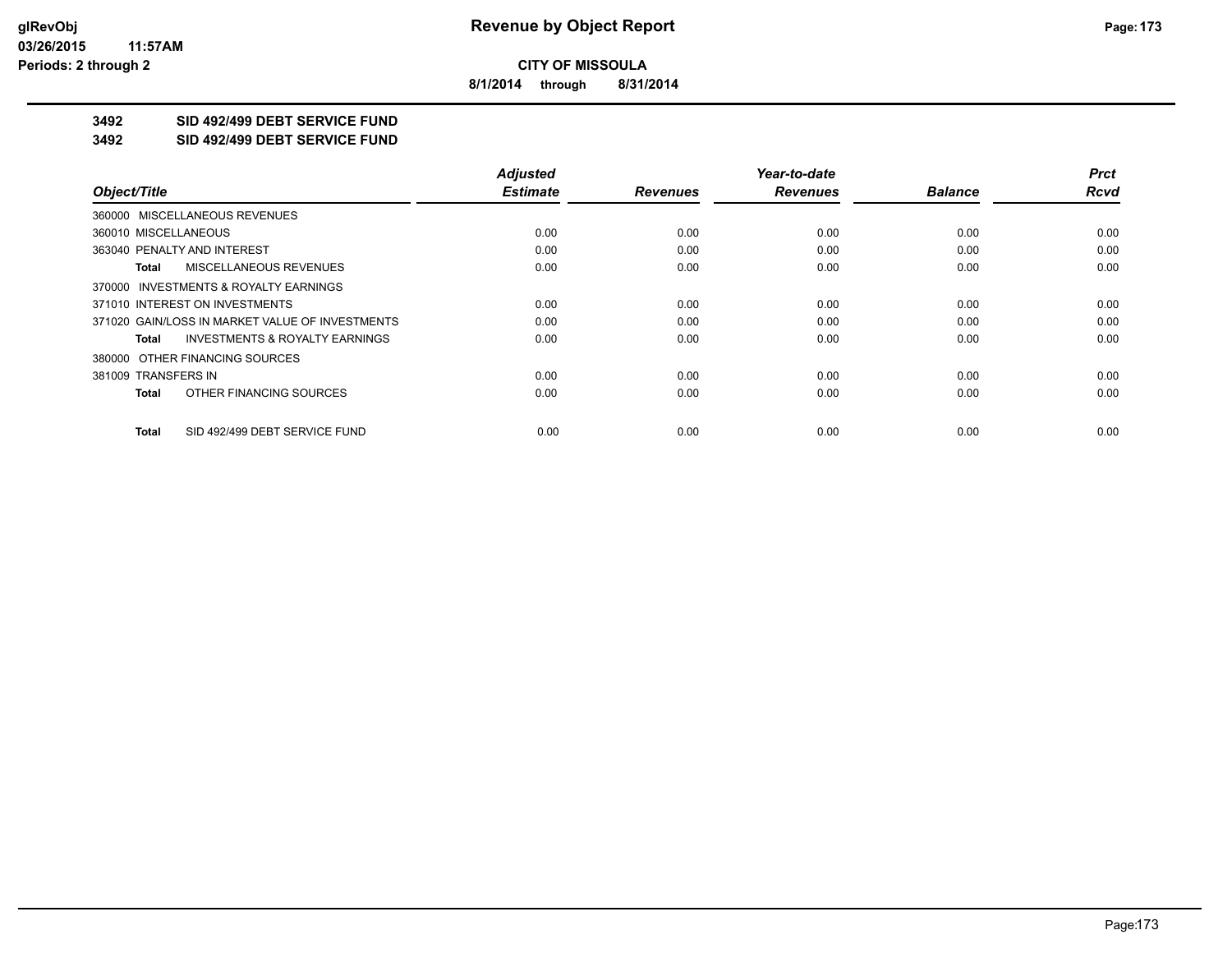**CITY OF MISSOULA**

**8/1/2014 through 8/31/2014**

**3492 SID 492/499 DEBT SERVICE FUND**

**3492 SID 492/499 DEBT SERVICE FUND**

| Object/Title | | Adjusted Estimate | Revenues | Year-to-date Revenues | Balance | Prct Rcvd |
|---|---|---|---|---|---|---|
| 360000 MISCELLANEOUS REVENUES | | | | | | |
| 360010 MISCELLANEOUS | | 0.00 | 0.00 | 0.00 | 0.00 | 0.00 |
| 363040 PENALTY AND INTEREST | | 0.00 | 0.00 | 0.00 | 0.00 | 0.00 |
| Total | MISCELLANEOUS REVENUES | 0.00 | 0.00 | 0.00 | 0.00 | 0.00 |
| 370000 INVESTMENTS & ROYALTY EARNINGS | | | | | | |
| 371010 INTEREST ON INVESTMENTS | | 0.00 | 0.00 | 0.00 | 0.00 | 0.00 |
| 371020 GAIN/LOSS IN MARKET VALUE OF INVESTMENTS | | 0.00 | 0.00 | 0.00 | 0.00 | 0.00 |
| Total | INVESTMENTS & ROYALTY EARNINGS | 0.00 | 0.00 | 0.00 | 0.00 | 0.00 |
| 380000 OTHER FINANCING SOURCES | | | | | | |
| 381009 TRANSFERS IN | | 0.00 | 0.00 | 0.00 | 0.00 | 0.00 |
| Total | OTHER FINANCING SOURCES | 0.00 | 0.00 | 0.00 | 0.00 | 0.00 |
| Total | SID 492/499 DEBT SERVICE FUND | 0.00 | 0.00 | 0.00 | 0.00 | 0.00 |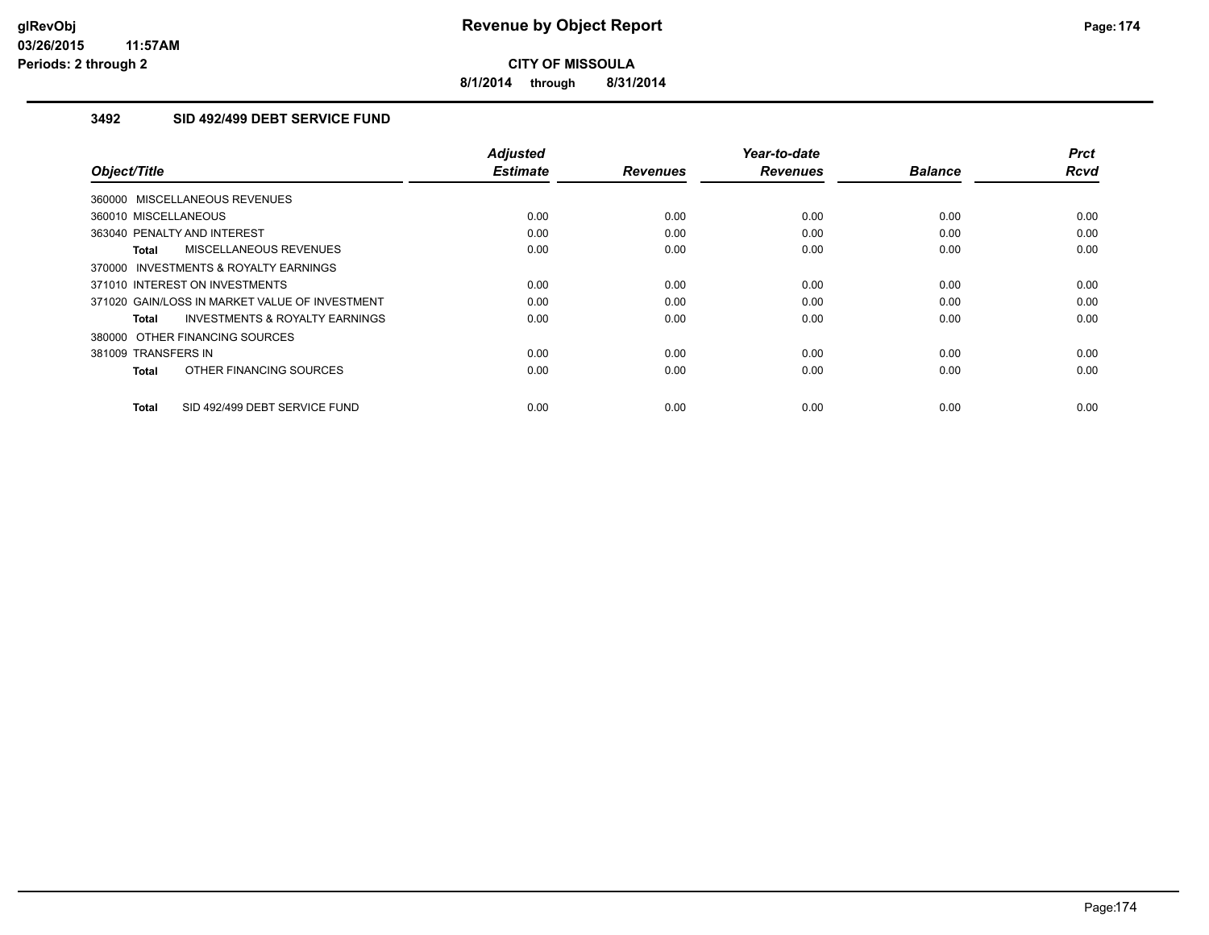# Revenue by Object Report

**CITY OF MISSOULA**

**8/1/2014 through 8/31/2014**

glRevObj
03/26/2015 11:57AM
Periods: 2 through 2

### 3492 SID 492/499 DEBT SERVICE FUND

| Object/Title | Adjusted Estimate | Revenues | Year-to-date Revenues | Balance | Prct Rcvd |
|---|---|---|---|---|---|
| 360000 MISCELLANEOUS REVENUES | | | | | |
| 360010 MISCELLANEOUS | 0.00 | 0.00 | 0.00 | 0.00 | 0.00 |
| 363040 PENALTY AND INTEREST | 0.00 | 0.00 | 0.00 | 0.00 | 0.00 |
| **Total** MISCELLANEOUS REVENUES | 0.00 | 0.00 | 0.00 | 0.00 | 0.00 |
| 370000 INVESTMENTS & ROYALTY EARNINGS | | | | | |
| 371010 INTEREST ON INVESTMENTS | 0.00 | 0.00 | 0.00 | 0.00 | 0.00 |
| 371020 GAIN/LOSS IN MARKET VALUE OF INVESTMENT | 0.00 | 0.00 | 0.00 | 0.00 | 0.00 |
| **Total** INVESTMENTS & ROYALTY EARNINGS | 0.00 | 0.00 | 0.00 | 0.00 | 0.00 |
| 380000 OTHER FINANCING SOURCES | | | | | |
| 381009 TRANSFERS IN | 0.00 | 0.00 | 0.00 | 0.00 | 0.00 |
| **Total** OTHER FINANCING SOURCES | 0.00 | 0.00 | 0.00 | 0.00 | 0.00 |
| **Total** SID 492/499 DEBT SERVICE FUND | 0.00 | 0.00 | 0.00 | 0.00 | 0.00 |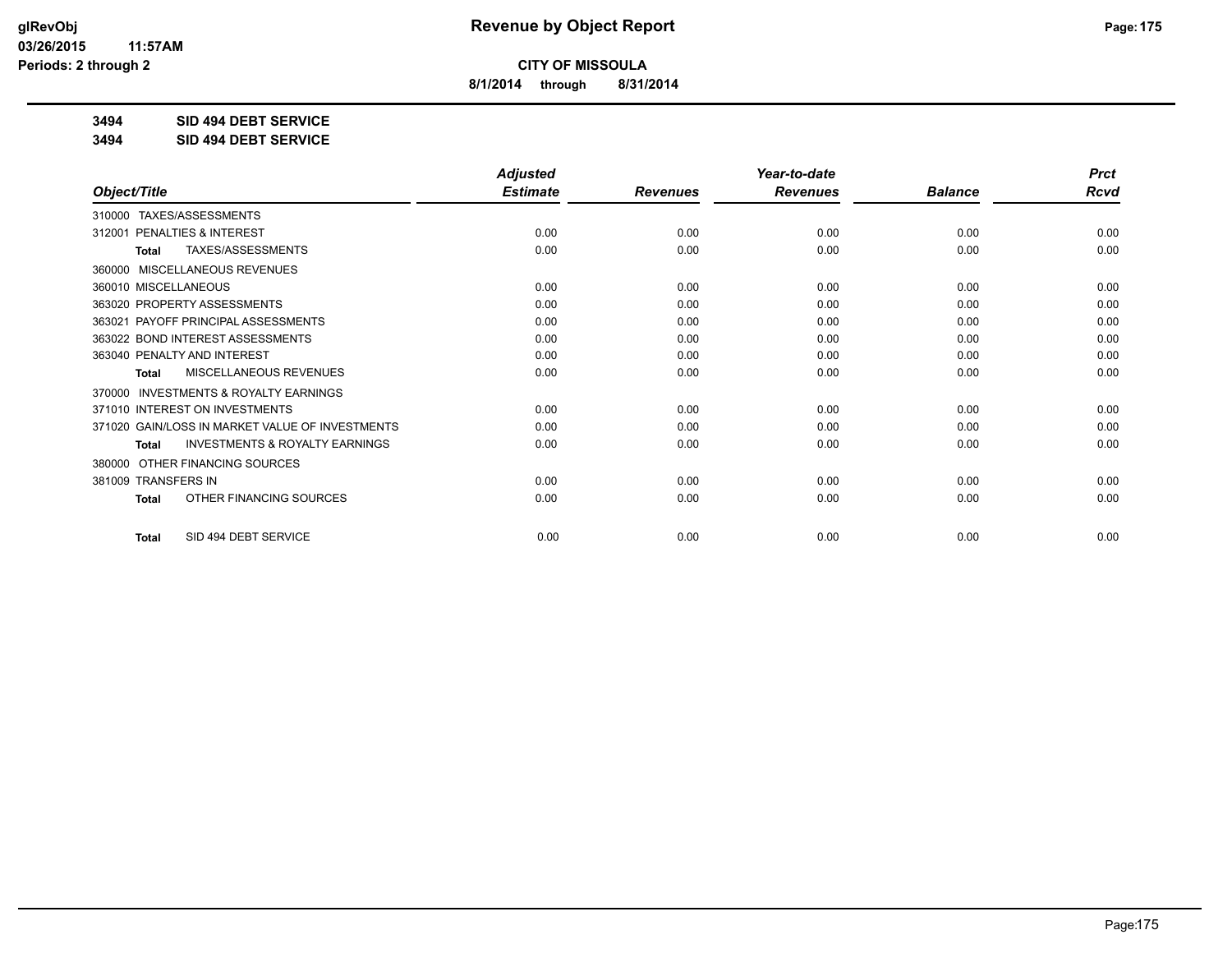**CITY OF MISSOULA**

**8/1/2014 through 8/31/2014**

**3494 SID 494 DEBT SERVICE**

**3494 SID 494 DEBT SERVICE**

| Object/Title | Adjusted Estimate | Revenues | Year-to-date Revenues | Balance | Prct Rcvd |
|---|---|---|---|---|---|
| 310000 TAXES/ASSESSMENTS | | | | | |
| 312001 PENALTIES & INTEREST | 0.00 | 0.00 | 0.00 | 0.00 | 0.00 |
| Total TAXES/ASSESSMENTS | 0.00 | 0.00 | 0.00 | 0.00 | 0.00 |
| 360000 MISCELLANEOUS REVENUES | | | | | |
| 360010 MISCELLANEOUS | 0.00 | 0.00 | 0.00 | 0.00 | 0.00 |
| 363020 PROPERTY ASSESSMENTS | 0.00 | 0.00 | 0.00 | 0.00 | 0.00 |
| 363021 PAYOFF PRINCIPAL ASSESSMENTS | 0.00 | 0.00 | 0.00 | 0.00 | 0.00 |
| 363022 BOND INTEREST ASSESSMENTS | 0.00 | 0.00 | 0.00 | 0.00 | 0.00 |
| 363040 PENALTY AND INTEREST | 0.00 | 0.00 | 0.00 | 0.00 | 0.00 |
| Total MISCELLANEOUS REVENUES | 0.00 | 0.00 | 0.00 | 0.00 | 0.00 |
| 370000 INVESTMENTS & ROYALTY EARNINGS | | | | | |
| 371010 INTEREST ON INVESTMENTS | 0.00 | 0.00 | 0.00 | 0.00 | 0.00 |
| 371020 GAIN/LOSS IN MARKET VALUE OF INVESTMENTS | 0.00 | 0.00 | 0.00 | 0.00 | 0.00 |
| Total INVESTMENTS & ROYALTY EARNINGS | 0.00 | 0.00 | 0.00 | 0.00 | 0.00 |
| 380000 OTHER FINANCING SOURCES | | | | | |
| 381009 TRANSFERS IN | 0.00 | 0.00 | 0.00 | 0.00 | 0.00 |
| Total OTHER FINANCING SOURCES | 0.00 | 0.00 | 0.00 | 0.00 | 0.00 |
| Total SID 494 DEBT SERVICE | 0.00 | 0.00 | 0.00 | 0.00 | 0.00 |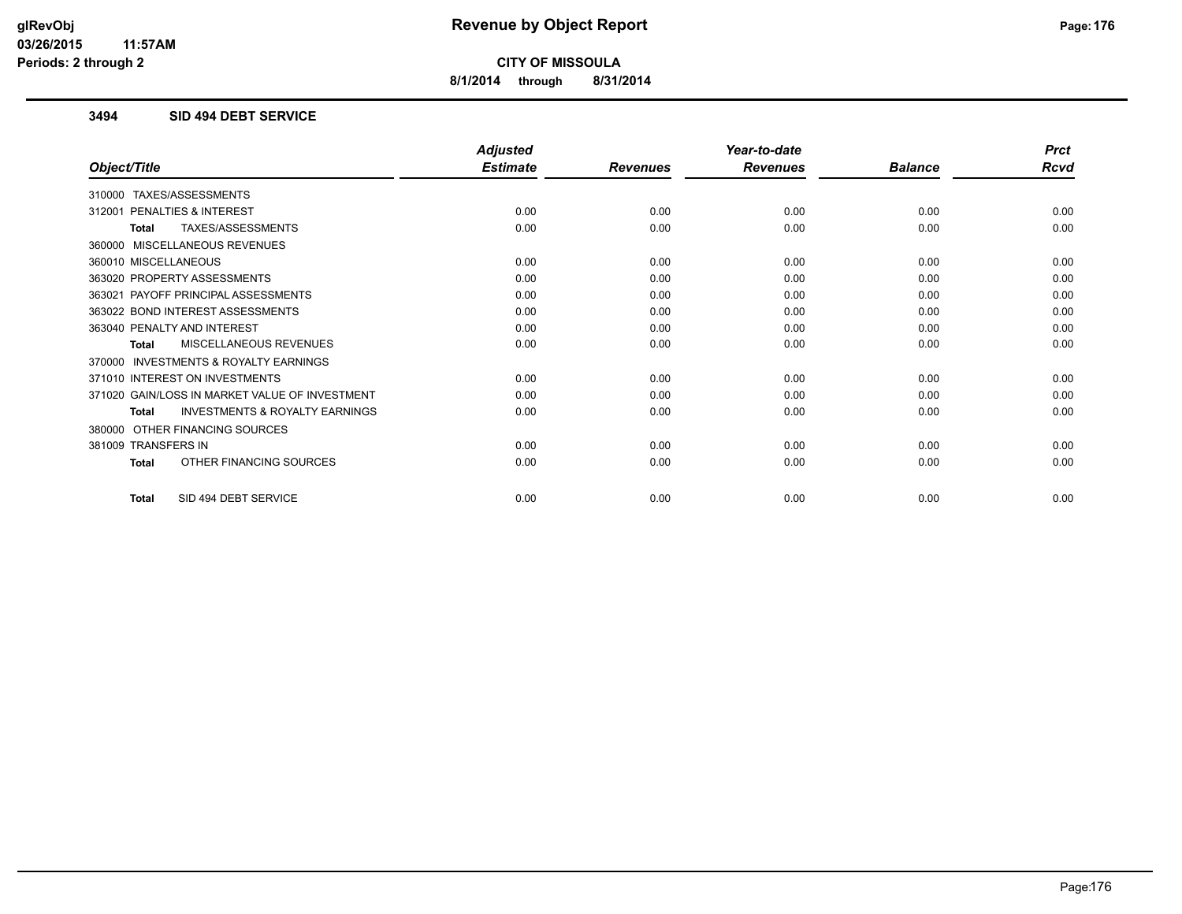# Revenue by Object Report

**CITY OF MISSOULA**

**8/1/2014 through 8/31/2014**

glRevObj
03/26/2015 11:57AM
Periods: 2 through 2

## 3494 SID 494 DEBT SERVICE

| Object/Title | Adjusted Estimate | Revenues | Year-to-date Revenues | Balance | Prct Rcvd |
|---|---|---|---|---|---|
| 310000 TAXES/ASSESSMENTS | | | | | |
| 312001 PENALTIES & INTEREST | 0.00 | 0.00 | 0.00 | 0.00 | 0.00 |
| **Total** TAXES/ASSESSMENTS | 0.00 | 0.00 | 0.00 | 0.00 | 0.00 |
| 360000 MISCELLANEOUS REVENUES | | | | | |
| 360010 MISCELLANEOUS | 0.00 | 0.00 | 0.00 | 0.00 | 0.00 |
| 363020 PROPERTY ASSESSMENTS | 0.00 | 0.00 | 0.00 | 0.00 | 0.00 |
| 363021 PAYOFF PRINCIPAL ASSESSMENTS | 0.00 | 0.00 | 0.00 | 0.00 | 0.00 |
| 363022 BOND INTEREST ASSESSMENTS | 0.00 | 0.00 | 0.00 | 0.00 | 0.00 |
| 363040 PENALTY AND INTEREST | 0.00 | 0.00 | 0.00 | 0.00 | 0.00 |
| **Total** MISCELLANEOUS REVENUES | 0.00 | 0.00 | 0.00 | 0.00 | 0.00 |
| 370000 INVESTMENTS & ROYALTY EARNINGS | | | | | |
| 371010 INTEREST ON INVESTMENTS | 0.00 | 0.00 | 0.00 | 0.00 | 0.00 |
| 371020 GAIN/LOSS IN MARKET VALUE OF INVESTMENT | 0.00 | 0.00 | 0.00 | 0.00 | 0.00 |
| **Total** INVESTMENTS & ROYALTY EARNINGS | 0.00 | 0.00 | 0.00 | 0.00 | 0.00 |
| 380000 OTHER FINANCING SOURCES | | | | | |
| 381009 TRANSFERS IN | 0.00 | 0.00 | 0.00 | 0.00 | 0.00 |
| **Total** OTHER FINANCING SOURCES | 0.00 | 0.00 | 0.00 | 0.00 | 0.00 |
| **Total** SID 494 DEBT SERVICE | 0.00 | 0.00 | 0.00 | 0.00 | 0.00 |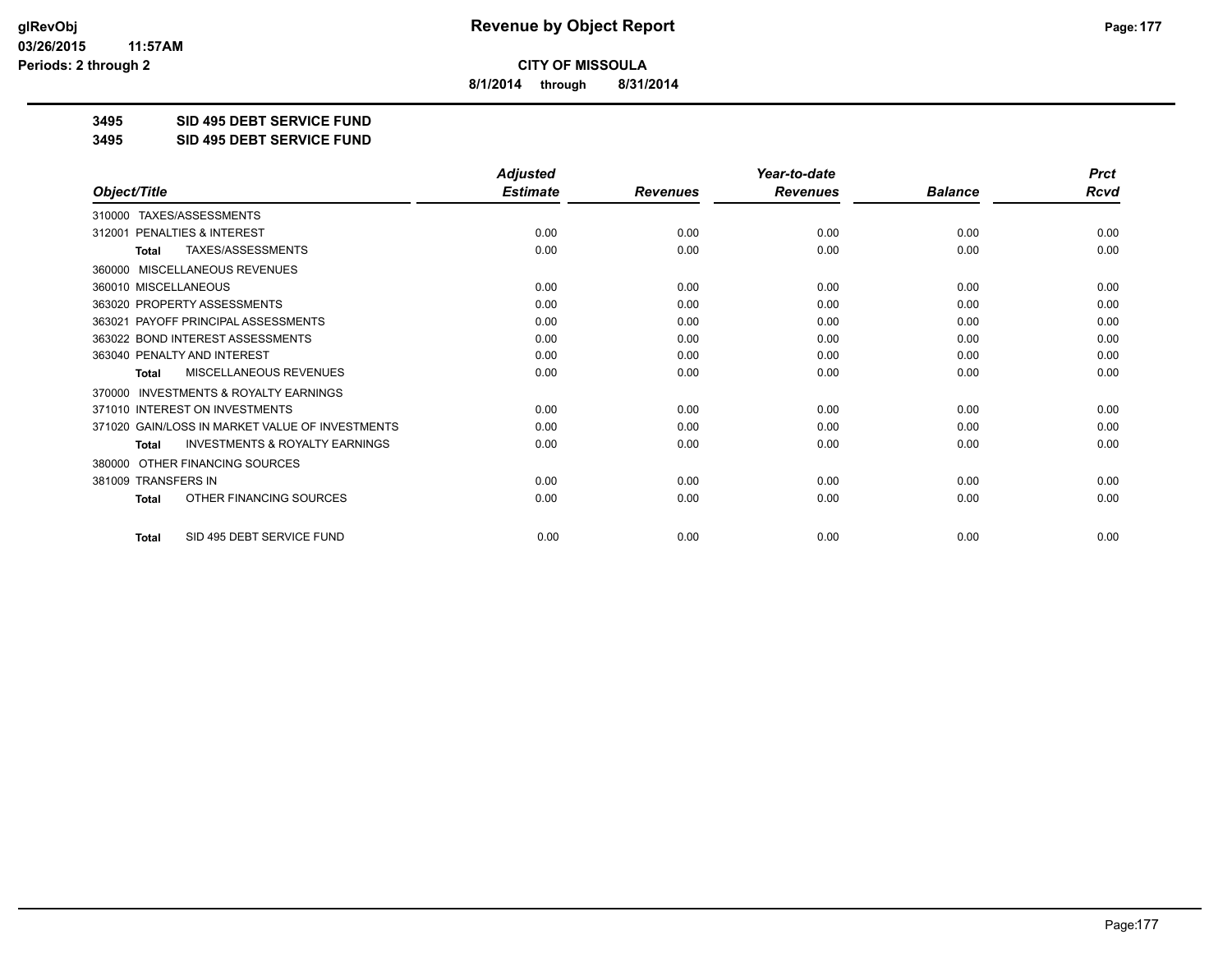glRevObj
03/26/2015 11:57AM
Periods: 2 through 2

# Revenue by Object Report

**CITY OF MISSOULA**

**8/1/2014 through 8/31/2014**

**3495 SID 495 DEBT SERVICE FUND**

**3495 SID 495 DEBT SERVICE FUND**

| Object/Title | Adjusted Estimate | Revenues | Year-to-date Revenues | Balance | Prct Rcvd |
|---|---|---|---|---|---|
| 310000 TAXES/ASSESSMENTS | | | | | |
| 312001 PENALTIES & INTEREST | 0.00 | 0.00 | 0.00 | 0.00 | 0.00 |
| **Total** TAXES/ASSESSMENTS | 0.00 | 0.00 | 0.00 | 0.00 | 0.00 |
| 360000 MISCELLANEOUS REVENUES | | | | | |
| 360010 MISCELLANEOUS | 0.00 | 0.00 | 0.00 | 0.00 | 0.00 |
| 363020 PROPERTY ASSESSMENTS | 0.00 | 0.00 | 0.00 | 0.00 | 0.00 |
| 363021 PAYOFF PRINCIPAL ASSESSMENTS | 0.00 | 0.00 | 0.00 | 0.00 | 0.00 |
| 363022 BOND INTEREST ASSESSMENTS | 0.00 | 0.00 | 0.00 | 0.00 | 0.00 |
| 363040 PENALTY AND INTEREST | 0.00 | 0.00 | 0.00 | 0.00 | 0.00 |
| **Total** MISCELLANEOUS REVENUES | 0.00 | 0.00 | 0.00 | 0.00 | 0.00 |
| 370000 INVESTMENTS & ROYALTY EARNINGS | | | | | |
| 371010 INTEREST ON INVESTMENTS | 0.00 | 0.00 | 0.00 | 0.00 | 0.00 |
| 371020 GAIN/LOSS IN MARKET VALUE OF INVESTMENTS | 0.00 | 0.00 | 0.00 | 0.00 | 0.00 |
| **Total** INVESTMENTS & ROYALTY EARNINGS | 0.00 | 0.00 | 0.00 | 0.00 | 0.00 |
| 380000 OTHER FINANCING SOURCES | | | | | |
| 381009 TRANSFERS IN | 0.00 | 0.00 | 0.00 | 0.00 | 0.00 |
| **Total** OTHER FINANCING SOURCES | 0.00 | 0.00 | 0.00 | 0.00 | 0.00 |
| **Total** SID 495 DEBT SERVICE FUND | 0.00 | 0.00 | 0.00 | 0.00 | 0.00 |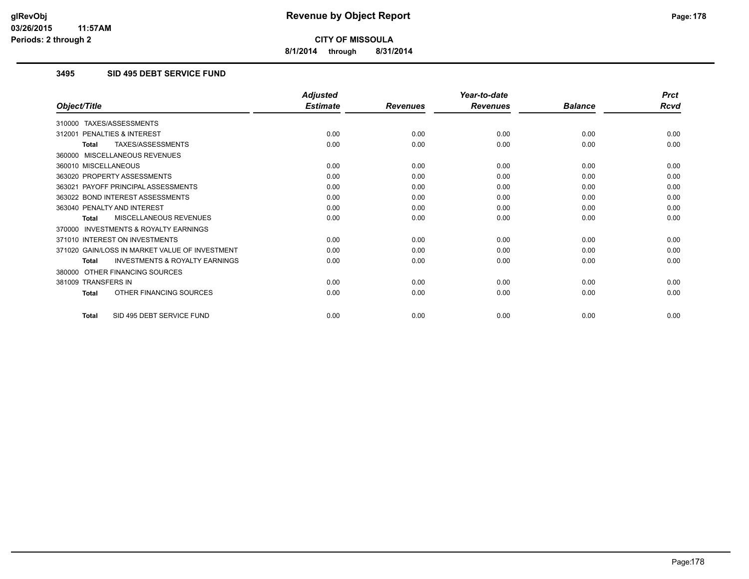# Revenue by Object Report

**CITY OF MISSOULA**

**8/1/2014 through 8/31/2014**

### 3495 SID 495 DEBT SERVICE FUND

| Object/Title | Adjusted Estimate | Revenues | Year-to-date Revenues | Balance | Prct Rcvd |
|---|---|---|---|---|---|
| 310000 TAXES/ASSESSMENTS | | | | | |
| 312001 PENALTIES & INTEREST | 0.00 | 0.00 | 0.00 | 0.00 | 0.00 |
| **Total** TAXES/ASSESSMENTS | 0.00 | 0.00 | 0.00 | 0.00 | 0.00 |
| 360000 MISCELLANEOUS REVENUES | | | | | |
| 360010 MISCELLANEOUS | 0.00 | 0.00 | 0.00 | 0.00 | 0.00 |
| 363020 PROPERTY ASSESSMENTS | 0.00 | 0.00 | 0.00 | 0.00 | 0.00 |
| 363021 PAYOFF PRINCIPAL ASSESSMENTS | 0.00 | 0.00 | 0.00 | 0.00 | 0.00 |
| 363022 BOND INTEREST ASSESSMENTS | 0.00 | 0.00 | 0.00 | 0.00 | 0.00 |
| 363040 PENALTY AND INTEREST | 0.00 | 0.00 | 0.00 | 0.00 | 0.00 |
| **Total** MISCELLANEOUS REVENUES | 0.00 | 0.00 | 0.00 | 0.00 | 0.00 |
| 370000 INVESTMENTS & ROYALTY EARNINGS | | | | | |
| 371010 INTEREST ON INVESTMENTS | 0.00 | 0.00 | 0.00 | 0.00 | 0.00 |
| 371020 GAIN/LOSS IN MARKET VALUE OF INVESTMENT | 0.00 | 0.00 | 0.00 | 0.00 | 0.00 |
| **Total** INVESTMENTS & ROYALTY EARNINGS | 0.00 | 0.00 | 0.00 | 0.00 | 0.00 |
| 380000 OTHER FINANCING SOURCES | | | | | |
| 381009 TRANSFERS IN | 0.00 | 0.00 | 0.00 | 0.00 | 0.00 |
| **Total** OTHER FINANCING SOURCES | 0.00 | 0.00 | 0.00 | 0.00 | 0.00 |
| **Total** SID 495 DEBT SERVICE FUND | 0.00 | 0.00 | 0.00 | 0.00 | 0.00 |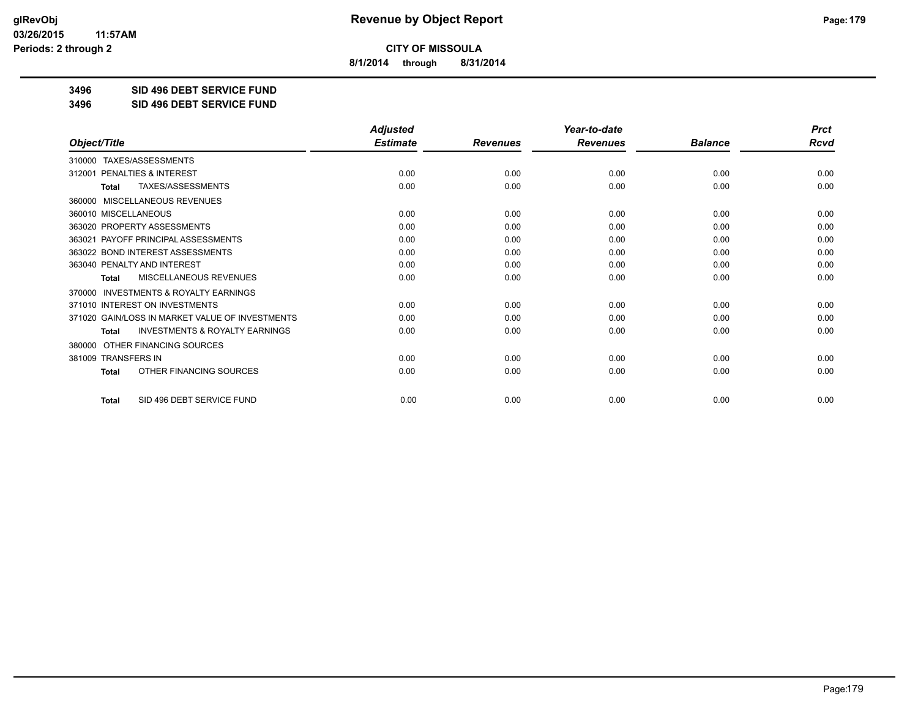**CITY OF MISSOULA**

**8/1/2014 through 8/31/2014**

**3496 SID 496 DEBT SERVICE FUND**

**3496 SID 496 DEBT SERVICE FUND**

| Object/Title | Adjusted Estimate | Revenues | Year-to-date Revenues | Balance | Prct Rcvd |
|---|---|---|---|---|---|
| 310000 TAXES/ASSESSMENTS | | | | | |
| 312001 PENALTIES & INTEREST | 0.00 | 0.00 | 0.00 | 0.00 | 0.00 |
| **Total** TAXES/ASSESSMENTS | 0.00 | 0.00 | 0.00 | 0.00 | 0.00 |
| 360000 MISCELLANEOUS REVENUES | | | | | |
| 360010 MISCELLANEOUS | 0.00 | 0.00 | 0.00 | 0.00 | 0.00 |
| 363020 PROPERTY ASSESSMENTS | 0.00 | 0.00 | 0.00 | 0.00 | 0.00 |
| 363021 PAYOFF PRINCIPAL ASSESSMENTS | 0.00 | 0.00 | 0.00 | 0.00 | 0.00 |
| 363022 BOND INTEREST ASSESSMENTS | 0.00 | 0.00 | 0.00 | 0.00 | 0.00 |
| 363040 PENALTY AND INTEREST | 0.00 | 0.00 | 0.00 | 0.00 | 0.00 |
| **Total** MISCELLANEOUS REVENUES | 0.00 | 0.00 | 0.00 | 0.00 | 0.00 |
| 370000 INVESTMENTS & ROYALTY EARNINGS | | | | | |
| 371010 INTEREST ON INVESTMENTS | 0.00 | 0.00 | 0.00 | 0.00 | 0.00 |
| 371020 GAIN/LOSS IN MARKET VALUE OF INVESTMENTS | 0.00 | 0.00 | 0.00 | 0.00 | 0.00 |
| **Total** INVESTMENTS & ROYALTY EARNINGS | 0.00 | 0.00 | 0.00 | 0.00 | 0.00 |
| 380000 OTHER FINANCING SOURCES | | | | | |
| 381009 TRANSFERS IN | 0.00 | 0.00 | 0.00 | 0.00 | 0.00 |
| **Total** OTHER FINANCING SOURCES | 0.00 | 0.00 | 0.00 | 0.00 | 0.00 |
| **Total** SID 496 DEBT SERVICE FUND | 0.00 | 0.00 | 0.00 | 0.00 | 0.00 |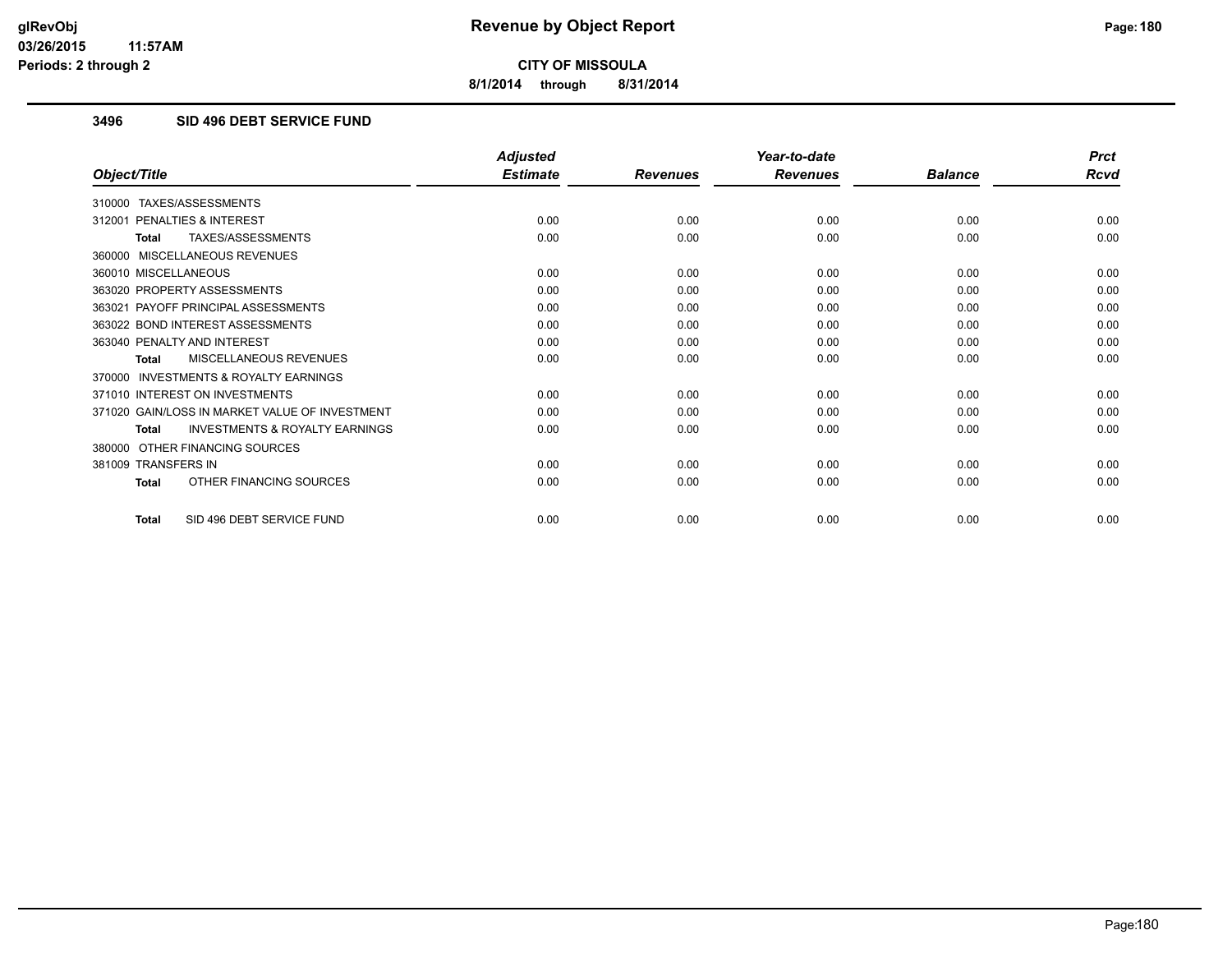**CITY OF MISSOULA**

**8/1/2014 through 8/31/2014**

### 3496 SID 496 DEBT SERVICE FUND

| Object/Title | Adjusted Estimate | Revenues | Year-to-date Revenues | Balance | Prct Rcvd |
|---|---|---|---|---|---|
| 310000 TAXES/ASSESSMENTS | | | | | |
| 312001 PENALTIES & INTEREST | 0.00 | 0.00 | 0.00 | 0.00 | 0.00 |
| **Total** TAXES/ASSESSMENTS | 0.00 | 0.00 | 0.00 | 0.00 | 0.00 |
| 360000 MISCELLANEOUS REVENUES | | | | | |
| 360010 MISCELLANEOUS | 0.00 | 0.00 | 0.00 | 0.00 | 0.00 |
| 363020 PROPERTY ASSESSMENTS | 0.00 | 0.00 | 0.00 | 0.00 | 0.00 |
| 363021 PAYOFF PRINCIPAL ASSESSMENTS | 0.00 | 0.00 | 0.00 | 0.00 | 0.00 |
| 363022 BOND INTEREST ASSESSMENTS | 0.00 | 0.00 | 0.00 | 0.00 | 0.00 |
| 363040 PENALTY AND INTEREST | 0.00 | 0.00 | 0.00 | 0.00 | 0.00 |
| **Total** MISCELLANEOUS REVENUES | 0.00 | 0.00 | 0.00 | 0.00 | 0.00 |
| 370000 INVESTMENTS & ROYALTY EARNINGS | | | | | |
| 371010 INTEREST ON INVESTMENTS | 0.00 | 0.00 | 0.00 | 0.00 | 0.00 |
| 371020 GAIN/LOSS IN MARKET VALUE OF INVESTMENT | 0.00 | 0.00 | 0.00 | 0.00 | 0.00 |
| **Total** INVESTMENTS & ROYALTY EARNINGS | 0.00 | 0.00 | 0.00 | 0.00 | 0.00 |
| 380000 OTHER FINANCING SOURCES | | | | | |
| 381009 TRANSFERS IN | 0.00 | 0.00 | 0.00 | 0.00 | 0.00 |
| **Total** OTHER FINANCING SOURCES | 0.00 | 0.00 | 0.00 | 0.00 | 0.00 |
| **Total** SID 496 DEBT SERVICE FUND | 0.00 | 0.00 | 0.00 | 0.00 | 0.00 |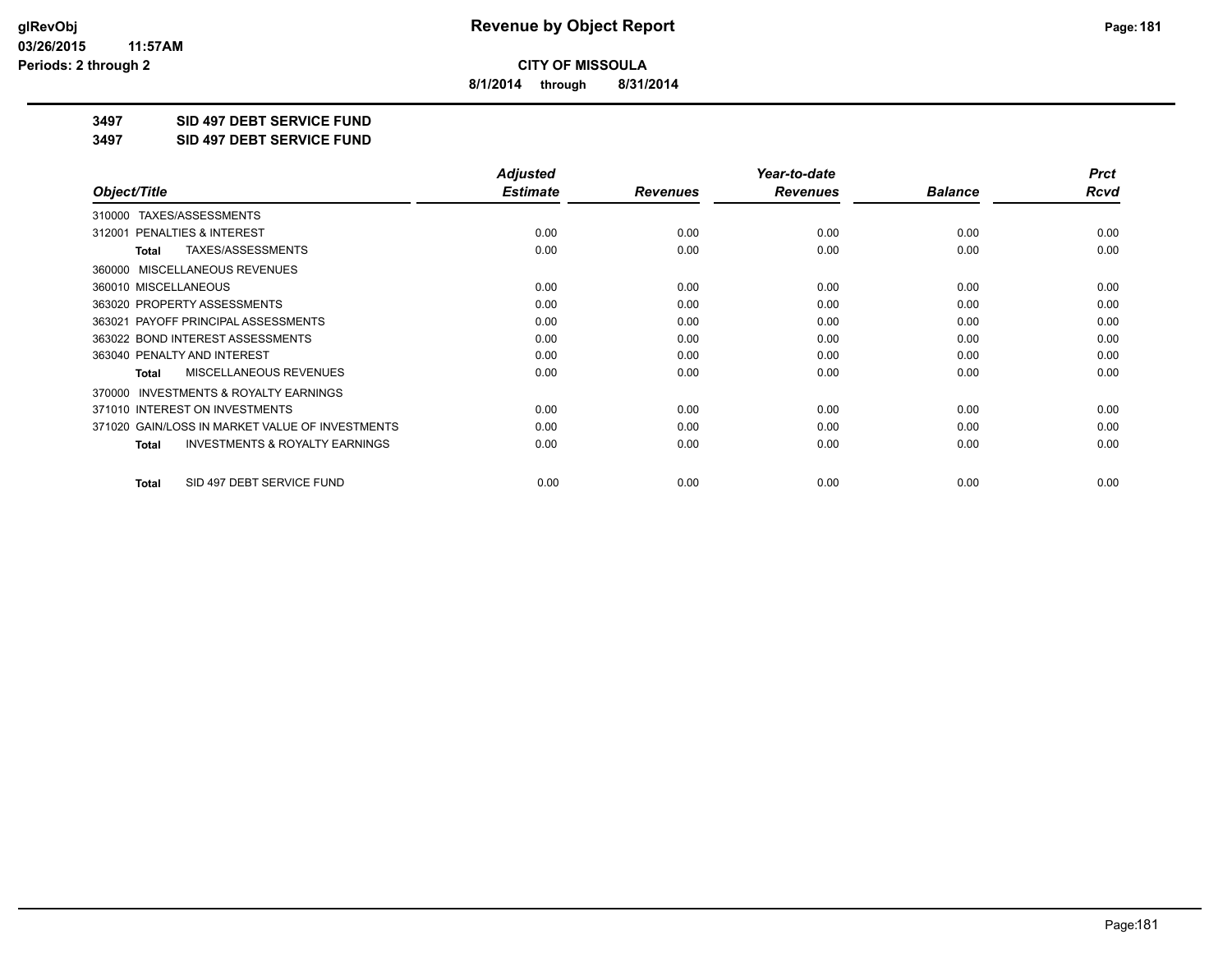**CITY OF MISSOULA**

**8/1/2014 through 8/31/2014**

# 3497 SID 497 DEBT SERVICE FUND

## 3497 SID 497 DEBT SERVICE FUND

| Object/Title | Adjusted Estimate | Revenues | Year-to-date Revenues | Balance | Prct Rcvd |
|---|---|---|---|---|---|
| 310000 TAXES/ASSESSMENTS | | | | | |
| 312001 PENALTIES & INTEREST | 0.00 | 0.00 | 0.00 | 0.00 | 0.00 |
| **Total** TAXES/ASSESSMENTS | 0.00 | 0.00 | 0.00 | 0.00 | 0.00 |
| 360000 MISCELLANEOUS REVENUES | | | | | |
| 360010 MISCELLANEOUS | 0.00 | 0.00 | 0.00 | 0.00 | 0.00 |
| 363020 PROPERTY ASSESSMENTS | 0.00 | 0.00 | 0.00 | 0.00 | 0.00 |
| 363021 PAYOFF PRINCIPAL ASSESSMENTS | 0.00 | 0.00 | 0.00 | 0.00 | 0.00 |
| 363022 BOND INTEREST ASSESSMENTS | 0.00 | 0.00 | 0.00 | 0.00 | 0.00 |
| 363040 PENALTY AND INTEREST | 0.00 | 0.00 | 0.00 | 0.00 | 0.00 |
| **Total** MISCELLANEOUS REVENUES | 0.00 | 0.00 | 0.00 | 0.00 | 0.00 |
| 370000 INVESTMENTS & ROYALTY EARNINGS | | | | | |
| 371010 INTEREST ON INVESTMENTS | 0.00 | 0.00 | 0.00 | 0.00 | 0.00 |
| 371020 GAIN/LOSS IN MARKET VALUE OF INVESTMENTS | 0.00 | 0.00 | 0.00 | 0.00 | 0.00 |
| **Total** INVESTMENTS & ROYALTY EARNINGS | 0.00 | 0.00 | 0.00 | 0.00 | 0.00 |
| **Total** SID 497 DEBT SERVICE FUND | 0.00 | 0.00 | 0.00 | 0.00 | 0.00 |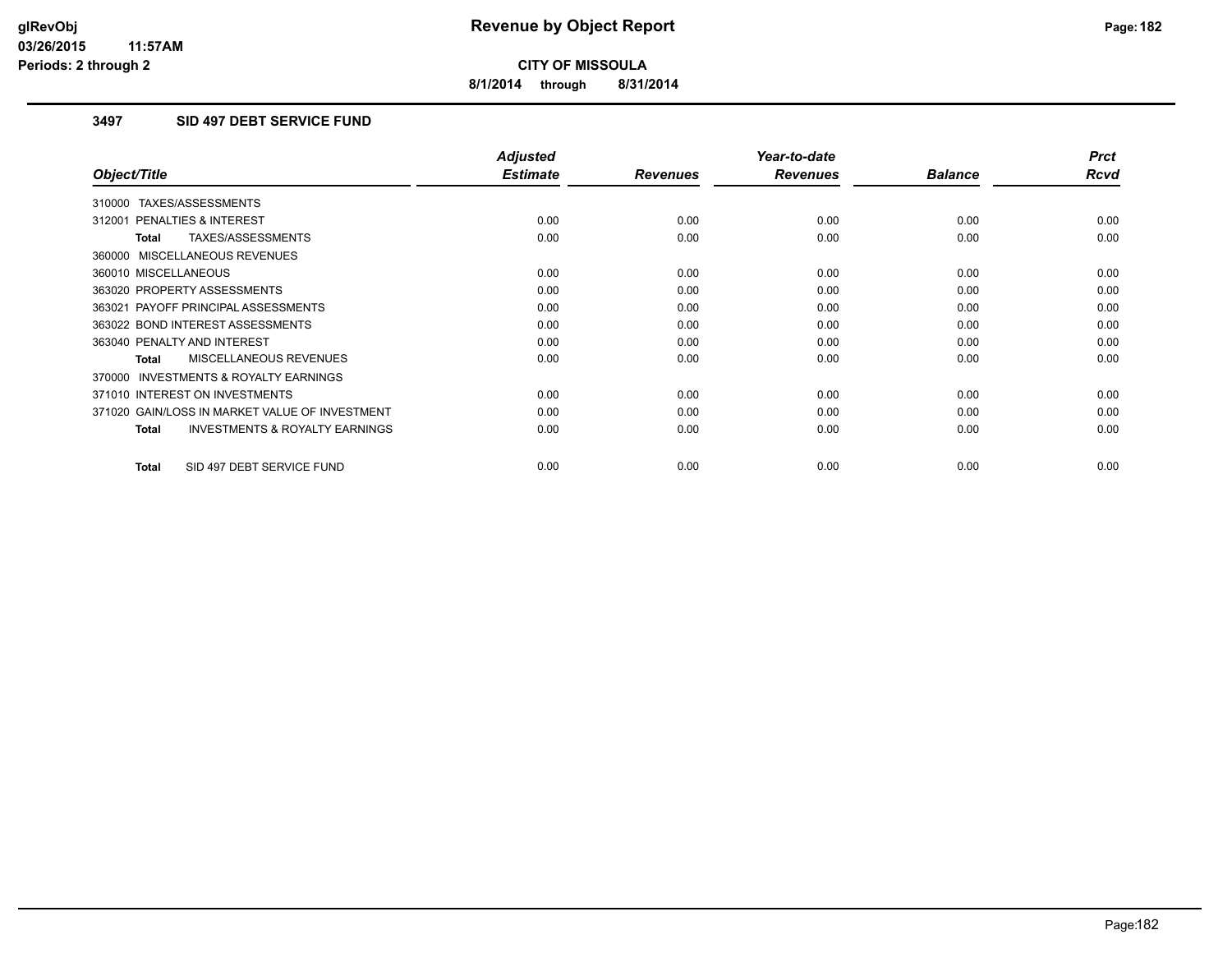**Revenue by Object Report**

**CITY OF MISSOULA**

**8/1/2014 through 8/31/2014**

### 3497 SID 497 DEBT SERVICE FUND

| Object/Title | Adjusted Estimate | Revenues | Year-to-date Revenues | Balance | Prct Rcvd |
|---|---|---|---|---|---|
| 310000 TAXES/ASSESSMENTS | | | | | |
| 312001 PENALTIES & INTEREST | 0.00 | 0.00 | 0.00 | 0.00 | 0.00 |
| **Total** TAXES/ASSESSMENTS | 0.00 | 0.00 | 0.00 | 0.00 | 0.00 |
| 360000 MISCELLANEOUS REVENUES | | | | | |
| 360010 MISCELLANEOUS | 0.00 | 0.00 | 0.00 | 0.00 | 0.00 |
| 363020 PROPERTY ASSESSMENTS | 0.00 | 0.00 | 0.00 | 0.00 | 0.00 |
| 363021 PAYOFF PRINCIPAL ASSESSMENTS | 0.00 | 0.00 | 0.00 | 0.00 | 0.00 |
| 363022 BOND INTEREST ASSESSMENTS | 0.00 | 0.00 | 0.00 | 0.00 | 0.00 |
| 363040 PENALTY AND INTEREST | 0.00 | 0.00 | 0.00 | 0.00 | 0.00 |
| **Total** MISCELLANEOUS REVENUES | 0.00 | 0.00 | 0.00 | 0.00 | 0.00 |
| 370000 INVESTMENTS & ROYALTY EARNINGS | | | | | |
| 371010 INTEREST ON INVESTMENTS | 0.00 | 0.00 | 0.00 | 0.00 | 0.00 |
| 371020 GAIN/LOSS IN MARKET VALUE OF INVESTMENT | 0.00 | 0.00 | 0.00 | 0.00 | 0.00 |
| **Total** INVESTMENTS & ROYALTY EARNINGS | 0.00 | 0.00 | 0.00 | 0.00 | 0.00 |
| **Total** SID 497 DEBT SERVICE FUND | 0.00 | 0.00 | 0.00 | 0.00 | 0.00 |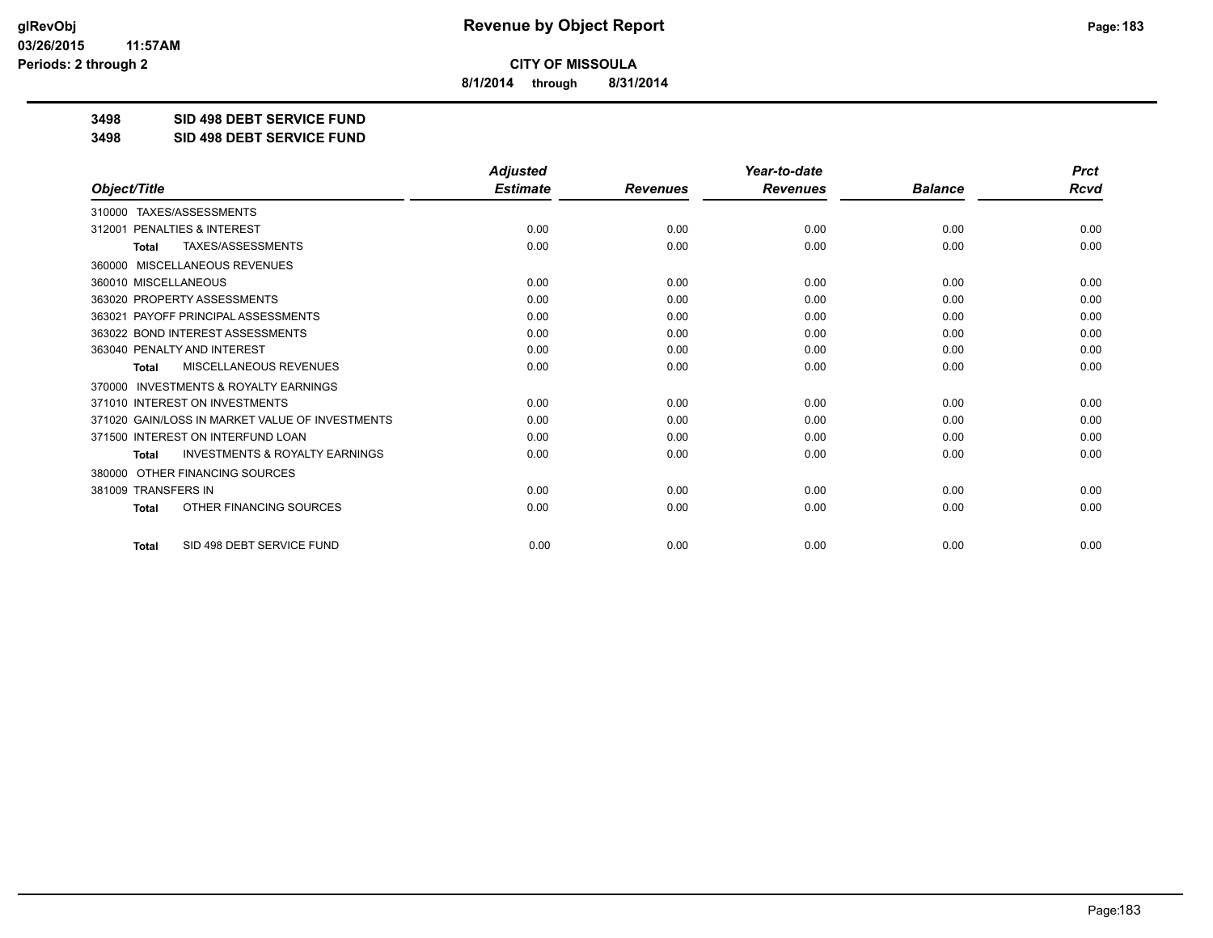# Revenue by Object Report

**CITY OF MISSOULA**

**8/1/2014 through 8/31/2014**

**3498 SID 498 DEBT SERVICE FUND**

**3498 SID 498 DEBT SERVICE FUND**

| Object/Title | Adjusted Estimate | Revenues | Year-to-date Revenues | Balance | Prct Rcvd |
|---|---|---|---|---|---|
| 310000 TAXES/ASSESSMENTS | | | | | |
| 312001 PENALTIES & INTEREST | 0.00 | 0.00 | 0.00 | 0.00 | 0.00 |
| **Total** TAXES/ASSESSMENTS | 0.00 | 0.00 | 0.00 | 0.00 | 0.00 |
| 360000 MISCELLANEOUS REVENUES | | | | | |
| 360010 MISCELLANEOUS | 0.00 | 0.00 | 0.00 | 0.00 | 0.00 |
| 363020 PROPERTY ASSESSMENTS | 0.00 | 0.00 | 0.00 | 0.00 | 0.00 |
| 363021 PAYOFF PRINCIPAL ASSESSMENTS | 0.00 | 0.00 | 0.00 | 0.00 | 0.00 |
| 363022 BOND INTEREST ASSESSMENTS | 0.00 | 0.00 | 0.00 | 0.00 | 0.00 |
| 363040 PENALTY AND INTEREST | 0.00 | 0.00 | 0.00 | 0.00 | 0.00 |
| **Total** MISCELLANEOUS REVENUES | 0.00 | 0.00 | 0.00 | 0.00 | 0.00 |
| 370000 INVESTMENTS & ROYALTY EARNINGS | | | | | |
| 371010 INTEREST ON INVESTMENTS | 0.00 | 0.00 | 0.00 | 0.00 | 0.00 |
| 371020 GAIN/LOSS IN MARKET VALUE OF INVESTMENTS | 0.00 | 0.00 | 0.00 | 0.00 | 0.00 |
| 371500 INTEREST ON INTERFUND LOAN | 0.00 | 0.00 | 0.00 | 0.00 | 0.00 |
| **Total** INVESTMENTS & ROYALTY EARNINGS | 0.00 | 0.00 | 0.00 | 0.00 | 0.00 |
| 380000 OTHER FINANCING SOURCES | | | | | |
| 381009 TRANSFERS IN | 0.00 | 0.00 | 0.00 | 0.00 | 0.00 |
| **Total** OTHER FINANCING SOURCES | 0.00 | 0.00 | 0.00 | 0.00 | 0.00 |
| **Total** SID 498 DEBT SERVICE FUND | 0.00 | 0.00 | 0.00 | 0.00 | 0.00 |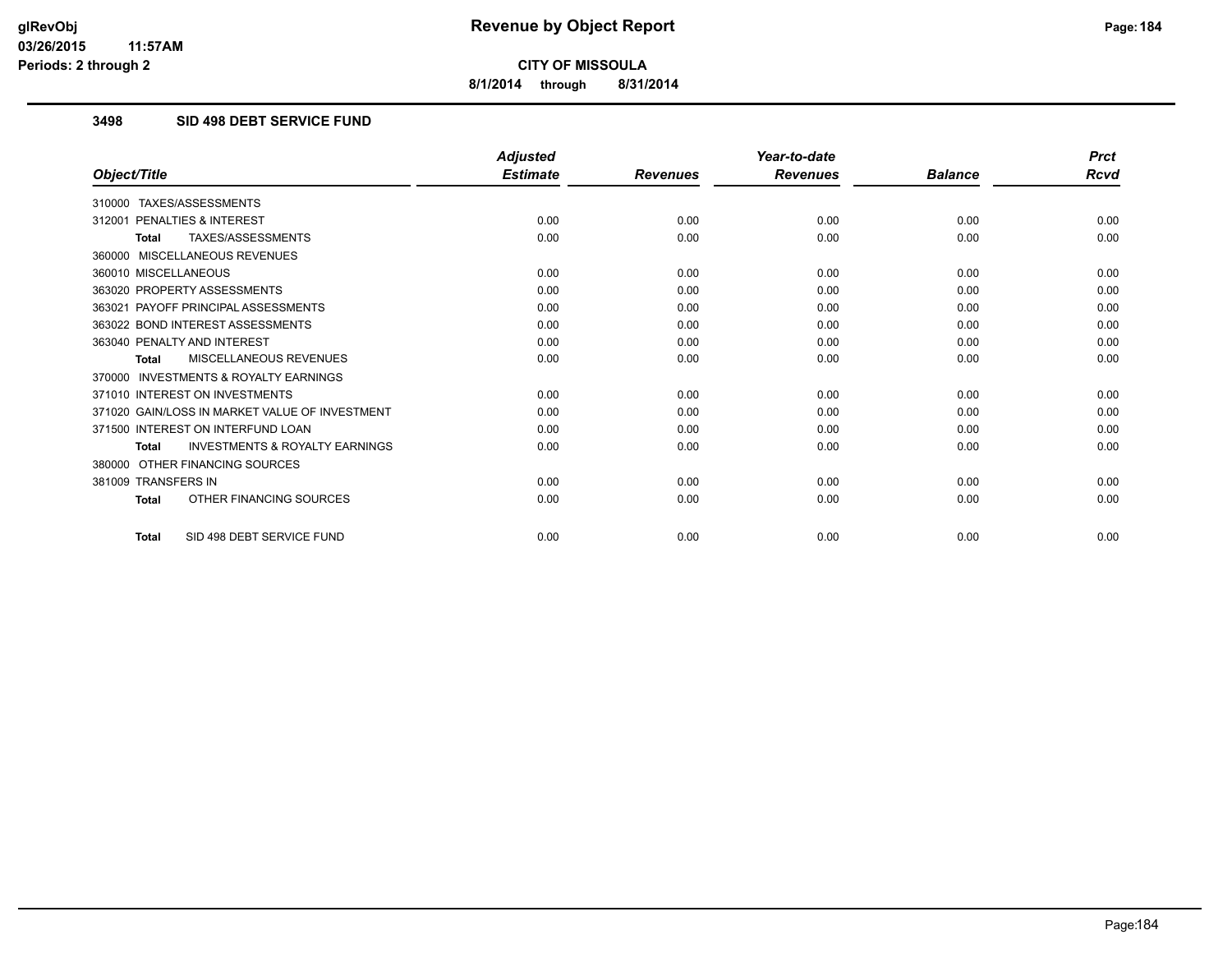# Revenue by Object Report

**CITY OF MISSOULA**

**8/1/2014 through 8/31/2014**

### 3498 SID 498 DEBT SERVICE FUND

| Object/Title | Adjusted Estimate | Revenues | Year-to-date Revenues | Balance | Prct Rcvd |
|---|---|---|---|---|---|
| 310000 TAXES/ASSESSMENTS | | | | | |
| 312001 PENALTIES & INTEREST | 0.00 | 0.00 | 0.00 | 0.00 | 0.00 |
| **Total** TAXES/ASSESSMENTS | 0.00 | 0.00 | 0.00 | 0.00 | 0.00 |
| 360000 MISCELLANEOUS REVENUES | | | | | |
| 360010 MISCELLANEOUS | 0.00 | 0.00 | 0.00 | 0.00 | 0.00 |
| 363020 PROPERTY ASSESSMENTS | 0.00 | 0.00 | 0.00 | 0.00 | 0.00 |
| 363021 PAYOFF PRINCIPAL ASSESSMENTS | 0.00 | 0.00 | 0.00 | 0.00 | 0.00 |
| 363022 BOND INTEREST ASSESSMENTS | 0.00 | 0.00 | 0.00 | 0.00 | 0.00 |
| 363040 PENALTY AND INTEREST | 0.00 | 0.00 | 0.00 | 0.00 | 0.00 |
| **Total** MISCELLANEOUS REVENUES | 0.00 | 0.00 | 0.00 | 0.00 | 0.00 |
| 370000 INVESTMENTS & ROYALTY EARNINGS | | | | | |
| 371010 INTEREST ON INVESTMENTS | 0.00 | 0.00 | 0.00 | 0.00 | 0.00 |
| 371020 GAIN/LOSS IN MARKET VALUE OF INVESTMENT | 0.00 | 0.00 | 0.00 | 0.00 | 0.00 |
| 371500 INTEREST ON INTERFUND LOAN | 0.00 | 0.00 | 0.00 | 0.00 | 0.00 |
| **Total** INVESTMENTS & ROYALTY EARNINGS | 0.00 | 0.00 | 0.00 | 0.00 | 0.00 |
| 380000 OTHER FINANCING SOURCES | | | | | |
| 381009 TRANSFERS IN | 0.00 | 0.00 | 0.00 | 0.00 | 0.00 |
| **Total** OTHER FINANCING SOURCES | 0.00 | 0.00 | 0.00 | 0.00 | 0.00 |
| **Total** SID 498 DEBT SERVICE FUND | 0.00 | 0.00 | 0.00 | 0.00 | 0.00 |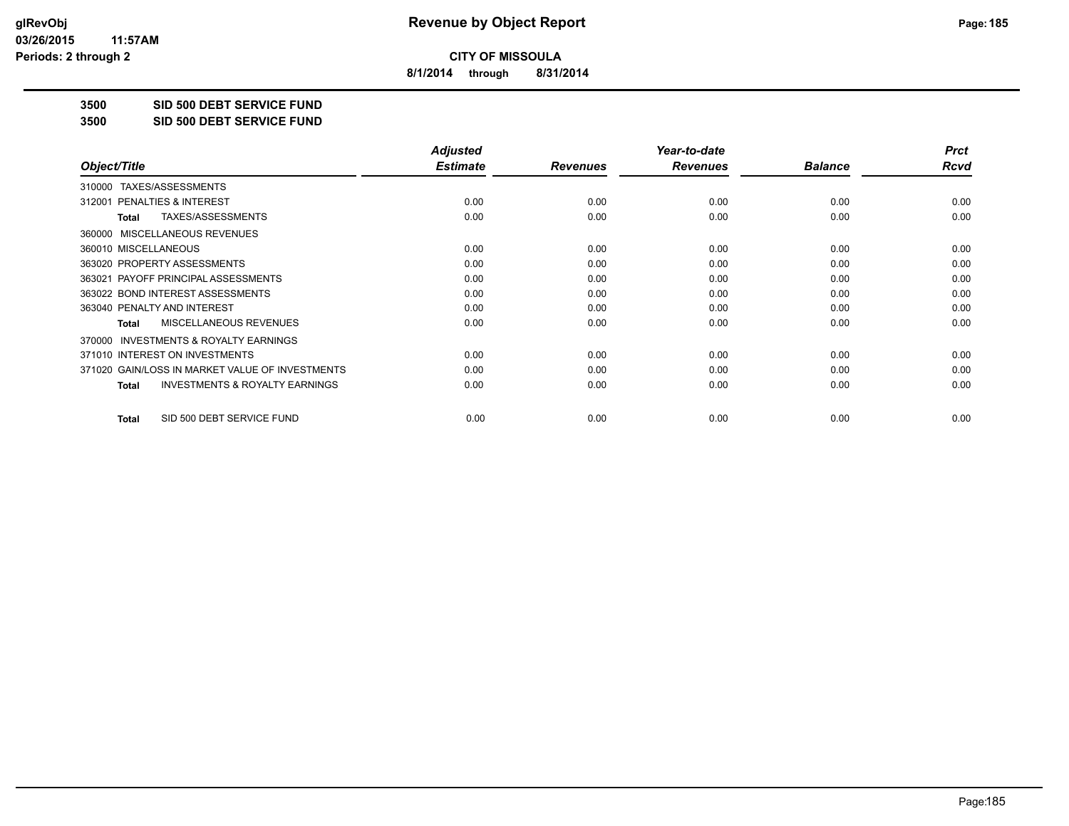**CITY OF MISSOULA**

**8/1/2014 through 8/31/2014**

**3500 SID 500 DEBT SERVICE FUND**

**3500 SID 500 DEBT SERVICE FUND**

| Object/Title | Adjusted Estimate | Revenues | Year-to-date Revenues | Balance | Prct Rcvd |
|---|---|---|---|---|---|
| 310000 TAXES/ASSESSMENTS | | | | | |
| 312001 PENALTIES & INTEREST | 0.00 | 0.00 | 0.00 | 0.00 | 0.00 |
| **Total** TAXES/ASSESSMENTS | 0.00 | 0.00 | 0.00 | 0.00 | 0.00 |
| 360000 MISCELLANEOUS REVENUES | | | | | |
| 360010 MISCELLANEOUS | 0.00 | 0.00 | 0.00 | 0.00 | 0.00 |
| 363020 PROPERTY ASSESSMENTS | 0.00 | 0.00 | 0.00 | 0.00 | 0.00 |
| 363021 PAYOFF PRINCIPAL ASSESSMENTS | 0.00 | 0.00 | 0.00 | 0.00 | 0.00 |
| 363022 BOND INTEREST ASSESSMENTS | 0.00 | 0.00 | 0.00 | 0.00 | 0.00 |
| 363040 PENALTY AND INTEREST | 0.00 | 0.00 | 0.00 | 0.00 | 0.00 |
| **Total** MISCELLANEOUS REVENUES | 0.00 | 0.00 | 0.00 | 0.00 | 0.00 |
| 370000 INVESTMENTS & ROYALTY EARNINGS | | | | | |
| 371010 INTEREST ON INVESTMENTS | 0.00 | 0.00 | 0.00 | 0.00 | 0.00 |
| 371020 GAIN/LOSS IN MARKET VALUE OF INVESTMENTS | 0.00 | 0.00 | 0.00 | 0.00 | 0.00 |
| **Total** INVESTMENTS & ROYALTY EARNINGS | 0.00 | 0.00 | 0.00 | 0.00 | 0.00 |
| **Total** SID 500 DEBT SERVICE FUND | 0.00 | 0.00 | 0.00 | 0.00 | 0.00 |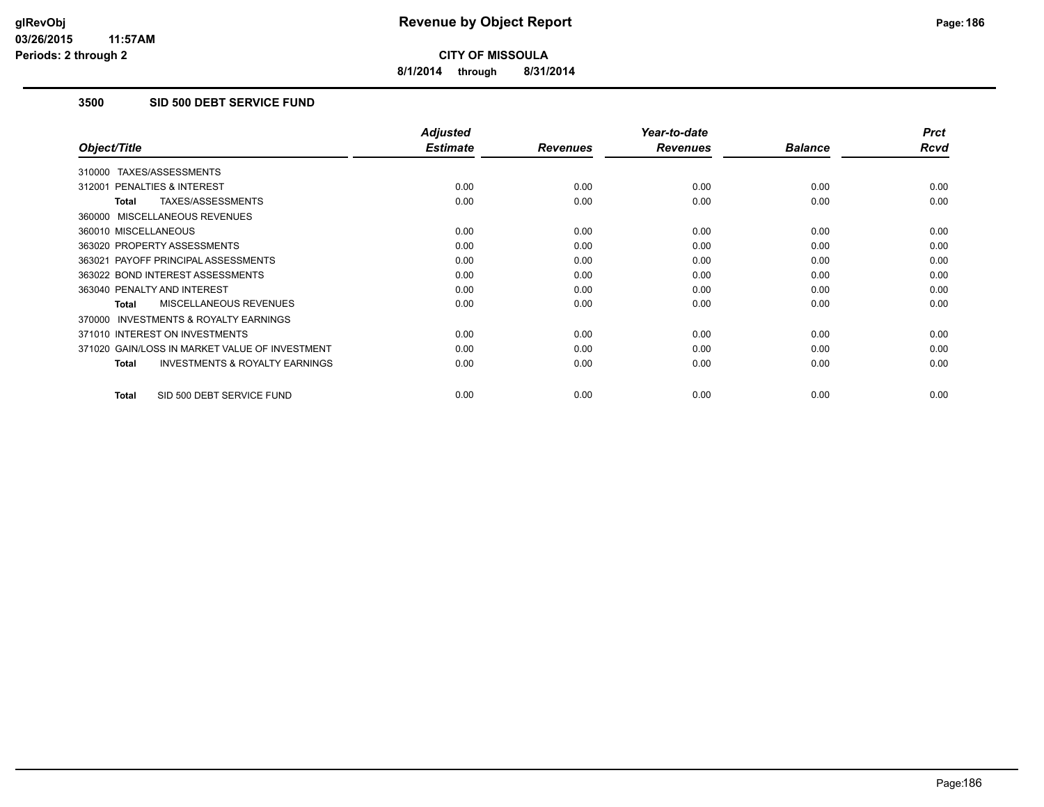**glRevObj**
**03/26/2015 11:57AM**
**Periods: 2 through 2**

# Revenue by Object Report

**CITY OF MISSOULA**

**8/1/2014 through 8/31/2014**

## 3500 SID 500 DEBT SERVICE FUND

| Object/Title | Adjusted Estimate | Revenues | Year-to-date Revenues | Balance | Prct Rcvd |
|---|---|---|---|---|---|
| 310000 TAXES/ASSESSMENTS | | | | | |
| 312001 PENALTIES & INTEREST | 0.00 | 0.00 | 0.00 | 0.00 | 0.00 |
| **Total** TAXES/ASSESSMENTS | 0.00 | 0.00 | 0.00 | 0.00 | 0.00 |
| 360000 MISCELLANEOUS REVENUES | | | | | |
| 360010 MISCELLANEOUS | 0.00 | 0.00 | 0.00 | 0.00 | 0.00 |
| 363020 PROPERTY ASSESSMENTS | 0.00 | 0.00 | 0.00 | 0.00 | 0.00 |
| 363021 PAYOFF PRINCIPAL ASSESSMENTS | 0.00 | 0.00 | 0.00 | 0.00 | 0.00 |
| 363022 BOND INTEREST ASSESSMENTS | 0.00 | 0.00 | 0.00 | 0.00 | 0.00 |
| 363040 PENALTY AND INTEREST | 0.00 | 0.00 | 0.00 | 0.00 | 0.00 |
| **Total** MISCELLANEOUS REVENUES | 0.00 | 0.00 | 0.00 | 0.00 | 0.00 |
| 370000 INVESTMENTS & ROYALTY EARNINGS | | | | | |
| 371010 INTEREST ON INVESTMENTS | 0.00 | 0.00 | 0.00 | 0.00 | 0.00 |
| 371020 GAIN/LOSS IN MARKET VALUE OF INVESTMENT | 0.00 | 0.00 | 0.00 | 0.00 | 0.00 |
| **Total** INVESTMENTS & ROYALTY EARNINGS | 0.00 | 0.00 | 0.00 | 0.00 | 0.00 |
| **Total** SID 500 DEBT SERVICE FUND | 0.00 | 0.00 | 0.00 | 0.00 | 0.00 |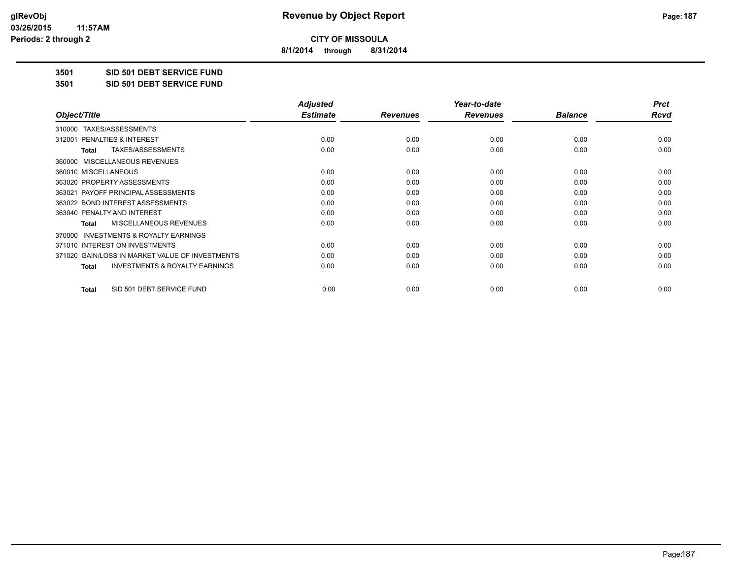glRevObj
03/26/2015 11:57AM
Periods: 2 through 2

# Revenue by Object Report

**CITY OF MISSOULA**

**8/1/2014 through 8/31/2014**

**3501 SID 501 DEBT SERVICE FUND**
**3501 SID 501 DEBT SERVICE FUND**

| Object/Title | | Adjusted Estimate | Revenues | Year-to-date Revenues | Balance | Prct Rcvd |
|---|---|---|---|---|---|---|
| 310000 TAXES/ASSESSMENTS | | | | | | |
| 312001 PENALTIES & INTEREST | | 0.00 | 0.00 | 0.00 | 0.00 | 0.00 |
| **Total** | TAXES/ASSESSMENTS | 0.00 | 0.00 | 0.00 | 0.00 | 0.00 |
| 360000 MISCELLANEOUS REVENUES | | | | | | |
| 360010 MISCELLANEOUS | | 0.00 | 0.00 | 0.00 | 0.00 | 0.00 |
| 363020 PROPERTY ASSESSMENTS | | 0.00 | 0.00 | 0.00 | 0.00 | 0.00 |
| 363021 PAYOFF PRINCIPAL ASSESSMENTS | | 0.00 | 0.00 | 0.00 | 0.00 | 0.00 |
| 363022 BOND INTEREST ASSESSMENTS | | 0.00 | 0.00 | 0.00 | 0.00 | 0.00 |
| 363040 PENALTY AND INTEREST | | 0.00 | 0.00 | 0.00 | 0.00 | 0.00 |
| **Total** | MISCELLANEOUS REVENUES | 0.00 | 0.00 | 0.00 | 0.00 | 0.00 |
| 370000 INVESTMENTS & ROYALTY EARNINGS | | | | | | |
| 371010 INTEREST ON INVESTMENTS | | 0.00 | 0.00 | 0.00 | 0.00 | 0.00 |
| 371020 GAIN/LOSS IN MARKET VALUE OF INVESTMENTS | | 0.00 | 0.00 | 0.00 | 0.00 | 0.00 |
| **Total** | INVESTMENTS & ROYALTY EARNINGS | 0.00 | 0.00 | 0.00 | 0.00 | 0.00 |
| **Total** | SID 501 DEBT SERVICE FUND | 0.00 | 0.00 | 0.00 | 0.00 | 0.00 |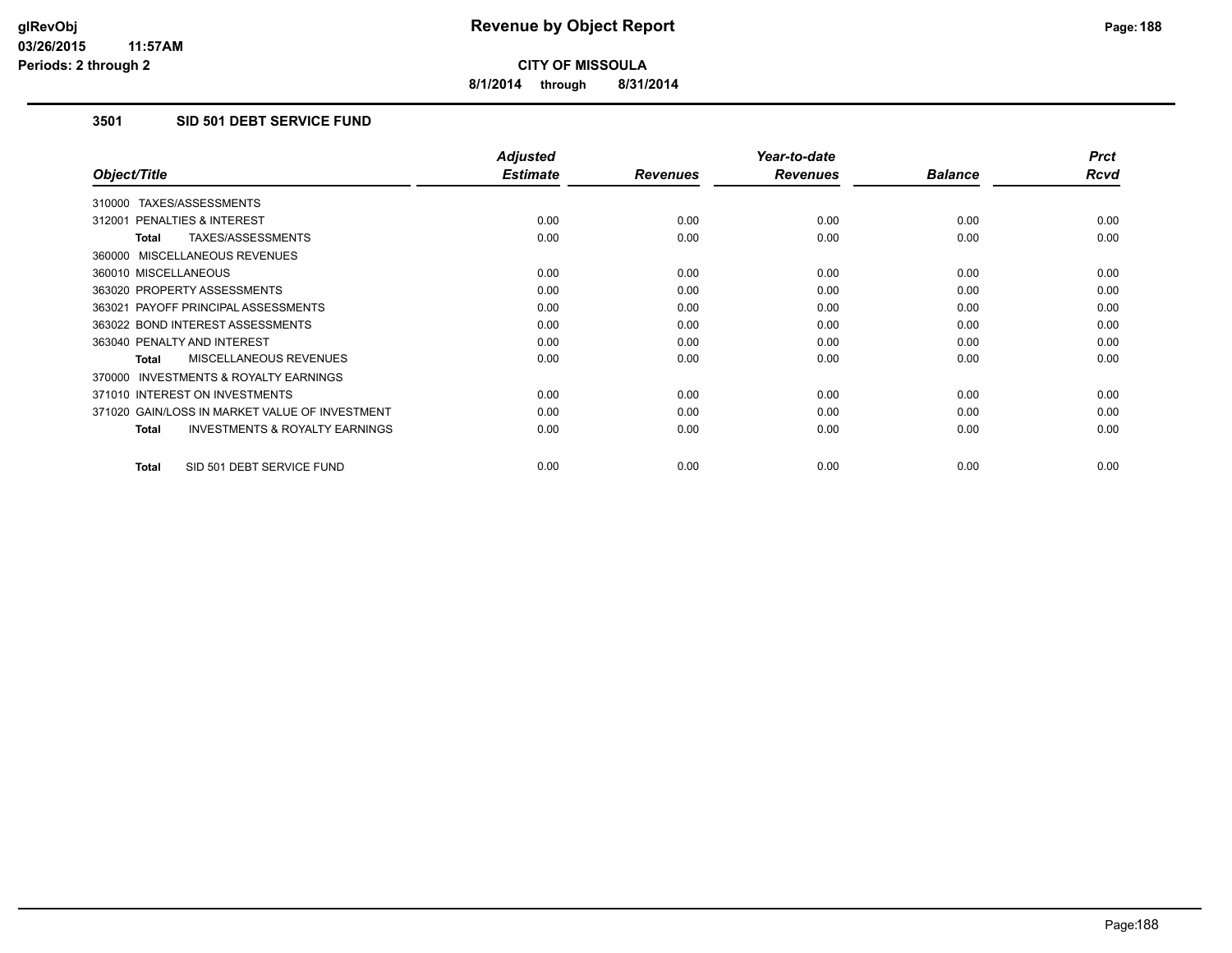## CITY OF MISSOULA

**8/1/2014 through 8/31/2014**

### 3501 SID 501 DEBT SERVICE FUND

| Object/Title | Adjusted Estimate | Revenues | Year-to-date Revenues | Balance | Prct Rcvd |
|---|---|---|---|---|---|
| 310000 TAXES/ASSESSMENTS | | | | | |
| 312001 PENALTIES & INTEREST | 0.00 | 0.00 | 0.00 | 0.00 | 0.00 |
| **Total** TAXES/ASSESSMENTS | 0.00 | 0.00 | 0.00 | 0.00 | 0.00 |
| 360000 MISCELLANEOUS REVENUES | | | | | |
| 360010 MISCELLANEOUS | 0.00 | 0.00 | 0.00 | 0.00 | 0.00 |
| 363020 PROPERTY ASSESSMENTS | 0.00 | 0.00 | 0.00 | 0.00 | 0.00 |
| 363021 PAYOFF PRINCIPAL ASSESSMENTS | 0.00 | 0.00 | 0.00 | 0.00 | 0.00 |
| 363022 BOND INTEREST ASSESSMENTS | 0.00 | 0.00 | 0.00 | 0.00 | 0.00 |
| 363040 PENALTY AND INTEREST | 0.00 | 0.00 | 0.00 | 0.00 | 0.00 |
| **Total** MISCELLANEOUS REVENUES | 0.00 | 0.00 | 0.00 | 0.00 | 0.00 |
| 370000 INVESTMENTS & ROYALTY EARNINGS | | | | | |
| 371010 INTEREST ON INVESTMENTS | 0.00 | 0.00 | 0.00 | 0.00 | 0.00 |
| 371020 GAIN/LOSS IN MARKET VALUE OF INVESTMENT | 0.00 | 0.00 | 0.00 | 0.00 | 0.00 |
| **Total** INVESTMENTS & ROYALTY EARNINGS | 0.00 | 0.00 | 0.00 | 0.00 | 0.00 |
| **Total** SID 501 DEBT SERVICE FUND | 0.00 | 0.00 | 0.00 | 0.00 | 0.00 |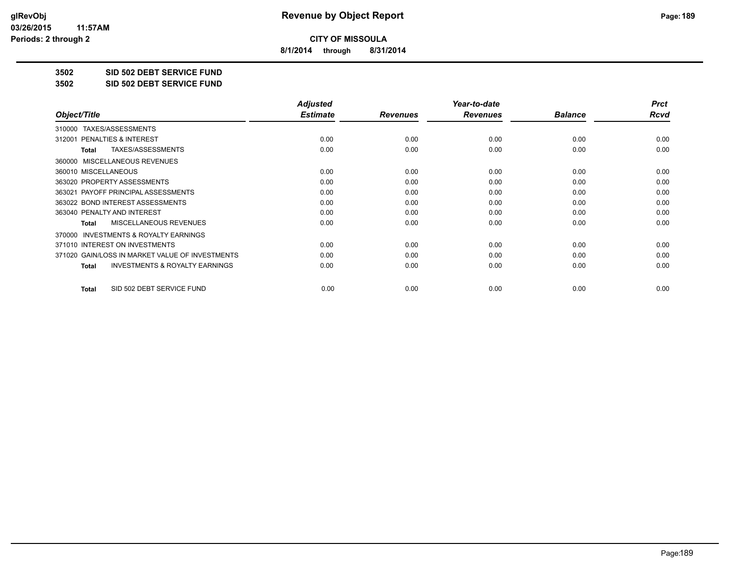**CITY OF MISSOULA**

**8/1/2014 through 8/31/2014**

**3502 SID 502 DEBT SERVICE FUND**

**3502 SID 502 DEBT SERVICE FUND**

| Object/Title | Adjusted Estimate | Revenues | Year-to-date Revenues | Balance | Prct Rcvd |
|---|---|---|---|---|---|
| 310000 TAXES/ASSESSMENTS | | | | | |
| 312001 PENALTIES & INTEREST | 0.00 | 0.00 | 0.00 | 0.00 | 0.00 |
| **Total** TAXES/ASSESSMENTS | 0.00 | 0.00 | 0.00 | 0.00 | 0.00 |
| 360000 MISCELLANEOUS REVENUES | | | | | |
| 360010 MISCELLANEOUS | 0.00 | 0.00 | 0.00 | 0.00 | 0.00 |
| 363020 PROPERTY ASSESSMENTS | 0.00 | 0.00 | 0.00 | 0.00 | 0.00 |
| 363021 PAYOFF PRINCIPAL ASSESSMENTS | 0.00 | 0.00 | 0.00 | 0.00 | 0.00 |
| 363022 BOND INTEREST ASSESSMENTS | 0.00 | 0.00 | 0.00 | 0.00 | 0.00 |
| 363040 PENALTY AND INTEREST | 0.00 | 0.00 | 0.00 | 0.00 | 0.00 |
| **Total** MISCELLANEOUS REVENUES | 0.00 | 0.00 | 0.00 | 0.00 | 0.00 |
| 370000 INVESTMENTS & ROYALTY EARNINGS | | | | | |
| 371010 INTEREST ON INVESTMENTS | 0.00 | 0.00 | 0.00 | 0.00 | 0.00 |
| 371020 GAIN/LOSS IN MARKET VALUE OF INVESTMENTS | 0.00 | 0.00 | 0.00 | 0.00 | 0.00 |
| **Total** INVESTMENTS & ROYALTY EARNINGS | 0.00 | 0.00 | 0.00 | 0.00 | 0.00 |
| **Total** SID 502 DEBT SERVICE FUND | 0.00 | 0.00 | 0.00 | 0.00 | 0.00 |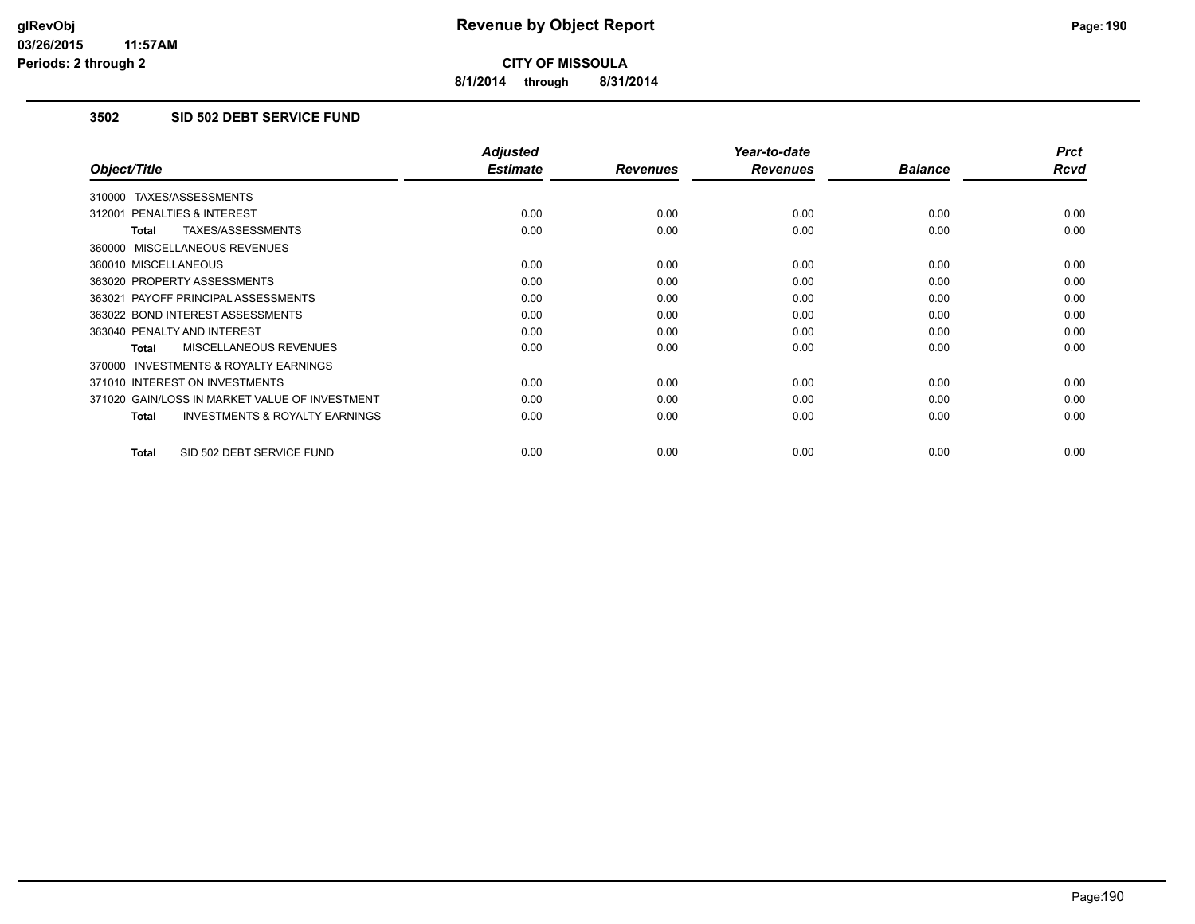**CITY OF MISSOULA**

**8/1/2014 through 8/31/2014**

### 3502 SID 502 DEBT SERVICE FUND

| Object/Title | Adjusted Estimate | Revenues | Year-to-date Revenues | Balance | Prct Rcvd |
|---|---|---|---|---|---|
| 310000 TAXES/ASSESSMENTS | | | | | |
| 312001 PENALTIES & INTEREST | 0.00 | 0.00 | 0.00 | 0.00 | 0.00 |
| **Total** TAXES/ASSESSMENTS | 0.00 | 0.00 | 0.00 | 0.00 | 0.00 |
| 360000 MISCELLANEOUS REVENUES | | | | | |
| 360010 MISCELLANEOUS | 0.00 | 0.00 | 0.00 | 0.00 | 0.00 |
| 363020 PROPERTY ASSESSMENTS | 0.00 | 0.00 | 0.00 | 0.00 | 0.00 |
| 363021 PAYOFF PRINCIPAL ASSESSMENTS | 0.00 | 0.00 | 0.00 | 0.00 | 0.00 |
| 363022 BOND INTEREST ASSESSMENTS | 0.00 | 0.00 | 0.00 | 0.00 | 0.00 |
| 363040 PENALTY AND INTEREST | 0.00 | 0.00 | 0.00 | 0.00 | 0.00 |
| **Total** MISCELLANEOUS REVENUES | 0.00 | 0.00 | 0.00 | 0.00 | 0.00 |
| 370000 INVESTMENTS & ROYALTY EARNINGS | | | | | |
| 371010 INTEREST ON INVESTMENTS | 0.00 | 0.00 | 0.00 | 0.00 | 0.00 |
| 371020 GAIN/LOSS IN MARKET VALUE OF INVESTMENT | 0.00 | 0.00 | 0.00 | 0.00 | 0.00 |
| **Total** INVESTMENTS & ROYALTY EARNINGS | 0.00 | 0.00 | 0.00 | 0.00 | 0.00 |
| **Total** SID 502 DEBT SERVICE FUND | 0.00 | 0.00 | 0.00 | 0.00 | 0.00 |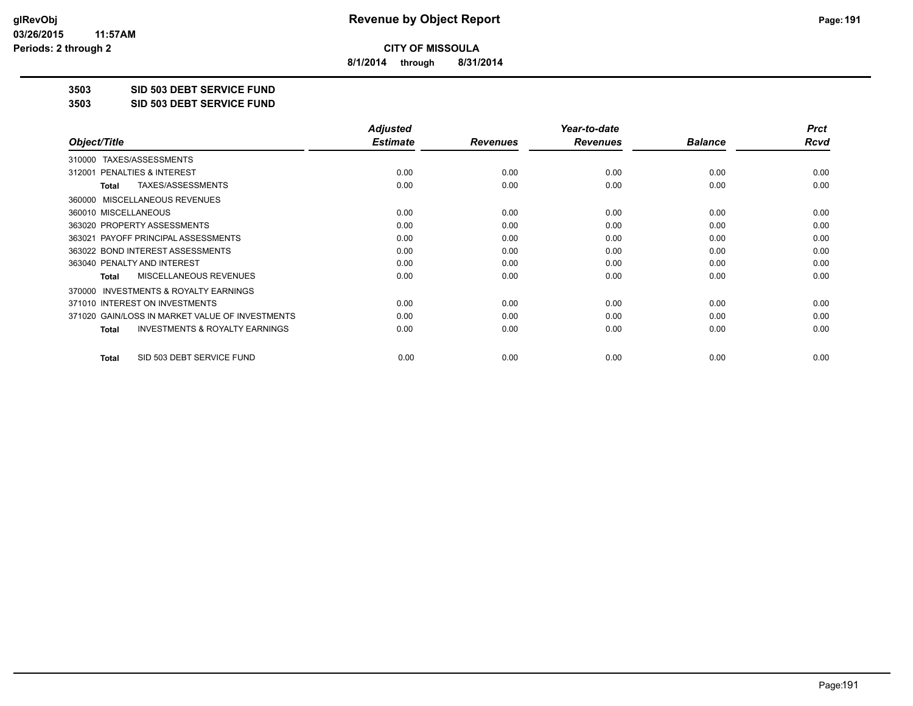**CITY OF MISSOULA**

**8/1/2014 through 8/31/2014**

**3503 SID 503 DEBT SERVICE FUND**

**3503 SID 503 DEBT SERVICE FUND**

| Object/Title | Adjusted Estimate | Revenues | Year-to-date Revenues | Balance | Prct Rcvd |
|---|---|---|---|---|---|
| 310000 TAXES/ASSESSMENTS | | | | | |
| 312001 PENALTIES & INTEREST | 0.00 | 0.00 | 0.00 | 0.00 | 0.00 |
| **Total** TAXES/ASSESSMENTS | 0.00 | 0.00 | 0.00 | 0.00 | 0.00 |
| 360000 MISCELLANEOUS REVENUES | | | | | |
| 360010 MISCELLANEOUS | 0.00 | 0.00 | 0.00 | 0.00 | 0.00 |
| 363020 PROPERTY ASSESSMENTS | 0.00 | 0.00 | 0.00 | 0.00 | 0.00 |
| 363021 PAYOFF PRINCIPAL ASSESSMENTS | 0.00 | 0.00 | 0.00 | 0.00 | 0.00 |
| 363022 BOND INTEREST ASSESSMENTS | 0.00 | 0.00 | 0.00 | 0.00 | 0.00 |
| 363040 PENALTY AND INTEREST | 0.00 | 0.00 | 0.00 | 0.00 | 0.00 |
| **Total** MISCELLANEOUS REVENUES | 0.00 | 0.00 | 0.00 | 0.00 | 0.00 |
| 370000 INVESTMENTS & ROYALTY EARNINGS | | | | | |
| 371010 INTEREST ON INVESTMENTS | 0.00 | 0.00 | 0.00 | 0.00 | 0.00 |
| 371020 GAIN/LOSS IN MARKET VALUE OF INVESTMENTS | 0.00 | 0.00 | 0.00 | 0.00 | 0.00 |
| **Total** INVESTMENTS & ROYALTY EARNINGS | 0.00 | 0.00 | 0.00 | 0.00 | 0.00 |
| **Total** SID 503 DEBT SERVICE FUND | 0.00 | 0.00 | 0.00 | 0.00 | 0.00 |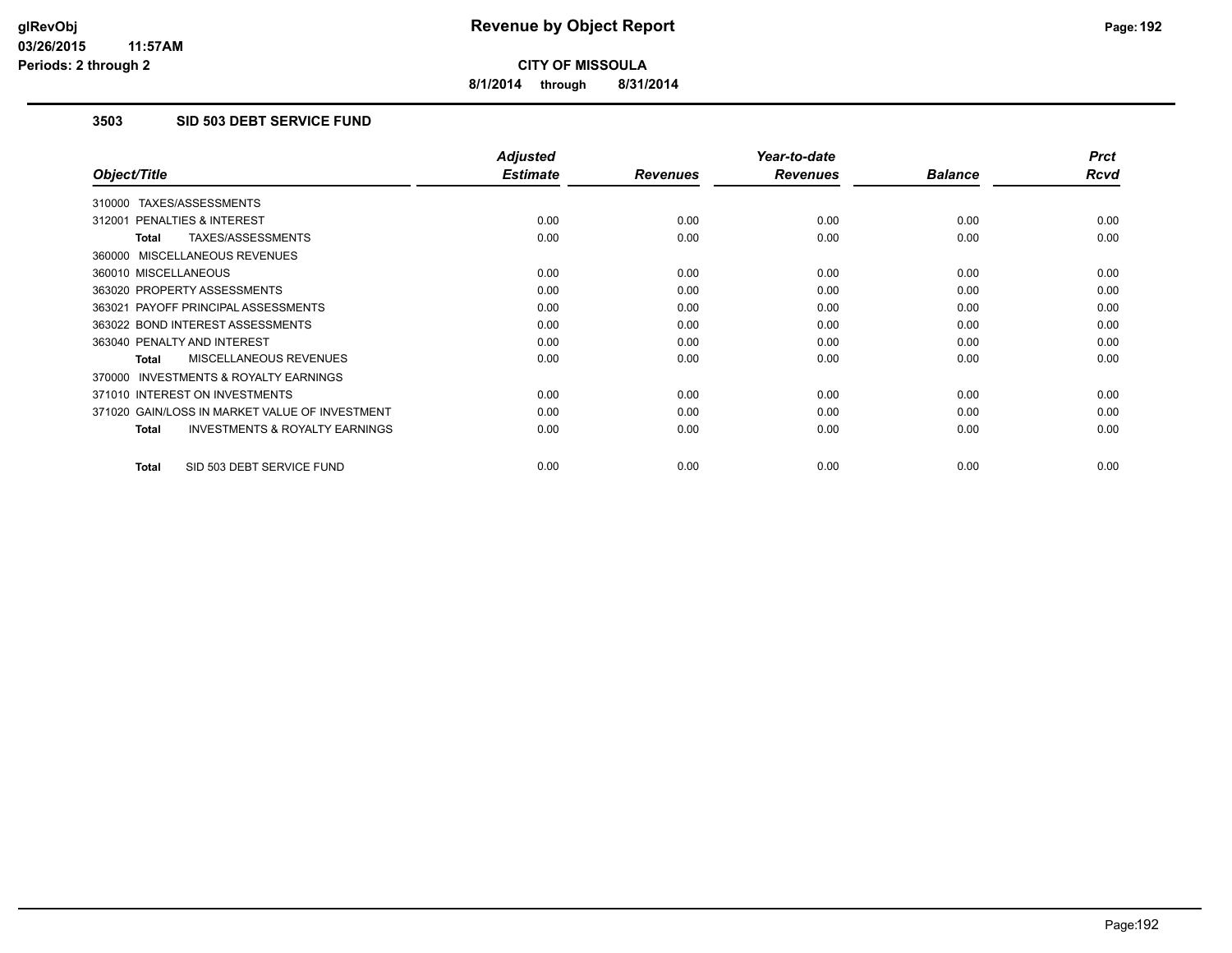**Revenue by Object Report**

**CITY OF MISSOULA**

**8/1/2014 through 8/31/2014**

glRevObj
03/26/2015 11:57AM
Periods: 2 through 2

## 3503 SID 503 DEBT SERVICE FUND

| Object/Title | Adjusted Estimate | Revenues | Year-to-date Revenues | Balance | Prct Rcvd |
|---|---|---|---|---|---|
| 310000 TAXES/ASSESSMENTS | | | | | |
| 312001 PENALTIES & INTEREST | 0.00 | 0.00 | 0.00 | 0.00 | 0.00 |
| **Total** TAXES/ASSESSMENTS | 0.00 | 0.00 | 0.00 | 0.00 | 0.00 |
| 360000 MISCELLANEOUS REVENUES | | | | | |
| 360010 MISCELLANEOUS | 0.00 | 0.00 | 0.00 | 0.00 | 0.00 |
| 363020 PROPERTY ASSESSMENTS | 0.00 | 0.00 | 0.00 | 0.00 | 0.00 |
| 363021 PAYOFF PRINCIPAL ASSESSMENTS | 0.00 | 0.00 | 0.00 | 0.00 | 0.00 |
| 363022 BOND INTEREST ASSESSMENTS | 0.00 | 0.00 | 0.00 | 0.00 | 0.00 |
| 363040 PENALTY AND INTEREST | 0.00 | 0.00 | 0.00 | 0.00 | 0.00 |
| **Total** MISCELLANEOUS REVENUES | 0.00 | 0.00 | 0.00 | 0.00 | 0.00 |
| 370000 INVESTMENTS & ROYALTY EARNINGS | | | | | |
| 371010 INTEREST ON INVESTMENTS | 0.00 | 0.00 | 0.00 | 0.00 | 0.00 |
| 371020 GAIN/LOSS IN MARKET VALUE OF INVESTMENT | 0.00 | 0.00 | 0.00 | 0.00 | 0.00 |
| **Total** INVESTMENTS & ROYALTY EARNINGS | 0.00 | 0.00 | 0.00 | 0.00 | 0.00 |
| **Total** SID 503 DEBT SERVICE FUND | 0.00 | 0.00 | 0.00 | 0.00 | 0.00 |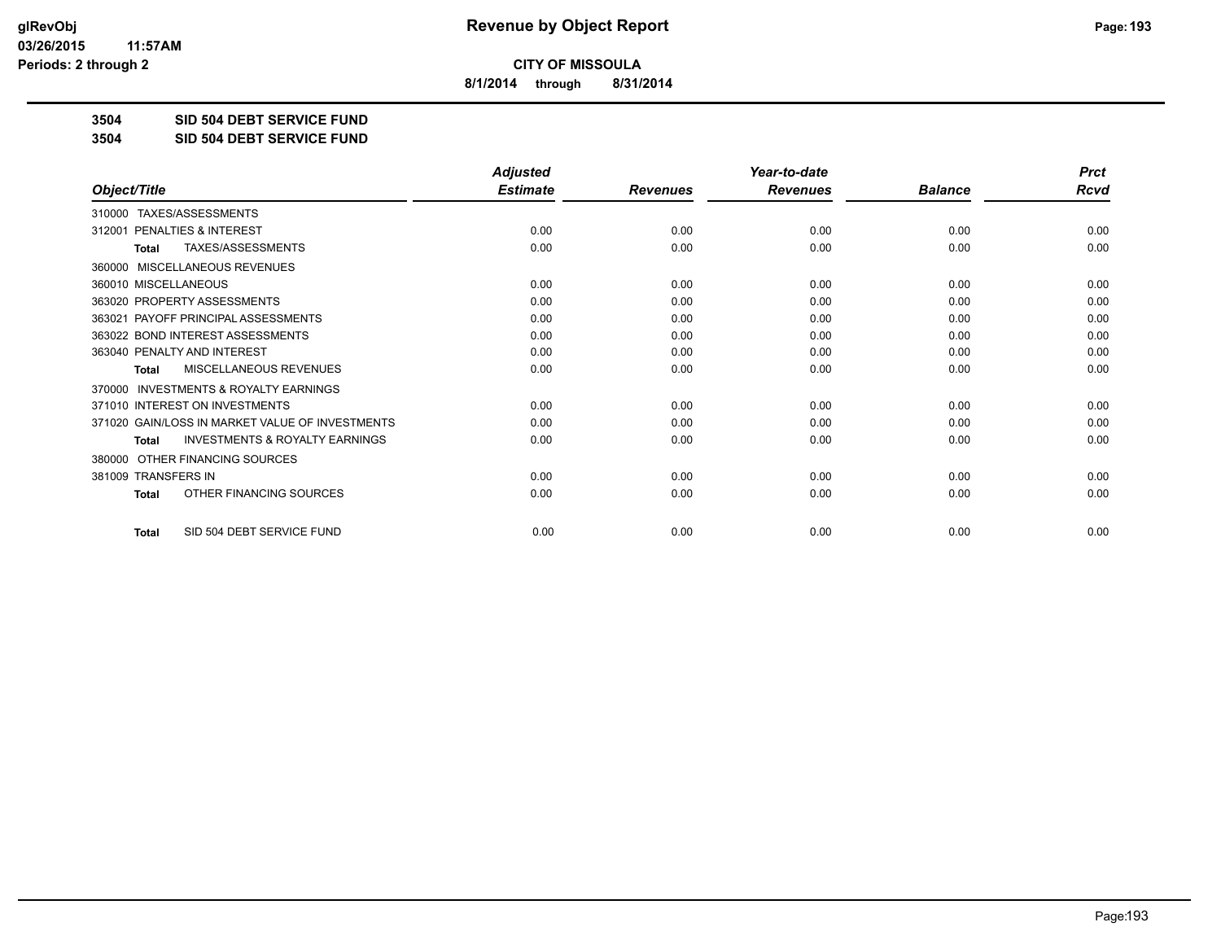# Revenue by Object Report

**CITY OF MISSOULA**

**8/1/2014 through 8/31/2014**

**3504 SID 504 DEBT SERVICE FUND**

**3504 SID 504 DEBT SERVICE FUND**

| Object/Title | Adjusted Estimate | Revenues | Year-to-date Revenues | Balance | Prct Rcvd |
|---|---|---|---|---|---|
| 310000 TAXES/ASSESSMENTS | | | | | |
| 312001 PENALTIES & INTEREST | 0.00 | 0.00 | 0.00 | 0.00 | 0.00 |
| **Total** TAXES/ASSESSMENTS | 0.00 | 0.00 | 0.00 | 0.00 | 0.00 |
| 360000 MISCELLANEOUS REVENUES | | | | | |
| 360010 MISCELLANEOUS | 0.00 | 0.00 | 0.00 | 0.00 | 0.00 |
| 363020 PROPERTY ASSESSMENTS | 0.00 | 0.00 | 0.00 | 0.00 | 0.00 |
| 363021 PAYOFF PRINCIPAL ASSESSMENTS | 0.00 | 0.00 | 0.00 | 0.00 | 0.00 |
| 363022 BOND INTEREST ASSESSMENTS | 0.00 | 0.00 | 0.00 | 0.00 | 0.00 |
| 363040 PENALTY AND INTEREST | 0.00 | 0.00 | 0.00 | 0.00 | 0.00 |
| **Total** MISCELLANEOUS REVENUES | 0.00 | 0.00 | 0.00 | 0.00 | 0.00 |
| 370000 INVESTMENTS & ROYALTY EARNINGS | | | | | |
| 371010 INTEREST ON INVESTMENTS | 0.00 | 0.00 | 0.00 | 0.00 | 0.00 |
| 371020 GAIN/LOSS IN MARKET VALUE OF INVESTMENTS | 0.00 | 0.00 | 0.00 | 0.00 | 0.00 |
| **Total** INVESTMENTS & ROYALTY EARNINGS | 0.00 | 0.00 | 0.00 | 0.00 | 0.00 |
| 380000 OTHER FINANCING SOURCES | | | | | |
| 381009 TRANSFERS IN | 0.00 | 0.00 | 0.00 | 0.00 | 0.00 |
| **Total** OTHER FINANCING SOURCES | 0.00 | 0.00 | 0.00 | 0.00 | 0.00 |
| **Total** SID 504 DEBT SERVICE FUND | 0.00 | 0.00 | 0.00 | 0.00 | 0.00 |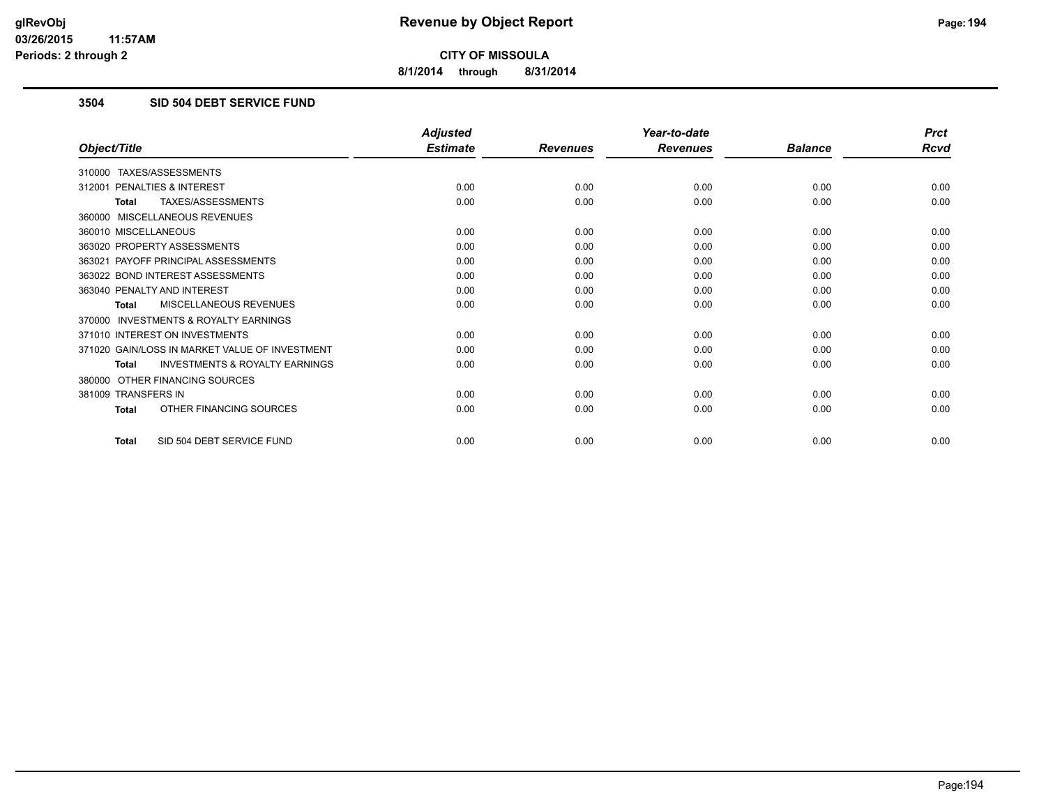# Revenue by Object Report

**CITY OF MISSOULA**

**8/1/2014 through 8/31/2014**

glRevObj
03/26/2015 11:57AM
Periods: 2 through 2

## 3504 SID 504 DEBT SERVICE FUND

| Object/Title | Adjusted Estimate | Revenues | Year-to-date Revenues | Balance | Prct Rcvd |
|---|---|---|---|---|---|
| 310000 TAXES/ASSESSMENTS | | | | | |
| 312001 PENALTIES & INTEREST | 0.00 | 0.00 | 0.00 | 0.00 | 0.00 |
| **Total** TAXES/ASSESSMENTS | 0.00 | 0.00 | 0.00 | 0.00 | 0.00 |
| 360000 MISCELLANEOUS REVENUES | | | | | |
| 360010 MISCELLANEOUS | 0.00 | 0.00 | 0.00 | 0.00 | 0.00 |
| 363020 PROPERTY ASSESSMENTS | 0.00 | 0.00 | 0.00 | 0.00 | 0.00 |
| 363021 PAYOFF PRINCIPAL ASSESSMENTS | 0.00 | 0.00 | 0.00 | 0.00 | 0.00 |
| 363022 BOND INTEREST ASSESSMENTS | 0.00 | 0.00 | 0.00 | 0.00 | 0.00 |
| 363040 PENALTY AND INTEREST | 0.00 | 0.00 | 0.00 | 0.00 | 0.00 |
| **Total** MISCELLANEOUS REVENUES | 0.00 | 0.00 | 0.00 | 0.00 | 0.00 |
| 370000 INVESTMENTS & ROYALTY EARNINGS | | | | | |
| 371010 INTEREST ON INVESTMENTS | 0.00 | 0.00 | 0.00 | 0.00 | 0.00 |
| 371020 GAIN/LOSS IN MARKET VALUE OF INVESTMENT | 0.00 | 0.00 | 0.00 | 0.00 | 0.00 |
| **Total** INVESTMENTS & ROYALTY EARNINGS | 0.00 | 0.00 | 0.00 | 0.00 | 0.00 |
| 380000 OTHER FINANCING SOURCES | | | | | |
| 381009 TRANSFERS IN | 0.00 | 0.00 | 0.00 | 0.00 | 0.00 |
| **Total** OTHER FINANCING SOURCES | 0.00 | 0.00 | 0.00 | 0.00 | 0.00 |
| **Total** SID 504 DEBT SERVICE FUND | 0.00 | 0.00 | 0.00 | 0.00 | 0.00 |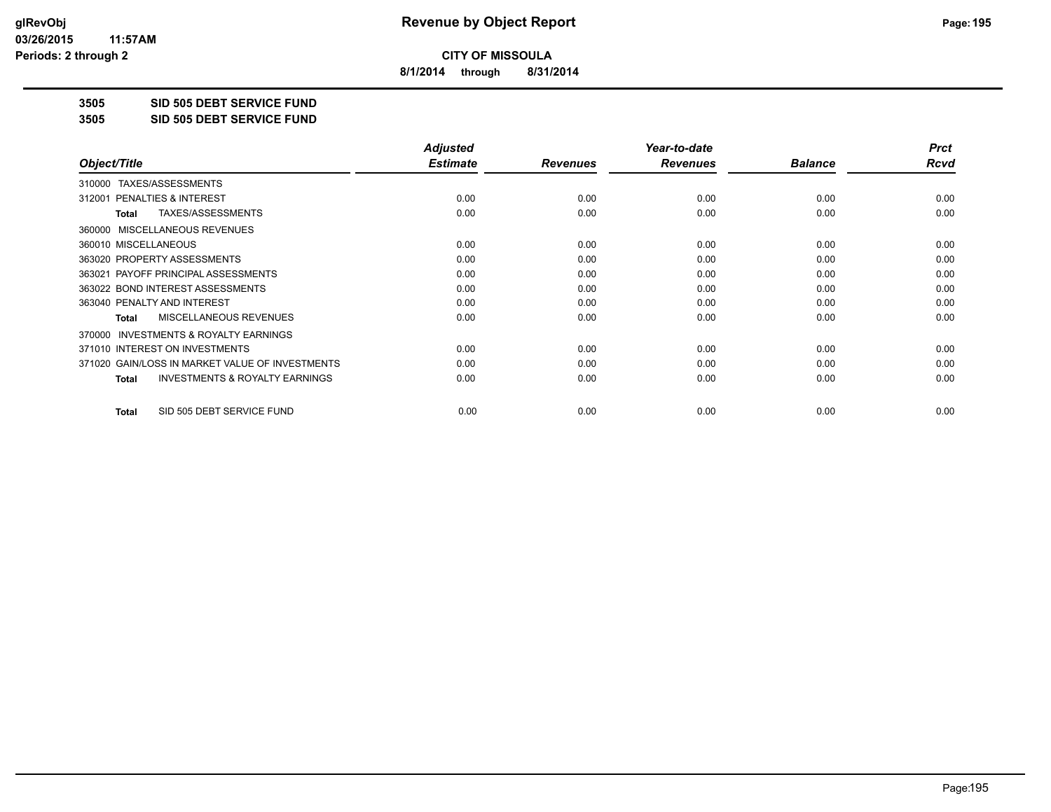**CITY OF MISSOULA**

**8/1/2014 through 8/31/2014**

**3505 SID 505 DEBT SERVICE FUND**

**3505 SID 505 DEBT SERVICE FUND**

| Object/Title | Adjusted Estimate | Revenues | Year-to-date Revenues | Balance | Prct Rcvd |
|---|---|---|---|---|---|
| 310000 TAXES/ASSESSMENTS | | | | | |
| 312001 PENALTIES & INTEREST | 0.00 | 0.00 | 0.00 | 0.00 | 0.00 |
| **Total** TAXES/ASSESSMENTS | 0.00 | 0.00 | 0.00 | 0.00 | 0.00 |
| 360000 MISCELLANEOUS REVENUES | | | | | |
| 360010 MISCELLANEOUS | 0.00 | 0.00 | 0.00 | 0.00 | 0.00 |
| 363020 PROPERTY ASSESSMENTS | 0.00 | 0.00 | 0.00 | 0.00 | 0.00 |
| 363021 PAYOFF PRINCIPAL ASSESSMENTS | 0.00 | 0.00 | 0.00 | 0.00 | 0.00 |
| 363022 BOND INTEREST ASSESSMENTS | 0.00 | 0.00 | 0.00 | 0.00 | 0.00 |
| 363040 PENALTY AND INTEREST | 0.00 | 0.00 | 0.00 | 0.00 | 0.00 |
| **Total** MISCELLANEOUS REVENUES | 0.00 | 0.00 | 0.00 | 0.00 | 0.00 |
| 370000 INVESTMENTS & ROYALTY EARNINGS | | | | | |
| 371010 INTEREST ON INVESTMENTS | 0.00 | 0.00 | 0.00 | 0.00 | 0.00 |
| 371020 GAIN/LOSS IN MARKET VALUE OF INVESTMENTS | 0.00 | 0.00 | 0.00 | 0.00 | 0.00 |
| **Total** INVESTMENTS & ROYALTY EARNINGS | 0.00 | 0.00 | 0.00 | 0.00 | 0.00 |
| **Total** SID 505 DEBT SERVICE FUND | 0.00 | 0.00 | 0.00 | 0.00 | 0.00 |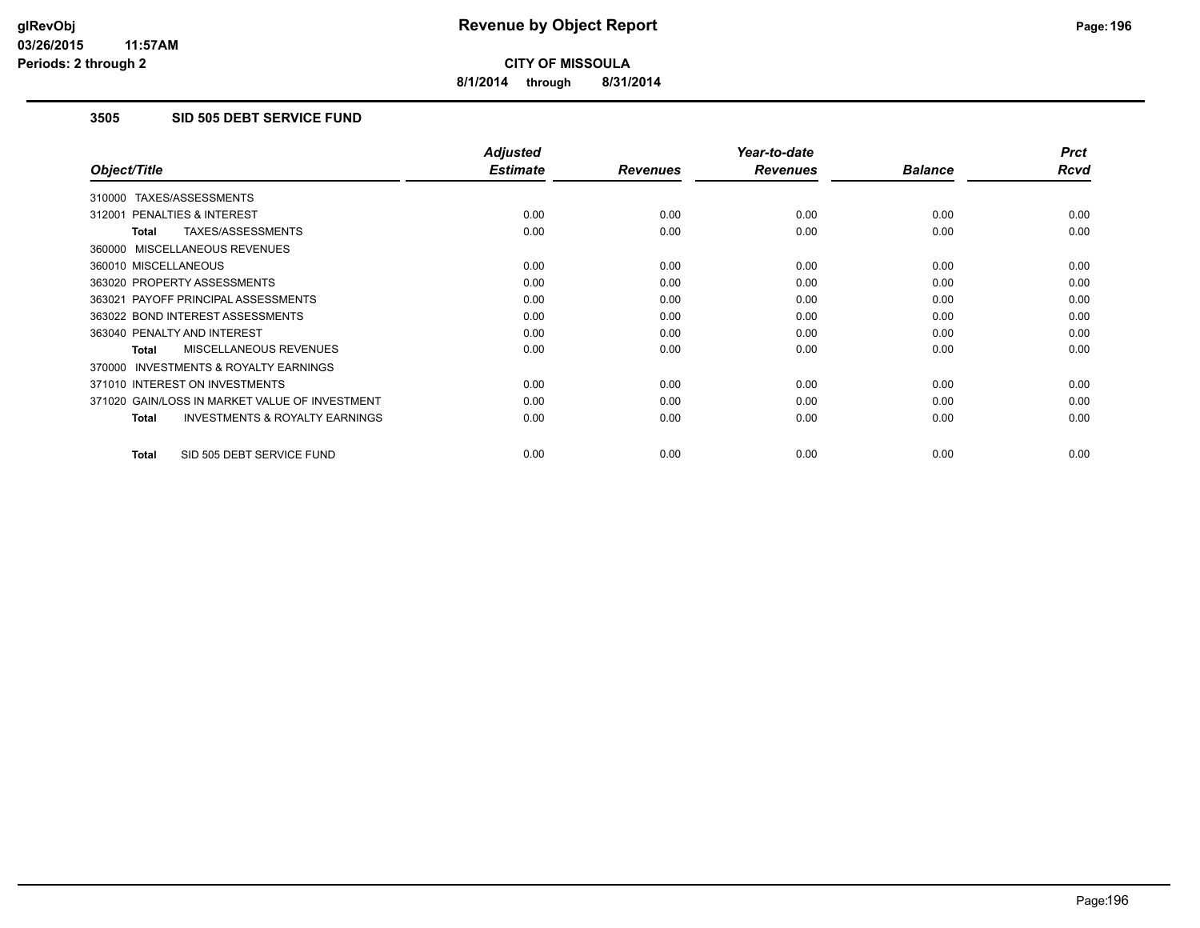**Revenue by Object Report**

**CITY OF MISSOULA**

**8/1/2014 through 8/31/2014**

glRevObj
03/26/2015 11:57AM
Periods: 2 through 2

## 3505 SID 505 DEBT SERVICE FUND

| Object/Title | Adjusted Estimate | Revenues | Year-to-date Revenues | Balance | Prct Rcvd |
|---|---|---|---|---|---|
| 310000 TAXES/ASSESSMENTS | | | | | |
| 312001 PENALTIES & INTEREST | 0.00 | 0.00 | 0.00 | 0.00 | 0.00 |
| **Total** TAXES/ASSESSMENTS | 0.00 | 0.00 | 0.00 | 0.00 | 0.00 |
| 360000 MISCELLANEOUS REVENUES | | | | | |
| 360010 MISCELLANEOUS | 0.00 | 0.00 | 0.00 | 0.00 | 0.00 |
| 363020 PROPERTY ASSESSMENTS | 0.00 | 0.00 | 0.00 | 0.00 | 0.00 |
| 363021 PAYOFF PRINCIPAL ASSESSMENTS | 0.00 | 0.00 | 0.00 | 0.00 | 0.00 |
| 363022 BOND INTEREST ASSESSMENTS | 0.00 | 0.00 | 0.00 | 0.00 | 0.00 |
| 363040 PENALTY AND INTEREST | 0.00 | 0.00 | 0.00 | 0.00 | 0.00 |
| **Total** MISCELLANEOUS REVENUES | 0.00 | 0.00 | 0.00 | 0.00 | 0.00 |
| 370000 INVESTMENTS & ROYALTY EARNINGS | | | | | |
| 371010 INTEREST ON INVESTMENTS | 0.00 | 0.00 | 0.00 | 0.00 | 0.00 |
| 371020 GAIN/LOSS IN MARKET VALUE OF INVESTMENT | 0.00 | 0.00 | 0.00 | 0.00 | 0.00 |
| **Total** INVESTMENTS & ROYALTY EARNINGS | 0.00 | 0.00 | 0.00 | 0.00 | 0.00 |
| **Total** SID 505 DEBT SERVICE FUND | 0.00 | 0.00 | 0.00 | 0.00 | 0.00 |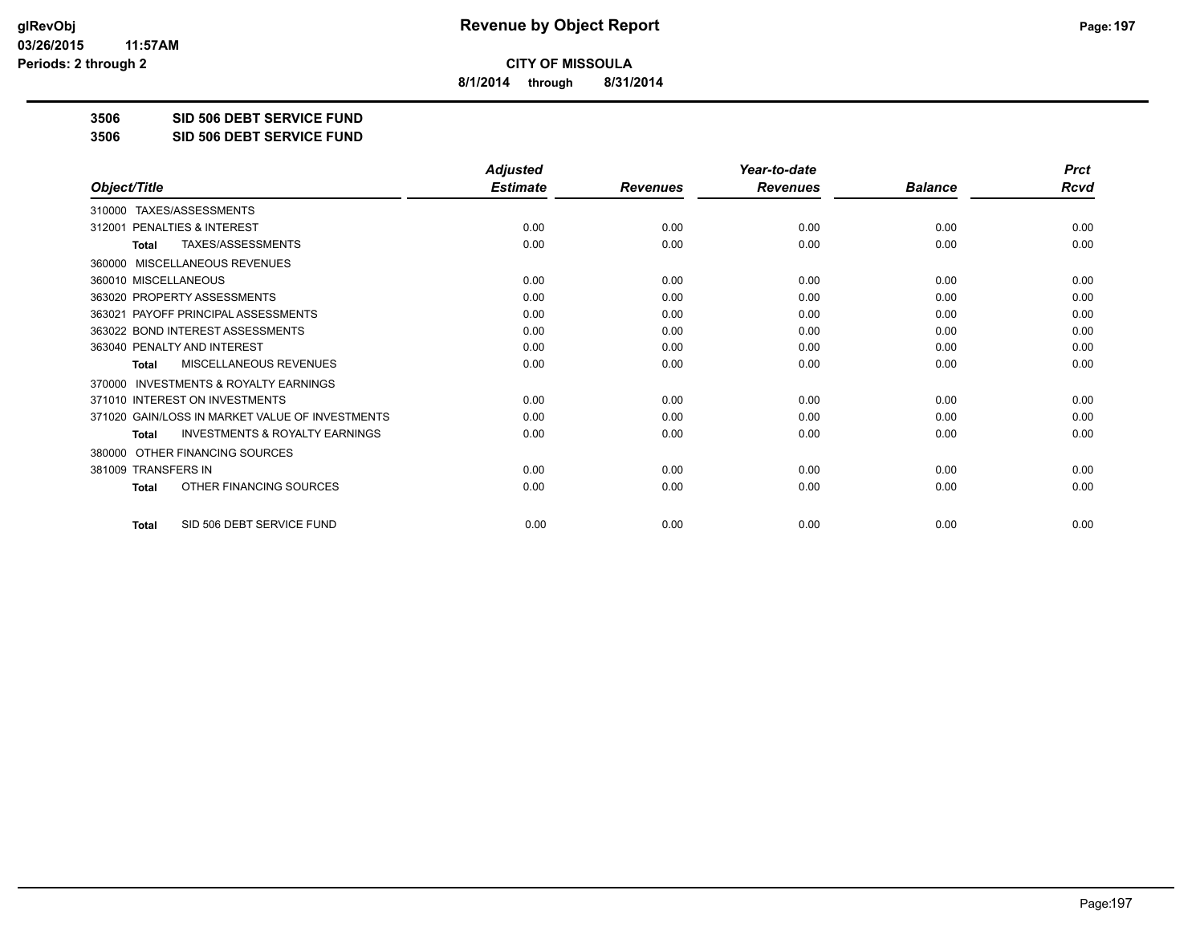**glRevObj**
**03/26/2015 11:57AM**
**Periods: 2 through 2**

# Revenue by Object Report

**CITY OF MISSOULA**

**8/1/2014 through 8/31/2014**

**3506 SID 506 DEBT SERVICE FUND**

**3506 SID 506 DEBT SERVICE FUND**

| Object/Title | Adjusted Estimate | Revenues | Year-to-date Revenues | Balance | Prct Rcvd |
|---|---|---|---|---|---|
| 310000 TAXES/ASSESSMENTS | | | | | |
| 312001 PENALTIES & INTEREST | 0.00 | 0.00 | 0.00 | 0.00 | 0.00 |
| **Total** TAXES/ASSESSMENTS | 0.00 | 0.00 | 0.00 | 0.00 | 0.00 |
| 360000 MISCELLANEOUS REVENUES | | | | | |
| 360010 MISCELLANEOUS | 0.00 | 0.00 | 0.00 | 0.00 | 0.00 |
| 363020 PROPERTY ASSESSMENTS | 0.00 | 0.00 | 0.00 | 0.00 | 0.00 |
| 363021 PAYOFF PRINCIPAL ASSESSMENTS | 0.00 | 0.00 | 0.00 | 0.00 | 0.00 |
| 363022 BOND INTEREST ASSESSMENTS | 0.00 | 0.00 | 0.00 | 0.00 | 0.00 |
| 363040 PENALTY AND INTEREST | 0.00 | 0.00 | 0.00 | 0.00 | 0.00 |
| **Total** MISCELLANEOUS REVENUES | 0.00 | 0.00 | 0.00 | 0.00 | 0.00 |
| 370000 INVESTMENTS & ROYALTY EARNINGS | | | | | |
| 371010 INTEREST ON INVESTMENTS | 0.00 | 0.00 | 0.00 | 0.00 | 0.00 |
| 371020 GAIN/LOSS IN MARKET VALUE OF INVESTMENTS | 0.00 | 0.00 | 0.00 | 0.00 | 0.00 |
| **Total** INVESTMENTS & ROYALTY EARNINGS | 0.00 | 0.00 | 0.00 | 0.00 | 0.00 |
| 380000 OTHER FINANCING SOURCES | | | | | |
| 381009 TRANSFERS IN | 0.00 | 0.00 | 0.00 | 0.00 | 0.00 |
| **Total** OTHER FINANCING SOURCES | 0.00 | 0.00 | 0.00 | 0.00 | 0.00 |
| **Total** SID 506 DEBT SERVICE FUND | 0.00 | 0.00 | 0.00 | 0.00 | 0.00 |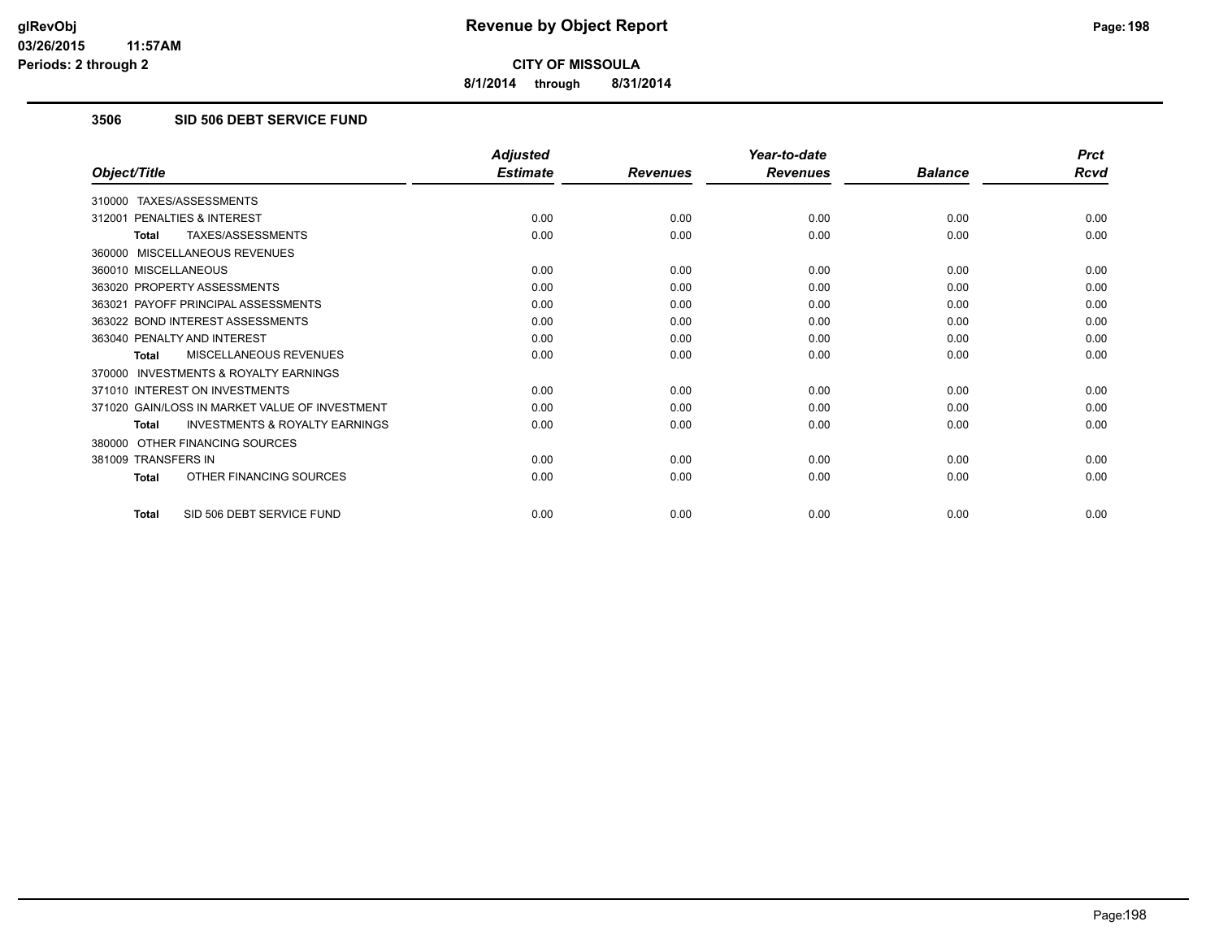**CITY OF MISSOULA**

**8/1/2014 through 8/31/2014**

## 3506 SID 506 DEBT SERVICE FUND

| Object/Title | Adjusted Estimate | Revenues | Year-to-date Revenues | Balance | Prct Rcvd |
|---|---|---|---|---|---|
| 310000 TAXES/ASSESSMENTS | | | | | |
| 312001 PENALTIES & INTEREST | 0.00 | 0.00 | 0.00 | 0.00 | 0.00 |
| **Total** TAXES/ASSESSMENTS | 0.00 | 0.00 | 0.00 | 0.00 | 0.00 |
| 360000 MISCELLANEOUS REVENUES | | | | | |
| 360010 MISCELLANEOUS | 0.00 | 0.00 | 0.00 | 0.00 | 0.00 |
| 363020 PROPERTY ASSESSMENTS | 0.00 | 0.00 | 0.00 | 0.00 | 0.00 |
| 363021 PAYOFF PRINCIPAL ASSESSMENTS | 0.00 | 0.00 | 0.00 | 0.00 | 0.00 |
| 363022 BOND INTEREST ASSESSMENTS | 0.00 | 0.00 | 0.00 | 0.00 | 0.00 |
| 363040 PENALTY AND INTEREST | 0.00 | 0.00 | 0.00 | 0.00 | 0.00 |
| **Total** MISCELLANEOUS REVENUES | 0.00 | 0.00 | 0.00 | 0.00 | 0.00 |
| 370000 INVESTMENTS & ROYALTY EARNINGS | | | | | |
| 371010 INTEREST ON INVESTMENTS | 0.00 | 0.00 | 0.00 | 0.00 | 0.00 |
| 371020 GAIN/LOSS IN MARKET VALUE OF INVESTMENT | 0.00 | 0.00 | 0.00 | 0.00 | 0.00 |
| **Total** INVESTMENTS & ROYALTY EARNINGS | 0.00 | 0.00 | 0.00 | 0.00 | 0.00 |
| 380000 OTHER FINANCING SOURCES | | | | | |
| 381009 TRANSFERS IN | 0.00 | 0.00 | 0.00 | 0.00 | 0.00 |
| **Total** OTHER FINANCING SOURCES | 0.00 | 0.00 | 0.00 | 0.00 | 0.00 |
| **Total** SID 506 DEBT SERVICE FUND | 0.00 | 0.00 | 0.00 | 0.00 | 0.00 |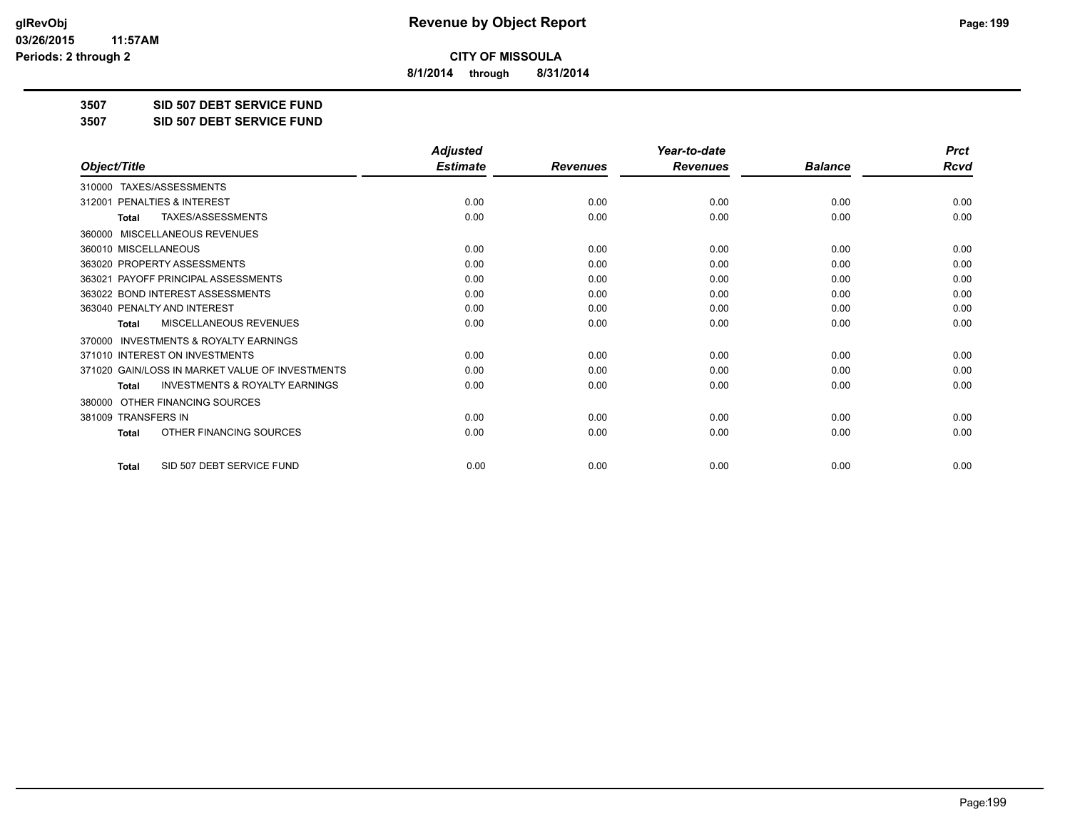**CITY OF MISSOULA**

**8/1/2014 through 8/31/2014**

**3507 SID 507 DEBT SERVICE FUND**

**3507 SID 507 DEBT SERVICE FUND**

| Object/Title | Adjusted Estimate | Revenues | Year-to-date Revenues | Balance | Prct Rcvd |
|---|---|---|---|---|---|
| 310000 TAXES/ASSESSMENTS | | | | | |
| 312001 PENALTIES & INTEREST | 0.00 | 0.00 | 0.00 | 0.00 | 0.00 |
| **Total** TAXES/ASSESSMENTS | 0.00 | 0.00 | 0.00 | 0.00 | 0.00 |
| 360000 MISCELLANEOUS REVENUES | | | | | |
| 360010 MISCELLANEOUS | 0.00 | 0.00 | 0.00 | 0.00 | 0.00 |
| 363020 PROPERTY ASSESSMENTS | 0.00 | 0.00 | 0.00 | 0.00 | 0.00 |
| 363021 PAYOFF PRINCIPAL ASSESSMENTS | 0.00 | 0.00 | 0.00 | 0.00 | 0.00 |
| 363022 BOND INTEREST ASSESSMENTS | 0.00 | 0.00 | 0.00 | 0.00 | 0.00 |
| 363040 PENALTY AND INTEREST | 0.00 | 0.00 | 0.00 | 0.00 | 0.00 |
| **Total** MISCELLANEOUS REVENUES | 0.00 | 0.00 | 0.00 | 0.00 | 0.00 |
| 370000 INVESTMENTS & ROYALTY EARNINGS | | | | | |
| 371010 INTEREST ON INVESTMENTS | 0.00 | 0.00 | 0.00 | 0.00 | 0.00 |
| 371020 GAIN/LOSS IN MARKET VALUE OF INVESTMENTS | 0.00 | 0.00 | 0.00 | 0.00 | 0.00 |
| **Total** INVESTMENTS & ROYALTY EARNINGS | 0.00 | 0.00 | 0.00 | 0.00 | 0.00 |
| 380000 OTHER FINANCING SOURCES | | | | | |
| 381009 TRANSFERS IN | 0.00 | 0.00 | 0.00 | 0.00 | 0.00 |
| **Total** OTHER FINANCING SOURCES | 0.00 | 0.00 | 0.00 | 0.00 | 0.00 |
| **Total** SID 507 DEBT SERVICE FUND | 0.00 | 0.00 | 0.00 | 0.00 | 0.00 |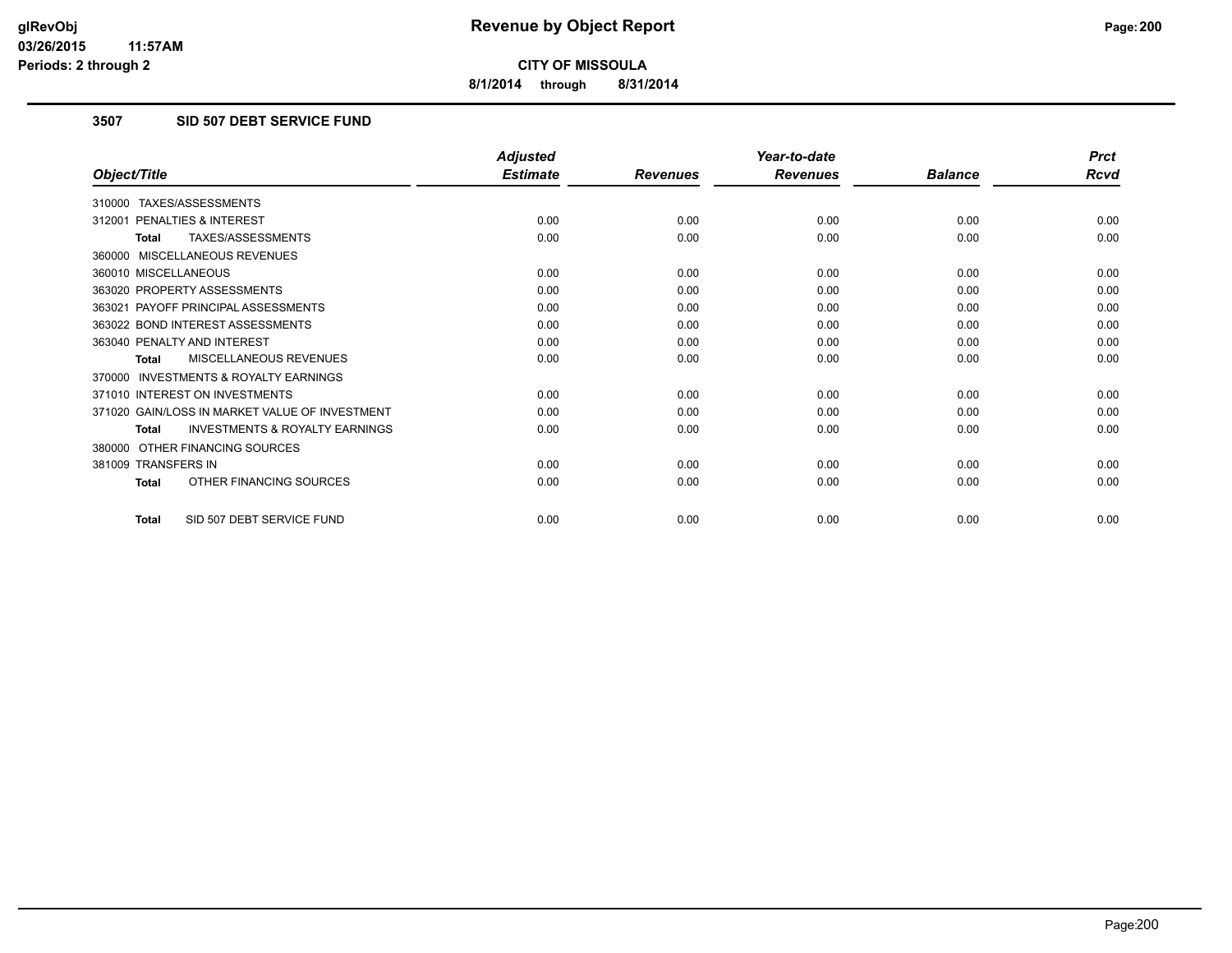**CITY OF MISSOULA**

**8/1/2014 through 8/31/2014**

**Revenue by Object Report**

glRevObj
03/26/2015 11:57AM
Periods: 2 through 2

## 3507 SID 507 DEBT SERVICE FUND

| Object/Title | Adjusted Estimate | Revenues | Year-to-date Revenues | Balance | Prct Rcvd |
|---|---|---|---|---|---|
| 310000 TAXES/ASSESSMENTS | | | | | |
| 312001 PENALTIES & INTEREST | 0.00 | 0.00 | 0.00 | 0.00 | 0.00 |
| **Total** TAXES/ASSESSMENTS | 0.00 | 0.00 | 0.00 | 0.00 | 0.00 |
| 360000 MISCELLANEOUS REVENUES | | | | | |
| 360010 MISCELLANEOUS | 0.00 | 0.00 | 0.00 | 0.00 | 0.00 |
| 363020 PROPERTY ASSESSMENTS | 0.00 | 0.00 | 0.00 | 0.00 | 0.00 |
| 363021 PAYOFF PRINCIPAL ASSESSMENTS | 0.00 | 0.00 | 0.00 | 0.00 | 0.00 |
| 363022 BOND INTEREST ASSESSMENTS | 0.00 | 0.00 | 0.00 | 0.00 | 0.00 |
| 363040 PENALTY AND INTEREST | 0.00 | 0.00 | 0.00 | 0.00 | 0.00 |
| **Total** MISCELLANEOUS REVENUES | 0.00 | 0.00 | 0.00 | 0.00 | 0.00 |
| 370000 INVESTMENTS & ROYALTY EARNINGS | | | | | |
| 371010 INTEREST ON INVESTMENTS | 0.00 | 0.00 | 0.00 | 0.00 | 0.00 |
| 371020 GAIN/LOSS IN MARKET VALUE OF INVESTMENT | 0.00 | 0.00 | 0.00 | 0.00 | 0.00 |
| **Total** INVESTMENTS & ROYALTY EARNINGS | 0.00 | 0.00 | 0.00 | 0.00 | 0.00 |
| 380000 OTHER FINANCING SOURCES | | | | | |
| 381009 TRANSFERS IN | 0.00 | 0.00 | 0.00 | 0.00 | 0.00 |
| **Total** OTHER FINANCING SOURCES | 0.00 | 0.00 | 0.00 | 0.00 | 0.00 |
| **Total** SID 507 DEBT SERVICE FUND | 0.00 | 0.00 | 0.00 | 0.00 | 0.00 |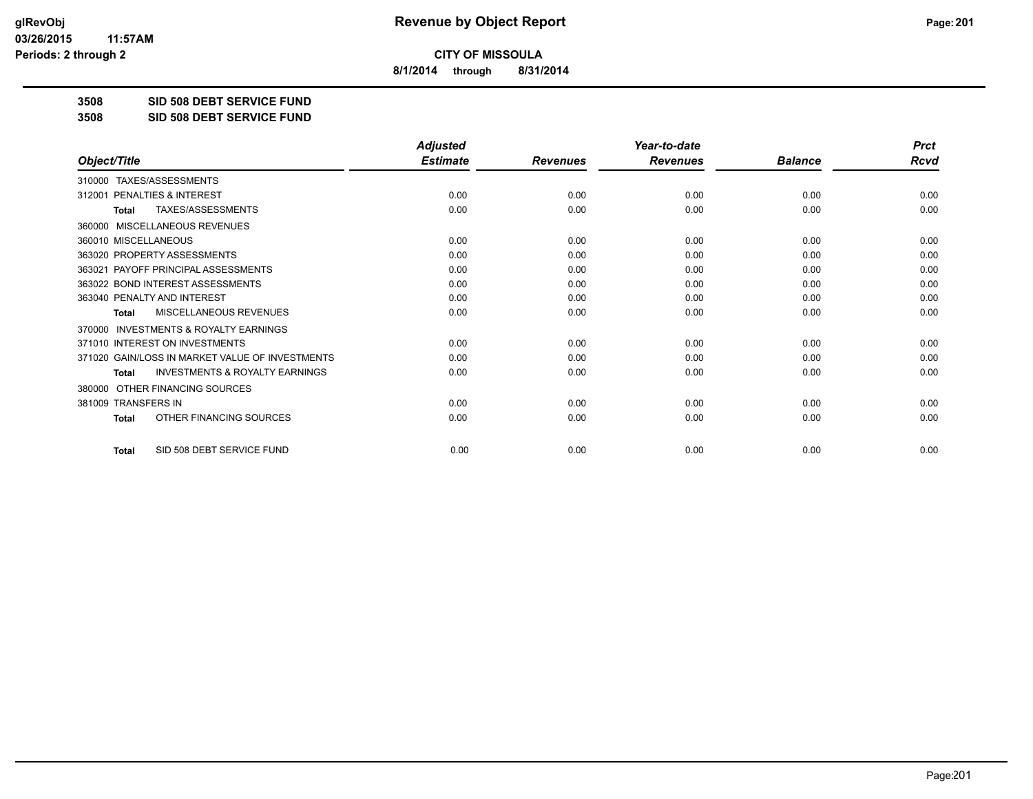# Revenue by Object Report

**CITY OF MISSOULA**

**8/1/2014 through 8/31/2014**

glRevObj
03/26/2015 11:57AM
Periods: 2 through 2

**3508 SID 508 DEBT SERVICE FUND**

**3508 SID 508 DEBT SERVICE FUND**

| Object/Title | Adjusted Estimate | Revenues | Year-to-date Revenues | Balance | Prct Rcvd |
|---|---|---|---|---|---|
| 310000 TAXES/ASSESSMENTS | | | | | |
| 312001 PENALTIES & INTEREST | 0.00 | 0.00 | 0.00 | 0.00 | 0.00 |
| **Total** TAXES/ASSESSMENTS | 0.00 | 0.00 | 0.00 | 0.00 | 0.00 |
| 360000 MISCELLANEOUS REVENUES | | | | | |
| 360010 MISCELLANEOUS | 0.00 | 0.00 | 0.00 | 0.00 | 0.00 |
| 363020 PROPERTY ASSESSMENTS | 0.00 | 0.00 | 0.00 | 0.00 | 0.00 |
| 363021 PAYOFF PRINCIPAL ASSESSMENTS | 0.00 | 0.00 | 0.00 | 0.00 | 0.00 |
| 363022 BOND INTEREST ASSESSMENTS | 0.00 | 0.00 | 0.00 | 0.00 | 0.00 |
| 363040 PENALTY AND INTEREST | 0.00 | 0.00 | 0.00 | 0.00 | 0.00 |
| **Total** MISCELLANEOUS REVENUES | 0.00 | 0.00 | 0.00 | 0.00 | 0.00 |
| 370000 INVESTMENTS & ROYALTY EARNINGS | | | | | |
| 371010 INTEREST ON INVESTMENTS | 0.00 | 0.00 | 0.00 | 0.00 | 0.00 |
| 371020 GAIN/LOSS IN MARKET VALUE OF INVESTMENTS | 0.00 | 0.00 | 0.00 | 0.00 | 0.00 |
| **Total** INVESTMENTS & ROYALTY EARNINGS | 0.00 | 0.00 | 0.00 | 0.00 | 0.00 |
| 380000 OTHER FINANCING SOURCES | | | | | |
| 381009 TRANSFERS IN | 0.00 | 0.00 | 0.00 | 0.00 | 0.00 |
| **Total** OTHER FINANCING SOURCES | 0.00 | 0.00 | 0.00 | 0.00 | 0.00 |
| **Total** SID 508 DEBT SERVICE FUND | 0.00 | 0.00 | 0.00 | 0.00 | 0.00 |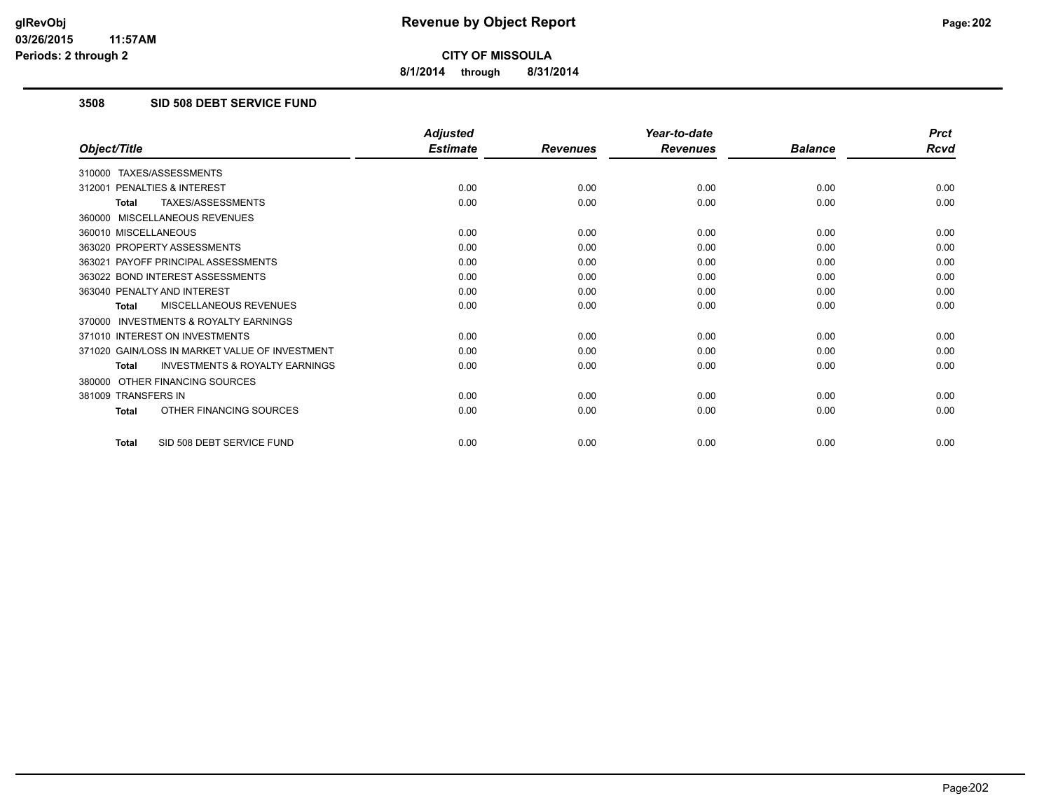# Revenue by Object Report

**CITY OF MISSOULA**

**8/1/2014 through 8/31/2014**

glRevObj
03/26/2015 11:57AM
Periods: 2 through 2

## 3508 SID 508 DEBT SERVICE FUND

| Object/Title | Adjusted Estimate | Revenues | Year-to-date Revenues | Balance | Prct Rcvd |
|---|---|---|---|---|---|
| 310000 TAXES/ASSESSMENTS | | | | | |
| 312001 PENALTIES & INTEREST | 0.00 | 0.00 | 0.00 | 0.00 | 0.00 |
| **Total** TAXES/ASSESSMENTS | 0.00 | 0.00 | 0.00 | 0.00 | 0.00 |
| 360000 MISCELLANEOUS REVENUES | | | | | |
| 360010 MISCELLANEOUS | 0.00 | 0.00 | 0.00 | 0.00 | 0.00 |
| 363020 PROPERTY ASSESSMENTS | 0.00 | 0.00 | 0.00 | 0.00 | 0.00 |
| 363021 PAYOFF PRINCIPAL ASSESSMENTS | 0.00 | 0.00 | 0.00 | 0.00 | 0.00 |
| 363022 BOND INTEREST ASSESSMENTS | 0.00 | 0.00 | 0.00 | 0.00 | 0.00 |
| 363040 PENALTY AND INTEREST | 0.00 | 0.00 | 0.00 | 0.00 | 0.00 |
| **Total** MISCELLANEOUS REVENUES | 0.00 | 0.00 | 0.00 | 0.00 | 0.00 |
| 370000 INVESTMENTS & ROYALTY EARNINGS | | | | | |
| 371010 INTEREST ON INVESTMENTS | 0.00 | 0.00 | 0.00 | 0.00 | 0.00 |
| 371020 GAIN/LOSS IN MARKET VALUE OF INVESTMENT | 0.00 | 0.00 | 0.00 | 0.00 | 0.00 |
| **Total** INVESTMENTS & ROYALTY EARNINGS | 0.00 | 0.00 | 0.00 | 0.00 | 0.00 |
| 380000 OTHER FINANCING SOURCES | | | | | |
| 381009 TRANSFERS IN | 0.00 | 0.00 | 0.00 | 0.00 | 0.00 |
| **Total** OTHER FINANCING SOURCES | 0.00 | 0.00 | 0.00 | 0.00 | 0.00 |
| **Total** SID 508 DEBT SERVICE FUND | 0.00 | 0.00 | 0.00 | 0.00 | 0.00 |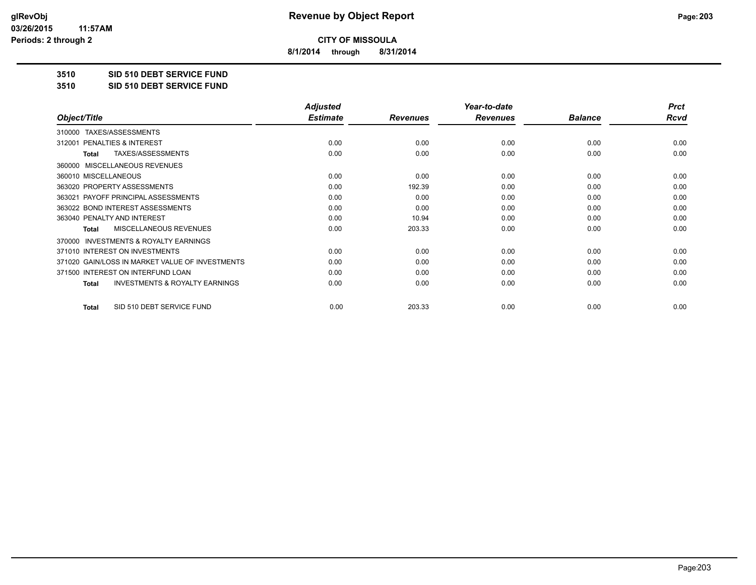**CITY OF MISSOULA**

**8/1/2014 through 8/31/2014**

**3510 SID 510 DEBT SERVICE FUND**

**3510 SID 510 DEBT SERVICE FUND**

| Object/Title | Adjusted Estimate | Revenues | Year-to-date Revenues | Balance | Prct Rcvd |
|---|---|---|---|---|---|
| 310000 TAXES/ASSESSMENTS | | | | | |
| 312001 PENALTIES & INTEREST | 0.00 | 0.00 | 0.00 | 0.00 | 0.00 |
| **Total** TAXES/ASSESSMENTS | 0.00 | 0.00 | 0.00 | 0.00 | 0.00 |
| 360000 MISCELLANEOUS REVENUES | | | | | |
| 360010 MISCELLANEOUS | 0.00 | 0.00 | 0.00 | 0.00 | 0.00 |
| 363020 PROPERTY ASSESSMENTS | 0.00 | 192.39 | 0.00 | 0.00 | 0.00 |
| 363021 PAYOFF PRINCIPAL ASSESSMENTS | 0.00 | 0.00 | 0.00 | 0.00 | 0.00 |
| 363022 BOND INTEREST ASSESSMENTS | 0.00 | 0.00 | 0.00 | 0.00 | 0.00 |
| 363040 PENALTY AND INTEREST | 0.00 | 10.94 | 0.00 | 0.00 | 0.00 |
| **Total** MISCELLANEOUS REVENUES | 0.00 | 203.33 | 0.00 | 0.00 | 0.00 |
| 370000 INVESTMENTS & ROYALTY EARNINGS | | | | | |
| 371010 INTEREST ON INVESTMENTS | 0.00 | 0.00 | 0.00 | 0.00 | 0.00 |
| 371020 GAIN/LOSS IN MARKET VALUE OF INVESTMENTS | 0.00 | 0.00 | 0.00 | 0.00 | 0.00 |
| 371500 INTEREST ON INTERFUND LOAN | 0.00 | 0.00 | 0.00 | 0.00 | 0.00 |
| **Total** INVESTMENTS & ROYALTY EARNINGS | 0.00 | 0.00 | 0.00 | 0.00 | 0.00 |
| **Total** SID 510 DEBT SERVICE FUND | 0.00 | 203.33 | 0.00 | 0.00 | 0.00 |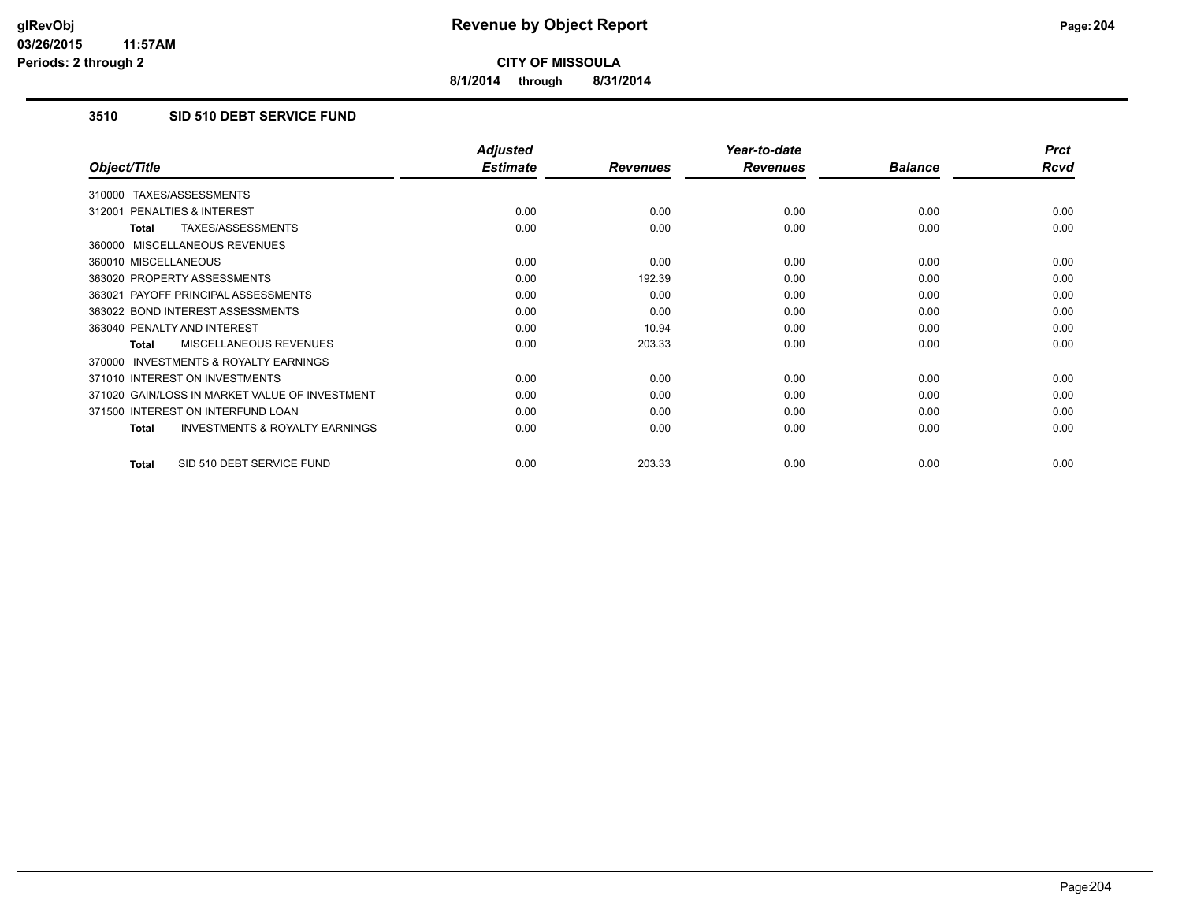# Revenue by Object Report

**CITY OF MISSOULA**

**8/1/2014 through 8/31/2014**

glRevObj
03/26/2015 11:57AM
Periods: 2 through 2

## 3510 SID 510 DEBT SERVICE FUND

| Object/Title | Adjusted Estimate | Revenues | Year-to-date Revenues | Balance | Prct Rcvd |
|---|---|---|---|---|---|
| 310000 TAXES/ASSESSMENTS | | | | | |
| 312001 PENALTIES & INTEREST | 0.00 | 0.00 | 0.00 | 0.00 | 0.00 |
| **Total** TAXES/ASSESSMENTS | 0.00 | 0.00 | 0.00 | 0.00 | 0.00 |
| 360000 MISCELLANEOUS REVENUES | | | | | |
| 360010 MISCELLANEOUS | 0.00 | 0.00 | 0.00 | 0.00 | 0.00 |
| 363020 PROPERTY ASSESSMENTS | 0.00 | 192.39 | 0.00 | 0.00 | 0.00 |
| 363021 PAYOFF PRINCIPAL ASSESSMENTS | 0.00 | 0.00 | 0.00 | 0.00 | 0.00 |
| 363022 BOND INTEREST ASSESSMENTS | 0.00 | 0.00 | 0.00 | 0.00 | 0.00 |
| 363040 PENALTY AND INTEREST | 0.00 | 10.94 | 0.00 | 0.00 | 0.00 |
| **Total** MISCELLANEOUS REVENUES | 0.00 | 203.33 | 0.00 | 0.00 | 0.00 |
| 370000 INVESTMENTS & ROYALTY EARNINGS | | | | | |
| 371010 INTEREST ON INVESTMENTS | 0.00 | 0.00 | 0.00 | 0.00 | 0.00 |
| 371020 GAIN/LOSS IN MARKET VALUE OF INVESTMENT | 0.00 | 0.00 | 0.00 | 0.00 | 0.00 |
| 371500 INTEREST ON INTERFUND LOAN | 0.00 | 0.00 | 0.00 | 0.00 | 0.00 |
| **Total** INVESTMENTS & ROYALTY EARNINGS | 0.00 | 0.00 | 0.00 | 0.00 | 0.00 |
| **Total** SID 510 DEBT SERVICE FUND | 0.00 | 203.33 | 0.00 | 0.00 | 0.00 |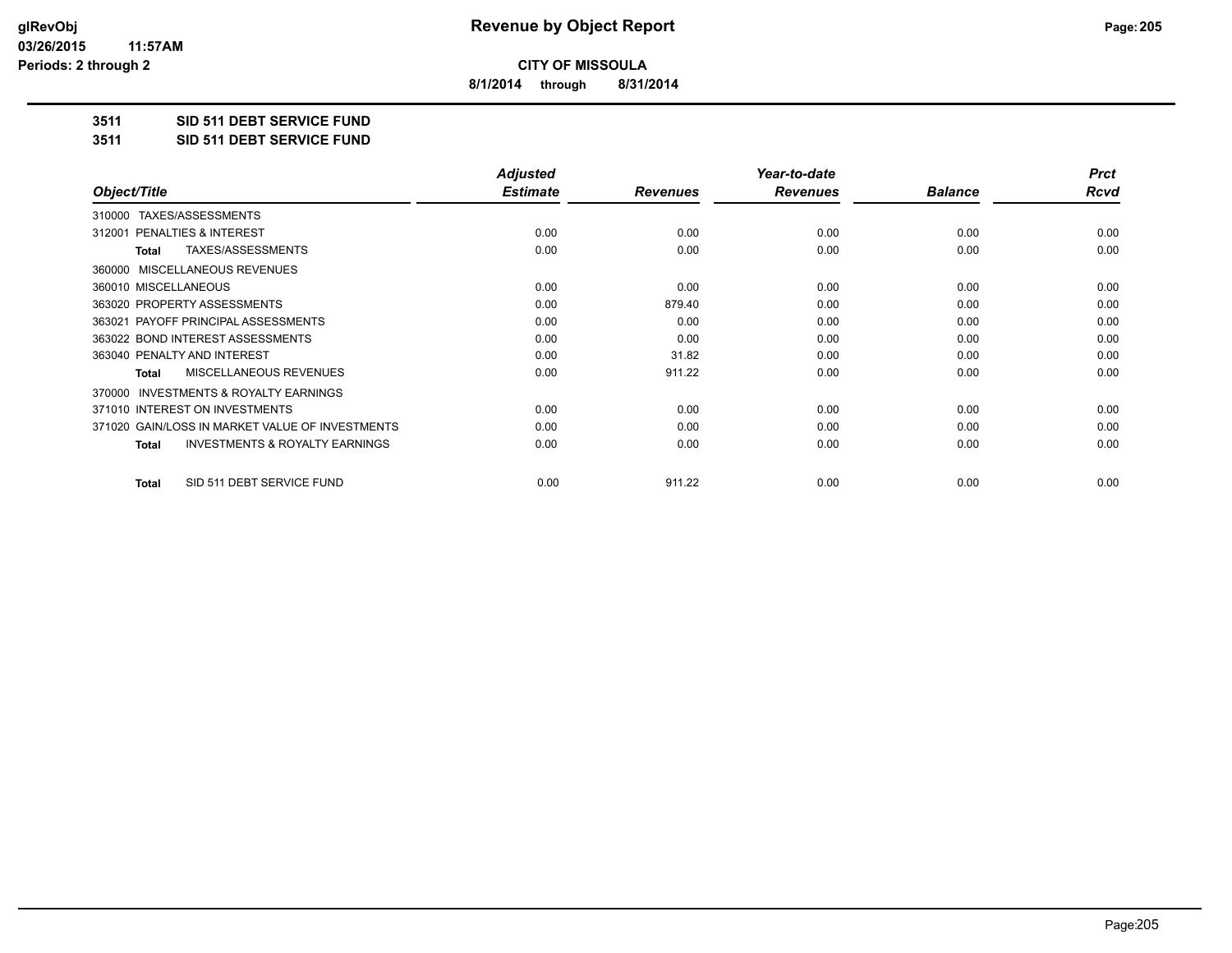# Revenue by Object Report

glRevObj
03/26/2015 11:57AM
Periods: 2 through 2

**CITY OF MISSOULA**

8/1/2014 through 8/31/2014

**3511 SID 511 DEBT SERVICE FUND**

**3511 SID 511 DEBT SERVICE FUND**

| Object/Title | Adjusted Estimate | Revenues | Year-to-date Revenues | Balance | Prct Rcvd |
|---|---|---|---|---|---|
| 310000 TAXES/ASSESSMENTS | | | | | |
| 312001 PENALTIES & INTEREST | 0.00 | 0.00 | 0.00 | 0.00 | 0.00 |
| **Total** TAXES/ASSESSMENTS | 0.00 | 0.00 | 0.00 | 0.00 | 0.00 |
| 360000 MISCELLANEOUS REVENUES | | | | | |
| 360010 MISCELLANEOUS | 0.00 | 0.00 | 0.00 | 0.00 | 0.00 |
| 363020 PROPERTY ASSESSMENTS | 0.00 | 879.40 | 0.00 | 0.00 | 0.00 |
| 363021 PAYOFF PRINCIPAL ASSESSMENTS | 0.00 | 0.00 | 0.00 | 0.00 | 0.00 |
| 363022 BOND INTEREST ASSESSMENTS | 0.00 | 0.00 | 0.00 | 0.00 | 0.00 |
| 363040 PENALTY AND INTEREST | 0.00 | 31.82 | 0.00 | 0.00 | 0.00 |
| **Total** MISCELLANEOUS REVENUES | 0.00 | 911.22 | 0.00 | 0.00 | 0.00 |
| 370000 INVESTMENTS & ROYALTY EARNINGS | | | | | |
| 371010 INTEREST ON INVESTMENTS | 0.00 | 0.00 | 0.00 | 0.00 | 0.00 |
| 371020 GAIN/LOSS IN MARKET VALUE OF INVESTMENTS | 0.00 | 0.00 | 0.00 | 0.00 | 0.00 |
| **Total** INVESTMENTS & ROYALTY EARNINGS | 0.00 | 0.00 | 0.00 | 0.00 | 0.00 |
| **Total** SID 511 DEBT SERVICE FUND | 0.00 | 911.22 | 0.00 | 0.00 | 0.00 |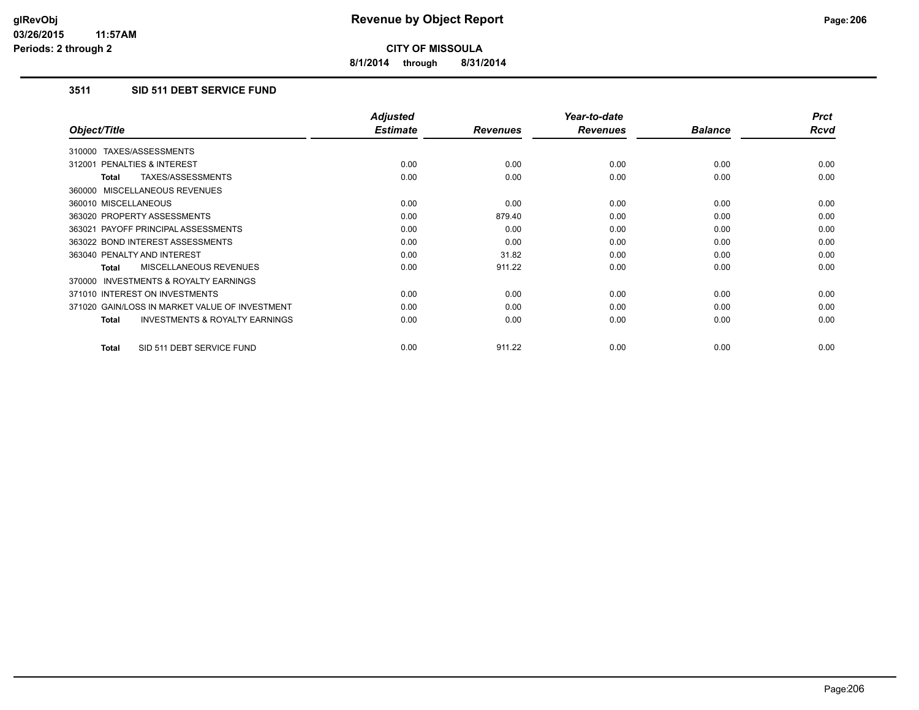# Revenue by Object Report

**CITY OF MISSOULA**

**8/1/2014 through 8/31/2014**

glRevObj
03/26/2015 11:57AM
Periods: 2 through 2

### 3511 SID 511 DEBT SERVICE FUND

| Object/Title | Adjusted Estimate | Revenues | Year-to-date Revenues | Balance | Prct Rcvd |
|---|---|---|---|---|---|
| 310000 TAXES/ASSESSMENTS | | | | | |
| 312001 PENALTIES & INTEREST | 0.00 | 0.00 | 0.00 | 0.00 | 0.00 |
| **Total** TAXES/ASSESSMENTS | 0.00 | 0.00 | 0.00 | 0.00 | 0.00 |
| 360000 MISCELLANEOUS REVENUES | | | | | |
| 360010 MISCELLANEOUS | 0.00 | 0.00 | 0.00 | 0.00 | 0.00 |
| 363020 PROPERTY ASSESSMENTS | 0.00 | 879.40 | 0.00 | 0.00 | 0.00 |
| 363021 PAYOFF PRINCIPAL ASSESSMENTS | 0.00 | 0.00 | 0.00 | 0.00 | 0.00 |
| 363022 BOND INTEREST ASSESSMENTS | 0.00 | 0.00 | 0.00 | 0.00 | 0.00 |
| 363040 PENALTY AND INTEREST | 0.00 | 31.82 | 0.00 | 0.00 | 0.00 |
| **Total** MISCELLANEOUS REVENUES | 0.00 | 911.22 | 0.00 | 0.00 | 0.00 |
| 370000 INVESTMENTS & ROYALTY EARNINGS | | | | | |
| 371010 INTEREST ON INVESTMENTS | 0.00 | 0.00 | 0.00 | 0.00 | 0.00 |
| 371020 GAIN/LOSS IN MARKET VALUE OF INVESTMENT | 0.00 | 0.00 | 0.00 | 0.00 | 0.00 |
| **Total** INVESTMENTS & ROYALTY EARNINGS | 0.00 | 0.00 | 0.00 | 0.00 | 0.00 |
| **Total** SID 511 DEBT SERVICE FUND | 0.00 | 911.22 | 0.00 | 0.00 | 0.00 |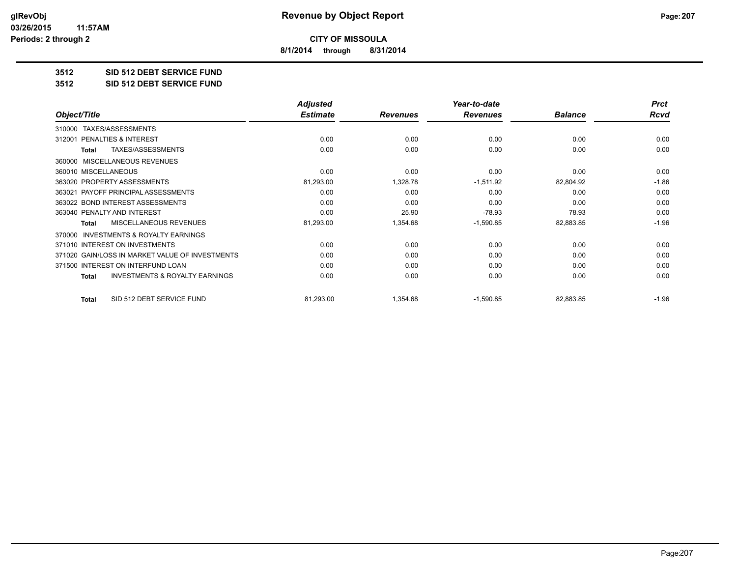**CITY OF MISSOULA**

**8/1/2014 through 8/31/2014**

**3512 SID 512 DEBT SERVICE FUND**

**3512 SID 512 DEBT SERVICE FUND**

| Object/Title | Adjusted Estimate | Revenues | Year-to-date Revenues | Balance | Prct Rcvd |
|---|---|---|---|---|---|
| 310000 TAXES/ASSESSMENTS | | | | | |
| 312001 PENALTIES & INTEREST | 0.00 | 0.00 | 0.00 | 0.00 | 0.00 |
| **Total** TAXES/ASSESSMENTS | 0.00 | 0.00 | 0.00 | 0.00 | 0.00 |
| 360000 MISCELLANEOUS REVENUES | | | | | |
| 360010 MISCELLANEOUS | 0.00 | 0.00 | 0.00 | 0.00 | 0.00 |
| 363020 PROPERTY ASSESSMENTS | 81,293.00 | 1,328.78 | -1,511.92 | 82,804.92 | -1.86 |
| 363021 PAYOFF PRINCIPAL ASSESSMENTS | 0.00 | 0.00 | 0.00 | 0.00 | 0.00 |
| 363022 BOND INTEREST ASSESSMENTS | 0.00 | 0.00 | 0.00 | 0.00 | 0.00 |
| 363040 PENALTY AND INTEREST | 0.00 | 25.90 | -78.93 | 78.93 | 0.00 |
| **Total** MISCELLANEOUS REVENUES | 81,293.00 | 1,354.68 | -1,590.85 | 82,883.85 | -1.96 |
| 370000 INVESTMENTS & ROYALTY EARNINGS | | | | | |
| 371010 INTEREST ON INVESTMENTS | 0.00 | 0.00 | 0.00 | 0.00 | 0.00 |
| 371020 GAIN/LOSS IN MARKET VALUE OF INVESTMENTS | 0.00 | 0.00 | 0.00 | 0.00 | 0.00 |
| 371500 INTEREST ON INTERFUND LOAN | 0.00 | 0.00 | 0.00 | 0.00 | 0.00 |
| **Total** INVESTMENTS & ROYALTY EARNINGS | 0.00 | 0.00 | 0.00 | 0.00 | 0.00 |
| **Total** SID 512 DEBT SERVICE FUND | 81,293.00 | 1,354.68 | -1,590.85 | 82,883.85 | -1.96 |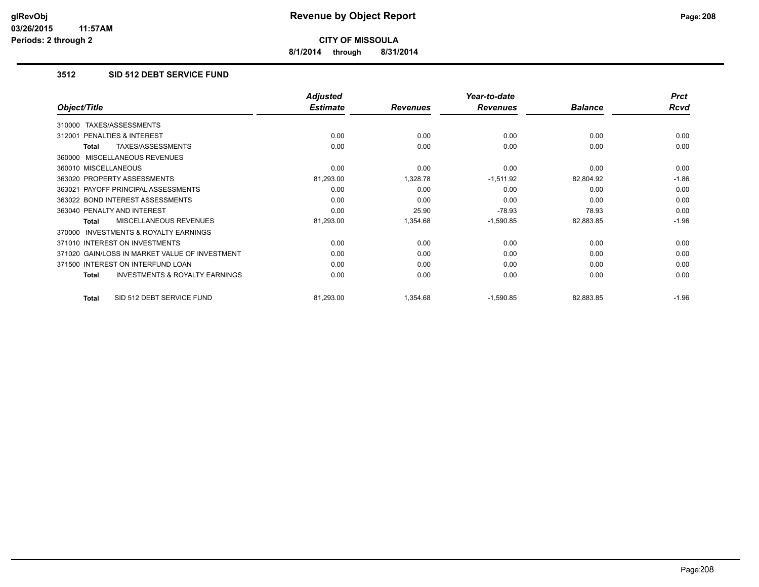# Revenue by Object Report

**CITY OF MISSOULA**

**8/1/2014 through 8/31/2014**

glRevObj
03/26/2015 11:57AM
Periods: 2 through 2

## 3512 SID 512 DEBT SERVICE FUND

| Object/Title | Adjusted Estimate | Revenues | Year-to-date Revenues | Balance | Prct Rcvd |
|---|---|---|---|---|---|
| 310000 TAXES/ASSESSMENTS | | | | | |
| 312001 PENALTIES & INTEREST | 0.00 | 0.00 | 0.00 | 0.00 | 0.00 |
| **Total** TAXES/ASSESSMENTS | 0.00 | 0.00 | 0.00 | 0.00 | 0.00 |
| 360000 MISCELLANEOUS REVENUES | | | | | |
| 360010 MISCELLANEOUS | 0.00 | 0.00 | 0.00 | 0.00 | 0.00 |
| 363020 PROPERTY ASSESSMENTS | 81,293.00 | 1,328.78 | -1,511.92 | 82,804.92 | -1.86 |
| 363021 PAYOFF PRINCIPAL ASSESSMENTS | 0.00 | 0.00 | 0.00 | 0.00 | 0.00 |
| 363022 BOND INTEREST ASSESSMENTS | 0.00 | 0.00 | 0.00 | 0.00 | 0.00 |
| 363040 PENALTY AND INTEREST | 0.00 | 25.90 | -78.93 | 78.93 | 0.00 |
| **Total** MISCELLANEOUS REVENUES | 81,293.00 | 1,354.68 | -1,590.85 | 82,883.85 | -1.96 |
| 370000 INVESTMENTS & ROYALTY EARNINGS | | | | | |
| 371010 INTEREST ON INVESTMENTS | 0.00 | 0.00 | 0.00 | 0.00 | 0.00 |
| 371020 GAIN/LOSS IN MARKET VALUE OF INVESTMENT | 0.00 | 0.00 | 0.00 | 0.00 | 0.00 |
| 371500 INTEREST ON INTERFUND LOAN | 0.00 | 0.00 | 0.00 | 0.00 | 0.00 |
| **Total** INVESTMENTS & ROYALTY EARNINGS | 0.00 | 0.00 | 0.00 | 0.00 | 0.00 |
| **Total** SID 512 DEBT SERVICE FUND | 81,293.00 | 1,354.68 | -1,590.85 | 82,883.85 | -1.96 |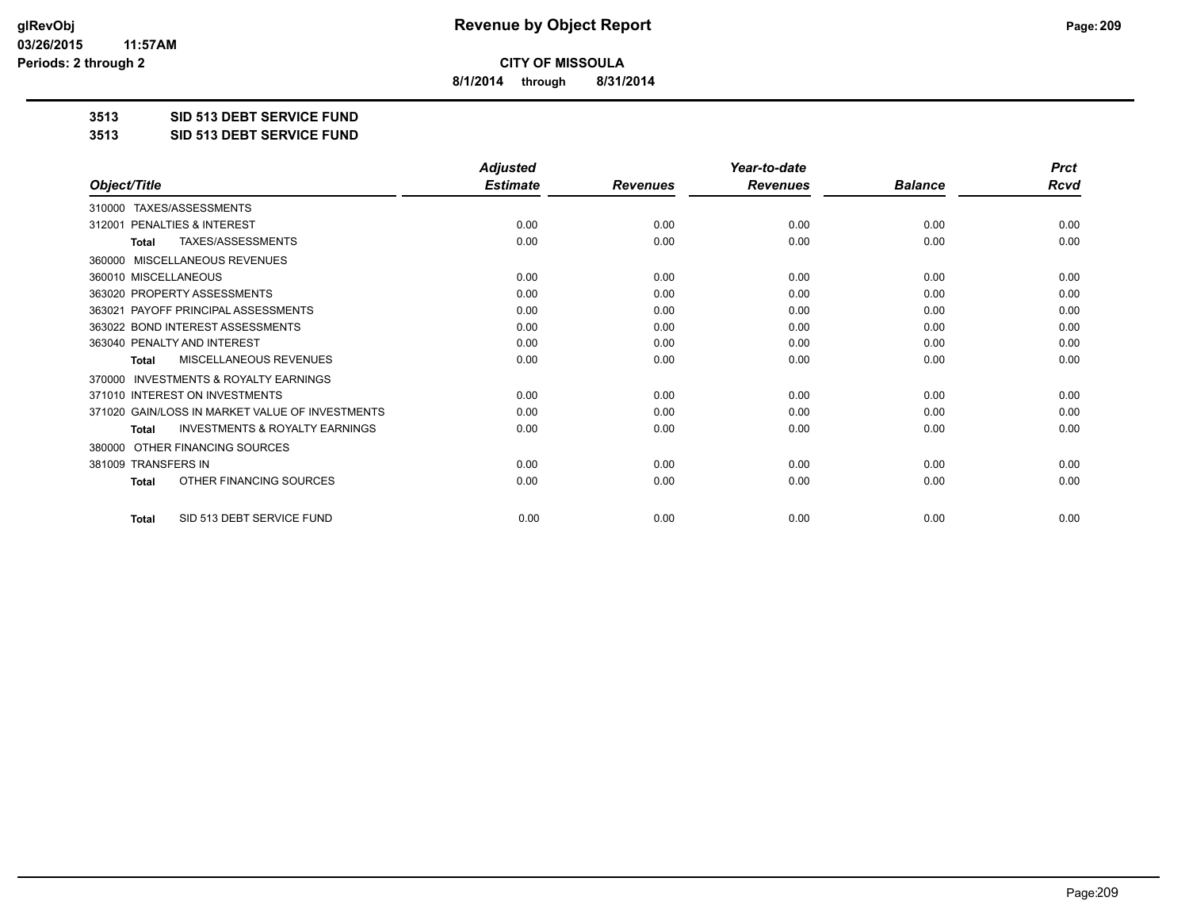# Revenue by Object Report

**CITY OF MISSOULA**

**8/1/2014 through 8/31/2014**

glRevObj
03/26/2015 11:57AM
Periods: 2 through 2

## 3513 SID 513 DEBT SERVICE FUND
## 3513 SID 513 DEBT SERVICE FUND

| Object/Title | Adjusted Estimate | Revenues | Year-to-date Revenues | Balance | Prct Rcvd |
|---|---|---|---|---|---|
| 310000 TAXES/ASSESSMENTS | | | | | |
| 312001 PENALTIES & INTEREST | 0.00 | 0.00 | 0.00 | 0.00 | 0.00 |
| **Total** TAXES/ASSESSMENTS | 0.00 | 0.00 | 0.00 | 0.00 | 0.00 |
| 360000 MISCELLANEOUS REVENUES | | | | | |
| 360010 MISCELLANEOUS | 0.00 | 0.00 | 0.00 | 0.00 | 0.00 |
| 363020 PROPERTY ASSESSMENTS | 0.00 | 0.00 | 0.00 | 0.00 | 0.00 |
| 363021 PAYOFF PRINCIPAL ASSESSMENTS | 0.00 | 0.00 | 0.00 | 0.00 | 0.00 |
| 363022 BOND INTEREST ASSESSMENTS | 0.00 | 0.00 | 0.00 | 0.00 | 0.00 |
| 363040 PENALTY AND INTEREST | 0.00 | 0.00 | 0.00 | 0.00 | 0.00 |
| **Total** MISCELLANEOUS REVENUES | 0.00 | 0.00 | 0.00 | 0.00 | 0.00 |
| 370000 INVESTMENTS & ROYALTY EARNINGS | | | | | |
| 371010 INTEREST ON INVESTMENTS | 0.00 | 0.00 | 0.00 | 0.00 | 0.00 |
| 371020 GAIN/LOSS IN MARKET VALUE OF INVESTMENTS | 0.00 | 0.00 | 0.00 | 0.00 | 0.00 |
| **Total** INVESTMENTS & ROYALTY EARNINGS | 0.00 | 0.00 | 0.00 | 0.00 | 0.00 |
| 380000 OTHER FINANCING SOURCES | | | | | |
| 381009 TRANSFERS IN | 0.00 | 0.00 | 0.00 | 0.00 | 0.00 |
| **Total** OTHER FINANCING SOURCES | 0.00 | 0.00 | 0.00 | 0.00 | 0.00 |
| **Total** SID 513 DEBT SERVICE FUND | 0.00 | 0.00 | 0.00 | 0.00 | 0.00 |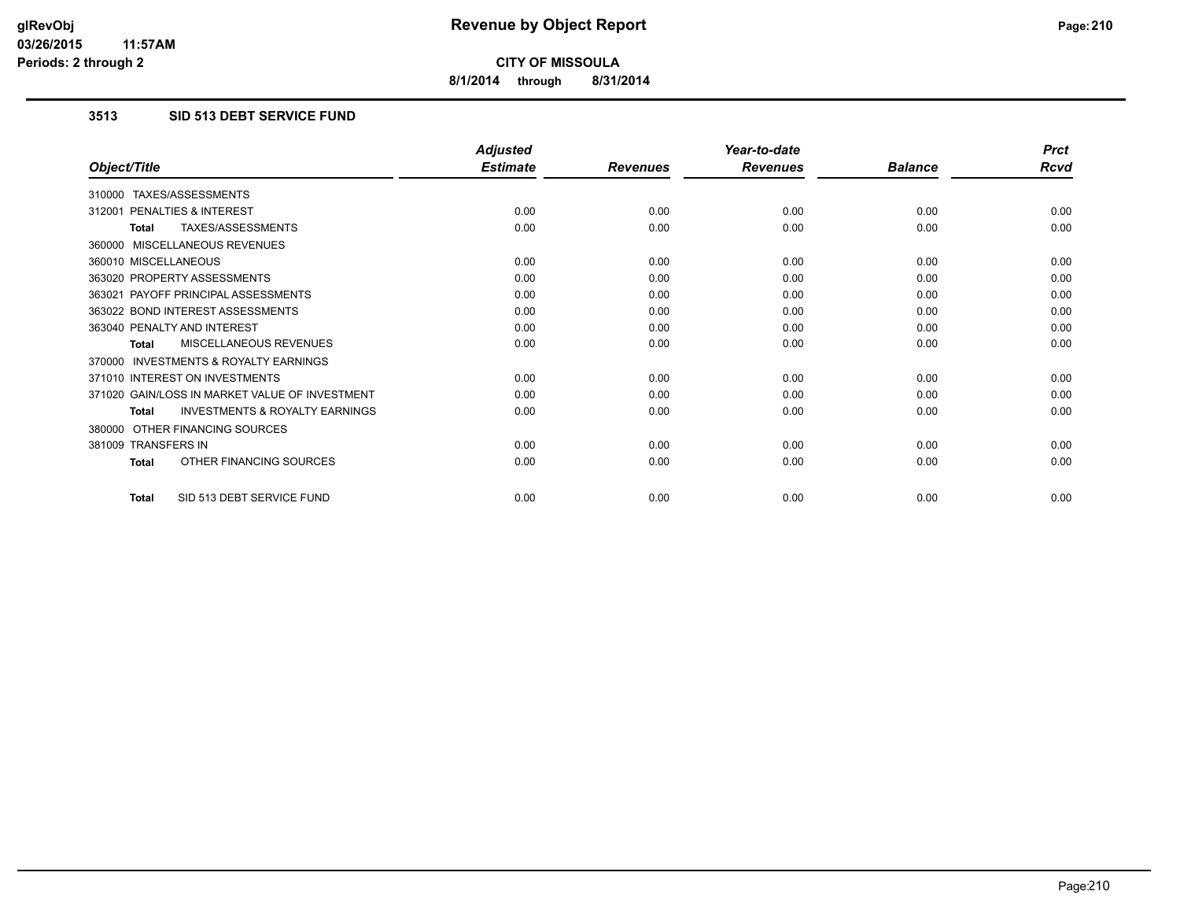**Revenue by Object Report**

**CITY OF MISSOULA**

**8/1/2014 through 8/31/2014**

glRevObj
03/26/2015 11:57AM
Periods: 2 through 2

### 3513 SID 513 DEBT SERVICE FUND

| Object/Title | Adjusted Estimate | Revenues | Year-to-date Revenues | Balance | Prct Rcvd |
|---|---|---|---|---|---|
| 310000 TAXES/ASSESSMENTS | | | | | |
| 312001 PENALTIES & INTEREST | 0.00 | 0.00 | 0.00 | 0.00 | 0.00 |
| **Total** TAXES/ASSESSMENTS | 0.00 | 0.00 | 0.00 | 0.00 | 0.00 |
| 360000 MISCELLANEOUS REVENUES | | | | | |
| 360010 MISCELLANEOUS | 0.00 | 0.00 | 0.00 | 0.00 | 0.00 |
| 363020 PROPERTY ASSESSMENTS | 0.00 | 0.00 | 0.00 | 0.00 | 0.00 |
| 363021 PAYOFF PRINCIPAL ASSESSMENTS | 0.00 | 0.00 | 0.00 | 0.00 | 0.00 |
| 363022 BOND INTEREST ASSESSMENTS | 0.00 | 0.00 | 0.00 | 0.00 | 0.00 |
| 363040 PENALTY AND INTEREST | 0.00 | 0.00 | 0.00 | 0.00 | 0.00 |
| **Total** MISCELLANEOUS REVENUES | 0.00 | 0.00 | 0.00 | 0.00 | 0.00 |
| 370000 INVESTMENTS & ROYALTY EARNINGS | | | | | |
| 371010 INTEREST ON INVESTMENTS | 0.00 | 0.00 | 0.00 | 0.00 | 0.00 |
| 371020 GAIN/LOSS IN MARKET VALUE OF INVESTMENT | 0.00 | 0.00 | 0.00 | 0.00 | 0.00 |
| **Total** INVESTMENTS & ROYALTY EARNINGS | 0.00 | 0.00 | 0.00 | 0.00 | 0.00 |
| 380000 OTHER FINANCING SOURCES | | | | | |
| 381009 TRANSFERS IN | 0.00 | 0.00 | 0.00 | 0.00 | 0.00 |
| **Total** OTHER FINANCING SOURCES | 0.00 | 0.00 | 0.00 | 0.00 | 0.00 |
| **Total** SID 513 DEBT SERVICE FUND | 0.00 | 0.00 | 0.00 | 0.00 | 0.00 |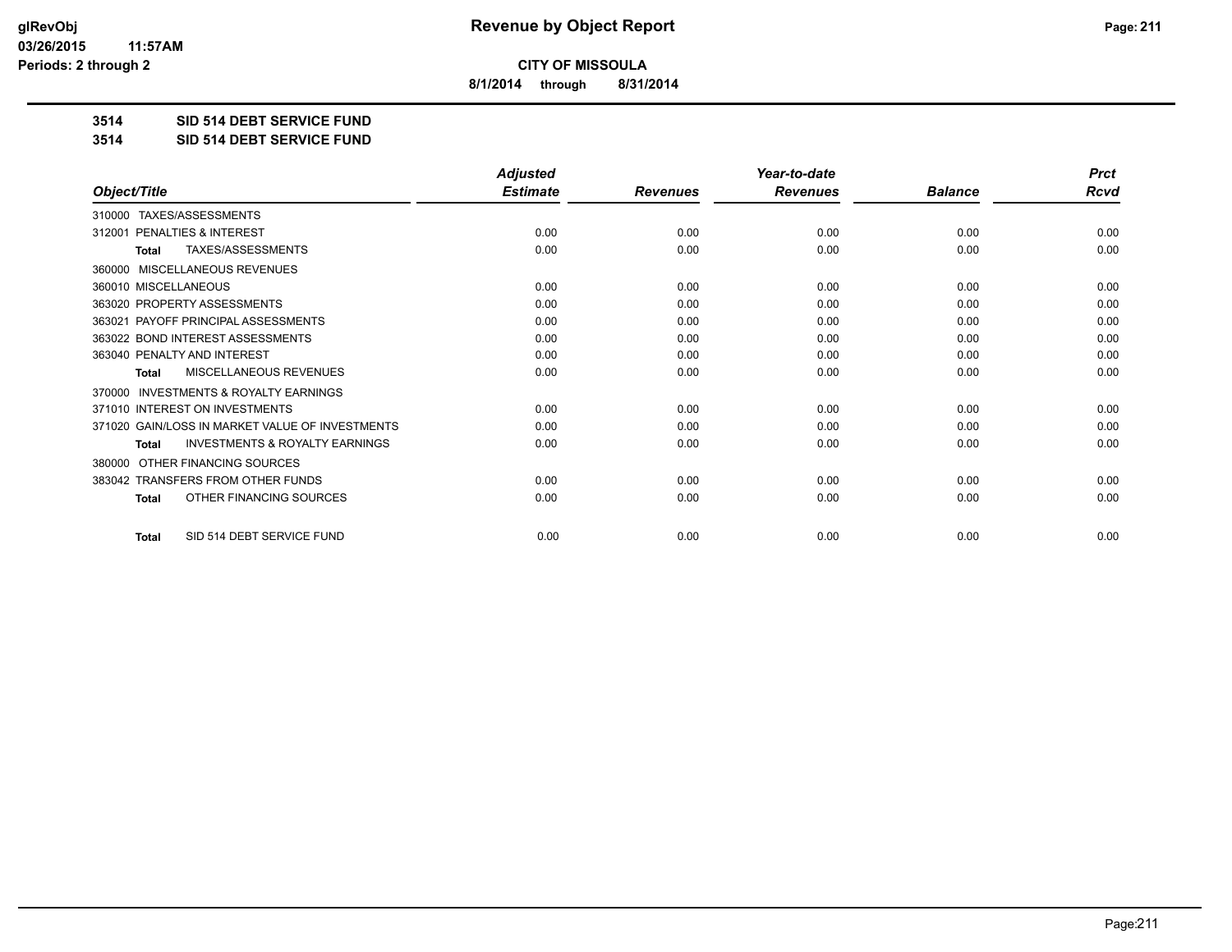**CITY OF MISSOULA**

**8/1/2014 through 8/31/2014**

**3514 SID 514 DEBT SERVICE FUND**

**3514 SID 514 DEBT SERVICE FUND**

| Object/Title | Adjusted Estimate | Revenues | Year-to-date Revenues | Balance | Prct Rcvd |
|---|---|---|---|---|---|
| 310000 TAXES/ASSESSMENTS | | | | | |
| 312001 PENALTIES & INTEREST | 0.00 | 0.00 | 0.00 | 0.00 | 0.00 |
| **Total** TAXES/ASSESSMENTS | 0.00 | 0.00 | 0.00 | 0.00 | 0.00 |
| 360000 MISCELLANEOUS REVENUES | | | | | |
| 360010 MISCELLANEOUS | 0.00 | 0.00 | 0.00 | 0.00 | 0.00 |
| 363020 PROPERTY ASSESSMENTS | 0.00 | 0.00 | 0.00 | 0.00 | 0.00 |
| 363021 PAYOFF PRINCIPAL ASSESSMENTS | 0.00 | 0.00 | 0.00 | 0.00 | 0.00 |
| 363022 BOND INTEREST ASSESSMENTS | 0.00 | 0.00 | 0.00 | 0.00 | 0.00 |
| 363040 PENALTY AND INTEREST | 0.00 | 0.00 | 0.00 | 0.00 | 0.00 |
| **Total** MISCELLANEOUS REVENUES | 0.00 | 0.00 | 0.00 | 0.00 | 0.00 |
| 370000 INVESTMENTS & ROYALTY EARNINGS | | | | | |
| 371010 INTEREST ON INVESTMENTS | 0.00 | 0.00 | 0.00 | 0.00 | 0.00 |
| 371020 GAIN/LOSS IN MARKET VALUE OF INVESTMENTS | 0.00 | 0.00 | 0.00 | 0.00 | 0.00 |
| **Total** INVESTMENTS & ROYALTY EARNINGS | 0.00 | 0.00 | 0.00 | 0.00 | 0.00 |
| 380000 OTHER FINANCING SOURCES | | | | | |
| 383042 TRANSFERS FROM OTHER FUNDS | 0.00 | 0.00 | 0.00 | 0.00 | 0.00 |
| **Total** OTHER FINANCING SOURCES | 0.00 | 0.00 | 0.00 | 0.00 | 0.00 |
| **Total** SID 514 DEBT SERVICE FUND | 0.00 | 0.00 | 0.00 | 0.00 | 0.00 |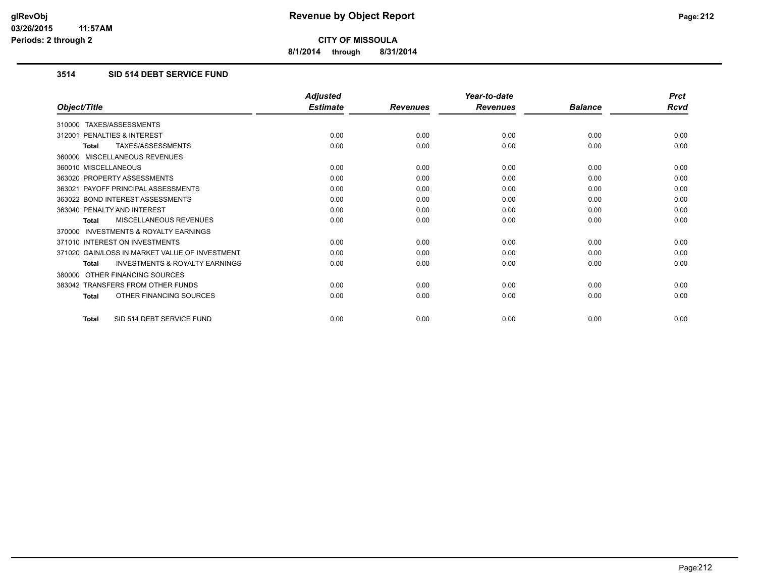# Revenue by Object Report

**CITY OF MISSOULA**

**8/1/2014 through 8/31/2014**

glRevObj
03/26/2015 11:57AM
Periods: 2 through 2

### 3514 SID 514 DEBT SERVICE FUND

| Object/Title | Adjusted Estimate | Revenues | Year-to-date Revenues | Balance | Prct Rcvd |
|---|---|---|---|---|---|
| 310000 TAXES/ASSESSMENTS | | | | | |
| 312001 PENALTIES & INTEREST | 0.00 | 0.00 | 0.00 | 0.00 | 0.00 |
| **Total** TAXES/ASSESSMENTS | 0.00 | 0.00 | 0.00 | 0.00 | 0.00 |
| 360000 MISCELLANEOUS REVENUES | | | | | |
| 360010 MISCELLANEOUS | 0.00 | 0.00 | 0.00 | 0.00 | 0.00 |
| 363020 PROPERTY ASSESSMENTS | 0.00 | 0.00 | 0.00 | 0.00 | 0.00 |
| 363021 PAYOFF PRINCIPAL ASSESSMENTS | 0.00 | 0.00 | 0.00 | 0.00 | 0.00 |
| 363022 BOND INTEREST ASSESSMENTS | 0.00 | 0.00 | 0.00 | 0.00 | 0.00 |
| 363040 PENALTY AND INTEREST | 0.00 | 0.00 | 0.00 | 0.00 | 0.00 |
| **Total** MISCELLANEOUS REVENUES | 0.00 | 0.00 | 0.00 | 0.00 | 0.00 |
| 370000 INVESTMENTS & ROYALTY EARNINGS | | | | | |
| 371010 INTEREST ON INVESTMENTS | 0.00 | 0.00 | 0.00 | 0.00 | 0.00 |
| 371020 GAIN/LOSS IN MARKET VALUE OF INVESTMENT | 0.00 | 0.00 | 0.00 | 0.00 | 0.00 |
| **Total** INVESTMENTS & ROYALTY EARNINGS | 0.00 | 0.00 | 0.00 | 0.00 | 0.00 |
| 380000 OTHER FINANCING SOURCES | | | | | |
| 383042 TRANSFERS FROM OTHER FUNDS | 0.00 | 0.00 | 0.00 | 0.00 | 0.00 |
| **Total** OTHER FINANCING SOURCES | 0.00 | 0.00 | 0.00 | 0.00 | 0.00 |
| **Total** SID 514 DEBT SERVICE FUND | 0.00 | 0.00 | 0.00 | 0.00 | 0.00 |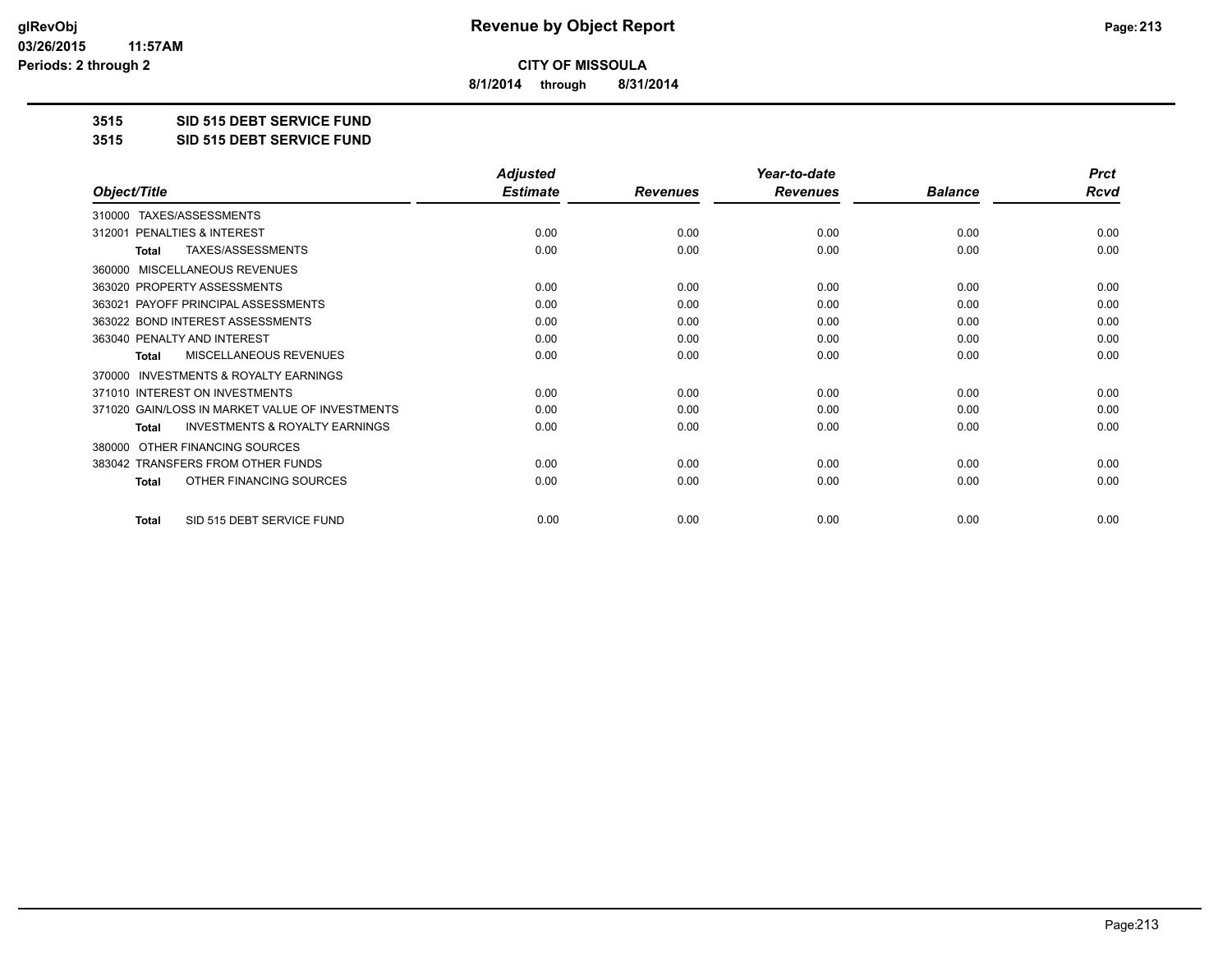**CITY OF MISSOULA**

**8/1/2014 through 8/31/2014**

**3515 SID 515 DEBT SERVICE FUND**

**3515 SID 515 DEBT SERVICE FUND**

| Object/Title | Adjusted Estimate | Revenues | Year-to-date Revenues | Balance | Prct Rcvd |
|---|---|---|---|---|---|
| 310000 TAXES/ASSESSMENTS | | | | | |
| 312001 PENALTIES & INTEREST | 0.00 | 0.00 | 0.00 | 0.00 | 0.00 |
| **Total** TAXES/ASSESSMENTS | 0.00 | 0.00 | 0.00 | 0.00 | 0.00 |
| 360000 MISCELLANEOUS REVENUES | | | | | |
| 363020 PROPERTY ASSESSMENTS | 0.00 | 0.00 | 0.00 | 0.00 | 0.00 |
| 363021 PAYOFF PRINCIPAL ASSESSMENTS | 0.00 | 0.00 | 0.00 | 0.00 | 0.00 |
| 363022 BOND INTEREST ASSESSMENTS | 0.00 | 0.00 | 0.00 | 0.00 | 0.00 |
| 363040 PENALTY AND INTEREST | 0.00 | 0.00 | 0.00 | 0.00 | 0.00 |
| **Total** MISCELLANEOUS REVENUES | 0.00 | 0.00 | 0.00 | 0.00 | 0.00 |
| 370000 INVESTMENTS & ROYALTY EARNINGS | | | | | |
| 371010 INTEREST ON INVESTMENTS | 0.00 | 0.00 | 0.00 | 0.00 | 0.00 |
| 371020 GAIN/LOSS IN MARKET VALUE OF INVESTMENTS | 0.00 | 0.00 | 0.00 | 0.00 | 0.00 |
| **Total** INVESTMENTS & ROYALTY EARNINGS | 0.00 | 0.00 | 0.00 | 0.00 | 0.00 |
| 380000 OTHER FINANCING SOURCES | | | | | |
| 383042 TRANSFERS FROM OTHER FUNDS | 0.00 | 0.00 | 0.00 | 0.00 | 0.00 |
| **Total** OTHER FINANCING SOURCES | 0.00 | 0.00 | 0.00 | 0.00 | 0.00 |
| **Total** SID 515 DEBT SERVICE FUND | 0.00 | 0.00 | 0.00 | 0.00 | 0.00 |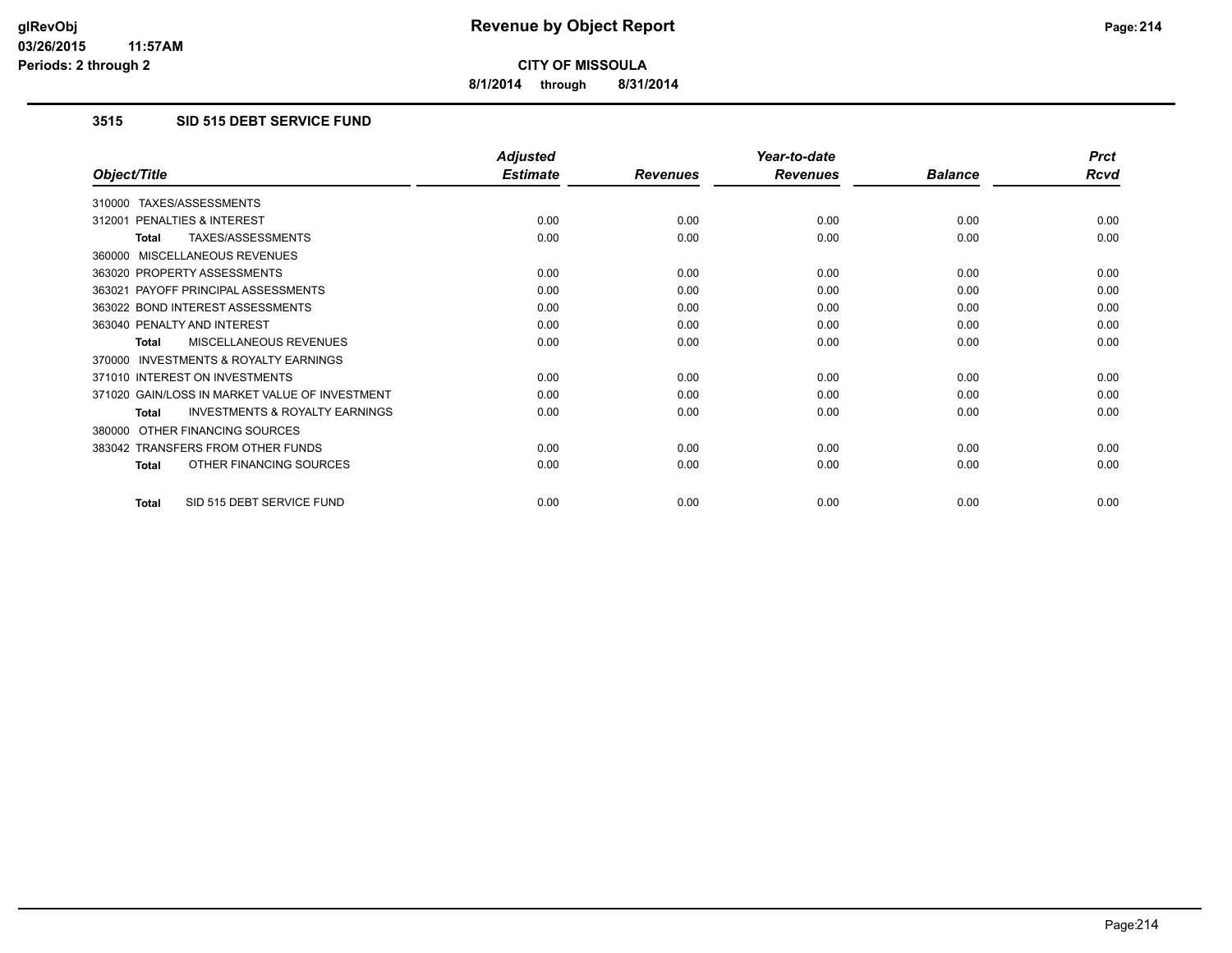**CITY OF MISSOULA**

**8/1/2014 through 8/31/2014**

### 3515 SID 515 DEBT SERVICE FUND

| Object/Title | Adjusted Estimate | Revenues | Year-to-date Revenues | Balance | Prct Rcvd |
|---|---|---|---|---|---|
| 310000 TAXES/ASSESSMENTS | | | | | |
| 312001 PENALTIES & INTEREST | 0.00 | 0.00 | 0.00 | 0.00 | 0.00 |
| **Total** TAXES/ASSESSMENTS | 0.00 | 0.00 | 0.00 | 0.00 | 0.00 |
| 360000 MISCELLANEOUS REVENUES | | | | | |
| 363020 PROPERTY ASSESSMENTS | 0.00 | 0.00 | 0.00 | 0.00 | 0.00 |
| 363021 PAYOFF PRINCIPAL ASSESSMENTS | 0.00 | 0.00 | 0.00 | 0.00 | 0.00 |
| 363022 BOND INTEREST ASSESSMENTS | 0.00 | 0.00 | 0.00 | 0.00 | 0.00 |
| 363040 PENALTY AND INTEREST | 0.00 | 0.00 | 0.00 | 0.00 | 0.00 |
| **Total** MISCELLANEOUS REVENUES | 0.00 | 0.00 | 0.00 | 0.00 | 0.00 |
| 370000 INVESTMENTS & ROYALTY EARNINGS | | | | | |
| 371010 INTEREST ON INVESTMENTS | 0.00 | 0.00 | 0.00 | 0.00 | 0.00 |
| 371020 GAIN/LOSS IN MARKET VALUE OF INVESTMENT | 0.00 | 0.00 | 0.00 | 0.00 | 0.00 |
| **Total** INVESTMENTS & ROYALTY EARNINGS | 0.00 | 0.00 | 0.00 | 0.00 | 0.00 |
| 380000 OTHER FINANCING SOURCES | | | | | |
| 383042 TRANSFERS FROM OTHER FUNDS | 0.00 | 0.00 | 0.00 | 0.00 | 0.00 |
| **Total** OTHER FINANCING SOURCES | 0.00 | 0.00 | 0.00 | 0.00 | 0.00 |
| **Total** SID 515 DEBT SERVICE FUND | 0.00 | 0.00 | 0.00 | 0.00 | 0.00 |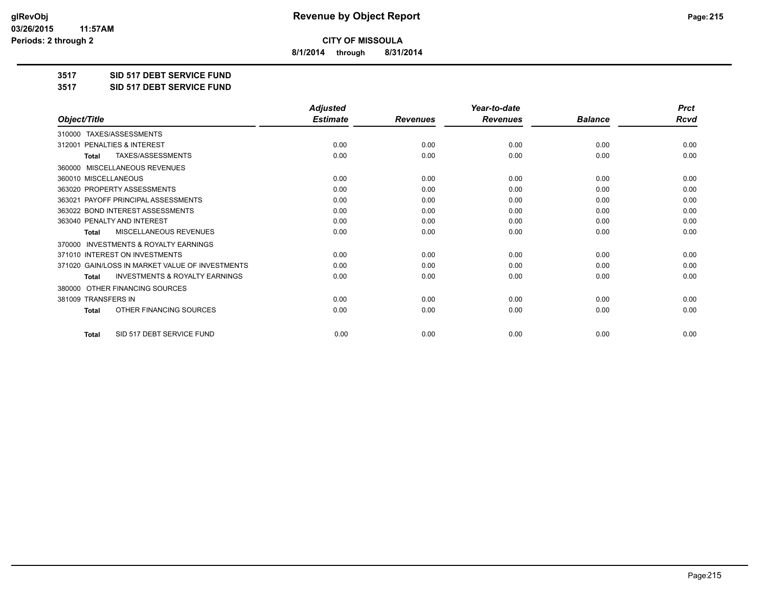# Revenue by Object Report

**CITY OF MISSOULA**

**8/1/2014 through 8/31/2014**

glRevObj
03/26/2015 11:57AM
Periods: 2 through 2

**3517 SID 517 DEBT SERVICE FUND**

**3517 SID 517 DEBT SERVICE FUND**

| Object/Title | Adjusted Estimate | Revenues | Year-to-date Revenues | Balance | Prct Rcvd |
|---|---|---|---|---|---|
| 310000 TAXES/ASSESSMENTS | | | | | |
| 312001 PENALTIES & INTEREST | 0.00 | 0.00 | 0.00 | 0.00 | 0.00 |
| Total TAXES/ASSESSMENTS | 0.00 | 0.00 | 0.00 | 0.00 | 0.00 |
| 360000 MISCELLANEOUS REVENUES | | | | | |
| 360010 MISCELLANEOUS | 0.00 | 0.00 | 0.00 | 0.00 | 0.00 |
| 363020 PROPERTY ASSESSMENTS | 0.00 | 0.00 | 0.00 | 0.00 | 0.00 |
| 363021 PAYOFF PRINCIPAL ASSESSMENTS | 0.00 | 0.00 | 0.00 | 0.00 | 0.00 |
| 363022 BOND INTEREST ASSESSMENTS | 0.00 | 0.00 | 0.00 | 0.00 | 0.00 |
| 363040 PENALTY AND INTEREST | 0.00 | 0.00 | 0.00 | 0.00 | 0.00 |
| Total MISCELLANEOUS REVENUES | 0.00 | 0.00 | 0.00 | 0.00 | 0.00 |
| 370000 INVESTMENTS & ROYALTY EARNINGS | | | | | |
| 371010 INTEREST ON INVESTMENTS | 0.00 | 0.00 | 0.00 | 0.00 | 0.00 |
| 371020 GAIN/LOSS IN MARKET VALUE OF INVESTMENTS | 0.00 | 0.00 | 0.00 | 0.00 | 0.00 |
| Total INVESTMENTS & ROYALTY EARNINGS | 0.00 | 0.00 | 0.00 | 0.00 | 0.00 |
| 380000 OTHER FINANCING SOURCES | | | | | |
| 381009 TRANSFERS IN | 0.00 | 0.00 | 0.00 | 0.00 | 0.00 |
| Total OTHER FINANCING SOURCES | 0.00 | 0.00 | 0.00 | 0.00 | 0.00 |
| Total SID 517 DEBT SERVICE FUND | 0.00 | 0.00 | 0.00 | 0.00 | 0.00 |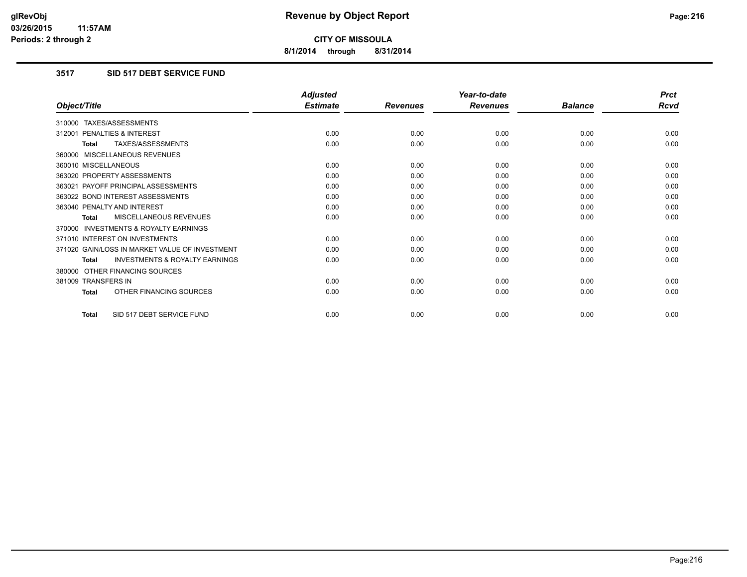# Revenue by Object Report

**CITY OF MISSOULA**

**8/1/2014 through 8/31/2014**

glRevObj
03/26/2015 11:57AM
Periods: 2 through 2

### 3517 SID 517 DEBT SERVICE FUND

| Object/Title | Adjusted Estimate | Revenues | Year-to-date Revenues | Balance | Prct Rcvd |
|---|---|---|---|---|---|
| 310000 TAXES/ASSESSMENTS | | | | | |
| 312001 PENALTIES & INTEREST | 0.00 | 0.00 | 0.00 | 0.00 | 0.00 |
| **Total** TAXES/ASSESSMENTS | 0.00 | 0.00 | 0.00 | 0.00 | 0.00 |
| 360000 MISCELLANEOUS REVENUES | | | | | |
| 360010 MISCELLANEOUS | 0.00 | 0.00 | 0.00 | 0.00 | 0.00 |
| 363020 PROPERTY ASSESSMENTS | 0.00 | 0.00 | 0.00 | 0.00 | 0.00 |
| 363021 PAYOFF PRINCIPAL ASSESSMENTS | 0.00 | 0.00 | 0.00 | 0.00 | 0.00 |
| 363022 BOND INTEREST ASSESSMENTS | 0.00 | 0.00 | 0.00 | 0.00 | 0.00 |
| 363040 PENALTY AND INTEREST | 0.00 | 0.00 | 0.00 | 0.00 | 0.00 |
| **Total** MISCELLANEOUS REVENUES | 0.00 | 0.00 | 0.00 | 0.00 | 0.00 |
| 370000 INVESTMENTS & ROYALTY EARNINGS | | | | | |
| 371010 INTEREST ON INVESTMENTS | 0.00 | 0.00 | 0.00 | 0.00 | 0.00 |
| 371020 GAIN/LOSS IN MARKET VALUE OF INVESTMENT | 0.00 | 0.00 | 0.00 | 0.00 | 0.00 |
| **Total** INVESTMENTS & ROYALTY EARNINGS | 0.00 | 0.00 | 0.00 | 0.00 | 0.00 |
| 380000 OTHER FINANCING SOURCES | | | | | |
| 381009 TRANSFERS IN | 0.00 | 0.00 | 0.00 | 0.00 | 0.00 |
| **Total** OTHER FINANCING SOURCES | 0.00 | 0.00 | 0.00 | 0.00 | 0.00 |
| **Total** SID 517 DEBT SERVICE FUND | 0.00 | 0.00 | 0.00 | 0.00 | 0.00 |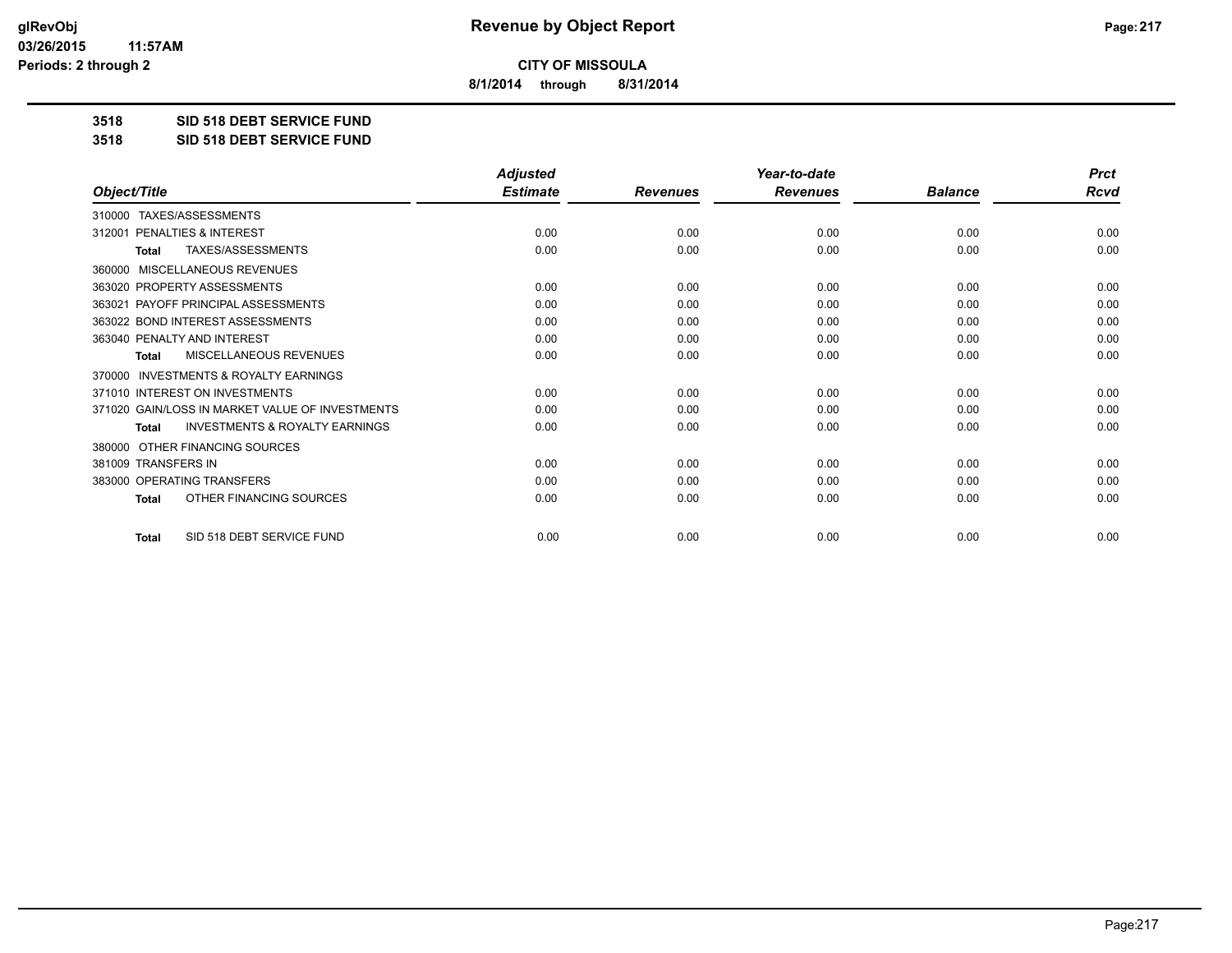**CITY OF MISSOULA**

**8/1/2014 through 8/31/2014**

**3518 SID 518 DEBT SERVICE FUND**

**3518 SID 518 DEBT SERVICE FUND**

| Object/Title | Adjusted Estimate | Revenues | Year-to-date Revenues | Balance | Prct Rcvd |
|---|---|---|---|---|---|
| 310000 TAXES/ASSESSMENTS | | | | | |
| 312001 PENALTIES & INTEREST | 0.00 | 0.00 | 0.00 | 0.00 | 0.00 |
| **Total** TAXES/ASSESSMENTS | 0.00 | 0.00 | 0.00 | 0.00 | 0.00 |
| 360000 MISCELLANEOUS REVENUES | | | | | |
| 363020 PROPERTY ASSESSMENTS | 0.00 | 0.00 | 0.00 | 0.00 | 0.00 |
| 363021 PAYOFF PRINCIPAL ASSESSMENTS | 0.00 | 0.00 | 0.00 | 0.00 | 0.00 |
| 363022 BOND INTEREST ASSESSMENTS | 0.00 | 0.00 | 0.00 | 0.00 | 0.00 |
| 363040 PENALTY AND INTEREST | 0.00 | 0.00 | 0.00 | 0.00 | 0.00 |
| **Total** MISCELLANEOUS REVENUES | 0.00 | 0.00 | 0.00 | 0.00 | 0.00 |
| 370000 INVESTMENTS & ROYALTY EARNINGS | | | | | |
| 371010 INTEREST ON INVESTMENTS | 0.00 | 0.00 | 0.00 | 0.00 | 0.00 |
| 371020 GAIN/LOSS IN MARKET VALUE OF INVESTMENTS | 0.00 | 0.00 | 0.00 | 0.00 | 0.00 |
| **Total** INVESTMENTS & ROYALTY EARNINGS | 0.00 | 0.00 | 0.00 | 0.00 | 0.00 |
| 380000 OTHER FINANCING SOURCES | | | | | |
| 381009 TRANSFERS IN | 0.00 | 0.00 | 0.00 | 0.00 | 0.00 |
| 383000 OPERATING TRANSFERS | 0.00 | 0.00 | 0.00 | 0.00 | 0.00 |
| **Total** OTHER FINANCING SOURCES | 0.00 | 0.00 | 0.00 | 0.00 | 0.00 |
| **Total** SID 518 DEBT SERVICE FUND | 0.00 | 0.00 | 0.00 | 0.00 | 0.00 |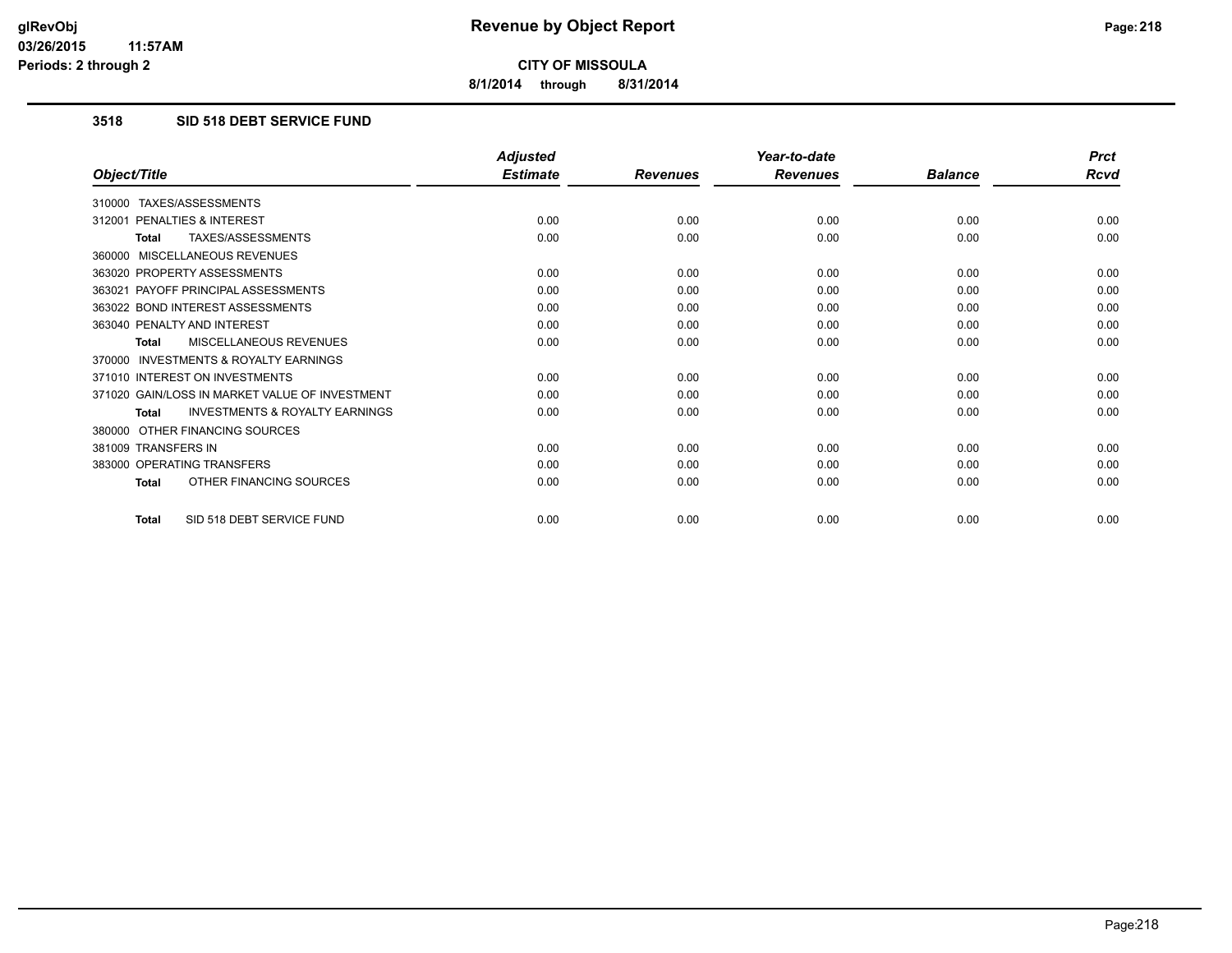glRevObj
03/26/2015 11:57AM
Periods: 2 through 2

# Revenue by Object Report

**CITY OF MISSOULA**

**8/1/2014 through 8/31/2014**

## 3518 SID 518 DEBT SERVICE FUND

| Object/Title | Adjusted Estimate | Revenues | Year-to-date Revenues | Balance | Prct Rcvd |
|---|---|---|---|---|---|
| 310000 TAXES/ASSESSMENTS | | | | | |
| 312001 PENALTIES & INTEREST | 0.00 | 0.00 | 0.00 | 0.00 | 0.00 |
| **Total** TAXES/ASSESSMENTS | 0.00 | 0.00 | 0.00 | 0.00 | 0.00 |
| 360000 MISCELLANEOUS REVENUES | | | | | |
| 363020 PROPERTY ASSESSMENTS | 0.00 | 0.00 | 0.00 | 0.00 | 0.00 |
| 363021 PAYOFF PRINCIPAL ASSESSMENTS | 0.00 | 0.00 | 0.00 | 0.00 | 0.00 |
| 363022 BOND INTEREST ASSESSMENTS | 0.00 | 0.00 | 0.00 | 0.00 | 0.00 |
| 363040 PENALTY AND INTEREST | 0.00 | 0.00 | 0.00 | 0.00 | 0.00 |
| **Total** MISCELLANEOUS REVENUES | 0.00 | 0.00 | 0.00 | 0.00 | 0.00 |
| 370000 INVESTMENTS & ROYALTY EARNINGS | | | | | |
| 371010 INTEREST ON INVESTMENTS | 0.00 | 0.00 | 0.00 | 0.00 | 0.00 |
| 371020 GAIN/LOSS IN MARKET VALUE OF INVESTMENT | 0.00 | 0.00 | 0.00 | 0.00 | 0.00 |
| **Total** INVESTMENTS & ROYALTY EARNINGS | 0.00 | 0.00 | 0.00 | 0.00 | 0.00 |
| 380000 OTHER FINANCING SOURCES | | | | | |
| 381009 TRANSFERS IN | 0.00 | 0.00 | 0.00 | 0.00 | 0.00 |
| 383000 OPERATING TRANSFERS | 0.00 | 0.00 | 0.00 | 0.00 | 0.00 |
| **Total** OTHER FINANCING SOURCES | 0.00 | 0.00 | 0.00 | 0.00 | 0.00 |
| **Total** SID 518 DEBT SERVICE FUND | 0.00 | 0.00 | 0.00 | 0.00 | 0.00 |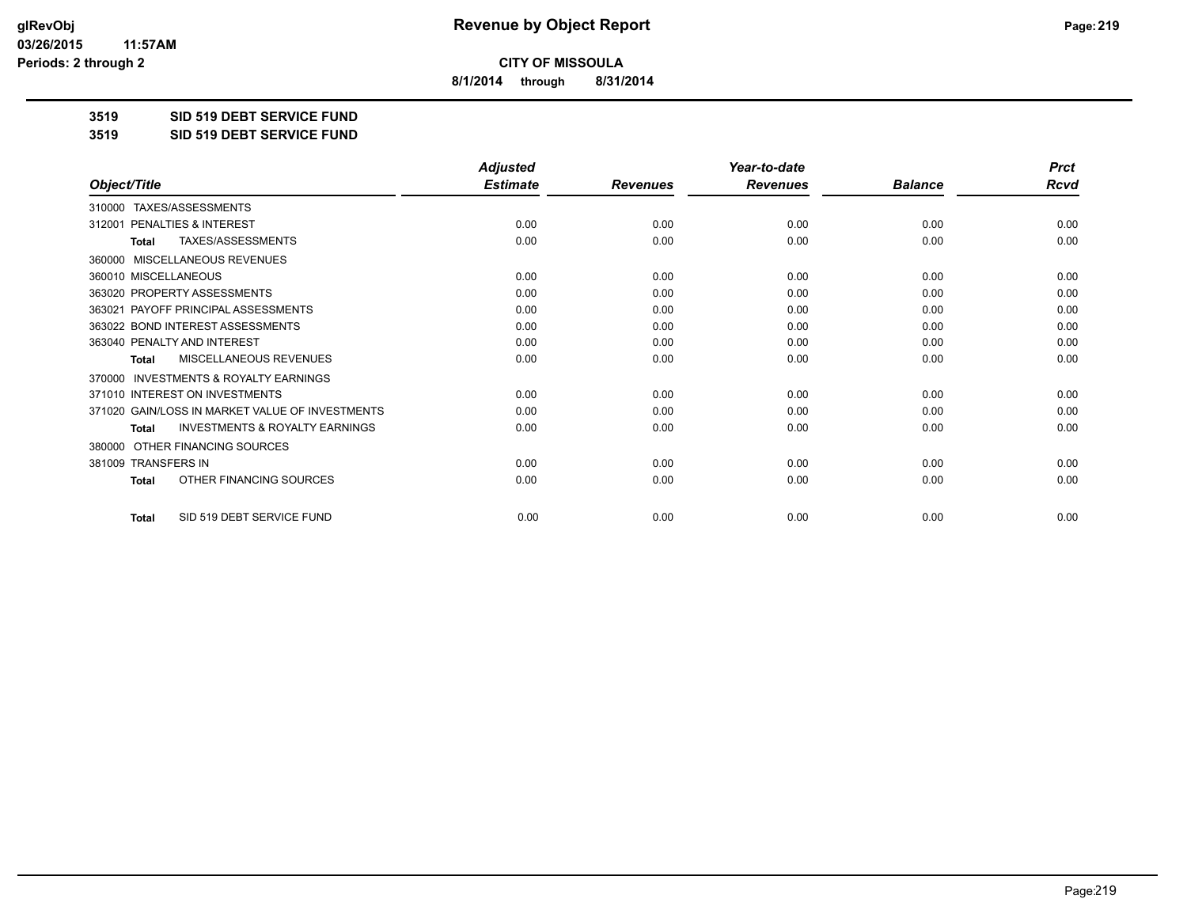**Revenue by Object Report**

**CITY OF MISSOULA**

**8/1/2014 through 8/31/2014**

**3519 SID 519 DEBT SERVICE FUND**

**3519 SID 519 DEBT SERVICE FUND**

| Object/Title | Adjusted Estimate | Revenues | Year-to-date Revenues | Balance | Prct Rcvd |
|---|---|---|---|---|---|
| 310000 TAXES/ASSESSMENTS | | | | | |
| 312001 PENALTIES & INTEREST | 0.00 | 0.00 | 0.00 | 0.00 | 0.00 |
| **Total** TAXES/ASSESSMENTS | 0.00 | 0.00 | 0.00 | 0.00 | 0.00 |
| 360000 MISCELLANEOUS REVENUES | | | | | |
| 360010 MISCELLANEOUS | 0.00 | 0.00 | 0.00 | 0.00 | 0.00 |
| 363020 PROPERTY ASSESSMENTS | 0.00 | 0.00 | 0.00 | 0.00 | 0.00 |
| 363021 PAYOFF PRINCIPAL ASSESSMENTS | 0.00 | 0.00 | 0.00 | 0.00 | 0.00 |
| 363022 BOND INTEREST ASSESSMENTS | 0.00 | 0.00 | 0.00 | 0.00 | 0.00 |
| 363040 PENALTY AND INTEREST | 0.00 | 0.00 | 0.00 | 0.00 | 0.00 |
| **Total** MISCELLANEOUS REVENUES | 0.00 | 0.00 | 0.00 | 0.00 | 0.00 |
| 370000 INVESTMENTS & ROYALTY EARNINGS | | | | | |
| 371010 INTEREST ON INVESTMENTS | 0.00 | 0.00 | 0.00 | 0.00 | 0.00 |
| 371020 GAIN/LOSS IN MARKET VALUE OF INVESTMENTS | 0.00 | 0.00 | 0.00 | 0.00 | 0.00 |
| **Total** INVESTMENTS & ROYALTY EARNINGS | 0.00 | 0.00 | 0.00 | 0.00 | 0.00 |
| 380000 OTHER FINANCING SOURCES | | | | | |
| 381009 TRANSFERS IN | 0.00 | 0.00 | 0.00 | 0.00 | 0.00 |
| **Total** OTHER FINANCING SOURCES | 0.00 | 0.00 | 0.00 | 0.00 | 0.00 |
| **Total** SID 519 DEBT SERVICE FUND | 0.00 | 0.00 | 0.00 | 0.00 | 0.00 |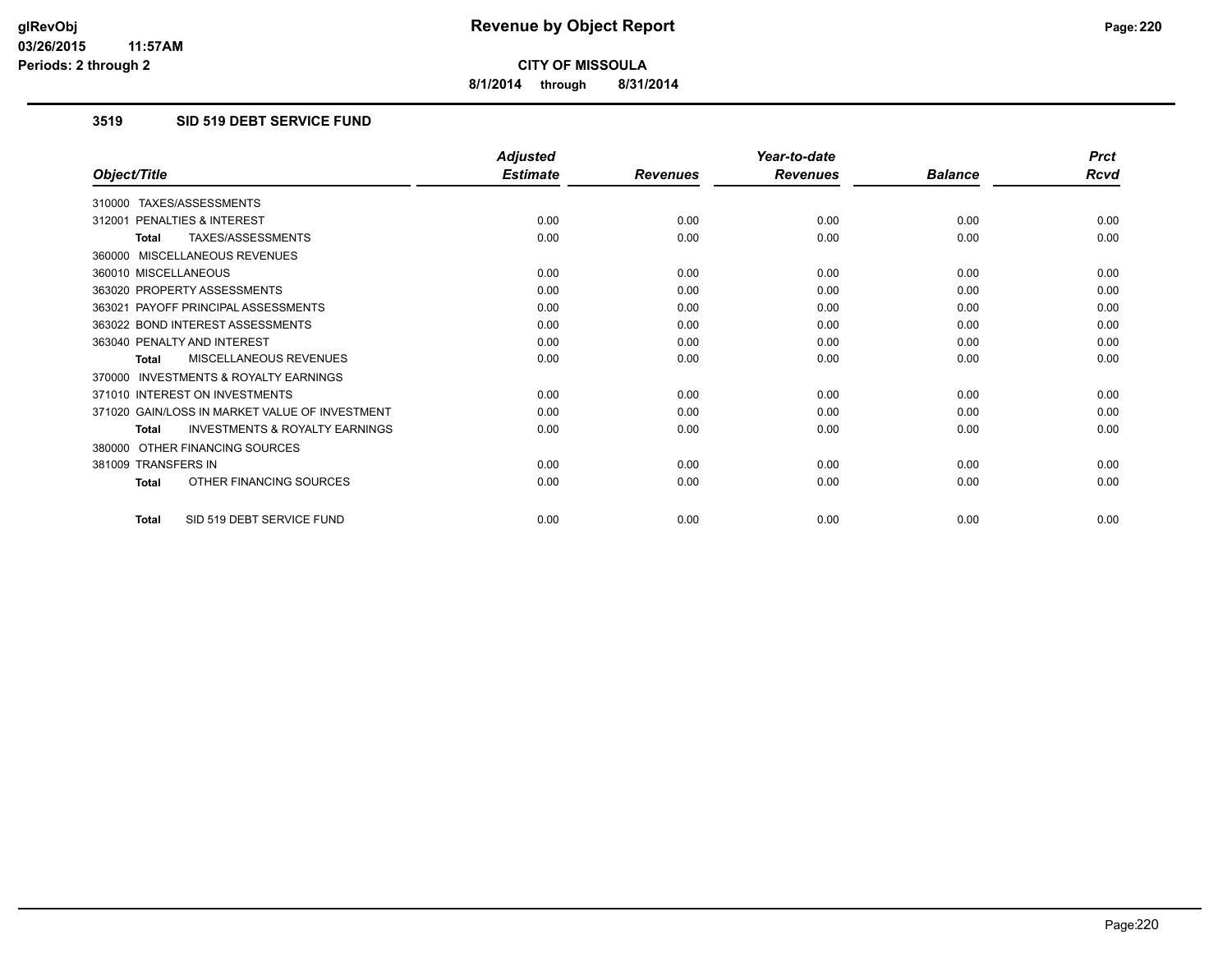**CITY OF MISSOULA**

**8/1/2014 through 8/31/2014**

## 3519 SID 519 DEBT SERVICE FUND

| Object/Title | Adjusted Estimate | Revenues | Year-to-date Revenues | Balance | Prct Rcvd |
|---|---|---|---|---|---|
| 310000 TAXES/ASSESSMENTS | | | | | |
| 312001 PENALTIES & INTEREST | 0.00 | 0.00 | 0.00 | 0.00 | 0.00 |
| **Total** TAXES/ASSESSMENTS | 0.00 | 0.00 | 0.00 | 0.00 | 0.00 |
| 360000 MISCELLANEOUS REVENUES | | | | | |
| 360010 MISCELLANEOUS | 0.00 | 0.00 | 0.00 | 0.00 | 0.00 |
| 363020 PROPERTY ASSESSMENTS | 0.00 | 0.00 | 0.00 | 0.00 | 0.00 |
| 363021 PAYOFF PRINCIPAL ASSESSMENTS | 0.00 | 0.00 | 0.00 | 0.00 | 0.00 |
| 363022 BOND INTEREST ASSESSMENTS | 0.00 | 0.00 | 0.00 | 0.00 | 0.00 |
| 363040 PENALTY AND INTEREST | 0.00 | 0.00 | 0.00 | 0.00 | 0.00 |
| **Total** MISCELLANEOUS REVENUES | 0.00 | 0.00 | 0.00 | 0.00 | 0.00 |
| 370000 INVESTMENTS & ROYALTY EARNINGS | | | | | |
| 371010 INTEREST ON INVESTMENTS | 0.00 | 0.00 | 0.00 | 0.00 | 0.00 |
| 371020 GAIN/LOSS IN MARKET VALUE OF INVESTMENT | 0.00 | 0.00 | 0.00 | 0.00 | 0.00 |
| **Total** INVESTMENTS & ROYALTY EARNINGS | 0.00 | 0.00 | 0.00 | 0.00 | 0.00 |
| 380000 OTHER FINANCING SOURCES | | | | | |
| 381009 TRANSFERS IN | 0.00 | 0.00 | 0.00 | 0.00 | 0.00 |
| **Total** OTHER FINANCING SOURCES | 0.00 | 0.00 | 0.00 | 0.00 | 0.00 |
| **Total** SID 519 DEBT SERVICE FUND | 0.00 | 0.00 | 0.00 | 0.00 | 0.00 |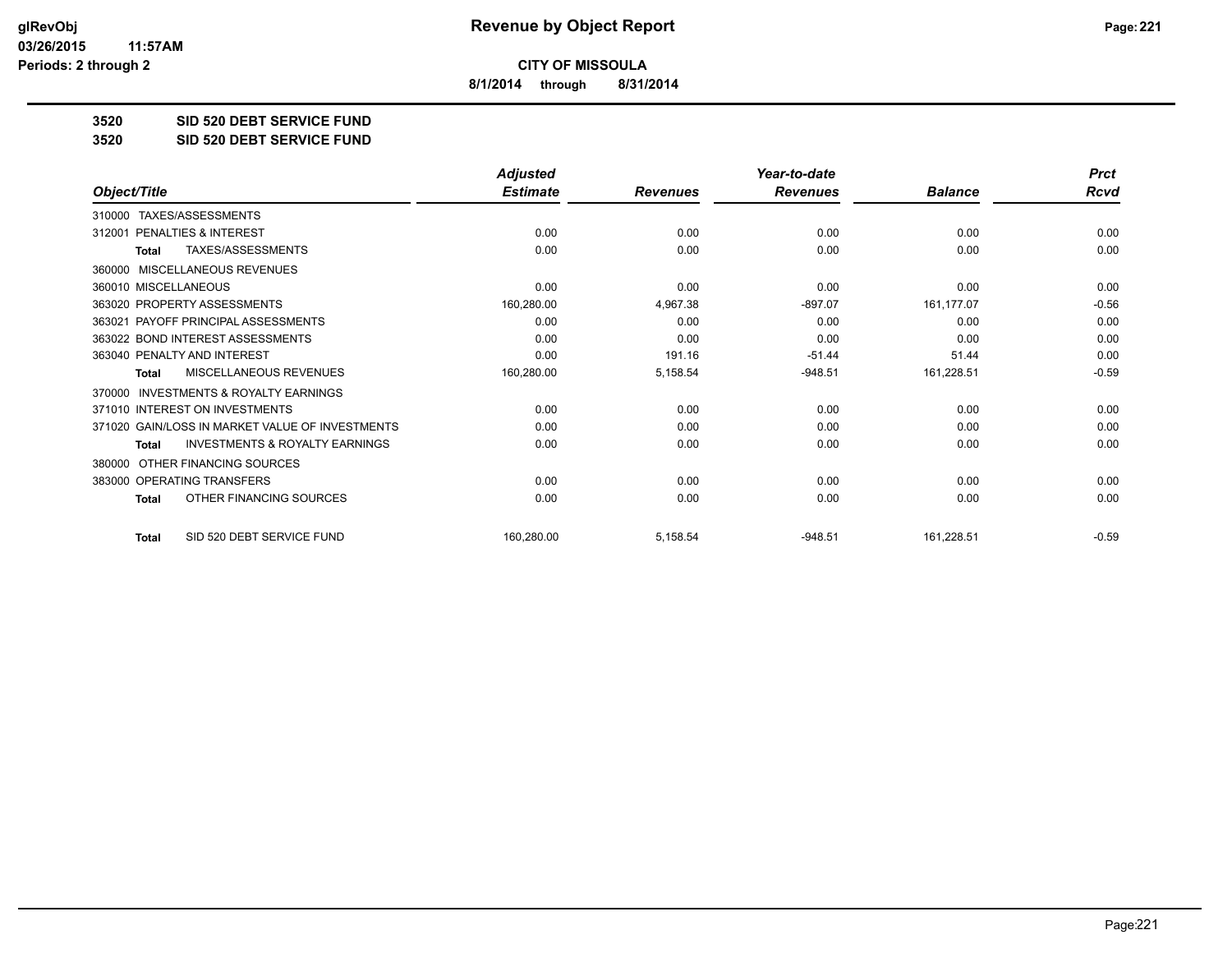**CITY OF MISSOULA**

**8/1/2014 through 8/31/2014**

**3520 SID 520 DEBT SERVICE FUND**

**3520 SID 520 DEBT SERVICE FUND**

| Object/Title | Adjusted Estimate | Revenues | Year-to-date Revenues | Balance | Prct Rcvd |
|---|---|---|---|---|---|
| 310000 TAXES/ASSESSMENTS | | | | | |
| 312001 PENALTIES & INTEREST | 0.00 | 0.00 | 0.00 | 0.00 | 0.00 |
| **Total** TAXES/ASSESSMENTS | 0.00 | 0.00 | 0.00 | 0.00 | 0.00 |
| 360000 MISCELLANEOUS REVENUES | | | | | |
| 360010 MISCELLANEOUS | 0.00 | 0.00 | 0.00 | 0.00 | 0.00 |
| 363020 PROPERTY ASSESSMENTS | 160,280.00 | 4,967.38 | -897.07 | 161,177.07 | -0.56 |
| 363021 PAYOFF PRINCIPAL ASSESSMENTS | 0.00 | 0.00 | 0.00 | 0.00 | 0.00 |
| 363022 BOND INTEREST ASSESSMENTS | 0.00 | 0.00 | 0.00 | 0.00 | 0.00 |
| 363040 PENALTY AND INTEREST | 0.00 | 191.16 | -51.44 | 51.44 | 0.00 |
| **Total** MISCELLANEOUS REVENUES | 160,280.00 | 5,158.54 | -948.51 | 161,228.51 | -0.59 |
| 370000 INVESTMENTS & ROYALTY EARNINGS | | | | | |
| 371010 INTEREST ON INVESTMENTS | 0.00 | 0.00 | 0.00 | 0.00 | 0.00 |
| 371020 GAIN/LOSS IN MARKET VALUE OF INVESTMENTS | 0.00 | 0.00 | 0.00 | 0.00 | 0.00 |
| **Total** INVESTMENTS & ROYALTY EARNINGS | 0.00 | 0.00 | 0.00 | 0.00 | 0.00 |
| 380000 OTHER FINANCING SOURCES | | | | | |
| 383000 OPERATING TRANSFERS | 0.00 | 0.00 | 0.00 | 0.00 | 0.00 |
| **Total** OTHER FINANCING SOURCES | 0.00 | 0.00 | 0.00 | 0.00 | 0.00 |
| **Total** SID 520 DEBT SERVICE FUND | 160,280.00 | 5,158.54 | -948.51 | 161,228.51 | -0.59 |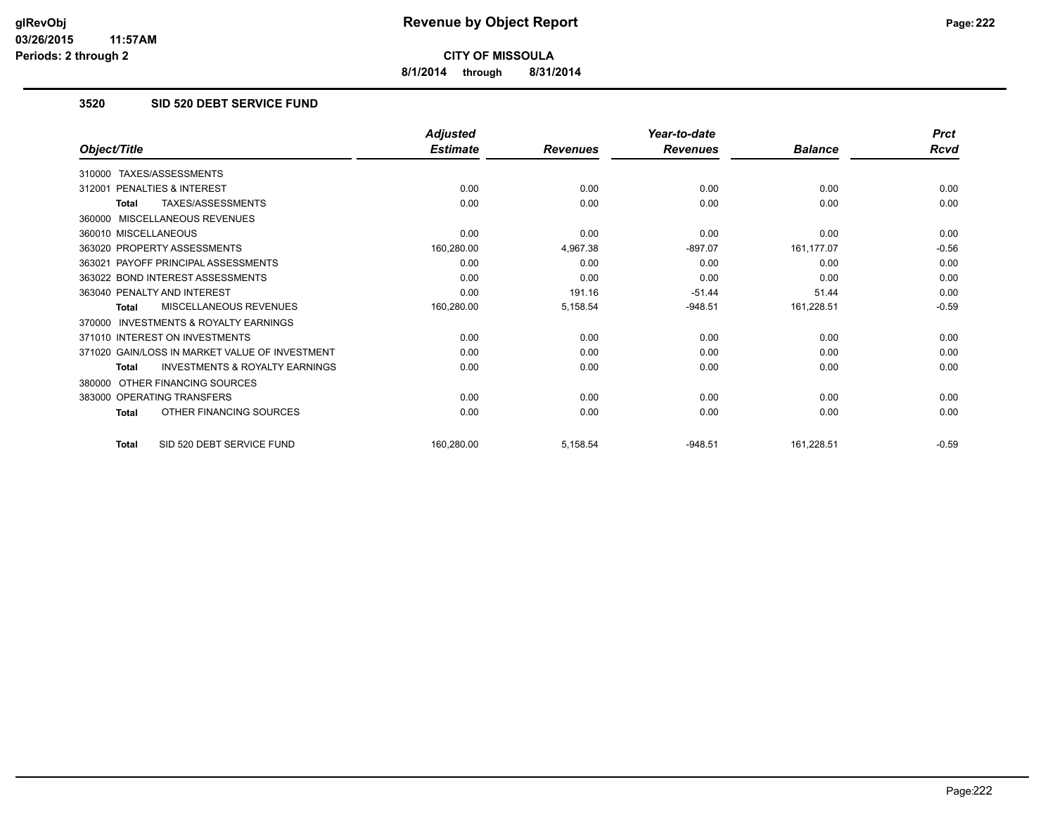**CITY OF MISSOULA**

**8/1/2014 through 8/31/2014**

## 3520 SID 520 DEBT SERVICE FUND

| Object/Title | Adjusted Estimate | Revenues | Year-to-date Revenues | Balance | Prct Rcvd |
|---|---|---|---|---|---|
| 310000 TAXES/ASSESSMENTS | | | | | |
| 312001 PENALTIES & INTEREST | 0.00 | 0.00 | 0.00 | 0.00 | 0.00 |
| **Total** TAXES/ASSESSMENTS | 0.00 | 0.00 | 0.00 | 0.00 | 0.00 |
| 360000 MISCELLANEOUS REVENUES | | | | | |
| 360010 MISCELLANEOUS | 0.00 | 0.00 | 0.00 | 0.00 | 0.00 |
| 363020 PROPERTY ASSESSMENTS | 160,280.00 | 4,967.38 | -897.07 | 161,177.07 | -0.56 |
| 363021 PAYOFF PRINCIPAL ASSESSMENTS | 0.00 | 0.00 | 0.00 | 0.00 | 0.00 |
| 363022 BOND INTEREST ASSESSMENTS | 0.00 | 0.00 | 0.00 | 0.00 | 0.00 |
| 363040 PENALTY AND INTEREST | 0.00 | 191.16 | -51.44 | 51.44 | 0.00 |
| **Total** MISCELLANEOUS REVENUES | 160,280.00 | 5,158.54 | -948.51 | 161,228.51 | -0.59 |
| 370000 INVESTMENTS & ROYALTY EARNINGS | | | | | |
| 371010 INTEREST ON INVESTMENTS | 0.00 | 0.00 | 0.00 | 0.00 | 0.00 |
| 371020 GAIN/LOSS IN MARKET VALUE OF INVESTMENT | 0.00 | 0.00 | 0.00 | 0.00 | 0.00 |
| **Total** INVESTMENTS & ROYALTY EARNINGS | 0.00 | 0.00 | 0.00 | 0.00 | 0.00 |
| 380000 OTHER FINANCING SOURCES | | | | | |
| 383000 OPERATING TRANSFERS | 0.00 | 0.00 | 0.00 | 0.00 | 0.00 |
| **Total** OTHER FINANCING SOURCES | 0.00 | 0.00 | 0.00 | 0.00 | 0.00 |
| **Total** SID 520 DEBT SERVICE FUND | 160,280.00 | 5,158.54 | -948.51 | 161,228.51 | -0.59 |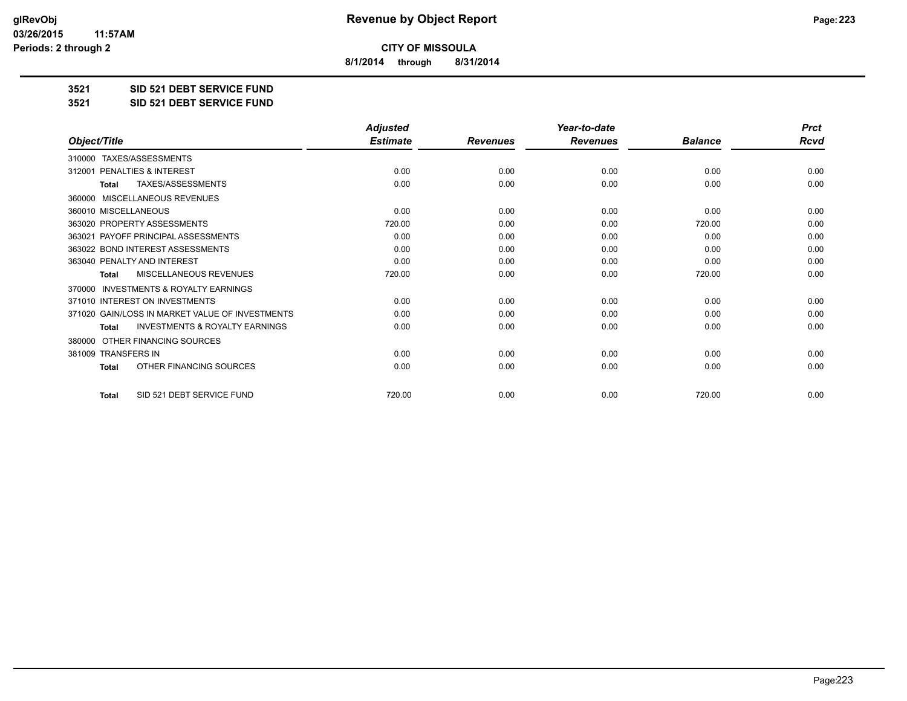# Revenue by Object Report

**CITY OF MISSOULA**

**8/1/2014 through 8/31/2014**

glRevObj
03/26/2015 11:57AM
Periods: 2 through 2

**3521 SID 521 DEBT SERVICE FUND**

**3521 SID 521 DEBT SERVICE FUND**

| Object/Title | Adjusted Estimate | Revenues | Year-to-date Revenues | Balance | Prct Rcvd |
|---|---|---|---|---|---|
| 310000 TAXES/ASSESSMENTS | | | | | |
| 312001 PENALTIES & INTEREST | 0.00 | 0.00 | 0.00 | 0.00 | 0.00 |
| **Total** TAXES/ASSESSMENTS | 0.00 | 0.00 | 0.00 | 0.00 | 0.00 |
| 360000 MISCELLANEOUS REVENUES | | | | | |
| 360010 MISCELLANEOUS | 0.00 | 0.00 | 0.00 | 0.00 | 0.00 |
| 363020 PROPERTY ASSESSMENTS | 720.00 | 0.00 | 0.00 | 720.00 | 0.00 |
| 363021 PAYOFF PRINCIPAL ASSESSMENTS | 0.00 | 0.00 | 0.00 | 0.00 | 0.00 |
| 363022 BOND INTEREST ASSESSMENTS | 0.00 | 0.00 | 0.00 | 0.00 | 0.00 |
| 363040 PENALTY AND INTEREST | 0.00 | 0.00 | 0.00 | 0.00 | 0.00 |
| **Total** MISCELLANEOUS REVENUES | 720.00 | 0.00 | 0.00 | 720.00 | 0.00 |
| 370000 INVESTMENTS & ROYALTY EARNINGS | | | | | |
| 371010 INTEREST ON INVESTMENTS | 0.00 | 0.00 | 0.00 | 0.00 | 0.00 |
| 371020 GAIN/LOSS IN MARKET VALUE OF INVESTMENTS | 0.00 | 0.00 | 0.00 | 0.00 | 0.00 |
| **Total** INVESTMENTS & ROYALTY EARNINGS | 0.00 | 0.00 | 0.00 | 0.00 | 0.00 |
| 380000 OTHER FINANCING SOURCES | | | | | |
| 381009 TRANSFERS IN | 0.00 | 0.00 | 0.00 | 0.00 | 0.00 |
| **Total** OTHER FINANCING SOURCES | 0.00 | 0.00 | 0.00 | 0.00 | 0.00 |
| **Total** SID 521 DEBT SERVICE FUND | 720.00 | 0.00 | 0.00 | 720.00 | 0.00 |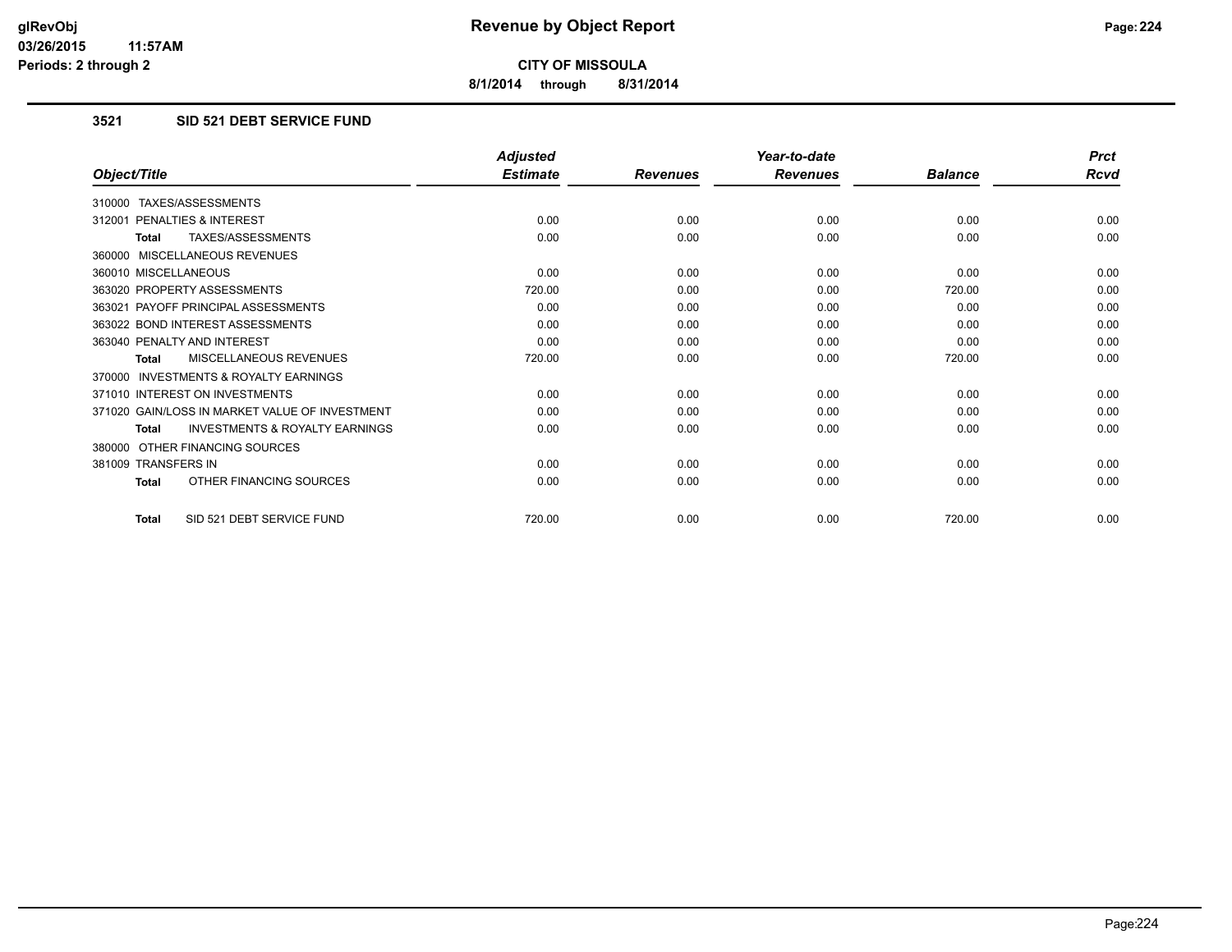# CITY OF MISSOULA

**Revenue by Object Report**

8/1/2014 through 8/31/2014

glRevObj
03/26/2015 11:57AM
Periods: 2 through 2

## 3521 SID 521 DEBT SERVICE FUND

| Object/Title | Adjusted Estimate | Revenues | Year-to-date Revenues | Balance | Prct Rcvd |
|---|---|---|---|---|---|
| 310000 TAXES/ASSESSMENTS | | | | | |
| 312001 PENALTIES & INTEREST | 0.00 | 0.00 | 0.00 | 0.00 | 0.00 |
| **Total** TAXES/ASSESSMENTS | 0.00 | 0.00 | 0.00 | 0.00 | 0.00 |
| 360000 MISCELLANEOUS REVENUES | | | | | |
| 360010 MISCELLANEOUS | 0.00 | 0.00 | 0.00 | 0.00 | 0.00 |
| 363020 PROPERTY ASSESSMENTS | 720.00 | 0.00 | 0.00 | 720.00 | 0.00 |
| 363021 PAYOFF PRINCIPAL ASSESSMENTS | 0.00 | 0.00 | 0.00 | 0.00 | 0.00 |
| 363022 BOND INTEREST ASSESSMENTS | 0.00 | 0.00 | 0.00 | 0.00 | 0.00 |
| 363040 PENALTY AND INTEREST | 0.00 | 0.00 | 0.00 | 0.00 | 0.00 |
| **Total** MISCELLANEOUS REVENUES | 720.00 | 0.00 | 0.00 | 720.00 | 0.00 |
| 370000 INVESTMENTS & ROYALTY EARNINGS | | | | | |
| 371010 INTEREST ON INVESTMENTS | 0.00 | 0.00 | 0.00 | 0.00 | 0.00 |
| 371020 GAIN/LOSS IN MARKET VALUE OF INVESTMENT | 0.00 | 0.00 | 0.00 | 0.00 | 0.00 |
| **Total** INVESTMENTS & ROYALTY EARNINGS | 0.00 | 0.00 | 0.00 | 0.00 | 0.00 |
| 380000 OTHER FINANCING SOURCES | | | | | |
| 381009 TRANSFERS IN | 0.00 | 0.00 | 0.00 | 0.00 | 0.00 |
| **Total** OTHER FINANCING SOURCES | 0.00 | 0.00 | 0.00 | 0.00 | 0.00 |
| **Total** SID 521 DEBT SERVICE FUND | 720.00 | 0.00 | 0.00 | 720.00 | 0.00 |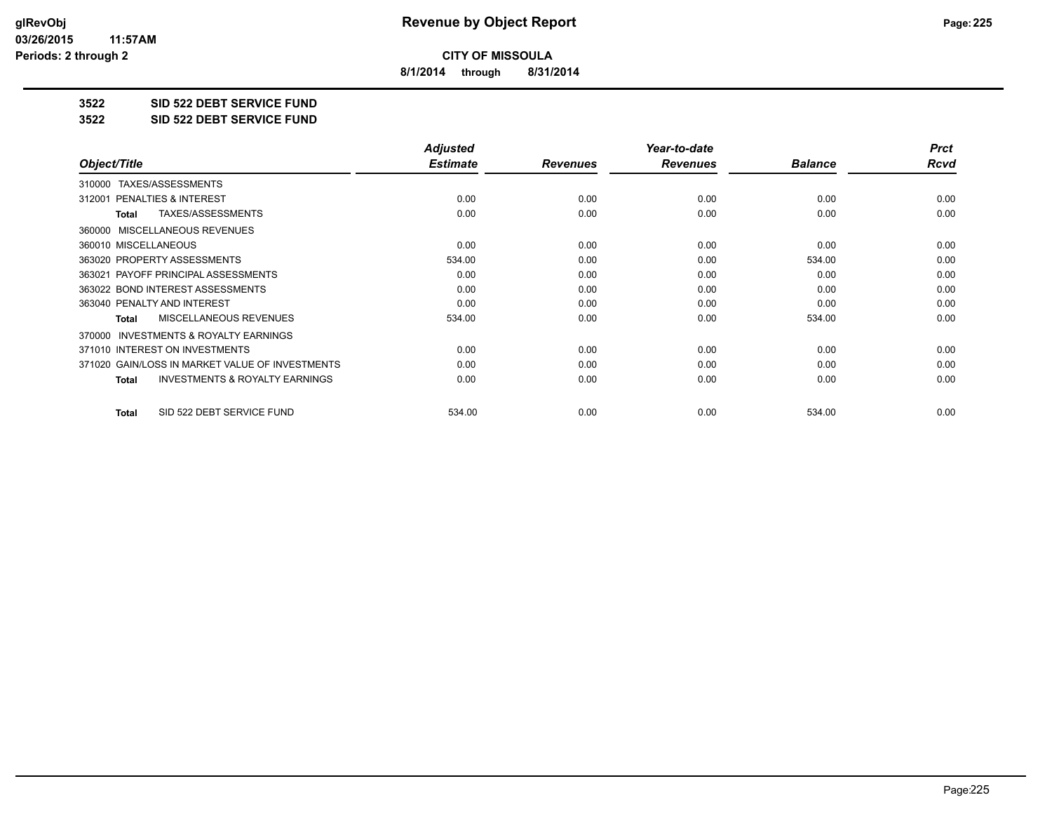glRevObj
03/26/2015 11:57AM
Periods: 2 through 2

# Revenue by Object Report

**CITY OF MISSOULA**

**8/1/2014 through 8/31/2014**

**3522 SID 522 DEBT SERVICE FUND**

**3522 SID 522 DEBT SERVICE FUND**

| Object/Title | Adjusted Estimate | Revenues | Year-to-date Revenues | Balance | Prct Rcvd |
|---|---|---|---|---|---|
| 310000 TAXES/ASSESSMENTS | | | | | |
| 312001 PENALTIES & INTEREST | 0.00 | 0.00 | 0.00 | 0.00 | 0.00 |
| **Total** TAXES/ASSESSMENTS | 0.00 | 0.00 | 0.00 | 0.00 | 0.00 |
| 360000 MISCELLANEOUS REVENUES | | | | | |
| 360010 MISCELLANEOUS | 0.00 | 0.00 | 0.00 | 0.00 | 0.00 |
| 363020 PROPERTY ASSESSMENTS | 534.00 | 0.00 | 0.00 | 534.00 | 0.00 |
| 363021 PAYOFF PRINCIPAL ASSESSMENTS | 0.00 | 0.00 | 0.00 | 0.00 | 0.00 |
| 363022 BOND INTEREST ASSESSMENTS | 0.00 | 0.00 | 0.00 | 0.00 | 0.00 |
| 363040 PENALTY AND INTEREST | 0.00 | 0.00 | 0.00 | 0.00 | 0.00 |
| **Total** MISCELLANEOUS REVENUES | 534.00 | 0.00 | 0.00 | 534.00 | 0.00 |
| 370000 INVESTMENTS & ROYALTY EARNINGS | | | | | |
| 371010 INTEREST ON INVESTMENTS | 0.00 | 0.00 | 0.00 | 0.00 | 0.00 |
| 371020 GAIN/LOSS IN MARKET VALUE OF INVESTMENTS | 0.00 | 0.00 | 0.00 | 0.00 | 0.00 |
| **Total** INVESTMENTS & ROYALTY EARNINGS | 0.00 | 0.00 | 0.00 | 0.00 | 0.00 |
| **Total** SID 522 DEBT SERVICE FUND | 534.00 | 0.00 | 0.00 | 534.00 | 0.00 |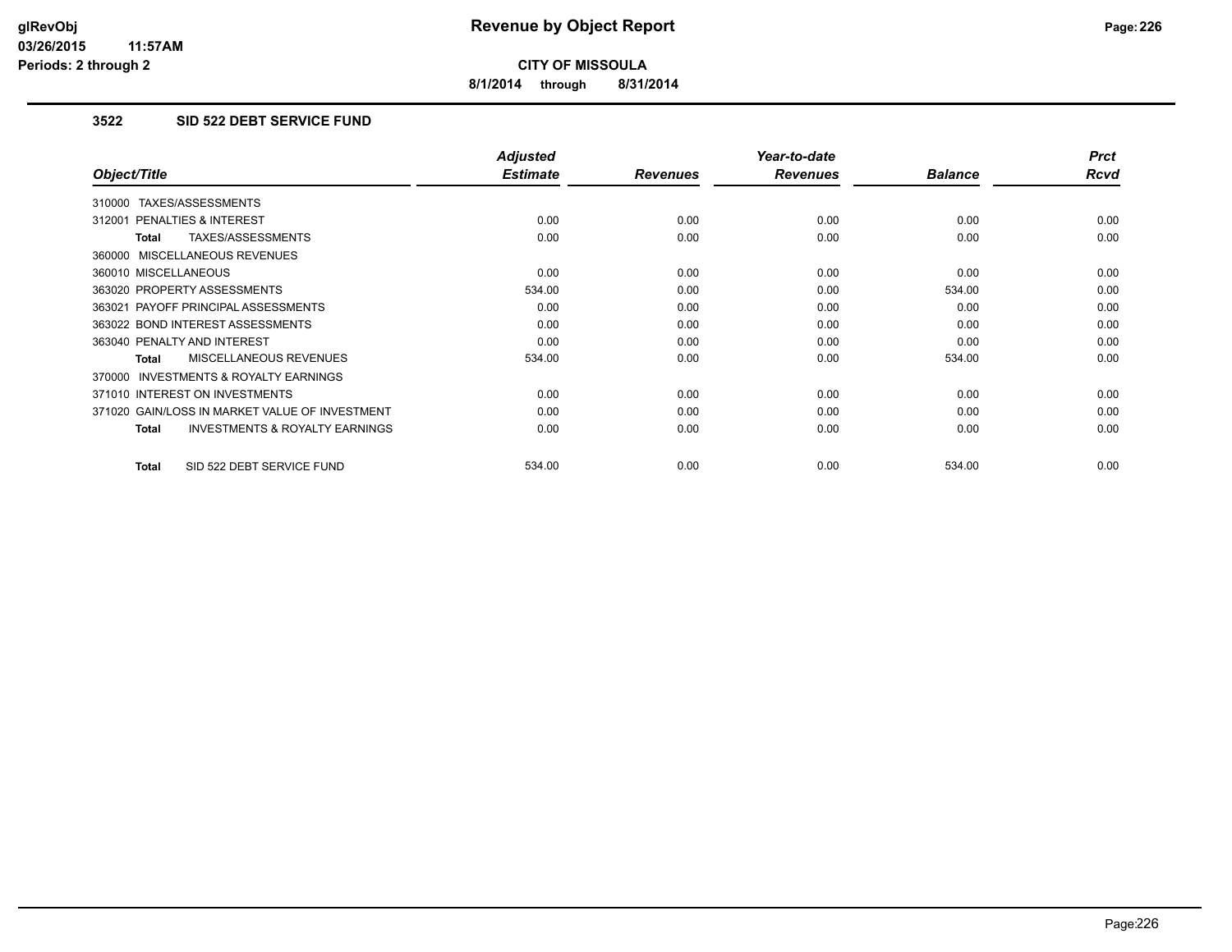# Revenue by Object Report

**CITY OF MISSOULA**

**8/1/2014 through 8/31/2014**

glRevObj
03/26/2015 11:57AM
Periods: 2 through 2

## 3522 SID 522 DEBT SERVICE FUND

| Object/Title | Adjusted Estimate | Revenues | Year-to-date Revenues | Balance | Prct Rcvd |
|---|---|---|---|---|---|
| 310000 TAXES/ASSESSMENTS | | | | | |
| 312001 PENALTIES & INTEREST | 0.00 | 0.00 | 0.00 | 0.00 | 0.00 |
| **Total** TAXES/ASSESSMENTS | 0.00 | 0.00 | 0.00 | 0.00 | 0.00 |
| 360000 MISCELLANEOUS REVENUES | | | | | |
| 360010 MISCELLANEOUS | 0.00 | 0.00 | 0.00 | 0.00 | 0.00 |
| 363020 PROPERTY ASSESSMENTS | 534.00 | 0.00 | 0.00 | 534.00 | 0.00 |
| 363021 PAYOFF PRINCIPAL ASSESSMENTS | 0.00 | 0.00 | 0.00 | 0.00 | 0.00 |
| 363022 BOND INTEREST ASSESSMENTS | 0.00 | 0.00 | 0.00 | 0.00 | 0.00 |
| 363040 PENALTY AND INTEREST | 0.00 | 0.00 | 0.00 | 0.00 | 0.00 |
| **Total** MISCELLANEOUS REVENUES | 534.00 | 0.00 | 0.00 | 534.00 | 0.00 |
| 370000 INVESTMENTS & ROYALTY EARNINGS | | | | | |
| 371010 INTEREST ON INVESTMENTS | 0.00 | 0.00 | 0.00 | 0.00 | 0.00 |
| 371020 GAIN/LOSS IN MARKET VALUE OF INVESTMENT | 0.00 | 0.00 | 0.00 | 0.00 | 0.00 |
| **Total** INVESTMENTS & ROYALTY EARNINGS | 0.00 | 0.00 | 0.00 | 0.00 | 0.00 |
| **Total** SID 522 DEBT SERVICE FUND | 534.00 | 0.00 | 0.00 | 534.00 | 0.00 |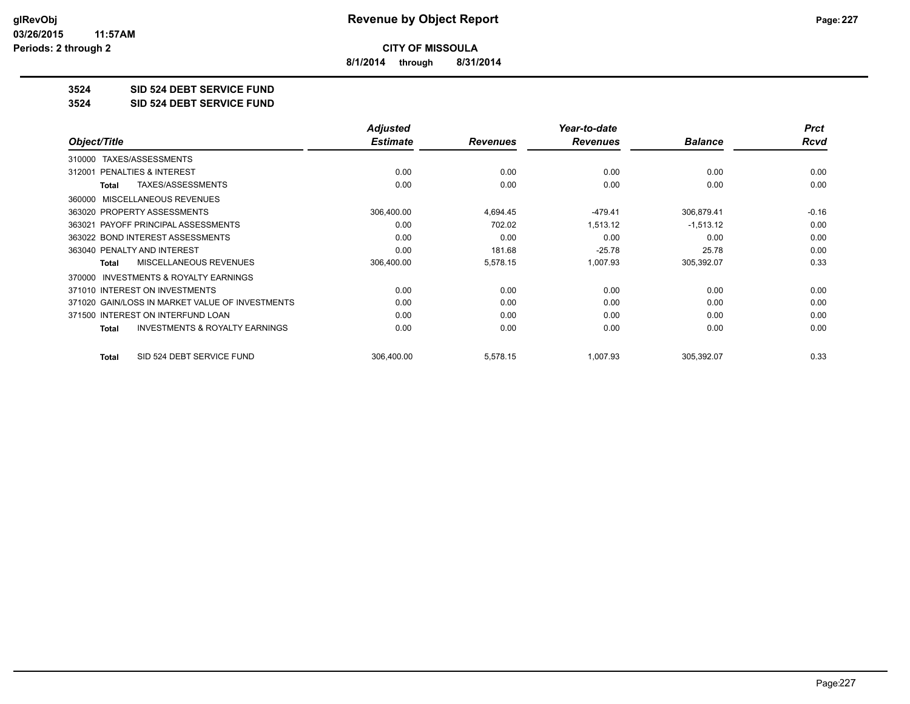**CITY OF MISSOULA**

**8/1/2014 through 8/31/2014**

**3524 SID 524 DEBT SERVICE FUND**

**3524 SID 524 DEBT SERVICE FUND**

| Object/Title | Adjusted Estimate | Revenues | Year-to-date Revenues | Balance | Prct Rcvd |
|---|---|---|---|---|---|
| 310000 TAXES/ASSESSMENTS | | | | | |
| 312001 PENALTIES & INTEREST | 0.00 | 0.00 | 0.00 | 0.00 | 0.00 |
| Total TAXES/ASSESSMENTS | 0.00 | 0.00 | 0.00 | 0.00 | 0.00 |
| 360000 MISCELLANEOUS REVENUES | | | | | |
| 363020 PROPERTY ASSESSMENTS | 306,400.00 | 4,694.45 | -479.41 | 306,879.41 | -0.16 |
| 363021 PAYOFF PRINCIPAL ASSESSMENTS | 0.00 | 702.02 | 1,513.12 | -1,513.12 | 0.00 |
| 363022 BOND INTEREST ASSESSMENTS | 0.00 | 0.00 | 0.00 | 0.00 | 0.00 |
| 363040 PENALTY AND INTEREST | 0.00 | 181.68 | -25.78 | 25.78 | 0.00 |
| Total MISCELLANEOUS REVENUES | 306,400.00 | 5,578.15 | 1,007.93 | 305,392.07 | 0.33 |
| 370000 INVESTMENTS & ROYALTY EARNINGS | | | | | |
| 371010 INTEREST ON INVESTMENTS | 0.00 | 0.00 | 0.00 | 0.00 | 0.00 |
| 371020 GAIN/LOSS IN MARKET VALUE OF INVESTMENTS | 0.00 | 0.00 | 0.00 | 0.00 | 0.00 |
| 371500 INTEREST ON INTERFUND LOAN | 0.00 | 0.00 | 0.00 | 0.00 | 0.00 |
| Total INVESTMENTS & ROYALTY EARNINGS | 0.00 | 0.00 | 0.00 | 0.00 | 0.00 |
| Total SID 524 DEBT SERVICE FUND | 306,400.00 | 5,578.15 | 1,007.93 | 305,392.07 | 0.33 |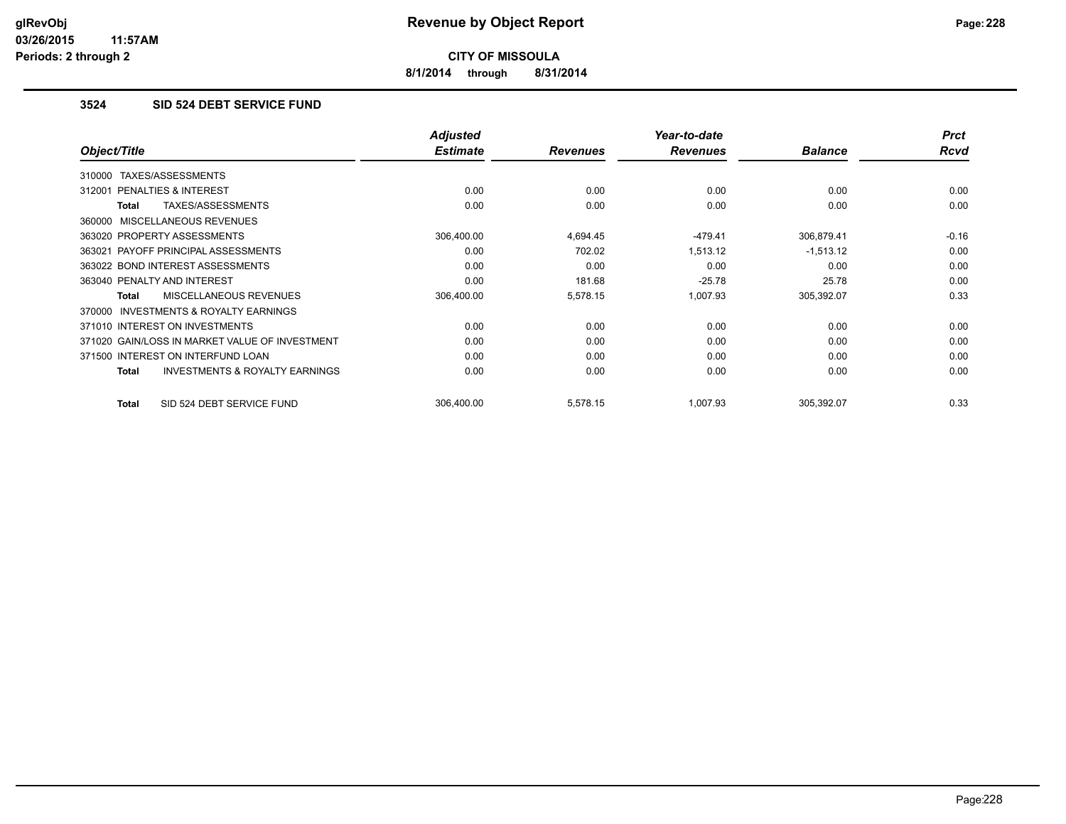# Revenue by Object Report

glRevObj
03/26/2015 11:57AM
Periods: 2 through 2

**CITY OF MISSOULA**

**8/1/2014 through 8/31/2014**

### 3524 SID 524 DEBT SERVICE FUND

| Object/Title | Adjusted Estimate | Revenues | Year-to-date Revenues | Balance | Prct Rcvd |
|---|---|---|---|---|---|
| 310000 TAXES/ASSESSMENTS | | | | | |
| 312001 PENALTIES & INTEREST | 0.00 | 0.00 | 0.00 | 0.00 | 0.00 |
| **Total** TAXES/ASSESSMENTS | 0.00 | 0.00 | 0.00 | 0.00 | 0.00 |
| 360000 MISCELLANEOUS REVENUES | | | | | |
| 363020 PROPERTY ASSESSMENTS | 306,400.00 | 4,694.45 | -479.41 | 306,879.41 | -0.16 |
| 363021 PAYOFF PRINCIPAL ASSESSMENTS | 0.00 | 702.02 | 1,513.12 | -1,513.12 | 0.00 |
| 363022 BOND INTEREST ASSESSMENTS | 0.00 | 0.00 | 0.00 | 0.00 | 0.00 |
| 363040 PENALTY AND INTEREST | 0.00 | 181.68 | -25.78 | 25.78 | 0.00 |
| **Total** MISCELLANEOUS REVENUES | 306,400.00 | 5,578.15 | 1,007.93 | 305,392.07 | 0.33 |
| 370000 INVESTMENTS & ROYALTY EARNINGS | | | | | |
| 371010 INTEREST ON INVESTMENTS | 0.00 | 0.00 | 0.00 | 0.00 | 0.00 |
| 371020 GAIN/LOSS IN MARKET VALUE OF INVESTMENT | 0.00 | 0.00 | 0.00 | 0.00 | 0.00 |
| 371500 INTEREST ON INTERFUND LOAN | 0.00 | 0.00 | 0.00 | 0.00 | 0.00 |
| **Total** INVESTMENTS & ROYALTY EARNINGS | 0.00 | 0.00 | 0.00 | 0.00 | 0.00 |
| **Total** SID 524 DEBT SERVICE FUND | 306,400.00 | 5,578.15 | 1,007.93 | 305,392.07 | 0.33 |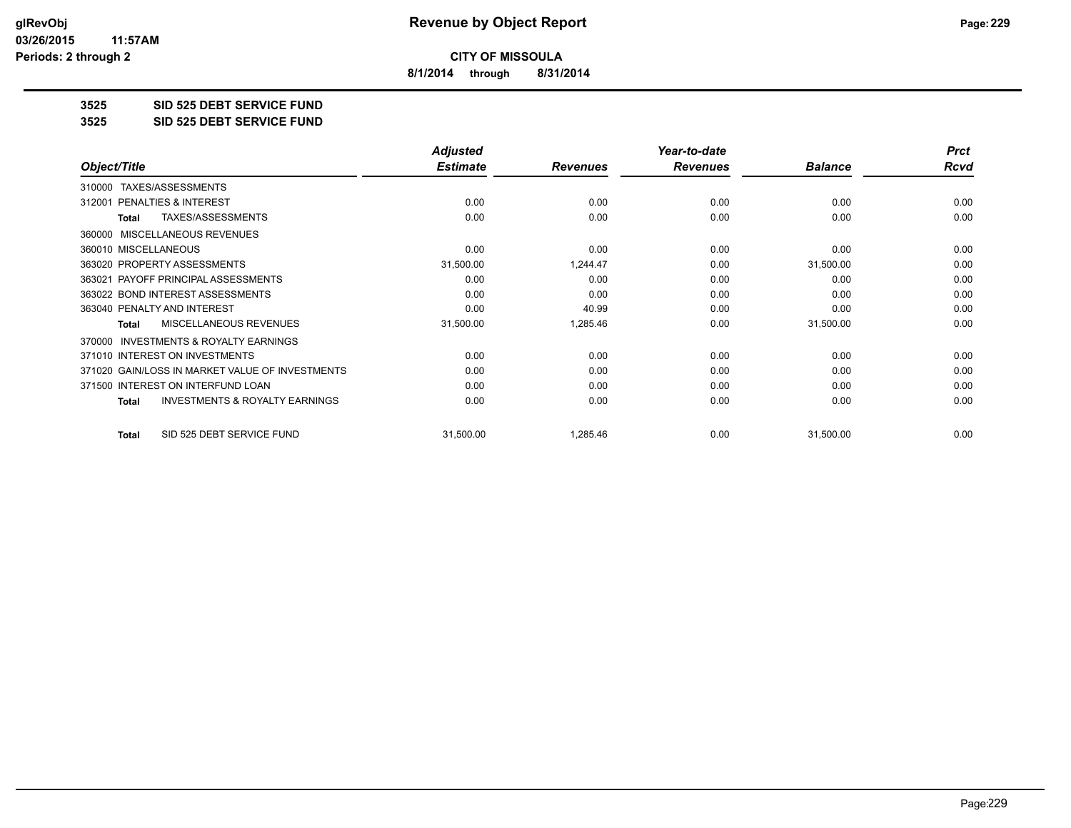# Revenue by Object Report

**CITY OF MISSOULA**

**8/1/2014 through 8/31/2014**

glRevObj
03/26/2015 11:57AM
Periods: 2 through 2

**3525 SID 525 DEBT SERVICE FUND**

**3525 SID 525 DEBT SERVICE FUND**

| Object/Title | Adjusted Estimate | Revenues | Year-to-date Revenues | Balance | Prct Rcvd |
|---|---|---|---|---|---|
| 310000 TAXES/ASSESSMENTS | | | | | |
| 312001 PENALTIES & INTEREST | 0.00 | 0.00 | 0.00 | 0.00 | 0.00 |
| Total TAXES/ASSESSMENTS | 0.00 | 0.00 | 0.00 | 0.00 | 0.00 |
| 360000 MISCELLANEOUS REVENUES | | | | | |
| 360010 MISCELLANEOUS | 0.00 | 0.00 | 0.00 | 0.00 | 0.00 |
| 363020 PROPERTY ASSESSMENTS | 31,500.00 | 1,244.47 | 0.00 | 31,500.00 | 0.00 |
| 363021 PAYOFF PRINCIPAL ASSESSMENTS | 0.00 | 0.00 | 0.00 | 0.00 | 0.00 |
| 363022 BOND INTEREST ASSESSMENTS | 0.00 | 0.00 | 0.00 | 0.00 | 0.00 |
| 363040 PENALTY AND INTEREST | 0.00 | 40.99 | 0.00 | 0.00 | 0.00 |
| Total MISCELLANEOUS REVENUES | 31,500.00 | 1,285.46 | 0.00 | 31,500.00 | 0.00 |
| 370000 INVESTMENTS & ROYALTY EARNINGS | | | | | |
| 371010 INTEREST ON INVESTMENTS | 0.00 | 0.00 | 0.00 | 0.00 | 0.00 |
| 371020 GAIN/LOSS IN MARKET VALUE OF INVESTMENTS | 0.00 | 0.00 | 0.00 | 0.00 | 0.00 |
| 371500 INTEREST ON INTERFUND LOAN | 0.00 | 0.00 | 0.00 | 0.00 | 0.00 |
| Total INVESTMENTS & ROYALTY EARNINGS | 0.00 | 0.00 | 0.00 | 0.00 | 0.00 |
| Total SID 525 DEBT SERVICE FUND | 31,500.00 | 1,285.46 | 0.00 | 31,500.00 | 0.00 |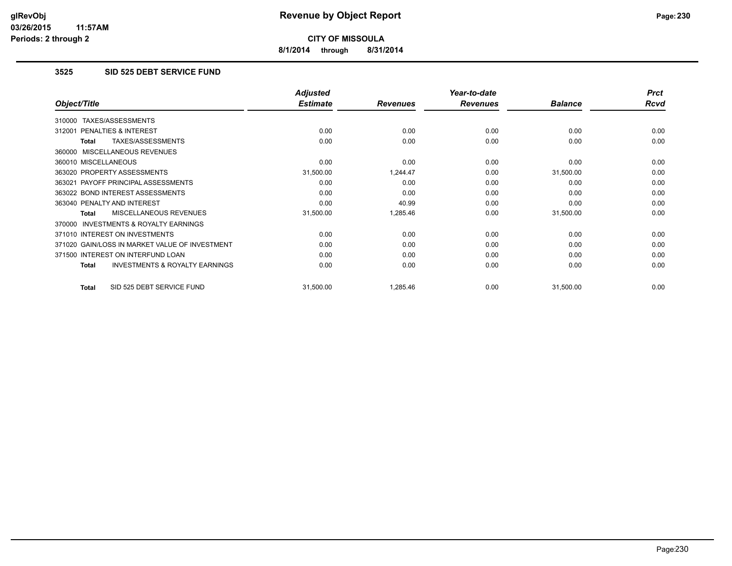**CITY OF MISSOULA**

**8/1/2014 through 8/31/2014**

### 3525 SID 525 DEBT SERVICE FUND

| Object/Title | Adjusted Estimate | Revenues | Year-to-date Revenues | Balance | Prct Rcvd |
|---|---|---|---|---|---|
| 310000 TAXES/ASSESSMENTS | | | | | |
| 312001 PENALTIES & INTEREST | 0.00 | 0.00 | 0.00 | 0.00 | 0.00 |
| **Total** TAXES/ASSESSMENTS | 0.00 | 0.00 | 0.00 | 0.00 | 0.00 |
| 360000 MISCELLANEOUS REVENUES | | | | | |
| 360010 MISCELLANEOUS | 0.00 | 0.00 | 0.00 | 0.00 | 0.00 |
| 363020 PROPERTY ASSESSMENTS | 31,500.00 | 1,244.47 | 0.00 | 31,500.00 | 0.00 |
| 363021 PAYOFF PRINCIPAL ASSESSMENTS | 0.00 | 0.00 | 0.00 | 0.00 | 0.00 |
| 363022 BOND INTEREST ASSESSMENTS | 0.00 | 0.00 | 0.00 | 0.00 | 0.00 |
| 363040 PENALTY AND INTEREST | 0.00 | 40.99 | 0.00 | 0.00 | 0.00 |
| **Total** MISCELLANEOUS REVENUES | 31,500.00 | 1,285.46 | 0.00 | 31,500.00 | 0.00 |
| 370000 INVESTMENTS & ROYALTY EARNINGS | | | | | |
| 371010 INTEREST ON INVESTMENTS | 0.00 | 0.00 | 0.00 | 0.00 | 0.00 |
| 371020 GAIN/LOSS IN MARKET VALUE OF INVESTMENT | 0.00 | 0.00 | 0.00 | 0.00 | 0.00 |
| 371500 INTEREST ON INTERFUND LOAN | 0.00 | 0.00 | 0.00 | 0.00 | 0.00 |
| **Total** INVESTMENTS & ROYALTY EARNINGS | 0.00 | 0.00 | 0.00 | 0.00 | 0.00 |
| **Total** SID 525 DEBT SERVICE FUND | 31,500.00 | 1,285.46 | 0.00 | 31,500.00 | 0.00 |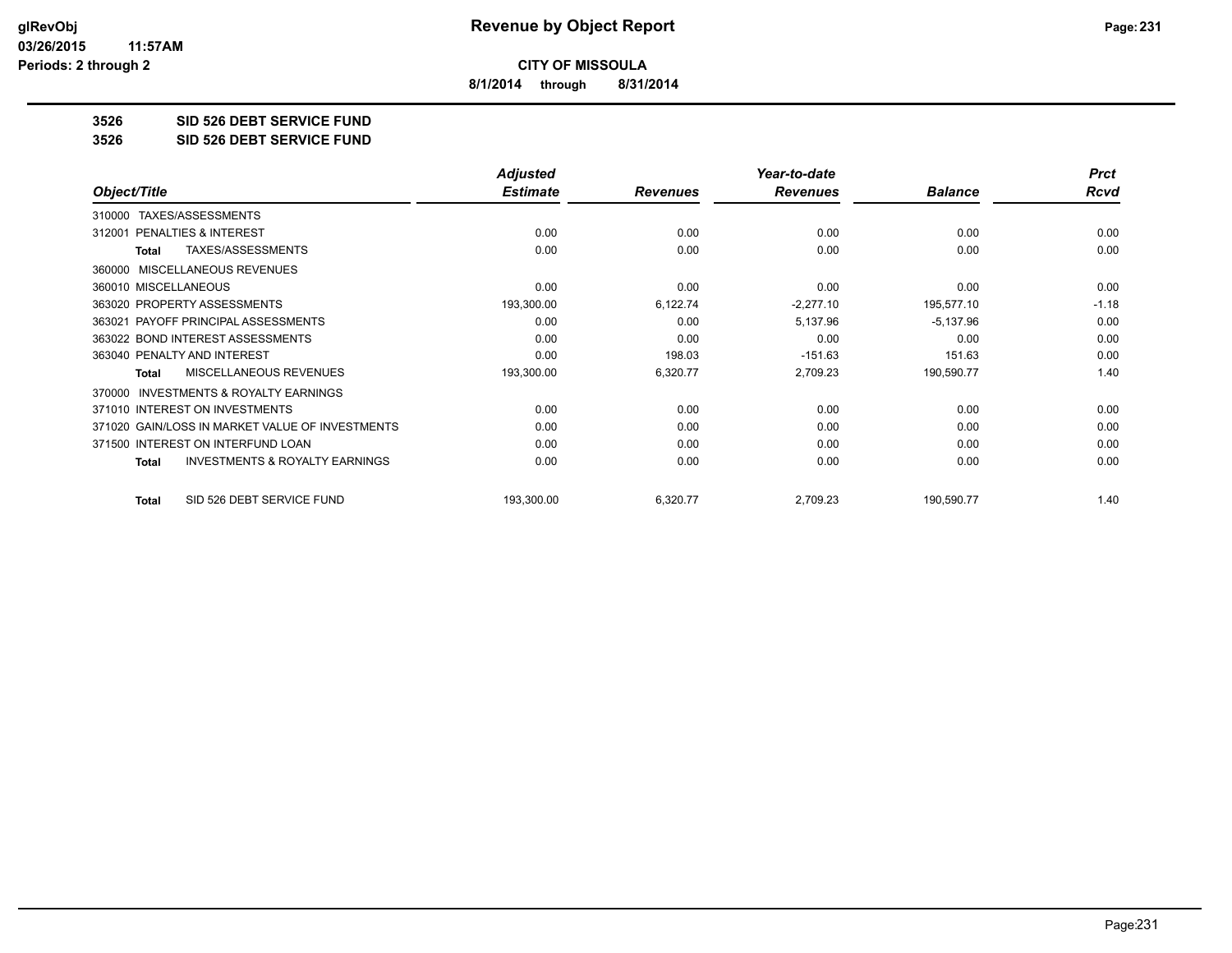# Revenue by Object Report

**CITY OF MISSOULA**

**8/1/2014 through 8/31/2014**

glRevObj
03/26/2015 11:57AM
Periods: 2 through 2

**3526 SID 526 DEBT SERVICE FUND**

**3526 SID 526 DEBT SERVICE FUND**

| Object/Title | Adjusted Estimate | Revenues | Year-to-date Revenues | Balance | Prct Rcvd |
|---|---|---|---|---|---|
| 310000 TAXES/ASSESSMENTS | | | | | |
| 312001 PENALTIES & INTEREST | 0.00 | 0.00 | 0.00 | 0.00 | 0.00 |
| **Total** TAXES/ASSESSMENTS | 0.00 | 0.00 | 0.00 | 0.00 | 0.00 |
| 360000 MISCELLANEOUS REVENUES | | | | | |
| 360010 MISCELLANEOUS | 0.00 | 0.00 | 0.00 | 0.00 | 0.00 |
| 363020 PROPERTY ASSESSMENTS | 193,300.00 | 6,122.74 | -2,277.10 | 195,577.10 | -1.18 |
| 363021 PAYOFF PRINCIPAL ASSESSMENTS | 0.00 | 0.00 | 5,137.96 | -5,137.96 | 0.00 |
| 363022 BOND INTEREST ASSESSMENTS | 0.00 | 0.00 | 0.00 | 0.00 | 0.00 |
| 363040 PENALTY AND INTEREST | 0.00 | 198.03 | -151.63 | 151.63 | 0.00 |
| **Total** MISCELLANEOUS REVENUES | 193,300.00 | 6,320.77 | 2,709.23 | 190,590.77 | 1.40 |
| 370000 INVESTMENTS & ROYALTY EARNINGS | | | | | |
| 371010 INTEREST ON INVESTMENTS | 0.00 | 0.00 | 0.00 | 0.00 | 0.00 |
| 371020 GAIN/LOSS IN MARKET VALUE OF INVESTMENTS | 0.00 | 0.00 | 0.00 | 0.00 | 0.00 |
| 371500 INTEREST ON INTERFUND LOAN | 0.00 | 0.00 | 0.00 | 0.00 | 0.00 |
| **Total** INVESTMENTS & ROYALTY EARNINGS | 0.00 | 0.00 | 0.00 | 0.00 | 0.00 |
| **Total** SID 526 DEBT SERVICE FUND | 193,300.00 | 6,320.77 | 2,709.23 | 190,590.77 | 1.40 |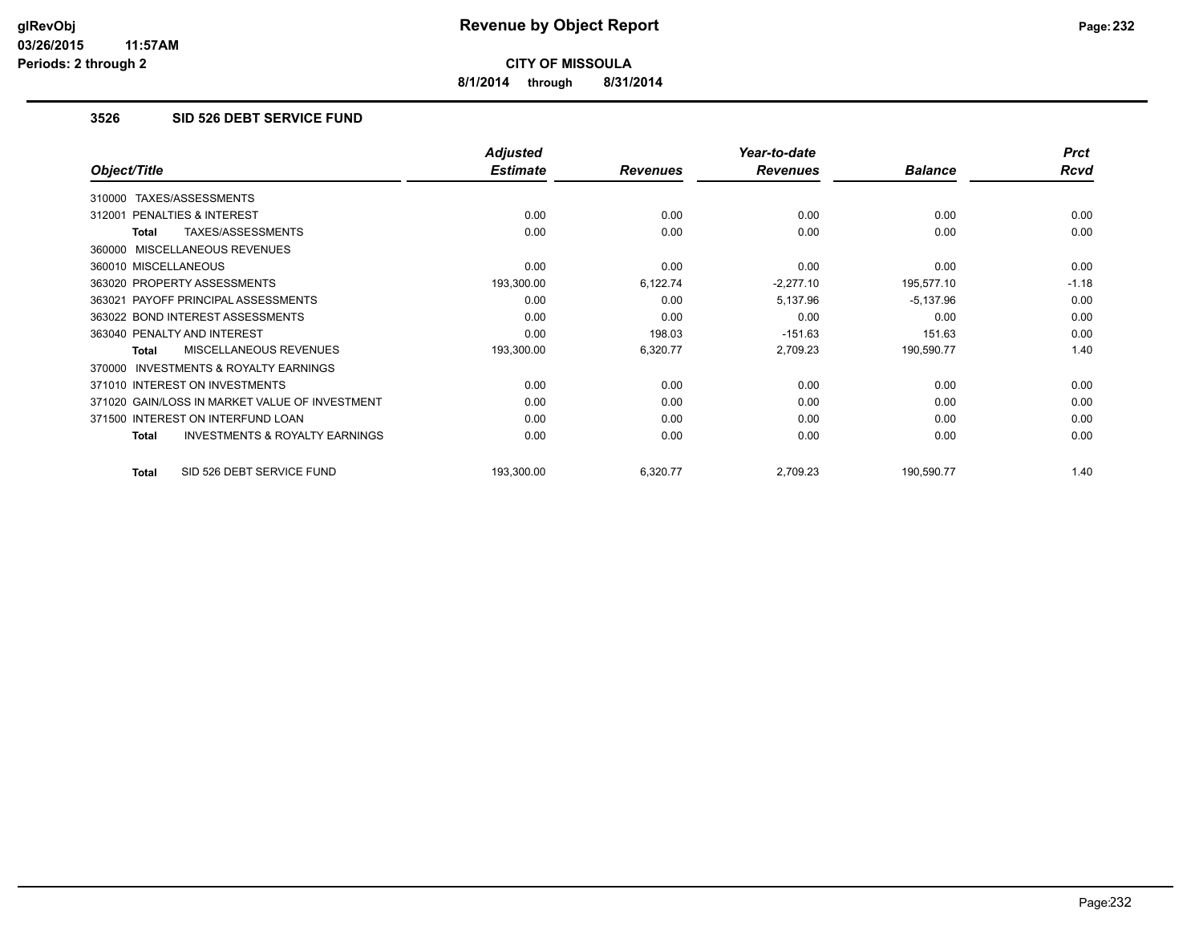# Revenue by Object Report

**CITY OF MISSOULA**

**8/1/2014 through 8/31/2014**

glRevObj
03/26/2015 11:57AM
Periods: 2 through 2

### 3526 SID 526 DEBT SERVICE FUND

| Object/Title | Adjusted Estimate | Revenues | Year-to-date Revenues | Balance | Prct Rcvd |
|---|---|---|---|---|---|
| 310000 TAXES/ASSESSMENTS | | | | | |
| 312001 PENALTIES & INTEREST | 0.00 | 0.00 | 0.00 | 0.00 | 0.00 |
| **Total** TAXES/ASSESSMENTS | 0.00 | 0.00 | 0.00 | 0.00 | 0.00 |
| 360000 MISCELLANEOUS REVENUES | | | | | |
| 360010 MISCELLANEOUS | 0.00 | 0.00 | 0.00 | 0.00 | 0.00 |
| 363020 PROPERTY ASSESSMENTS | 193,300.00 | 6,122.74 | -2,277.10 | 195,577.10 | -1.18 |
| 363021 PAYOFF PRINCIPAL ASSESSMENTS | 0.00 | 0.00 | 5,137.96 | -5,137.96 | 0.00 |
| 363022 BOND INTEREST ASSESSMENTS | 0.00 | 0.00 | 0.00 | 0.00 | 0.00 |
| 363040 PENALTY AND INTEREST | 0.00 | 198.03 | -151.63 | 151.63 | 0.00 |
| **Total** MISCELLANEOUS REVENUES | 193,300.00 | 6,320.77 | 2,709.23 | 190,590.77 | 1.40 |
| 370000 INVESTMENTS & ROYALTY EARNINGS | | | | | |
| 371010 INTEREST ON INVESTMENTS | 0.00 | 0.00 | 0.00 | 0.00 | 0.00 |
| 371020 GAIN/LOSS IN MARKET VALUE OF INVESTMENT | 0.00 | 0.00 | 0.00 | 0.00 | 0.00 |
| 371500 INTEREST ON INTERFUND LOAN | 0.00 | 0.00 | 0.00 | 0.00 | 0.00 |
| **Total** INVESTMENTS & ROYALTY EARNINGS | 0.00 | 0.00 | 0.00 | 0.00 | 0.00 |
| **Total** SID 526 DEBT SERVICE FUND | 193,300.00 | 6,320.77 | 2,709.23 | 190,590.77 | 1.40 |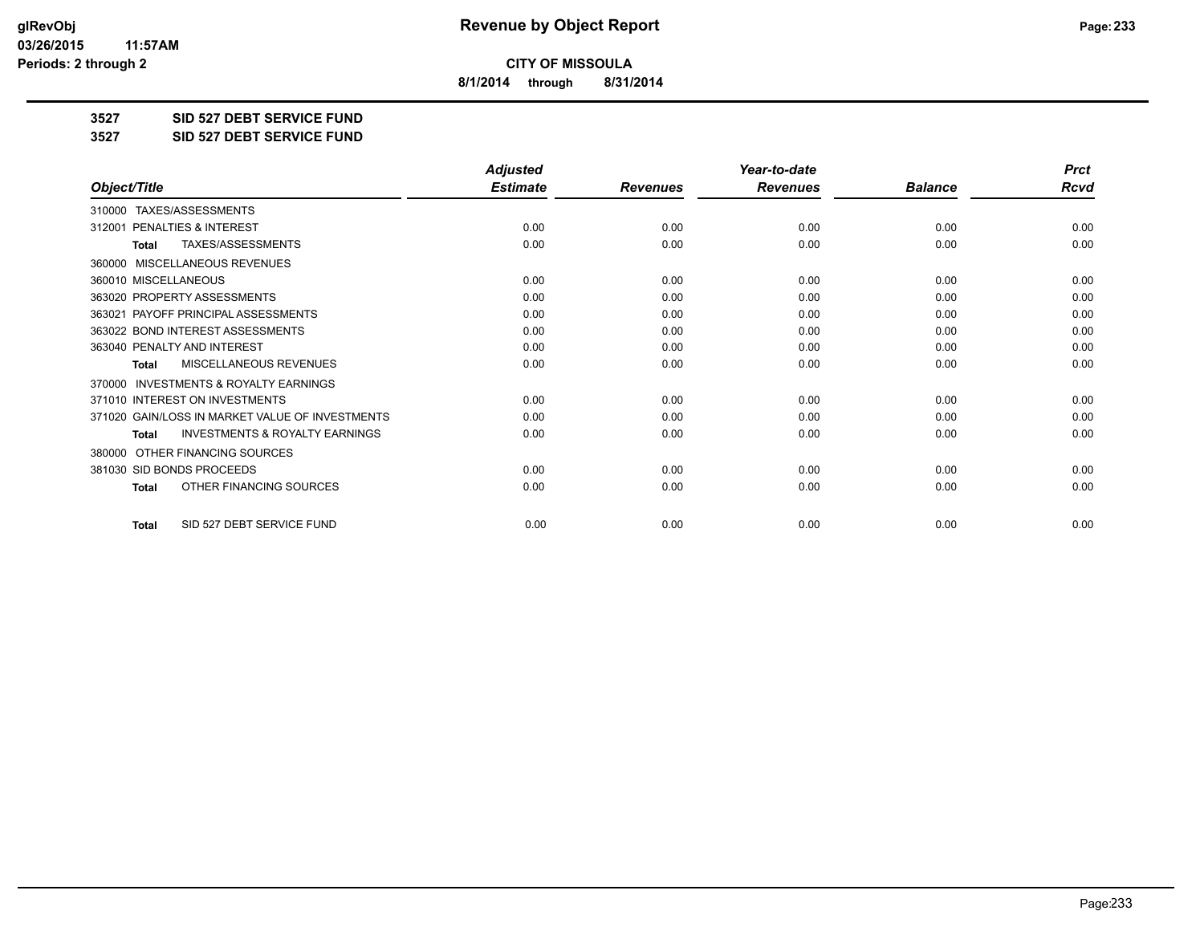# Revenue by Object Report

**CITY OF MISSOULA**

**8/1/2014 through 8/31/2014**

glRevObj
03/26/2015 11:57AM
Periods: 2 through 2

**3527 SID 527 DEBT SERVICE FUND**

**3527 SID 527 DEBT SERVICE FUND**

| Object/Title | Adjusted Estimate | Revenues | Year-to-date Revenues | Balance | Prct Rcvd |
|---|---|---|---|---|---|
| 310000 TAXES/ASSESSMENTS | | | | | |
| 312001 PENALTIES & INTEREST | 0.00 | 0.00 | 0.00 | 0.00 | 0.00 |
| **Total** TAXES/ASSESSMENTS | 0.00 | 0.00 | 0.00 | 0.00 | 0.00 |
| 360000 MISCELLANEOUS REVENUES | | | | | |
| 360010 MISCELLANEOUS | 0.00 | 0.00 | 0.00 | 0.00 | 0.00 |
| 363020 PROPERTY ASSESSMENTS | 0.00 | 0.00 | 0.00 | 0.00 | 0.00 |
| 363021 PAYOFF PRINCIPAL ASSESSMENTS | 0.00 | 0.00 | 0.00 | 0.00 | 0.00 |
| 363022 BOND INTEREST ASSESSMENTS | 0.00 | 0.00 | 0.00 | 0.00 | 0.00 |
| 363040 PENALTY AND INTEREST | 0.00 | 0.00 | 0.00 | 0.00 | 0.00 |
| **Total** MISCELLANEOUS REVENUES | 0.00 | 0.00 | 0.00 | 0.00 | 0.00 |
| 370000 INVESTMENTS & ROYALTY EARNINGS | | | | | |
| 371010 INTEREST ON INVESTMENTS | 0.00 | 0.00 | 0.00 | 0.00 | 0.00 |
| 371020 GAIN/LOSS IN MARKET VALUE OF INVESTMENTS | 0.00 | 0.00 | 0.00 | 0.00 | 0.00 |
| **Total** INVESTMENTS & ROYALTY EARNINGS | 0.00 | 0.00 | 0.00 | 0.00 | 0.00 |
| 380000 OTHER FINANCING SOURCES | | | | | |
| 381030 SID BONDS PROCEEDS | 0.00 | 0.00 | 0.00 | 0.00 | 0.00 |
| **Total** OTHER FINANCING SOURCES | 0.00 | 0.00 | 0.00 | 0.00 | 0.00 |
| **Total** SID 527 DEBT SERVICE FUND | 0.00 | 0.00 | 0.00 | 0.00 | 0.00 |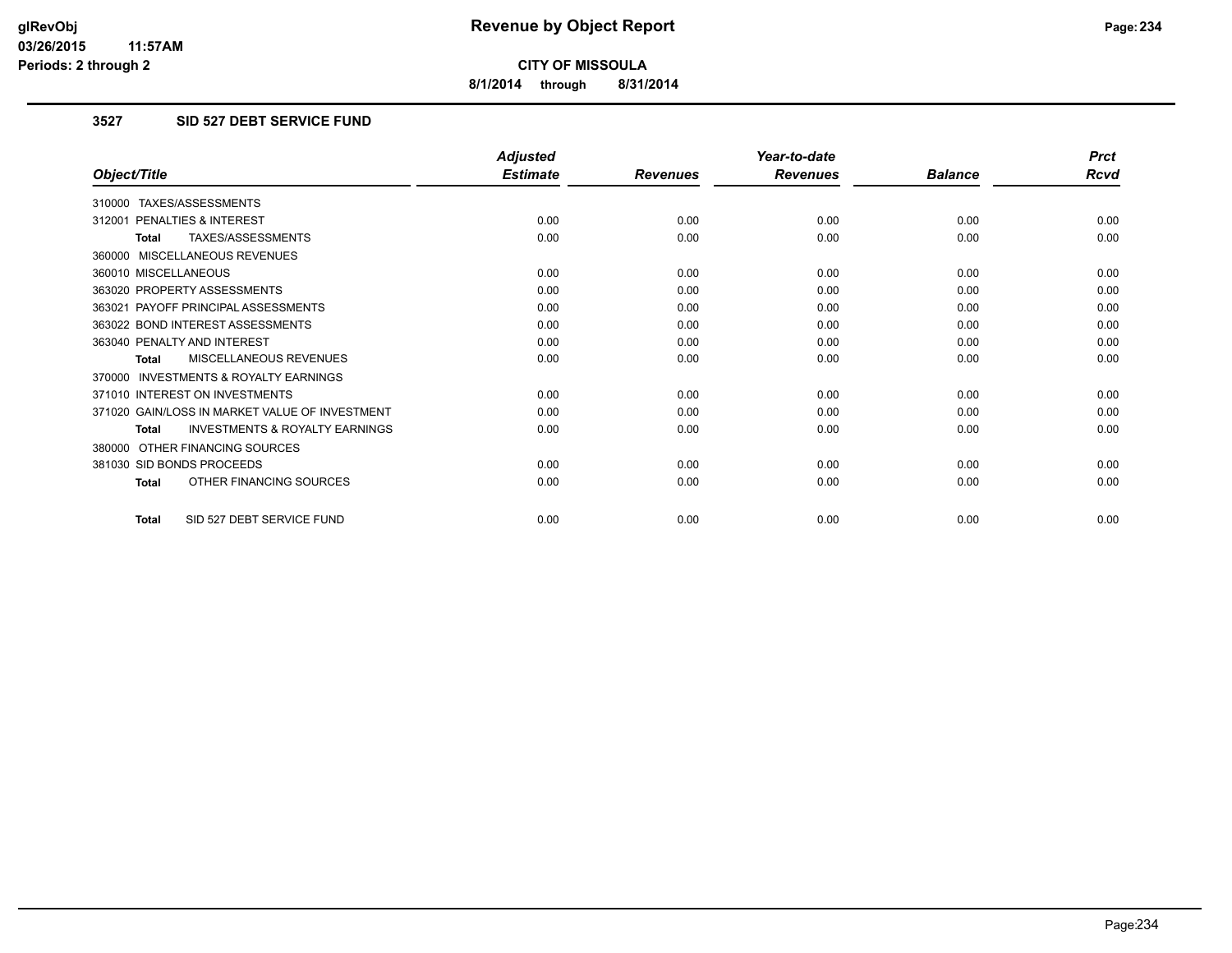**CITY OF MISSOULA**

**8/1/2014 through 8/31/2014**

**Revenue by Object Report**

glRevObj
03/26/2015 11:57AM
Periods: 2 through 2

## 3527 SID 527 DEBT SERVICE FUND

| Object/Title | Adjusted Estimate | Revenues | Year-to-date Revenues | Balance | Prct Rcvd |
|---|---|---|---|---|---|
| 310000 TAXES/ASSESSMENTS | | | | | |
| 312001 PENALTIES & INTEREST | 0.00 | 0.00 | 0.00 | 0.00 | 0.00 |
| **Total** TAXES/ASSESSMENTS | 0.00 | 0.00 | 0.00 | 0.00 | 0.00 |
| 360000 MISCELLANEOUS REVENUES | | | | | |
| 360010 MISCELLANEOUS | 0.00 | 0.00 | 0.00 | 0.00 | 0.00 |
| 363020 PROPERTY ASSESSMENTS | 0.00 | 0.00 | 0.00 | 0.00 | 0.00 |
| 363021 PAYOFF PRINCIPAL ASSESSMENTS | 0.00 | 0.00 | 0.00 | 0.00 | 0.00 |
| 363022 BOND INTEREST ASSESSMENTS | 0.00 | 0.00 | 0.00 | 0.00 | 0.00 |
| 363040 PENALTY AND INTEREST | 0.00 | 0.00 | 0.00 | 0.00 | 0.00 |
| **Total** MISCELLANEOUS REVENUES | 0.00 | 0.00 | 0.00 | 0.00 | 0.00 |
| 370000 INVESTMENTS & ROYALTY EARNINGS | | | | | |
| 371010 INTEREST ON INVESTMENTS | 0.00 | 0.00 | 0.00 | 0.00 | 0.00 |
| 371020 GAIN/LOSS IN MARKET VALUE OF INVESTMENT | 0.00 | 0.00 | 0.00 | 0.00 | 0.00 |
| **Total** INVESTMENTS & ROYALTY EARNINGS | 0.00 | 0.00 | 0.00 | 0.00 | 0.00 |
| 380000 OTHER FINANCING SOURCES | | | | | |
| 381030 SID BONDS PROCEEDS | 0.00 | 0.00 | 0.00 | 0.00 | 0.00 |
| **Total** OTHER FINANCING SOURCES | 0.00 | 0.00 | 0.00 | 0.00 | 0.00 |
| **Total** SID 527 DEBT SERVICE FUND | 0.00 | 0.00 | 0.00 | 0.00 | 0.00 |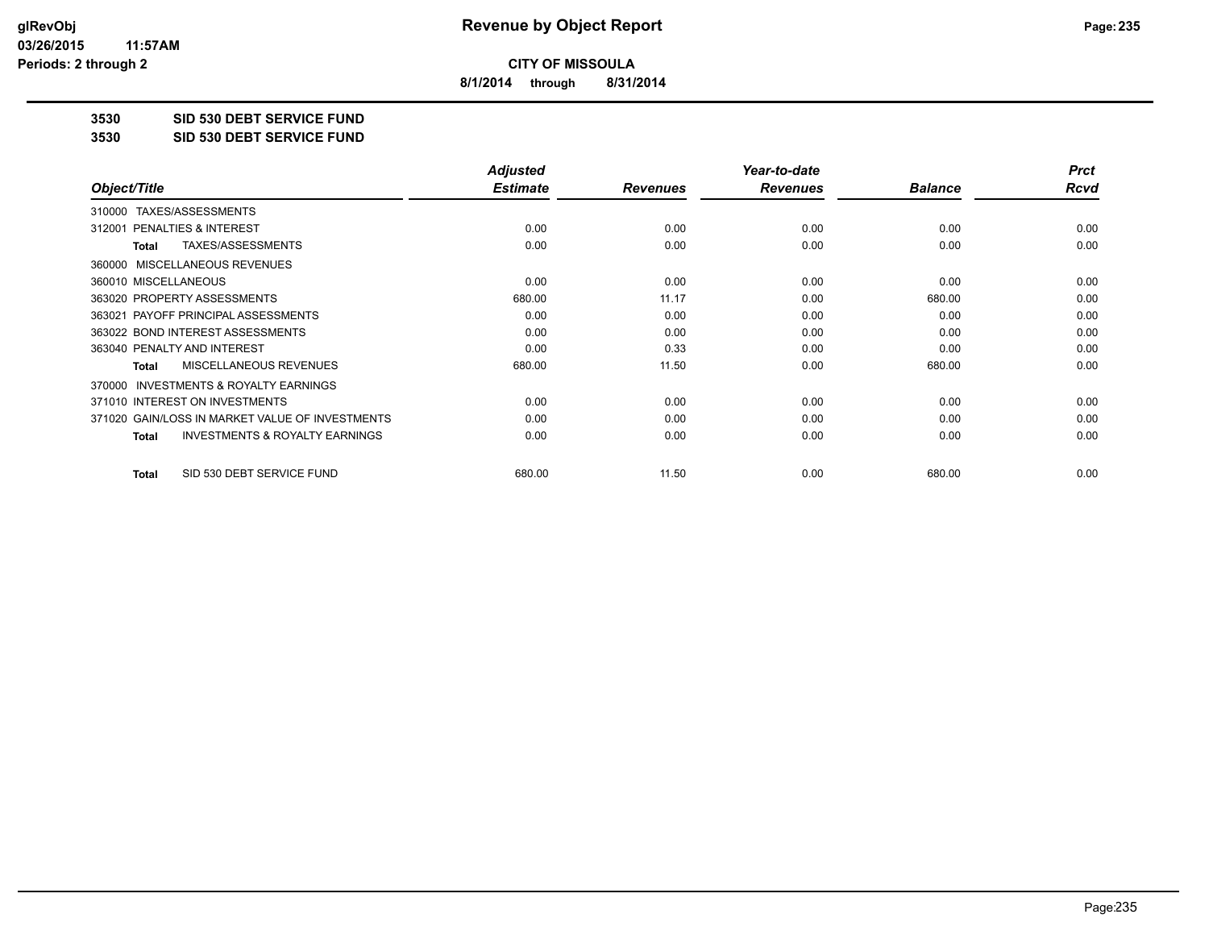# Revenue by Object Report

**CITY OF MISSOULA**

**8/1/2014 through 8/31/2014**

glRevObj
03/26/2015 11:57AM
Periods: 2 through 2

**3530 SID 530 DEBT SERVICE FUND**

**3530 SID 530 DEBT SERVICE FUND**

| Object/Title | Adjusted Estimate | Revenues | Year-to-date Revenues | Balance | Prct Rcvd |
|---|---|---|---|---|---|
| 310000 TAXES/ASSESSMENTS | | | | | |
| 312001 PENALTIES & INTEREST | 0.00 | 0.00 | 0.00 | 0.00 | 0.00 |
| **Total** TAXES/ASSESSMENTS | 0.00 | 0.00 | 0.00 | 0.00 | 0.00 |
| 360000 MISCELLANEOUS REVENUES | | | | | |
| 360010 MISCELLANEOUS | 0.00 | 0.00 | 0.00 | 0.00 | 0.00 |
| 363020 PROPERTY ASSESSMENTS | 680.00 | 11.17 | 0.00 | 680.00 | 0.00 |
| 363021 PAYOFF PRINCIPAL ASSESSMENTS | 0.00 | 0.00 | 0.00 | 0.00 | 0.00 |
| 363022 BOND INTEREST ASSESSMENTS | 0.00 | 0.00 | 0.00 | 0.00 | 0.00 |
| 363040 PENALTY AND INTEREST | 0.00 | 0.33 | 0.00 | 0.00 | 0.00 |
| **Total** MISCELLANEOUS REVENUES | 680.00 | 11.50 | 0.00 | 680.00 | 0.00 |
| 370000 INVESTMENTS & ROYALTY EARNINGS | | | | | |
| 371010 INTEREST ON INVESTMENTS | 0.00 | 0.00 | 0.00 | 0.00 | 0.00 |
| 371020 GAIN/LOSS IN MARKET VALUE OF INVESTMENTS | 0.00 | 0.00 | 0.00 | 0.00 | 0.00 |
| **Total** INVESTMENTS & ROYALTY EARNINGS | 0.00 | 0.00 | 0.00 | 0.00 | 0.00 |
| **Total** SID 530 DEBT SERVICE FUND | 680.00 | 11.50 | 0.00 | 680.00 | 0.00 |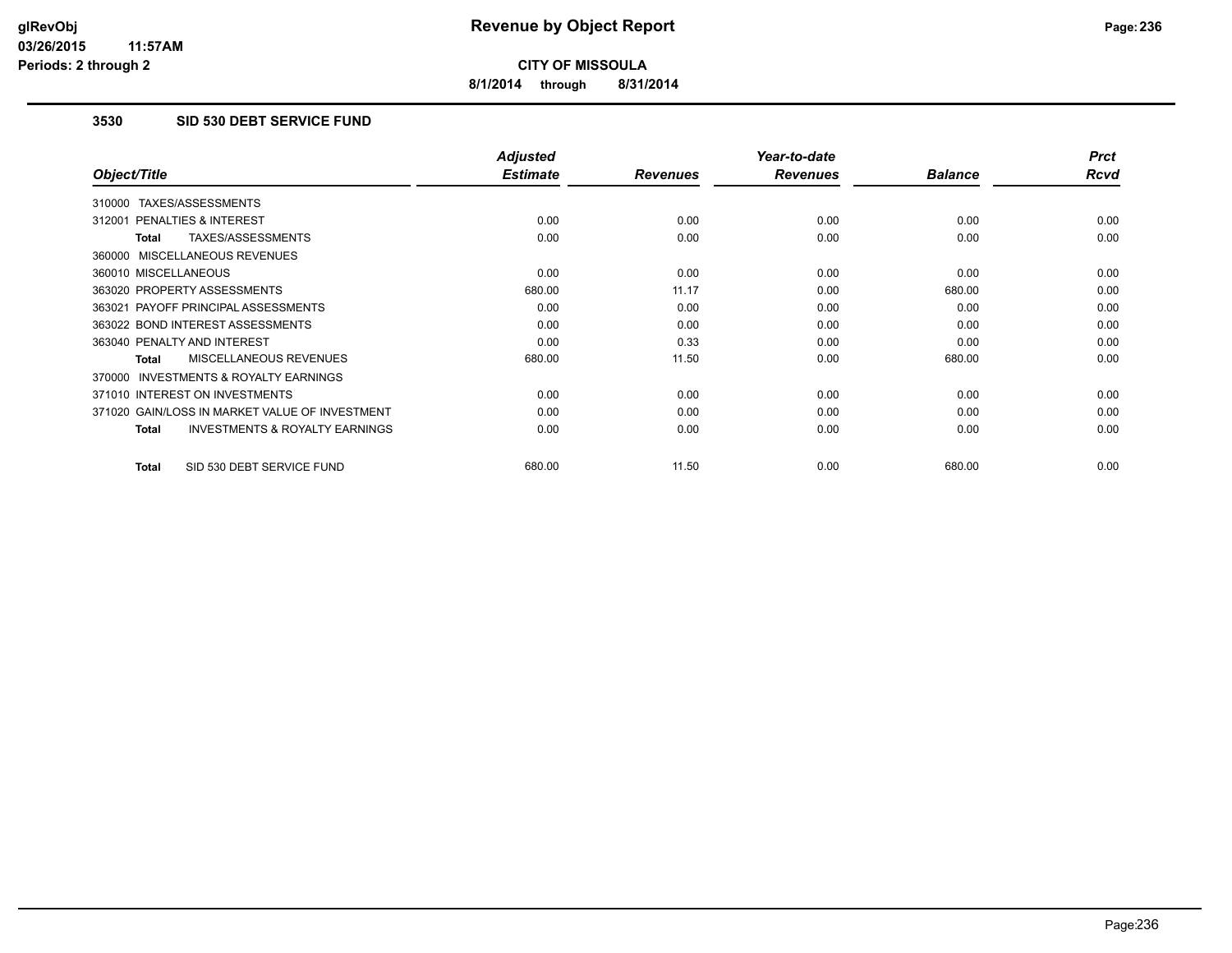# Revenue by Object Report

**CITY OF MISSOULA**

**8/1/2014 through 8/31/2014**

glRevObj
03/26/2015 11:57AM
Periods: 2 through 2

## 3530 SID 530 DEBT SERVICE FUND

| Object/Title | Adjusted Estimate | Revenues | Year-to-date Revenues | Balance | Prct Rcvd |
|---|---|---|---|---|---|
| 310000 TAXES/ASSESSMENTS | | | | | |
| 312001 PENALTIES & INTEREST | 0.00 | 0.00 | 0.00 | 0.00 | 0.00 |
| **Total** TAXES/ASSESSMENTS | 0.00 | 0.00 | 0.00 | 0.00 | 0.00 |
| 360000 MISCELLANEOUS REVENUES | | | | | |
| 360010 MISCELLANEOUS | 0.00 | 0.00 | 0.00 | 0.00 | 0.00 |
| 363020 PROPERTY ASSESSMENTS | 680.00 | 11.17 | 0.00 | 680.00 | 0.00 |
| 363021 PAYOFF PRINCIPAL ASSESSMENTS | 0.00 | 0.00 | 0.00 | 0.00 | 0.00 |
| 363022 BOND INTEREST ASSESSMENTS | 0.00 | 0.00 | 0.00 | 0.00 | 0.00 |
| 363040 PENALTY AND INTEREST | 0.00 | 0.33 | 0.00 | 0.00 | 0.00 |
| **Total** MISCELLANEOUS REVENUES | 680.00 | 11.50 | 0.00 | 680.00 | 0.00 |
| 370000 INVESTMENTS & ROYALTY EARNINGS | | | | | |
| 371010 INTEREST ON INVESTMENTS | 0.00 | 0.00 | 0.00 | 0.00 | 0.00 |
| 371020 GAIN/LOSS IN MARKET VALUE OF INVESTMENT | 0.00 | 0.00 | 0.00 | 0.00 | 0.00 |
| **Total** INVESTMENTS & ROYALTY EARNINGS | 0.00 | 0.00 | 0.00 | 0.00 | 0.00 |
| **Total** SID 530 DEBT SERVICE FUND | 680.00 | 11.50 | 0.00 | 680.00 | 0.00 |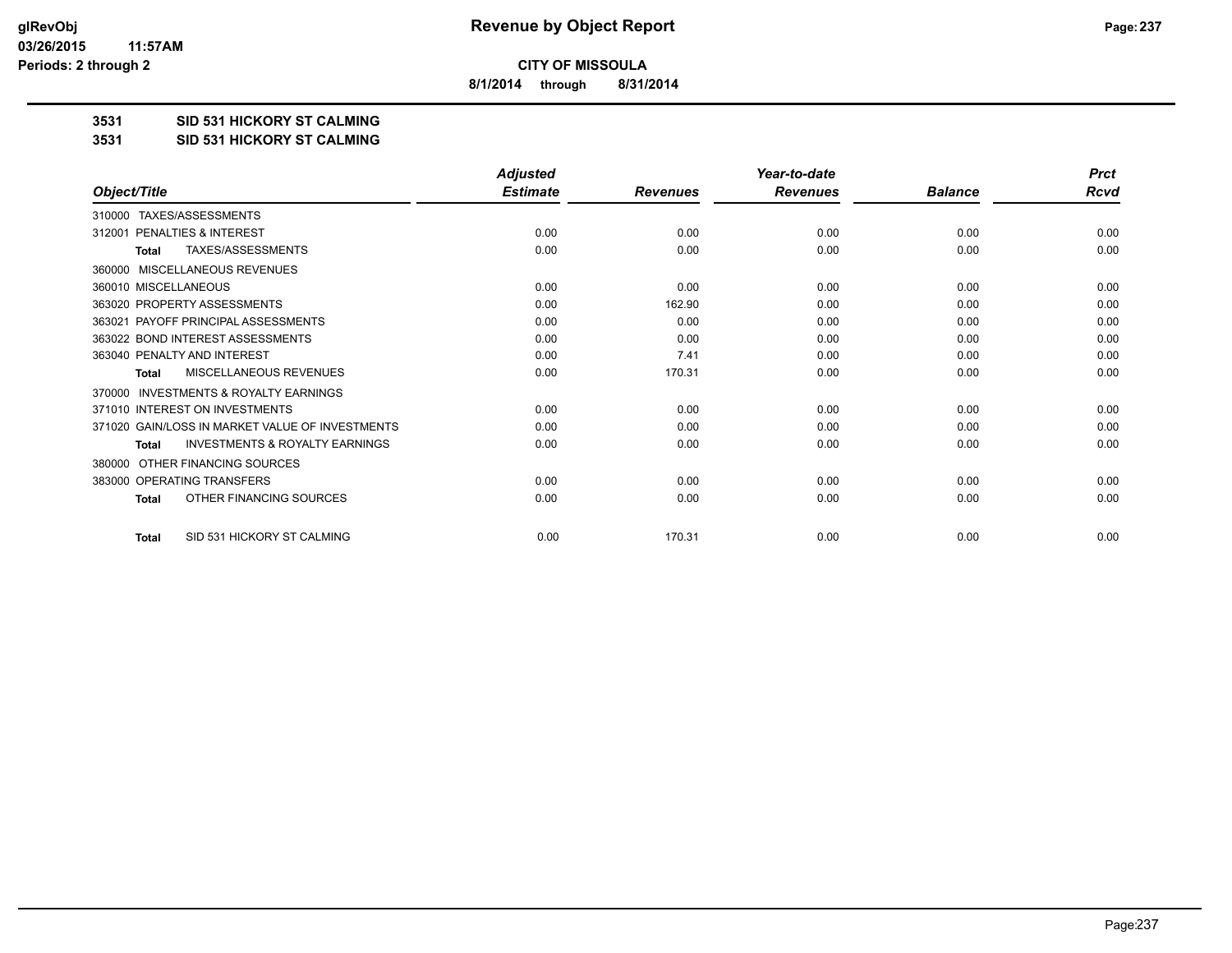**CITY OF MISSOULA**

**8/1/2014 through 8/31/2014**

**3531 SID 531 HICKORY ST CALMING**

**3531 SID 531 HICKORY ST CALMING**

| *Object/Title* | *Adjusted Estimate* | *Revenues* | *Year-to-date Revenues* | *Balance* | *Prct Rcvd* |
|---|---|---|---|---|---|
| 310000 TAXES/ASSESSMENTS | | | | | |
| 312001 PENALTIES & INTEREST | 0.00 | 0.00 | 0.00 | 0.00 | 0.00 |
| **Total** TAXES/ASSESSMENTS | 0.00 | 0.00 | 0.00 | 0.00 | 0.00 |
| 360000 MISCELLANEOUS REVENUES | | | | | |
| 360010 MISCELLANEOUS | 0.00 | 0.00 | 0.00 | 0.00 | 0.00 |
| 363020 PROPERTY ASSESSMENTS | 0.00 | 162.90 | 0.00 | 0.00 | 0.00 |
| 363021 PAYOFF PRINCIPAL ASSESSMENTS | 0.00 | 0.00 | 0.00 | 0.00 | 0.00 |
| 363022 BOND INTEREST ASSESSMENTS | 0.00 | 0.00 | 0.00 | 0.00 | 0.00 |
| 363040 PENALTY AND INTEREST | 0.00 | 7.41 | 0.00 | 0.00 | 0.00 |
| **Total** MISCELLANEOUS REVENUES | 0.00 | 170.31 | 0.00 | 0.00 | 0.00 |
| 370000 INVESTMENTS & ROYALTY EARNINGS | | | | | |
| 371010 INTEREST ON INVESTMENTS | 0.00 | 0.00 | 0.00 | 0.00 | 0.00 |
| 371020 GAIN/LOSS IN MARKET VALUE OF INVESTMENTS | 0.00 | 0.00 | 0.00 | 0.00 | 0.00 |
| **Total** INVESTMENTS & ROYALTY EARNINGS | 0.00 | 0.00 | 0.00 | 0.00 | 0.00 |
| 380000 OTHER FINANCING SOURCES | | | | | |
| 383000 OPERATING TRANSFERS | 0.00 | 0.00 | 0.00 | 0.00 | 0.00 |
| **Total** OTHER FINANCING SOURCES | 0.00 | 0.00 | 0.00 | 0.00 | 0.00 |
| **Total** SID 531 HICKORY ST CALMING | 0.00 | 170.31 | 0.00 | 0.00 | 0.00 |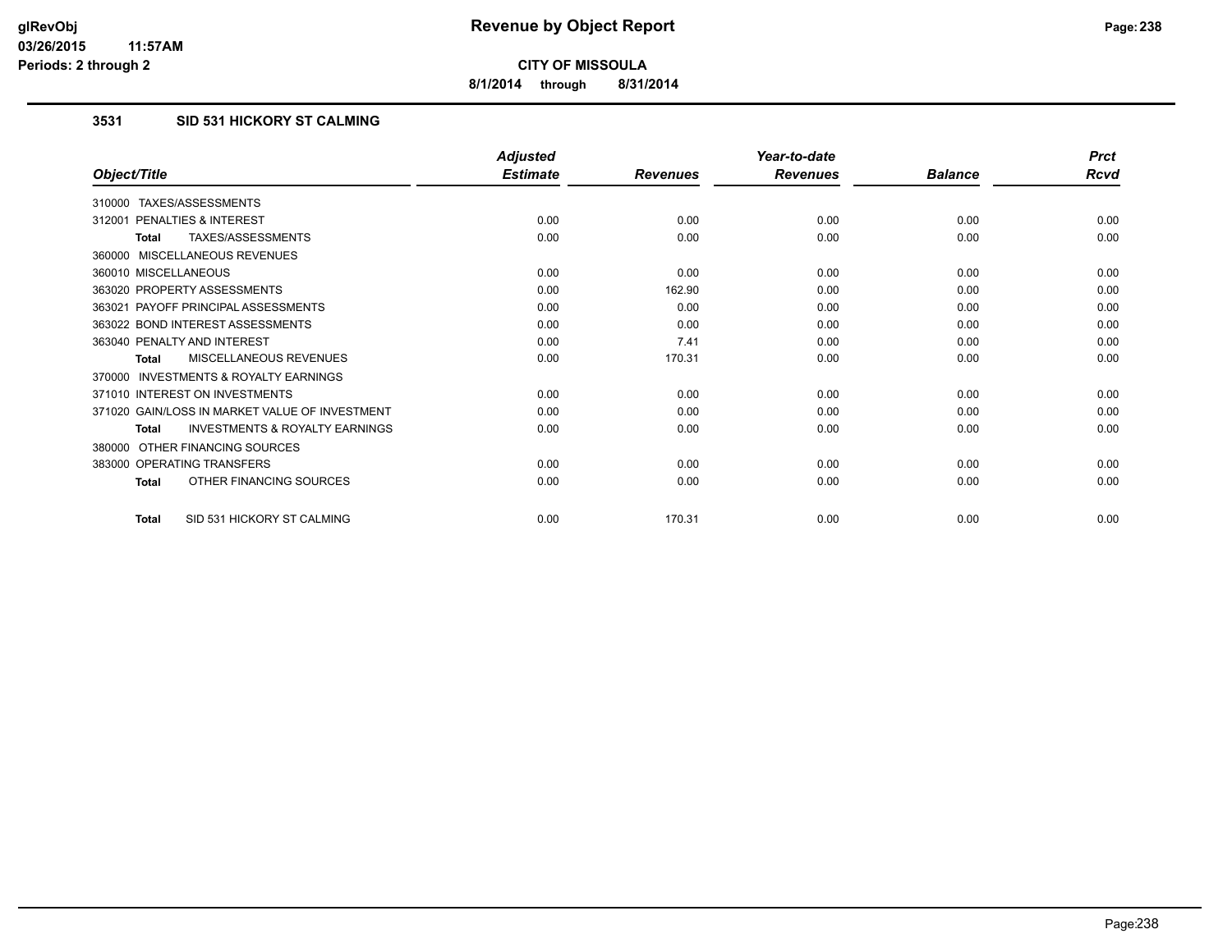**CITY OF MISSOULA**

**8/1/2014 through 8/31/2014**

## 3531 SID 531 HICKORY ST CALMING

| Object/Title | Adjusted Estimate | Revenues | Year-to-date Revenues | Balance | Prct Rcvd |
|---|---|---|---|---|---|
| 310000 TAXES/ASSESSMENTS | | | | | |
| 312001 PENALTIES & INTEREST | 0.00 | 0.00 | 0.00 | 0.00 | 0.00 |
| **Total** TAXES/ASSESSMENTS | 0.00 | 0.00 | 0.00 | 0.00 | 0.00 |
| 360000 MISCELLANEOUS REVENUES | | | | | |
| 360010 MISCELLANEOUS | 0.00 | 0.00 | 0.00 | 0.00 | 0.00 |
| 363020 PROPERTY ASSESSMENTS | 0.00 | 162.90 | 0.00 | 0.00 | 0.00 |
| 363021 PAYOFF PRINCIPAL ASSESSMENTS | 0.00 | 0.00 | 0.00 | 0.00 | 0.00 |
| 363022 BOND INTEREST ASSESSMENTS | 0.00 | 0.00 | 0.00 | 0.00 | 0.00 |
| 363040 PENALTY AND INTEREST | 0.00 | 7.41 | 0.00 | 0.00 | 0.00 |
| **Total** MISCELLANEOUS REVENUES | 0.00 | 170.31 | 0.00 | 0.00 | 0.00 |
| 370000 INVESTMENTS & ROYALTY EARNINGS | | | | | |
| 371010 INTEREST ON INVESTMENTS | 0.00 | 0.00 | 0.00 | 0.00 | 0.00 |
| 371020 GAIN/LOSS IN MARKET VALUE OF INVESTMENT | 0.00 | 0.00 | 0.00 | 0.00 | 0.00 |
| **Total** INVESTMENTS & ROYALTY EARNINGS | 0.00 | 0.00 | 0.00 | 0.00 | 0.00 |
| 380000 OTHER FINANCING SOURCES | | | | | |
| 383000 OPERATING TRANSFERS | 0.00 | 0.00 | 0.00 | 0.00 | 0.00 |
| **Total** OTHER FINANCING SOURCES | 0.00 | 0.00 | 0.00 | 0.00 | 0.00 |
| **Total** SID 531 HICKORY ST CALMING | 0.00 | 170.31 | 0.00 | 0.00 | 0.00 |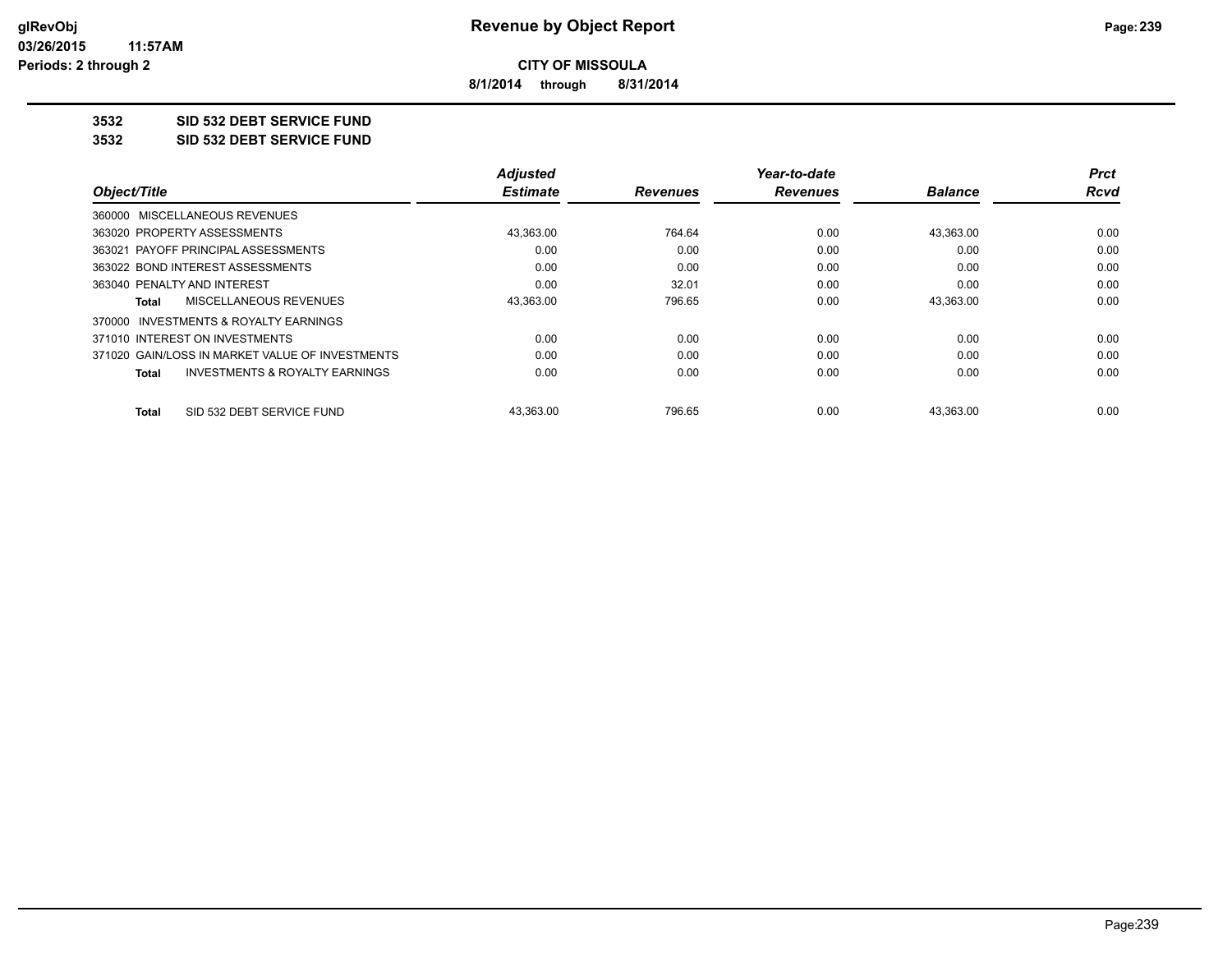**CITY OF MISSOULA**

**8/1/2014 through 8/31/2014**

**Revenue by Object Report**

glRevObj
03/26/2015 11:57AM
Periods: 2 through 2

## 3532 SID 532 DEBT SERVICE FUND

## 3532 SID 532 DEBT SERVICE FUND

| Object/Title | Adjusted Estimate | Revenues | Year-to-date Revenues | Balance | Prct Rcvd |
|---|---|---|---|---|---|
| 360000 MISCELLANEOUS REVENUES | | | | | |
| 363020 PROPERTY ASSESSMENTS | 43,363.00 | 764.64 | 0.00 | 43,363.00 | 0.00 |
| 363021 PAYOFF PRINCIPAL ASSESSMENTS | 0.00 | 0.00 | 0.00 | 0.00 | 0.00 |
| 363022 BOND INTEREST ASSESSMENTS | 0.00 | 0.00 | 0.00 | 0.00 | 0.00 |
| 363040 PENALTY AND INTEREST | 0.00 | 32.01 | 0.00 | 0.00 | 0.00 |
| **Total** MISCELLANEOUS REVENUES | 43,363.00 | 796.65 | 0.00 | 43,363.00 | 0.00 |
| 370000 INVESTMENTS & ROYALTY EARNINGS | | | | | |
| 371010 INTEREST ON INVESTMENTS | 0.00 | 0.00 | 0.00 | 0.00 | 0.00 |
| 371020 GAIN/LOSS IN MARKET VALUE OF INVESTMENTS | 0.00 | 0.00 | 0.00 | 0.00 | 0.00 |
| **Total** INVESTMENTS & ROYALTY EARNINGS | 0.00 | 0.00 | 0.00 | 0.00 | 0.00 |
| **Total** SID 532 DEBT SERVICE FUND | 43,363.00 | 796.65 | 0.00 | 43,363.00 | 0.00 |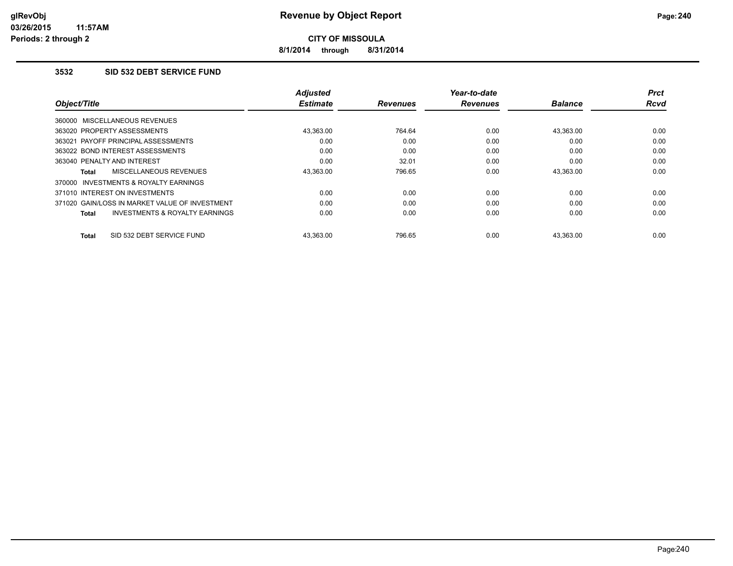**CITY OF MISSOULA**

**8/1/2014 through 8/31/2014**

### 3532 SID 532 DEBT SERVICE FUND

| Object/Title | Adjusted Estimate | Revenues | Year-to-date Revenues | Balance | Prct Rcvd |
|---|---|---|---|---|---|
| 360000 MISCELLANEOUS REVENUES | | | | | |
| 363020 PROPERTY ASSESSMENTS | 43,363.00 | 764.64 | 0.00 | 43,363.00 | 0.00 |
| 363021 PAYOFF PRINCIPAL ASSESSMENTS | 0.00 | 0.00 | 0.00 | 0.00 | 0.00 |
| 363022 BOND INTEREST ASSESSMENTS | 0.00 | 0.00 | 0.00 | 0.00 | 0.00 |
| 363040 PENALTY AND INTEREST | 0.00 | 32.01 | 0.00 | 0.00 | 0.00 |
| **Total** MISCELLANEOUS REVENUES | 43,363.00 | 796.65 | 0.00 | 43,363.00 | 0.00 |
| 370000 INVESTMENTS & ROYALTY EARNINGS | | | | | |
| 371010 INTEREST ON INVESTMENTS | 0.00 | 0.00 | 0.00 | 0.00 | 0.00 |
| 371020 GAIN/LOSS IN MARKET VALUE OF INVESTMENT | 0.00 | 0.00 | 0.00 | 0.00 | 0.00 |
| **Total** INVESTMENTS & ROYALTY EARNINGS | 0.00 | 0.00 | 0.00 | 0.00 | 0.00 |
| **Total** SID 532 DEBT SERVICE FUND | 43,363.00 | 796.65 | 0.00 | 43,363.00 | 0.00 |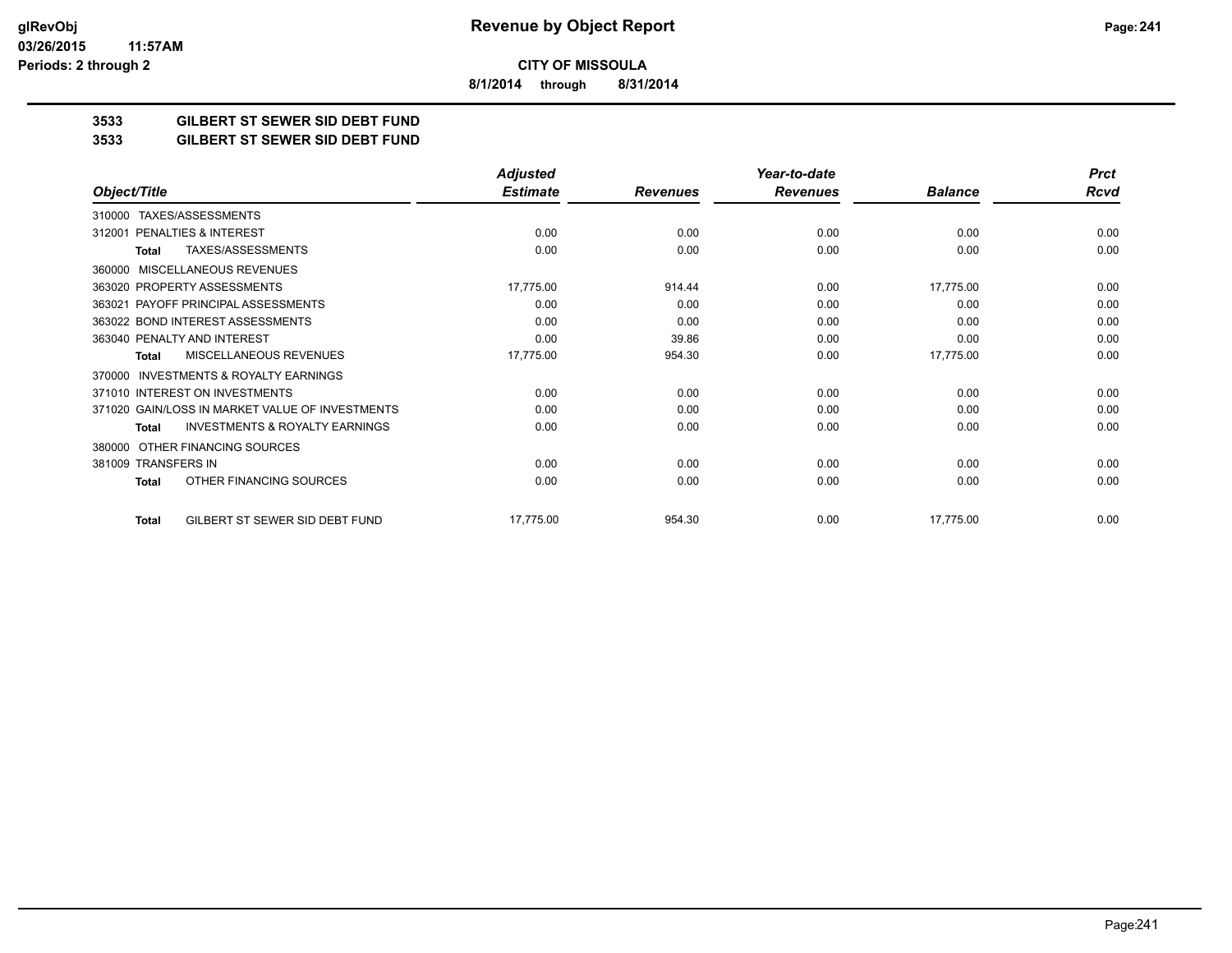**CITY OF MISSOULA**

**8/1/2014 through 8/31/2014**

## 3533 GILBERT ST SEWER SID DEBT FUND

## 3533 GILBERT ST SEWER SID DEBT FUND

| Object/Title | Adjusted Estimate | Revenues | Year-to-date Revenues | Balance | Prct Rcvd |
|---|---|---|---|---|---|
| 310000 TAXES/ASSESSMENTS | | | | | |
| 312001 PENALTIES & INTEREST | 0.00 | 0.00 | 0.00 | 0.00 | 0.00 |
| **Total** TAXES/ASSESSMENTS | 0.00 | 0.00 | 0.00 | 0.00 | 0.00 |
| 360000 MISCELLANEOUS REVENUES | | | | | |
| 363020 PROPERTY ASSESSMENTS | 17,775.00 | 914.44 | 0.00 | 17,775.00 | 0.00 |
| 363021 PAYOFF PRINCIPAL ASSESSMENTS | 0.00 | 0.00 | 0.00 | 0.00 | 0.00 |
| 363022 BOND INTEREST ASSESSMENTS | 0.00 | 0.00 | 0.00 | 0.00 | 0.00 |
| 363040 PENALTY AND INTEREST | 0.00 | 39.86 | 0.00 | 0.00 | 0.00 |
| **Total** MISCELLANEOUS REVENUES | 17,775.00 | 954.30 | 0.00 | 17,775.00 | 0.00 |
| 370000 INVESTMENTS & ROYALTY EARNINGS | | | | | |
| 371010 INTEREST ON INVESTMENTS | 0.00 | 0.00 | 0.00 | 0.00 | 0.00 |
| 371020 GAIN/LOSS IN MARKET VALUE OF INVESTMENTS | 0.00 | 0.00 | 0.00 | 0.00 | 0.00 |
| **Total** INVESTMENTS & ROYALTY EARNINGS | 0.00 | 0.00 | 0.00 | 0.00 | 0.00 |
| 380000 OTHER FINANCING SOURCES | | | | | |
| 381009 TRANSFERS IN | 0.00 | 0.00 | 0.00 | 0.00 | 0.00 |
| **Total** OTHER FINANCING SOURCES | 0.00 | 0.00 | 0.00 | 0.00 | 0.00 |
| **Total** GILBERT ST SEWER SID DEBT FUND | 17,775.00 | 954.30 | 0.00 | 17,775.00 | 0.00 |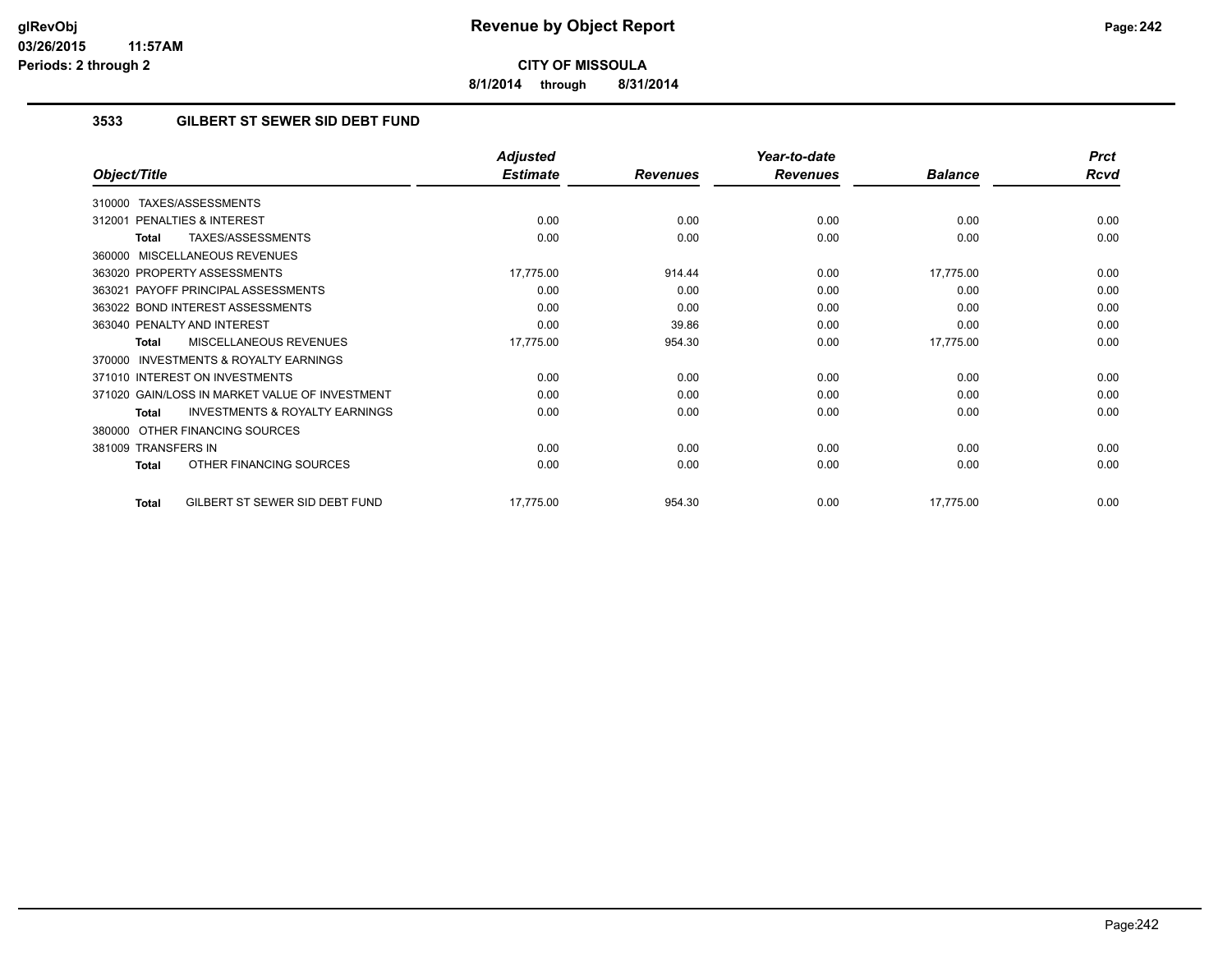# Revenue by Object Report

**CITY OF MISSOULA**

**8/1/2014 through 8/31/2014**

glRevObj
03/26/2015 11:57AM
Periods: 2 through 2

## 3533 GILBERT ST SEWER SID DEBT FUND

| Object/Title | Adjusted Estimate | Revenues | Year-to-date Revenues | Balance | Prct Rcvd |
|---|---|---|---|---|---|
| 310000 TAXES/ASSESSMENTS | | | | | |
| 312001 PENALTIES & INTEREST | 0.00 | 0.00 | 0.00 | 0.00 | 0.00 |
| **Total** TAXES/ASSESSMENTS | 0.00 | 0.00 | 0.00 | 0.00 | 0.00 |
| 360000 MISCELLANEOUS REVENUES | | | | | |
| 363020 PROPERTY ASSESSMENTS | 17,775.00 | 914.44 | 0.00 | 17,775.00 | 0.00 |
| 363021 PAYOFF PRINCIPAL ASSESSMENTS | 0.00 | 0.00 | 0.00 | 0.00 | 0.00 |
| 363022 BOND INTEREST ASSESSMENTS | 0.00 | 0.00 | 0.00 | 0.00 | 0.00 |
| 363040 PENALTY AND INTEREST | 0.00 | 39.86 | 0.00 | 0.00 | 0.00 |
| **Total** MISCELLANEOUS REVENUES | 17,775.00 | 954.30 | 0.00 | 17,775.00 | 0.00 |
| 370000 INVESTMENTS & ROYALTY EARNINGS | | | | | |
| 371010 INTEREST ON INVESTMENTS | 0.00 | 0.00 | 0.00 | 0.00 | 0.00 |
| 371020 GAIN/LOSS IN MARKET VALUE OF INVESTMENT | 0.00 | 0.00 | 0.00 | 0.00 | 0.00 |
| **Total** INVESTMENTS & ROYALTY EARNINGS | 0.00 | 0.00 | 0.00 | 0.00 | 0.00 |
| 380000 OTHER FINANCING SOURCES | | | | | |
| 381009 TRANSFERS IN | 0.00 | 0.00 | 0.00 | 0.00 | 0.00 |
| **Total** OTHER FINANCING SOURCES | 0.00 | 0.00 | 0.00 | 0.00 | 0.00 |
| **Total** GILBERT ST SEWER SID DEBT FUND | 17,775.00 | 954.30 | 0.00 | 17,775.00 | 0.00 |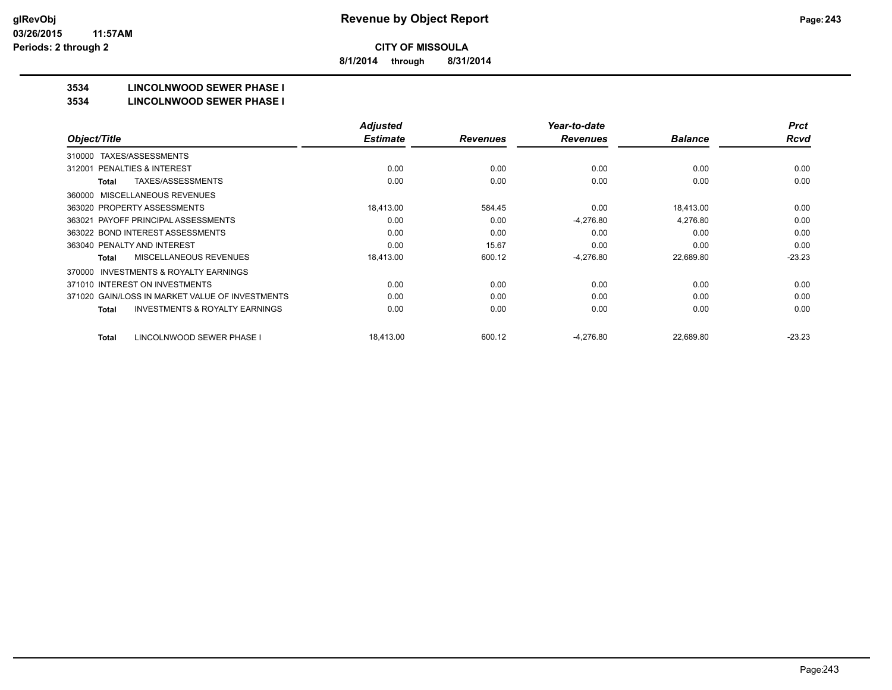**CITY OF MISSOULA**

**8/1/2014 through 8/31/2014**

**3534 LINCOLNWOOD SEWER PHASE I**

**3534 LINCOLNWOOD SEWER PHASE I**

| Object/Title | Adjusted Estimate | Revenues | Year-to-date Revenues | Balance | Prct Rcvd |
|---|---|---|---|---|---|
| 310000 TAXES/ASSESSMENTS | | | | | |
| 312001 PENALTIES & INTEREST | 0.00 | 0.00 | 0.00 | 0.00 | 0.00 |
| **Total** TAXES/ASSESSMENTS | 0.00 | 0.00 | 0.00 | 0.00 | 0.00 |
| 360000 MISCELLANEOUS REVENUES | | | | | |
| 363020 PROPERTY ASSESSMENTS | 18,413.00 | 584.45 | 0.00 | 18,413.00 | 0.00 |
| 363021 PAYOFF PRINCIPAL ASSESSMENTS | 0.00 | 0.00 | -4,276.80 | 4,276.80 | 0.00 |
| 363022 BOND INTEREST ASSESSMENTS | 0.00 | 0.00 | 0.00 | 0.00 | 0.00 |
| 363040 PENALTY AND INTEREST | 0.00 | 15.67 | 0.00 | 0.00 | 0.00 |
| **Total** MISCELLANEOUS REVENUES | 18,413.00 | 600.12 | -4,276.80 | 22,689.80 | -23.23 |
| 370000 INVESTMENTS & ROYALTY EARNINGS | | | | | |
| 371010 INTEREST ON INVESTMENTS | 0.00 | 0.00 | 0.00 | 0.00 | 0.00 |
| 371020 GAIN/LOSS IN MARKET VALUE OF INVESTMENTS | 0.00 | 0.00 | 0.00 | 0.00 | 0.00 |
| **Total** INVESTMENTS & ROYALTY EARNINGS | 0.00 | 0.00 | 0.00 | 0.00 | 0.00 |
| **Total** LINCOLNWOOD SEWER PHASE I | 18,413.00 | 600.12 | -4,276.80 | 22,689.80 | -23.23 |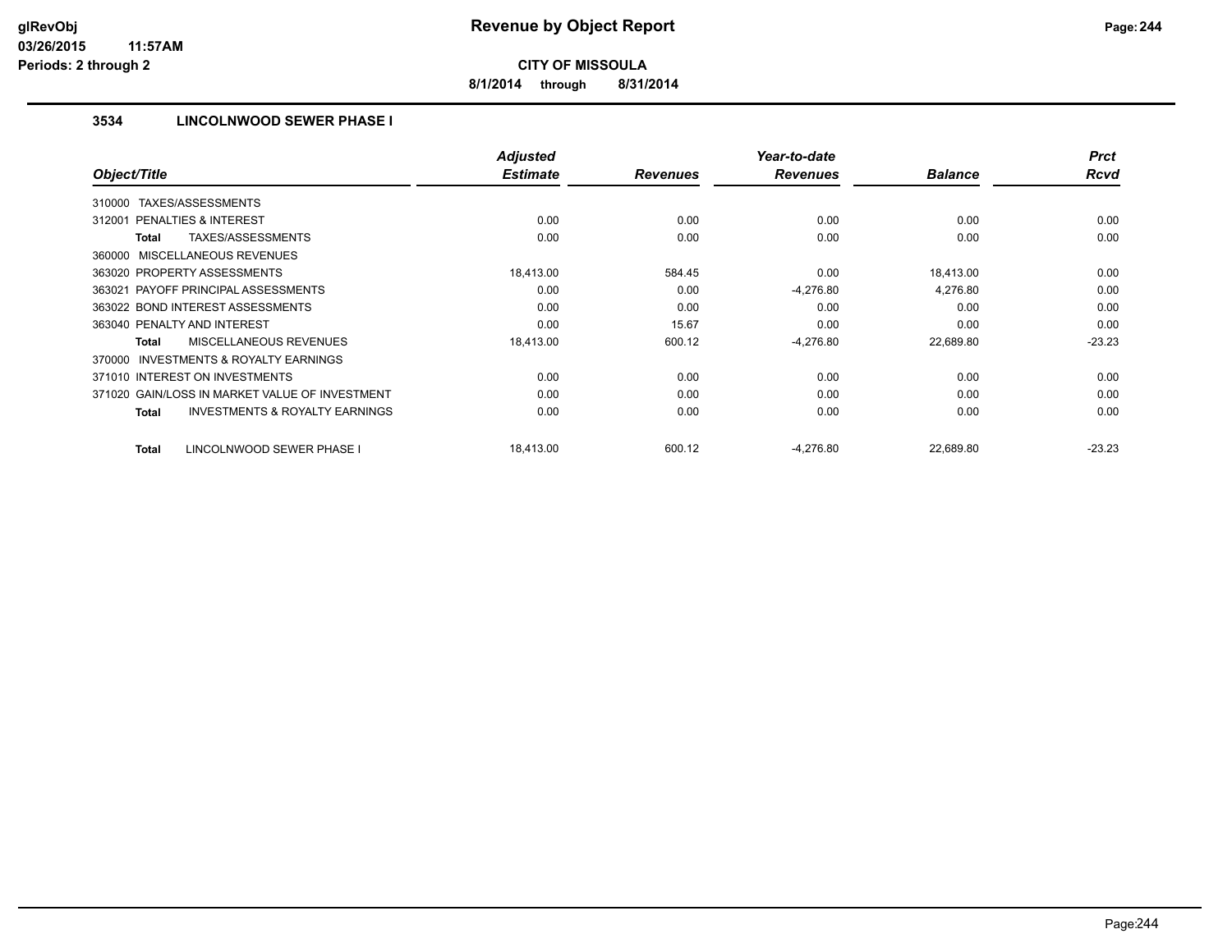# Revenue by Object Report

glRevObj
03/26/2015 11:57AM
Periods: 2 through 2

**CITY OF MISSOULA**

**8/1/2014 through 8/31/2014**

## 3534 LINCOLNWOOD SEWER PHASE I

| Object/Title | Adjusted Estimate | Revenues | Year-to-date Revenues | Balance | Prct Rcvd |
|---|---|---|---|---|---|
| 310000 TAXES/ASSESSMENTS | | | | | |
| 312001 PENALTIES & INTEREST | 0.00 | 0.00 | 0.00 | 0.00 | 0.00 |
| **Total** TAXES/ASSESSMENTS | 0.00 | 0.00 | 0.00 | 0.00 | 0.00 |
| 360000 MISCELLANEOUS REVENUES | | | | | |
| 363020 PROPERTY ASSESSMENTS | 18,413.00 | 584.45 | 0.00 | 18,413.00 | 0.00 |
| 363021 PAYOFF PRINCIPAL ASSESSMENTS | 0.00 | 0.00 | -4,276.80 | 4,276.80 | 0.00 |
| 363022 BOND INTEREST ASSESSMENTS | 0.00 | 0.00 | 0.00 | 0.00 | 0.00 |
| 363040 PENALTY AND INTEREST | 0.00 | 15.67 | 0.00 | 0.00 | 0.00 |
| **Total** MISCELLANEOUS REVENUES | 18,413.00 | 600.12 | -4,276.80 | 22,689.80 | -23.23 |
| 370000 INVESTMENTS & ROYALTY EARNINGS | | | | | |
| 371010 INTEREST ON INVESTMENTS | 0.00 | 0.00 | 0.00 | 0.00 | 0.00 |
| 371020 GAIN/LOSS IN MARKET VALUE OF INVESTMENT | 0.00 | 0.00 | 0.00 | 0.00 | 0.00 |
| **Total** INVESTMENTS & ROYALTY EARNINGS | 0.00 | 0.00 | 0.00 | 0.00 | 0.00 |
| **Total** LINCOLNWOOD SEWER PHASE I | 18,413.00 | 600.12 | -4,276.80 | 22,689.80 | -23.23 |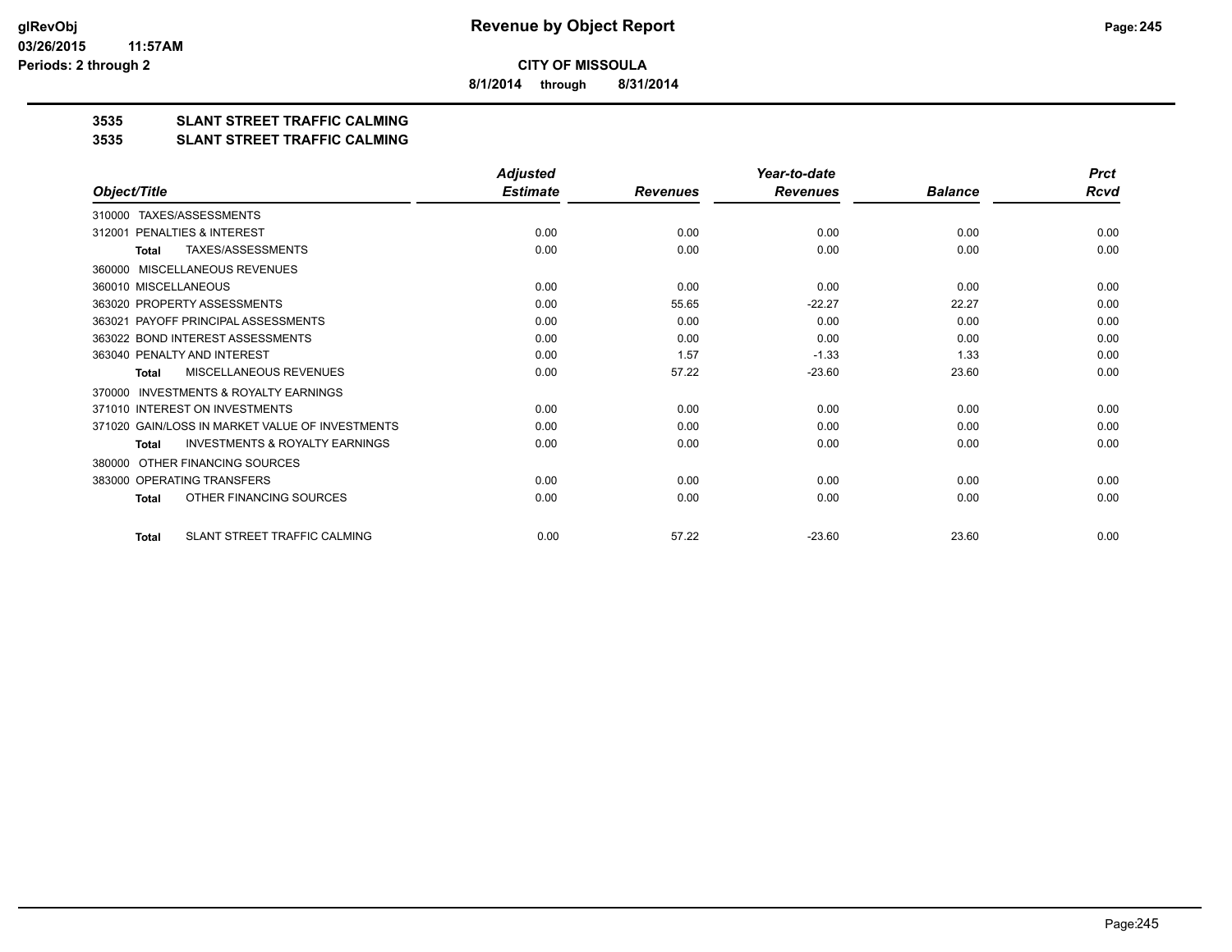# Revenue by Object Report

**CITY OF MISSOULA**

**8/1/2014 through 8/31/2014**

glRevObj
03/26/2015 11:57AM
Periods: 2 through 2

## 3535 SLANT STREET TRAFFIC CALMING
## 3535 SLANT STREET TRAFFIC CALMING

| Object/Title | Adjusted Estimate | Revenues | Year-to-date Revenues | Balance | Prct Rcvd |
|---|---|---|---|---|---|
| 310000 TAXES/ASSESSMENTS | | | | | |
| 312001 PENALTIES & INTEREST | 0.00 | 0.00 | 0.00 | 0.00 | 0.00 |
| **Total** TAXES/ASSESSMENTS | 0.00 | 0.00 | 0.00 | 0.00 | 0.00 |
| 360000 MISCELLANEOUS REVENUES | | | | | |
| 360010 MISCELLANEOUS | 0.00 | 0.00 | 0.00 | 0.00 | 0.00 |
| 363020 PROPERTY ASSESSMENTS | 0.00 | 55.65 | -22.27 | 22.27 | 0.00 |
| 363021 PAYOFF PRINCIPAL ASSESSMENTS | 0.00 | 0.00 | 0.00 | 0.00 | 0.00 |
| 363022 BOND INTEREST ASSESSMENTS | 0.00 | 0.00 | 0.00 | 0.00 | 0.00 |
| 363040 PENALTY AND INTEREST | 0.00 | 1.57 | -1.33 | 1.33 | 0.00 |
| **Total** MISCELLANEOUS REVENUES | 0.00 | 57.22 | -23.60 | 23.60 | 0.00 |
| 370000 INVESTMENTS & ROYALTY EARNINGS | | | | | |
| 371010 INTEREST ON INVESTMENTS | 0.00 | 0.00 | 0.00 | 0.00 | 0.00 |
| 371020 GAIN/LOSS IN MARKET VALUE OF INVESTMENTS | 0.00 | 0.00 | 0.00 | 0.00 | 0.00 |
| **Total** INVESTMENTS & ROYALTY EARNINGS | 0.00 | 0.00 | 0.00 | 0.00 | 0.00 |
| 380000 OTHER FINANCING SOURCES | | | | | |
| 383000 OPERATING TRANSFERS | 0.00 | 0.00 | 0.00 | 0.00 | 0.00 |
| **Total** OTHER FINANCING SOURCES | 0.00 | 0.00 | 0.00 | 0.00 | 0.00 |
| **Total** SLANT STREET TRAFFIC CALMING | 0.00 | 57.22 | -23.60 | 23.60 | 0.00 |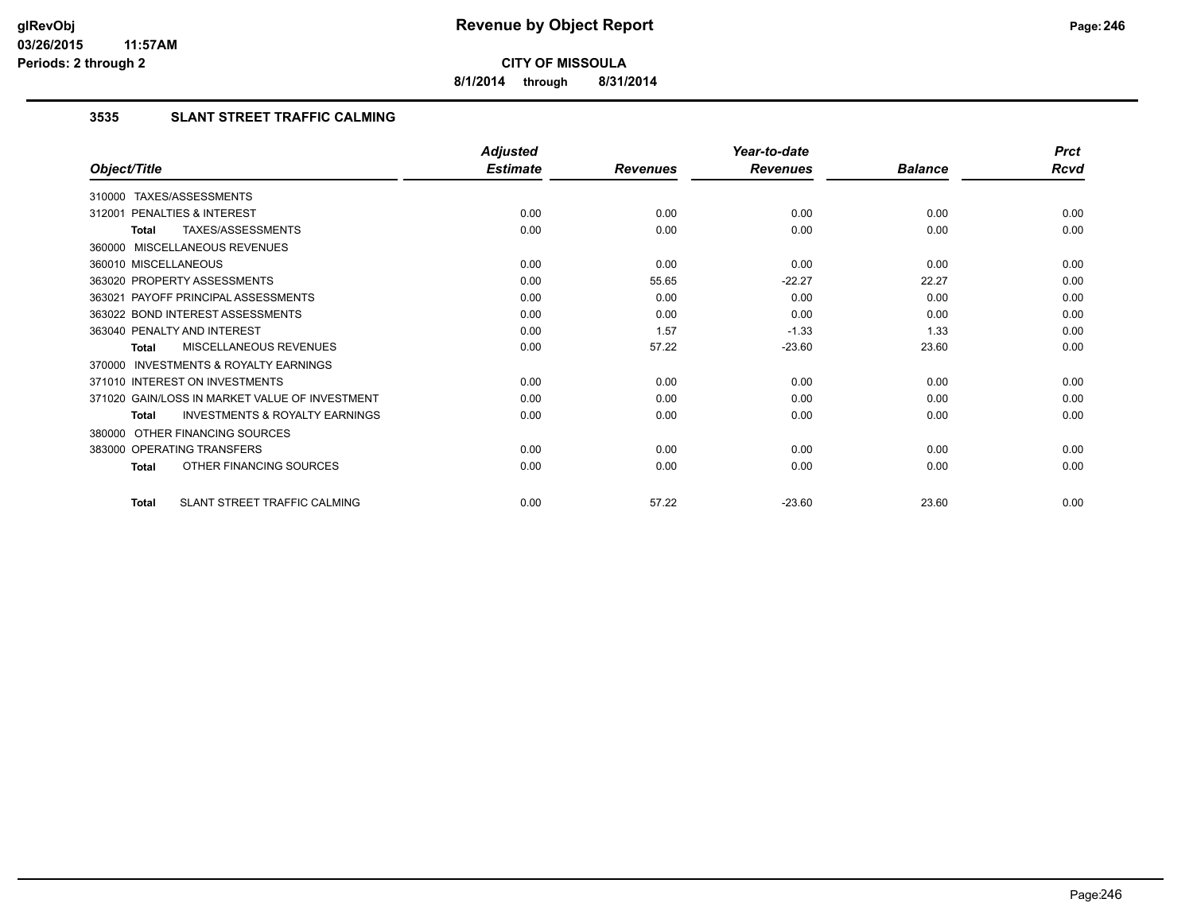**glRevObj**
**03/26/2015 11:57AM**
**Periods: 2 through 2**

# Revenue by Object Report

**CITY OF MISSOULA**

**8/1/2014 through 8/31/2014**

## 3535 SLANT STREET TRAFFIC CALMING

| Object/Title | Adjusted Estimate | Revenues | Year-to-date Revenues | Balance | Prct Rcvd |
|---|---|---|---|---|---|
| 310000 TAXES/ASSESSMENTS | | | | | |
| 312001 PENALTIES & INTEREST | 0.00 | 0.00 | 0.00 | 0.00 | 0.00 |
| **Total** TAXES/ASSESSMENTS | 0.00 | 0.00 | 0.00 | 0.00 | 0.00 |
| 360000 MISCELLANEOUS REVENUES | | | | | |
| 360010 MISCELLANEOUS | 0.00 | 0.00 | 0.00 | 0.00 | 0.00 |
| 363020 PROPERTY ASSESSMENTS | 0.00 | 55.65 | -22.27 | 22.27 | 0.00 |
| 363021 PAYOFF PRINCIPAL ASSESSMENTS | 0.00 | 0.00 | 0.00 | 0.00 | 0.00 |
| 363022 BOND INTEREST ASSESSMENTS | 0.00 | 0.00 | 0.00 | 0.00 | 0.00 |
| 363040 PENALTY AND INTEREST | 0.00 | 1.57 | -1.33 | 1.33 | 0.00 |
| **Total** MISCELLANEOUS REVENUES | 0.00 | 57.22 | -23.60 | 23.60 | 0.00 |
| 370000 INVESTMENTS & ROYALTY EARNINGS | | | | | |
| 371010 INTEREST ON INVESTMENTS | 0.00 | 0.00 | 0.00 | 0.00 | 0.00 |
| 371020 GAIN/LOSS IN MARKET VALUE OF INVESTMENT | 0.00 | 0.00 | 0.00 | 0.00 | 0.00 |
| **Total** INVESTMENTS & ROYALTY EARNINGS | 0.00 | 0.00 | 0.00 | 0.00 | 0.00 |
| 380000 OTHER FINANCING SOURCES | | | | | |
| 383000 OPERATING TRANSFERS | 0.00 | 0.00 | 0.00 | 0.00 | 0.00 |
| **Total** OTHER FINANCING SOURCES | 0.00 | 0.00 | 0.00 | 0.00 | 0.00 |
| **Total** SLANT STREET TRAFFIC CALMING | 0.00 | 57.22 | -23.60 | 23.60 | 0.00 |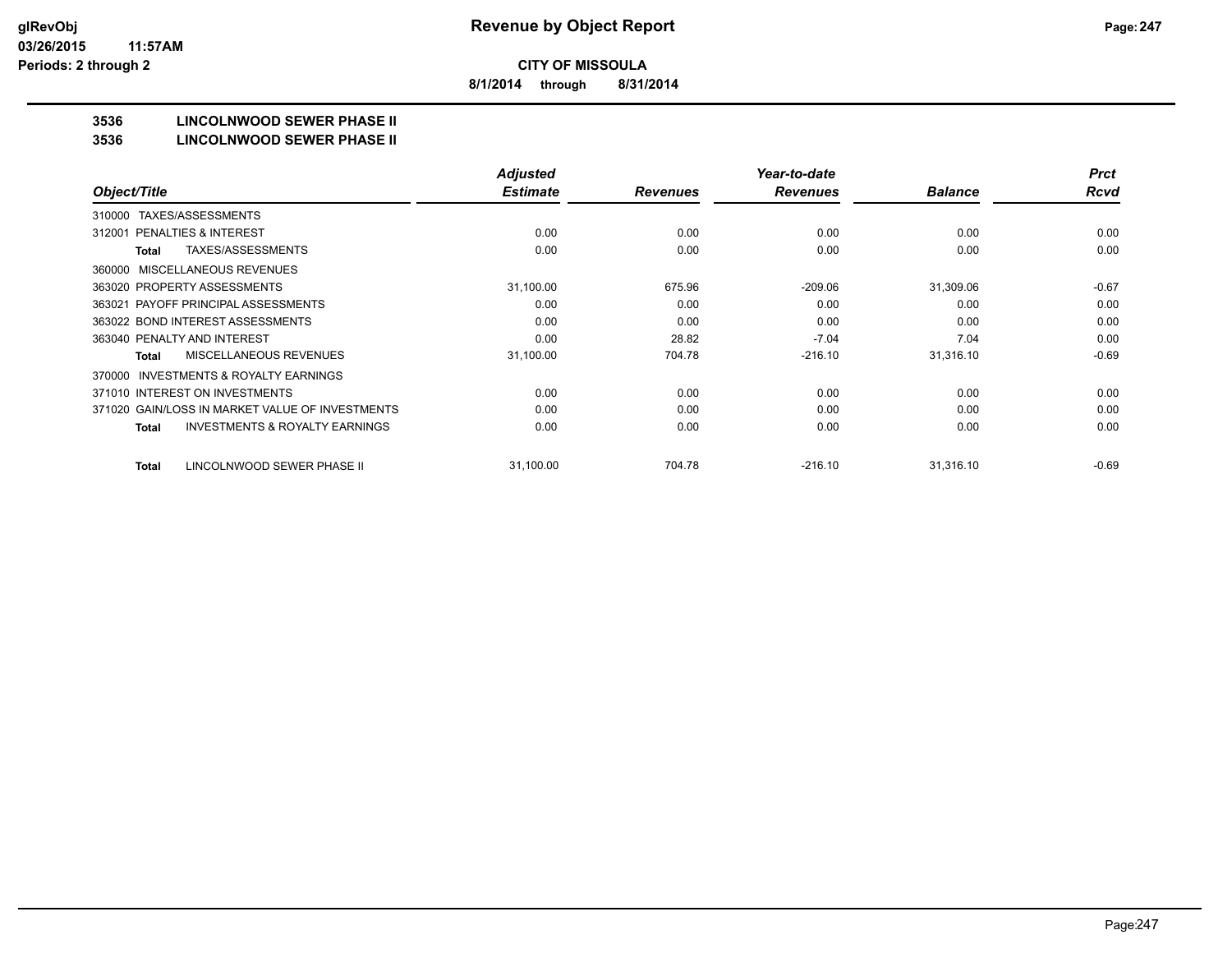**CITY OF MISSOULA**

**8/1/2014 through 8/31/2014**

**3536 LINCOLNWOOD SEWER PHASE II**

**3536 LINCOLNWOOD SEWER PHASE II**

| Object/Title | Adjusted Estimate | Revenues | Year-to-date Revenues | Balance | Prct Rcvd |
|---|---|---|---|---|---|
| 310000 TAXES/ASSESSMENTS | | | | | |
| 312001 PENALTIES & INTEREST | 0.00 | 0.00 | 0.00 | 0.00 | 0.00 |
| **Total** TAXES/ASSESSMENTS | 0.00 | 0.00 | 0.00 | 0.00 | 0.00 |
| 360000 MISCELLANEOUS REVENUES | | | | | |
| 363020 PROPERTY ASSESSMENTS | 31,100.00 | 675.96 | -209.06 | 31,309.06 | -0.67 |
| 363021 PAYOFF PRINCIPAL ASSESSMENTS | 0.00 | 0.00 | 0.00 | 0.00 | 0.00 |
| 363022 BOND INTEREST ASSESSMENTS | 0.00 | 0.00 | 0.00 | 0.00 | 0.00 |
| 363040 PENALTY AND INTEREST | 0.00 | 28.82 | -7.04 | 7.04 | 0.00 |
| **Total** MISCELLANEOUS REVENUES | 31,100.00 | 704.78 | -216.10 | 31,316.10 | -0.69 |
| 370000 INVESTMENTS & ROYALTY EARNINGS | | | | | |
| 371010 INTEREST ON INVESTMENTS | 0.00 | 0.00 | 0.00 | 0.00 | 0.00 |
| 371020 GAIN/LOSS IN MARKET VALUE OF INVESTMENTS | 0.00 | 0.00 | 0.00 | 0.00 | 0.00 |
| **Total** INVESTMENTS & ROYALTY EARNINGS | 0.00 | 0.00 | 0.00 | 0.00 | 0.00 |
| **Total** LINCOLNWOOD SEWER PHASE II | 31,100.00 | 704.78 | -216.10 | 31,316.10 | -0.69 |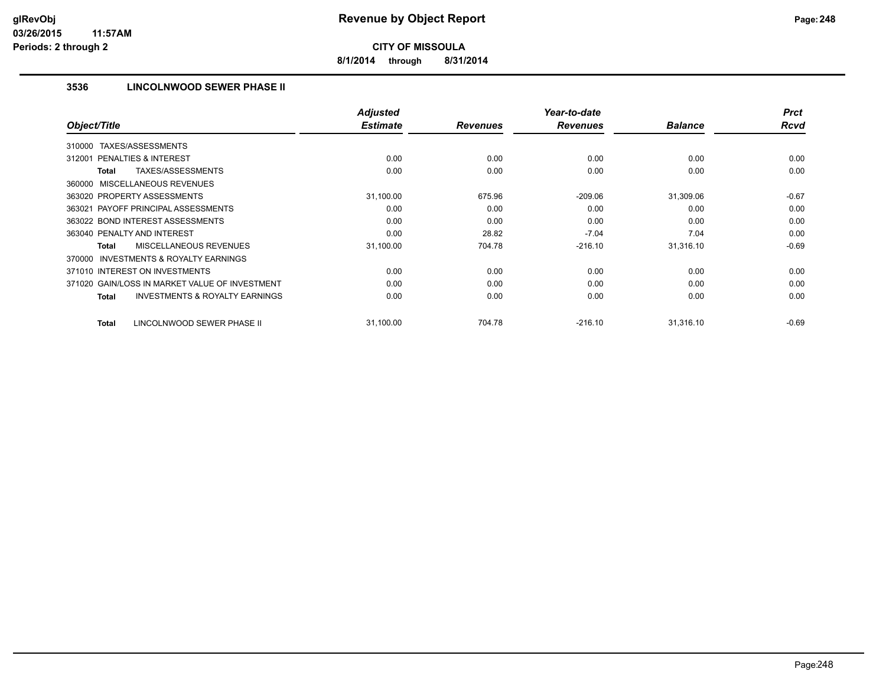**CITY OF MISSOULA**

**8/1/2014 through 8/31/2014**

### 3536 LINCOLNWOOD SEWER PHASE II

| Object/Title | Adjusted Estimate | Revenues | Year-to-date Revenues | Balance | Prct Rcvd |
|---|---|---|---|---|---|
| 310000 TAXES/ASSESSMENTS | | | | | |
| 312001 PENALTIES & INTEREST | 0.00 | 0.00 | 0.00 | 0.00 | 0.00 |
| **Total** TAXES/ASSESSMENTS | 0.00 | 0.00 | 0.00 | 0.00 | 0.00 |
| 360000 MISCELLANEOUS REVENUES | | | | | |
| 363020 PROPERTY ASSESSMENTS | 31,100.00 | 675.96 | -209.06 | 31,309.06 | -0.67 |
| 363021 PAYOFF PRINCIPAL ASSESSMENTS | 0.00 | 0.00 | 0.00 | 0.00 | 0.00 |
| 363022 BOND INTEREST ASSESSMENTS | 0.00 | 0.00 | 0.00 | 0.00 | 0.00 |
| 363040 PENALTY AND INTEREST | 0.00 | 28.82 | -7.04 | 7.04 | 0.00 |
| **Total** MISCELLANEOUS REVENUES | 31,100.00 | 704.78 | -216.10 | 31,316.10 | -0.69 |
| 370000 INVESTMENTS & ROYALTY EARNINGS | | | | | |
| 371010 INTEREST ON INVESTMENTS | 0.00 | 0.00 | 0.00 | 0.00 | 0.00 |
| 371020 GAIN/LOSS IN MARKET VALUE OF INVESTMENT | 0.00 | 0.00 | 0.00 | 0.00 | 0.00 |
| **Total** INVESTMENTS & ROYALTY EARNINGS | 0.00 | 0.00 | 0.00 | 0.00 | 0.00 |
| **Total** LINCOLNWOOD SEWER PHASE II | 31,100.00 | 704.78 | -216.10 | 31,316.10 | -0.69 |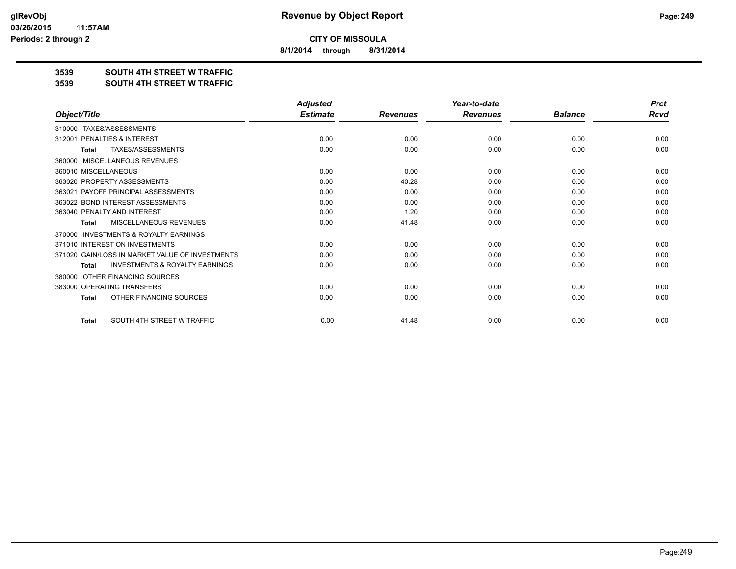# Revenue by Object Report

**CITY OF MISSOULA**

**8/1/2014 through 8/31/2014**

glRevObj
03/26/2015 11:57AM
Periods: 2 through 2

## 3539 SOUTH 4TH STREET W TRAFFIC
## 3539 SOUTH 4TH STREET W TRAFFIC

| Object/Title | Adjusted Estimate | Revenues | Year-to-date Revenues | Balance | Prct Rcvd |
|---|---|---|---|---|---|
| 310000 TAXES/ASSESSMENTS | | | | | |
| 312001 PENALTIES & INTEREST | 0.00 | 0.00 | 0.00 | 0.00 | 0.00 |
| **Total** TAXES/ASSESSMENTS | 0.00 | 0.00 | 0.00 | 0.00 | 0.00 |
| 360000 MISCELLANEOUS REVENUES | | | | | |
| 360010 MISCELLANEOUS | 0.00 | 0.00 | 0.00 | 0.00 | 0.00 |
| 363020 PROPERTY ASSESSMENTS | 0.00 | 40.28 | 0.00 | 0.00 | 0.00 |
| 363021 PAYOFF PRINCIPAL ASSESSMENTS | 0.00 | 0.00 | 0.00 | 0.00 | 0.00 |
| 363022 BOND INTEREST ASSESSMENTS | 0.00 | 0.00 | 0.00 | 0.00 | 0.00 |
| 363040 PENALTY AND INTEREST | 0.00 | 1.20 | 0.00 | 0.00 | 0.00 |
| **Total** MISCELLANEOUS REVENUES | 0.00 | 41.48 | 0.00 | 0.00 | 0.00 |
| 370000 INVESTMENTS & ROYALTY EARNINGS | | | | | |
| 371010 INTEREST ON INVESTMENTS | 0.00 | 0.00 | 0.00 | 0.00 | 0.00 |
| 371020 GAIN/LOSS IN MARKET VALUE OF INVESTMENTS | 0.00 | 0.00 | 0.00 | 0.00 | 0.00 |
| **Total** INVESTMENTS & ROYALTY EARNINGS | 0.00 | 0.00 | 0.00 | 0.00 | 0.00 |
| 380000 OTHER FINANCING SOURCES | | | | | |
| 383000 OPERATING TRANSFERS | 0.00 | 0.00 | 0.00 | 0.00 | 0.00 |
| **Total** OTHER FINANCING SOURCES | 0.00 | 0.00 | 0.00 | 0.00 | 0.00 |
| **Total** SOUTH 4TH STREET W TRAFFIC | 0.00 | 41.48 | 0.00 | 0.00 | 0.00 |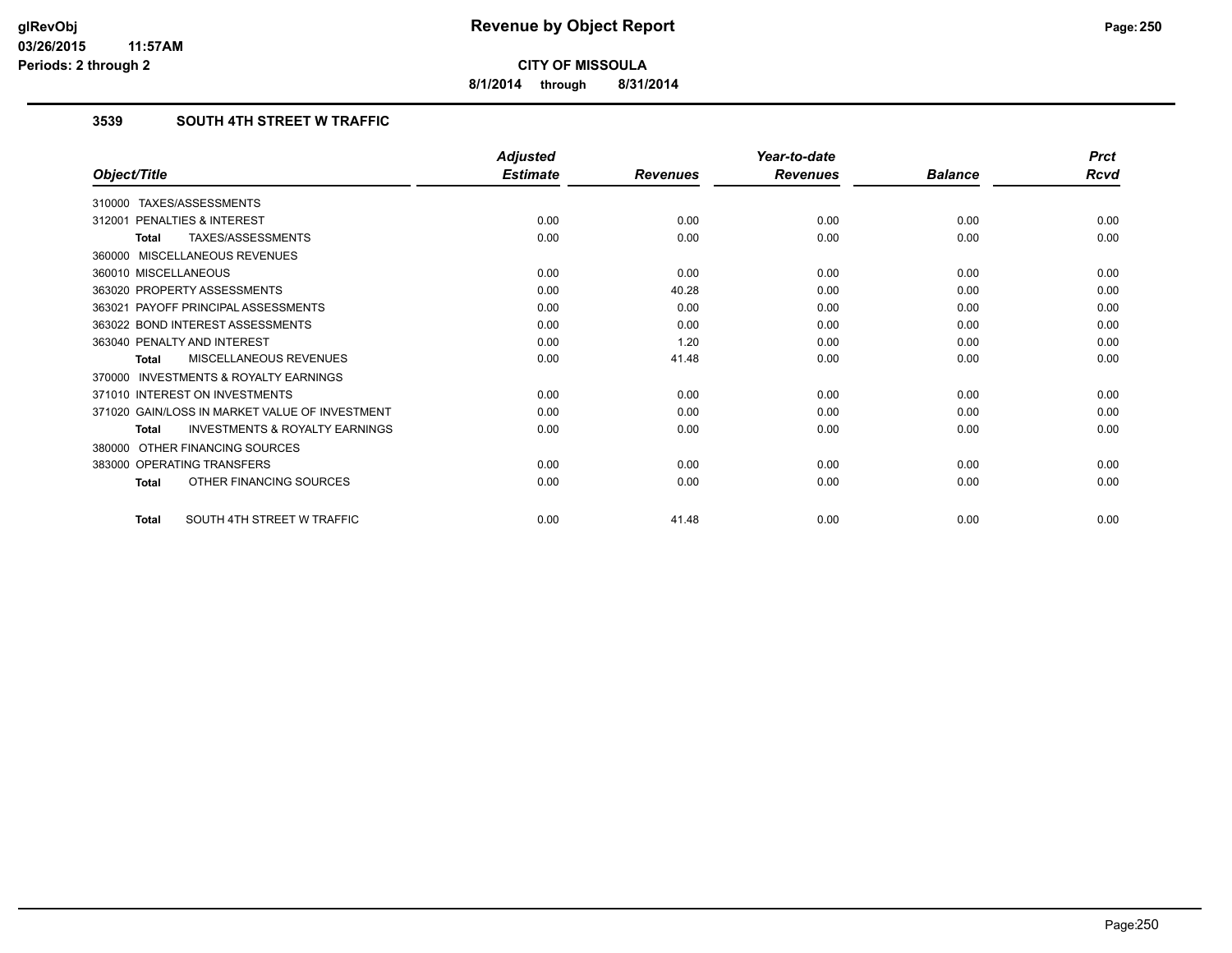# Revenue by Object Report

**CITY OF MISSOULA**

**8/1/2014 through 8/31/2014**

glRevObj
03/26/2015 11:57AM
Periods: 2 through 2

### 3539 SOUTH 4TH STREET W TRAFFIC

| Object/Title | Adjusted Estimate | Revenues | Year-to-date Revenues | Balance | Prct Rcvd |
|---|---|---|---|---|---|
| 310000 TAXES/ASSESSMENTS | | | | | |
| 312001 PENALTIES & INTEREST | 0.00 | 0.00 | 0.00 | 0.00 | 0.00 |
| **Total** TAXES/ASSESSMENTS | 0.00 | 0.00 | 0.00 | 0.00 | 0.00 |
| 360000 MISCELLANEOUS REVENUES | | | | | |
| 360010 MISCELLANEOUS | 0.00 | 0.00 | 0.00 | 0.00 | 0.00 |
| 363020 PROPERTY ASSESSMENTS | 0.00 | 40.28 | 0.00 | 0.00 | 0.00 |
| 363021 PAYOFF PRINCIPAL ASSESSMENTS | 0.00 | 0.00 | 0.00 | 0.00 | 0.00 |
| 363022 BOND INTEREST ASSESSMENTS | 0.00 | 0.00 | 0.00 | 0.00 | 0.00 |
| 363040 PENALTY AND INTEREST | 0.00 | 1.20 | 0.00 | 0.00 | 0.00 |
| **Total** MISCELLANEOUS REVENUES | 0.00 | 41.48 | 0.00 | 0.00 | 0.00 |
| 370000 INVESTMENTS & ROYALTY EARNINGS | | | | | |
| 371010 INTEREST ON INVESTMENTS | 0.00 | 0.00 | 0.00 | 0.00 | 0.00 |
| 371020 GAIN/LOSS IN MARKET VALUE OF INVESTMENT | 0.00 | 0.00 | 0.00 | 0.00 | 0.00 |
| **Total** INVESTMENTS & ROYALTY EARNINGS | 0.00 | 0.00 | 0.00 | 0.00 | 0.00 |
| 380000 OTHER FINANCING SOURCES | | | | | |
| 383000 OPERATING TRANSFERS | 0.00 | 0.00 | 0.00 | 0.00 | 0.00 |
| **Total** OTHER FINANCING SOURCES | 0.00 | 0.00 | 0.00 | 0.00 | 0.00 |
| **Total** SOUTH 4TH STREET W TRAFFIC | 0.00 | 41.48 | 0.00 | 0.00 | 0.00 |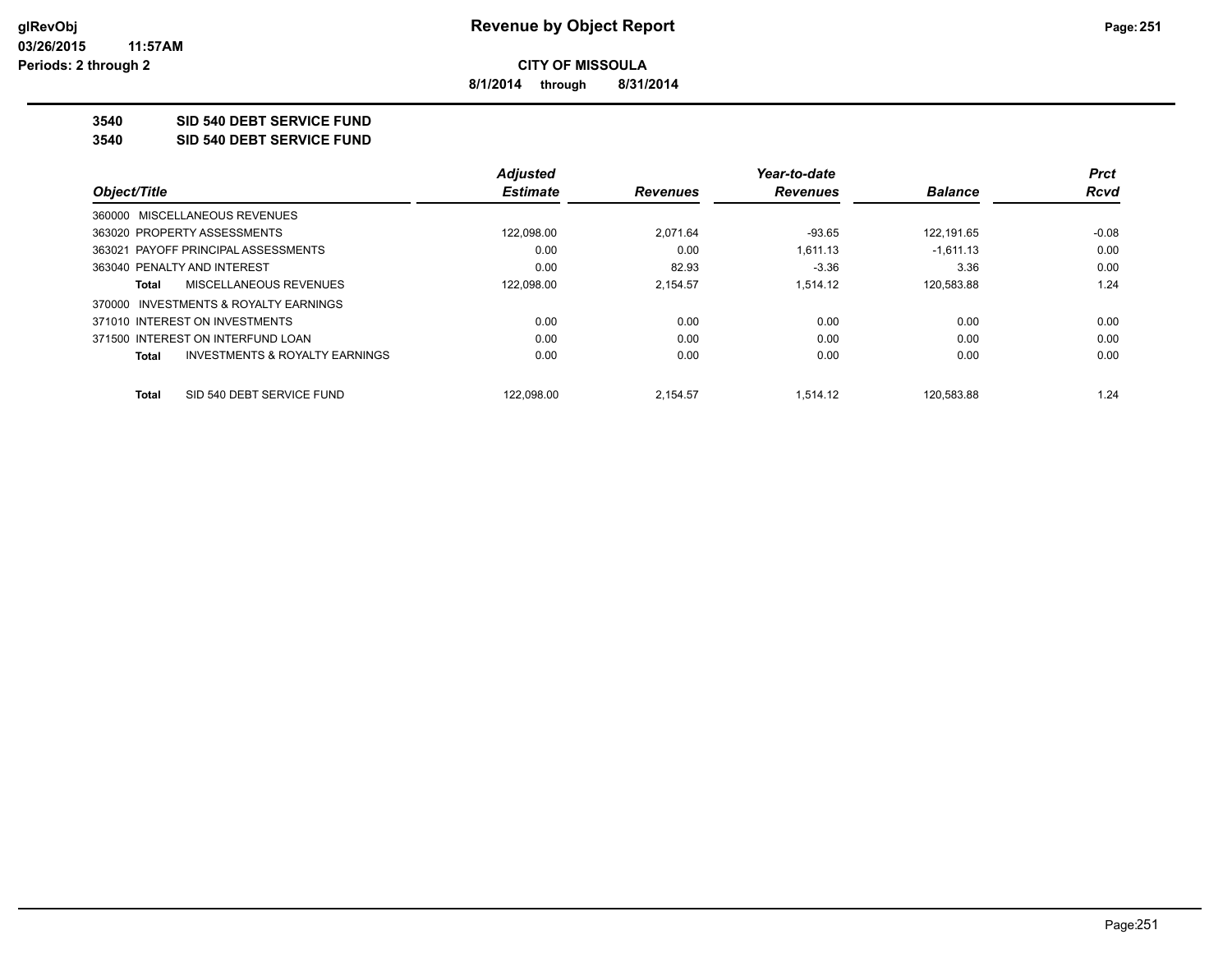**CITY OF MISSOULA**

**8/1/2014 through 8/31/2014**

**3540 SID 540 DEBT SERVICE FUND**

**3540 SID 540 DEBT SERVICE FUND**

| Object/Title | Adjusted Estimate | Revenues | Year-to-date Revenues | Balance | Prct Rcvd |
|---|---|---|---|---|---|
| 360000 MISCELLANEOUS REVENUES | | | | | |
| 363020 PROPERTY ASSESSMENTS | 122,098.00 | 2,071.64 | -93.65 | 122,191.65 | -0.08 |
| 363021 PAYOFF PRINCIPAL ASSESSMENTS | 0.00 | 0.00 | 1,611.13 | -1,611.13 | 0.00 |
| 363040 PENALTY AND INTEREST | 0.00 | 82.93 | -3.36 | 3.36 | 0.00 |
| **Total** MISCELLANEOUS REVENUES | 122,098.00 | 2,154.57 | 1,514.12 | 120,583.88 | 1.24 |
| 370000 INVESTMENTS & ROYALTY EARNINGS | | | | | |
| 371010 INTEREST ON INVESTMENTS | 0.00 | 0.00 | 0.00 | 0.00 | 0.00 |
| 371500 INTEREST ON INTERFUND LOAN | 0.00 | 0.00 | 0.00 | 0.00 | 0.00 |
| **Total** INVESTMENTS & ROYALTY EARNINGS | 0.00 | 0.00 | 0.00 | 0.00 | 0.00 |
| **Total** SID 540 DEBT SERVICE FUND | 122,098.00 | 2,154.57 | 1,514.12 | 120,583.88 | 1.24 |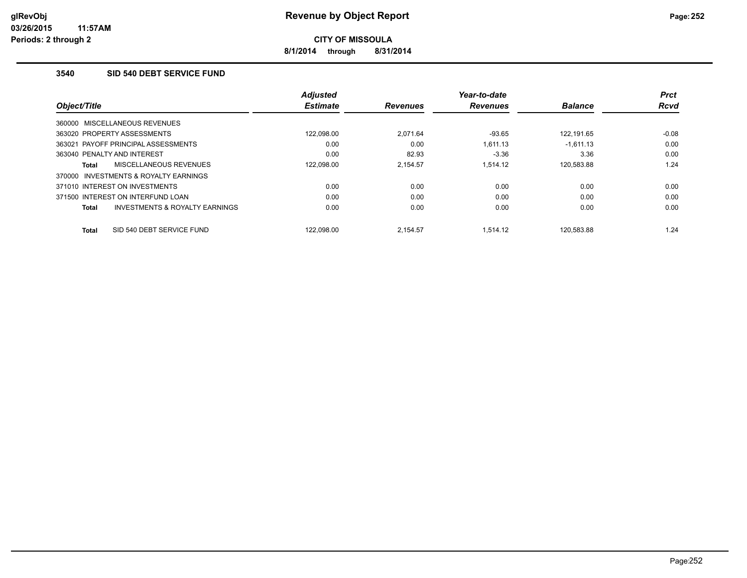# Revenue by Object Report

glRevObj
03/26/2015 11:57AM
Periods: 2 through 2

**CITY OF MISSOULA**

**8/1/2014 through 8/31/2014**

## 3540 SID 540 DEBT SERVICE FUND

| Object/Title | Adjusted Estimate | Revenues | Year-to-date Revenues | Balance | Prct Rcvd |
|---|---|---|---|---|---|
| 360000 MISCELLANEOUS REVENUES | | | | | |
| 363020 PROPERTY ASSESSMENTS | 122,098.00 | 2,071.64 | -93.65 | 122,191.65 | -0.08 |
| 363021 PAYOFF PRINCIPAL ASSESSMENTS | 0.00 | 0.00 | 1,611.13 | -1,611.13 | 0.00 |
| 363040 PENALTY AND INTEREST | 0.00 | 82.93 | -3.36 | 3.36 | 0.00 |
| **Total** MISCELLANEOUS REVENUES | 122,098.00 | 2,154.57 | 1,514.12 | 120,583.88 | 1.24 |
| 370000 INVESTMENTS & ROYALTY EARNINGS | | | | | |
| 371010 INTEREST ON INVESTMENTS | 0.00 | 0.00 | 0.00 | 0.00 | 0.00 |
| 371500 INTEREST ON INTERFUND LOAN | 0.00 | 0.00 | 0.00 | 0.00 | 0.00 |
| **Total** INVESTMENTS & ROYALTY EARNINGS | 0.00 | 0.00 | 0.00 | 0.00 | 0.00 |
| **Total** SID 540 DEBT SERVICE FUND | 122,098.00 | 2,154.57 | 1,514.12 | 120,583.88 | 1.24 |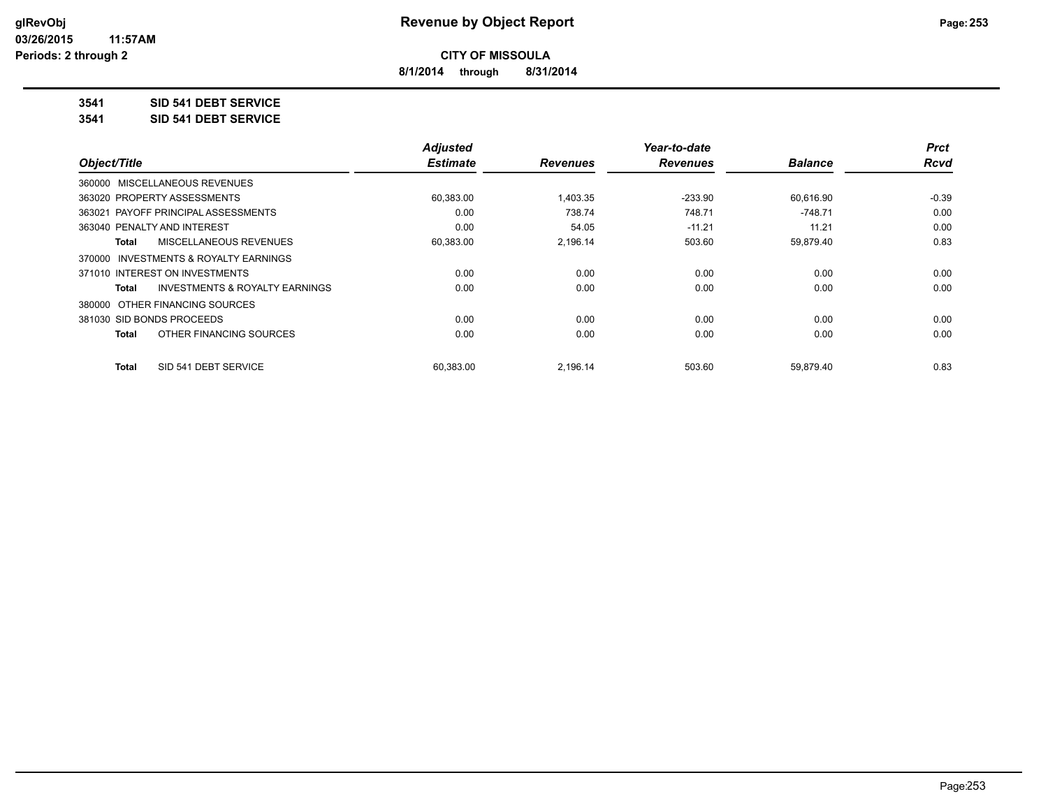**CITY OF MISSOULA**

**8/1/2014 through 8/31/2014**

**3541 SID 541 DEBT SERVICE**

**3541 SID 541 DEBT SERVICE**

| Object/Title | Adjusted Estimate | Revenues | Year-to-date Revenues | Balance | Prct Rcvd |
|---|---|---|---|---|---|
| 360000 MISCELLANEOUS REVENUES | | | | | |
| 363020 PROPERTY ASSESSMENTS | 60,383.00 | 1,403.35 | -233.90 | 60,616.90 | -0.39 |
| 363021 PAYOFF PRINCIPAL ASSESSMENTS | 0.00 | 738.74 | 748.71 | -748.71 | 0.00 |
| 363040 PENALTY AND INTEREST | 0.00 | 54.05 | -11.21 | 11.21 | 0.00 |
| **Total** MISCELLANEOUS REVENUES | 60,383.00 | 2,196.14 | 503.60 | 59,879.40 | 0.83 |
| 370000 INVESTMENTS & ROYALTY EARNINGS | | | | | |
| 371010 INTEREST ON INVESTMENTS | 0.00 | 0.00 | 0.00 | 0.00 | 0.00 |
| **Total** INVESTMENTS & ROYALTY EARNINGS | 0.00 | 0.00 | 0.00 | 0.00 | 0.00 |
| 380000 OTHER FINANCING SOURCES | | | | | |
| 381030 SID BONDS PROCEEDS | 0.00 | 0.00 | 0.00 | 0.00 | 0.00 |
| **Total** OTHER FINANCING SOURCES | 0.00 | 0.00 | 0.00 | 0.00 | 0.00 |
| **Total** SID 541 DEBT SERVICE | 60,383.00 | 2,196.14 | 503.60 | 59,879.40 | 0.83 |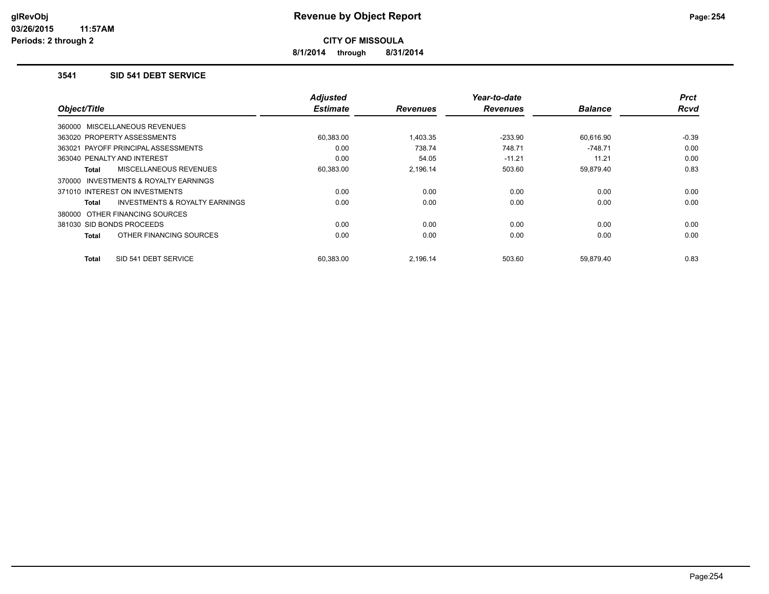**CITY OF MISSOULA**

**8/1/2014 through 8/31/2014**

### 3541 SID 541 DEBT SERVICE

| Object/Title | Adjusted Estimate | Revenues | Year-to-date Revenues | Balance | Prct Rcvd |
|---|---|---|---|---|---|
| 360000 MISCELLANEOUS REVENUES | | | | | |
| 363020 PROPERTY ASSESSMENTS | 60,383.00 | 1,403.35 | -233.90 | 60,616.90 | -0.39 |
| 363021 PAYOFF PRINCIPAL ASSESSMENTS | 0.00 | 738.74 | 748.71 | -748.71 | 0.00 |
| 363040 PENALTY AND INTEREST | 0.00 | 54.05 | -11.21 | 11.21 | 0.00 |
| **Total** MISCELLANEOUS REVENUES | 60,383.00 | 2,196.14 | 503.60 | 59,879.40 | 0.83 |
| 370000 INVESTMENTS & ROYALTY EARNINGS | | | | | |
| 371010 INTEREST ON INVESTMENTS | 0.00 | 0.00 | 0.00 | 0.00 | 0.00 |
| **Total** INVESTMENTS & ROYALTY EARNINGS | 0.00 | 0.00 | 0.00 | 0.00 | 0.00 |
| 380000 OTHER FINANCING SOURCES | | | | | |
| 381030 SID BONDS PROCEEDS | 0.00 | 0.00 | 0.00 | 0.00 | 0.00 |
| **Total** OTHER FINANCING SOURCES | 0.00 | 0.00 | 0.00 | 0.00 | 0.00 |
| **Total** SID 541 DEBT SERVICE | 60,383.00 | 2,196.14 | 503.60 | 59,879.40 | 0.83 |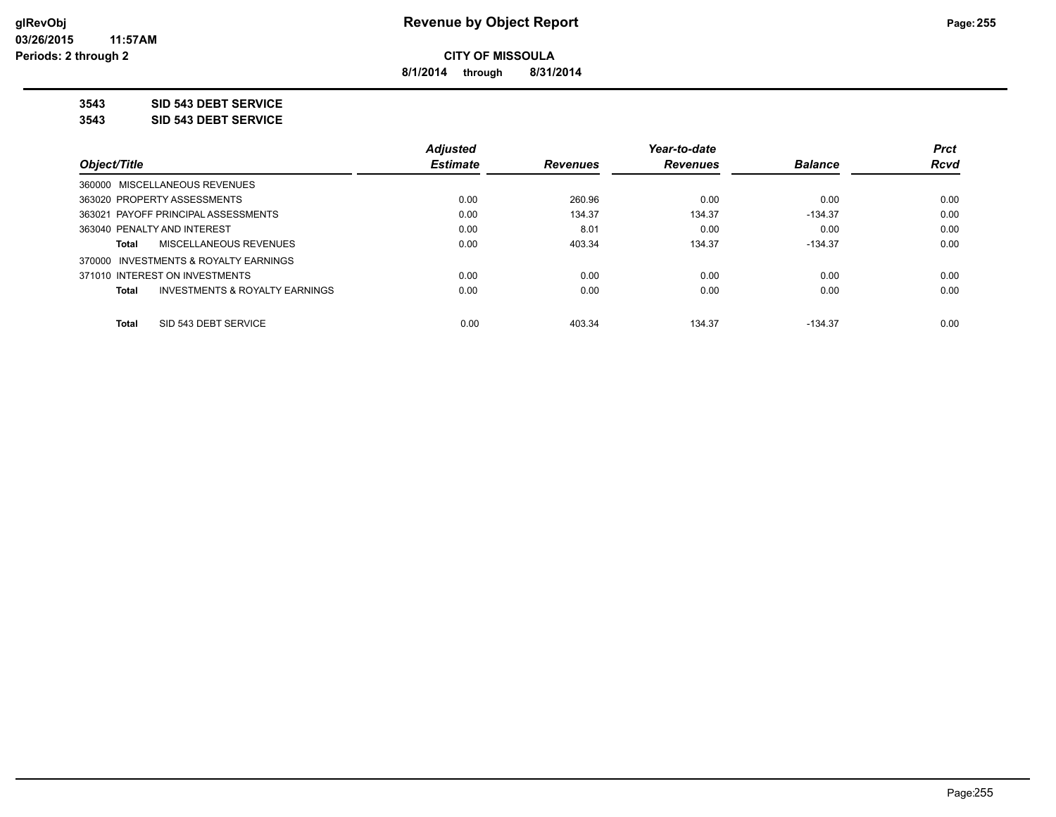**CITY OF MISSOULA**

**8/1/2014 through 8/31/2014**

**Revenue by Object Report**

glRevObj
03/26/2015 11:57AM
Periods: 2 through 2

**3543 SID 543 DEBT SERVICE**

**3543 SID 543 DEBT SERVICE**

| Object/Title | Adjusted Estimate | Revenues | Year-to-date Revenues | Balance | Prct Rcvd |
|---|---|---|---|---|---|
| 360000 MISCELLANEOUS REVENUES | | | | | |
| 363020 PROPERTY ASSESSMENTS | 0.00 | 260.96 | 0.00 | 0.00 | 0.00 |
| 363021 PAYOFF PRINCIPAL ASSESSMENTS | 0.00 | 134.37 | 134.37 | -134.37 | 0.00 |
| 363040 PENALTY AND INTEREST | 0.00 | 8.01 | 0.00 | 0.00 | 0.00 |
| **Total** MISCELLANEOUS REVENUES | 0.00 | 403.34 | 134.37 | -134.37 | 0.00 |
| 370000 INVESTMENTS & ROYALTY EARNINGS | | | | | |
| 371010 INTEREST ON INVESTMENTS | 0.00 | 0.00 | 0.00 | 0.00 | 0.00 |
| **Total** INVESTMENTS & ROYALTY EARNINGS | 0.00 | 0.00 | 0.00 | 0.00 | 0.00 |
| **Total** SID 543 DEBT SERVICE | 0.00 | 403.34 | 134.37 | -134.37 | 0.00 |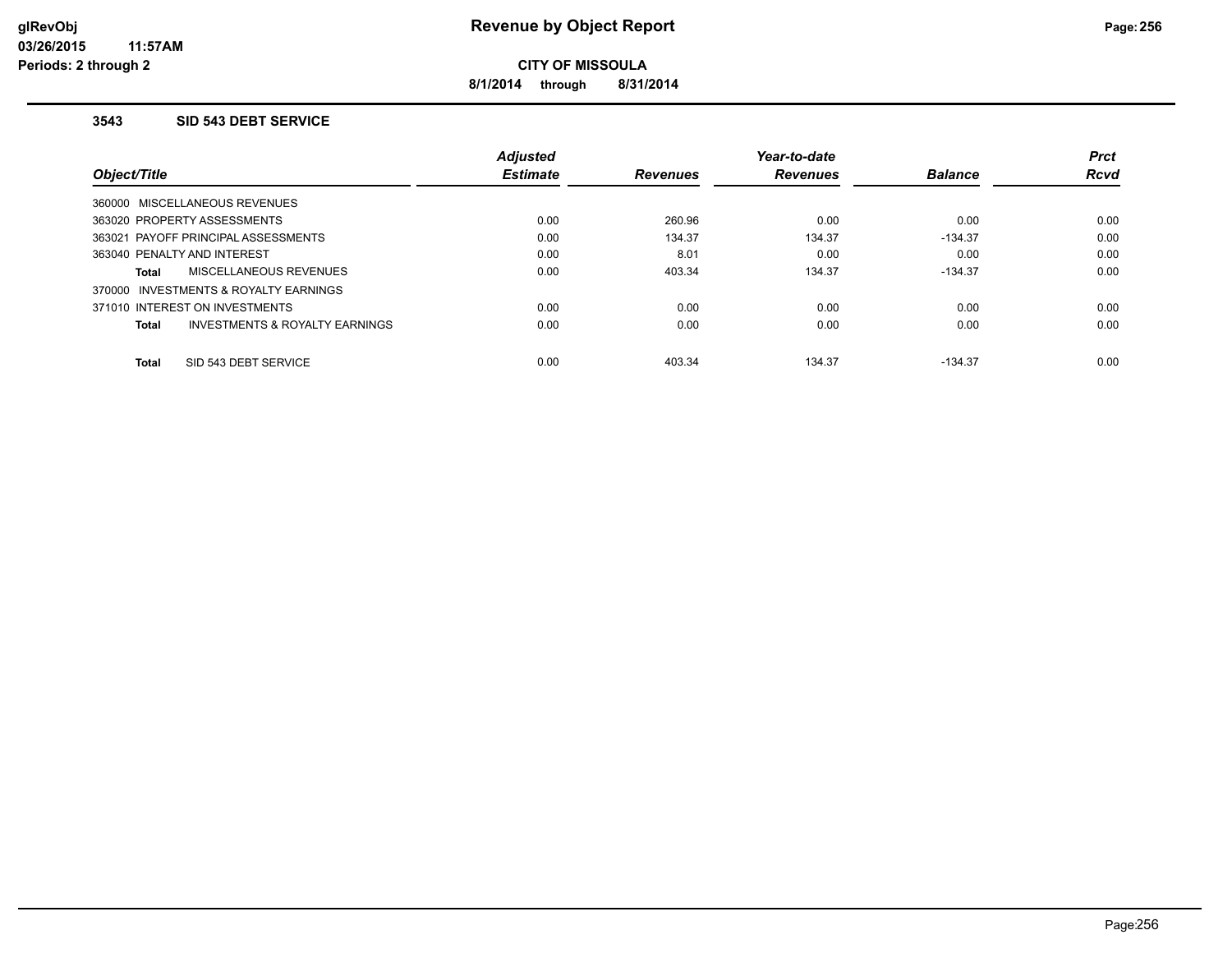# Revenue by Object Report

glRevObj
03/26/2015 11:57AM
Periods: 2 through 2

**CITY OF MISSOULA**

**8/1/2014 through 8/31/2014**

### 3543 SID 543 DEBT SERVICE

| Object/Title | Adjusted Estimate | Revenues | Year-to-date Revenues | Balance | Prct Rcvd |
|---|---|---|---|---|---|
| 360000 MISCELLANEOUS REVENUES | | | | | |
| 363020 PROPERTY ASSESSMENTS | 0.00 | 260.96 | 0.00 | 0.00 | 0.00 |
| 363021 PAYOFF PRINCIPAL ASSESSMENTS | 0.00 | 134.37 | 134.37 | -134.37 | 0.00 |
| 363040 PENALTY AND INTEREST | 0.00 | 8.01 | 0.00 | 0.00 | 0.00 |
| **Total** MISCELLANEOUS REVENUES | 0.00 | 403.34 | 134.37 | -134.37 | 0.00 |
| 370000 INVESTMENTS & ROYALTY EARNINGS | | | | | |
| 371010 INTEREST ON INVESTMENTS | 0.00 | 0.00 | 0.00 | 0.00 | 0.00 |
| **Total** INVESTMENTS & ROYALTY EARNINGS | 0.00 | 0.00 | 0.00 | 0.00 | 0.00 |
| **Total** SID 543 DEBT SERVICE | 0.00 | 403.34 | 134.37 | -134.37 | 0.00 |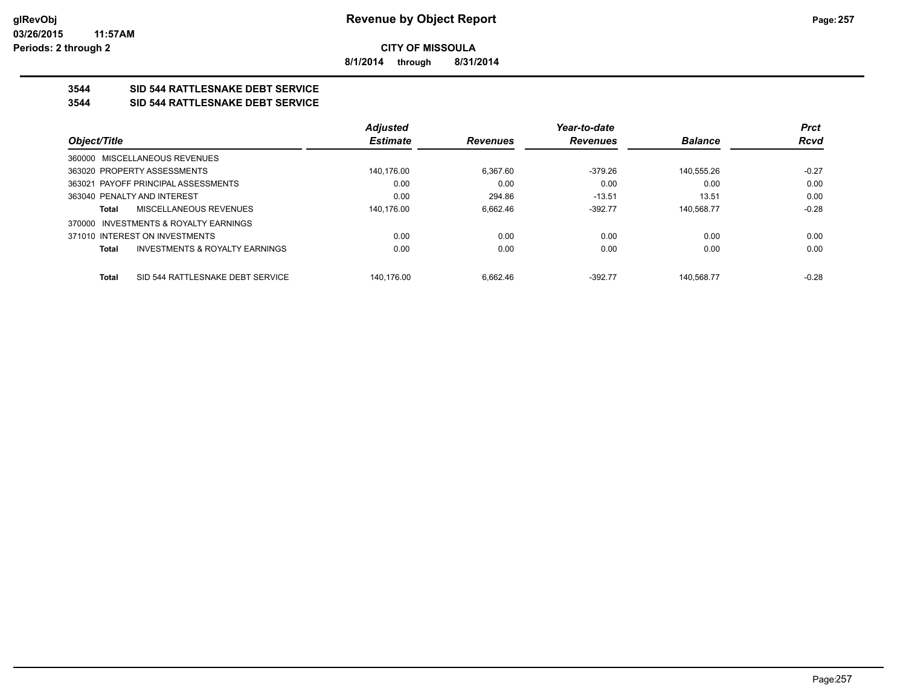**glRevObj**
**03/26/2015 11:57AM**
**Periods: 2 through 2**

# Revenue by Object Report

**CITY OF MISSOULA**

**8/1/2014 through 8/31/2014**

## 3544 SID 544 RATTLESNAKE DEBT SERVICE
## 3544 SID 544 RATTLESNAKE DEBT SERVICE

| Object/Title | Adjusted Estimate | Revenues | Year-to-date Revenues | Balance | Prct Rcvd |
|---|---|---|---|---|---|
| 360000 MISCELLANEOUS REVENUES | | | | | |
| 363020 PROPERTY ASSESSMENTS | 140,176.00 | 6,367.60 | -379.26 | 140,555.26 | -0.27 |
| 363021 PAYOFF PRINCIPAL ASSESSMENTS | 0.00 | 0.00 | 0.00 | 0.00 | 0.00 |
| 363040 PENALTY AND INTEREST | 0.00 | 294.86 | -13.51 | 13.51 | 0.00 |
| **Total** MISCELLANEOUS REVENUES | 140,176.00 | 6,662.46 | -392.77 | 140,568.77 | -0.28 |
| 370000 INVESTMENTS & ROYALTY EARNINGS | | | | | |
| 371010 INTEREST ON INVESTMENTS | 0.00 | 0.00 | 0.00 | 0.00 | 0.00 |
| **Total** INVESTMENTS & ROYALTY EARNINGS | 0.00 | 0.00 | 0.00 | 0.00 | 0.00 |
| **Total** SID 544 RATTLESNAKE DEBT SERVICE | 140,176.00 | 6,662.46 | -392.77 | 140,568.77 | -0.28 |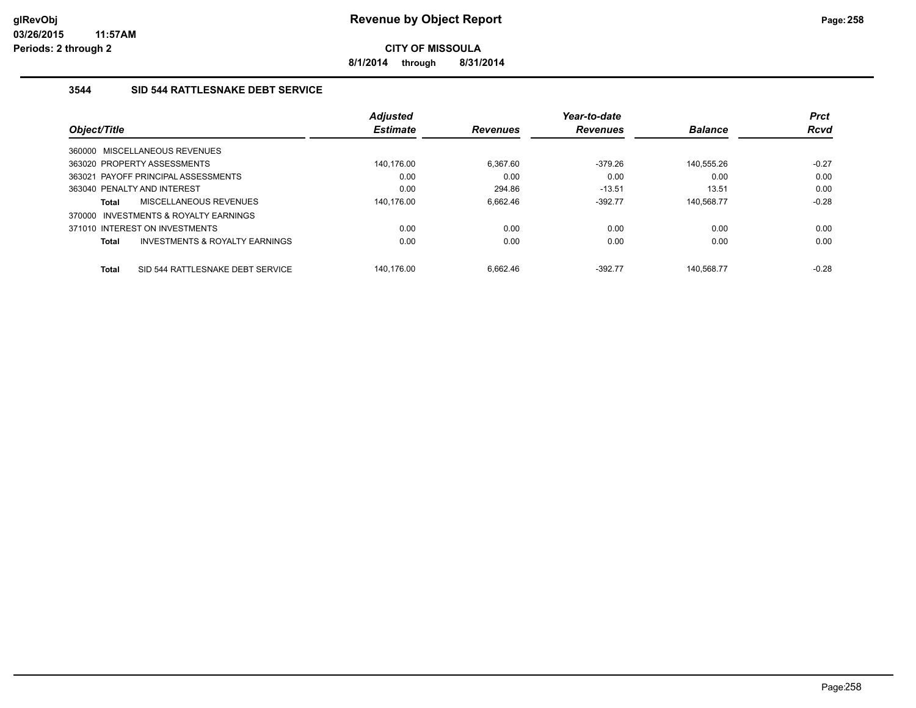**CITY OF MISSOULA**

**8/1/2014 through 8/31/2014**

### 3544 SID 544 RATTLESNAKE DEBT SERVICE

| Object/Title | Adjusted Estimate | Revenues | Year-to-date Revenues | Balance | Prct Rcvd |
|---|---|---|---|---|---|
| 360000 MISCELLANEOUS REVENUES | | | | | |
| 363020 PROPERTY ASSESSMENTS | 140,176.00 | 6,367.60 | -379.26 | 140,555.26 | -0.27 |
| 363021 PAYOFF PRINCIPAL ASSESSMENTS | 0.00 | 0.00 | 0.00 | 0.00 | 0.00 |
| 363040 PENALTY AND INTEREST | 0.00 | 294.86 | -13.51 | 13.51 | 0.00 |
| **Total** MISCELLANEOUS REVENUES | 140,176.00 | 6,662.46 | -392.77 | 140,568.77 | -0.28 |
| 370000 INVESTMENTS & ROYALTY EARNINGS | | | | | |
| 371010 INTEREST ON INVESTMENTS | 0.00 | 0.00 | 0.00 | 0.00 | 0.00 |
| **Total** INVESTMENTS & ROYALTY EARNINGS | 0.00 | 0.00 | 0.00 | 0.00 | 0.00 |
| **Total** SID 544 RATTLESNAKE DEBT SERVICE | 140,176.00 | 6,662.46 | -392.77 | 140,568.77 | -0.28 |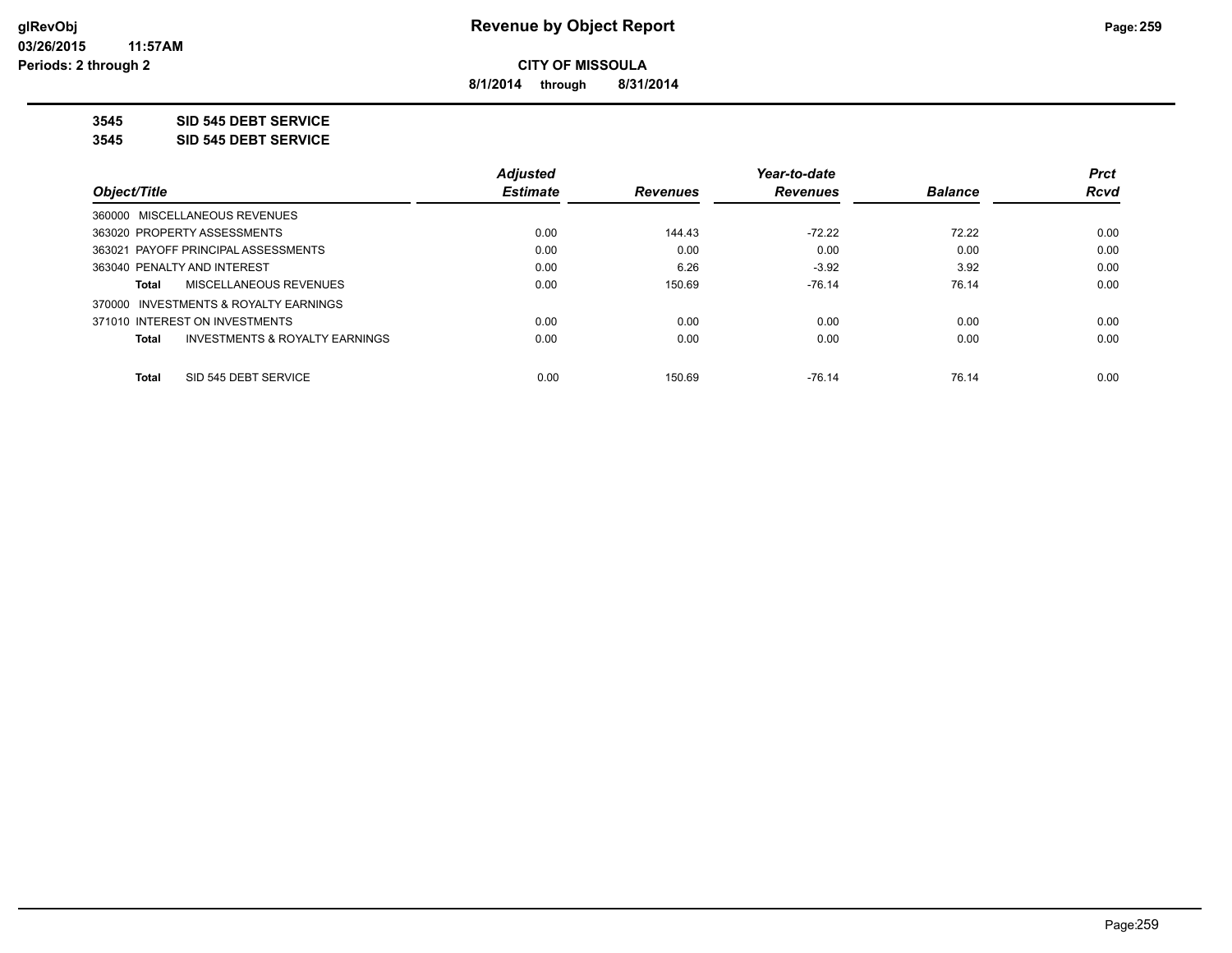**glRevObj**
**03/26/2015 11:57AM**
**Periods: 2 through 2**

# Revenue by Object Report

**CITY OF MISSOULA**

**8/1/2014 through 8/31/2014**

**3545 SID 545 DEBT SERVICE**
**3545 SID 545 DEBT SERVICE**

| Object/Title | Adjusted Estimate | Revenues | Year-to-date Revenues | Balance | Prct Rcvd |
|---|---|---|---|---|---|
| 360000 MISCELLANEOUS REVENUES | | | | | |
| 363020 PROPERTY ASSESSMENTS | 0.00 | 144.43 | -72.22 | 72.22 | 0.00 |
| 363021 PAYOFF PRINCIPAL ASSESSMENTS | 0.00 | 0.00 | 0.00 | 0.00 | 0.00 |
| 363040 PENALTY AND INTEREST | 0.00 | 6.26 | -3.92 | 3.92 | 0.00 |
| **Total** MISCELLANEOUS REVENUES | 0.00 | 150.69 | -76.14 | 76.14 | 0.00 |
| 370000 INVESTMENTS & ROYALTY EARNINGS | | | | | |
| 371010 INTEREST ON INVESTMENTS | 0.00 | 0.00 | 0.00 | 0.00 | 0.00 |
| **Total** INVESTMENTS & ROYALTY EARNINGS | 0.00 | 0.00 | 0.00 | 0.00 | 0.00 |
| **Total** SID 545 DEBT SERVICE | 0.00 | 150.69 | -76.14 | 76.14 | 0.00 |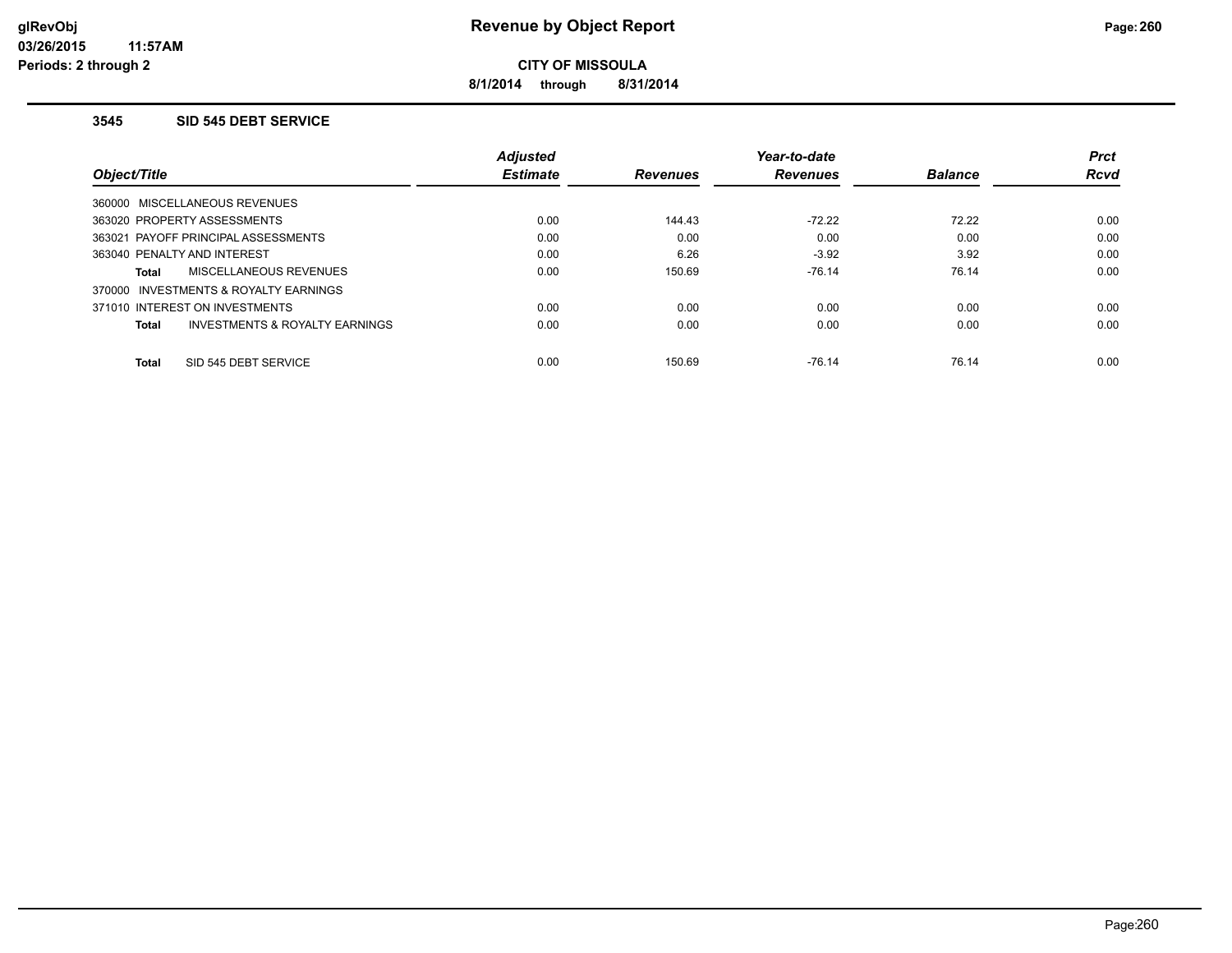**glRevObj**
**03/26/2015 11:57AM**
**Periods: 2 through 2**

# Revenue by Object Report

**CITY OF MISSOULA**

**8/1/2014 through 8/31/2014**

### 3545 SID 545 DEBT SERVICE

| Object/Title | Adjusted Estimate | Revenues | Year-to-date Revenues | Balance | Prct Rcvd |
|---|---|---|---|---|---|
| 360000 MISCELLANEOUS REVENUES | | | | | |
| 363020 PROPERTY ASSESSMENTS | 0.00 | 144.43 | -72.22 | 72.22 | 0.00 |
| 363021 PAYOFF PRINCIPAL ASSESSMENTS | 0.00 | 0.00 | 0.00 | 0.00 | 0.00 |
| 363040 PENALTY AND INTEREST | 0.00 | 6.26 | -3.92 | 3.92 | 0.00 |
| **Total** MISCELLANEOUS REVENUES | 0.00 | 150.69 | -76.14 | 76.14 | 0.00 |
| 370000 INVESTMENTS & ROYALTY EARNINGS | | | | | |
| 371010 INTEREST ON INVESTMENTS | 0.00 | 0.00 | 0.00 | 0.00 | 0.00 |
| **Total** INVESTMENTS & ROYALTY EARNINGS | 0.00 | 0.00 | 0.00 | 0.00 | 0.00 |
| **Total** SID 545 DEBT SERVICE | 0.00 | 150.69 | -76.14 | 76.14 | 0.00 |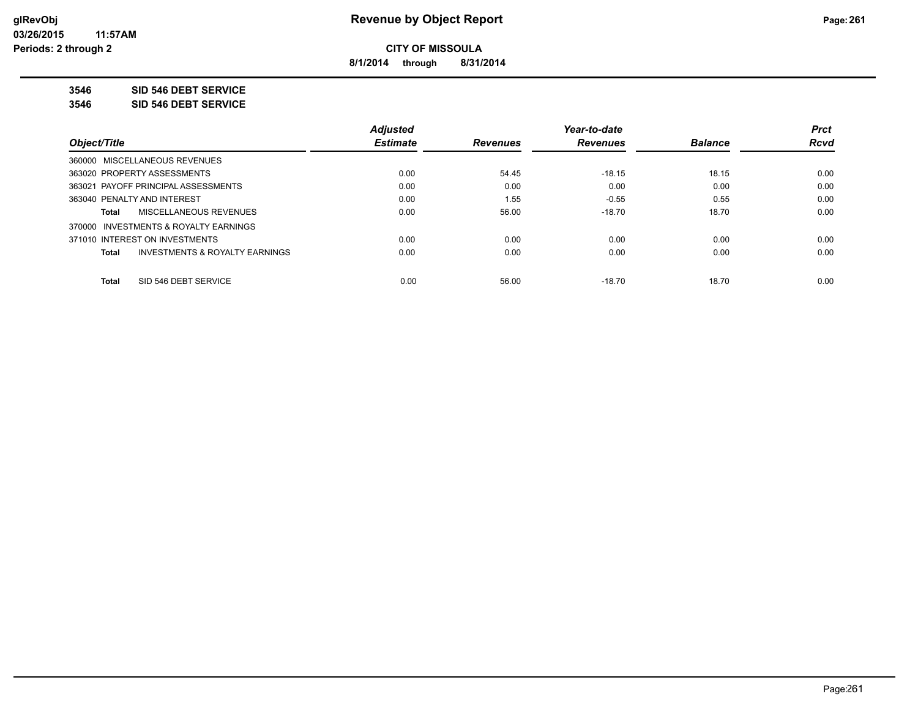**glRevObj**
**03/26/2015 11:57AM**
**Periods: 2 through 2**

# Revenue by Object Report

**CITY OF MISSOULA**

**8/1/2014 through 8/31/2014**

**3546 SID 546 DEBT SERVICE**

**3546 SID 546 DEBT SERVICE**

| Object/Title | Adjusted Estimate | Revenues | Year-to-date Revenues | Balance | Prct Rcvd |
|---|---|---|---|---|---|
| 360000 MISCELLANEOUS REVENUES | | | | | |
| 363020 PROPERTY ASSESSMENTS | 0.00 | 54.45 | -18.15 | 18.15 | 0.00 |
| 363021 PAYOFF PRINCIPAL ASSESSMENTS | 0.00 | 0.00 | 0.00 | 0.00 | 0.00 |
| 363040 PENALTY AND INTEREST | 0.00 | 1.55 | -0.55 | 0.55 | 0.00 |
| **Total** MISCELLANEOUS REVENUES | 0.00 | 56.00 | -18.70 | 18.70 | 0.00 |
| 370000 INVESTMENTS & ROYALTY EARNINGS | | | | | |
| 371010 INTEREST ON INVESTMENTS | 0.00 | 0.00 | 0.00 | 0.00 | 0.00 |
| **Total** INVESTMENTS & ROYALTY EARNINGS | 0.00 | 0.00 | 0.00 | 0.00 | 0.00 |
| **Total** SID 546 DEBT SERVICE | 0.00 | 56.00 | -18.70 | 18.70 | 0.00 |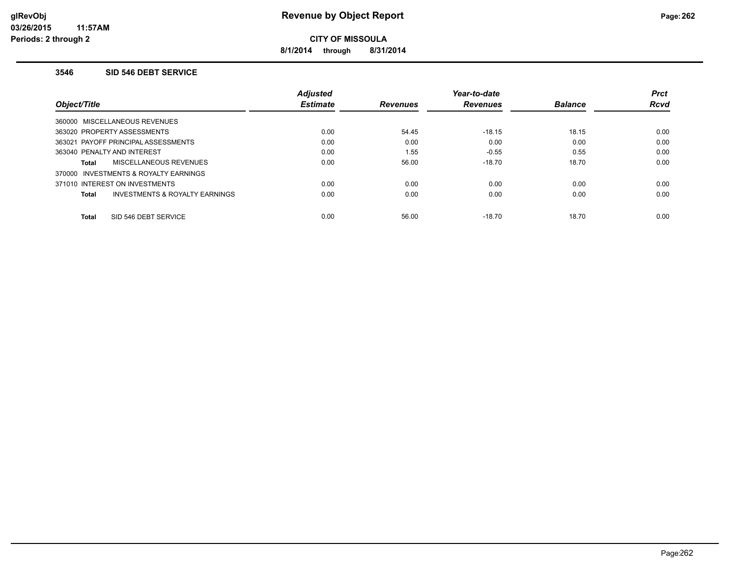**glRevObj**
**03/26/2015 11:57AM**
**Periods: 2 through 2**

# Revenue by Object Report

**CITY OF MISSOULA**

**8/1/2014 through 8/31/2014**

### 3546 SID 546 DEBT SERVICE

| Object/Title | Adjusted Estimate | Revenues | Year-to-date Revenues | Balance | Prct Rcvd |
|---|---|---|---|---|---|
| 360000 MISCELLANEOUS REVENUES | | | | | |
| 363020 PROPERTY ASSESSMENTS | 0.00 | 54.45 | -18.15 | 18.15 | 0.00 |
| 363021 PAYOFF PRINCIPAL ASSESSMENTS | 0.00 | 0.00 | 0.00 | 0.00 | 0.00 |
| 363040 PENALTY AND INTEREST | 0.00 | 1.55 | -0.55 | 0.55 | 0.00 |
| **Total** MISCELLANEOUS REVENUES | 0.00 | 56.00 | -18.70 | 18.70 | 0.00 |
| 370000 INVESTMENTS & ROYALTY EARNINGS | | | | | |
| 371010 INTEREST ON INVESTMENTS | 0.00 | 0.00 | 0.00 | 0.00 | 0.00 |
| **Total** INVESTMENTS & ROYALTY EARNINGS | 0.00 | 0.00 | 0.00 | 0.00 | 0.00 |
| **Total** SID 546 DEBT SERVICE | 0.00 | 56.00 | -18.70 | 18.70 | 0.00 |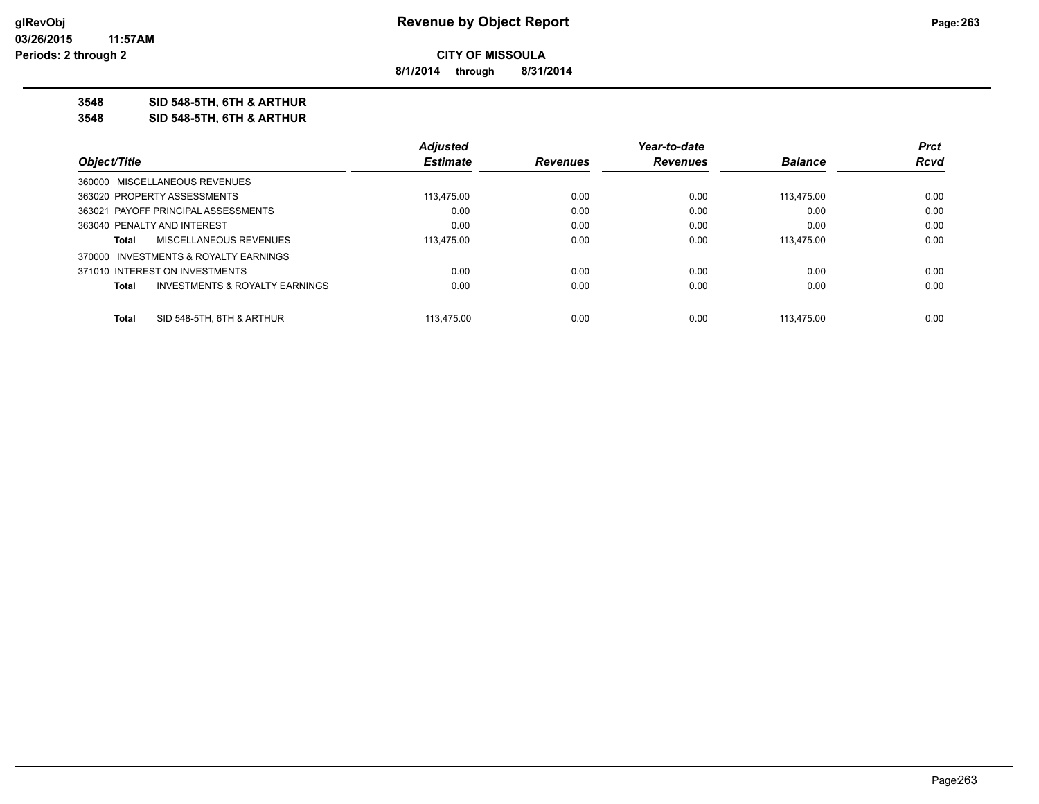**CITY OF MISSOULA**

**8/1/2014 through 8/31/2014**

**3548 SID 548-5TH, 6TH & ARTHUR**

**3548 SID 548-5TH, 6TH & ARTHUR**

| Object/Title | Adjusted Estimate | Revenues | Year-to-date Revenues | Balance | Prct Rcvd |
|---|---|---|---|---|---|
| 360000 MISCELLANEOUS REVENUES | | | | | |
| 363020 PROPERTY ASSESSMENTS | 113,475.00 | 0.00 | 0.00 | 113,475.00 | 0.00 |
| 363021 PAYOFF PRINCIPAL ASSESSMENTS | 0.00 | 0.00 | 0.00 | 0.00 | 0.00 |
| 363040 PENALTY AND INTEREST | 0.00 | 0.00 | 0.00 | 0.00 | 0.00 |
| **Total** MISCELLANEOUS REVENUES | 113,475.00 | 0.00 | 0.00 | 113,475.00 | 0.00 |
| 370000 INVESTMENTS & ROYALTY EARNINGS | | | | | |
| 371010 INTEREST ON INVESTMENTS | 0.00 | 0.00 | 0.00 | 0.00 | 0.00 |
| **Total** INVESTMENTS & ROYALTY EARNINGS | 0.00 | 0.00 | 0.00 | 0.00 | 0.00 |
| **Total** SID 548-5TH, 6TH & ARTHUR | 113,475.00 | 0.00 | 0.00 | 113,475.00 | 0.00 |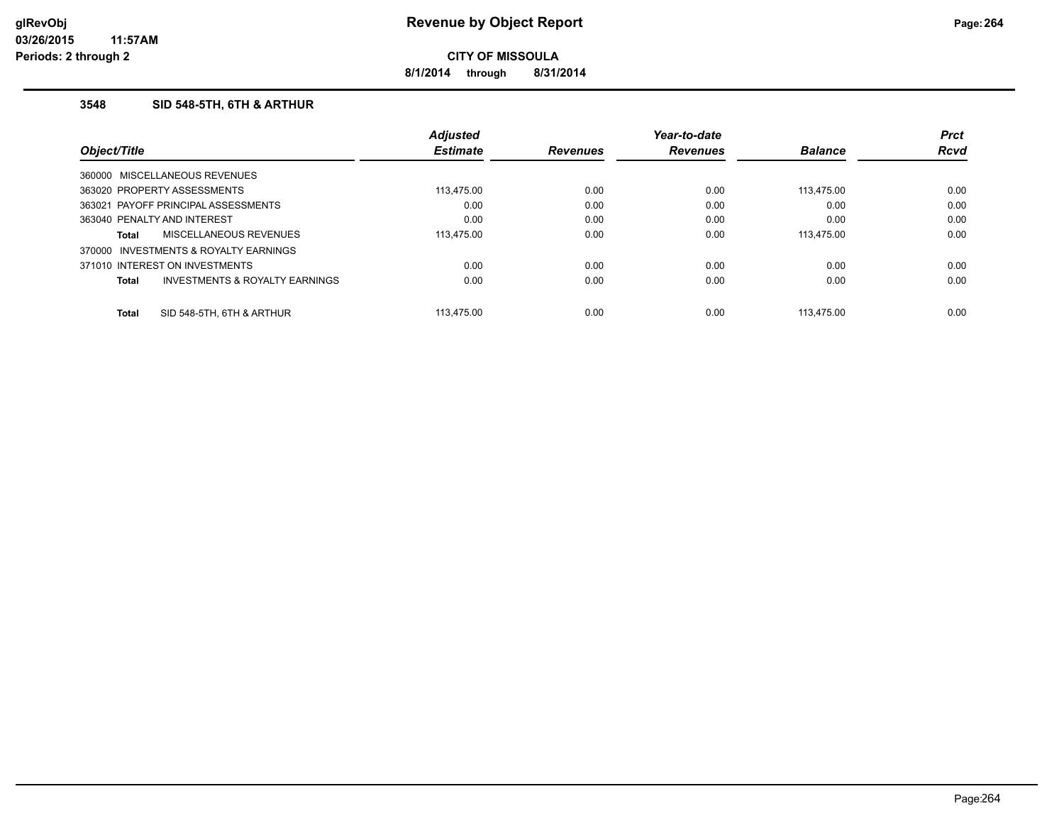**CITY OF MISSOULA**

**8/1/2014 through 8/31/2014**

### 3548 SID 548-5TH, 6TH & ARTHUR

| Object/Title | Adjusted Estimate | Revenues | Year-to-date Revenues | Balance | Prct Rcvd |
|---|---|---|---|---|---|
| 360000 MISCELLANEOUS REVENUES | | | | | |
| 363020 PROPERTY ASSESSMENTS | 113,475.00 | 0.00 | 0.00 | 113,475.00 | 0.00 |
| 363021 PAYOFF PRINCIPAL ASSESSMENTS | 0.00 | 0.00 | 0.00 | 0.00 | 0.00 |
| 363040 PENALTY AND INTEREST | 0.00 | 0.00 | 0.00 | 0.00 | 0.00 |
| **Total** MISCELLANEOUS REVENUES | 113,475.00 | 0.00 | 0.00 | 113,475.00 | 0.00 |
| 370000 INVESTMENTS & ROYALTY EARNINGS | | | | | |
| 371010 INTEREST ON INVESTMENTS | 0.00 | 0.00 | 0.00 | 0.00 | 0.00 |
| **Total** INVESTMENTS & ROYALTY EARNINGS | 0.00 | 0.00 | 0.00 | 0.00 | 0.00 |
| **Total** SID 548-5TH, 6TH & ARTHUR | 113,475.00 | 0.00 | 0.00 | 113,475.00 | 0.00 |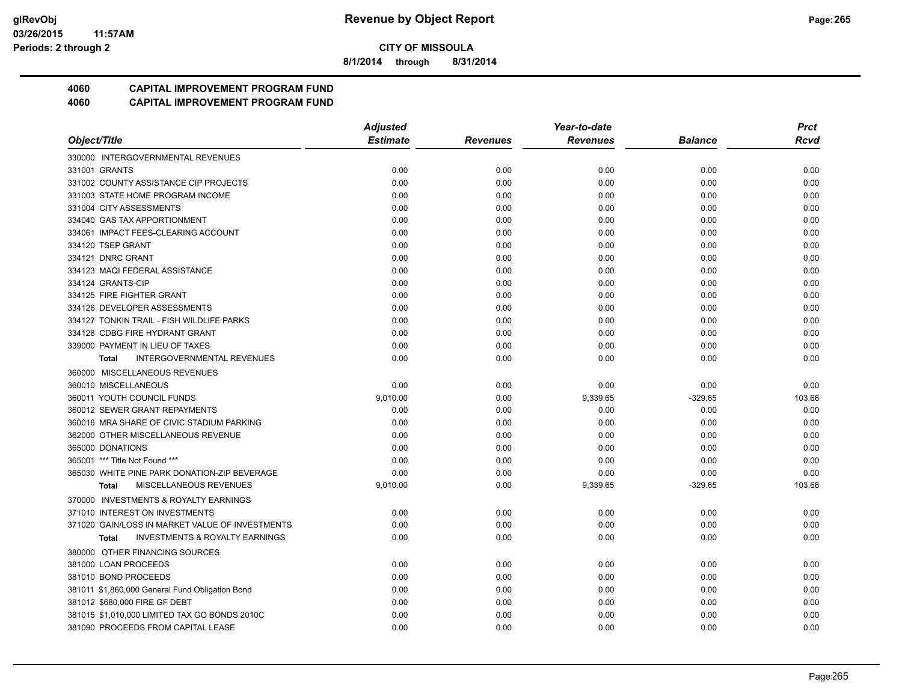**CITY OF MISSOULA**

**8/1/2014 through 8/31/2014**

**4060 CAPITAL IMPROVEMENT PROGRAM FUND**
**4060 CAPITAL IMPROVEMENT PROGRAM FUND**

| Object/Title | Adjusted Estimate | Revenues | Year-to-date Revenues | Balance | Prct Rcvd |
|---|---|---|---|---|---|
| 330000 INTERGOVERNMENTAL REVENUES | | | | | |
| 331001 GRANTS | 0.00 | 0.00 | 0.00 | 0.00 | 0.00 |
| 331002 COUNTY ASSISTANCE CIP PROJECTS | 0.00 | 0.00 | 0.00 | 0.00 | 0.00 |
| 331003 STATE HOME PROGRAM INCOME | 0.00 | 0.00 | 0.00 | 0.00 | 0.00 |
| 331004 CITY ASSESSMENTS | 0.00 | 0.00 | 0.00 | 0.00 | 0.00 |
| 334040 GAS TAX APPORTIONMENT | 0.00 | 0.00 | 0.00 | 0.00 | 0.00 |
| 334061 IMPACT FEES-CLEARING ACCOUNT | 0.00 | 0.00 | 0.00 | 0.00 | 0.00 |
| 334120 TSEP GRANT | 0.00 | 0.00 | 0.00 | 0.00 | 0.00 |
| 334121 DNRC GRANT | 0.00 | 0.00 | 0.00 | 0.00 | 0.00 |
| 334123 MAQI FEDERAL ASSISTANCE | 0.00 | 0.00 | 0.00 | 0.00 | 0.00 |
| 334124 GRANTS-CIP | 0.00 | 0.00 | 0.00 | 0.00 | 0.00 |
| 334125 FIRE FIGHTER GRANT | 0.00 | 0.00 | 0.00 | 0.00 | 0.00 |
| 334126 DEVELOPER ASSESSMENTS | 0.00 | 0.00 | 0.00 | 0.00 | 0.00 |
| 334127 TONKIN TRAIL - FISH WILDLIFE PARKS | 0.00 | 0.00 | 0.00 | 0.00 | 0.00 |
| 334128 CDBG FIRE HYDRANT GRANT | 0.00 | 0.00 | 0.00 | 0.00 | 0.00 |
| 339000 PAYMENT IN LIEU OF TAXES | 0.00 | 0.00 | 0.00 | 0.00 | 0.00 |
| **Total** INTERGOVERNMENTAL REVENUES | 0.00 | 0.00 | 0.00 | 0.00 | 0.00 |
| 360000 MISCELLANEOUS REVENUES | | | | | |
| 360010 MISCELLANEOUS | 0.00 | 0.00 | 0.00 | 0.00 | 0.00 |
| 360011 YOUTH COUNCIL FUNDS | 9,010.00 | 0.00 | 9,339.65 | -329.65 | 103.66 |
| 360012 SEWER GRANT REPAYMENTS | 0.00 | 0.00 | 0.00 | 0.00 | 0.00 |
| 360016 MRA SHARE OF CIVIC STADIUM PARKING | 0.00 | 0.00 | 0.00 | 0.00 | 0.00 |
| 362000 OTHER MISCELLANEOUS REVENUE | 0.00 | 0.00 | 0.00 | 0.00 | 0.00 |
| 365000 DONATIONS | 0.00 | 0.00 | 0.00 | 0.00 | 0.00 |
| 365001 *** Title Not Found *** | 0.00 | 0.00 | 0.00 | 0.00 | 0.00 |
| 365030 WHITE PINE PARK DONATION-ZIP BEVERAGE | 0.00 | 0.00 | 0.00 | 0.00 | 0.00 |
| **Total** MISCELLANEOUS REVENUES | 9,010.00 | 0.00 | 9,339.65 | -329.65 | 103.66 |
| 370000 INVESTMENTS & ROYALTY EARNINGS | | | | | |
| 371010 INTEREST ON INVESTMENTS | 0.00 | 0.00 | 0.00 | 0.00 | 0.00 |
| 371020 GAIN/LOSS IN MARKET VALUE OF INVESTMENTS | 0.00 | 0.00 | 0.00 | 0.00 | 0.00 |
| **Total** INVESTMENTS & ROYALTY EARNINGS | 0.00 | 0.00 | 0.00 | 0.00 | 0.00 |
| 380000 OTHER FINANCING SOURCES | | | | | |
| 381000 LOAN PROCEEDS | 0.00 | 0.00 | 0.00 | 0.00 | 0.00 |
| 381010 BOND PROCEEDS | 0.00 | 0.00 | 0.00 | 0.00 | 0.00 |
| 381011 $1,860,000 General Fund Obligation Bond | 0.00 | 0.00 | 0.00 | 0.00 | 0.00 |
| 381012 $680,000 FIRE GF DEBT | 0.00 | 0.00 | 0.00 | 0.00 | 0.00 |
| 381015 $1,010,000 LIMITED TAX GO BONDS 2010C | 0.00 | 0.00 | 0.00 | 0.00 | 0.00 |
| 381090 PROCEEDS FROM CAPITAL LEASE | 0.00 | 0.00 | 0.00 | 0.00 | 0.00 |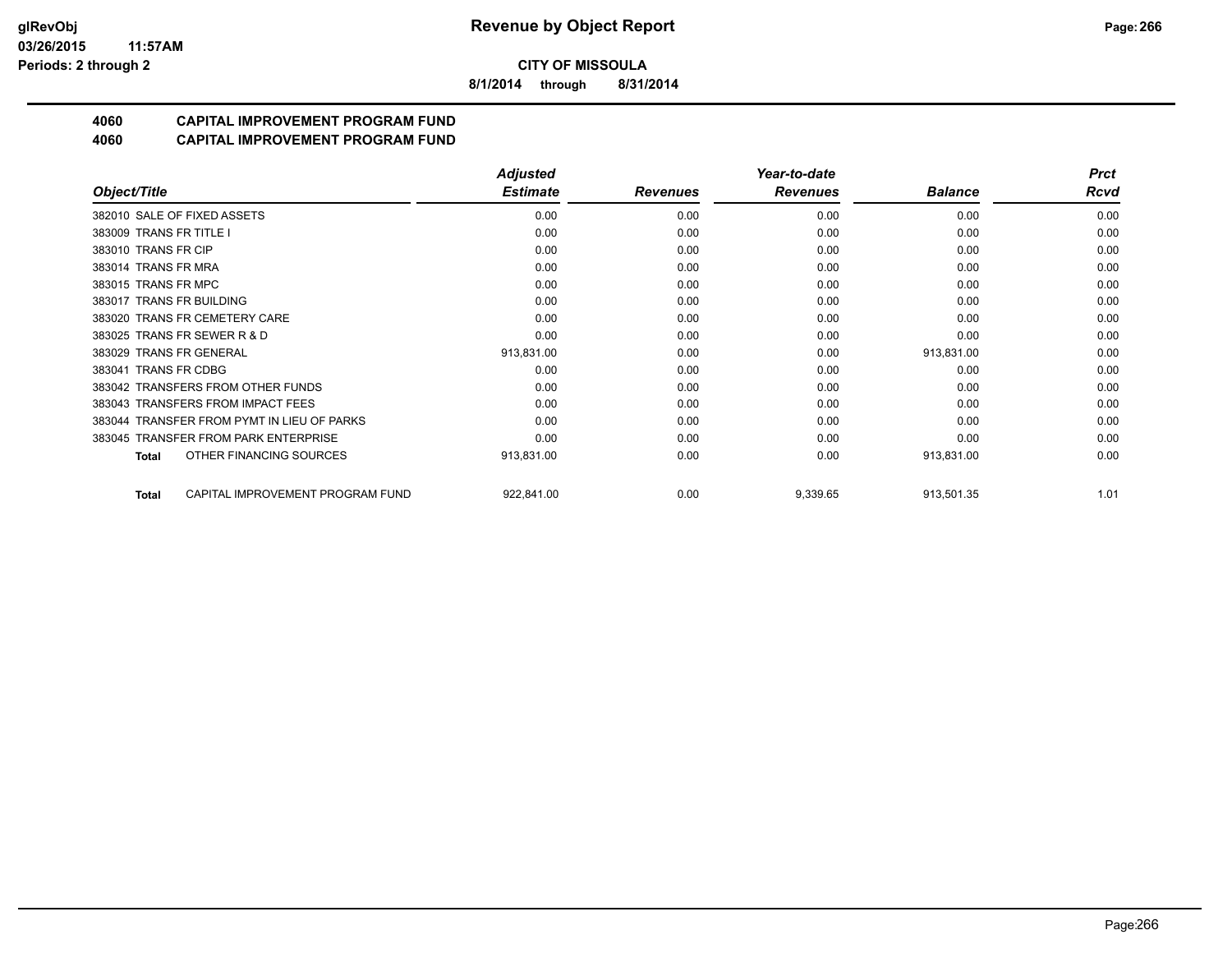**CITY OF MISSOULA**

**8/1/2014 through 8/31/2014**

## 4060 CAPITAL IMPROVEMENT PROGRAM FUND
## 4060 CAPITAL IMPROVEMENT PROGRAM FUND

| Object/Title | Adjusted Estimate | Revenues | Year-to-date Revenues | Balance | Prct Rcvd |
|---|---|---|---|---|---|
| 382010 SALE OF FIXED ASSETS | 0.00 | 0.00 | 0.00 | 0.00 | 0.00 |
| 383009 TRANS FR TITLE I | 0.00 | 0.00 | 0.00 | 0.00 | 0.00 |
| 383010 TRANS FR CIP | 0.00 | 0.00 | 0.00 | 0.00 | 0.00 |
| 383014 TRANS FR MRA | 0.00 | 0.00 | 0.00 | 0.00 | 0.00 |
| 383015 TRANS FR MPC | 0.00 | 0.00 | 0.00 | 0.00 | 0.00 |
| 383017 TRANS FR BUILDING | 0.00 | 0.00 | 0.00 | 0.00 | 0.00 |
| 383020 TRANS FR CEMETERY CARE | 0.00 | 0.00 | 0.00 | 0.00 | 0.00 |
| 383025 TRANS FR SEWER R & D | 0.00 | 0.00 | 0.00 | 0.00 | 0.00 |
| 383029 TRANS FR GENERAL | 913,831.00 | 0.00 | 0.00 | 913,831.00 | 0.00 |
| 383041 TRANS FR CDBG | 0.00 | 0.00 | 0.00 | 0.00 | 0.00 |
| 383042 TRANSFERS FROM OTHER FUNDS | 0.00 | 0.00 | 0.00 | 0.00 | 0.00 |
| 383043 TRANSFERS FROM IMPACT FEES | 0.00 | 0.00 | 0.00 | 0.00 | 0.00 |
| 383044 TRANSFER FROM PYMT IN LIEU OF PARKS | 0.00 | 0.00 | 0.00 | 0.00 | 0.00 |
| 383045 TRANSFER FROM PARK ENTERPRISE | 0.00 | 0.00 | 0.00 | 0.00 | 0.00 |
| **Total** OTHER FINANCING SOURCES | 913,831.00 | 0.00 | 0.00 | 913,831.00 | 0.00 |
| **Total** CAPITAL IMPROVEMENT PROGRAM FUND | 922,841.00 | 0.00 | 9,339.65 | 913,501.35 | 1.01 |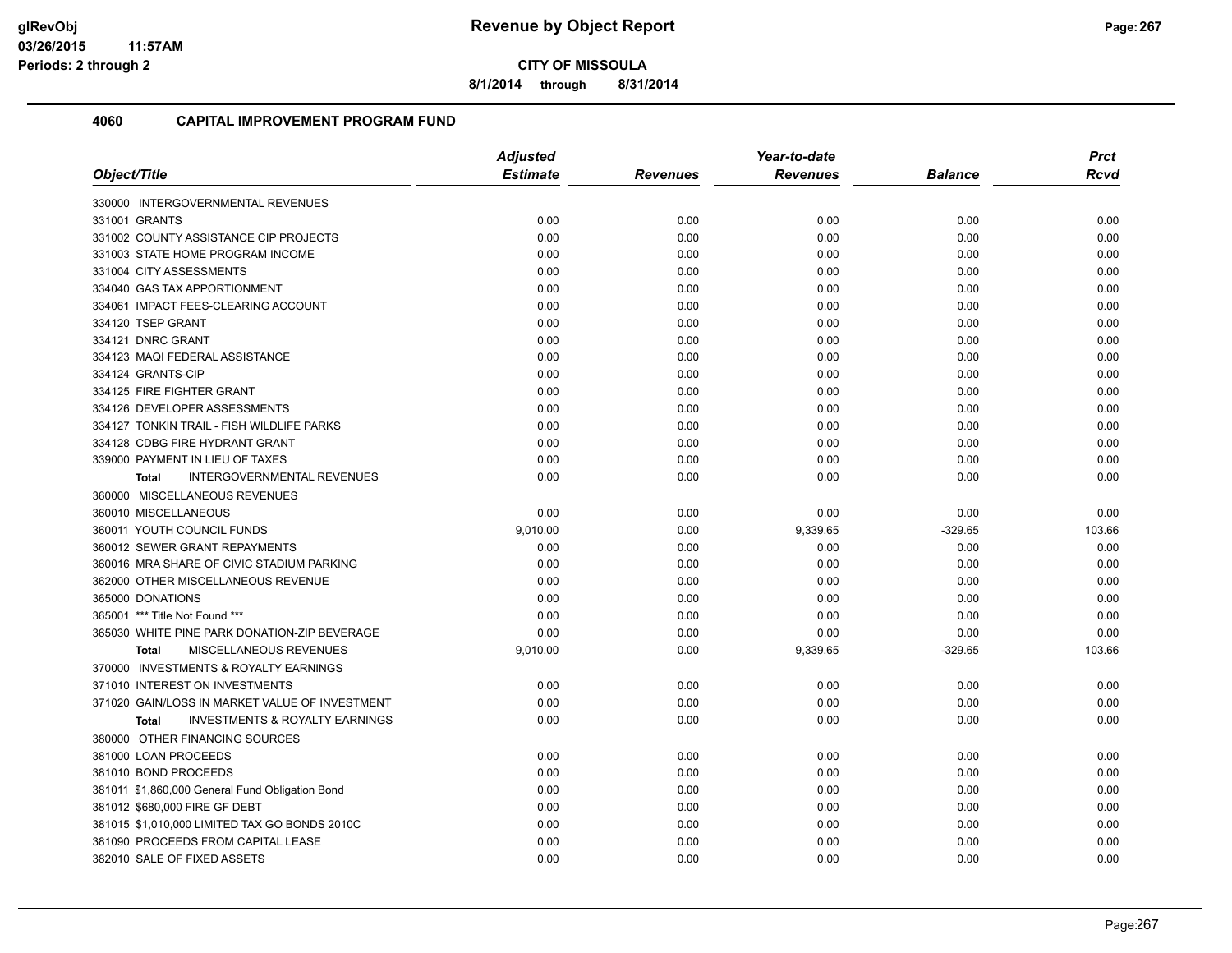**CITY OF MISSOULA**

**Revenue by Object Report**

**8/1/2014 through 8/31/2014**

glRevObj
03/26/2015 11:57AM
Periods: 2 through 2

## 4060 CAPITAL IMPROVEMENT PROGRAM FUND

| Object/Title | Adjusted Estimate | Revenues | Year-to-date Revenues | Balance | Prct Rcvd |
|---|---|---|---|---|---|
| 330000 INTERGOVERNMENTAL REVENUES | | | | | |
| 331001 GRANTS | 0.00 | 0.00 | 0.00 | 0.00 | 0.00 |
| 331002 COUNTY ASSISTANCE CIP PROJECTS | 0.00 | 0.00 | 0.00 | 0.00 | 0.00 |
| 331003 STATE HOME PROGRAM INCOME | 0.00 | 0.00 | 0.00 | 0.00 | 0.00 |
| 331004 CITY ASSESSMENTS | 0.00 | 0.00 | 0.00 | 0.00 | 0.00 |
| 334040 GAS TAX APPORTIONMENT | 0.00 | 0.00 | 0.00 | 0.00 | 0.00 |
| 334061 IMPACT FEES-CLEARING ACCOUNT | 0.00 | 0.00 | 0.00 | 0.00 | 0.00 |
| 334120 TSEP GRANT | 0.00 | 0.00 | 0.00 | 0.00 | 0.00 |
| 334121 DNRC GRANT | 0.00 | 0.00 | 0.00 | 0.00 | 0.00 |
| 334123 MAQI FEDERAL ASSISTANCE | 0.00 | 0.00 | 0.00 | 0.00 | 0.00 |
| 334124 GRANTS-CIP | 0.00 | 0.00 | 0.00 | 0.00 | 0.00 |
| 334125 FIRE FIGHTER GRANT | 0.00 | 0.00 | 0.00 | 0.00 | 0.00 |
| 334126 DEVELOPER ASSESSMENTS | 0.00 | 0.00 | 0.00 | 0.00 | 0.00 |
| 334127 TONKIN TRAIL - FISH WILDLIFE PARKS | 0.00 | 0.00 | 0.00 | 0.00 | 0.00 |
| 334128 CDBG FIRE HYDRANT GRANT | 0.00 | 0.00 | 0.00 | 0.00 | 0.00 |
| 339000 PAYMENT IN LIEU OF TAXES | 0.00 | 0.00 | 0.00 | 0.00 | 0.00 |
| **Total** INTERGOVERNMENTAL REVENUES | 0.00 | 0.00 | 0.00 | 0.00 | 0.00 |
| 360000 MISCELLANEOUS REVENUES | | | | | |
| 360010 MISCELLANEOUS | 0.00 | 0.00 | 0.00 | 0.00 | 0.00 |
| 360011 YOUTH COUNCIL FUNDS | 9,010.00 | 0.00 | 9,339.65 | -329.65 | 103.66 |
| 360012 SEWER GRANT REPAYMENTS | 0.00 | 0.00 | 0.00 | 0.00 | 0.00 |
| 360016 MRA SHARE OF CIVIC STADIUM PARKING | 0.00 | 0.00 | 0.00 | 0.00 | 0.00 |
| 362000 OTHER MISCELLANEOUS REVENUE | 0.00 | 0.00 | 0.00 | 0.00 | 0.00 |
| 365000 DONATIONS | 0.00 | 0.00 | 0.00 | 0.00 | 0.00 |
| 365001 *** Title Not Found *** | 0.00 | 0.00 | 0.00 | 0.00 | 0.00 |
| 365030 WHITE PINE PARK DONATION-ZIP BEVERAGE | 0.00 | 0.00 | 0.00 | 0.00 | 0.00 |
| **Total** MISCELLANEOUS REVENUES | 9,010.00 | 0.00 | 9,339.65 | -329.65 | 103.66 |
| 370000 INVESTMENTS & ROYALTY EARNINGS | | | | | |
| 371010 INTEREST ON INVESTMENTS | 0.00 | 0.00 | 0.00 | 0.00 | 0.00 |
| 371020 GAIN/LOSS IN MARKET VALUE OF INVESTMENT | 0.00 | 0.00 | 0.00 | 0.00 | 0.00 |
| **Total** INVESTMENTS & ROYALTY EARNINGS | 0.00 | 0.00 | 0.00 | 0.00 | 0.00 |
| 380000 OTHER FINANCING SOURCES | | | | | |
| 381000 LOAN PROCEEDS | 0.00 | 0.00 | 0.00 | 0.00 | 0.00 |
| 381010 BOND PROCEEDS | 0.00 | 0.00 | 0.00 | 0.00 | 0.00 |
| 381011 $1,860,000 General Fund Obligation Bond | 0.00 | 0.00 | 0.00 | 0.00 | 0.00 |
| 381012 $680,000 FIRE GF DEBT | 0.00 | 0.00 | 0.00 | 0.00 | 0.00 |
| 381015 $1,010,000 LIMITED TAX GO BONDS 2010C | 0.00 | 0.00 | 0.00 | 0.00 | 0.00 |
| 381090 PROCEEDS FROM CAPITAL LEASE | 0.00 | 0.00 | 0.00 | 0.00 | 0.00 |
| 382010 SALE OF FIXED ASSETS | 0.00 | 0.00 | 0.00 | 0.00 | 0.00 |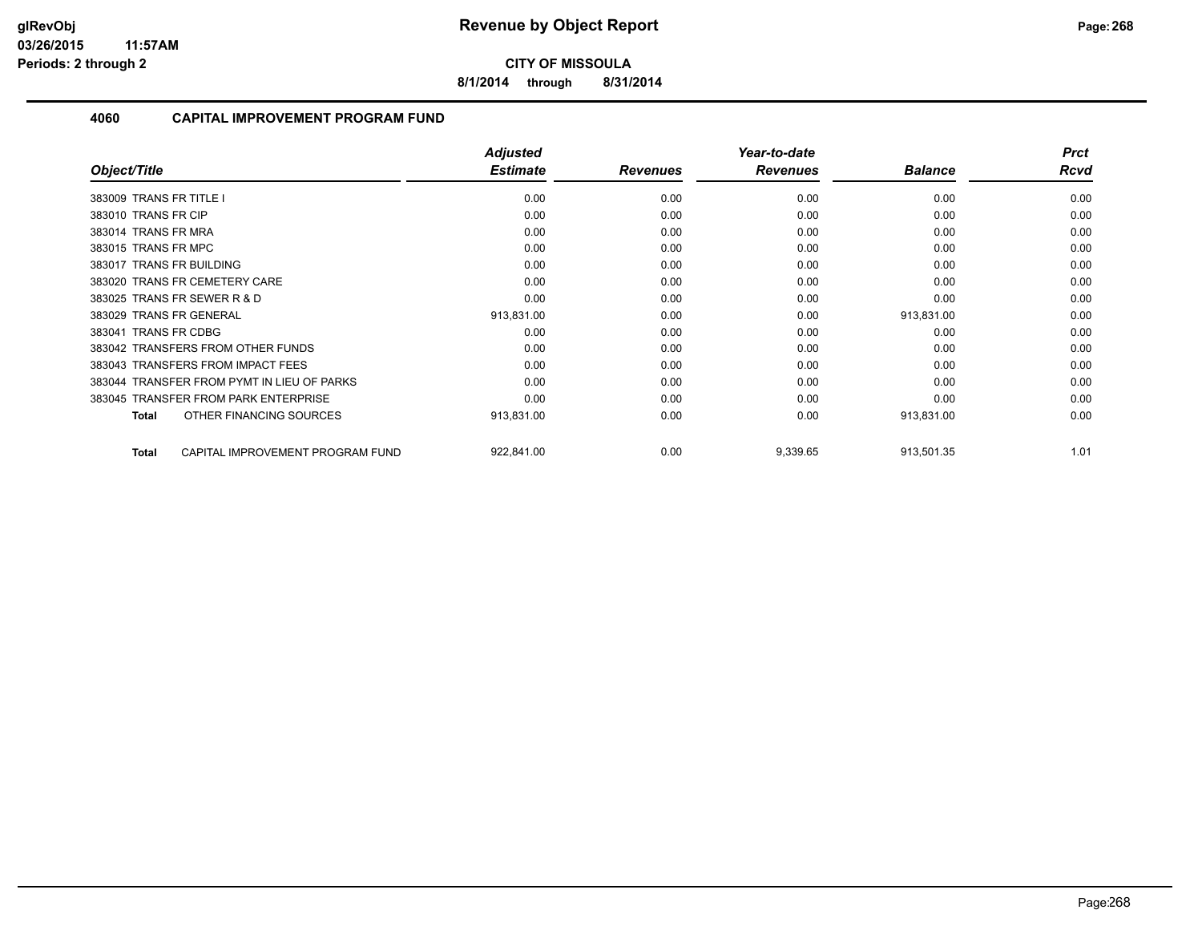# Revenue by Object Report

**CITY OF MISSOULA**

**8/1/2014 through 8/31/2014**

glRevObj
03/26/2015 11:57AM
Periods: 2 through 2

## 4060 CAPITAL IMPROVEMENT PROGRAM FUND

| Object/Title | Adjusted Estimate | Revenues | Year-to-date Revenues | Balance | Prct Rcvd |
|---|---|---|---|---|---|
| 383009 TRANS FR TITLE I | 0.00 | 0.00 | 0.00 | 0.00 | 0.00 |
| 383010 TRANS FR CIP | 0.00 | 0.00 | 0.00 | 0.00 | 0.00 |
| 383014 TRANS FR MRA | 0.00 | 0.00 | 0.00 | 0.00 | 0.00 |
| 383015 TRANS FR MPC | 0.00 | 0.00 | 0.00 | 0.00 | 0.00 |
| 383017 TRANS FR BUILDING | 0.00 | 0.00 | 0.00 | 0.00 | 0.00 |
| 383020 TRANS FR CEMETERY CARE | 0.00 | 0.00 | 0.00 | 0.00 | 0.00 |
| 383025 TRANS FR SEWER R & D | 0.00 | 0.00 | 0.00 | 0.00 | 0.00 |
| 383029 TRANS FR GENERAL | 913,831.00 | 0.00 | 0.00 | 913,831.00 | 0.00 |
| 383041 TRANS FR CDBG | 0.00 | 0.00 | 0.00 | 0.00 | 0.00 |
| 383042 TRANSFERS FROM OTHER FUNDS | 0.00 | 0.00 | 0.00 | 0.00 | 0.00 |
| 383043 TRANSFERS FROM IMPACT FEES | 0.00 | 0.00 | 0.00 | 0.00 | 0.00 |
| 383044 TRANSFER FROM PYMT IN LIEU OF PARKS | 0.00 | 0.00 | 0.00 | 0.00 | 0.00 |
| 383045 TRANSFER FROM PARK ENTERPRISE | 0.00 | 0.00 | 0.00 | 0.00 | 0.00 |
| **Total** OTHER FINANCING SOURCES | 913,831.00 | 0.00 | 0.00 | 913,831.00 | 0.00 |
| **Total** CAPITAL IMPROVEMENT PROGRAM FUND | 922,841.00 | 0.00 | 9,339.65 | 913,501.35 | 1.01 |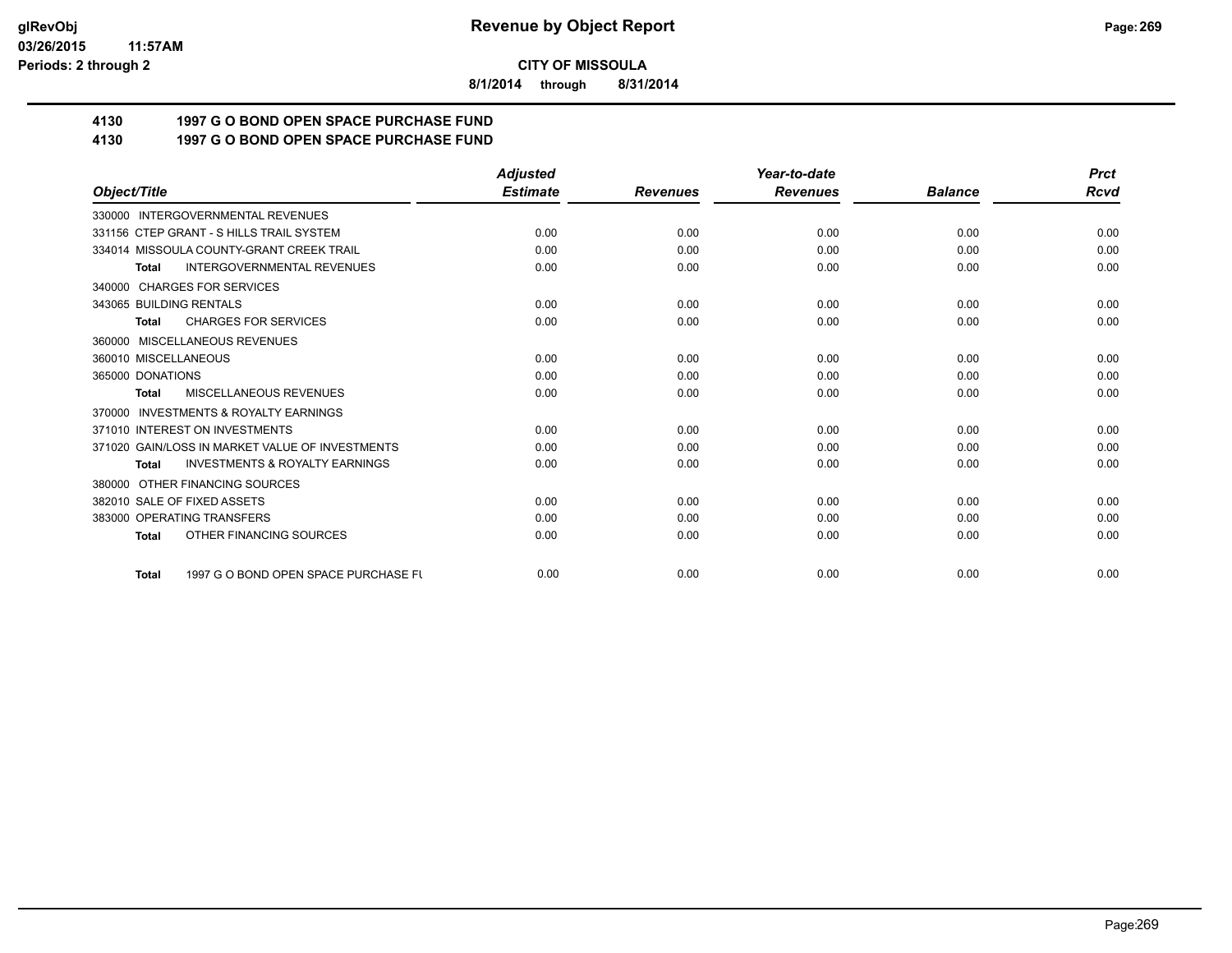**CITY OF MISSOULA**

**8/1/2014 through 8/31/2014**

## 4130 1997 G O BOND OPEN SPACE PURCHASE FUND
## 4130 1997 G O BOND OPEN SPACE PURCHASE FUND

| Object/Title | Adjusted Estimate | Revenues | Year-to-date Revenues | Balance | Prct Rcvd |
|---|---|---|---|---|---|
| 330000 INTERGOVERNMENTAL REVENUES | | | | | |
| 331156 CTEP GRANT - S HILLS TRAIL SYSTEM | 0.00 | 0.00 | 0.00 | 0.00 | 0.00 |
| 334014 MISSOULA COUNTY-GRANT CREEK TRAIL | 0.00 | 0.00 | 0.00 | 0.00 | 0.00 |
| Total INTERGOVERNMENTAL REVENUES | 0.00 | 0.00 | 0.00 | 0.00 | 0.00 |
| 340000 CHARGES FOR SERVICES | | | | | |
| 343065 BUILDING RENTALS | 0.00 | 0.00 | 0.00 | 0.00 | 0.00 |
| Total CHARGES FOR SERVICES | 0.00 | 0.00 | 0.00 | 0.00 | 0.00 |
| 360000 MISCELLANEOUS REVENUES | | | | | |
| 360010 MISCELLANEOUS | 0.00 | 0.00 | 0.00 | 0.00 | 0.00 |
| 365000 DONATIONS | 0.00 | 0.00 | 0.00 | 0.00 | 0.00 |
| Total MISCELLANEOUS REVENUES | 0.00 | 0.00 | 0.00 | 0.00 | 0.00 |
| 370000 INVESTMENTS & ROYALTY EARNINGS | | | | | |
| 371010 INTEREST ON INVESTMENTS | 0.00 | 0.00 | 0.00 | 0.00 | 0.00 |
| 371020 GAIN/LOSS IN MARKET VALUE OF INVESTMENTS | 0.00 | 0.00 | 0.00 | 0.00 | 0.00 |
| Total INVESTMENTS & ROYALTY EARNINGS | 0.00 | 0.00 | 0.00 | 0.00 | 0.00 |
| 380000 OTHER FINANCING SOURCES | | | | | |
| 382010 SALE OF FIXED ASSETS | 0.00 | 0.00 | 0.00 | 0.00 | 0.00 |
| 383000 OPERATING TRANSFERS | 0.00 | 0.00 | 0.00 | 0.00 | 0.00 |
| Total OTHER FINANCING SOURCES | 0.00 | 0.00 | 0.00 | 0.00 | 0.00 |
| Total 1997 G O BOND OPEN SPACE PURCHASE FU | 0.00 | 0.00 | 0.00 | 0.00 | 0.00 |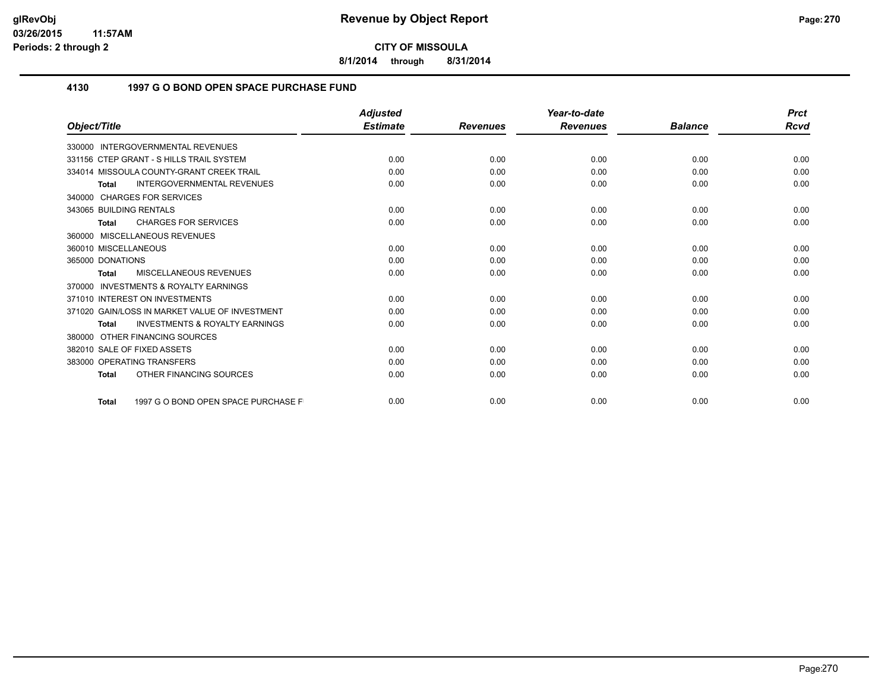**CITY OF MISSOULA**

**8/1/2014 through 8/31/2014**

## 4130 1997 G O BOND OPEN SPACE PURCHASE FUND

| *Object/Title* | *Adjusted Estimate* | *Revenues* | *Year-to-date Revenues* | *Balance* | *Prct Rcvd* |
|---|---|---|---|---|---|
| 330000 INTERGOVERNMENTAL REVENUES | | | | | |
| 331156 CTEP GRANT - S HILLS TRAIL SYSTEM | 0.00 | 0.00 | 0.00 | 0.00 | 0.00 |
| 334014 MISSOULA COUNTY-GRANT CREEK TRAIL | 0.00 | 0.00 | 0.00 | 0.00 | 0.00 |
| **Total** INTERGOVERNMENTAL REVENUES | 0.00 | 0.00 | 0.00 | 0.00 | 0.00 |
| 340000 CHARGES FOR SERVICES | | | | | |
| 343065 BUILDING RENTALS | 0.00 | 0.00 | 0.00 | 0.00 | 0.00 |
| **Total** CHARGES FOR SERVICES | 0.00 | 0.00 | 0.00 | 0.00 | 0.00 |
| 360000 MISCELLANEOUS REVENUES | | | | | |
| 360010 MISCELLANEOUS | 0.00 | 0.00 | 0.00 | 0.00 | 0.00 |
| 365000 DONATIONS | 0.00 | 0.00 | 0.00 | 0.00 | 0.00 |
| **Total** MISCELLANEOUS REVENUES | 0.00 | 0.00 | 0.00 | 0.00 | 0.00 |
| 370000 INVESTMENTS & ROYALTY EARNINGS | | | | | |
| 371010 INTEREST ON INVESTMENTS | 0.00 | 0.00 | 0.00 | 0.00 | 0.00 |
| 371020 GAIN/LOSS IN MARKET VALUE OF INVESTMENT | 0.00 | 0.00 | 0.00 | 0.00 | 0.00 |
| **Total** INVESTMENTS & ROYALTY EARNINGS | 0.00 | 0.00 | 0.00 | 0.00 | 0.00 |
| 380000 OTHER FINANCING SOURCES | | | | | |
| 382010 SALE OF FIXED ASSETS | 0.00 | 0.00 | 0.00 | 0.00 | 0.00 |
| 383000 OPERATING TRANSFERS | 0.00 | 0.00 | 0.00 | 0.00 | 0.00 |
| **Total** OTHER FINANCING SOURCES | 0.00 | 0.00 | 0.00 | 0.00 | 0.00 |
| **Total** 1997 G O BOND OPEN SPACE PURCHASE F | 0.00 | 0.00 | 0.00 | 0.00 | 0.00 |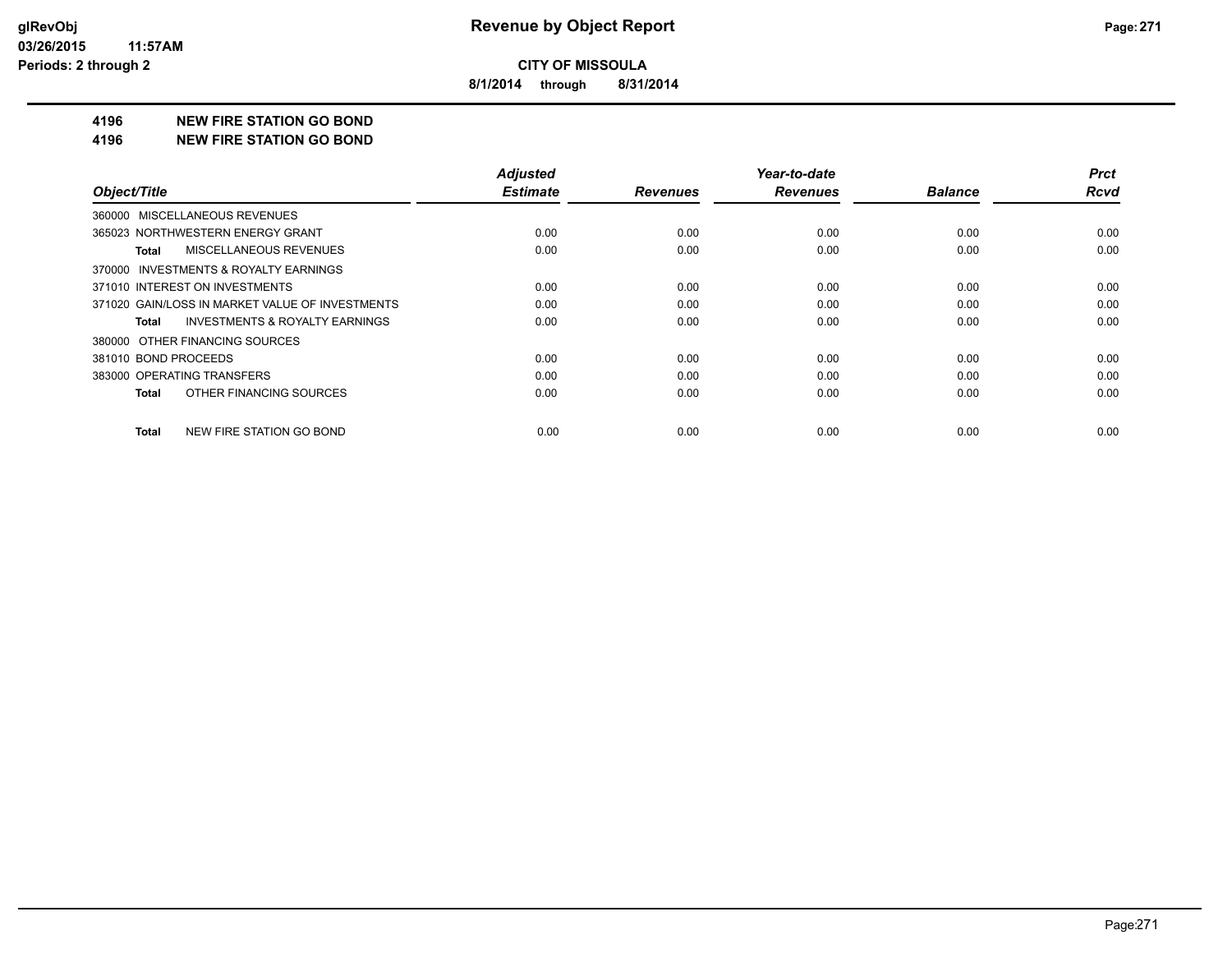# CITY OF MISSOULA

**8/1/2014 through 8/31/2014**

## 4196 NEW FIRE STATION GO BOND

## 4196 NEW FIRE STATION GO BOND

| Object/Title | Adjusted Estimate | Revenues | Year-to-date Revenues | Balance | Prct Rcvd |
|---|---|---|---|---|---|
| 360000 MISCELLANEOUS REVENUES | | | | | |
| 365023 NORTHWESTERN ENERGY GRANT | 0.00 | 0.00 | 0.00 | 0.00 | 0.00 |
| **Total** MISCELLANEOUS REVENUES | 0.00 | 0.00 | 0.00 | 0.00 | 0.00 |
| 370000 INVESTMENTS & ROYALTY EARNINGS | | | | | |
| 371010 INTEREST ON INVESTMENTS | 0.00 | 0.00 | 0.00 | 0.00 | 0.00 |
| 371020 GAIN/LOSS IN MARKET VALUE OF INVESTMENTS | 0.00 | 0.00 | 0.00 | 0.00 | 0.00 |
| **Total** INVESTMENTS & ROYALTY EARNINGS | 0.00 | 0.00 | 0.00 | 0.00 | 0.00 |
| 380000 OTHER FINANCING SOURCES | | | | | |
| 381010 BOND PROCEEDS | 0.00 | 0.00 | 0.00 | 0.00 | 0.00 |
| 383000 OPERATING TRANSFERS | 0.00 | 0.00 | 0.00 | 0.00 | 0.00 |
| **Total** OTHER FINANCING SOURCES | 0.00 | 0.00 | 0.00 | 0.00 | 0.00 |
| **Total** NEW FIRE STATION GO BOND | 0.00 | 0.00 | 0.00 | 0.00 | 0.00 |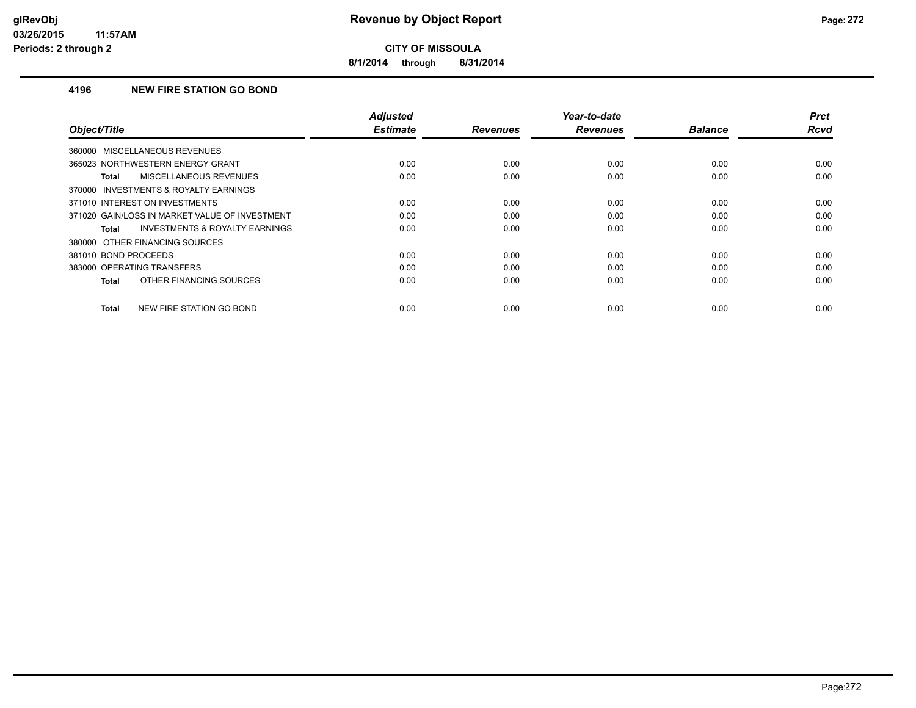# Revenue by Object Report

glRevObj
03/26/2015 11:57AM
Periods: 2 through 2

**CITY OF MISSOULA**

**8/1/2014 through 8/31/2014**

## 4196 NEW FIRE STATION GO BOND

| Object/Title | Adjusted Estimate | Revenues | Year-to-date Revenues | Balance | Prct Rcvd |
|---|---|---|---|---|---|
| 360000 MISCELLANEOUS REVENUES | | | | | |
| 365023 NORTHWESTERN ENERGY GRANT | 0.00 | 0.00 | 0.00 | 0.00 | 0.00 |
| **Total** MISCELLANEOUS REVENUES | 0.00 | 0.00 | 0.00 | 0.00 | 0.00 |
| 370000 INVESTMENTS & ROYALTY EARNINGS | | | | | |
| 371010 INTEREST ON INVESTMENTS | 0.00 | 0.00 | 0.00 | 0.00 | 0.00 |
| 371020 GAIN/LOSS IN MARKET VALUE OF INVESTMENT | 0.00 | 0.00 | 0.00 | 0.00 | 0.00 |
| **Total** INVESTMENTS & ROYALTY EARNINGS | 0.00 | 0.00 | 0.00 | 0.00 | 0.00 |
| 380000 OTHER FINANCING SOURCES | | | | | |
| 381010 BOND PROCEEDS | 0.00 | 0.00 | 0.00 | 0.00 | 0.00 |
| 383000 OPERATING TRANSFERS | 0.00 | 0.00 | 0.00 | 0.00 | 0.00 |
| **Total** OTHER FINANCING SOURCES | 0.00 | 0.00 | 0.00 | 0.00 | 0.00 |
| **Total** NEW FIRE STATION GO BOND | 0.00 | 0.00 | 0.00 | 0.00 | 0.00 |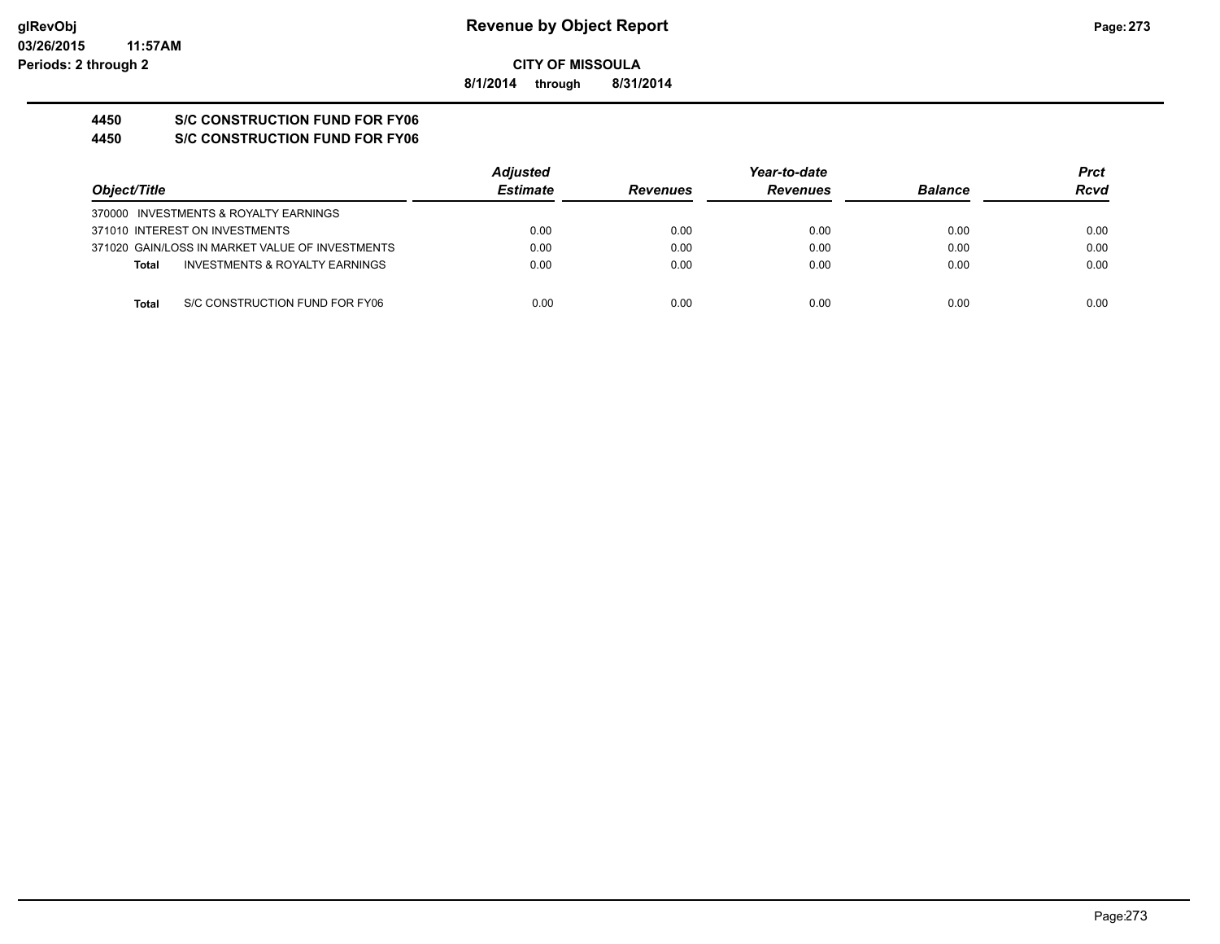**Revenue by Object Report**

**CITY OF MISSOULA**

**8/1/2014 through 8/31/2014**

glRevObj
03/26/2015 11:57AM
Periods: 2 through 2

## 4450 S/C CONSTRUCTION FUND FOR FY06

## 4450 S/C CONSTRUCTION FUND FOR FY06

| Object/Title | Adjusted Estimate | Revenues | Year-to-date Revenues | Balance | Prct Rcvd |
|---|---|---|---|---|---|
| 370000 INVESTMENTS & ROYALTY EARNINGS | | | | | |
| 371010 INTEREST ON INVESTMENTS | 0.00 | 0.00 | 0.00 | 0.00 | 0.00 |
| 371020 GAIN/LOSS IN MARKET VALUE OF INVESTMENTS | 0.00 | 0.00 | 0.00 | 0.00 | 0.00 |
| **Total** INVESTMENTS & ROYALTY EARNINGS | 0.00 | 0.00 | 0.00 | 0.00 | 0.00 |
| **Total** S/C CONSTRUCTION FUND FOR FY06 | 0.00 | 0.00 | 0.00 | 0.00 | 0.00 |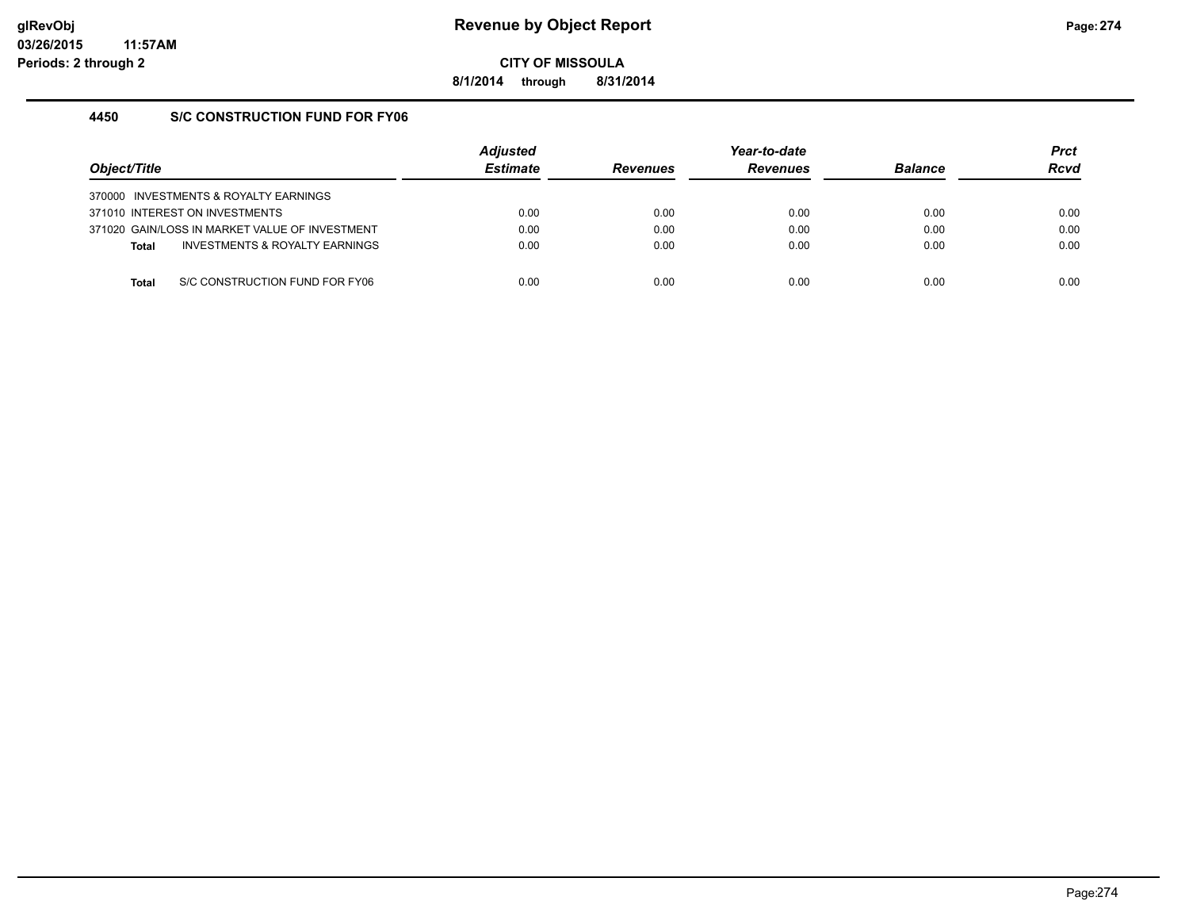**Revenue by Object Report**

**CITY OF MISSOULA**

**8/1/2014 through 8/31/2014**

glRevObj
03/26/2015 11:57AM
Periods: 2 through 2

### 4450 S/C CONSTRUCTION FUND FOR FY06

| Object/Title | Adjusted Estimate | Revenues | Year-to-date Revenues | Balance | Prct Rcvd |
|---|---|---|---|---|---|
| 370000 INVESTMENTS & ROYALTY EARNINGS | | | | | |
| 371010 INTEREST ON INVESTMENTS | 0.00 | 0.00 | 0.00 | 0.00 | 0.00 |
| 371020 GAIN/LOSS IN MARKET VALUE OF INVESTMENT | 0.00 | 0.00 | 0.00 | 0.00 | 0.00 |
| **Total** INVESTMENTS & ROYALTY EARNINGS | 0.00 | 0.00 | 0.00 | 0.00 | 0.00 |
| **Total** S/C CONSTRUCTION FUND FOR FY06 | 0.00 | 0.00 | 0.00 | 0.00 | 0.00 |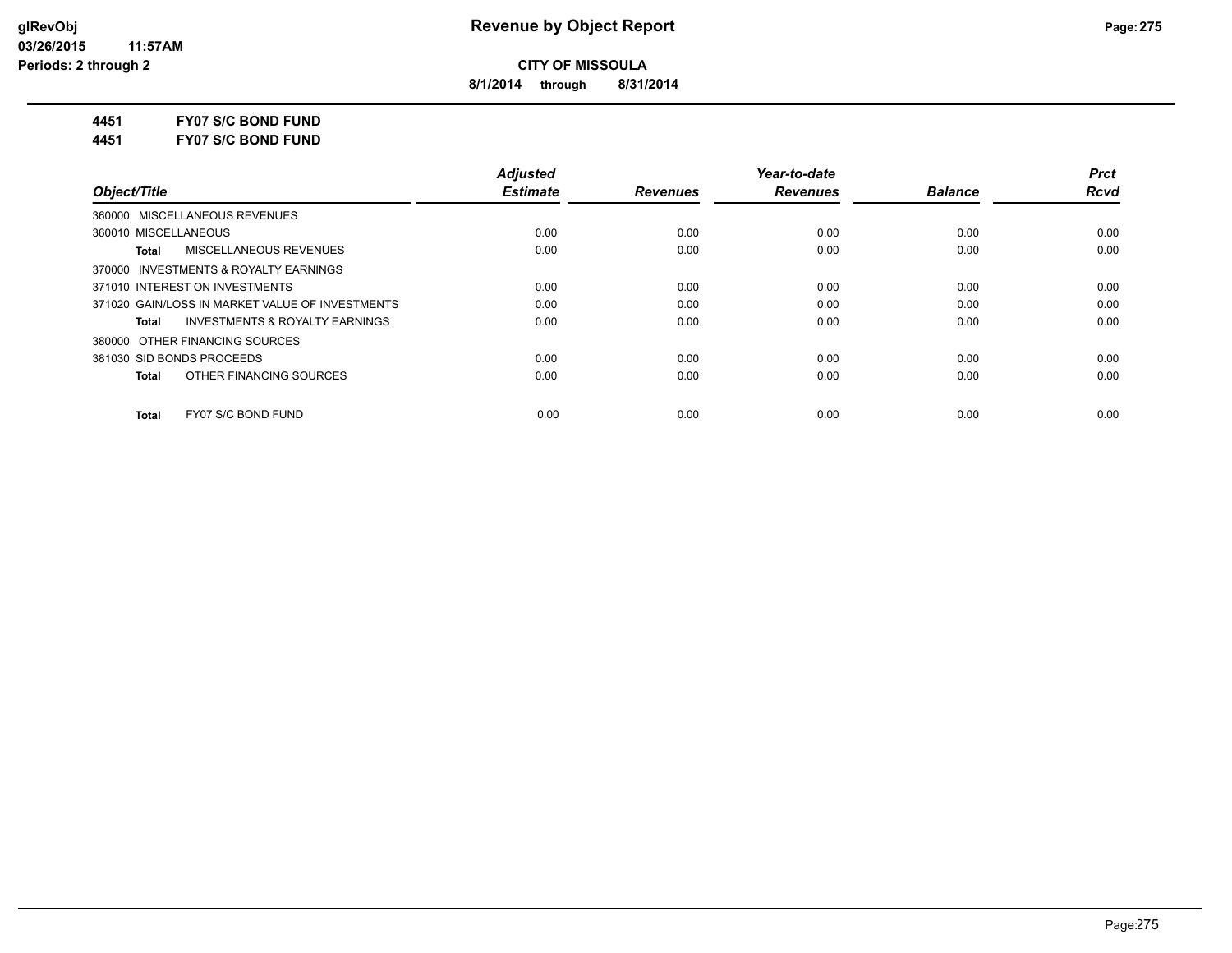**CITY OF MISSOULA**

**8/1/2014 through 8/31/2014**

**4451 FY07 S/C BOND FUND**

**4451 FY07 S/C BOND FUND**

| Object/Title | Adjusted Estimate | Revenues | Year-to-date Revenues | Balance | Prct Rcvd |
|---|---|---|---|---|---|
| 360000 MISCELLANEOUS REVENUES | | | | | |
| 360010 MISCELLANEOUS | 0.00 | 0.00 | 0.00 | 0.00 | 0.00 |
| **Total** MISCELLANEOUS REVENUES | 0.00 | 0.00 | 0.00 | 0.00 | 0.00 |
| 370000 INVESTMENTS & ROYALTY EARNINGS | | | | | |
| 371010 INTEREST ON INVESTMENTS | 0.00 | 0.00 | 0.00 | 0.00 | 0.00 |
| 371020 GAIN/LOSS IN MARKET VALUE OF INVESTMENTS | 0.00 | 0.00 | 0.00 | 0.00 | 0.00 |
| **Total** INVESTMENTS & ROYALTY EARNINGS | 0.00 | 0.00 | 0.00 | 0.00 | 0.00 |
| 380000 OTHER FINANCING SOURCES | | | | | |
| 381030 SID BONDS PROCEEDS | 0.00 | 0.00 | 0.00 | 0.00 | 0.00 |
| **Total** OTHER FINANCING SOURCES | 0.00 | 0.00 | 0.00 | 0.00 | 0.00 |
| **Total** FY07 S/C BOND FUND | 0.00 | 0.00 | 0.00 | 0.00 | 0.00 |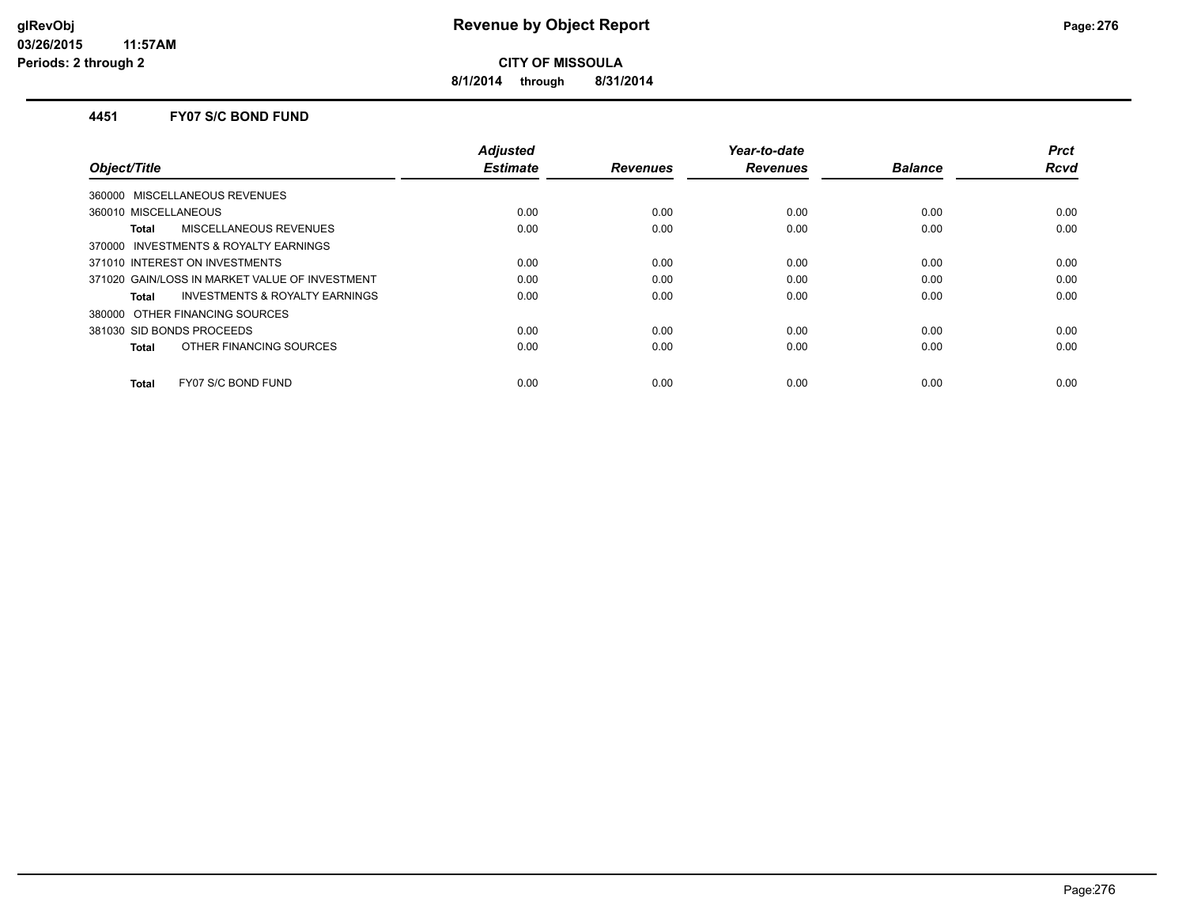# Revenue by Object Report

**CITY OF MISSOULA**

**8/1/2014 through 8/31/2014**

### 4451 FY07 S/C BOND FUND

| Object/Title | Adjusted Estimate | Revenues | Year-to-date Revenues | Balance | Prct Rcvd |
|---|---|---|---|---|---|
| 360000 MISCELLANEOUS REVENUES | | | | | |
| 360010 MISCELLANEOUS | 0.00 | 0.00 | 0.00 | 0.00 | 0.00 |
| **Total** MISCELLANEOUS REVENUES | 0.00 | 0.00 | 0.00 | 0.00 | 0.00 |
| 370000 INVESTMENTS & ROYALTY EARNINGS | | | | | |
| 371010 INTEREST ON INVESTMENTS | 0.00 | 0.00 | 0.00 | 0.00 | 0.00 |
| 371020 GAIN/LOSS IN MARKET VALUE OF INVESTMENT | 0.00 | 0.00 | 0.00 | 0.00 | 0.00 |
| **Total** INVESTMENTS & ROYALTY EARNINGS | 0.00 | 0.00 | 0.00 | 0.00 | 0.00 |
| 380000 OTHER FINANCING SOURCES | | | | | |
| 381030 SID BONDS PROCEEDS | 0.00 | 0.00 | 0.00 | 0.00 | 0.00 |
| **Total** OTHER FINANCING SOURCES | 0.00 | 0.00 | 0.00 | 0.00 | 0.00 |
| **Total** FY07 S/C BOND FUND | 0.00 | 0.00 | 0.00 | 0.00 | 0.00 |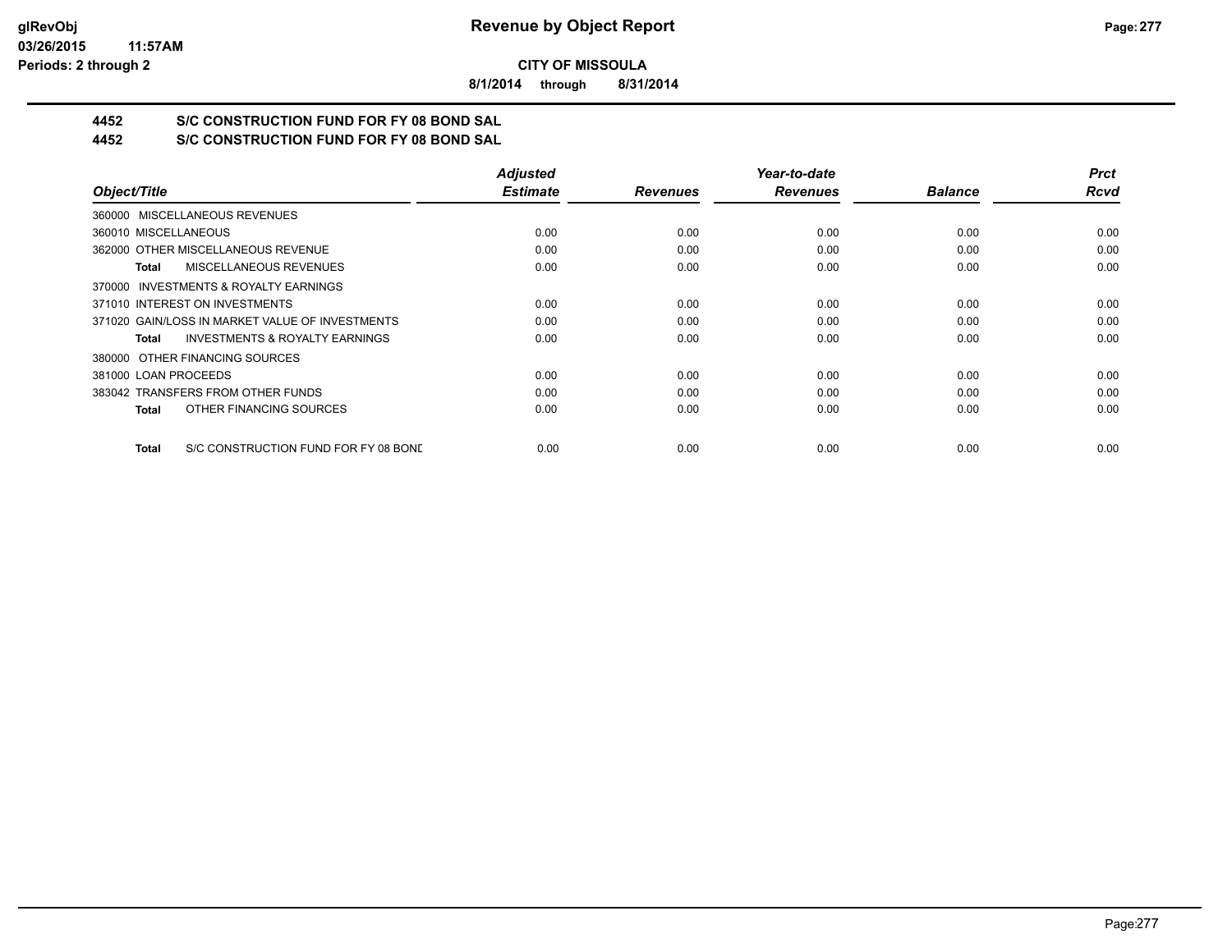**CITY OF MISSOULA**

**8/1/2014 through 8/31/2014**

## 4452 S/C CONSTRUCTION FUND FOR FY 08 BOND SAL
## 4452 S/C CONSTRUCTION FUND FOR FY 08 BOND SAL

| Object/Title | Adjusted Estimate | Revenues | Year-to-date Revenues | Balance | Prct Rcvd |
|---|---|---|---|---|---|
| 360000 MISCELLANEOUS REVENUES | | | | | |
| 360010 MISCELLANEOUS | 0.00 | 0.00 | 0.00 | 0.00 | 0.00 |
| 362000 OTHER MISCELLANEOUS REVENUE | 0.00 | 0.00 | 0.00 | 0.00 | 0.00 |
| **Total** MISCELLANEOUS REVENUES | 0.00 | 0.00 | 0.00 | 0.00 | 0.00 |
| 370000 INVESTMENTS & ROYALTY EARNINGS | | | | | |
| 371010 INTEREST ON INVESTMENTS | 0.00 | 0.00 | 0.00 | 0.00 | 0.00 |
| 371020 GAIN/LOSS IN MARKET VALUE OF INVESTMENTS | 0.00 | 0.00 | 0.00 | 0.00 | 0.00 |
| **Total** INVESTMENTS & ROYALTY EARNINGS | 0.00 | 0.00 | 0.00 | 0.00 | 0.00 |
| 380000 OTHER FINANCING SOURCES | | | | | |
| 381000 LOAN PROCEEDS | 0.00 | 0.00 | 0.00 | 0.00 | 0.00 |
| 383042 TRANSFERS FROM OTHER FUNDS | 0.00 | 0.00 | 0.00 | 0.00 | 0.00 |
| **Total** OTHER FINANCING SOURCES | 0.00 | 0.00 | 0.00 | 0.00 | 0.00 |
| **Total** S/C CONSTRUCTION FUND FOR FY 08 BONE | 0.00 | 0.00 | 0.00 | 0.00 | 0.00 |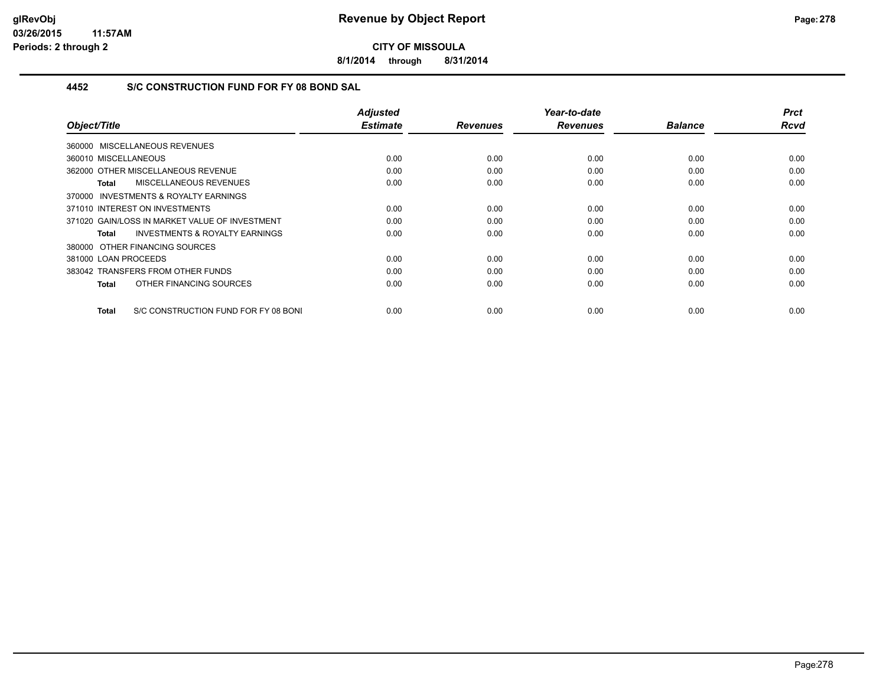**glRevObj**
**03/26/2015 11:57AM**
**Periods: 2 through 2**

# Revenue by Object Report

**CITY OF MISSOULA**

**8/1/2014 through 8/31/2014**

## 4452 S/C CONSTRUCTION FUND FOR FY 08 BOND SAL

| Object/Title | Adjusted Estimate | Revenues | Year-to-date Revenues | Balance | Prct Rcvd |
|---|---|---|---|---|---|
| 360000 MISCELLANEOUS REVENUES | | | | | |
| 360010 MISCELLANEOUS | 0.00 | 0.00 | 0.00 | 0.00 | 0.00 |
| 362000 OTHER MISCELLANEOUS REVENUE | 0.00 | 0.00 | 0.00 | 0.00 | 0.00 |
| **Total** MISCELLANEOUS REVENUES | 0.00 | 0.00 | 0.00 | 0.00 | 0.00 |
| 370000 INVESTMENTS & ROYALTY EARNINGS | | | | | |
| 371010 INTEREST ON INVESTMENTS | 0.00 | 0.00 | 0.00 | 0.00 | 0.00 |
| 371020 GAIN/LOSS IN MARKET VALUE OF INVESTMENT | 0.00 | 0.00 | 0.00 | 0.00 | 0.00 |
| **Total** INVESTMENTS & ROYALTY EARNINGS | 0.00 | 0.00 | 0.00 | 0.00 | 0.00 |
| 380000 OTHER FINANCING SOURCES | | | | | |
| 381000 LOAN PROCEEDS | 0.00 | 0.00 | 0.00 | 0.00 | 0.00 |
| 383042 TRANSFERS FROM OTHER FUNDS | 0.00 | 0.00 | 0.00 | 0.00 | 0.00 |
| **Total** OTHER FINANCING SOURCES | 0.00 | 0.00 | 0.00 | 0.00 | 0.00 |
| **Total** S/C CONSTRUCTION FUND FOR FY 08 BONI | 0.00 | 0.00 | 0.00 | 0.00 | 0.00 |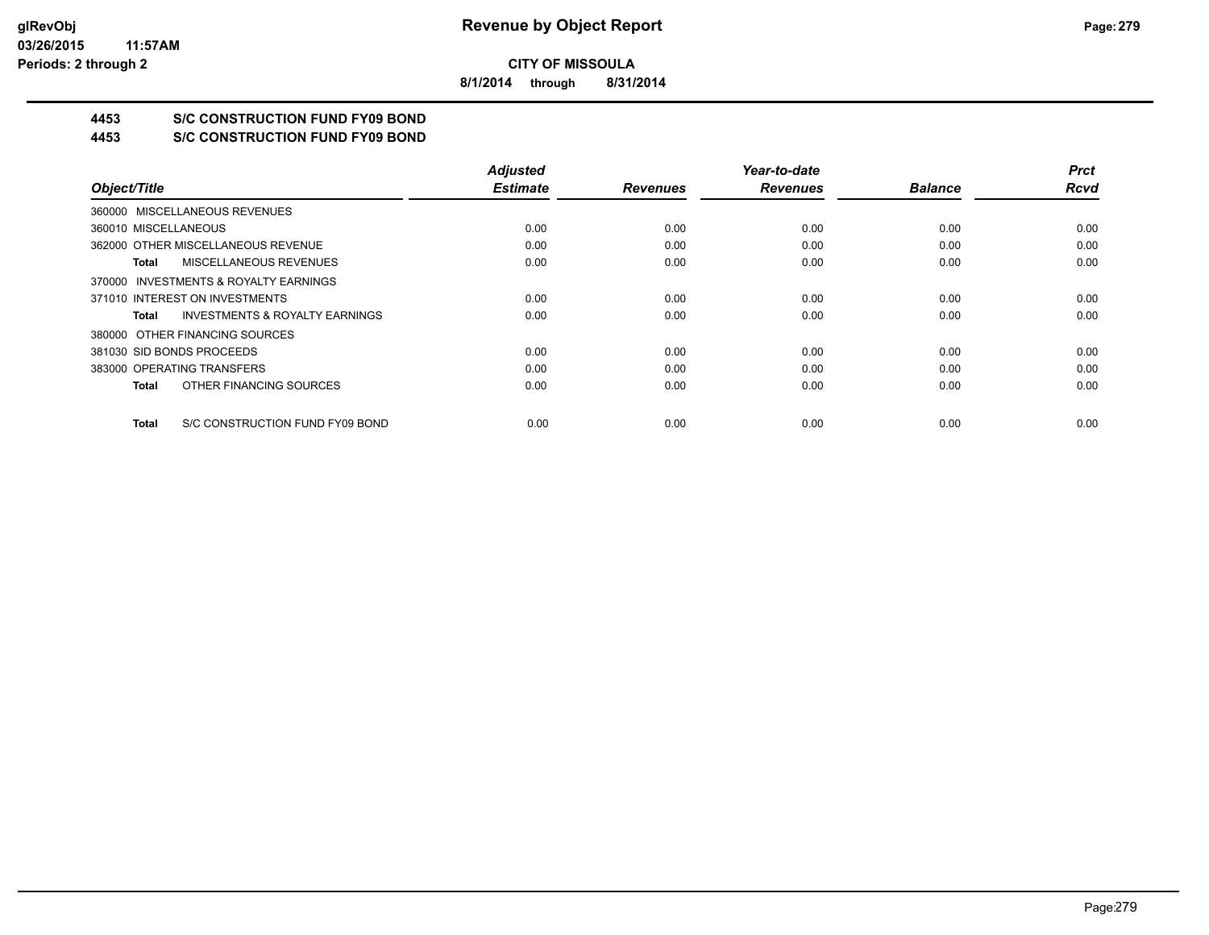**glRevObj**
**03/26/2015 11:57AM**
**Periods: 2 through 2**

# Revenue by Object Report

**CITY OF MISSOULA**

**8/1/2014 through 8/31/2014**

## 4453 S/C CONSTRUCTION FUND FY09 BOND
## 4453 S/C CONSTRUCTION FUND FY09 BOND

| Object/Title | Adjusted Estimate | Revenues | Year-to-date Revenues | Balance | Prct Rcvd |
|---|---|---|---|---|---|
| 360000 MISCELLANEOUS REVENUES | | | | | |
| 360010 MISCELLANEOUS | 0.00 | 0.00 | 0.00 | 0.00 | 0.00 |
| 362000 OTHER MISCELLANEOUS REVENUE | 0.00 | 0.00 | 0.00 | 0.00 | 0.00 |
| **Total** MISCELLANEOUS REVENUES | 0.00 | 0.00 | 0.00 | 0.00 | 0.00 |
| 370000 INVESTMENTS & ROYALTY EARNINGS | | | | | |
| 371010 INTEREST ON INVESTMENTS | 0.00 | 0.00 | 0.00 | 0.00 | 0.00 |
| **Total** INVESTMENTS & ROYALTY EARNINGS | 0.00 | 0.00 | 0.00 | 0.00 | 0.00 |
| 380000 OTHER FINANCING SOURCES | | | | | |
| 381030 SID BONDS PROCEEDS | 0.00 | 0.00 | 0.00 | 0.00 | 0.00 |
| 383000 OPERATING TRANSFERS | 0.00 | 0.00 | 0.00 | 0.00 | 0.00 |
| **Total** OTHER FINANCING SOURCES | 0.00 | 0.00 | 0.00 | 0.00 | 0.00 |
| **Total** S/C CONSTRUCTION FUND FY09 BOND | 0.00 | 0.00 | 0.00 | 0.00 | 0.00 |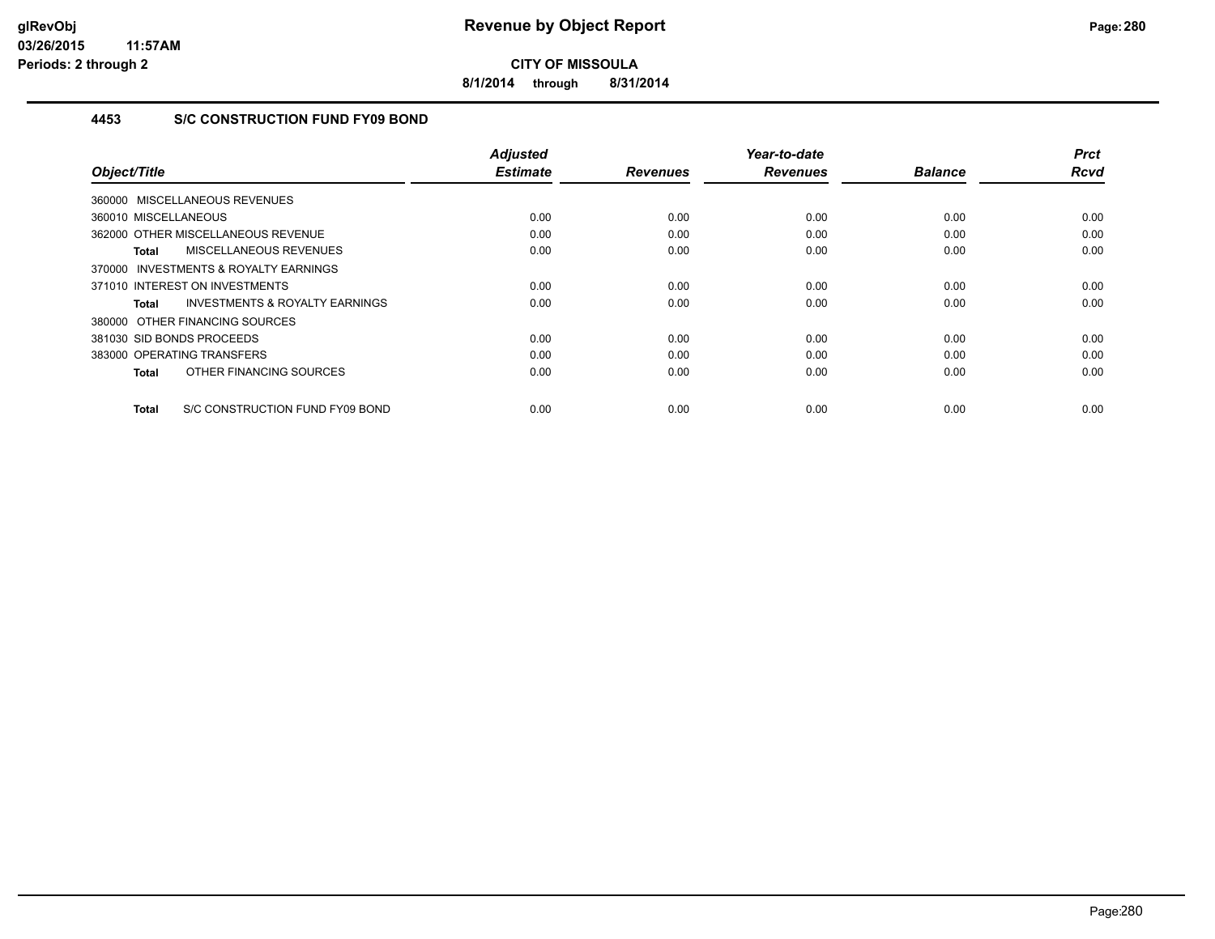# Revenue by Object Report

**CITY OF MISSOULA**

**8/1/2014 through 8/31/2014**

glRevObj
03/26/2015 11:57AM
Periods: 2 through 2

### 4453 S/C CONSTRUCTION FUND FY09 BOND

| Object/Title | Adjusted Estimate | Revenues | Year-to-date Revenues | Balance | Prct Rcvd |
|---|---|---|---|---|---|
| 360000 MISCELLANEOUS REVENUES | | | | | |
| 360010 MISCELLANEOUS | 0.00 | 0.00 | 0.00 | 0.00 | 0.00 |
| 362000 OTHER MISCELLANEOUS REVENUE | 0.00 | 0.00 | 0.00 | 0.00 | 0.00 |
| **Total** MISCELLANEOUS REVENUES | 0.00 | 0.00 | 0.00 | 0.00 | 0.00 |
| 370000 INVESTMENTS & ROYALTY EARNINGS | | | | | |
| 371010 INTEREST ON INVESTMENTS | 0.00 | 0.00 | 0.00 | 0.00 | 0.00 |
| **Total** INVESTMENTS & ROYALTY EARNINGS | 0.00 | 0.00 | 0.00 | 0.00 | 0.00 |
| 380000 OTHER FINANCING SOURCES | | | | | |
| 381030 SID BONDS PROCEEDS | 0.00 | 0.00 | 0.00 | 0.00 | 0.00 |
| 383000 OPERATING TRANSFERS | 0.00 | 0.00 | 0.00 | 0.00 | 0.00 |
| **Total** OTHER FINANCING SOURCES | 0.00 | 0.00 | 0.00 | 0.00 | 0.00 |
| **Total** S/C CONSTRUCTION FUND FY09 BOND | 0.00 | 0.00 | 0.00 | 0.00 | 0.00 |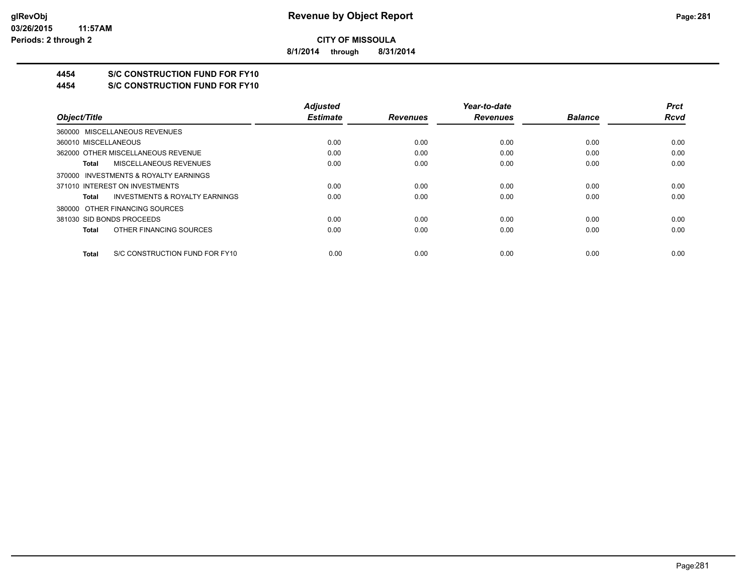**CITY OF MISSOULA**

**8/1/2014 through 8/31/2014**

## 4454 S/C CONSTRUCTION FUND FOR FY10

## 4454 S/C CONSTRUCTION FUND FOR FY10

| Object/Title | Adjusted Estimate | Revenues | Year-to-date Revenues | Balance | Prct Rcvd |
|---|---|---|---|---|---|
| 360000 MISCELLANEOUS REVENUES | | | | | |
| 360010 MISCELLANEOUS | 0.00 | 0.00 | 0.00 | 0.00 | 0.00 |
| 362000 OTHER MISCELLANEOUS REVENUE | 0.00 | 0.00 | 0.00 | 0.00 | 0.00 |
| **Total** MISCELLANEOUS REVENUES | 0.00 | 0.00 | 0.00 | 0.00 | 0.00 |
| 370000 INVESTMENTS & ROYALTY EARNINGS | | | | | |
| 371010 INTEREST ON INVESTMENTS | 0.00 | 0.00 | 0.00 | 0.00 | 0.00 |
| **Total** INVESTMENTS & ROYALTY EARNINGS | 0.00 | 0.00 | 0.00 | 0.00 | 0.00 |
| 380000 OTHER FINANCING SOURCES | | | | | |
| 381030 SID BONDS PROCEEDS | 0.00 | 0.00 | 0.00 | 0.00 | 0.00 |
| **Total** OTHER FINANCING SOURCES | 0.00 | 0.00 | 0.00 | 0.00 | 0.00 |
| **Total** S/C CONSTRUCTION FUND FOR FY10 | 0.00 | 0.00 | 0.00 | 0.00 | 0.00 |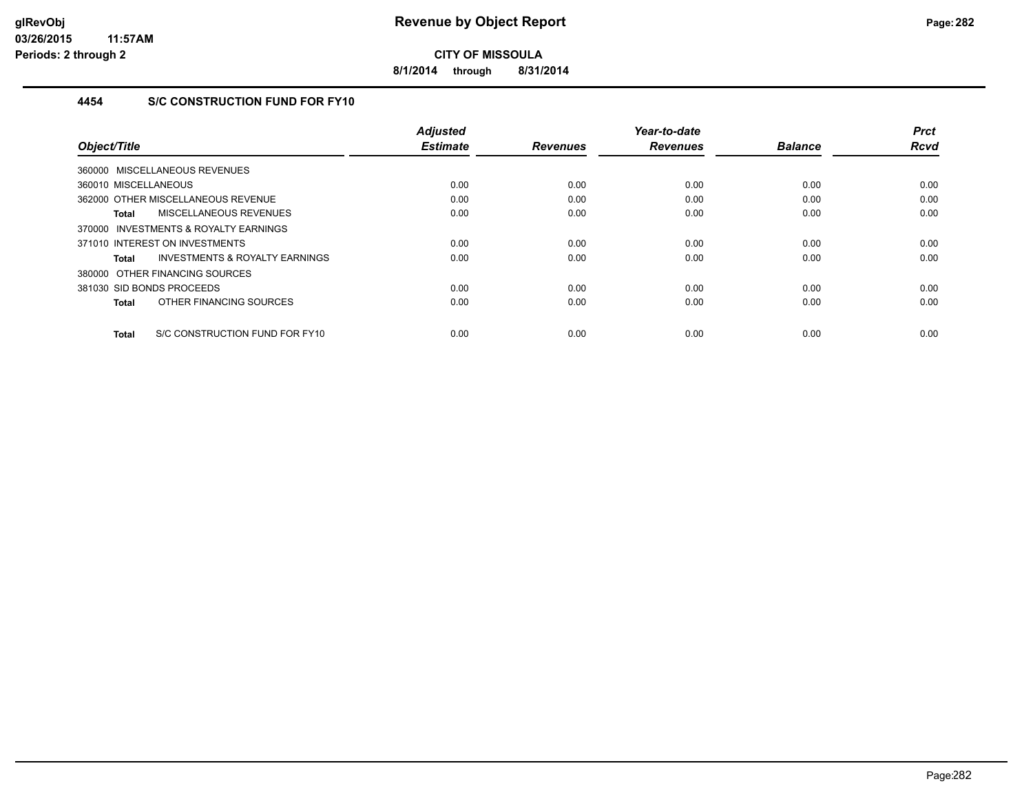**CITY OF MISSOULA**

**8/1/2014 through 8/31/2014**

### 4454 S/C CONSTRUCTION FUND FOR FY10

| Object/Title | Adjusted Estimate | Revenues | Year-to-date Revenues | Balance | Prct Rcvd |
|---|---|---|---|---|---|
| 360000 MISCELLANEOUS REVENUES | | | | | |
| 360010 MISCELLANEOUS | 0.00 | 0.00 | 0.00 | 0.00 | 0.00 |
| 362000 OTHER MISCELLANEOUS REVENUE | 0.00 | 0.00 | 0.00 | 0.00 | 0.00 |
| **Total** MISCELLANEOUS REVENUES | 0.00 | 0.00 | 0.00 | 0.00 | 0.00 |
| 370000 INVESTMENTS & ROYALTY EARNINGS | | | | | |
| 371010 INTEREST ON INVESTMENTS | 0.00 | 0.00 | 0.00 | 0.00 | 0.00 |
| **Total** INVESTMENTS & ROYALTY EARNINGS | 0.00 | 0.00 | 0.00 | 0.00 | 0.00 |
| 380000 OTHER FINANCING SOURCES | | | | | |
| 381030 SID BONDS PROCEEDS | 0.00 | 0.00 | 0.00 | 0.00 | 0.00 |
| **Total** OTHER FINANCING SOURCES | 0.00 | 0.00 | 0.00 | 0.00 | 0.00 |
| **Total** S/C CONSTRUCTION FUND FOR FY10 | 0.00 | 0.00 | 0.00 | 0.00 | 0.00 |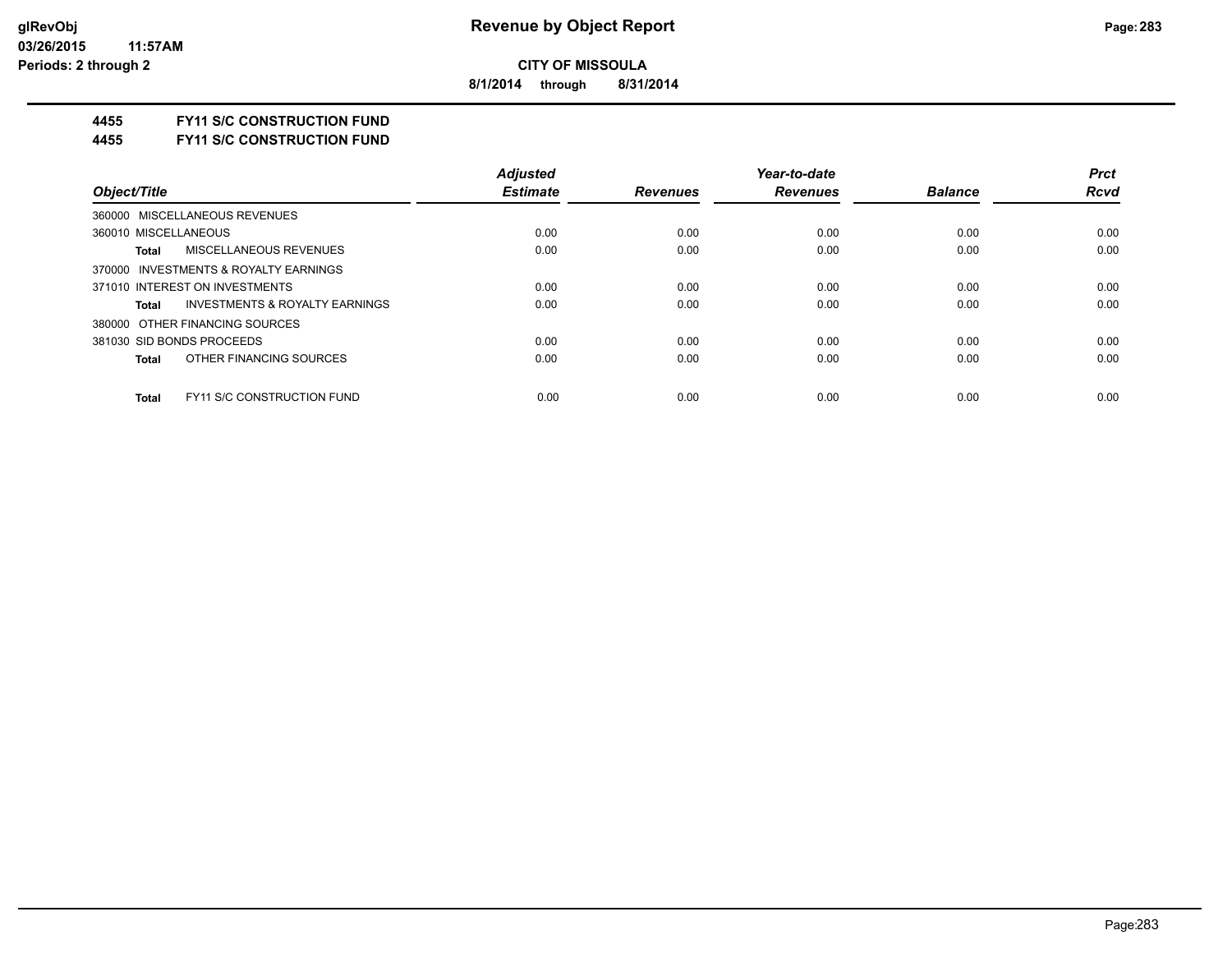**CITY OF MISSOULA**

**8/1/2014 through 8/31/2014**

**4455 FY11 S/C CONSTRUCTION FUND**

**4455 FY11 S/C CONSTRUCTION FUND**

| Object/Title | Adjusted Estimate | Revenues | Year-to-date Revenues | Balance | Prct Rcvd |
|---|---|---|---|---|---|
| 360000 MISCELLANEOUS REVENUES | | | | | |
| 360010 MISCELLANEOUS | 0.00 | 0.00 | 0.00 | 0.00 | 0.00 |
| **Total** MISCELLANEOUS REVENUES | 0.00 | 0.00 | 0.00 | 0.00 | 0.00 |
| 370000 INVESTMENTS & ROYALTY EARNINGS | | | | | |
| 371010 INTEREST ON INVESTMENTS | 0.00 | 0.00 | 0.00 | 0.00 | 0.00 |
| **Total** INVESTMENTS & ROYALTY EARNINGS | 0.00 | 0.00 | 0.00 | 0.00 | 0.00 |
| 380000 OTHER FINANCING SOURCES | | | | | |
| 381030 SID BONDS PROCEEDS | 0.00 | 0.00 | 0.00 | 0.00 | 0.00 |
| **Total** OTHER FINANCING SOURCES | 0.00 | 0.00 | 0.00 | 0.00 | 0.00 |
| **Total** FY11 S/C CONSTRUCTION FUND | 0.00 | 0.00 | 0.00 | 0.00 | 0.00 |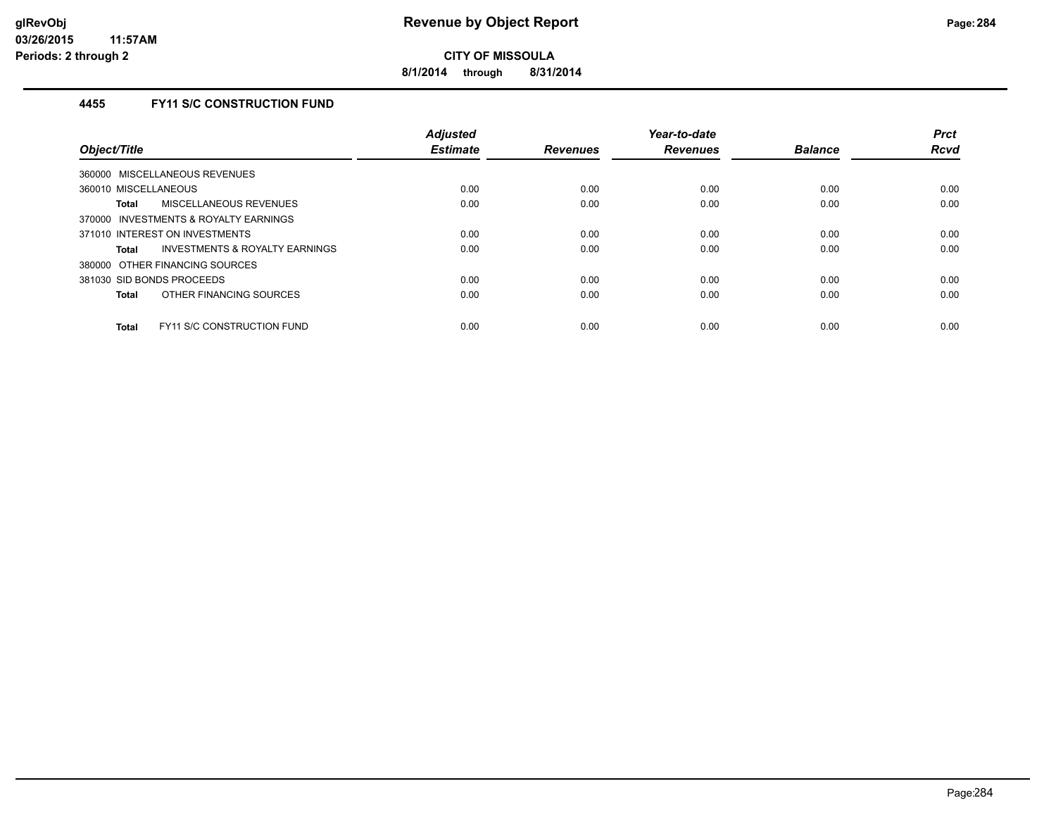**glRevObj**
**03/26/2015 11:57AM**
**Periods: 2 through 2**

# Revenue by Object Report

**CITY OF MISSOULA**

**8/1/2014 through 8/31/2014**

## 4455 FY11 S/C CONSTRUCTION FUND

| Object/Title | Adjusted Estimate | Revenues | Year-to-date Revenues | Balance | Prct Rcvd |
|---|---|---|---|---|---|
| 360000 MISCELLANEOUS REVENUES | | | | | |
| 360010 MISCELLANEOUS | 0.00 | 0.00 | 0.00 | 0.00 | 0.00 |
| **Total** MISCELLANEOUS REVENUES | 0.00 | 0.00 | 0.00 | 0.00 | 0.00 |
| 370000 INVESTMENTS & ROYALTY EARNINGS | | | | | |
| 371010 INTEREST ON INVESTMENTS | 0.00 | 0.00 | 0.00 | 0.00 | 0.00 |
| **Total** INVESTMENTS & ROYALTY EARNINGS | 0.00 | 0.00 | 0.00 | 0.00 | 0.00 |
| 380000 OTHER FINANCING SOURCES | | | | | |
| 381030 SID BONDS PROCEEDS | 0.00 | 0.00 | 0.00 | 0.00 | 0.00 |
| **Total** OTHER FINANCING SOURCES | 0.00 | 0.00 | 0.00 | 0.00 | 0.00 |
| **Total** FY11 S/C CONSTRUCTION FUND | 0.00 | 0.00 | 0.00 | 0.00 | 0.00 |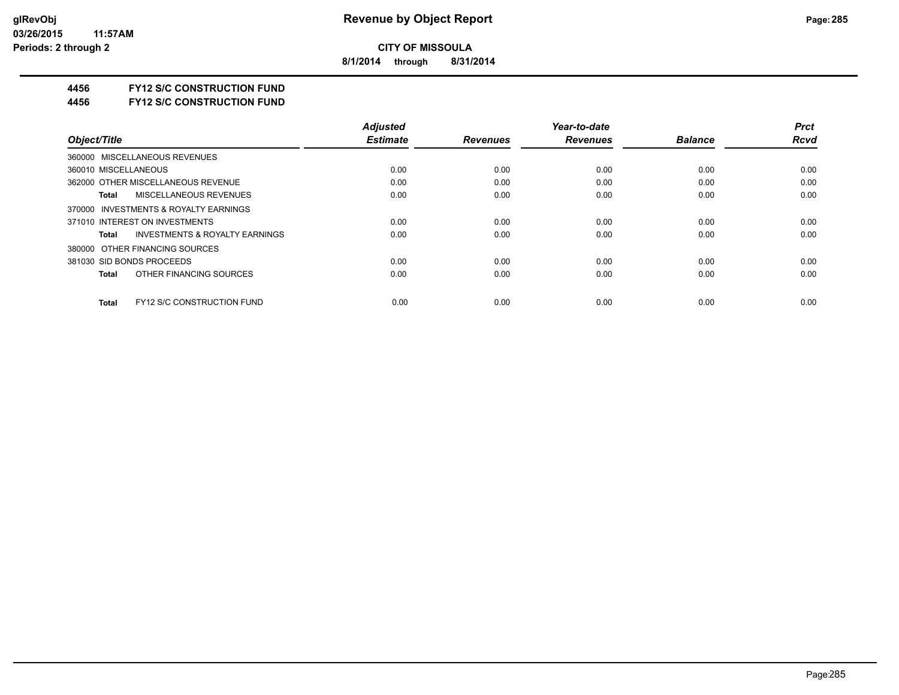**CITY OF MISSOULA**

**8/1/2014 through 8/31/2014**

## 4456 FY12 S/C CONSTRUCTION FUND
## 4456 FY12 S/C CONSTRUCTION FUND

| Object/Title | | Adjusted Estimate | Revenues | Year-to-date Revenues | Balance | Prct Rcvd |
|---|---|---|---|---|---|---|
| 360000 MISCELLANEOUS REVENUES | | | | | | |
| 360010 MISCELLANEOUS | | 0.00 | 0.00 | 0.00 | 0.00 | 0.00 |
| 362000 OTHER MISCELLANEOUS REVENUE | | 0.00 | 0.00 | 0.00 | 0.00 | 0.00 |
| **Total** | MISCELLANEOUS REVENUES | 0.00 | 0.00 | 0.00 | 0.00 | 0.00 |
| 370000 INVESTMENTS & ROYALTY EARNINGS | | | | | | |
| 371010 INTEREST ON INVESTMENTS | | 0.00 | 0.00 | 0.00 | 0.00 | 0.00 |
| **Total** | INVESTMENTS & ROYALTY EARNINGS | 0.00 | 0.00 | 0.00 | 0.00 | 0.00 |
| 380000 OTHER FINANCING SOURCES | | | | | | |
| 381030 SID BONDS PROCEEDS | | 0.00 | 0.00 | 0.00 | 0.00 | 0.00 |
| **Total** | OTHER FINANCING SOURCES | 0.00 | 0.00 | 0.00 | 0.00 | 0.00 |
| **Total** | FY12 S/C CONSTRUCTION FUND | 0.00 | 0.00 | 0.00 | 0.00 | 0.00 |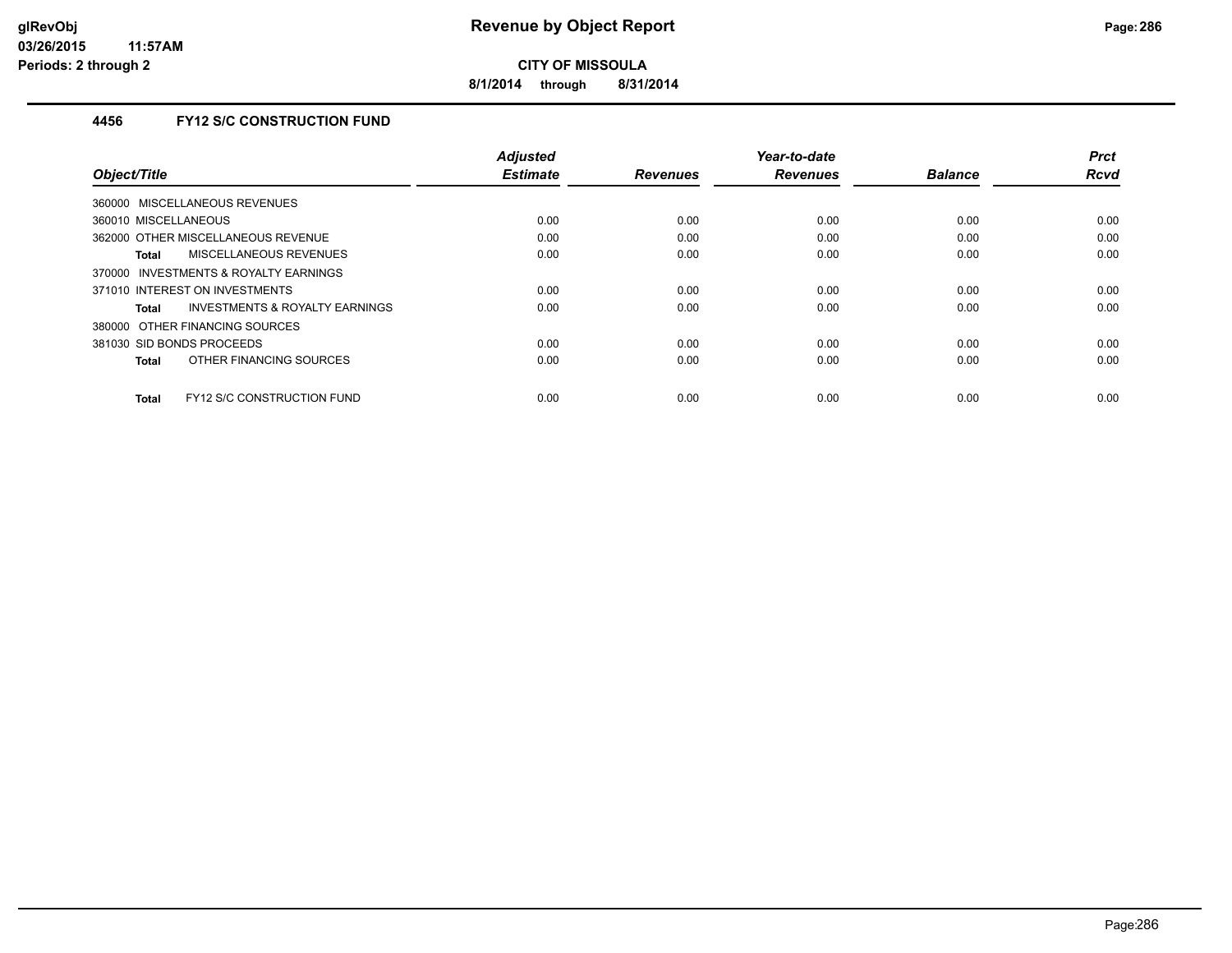**glRevObj**
**03/26/2015 11:57AM**
**Periods: 2 through 2**

# Revenue by Object Report

**CITY OF MISSOULA**

**8/1/2014 through 8/31/2014**

## 4456 FY12 S/C CONSTRUCTION FUND

| Object/Title | Adjusted Estimate | Revenues | Year-to-date Revenues | Balance | Prct Rcvd |
|---|---|---|---|---|---|
| 360000 MISCELLANEOUS REVENUES | | | | | |
| 360010 MISCELLANEOUS | 0.00 | 0.00 | 0.00 | 0.00 | 0.00 |
| 362000 OTHER MISCELLANEOUS REVENUE | 0.00 | 0.00 | 0.00 | 0.00 | 0.00 |
| **Total** MISCELLANEOUS REVENUES | 0.00 | 0.00 | 0.00 | 0.00 | 0.00 |
| 370000 INVESTMENTS & ROYALTY EARNINGS | | | | | |
| 371010 INTEREST ON INVESTMENTS | 0.00 | 0.00 | 0.00 | 0.00 | 0.00 |
| **Total** INVESTMENTS & ROYALTY EARNINGS | 0.00 | 0.00 | 0.00 | 0.00 | 0.00 |
| 380000 OTHER FINANCING SOURCES | | | | | |
| 381030 SID BONDS PROCEEDS | 0.00 | 0.00 | 0.00 | 0.00 | 0.00 |
| **Total** OTHER FINANCING SOURCES | 0.00 | 0.00 | 0.00 | 0.00 | 0.00 |
| **Total** FY12 S/C CONSTRUCTION FUND | 0.00 | 0.00 | 0.00 | 0.00 | 0.00 |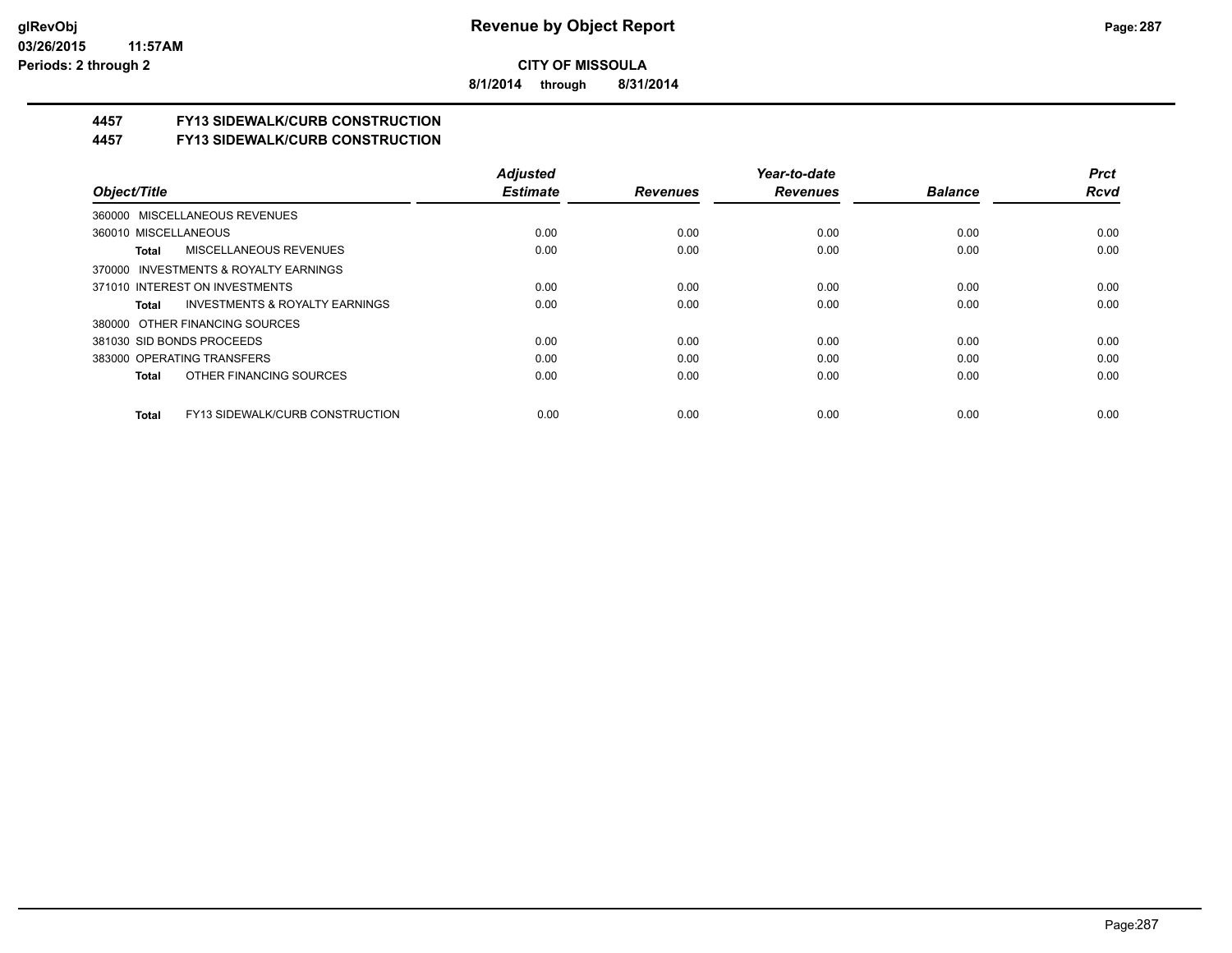# Revenue by Object Report

**CITY OF MISSOULA**

**8/1/2014 through 8/31/2014**

## 4457 FY13 SIDEWALK/CURB CONSTRUCTION
## 4457 FY13 SIDEWALK/CURB CONSTRUCTION

| Object/Title | Adjusted Estimate | Revenues | Year-to-date Revenues | Balance | Prct Rcvd |
|---|---|---|---|---|---|
| 360000 MISCELLANEOUS REVENUES | | | | | |
| 360010 MISCELLANEOUS | 0.00 | 0.00 | 0.00 | 0.00 | 0.00 |
| **Total** MISCELLANEOUS REVENUES | 0.00 | 0.00 | 0.00 | 0.00 | 0.00 |
| 370000 INVESTMENTS & ROYALTY EARNINGS | | | | | |
| 371010 INTEREST ON INVESTMENTS | 0.00 | 0.00 | 0.00 | 0.00 | 0.00 |
| **Total** INVESTMENTS & ROYALTY EARNINGS | 0.00 | 0.00 | 0.00 | 0.00 | 0.00 |
| 380000 OTHER FINANCING SOURCES | | | | | |
| 381030 SID BONDS PROCEEDS | 0.00 | 0.00 | 0.00 | 0.00 | 0.00 |
| 383000 OPERATING TRANSFERS | 0.00 | 0.00 | 0.00 | 0.00 | 0.00 |
| **Total** OTHER FINANCING SOURCES | 0.00 | 0.00 | 0.00 | 0.00 | 0.00 |
| **Total** FY13 SIDEWALK/CURB CONSTRUCTION | 0.00 | 0.00 | 0.00 | 0.00 | 0.00 |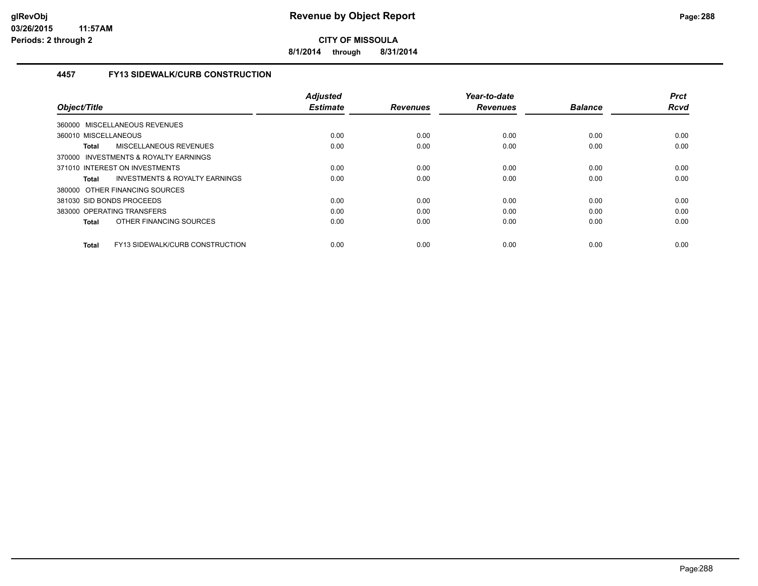**CITY OF MISSOULA**

**8/1/2014 through 8/31/2014**

### 4457 FY13 SIDEWALK/CURB CONSTRUCTION

| Object/Title | Adjusted Estimate | Revenues | Year-to-date Revenues | Balance | Prct Rcvd |
|---|---|---|---|---|---|
| 360000 MISCELLANEOUS REVENUES | | | | | |
| 360010 MISCELLANEOUS | 0.00 | 0.00 | 0.00 | 0.00 | 0.00 |
| **Total** MISCELLANEOUS REVENUES | 0.00 | 0.00 | 0.00 | 0.00 | 0.00 |
| 370000 INVESTMENTS & ROYALTY EARNINGS | | | | | |
| 371010 INTEREST ON INVESTMENTS | 0.00 | 0.00 | 0.00 | 0.00 | 0.00 |
| **Total** INVESTMENTS & ROYALTY EARNINGS | 0.00 | 0.00 | 0.00 | 0.00 | 0.00 |
| 380000 OTHER FINANCING SOURCES | | | | | |
| 381030 SID BONDS PROCEEDS | 0.00 | 0.00 | 0.00 | 0.00 | 0.00 |
| 383000 OPERATING TRANSFERS | 0.00 | 0.00 | 0.00 | 0.00 | 0.00 |
| **Total** OTHER FINANCING SOURCES | 0.00 | 0.00 | 0.00 | 0.00 | 0.00 |
| **Total** FY13 SIDEWALK/CURB CONSTRUCTION | 0.00 | 0.00 | 0.00 | 0.00 | 0.00 |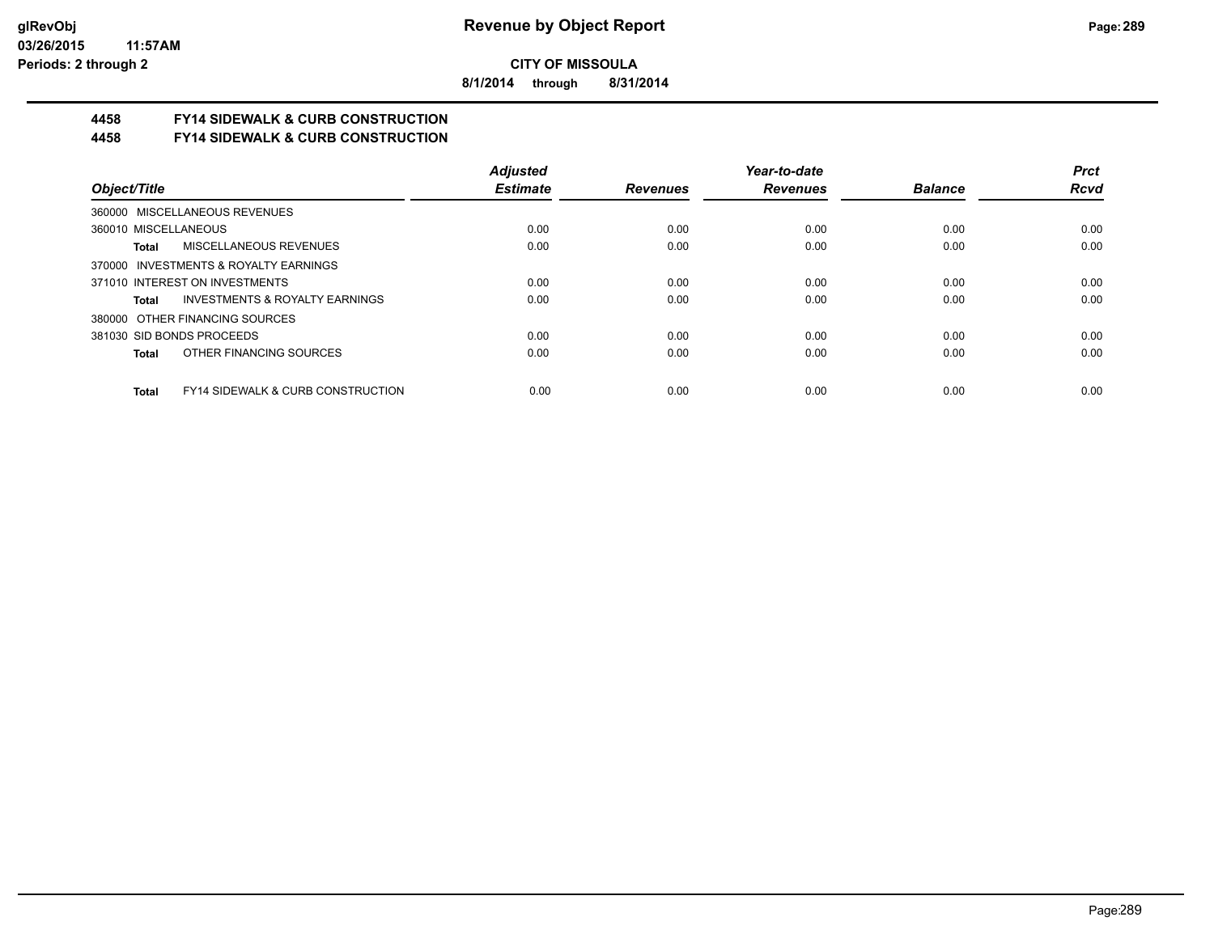**CITY OF MISSOULA**

**8/1/2014 through 8/31/2014**

## 4458 FY14 SIDEWALK & CURB CONSTRUCTION
## 4458 FY14 SIDEWALK & CURB CONSTRUCTION

| Object/Title | Adjusted Estimate | Revenues | Year-to-date Revenues | Balance | Prct Rcvd |
|---|---|---|---|---|---|
| 360000 MISCELLANEOUS REVENUES | | | | | |
| 360010 MISCELLANEOUS | 0.00 | 0.00 | 0.00 | 0.00 | 0.00 |
| **Total** MISCELLANEOUS REVENUES | 0.00 | 0.00 | 0.00 | 0.00 | 0.00 |
| 370000 INVESTMENTS & ROYALTY EARNINGS | | | | | |
| 371010 INTEREST ON INVESTMENTS | 0.00 | 0.00 | 0.00 | 0.00 | 0.00 |
| **Total** INVESTMENTS & ROYALTY EARNINGS | 0.00 | 0.00 | 0.00 | 0.00 | 0.00 |
| 380000 OTHER FINANCING SOURCES | | | | | |
| 381030 SID BONDS PROCEEDS | 0.00 | 0.00 | 0.00 | 0.00 | 0.00 |
| **Total** OTHER FINANCING SOURCES | 0.00 | 0.00 | 0.00 | 0.00 | 0.00 |
| **Total** FY14 SIDEWALK & CURB CONSTRUCTION | 0.00 | 0.00 | 0.00 | 0.00 | 0.00 |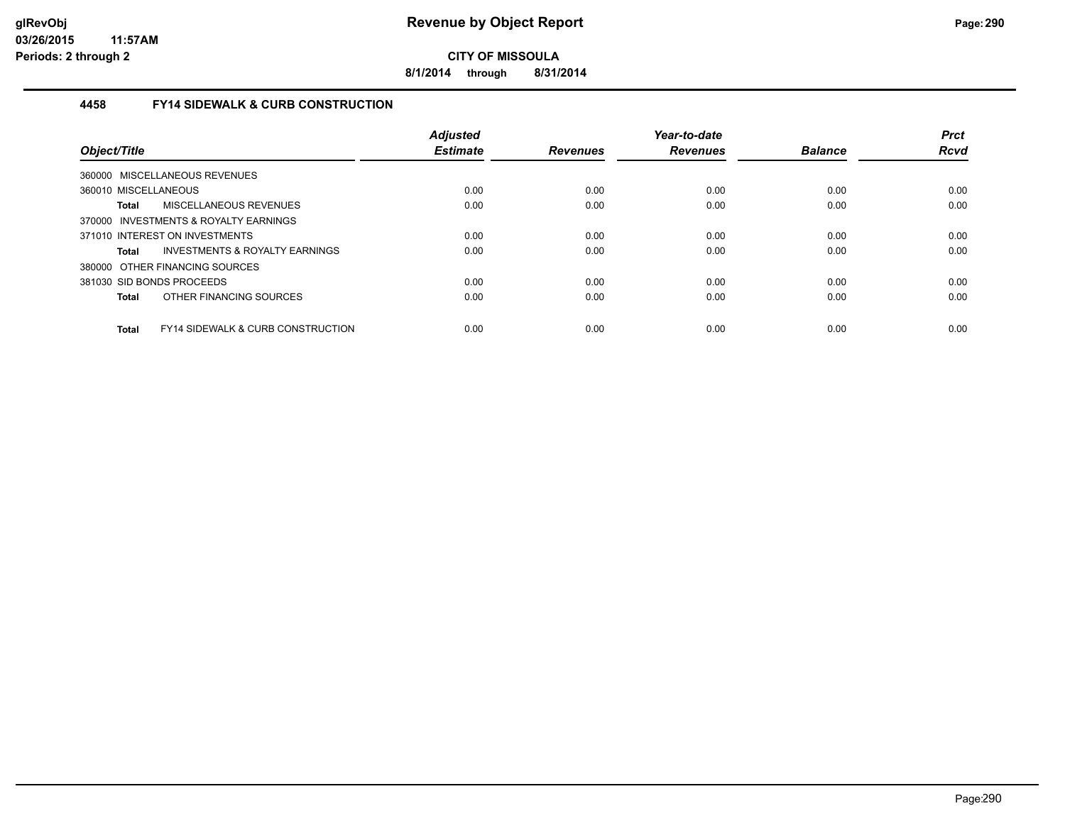**CITY OF MISSOULA**

**8/1/2014 through 8/31/2014**

### 4458 FY14 SIDEWALK & CURB CONSTRUCTION

| Object/Title | Adjusted Estimate | Revenues | Year-to-date Revenues | Balance | Prct Rcvd |
|---|---|---|---|---|---|
| 360000 MISCELLANEOUS REVENUES | | | | | |
| 360010 MISCELLANEOUS | 0.00 | 0.00 | 0.00 | 0.00 | 0.00 |
| **Total** MISCELLANEOUS REVENUES | 0.00 | 0.00 | 0.00 | 0.00 | 0.00 |
| 370000 INVESTMENTS & ROYALTY EARNINGS | | | | | |
| 371010 INTEREST ON INVESTMENTS | 0.00 | 0.00 | 0.00 | 0.00 | 0.00 |
| **Total** INVESTMENTS & ROYALTY EARNINGS | 0.00 | 0.00 | 0.00 | 0.00 | 0.00 |
| 380000 OTHER FINANCING SOURCES | | | | | |
| 381030 SID BONDS PROCEEDS | 0.00 | 0.00 | 0.00 | 0.00 | 0.00 |
| **Total** OTHER FINANCING SOURCES | 0.00 | 0.00 | 0.00 | 0.00 | 0.00 |
| **Total** FY14 SIDEWALK & CURB CONSTRUCTION | 0.00 | 0.00 | 0.00 | 0.00 | 0.00 |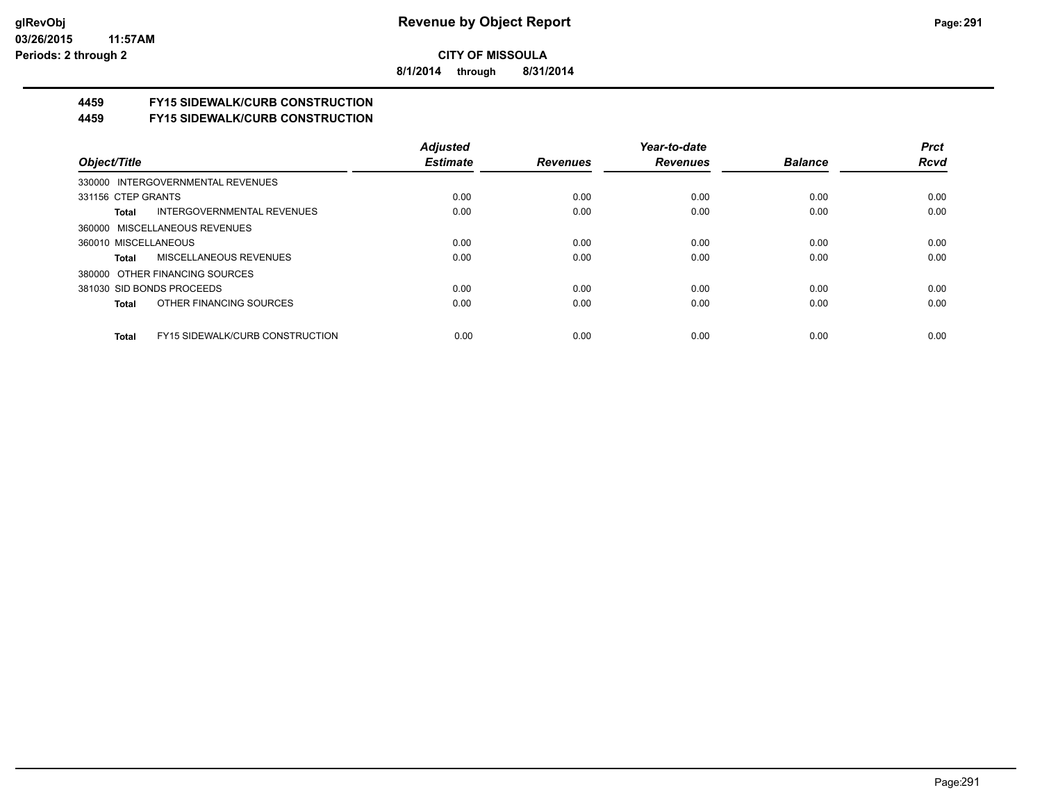**CITY OF MISSOULA**

**8/1/2014 through 8/31/2014**

## 4459 FY15 SIDEWALK/CURB CONSTRUCTION
## 4459 FY15 SIDEWALK/CURB CONSTRUCTION

| Object/Title | Adjusted Estimate | Revenues | Year-to-date Revenues | Balance | Prct Rcvd |
|---|---|---|---|---|---|
| 330000 INTERGOVERNMENTAL REVENUES | | | | | |
| 331156 CTEP GRANTS | 0.00 | 0.00 | 0.00 | 0.00 | 0.00 |
| **Total** INTERGOVERNMENTAL REVENUES | 0.00 | 0.00 | 0.00 | 0.00 | 0.00 |
| 360000 MISCELLANEOUS REVENUES | | | | | |
| 360010 MISCELLANEOUS | 0.00 | 0.00 | 0.00 | 0.00 | 0.00 |
| **Total** MISCELLANEOUS REVENUES | 0.00 | 0.00 | 0.00 | 0.00 | 0.00 |
| 380000 OTHER FINANCING SOURCES | | | | | |
| 381030 SID BONDS PROCEEDS | 0.00 | 0.00 | 0.00 | 0.00 | 0.00 |
| **Total** OTHER FINANCING SOURCES | 0.00 | 0.00 | 0.00 | 0.00 | 0.00 |
| **Total** FY15 SIDEWALK/CURB CONSTRUCTION | 0.00 | 0.00 | 0.00 | 0.00 | 0.00 |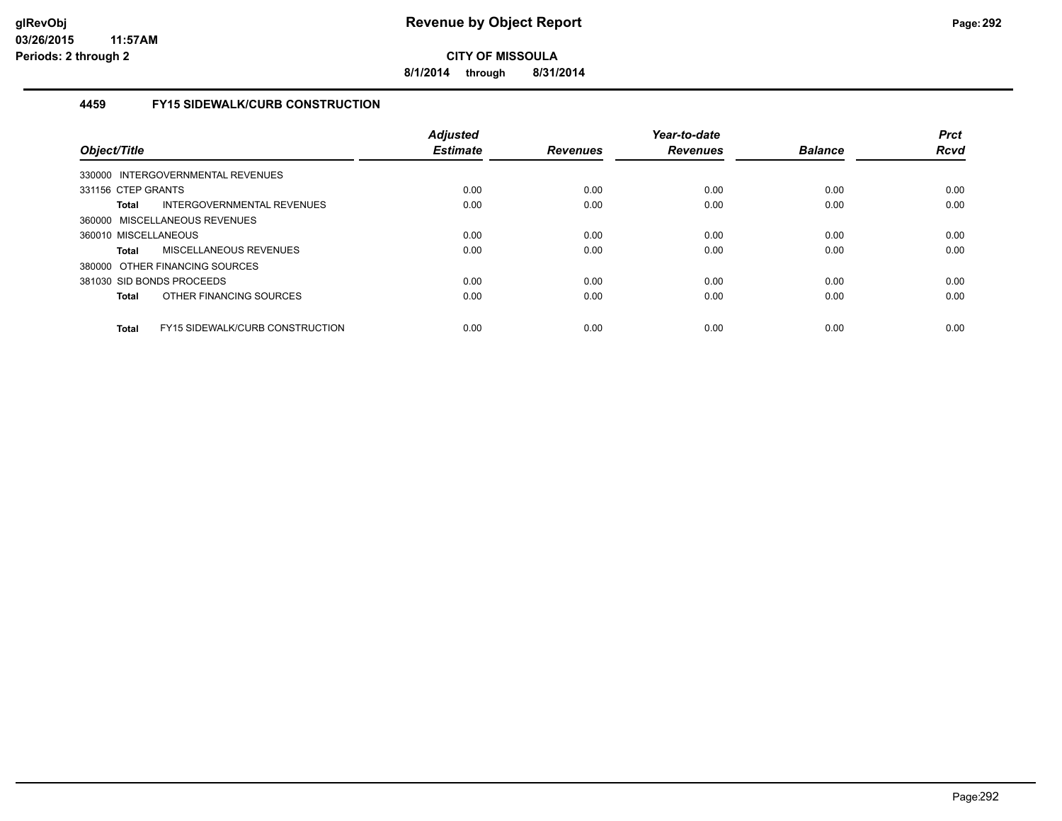**glRevObj**
**03/26/2015 11:57AM**
**Periods: 2 through 2**

# Revenue by Object Report

**CITY OF MISSOULA**

**8/1/2014 through 8/31/2014**

## 4459 FY15 SIDEWALK/CURB CONSTRUCTION

| Object/Title | Adjusted Estimate | Revenues | Year-to-date Revenues | Balance | Prct Rcvd |
|---|---|---|---|---|---|
| 330000 INTERGOVERNMENTAL REVENUES | | | | | |
| 331156 CTEP GRANTS | 0.00 | 0.00 | 0.00 | 0.00 | 0.00 |
| **Total** INTERGOVERNMENTAL REVENUES | 0.00 | 0.00 | 0.00 | 0.00 | 0.00 |
| 360000 MISCELLANEOUS REVENUES | | | | | |
| 360010 MISCELLANEOUS | 0.00 | 0.00 | 0.00 | 0.00 | 0.00 |
| **Total** MISCELLANEOUS REVENUES | 0.00 | 0.00 | 0.00 | 0.00 | 0.00 |
| 380000 OTHER FINANCING SOURCES | | | | | |
| 381030 SID BONDS PROCEEDS | 0.00 | 0.00 | 0.00 | 0.00 | 0.00 |
| **Total** OTHER FINANCING SOURCES | 0.00 | 0.00 | 0.00 | 0.00 | 0.00 |
| **Total** FY15 SIDEWALK/CURB CONSTRUCTION | 0.00 | 0.00 | 0.00 | 0.00 | 0.00 |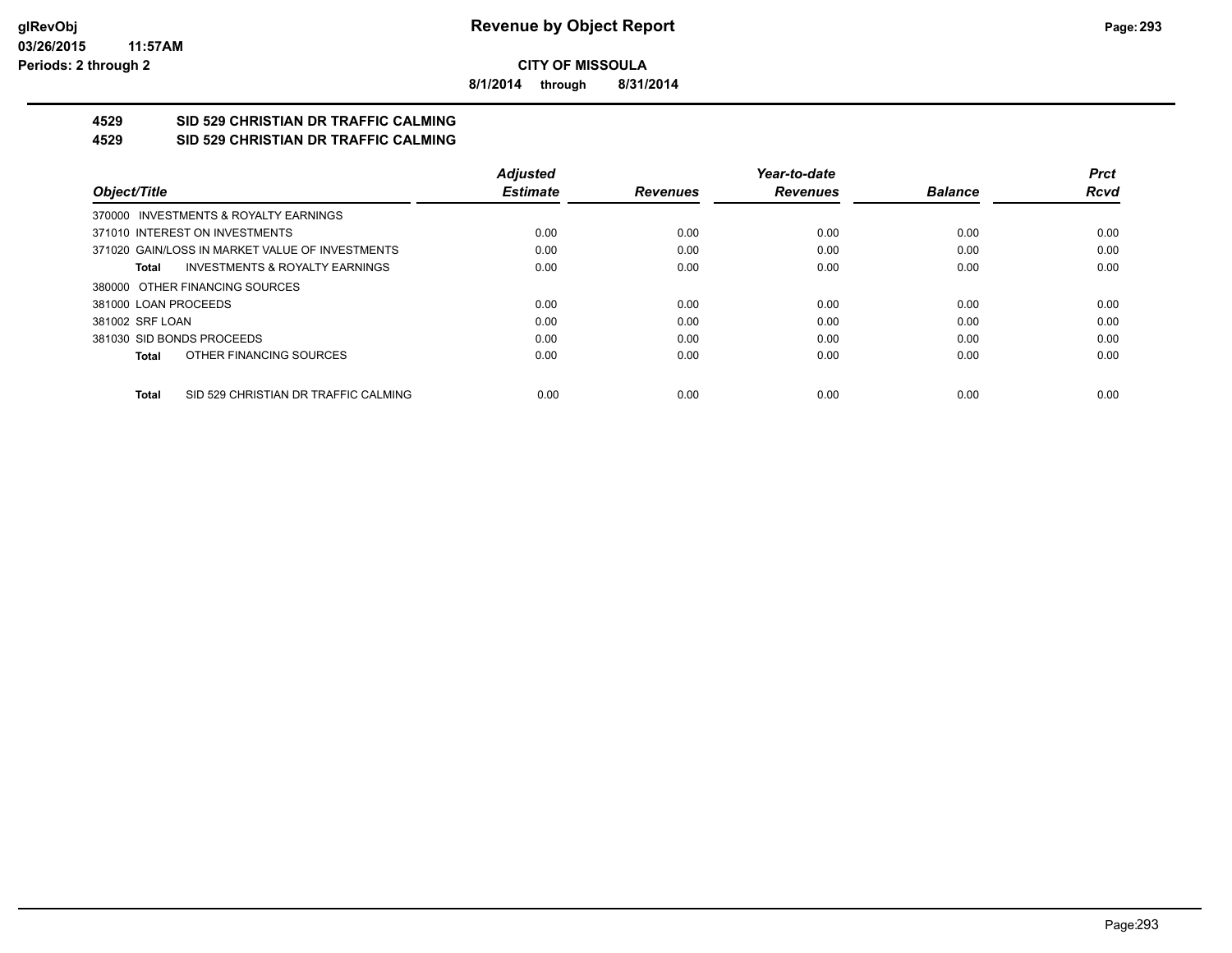**glRevObj** **Revenue by Object Report**
**03/26/2015 11:57AM**
**Periods: 2 through 2**

**CITY OF MISSOULA**

**8/1/2014 through 8/31/2014**

## 4529 SID 529 CHRISTIAN DR TRAFFIC CALMING
## 4529 SID 529 CHRISTIAN DR TRAFFIC CALMING

| *Object/Title* | *Adjusted Estimate* | *Revenues* | *Year-to-date Revenues* | *Balance* | *Prct Rcvd* |
|---|---|---|---|---|---|
| 370000 INVESTMENTS & ROYALTY EARNINGS | | | | | |
| 371010 INTEREST ON INVESTMENTS | 0.00 | 0.00 | 0.00 | 0.00 | 0.00 |
| 371020 GAIN/LOSS IN MARKET VALUE OF INVESTMENTS | 0.00 | 0.00 | 0.00 | 0.00 | 0.00 |
| **Total** INVESTMENTS & ROYALTY EARNINGS | 0.00 | 0.00 | 0.00 | 0.00 | 0.00 |
| 380000 OTHER FINANCING SOURCES | | | | | |
| 381000 LOAN PROCEEDS | 0.00 | 0.00 | 0.00 | 0.00 | 0.00 |
| 381002 SRF LOAN | 0.00 | 0.00 | 0.00 | 0.00 | 0.00 |
| 381030 SID BONDS PROCEEDS | 0.00 | 0.00 | 0.00 | 0.00 | 0.00 |
| **Total** OTHER FINANCING SOURCES | 0.00 | 0.00 | 0.00 | 0.00 | 0.00 |
| **Total** SID 529 CHRISTIAN DR TRAFFIC CALMING | 0.00 | 0.00 | 0.00 | 0.00 | 0.00 |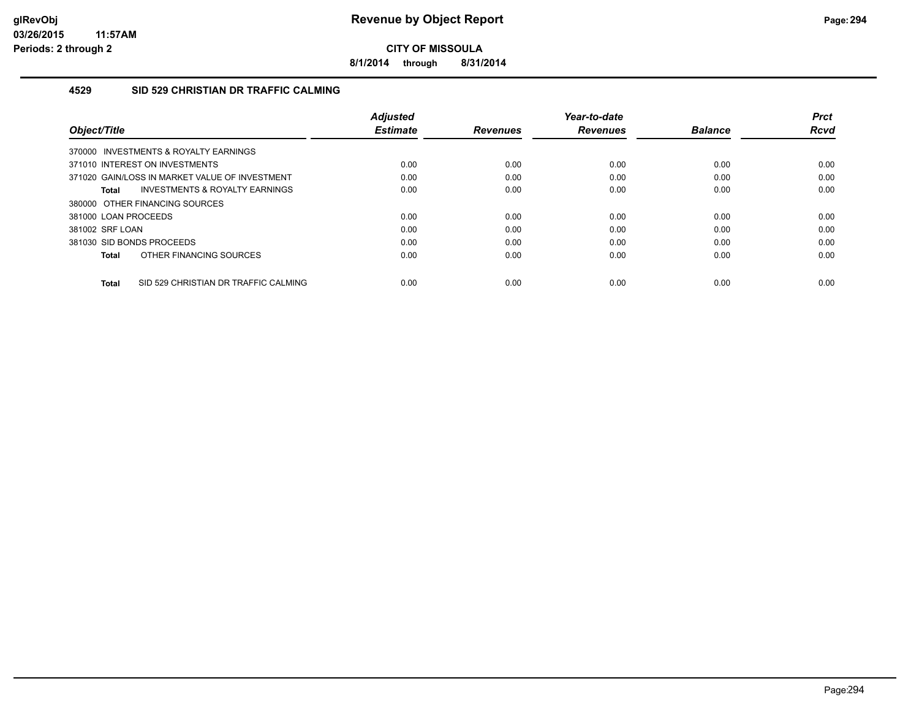**CITY OF MISSOULA**

**8/1/2014 through 8/31/2014**

## 4529 SID 529 CHRISTIAN DR TRAFFIC CALMING

| Object/Title | Adjusted Estimate | Revenues | Year-to-date Revenues | Balance | Prct Rcvd |
|---|---|---|---|---|---|
| 370000 INVESTMENTS & ROYALTY EARNINGS | | | | | |
| 371010 INTEREST ON INVESTMENTS | 0.00 | 0.00 | 0.00 | 0.00 | 0.00 |
| 371020 GAIN/LOSS IN MARKET VALUE OF INVESTMENT | 0.00 | 0.00 | 0.00 | 0.00 | 0.00 |
| **Total** INVESTMENTS & ROYALTY EARNINGS | 0.00 | 0.00 | 0.00 | 0.00 | 0.00 |
| 380000 OTHER FINANCING SOURCES | | | | | |
| 381000 LOAN PROCEEDS | 0.00 | 0.00 | 0.00 | 0.00 | 0.00 |
| 381002 SRF LOAN | 0.00 | 0.00 | 0.00 | 0.00 | 0.00 |
| 381030 SID BONDS PROCEEDS | 0.00 | 0.00 | 0.00 | 0.00 | 0.00 |
| **Total** OTHER FINANCING SOURCES | 0.00 | 0.00 | 0.00 | 0.00 | 0.00 |
| **Total** SID 529 CHRISTIAN DR TRAFFIC CALMING | 0.00 | 0.00 | 0.00 | 0.00 | 0.00 |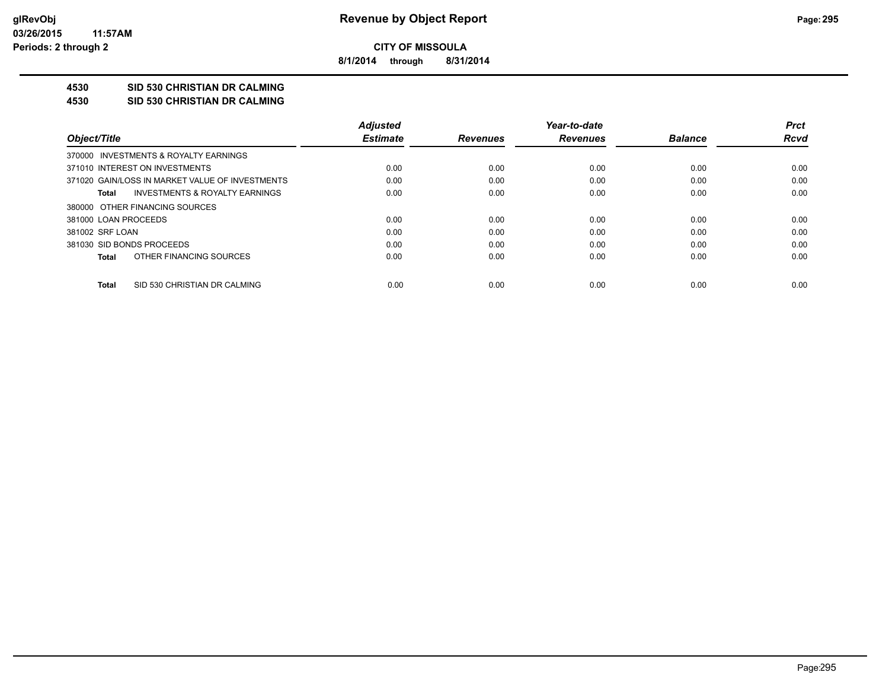**CITY OF MISSOULA**

**8/1/2014 through 8/31/2014**

**4530 SID 530 CHRISTIAN DR CALMING**

**4530 SID 530 CHRISTIAN DR CALMING**

| Object/Title | Adjusted Estimate | Revenues | Year-to-date Revenues | Balance | Prct Rcvd |
|---|---|---|---|---|---|
| 370000 INVESTMENTS & ROYALTY EARNINGS | | | | | |
| 371010 INTEREST ON INVESTMENTS | 0.00 | 0.00 | 0.00 | 0.00 | 0.00 |
| 371020 GAIN/LOSS IN MARKET VALUE OF INVESTMENTS | 0.00 | 0.00 | 0.00 | 0.00 | 0.00 |
| **Total** INVESTMENTS & ROYALTY EARNINGS | 0.00 | 0.00 | 0.00 | 0.00 | 0.00 |
| 380000 OTHER FINANCING SOURCES | | | | | |
| 381000 LOAN PROCEEDS | 0.00 | 0.00 | 0.00 | 0.00 | 0.00 |
| 381002 SRF LOAN | 0.00 | 0.00 | 0.00 | 0.00 | 0.00 |
| 381030 SID BONDS PROCEEDS | 0.00 | 0.00 | 0.00 | 0.00 | 0.00 |
| **Total** OTHER FINANCING SOURCES | 0.00 | 0.00 | 0.00 | 0.00 | 0.00 |
| **Total** SID 530 CHRISTIAN DR CALMING | 0.00 | 0.00 | 0.00 | 0.00 | 0.00 |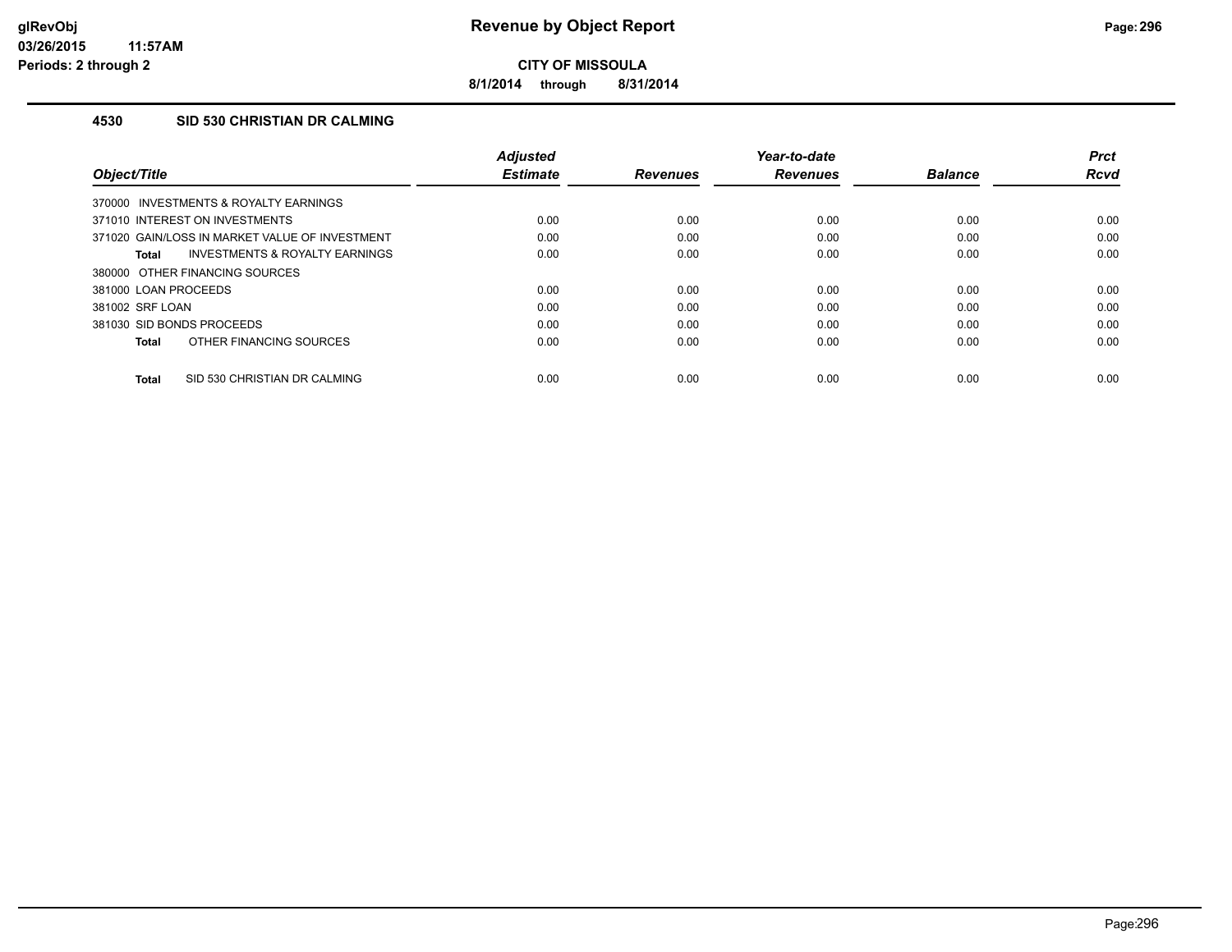**glRevObj**
**03/26/2015 11:57AM**
**Periods: 2 through 2**

# Revenue by Object Report

**CITY OF MISSOULA**

**8/1/2014 through 8/31/2014**

## 4530 SID 530 CHRISTIAN DR CALMING

| Object/Title | Adjusted Estimate | Revenues | Year-to-date Revenues | Balance | Prct Rcvd |
|---|---|---|---|---|---|
| 370000 INVESTMENTS & ROYALTY EARNINGS | | | | | |
| 371010 INTEREST ON INVESTMENTS | 0.00 | 0.00 | 0.00 | 0.00 | 0.00 |
| 371020 GAIN/LOSS IN MARKET VALUE OF INVESTMENT | 0.00 | 0.00 | 0.00 | 0.00 | 0.00 |
| **Total** INVESTMENTS & ROYALTY EARNINGS | 0.00 | 0.00 | 0.00 | 0.00 | 0.00 |
| 380000 OTHER FINANCING SOURCES | | | | | |
| 381000 LOAN PROCEEDS | 0.00 | 0.00 | 0.00 | 0.00 | 0.00 |
| 381002 SRF LOAN | 0.00 | 0.00 | 0.00 | 0.00 | 0.00 |
| 381030 SID BONDS PROCEEDS | 0.00 | 0.00 | 0.00 | 0.00 | 0.00 |
| **Total** OTHER FINANCING SOURCES | 0.00 | 0.00 | 0.00 | 0.00 | 0.00 |
| **Total** SID 530 CHRISTIAN DR CALMING | 0.00 | 0.00 | 0.00 | 0.00 | 0.00 |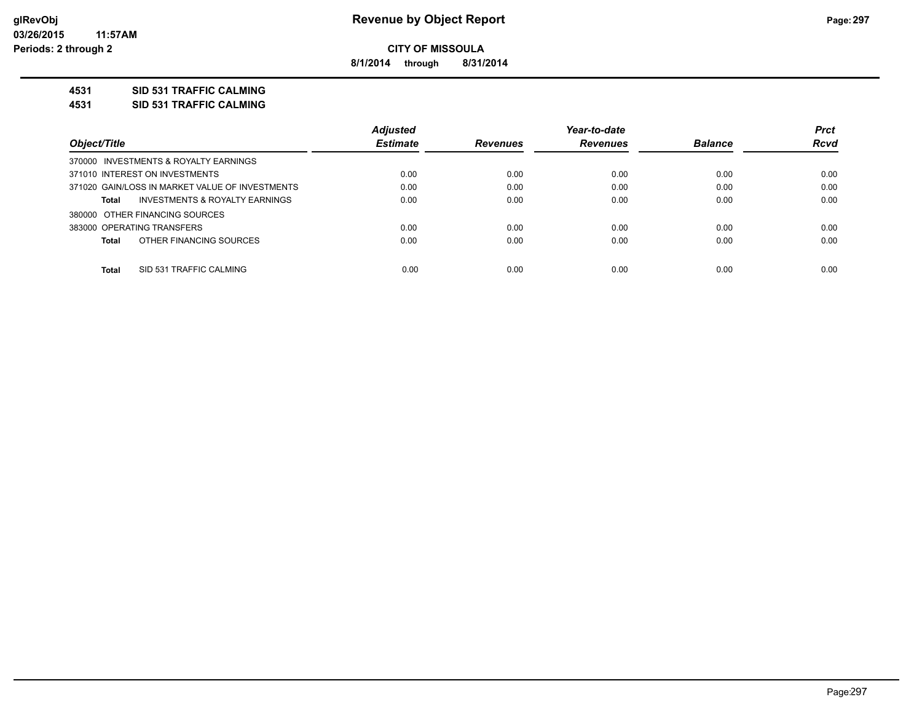**CITY OF MISSOULA**

**8/1/2014 through 8/31/2014**

**Revenue by Object Report**

glRevObj
03/26/2015 11:57AM
Periods: 2 through 2

**4531 SID 531 TRAFFIC CALMING**

**4531 SID 531 TRAFFIC CALMING**

| Object/Title | Adjusted Estimate | Revenues | Year-to-date Revenues | Balance | Prct Rcvd |
|---|---|---|---|---|---|
| 370000 INVESTMENTS & ROYALTY EARNINGS | | | | | |
| 371010 INTEREST ON INVESTMENTS | 0.00 | 0.00 | 0.00 | 0.00 | 0.00 |
| 371020 GAIN/LOSS IN MARKET VALUE OF INVESTMENTS | 0.00 | 0.00 | 0.00 | 0.00 | 0.00 |
| **Total** INVESTMENTS & ROYALTY EARNINGS | 0.00 | 0.00 | 0.00 | 0.00 | 0.00 |
| 380000 OTHER FINANCING SOURCES | | | | | |
| 383000 OPERATING TRANSFERS | 0.00 | 0.00 | 0.00 | 0.00 | 0.00 |
| **Total** OTHER FINANCING SOURCES | 0.00 | 0.00 | 0.00 | 0.00 | 0.00 |
| **Total** SID 531 TRAFFIC CALMING | 0.00 | 0.00 | 0.00 | 0.00 | 0.00 |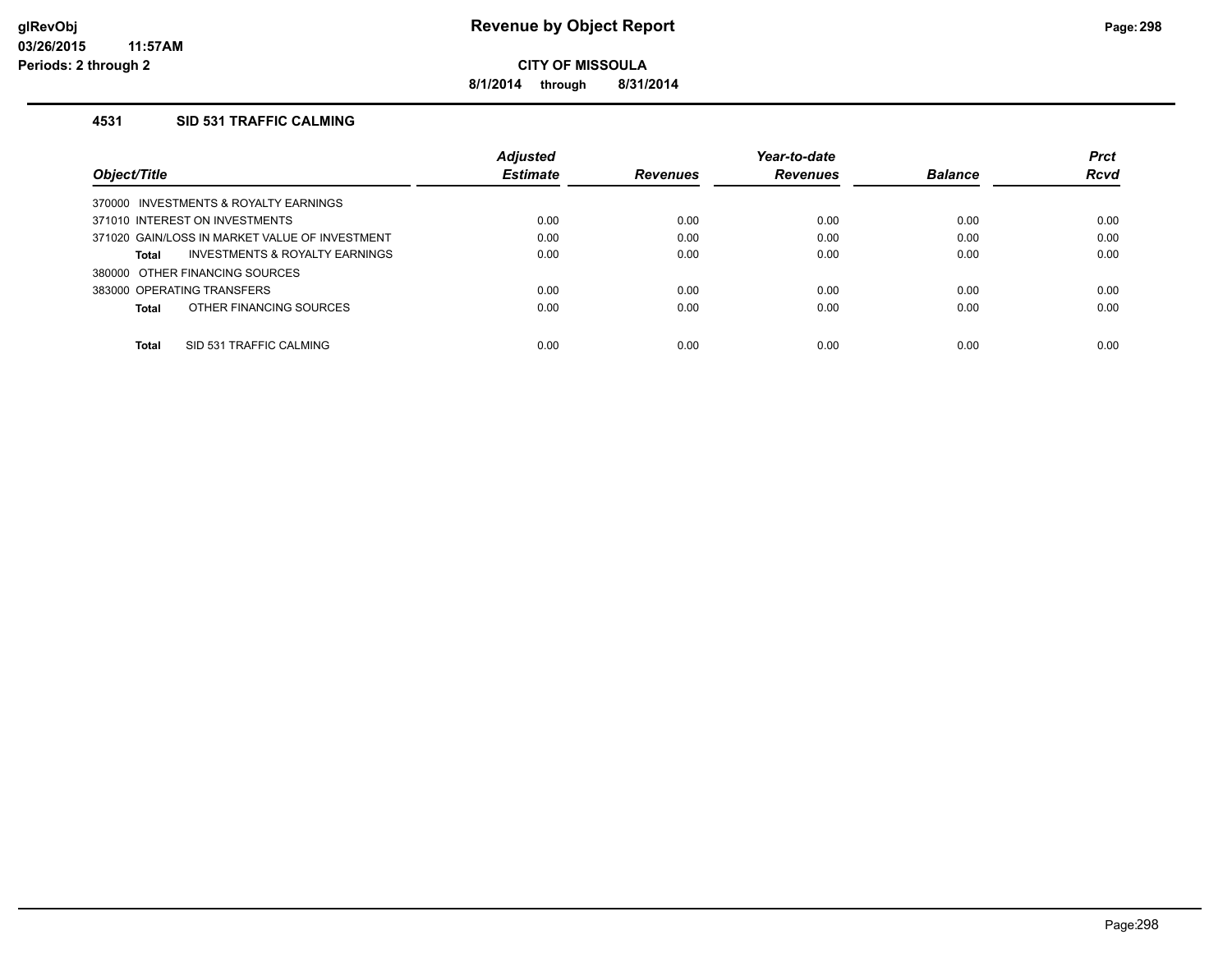# Revenue by Object Report

**CITY OF MISSOULA**

**8/1/2014 through 8/31/2014**

glRevObj
03/26/2015 11:57AM
Periods: 2 through 2

## 4531 SID 531 TRAFFIC CALMING

| Object/Title | Adjusted Estimate | Revenues | Year-to-date Revenues | Balance | Prct Rcvd |
|---|---|---|---|---|---|
| 370000 INVESTMENTS & ROYALTY EARNINGS | | | | | |
| 371010 INTEREST ON INVESTMENTS | 0.00 | 0.00 | 0.00 | 0.00 | 0.00 |
| 371020 GAIN/LOSS IN MARKET VALUE OF INVESTMENT | 0.00 | 0.00 | 0.00 | 0.00 | 0.00 |
| **Total** INVESTMENTS & ROYALTY EARNINGS | 0.00 | 0.00 | 0.00 | 0.00 | 0.00 |
| 380000 OTHER FINANCING SOURCES | | | | | |
| 383000 OPERATING TRANSFERS | 0.00 | 0.00 | 0.00 | 0.00 | 0.00 |
| **Total** OTHER FINANCING SOURCES | 0.00 | 0.00 | 0.00 | 0.00 | 0.00 |
| **Total** SID 531 TRAFFIC CALMING | 0.00 | 0.00 | 0.00 | 0.00 | 0.00 |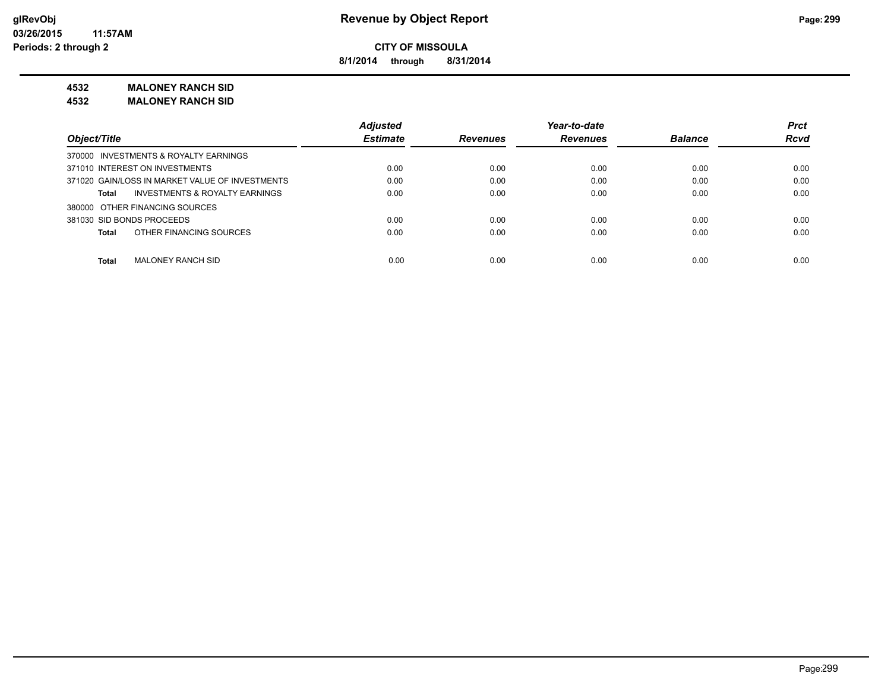**Revenue by Object Report**

**CITY OF MISSOULA**

**8/1/2014 through 8/31/2014**

glRevObj
03/26/2015 11:57AM
Periods: 2 through 2

**4532 MALONEY RANCH SID**

**4532 MALONEY RANCH SID**

| Object/Title | Adjusted Estimate | Revenues | Year-to-date Revenues | Balance | Prct Rcvd |
|---|---|---|---|---|---|
| 370000 INVESTMENTS & ROYALTY EARNINGS | | | | | |
| 371010 INTEREST ON INVESTMENTS | 0.00 | 0.00 | 0.00 | 0.00 | 0.00 |
| 371020 GAIN/LOSS IN MARKET VALUE OF INVESTMENTS | 0.00 | 0.00 | 0.00 | 0.00 | 0.00 |
| **Total** INVESTMENTS & ROYALTY EARNINGS | 0.00 | 0.00 | 0.00 | 0.00 | 0.00 |
| 380000 OTHER FINANCING SOURCES | | | | | |
| 381030 SID BONDS PROCEEDS | 0.00 | 0.00 | 0.00 | 0.00 | 0.00 |
| **Total** OTHER FINANCING SOURCES | 0.00 | 0.00 | 0.00 | 0.00 | 0.00 |
| **Total** MALONEY RANCH SID | 0.00 | 0.00 | 0.00 | 0.00 | 0.00 |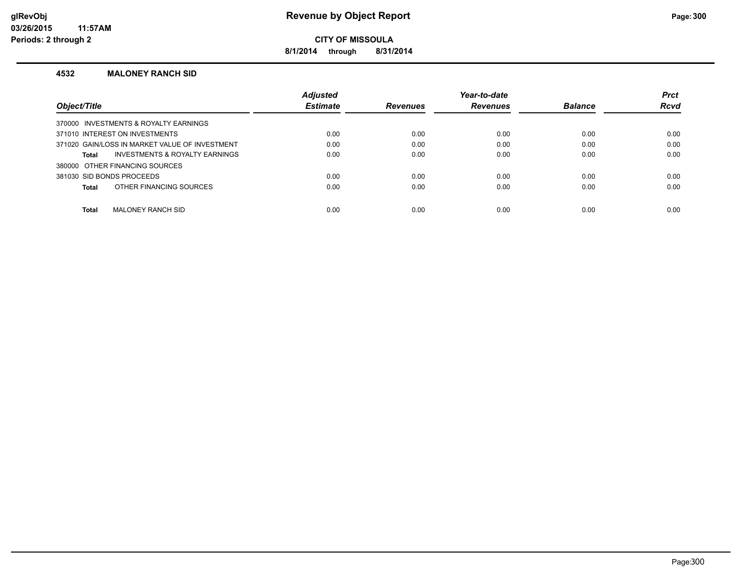# Revenue by Object Report

**CITY OF MISSOULA**

**8/1/2014 through 8/31/2014**

glRevObj
03/26/2015 11:57AM
Periods: 2 through 2

### 4532 MALONEY RANCH SID

| Object/Title | Adjusted Estimate | Revenues | Year-to-date Revenues | Balance | Prct Rcvd |
|---|---|---|---|---|---|
| 370000 INVESTMENTS & ROYALTY EARNINGS | | | | | |
| 371010 INTEREST ON INVESTMENTS | 0.00 | 0.00 | 0.00 | 0.00 | 0.00 |
| 371020 GAIN/LOSS IN MARKET VALUE OF INVESTMENT | 0.00 | 0.00 | 0.00 | 0.00 | 0.00 |
| **Total** INVESTMENTS & ROYALTY EARNINGS | 0.00 | 0.00 | 0.00 | 0.00 | 0.00 |
| 380000 OTHER FINANCING SOURCES | | | | | |
| 381030 SID BONDS PROCEEDS | 0.00 | 0.00 | 0.00 | 0.00 | 0.00 |
| **Total** OTHER FINANCING SOURCES | 0.00 | 0.00 | 0.00 | 0.00 | 0.00 |
| **Total** MALONEY RANCH SID | 0.00 | 0.00 | 0.00 | 0.00 | 0.00 |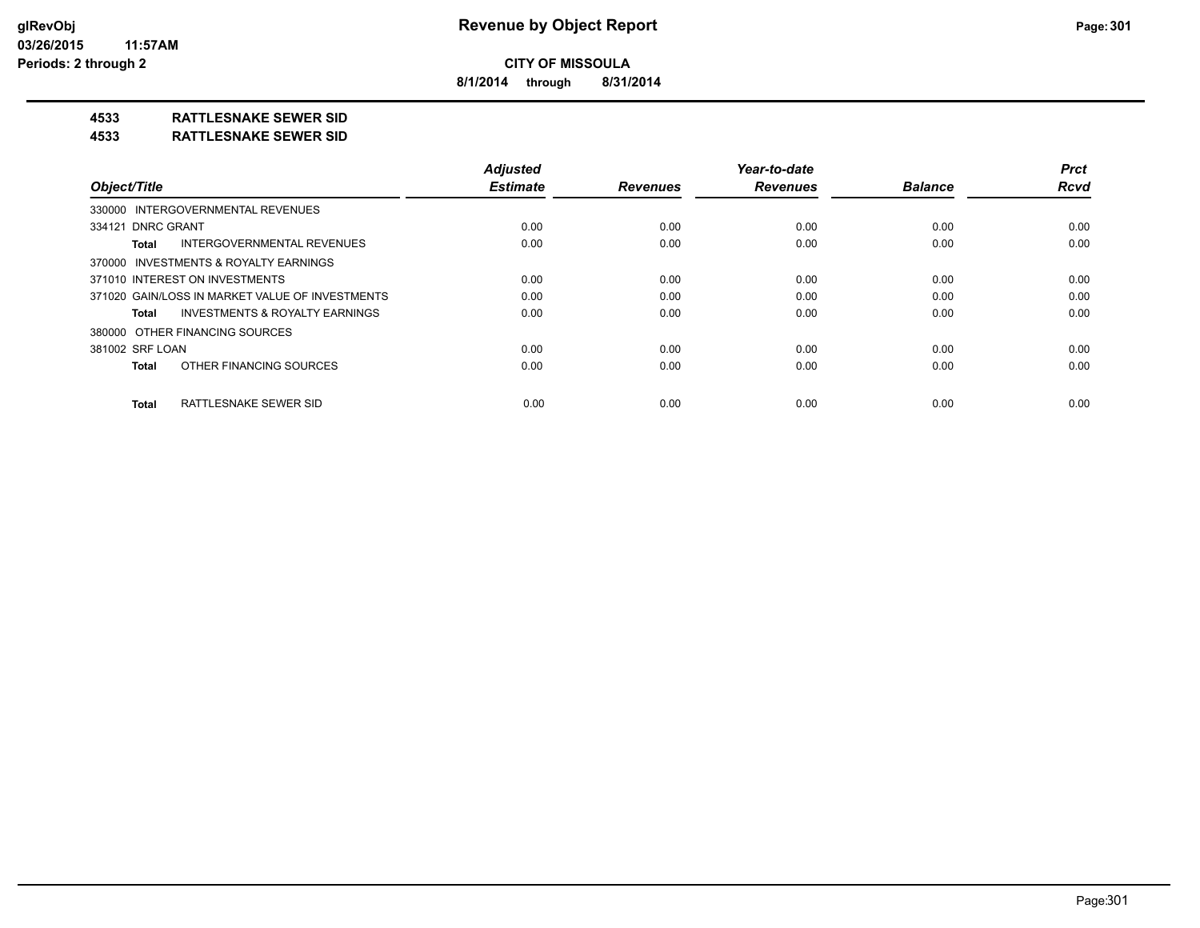**CITY OF MISSOULA**

**8/1/2014 through 8/31/2014**

**4533 RATTLESNAKE SEWER SID**

**4533 RATTLESNAKE SEWER SID**

| Object/Title | Adjusted Estimate | Revenues | Year-to-date Revenues | Balance | Prct Rcvd |
|---|---|---|---|---|---|
| 330000 INTERGOVERNMENTAL REVENUES | | | | | |
| 334121 DNRC GRANT | 0.00 | 0.00 | 0.00 | 0.00 | 0.00 |
| **Total** INTERGOVERNMENTAL REVENUES | 0.00 | 0.00 | 0.00 | 0.00 | 0.00 |
| 370000 INVESTMENTS & ROYALTY EARNINGS | | | | | |
| 371010 INTEREST ON INVESTMENTS | 0.00 | 0.00 | 0.00 | 0.00 | 0.00 |
| 371020 GAIN/LOSS IN MARKET VALUE OF INVESTMENTS | 0.00 | 0.00 | 0.00 | 0.00 | 0.00 |
| **Total** INVESTMENTS & ROYALTY EARNINGS | 0.00 | 0.00 | 0.00 | 0.00 | 0.00 |
| 380000 OTHER FINANCING SOURCES | | | | | |
| 381002 SRF LOAN | 0.00 | 0.00 | 0.00 | 0.00 | 0.00 |
| **Total** OTHER FINANCING SOURCES | 0.00 | 0.00 | 0.00 | 0.00 | 0.00 |
| **Total** RATTLESNAKE SEWER SID | 0.00 | 0.00 | 0.00 | 0.00 | 0.00 |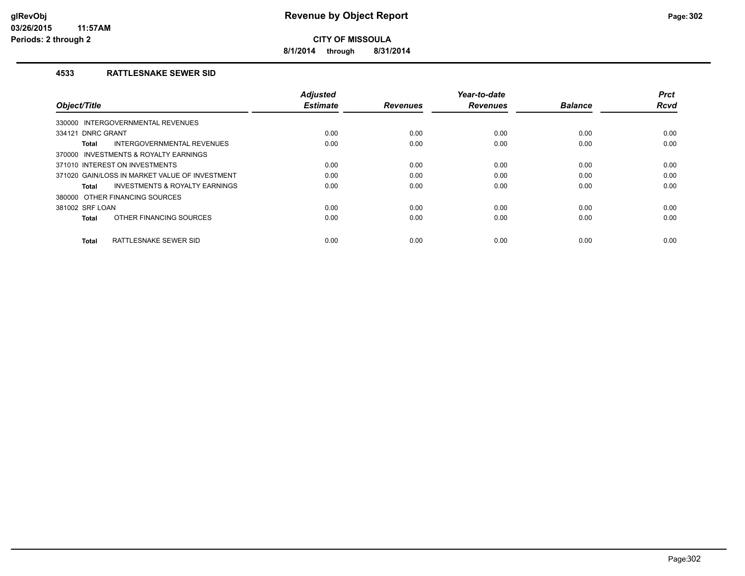**CITY OF MISSOULA**

**8/1/2014 through 8/31/2014**

### 4533 RATTLESNAKE SEWER SID

| Object/Title | Adjusted Estimate | Revenues | Year-to-date Revenues | Balance | Prct Rcvd |
|---|---|---|---|---|---|
| 330000 INTERGOVERNMENTAL REVENUES | | | | | |
| 334121 DNRC GRANT | 0.00 | 0.00 | 0.00 | 0.00 | 0.00 |
| **Total** INTERGOVERNMENTAL REVENUES | 0.00 | 0.00 | 0.00 | 0.00 | 0.00 |
| 370000 INVESTMENTS & ROYALTY EARNINGS | | | | | |
| 371010 INTEREST ON INVESTMENTS | 0.00 | 0.00 | 0.00 | 0.00 | 0.00 |
| 371020 GAIN/LOSS IN MARKET VALUE OF INVESTMENT | 0.00 | 0.00 | 0.00 | 0.00 | 0.00 |
| **Total** INVESTMENTS & ROYALTY EARNINGS | 0.00 | 0.00 | 0.00 | 0.00 | 0.00 |
| 380000 OTHER FINANCING SOURCES | | | | | |
| 381002 SRF LOAN | 0.00 | 0.00 | 0.00 | 0.00 | 0.00 |
| **Total** OTHER FINANCING SOURCES | 0.00 | 0.00 | 0.00 | 0.00 | 0.00 |
| **Total** RATTLESNAKE SEWER SID | 0.00 | 0.00 | 0.00 | 0.00 | 0.00 |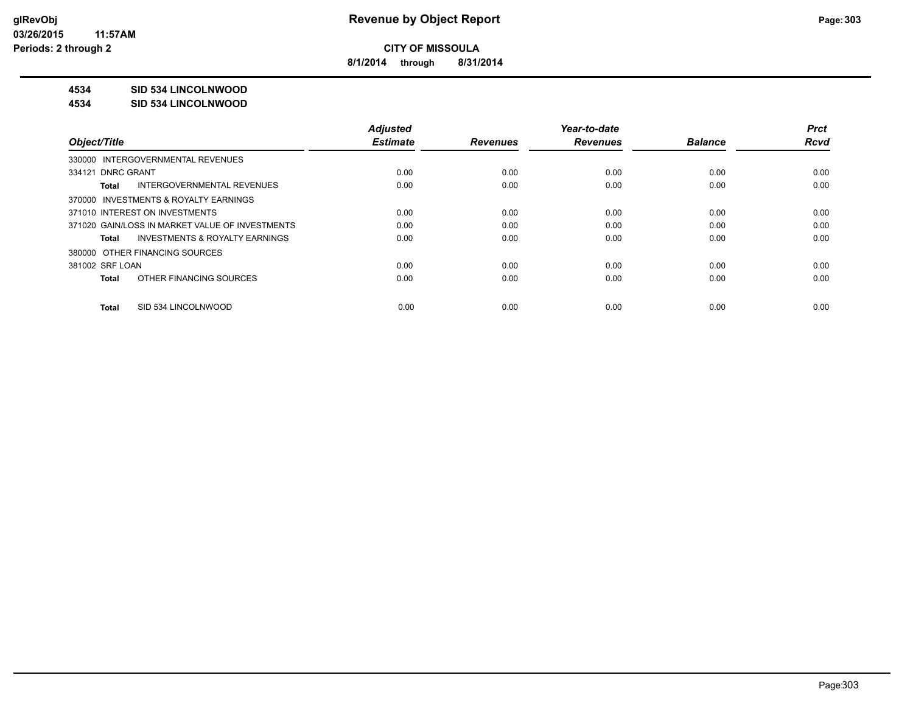**CITY OF MISSOULA**

**8/1/2014 through 8/31/2014**

**4534 SID 534 LINCOLNWOOD**

**4534 SID 534 LINCOLNWOOD**

| Object/Title | Adjusted Estimate | Revenues | Year-to-date Revenues | Balance | Prct Rcvd |
|---|---|---|---|---|---|
| 330000 INTERGOVERNMENTAL REVENUES | | | | | |
| 334121 DNRC GRANT | 0.00 | 0.00 | 0.00 | 0.00 | 0.00 |
| **Total** INTERGOVERNMENTAL REVENUES | 0.00 | 0.00 | 0.00 | 0.00 | 0.00 |
| 370000 INVESTMENTS & ROYALTY EARNINGS | | | | | |
| 371010 INTEREST ON INVESTMENTS | 0.00 | 0.00 | 0.00 | 0.00 | 0.00 |
| 371020 GAIN/LOSS IN MARKET VALUE OF INVESTMENTS | 0.00 | 0.00 | 0.00 | 0.00 | 0.00 |
| **Total** INVESTMENTS & ROYALTY EARNINGS | 0.00 | 0.00 | 0.00 | 0.00 | 0.00 |
| 380000 OTHER FINANCING SOURCES | | | | | |
| 381002 SRF LOAN | 0.00 | 0.00 | 0.00 | 0.00 | 0.00 |
| **Total** OTHER FINANCING SOURCES | 0.00 | 0.00 | 0.00 | 0.00 | 0.00 |
| **Total** SID 534 LINCOLNWOOD | 0.00 | 0.00 | 0.00 | 0.00 | 0.00 |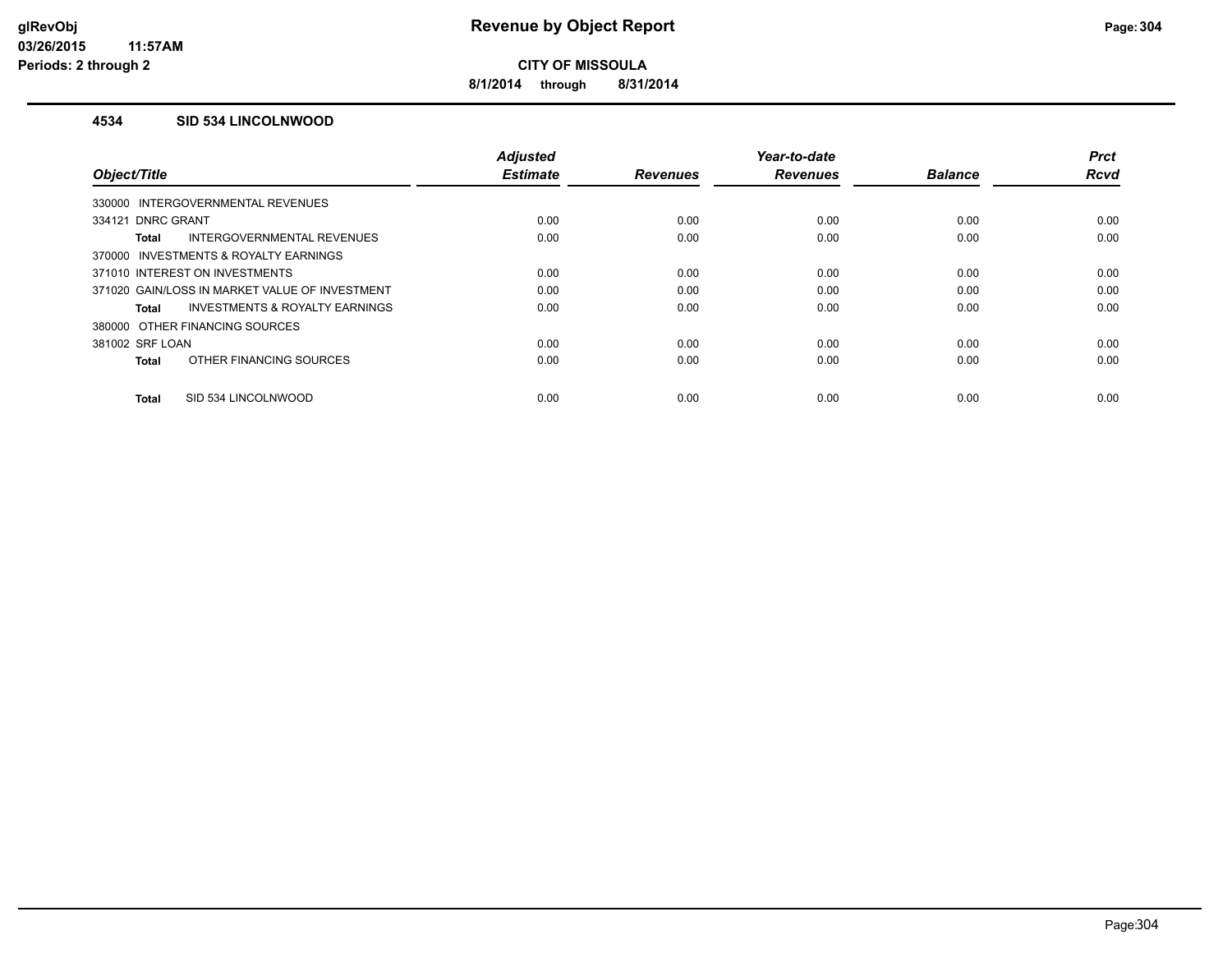**CITY OF MISSOULA**

**8/1/2014 through 8/31/2014**

## 4534 SID 534 LINCOLNWOOD

| Object/Title | Adjusted Estimate | Revenues | Year-to-date Revenues | Balance | Prct Rcvd |
|---|---|---|---|---|---|
| 330000 INTERGOVERNMENTAL REVENUES | | | | | |
| 334121 DNRC GRANT | 0.00 | 0.00 | 0.00 | 0.00 | 0.00 |
| **Total** INTERGOVERNMENTAL REVENUES | 0.00 | 0.00 | 0.00 | 0.00 | 0.00 |
| 370000 INVESTMENTS & ROYALTY EARNINGS | | | | | |
| 371010 INTEREST ON INVESTMENTS | 0.00 | 0.00 | 0.00 | 0.00 | 0.00 |
| 371020 GAIN/LOSS IN MARKET VALUE OF INVESTMENT | 0.00 | 0.00 | 0.00 | 0.00 | 0.00 |
| **Total** INVESTMENTS & ROYALTY EARNINGS | 0.00 | 0.00 | 0.00 | 0.00 | 0.00 |
| 380000 OTHER FINANCING SOURCES | | | | | |
| 381002 SRF LOAN | 0.00 | 0.00 | 0.00 | 0.00 | 0.00 |
| **Total** OTHER FINANCING SOURCES | 0.00 | 0.00 | 0.00 | 0.00 | 0.00 |
| **Total** SID 534 LINCOLNWOOD | 0.00 | 0.00 | 0.00 | 0.00 | 0.00 |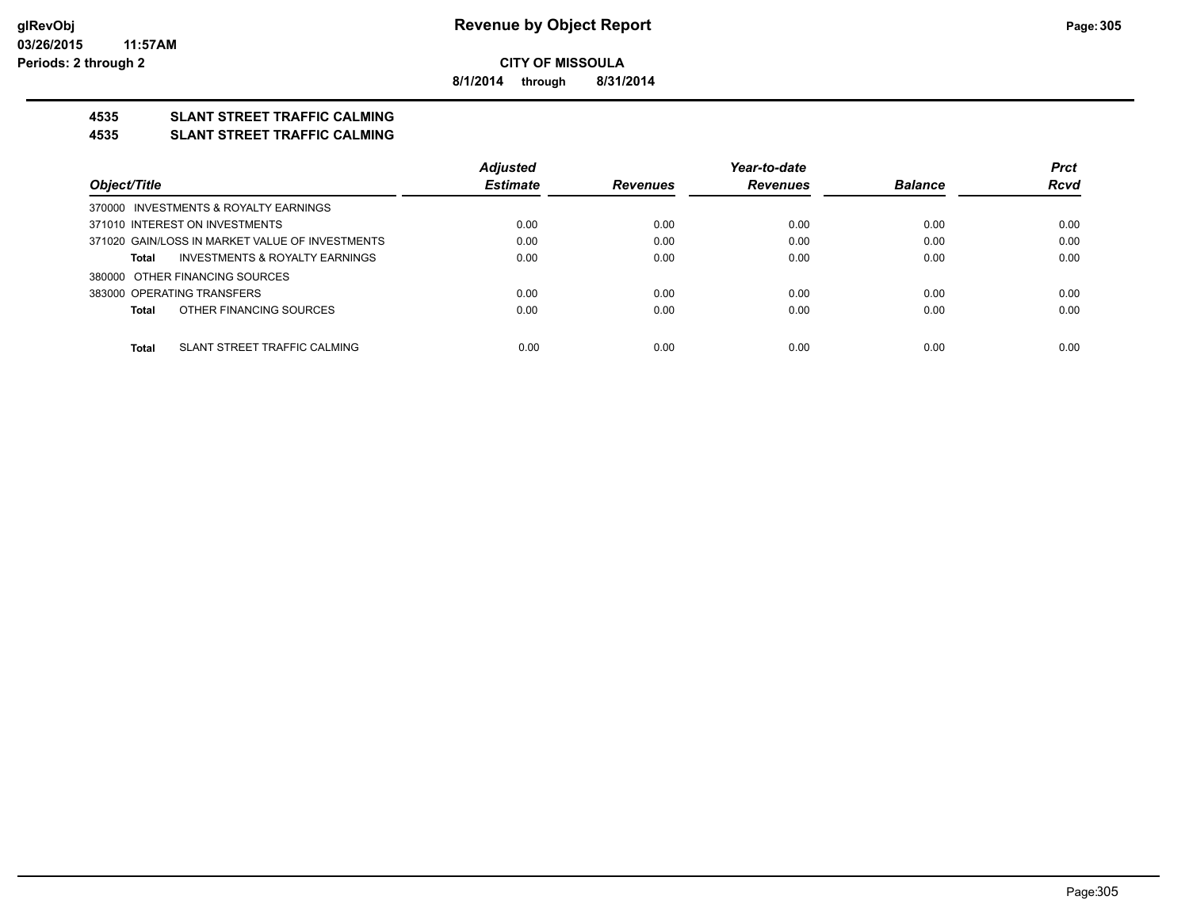**Revenue by Object Report**

**CITY OF MISSOULA**

**8/1/2014 through 8/31/2014**

glRevObj
03/26/2015 11:57AM
Periods: 2 through 2

## 4535 SLANT STREET TRAFFIC CALMING
## 4535 SLANT STREET TRAFFIC CALMING

| Object/Title | Adjusted Estimate | Revenues | Year-to-date Revenues | Balance | Prct Rcvd |
|---|---|---|---|---|---|
| 370000 INVESTMENTS & ROYALTY EARNINGS | | | | | |
| 371010 INTEREST ON INVESTMENTS | 0.00 | 0.00 | 0.00 | 0.00 | 0.00 |
| 371020 GAIN/LOSS IN MARKET VALUE OF INVESTMENTS | 0.00 | 0.00 | 0.00 | 0.00 | 0.00 |
| **Total** INVESTMENTS & ROYALTY EARNINGS | 0.00 | 0.00 | 0.00 | 0.00 | 0.00 |
| 380000 OTHER FINANCING SOURCES | | | | | |
| 383000 OPERATING TRANSFERS | 0.00 | 0.00 | 0.00 | 0.00 | 0.00 |
| **Total** OTHER FINANCING SOURCES | 0.00 | 0.00 | 0.00 | 0.00 | 0.00 |
| **Total** SLANT STREET TRAFFIC CALMING | 0.00 | 0.00 | 0.00 | 0.00 | 0.00 |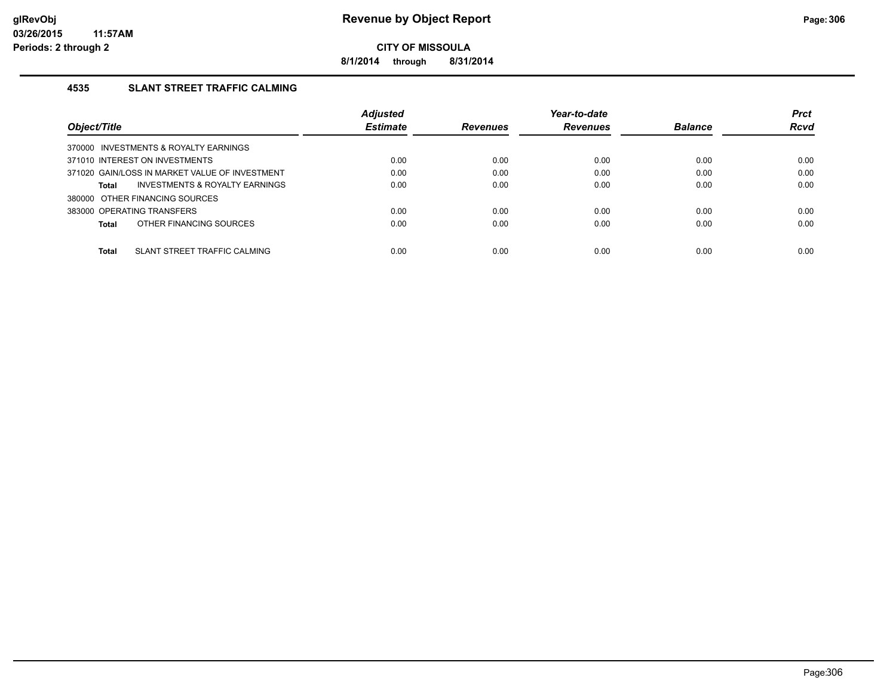**Revenue by Object Report**

**CITY OF MISSOULA**

**8/1/2014 through 8/31/2014**

glRevObj
03/26/2015 11:57AM
Periods: 2 through 2

## 4535 SLANT STREET TRAFFIC CALMING

| Object/Title | Adjusted Estimate | Revenues | Year-to-date Revenues | Balance | Prct Rcvd |
|---|---|---|---|---|---|
| 370000 INVESTMENTS & ROYALTY EARNINGS | | | | | |
| 371010 INTEREST ON INVESTMENTS | 0.00 | 0.00 | 0.00 | 0.00 | 0.00 |
| 371020 GAIN/LOSS IN MARKET VALUE OF INVESTMENT | 0.00 | 0.00 | 0.00 | 0.00 | 0.00 |
| **Total** INVESTMENTS & ROYALTY EARNINGS | 0.00 | 0.00 | 0.00 | 0.00 | 0.00 |
| 380000 OTHER FINANCING SOURCES | | | | | |
| 383000 OPERATING TRANSFERS | 0.00 | 0.00 | 0.00 | 0.00 | 0.00 |
| **Total** OTHER FINANCING SOURCES | 0.00 | 0.00 | 0.00 | 0.00 | 0.00 |
| **Total** SLANT STREET TRAFFIC CALMING | 0.00 | 0.00 | 0.00 | 0.00 | 0.00 |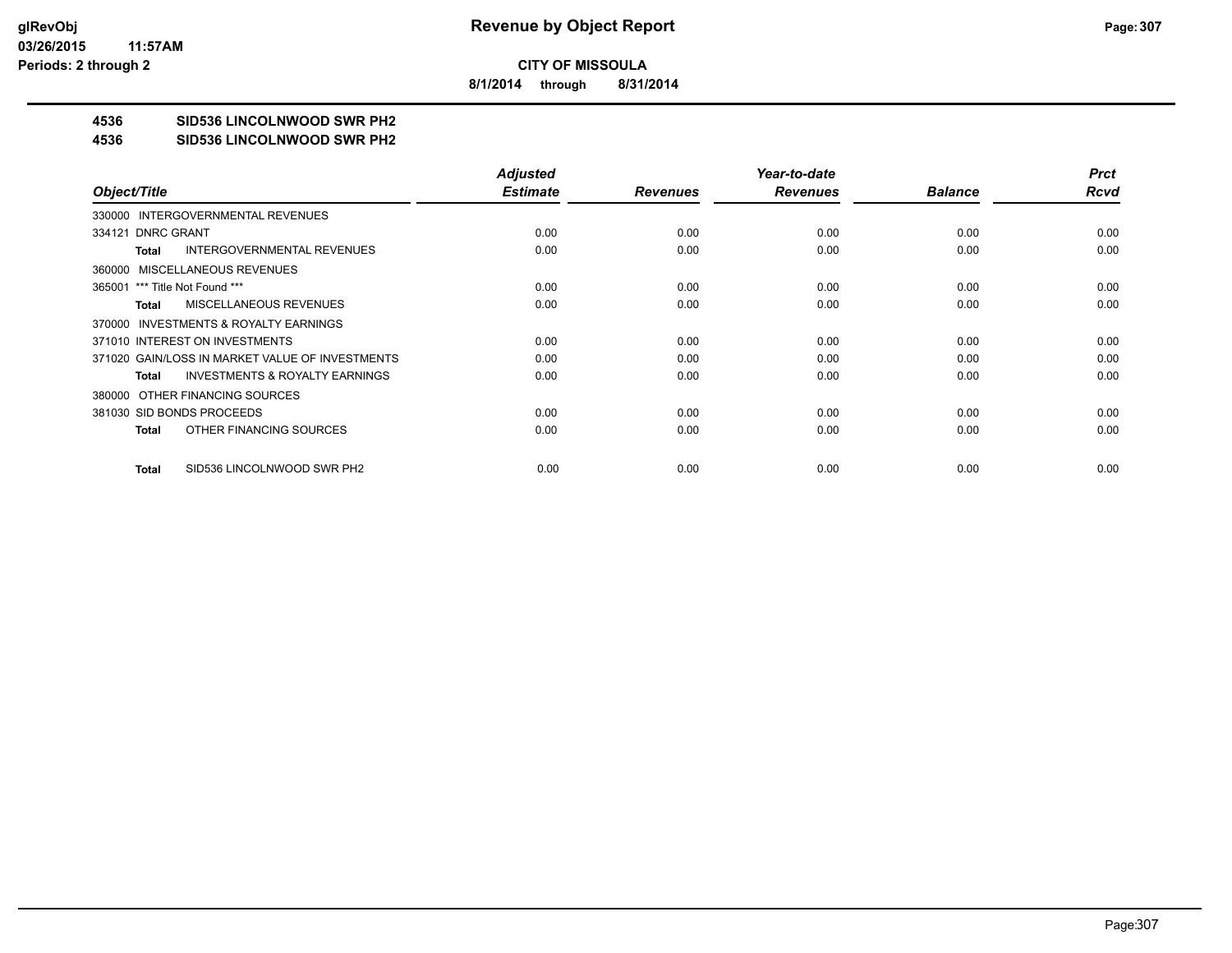**CITY OF MISSOULA**

**8/1/2014 through 8/31/2014**

**4536 SID536 LINCOLNWOOD SWR PH2**

**4536 SID536 LINCOLNWOOD SWR PH2**

| Object/Title | Adjusted Estimate | Revenues | Year-to-date Revenues | Balance | Prct Rcvd |
|---|---|---|---|---|---|
| 330000 INTERGOVERNMENTAL REVENUES | | | | | |
| 334121 DNRC GRANT | 0.00 | 0.00 | 0.00 | 0.00 | 0.00 |
| **Total** INTERGOVERNMENTAL REVENUES | 0.00 | 0.00 | 0.00 | 0.00 | 0.00 |
| 360000 MISCELLANEOUS REVENUES | | | | | |
| 365001 *** Title Not Found *** | 0.00 | 0.00 | 0.00 | 0.00 | 0.00 |
| **Total** MISCELLANEOUS REVENUES | 0.00 | 0.00 | 0.00 | 0.00 | 0.00 |
| 370000 INVESTMENTS & ROYALTY EARNINGS | | | | | |
| 371010 INTEREST ON INVESTMENTS | 0.00 | 0.00 | 0.00 | 0.00 | 0.00 |
| 371020 GAIN/LOSS IN MARKET VALUE OF INVESTMENTS | 0.00 | 0.00 | 0.00 | 0.00 | 0.00 |
| **Total** INVESTMENTS & ROYALTY EARNINGS | 0.00 | 0.00 | 0.00 | 0.00 | 0.00 |
| 380000 OTHER FINANCING SOURCES | | | | | |
| 381030 SID BONDS PROCEEDS | 0.00 | 0.00 | 0.00 | 0.00 | 0.00 |
| **Total** OTHER FINANCING SOURCES | 0.00 | 0.00 | 0.00 | 0.00 | 0.00 |
| **Total** SID536 LINCOLNWOOD SWR PH2 | 0.00 | 0.00 | 0.00 | 0.00 | 0.00 |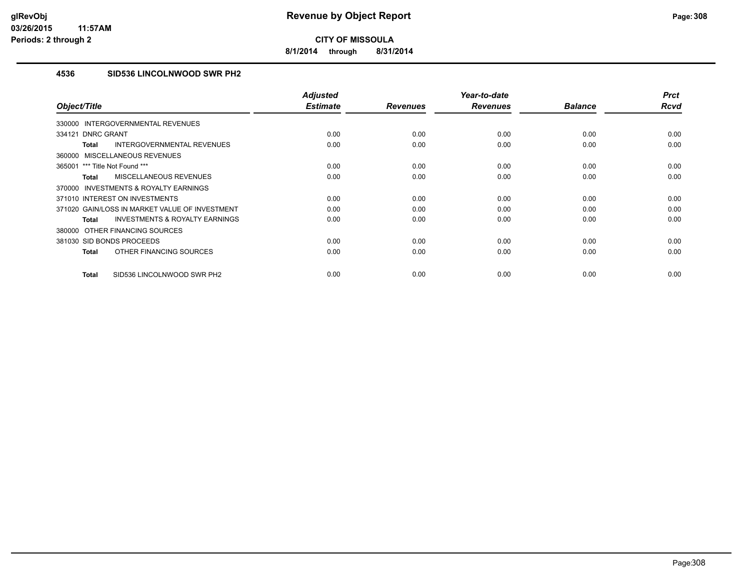# Revenue by Object Report

**CITY OF MISSOULA**

**8/1/2014 through 8/31/2014**

glRevObj
03/26/2015 11:57AM
Periods: 2 through 2

## 4536 SID536 LINCOLNWOOD SWR PH2

| Object/Title | Adjusted Estimate | Revenues | Year-to-date Revenues | Balance | Prct Rcvd |
|---|---|---|---|---|---|
| 330000 INTERGOVERNMENTAL REVENUES | | | | | |
| 334121 DNRC GRANT | 0.00 | 0.00 | 0.00 | 0.00 | 0.00 |
| **Total** INTERGOVERNMENTAL REVENUES | 0.00 | 0.00 | 0.00 | 0.00 | 0.00 |
| 360000 MISCELLANEOUS REVENUES | | | | | |
| 365001 *** Title Not Found *** | 0.00 | 0.00 | 0.00 | 0.00 | 0.00 |
| **Total** MISCELLANEOUS REVENUES | 0.00 | 0.00 | 0.00 | 0.00 | 0.00 |
| 370000 INVESTMENTS & ROYALTY EARNINGS | | | | | |
| 371010 INTEREST ON INVESTMENTS | 0.00 | 0.00 | 0.00 | 0.00 | 0.00 |
| 371020 GAIN/LOSS IN MARKET VALUE OF INVESTMENT | 0.00 | 0.00 | 0.00 | 0.00 | 0.00 |
| **Total** INVESTMENTS & ROYALTY EARNINGS | 0.00 | 0.00 | 0.00 | 0.00 | 0.00 |
| 380000 OTHER FINANCING SOURCES | | | | | |
| 381030 SID BONDS PROCEEDS | 0.00 | 0.00 | 0.00 | 0.00 | 0.00 |
| **Total** OTHER FINANCING SOURCES | 0.00 | 0.00 | 0.00 | 0.00 | 0.00 |
| **Total** SID536 LINCOLNWOOD SWR PH2 | 0.00 | 0.00 | 0.00 | 0.00 | 0.00 |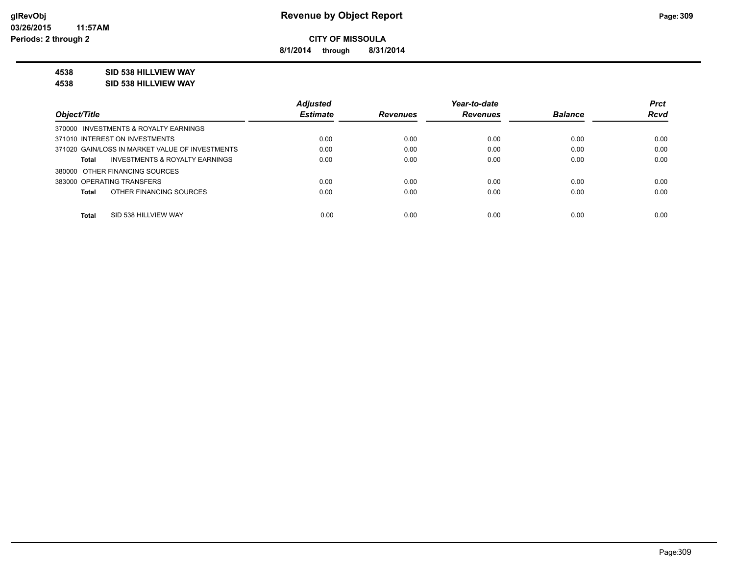**glRevObj**
**03/26/2015 11:57AM**
**Periods: 2 through 2**

# Revenue by Object Report

**CITY OF MISSOULA**

**8/1/2014 through 8/31/2014**

**4538 SID 538 HILLVIEW WAY**
**4538 SID 538 HILLVIEW WAY**

| Object/Title | Adjusted Estimate | Revenues | Year-to-date Revenues | Balance | Prct Rcvd |
|---|---|---|---|---|---|
| 370000 INVESTMENTS & ROYALTY EARNINGS | | | | | |
| 371010 INTEREST ON INVESTMENTS | 0.00 | 0.00 | 0.00 | 0.00 | 0.00 |
| 371020 GAIN/LOSS IN MARKET VALUE OF INVESTMENTS | 0.00 | 0.00 | 0.00 | 0.00 | 0.00 |
| **Total** INVESTMENTS & ROYALTY EARNINGS | 0.00 | 0.00 | 0.00 | 0.00 | 0.00 |
| 380000 OTHER FINANCING SOURCES | | | | | |
| 383000 OPERATING TRANSFERS | 0.00 | 0.00 | 0.00 | 0.00 | 0.00 |
| **Total** OTHER FINANCING SOURCES | 0.00 | 0.00 | 0.00 | 0.00 | 0.00 |
| **Total** SID 538 HILLVIEW WAY | 0.00 | 0.00 | 0.00 | 0.00 | 0.00 |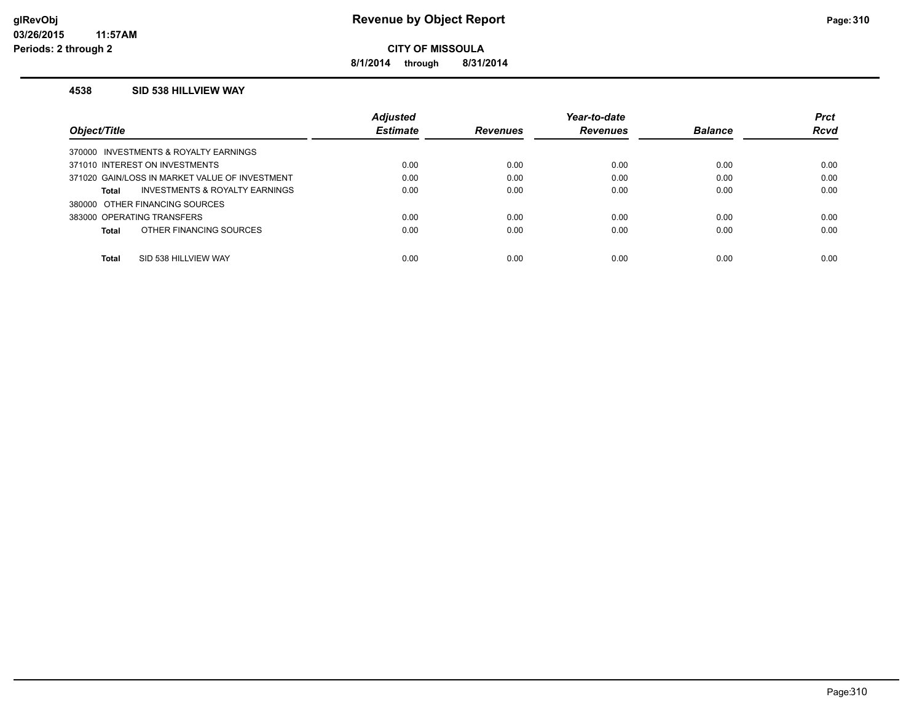# Revenue by Object Report

**CITY OF MISSOULA**

**8/1/2014 through 8/31/2014**

glRevObj
03/26/2015 11:57AM
Periods: 2 through 2

### 4538 SID 538 HILLVIEW WAY

| Object/Title | Adjusted Estimate | Revenues | Year-to-date Revenues | Balance | Prct Rcvd |
|---|---|---|---|---|---|
| 370000 INVESTMENTS & ROYALTY EARNINGS | | | | | |
| 371010 INTEREST ON INVESTMENTS | 0.00 | 0.00 | 0.00 | 0.00 | 0.00 |
| 371020 GAIN/LOSS IN MARKET VALUE OF INVESTMENT | 0.00 | 0.00 | 0.00 | 0.00 | 0.00 |
| **Total** INVESTMENTS & ROYALTY EARNINGS | 0.00 | 0.00 | 0.00 | 0.00 | 0.00 |
| 380000 OTHER FINANCING SOURCES | | | | | |
| 383000 OPERATING TRANSFERS | 0.00 | 0.00 | 0.00 | 0.00 | 0.00 |
| **Total** OTHER FINANCING SOURCES | 0.00 | 0.00 | 0.00 | 0.00 | 0.00 |
| **Total** SID 538 HILLVIEW WAY | 0.00 | 0.00 | 0.00 | 0.00 | 0.00 |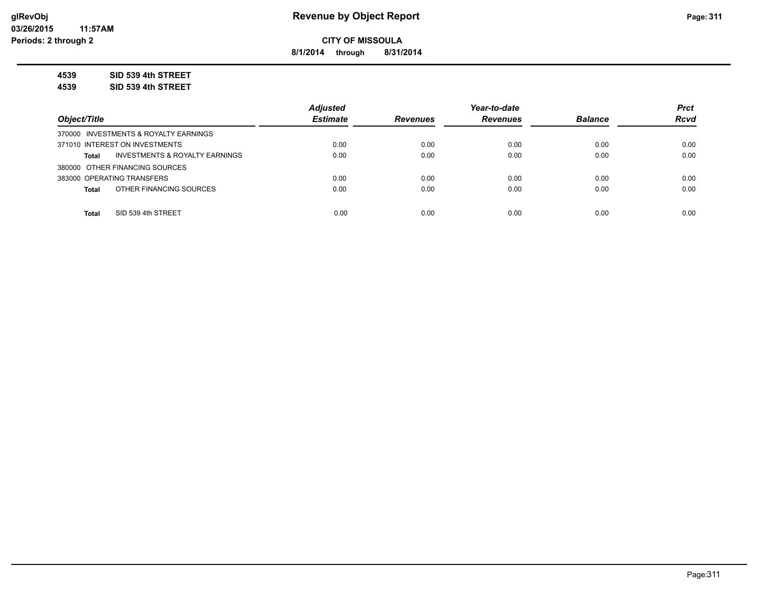**Revenue by Object Report**

**CITY OF MISSOULA**

**8/1/2014 through 8/31/2014**

**4539 SID 539 4th STREET**

**4539 SID 539 4th STREET**

| Object/Title | Adjusted Estimate | Revenues | Year-to-date Revenues | Balance | Prct Rcvd |
|---|---|---|---|---|---|
| 370000 INVESTMENTS & ROYALTY EARNINGS | | | | | |
| 371010 INTEREST ON INVESTMENTS | 0.00 | 0.00 | 0.00 | 0.00 | 0.00 |
| **Total** INVESTMENTS & ROYALTY EARNINGS | 0.00 | 0.00 | 0.00 | 0.00 | 0.00 |
| 380000 OTHER FINANCING SOURCES | | | | | |
| 383000 OPERATING TRANSFERS | 0.00 | 0.00 | 0.00 | 0.00 | 0.00 |
| **Total** OTHER FINANCING SOURCES | 0.00 | 0.00 | 0.00 | 0.00 | 0.00 |
| **Total** SID 539 4th STREET | 0.00 | 0.00 | 0.00 | 0.00 | 0.00 |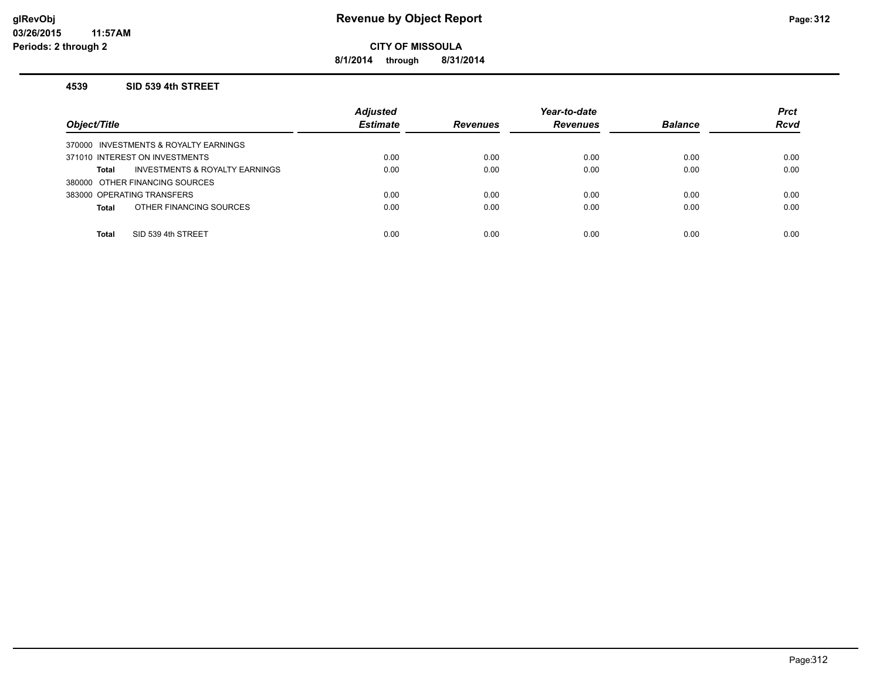# Revenue by Object Report

glRevObj
03/26/2015 11:57AM
Periods: 2 through 2

**CITY OF MISSOULA**

**8/1/2014 through 8/31/2014**

### 4539 SID 539 4th STREET

| Object/Title | Adjusted Estimate | Revenues | Year-to-date Revenues | Balance | Prct Rcvd |
|---|---|---|---|---|---|
| 370000 INVESTMENTS & ROYALTY EARNINGS | | | | | |
| 371010 INTEREST ON INVESTMENTS | 0.00 | 0.00 | 0.00 | 0.00 | 0.00 |
| **Total** INVESTMENTS & ROYALTY EARNINGS | 0.00 | 0.00 | 0.00 | 0.00 | 0.00 |
| 380000 OTHER FINANCING SOURCES | | | | | |
| 383000 OPERATING TRANSFERS | 0.00 | 0.00 | 0.00 | 0.00 | 0.00 |
| **Total** OTHER FINANCING SOURCES | 0.00 | 0.00 | 0.00 | 0.00 | 0.00 |
| **Total** SID 539 4th STREET | 0.00 | 0.00 | 0.00 | 0.00 | 0.00 |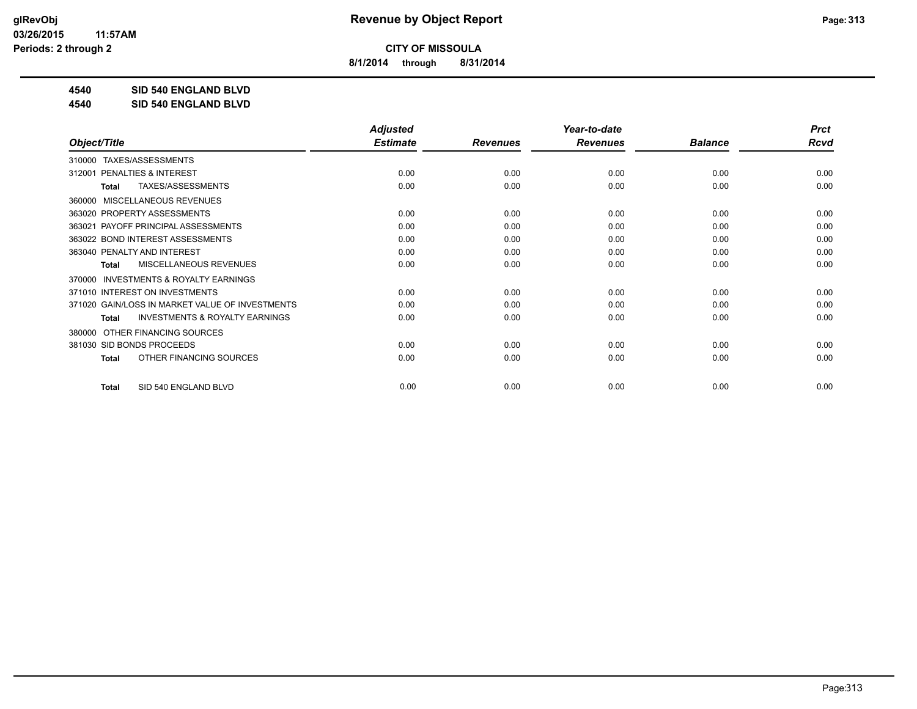**CITY OF MISSOULA**

**8/1/2014 through 8/31/2014**

**Revenue by Object Report**

glRevObj
03/26/2015 11:57AM
Periods: 2 through 2

**4540 SID 540 ENGLAND BLVD**

**4540 SID 540 ENGLAND BLVD**

| Object/Title | Adjusted Estimate | Revenues | Year-to-date Revenues | Balance | Prct Rcvd |
|---|---|---|---|---|---|
| 310000 TAXES/ASSESSMENTS | | | | | |
| 312001 PENALTIES & INTEREST | 0.00 | 0.00 | 0.00 | 0.00 | 0.00 |
| **Total** TAXES/ASSESSMENTS | 0.00 | 0.00 | 0.00 | 0.00 | 0.00 |
| 360000 MISCELLANEOUS REVENUES | | | | | |
| 363020 PROPERTY ASSESSMENTS | 0.00 | 0.00 | 0.00 | 0.00 | 0.00 |
| 363021 PAYOFF PRINCIPAL ASSESSMENTS | 0.00 | 0.00 | 0.00 | 0.00 | 0.00 |
| 363022 BOND INTEREST ASSESSMENTS | 0.00 | 0.00 | 0.00 | 0.00 | 0.00 |
| 363040 PENALTY AND INTEREST | 0.00 | 0.00 | 0.00 | 0.00 | 0.00 |
| **Total** MISCELLANEOUS REVENUES | 0.00 | 0.00 | 0.00 | 0.00 | 0.00 |
| 370000 INVESTMENTS & ROYALTY EARNINGS | | | | | |
| 371010 INTEREST ON INVESTMENTS | 0.00 | 0.00 | 0.00 | 0.00 | 0.00 |
| 371020 GAIN/LOSS IN MARKET VALUE OF INVESTMENTS | 0.00 | 0.00 | 0.00 | 0.00 | 0.00 |
| **Total** INVESTMENTS & ROYALTY EARNINGS | 0.00 | 0.00 | 0.00 | 0.00 | 0.00 |
| 380000 OTHER FINANCING SOURCES | | | | | |
| 381030 SID BONDS PROCEEDS | 0.00 | 0.00 | 0.00 | 0.00 | 0.00 |
| **Total** OTHER FINANCING SOURCES | 0.00 | 0.00 | 0.00 | 0.00 | 0.00 |
| **Total** SID 540 ENGLAND BLVD | 0.00 | 0.00 | 0.00 | 0.00 | 0.00 |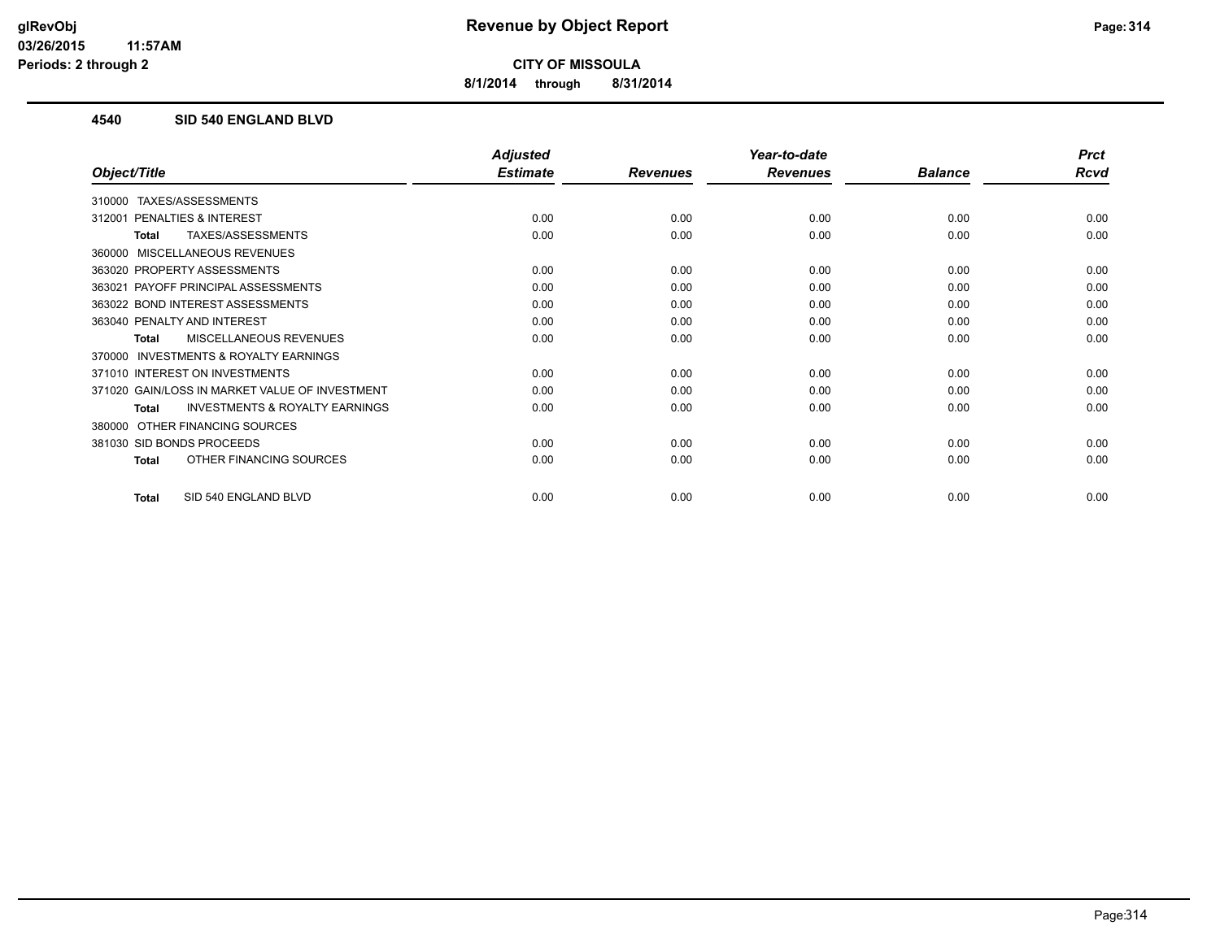# Revenue by Object Report

**CITY OF MISSOULA**

**8/1/2014 through 8/31/2014**

glRevObj
03/26/2015 11:57AM
Periods: 2 through 2

## 4540 SID 540 ENGLAND BLVD

| Object/Title | Adjusted Estimate | Revenues | Year-to-date Revenues | Balance | Prct Rcvd |
|---|---|---|---|---|---|
| 310000 TAXES/ASSESSMENTS | | | | | |
| 312001 PENALTIES & INTEREST | 0.00 | 0.00 | 0.00 | 0.00 | 0.00 |
| **Total** TAXES/ASSESSMENTS | 0.00 | 0.00 | 0.00 | 0.00 | 0.00 |
| 360000 MISCELLANEOUS REVENUES | | | | | |
| 363020 PROPERTY ASSESSMENTS | 0.00 | 0.00 | 0.00 | 0.00 | 0.00 |
| 363021 PAYOFF PRINCIPAL ASSESSMENTS | 0.00 | 0.00 | 0.00 | 0.00 | 0.00 |
| 363022 BOND INTEREST ASSESSMENTS | 0.00 | 0.00 | 0.00 | 0.00 | 0.00 |
| 363040 PENALTY AND INTEREST | 0.00 | 0.00 | 0.00 | 0.00 | 0.00 |
| **Total** MISCELLANEOUS REVENUES | 0.00 | 0.00 | 0.00 | 0.00 | 0.00 |
| 370000 INVESTMENTS & ROYALTY EARNINGS | | | | | |
| 371010 INTEREST ON INVESTMENTS | 0.00 | 0.00 | 0.00 | 0.00 | 0.00 |
| 371020 GAIN/LOSS IN MARKET VALUE OF INVESTMENT | 0.00 | 0.00 | 0.00 | 0.00 | 0.00 |
| **Total** INVESTMENTS & ROYALTY EARNINGS | 0.00 | 0.00 | 0.00 | 0.00 | 0.00 |
| 380000 OTHER FINANCING SOURCES | | | | | |
| 381030 SID BONDS PROCEEDS | 0.00 | 0.00 | 0.00 | 0.00 | 0.00 |
| **Total** OTHER FINANCING SOURCES | 0.00 | 0.00 | 0.00 | 0.00 | 0.00 |
| **Total** SID 540 ENGLAND BLVD | 0.00 | 0.00 | 0.00 | 0.00 | 0.00 |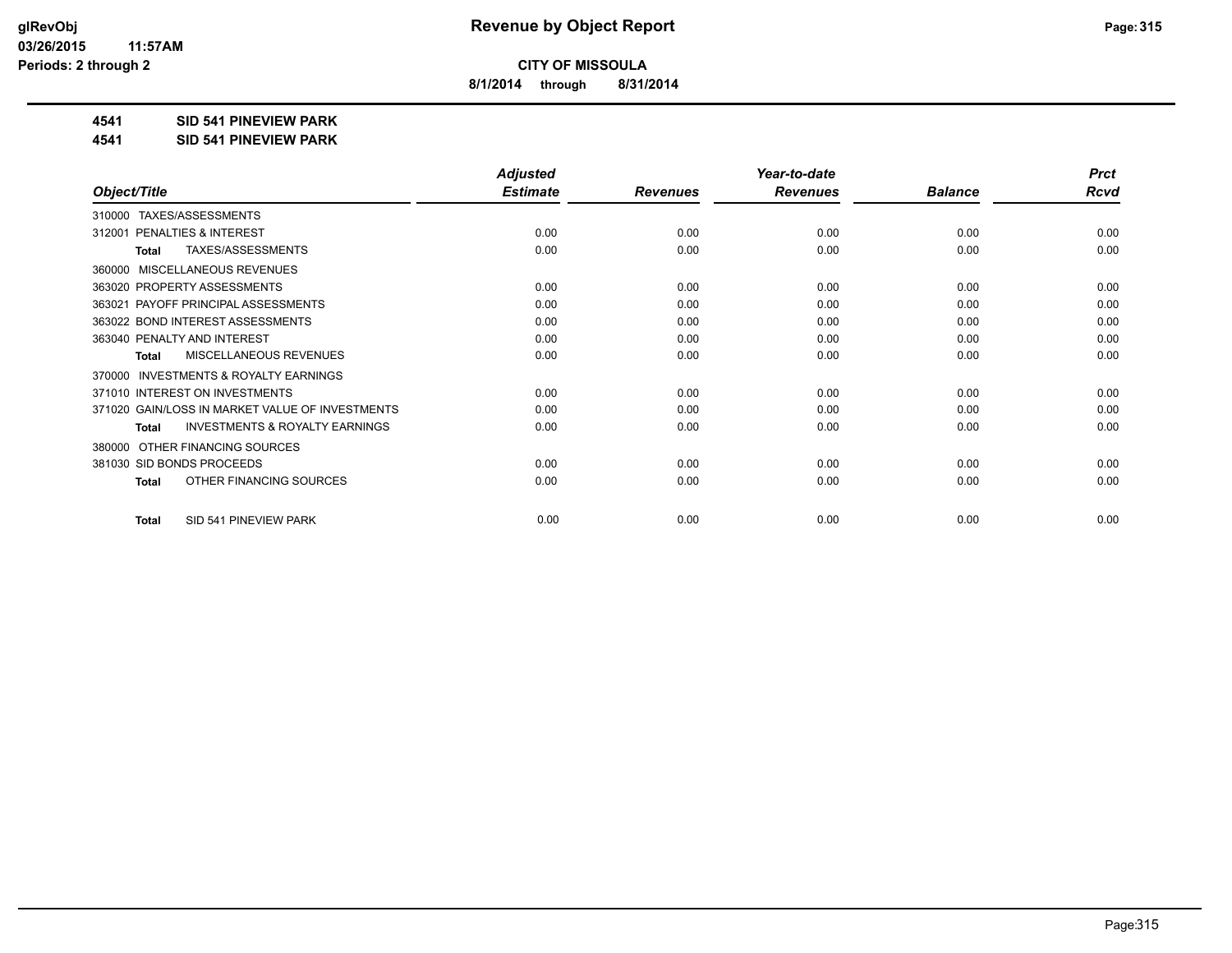**CITY OF MISSOULA**

**8/1/2014 through 8/31/2014**

**4541 SID 541 PINEVIEW PARK**

**4541 SID 541 PINEVIEW PARK**

| Object/Title | Adjusted Estimate | Revenues | Year-to-date Revenues | Balance | Prct Rcvd |
|---|---|---|---|---|---|
| 310000 TAXES/ASSESSMENTS | | | | | |
| 312001 PENALTIES & INTEREST | 0.00 | 0.00 | 0.00 | 0.00 | 0.00 |
| Total TAXES/ASSESSMENTS | 0.00 | 0.00 | 0.00 | 0.00 | 0.00 |
| 360000 MISCELLANEOUS REVENUES | | | | | |
| 363020 PROPERTY ASSESSMENTS | 0.00 | 0.00 | 0.00 | 0.00 | 0.00 |
| 363021 PAYOFF PRINCIPAL ASSESSMENTS | 0.00 | 0.00 | 0.00 | 0.00 | 0.00 |
| 363022 BOND INTEREST ASSESSMENTS | 0.00 | 0.00 | 0.00 | 0.00 | 0.00 |
| 363040 PENALTY AND INTEREST | 0.00 | 0.00 | 0.00 | 0.00 | 0.00 |
| Total MISCELLANEOUS REVENUES | 0.00 | 0.00 | 0.00 | 0.00 | 0.00 |
| 370000 INVESTMENTS & ROYALTY EARNINGS | | | | | |
| 371010 INTEREST ON INVESTMENTS | 0.00 | 0.00 | 0.00 | 0.00 | 0.00 |
| 371020 GAIN/LOSS IN MARKET VALUE OF INVESTMENTS | 0.00 | 0.00 | 0.00 | 0.00 | 0.00 |
| Total INVESTMENTS & ROYALTY EARNINGS | 0.00 | 0.00 | 0.00 | 0.00 | 0.00 |
| 380000 OTHER FINANCING SOURCES | | | | | |
| 381030 SID BONDS PROCEEDS | 0.00 | 0.00 | 0.00 | 0.00 | 0.00 |
| Total OTHER FINANCING SOURCES | 0.00 | 0.00 | 0.00 | 0.00 | 0.00 |
| Total SID 541 PINEVIEW PARK | 0.00 | 0.00 | 0.00 | 0.00 | 0.00 |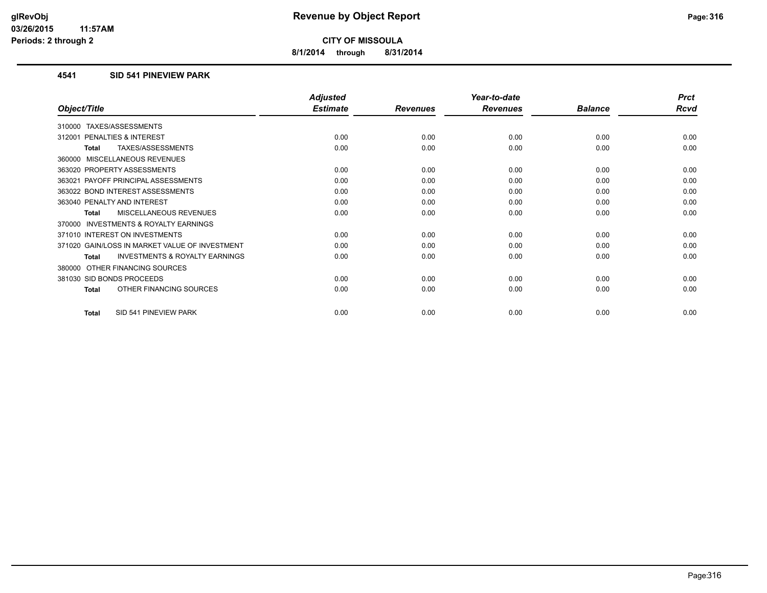# Revenue by Object Report

glRevObj
03/26/2015 11:57AM
Periods: 2 through 2

**CITY OF MISSOULA**

8/1/2014 through 8/31/2014

## 4541 SID 541 PINEVIEW PARK

| Object/Title | Adjusted Estimate | Revenues | Year-to-date Revenues | Balance | Prct Rcvd |
|---|---|---|---|---|---|
| 310000 TAXES/ASSESSMENTS | | | | | |
| 312001 PENALTIES & INTEREST | 0.00 | 0.00 | 0.00 | 0.00 | 0.00 |
| **Total** TAXES/ASSESSMENTS | 0.00 | 0.00 | 0.00 | 0.00 | 0.00 |
| 360000 MISCELLANEOUS REVENUES | | | | | |
| 363020 PROPERTY ASSESSMENTS | 0.00 | 0.00 | 0.00 | 0.00 | 0.00 |
| 363021 PAYOFF PRINCIPAL ASSESSMENTS | 0.00 | 0.00 | 0.00 | 0.00 | 0.00 |
| 363022 BOND INTEREST ASSESSMENTS | 0.00 | 0.00 | 0.00 | 0.00 | 0.00 |
| 363040 PENALTY AND INTEREST | 0.00 | 0.00 | 0.00 | 0.00 | 0.00 |
| **Total** MISCELLANEOUS REVENUES | 0.00 | 0.00 | 0.00 | 0.00 | 0.00 |
| 370000 INVESTMENTS & ROYALTY EARNINGS | | | | | |
| 371010 INTEREST ON INVESTMENTS | 0.00 | 0.00 | 0.00 | 0.00 | 0.00 |
| 371020 GAIN/LOSS IN MARKET VALUE OF INVESTMENT | 0.00 | 0.00 | 0.00 | 0.00 | 0.00 |
| **Total** INVESTMENTS & ROYALTY EARNINGS | 0.00 | 0.00 | 0.00 | 0.00 | 0.00 |
| 380000 OTHER FINANCING SOURCES | | | | | |
| 381030 SID BONDS PROCEEDS | 0.00 | 0.00 | 0.00 | 0.00 | 0.00 |
| **Total** OTHER FINANCING SOURCES | 0.00 | 0.00 | 0.00 | 0.00 | 0.00 |
| **Total** SID 541 PINEVIEW PARK | 0.00 | 0.00 | 0.00 | 0.00 | 0.00 |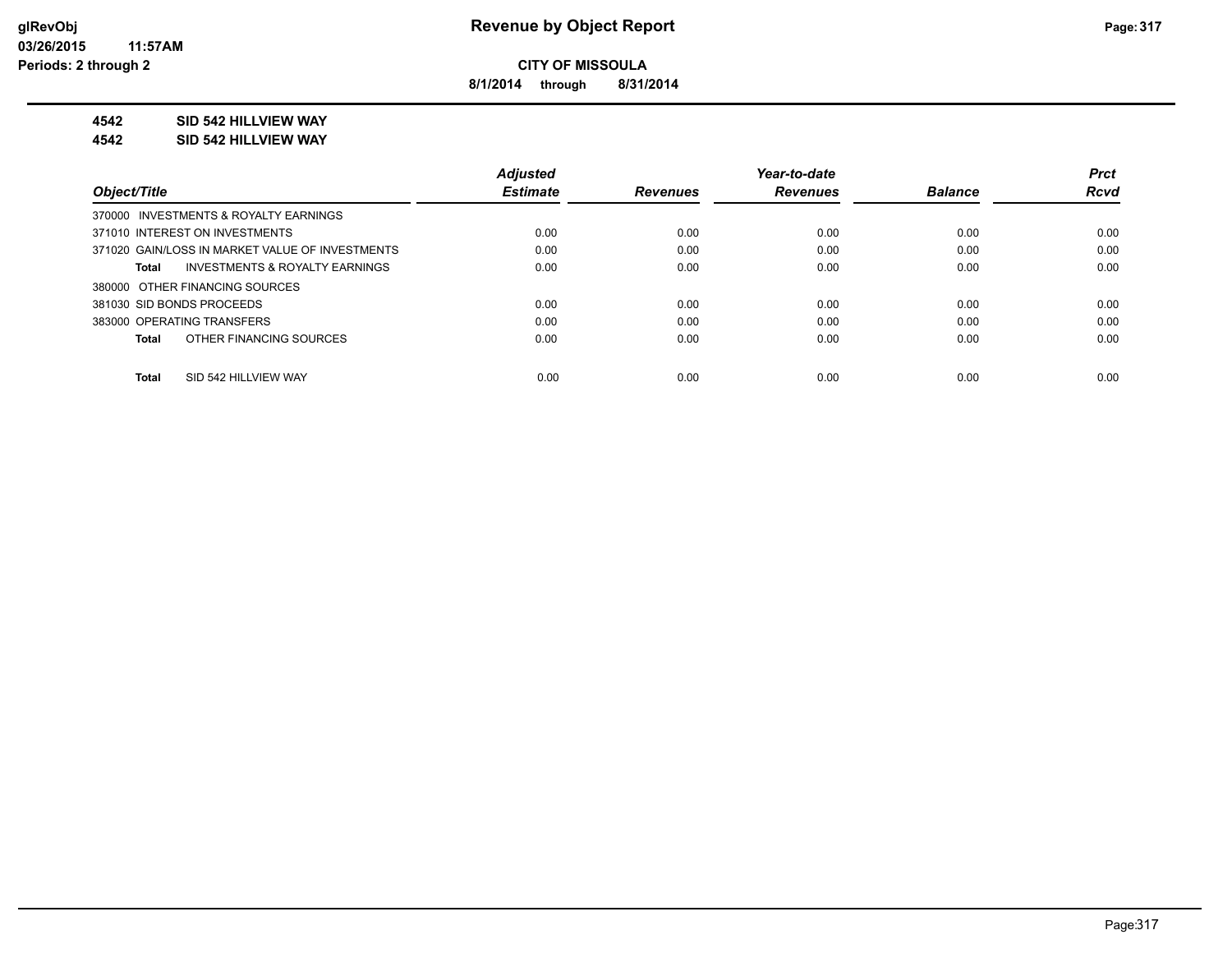**Revenue by Object Report**

**CITY OF MISSOULA**

**8/1/2014 through 8/31/2014**

**4542 SID 542 HILLVIEW WAY**

**4542 SID 542 HILLVIEW WAY**

| Object/Title | Adjusted Estimate | Revenues | Year-to-date Revenues | Balance | Prct Rcvd |
|---|---|---|---|---|---|
| 370000 INVESTMENTS & ROYALTY EARNINGS | | | | | |
| 371010 INTEREST ON INVESTMENTS | 0.00 | 0.00 | 0.00 | 0.00 | 0.00 |
| 371020 GAIN/LOSS IN MARKET VALUE OF INVESTMENTS | 0.00 | 0.00 | 0.00 | 0.00 | 0.00 |
| **Total** INVESTMENTS & ROYALTY EARNINGS | 0.00 | 0.00 | 0.00 | 0.00 | 0.00 |
| 380000 OTHER FINANCING SOURCES | | | | | |
| 381030 SID BONDS PROCEEDS | 0.00 | 0.00 | 0.00 | 0.00 | 0.00 |
| 383000 OPERATING TRANSFERS | 0.00 | 0.00 | 0.00 | 0.00 | 0.00 |
| **Total** OTHER FINANCING SOURCES | 0.00 | 0.00 | 0.00 | 0.00 | 0.00 |
| **Total** SID 542 HILLVIEW WAY | 0.00 | 0.00 | 0.00 | 0.00 | 0.00 |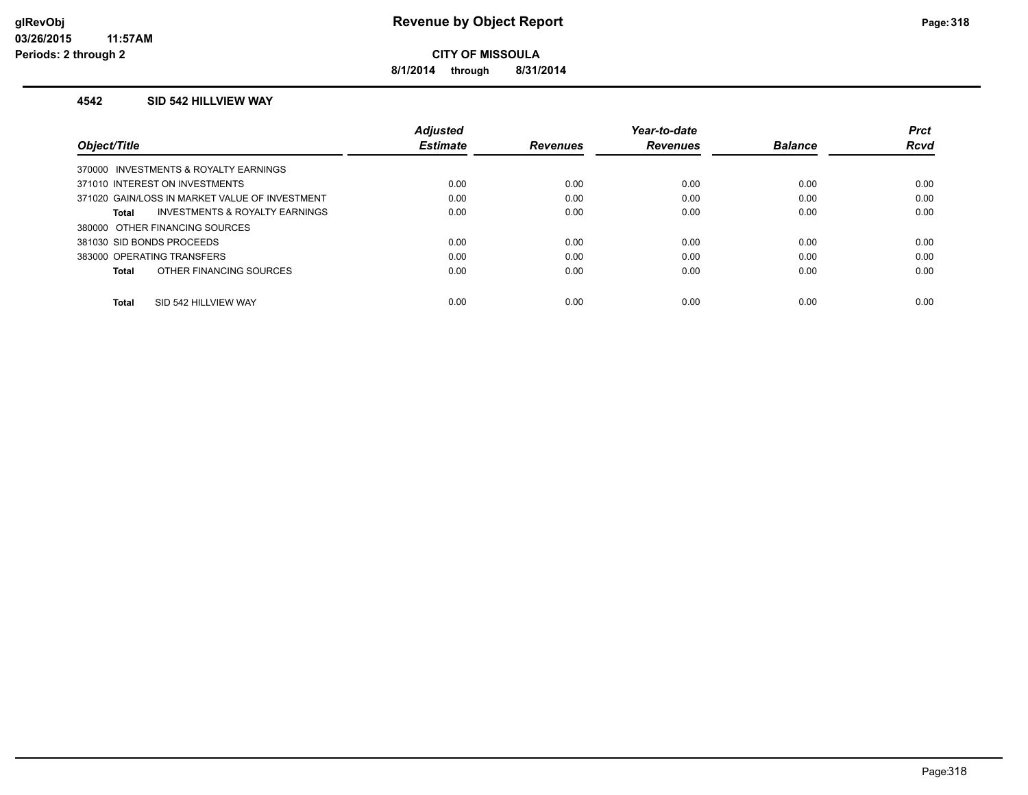**glRevObj**
**03/26/2015 11:57AM**
**Periods: 2 through 2**

# Revenue by Object Report

**CITY OF MISSOULA**

**8/1/2014 through 8/31/2014**

## 4542 SID 542 HILLVIEW WAY

| Object/Title | Adjusted Estimate | Revenues | Year-to-date Revenues | Balance | Prct Rcvd |
|---|---|---|---|---|---|
| 370000 INVESTMENTS & ROYALTY EARNINGS | | | | | |
| 371010 INTEREST ON INVESTMENTS | 0.00 | 0.00 | 0.00 | 0.00 | 0.00 |
| 371020 GAIN/LOSS IN MARKET VALUE OF INVESTMENT | 0.00 | 0.00 | 0.00 | 0.00 | 0.00 |
| **Total** INVESTMENTS & ROYALTY EARNINGS | 0.00 | 0.00 | 0.00 | 0.00 | 0.00 |
| 380000 OTHER FINANCING SOURCES | | | | | |
| 381030 SID BONDS PROCEEDS | 0.00 | 0.00 | 0.00 | 0.00 | 0.00 |
| 383000 OPERATING TRANSFERS | 0.00 | 0.00 | 0.00 | 0.00 | 0.00 |
| **Total** OTHER FINANCING SOURCES | 0.00 | 0.00 | 0.00 | 0.00 | 0.00 |
| **Total** SID 542 HILLVIEW WAY | 0.00 | 0.00 | 0.00 | 0.00 | 0.00 |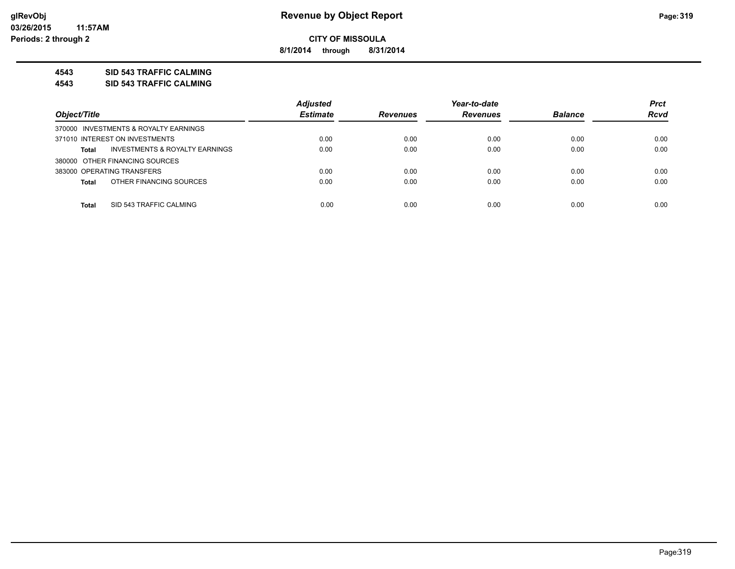**Revenue by Object Report**

**CITY OF MISSOULA**

**8/1/2014 through 8/31/2014**

glRevObj
03/26/2015 11:57AM
Periods: 2 through 2

**4543 SID 543 TRAFFIC CALMING**

**4543 SID 543 TRAFFIC CALMING**

| Object/Title | Adjusted Estimate | Revenues | Year-to-date Revenues | Balance | Prct Rcvd |
|---|---|---|---|---|---|
| 370000 INVESTMENTS & ROYALTY EARNINGS | | | | | |
| 371010 INTEREST ON INVESTMENTS | 0.00 | 0.00 | 0.00 | 0.00 | 0.00 |
| **Total** INVESTMENTS & ROYALTY EARNINGS | 0.00 | 0.00 | 0.00 | 0.00 | 0.00 |
| 380000 OTHER FINANCING SOURCES | | | | | |
| 383000 OPERATING TRANSFERS | 0.00 | 0.00 | 0.00 | 0.00 | 0.00 |
| **Total** OTHER FINANCING SOURCES | 0.00 | 0.00 | 0.00 | 0.00 | 0.00 |
| **Total** SID 543 TRAFFIC CALMING | 0.00 | 0.00 | 0.00 | 0.00 | 0.00 |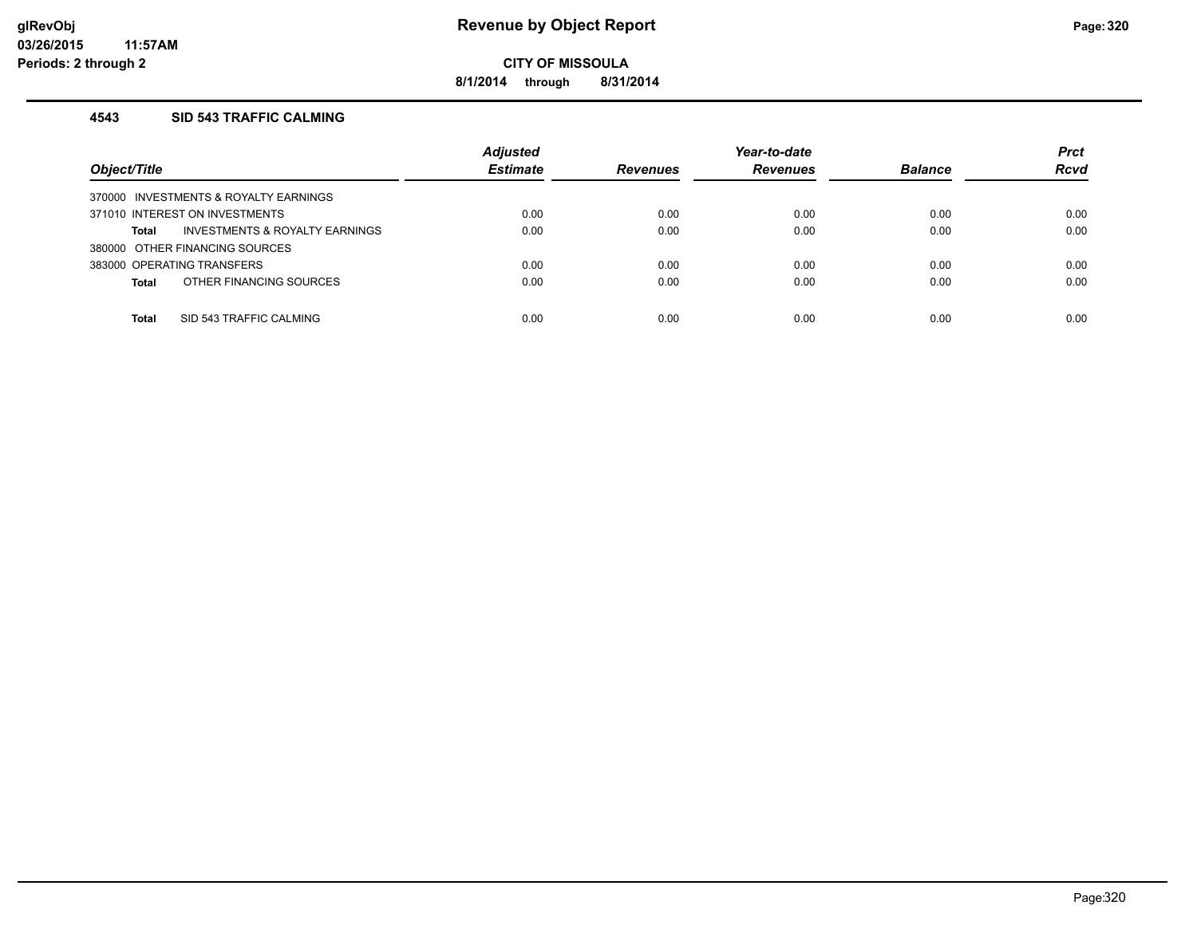**glRevObj**
**03/26/2015 11:57AM**
**Periods: 2 through 2**

# Revenue by Object Report

**CITY OF MISSOULA**

**8/1/2014 through 8/31/2014**

## 4543 SID 543 TRAFFIC CALMING

| Object/Title | Adjusted Estimate | Revenues | Year-to-date Revenues | Balance | Prct Rcvd |
|---|---|---|---|---|---|
| 370000 INVESTMENTS & ROYALTY EARNINGS | | | | | |
| 371010 INTEREST ON INVESTMENTS | 0.00 | 0.00 | 0.00 | 0.00 | 0.00 |
| **Total** INVESTMENTS & ROYALTY EARNINGS | 0.00 | 0.00 | 0.00 | 0.00 | 0.00 |
| 380000 OTHER FINANCING SOURCES | | | | | |
| 383000 OPERATING TRANSFERS | 0.00 | 0.00 | 0.00 | 0.00 | 0.00 |
| **Total** OTHER FINANCING SOURCES | 0.00 | 0.00 | 0.00 | 0.00 | 0.00 |
| **Total** SID 543 TRAFFIC CALMING | 0.00 | 0.00 | 0.00 | 0.00 | 0.00 |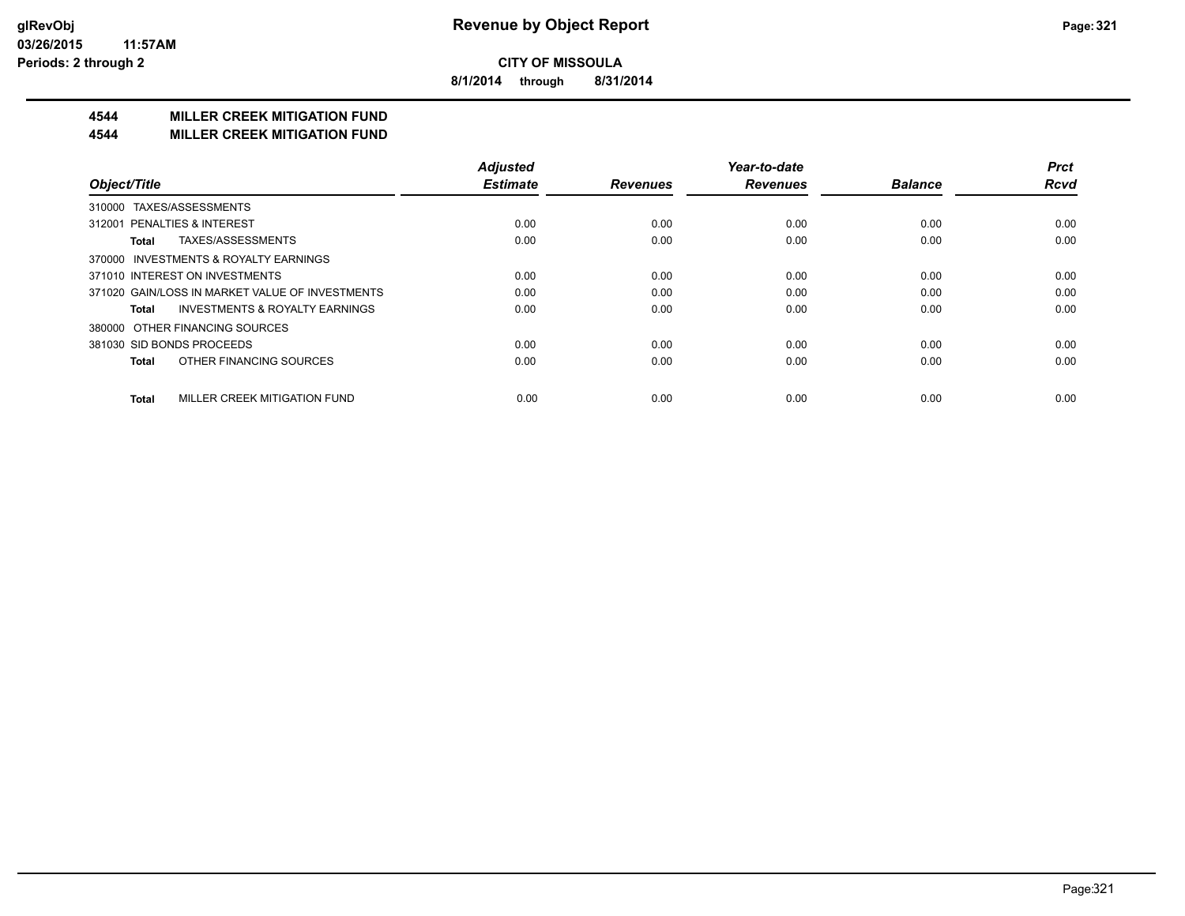**CITY OF MISSOULA**

**8/1/2014 through 8/31/2014**

**4544 MILLER CREEK MITIGATION FUND**

**4544 MILLER CREEK MITIGATION FUND**

| Object/Title | Adjusted Estimate | Revenues | Year-to-date Revenues | Balance | Prct Rcvd |
|---|---|---|---|---|---|
| 310000 TAXES/ASSESSMENTS | | | | | |
| 312001 PENALTIES & INTEREST | 0.00 | 0.00 | 0.00 | 0.00 | 0.00 |
| **Total** TAXES/ASSESSMENTS | 0.00 | 0.00 | 0.00 | 0.00 | 0.00 |
| 370000 INVESTMENTS & ROYALTY EARNINGS | | | | | |
| 371010 INTEREST ON INVESTMENTS | 0.00 | 0.00 | 0.00 | 0.00 | 0.00 |
| 371020 GAIN/LOSS IN MARKET VALUE OF INVESTMENTS | 0.00 | 0.00 | 0.00 | 0.00 | 0.00 |
| **Total** INVESTMENTS & ROYALTY EARNINGS | 0.00 | 0.00 | 0.00 | 0.00 | 0.00 |
| 380000 OTHER FINANCING SOURCES | | | | | |
| 381030 SID BONDS PROCEEDS | 0.00 | 0.00 | 0.00 | 0.00 | 0.00 |
| **Total** OTHER FINANCING SOURCES | 0.00 | 0.00 | 0.00 | 0.00 | 0.00 |
| **Total** MILLER CREEK MITIGATION FUND | 0.00 | 0.00 | 0.00 | 0.00 | 0.00 |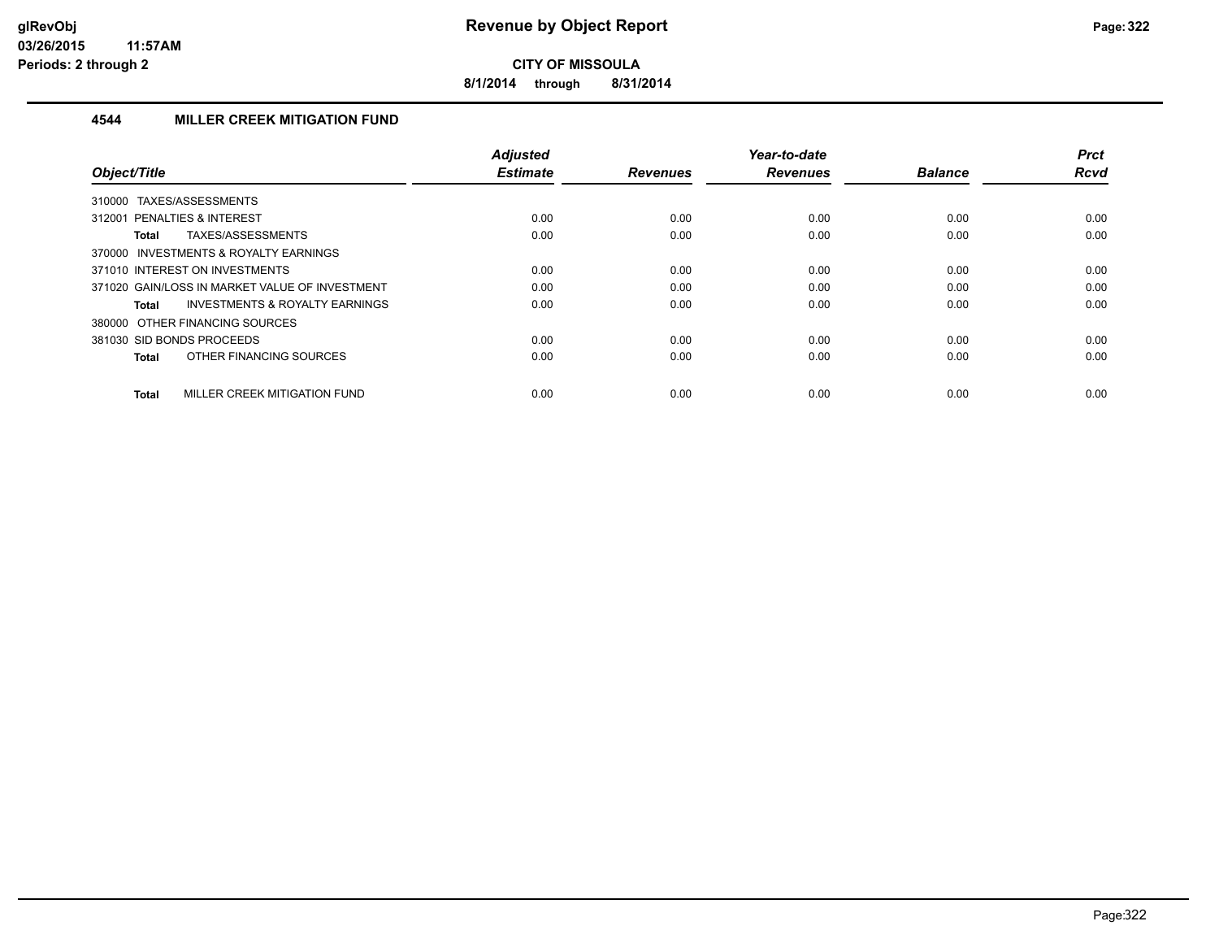# Revenue by Object Report

glRevObj
03/26/2015 11:57AM
Periods: 2 through 2

**CITY OF MISSOULA**

**8/1/2014 through 8/31/2014**

## 4544 MILLER CREEK MITIGATION FUND

| Object/Title | Adjusted Estimate | Revenues | Year-to-date Revenues | Balance | Prct Rcvd |
|---|---|---|---|---|---|
| 310000 TAXES/ASSESSMENTS | | | | | |
| 312001 PENALTIES & INTEREST | 0.00 | 0.00 | 0.00 | 0.00 | 0.00 |
| **Total** TAXES/ASSESSMENTS | 0.00 | 0.00 | 0.00 | 0.00 | 0.00 |
| 370000 INVESTMENTS & ROYALTY EARNINGS | | | | | |
| 371010 INTEREST ON INVESTMENTS | 0.00 | 0.00 | 0.00 | 0.00 | 0.00 |
| 371020 GAIN/LOSS IN MARKET VALUE OF INVESTMENT | 0.00 | 0.00 | 0.00 | 0.00 | 0.00 |
| **Total** INVESTMENTS & ROYALTY EARNINGS | 0.00 | 0.00 | 0.00 | 0.00 | 0.00 |
| 380000 OTHER FINANCING SOURCES | | | | | |
| 381030 SID BONDS PROCEEDS | 0.00 | 0.00 | 0.00 | 0.00 | 0.00 |
| **Total** OTHER FINANCING SOURCES | 0.00 | 0.00 | 0.00 | 0.00 | 0.00 |
| **Total** MILLER CREEK MITIGATION FUND | 0.00 | 0.00 | 0.00 | 0.00 | 0.00 |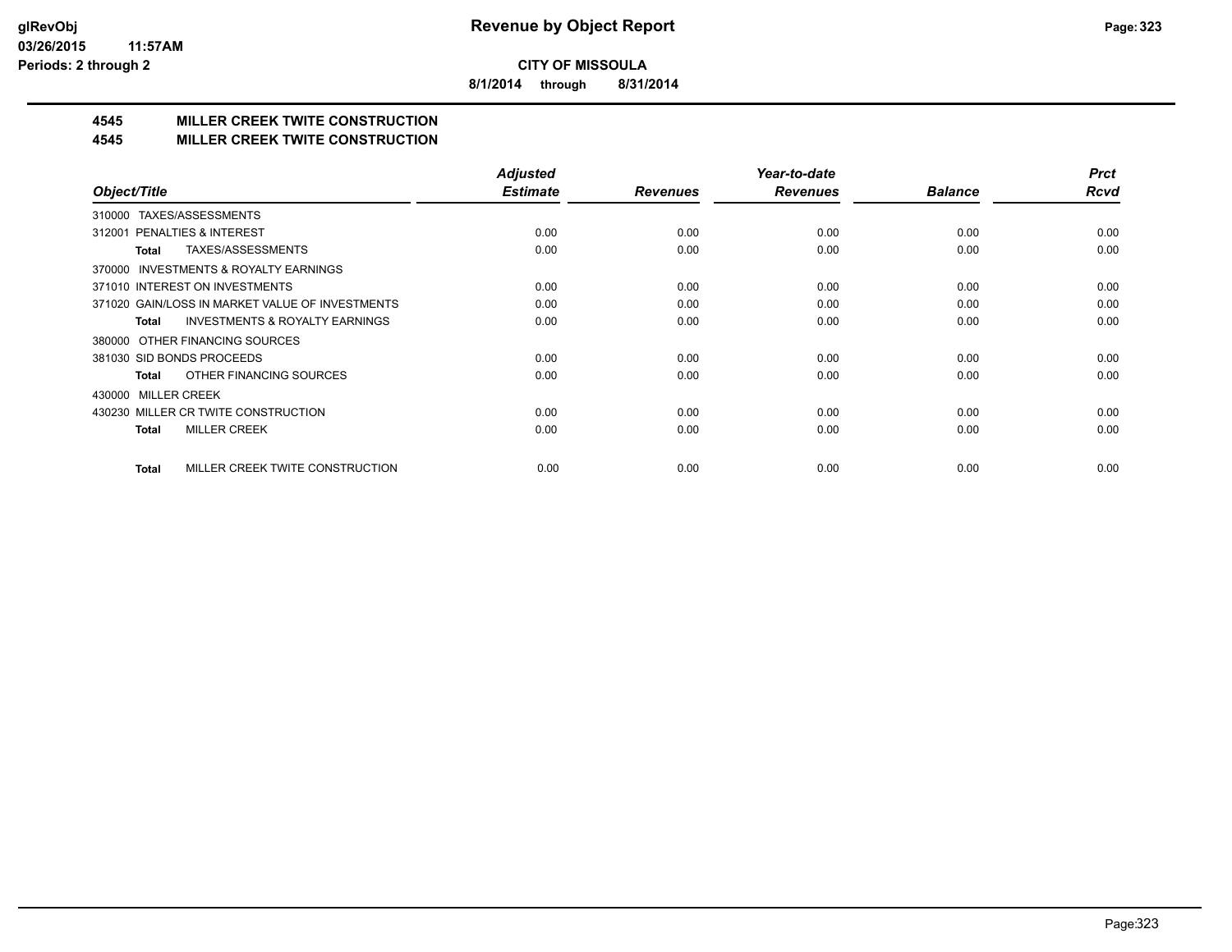**glRevObj**
**03/26/2015 11:57AM**
**Periods: 2 through 2**

# Revenue by Object Report

**CITY OF MISSOULA**

**8/1/2014 through 8/31/2014**

## 4545 MILLER CREEK TWITE CONSTRUCTION
## 4545 MILLER CREEK TWITE CONSTRUCTION

| Object/Title | Adjusted Estimate | Revenues | Year-to-date Revenues | Balance | Prct Rcvd |
|---|---|---|---|---|---|
| 310000 TAXES/ASSESSMENTS | | | | | |
| 312001 PENALTIES & INTEREST | 0.00 | 0.00 | 0.00 | 0.00 | 0.00 |
| **Total** TAXES/ASSESSMENTS | 0.00 | 0.00 | 0.00 | 0.00 | 0.00 |
| 370000 INVESTMENTS & ROYALTY EARNINGS | | | | | |
| 371010 INTEREST ON INVESTMENTS | 0.00 | 0.00 | 0.00 | 0.00 | 0.00 |
| 371020 GAIN/LOSS IN MARKET VALUE OF INVESTMENTS | 0.00 | 0.00 | 0.00 | 0.00 | 0.00 |
| **Total** INVESTMENTS & ROYALTY EARNINGS | 0.00 | 0.00 | 0.00 | 0.00 | 0.00 |
| 380000 OTHER FINANCING SOURCES | | | | | |
| 381030 SID BONDS PROCEEDS | 0.00 | 0.00 | 0.00 | 0.00 | 0.00 |
| **Total** OTHER FINANCING SOURCES | 0.00 | 0.00 | 0.00 | 0.00 | 0.00 |
| 430000 MILLER CREEK | | | | | |
| 430230 MILLER CR TWITE CONSTRUCTION | 0.00 | 0.00 | 0.00 | 0.00 | 0.00 |
| **Total** MILLER CREEK | 0.00 | 0.00 | 0.00 | 0.00 | 0.00 |
| **Total** MILLER CREEK TWITE CONSTRUCTION | 0.00 | 0.00 | 0.00 | 0.00 | 0.00 |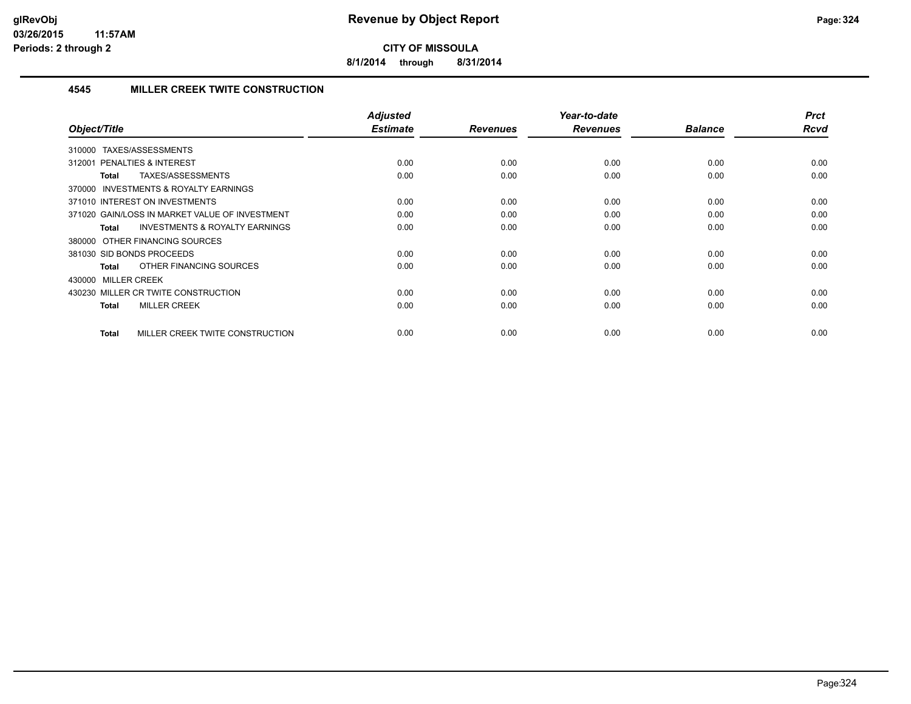**CITY OF MISSOULA**

**8/1/2014 through 8/31/2014**

## 4545 MILLER CREEK TWITE CONSTRUCTION

| Object/Title | Adjusted Estimate | Revenues | Year-to-date Revenues | Balance | Prct Rcvd |
|---|---|---|---|---|---|
| 310000 TAXES/ASSESSMENTS | | | | | |
| 312001 PENALTIES & INTEREST | 0.00 | 0.00 | 0.00 | 0.00 | 0.00 |
| **Total** TAXES/ASSESSMENTS | 0.00 | 0.00 | 0.00 | 0.00 | 0.00 |
| 370000 INVESTMENTS & ROYALTY EARNINGS | | | | | |
| 371010 INTEREST ON INVESTMENTS | 0.00 | 0.00 | 0.00 | 0.00 | 0.00 |
| 371020 GAIN/LOSS IN MARKET VALUE OF INVESTMENT | 0.00 | 0.00 | 0.00 | 0.00 | 0.00 |
| **Total** INVESTMENTS & ROYALTY EARNINGS | 0.00 | 0.00 | 0.00 | 0.00 | 0.00 |
| 380000 OTHER FINANCING SOURCES | | | | | |
| 381030 SID BONDS PROCEEDS | 0.00 | 0.00 | 0.00 | 0.00 | 0.00 |
| **Total** OTHER FINANCING SOURCES | 0.00 | 0.00 | 0.00 | 0.00 | 0.00 |
| 430000 MILLER CREEK | | | | | |
| 430230 MILLER CR TWITE CONSTRUCTION | 0.00 | 0.00 | 0.00 | 0.00 | 0.00 |
| **Total** MILLER CREEK | 0.00 | 0.00 | 0.00 | 0.00 | 0.00 |
| **Total** MILLER CREEK TWITE CONSTRUCTION | 0.00 | 0.00 | 0.00 | 0.00 | 0.00 |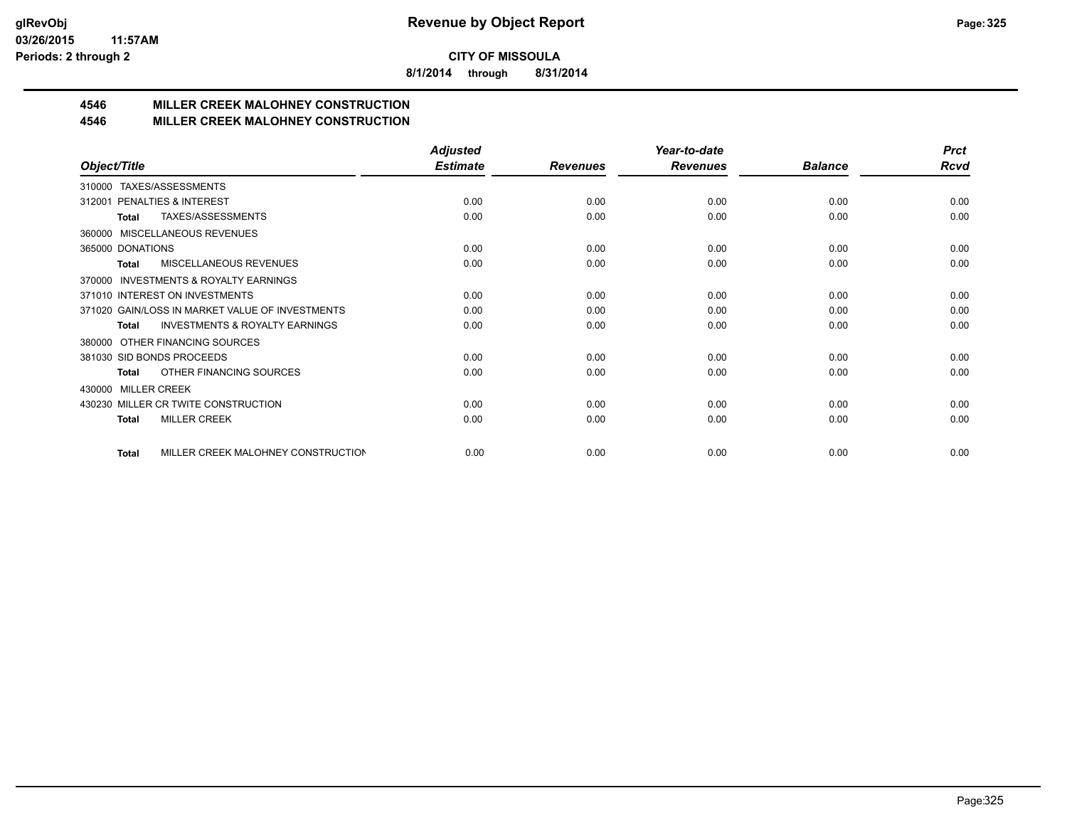**CITY OF MISSOULA**

**8/1/2014 through 8/31/2014**

## 4546 MILLER CREEK MALOHNEY CONSTRUCTION
## 4546 MILLER CREEK MALOHNEY CONSTRUCTION

| Object/Title | Adjusted Estimate | Revenues | Year-to-date Revenues | Balance | Prct Rcvd |
|---|---|---|---|---|---|
| 310000 TAXES/ASSESSMENTS | | | | | |
| 312001 PENALTIES & INTEREST | 0.00 | 0.00 | 0.00 | 0.00 | 0.00 |
| **Total** TAXES/ASSESSMENTS | 0.00 | 0.00 | 0.00 | 0.00 | 0.00 |
| 360000 MISCELLANEOUS REVENUES | | | | | |
| 365000 DONATIONS | 0.00 | 0.00 | 0.00 | 0.00 | 0.00 |
| **Total** MISCELLANEOUS REVENUES | 0.00 | 0.00 | 0.00 | 0.00 | 0.00 |
| 370000 INVESTMENTS & ROYALTY EARNINGS | | | | | |
| 371010 INTEREST ON INVESTMENTS | 0.00 | 0.00 | 0.00 | 0.00 | 0.00 |
| 371020 GAIN/LOSS IN MARKET VALUE OF INVESTMENTS | 0.00 | 0.00 | 0.00 | 0.00 | 0.00 |
| **Total** INVESTMENTS & ROYALTY EARNINGS | 0.00 | 0.00 | 0.00 | 0.00 | 0.00 |
| 380000 OTHER FINANCING SOURCES | | | | | |
| 381030 SID BONDS PROCEEDS | 0.00 | 0.00 | 0.00 | 0.00 | 0.00 |
| **Total** OTHER FINANCING SOURCES | 0.00 | 0.00 | 0.00 | 0.00 | 0.00 |
| 430000 MILLER CREEK | | | | | |
| 430230 MILLER CR TWITE CONSTRUCTION | 0.00 | 0.00 | 0.00 | 0.00 | 0.00 |
| **Total** MILLER CREEK | 0.00 | 0.00 | 0.00 | 0.00 | 0.00 |
| **Total** MILLER CREEK MALOHNEY CONSTRUCTION | 0.00 | 0.00 | 0.00 | 0.00 | 0.00 |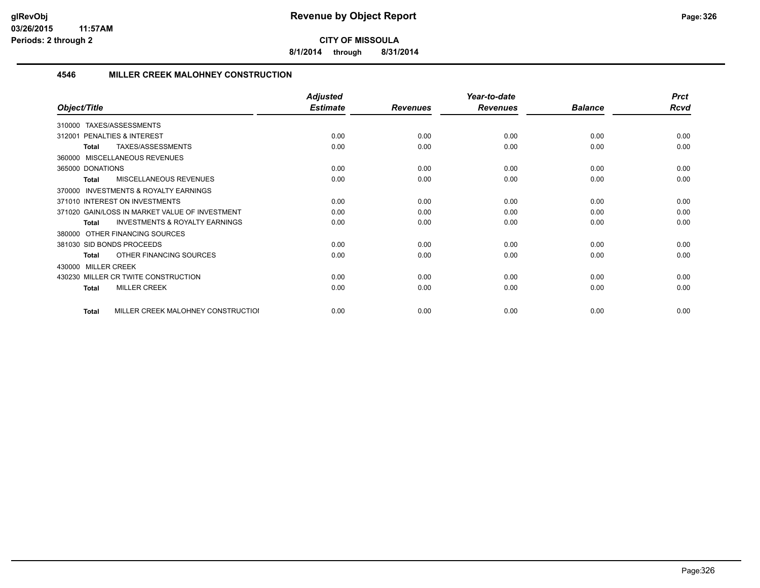**CITY OF MISSOULA**

**8/1/2014 through 8/31/2014**

## 4546 MILLER CREEK MALOHNEY CONSTRUCTION

| Object/Title | Adjusted Estimate | Revenues | Year-to-date Revenues | Balance | Prct Rcvd |
|---|---|---|---|---|---|
| 310000 TAXES/ASSESSMENTS | | | | | |
| 312001 PENALTIES & INTEREST | 0.00 | 0.00 | 0.00 | 0.00 | 0.00 |
| **Total** TAXES/ASSESSMENTS | 0.00 | 0.00 | 0.00 | 0.00 | 0.00 |
| 360000 MISCELLANEOUS REVENUES | | | | | |
| 365000 DONATIONS | 0.00 | 0.00 | 0.00 | 0.00 | 0.00 |
| **Total** MISCELLANEOUS REVENUES | 0.00 | 0.00 | 0.00 | 0.00 | 0.00 |
| 370000 INVESTMENTS & ROYALTY EARNINGS | | | | | |
| 371010 INTEREST ON INVESTMENTS | 0.00 | 0.00 | 0.00 | 0.00 | 0.00 |
| 371020 GAIN/LOSS IN MARKET VALUE OF INVESTMENT | 0.00 | 0.00 | 0.00 | 0.00 | 0.00 |
| **Total** INVESTMENTS & ROYALTY EARNINGS | 0.00 | 0.00 | 0.00 | 0.00 | 0.00 |
| 380000 OTHER FINANCING SOURCES | | | | | |
| 381030 SID BONDS PROCEEDS | 0.00 | 0.00 | 0.00 | 0.00 | 0.00 |
| **Total** OTHER FINANCING SOURCES | 0.00 | 0.00 | 0.00 | 0.00 | 0.00 |
| 430000 MILLER CREEK | | | | | |
| 430230 MILLER CR TWITE CONSTRUCTION | 0.00 | 0.00 | 0.00 | 0.00 | 0.00 |
| **Total** MILLER CREEK | 0.00 | 0.00 | 0.00 | 0.00 | 0.00 |
| **Total** MILLER CREEK MALOHNEY CONSTRUCTIOI | 0.00 | 0.00 | 0.00 | 0.00 | 0.00 |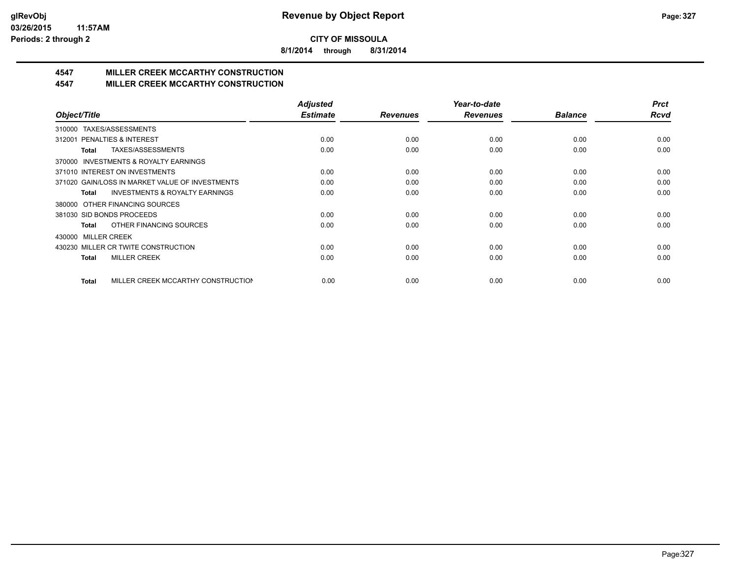**CITY OF MISSOULA**

**8/1/2014 through 8/31/2014**

# Revenue by Object Report

glRevObj
03/26/2015 11:57AM
Periods: 2 through 2

## 4547 MILLER CREEK MCCARTHY CONSTRUCTION
## 4547 MILLER CREEK MCCARTHY CONSTRUCTION

| Object/Title | Adjusted Estimate | Revenues | Year-to-date Revenues | Balance | Prct Rcvd |
|---|---|---|---|---|---|
| 310000 TAXES/ASSESSMENTS | | | | | |
| 312001 PENALTIES & INTEREST | 0.00 | 0.00 | 0.00 | 0.00 | 0.00 |
| **Total** TAXES/ASSESSMENTS | 0.00 | 0.00 | 0.00 | 0.00 | 0.00 |
| 370000 INVESTMENTS & ROYALTY EARNINGS | | | | | |
| 371010 INTEREST ON INVESTMENTS | 0.00 | 0.00 | 0.00 | 0.00 | 0.00 |
| 371020 GAIN/LOSS IN MARKET VALUE OF INVESTMENTS | 0.00 | 0.00 | 0.00 | 0.00 | 0.00 |
| **Total** INVESTMENTS & ROYALTY EARNINGS | 0.00 | 0.00 | 0.00 | 0.00 | 0.00 |
| 380000 OTHER FINANCING SOURCES | | | | | |
| 381030 SID BONDS PROCEEDS | 0.00 | 0.00 | 0.00 | 0.00 | 0.00 |
| **Total** OTHER FINANCING SOURCES | 0.00 | 0.00 | 0.00 | 0.00 | 0.00 |
| 430000 MILLER CREEK | | | | | |
| 430230 MILLER CR TWITE CONSTRUCTION | 0.00 | 0.00 | 0.00 | 0.00 | 0.00 |
| **Total** MILLER CREEK | 0.00 | 0.00 | 0.00 | 0.00 | 0.00 |
| **Total** MILLER CREEK MCCARTHY CONSTRUCTION | 0.00 | 0.00 | 0.00 | 0.00 | 0.00 |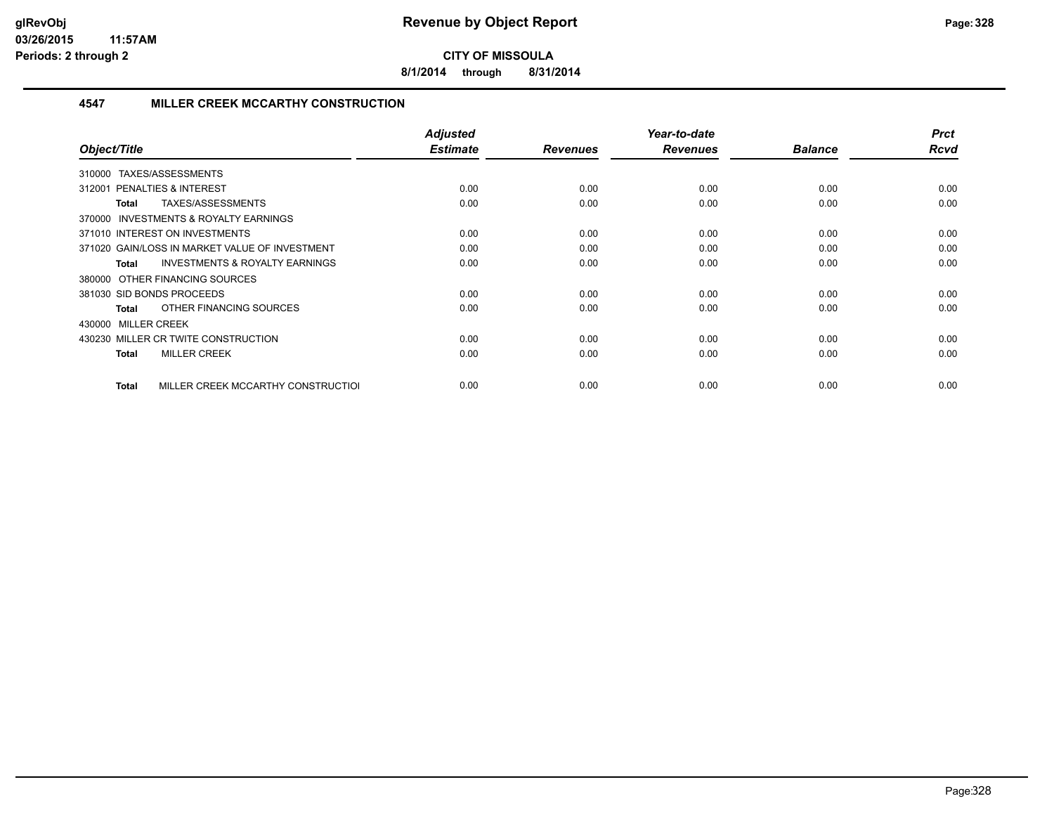**glRevObj**
**03/26/2015 11:57AM**
**Periods: 2 through 2**

# Revenue by Object Report

**CITY OF MISSOULA**

**8/1/2014 through 8/31/2014**

## 4547 MILLER CREEK MCCARTHY CONSTRUCTION

| Object/Title | Adjusted Estimate | Revenues | Year-to-date Revenues | Balance | Prct Rcvd |
|---|---|---|---|---|---|
| 310000 TAXES/ASSESSMENTS | | | | | |
| 312001 PENALTIES & INTEREST | 0.00 | 0.00 | 0.00 | 0.00 | 0.00 |
| **Total** TAXES/ASSESSMENTS | 0.00 | 0.00 | 0.00 | 0.00 | 0.00 |
| 370000 INVESTMENTS & ROYALTY EARNINGS | | | | | |
| 371010 INTEREST ON INVESTMENTS | 0.00 | 0.00 | 0.00 | 0.00 | 0.00 |
| 371020 GAIN/LOSS IN MARKET VALUE OF INVESTMENT | 0.00 | 0.00 | 0.00 | 0.00 | 0.00 |
| **Total** INVESTMENTS & ROYALTY EARNINGS | 0.00 | 0.00 | 0.00 | 0.00 | 0.00 |
| 380000 OTHER FINANCING SOURCES | | | | | |
| 381030 SID BONDS PROCEEDS | 0.00 | 0.00 | 0.00 | 0.00 | 0.00 |
| **Total** OTHER FINANCING SOURCES | 0.00 | 0.00 | 0.00 | 0.00 | 0.00 |
| 430000 MILLER CREEK | | | | | |
| 430230 MILLER CR TWITE CONSTRUCTION | 0.00 | 0.00 | 0.00 | 0.00 | 0.00 |
| **Total** MILLER CREEK | 0.00 | 0.00 | 0.00 | 0.00 | 0.00 |
| **Total** MILLER CREEK MCCARTHY CONSTRUCTIOI | 0.00 | 0.00 | 0.00 | 0.00 | 0.00 |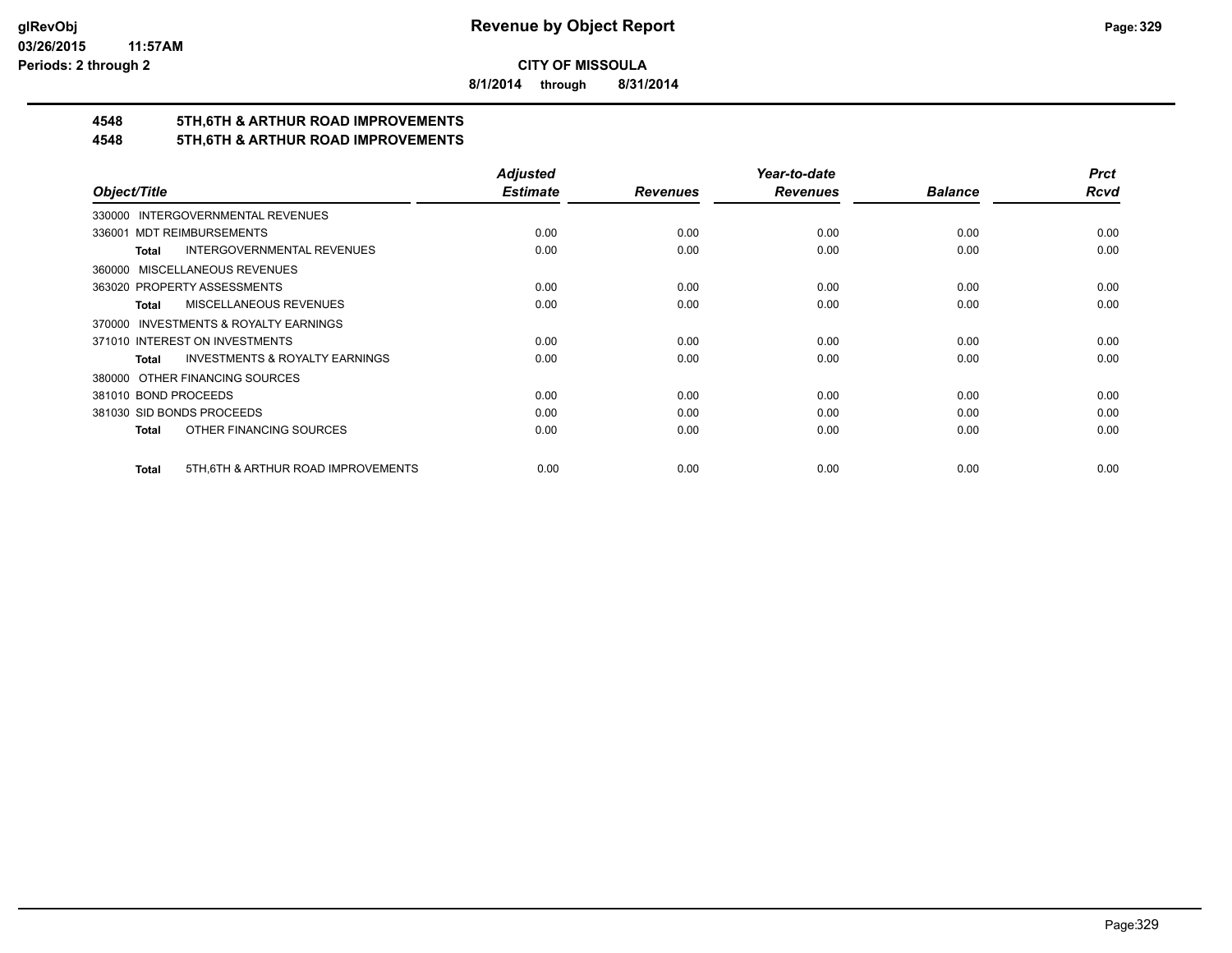**CITY OF MISSOULA**

**8/1/2014 through 8/31/2014**

# 4548 5TH,6TH & ARTHUR ROAD IMPROVEMENTS
# 4548 5TH,6TH & ARTHUR ROAD IMPROVEMENTS

| Object/Title | Adjusted Estimate | Revenues | Year-to-date Revenues | Balance | Prct Rcvd |
|---|---|---|---|---|---|
| 330000 INTERGOVERNMENTAL REVENUES | | | | | |
| 336001 MDT REIMBURSEMENTS | 0.00 | 0.00 | 0.00 | 0.00 | 0.00 |
| **Total** INTERGOVERNMENTAL REVENUES | 0.00 | 0.00 | 0.00 | 0.00 | 0.00 |
| 360000 MISCELLANEOUS REVENUES | | | | | |
| 363020 PROPERTY ASSESSMENTS | 0.00 | 0.00 | 0.00 | 0.00 | 0.00 |
| **Total** MISCELLANEOUS REVENUES | 0.00 | 0.00 | 0.00 | 0.00 | 0.00 |
| 370000 INVESTMENTS & ROYALTY EARNINGS | | | | | |
| 371010 INTEREST ON INVESTMENTS | 0.00 | 0.00 | 0.00 | 0.00 | 0.00 |
| **Total** INVESTMENTS & ROYALTY EARNINGS | 0.00 | 0.00 | 0.00 | 0.00 | 0.00 |
| 380000 OTHER FINANCING SOURCES | | | | | |
| 381010 BOND PROCEEDS | 0.00 | 0.00 | 0.00 | 0.00 | 0.00 |
| 381030 SID BONDS PROCEEDS | 0.00 | 0.00 | 0.00 | 0.00 | 0.00 |
| **Total** OTHER FINANCING SOURCES | 0.00 | 0.00 | 0.00 | 0.00 | 0.00 |
| **Total** 5TH,6TH & ARTHUR ROAD IMPROVEMENTS | 0.00 | 0.00 | 0.00 | 0.00 | 0.00 |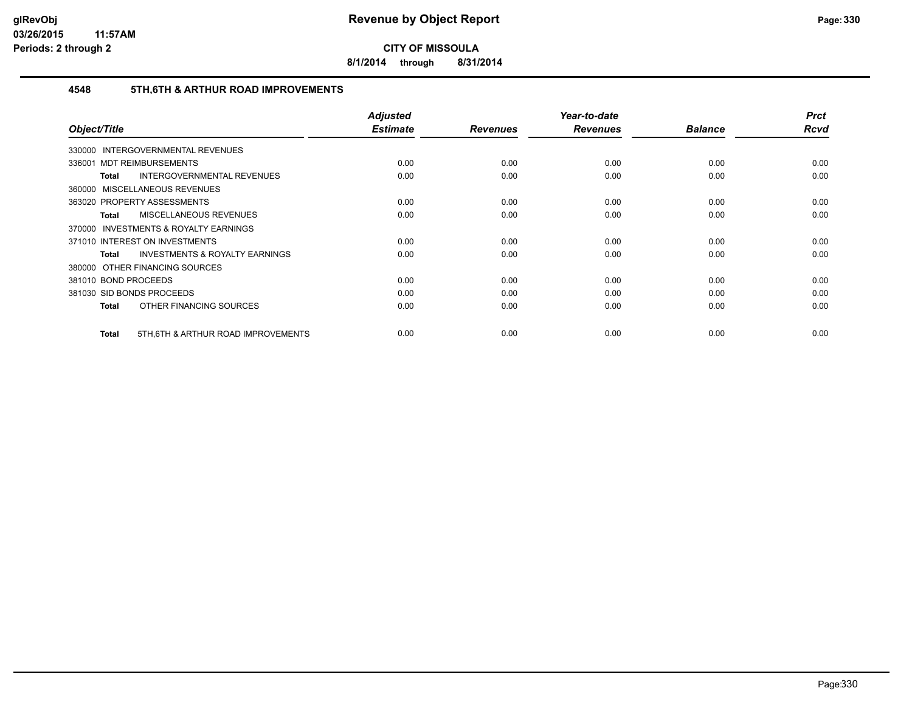# Revenue by Object Report

**CITY OF MISSOULA**

**8/1/2014 through 8/31/2014**

glRevObj
03/26/2015 11:57AM
Periods: 2 through 2

## 4548 5TH,6TH & ARTHUR ROAD IMPROVEMENTS

| Object/Title | Adjusted Estimate | Revenues | Year-to-date Revenues | Balance | Prct Rcvd |
|---|---|---|---|---|---|
| 330000 INTERGOVERNMENTAL REVENUES | | | | | |
| 336001 MDT REIMBURSEMENTS | 0.00 | 0.00 | 0.00 | 0.00 | 0.00 |
| **Total** INTERGOVERNMENTAL REVENUES | 0.00 | 0.00 | 0.00 | 0.00 | 0.00 |
| 360000 MISCELLANEOUS REVENUES | | | | | |
| 363020 PROPERTY ASSESSMENTS | 0.00 | 0.00 | 0.00 | 0.00 | 0.00 |
| **Total** MISCELLANEOUS REVENUES | 0.00 | 0.00 | 0.00 | 0.00 | 0.00 |
| 370000 INVESTMENTS & ROYALTY EARNINGS | | | | | |
| 371010 INTEREST ON INVESTMENTS | 0.00 | 0.00 | 0.00 | 0.00 | 0.00 |
| **Total** INVESTMENTS & ROYALTY EARNINGS | 0.00 | 0.00 | 0.00 | 0.00 | 0.00 |
| 380000 OTHER FINANCING SOURCES | | | | | |
| 381010 BOND PROCEEDS | 0.00 | 0.00 | 0.00 | 0.00 | 0.00 |
| 381030 SID BONDS PROCEEDS | 0.00 | 0.00 | 0.00 | 0.00 | 0.00 |
| **Total** OTHER FINANCING SOURCES | 0.00 | 0.00 | 0.00 | 0.00 | 0.00 |
| **Total** 5TH,6TH & ARTHUR ROAD IMPROVEMENTS | 0.00 | 0.00 | 0.00 | 0.00 | 0.00 |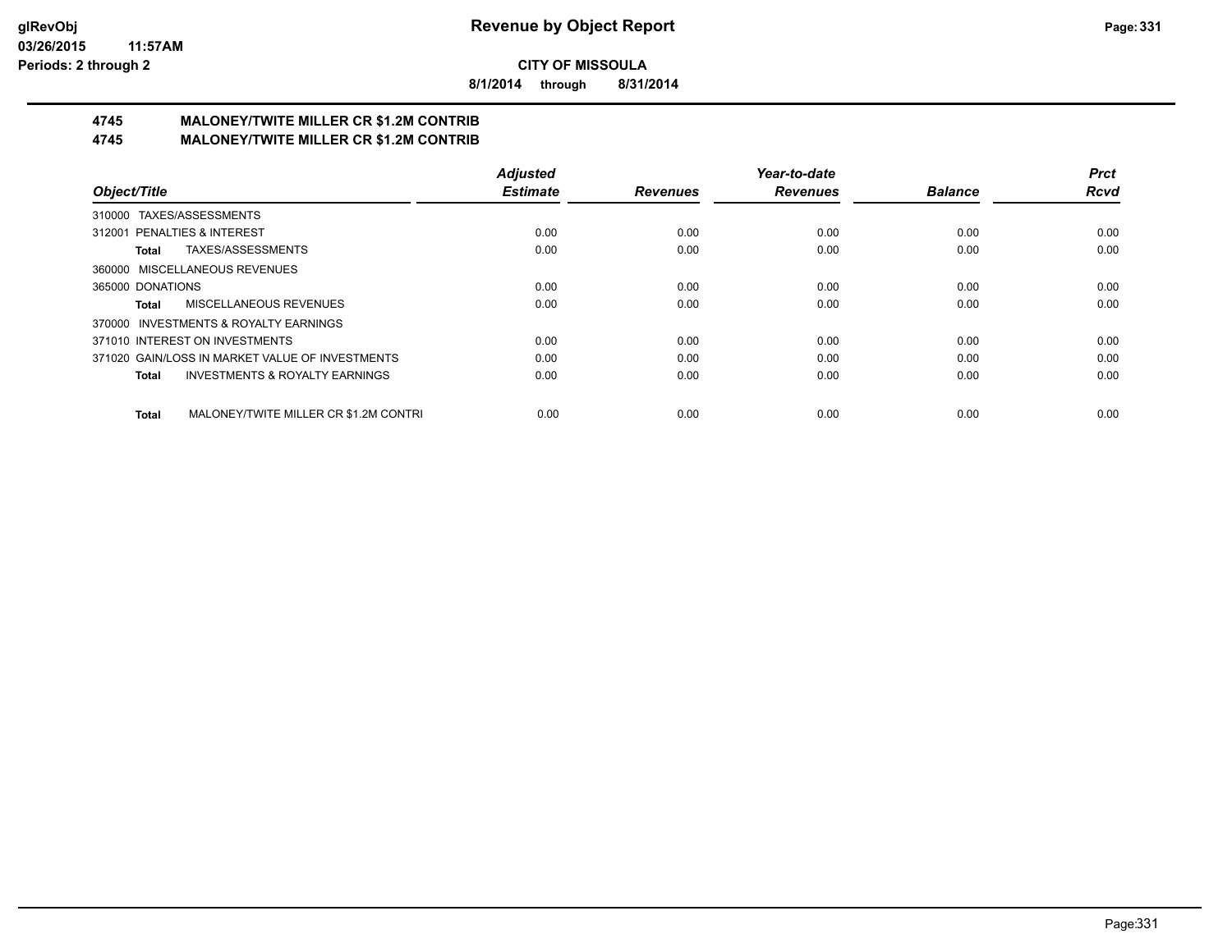**CITY OF MISSOULA**

**8/1/2014 through 8/31/2014**

## 4745 MALONEY/TWITE MILLER CR $1.2M CONTRIB
## 4745 MALONEY/TWITE MILLER CR $1.2M CONTRIB

| Object/Title | Adjusted Estimate | Revenues | Year-to-date Revenues | Balance | Prct Rcvd |
|---|---|---|---|---|---|
| 310000 TAXES/ASSESSMENTS | | | | | |
| 312001 PENALTIES & INTEREST | 0.00 | 0.00 | 0.00 | 0.00 | 0.00 |
| **Total** TAXES/ASSESSMENTS | 0.00 | 0.00 | 0.00 | 0.00 | 0.00 |
| 360000 MISCELLANEOUS REVENUES | | | | | |
| 365000 DONATIONS | 0.00 | 0.00 | 0.00 | 0.00 | 0.00 |
| **Total** MISCELLANEOUS REVENUES | 0.00 | 0.00 | 0.00 | 0.00 | 0.00 |
| 370000 INVESTMENTS & ROYALTY EARNINGS | | | | | |
| 371010 INTEREST ON INVESTMENTS | 0.00 | 0.00 | 0.00 | 0.00 | 0.00 |
| 371020 GAIN/LOSS IN MARKET VALUE OF INVESTMENTS | 0.00 | 0.00 | 0.00 | 0.00 | 0.00 |
| **Total** INVESTMENTS & ROYALTY EARNINGS | 0.00 | 0.00 | 0.00 | 0.00 | 0.00 |
| **Total** MALONEY/TWITE MILLER CR $1.2M CONTRI | 0.00 | 0.00 | 0.00 | 0.00 | 0.00 |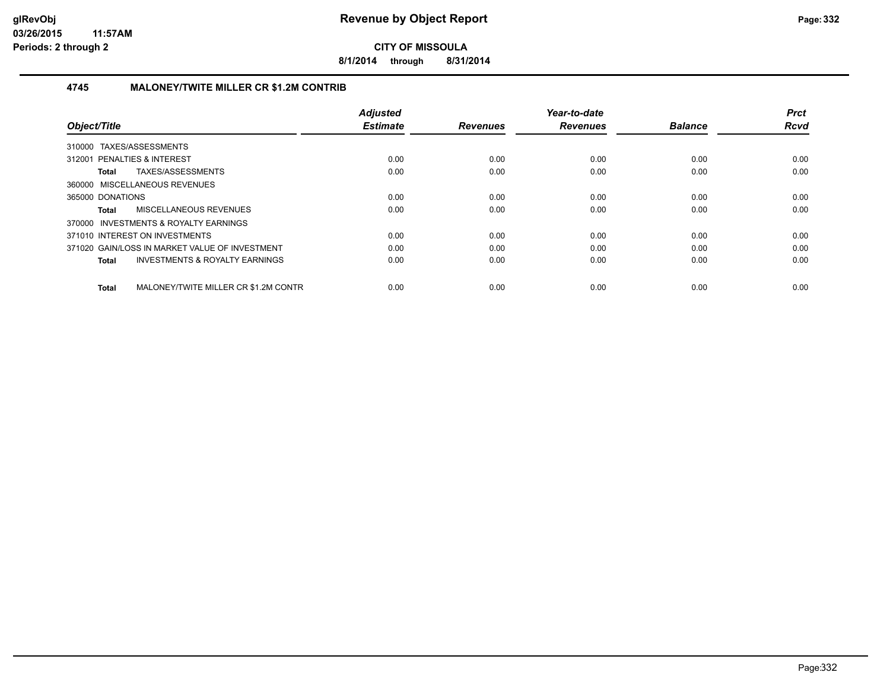**CITY OF MISSOULA**

**8/1/2014 through 8/31/2014**

### 4745 MALONEY/TWITE MILLER CR $1.2M CONTRIB

| Object/Title | Adjusted Estimate | Revenues | Year-to-date Revenues | Balance | Prct Rcvd |
|---|---|---|---|---|---|
| 310000 TAXES/ASSESSMENTS | | | | | |
| 312001 PENALTIES & INTEREST | 0.00 | 0.00 | 0.00 | 0.00 | 0.00 |
| **Total** TAXES/ASSESSMENTS | 0.00 | 0.00 | 0.00 | 0.00 | 0.00 |
| 360000 MISCELLANEOUS REVENUES | | | | | |
| 365000 DONATIONS | 0.00 | 0.00 | 0.00 | 0.00 | 0.00 |
| **Total** MISCELLANEOUS REVENUES | 0.00 | 0.00 | 0.00 | 0.00 | 0.00 |
| 370000 INVESTMENTS & ROYALTY EARNINGS | | | | | |
| 371010 INTEREST ON INVESTMENTS | 0.00 | 0.00 | 0.00 | 0.00 | 0.00 |
| 371020 GAIN/LOSS IN MARKET VALUE OF INVESTMENT | 0.00 | 0.00 | 0.00 | 0.00 | 0.00 |
| **Total** INVESTMENTS & ROYALTY EARNINGS | 0.00 | 0.00 | 0.00 | 0.00 | 0.00 |
| **Total** MALONEY/TWITE MILLER CR $1.2M CONTR | 0.00 | 0.00 | 0.00 | 0.00 | 0.00 |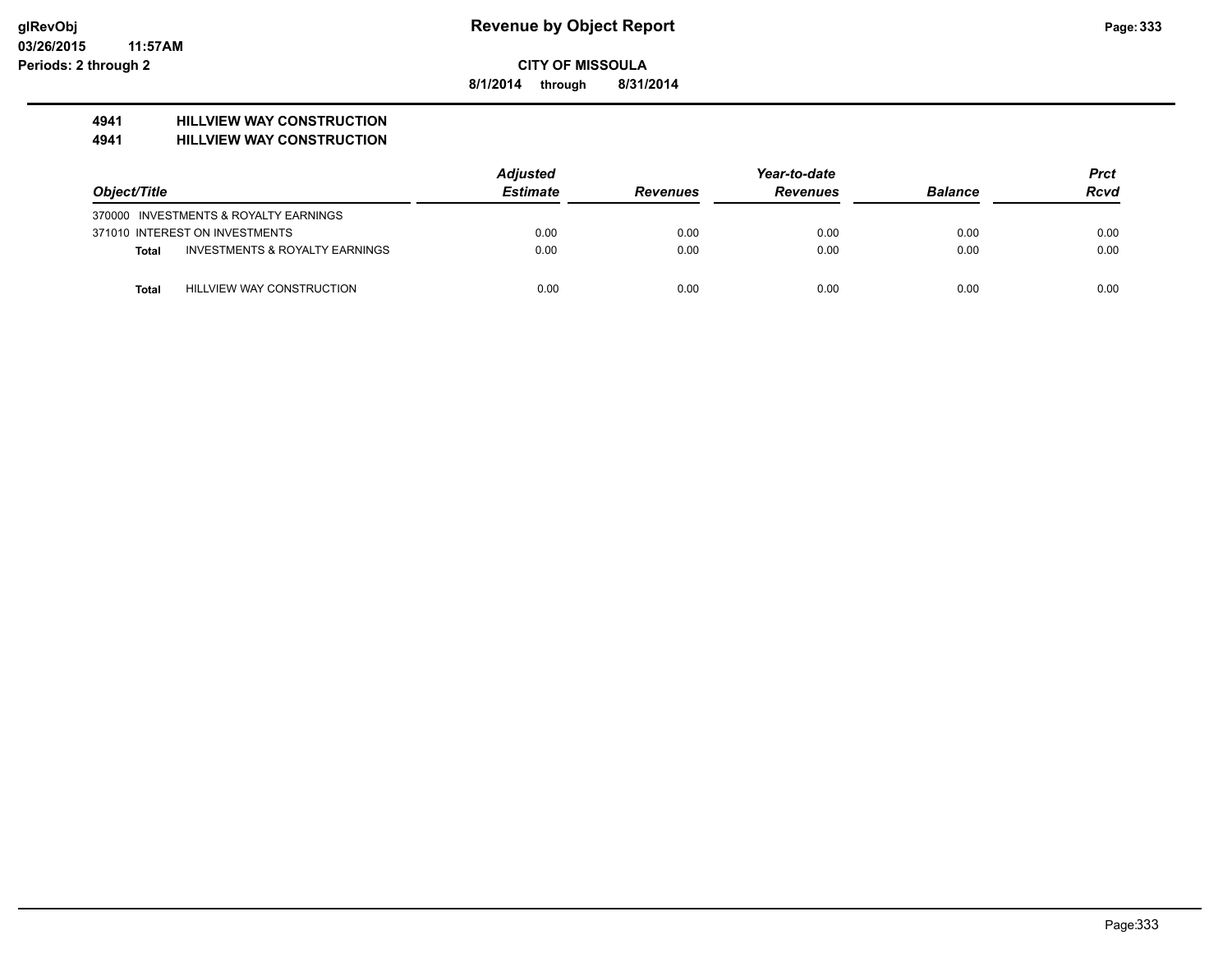# Revenue by Object Report

**CITY OF MISSOULA**

**8/1/2014 through 8/31/2014**

**4941 HILLVIEW WAY CONSTRUCTION**

**4941 HILLVIEW WAY CONSTRUCTION**

| Object/Title | | Adjusted Estimate | Revenues | Year-to-date Revenues | Balance | Prct Rcvd |
|---|---|---|---|---|---|---|
| 370000 INVESTMENTS & ROYALTY EARNINGS | | | | | | |
| 371010 INTEREST ON INVESTMENTS | | 0.00 | 0.00 | 0.00 | 0.00 | 0.00 |
| **Total** | INVESTMENTS & ROYALTY EARNINGS | 0.00 | 0.00 | 0.00 | 0.00 | 0.00 |
| **Total** | HILLVIEW WAY CONSTRUCTION | 0.00 | 0.00 | 0.00 | 0.00 | 0.00 |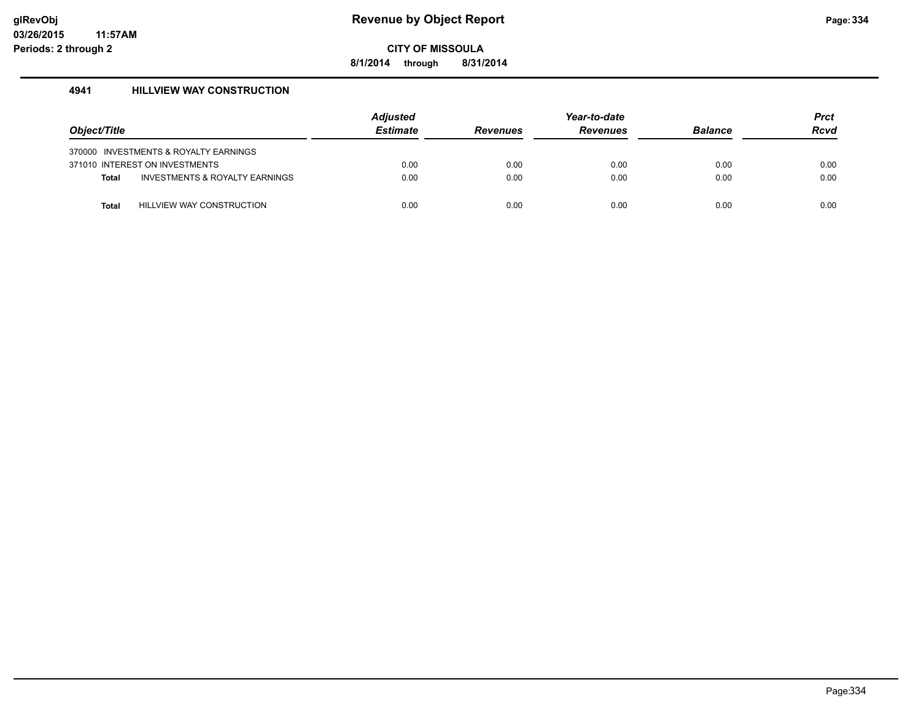**glRevObj**
**03/26/2015 11:57AM**
**Periods: 2 through 2**

# Revenue by Object Report

**CITY OF MISSOULA**

**8/1/2014 through 8/31/2014**

## 4941 HILLVIEW WAY CONSTRUCTION

| Object/Title | | Adjusted Estimate | Revenues | Year-to-date Revenues | Balance | Prct Rcvd |
|---|---|---|---|---|---|---|
| 370000 INVESTMENTS & ROYALTY EARNINGS | | | | | | |
| 371010 INTEREST ON INVESTMENTS | | 0.00 | 0.00 | 0.00 | 0.00 | 0.00 |
| **Total** | INVESTMENTS & ROYALTY EARNINGS | 0.00 | 0.00 | 0.00 | 0.00 | 0.00 |
| **Total** | HILLVIEW WAY CONSTRUCTION | 0.00 | 0.00 | 0.00 | 0.00 | 0.00 |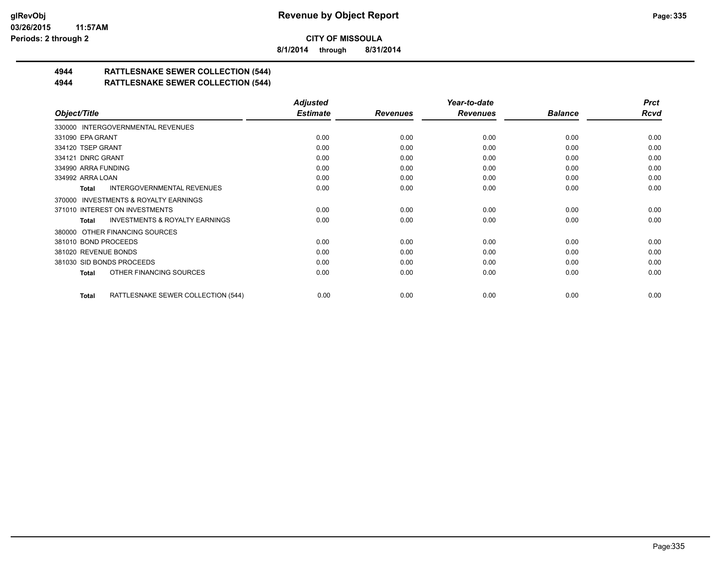**CITY OF MISSOULA**

**8/1/2014 through 8/31/2014**

## 4944 RATTLESNAKE SEWER COLLECTION (544)
## 4944 RATTLESNAKE SEWER COLLECTION (544)

| Object/Title | Adjusted Estimate | Revenues | Year-to-date Revenues | Balance | Prct Rcvd |
|---|---|---|---|---|---|
| 330000 INTERGOVERNMENTAL REVENUES | | | | | |
| 331090 EPA GRANT | 0.00 | 0.00 | 0.00 | 0.00 | 0.00 |
| 334120 TSEP GRANT | 0.00 | 0.00 | 0.00 | 0.00 | 0.00 |
| 334121 DNRC GRANT | 0.00 | 0.00 | 0.00 | 0.00 | 0.00 |
| 334990 ARRA FUNDING | 0.00 | 0.00 | 0.00 | 0.00 | 0.00 |
| 334992 ARRA LOAN | 0.00 | 0.00 | 0.00 | 0.00 | 0.00 |
| **Total** INTERGOVERNMENTAL REVENUES | 0.00 | 0.00 | 0.00 | 0.00 | 0.00 |
| 370000 INVESTMENTS & ROYALTY EARNINGS | | | | | |
| 371010 INTEREST ON INVESTMENTS | 0.00 | 0.00 | 0.00 | 0.00 | 0.00 |
| **Total** INVESTMENTS & ROYALTY EARNINGS | 0.00 | 0.00 | 0.00 | 0.00 | 0.00 |
| 380000 OTHER FINANCING SOURCES | | | | | |
| 381010 BOND PROCEEDS | 0.00 | 0.00 | 0.00 | 0.00 | 0.00 |
| 381020 REVENUE BONDS | 0.00 | 0.00 | 0.00 | 0.00 | 0.00 |
| 381030 SID BONDS PROCEEDS | 0.00 | 0.00 | 0.00 | 0.00 | 0.00 |
| **Total** OTHER FINANCING SOURCES | 0.00 | 0.00 | 0.00 | 0.00 | 0.00 |
| **Total** RATTLESNAKE SEWER COLLECTION (544) | 0.00 | 0.00 | 0.00 | 0.00 | 0.00 |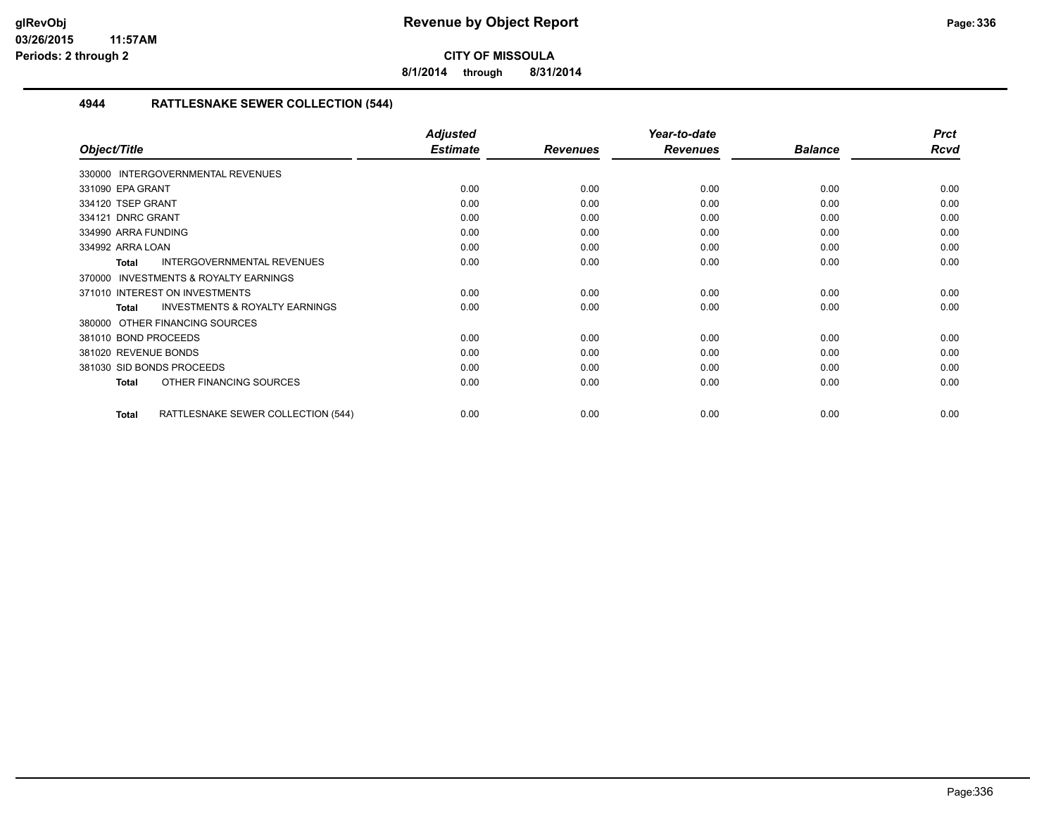# Revenue by Object Report

**CITY OF MISSOULA**

**8/1/2014 through 8/31/2014**

glRevObj
03/26/2015 11:57AM
Periods: 2 through 2

### 4944 RATTLESNAKE SEWER COLLECTION (544)

| Object/Title | Adjusted Estimate | Revenues | Year-to-date Revenues | Balance | Prct Rcvd |
|---|---|---|---|---|---|
| 330000 INTERGOVERNMENTAL REVENUES | | | | | |
| 331090 EPA GRANT | 0.00 | 0.00 | 0.00 | 0.00 | 0.00 |
| 334120 TSEP GRANT | 0.00 | 0.00 | 0.00 | 0.00 | 0.00 |
| 334121 DNRC GRANT | 0.00 | 0.00 | 0.00 | 0.00 | 0.00 |
| 334990 ARRA FUNDING | 0.00 | 0.00 | 0.00 | 0.00 | 0.00 |
| 334992 ARRA LOAN | 0.00 | 0.00 | 0.00 | 0.00 | 0.00 |
| **Total** INTERGOVERNMENTAL REVENUES | 0.00 | 0.00 | 0.00 | 0.00 | 0.00 |
| 370000 INVESTMENTS & ROYALTY EARNINGS | | | | | |
| 371010 INTEREST ON INVESTMENTS | 0.00 | 0.00 | 0.00 | 0.00 | 0.00 |
| **Total** INVESTMENTS & ROYALTY EARNINGS | 0.00 | 0.00 | 0.00 | 0.00 | 0.00 |
| 380000 OTHER FINANCING SOURCES | | | | | |
| 381010 BOND PROCEEDS | 0.00 | 0.00 | 0.00 | 0.00 | 0.00 |
| 381020 REVENUE BONDS | 0.00 | 0.00 | 0.00 | 0.00 | 0.00 |
| 381030 SID BONDS PROCEEDS | 0.00 | 0.00 | 0.00 | 0.00 | 0.00 |
| **Total** OTHER FINANCING SOURCES | 0.00 | 0.00 | 0.00 | 0.00 | 0.00 |
| **Total** RATTLESNAKE SEWER COLLECTION (544) | 0.00 | 0.00 | 0.00 | 0.00 | 0.00 |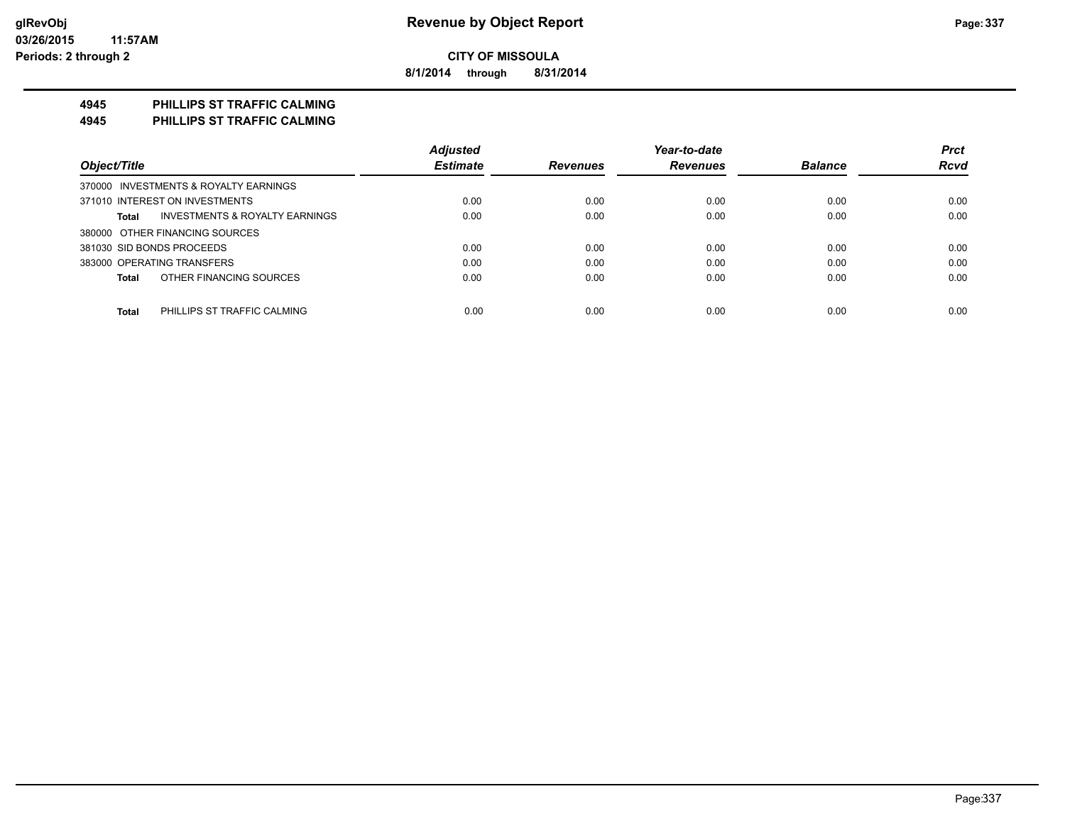**CITY OF MISSOULA**

**8/1/2014 through 8/31/2014**

**4945 PHILLIPS ST TRAFFIC CALMING**
**4945 PHILLIPS ST TRAFFIC CALMING**

| Object/Title | Adjusted Estimate | Revenues | Year-to-date Revenues | Balance | Prct Rcvd |
|---|---|---|---|---|---|
| 370000 INVESTMENTS & ROYALTY EARNINGS | | | | | |
| 371010 INTEREST ON INVESTMENTS | 0.00 | 0.00 | 0.00 | 0.00 | 0.00 |
| **Total** INVESTMENTS & ROYALTY EARNINGS | 0.00 | 0.00 | 0.00 | 0.00 | 0.00 |
| 380000 OTHER FINANCING SOURCES | | | | | |
| 381030 SID BONDS PROCEEDS | 0.00 | 0.00 | 0.00 | 0.00 | 0.00 |
| 383000 OPERATING TRANSFERS | 0.00 | 0.00 | 0.00 | 0.00 | 0.00 |
| **Total** OTHER FINANCING SOURCES | 0.00 | 0.00 | 0.00 | 0.00 | 0.00 |
| **Total** PHILLIPS ST TRAFFIC CALMING | 0.00 | 0.00 | 0.00 | 0.00 | 0.00 |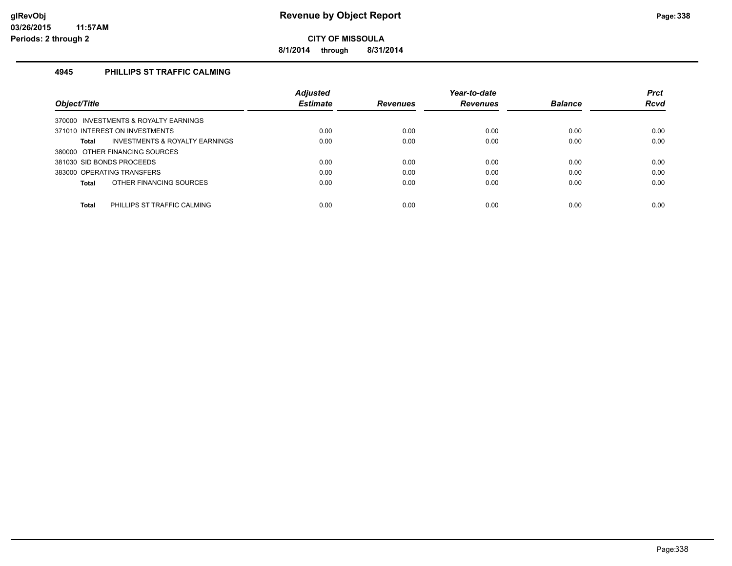**glRevObj**
**03/26/2015 11:57AM**
**Periods: 2 through 2**

# Revenue by Object Report

**CITY OF MISSOULA**

**8/1/2014 through 8/31/2014**

## 4945 PHILLIPS ST TRAFFIC CALMING

| Object/Title | | Adjusted Estimate | Revenues | Year-to-date Revenues | Balance | Prct Rcvd |
|---|---|---|---|---|---|---|
| 370000 INVESTMENTS & ROYALTY EARNINGS | | | | | | |
| 371010 INTEREST ON INVESTMENTS | | 0.00 | 0.00 | 0.00 | 0.00 | 0.00 |
| **Total** | INVESTMENTS & ROYALTY EARNINGS | 0.00 | 0.00 | 0.00 | 0.00 | 0.00 |
| 380000 OTHER FINANCING SOURCES | | | | | | |
| 381030 SID BONDS PROCEEDS | | 0.00 | 0.00 | 0.00 | 0.00 | 0.00 |
| 383000 OPERATING TRANSFERS | | 0.00 | 0.00 | 0.00 | 0.00 | 0.00 |
| **Total** | OTHER FINANCING SOURCES | 0.00 | 0.00 | 0.00 | 0.00 | 0.00 |
| **Total** | PHILLIPS ST TRAFFIC CALMING | 0.00 | 0.00 | 0.00 | 0.00 | 0.00 |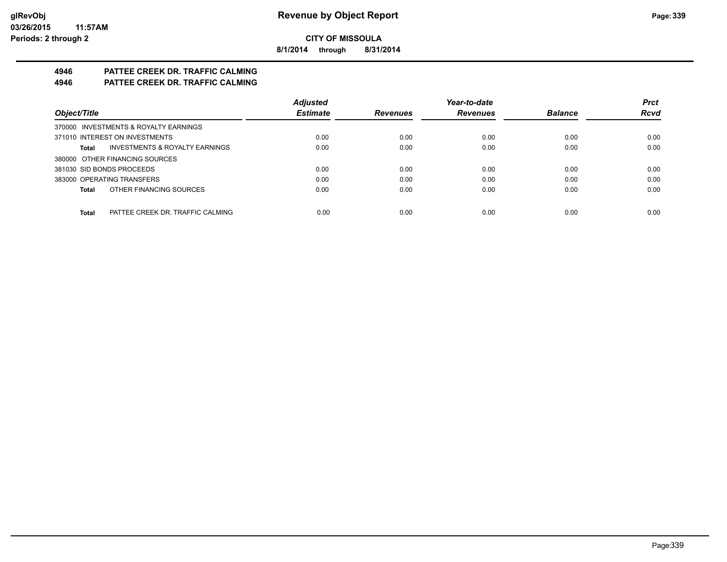**glRevObj**
**03/26/2015 11:57AM**
**Periods: 2 through 2**

# Revenue by Object Report

**CITY OF MISSOULA**

**8/1/2014 through 8/31/2014**

## 4946 PATTEE CREEK DR. TRAFFIC CALMING
## 4946 PATTEE CREEK DR. TRAFFIC CALMING

| Object/Title | Adjusted Estimate | Revenues | Year-to-date Revenues | Balance | Prct Rcvd |
|---|---|---|---|---|---|
| 370000 INVESTMENTS & ROYALTY EARNINGS | | | | | |
| 371010 INTEREST ON INVESTMENTS | 0.00 | 0.00 | 0.00 | 0.00 | 0.00 |
| **Total** INVESTMENTS & ROYALTY EARNINGS | 0.00 | 0.00 | 0.00 | 0.00 | 0.00 |
| 380000 OTHER FINANCING SOURCES | | | | | |
| 381030 SID BONDS PROCEEDS | 0.00 | 0.00 | 0.00 | 0.00 | 0.00 |
| 383000 OPERATING TRANSFERS | 0.00 | 0.00 | 0.00 | 0.00 | 0.00 |
| **Total** OTHER FINANCING SOURCES | 0.00 | 0.00 | 0.00 | 0.00 | 0.00 |
| **Total** PATTEE CREEK DR. TRAFFIC CALMING | 0.00 | 0.00 | 0.00 | 0.00 | 0.00 |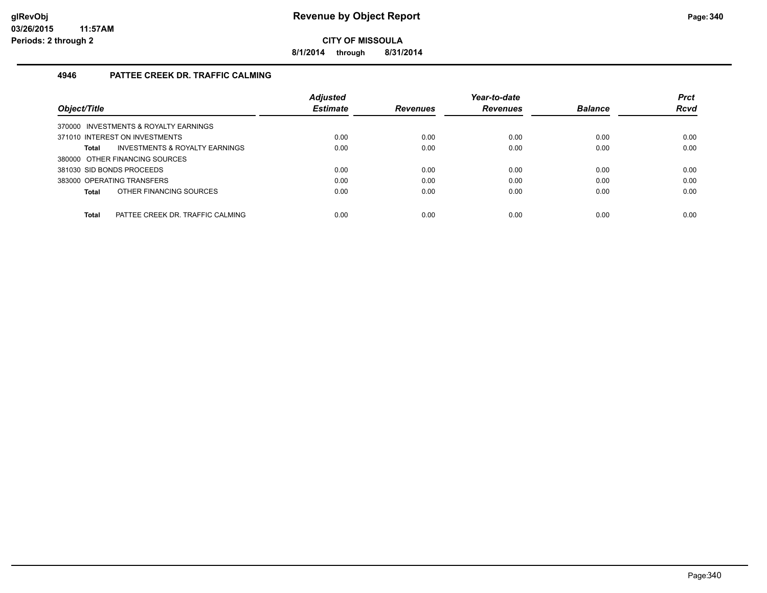# Revenue by Object Report

**CITY OF MISSOULA**

**8/1/2014 through 8/31/2014**

glRevObj
03/26/2015 11:57AM
Periods: 2 through 2

## 4946 PATTEE CREEK DR. TRAFFIC CALMING

| Object/Title | Adjusted Estimate | Revenues | Year-to-date Revenues | Balance | Prct Rcvd |
|---|---|---|---|---|---|
| 370000 INVESTMENTS & ROYALTY EARNINGS | | | | | |
| 371010 INTEREST ON INVESTMENTS | 0.00 | 0.00 | 0.00 | 0.00 | 0.00 |
| **Total** INVESTMENTS & ROYALTY EARNINGS | 0.00 | 0.00 | 0.00 | 0.00 | 0.00 |
| 380000 OTHER FINANCING SOURCES | | | | | |
| 381030 SID BONDS PROCEEDS | 0.00 | 0.00 | 0.00 | 0.00 | 0.00 |
| 383000 OPERATING TRANSFERS | 0.00 | 0.00 | 0.00 | 0.00 | 0.00 |
| **Total** OTHER FINANCING SOURCES | 0.00 | 0.00 | 0.00 | 0.00 | 0.00 |
| **Total** PATTEE CREEK DR. TRAFFIC CALMING | 0.00 | 0.00 | 0.00 | 0.00 | 0.00 |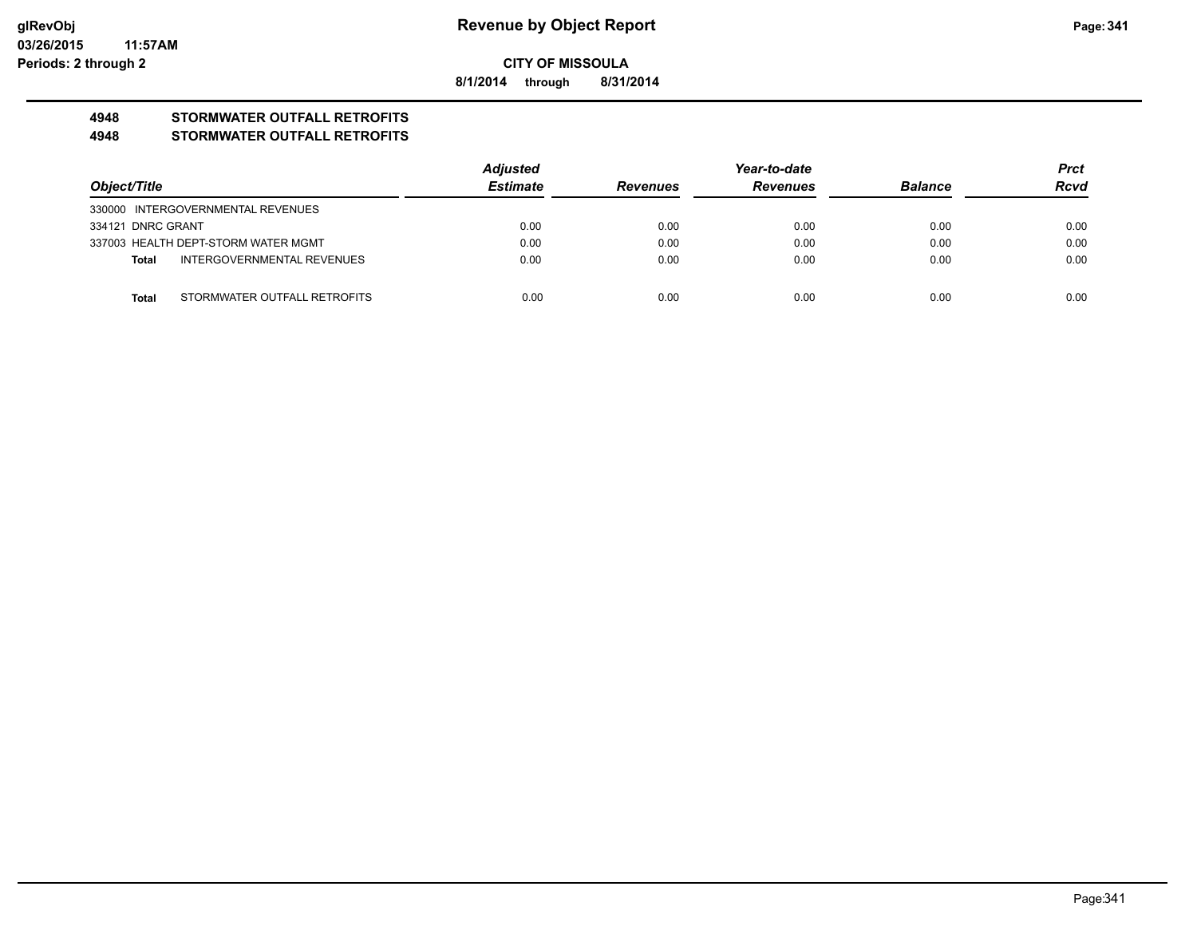# Revenue by Object Report

glRevObj
03/26/2015 11:57AM
Periods: 2 through 2

**CITY OF MISSOULA**

**8/1/2014 through 8/31/2014**

## 4948 STORMWATER OUTFALL RETROFITS
## 4948 STORMWATER OUTFALL RETROFITS

| Object/Title | Adjusted Estimate | Revenues | Year-to-date Revenues | Balance | Prct Rcvd |
|---|---|---|---|---|---|
| 330000 INTERGOVERNMENTAL REVENUES | | | | | |
| 334121 DNRC GRANT | 0.00 | 0.00 | 0.00 | 0.00 | 0.00 |
| 337003 HEALTH DEPT-STORM WATER MGMT | 0.00 | 0.00 | 0.00 | 0.00 | 0.00 |
| **Total** INTERGOVERNMENTAL REVENUES | 0.00 | 0.00 | 0.00 | 0.00 | 0.00 |
| **Total** STORMWATER OUTFALL RETROFITS | 0.00 | 0.00 | 0.00 | 0.00 | 0.00 |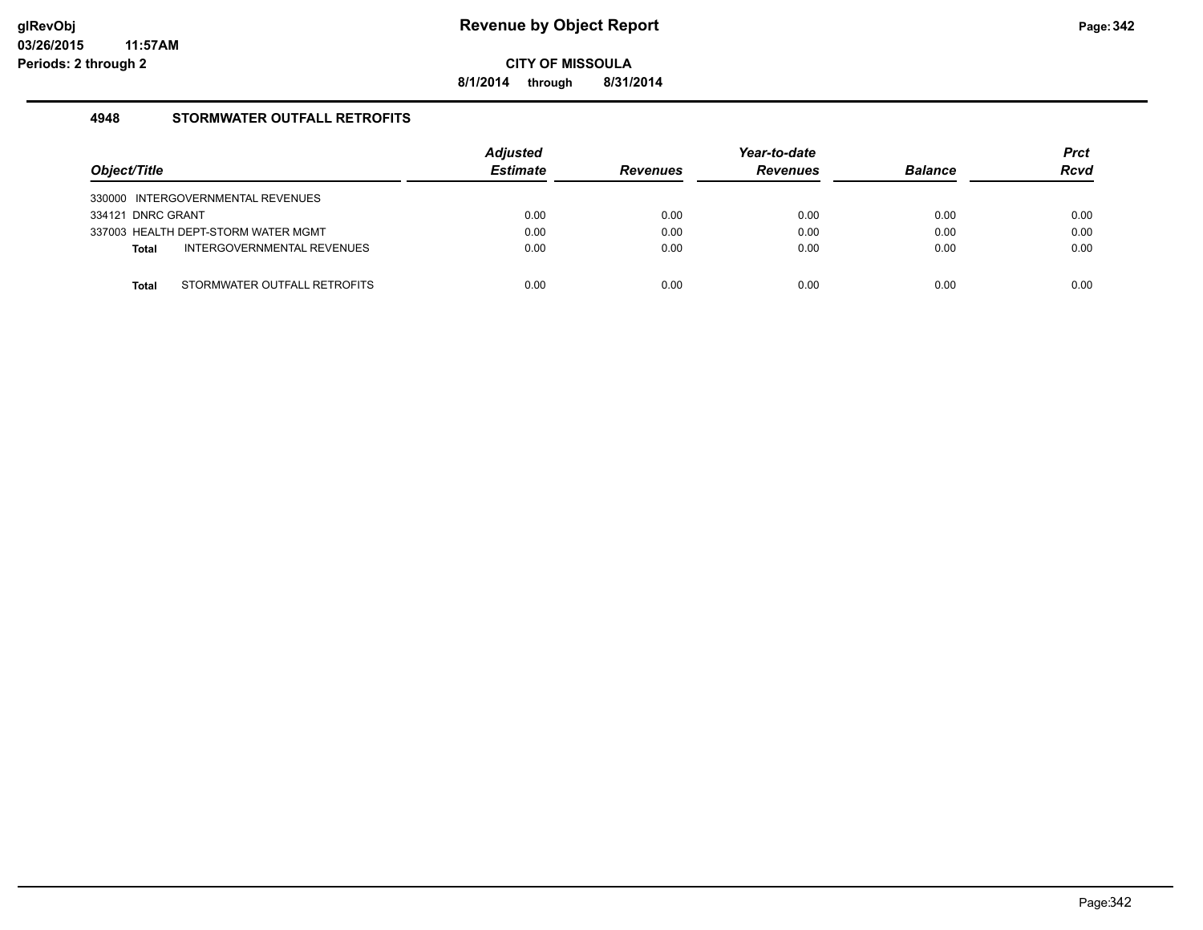# Revenue by Object Report

**CITY OF MISSOULA**

**8/1/2014 through 8/31/2014**

glRevObj
03/26/2015 11:57AM
Periods: 2 through 2

## 4948 STORMWATER OUTFALL RETROFITS

| Object/Title | Adjusted Estimate | Revenues | Year-to-date Revenues | Balance | Prct Rcvd |
|---|---|---|---|---|---|
| 330000 INTERGOVERNMENTAL REVENUES | | | | | |
| 334121 DNRC GRANT | 0.00 | 0.00 | 0.00 | 0.00 | 0.00 |
| 337003 HEALTH DEPT-STORM WATER MGMT | 0.00 | 0.00 | 0.00 | 0.00 | 0.00 |
| **Total** INTERGOVERNMENTAL REVENUES | 0.00 | 0.00 | 0.00 | 0.00 | 0.00 |
| | | | | | |
| **Total** STORMWATER OUTFALL RETROFITS | 0.00 | 0.00 | 0.00 | 0.00 | 0.00 |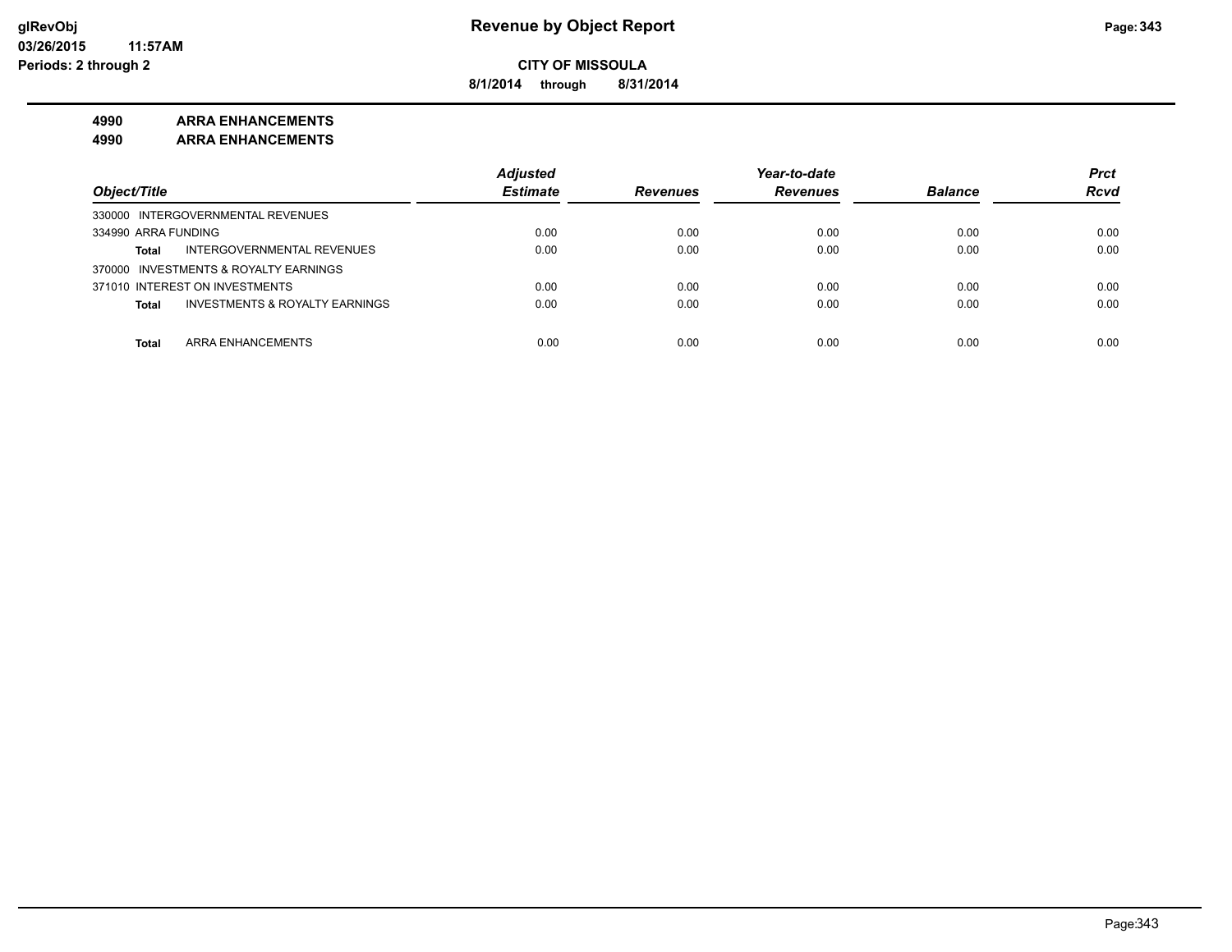**glRevObj**
**03/26/2015 11:57AM**
**Periods: 2 through 2**

# Revenue by Object Report

**CITY OF MISSOULA**

**8/1/2014 through 8/31/2014**

**4990 ARRA ENHANCEMENTS**
**4990 ARRA ENHANCEMENTS**

| Object/Title | Adjusted Estimate | Revenues | Year-to-date Revenues | Balance | Prct Rcvd |
|---|---|---|---|---|---|
| 330000 INTERGOVERNMENTAL REVENUES | | | | | |
| 334990 ARRA FUNDING | 0.00 | 0.00 | 0.00 | 0.00 | 0.00 |
| **Total** INTERGOVERNMENTAL REVENUES | 0.00 | 0.00 | 0.00 | 0.00 | 0.00 |
| 370000 INVESTMENTS & ROYALTY EARNINGS | | | | | |
| 371010 INTEREST ON INVESTMENTS | 0.00 | 0.00 | 0.00 | 0.00 | 0.00 |
| **Total** INVESTMENTS & ROYALTY EARNINGS | 0.00 | 0.00 | 0.00 | 0.00 | 0.00 |
| **Total** ARRA ENHANCEMENTS | 0.00 | 0.00 | 0.00 | 0.00 | 0.00 |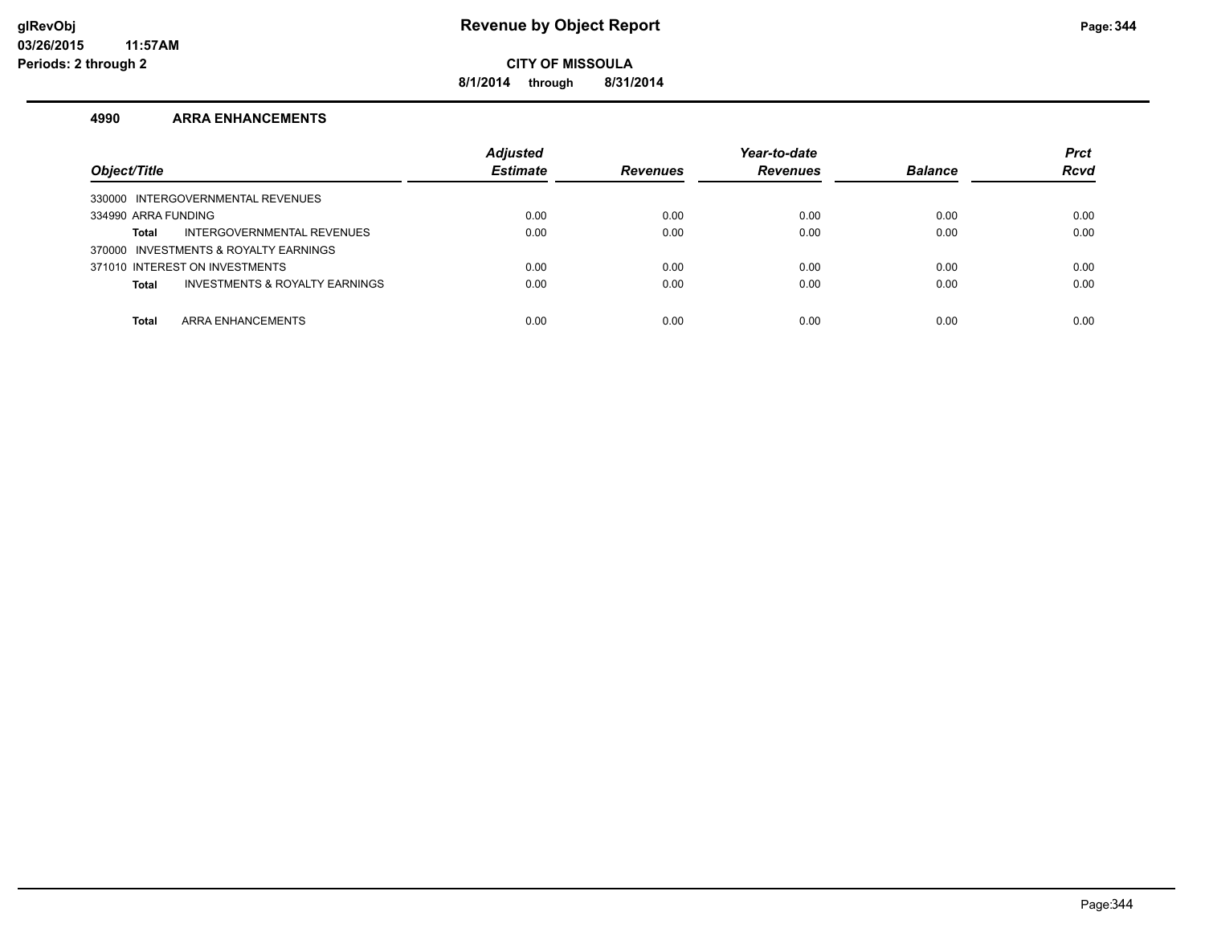# Revenue by Object Report

**CITY OF MISSOULA**

**8/1/2014 through 8/31/2014**

glRevObj
03/26/2015 11:57AM
Periods: 2 through 2

### 4990 ARRA ENHANCEMENTS

| Object/Title | Adjusted Estimate | Revenues | Year-to-date Revenues | Balance | Prct Rcvd |
|---|---|---|---|---|---|
| 330000 INTERGOVERNMENTAL REVENUES | | | | | |
| 334990 ARRA FUNDING | 0.00 | 0.00 | 0.00 | 0.00 | 0.00 |
| **Total** INTERGOVERNMENTAL REVENUES | 0.00 | 0.00 | 0.00 | 0.00 | 0.00 |
| 370000 INVESTMENTS & ROYALTY EARNINGS | | | | | |
| 371010 INTEREST ON INVESTMENTS | 0.00 | 0.00 | 0.00 | 0.00 | 0.00 |
| **Total** INVESTMENTS & ROYALTY EARNINGS | 0.00 | 0.00 | 0.00 | 0.00 | 0.00 |
| **Total** ARRA ENHANCEMENTS | 0.00 | 0.00 | 0.00 | 0.00 | 0.00 |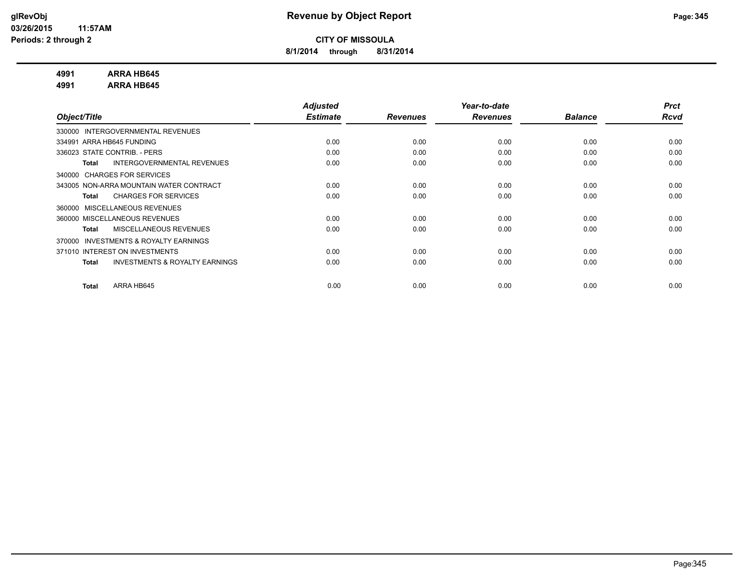# Revenue by Object Report

**CITY OF MISSOULA**

**8/1/2014 through 8/31/2014**

glRevObj
03/26/2015 11:57AM
Periods: 2 through 2

**4991 ARRA HB645**
**4991 ARRA HB645**

| Object/Title | Adjusted Estimate | Revenues | Year-to-date Revenues | Balance | Prct Rcvd |
|---|---|---|---|---|---|
| 330000 INTERGOVERNMENTAL REVENUES | | | | | |
| 334991 ARRA HB645 FUNDING | 0.00 | 0.00 | 0.00 | 0.00 | 0.00 |
| 336023 STATE CONTRIB. - PERS | 0.00 | 0.00 | 0.00 | 0.00 | 0.00 |
| **Total** INTERGOVERNMENTAL REVENUES | 0.00 | 0.00 | 0.00 | 0.00 | 0.00 |
| 340000 CHARGES FOR SERVICES | | | | | |
| 343005 NON-ARRA MOUNTAIN WATER CONTRACT | 0.00 | 0.00 | 0.00 | 0.00 | 0.00 |
| **Total** CHARGES FOR SERVICES | 0.00 | 0.00 | 0.00 | 0.00 | 0.00 |
| 360000 MISCELLANEOUS REVENUES | | | | | |
| 360000 MISCELLANEOUS REVENUES | 0.00 | 0.00 | 0.00 | 0.00 | 0.00 |
| **Total** MISCELLANEOUS REVENUES | 0.00 | 0.00 | 0.00 | 0.00 | 0.00 |
| 370000 INVESTMENTS & ROYALTY EARNINGS | | | | | |
| 371010 INTEREST ON INVESTMENTS | 0.00 | 0.00 | 0.00 | 0.00 | 0.00 |
| **Total** INVESTMENTS & ROYALTY EARNINGS | 0.00 | 0.00 | 0.00 | 0.00 | 0.00 |
| **Total** ARRA HB645 | 0.00 | 0.00 | 0.00 | 0.00 | 0.00 |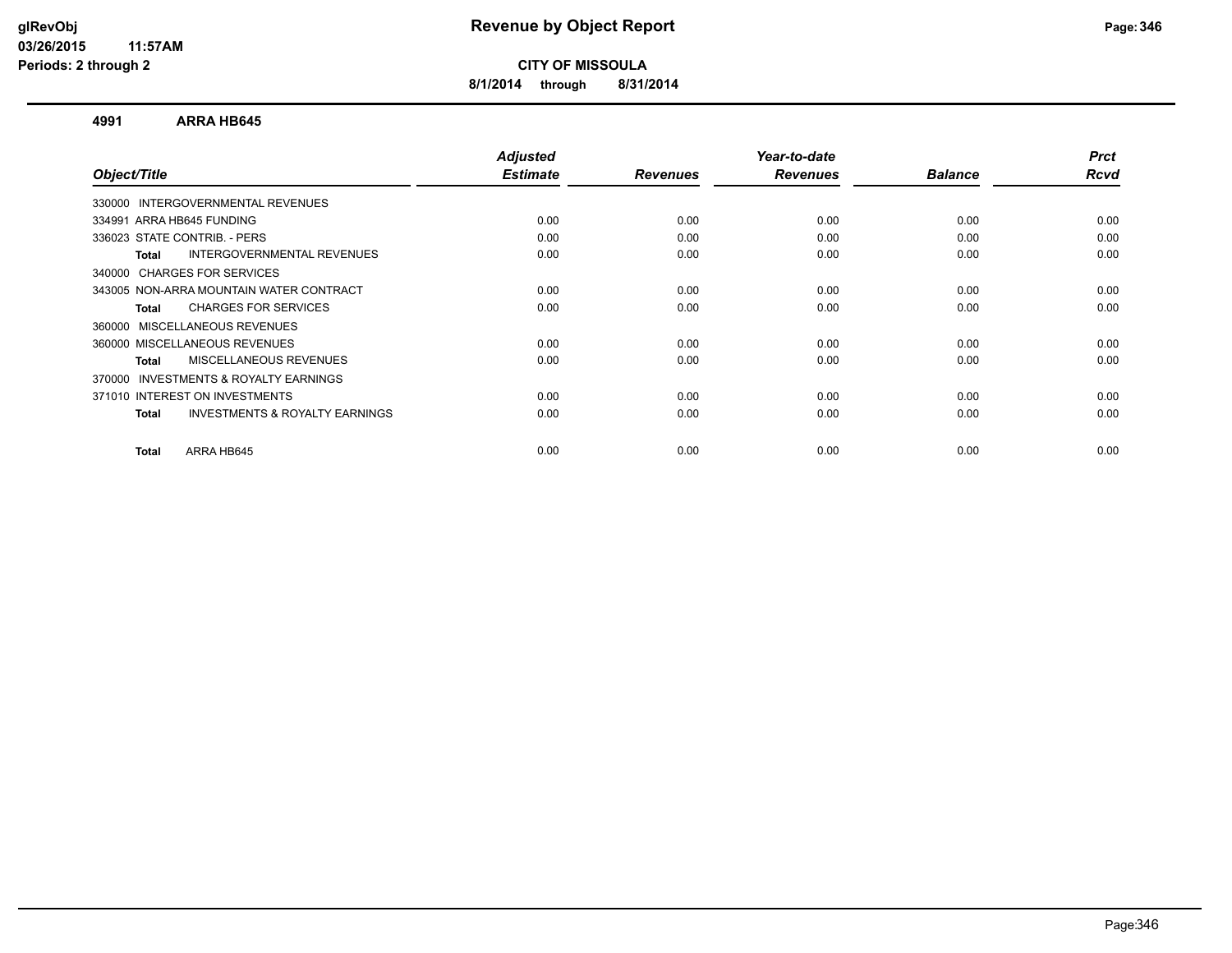# Revenue by Object Report

**CITY OF MISSOULA**

**8/1/2014 through 8/31/2014**

glRevObj
03/26/2015 11:57AM
Periods: 2 through 2

## 4991 ARRA HB645

| Object/Title | Adjusted Estimate | Revenues | Year-to-date Revenues | Balance | Prct Rcvd |
|---|---|---|---|---|---|
| 330000 INTERGOVERNMENTAL REVENUES | | | | | |
| 334991 ARRA HB645 FUNDING | 0.00 | 0.00 | 0.00 | 0.00 | 0.00 |
| 336023 STATE CONTRIB. - PERS | 0.00 | 0.00 | 0.00 | 0.00 | 0.00 |
| **Total** INTERGOVERNMENTAL REVENUES | 0.00 | 0.00 | 0.00 | 0.00 | 0.00 |
| 340000 CHARGES FOR SERVICES | | | | | |
| 343005 NON-ARRA MOUNTAIN WATER CONTRACT | 0.00 | 0.00 | 0.00 | 0.00 | 0.00 |
| **Total** CHARGES FOR SERVICES | 0.00 | 0.00 | 0.00 | 0.00 | 0.00 |
| 360000 MISCELLANEOUS REVENUES | | | | | |
| 360000 MISCELLANEOUS REVENUES | 0.00 | 0.00 | 0.00 | 0.00 | 0.00 |
| **Total** MISCELLANEOUS REVENUES | 0.00 | 0.00 | 0.00 | 0.00 | 0.00 |
| 370000 INVESTMENTS & ROYALTY EARNINGS | | | | | |
| 371010 INTEREST ON INVESTMENTS | 0.00 | 0.00 | 0.00 | 0.00 | 0.00 |
| **Total** INVESTMENTS & ROYALTY EARNINGS | 0.00 | 0.00 | 0.00 | 0.00 | 0.00 |
| **Total** ARRA HB645 | 0.00 | 0.00 | 0.00 | 0.00 | 0.00 |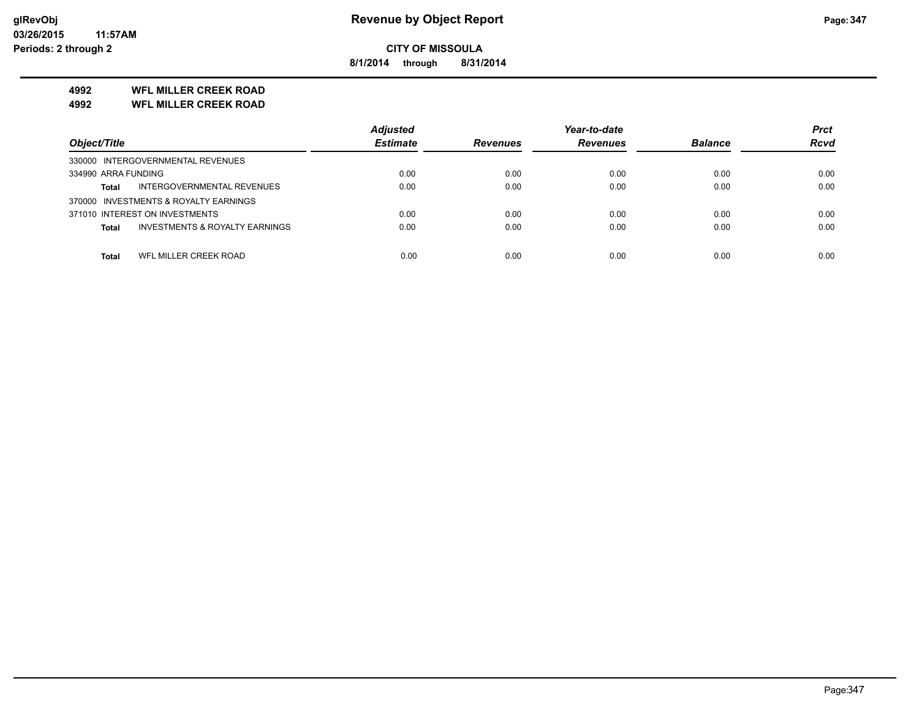# CITY OF MISSOULA

**8/1/2014 through 8/31/2014**

**4992 WFL MILLER CREEK ROAD**

**4992 WFL MILLER CREEK ROAD**

| Object/Title | Adjusted Estimate | Revenues | Year-to-date Revenues | Balance | Prct Rcvd |
|---|---|---|---|---|---|
| 330000 INTERGOVERNMENTAL REVENUES | | | | | |
| 334990 ARRA FUNDING | 0.00 | 0.00 | 0.00 | 0.00 | 0.00 |
| **Total** INTERGOVERNMENTAL REVENUES | 0.00 | 0.00 | 0.00 | 0.00 | 0.00 |
| 370000 INVESTMENTS & ROYALTY EARNINGS | | | | | |
| 371010 INTEREST ON INVESTMENTS | 0.00 | 0.00 | 0.00 | 0.00 | 0.00 |
| **Total** INVESTMENTS & ROYALTY EARNINGS | 0.00 | 0.00 | 0.00 | 0.00 | 0.00 |
| **Total** WFL MILLER CREEK ROAD | 0.00 | 0.00 | 0.00 | 0.00 | 0.00 |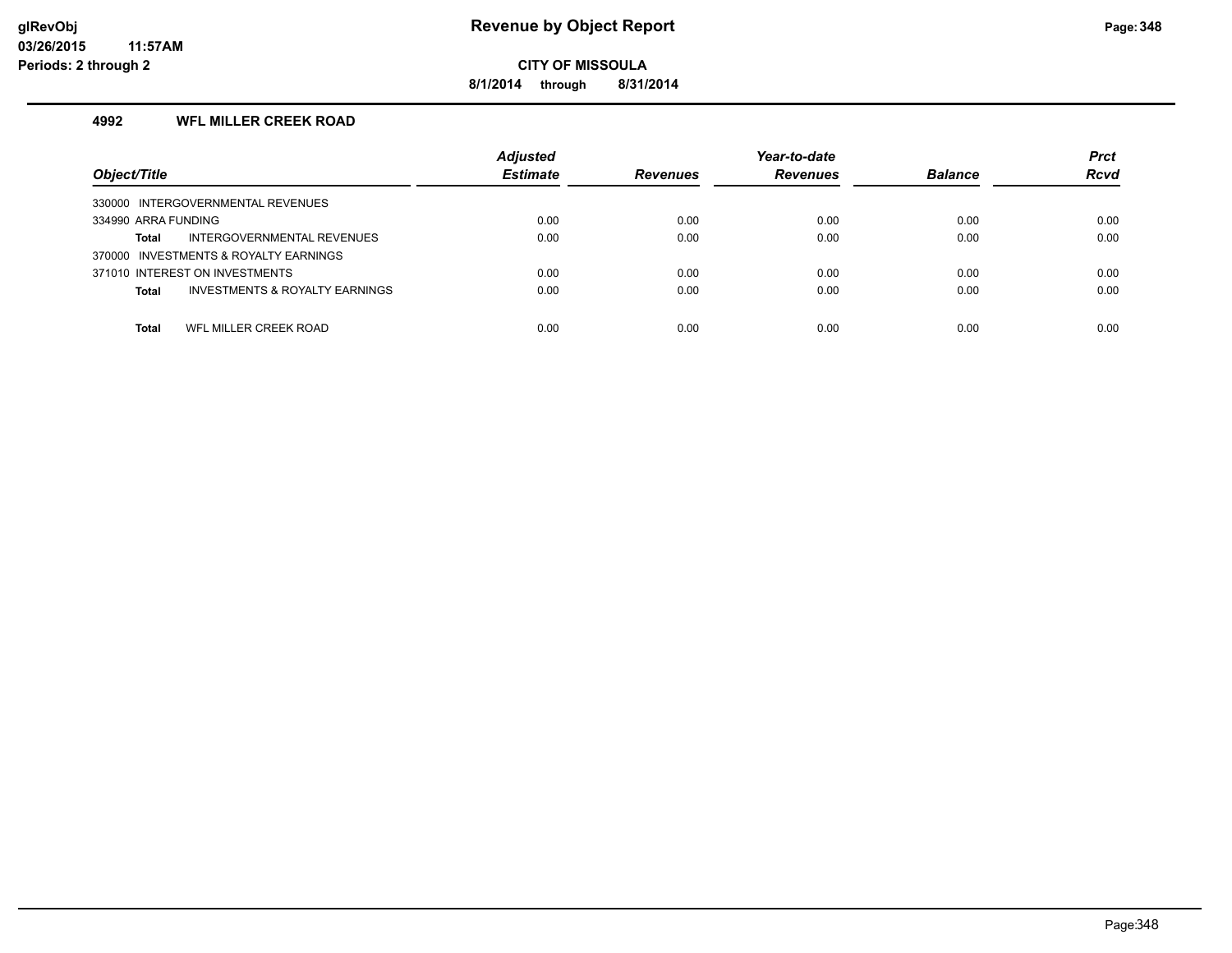# Revenue by Object Report

**CITY OF MISSOULA**

**8/1/2014 through 8/31/2014**

glRevObj
03/26/2015 11:57AM
Periods: 2 through 2

## 4992 WFL MILLER CREEK ROAD

| Object/Title | Adjusted Estimate | Revenues | Year-to-date Revenues | Balance | Prct Rcvd |
|---|---|---|---|---|---|
| 330000 INTERGOVERNMENTAL REVENUES | | | | | |
| 334990 ARRA FUNDING | 0.00 | 0.00 | 0.00 | 0.00 | 0.00 |
| **Total** INTERGOVERNMENTAL REVENUES | 0.00 | 0.00 | 0.00 | 0.00 | 0.00 |
| 370000 INVESTMENTS & ROYALTY EARNINGS | | | | | |
| 371010 INTEREST ON INVESTMENTS | 0.00 | 0.00 | 0.00 | 0.00 | 0.00 |
| **Total** INVESTMENTS & ROYALTY EARNINGS | 0.00 | 0.00 | 0.00 | 0.00 | 0.00 |
| **Total** WFL MILLER CREEK ROAD | 0.00 | 0.00 | 0.00 | 0.00 | 0.00 |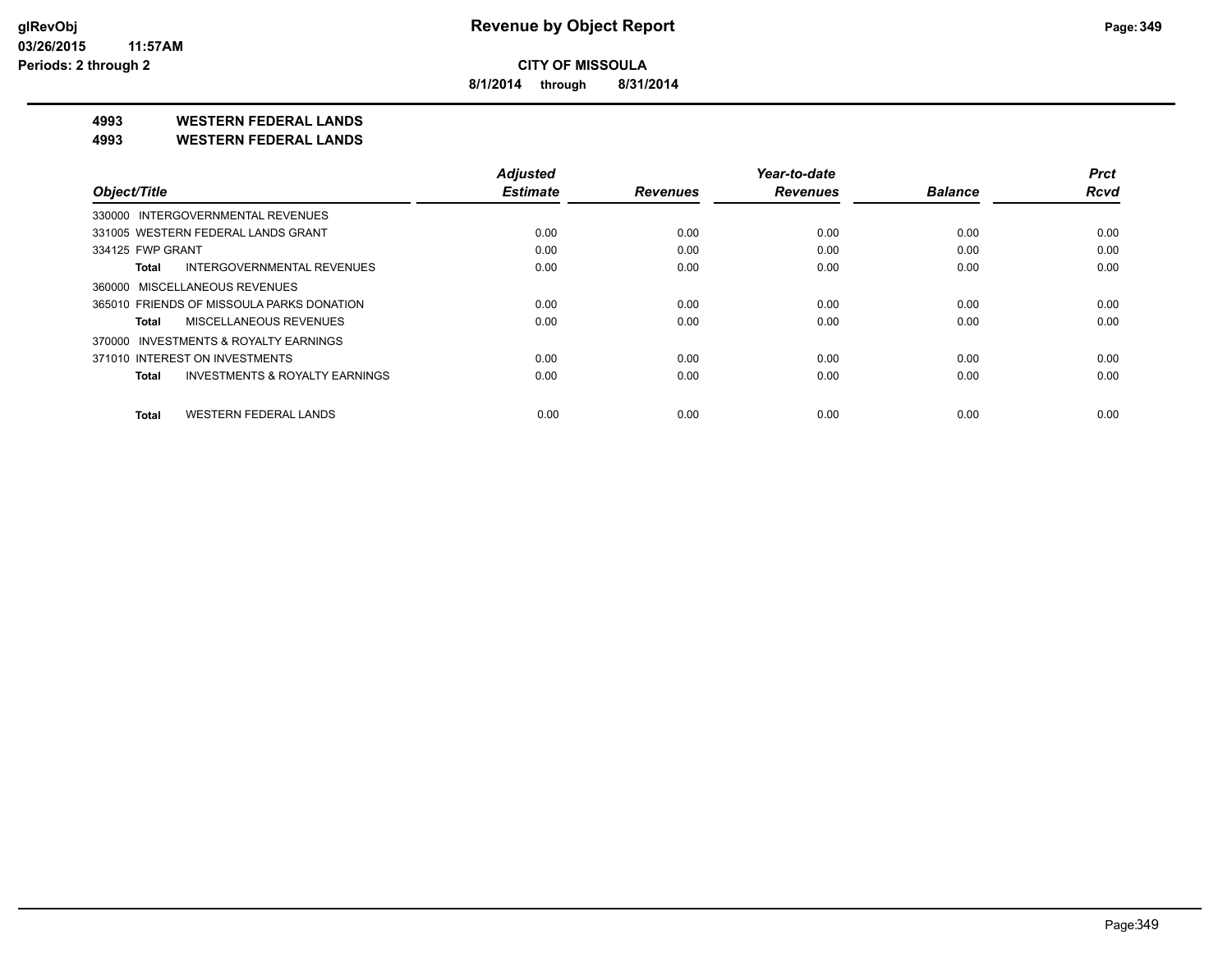**CITY OF MISSOULA**

**8/1/2014 through 8/31/2014**

**4993 WESTERN FEDERAL LANDS**

**4993 WESTERN FEDERAL LANDS**

| Object/Title | Adjusted Estimate | Revenues | Year-to-date Revenues | Balance | Prct Rcvd |
|---|---|---|---|---|---|
| 330000 INTERGOVERNMENTAL REVENUES | | | | | |
| 331005 WESTERN FEDERAL LANDS GRANT | 0.00 | 0.00 | 0.00 | 0.00 | 0.00 |
| 334125 FWP GRANT | 0.00 | 0.00 | 0.00 | 0.00 | 0.00 |
| **Total** INTERGOVERNMENTAL REVENUES | 0.00 | 0.00 | 0.00 | 0.00 | 0.00 |
| 360000 MISCELLANEOUS REVENUES | | | | | |
| 365010 FRIENDS OF MISSOULA PARKS DONATION | 0.00 | 0.00 | 0.00 | 0.00 | 0.00 |
| **Total** MISCELLANEOUS REVENUES | 0.00 | 0.00 | 0.00 | 0.00 | 0.00 |
| 370000 INVESTMENTS & ROYALTY EARNINGS | | | | | |
| 371010 INTEREST ON INVESTMENTS | 0.00 | 0.00 | 0.00 | 0.00 | 0.00 |
| **Total** INVESTMENTS & ROYALTY EARNINGS | 0.00 | 0.00 | 0.00 | 0.00 | 0.00 |
| **Total** WESTERN FEDERAL LANDS | 0.00 | 0.00 | 0.00 | 0.00 | 0.00 |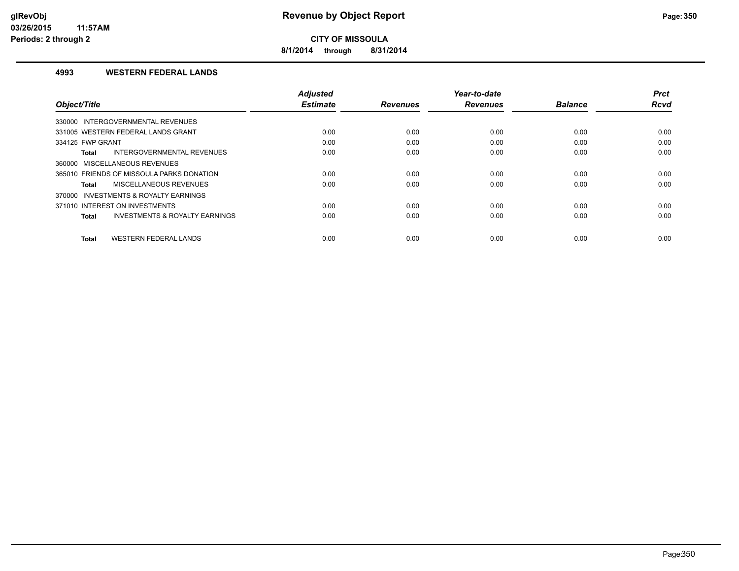glRevObj
03/26/2015 11:57AM
Periods: 2 through 2

# Revenue by Object Report

**CITY OF MISSOULA**

**8/1/2014 through 8/31/2014**

## 4993 WESTERN FEDERAL LANDS

| Object/Title | Adjusted Estimate | Revenues | Year-to-date Revenues | Balance | Prct Rcvd |
|---|---|---|---|---|---|
| 330000 INTERGOVERNMENTAL REVENUES | | | | | |
| 331005 WESTERN FEDERAL LANDS GRANT | 0.00 | 0.00 | 0.00 | 0.00 | 0.00 |
| 334125 FWP GRANT | 0.00 | 0.00 | 0.00 | 0.00 | 0.00 |
| **Total** INTERGOVERNMENTAL REVENUES | 0.00 | 0.00 | 0.00 | 0.00 | 0.00 |
| 360000 MISCELLANEOUS REVENUES | | | | | |
| 365010 FRIENDS OF MISSOULA PARKS DONATION | 0.00 | 0.00 | 0.00 | 0.00 | 0.00 |
| **Total** MISCELLANEOUS REVENUES | 0.00 | 0.00 | 0.00 | 0.00 | 0.00 |
| 370000 INVESTMENTS & ROYALTY EARNINGS | | | | | |
| 371010 INTEREST ON INVESTMENTS | 0.00 | 0.00 | 0.00 | 0.00 | 0.00 |
| **Total** INVESTMENTS & ROYALTY EARNINGS | 0.00 | 0.00 | 0.00 | 0.00 | 0.00 |
| **Total** WESTERN FEDERAL LANDS | 0.00 | 0.00 | 0.00 | 0.00 | 0.00 |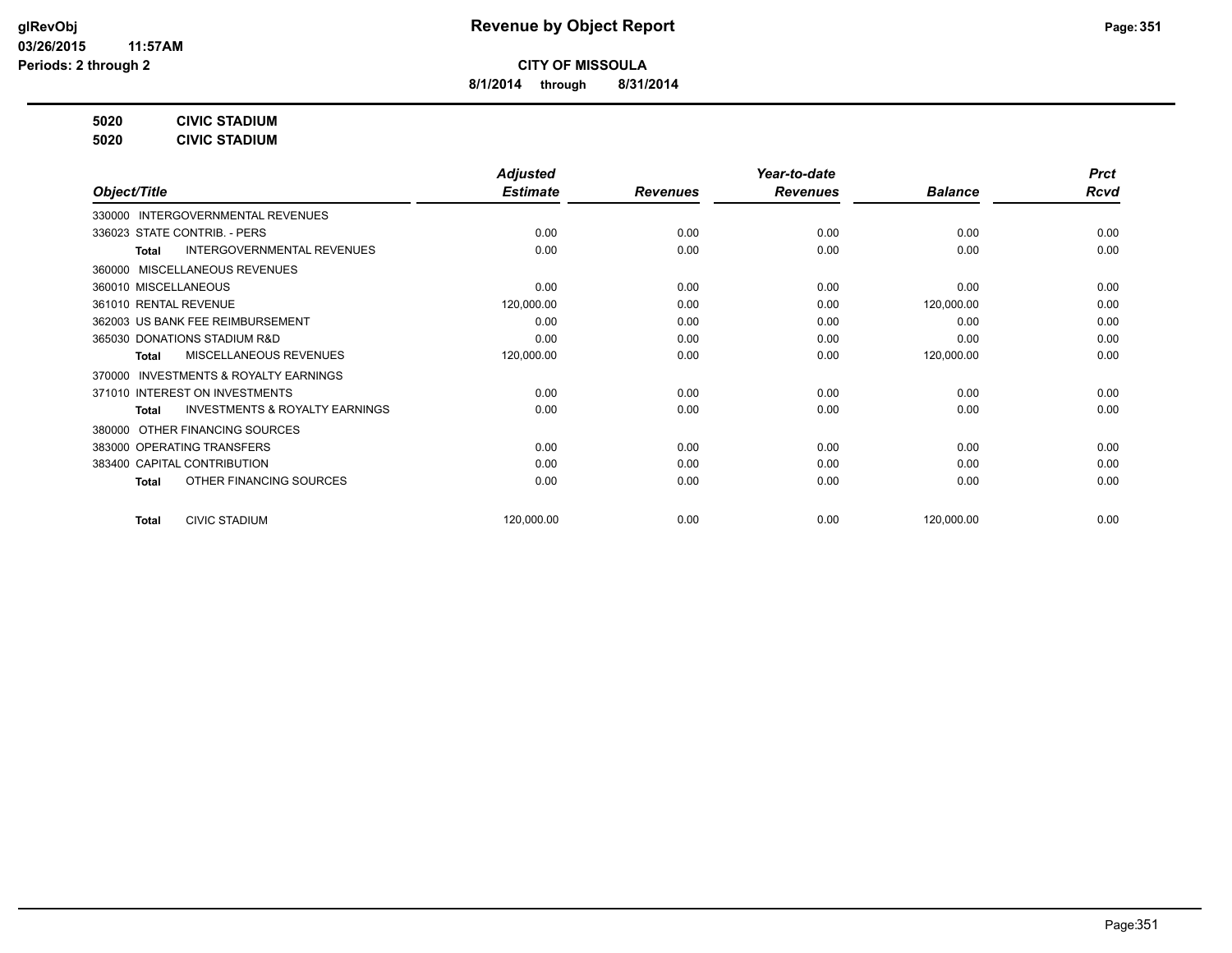**glRevObj**
**03/26/2015 11:57AM**
**Periods: 2 through 2**

# Revenue by Object Report

**CITY OF MISSOULA**

**8/1/2014 through 8/31/2014**

**5020 CIVIC STADIUM**
**5020 CIVIC STADIUM**

| Object/Title | Adjusted Estimate | Revenues | Year-to-date Revenues | Balance | Prct Rcvd |
|---|---|---|---|---|---|
| 330000 INTERGOVERNMENTAL REVENUES | | | | | |
| 336023 STATE CONTRIB. - PERS | 0.00 | 0.00 | 0.00 | 0.00 | 0.00 |
| **Total** INTERGOVERNMENTAL REVENUES | 0.00 | 0.00 | 0.00 | 0.00 | 0.00 |
| 360000 MISCELLANEOUS REVENUES | | | | | |
| 360010 MISCELLANEOUS | 0.00 | 0.00 | 0.00 | 0.00 | 0.00 |
| 361010 RENTAL REVENUE | 120,000.00 | 0.00 | 0.00 | 120,000.00 | 0.00 |
| 362003 US BANK FEE REIMBURSEMENT | 0.00 | 0.00 | 0.00 | 0.00 | 0.00 |
| 365030 DONATIONS STADIUM R&D | 0.00 | 0.00 | 0.00 | 0.00 | 0.00 |
| **Total** MISCELLANEOUS REVENUES | 120,000.00 | 0.00 | 0.00 | 120,000.00 | 0.00 |
| 370000 INVESTMENTS & ROYALTY EARNINGS | | | | | |
| 371010 INTEREST ON INVESTMENTS | 0.00 | 0.00 | 0.00 | 0.00 | 0.00 |
| **Total** INVESTMENTS & ROYALTY EARNINGS | 0.00 | 0.00 | 0.00 | 0.00 | 0.00 |
| 380000 OTHER FINANCING SOURCES | | | | | |
| 383000 OPERATING TRANSFERS | 0.00 | 0.00 | 0.00 | 0.00 | 0.00 |
| 383400 CAPITAL CONTRIBUTION | 0.00 | 0.00 | 0.00 | 0.00 | 0.00 |
| **Total** OTHER FINANCING SOURCES | 0.00 | 0.00 | 0.00 | 0.00 | 0.00 |
| **Total** CIVIC STADIUM | 120,000.00 | 0.00 | 0.00 | 120,000.00 | 0.00 |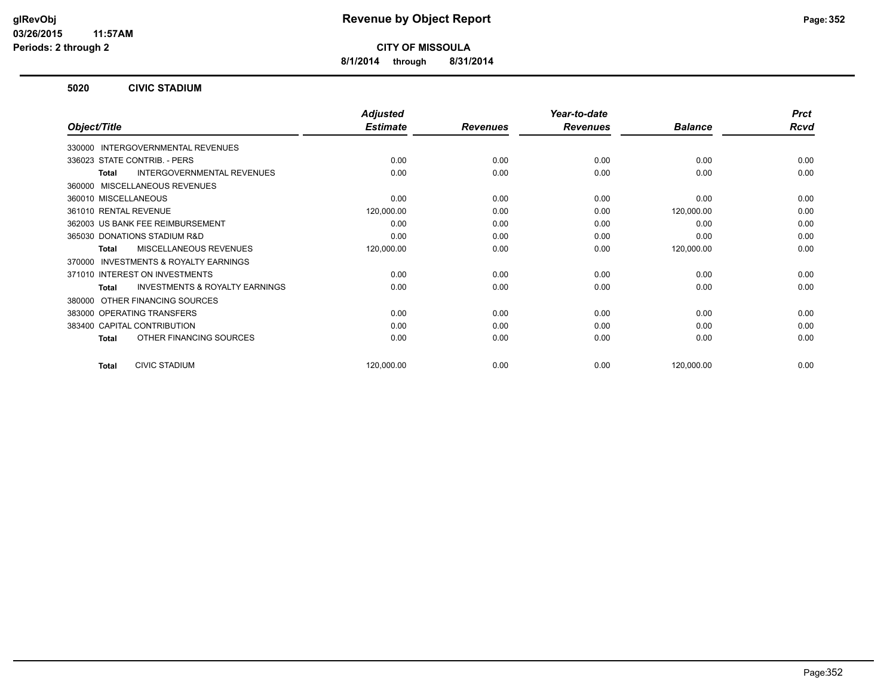# Revenue by Object Report

**CITY OF MISSOULA**

**8/1/2014 through 8/31/2014**

glRevObj
03/26/2015 11:57AM
Periods: 2 through 2

## 5020 CIVIC STADIUM

| Object/Title | Adjusted Estimate | Revenues | Year-to-date Revenues | Balance | Prct Rcvd |
|---|---|---|---|---|---|
| 330000 INTERGOVERNMENTAL REVENUES | | | | | |
| 336023 STATE CONTRIB. - PERS | 0.00 | 0.00 | 0.00 | 0.00 | 0.00 |
| **Total** INTERGOVERNMENTAL REVENUES | 0.00 | 0.00 | 0.00 | 0.00 | 0.00 |
| 360000 MISCELLANEOUS REVENUES | | | | | |
| 360010 MISCELLANEOUS | 0.00 | 0.00 | 0.00 | 0.00 | 0.00 |
| 361010 RENTAL REVENUE | 120,000.00 | 0.00 | 0.00 | 120,000.00 | 0.00 |
| 362003 US BANK FEE REIMBURSEMENT | 0.00 | 0.00 | 0.00 | 0.00 | 0.00 |
| 365030 DONATIONS STADIUM R&D | 0.00 | 0.00 | 0.00 | 0.00 | 0.00 |
| **Total** MISCELLANEOUS REVENUES | 120,000.00 | 0.00 | 0.00 | 120,000.00 | 0.00 |
| 370000 INVESTMENTS & ROYALTY EARNINGS | | | | | |
| 371010 INTEREST ON INVESTMENTS | 0.00 | 0.00 | 0.00 | 0.00 | 0.00 |
| **Total** INVESTMENTS & ROYALTY EARNINGS | 0.00 | 0.00 | 0.00 | 0.00 | 0.00 |
| 380000 OTHER FINANCING SOURCES | | | | | |
| 383000 OPERATING TRANSFERS | 0.00 | 0.00 | 0.00 | 0.00 | 0.00 |
| 383400 CAPITAL CONTRIBUTION | 0.00 | 0.00 | 0.00 | 0.00 | 0.00 |
| **Total** OTHER FINANCING SOURCES | 0.00 | 0.00 | 0.00 | 0.00 | 0.00 |
| **Total** CIVIC STADIUM | 120,000.00 | 0.00 | 0.00 | 120,000.00 | 0.00 |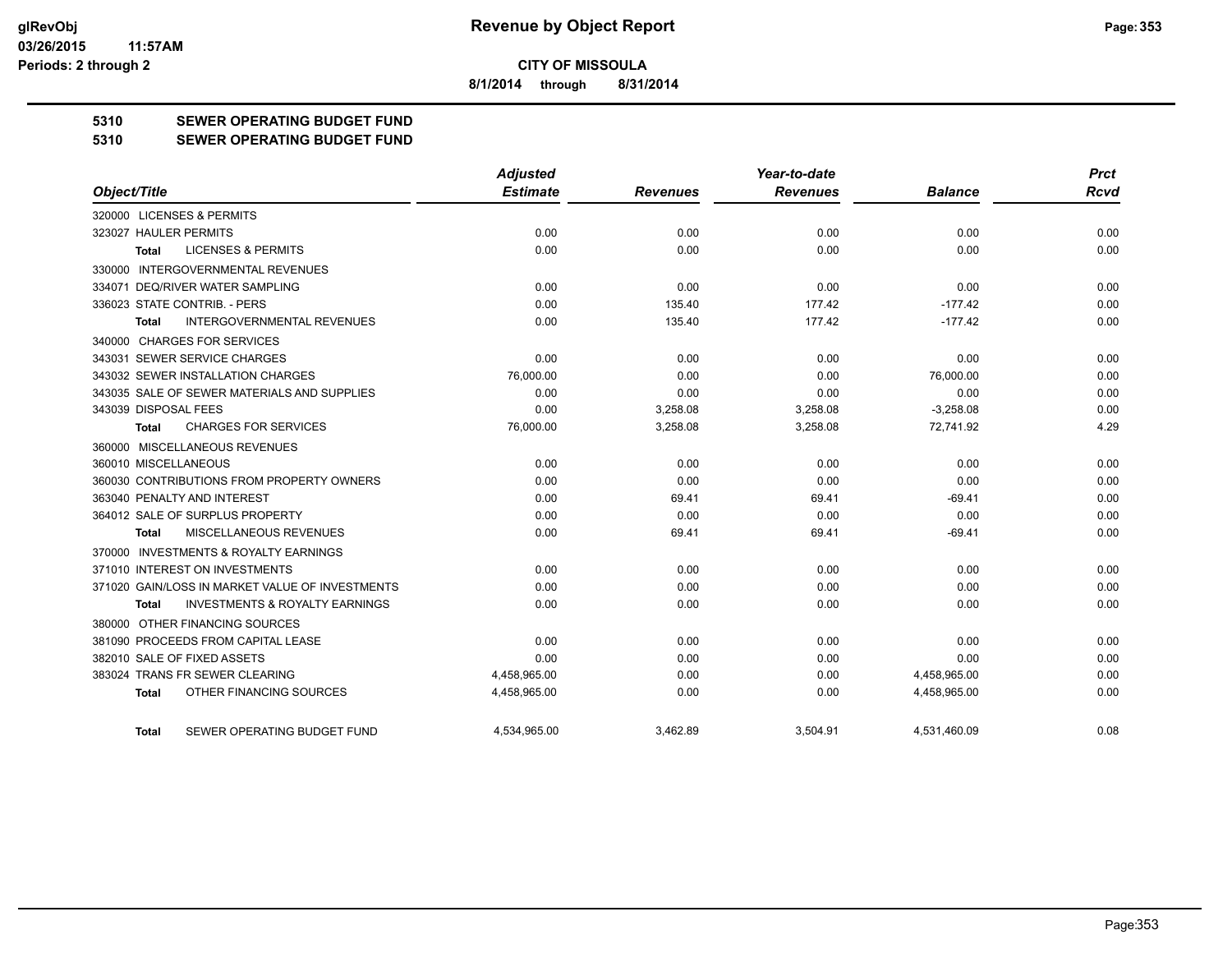**CITY OF MISSOULA**

**8/1/2014 through 8/31/2014**

## 5310 SEWER OPERATING BUDGET FUND

## 5310 SEWER OPERATING BUDGET FUND

| Object/Title | Adjusted Estimate | Revenues | Year-to-date Revenues | Balance | Prct Rcvd |
|---|---|---|---|---|---|
| 320000 LICENSES & PERMITS | | | | | |
| 323027 HAULER PERMITS | 0.00 | 0.00 | 0.00 | 0.00 | 0.00 |
| Total LICENSES & PERMITS | 0.00 | 0.00 | 0.00 | 0.00 | 0.00 |
| 330000 INTERGOVERNMENTAL REVENUES | | | | | |
| 334071 DEQ/RIVER WATER SAMPLING | 0.00 | 0.00 | 0.00 | 0.00 | 0.00 |
| 336023 STATE CONTRIB. - PERS | 0.00 | 135.40 | 177.42 | -177.42 | 0.00 |
| Total INTERGOVERNMENTAL REVENUES | 0.00 | 135.40 | 177.42 | -177.42 | 0.00 |
| 340000 CHARGES FOR SERVICES | | | | | |
| 343031 SEWER SERVICE CHARGES | 0.00 | 0.00 | 0.00 | 0.00 | 0.00 |
| 343032 SEWER INSTALLATION CHARGES | 76,000.00 | 0.00 | 0.00 | 76,000.00 | 0.00 |
| 343035 SALE OF SEWER MATERIALS AND SUPPLIES | 0.00 | 0.00 | 0.00 | 0.00 | 0.00 |
| 343039 DISPOSAL FEES | 0.00 | 3,258.08 | 3,258.08 | -3,258.08 | 0.00 |
| Total CHARGES FOR SERVICES | 76,000.00 | 3,258.08 | 3,258.08 | 72,741.92 | 4.29 |
| 360000 MISCELLANEOUS REVENUES | | | | | |
| 360010 MISCELLANEOUS | 0.00 | 0.00 | 0.00 | 0.00 | 0.00 |
| 360030 CONTRIBUTIONS FROM PROPERTY OWNERS | 0.00 | 0.00 | 0.00 | 0.00 | 0.00 |
| 363040 PENALTY AND INTEREST | 0.00 | 69.41 | 69.41 | -69.41 | 0.00 |
| 364012 SALE OF SURPLUS PROPERTY | 0.00 | 0.00 | 0.00 | 0.00 | 0.00 |
| Total MISCELLANEOUS REVENUES | 0.00 | 69.41 | 69.41 | -69.41 | 0.00 |
| 370000 INVESTMENTS & ROYALTY EARNINGS | | | | | |
| 371010 INTEREST ON INVESTMENTS | 0.00 | 0.00 | 0.00 | 0.00 | 0.00 |
| 371020 GAIN/LOSS IN MARKET VALUE OF INVESTMENTS | 0.00 | 0.00 | 0.00 | 0.00 | 0.00 |
| Total INVESTMENTS & ROYALTY EARNINGS | 0.00 | 0.00 | 0.00 | 0.00 | 0.00 |
| 380000 OTHER FINANCING SOURCES | | | | | |
| 381090 PROCEEDS FROM CAPITAL LEASE | 0.00 | 0.00 | 0.00 | 0.00 | 0.00 |
| 382010 SALE OF FIXED ASSETS | 0.00 | 0.00 | 0.00 | 0.00 | 0.00 |
| 383024 TRANS FR SEWER CLEARING | 4,458,965.00 | 0.00 | 0.00 | 4,458,965.00 | 0.00 |
| Total OTHER FINANCING SOURCES | 4,458,965.00 | 0.00 | 0.00 | 4,458,965.00 | 0.00 |
| Total SEWER OPERATING BUDGET FUND | 4,534,965.00 | 3,462.89 | 3,504.91 | 4,531,460.09 | 0.08 |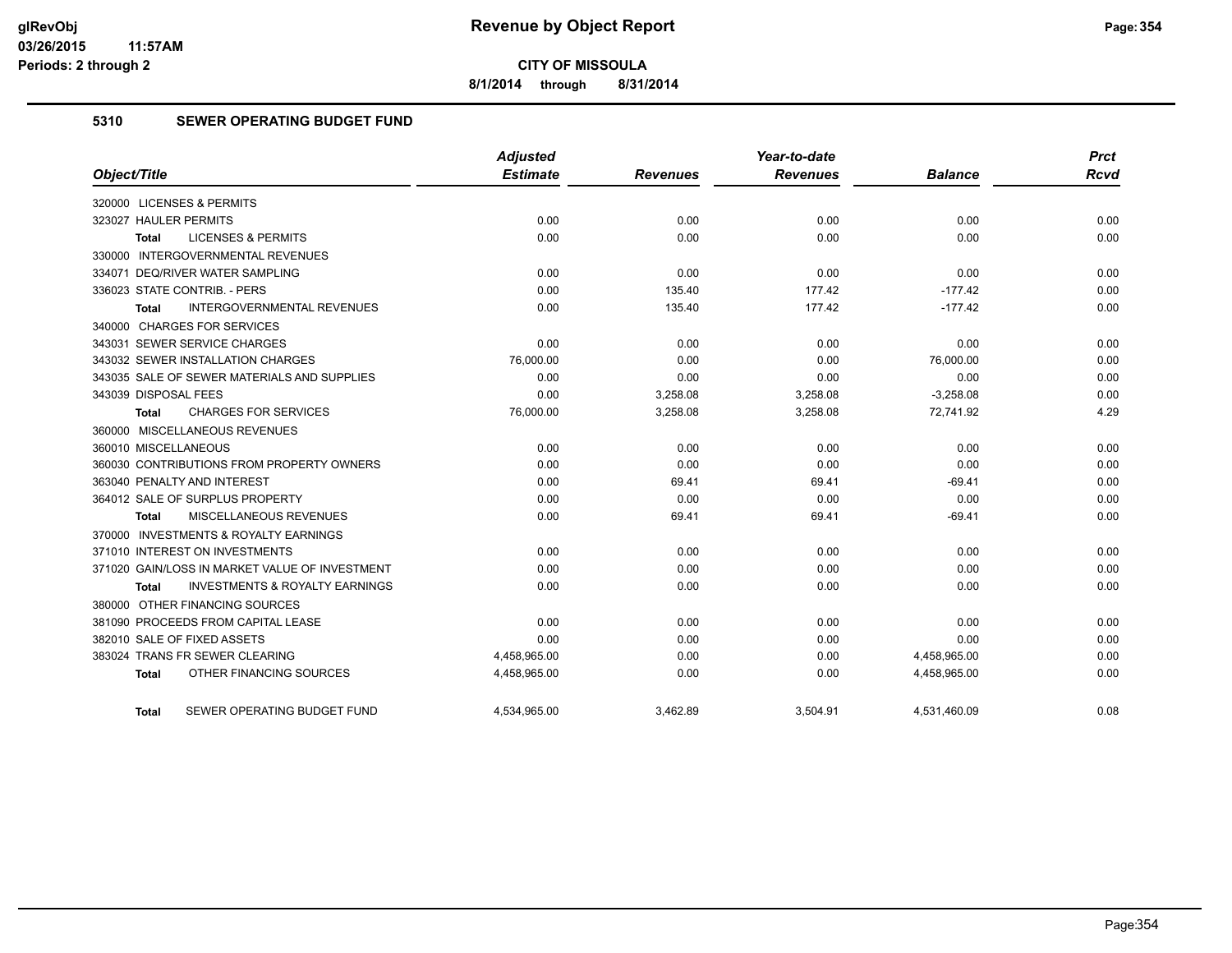# Revenue by Object Report

**CITY OF MISSOULA**

**8/1/2014 through 8/31/2014**

glRevObj
03/26/2015 11:57AM
Periods: 2 through 2

## 5310 SEWER OPERATING BUDGET FUND

| Object/Title | Adjusted Estimate | Revenues | Year-to-date Revenues | Balance | Prct Rcvd |
|---|---|---|---|---|---|
| 320000 LICENSES & PERMITS | | | | | |
| 323027 HAULER PERMITS | 0.00 | 0.00 | 0.00 | 0.00 | 0.00 |
| Total LICENSES & PERMITS | 0.00 | 0.00 | 0.00 | 0.00 | 0.00 |
| 330000 INTERGOVERNMENTAL REVENUES | | | | | |
| 334071 DEQ/RIVER WATER SAMPLING | 0.00 | 0.00 | 0.00 | 0.00 | 0.00 |
| 336023 STATE CONTRIB. - PERS | 0.00 | 135.40 | 177.42 | -177.42 | 0.00 |
| Total INTERGOVERNMENTAL REVENUES | 0.00 | 135.40 | 177.42 | -177.42 | 0.00 |
| 340000 CHARGES FOR SERVICES | | | | | |
| 343031 SEWER SERVICE CHARGES | 0.00 | 0.00 | 0.00 | 0.00 | 0.00 |
| 343032 SEWER INSTALLATION CHARGES | 76,000.00 | 0.00 | 0.00 | 76,000.00 | 0.00 |
| 343035 SALE OF SEWER MATERIALS AND SUPPLIES | 0.00 | 0.00 | 0.00 | 0.00 | 0.00 |
| 343039 DISPOSAL FEES | 0.00 | 3,258.08 | 3,258.08 | -3,258.08 | 0.00 |
| Total CHARGES FOR SERVICES | 76,000.00 | 3,258.08 | 3,258.08 | 72,741.92 | 4.29 |
| 360000 MISCELLANEOUS REVENUES | | | | | |
| 360010 MISCELLANEOUS | 0.00 | 0.00 | 0.00 | 0.00 | 0.00 |
| 360030 CONTRIBUTIONS FROM PROPERTY OWNERS | 0.00 | 0.00 | 0.00 | 0.00 | 0.00 |
| 363040 PENALTY AND INTEREST | 0.00 | 69.41 | 69.41 | -69.41 | 0.00 |
| 364012 SALE OF SURPLUS PROPERTY | 0.00 | 0.00 | 0.00 | 0.00 | 0.00 |
| Total MISCELLANEOUS REVENUES | 0.00 | 69.41 | 69.41 | -69.41 | 0.00 |
| 370000 INVESTMENTS & ROYALTY EARNINGS | | | | | |
| 371010 INTEREST ON INVESTMENTS | 0.00 | 0.00 | 0.00 | 0.00 | 0.00 |
| 371020 GAIN/LOSS IN MARKET VALUE OF INVESTMENT | 0.00 | 0.00 | 0.00 | 0.00 | 0.00 |
| Total INVESTMENTS & ROYALTY EARNINGS | 0.00 | 0.00 | 0.00 | 0.00 | 0.00 |
| 380000 OTHER FINANCING SOURCES | | | | | |
| 381090 PROCEEDS FROM CAPITAL LEASE | 0.00 | 0.00 | 0.00 | 0.00 | 0.00 |
| 382010 SALE OF FIXED ASSETS | 0.00 | 0.00 | 0.00 | 0.00 | 0.00 |
| 383024 TRANS FR SEWER CLEARING | 4,458,965.00 | 0.00 | 0.00 | 4,458,965.00 | 0.00 |
| Total OTHER FINANCING SOURCES | 4,458,965.00 | 0.00 | 0.00 | 4,458,965.00 | 0.00 |
| Total SEWER OPERATING BUDGET FUND | 4,534,965.00 | 3,462.89 | 3,504.91 | 4,531,460.09 | 0.08 |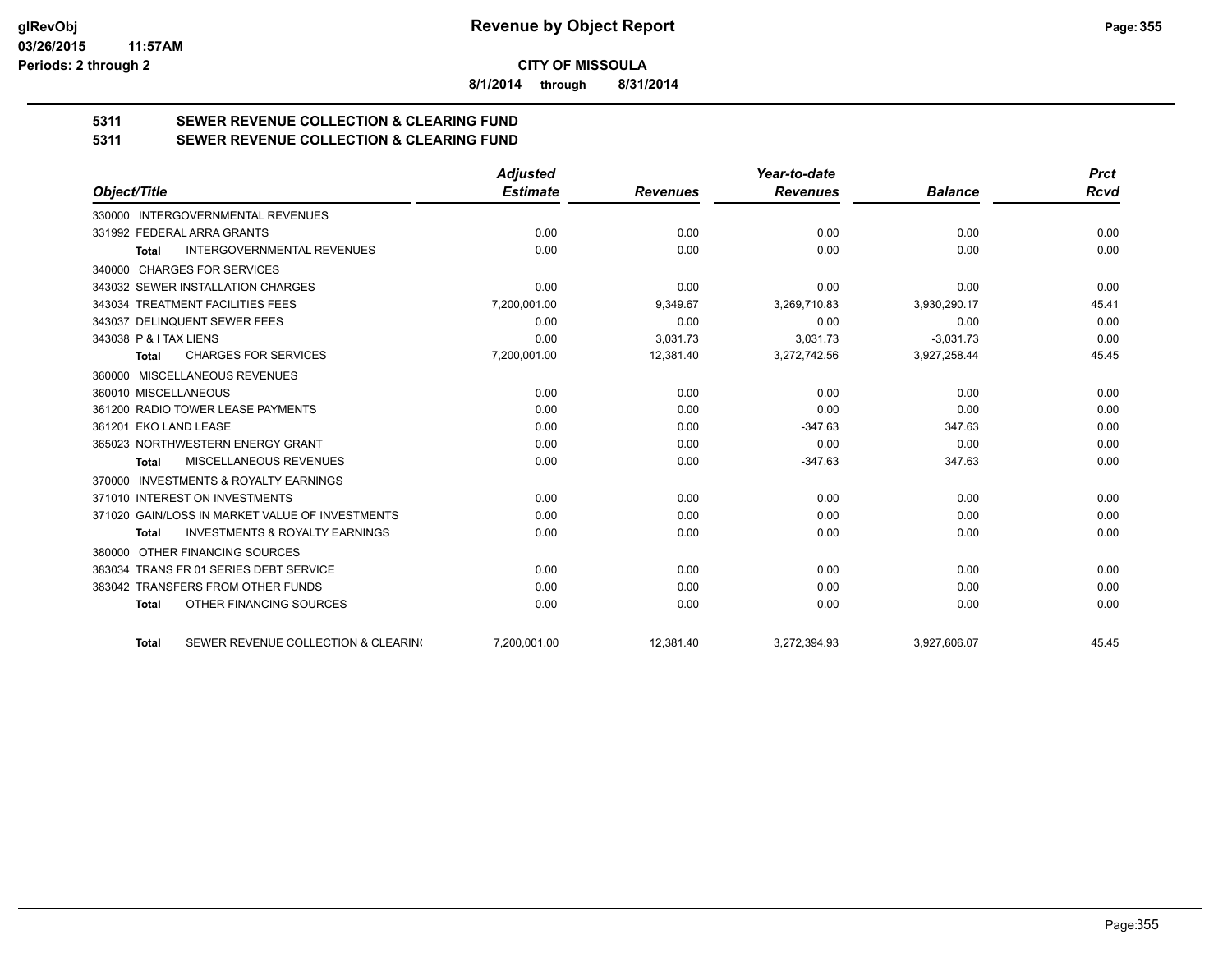**CITY OF MISSOULA**

**8/1/2014 through 8/31/2014**

# 5311 SEWER REVENUE COLLECTION & CLEARING FUND

# 5311 SEWER REVENUE COLLECTION & CLEARING FUND

| Object/Title | Adjusted Estimate | Revenues | Year-to-date Revenues | Balance | Prct Rcvd |
|---|---|---|---|---|---|
| 330000 INTERGOVERNMENTAL REVENUES | | | | | |
| 331992 FEDERAL ARRA GRANTS | 0.00 | 0.00 | 0.00 | 0.00 | 0.00 |
| **Total** INTERGOVERNMENTAL REVENUES | 0.00 | 0.00 | 0.00 | 0.00 | 0.00 |
| 340000 CHARGES FOR SERVICES | | | | | |
| 343032 SEWER INSTALLATION CHARGES | 0.00 | 0.00 | 0.00 | 0.00 | 0.00 |
| 343034 TREATMENT FACILITIES FEES | 7,200,001.00 | 9,349.67 | 3,269,710.83 | 3,930,290.17 | 45.41 |
| 343037 DELINQUENT SEWER FEES | 0.00 | 0.00 | 0.00 | 0.00 | 0.00 |
| 343038 P & I TAX LIENS | 0.00 | 3,031.73 | 3,031.73 | -3,031.73 | 0.00 |
| **Total** CHARGES FOR SERVICES | 7,200,001.00 | 12,381.40 | 3,272,742.56 | 3,927,258.44 | 45.45 |
| 360000 MISCELLANEOUS REVENUES | | | | | |
| 360010 MISCELLANEOUS | 0.00 | 0.00 | 0.00 | 0.00 | 0.00 |
| 361200 RADIO TOWER LEASE PAYMENTS | 0.00 | 0.00 | 0.00 | 0.00 | 0.00 |
| 361201 EKO LAND LEASE | 0.00 | 0.00 | -347.63 | 347.63 | 0.00 |
| 365023 NORTHWESTERN ENERGY GRANT | 0.00 | 0.00 | 0.00 | 0.00 | 0.00 |
| **Total** MISCELLANEOUS REVENUES | 0.00 | 0.00 | -347.63 | 347.63 | 0.00 |
| 370000 INVESTMENTS & ROYALTY EARNINGS | | | | | |
| 371010 INTEREST ON INVESTMENTS | 0.00 | 0.00 | 0.00 | 0.00 | 0.00 |
| 371020 GAIN/LOSS IN MARKET VALUE OF INVESTMENTS | 0.00 | 0.00 | 0.00 | 0.00 | 0.00 |
| **Total** INVESTMENTS & ROYALTY EARNINGS | 0.00 | 0.00 | 0.00 | 0.00 | 0.00 |
| 380000 OTHER FINANCING SOURCES | | | | | |
| 383034 TRANS FR 01 SERIES DEBT SERVICE | 0.00 | 0.00 | 0.00 | 0.00 | 0.00 |
| 383042 TRANSFERS FROM OTHER FUNDS | 0.00 | 0.00 | 0.00 | 0.00 | 0.00 |
| **Total** OTHER FINANCING SOURCES | 0.00 | 0.00 | 0.00 | 0.00 | 0.00 |
| **Total** SEWER REVENUE COLLECTION & CLEARING | 7,200,001.00 | 12,381.40 | 3,272,394.93 | 3,927,606.07 | 45.45 |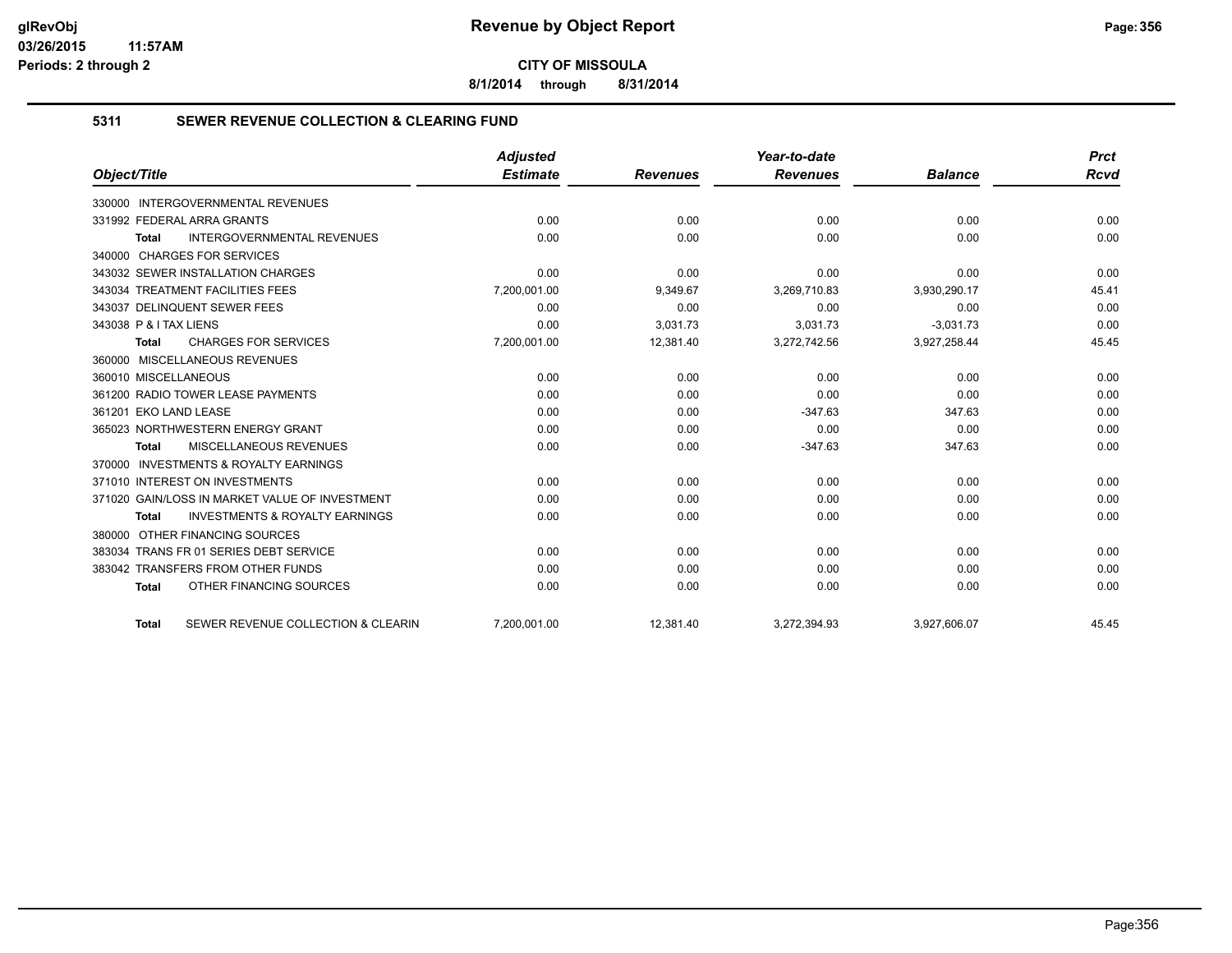**CITY OF MISSOULA**

**8/1/2014 through 8/31/2014**

## 5311 SEWER REVENUE COLLECTION & CLEARING FUND

| Object/Title | Adjusted Estimate | Revenues | Year-to-date Revenues | Balance | Prct Rcvd |
|---|---|---|---|---|---|
| 330000 INTERGOVERNMENTAL REVENUES | | | | | |
| 331992 FEDERAL ARRA GRANTS | 0.00 | 0.00 | 0.00 | 0.00 | 0.00 |
| **Total** INTERGOVERNMENTAL REVENUES | 0.00 | 0.00 | 0.00 | 0.00 | 0.00 |
| 340000 CHARGES FOR SERVICES | | | | | |
| 343032 SEWER INSTALLATION CHARGES | 0.00 | 0.00 | 0.00 | 0.00 | 0.00 |
| 343034 TREATMENT FACILITIES FEES | 7,200,001.00 | 9,349.67 | 3,269,710.83 | 3,930,290.17 | 45.41 |
| 343037 DELINQUENT SEWER FEES | 0.00 | 0.00 | 0.00 | 0.00 | 0.00 |
| 343038 P & I TAX LIENS | 0.00 | 3,031.73 | 3,031.73 | -3,031.73 | 0.00 |
| **Total** CHARGES FOR SERVICES | 7,200,001.00 | 12,381.40 | 3,272,742.56 | 3,927,258.44 | 45.45 |
| 360000 MISCELLANEOUS REVENUES | | | | | |
| 360010 MISCELLANEOUS | 0.00 | 0.00 | 0.00 | 0.00 | 0.00 |
| 361200 RADIO TOWER LEASE PAYMENTS | 0.00 | 0.00 | 0.00 | 0.00 | 0.00 |
| 361201 EKO LAND LEASE | 0.00 | 0.00 | -347.63 | 347.63 | 0.00 |
| 365023 NORTHWESTERN ENERGY GRANT | 0.00 | 0.00 | 0.00 | 0.00 | 0.00 |
| **Total** MISCELLANEOUS REVENUES | 0.00 | 0.00 | -347.63 | 347.63 | 0.00 |
| 370000 INVESTMENTS & ROYALTY EARNINGS | | | | | |
| 371010 INTEREST ON INVESTMENTS | 0.00 | 0.00 | 0.00 | 0.00 | 0.00 |
| 371020 GAIN/LOSS IN MARKET VALUE OF INVESTMENT | 0.00 | 0.00 | 0.00 | 0.00 | 0.00 |
| **Total** INVESTMENTS & ROYALTY EARNINGS | 0.00 | 0.00 | 0.00 | 0.00 | 0.00 |
| 380000 OTHER FINANCING SOURCES | | | | | |
| 383034 TRANS FR 01 SERIES DEBT SERVICE | 0.00 | 0.00 | 0.00 | 0.00 | 0.00 |
| 383042 TRANSFERS FROM OTHER FUNDS | 0.00 | 0.00 | 0.00 | 0.00 | 0.00 |
| **Total** OTHER FINANCING SOURCES | 0.00 | 0.00 | 0.00 | 0.00 | 0.00 |
| **Total** SEWER REVENUE COLLECTION & CLEARIN | 7,200,001.00 | 12,381.40 | 3,272,394.93 | 3,927,606.07 | 45.45 |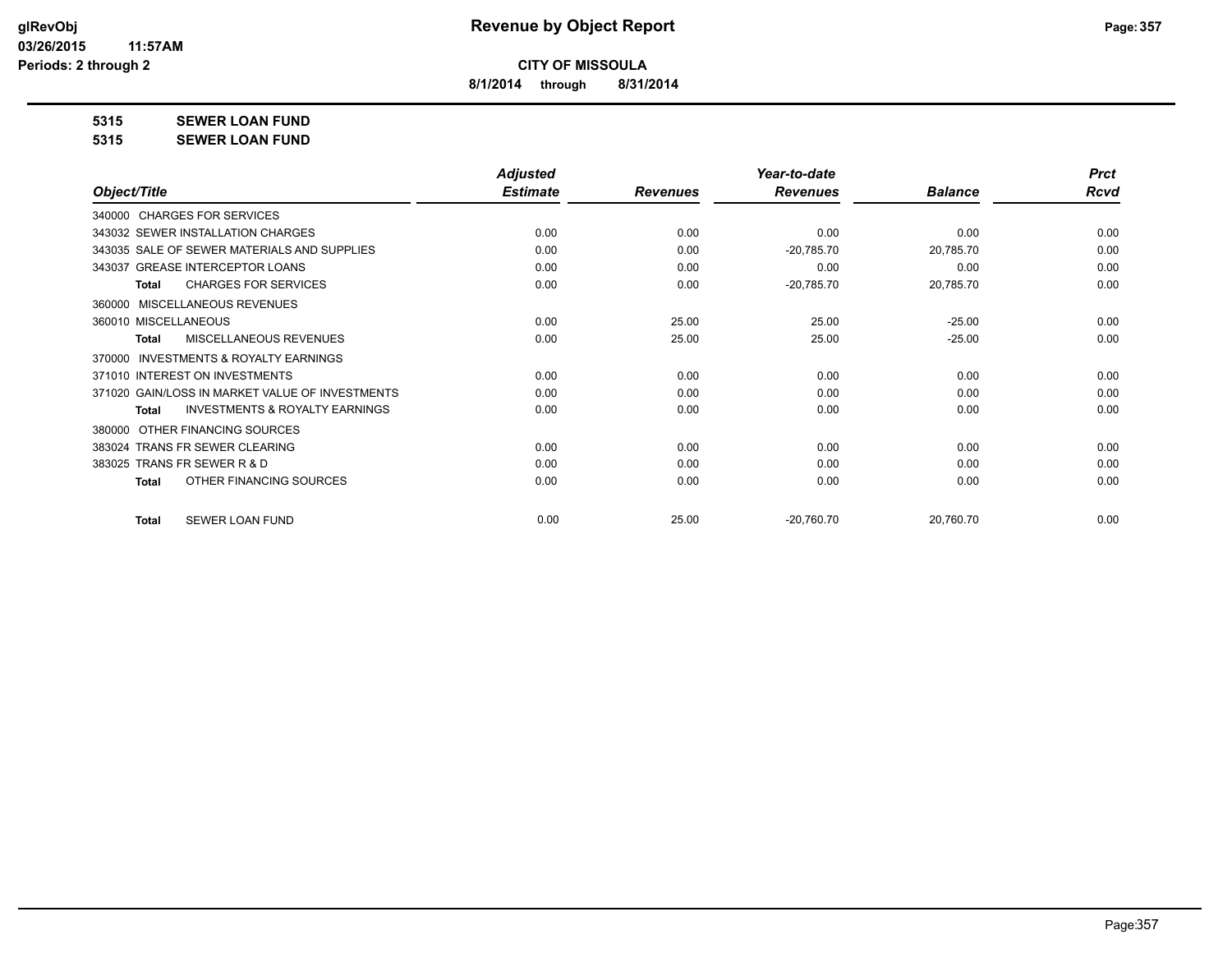**CITY OF MISSOULA**

**8/1/2014 through 8/31/2014**

**5315 SEWER LOAN FUND**

**5315 SEWER LOAN FUND**

| Object/Title | Adjusted Estimate | Revenues | Year-to-date Revenues | Balance | Prct Rcvd |
|---|---|---|---|---|---|
| 340000 CHARGES FOR SERVICES | | | | | |
| 343032 SEWER INSTALLATION CHARGES | 0.00 | 0.00 | 0.00 | 0.00 | 0.00 |
| 343035 SALE OF SEWER MATERIALS AND SUPPLIES | 0.00 | 0.00 | -20,785.70 | 20,785.70 | 0.00 |
| 343037 GREASE INTERCEPTOR LOANS | 0.00 | 0.00 | 0.00 | 0.00 | 0.00 |
| **Total** CHARGES FOR SERVICES | 0.00 | 0.00 | -20,785.70 | 20,785.70 | 0.00 |
| 360000 MISCELLANEOUS REVENUES | | | | | |
| 360010 MISCELLANEOUS | 0.00 | 25.00 | 25.00 | -25.00 | 0.00 |
| **Total** MISCELLANEOUS REVENUES | 0.00 | 25.00 | 25.00 | -25.00 | 0.00 |
| 370000 INVESTMENTS & ROYALTY EARNINGS | | | | | |
| 371010 INTEREST ON INVESTMENTS | 0.00 | 0.00 | 0.00 | 0.00 | 0.00 |
| 371020 GAIN/LOSS IN MARKET VALUE OF INVESTMENTS | 0.00 | 0.00 | 0.00 | 0.00 | 0.00 |
| **Total** INVESTMENTS & ROYALTY EARNINGS | 0.00 | 0.00 | 0.00 | 0.00 | 0.00 |
| 380000 OTHER FINANCING SOURCES | | | | | |
| 383024 TRANS FR SEWER CLEARING | 0.00 | 0.00 | 0.00 | 0.00 | 0.00 |
| 383025 TRANS FR SEWER R & D | 0.00 | 0.00 | 0.00 | 0.00 | 0.00 |
| **Total** OTHER FINANCING SOURCES | 0.00 | 0.00 | 0.00 | 0.00 | 0.00 |
| **Total** SEWER LOAN FUND | 0.00 | 25.00 | -20,760.70 | 20,760.70 | 0.00 |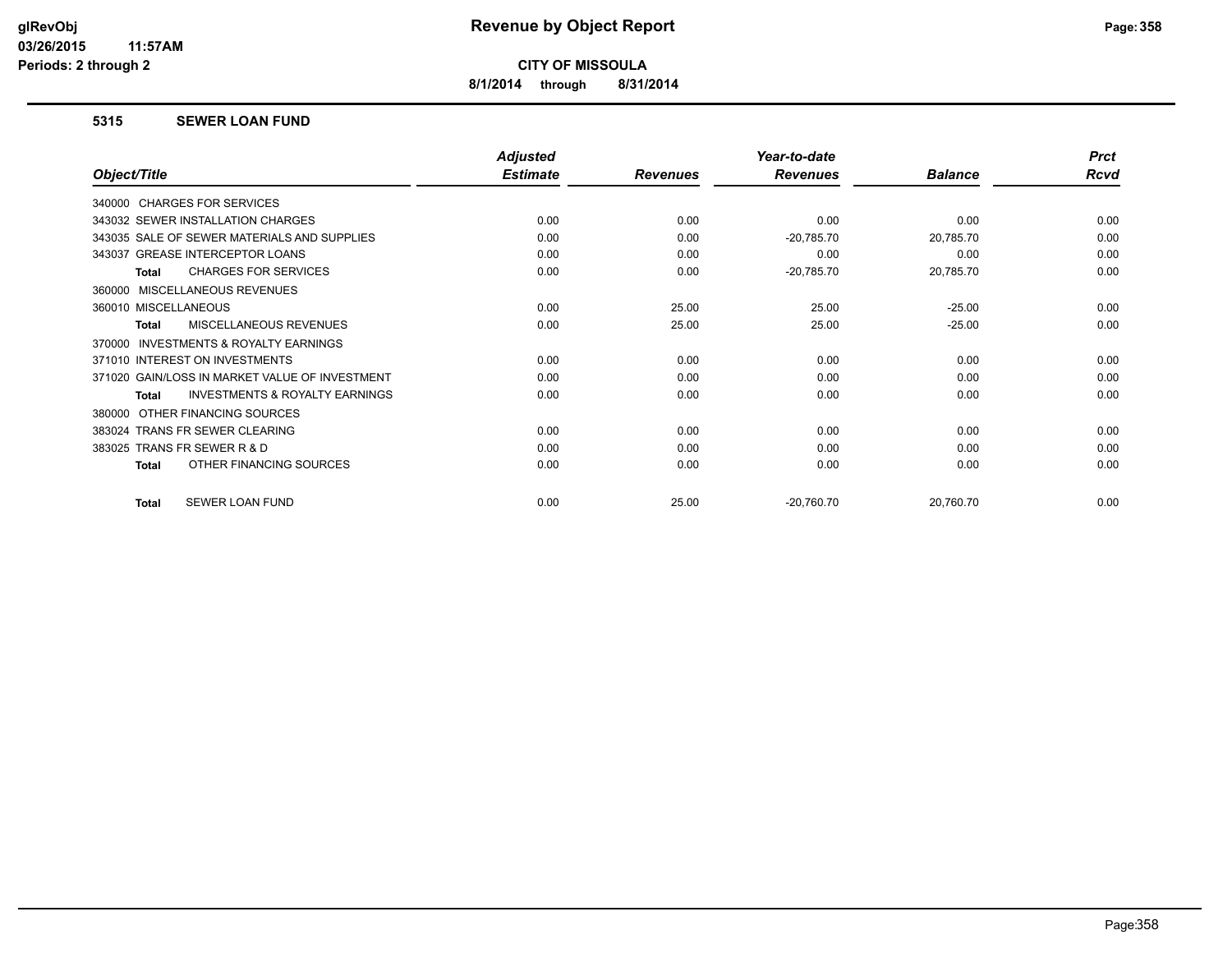# Revenue by Object Report

**CITY OF MISSOULA**

**8/1/2014 through 8/31/2014**

glRevObj
03/26/2015 11:57AM
Periods: 2 through 2

### 5315 SEWER LOAN FUND

| Object/Title | Adjusted Estimate | Revenues | Year-to-date Revenues | Balance | Prct Rcvd |
|---|---|---|---|---|---|
| 340000 CHARGES FOR SERVICES | | | | | |
| 343032 SEWER INSTALLATION CHARGES | 0.00 | 0.00 | 0.00 | 0.00 | 0.00 |
| 343035 SALE OF SEWER MATERIALS AND SUPPLIES | 0.00 | 0.00 | -20,785.70 | 20,785.70 | 0.00 |
| 343037 GREASE INTERCEPTOR LOANS | 0.00 | 0.00 | 0.00 | 0.00 | 0.00 |
| **Total** CHARGES FOR SERVICES | 0.00 | 0.00 | -20,785.70 | 20,785.70 | 0.00 |
| 360000 MISCELLANEOUS REVENUES | | | | | |
| 360010 MISCELLANEOUS | 0.00 | 25.00 | 25.00 | -25.00 | 0.00 |
| **Total** MISCELLANEOUS REVENUES | 0.00 | 25.00 | 25.00 | -25.00 | 0.00 |
| 370000 INVESTMENTS & ROYALTY EARNINGS | | | | | |
| 371010 INTEREST ON INVESTMENTS | 0.00 | 0.00 | 0.00 | 0.00 | 0.00 |
| 371020 GAIN/LOSS IN MARKET VALUE OF INVESTMENT | 0.00 | 0.00 | 0.00 | 0.00 | 0.00 |
| **Total** INVESTMENTS & ROYALTY EARNINGS | 0.00 | 0.00 | 0.00 | 0.00 | 0.00 |
| 380000 OTHER FINANCING SOURCES | | | | | |
| 383024 TRANS FR SEWER CLEARING | 0.00 | 0.00 | 0.00 | 0.00 | 0.00 |
| 383025 TRANS FR SEWER R & D | 0.00 | 0.00 | 0.00 | 0.00 | 0.00 |
| **Total** OTHER FINANCING SOURCES | 0.00 | 0.00 | 0.00 | 0.00 | 0.00 |
| **Total** SEWER LOAN FUND | 0.00 | 25.00 | -20,760.70 | 20,760.70 | 0.00 |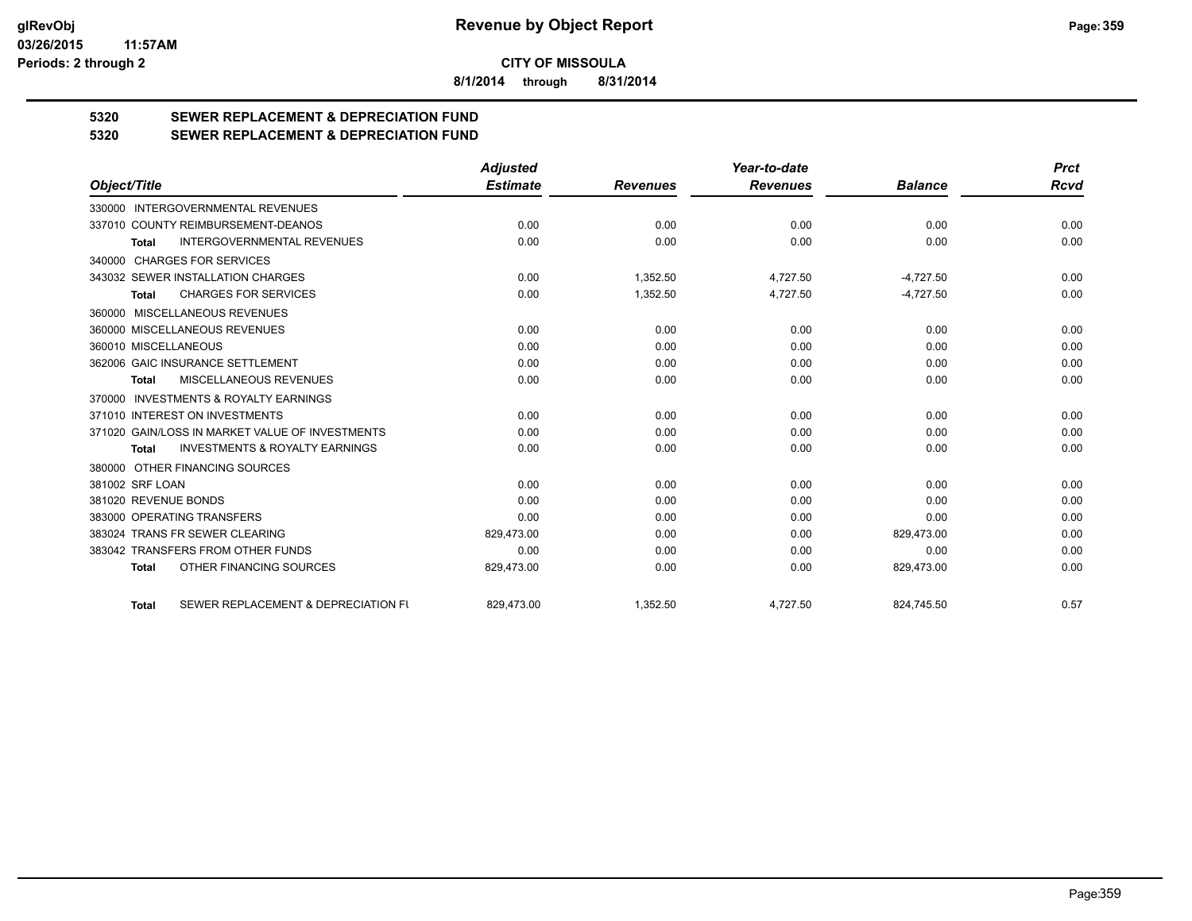**CITY OF MISSOULA**

**8/1/2014 through 8/31/2014**

## 5320 SEWER REPLACEMENT & DEPRECIATION FUND
## 5320 SEWER REPLACEMENT & DEPRECIATION FUND

| Object/Title | Adjusted Estimate | Revenues | Year-to-date Revenues | Balance | Prct Rcvd |
|---|---|---|---|---|---|
| 330000 INTERGOVERNMENTAL REVENUES | | | | | |
| 337010 COUNTY REIMBURSEMENT-DEANOS | 0.00 | 0.00 | 0.00 | 0.00 | 0.00 |
| **Total** INTERGOVERNMENTAL REVENUES | 0.00 | 0.00 | 0.00 | 0.00 | 0.00 |
| 340000 CHARGES FOR SERVICES | | | | | |
| 343032 SEWER INSTALLATION CHARGES | 0.00 | 1,352.50 | 4,727.50 | -4,727.50 | 0.00 |
| **Total** CHARGES FOR SERVICES | 0.00 | 1,352.50 | 4,727.50 | -4,727.50 | 0.00 |
| 360000 MISCELLANEOUS REVENUES | | | | | |
| 360000 MISCELLANEOUS REVENUES | 0.00 | 0.00 | 0.00 | 0.00 | 0.00 |
| 360010 MISCELLANEOUS | 0.00 | 0.00 | 0.00 | 0.00 | 0.00 |
| 362006 GAIC INSURANCE SETTLEMENT | 0.00 | 0.00 | 0.00 | 0.00 | 0.00 |
| **Total** MISCELLANEOUS REVENUES | 0.00 | 0.00 | 0.00 | 0.00 | 0.00 |
| 370000 INVESTMENTS & ROYALTY EARNINGS | | | | | |
| 371010 INTEREST ON INVESTMENTS | 0.00 | 0.00 | 0.00 | 0.00 | 0.00 |
| 371020 GAIN/LOSS IN MARKET VALUE OF INVESTMENTS | 0.00 | 0.00 | 0.00 | 0.00 | 0.00 |
| **Total** INVESTMENTS & ROYALTY EARNINGS | 0.00 | 0.00 | 0.00 | 0.00 | 0.00 |
| 380000 OTHER FINANCING SOURCES | | | | | |
| 381002 SRF LOAN | 0.00 | 0.00 | 0.00 | 0.00 | 0.00 |
| 381020 REVENUE BONDS | 0.00 | 0.00 | 0.00 | 0.00 | 0.00 |
| 383000 OPERATING TRANSFERS | 0.00 | 0.00 | 0.00 | 0.00 | 0.00 |
| 383024 TRANS FR SEWER CLEARING | 829,473.00 | 0.00 | 0.00 | 829,473.00 | 0.00 |
| 383042 TRANSFERS FROM OTHER FUNDS | 0.00 | 0.00 | 0.00 | 0.00 | 0.00 |
| **Total** OTHER FINANCING SOURCES | 829,473.00 | 0.00 | 0.00 | 829,473.00 | 0.00 |
| **Total** SEWER REPLACEMENT & DEPRECIATION FU | 829,473.00 | 1,352.50 | 4,727.50 | 824,745.50 | 0.57 |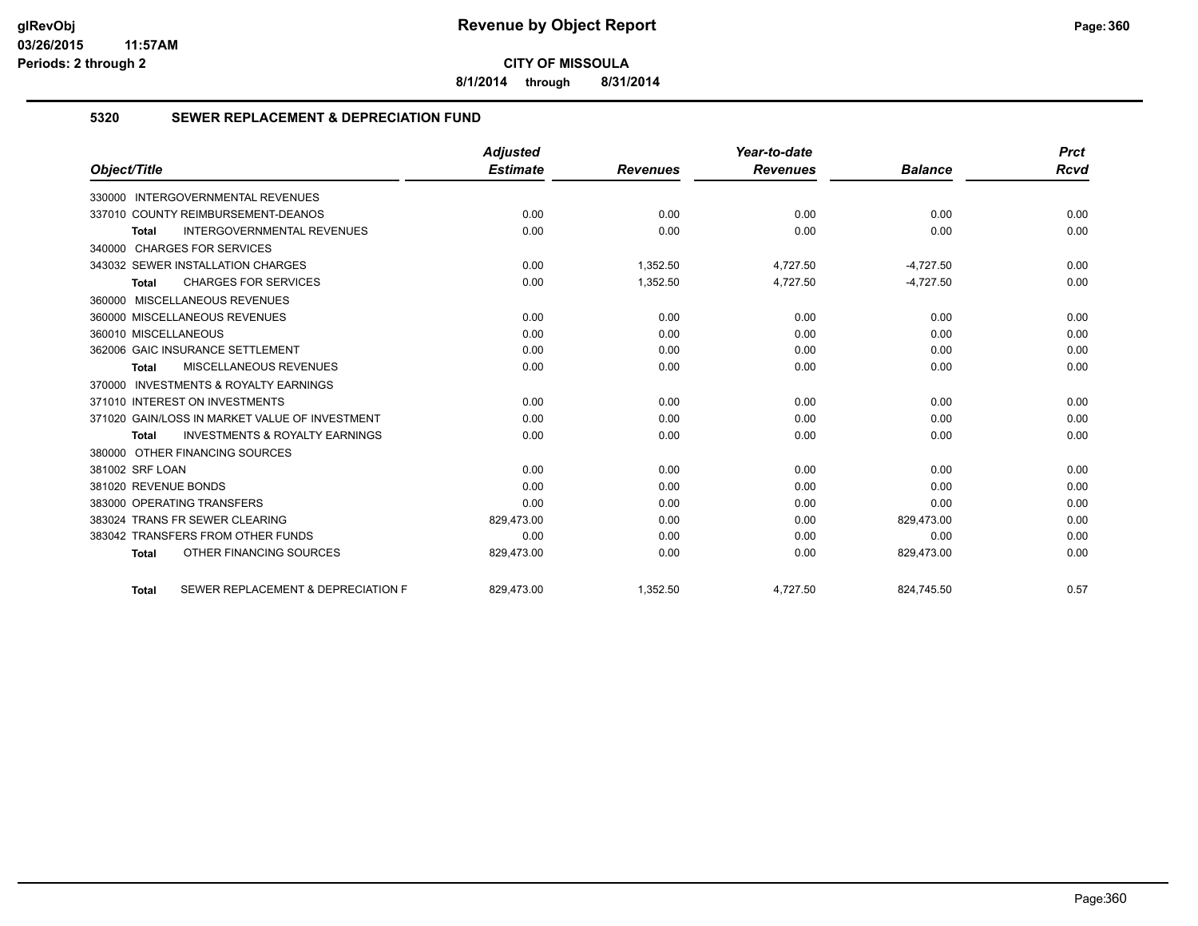**CITY OF MISSOULA**

**8/1/2014 through 8/31/2014**

## 5320 SEWER REPLACEMENT & DEPRECIATION FUND

| Object/Title | Adjusted Estimate | Revenues | Year-to-date Revenues | Balance | Prct Rcvd |
|---|---|---|---|---|---|
| 330000 INTERGOVERNMENTAL REVENUES | | | | | |
| 337010 COUNTY REIMBURSEMENT-DEANOS | 0.00 | 0.00 | 0.00 | 0.00 | 0.00 |
| **Total** INTERGOVERNMENTAL REVENUES | 0.00 | 0.00 | 0.00 | 0.00 | 0.00 |
| 340000 CHARGES FOR SERVICES | | | | | |
| 343032 SEWER INSTALLATION CHARGES | 0.00 | 1,352.50 | 4,727.50 | -4,727.50 | 0.00 |
| **Total** CHARGES FOR SERVICES | 0.00 | 1,352.50 | 4,727.50 | -4,727.50 | 0.00 |
| 360000 MISCELLANEOUS REVENUES | | | | | |
| 360000 MISCELLANEOUS REVENUES | 0.00 | 0.00 | 0.00 | 0.00 | 0.00 |
| 360010 MISCELLANEOUS | 0.00 | 0.00 | 0.00 | 0.00 | 0.00 |
| 362006 GAIC INSURANCE SETTLEMENT | 0.00 | 0.00 | 0.00 | 0.00 | 0.00 |
| **Total** MISCELLANEOUS REVENUES | 0.00 | 0.00 | 0.00 | 0.00 | 0.00 |
| 370000 INVESTMENTS & ROYALTY EARNINGS | | | | | |
| 371010 INTEREST ON INVESTMENTS | 0.00 | 0.00 | 0.00 | 0.00 | 0.00 |
| 371020 GAIN/LOSS IN MARKET VALUE OF INVESTMENT | 0.00 | 0.00 | 0.00 | 0.00 | 0.00 |
| **Total** INVESTMENTS & ROYALTY EARNINGS | 0.00 | 0.00 | 0.00 | 0.00 | 0.00 |
| 380000 OTHER FINANCING SOURCES | | | | | |
| 381002 SRF LOAN | 0.00 | 0.00 | 0.00 | 0.00 | 0.00 |
| 381020 REVENUE BONDS | 0.00 | 0.00 | 0.00 | 0.00 | 0.00 |
| 383000 OPERATING TRANSFERS | 0.00 | 0.00 | 0.00 | 0.00 | 0.00 |
| 383024 TRANS FR SEWER CLEARING | 829,473.00 | 0.00 | 0.00 | 829,473.00 | 0.00 |
| 383042 TRANSFERS FROM OTHER FUNDS | 0.00 | 0.00 | 0.00 | 0.00 | 0.00 |
| **Total** OTHER FINANCING SOURCES | 829,473.00 | 0.00 | 0.00 | 829,473.00 | 0.00 |
| **Total** SEWER REPLACEMENT & DEPRECIATION F | 829,473.00 | 1,352.50 | 4,727.50 | 824,745.50 | 0.57 |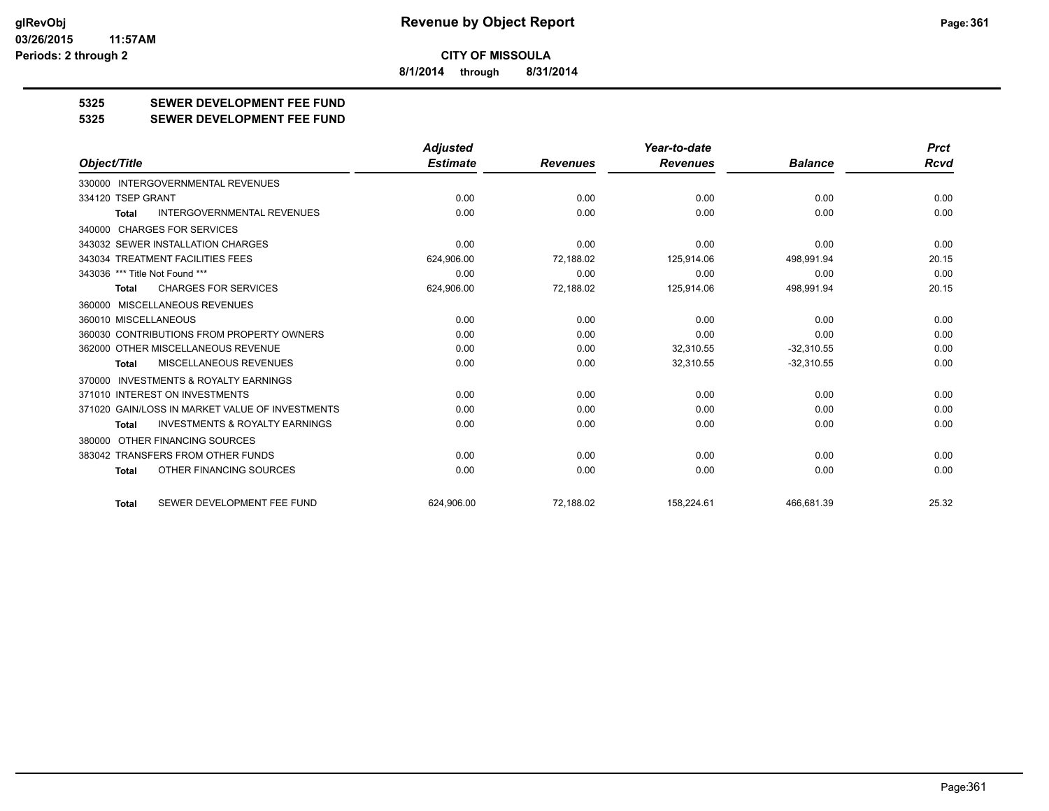**CITY OF MISSOULA**

**8/1/2014 through 8/31/2014**

**5325 SEWER DEVELOPMENT FEE FUND**

**5325 SEWER DEVELOPMENT FEE FUND**

| Object/Title | Adjusted Estimate | Revenues | Year-to-date Revenues | Balance | Prct Rcvd |
|---|---|---|---|---|---|
| 330000 INTERGOVERNMENTAL REVENUES | | | | | |
| 334120 TSEP GRANT | 0.00 | 0.00 | 0.00 | 0.00 | 0.00 |
| Total INTERGOVERNMENTAL REVENUES | 0.00 | 0.00 | 0.00 | 0.00 | 0.00 |
| 340000 CHARGES FOR SERVICES | | | | | |
| 343032 SEWER INSTALLATION CHARGES | 0.00 | 0.00 | 0.00 | 0.00 | 0.00 |
| 343034 TREATMENT FACILITIES FEES | 624,906.00 | 72,188.02 | 125,914.06 | 498,991.94 | 20.15 |
| 343036 *** Title Not Found *** | 0.00 | 0.00 | 0.00 | 0.00 | 0.00 |
| Total CHARGES FOR SERVICES | 624,906.00 | 72,188.02 | 125,914.06 | 498,991.94 | 20.15 |
| 360000 MISCELLANEOUS REVENUES | | | | | |
| 360010 MISCELLANEOUS | 0.00 | 0.00 | 0.00 | 0.00 | 0.00 |
| 360030 CONTRIBUTIONS FROM PROPERTY OWNERS | 0.00 | 0.00 | 0.00 | 0.00 | 0.00 |
| 362000 OTHER MISCELLANEOUS REVENUE | 0.00 | 0.00 | 32,310.55 | -32,310.55 | 0.00 |
| Total MISCELLANEOUS REVENUES | 0.00 | 0.00 | 32,310.55 | -32,310.55 | 0.00 |
| 370000 INVESTMENTS & ROYALTY EARNINGS | | | | | |
| 371010 INTEREST ON INVESTMENTS | 0.00 | 0.00 | 0.00 | 0.00 | 0.00 |
| 371020 GAIN/LOSS IN MARKET VALUE OF INVESTMENTS | 0.00 | 0.00 | 0.00 | 0.00 | 0.00 |
| Total INVESTMENTS & ROYALTY EARNINGS | 0.00 | 0.00 | 0.00 | 0.00 | 0.00 |
| 380000 OTHER FINANCING SOURCES | | | | | |
| 383042 TRANSFERS FROM OTHER FUNDS | 0.00 | 0.00 | 0.00 | 0.00 | 0.00 |
| Total OTHER FINANCING SOURCES | 0.00 | 0.00 | 0.00 | 0.00 | 0.00 |
| Total SEWER DEVELOPMENT FEE FUND | 624,906.00 | 72,188.02 | 158,224.61 | 466,681.39 | 25.32 |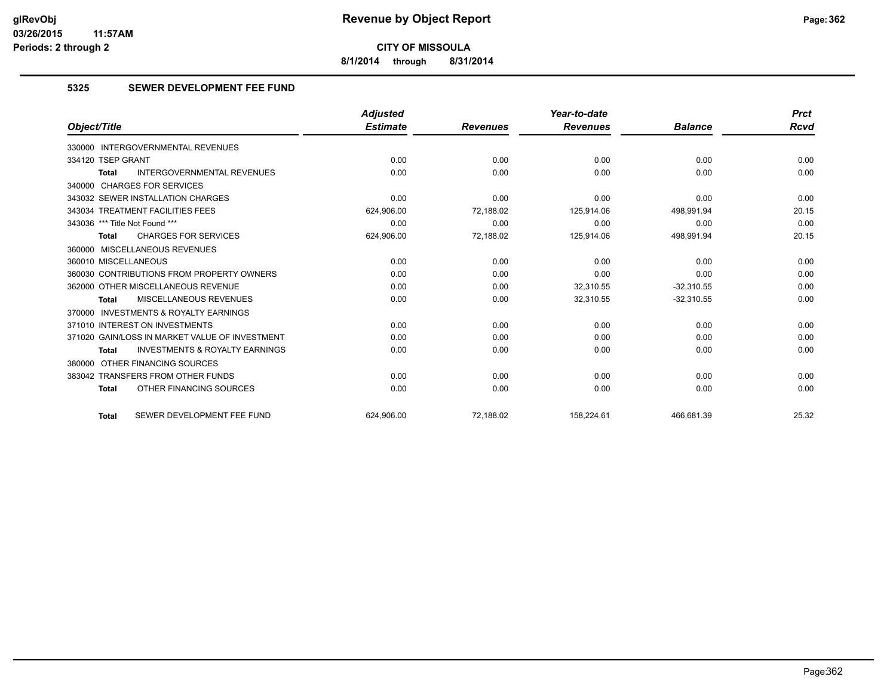# Revenue by Object Report

**CITY OF MISSOULA**

**8/1/2014 through 8/31/2014**

glRevObj
03/26/2015 11:57AM
Periods: 2 through 2

## 5325 SEWER DEVELOPMENT FEE FUND

| Object/Title | Adjusted Estimate | Revenues | Year-to-date Revenues | Balance | Prct Rcvd |
|---|---|---|---|---|---|
| 330000 INTERGOVERNMENTAL REVENUES | | | | | |
| 334120 TSEP GRANT | 0.00 | 0.00 | 0.00 | 0.00 | 0.00 |
| **Total** INTERGOVERNMENTAL REVENUES | 0.00 | 0.00 | 0.00 | 0.00 | 0.00 |
| 340000 CHARGES FOR SERVICES | | | | | |
| 343032 SEWER INSTALLATION CHARGES | 0.00 | 0.00 | 0.00 | 0.00 | 0.00 |
| 343034 TREATMENT FACILITIES FEES | 624,906.00 | 72,188.02 | 125,914.06 | 498,991.94 | 20.15 |
| 343036 *** Title Not Found *** | 0.00 | 0.00 | 0.00 | 0.00 | 0.00 |
| **Total** CHARGES FOR SERVICES | 624,906.00 | 72,188.02 | 125,914.06 | 498,991.94 | 20.15 |
| 360000 MISCELLANEOUS REVENUES | | | | | |
| 360010 MISCELLANEOUS | 0.00 | 0.00 | 0.00 | 0.00 | 0.00 |
| 360030 CONTRIBUTIONS FROM PROPERTY OWNERS | 0.00 | 0.00 | 0.00 | 0.00 | 0.00 |
| 362000 OTHER MISCELLANEOUS REVENUE | 0.00 | 0.00 | 32,310.55 | -32,310.55 | 0.00 |
| **Total** MISCELLANEOUS REVENUES | 0.00 | 0.00 | 32,310.55 | -32,310.55 | 0.00 |
| 370000 INVESTMENTS & ROYALTY EARNINGS | | | | | |
| 371010 INTEREST ON INVESTMENTS | 0.00 | 0.00 | 0.00 | 0.00 | 0.00 |
| 371020 GAIN/LOSS IN MARKET VALUE OF INVESTMENT | 0.00 | 0.00 | 0.00 | 0.00 | 0.00 |
| **Total** INVESTMENTS & ROYALTY EARNINGS | 0.00 | 0.00 | 0.00 | 0.00 | 0.00 |
| 380000 OTHER FINANCING SOURCES | | | | | |
| 383042 TRANSFERS FROM OTHER FUNDS | 0.00 | 0.00 | 0.00 | 0.00 | 0.00 |
| **Total** OTHER FINANCING SOURCES | 0.00 | 0.00 | 0.00 | 0.00 | 0.00 |
| **Total** SEWER DEVELOPMENT FEE FUND | 624,906.00 | 72,188.02 | 158,224.61 | 466,681.39 | 25.32 |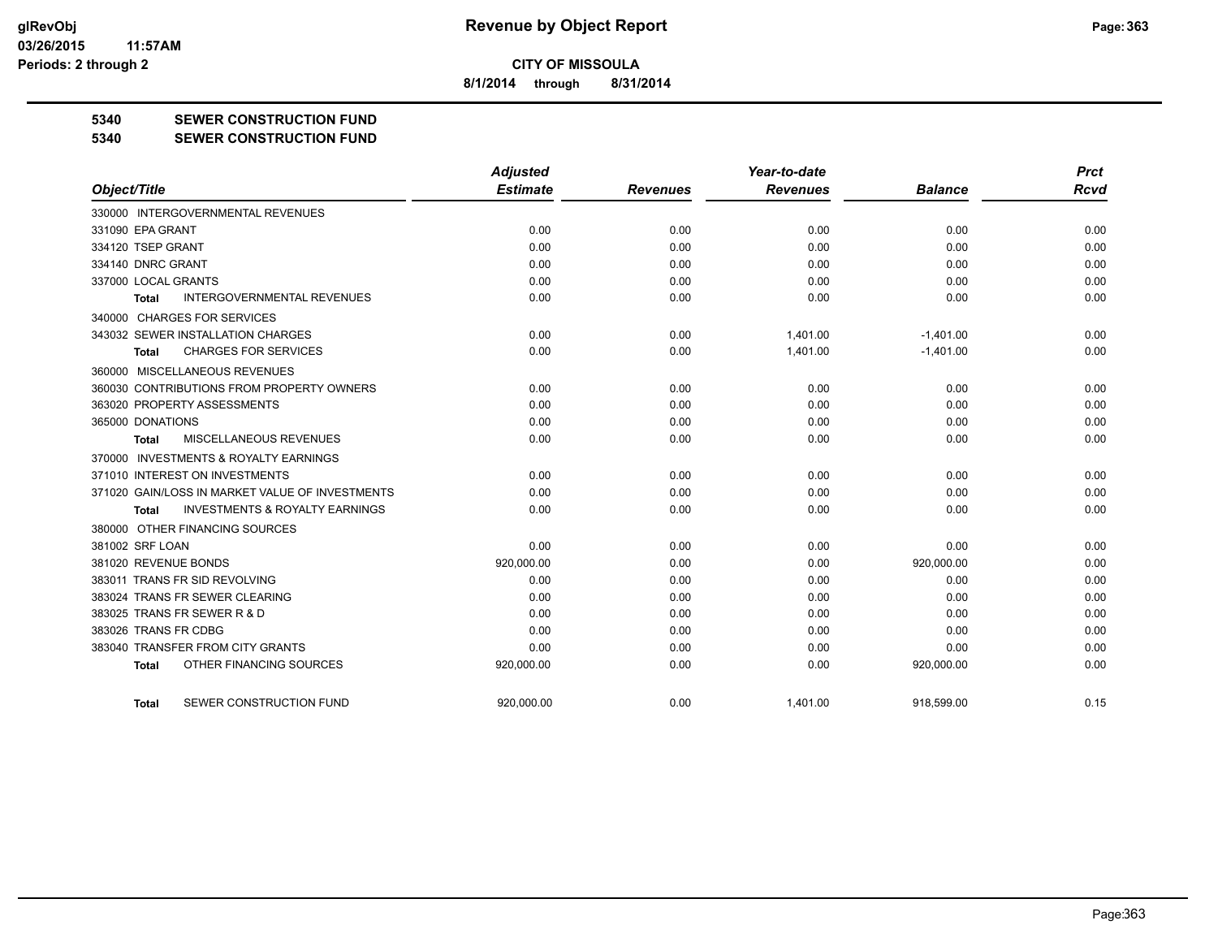**CITY OF MISSOULA**

**8/1/2014 through 8/31/2014**

**5340 SEWER CONSTRUCTION FUND**

**5340 SEWER CONSTRUCTION FUND**

| Object/Title | Adjusted Estimate | Revenues | Year-to-date Revenues | Balance | Prct Rcvd |
|---|---|---|---|---|---|
| 330000 INTERGOVERNMENTAL REVENUES | | | | | |
| 331090 EPA GRANT | 0.00 | 0.00 | 0.00 | 0.00 | 0.00 |
| 334120 TSEP GRANT | 0.00 | 0.00 | 0.00 | 0.00 | 0.00 |
| 334140 DNRC GRANT | 0.00 | 0.00 | 0.00 | 0.00 | 0.00 |
| 337000 LOCAL GRANTS | 0.00 | 0.00 | 0.00 | 0.00 | 0.00 |
| **Total** INTERGOVERNMENTAL REVENUES | 0.00 | 0.00 | 0.00 | 0.00 | 0.00 |
| 340000 CHARGES FOR SERVICES | | | | | |
| 343032 SEWER INSTALLATION CHARGES | 0.00 | 0.00 | 1,401.00 | -1,401.00 | 0.00 |
| **Total** CHARGES FOR SERVICES | 0.00 | 0.00 | 1,401.00 | -1,401.00 | 0.00 |
| 360000 MISCELLANEOUS REVENUES | | | | | |
| 360030 CONTRIBUTIONS FROM PROPERTY OWNERS | 0.00 | 0.00 | 0.00 | 0.00 | 0.00 |
| 363020 PROPERTY ASSESSMENTS | 0.00 | 0.00 | 0.00 | 0.00 | 0.00 |
| 365000 DONATIONS | 0.00 | 0.00 | 0.00 | 0.00 | 0.00 |
| **Total** MISCELLANEOUS REVENUES | 0.00 | 0.00 | 0.00 | 0.00 | 0.00 |
| 370000 INVESTMENTS & ROYALTY EARNINGS | | | | | |
| 371010 INTEREST ON INVESTMENTS | 0.00 | 0.00 | 0.00 | 0.00 | 0.00 |
| 371020 GAIN/LOSS IN MARKET VALUE OF INVESTMENTS | 0.00 | 0.00 | 0.00 | 0.00 | 0.00 |
| **Total** INVESTMENTS & ROYALTY EARNINGS | 0.00 | 0.00 | 0.00 | 0.00 | 0.00 |
| 380000 OTHER FINANCING SOURCES | | | | | |
| 381002 SRF LOAN | 0.00 | 0.00 | 0.00 | 0.00 | 0.00 |
| 381020 REVENUE BONDS | 920,000.00 | 0.00 | 0.00 | 920,000.00 | 0.00 |
| 383011 TRANS FR SID REVOLVING | 0.00 | 0.00 | 0.00 | 0.00 | 0.00 |
| 383024 TRANS FR SEWER CLEARING | 0.00 | 0.00 | 0.00 | 0.00 | 0.00 |
| 383025 TRANS FR SEWER R & D | 0.00 | 0.00 | 0.00 | 0.00 | 0.00 |
| 383026 TRANS FR CDBG | 0.00 | 0.00 | 0.00 | 0.00 | 0.00 |
| 383040 TRANSFER FROM CITY GRANTS | 0.00 | 0.00 | 0.00 | 0.00 | 0.00 |
| **Total** OTHER FINANCING SOURCES | 920,000.00 | 0.00 | 0.00 | 920,000.00 | 0.00 |
| **Total** SEWER CONSTRUCTION FUND | 920,000.00 | 0.00 | 1,401.00 | 918,599.00 | 0.15 |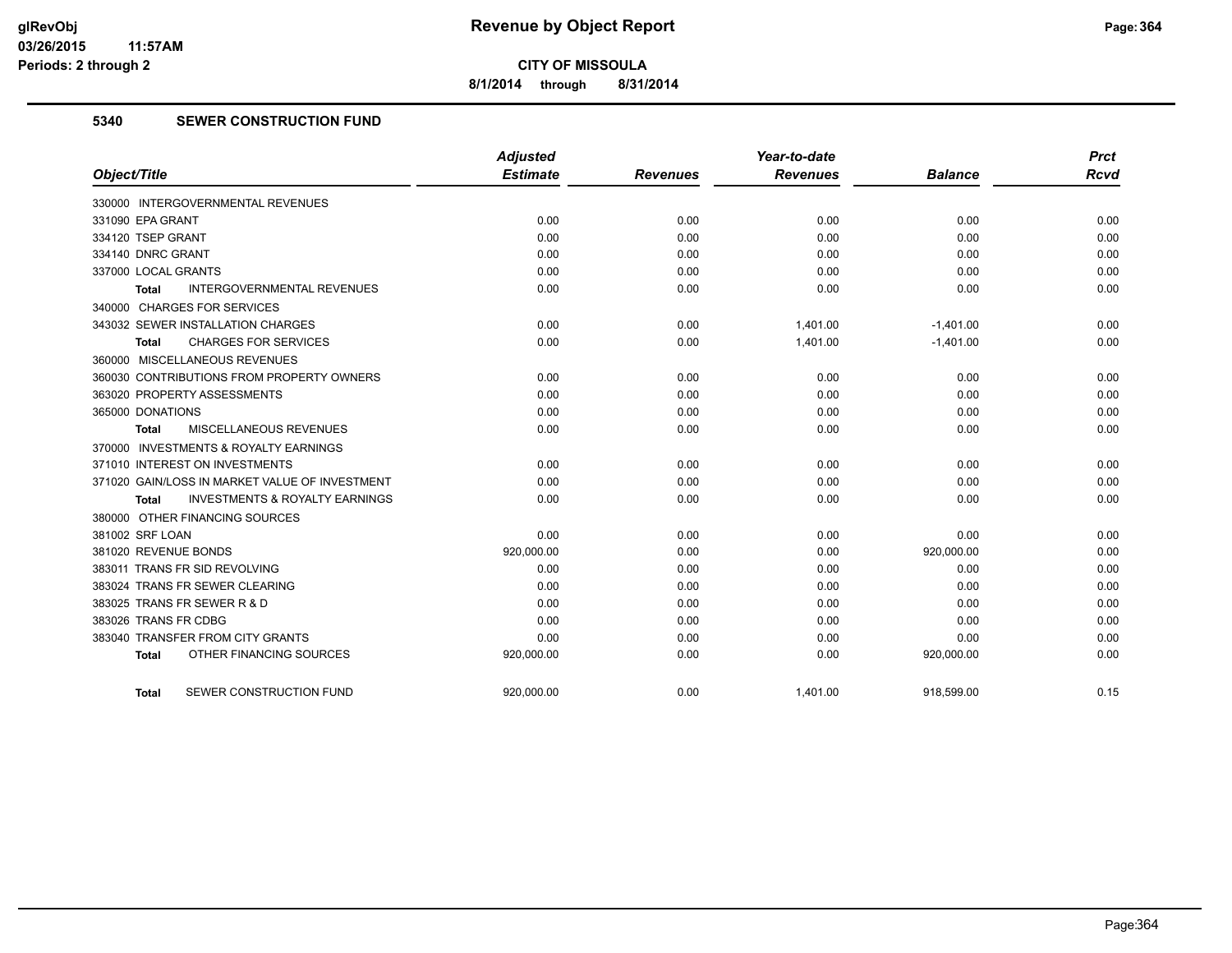# Revenue by Object Report

**CITY OF MISSOULA**

**8/1/2014 through 8/31/2014**

glRevObj
03/26/2015 11:57AM
Periods: 2 through 2

## 5340 SEWER CONSTRUCTION FUND

| Object/Title | Adjusted Estimate | Revenues | Year-to-date Revenues | Balance | Prct Rcvd |
|---|---|---|---|---|---|
| 330000 INTERGOVERNMENTAL REVENUES | | | | | |
| 331090 EPA GRANT | 0.00 | 0.00 | 0.00 | 0.00 | 0.00 |
| 334120 TSEP GRANT | 0.00 | 0.00 | 0.00 | 0.00 | 0.00 |
| 334140 DNRC GRANT | 0.00 | 0.00 | 0.00 | 0.00 | 0.00 |
| 337000 LOCAL GRANTS | 0.00 | 0.00 | 0.00 | 0.00 | 0.00 |
| Total INTERGOVERNMENTAL REVENUES | 0.00 | 0.00 | 0.00 | 0.00 | 0.00 |
| 340000 CHARGES FOR SERVICES | | | | | |
| 343032 SEWER INSTALLATION CHARGES | 0.00 | 0.00 | 1,401.00 | -1,401.00 | 0.00 |
| Total CHARGES FOR SERVICES | 0.00 | 0.00 | 1,401.00 | -1,401.00 | 0.00 |
| 360000 MISCELLANEOUS REVENUES | | | | | |
| 360030 CONTRIBUTIONS FROM PROPERTY OWNERS | 0.00 | 0.00 | 0.00 | 0.00 | 0.00 |
| 363020 PROPERTY ASSESSMENTS | 0.00 | 0.00 | 0.00 | 0.00 | 0.00 |
| 365000 DONATIONS | 0.00 | 0.00 | 0.00 | 0.00 | 0.00 |
| Total MISCELLANEOUS REVENUES | 0.00 | 0.00 | 0.00 | 0.00 | 0.00 |
| 370000 INVESTMENTS & ROYALTY EARNINGS | | | | | |
| 371010 INTEREST ON INVESTMENTS | 0.00 | 0.00 | 0.00 | 0.00 | 0.00 |
| 371020 GAIN/LOSS IN MARKET VALUE OF INVESTMENT | 0.00 | 0.00 | 0.00 | 0.00 | 0.00 |
| Total INVESTMENTS & ROYALTY EARNINGS | 0.00 | 0.00 | 0.00 | 0.00 | 0.00 |
| 380000 OTHER FINANCING SOURCES | | | | | |
| 381002 SRF LOAN | 0.00 | 0.00 | 0.00 | 0.00 | 0.00 |
| 381020 REVENUE BONDS | 920,000.00 | 0.00 | 0.00 | 920,000.00 | 0.00 |
| 383011 TRANS FR SID REVOLVING | 0.00 | 0.00 | 0.00 | 0.00 | 0.00 |
| 383024 TRANS FR SEWER CLEARING | 0.00 | 0.00 | 0.00 | 0.00 | 0.00 |
| 383025 TRANS FR SEWER R & D | 0.00 | 0.00 | 0.00 | 0.00 | 0.00 |
| 383026 TRANS FR CDBG | 0.00 | 0.00 | 0.00 | 0.00 | 0.00 |
| 383040 TRANSFER FROM CITY GRANTS | 0.00 | 0.00 | 0.00 | 0.00 | 0.00 |
| Total OTHER FINANCING SOURCES | 920,000.00 | 0.00 | 0.00 | 920,000.00 | 0.00 |
| Total SEWER CONSTRUCTION FUND | 920,000.00 | 0.00 | 1,401.00 | 918,599.00 | 0.15 |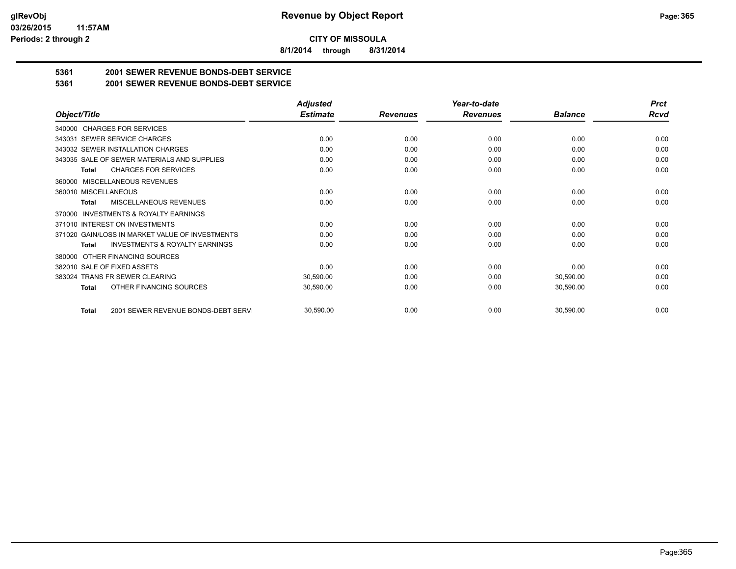**CITY OF MISSOULA**

**8/1/2014 through 8/31/2014**

**5361 2001 SEWER REVENUE BONDS-DEBT SERVICE**

**5361 2001 SEWER REVENUE BONDS-DEBT SERVICE**

| Object/Title | Adjusted Estimate | Revenues | Year-to-date Revenues | Balance | Prct Rcvd |
|---|---|---|---|---|---|
| 340000 CHARGES FOR SERVICES | | | | | |
| 343031 SEWER SERVICE CHARGES | 0.00 | 0.00 | 0.00 | 0.00 | 0.00 |
| 343032 SEWER INSTALLATION CHARGES | 0.00 | 0.00 | 0.00 | 0.00 | 0.00 |
| 343035 SALE OF SEWER MATERIALS AND SUPPLIES | 0.00 | 0.00 | 0.00 | 0.00 | 0.00 |
| **Total** CHARGES FOR SERVICES | 0.00 | 0.00 | 0.00 | 0.00 | 0.00 |
| 360000 MISCELLANEOUS REVENUES | | | | | |
| 360010 MISCELLANEOUS | 0.00 | 0.00 | 0.00 | 0.00 | 0.00 |
| **Total** MISCELLANEOUS REVENUES | 0.00 | 0.00 | 0.00 | 0.00 | 0.00 |
| 370000 INVESTMENTS & ROYALTY EARNINGS | | | | | |
| 371010 INTEREST ON INVESTMENTS | 0.00 | 0.00 | 0.00 | 0.00 | 0.00 |
| 371020 GAIN/LOSS IN MARKET VALUE OF INVESTMENTS | 0.00 | 0.00 | 0.00 | 0.00 | 0.00 |
| **Total** INVESTMENTS & ROYALTY EARNINGS | 0.00 | 0.00 | 0.00 | 0.00 | 0.00 |
| 380000 OTHER FINANCING SOURCES | | | | | |
| 382010 SALE OF FIXED ASSETS | 0.00 | 0.00 | 0.00 | 0.00 | 0.00 |
| 383024 TRANS FR SEWER CLEARING | 30,590.00 | 0.00 | 0.00 | 30,590.00 | 0.00 |
| **Total** OTHER FINANCING SOURCES | 30,590.00 | 0.00 | 0.00 | 30,590.00 | 0.00 |
| **Total** 2001 SEWER REVENUE BONDS-DEBT SERVI | 30,590.00 | 0.00 | 0.00 | 30,590.00 | 0.00 |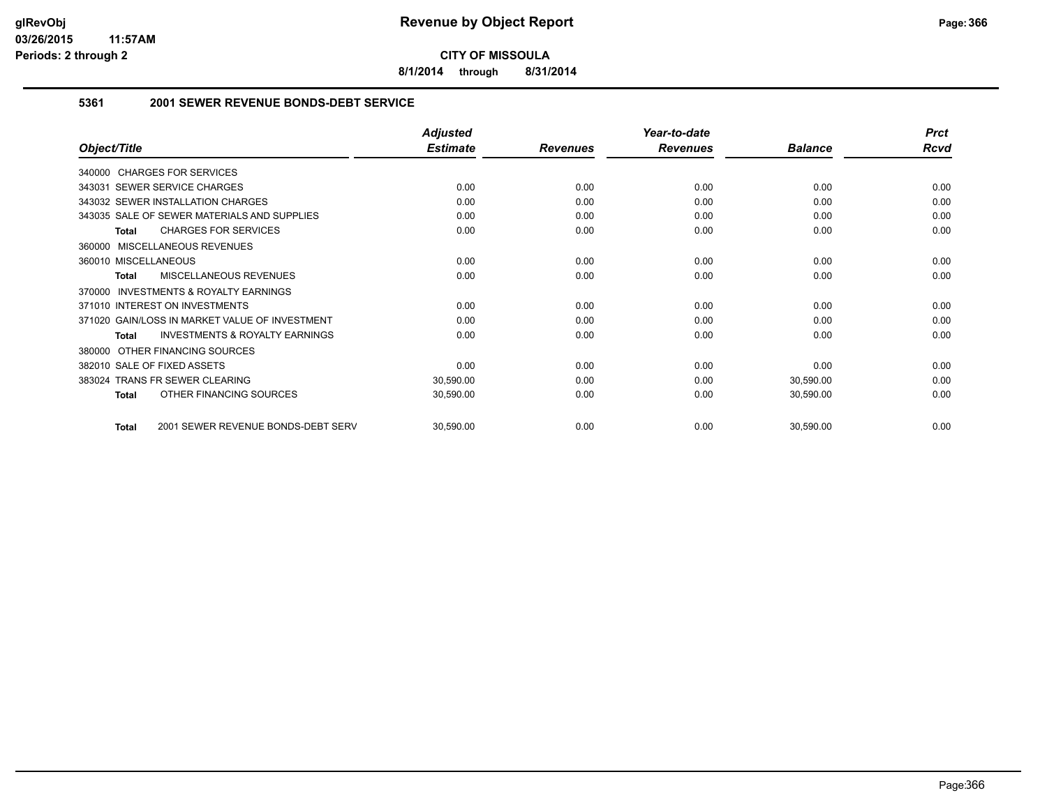**Revenue by Object Report**

**CITY OF MISSOULA**

**8/1/2014 through 8/31/2014**

glRevObj
03/26/2015 11:57AM
Periods: 2 through 2

## 5361 2001 SEWER REVENUE BONDS-DEBT SERVICE

| Object/Title | Adjusted Estimate | Revenues | Year-to-date Revenues | Balance | Prct Rcvd |
|---|---|---|---|---|---|
| 340000 CHARGES FOR SERVICES | | | | | |
| 343031 SEWER SERVICE CHARGES | 0.00 | 0.00 | 0.00 | 0.00 | 0.00 |
| 343032 SEWER INSTALLATION CHARGES | 0.00 | 0.00 | 0.00 | 0.00 | 0.00 |
| 343035 SALE OF SEWER MATERIALS AND SUPPLIES | 0.00 | 0.00 | 0.00 | 0.00 | 0.00 |
| **Total** CHARGES FOR SERVICES | 0.00 | 0.00 | 0.00 | 0.00 | 0.00 |
| 360000 MISCELLANEOUS REVENUES | | | | | |
| 360010 MISCELLANEOUS | 0.00 | 0.00 | 0.00 | 0.00 | 0.00 |
| **Total** MISCELLANEOUS REVENUES | 0.00 | 0.00 | 0.00 | 0.00 | 0.00 |
| 370000 INVESTMENTS & ROYALTY EARNINGS | | | | | |
| 371010 INTEREST ON INVESTMENTS | 0.00 | 0.00 | 0.00 | 0.00 | 0.00 |
| 371020 GAIN/LOSS IN MARKET VALUE OF INVESTMENT | 0.00 | 0.00 | 0.00 | 0.00 | 0.00 |
| **Total** INVESTMENTS & ROYALTY EARNINGS | 0.00 | 0.00 | 0.00 | 0.00 | 0.00 |
| 380000 OTHER FINANCING SOURCES | | | | | |
| 382010 SALE OF FIXED ASSETS | 0.00 | 0.00 | 0.00 | 0.00 | 0.00 |
| 383024 TRANS FR SEWER CLEARING | 30,590.00 | 0.00 | 0.00 | 30,590.00 | 0.00 |
| **Total** OTHER FINANCING SOURCES | 30,590.00 | 0.00 | 0.00 | 30,590.00 | 0.00 |
| **Total** 2001 SEWER REVENUE BONDS-DEBT SERV | 30,590.00 | 0.00 | 0.00 | 30,590.00 | 0.00 |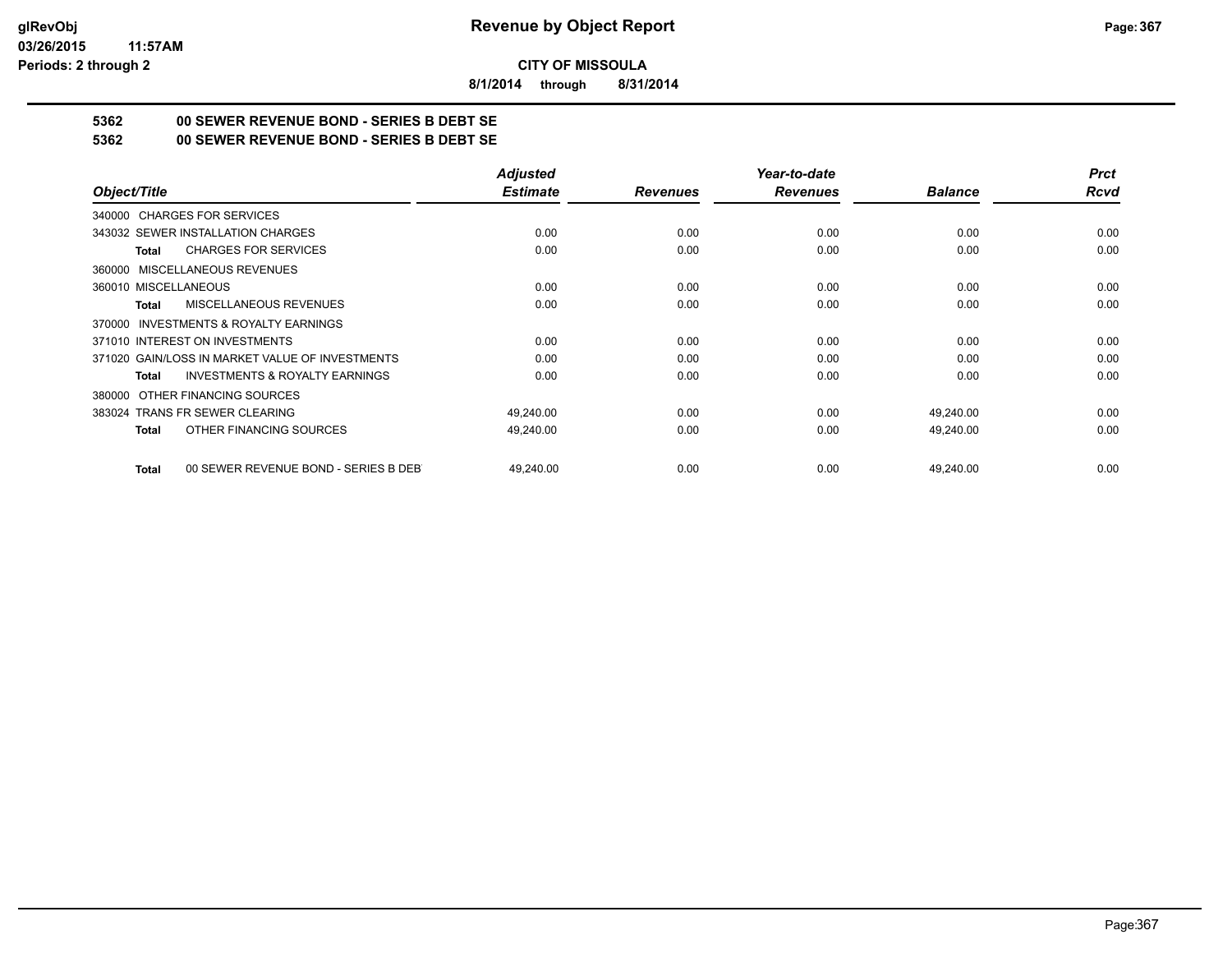**CITY OF MISSOULA**

**8/1/2014 through 8/31/2014**

## 5362 00 SEWER REVENUE BOND - SERIES B DEBT SE

## 5362 00 SEWER REVENUE BOND - SERIES B DEBT SE

| Object/Title | Adjusted Estimate | Revenues | Year-to-date Revenues | Balance | Prct Rcvd |
|---|---|---|---|---|---|
| 340000 CHARGES FOR SERVICES | | | | | |
| 343032 SEWER INSTALLATION CHARGES | 0.00 | 0.00 | 0.00 | 0.00 | 0.00 |
| **Total** CHARGES FOR SERVICES | 0.00 | 0.00 | 0.00 | 0.00 | 0.00 |
| 360000 MISCELLANEOUS REVENUES | | | | | |
| 360010 MISCELLANEOUS | 0.00 | 0.00 | 0.00 | 0.00 | 0.00 |
| **Total** MISCELLANEOUS REVENUES | 0.00 | 0.00 | 0.00 | 0.00 | 0.00 |
| 370000 INVESTMENTS & ROYALTY EARNINGS | | | | | |
| 371010 INTEREST ON INVESTMENTS | 0.00 | 0.00 | 0.00 | 0.00 | 0.00 |
| 371020 GAIN/LOSS IN MARKET VALUE OF INVESTMENTS | 0.00 | 0.00 | 0.00 | 0.00 | 0.00 |
| **Total** INVESTMENTS & ROYALTY EARNINGS | 0.00 | 0.00 | 0.00 | 0.00 | 0.00 |
| 380000 OTHER FINANCING SOURCES | | | | | |
| 383024 TRANS FR SEWER CLEARING | 49,240.00 | 0.00 | 0.00 | 49,240.00 | 0.00 |
| **Total** OTHER FINANCING SOURCES | 49,240.00 | 0.00 | 0.00 | 49,240.00 | 0.00 |
| **Total** 00 SEWER REVENUE BOND - SERIES B DEBT | 49,240.00 | 0.00 | 0.00 | 49,240.00 | 0.00 |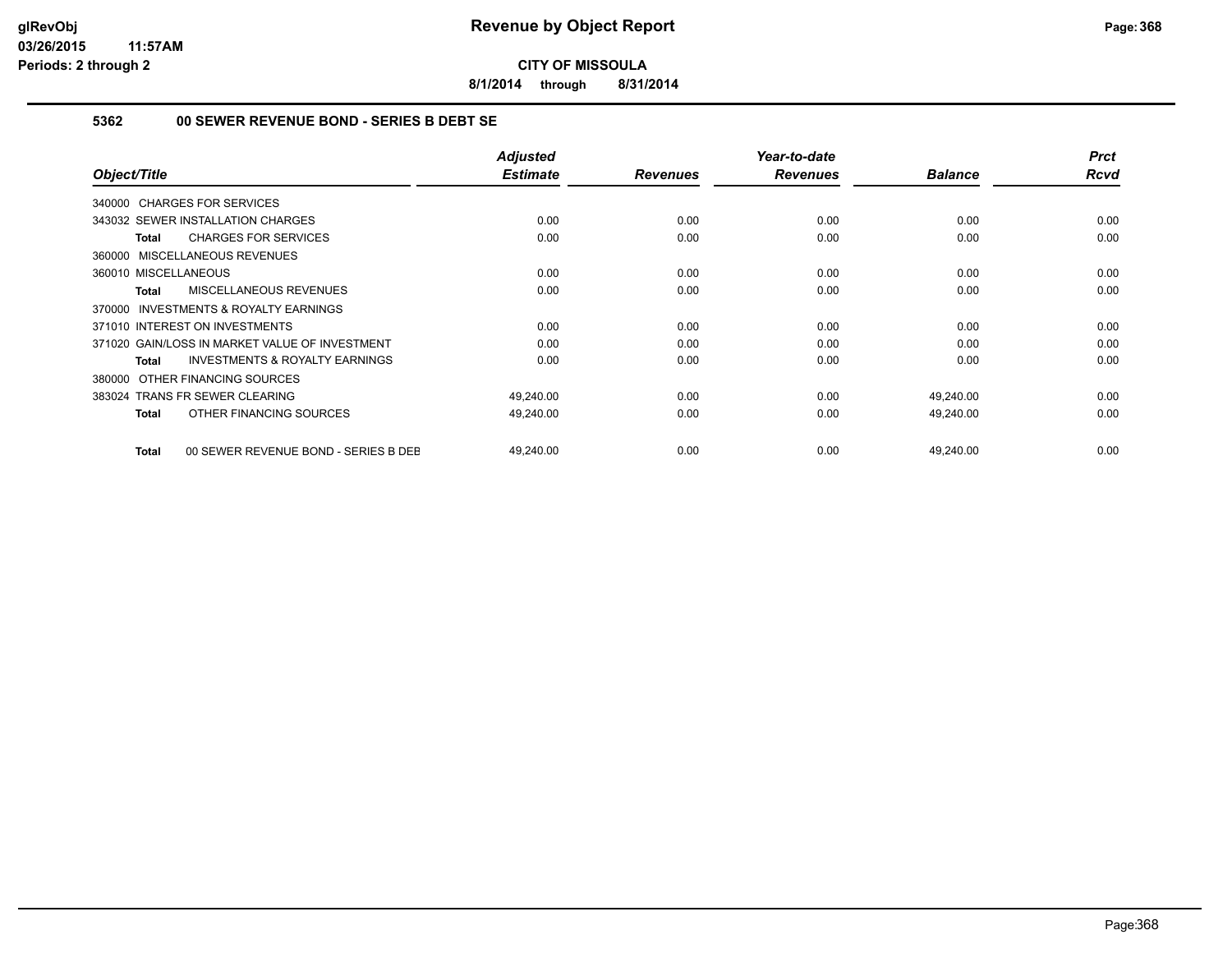# Revenue by Object Report

glRevObj
03/26/2015 11:57AM
Periods: 2 through 2

**CITY OF MISSOULA**

**8/1/2014 through 8/31/2014**

## 5362 00 SEWER REVENUE BOND - SERIES B DEBT SE

| Object/Title | Adjusted Estimate | Revenues | Year-to-date Revenues | Balance | Prct Rcvd |
|---|---|---|---|---|---|
| 340000 CHARGES FOR SERVICES | | | | | |
| 343032 SEWER INSTALLATION CHARGES | 0.00 | 0.00 | 0.00 | 0.00 | 0.00 |
| **Total** CHARGES FOR SERVICES | 0.00 | 0.00 | 0.00 | 0.00 | 0.00 |
| 360000 MISCELLANEOUS REVENUES | | | | | |
| 360010 MISCELLANEOUS | 0.00 | 0.00 | 0.00 | 0.00 | 0.00 |
| **Total** MISCELLANEOUS REVENUES | 0.00 | 0.00 | 0.00 | 0.00 | 0.00 |
| 370000 INVESTMENTS & ROYALTY EARNINGS | | | | | |
| 371010 INTEREST ON INVESTMENTS | 0.00 | 0.00 | 0.00 | 0.00 | 0.00 |
| 371020 GAIN/LOSS IN MARKET VALUE OF INVESTMENT | 0.00 | 0.00 | 0.00 | 0.00 | 0.00 |
| **Total** INVESTMENTS & ROYALTY EARNINGS | 0.00 | 0.00 | 0.00 | 0.00 | 0.00 |
| 380000 OTHER FINANCING SOURCES | | | | | |
| 383024 TRANS FR SEWER CLEARING | 49,240.00 | 0.00 | 0.00 | 49,240.00 | 0.00 |
| **Total** OTHER FINANCING SOURCES | 49,240.00 | 0.00 | 0.00 | 49,240.00 | 0.00 |
| **Total** 00 SEWER REVENUE BOND - SERIES B DEB | 49,240.00 | 0.00 | 0.00 | 49,240.00 | 0.00 |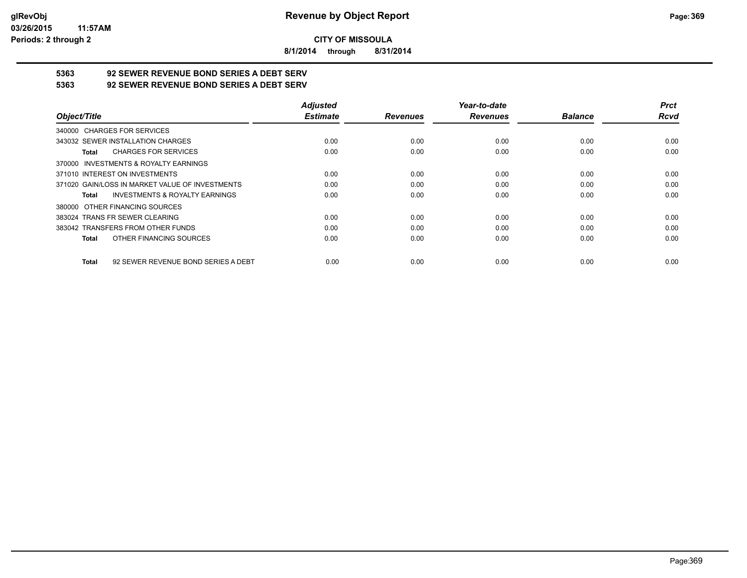**Revenue by Object Report**

**CITY OF MISSOULA**

**8/1/2014 through 8/31/2014**

**5363 92 SEWER REVENUE BOND SERIES A DEBT SERV**

**5363 92 SEWER REVENUE BOND SERIES A DEBT SERV**

| Object/Title | Adjusted Estimate | Revenues | Year-to-date Revenues | Balance | Prct Rcvd |
|---|---|---|---|---|---|
| 340000 CHARGES FOR SERVICES | | | | | |
| 343032 SEWER INSTALLATION CHARGES | 0.00 | 0.00 | 0.00 | 0.00 | 0.00 |
| **Total** CHARGES FOR SERVICES | 0.00 | 0.00 | 0.00 | 0.00 | 0.00 |
| 370000 INVESTMENTS & ROYALTY EARNINGS | | | | | |
| 371010 INTEREST ON INVESTMENTS | 0.00 | 0.00 | 0.00 | 0.00 | 0.00 |
| 371020 GAIN/LOSS IN MARKET VALUE OF INVESTMENTS | 0.00 | 0.00 | 0.00 | 0.00 | 0.00 |
| **Total** INVESTMENTS & ROYALTY EARNINGS | 0.00 | 0.00 | 0.00 | 0.00 | 0.00 |
| 380000 OTHER FINANCING SOURCES | | | | | |
| 383024 TRANS FR SEWER CLEARING | 0.00 | 0.00 | 0.00 | 0.00 | 0.00 |
| 383042 TRANSFERS FROM OTHER FUNDS | 0.00 | 0.00 | 0.00 | 0.00 | 0.00 |
| **Total** OTHER FINANCING SOURCES | 0.00 | 0.00 | 0.00 | 0.00 | 0.00 |
| **Total** 92 SEWER REVENUE BOND SERIES A DEBT | 0.00 | 0.00 | 0.00 | 0.00 | 0.00 |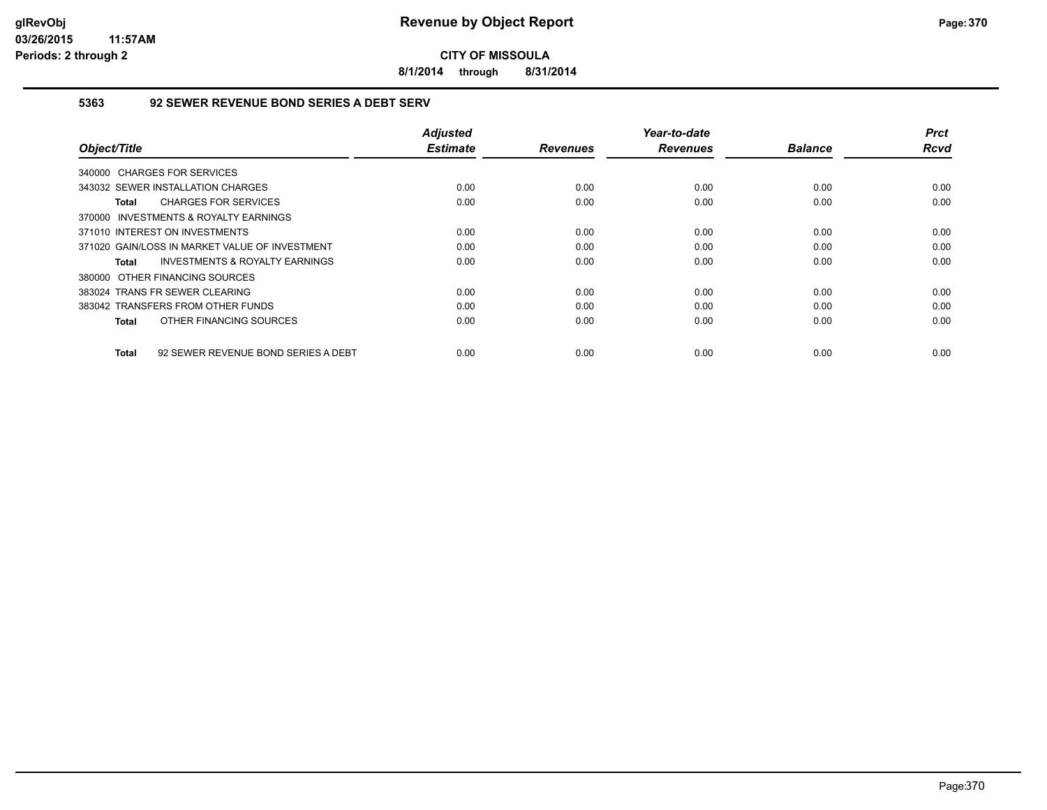**CITY OF MISSOULA**

**8/1/2014 through 8/31/2014**

### 5363 92 SEWER REVENUE BOND SERIES A DEBT SERV

| Object/Title | Adjusted Estimate | Revenues | Year-to-date Revenues | Balance | Prct Rcvd |
|---|---|---|---|---|---|
| 340000 CHARGES FOR SERVICES | | | | | |
| 343032 SEWER INSTALLATION CHARGES | 0.00 | 0.00 | 0.00 | 0.00 | 0.00 |
| **Total** CHARGES FOR SERVICES | 0.00 | 0.00 | 0.00 | 0.00 | 0.00 |
| 370000 INVESTMENTS & ROYALTY EARNINGS | | | | | |
| 371010 INTEREST ON INVESTMENTS | 0.00 | 0.00 | 0.00 | 0.00 | 0.00 |
| 371020 GAIN/LOSS IN MARKET VALUE OF INVESTMENT | 0.00 | 0.00 | 0.00 | 0.00 | 0.00 |
| **Total** INVESTMENTS & ROYALTY EARNINGS | 0.00 | 0.00 | 0.00 | 0.00 | 0.00 |
| 380000 OTHER FINANCING SOURCES | | | | | |
| 383024 TRANS FR SEWER CLEARING | 0.00 | 0.00 | 0.00 | 0.00 | 0.00 |
| 383042 TRANSFERS FROM OTHER FUNDS | 0.00 | 0.00 | 0.00 | 0.00 | 0.00 |
| **Total** OTHER FINANCING SOURCES | 0.00 | 0.00 | 0.00 | 0.00 | 0.00 |
| **Total** 92 SEWER REVENUE BOND SERIES A DEBT | 0.00 | 0.00 | 0.00 | 0.00 | 0.00 |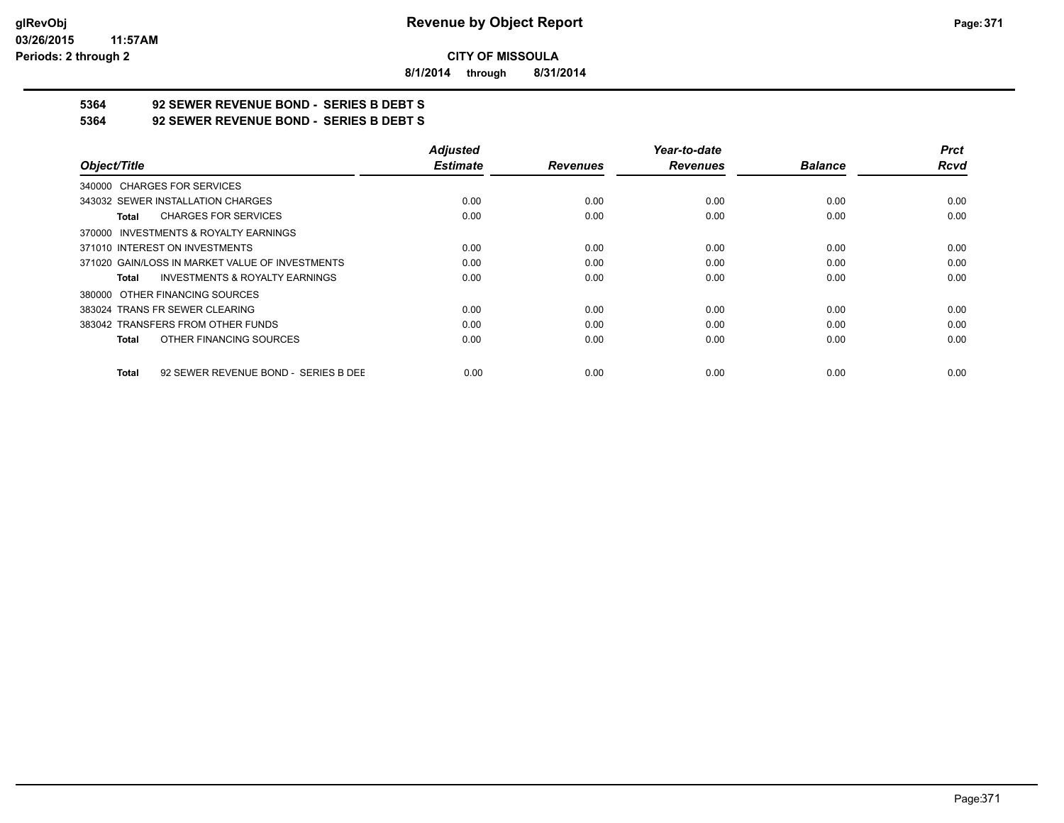**CITY OF MISSOULA**

**8/1/2014 through 8/31/2014**

**5364 92 SEWER REVENUE BOND - SERIES B DEBT S**

**5364 92 SEWER REVENUE BOND - SERIES B DEBT S**

| Object/Title | Adjusted Estimate | Revenues | Year-to-date Revenues | Balance | Prct Rcvd |
|---|---|---|---|---|---|
| 340000 CHARGES FOR SERVICES | | | | | |
| 343032 SEWER INSTALLATION CHARGES | 0.00 | 0.00 | 0.00 | 0.00 | 0.00 |
| **Total** CHARGES FOR SERVICES | 0.00 | 0.00 | 0.00 | 0.00 | 0.00 |
| 370000 INVESTMENTS & ROYALTY EARNINGS | | | | | |
| 371010 INTEREST ON INVESTMENTS | 0.00 | 0.00 | 0.00 | 0.00 | 0.00 |
| 371020 GAIN/LOSS IN MARKET VALUE OF INVESTMENTS | 0.00 | 0.00 | 0.00 | 0.00 | 0.00 |
| **Total** INVESTMENTS & ROYALTY EARNINGS | 0.00 | 0.00 | 0.00 | 0.00 | 0.00 |
| 380000 OTHER FINANCING SOURCES | | | | | |
| 383024 TRANS FR SEWER CLEARING | 0.00 | 0.00 | 0.00 | 0.00 | 0.00 |
| 383042 TRANSFERS FROM OTHER FUNDS | 0.00 | 0.00 | 0.00 | 0.00 | 0.00 |
| **Total** OTHER FINANCING SOURCES | 0.00 | 0.00 | 0.00 | 0.00 | 0.00 |
| **Total** 92 SEWER REVENUE BOND - SERIES B DEE | 0.00 | 0.00 | 0.00 | 0.00 | 0.00 |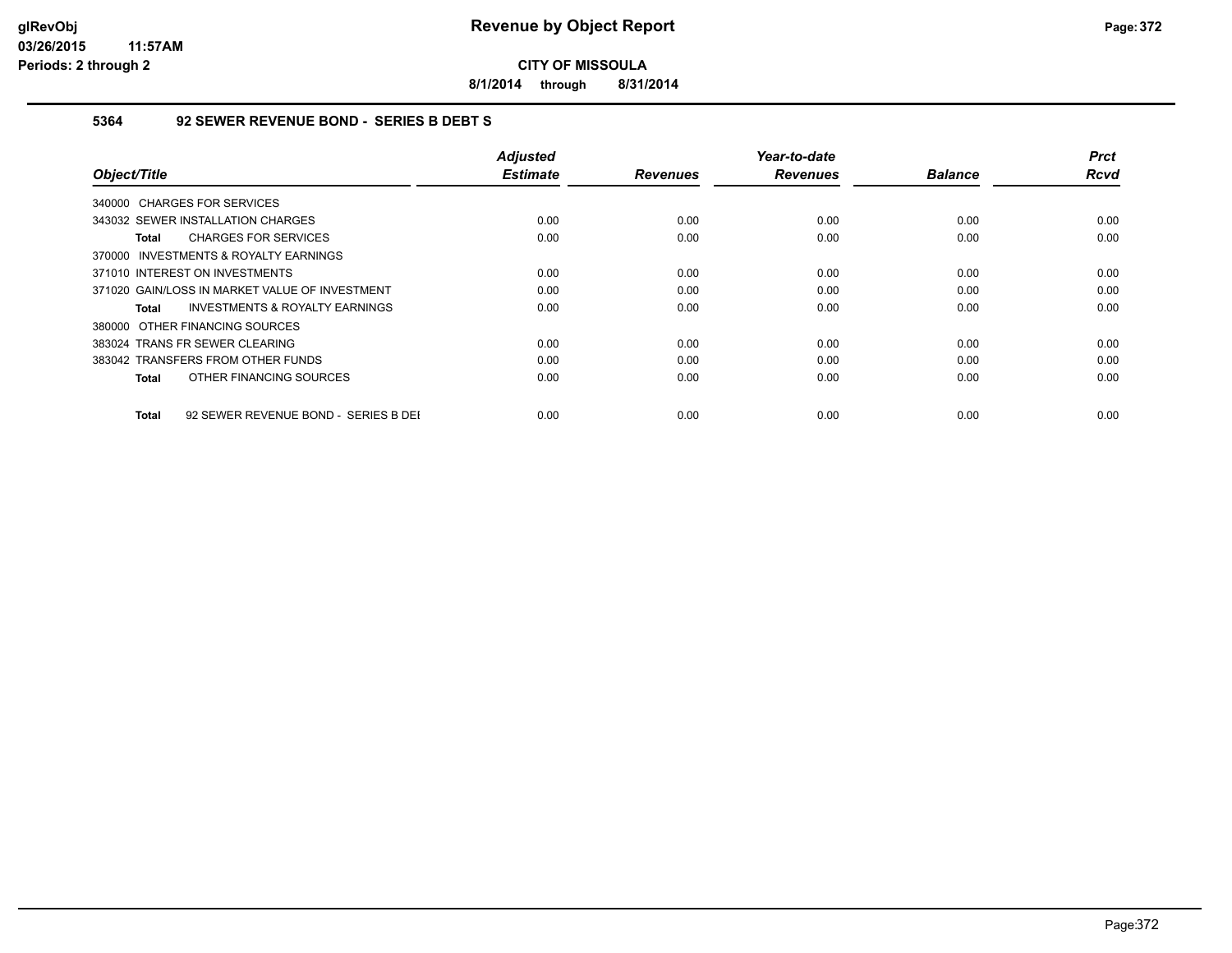# Revenue by Object Report

**CITY OF MISSOULA**

**8/1/2014 through 8/31/2014**

glRevObj
03/26/2015 11:57AM
Periods: 2 through 2

### 5364 92 SEWER REVENUE BOND - SERIES B DEBT S

| Object/Title | Adjusted Estimate | Revenues | Year-to-date Revenues | Balance | Prct Rcvd |
|---|---|---|---|---|---|
| 340000 CHARGES FOR SERVICES | | | | | |
| 343032 SEWER INSTALLATION CHARGES | 0.00 | 0.00 | 0.00 | 0.00 | 0.00 |
| **Total** CHARGES FOR SERVICES | 0.00 | 0.00 | 0.00 | 0.00 | 0.00 |
| 370000 INVESTMENTS & ROYALTY EARNINGS | | | | | |
| 371010 INTEREST ON INVESTMENTS | 0.00 | 0.00 | 0.00 | 0.00 | 0.00 |
| 371020 GAIN/LOSS IN MARKET VALUE OF INVESTMENT | 0.00 | 0.00 | 0.00 | 0.00 | 0.00 |
| **Total** INVESTMENTS & ROYALTY EARNINGS | 0.00 | 0.00 | 0.00 | 0.00 | 0.00 |
| 380000 OTHER FINANCING SOURCES | | | | | |
| 383024 TRANS FR SEWER CLEARING | 0.00 | 0.00 | 0.00 | 0.00 | 0.00 |
| 383042 TRANSFERS FROM OTHER FUNDS | 0.00 | 0.00 | 0.00 | 0.00 | 0.00 |
| **Total** OTHER FINANCING SOURCES | 0.00 | 0.00 | 0.00 | 0.00 | 0.00 |
| **Total** 92 SEWER REVENUE BOND - SERIES B DEI | 0.00 | 0.00 | 0.00 | 0.00 | 0.00 |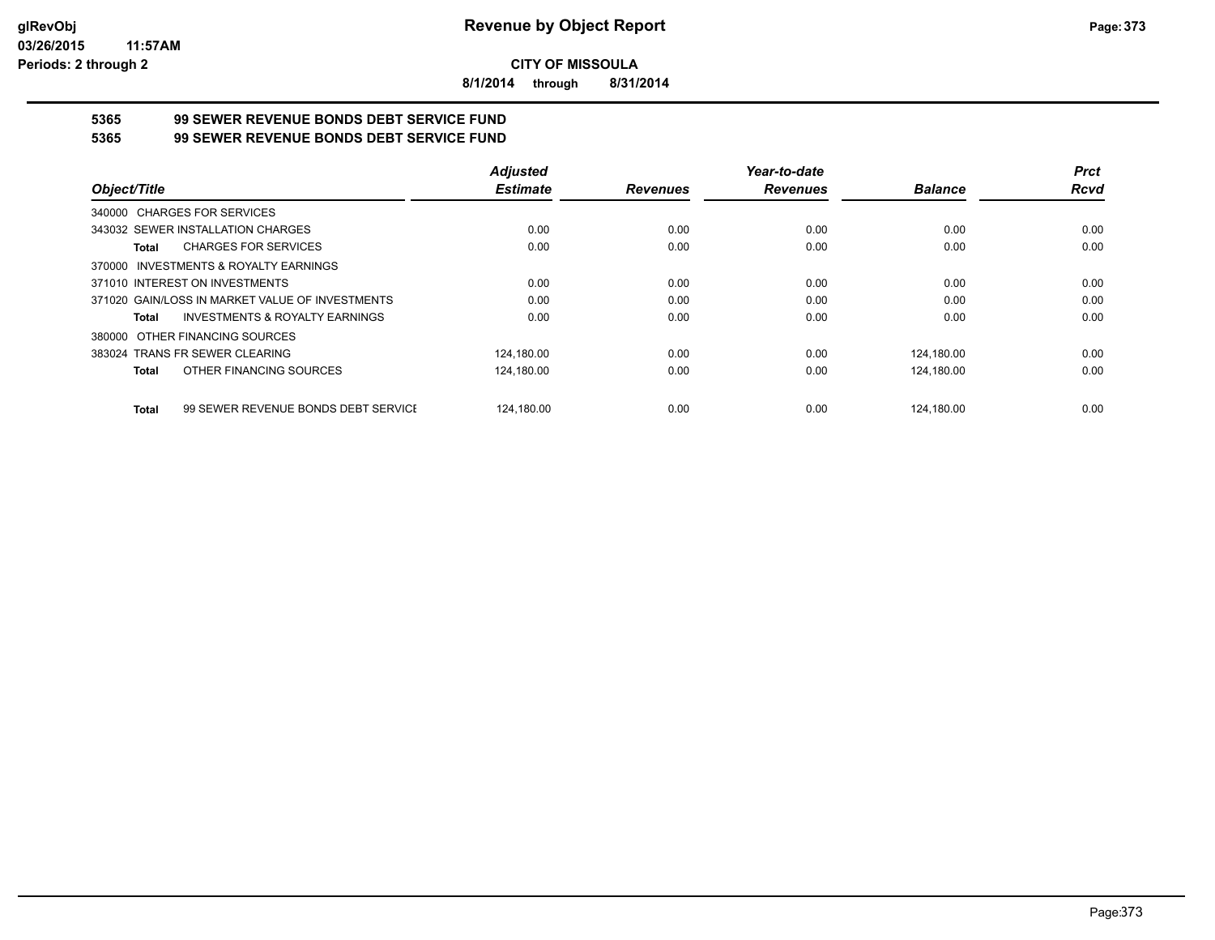glRevObj
03/26/2015 11:57AM
Periods: 2 through 2

# Revenue by Object Report

**CITY OF MISSOULA**

**8/1/2014 through 8/31/2014**

**5365 99 SEWER REVENUE BONDS DEBT SERVICE FUND**
**5365 99 SEWER REVENUE BONDS DEBT SERVICE FUND**

| Object/Title | Adjusted Estimate | Revenues | Year-to-date Revenues | Balance | Prct Rcvd |
|---|---|---|---|---|---|
| 340000 CHARGES FOR SERVICES | | | | | |
| 343032 SEWER INSTALLATION CHARGES | 0.00 | 0.00 | 0.00 | 0.00 | 0.00 |
| **Total** CHARGES FOR SERVICES | 0.00 | 0.00 | 0.00 | 0.00 | 0.00 |
| 370000 INVESTMENTS & ROYALTY EARNINGS | | | | | |
| 371010 INTEREST ON INVESTMENTS | 0.00 | 0.00 | 0.00 | 0.00 | 0.00 |
| 371020 GAIN/LOSS IN MARKET VALUE OF INVESTMENTS | 0.00 | 0.00 | 0.00 | 0.00 | 0.00 |
| **Total** INVESTMENTS & ROYALTY EARNINGS | 0.00 | 0.00 | 0.00 | 0.00 | 0.00 |
| 380000 OTHER FINANCING SOURCES | | | | | |
| 383024 TRANS FR SEWER CLEARING | 124,180.00 | 0.00 | 0.00 | 124,180.00 | 0.00 |
| **Total** OTHER FINANCING SOURCES | 124,180.00 | 0.00 | 0.00 | 124,180.00 | 0.00 |
| **Total** 99 SEWER REVENUE BONDS DEBT SERVICE | 124,180.00 | 0.00 | 0.00 | 124,180.00 | 0.00 |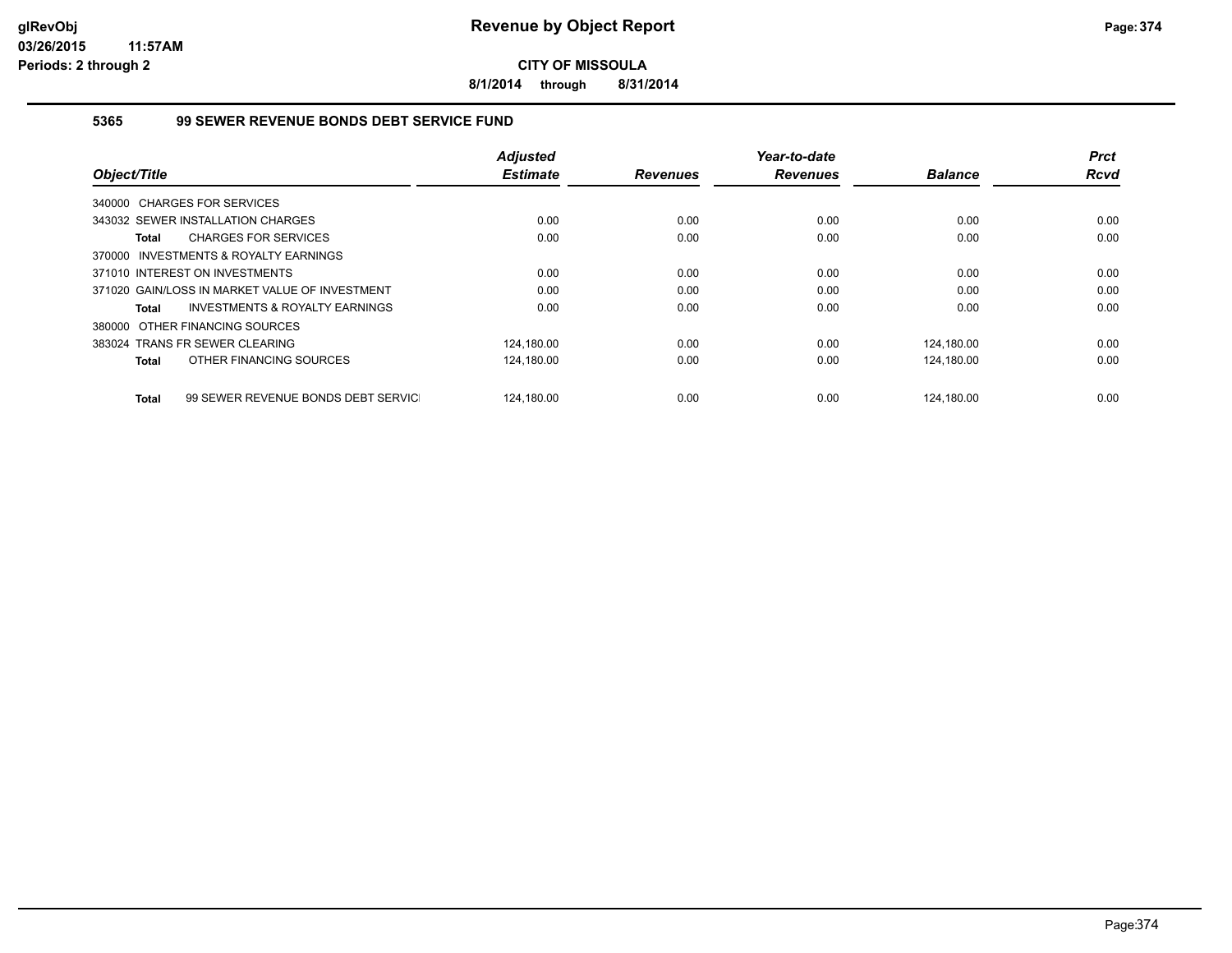**CITY OF MISSOULA**

**8/1/2014 through 8/31/2014**

### 5365 99 SEWER REVENUE BONDS DEBT SERVICE FUND

| Object/Title | Adjusted Estimate | Revenues | Year-to-date Revenues | Balance | Prct Rcvd |
|---|---|---|---|---|---|
| 340000 CHARGES FOR SERVICES | | | | | |
| 343032 SEWER INSTALLATION CHARGES | 0.00 | 0.00 | 0.00 | 0.00 | 0.00 |
| **Total** CHARGES FOR SERVICES | 0.00 | 0.00 | 0.00 | 0.00 | 0.00 |
| 370000 INVESTMENTS & ROYALTY EARNINGS | | | | | |
| 371010 INTEREST ON INVESTMENTS | 0.00 | 0.00 | 0.00 | 0.00 | 0.00 |
| 371020 GAIN/LOSS IN MARKET VALUE OF INVESTMENT | 0.00 | 0.00 | 0.00 | 0.00 | 0.00 |
| **Total** INVESTMENTS & ROYALTY EARNINGS | 0.00 | 0.00 | 0.00 | 0.00 | 0.00 |
| 380000 OTHER FINANCING SOURCES | | | | | |
| 383024 TRANS FR SEWER CLEARING | 124,180.00 | 0.00 | 0.00 | 124,180.00 | 0.00 |
| **Total** OTHER FINANCING SOURCES | 124,180.00 | 0.00 | 0.00 | 124,180.00 | 0.00 |
| **Total** 99 SEWER REVENUE BONDS DEBT SERVICE | 124,180.00 | 0.00 | 0.00 | 124,180.00 | 0.00 |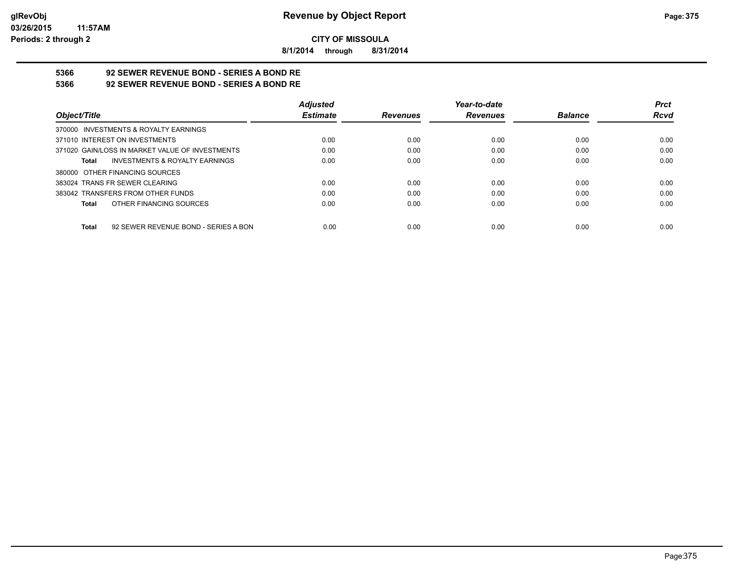**CITY OF MISSOULA**

**8/1/2014 through 8/31/2014**

## 5366 92 SEWER REVENUE BOND - SERIES A BOND RE
## 5366 92 SEWER REVENUE BOND - SERIES A BOND RE

| Object/Title | Adjusted Estimate | Revenues | Year-to-date Revenues | Balance | Prct Rcvd |
|---|---|---|---|---|---|
| 370000 INVESTMENTS & ROYALTY EARNINGS | | | | | |
| 371010 INTEREST ON INVESTMENTS | 0.00 | 0.00 | 0.00 | 0.00 | 0.00 |
| 371020 GAIN/LOSS IN MARKET VALUE OF INVESTMENTS | 0.00 | 0.00 | 0.00 | 0.00 | 0.00 |
| **Total** INVESTMENTS & ROYALTY EARNINGS | 0.00 | 0.00 | 0.00 | 0.00 | 0.00 |
| 380000 OTHER FINANCING SOURCES | | | | | |
| 383024 TRANS FR SEWER CLEARING | 0.00 | 0.00 | 0.00 | 0.00 | 0.00 |
| 383042 TRANSFERS FROM OTHER FUNDS | 0.00 | 0.00 | 0.00 | 0.00 | 0.00 |
| **Total** OTHER FINANCING SOURCES | 0.00 | 0.00 | 0.00 | 0.00 | 0.00 |
| **Total** 92 SEWER REVENUE BOND - SERIES A BON | 0.00 | 0.00 | 0.00 | 0.00 | 0.00 |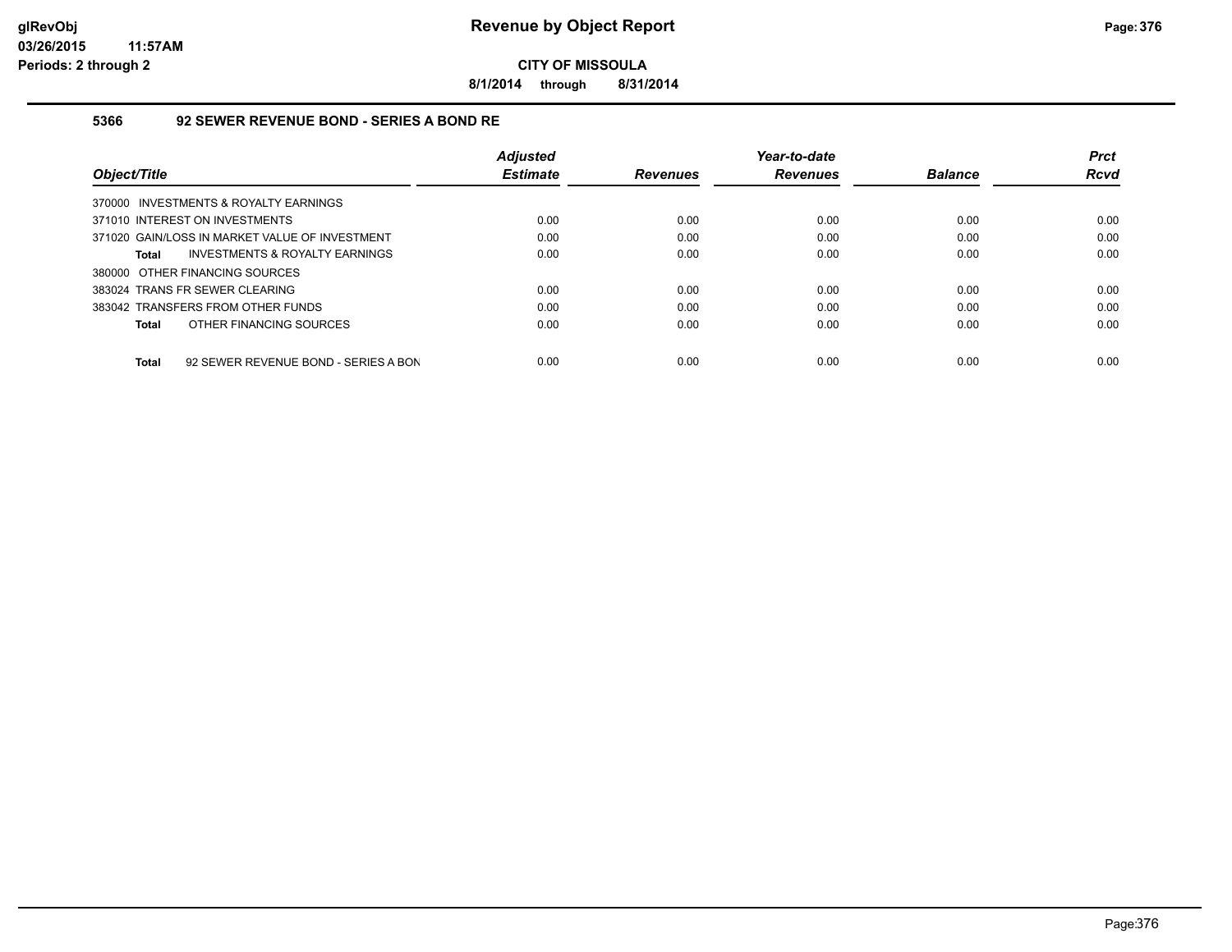# Revenue by Object Report

**CITY OF MISSOULA**

**8/1/2014 through 8/31/2014**

### 5366 92 SEWER REVENUE BOND - SERIES A BOND RE

| Object/Title | Adjusted Estimate | Revenues | Year-to-date Revenues | Balance | Prct Rcvd |
|---|---|---|---|---|---|
| 370000 INVESTMENTS & ROYALTY EARNINGS | | | | | |
| 371010 INTEREST ON INVESTMENTS | 0.00 | 0.00 | 0.00 | 0.00 | 0.00 |
| 371020 GAIN/LOSS IN MARKET VALUE OF INVESTMENT | 0.00 | 0.00 | 0.00 | 0.00 | 0.00 |
| **Total** INVESTMENTS & ROYALTY EARNINGS | 0.00 | 0.00 | 0.00 | 0.00 | 0.00 |
| 380000 OTHER FINANCING SOURCES | | | | | |
| 383024 TRANS FR SEWER CLEARING | 0.00 | 0.00 | 0.00 | 0.00 | 0.00 |
| 383042 TRANSFERS FROM OTHER FUNDS | 0.00 | 0.00 | 0.00 | 0.00 | 0.00 |
| **Total** OTHER FINANCING SOURCES | 0.00 | 0.00 | 0.00 | 0.00 | 0.00 |
| **Total** 92 SEWER REVENUE BOND - SERIES A BON | 0.00 | 0.00 | 0.00 | 0.00 | 0.00 |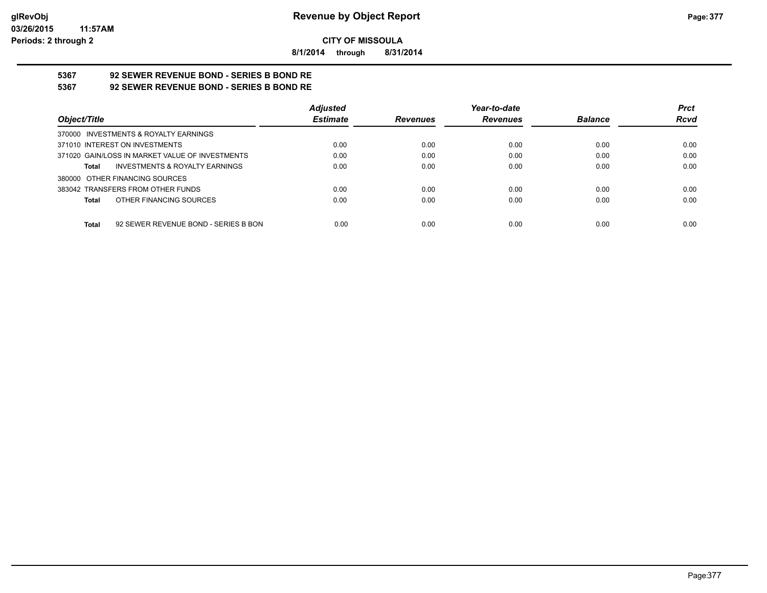**glRevObj**
**03/26/2015 11:57AM**
**Periods: 2 through 2**

# Revenue by Object Report

**CITY OF MISSOULA**

**8/1/2014 through 8/31/2014**

## 5367 92 SEWER REVENUE BOND - SERIES B BOND RE
## 5367 92 SEWER REVENUE BOND - SERIES B BOND RE

| Object/Title | Adjusted Estimate | Revenues | Year-to-date Revenues | Balance | Prct Rcvd |
|---|---|---|---|---|---|
| 370000 INVESTMENTS & ROYALTY EARNINGS | | | | | |
| 371010 INTEREST ON INVESTMENTS | 0.00 | 0.00 | 0.00 | 0.00 | 0.00 |
| 371020 GAIN/LOSS IN MARKET VALUE OF INVESTMENTS | 0.00 | 0.00 | 0.00 | 0.00 | 0.00 |
| **Total** INVESTMENTS & ROYALTY EARNINGS | 0.00 | 0.00 | 0.00 | 0.00 | 0.00 |
| 380000 OTHER FINANCING SOURCES | | | | | |
| 383042 TRANSFERS FROM OTHER FUNDS | 0.00 | 0.00 | 0.00 | 0.00 | 0.00 |
| **Total** OTHER FINANCING SOURCES | 0.00 | 0.00 | 0.00 | 0.00 | 0.00 |
| **Total** 92 SEWER REVENUE BOND - SERIES B BON | 0.00 | 0.00 | 0.00 | 0.00 | 0.00 |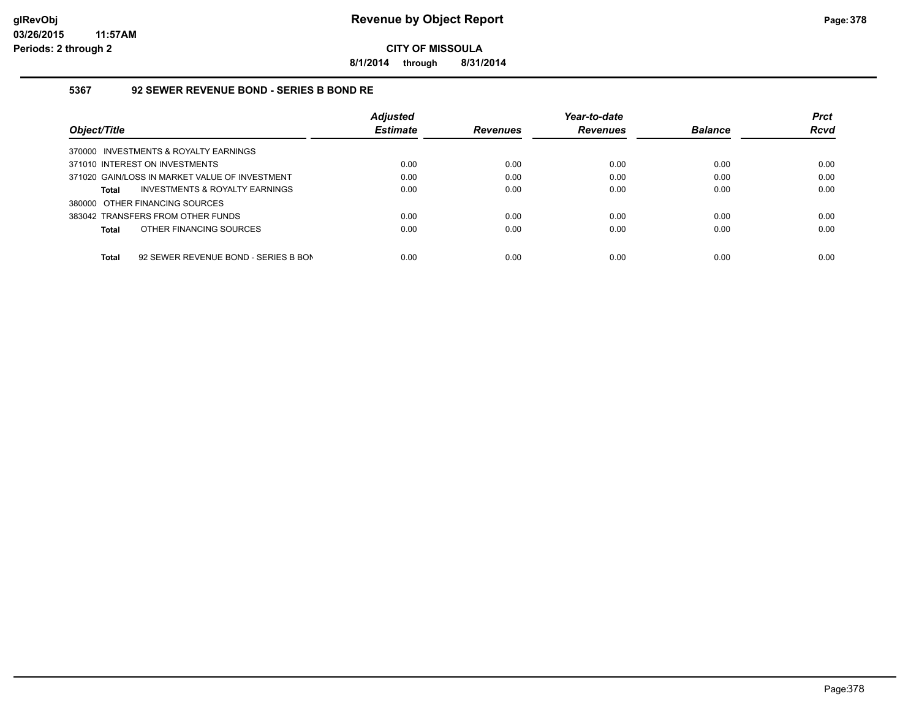**glRevObj**
**03/26/2015 11:57AM**
**Periods: 2 through 2**

# Revenue by Object Report

**CITY OF MISSOULA**

**8/1/2014 through 8/31/2014**

## 5367 92 SEWER REVENUE BOND - SERIES B BOND RE

| Object/Title | Adjusted Estimate | Revenues | Year-to-date Revenues | Balance | Prct Rcvd |
|---|---|---|---|---|---|
| 370000 INVESTMENTS & ROYALTY EARNINGS | | | | | |
| 371010 INTEREST ON INVESTMENTS | 0.00 | 0.00 | 0.00 | 0.00 | 0.00 |
| 371020 GAIN/LOSS IN MARKET VALUE OF INVESTMENT | 0.00 | 0.00 | 0.00 | 0.00 | 0.00 |
| **Total** INVESTMENTS & ROYALTY EARNINGS | 0.00 | 0.00 | 0.00 | 0.00 | 0.00 |
| 380000 OTHER FINANCING SOURCES | | | | | |
| 383042 TRANSFERS FROM OTHER FUNDS | 0.00 | 0.00 | 0.00 | 0.00 | 0.00 |
| **Total** OTHER FINANCING SOURCES | 0.00 | 0.00 | 0.00 | 0.00 | 0.00 |
| **Total** 92 SEWER REVENUE BOND - SERIES B BON | 0.00 | 0.00 | 0.00 | 0.00 | 0.00 |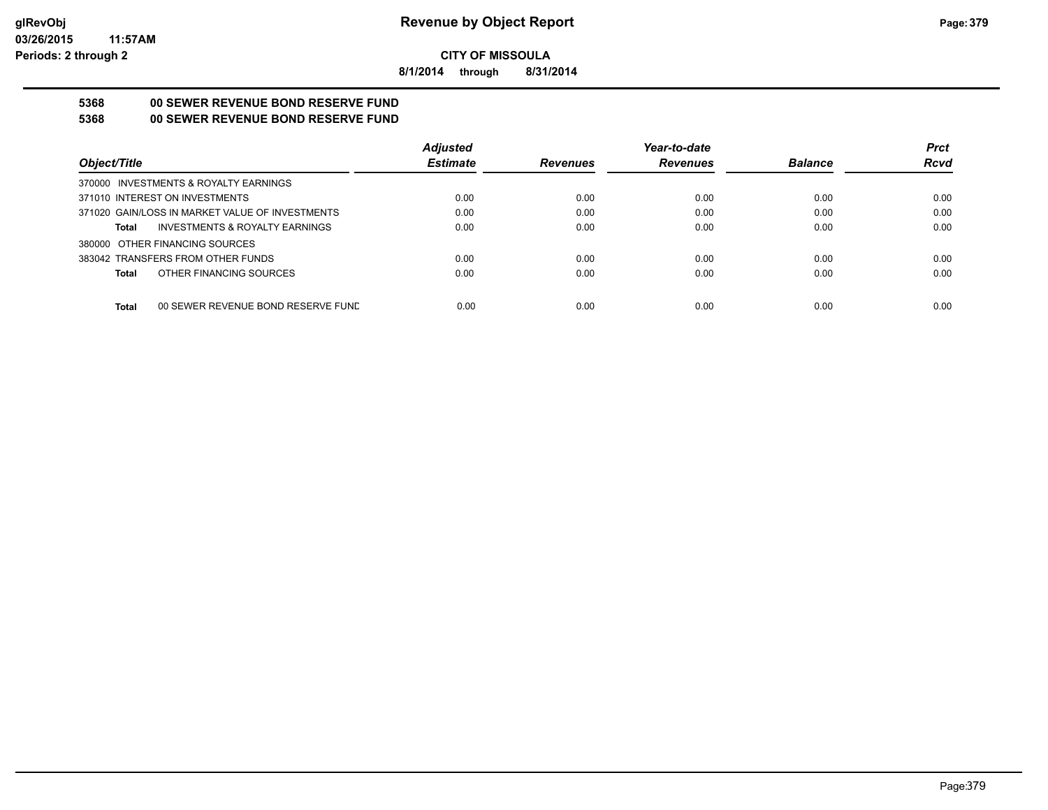**CITY OF MISSOULA**

**8/1/2014 through 8/31/2014**

**5368 00 SEWER REVENUE BOND RESERVE FUND**

**5368 00 SEWER REVENUE BOND RESERVE FUND**

| Object/Title | Adjusted Estimate | Revenues | Year-to-date Revenues | Balance | Prct Rcvd |
|---|---|---|---|---|---|
| 370000 INVESTMENTS & ROYALTY EARNINGS | | | | | |
| 371010 INTEREST ON INVESTMENTS | 0.00 | 0.00 | 0.00 | 0.00 | 0.00 |
| 371020 GAIN/LOSS IN MARKET VALUE OF INVESTMENTS | 0.00 | 0.00 | 0.00 | 0.00 | 0.00 |
| **Total** INVESTMENTS & ROYALTY EARNINGS | 0.00 | 0.00 | 0.00 | 0.00 | 0.00 |
| 380000 OTHER FINANCING SOURCES | | | | | |
| 383042 TRANSFERS FROM OTHER FUNDS | 0.00 | 0.00 | 0.00 | 0.00 | 0.00 |
| **Total** OTHER FINANCING SOURCES | 0.00 | 0.00 | 0.00 | 0.00 | 0.00 |
| **Total** 00 SEWER REVENUE BOND RESERVE FUND | 0.00 | 0.00 | 0.00 | 0.00 | 0.00 |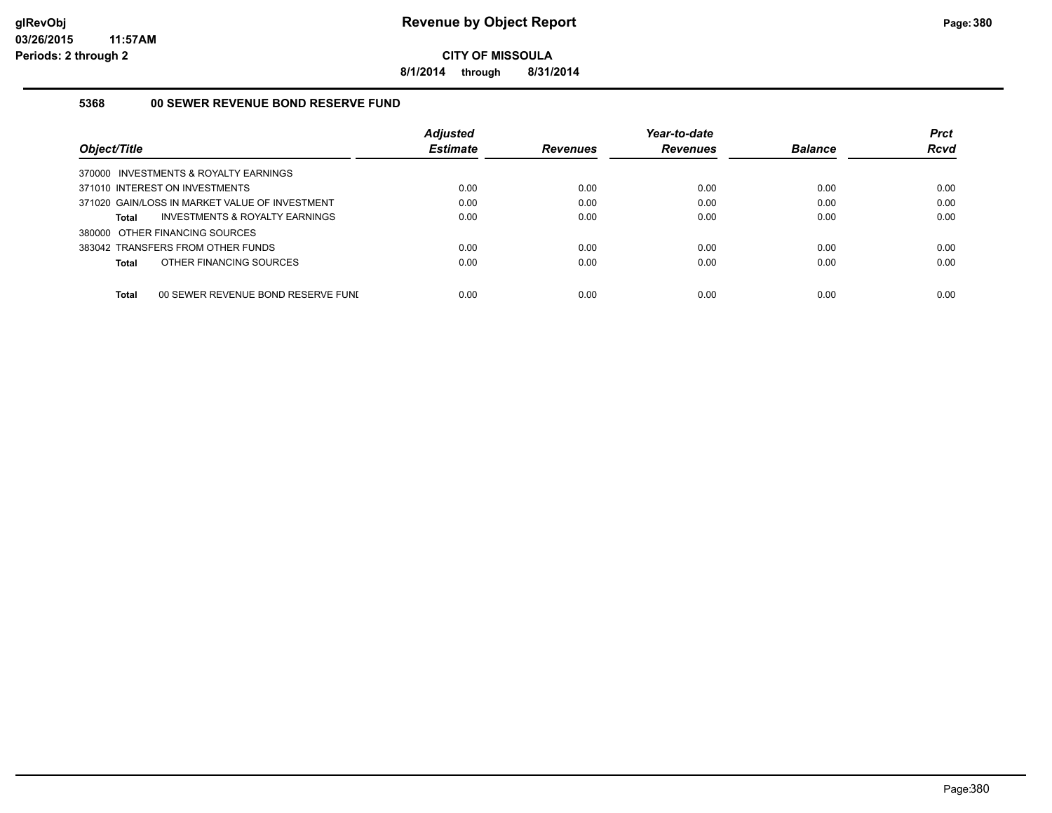# Revenue by Object Report

glRevObj
03/26/2015 11:57AM
Periods: 2 through 2

**CITY OF MISSOULA**

**8/1/2014 through 8/31/2014**

## 5368 00 SEWER REVENUE BOND RESERVE FUND

| Object/Title | Adjusted Estimate | Revenues | Year-to-date Revenues | Balance | Prct Rcvd |
|---|---|---|---|---|---|
| 370000 INVESTMENTS & ROYALTY EARNINGS | | | | | |
| 371010 INTEREST ON INVESTMENTS | 0.00 | 0.00 | 0.00 | 0.00 | 0.00 |
| 371020 GAIN/LOSS IN MARKET VALUE OF INVESTMENT | 0.00 | 0.00 | 0.00 | 0.00 | 0.00 |
| **Total** INVESTMENTS & ROYALTY EARNINGS | 0.00 | 0.00 | 0.00 | 0.00 | 0.00 |
| 380000 OTHER FINANCING SOURCES | | | | | |
| 383042 TRANSFERS FROM OTHER FUNDS | 0.00 | 0.00 | 0.00 | 0.00 | 0.00 |
| **Total** OTHER FINANCING SOURCES | 0.00 | 0.00 | 0.00 | 0.00 | 0.00 |
| **Total** 00 SEWER REVENUE BOND RESERVE FUNI | 0.00 | 0.00 | 0.00 | 0.00 | 0.00 |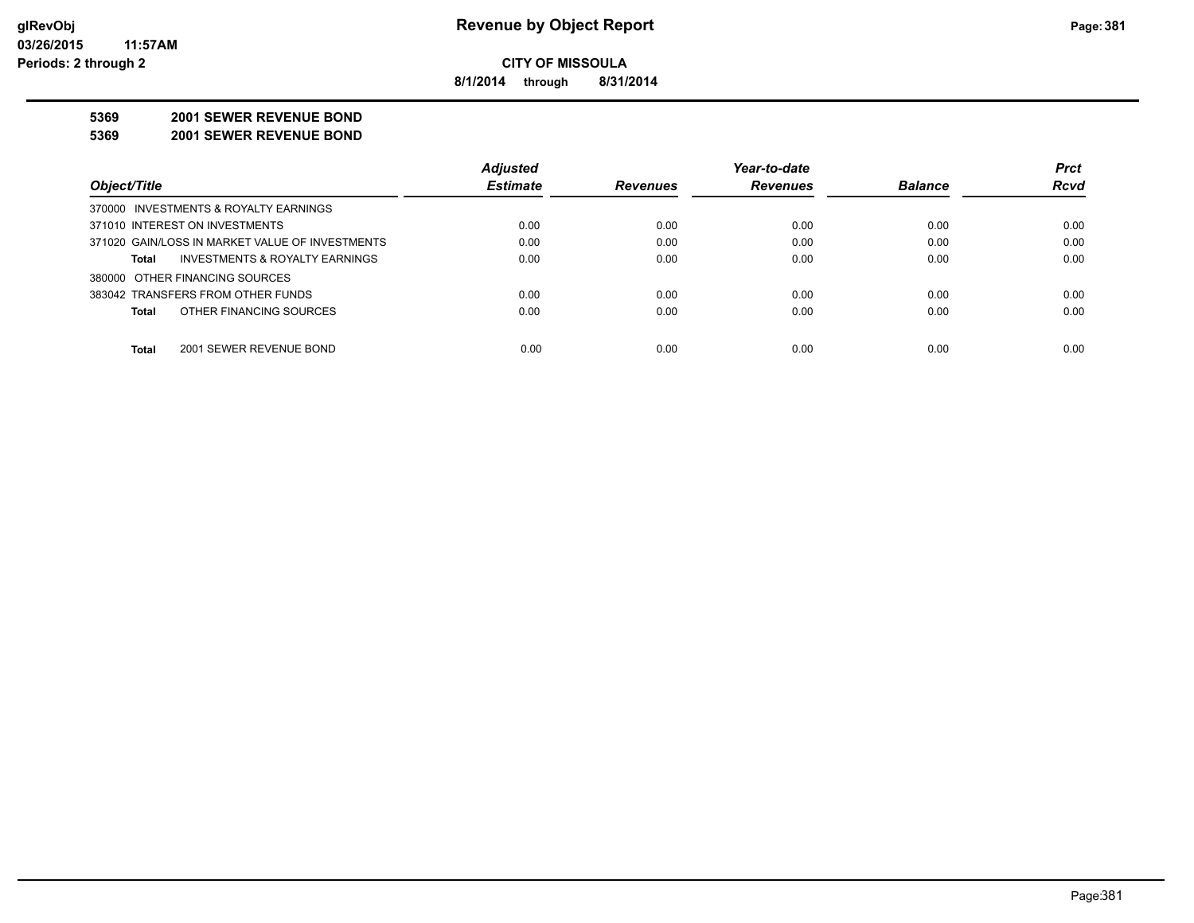**Revenue by Object Report**

**CITY OF MISSOULA**

**8/1/2014 through 8/31/2014**

glRevObj
03/26/2015 11:57AM
Periods: 2 through 2

**5369 2001 SEWER REVENUE BOND**

**5369 2001 SEWER REVENUE BOND**

| Object/Title | Adjusted Estimate | Revenues | Year-to-date Revenues | Balance | Prct Rcvd |
|---|---|---|---|---|---|
| 370000 INVESTMENTS & ROYALTY EARNINGS | | | | | |
| 371010 INTEREST ON INVESTMENTS | 0.00 | 0.00 | 0.00 | 0.00 | 0.00 |
| 371020 GAIN/LOSS IN MARKET VALUE OF INVESTMENTS | 0.00 | 0.00 | 0.00 | 0.00 | 0.00 |
| **Total** INVESTMENTS & ROYALTY EARNINGS | 0.00 | 0.00 | 0.00 | 0.00 | 0.00 |
| 380000 OTHER FINANCING SOURCES | | | | | |
| 383042 TRANSFERS FROM OTHER FUNDS | 0.00 | 0.00 | 0.00 | 0.00 | 0.00 |
| **Total** OTHER FINANCING SOURCES | 0.00 | 0.00 | 0.00 | 0.00 | 0.00 |
| **Total** 2001 SEWER REVENUE BOND | 0.00 | 0.00 | 0.00 | 0.00 | 0.00 |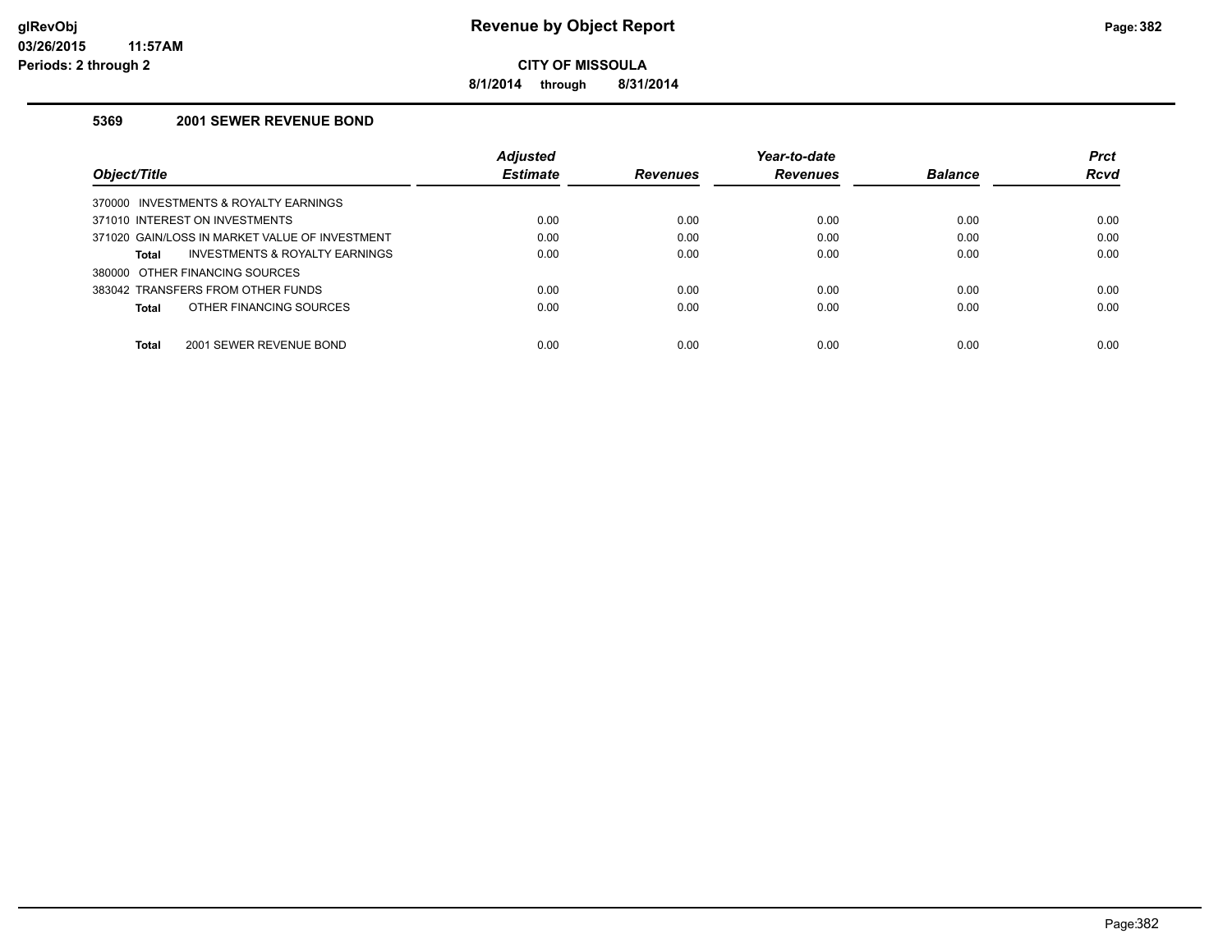# Revenue by Object Report

**CITY OF MISSOULA**

**8/1/2014 through 8/31/2014**

glRevObj
03/26/2015 11:57AM
Periods: 2 through 2

### 5369 2001 SEWER REVENUE BOND

| Object/Title | Adjusted Estimate | Revenues | Year-to-date Revenues | Balance | Prct Rcvd |
|---|---|---|---|---|---|
| 370000 INVESTMENTS & ROYALTY EARNINGS | | | | | |
| 371010 INTEREST ON INVESTMENTS | 0.00 | 0.00 | 0.00 | 0.00 | 0.00 |
| 371020 GAIN/LOSS IN MARKET VALUE OF INVESTMENT | 0.00 | 0.00 | 0.00 | 0.00 | 0.00 |
| **Total** INVESTMENTS & ROYALTY EARNINGS | 0.00 | 0.00 | 0.00 | 0.00 | 0.00 |
| 380000 OTHER FINANCING SOURCES | | | | | |
| 383042 TRANSFERS FROM OTHER FUNDS | 0.00 | 0.00 | 0.00 | 0.00 | 0.00 |
| **Total** OTHER FINANCING SOURCES | 0.00 | 0.00 | 0.00 | 0.00 | 0.00 |
| **Total** 2001 SEWER REVENUE BOND | 0.00 | 0.00 | 0.00 | 0.00 | 0.00 |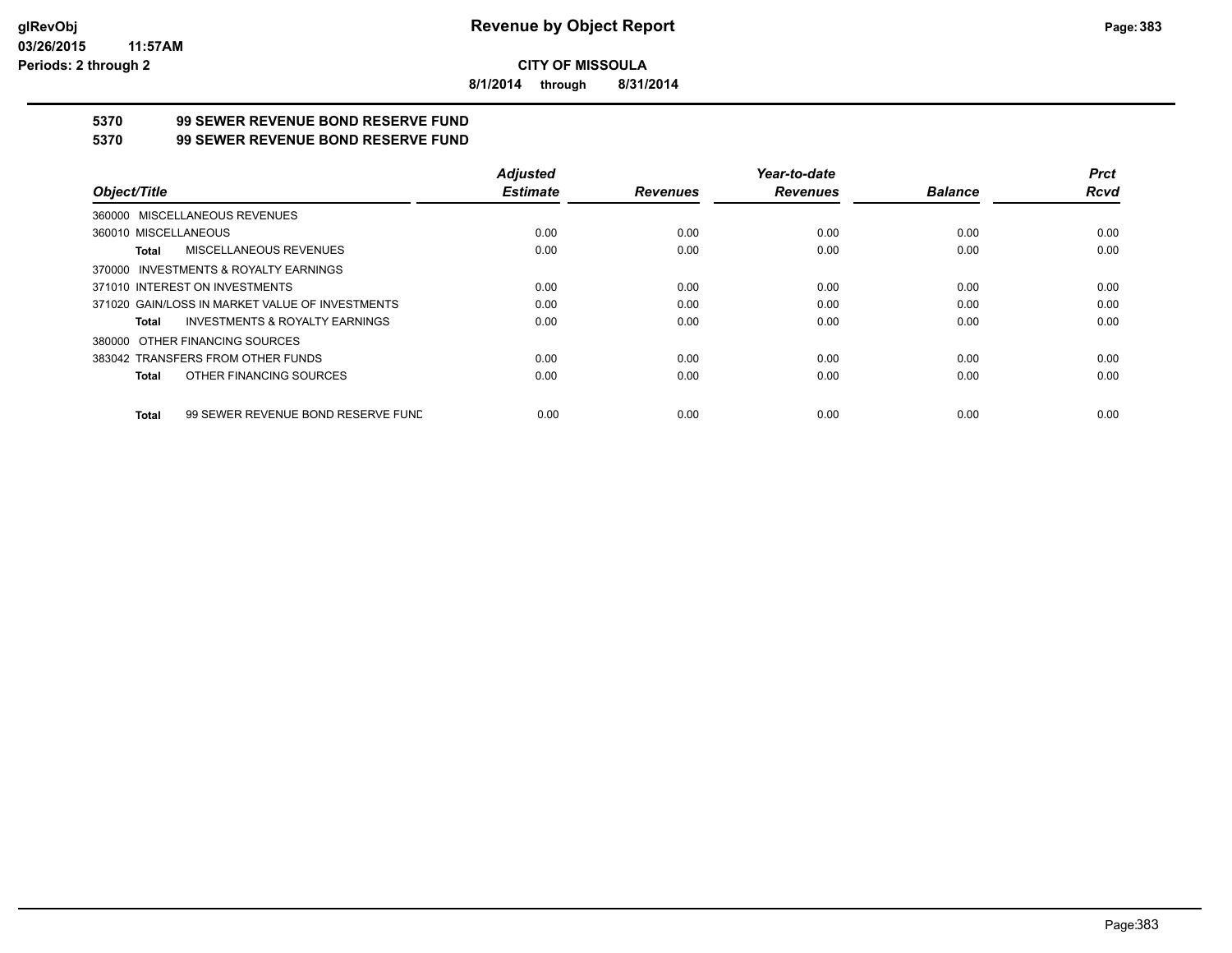# Revenue by Object Report

**CITY OF MISSOULA**

**8/1/2014 through 8/31/2014**

glRevObj
03/26/2015 11:57AM
Periods: 2 through 2

**5370 99 SEWER REVENUE BOND RESERVE FUND**

**5370 99 SEWER REVENUE BOND RESERVE FUND**

| Object/Title | Adjusted Estimate | Revenues | Year-to-date Revenues | Balance | Prct Rcvd |
|---|---|---|---|---|---|
| 360000 MISCELLANEOUS REVENUES | | | | | |
| 360010 MISCELLANEOUS | 0.00 | 0.00 | 0.00 | 0.00 | 0.00 |
| **Total** MISCELLANEOUS REVENUES | 0.00 | 0.00 | 0.00 | 0.00 | 0.00 |
| 370000 INVESTMENTS & ROYALTY EARNINGS | | | | | |
| 371010 INTEREST ON INVESTMENTS | 0.00 | 0.00 | 0.00 | 0.00 | 0.00 |
| 371020 GAIN/LOSS IN MARKET VALUE OF INVESTMENTS | 0.00 | 0.00 | 0.00 | 0.00 | 0.00 |
| **Total** INVESTMENTS & ROYALTY EARNINGS | 0.00 | 0.00 | 0.00 | 0.00 | 0.00 |
| 380000 OTHER FINANCING SOURCES | | | | | |
| 383042 TRANSFERS FROM OTHER FUNDS | 0.00 | 0.00 | 0.00 | 0.00 | 0.00 |
| **Total** OTHER FINANCING SOURCES | 0.00 | 0.00 | 0.00 | 0.00 | 0.00 |
| **Total** 99 SEWER REVENUE BOND RESERVE FUND | 0.00 | 0.00 | 0.00 | 0.00 | 0.00 |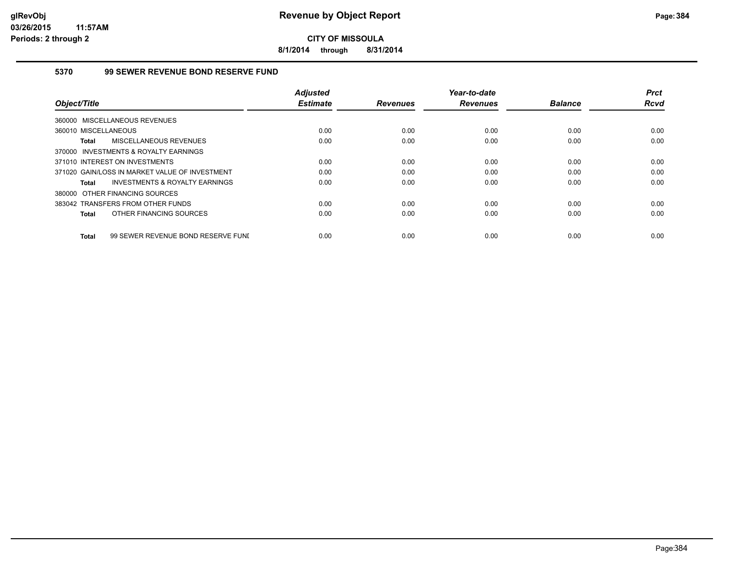# Revenue by Object Report

**CITY OF MISSOULA**

**8/1/2014 through 8/31/2014**

glRevObj
03/26/2015 11:57AM
Periods: 2 through 2

## 5370 99 SEWER REVENUE BOND RESERVE FUND

| Object/Title | Adjusted Estimate | Revenues | Year-to-date Revenues | Balance | Prct Rcvd |
|---|---|---|---|---|---|
| 360000 MISCELLANEOUS REVENUES | | | | | |
| 360010 MISCELLANEOUS | 0.00 | 0.00 | 0.00 | 0.00 | 0.00 |
| **Total** MISCELLANEOUS REVENUES | 0.00 | 0.00 | 0.00 | 0.00 | 0.00 |
| 370000 INVESTMENTS & ROYALTY EARNINGS | | | | | |
| 371010 INTEREST ON INVESTMENTS | 0.00 | 0.00 | 0.00 | 0.00 | 0.00 |
| 371020 GAIN/LOSS IN MARKET VALUE OF INVESTMENT | 0.00 | 0.00 | 0.00 | 0.00 | 0.00 |
| **Total** INVESTMENTS & ROYALTY EARNINGS | 0.00 | 0.00 | 0.00 | 0.00 | 0.00 |
| 380000 OTHER FINANCING SOURCES | | | | | |
| 383042 TRANSFERS FROM OTHER FUNDS | 0.00 | 0.00 | 0.00 | 0.00 | 0.00 |
| **Total** OTHER FINANCING SOURCES | 0.00 | 0.00 | 0.00 | 0.00 | 0.00 |
| **Total** 99 SEWER REVENUE BOND RESERVE FUNI | 0.00 | 0.00 | 0.00 | 0.00 | 0.00 |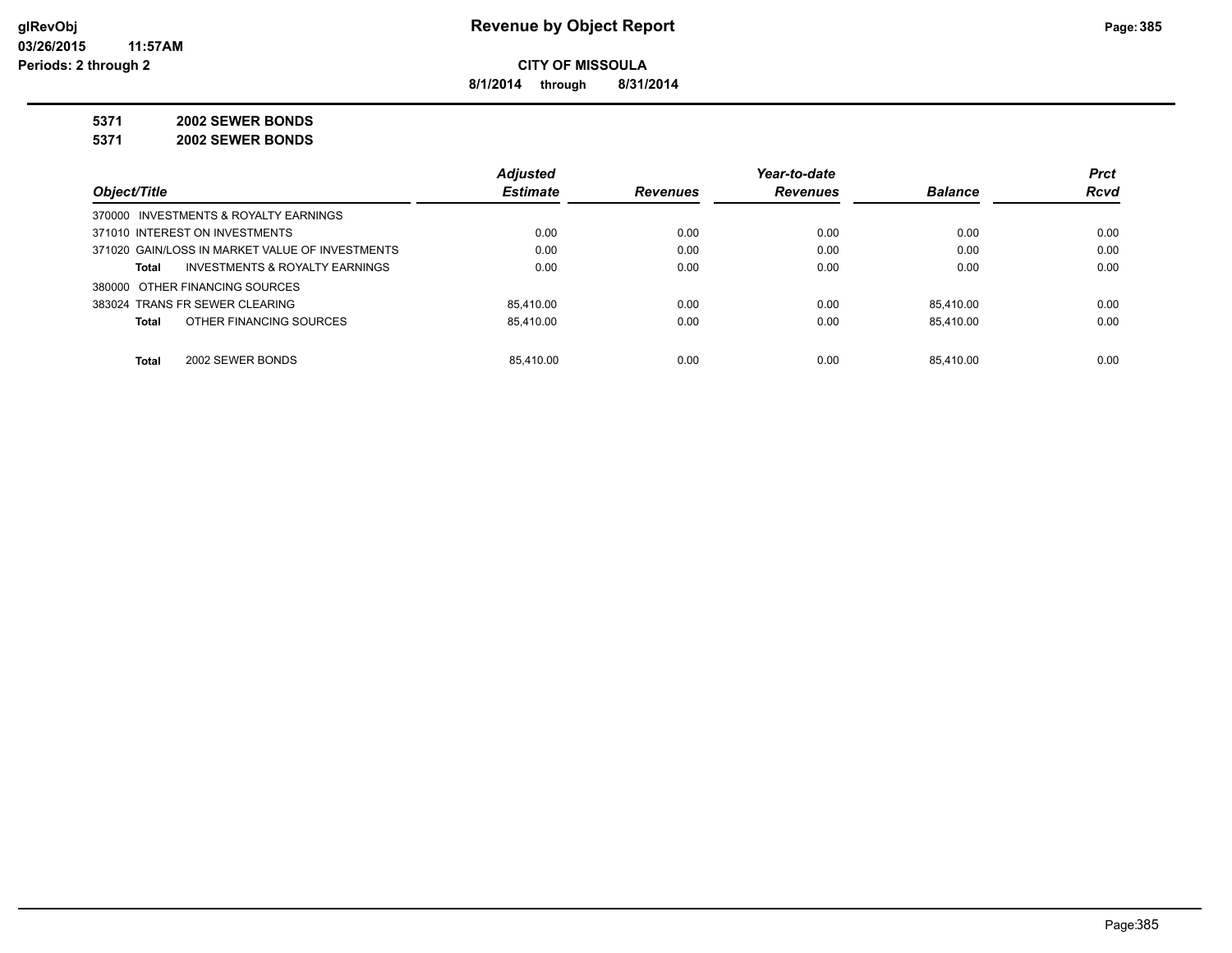# Revenue by Object Report

**CITY OF MISSOULA**

**8/1/2014 through 8/31/2014**

glRevObj
03/26/2015 11:57AM
Periods: 2 through 2

**5371 2002 SEWER BONDS**

**5371 2002 SEWER BONDS**

| Object/Title | Adjusted Estimate | Revenues | Year-to-date Revenues | Balance | Prct Rcvd |
|---|---|---|---|---|---|
| 370000 INVESTMENTS & ROYALTY EARNINGS | | | | | |
| 371010 INTEREST ON INVESTMENTS | 0.00 | 0.00 | 0.00 | 0.00 | 0.00 |
| 371020 GAIN/LOSS IN MARKET VALUE OF INVESTMENTS | 0.00 | 0.00 | 0.00 | 0.00 | 0.00 |
| **Total** INVESTMENTS & ROYALTY EARNINGS | 0.00 | 0.00 | 0.00 | 0.00 | 0.00 |
| 380000 OTHER FINANCING SOURCES | | | | | |
| 383024 TRANS FR SEWER CLEARING | 85,410.00 | 0.00 | 0.00 | 85,410.00 | 0.00 |
| **Total** OTHER FINANCING SOURCES | 85,410.00 | 0.00 | 0.00 | 85,410.00 | 0.00 |
| **Total** 2002 SEWER BONDS | 85,410.00 | 0.00 | 0.00 | 85,410.00 | 0.00 |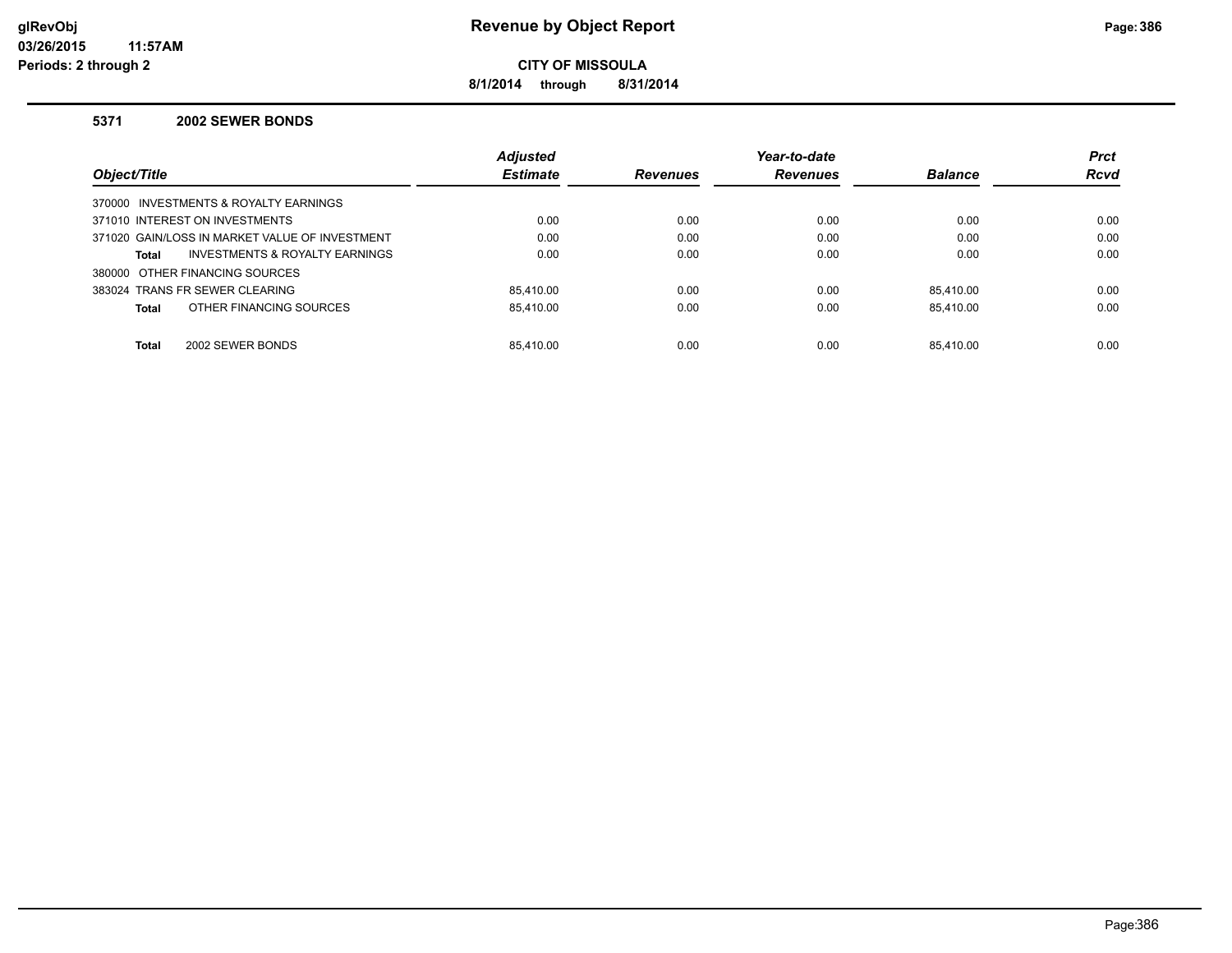# Revenue by Object Report

**CITY OF MISSOULA**

**8/1/2014 through 8/31/2014**

### 5371 2002 SEWER BONDS

| Object/Title | Adjusted Estimate | Revenues | Year-to-date Revenues | Balance | Prct Rcvd |
|---|---|---|---|---|---|
| 370000 INVESTMENTS & ROYALTY EARNINGS | | | | | |
| 371010 INTEREST ON INVESTMENTS | 0.00 | 0.00 | 0.00 | 0.00 | 0.00 |
| 371020 GAIN/LOSS IN MARKET VALUE OF INVESTMENT | 0.00 | 0.00 | 0.00 | 0.00 | 0.00 |
| **Total** INVESTMENTS & ROYALTY EARNINGS | 0.00 | 0.00 | 0.00 | 0.00 | 0.00 |
| 380000 OTHER FINANCING SOURCES | | | | | |
| 383024 TRANS FR SEWER CLEARING | 85,410.00 | 0.00 | 0.00 | 85,410.00 | 0.00 |
| **Total** OTHER FINANCING SOURCES | 85,410.00 | 0.00 | 0.00 | 85,410.00 | 0.00 |
| **Total** 2002 SEWER BONDS | 85,410.00 | 0.00 | 0.00 | 85,410.00 | 0.00 |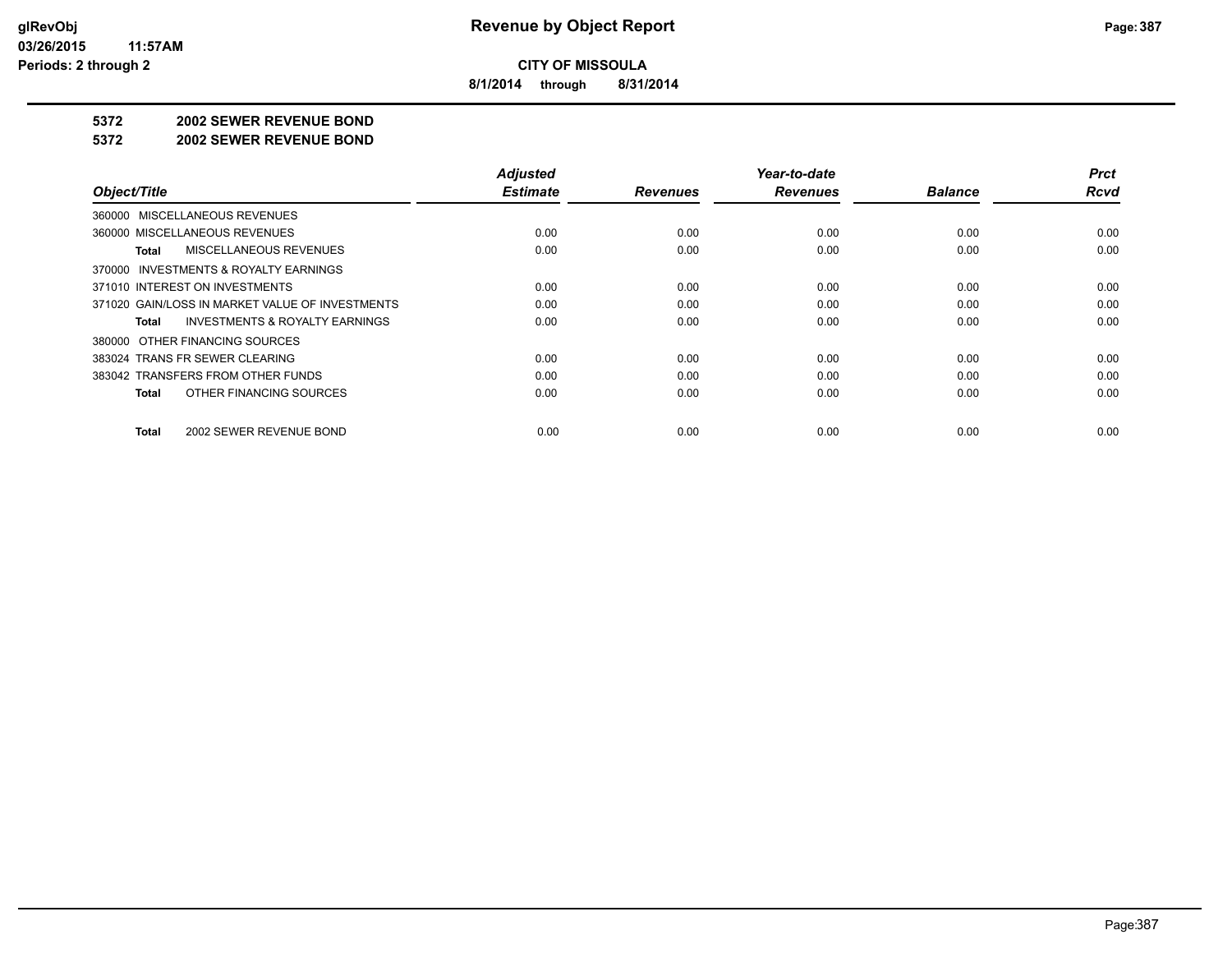**CITY OF MISSOULA**

**8/1/2014 through 8/31/2014**

**5372 2002 SEWER REVENUE BOND**

**5372 2002 SEWER REVENUE BOND**

| Object/Title | Adjusted Estimate | Revenues | Year-to-date Revenues | Balance | Prct Rcvd |
|---|---|---|---|---|---|
| 360000 MISCELLANEOUS REVENUES | | | | | |
| 360000 MISCELLANEOUS REVENUES | 0.00 | 0.00 | 0.00 | 0.00 | 0.00 |
| **Total** MISCELLANEOUS REVENUES | 0.00 | 0.00 | 0.00 | 0.00 | 0.00 |
| 370000 INVESTMENTS & ROYALTY EARNINGS | | | | | |
| 371010 INTEREST ON INVESTMENTS | 0.00 | 0.00 | 0.00 | 0.00 | 0.00 |
| 371020 GAIN/LOSS IN MARKET VALUE OF INVESTMENTS | 0.00 | 0.00 | 0.00 | 0.00 | 0.00 |
| **Total** INVESTMENTS & ROYALTY EARNINGS | 0.00 | 0.00 | 0.00 | 0.00 | 0.00 |
| 380000 OTHER FINANCING SOURCES | | | | | |
| 383024 TRANS FR SEWER CLEARING | 0.00 | 0.00 | 0.00 | 0.00 | 0.00 |
| 383042 TRANSFERS FROM OTHER FUNDS | 0.00 | 0.00 | 0.00 | 0.00 | 0.00 |
| **Total** OTHER FINANCING SOURCES | 0.00 | 0.00 | 0.00 | 0.00 | 0.00 |
| **Total** 2002 SEWER REVENUE BOND | 0.00 | 0.00 | 0.00 | 0.00 | 0.00 |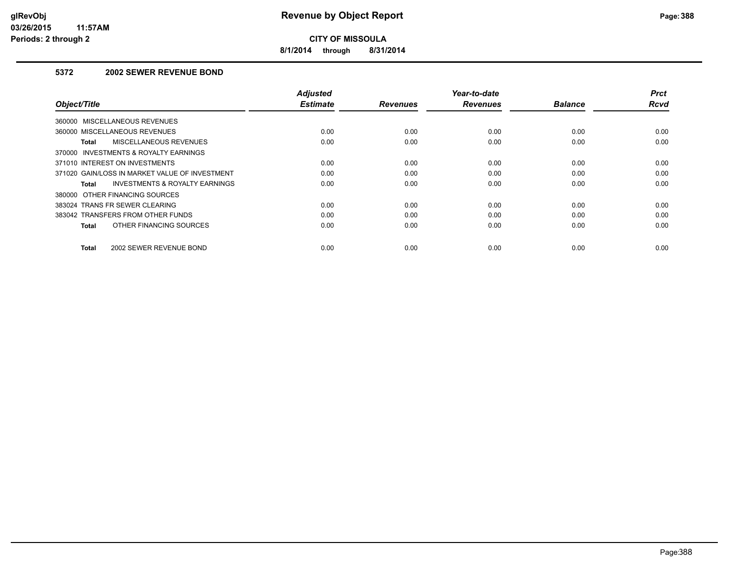# Revenue by Object Report

**CITY OF MISSOULA**

**8/1/2014 through 8/31/2014**

glRevObj
03/26/2015 11:57AM
Periods: 2 through 2

### 5372 2002 SEWER REVENUE BOND

| Object/Title | Adjusted Estimate | Revenues | Year-to-date Revenues | Balance | Prct Rcvd |
|---|---|---|---|---|---|
| 360000 MISCELLANEOUS REVENUES | | | | | |
| 360000 MISCELLANEOUS REVENUES | 0.00 | 0.00 | 0.00 | 0.00 | 0.00 |
| **Total** MISCELLANEOUS REVENUES | 0.00 | 0.00 | 0.00 | 0.00 | 0.00 |
| 370000 INVESTMENTS & ROYALTY EARNINGS | | | | | |
| 371010 INTEREST ON INVESTMENTS | 0.00 | 0.00 | 0.00 | 0.00 | 0.00 |
| 371020 GAIN/LOSS IN MARKET VALUE OF INVESTMENT | 0.00 | 0.00 | 0.00 | 0.00 | 0.00 |
| **Total** INVESTMENTS & ROYALTY EARNINGS | 0.00 | 0.00 | 0.00 | 0.00 | 0.00 |
| 380000 OTHER FINANCING SOURCES | | | | | |
| 383024 TRANS FR SEWER CLEARING | 0.00 | 0.00 | 0.00 | 0.00 | 0.00 |
| 383042 TRANSFERS FROM OTHER FUNDS | 0.00 | 0.00 | 0.00 | 0.00 | 0.00 |
| **Total** OTHER FINANCING SOURCES | 0.00 | 0.00 | 0.00 | 0.00 | 0.00 |
| **Total** 2002 SEWER REVENUE BOND | 0.00 | 0.00 | 0.00 | 0.00 | 0.00 |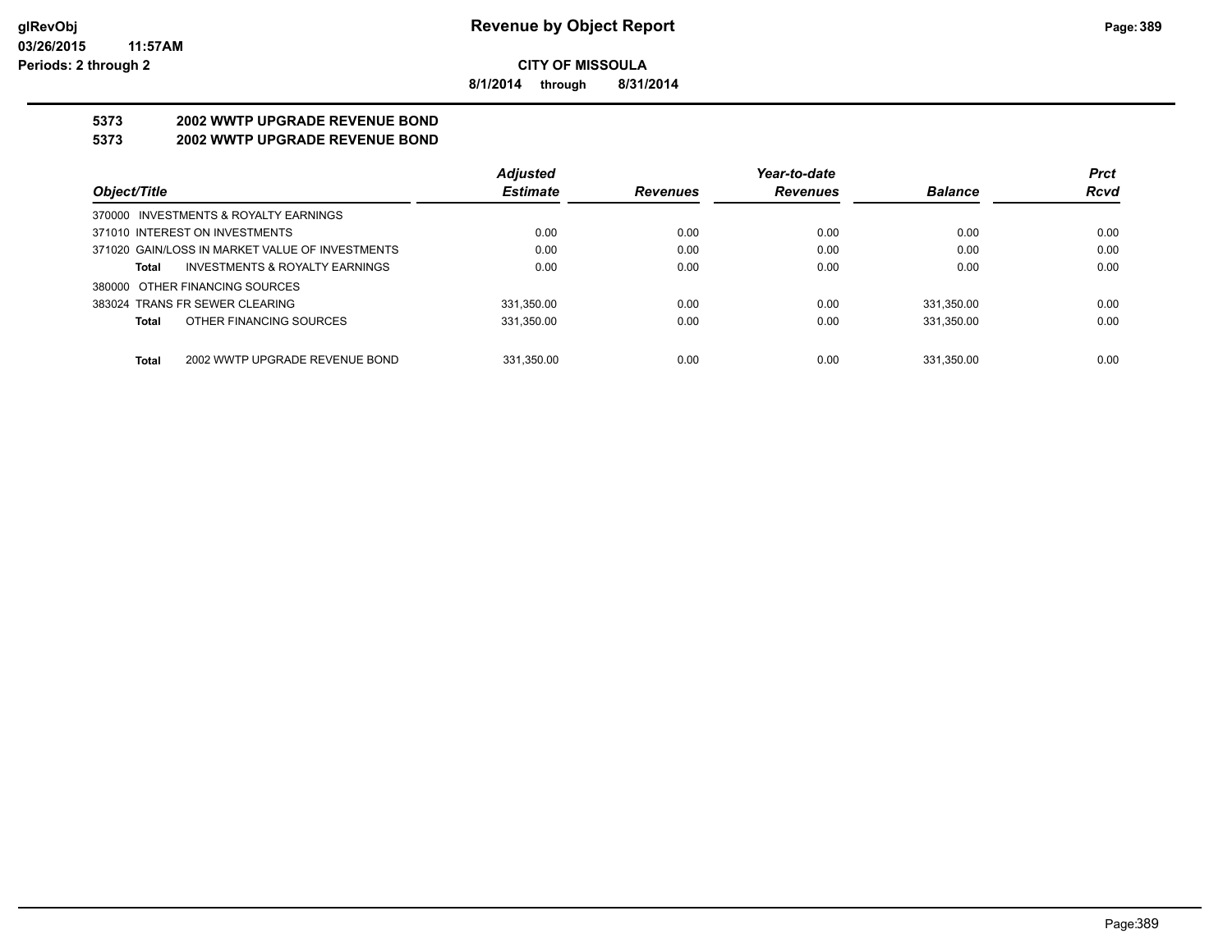**glRevObj** **Revenue by Object Report**
**03/26/2015 11:57AM**
**Periods: 2 through 2**

**CITY OF MISSOULA**

**8/1/2014 through 8/31/2014**

**5373 2002 WWTP UPGRADE REVENUE BOND**

**5373 2002 WWTP UPGRADE REVENUE BOND**

| Object/Title | Adjusted Estimate | Revenues | Year-to-date Revenues | Balance | Prct Rcvd |
|---|---|---|---|---|---|
| 370000 INVESTMENTS & ROYALTY EARNINGS | | | | | |
| 371010 INTEREST ON INVESTMENTS | 0.00 | 0.00 | 0.00 | 0.00 | 0.00 |
| 371020 GAIN/LOSS IN MARKET VALUE OF INVESTMENTS | 0.00 | 0.00 | 0.00 | 0.00 | 0.00 |
| **Total** INVESTMENTS & ROYALTY EARNINGS | 0.00 | 0.00 | 0.00 | 0.00 | 0.00 |
| 380000 OTHER FINANCING SOURCES | | | | | |
| 383024 TRANS FR SEWER CLEARING | 331,350.00 | 0.00 | 0.00 | 331,350.00 | 0.00 |
| **Total** OTHER FINANCING SOURCES | 331,350.00 | 0.00 | 0.00 | 331,350.00 | 0.00 |
| **Total** 2002 WWTP UPGRADE REVENUE BOND | 331,350.00 | 0.00 | 0.00 | 331,350.00 | 0.00 |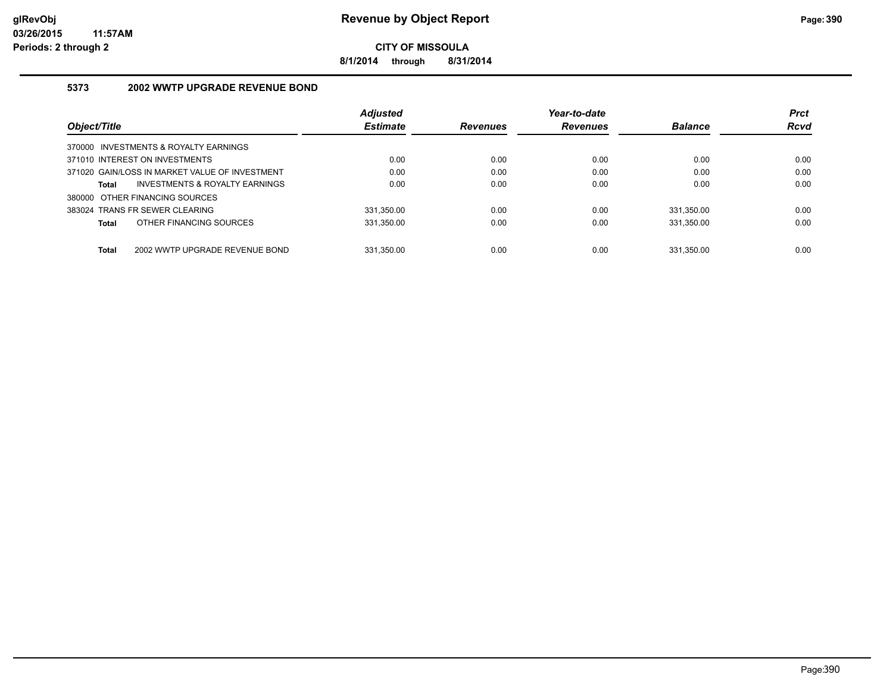# Revenue by Object Report

**CITY OF MISSOULA**

**8/1/2014 through 8/31/2014**

glRevObj
03/26/2015 11:57AM
Periods: 2 through 2

### 5373 2002 WWTP UPGRADE REVENUE BOND

| Object/Title | Adjusted Estimate | Revenues | Year-to-date Revenues | Balance | Prct Rcvd |
|---|---|---|---|---|---|
| 370000 INVESTMENTS & ROYALTY EARNINGS | | | | | |
| 371010 INTEREST ON INVESTMENTS | 0.00 | 0.00 | 0.00 | 0.00 | 0.00 |
| 371020 GAIN/LOSS IN MARKET VALUE OF INVESTMENT | 0.00 | 0.00 | 0.00 | 0.00 | 0.00 |
| **Total** INVESTMENTS & ROYALTY EARNINGS | 0.00 | 0.00 | 0.00 | 0.00 | 0.00 |
| 380000 OTHER FINANCING SOURCES | | | | | |
| 383024 TRANS FR SEWER CLEARING | 331,350.00 | 0.00 | 0.00 | 331,350.00 | 0.00 |
| **Total** OTHER FINANCING SOURCES | 331,350.00 | 0.00 | 0.00 | 331,350.00 | 0.00 |
| **Total** 2002 WWTP UPGRADE REVENUE BOND | 331,350.00 | 0.00 | 0.00 | 331,350.00 | 0.00 |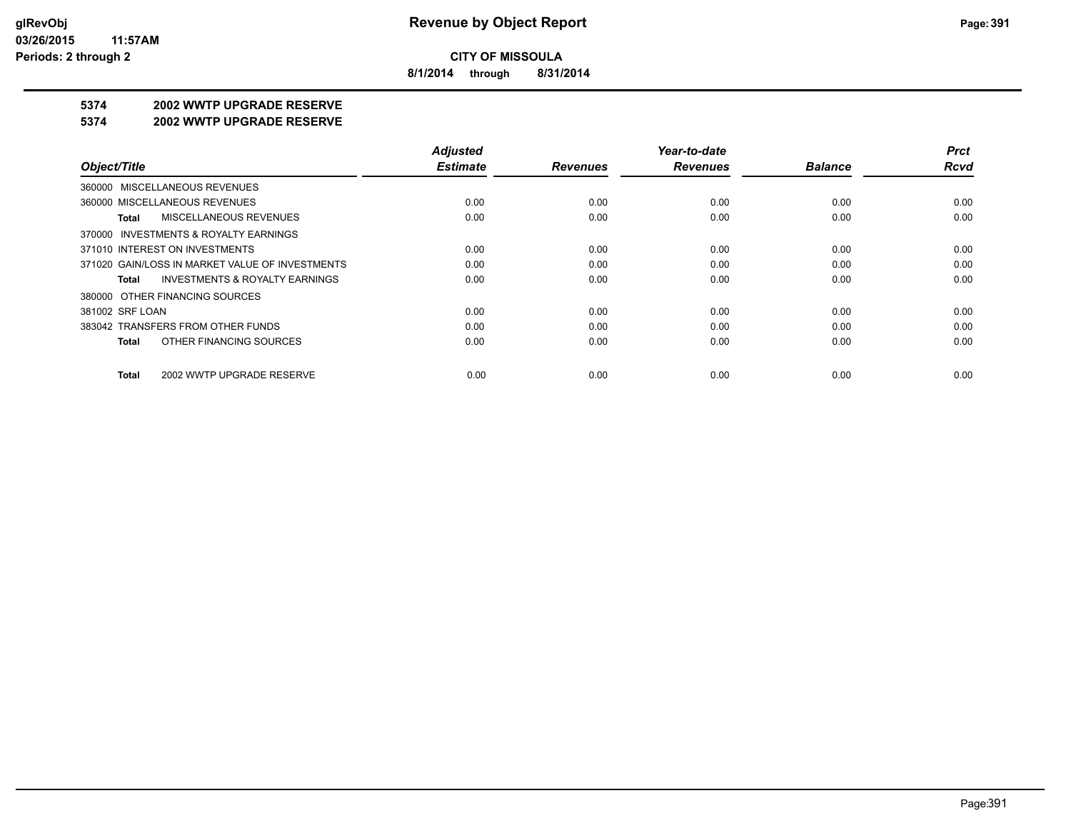**CITY OF MISSOULA**

**8/1/2014 through 8/31/2014**

## 5374 2002 WWTP UPGRADE RESERVE

## 5374 2002 WWTP UPGRADE RESERVE

| Object/Title | Adjusted Estimate | Revenues | Year-to-date Revenues | Balance | Prct Rcvd |
|---|---|---|---|---|---|
| 360000 MISCELLANEOUS REVENUES | | | | | |
| 360000 MISCELLANEOUS REVENUES | 0.00 | 0.00 | 0.00 | 0.00 | 0.00 |
| **Total** MISCELLANEOUS REVENUES | 0.00 | 0.00 | 0.00 | 0.00 | 0.00 |
| 370000 INVESTMENTS & ROYALTY EARNINGS | | | | | |
| 371010 INTEREST ON INVESTMENTS | 0.00 | 0.00 | 0.00 | 0.00 | 0.00 |
| 371020 GAIN/LOSS IN MARKET VALUE OF INVESTMENTS | 0.00 | 0.00 | 0.00 | 0.00 | 0.00 |
| **Total** INVESTMENTS & ROYALTY EARNINGS | 0.00 | 0.00 | 0.00 | 0.00 | 0.00 |
| 380000 OTHER FINANCING SOURCES | | | | | |
| 381002 SRF LOAN | 0.00 | 0.00 | 0.00 | 0.00 | 0.00 |
| 383042 TRANSFERS FROM OTHER FUNDS | 0.00 | 0.00 | 0.00 | 0.00 | 0.00 |
| **Total** OTHER FINANCING SOURCES | 0.00 | 0.00 | 0.00 | 0.00 | 0.00 |
| **Total** 2002 WWTP UPGRADE RESERVE | 0.00 | 0.00 | 0.00 | 0.00 | 0.00 |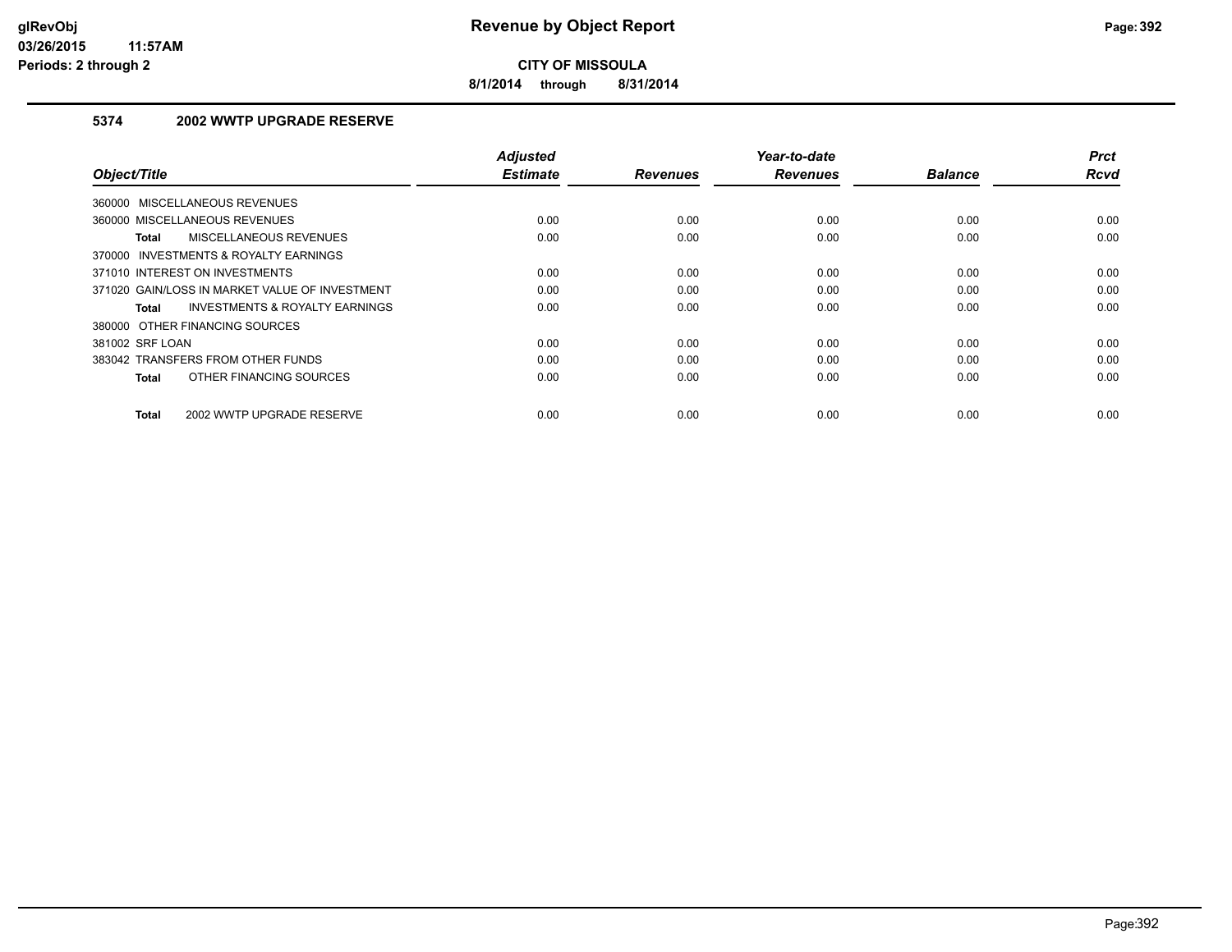# Revenue by Object Report

**CITY OF MISSOULA**

**8/1/2014 through 8/31/2014**

glRevObj
03/26/2015 11:57AM
Periods: 2 through 2

## 5374 2002 WWTP UPGRADE RESERVE

| Object/Title | Adjusted Estimate | Revenues | Year-to-date Revenues | Balance | Prct Rcvd |
|---|---|---|---|---|---|
| 360000 MISCELLANEOUS REVENUES | | | | | |
| 360000 MISCELLANEOUS REVENUES | 0.00 | 0.00 | 0.00 | 0.00 | 0.00 |
| **Total** MISCELLANEOUS REVENUES | 0.00 | 0.00 | 0.00 | 0.00 | 0.00 |
| 370000 INVESTMENTS & ROYALTY EARNINGS | | | | | |
| 371010 INTEREST ON INVESTMENTS | 0.00 | 0.00 | 0.00 | 0.00 | 0.00 |
| 371020 GAIN/LOSS IN MARKET VALUE OF INVESTMENT | 0.00 | 0.00 | 0.00 | 0.00 | 0.00 |
| **Total** INVESTMENTS & ROYALTY EARNINGS | 0.00 | 0.00 | 0.00 | 0.00 | 0.00 |
| 380000 OTHER FINANCING SOURCES | | | | | |
| 381002 SRF LOAN | 0.00 | 0.00 | 0.00 | 0.00 | 0.00 |
| 383042 TRANSFERS FROM OTHER FUNDS | 0.00 | 0.00 | 0.00 | 0.00 | 0.00 |
| **Total** OTHER FINANCING SOURCES | 0.00 | 0.00 | 0.00 | 0.00 | 0.00 |
| **Total** 2002 WWTP UPGRADE RESERVE | 0.00 | 0.00 | 0.00 | 0.00 | 0.00 |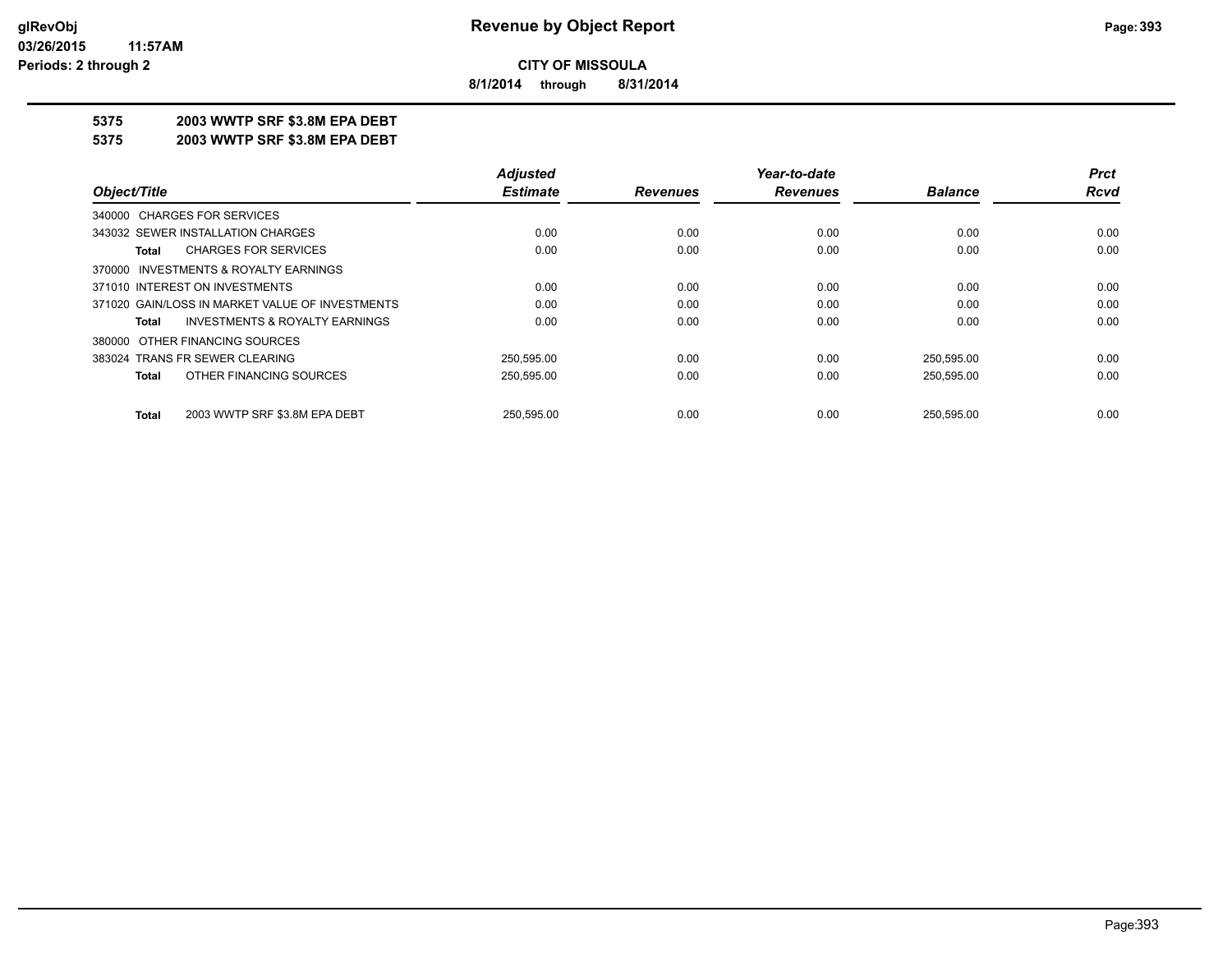# Revenue by Object Report

**CITY OF MISSOULA**

**8/1/2014 through 8/31/2014**

glRevObj
03/26/2015 11:57AM
Periods: 2 through 2

**5375 2003 WWTP SRF $3.8M EPA DEBT**

**5375 2003 WWTP SRF $3.8M EPA DEBT**

| Object/Title | Adjusted Estimate | Revenues | Year-to-date Revenues | Balance | Prct Rcvd |
|---|---|---|---|---|---|
| 340000 CHARGES FOR SERVICES | | | | | |
| 343032 SEWER INSTALLATION CHARGES | 0.00 | 0.00 | 0.00 | 0.00 | 0.00 |
| **Total** CHARGES FOR SERVICES | 0.00 | 0.00 | 0.00 | 0.00 | 0.00 |
| 370000 INVESTMENTS & ROYALTY EARNINGS | | | | | |
| 371010 INTEREST ON INVESTMENTS | 0.00 | 0.00 | 0.00 | 0.00 | 0.00 |
| 371020 GAIN/LOSS IN MARKET VALUE OF INVESTMENTS | 0.00 | 0.00 | 0.00 | 0.00 | 0.00 |
| **Total** INVESTMENTS & ROYALTY EARNINGS | 0.00 | 0.00 | 0.00 | 0.00 | 0.00 |
| 380000 OTHER FINANCING SOURCES | | | | | |
| 383024 TRANS FR SEWER CLEARING | 250,595.00 | 0.00 | 0.00 | 250,595.00 | 0.00 |
| **Total** OTHER FINANCING SOURCES | 250,595.00 | 0.00 | 0.00 | 250,595.00 | 0.00 |
| **Total** 2003 WWTP SRF $3.8M EPA DEBT | 250,595.00 | 0.00 | 0.00 | 250,595.00 | 0.00 |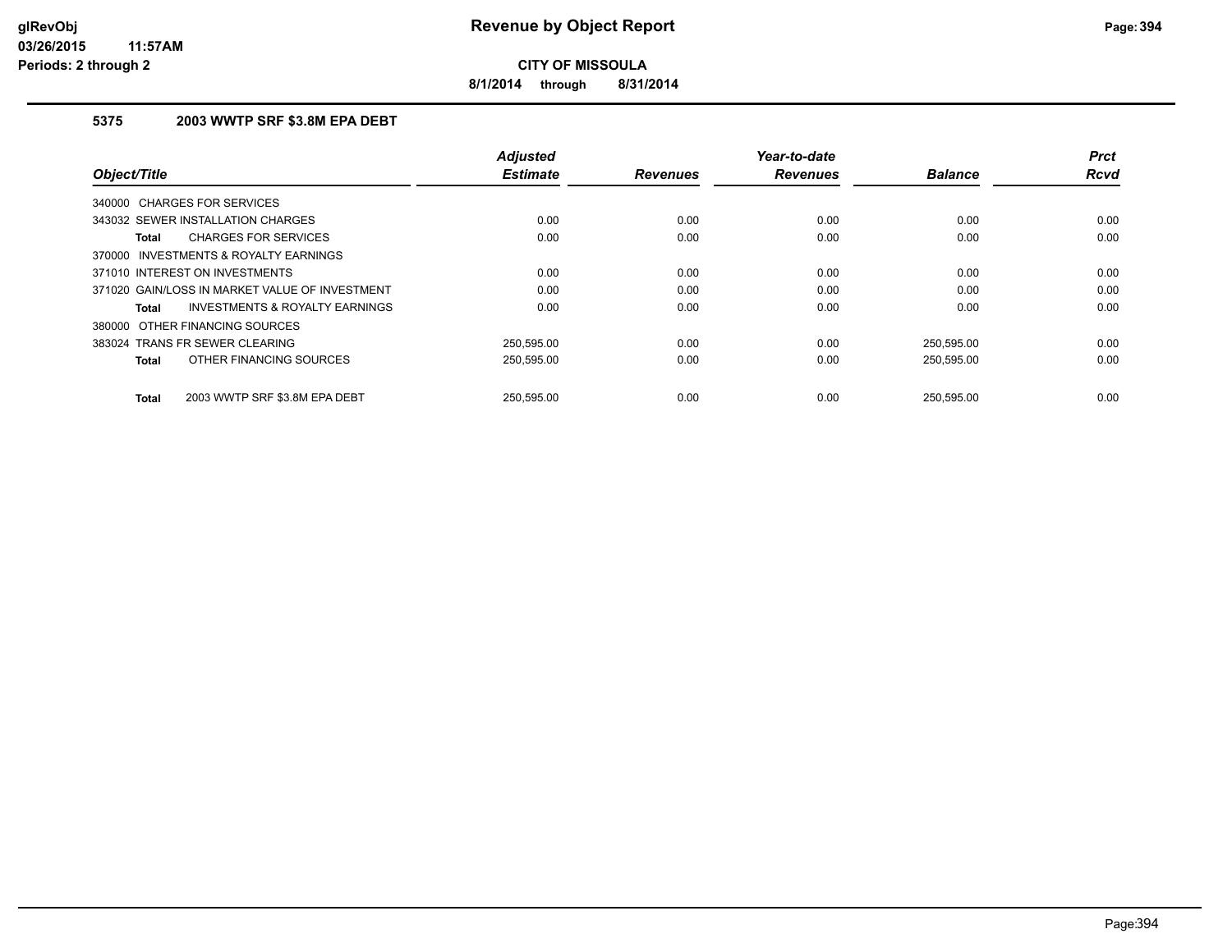**glRevObj**
**03/26/2015 11:57AM**
**Periods: 2 through 2**

# Revenue by Object Report

**CITY OF MISSOULA**

**8/1/2014 through 8/31/2014**

## 5375 2003 WWTP SRF $3.8M EPA DEBT

| Object/Title | Adjusted Estimate | Revenues | Year-to-date Revenues | Balance | Prct Rcvd |
|---|---|---|---|---|---|
| 340000 CHARGES FOR SERVICES | | | | | |
| 343032 SEWER INSTALLATION CHARGES | 0.00 | 0.00 | 0.00 | 0.00 | 0.00 |
| **Total** CHARGES FOR SERVICES | 0.00 | 0.00 | 0.00 | 0.00 | 0.00 |
| 370000 INVESTMENTS & ROYALTY EARNINGS | | | | | |
| 371010 INTEREST ON INVESTMENTS | 0.00 | 0.00 | 0.00 | 0.00 | 0.00 |
| 371020 GAIN/LOSS IN MARKET VALUE OF INVESTMENT | 0.00 | 0.00 | 0.00 | 0.00 | 0.00 |
| **Total** INVESTMENTS & ROYALTY EARNINGS | 0.00 | 0.00 | 0.00 | 0.00 | 0.00 |
| 380000 OTHER FINANCING SOURCES | | | | | |
| 383024 TRANS FR SEWER CLEARING | 250,595.00 | 0.00 | 0.00 | 250,595.00 | 0.00 |
| **Total** OTHER FINANCING SOURCES | 250,595.00 | 0.00 | 0.00 | 250,595.00 | 0.00 |
| **Total** 2003 WWTP SRF $3.8M EPA DEBT | 250,595.00 | 0.00 | 0.00 | 250,595.00 | 0.00 |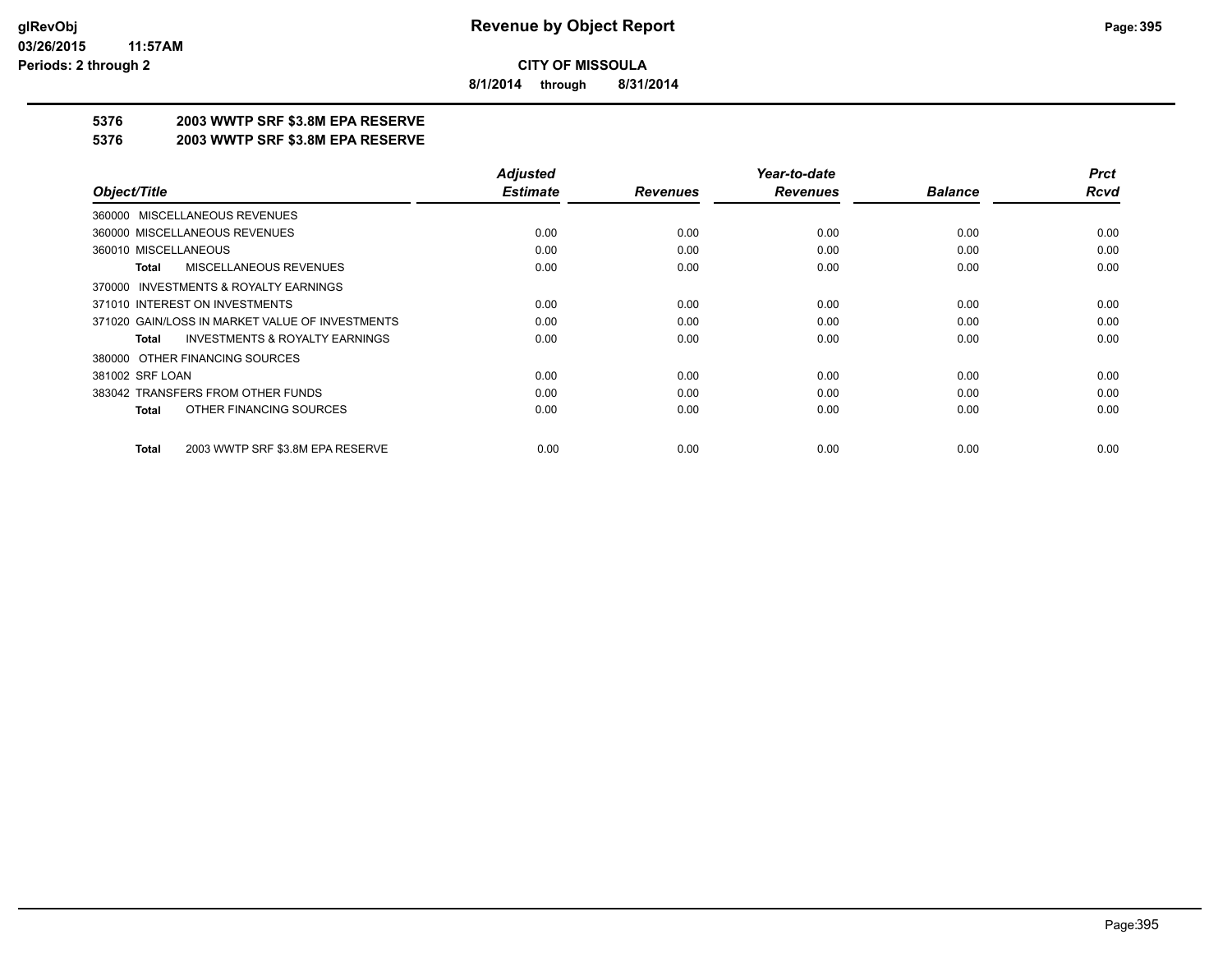**CITY OF MISSOULA**

**8/1/2014 through 8/31/2014**

## 5376 2003 WWTP SRF $3.8M EPA RESERVE

## 5376 2003 WWTP SRF $3.8M EPA RESERVE

| Object/Title | Adjusted Estimate | Revenues | Year-to-date Revenues | Balance | Prct Rcvd |
|---|---|---|---|---|---|
| 360000 MISCELLANEOUS REVENUES | | | | | |
| 360000 MISCELLANEOUS REVENUES | 0.00 | 0.00 | 0.00 | 0.00 | 0.00 |
| 360010 MISCELLANEOUS | 0.00 | 0.00 | 0.00 | 0.00 | 0.00 |
| **Total** MISCELLANEOUS REVENUES | 0.00 | 0.00 | 0.00 | 0.00 | 0.00 |
| 370000 INVESTMENTS & ROYALTY EARNINGS | | | | | |
| 371010 INTEREST ON INVESTMENTS | 0.00 | 0.00 | 0.00 | 0.00 | 0.00 |
| 371020 GAIN/LOSS IN MARKET VALUE OF INVESTMENTS | 0.00 | 0.00 | 0.00 | 0.00 | 0.00 |
| **Total** INVESTMENTS & ROYALTY EARNINGS | 0.00 | 0.00 | 0.00 | 0.00 | 0.00 |
| 380000 OTHER FINANCING SOURCES | | | | | |
| 381002 SRF LOAN | 0.00 | 0.00 | 0.00 | 0.00 | 0.00 |
| 383042 TRANSFERS FROM OTHER FUNDS | 0.00 | 0.00 | 0.00 | 0.00 | 0.00 |
| **Total** OTHER FINANCING SOURCES | 0.00 | 0.00 | 0.00 | 0.00 | 0.00 |
| **Total** 2003 WWTP SRF $3.8M EPA RESERVE | 0.00 | 0.00 | 0.00 | 0.00 | 0.00 |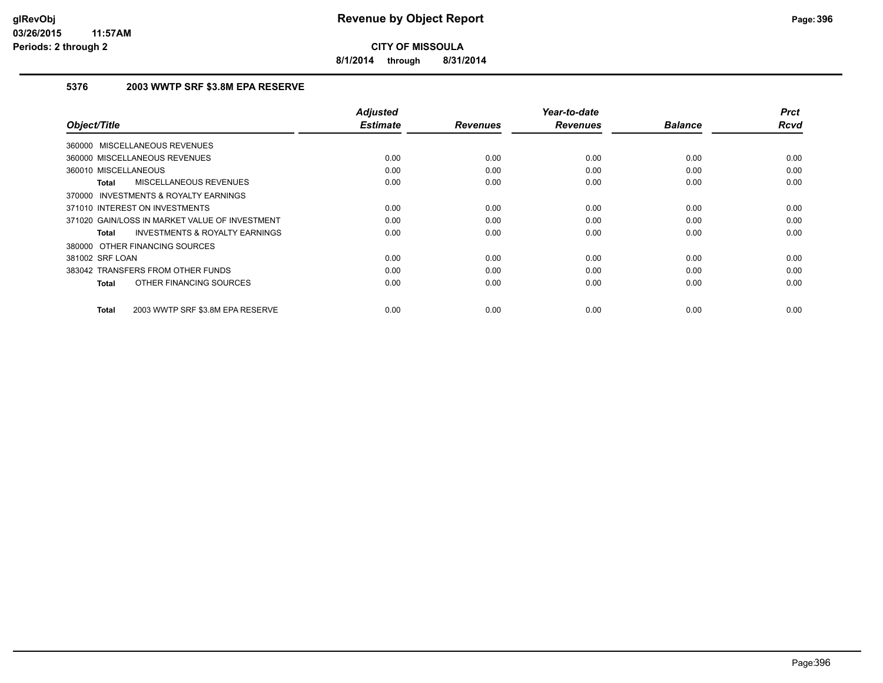**CITY OF MISSOULA**

**8/1/2014 through 8/31/2014**

### 5376 2003 WWTP SRF $3.8M EPA RESERVE

| Object/Title | Adjusted Estimate | Revenues | Year-to-date Revenues | Balance | Prct Rcvd |
|---|---|---|---|---|---|
| 360000 MISCELLANEOUS REVENUES | | | | | |
| 360000 MISCELLANEOUS REVENUES | 0.00 | 0.00 | 0.00 | 0.00 | 0.00 |
| 360010 MISCELLANEOUS | 0.00 | 0.00 | 0.00 | 0.00 | 0.00 |
| **Total** MISCELLANEOUS REVENUES | 0.00 | 0.00 | 0.00 | 0.00 | 0.00 |
| 370000 INVESTMENTS & ROYALTY EARNINGS | | | | | |
| 371010 INTEREST ON INVESTMENTS | 0.00 | 0.00 | 0.00 | 0.00 | 0.00 |
| 371020 GAIN/LOSS IN MARKET VALUE OF INVESTMENT | 0.00 | 0.00 | 0.00 | 0.00 | 0.00 |
| **Total** INVESTMENTS & ROYALTY EARNINGS | 0.00 | 0.00 | 0.00 | 0.00 | 0.00 |
| 380000 OTHER FINANCING SOURCES | | | | | |
| 381002 SRF LOAN | 0.00 | 0.00 | 0.00 | 0.00 | 0.00 |
| 383042 TRANSFERS FROM OTHER FUNDS | 0.00 | 0.00 | 0.00 | 0.00 | 0.00 |
| **Total** OTHER FINANCING SOURCES | 0.00 | 0.00 | 0.00 | 0.00 | 0.00 |
| **Total** 2003 WWTP SRF $3.8M EPA RESERVE | 0.00 | 0.00 | 0.00 | 0.00 | 0.00 |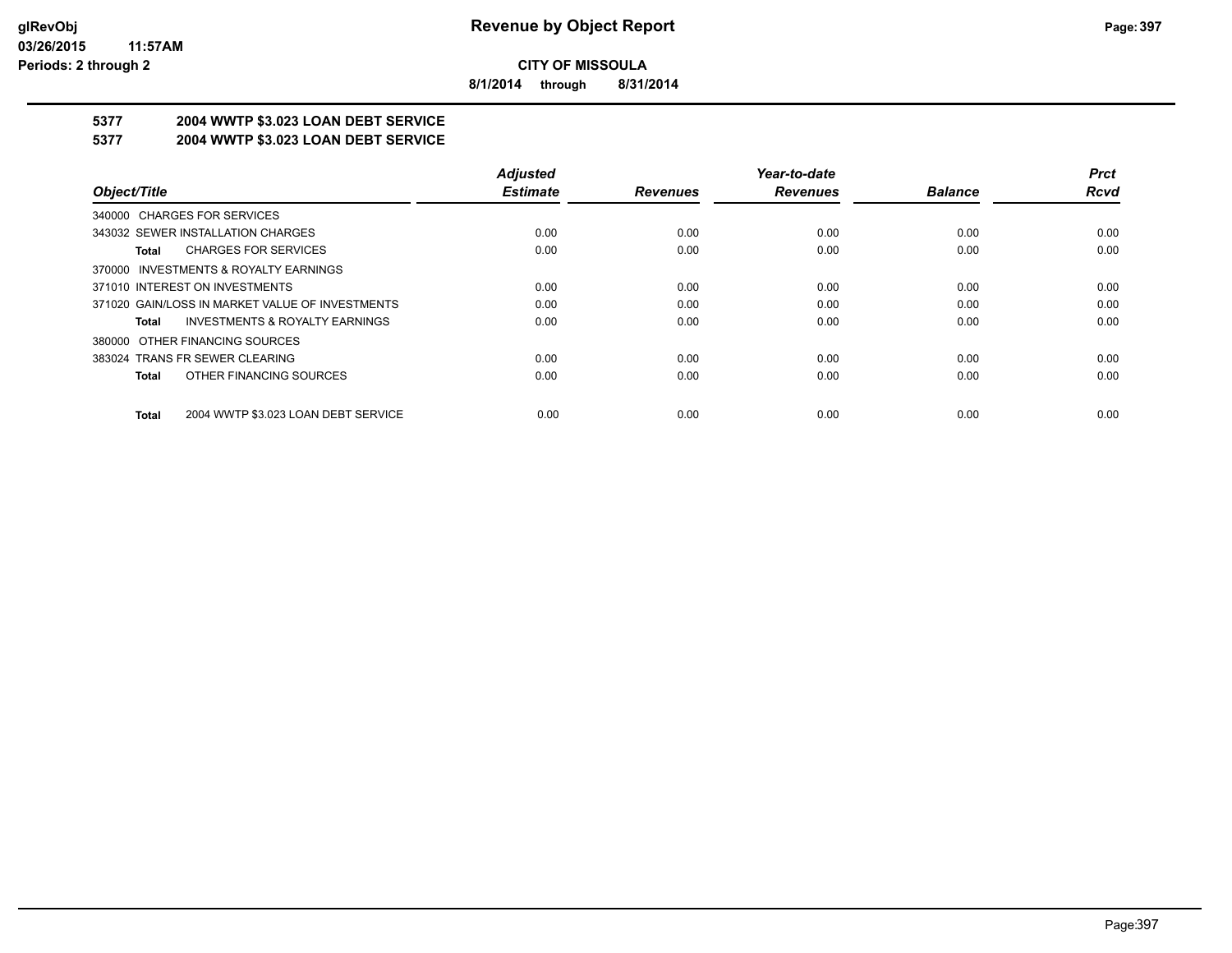**Revenue by Object Report**

**CITY OF MISSOULA**

**8/1/2014 through 8/31/2014**

glRevObj
03/26/2015 11:57AM
Periods: 2 through 2

## 5377 2004 WWTP $3.023 LOAN DEBT SERVICE
## 5377 2004 WWTP $3.023 LOAN DEBT SERVICE

| Object/Title | Adjusted Estimate | Revenues | Year-to-date Revenues | Balance | Prct Rcvd |
|---|---|---|---|---|---|
| 340000 CHARGES FOR SERVICES | | | | | |
| 343032 SEWER INSTALLATION CHARGES | 0.00 | 0.00 | 0.00 | 0.00 | 0.00 |
| **Total** CHARGES FOR SERVICES | 0.00 | 0.00 | 0.00 | 0.00 | 0.00 |
| 370000 INVESTMENTS & ROYALTY EARNINGS | | | | | |
| 371010 INTEREST ON INVESTMENTS | 0.00 | 0.00 | 0.00 | 0.00 | 0.00 |
| 371020 GAIN/LOSS IN MARKET VALUE OF INVESTMENTS | 0.00 | 0.00 | 0.00 | 0.00 | 0.00 |
| **Total** INVESTMENTS & ROYALTY EARNINGS | 0.00 | 0.00 | 0.00 | 0.00 | 0.00 |
| 380000 OTHER FINANCING SOURCES | | | | | |
| 383024 TRANS FR SEWER CLEARING | 0.00 | 0.00 | 0.00 | 0.00 | 0.00 |
| **Total** OTHER FINANCING SOURCES | 0.00 | 0.00 | 0.00 | 0.00 | 0.00 |
| **Total** 2004 WWTP $3.023 LOAN DEBT SERVICE | 0.00 | 0.00 | 0.00 | 0.00 | 0.00 |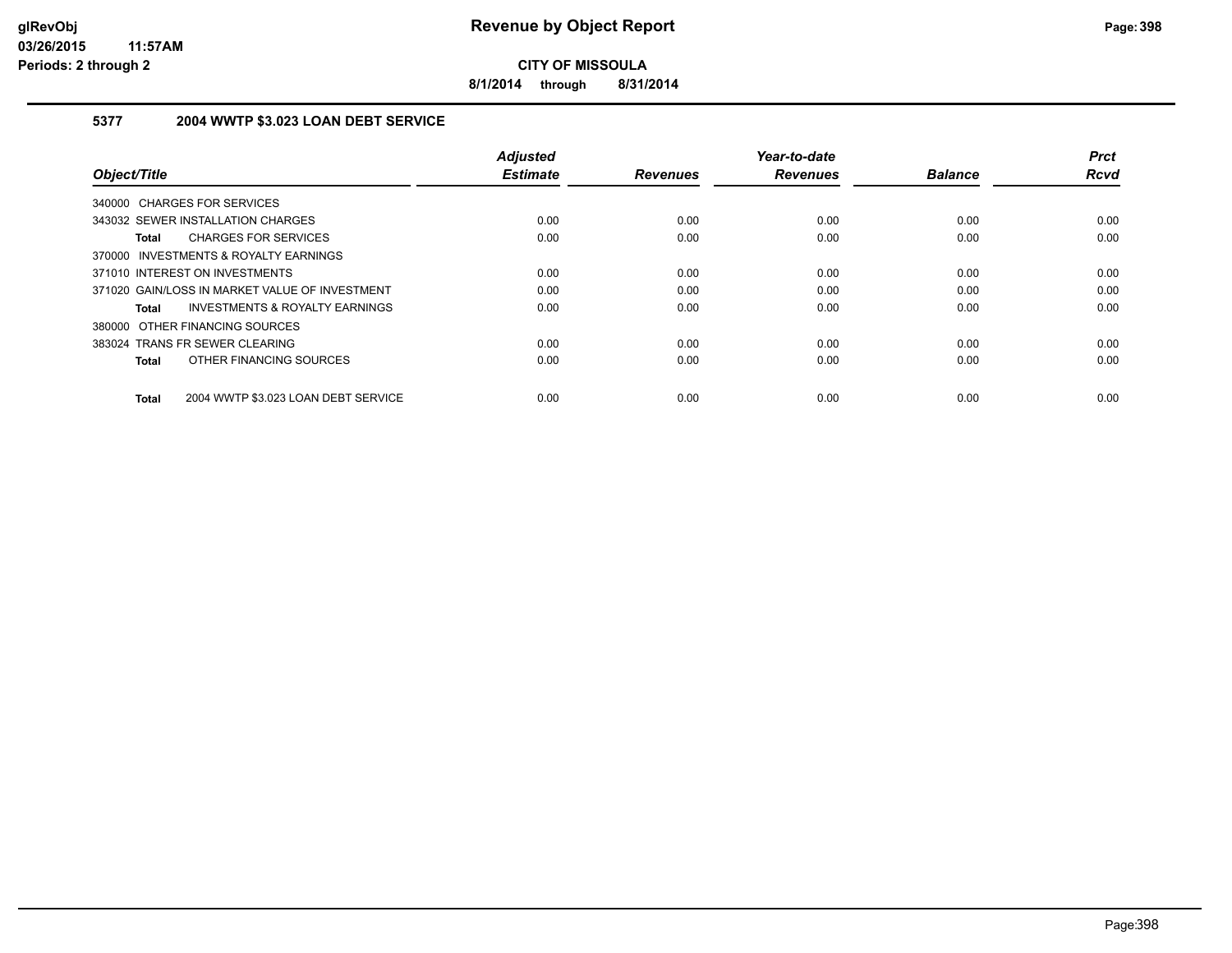# CITY OF MISSOULA

**8/1/2014 through 8/31/2014**

## 5377 2004 WWTP $3.023 LOAN DEBT SERVICE

| Object/Title | Adjusted Estimate | Revenues | Year-to-date Revenues | Balance | Prct Rcvd |
|---|---|---|---|---|---|
| 340000 CHARGES FOR SERVICES | | | | | |
| 343032 SEWER INSTALLATION CHARGES | 0.00 | 0.00 | 0.00 | 0.00 | 0.00 |
| **Total** CHARGES FOR SERVICES | 0.00 | 0.00 | 0.00 | 0.00 | 0.00 |
| 370000 INVESTMENTS & ROYALTY EARNINGS | | | | | |
| 371010 INTEREST ON INVESTMENTS | 0.00 | 0.00 | 0.00 | 0.00 | 0.00 |
| 371020 GAIN/LOSS IN MARKET VALUE OF INVESTMENT | 0.00 | 0.00 | 0.00 | 0.00 | 0.00 |
| **Total** INVESTMENTS & ROYALTY EARNINGS | 0.00 | 0.00 | 0.00 | 0.00 | 0.00 |
| 380000 OTHER FINANCING SOURCES | | | | | |
| 383024 TRANS FR SEWER CLEARING | 0.00 | 0.00 | 0.00 | 0.00 | 0.00 |
| **Total** OTHER FINANCING SOURCES | 0.00 | 0.00 | 0.00 | 0.00 | 0.00 |
| **Total** 2004 WWTP $3.023 LOAN DEBT SERVICE | 0.00 | 0.00 | 0.00 | 0.00 | 0.00 |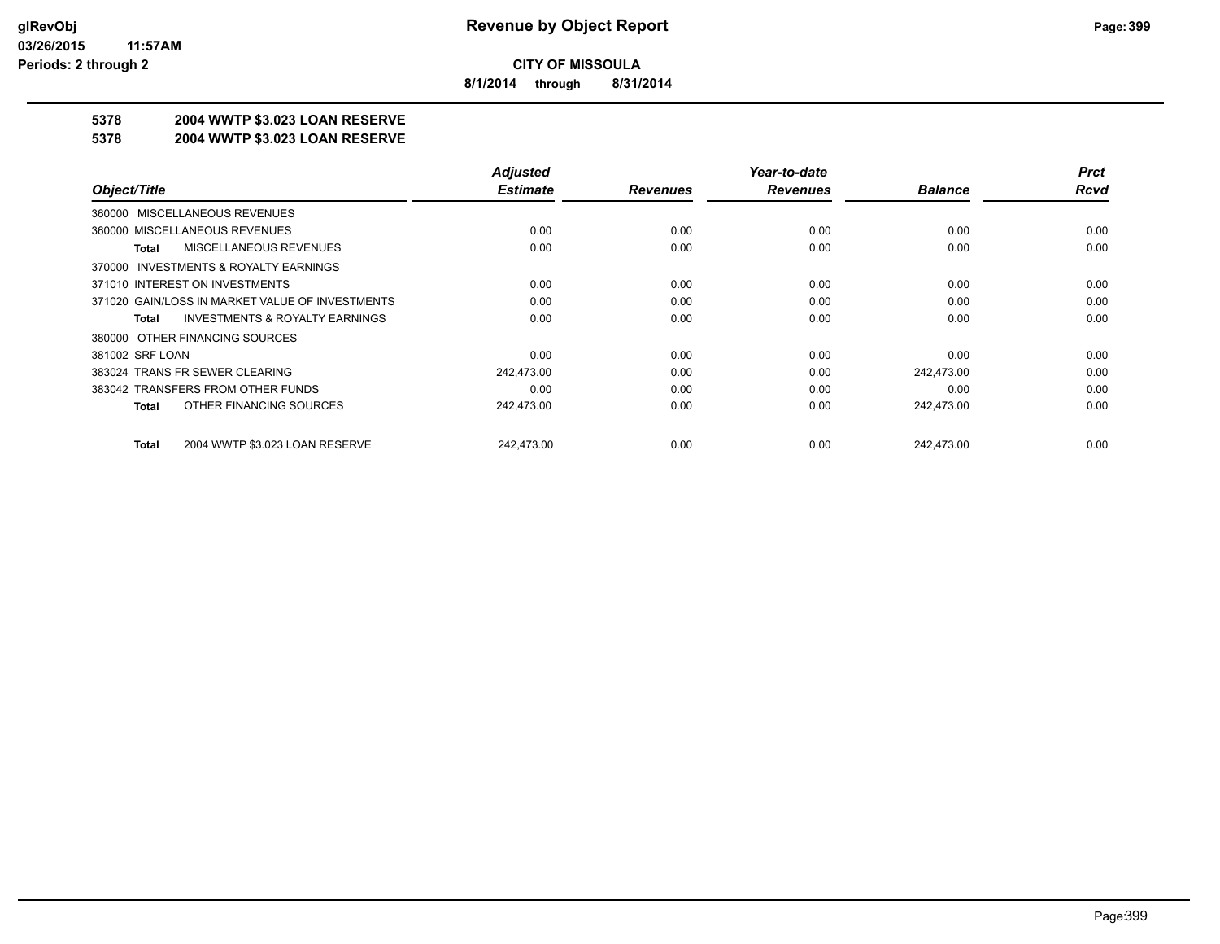# Revenue by Object Report

**CITY OF MISSOULA**

**8/1/2014 through 8/31/2014**

glRevObj
03/26/2015 11:57AM
Periods: 2 through 2

**5378 2004 WWTP $3.023 LOAN RESERVE**

**5378 2004 WWTP $3.023 LOAN RESERVE**

| Object/Title | Adjusted Estimate | Revenues | Year-to-date Revenues | Balance | Prct Rcvd |
|---|---|---|---|---|---|
| 360000 MISCELLANEOUS REVENUES | | | | | |
| 360000 MISCELLANEOUS REVENUES | 0.00 | 0.00 | 0.00 | 0.00 | 0.00 |
| **Total** MISCELLANEOUS REVENUES | 0.00 | 0.00 | 0.00 | 0.00 | 0.00 |
| 370000 INVESTMENTS & ROYALTY EARNINGS | | | | | |
| 371010 INTEREST ON INVESTMENTS | 0.00 | 0.00 | 0.00 | 0.00 | 0.00 |
| 371020 GAIN/LOSS IN MARKET VALUE OF INVESTMENTS | 0.00 | 0.00 | 0.00 | 0.00 | 0.00 |
| **Total** INVESTMENTS & ROYALTY EARNINGS | 0.00 | 0.00 | 0.00 | 0.00 | 0.00 |
| 380000 OTHER FINANCING SOURCES | | | | | |
| 381002 SRF LOAN | 0.00 | 0.00 | 0.00 | 0.00 | 0.00 |
| 383024 TRANS FR SEWER CLEARING | 242,473.00 | 0.00 | 0.00 | 242,473.00 | 0.00 |
| 383042 TRANSFERS FROM OTHER FUNDS | 0.00 | 0.00 | 0.00 | 0.00 | 0.00 |
| **Total** OTHER FINANCING SOURCES | 242,473.00 | 0.00 | 0.00 | 242,473.00 | 0.00 |
| **Total** 2004 WWTP $3.023 LOAN RESERVE | 242,473.00 | 0.00 | 0.00 | 242,473.00 | 0.00 |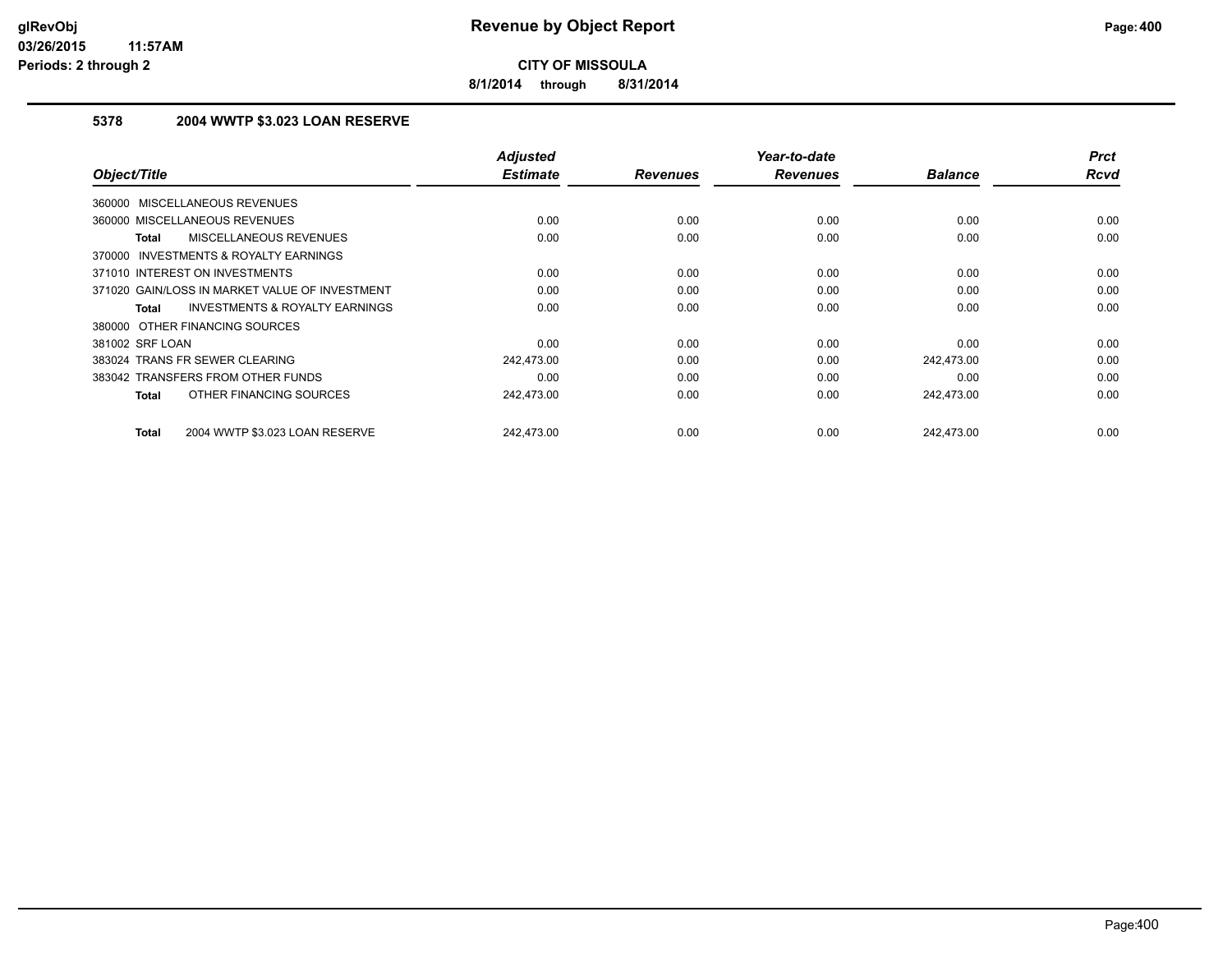# Revenue by Object Report

**CITY OF MISSOULA**

**8/1/2014 through 8/31/2014**

glRevObj
03/26/2015 11:57AM
Periods: 2 through 2

## 5378 2004 WWTP $3.023 LOAN RESERVE

| Object/Title | Adjusted Estimate | Revenues | Year-to-date Revenues | Balance | Prct Rcvd |
|---|---|---|---|---|---|
| 360000 MISCELLANEOUS REVENUES | | | | | |
| 360000 MISCELLANEOUS REVENUES | 0.00 | 0.00 | 0.00 | 0.00 | 0.00 |
| **Total** MISCELLANEOUS REVENUES | 0.00 | 0.00 | 0.00 | 0.00 | 0.00 |
| 370000 INVESTMENTS & ROYALTY EARNINGS | | | | | |
| 371010 INTEREST ON INVESTMENTS | 0.00 | 0.00 | 0.00 | 0.00 | 0.00 |
| 371020 GAIN/LOSS IN MARKET VALUE OF INVESTMENT | 0.00 | 0.00 | 0.00 | 0.00 | 0.00 |
| **Total** INVESTMENTS & ROYALTY EARNINGS | 0.00 | 0.00 | 0.00 | 0.00 | 0.00 |
| 380000 OTHER FINANCING SOURCES | | | | | |
| 381002 SRF LOAN | 0.00 | 0.00 | 0.00 | 0.00 | 0.00 |
| 383024 TRANS FR SEWER CLEARING | 242,473.00 | 0.00 | 0.00 | 242,473.00 | 0.00 |
| 383042 TRANSFERS FROM OTHER FUNDS | 0.00 | 0.00 | 0.00 | 0.00 | 0.00 |
| **Total** OTHER FINANCING SOURCES | 242,473.00 | 0.00 | 0.00 | 242,473.00 | 0.00 |
| **Total** 2004 WWTP $3.023 LOAN RESERVE | 242,473.00 | 0.00 | 0.00 | 242,473.00 | 0.00 |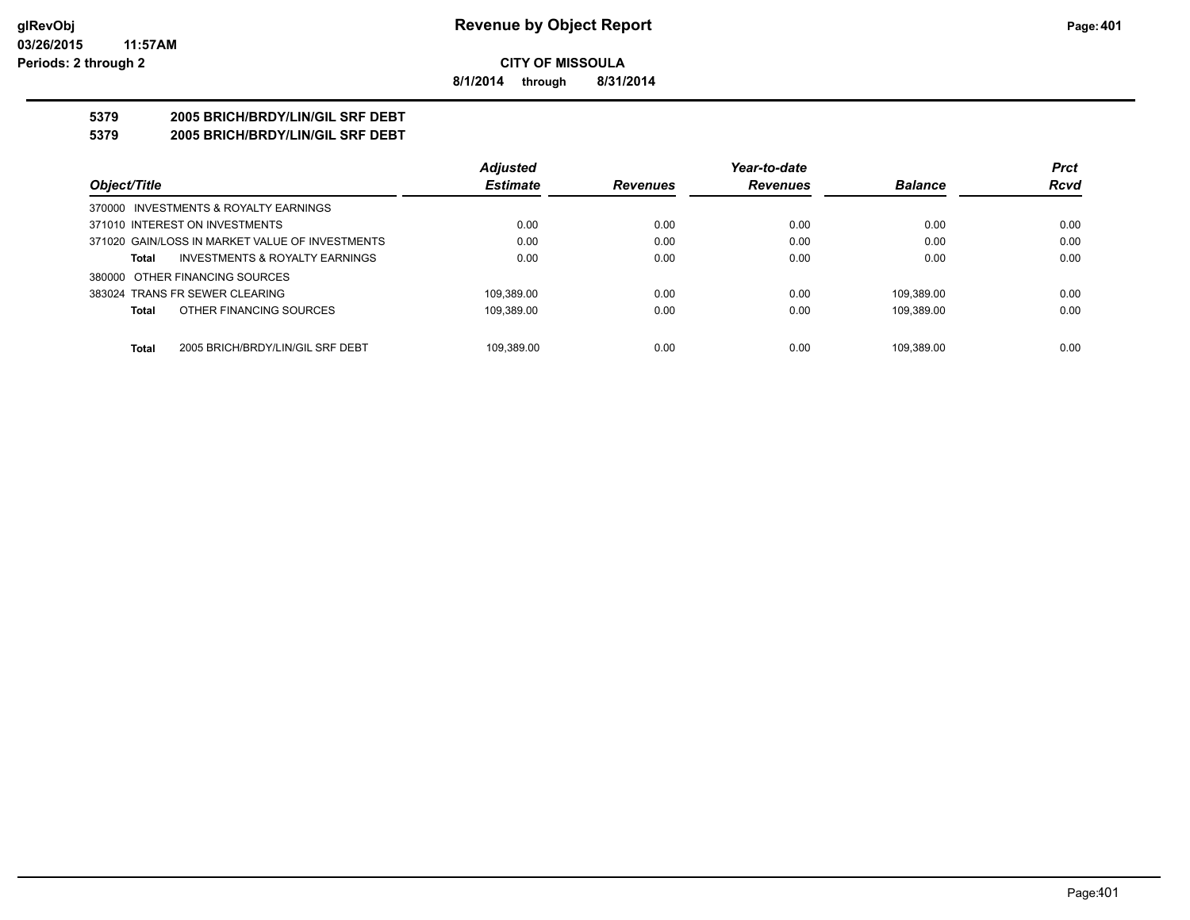**Revenue by Object Report**

**CITY OF MISSOULA**

**8/1/2014 through 8/31/2014**

glRevObj
03/26/2015 11:57AM
Periods: 2 through 2

**5379 2005 BRICH/BRDY/LIN/GIL SRF DEBT**

**5379 2005 BRICH/BRDY/LIN/GIL SRF DEBT**

| Object/Title | Adjusted Estimate | Revenues | Year-to-date Revenues | Balance | Prct Rcvd |
|---|---|---|---|---|---|
| 370000 INVESTMENTS & ROYALTY EARNINGS | | | | | |
| 371010 INTEREST ON INVESTMENTS | 0.00 | 0.00 | 0.00 | 0.00 | 0.00 |
| 371020 GAIN/LOSS IN MARKET VALUE OF INVESTMENTS | 0.00 | 0.00 | 0.00 | 0.00 | 0.00 |
| **Total** INVESTMENTS & ROYALTY EARNINGS | 0.00 | 0.00 | 0.00 | 0.00 | 0.00 |
| 380000 OTHER FINANCING SOURCES | | | | | |
| 383024 TRANS FR SEWER CLEARING | 109,389.00 | 0.00 | 0.00 | 109,389.00 | 0.00 |
| **Total** OTHER FINANCING SOURCES | 109,389.00 | 0.00 | 0.00 | 109,389.00 | 0.00 |
| **Total** 2005 BRICH/BRDY/LIN/GIL SRF DEBT | 109,389.00 | 0.00 | 0.00 | 109,389.00 | 0.00 |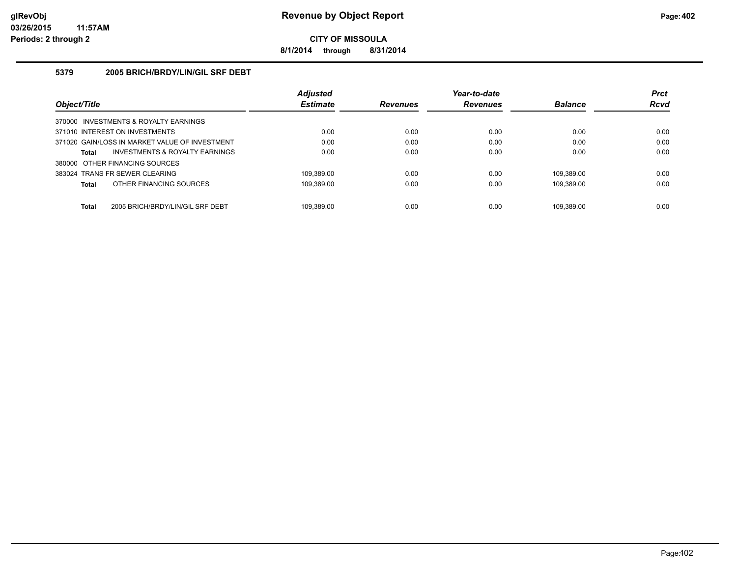# Revenue by Object Report

**CITY OF MISSOULA**

**8/1/2014 through 8/31/2014**

glRevObj
03/26/2015 11:57AM
Periods: 2 through 2

### 5379 2005 BRICH/BRDY/LIN/GIL SRF DEBT

| Object/Title | Adjusted Estimate | Revenues | Year-to-date Revenues | Balance | Prct Rcvd |
|---|---|---|---|---|---|
| 370000 INVESTMENTS & ROYALTY EARNINGS | | | | | |
| 371010 INTEREST ON INVESTMENTS | 0.00 | 0.00 | 0.00 | 0.00 | 0.00 |
| 371020 GAIN/LOSS IN MARKET VALUE OF INVESTMENT | 0.00 | 0.00 | 0.00 | 0.00 | 0.00 |
| **Total** INVESTMENTS & ROYALTY EARNINGS | 0.00 | 0.00 | 0.00 | 0.00 | 0.00 |
| 380000 OTHER FINANCING SOURCES | | | | | |
| 383024 TRANS FR SEWER CLEARING | 109,389.00 | 0.00 | 0.00 | 109,389.00 | 0.00 |
| **Total** OTHER FINANCING SOURCES | 109,389.00 | 0.00 | 0.00 | 109,389.00 | 0.00 |
| **Total** 2005 BRICH/BRDY/LIN/GIL SRF DEBT | 109,389.00 | 0.00 | 0.00 | 109,389.00 | 0.00 |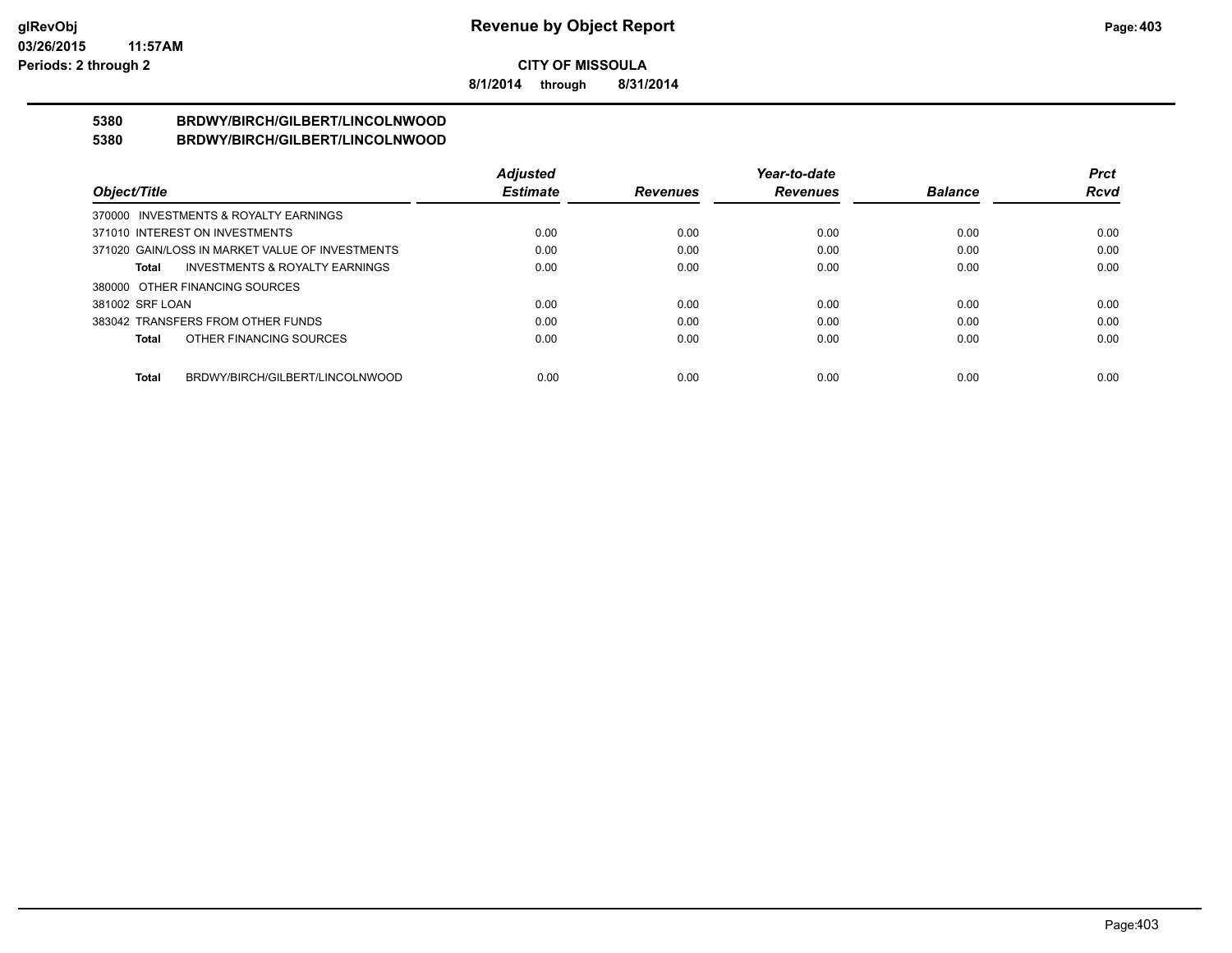**CITY OF MISSOULA**

**8/1/2014 through 8/31/2014**

**5380 BRDWY/BIRCH/GILBERT/LINCOLNWOOD**

**5380 BRDWY/BIRCH/GILBERT/LINCOLNWOOD**

| Object/Title | Adjusted Estimate | Revenues | Year-to-date Revenues | Balance | Prct Rcvd |
|---|---|---|---|---|---|
| 370000 INVESTMENTS & ROYALTY EARNINGS | | | | | |
| 371010 INTEREST ON INVESTMENTS | 0.00 | 0.00 | 0.00 | 0.00 | 0.00 |
| 371020 GAIN/LOSS IN MARKET VALUE OF INVESTMENTS | 0.00 | 0.00 | 0.00 | 0.00 | 0.00 |
| **Total** INVESTMENTS & ROYALTY EARNINGS | 0.00 | 0.00 | 0.00 | 0.00 | 0.00 |
| 380000 OTHER FINANCING SOURCES | | | | | |
| 381002 SRF LOAN | 0.00 | 0.00 | 0.00 | 0.00 | 0.00 |
| 383042 TRANSFERS FROM OTHER FUNDS | 0.00 | 0.00 | 0.00 | 0.00 | 0.00 |
| **Total** OTHER FINANCING SOURCES | 0.00 | 0.00 | 0.00 | 0.00 | 0.00 |
| **Total** BRDWY/BIRCH/GILBERT/LINCOLNWOOD | 0.00 | 0.00 | 0.00 | 0.00 | 0.00 |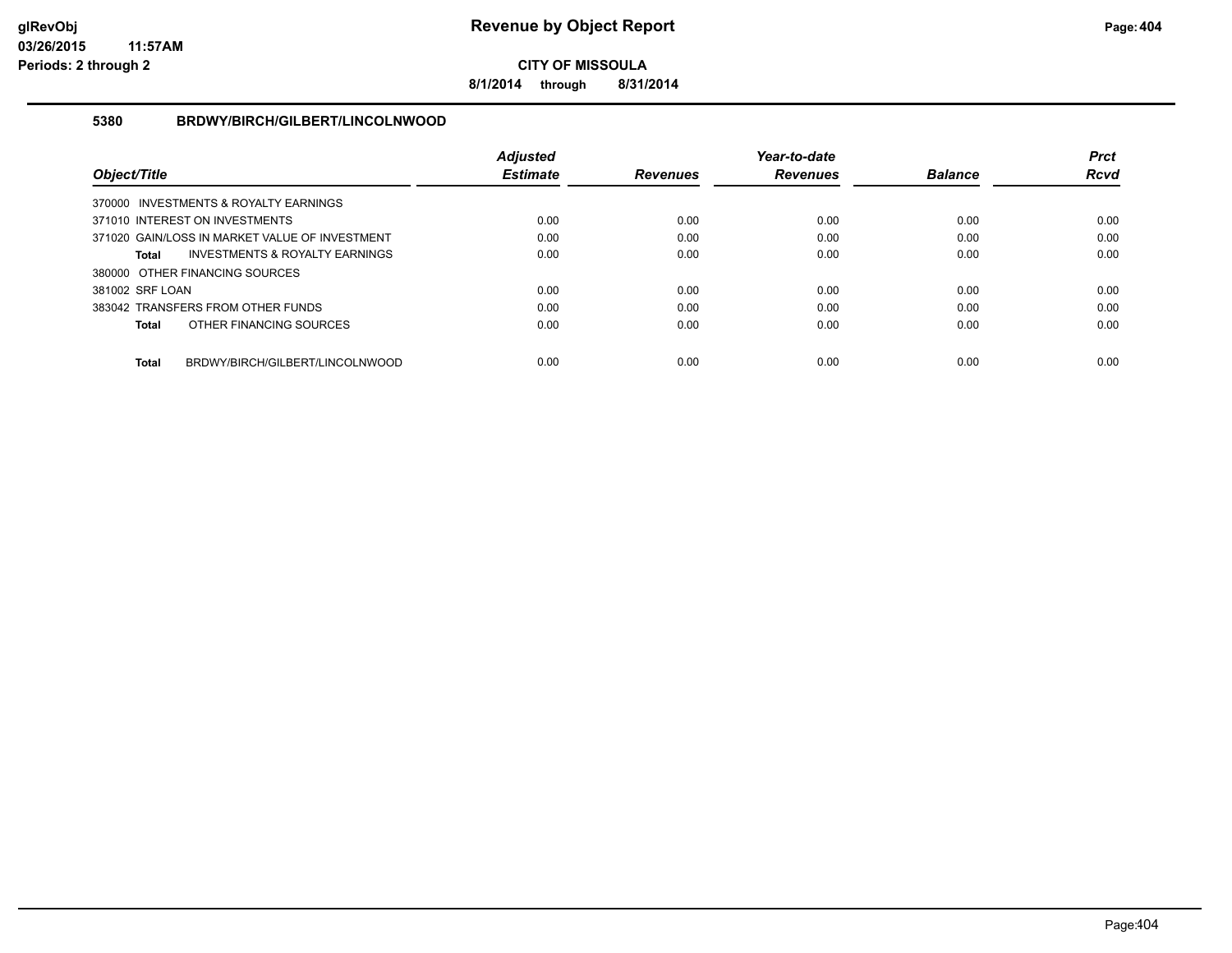**CITY OF MISSOULA**

**8/1/2014 through 8/31/2014**

### 5380 BRDWY/BIRCH/GILBERT/LINCOLNWOOD

| Object/Title | Adjusted Estimate | Revenues | Year-to-date Revenues | Balance | Prct Rcvd |
|---|---|---|---|---|---|
| 370000 INVESTMENTS & ROYALTY EARNINGS | | | | | |
| 371010 INTEREST ON INVESTMENTS | 0.00 | 0.00 | 0.00 | 0.00 | 0.00 |
| 371020 GAIN/LOSS IN MARKET VALUE OF INVESTMENT | 0.00 | 0.00 | 0.00 | 0.00 | 0.00 |
| **Total** INVESTMENTS & ROYALTY EARNINGS | 0.00 | 0.00 | 0.00 | 0.00 | 0.00 |
| 380000 OTHER FINANCING SOURCES | | | | | |
| 381002 SRF LOAN | 0.00 | 0.00 | 0.00 | 0.00 | 0.00 |
| 383042 TRANSFERS FROM OTHER FUNDS | 0.00 | 0.00 | 0.00 | 0.00 | 0.00 |
| **Total** OTHER FINANCING SOURCES | 0.00 | 0.00 | 0.00 | 0.00 | 0.00 |
| **Total** BRDWY/BIRCH/GILBERT/LINCOLNWOOD | 0.00 | 0.00 | 0.00 | 0.00 | 0.00 |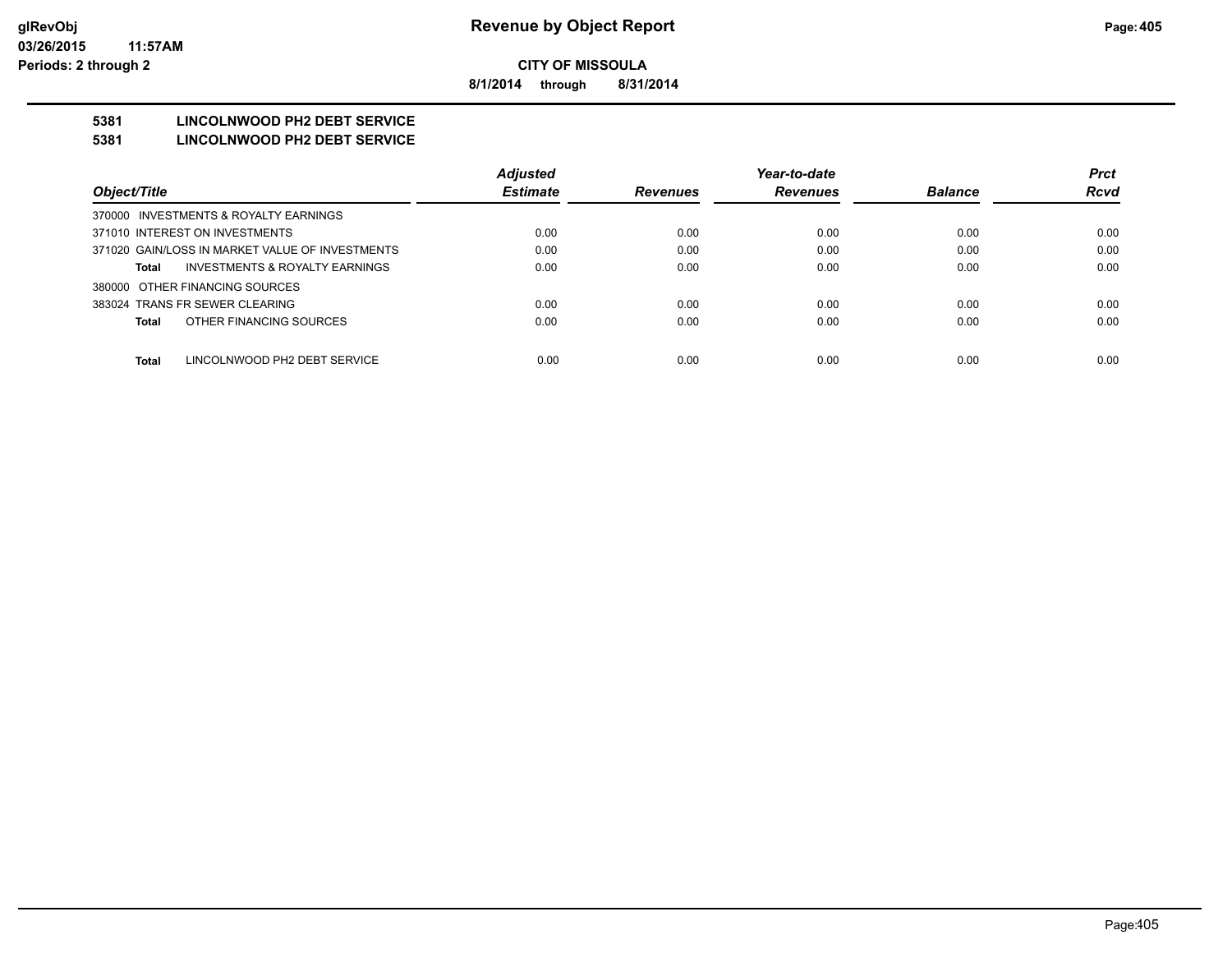# Revenue by Object Report

**CITY OF MISSOULA**

**8/1/2014 through 8/31/2014**

glRevObj
03/26/2015 11:57AM
Periods: 2 through 2

**5381 LINCOLNWOOD PH2 DEBT SERVICE**
**5381 LINCOLNWOOD PH2 DEBT SERVICE**

| Object/Title | Adjusted Estimate | Revenues | Year-to-date Revenues | Balance | Prct Rcvd |
|---|---|---|---|---|---|
| 370000 INVESTMENTS & ROYALTY EARNINGS | | | | | |
| 371010 INTEREST ON INVESTMENTS | 0.00 | 0.00 | 0.00 | 0.00 | 0.00 |
| 371020 GAIN/LOSS IN MARKET VALUE OF INVESTMENTS | 0.00 | 0.00 | 0.00 | 0.00 | 0.00 |
| **Total** INVESTMENTS & ROYALTY EARNINGS | 0.00 | 0.00 | 0.00 | 0.00 | 0.00 |
| 380000 OTHER FINANCING SOURCES | | | | | |
| 383024 TRANS FR SEWER CLEARING | 0.00 | 0.00 | 0.00 | 0.00 | 0.00 |
| **Total** OTHER FINANCING SOURCES | 0.00 | 0.00 | 0.00 | 0.00 | 0.00 |
| **Total** LINCOLNWOOD PH2 DEBT SERVICE | 0.00 | 0.00 | 0.00 | 0.00 | 0.00 |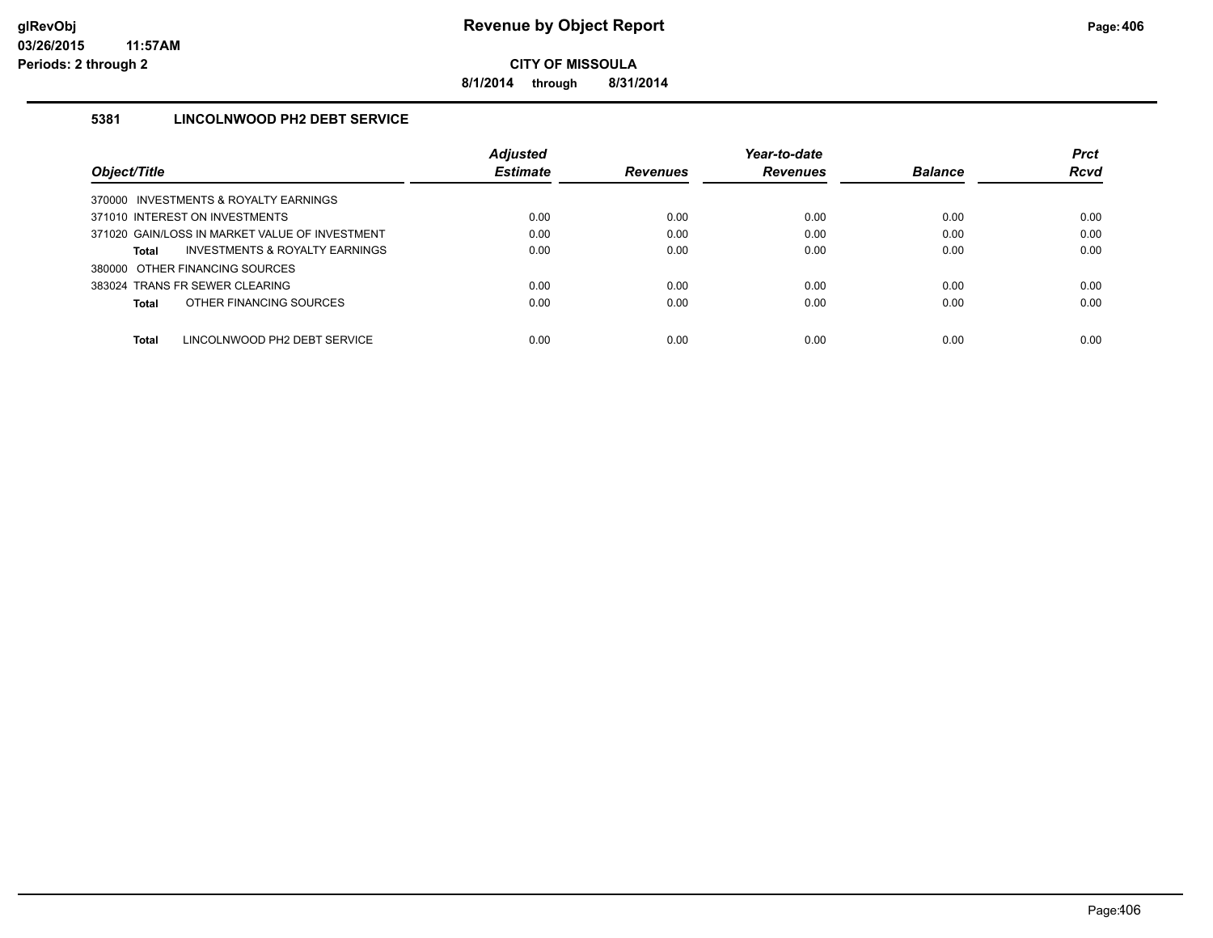# Revenue by Object Report

**CITY OF MISSOULA**

**8/1/2014 through 8/31/2014**

glRevObj
03/26/2015 11:57AM
Periods: 2 through 2

### 5381 LINCOLNWOOD PH2 DEBT SERVICE

| Object/Title | Adjusted Estimate | Revenues | Year-to-date Revenues | Balance | Prct Rcvd |
|---|---|---|---|---|---|
| 370000 INVESTMENTS & ROYALTY EARNINGS | | | | | |
| 371010 INTEREST ON INVESTMENTS | 0.00 | 0.00 | 0.00 | 0.00 | 0.00 |
| 371020 GAIN/LOSS IN MARKET VALUE OF INVESTMENT | 0.00 | 0.00 | 0.00 | 0.00 | 0.00 |
| **Total** INVESTMENTS & ROYALTY EARNINGS | 0.00 | 0.00 | 0.00 | 0.00 | 0.00 |
| 380000 OTHER FINANCING SOURCES | | | | | |
| 383024 TRANS FR SEWER CLEARING | 0.00 | 0.00 | 0.00 | 0.00 | 0.00 |
| **Total** OTHER FINANCING SOURCES | 0.00 | 0.00 | 0.00 | 0.00 | 0.00 |
| **Total** LINCOLNWOOD PH2 DEBT SERVICE | 0.00 | 0.00 | 0.00 | 0.00 | 0.00 |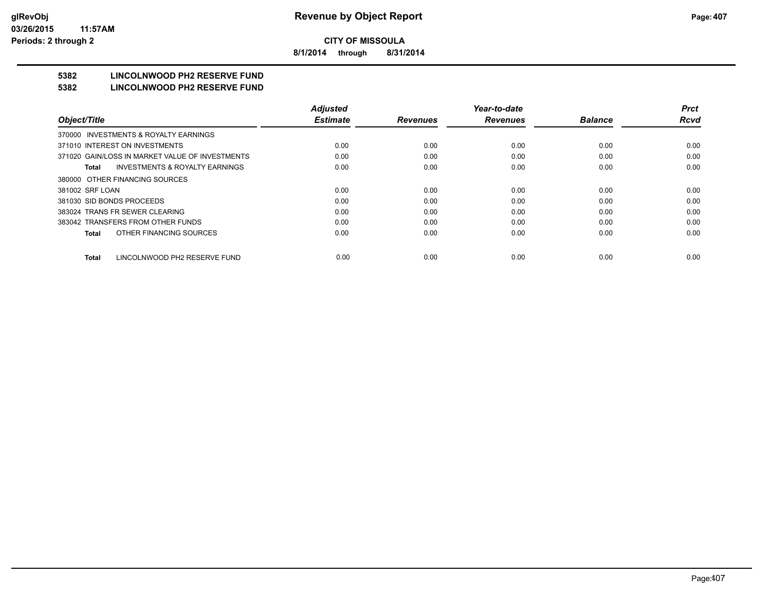**CITY OF MISSOULA**

**8/1/2014 through 8/31/2014**

## 5382 LINCOLNWOOD PH2 RESERVE FUND
## 5382 LINCOLNWOOD PH2 RESERVE FUND

| Object/Title | Adjusted Estimate | Revenues | Year-to-date Revenues | Balance | Prct Rcvd |
|---|---|---|---|---|---|
| 370000 INVESTMENTS & ROYALTY EARNINGS | | | | | |
| 371010 INTEREST ON INVESTMENTS | 0.00 | 0.00 | 0.00 | 0.00 | 0.00 |
| 371020 GAIN/LOSS IN MARKET VALUE OF INVESTMENTS | 0.00 | 0.00 | 0.00 | 0.00 | 0.00 |
| **Total** INVESTMENTS & ROYALTY EARNINGS | 0.00 | 0.00 | 0.00 | 0.00 | 0.00 |
| 380000 OTHER FINANCING SOURCES | | | | | |
| 381002 SRF LOAN | 0.00 | 0.00 | 0.00 | 0.00 | 0.00 |
| 381030 SID BONDS PROCEEDS | 0.00 | 0.00 | 0.00 | 0.00 | 0.00 |
| 383024 TRANS FR SEWER CLEARING | 0.00 | 0.00 | 0.00 | 0.00 | 0.00 |
| 383042 TRANSFERS FROM OTHER FUNDS | 0.00 | 0.00 | 0.00 | 0.00 | 0.00 |
| **Total** OTHER FINANCING SOURCES | 0.00 | 0.00 | 0.00 | 0.00 | 0.00 |
| **Total** LINCOLNWOOD PH2 RESERVE FUND | 0.00 | 0.00 | 0.00 | 0.00 | 0.00 |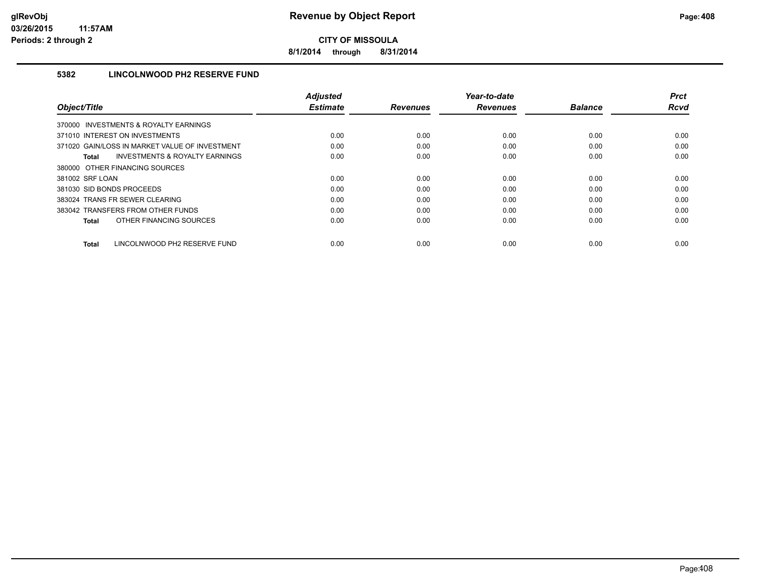**CITY OF MISSOULA**

**8/1/2014 through 8/31/2014**

### 5382 LINCOLNWOOD PH2 RESERVE FUND

| Object/Title | Adjusted Estimate | Revenues | Year-to-date Revenues | Balance | Prct Rcvd |
|---|---|---|---|---|---|
| 370000 INVESTMENTS & ROYALTY EARNINGS | | | | | |
| 371010 INTEREST ON INVESTMENTS | 0.00 | 0.00 | 0.00 | 0.00 | 0.00 |
| 371020 GAIN/LOSS IN MARKET VALUE OF INVESTMENT | 0.00 | 0.00 | 0.00 | 0.00 | 0.00 |
| **Total** INVESTMENTS & ROYALTY EARNINGS | 0.00 | 0.00 | 0.00 | 0.00 | 0.00 |
| 380000 OTHER FINANCING SOURCES | | | | | |
| 381002 SRF LOAN | 0.00 | 0.00 | 0.00 | 0.00 | 0.00 |
| 381030 SID BONDS PROCEEDS | 0.00 | 0.00 | 0.00 | 0.00 | 0.00 |
| 383024 TRANS FR SEWER CLEARING | 0.00 | 0.00 | 0.00 | 0.00 | 0.00 |
| 383042 TRANSFERS FROM OTHER FUNDS | 0.00 | 0.00 | 0.00 | 0.00 | 0.00 |
| **Total** OTHER FINANCING SOURCES | 0.00 | 0.00 | 0.00 | 0.00 | 0.00 |
| **Total** LINCOLNWOOD PH2 RESERVE FUND | 0.00 | 0.00 | 0.00 | 0.00 | 0.00 |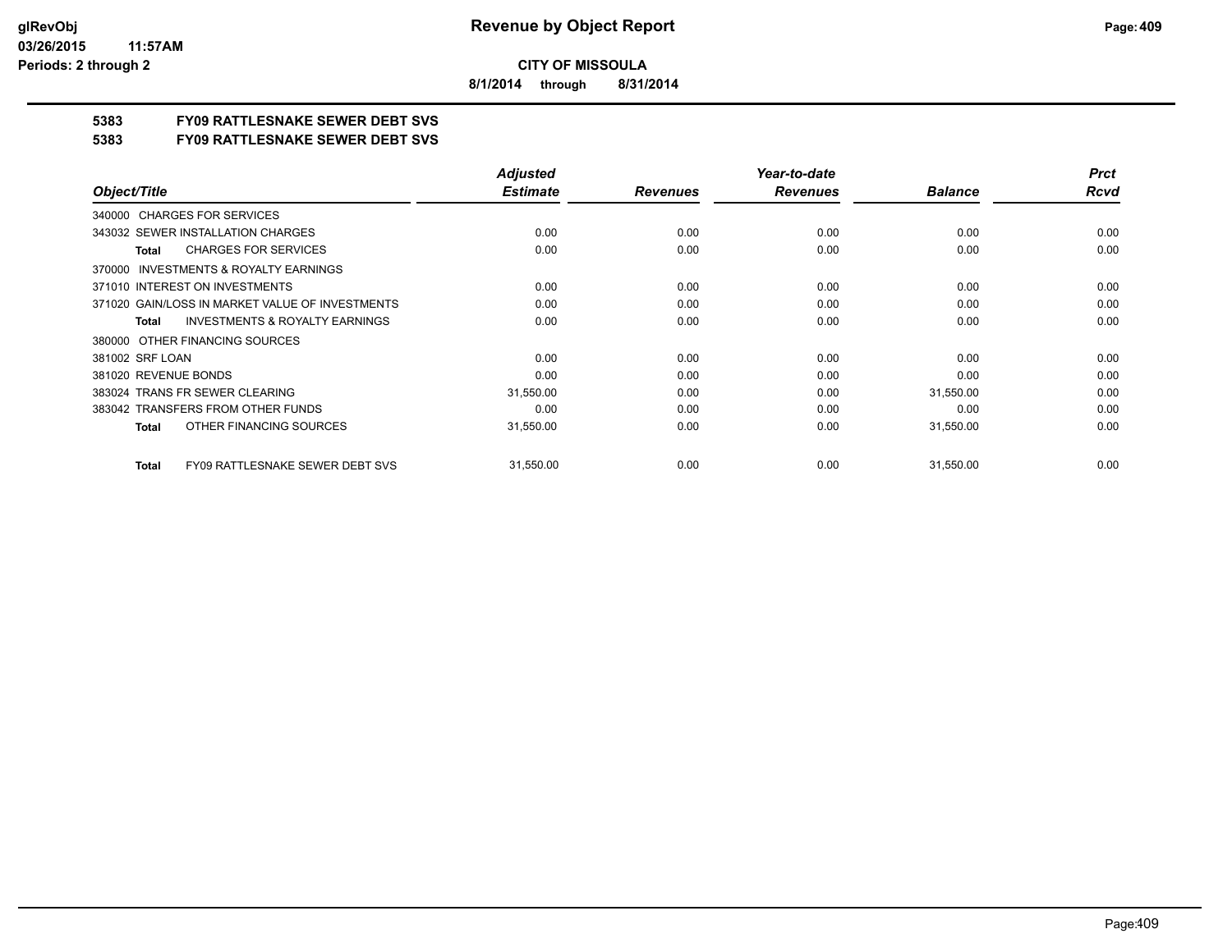**CITY OF MISSOULA**

**8/1/2014 through 8/31/2014**

**5383 FY09 RATTLESNAKE SEWER DEBT SVS**

**5383 FY09 RATTLESNAKE SEWER DEBT SVS**

| Object/Title | Adjusted Estimate | Revenues | Year-to-date Revenues | Balance | Prct Rcvd |
|---|---|---|---|---|---|
| 340000 CHARGES FOR SERVICES | | | | | |
| 343032 SEWER INSTALLATION CHARGES | 0.00 | 0.00 | 0.00 | 0.00 | 0.00 |
| **Total** CHARGES FOR SERVICES | 0.00 | 0.00 | 0.00 | 0.00 | 0.00 |
| 370000 INVESTMENTS & ROYALTY EARNINGS | | | | | |
| 371010 INTEREST ON INVESTMENTS | 0.00 | 0.00 | 0.00 | 0.00 | 0.00 |
| 371020 GAIN/LOSS IN MARKET VALUE OF INVESTMENTS | 0.00 | 0.00 | 0.00 | 0.00 | 0.00 |
| **Total** INVESTMENTS & ROYALTY EARNINGS | 0.00 | 0.00 | 0.00 | 0.00 | 0.00 |
| 380000 OTHER FINANCING SOURCES | | | | | |
| 381002 SRF LOAN | 0.00 | 0.00 | 0.00 | 0.00 | 0.00 |
| 381020 REVENUE BONDS | 0.00 | 0.00 | 0.00 | 0.00 | 0.00 |
| 383024 TRANS FR SEWER CLEARING | 31,550.00 | 0.00 | 0.00 | 31,550.00 | 0.00 |
| 383042 TRANSFERS FROM OTHER FUNDS | 0.00 | 0.00 | 0.00 | 0.00 | 0.00 |
| **Total** OTHER FINANCING SOURCES | 31,550.00 | 0.00 | 0.00 | 31,550.00 | 0.00 |
| **Total** FY09 RATTLESNAKE SEWER DEBT SVS | 31,550.00 | 0.00 | 0.00 | 31,550.00 | 0.00 |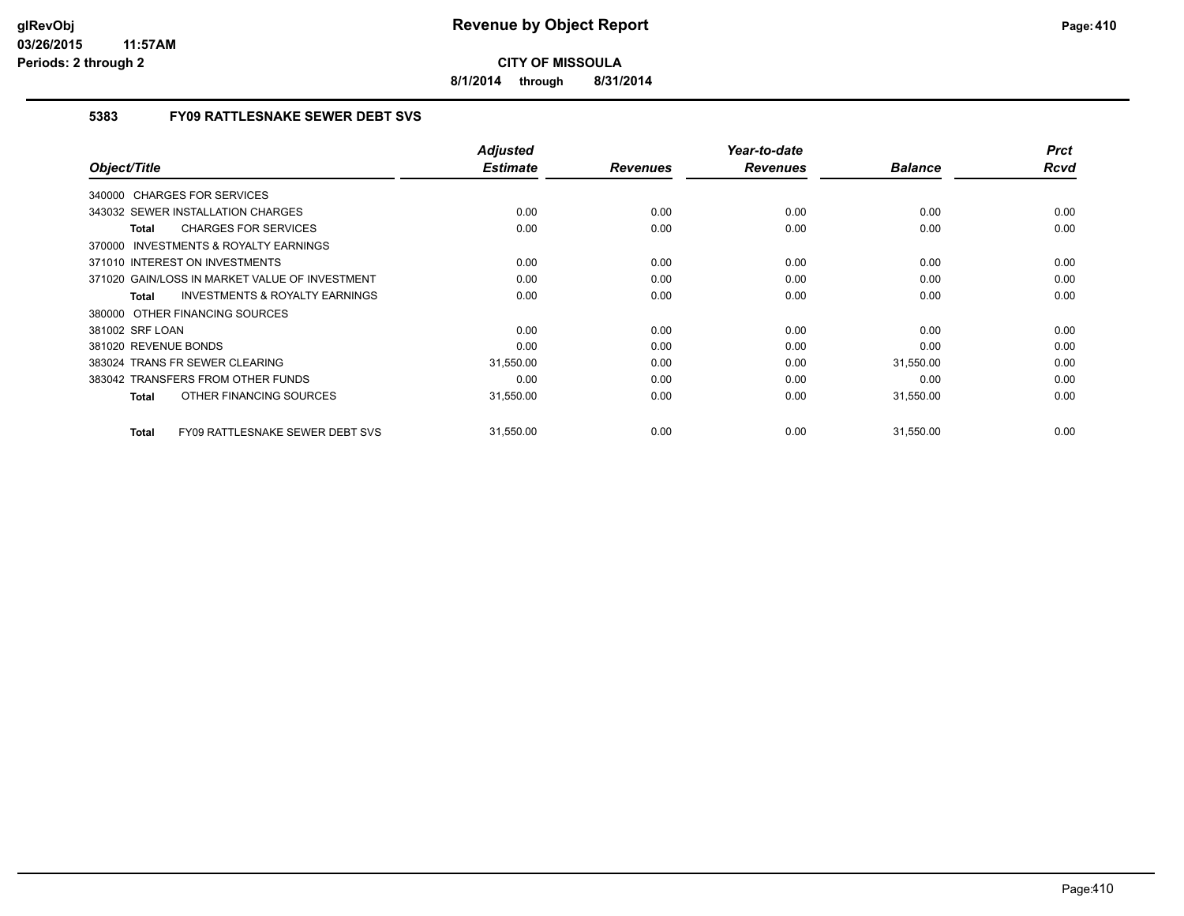**CITY OF MISSOULA**

**8/1/2014 through 8/31/2014**

### 5383 FY09 RATTLESNAKE SEWER DEBT SVS

| Object/Title | Adjusted Estimate | Revenues | Year-to-date Revenues | Balance | Prct Rcvd |
|---|---|---|---|---|---|
| 340000 CHARGES FOR SERVICES | | | | | |
| 343032 SEWER INSTALLATION CHARGES | 0.00 | 0.00 | 0.00 | 0.00 | 0.00 |
| **Total** CHARGES FOR SERVICES | 0.00 | 0.00 | 0.00 | 0.00 | 0.00 |
| 370000 INVESTMENTS & ROYALTY EARNINGS | | | | | |
| 371010 INTEREST ON INVESTMENTS | 0.00 | 0.00 | 0.00 | 0.00 | 0.00 |
| 371020 GAIN/LOSS IN MARKET VALUE OF INVESTMENT | 0.00 | 0.00 | 0.00 | 0.00 | 0.00 |
| **Total** INVESTMENTS & ROYALTY EARNINGS | 0.00 | 0.00 | 0.00 | 0.00 | 0.00 |
| 380000 OTHER FINANCING SOURCES | | | | | |
| 381002 SRF LOAN | 0.00 | 0.00 | 0.00 | 0.00 | 0.00 |
| 381020 REVENUE BONDS | 0.00 | 0.00 | 0.00 | 0.00 | 0.00 |
| 383024 TRANS FR SEWER CLEARING | 31,550.00 | 0.00 | 0.00 | 31,550.00 | 0.00 |
| 383042 TRANSFERS FROM OTHER FUNDS | 0.00 | 0.00 | 0.00 | 0.00 | 0.00 |
| **Total** OTHER FINANCING SOURCES | 31,550.00 | 0.00 | 0.00 | 31,550.00 | 0.00 |
| **Total** FY09 RATTLESNAKE SEWER DEBT SVS | 31,550.00 | 0.00 | 0.00 | 31,550.00 | 0.00 |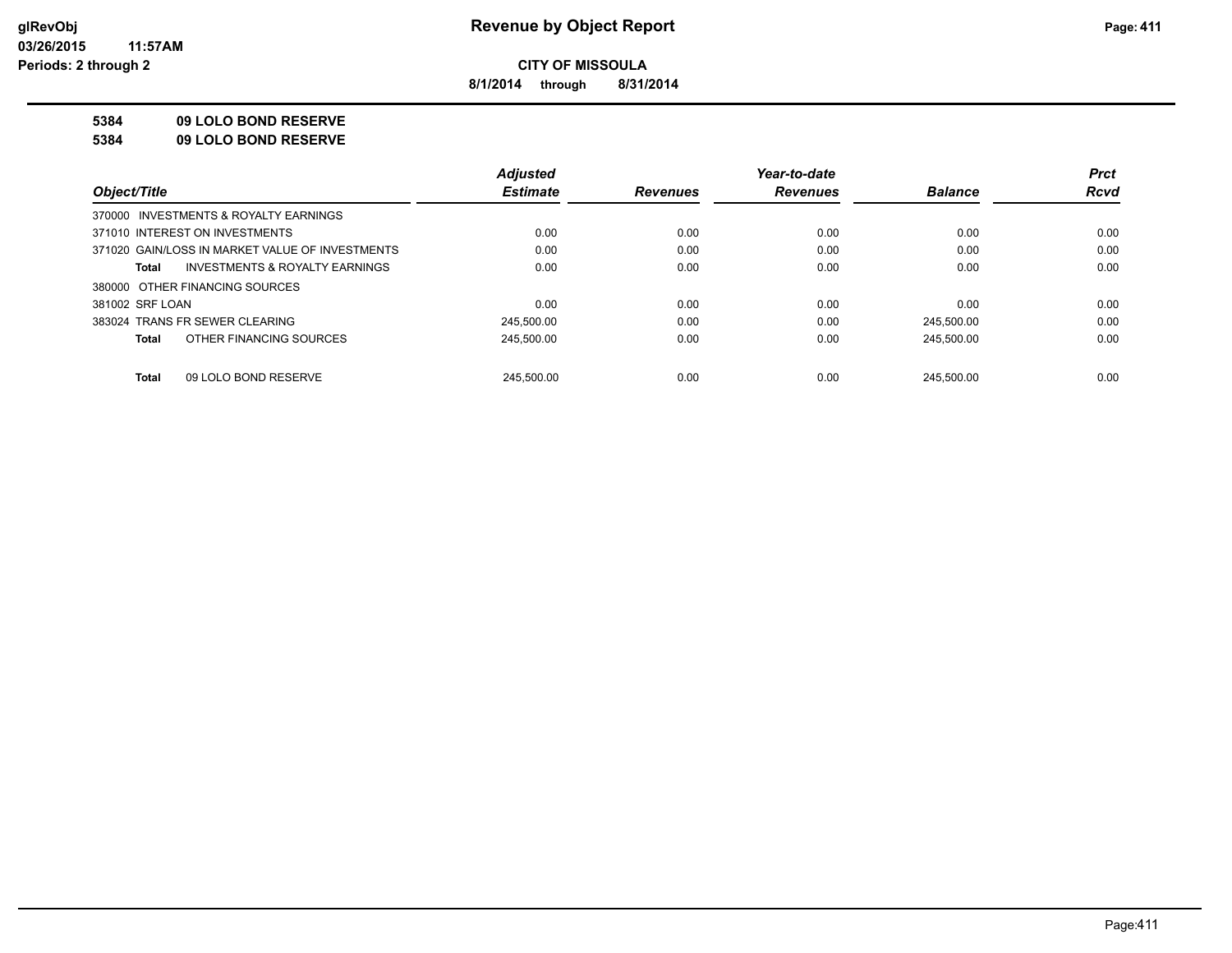# Revenue by Object Report

**CITY OF MISSOULA**

**8/1/2014 through 8/31/2014**

glRevObj
03/26/2015 11:57AM
Periods: 2 through 2

**5384 09 LOLO BOND RESERVE**

**5384 09 LOLO BOND RESERVE**

| Object/Title | Adjusted Estimate | Revenues | Year-to-date Revenues | Balance | Prct Rcvd |
|---|---|---|---|---|---|
| 370000 INVESTMENTS & ROYALTY EARNINGS | | | | | |
| 371010 INTEREST ON INVESTMENTS | 0.00 | 0.00 | 0.00 | 0.00 | 0.00 |
| 371020 GAIN/LOSS IN MARKET VALUE OF INVESTMENTS | 0.00 | 0.00 | 0.00 | 0.00 | 0.00 |
| **Total** INVESTMENTS & ROYALTY EARNINGS | 0.00 | 0.00 | 0.00 | 0.00 | 0.00 |
| 380000 OTHER FINANCING SOURCES | | | | | |
| 381002 SRF LOAN | 0.00 | 0.00 | 0.00 | 0.00 | 0.00 |
| 383024 TRANS FR SEWER CLEARING | 245,500.00 | 0.00 | 0.00 | 245,500.00 | 0.00 |
| **Total** OTHER FINANCING SOURCES | 245,500.00 | 0.00 | 0.00 | 245,500.00 | 0.00 |
| **Total** 09 LOLO BOND RESERVE | 245,500.00 | 0.00 | 0.00 | 245,500.00 | 0.00 |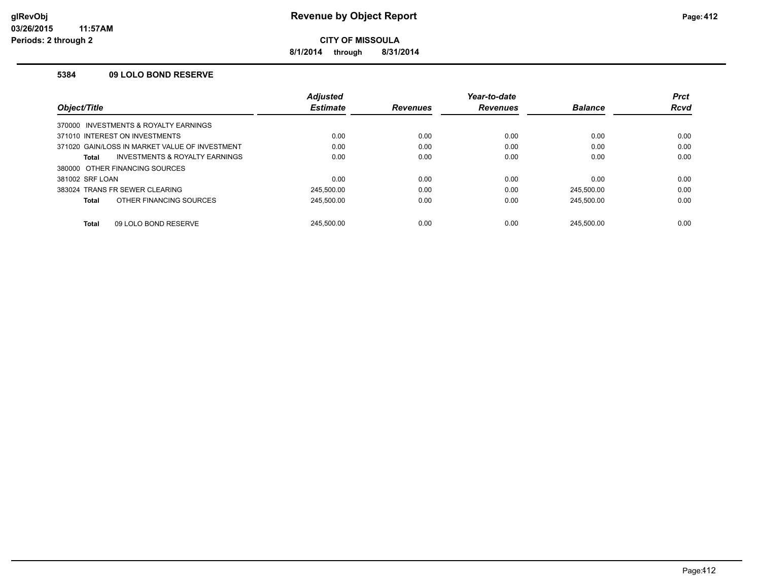# Revenue by Object Report

**CITY OF MISSOULA**

**8/1/2014 through 8/31/2014**

### 5384 09 LOLO BOND RESERVE

| Object/Title | Adjusted Estimate | Revenues | Year-to-date Revenues | Balance | Prct Rcvd |
|---|---|---|---|---|---|
| 370000 INVESTMENTS & ROYALTY EARNINGS | | | | | |
| 371010 INTEREST ON INVESTMENTS | 0.00 | 0.00 | 0.00 | 0.00 | 0.00 |
| 371020 GAIN/LOSS IN MARKET VALUE OF INVESTMENT | 0.00 | 0.00 | 0.00 | 0.00 | 0.00 |
| **Total** INVESTMENTS & ROYALTY EARNINGS | 0.00 | 0.00 | 0.00 | 0.00 | 0.00 |
| 380000 OTHER FINANCING SOURCES | | | | | |
| 381002 SRF LOAN | 0.00 | 0.00 | 0.00 | 0.00 | 0.00 |
| 383024 TRANS FR SEWER CLEARING | 245,500.00 | 0.00 | 0.00 | 245,500.00 | 0.00 |
| **Total** OTHER FINANCING SOURCES | 245,500.00 | 0.00 | 0.00 | 245,500.00 | 0.00 |
| **Total** 09 LOLO BOND RESERVE | 245,500.00 | 0.00 | 0.00 | 245,500.00 | 0.00 |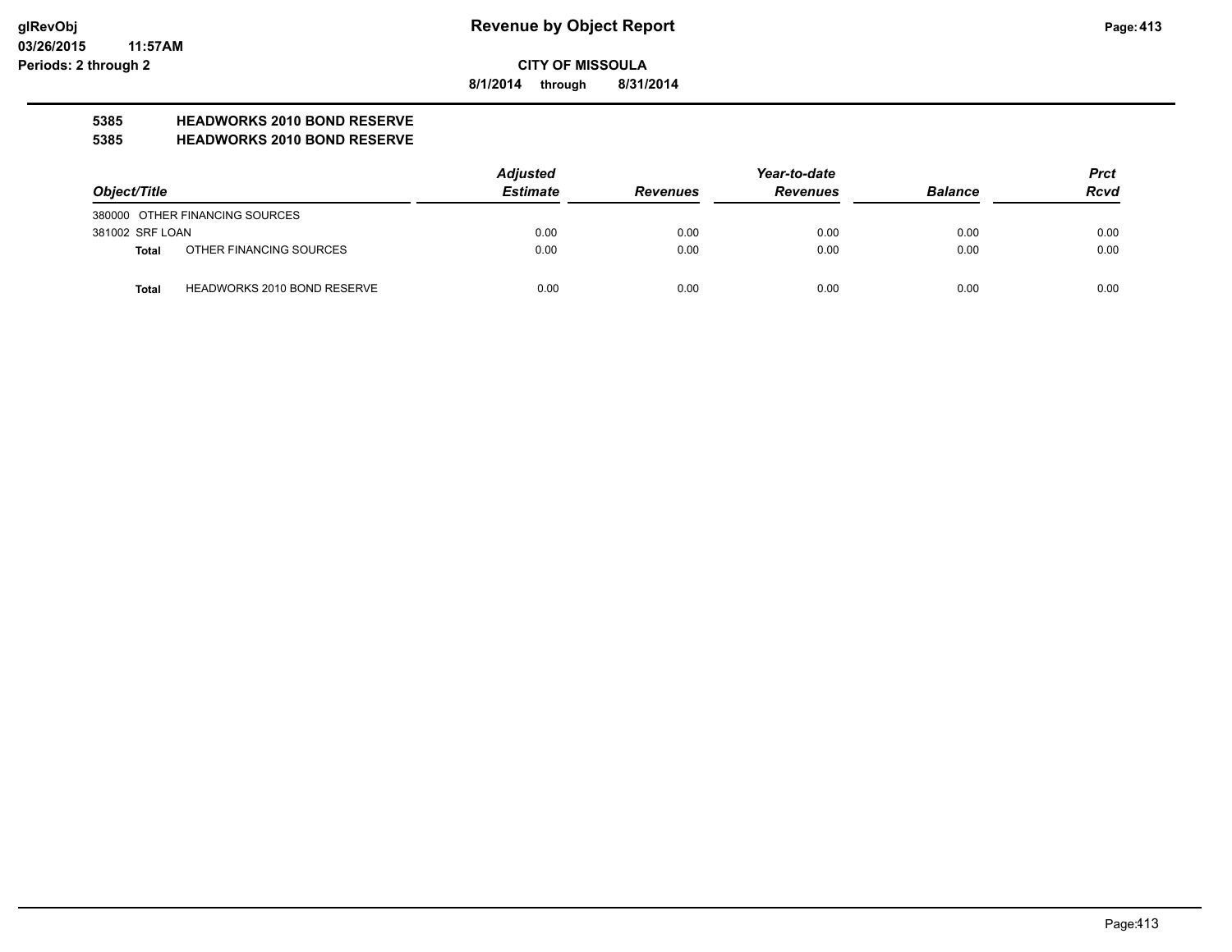**glRevObj** **Revenue by Object Report**

**03/26/2015 11:57AM**

**Periods: 2 through 2**

**CITY OF MISSOULA**

**8/1/2014 through 8/31/2014**

**5385 HEADWORKS 2010 BOND RESERVE**

**5385 HEADWORKS 2010 BOND RESERVE**

| Object/Title | Adjusted Estimate | Revenues | Year-to-date Revenues | Balance | Prct Rcvd |
|---|---|---|---|---|---|
| 380000 OTHER FINANCING SOURCES | | | | | |
| 381002 SRF LOAN | 0.00 | 0.00 | 0.00 | 0.00 | 0.00 |
| **Total** OTHER FINANCING SOURCES | 0.00 | 0.00 | 0.00 | 0.00 | 0.00 |
| **Total** HEADWORKS 2010 BOND RESERVE | 0.00 | 0.00 | 0.00 | 0.00 | 0.00 |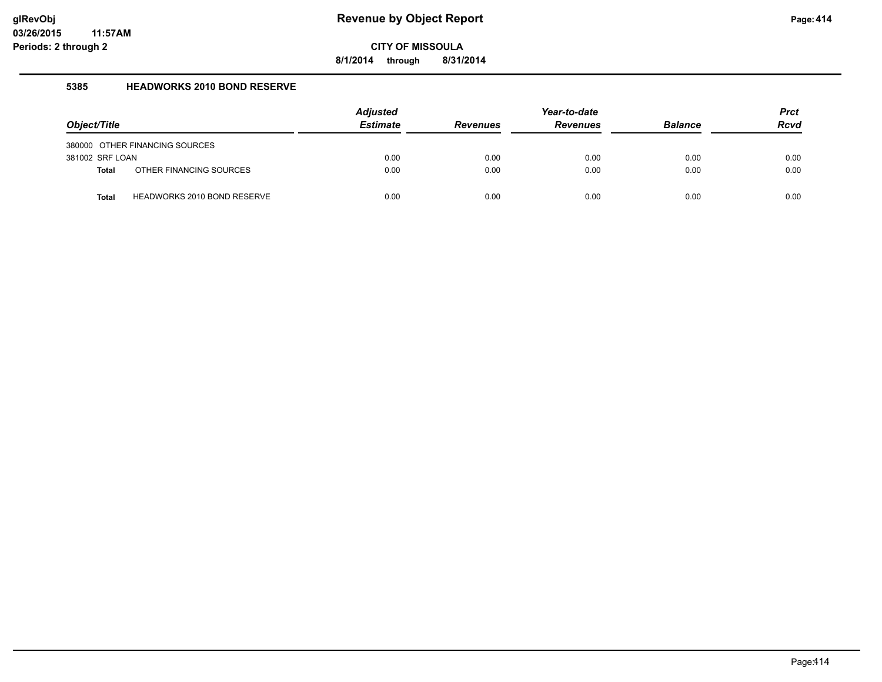# Revenue by Object Report

**CITY OF MISSOULA**

**8/1/2014 through 8/31/2014**

glRevObj
03/26/2015 11:57AM
Periods: 2 through 2

## 5385 HEADWORKS 2010 BOND RESERVE

| Object/Title | | Adjusted Estimate | Revenues | Year-to-date Revenues | Balance | Prct Rcvd |
|---|---|---|---|---|---|---|
| 380000 OTHER FINANCING SOURCES | | | | | | |
| 381002 SRF LOAN | | 0.00 | 0.00 | 0.00 | 0.00 | 0.00 |
| **Total** | OTHER FINANCING SOURCES | 0.00 | 0.00 | 0.00 | 0.00 | 0.00 |
| **Total** | HEADWORKS 2010 BOND RESERVE | 0.00 | 0.00 | 0.00 | 0.00 | 0.00 |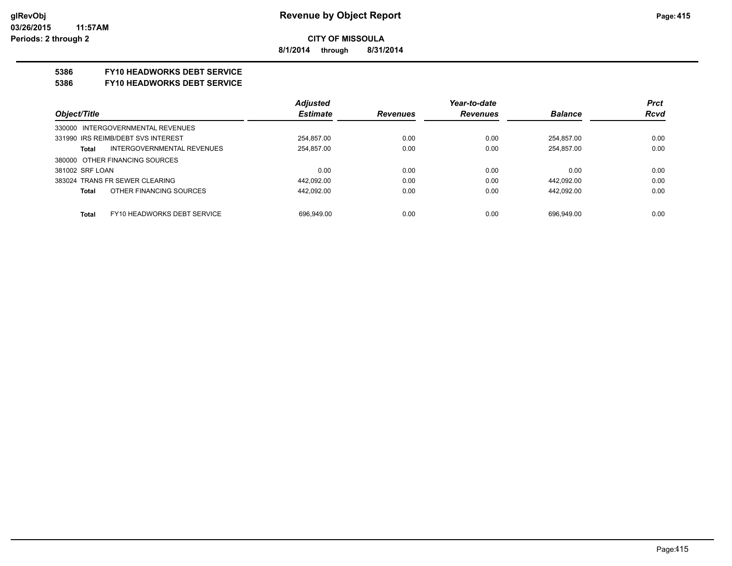# Revenue by Object Report

**CITY OF MISSOULA**

**8/1/2014 through 8/31/2014**

glRevObj
03/26/2015 11:57AM
Periods: 2 through 2

## 5386 FY10 HEADWORKS DEBT SERVICE
## 5386 FY10 HEADWORKS DEBT SERVICE

| Object/Title | Adjusted Estimate | Revenues | Year-to-date Revenues | Balance | Prct Rcvd |
|---|---|---|---|---|---|
| 330000 INTERGOVERNMENTAL REVENUES | | | | | |
| 331990 IRS REIMB/DEBT SVS INTEREST | 254,857.00 | 0.00 | 0.00 | 254,857.00 | 0.00 |
| **Total** INTERGOVERNMENTAL REVENUES | 254,857.00 | 0.00 | 0.00 | 254,857.00 | 0.00 |
| 380000 OTHER FINANCING SOURCES | | | | | |
| 381002 SRF LOAN | 0.00 | 0.00 | 0.00 | 0.00 | 0.00 |
| 383024 TRANS FR SEWER CLEARING | 442,092.00 | 0.00 | 0.00 | 442,092.00 | 0.00 |
| **Total** OTHER FINANCING SOURCES | 442,092.00 | 0.00 | 0.00 | 442,092.00 | 0.00 |
| **Total** FY10 HEADWORKS DEBT SERVICE | 696,949.00 | 0.00 | 0.00 | 696,949.00 | 0.00 |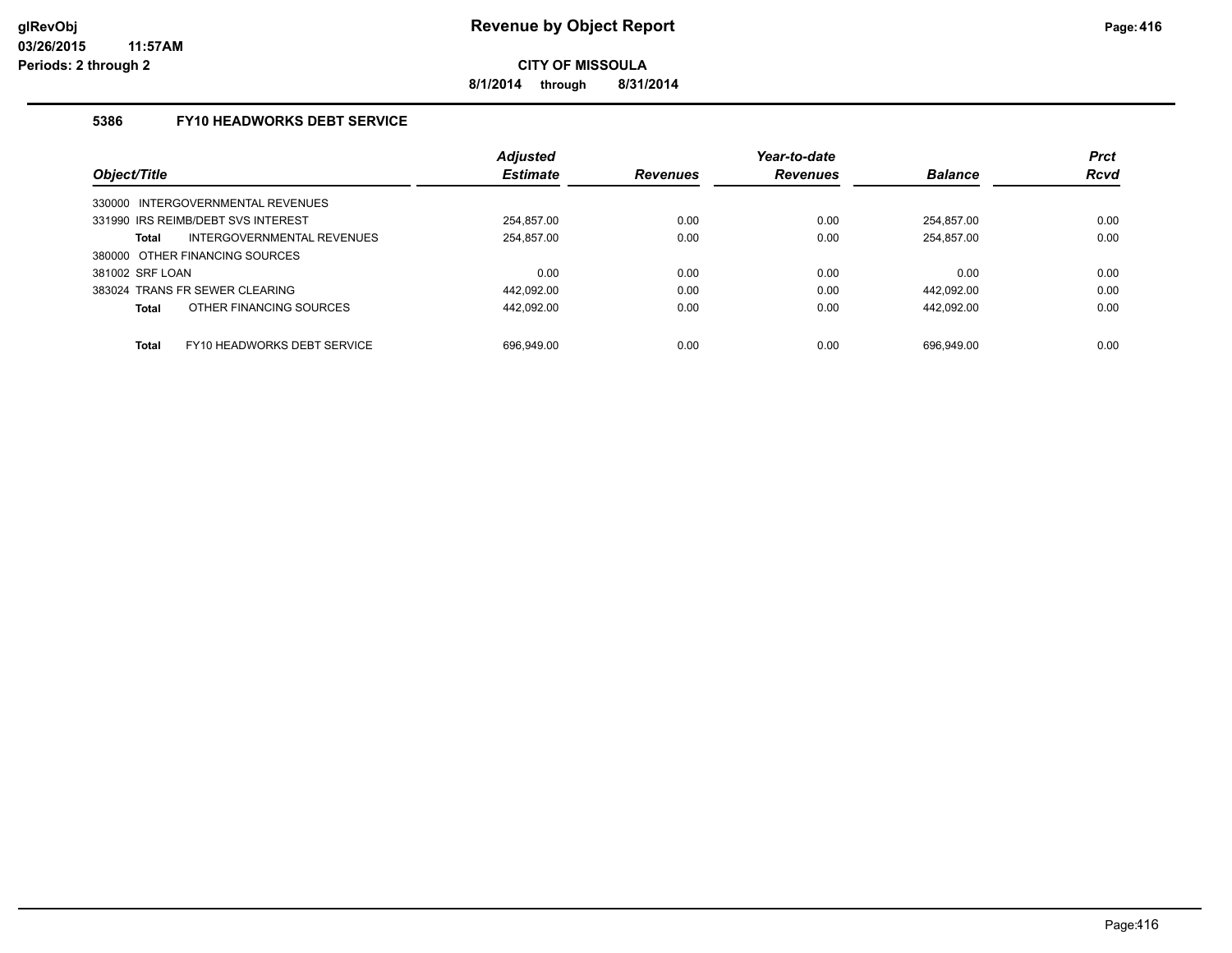# Revenue by Object Report

**CITY OF MISSOULA**

**8/1/2014 through 8/31/2014**

glRevObj
03/26/2015 11:57AM
Periods: 2 through 2

## 5386 FY10 HEADWORKS DEBT SERVICE

| Object/Title | Adjusted Estimate | Revenues | Year-to-date Revenues | Balance | Prct Rcvd |
|---|---|---|---|---|---|
| 330000 INTERGOVERNMENTAL REVENUES | | | | | |
| 331990 IRS REIMB/DEBT SVS INTEREST | 254,857.00 | 0.00 | 0.00 | 254,857.00 | 0.00 |
| **Total** INTERGOVERNMENTAL REVENUES | 254,857.00 | 0.00 | 0.00 | 254,857.00 | 0.00 |
| 380000 OTHER FINANCING SOURCES | | | | | |
| 381002 SRF LOAN | 0.00 | 0.00 | 0.00 | 0.00 | 0.00 |
| 383024 TRANS FR SEWER CLEARING | 442,092.00 | 0.00 | 0.00 | 442,092.00 | 0.00 |
| **Total** OTHER FINANCING SOURCES | 442,092.00 | 0.00 | 0.00 | 442,092.00 | 0.00 |
| **Total** FY10 HEADWORKS DEBT SERVICE | 696,949.00 | 0.00 | 0.00 | 696,949.00 | 0.00 |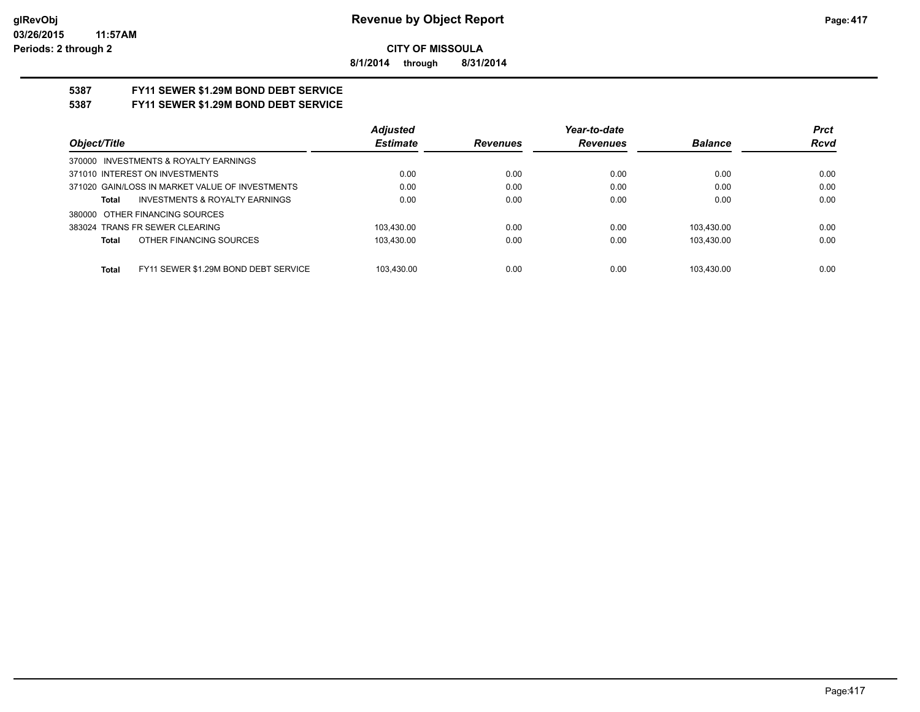**CITY OF MISSOULA**

**8/1/2014 through 8/31/2014**

**5387 FY11 SEWER $1.29M BOND DEBT SERVICE**

**5387 FY11 SEWER $1.29M BOND DEBT SERVICE**

| Object/Title | Adjusted Estimate | Revenues | Year-to-date Revenues | Balance | Prct Rcvd |
|---|---|---|---|---|---|
| 370000 INVESTMENTS & ROYALTY EARNINGS | | | | | |
| 371010 INTEREST ON INVESTMENTS | 0.00 | 0.00 | 0.00 | 0.00 | 0.00 |
| 371020 GAIN/LOSS IN MARKET VALUE OF INVESTMENTS | 0.00 | 0.00 | 0.00 | 0.00 | 0.00 |
| **Total** INVESTMENTS & ROYALTY EARNINGS | 0.00 | 0.00 | 0.00 | 0.00 | 0.00 |
| 380000 OTHER FINANCING SOURCES | | | | | |
| 383024 TRANS FR SEWER CLEARING | 103,430.00 | 0.00 | 0.00 | 103,430.00 | 0.00 |
| **Total** OTHER FINANCING SOURCES | 103,430.00 | 0.00 | 0.00 | 103,430.00 | 0.00 |
| **Total** FY11 SEWER $1.29M BOND DEBT SERVICE | 103,430.00 | 0.00 | 0.00 | 103,430.00 | 0.00 |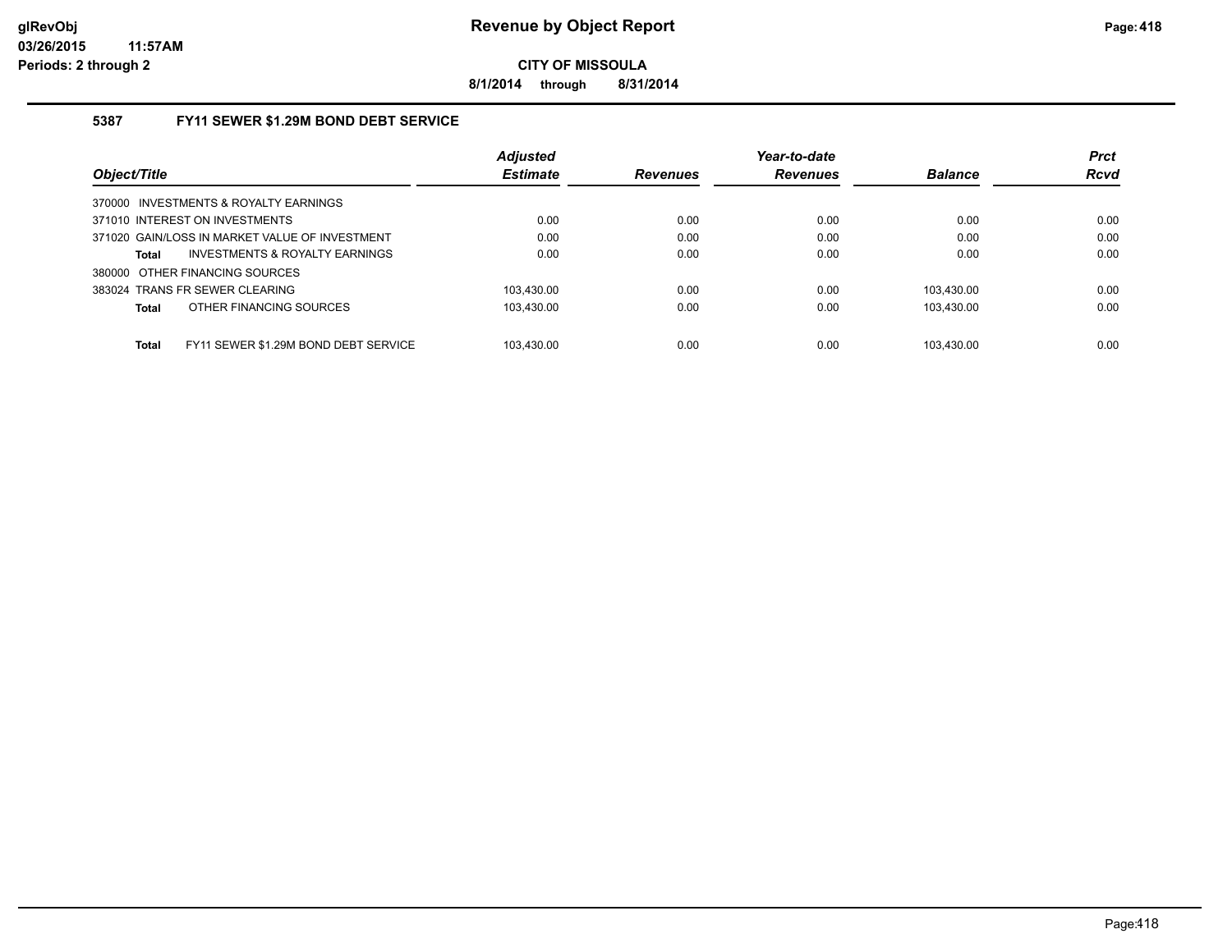**Revenue by Object Report**

**CITY OF MISSOULA**

**8/1/2014 through 8/31/2014**

### 5387 FY11 SEWER $1.29M BOND DEBT SERVICE

| Object/Title | Adjusted Estimate | Revenues | Year-to-date Revenues | Balance | Prct Rcvd |
|---|---|---|---|---|---|
| 370000 INVESTMENTS & ROYALTY EARNINGS | | | | | |
| 371010 INTEREST ON INVESTMENTS | 0.00 | 0.00 | 0.00 | 0.00 | 0.00 |
| 371020 GAIN/LOSS IN MARKET VALUE OF INVESTMENT | 0.00 | 0.00 | 0.00 | 0.00 | 0.00 |
| **Total** INVESTMENTS & ROYALTY EARNINGS | 0.00 | 0.00 | 0.00 | 0.00 | 0.00 |
| 380000 OTHER FINANCING SOURCES | | | | | |
| 383024 TRANS FR SEWER CLEARING | 103,430.00 | 0.00 | 0.00 | 103,430.00 | 0.00 |
| **Total** OTHER FINANCING SOURCES | 103,430.00 | 0.00 | 0.00 | 103,430.00 | 0.00 |
| **Total** FY11 SEWER $1.29M BOND DEBT SERVICE | 103,430.00 | 0.00 | 0.00 | 103,430.00 | 0.00 |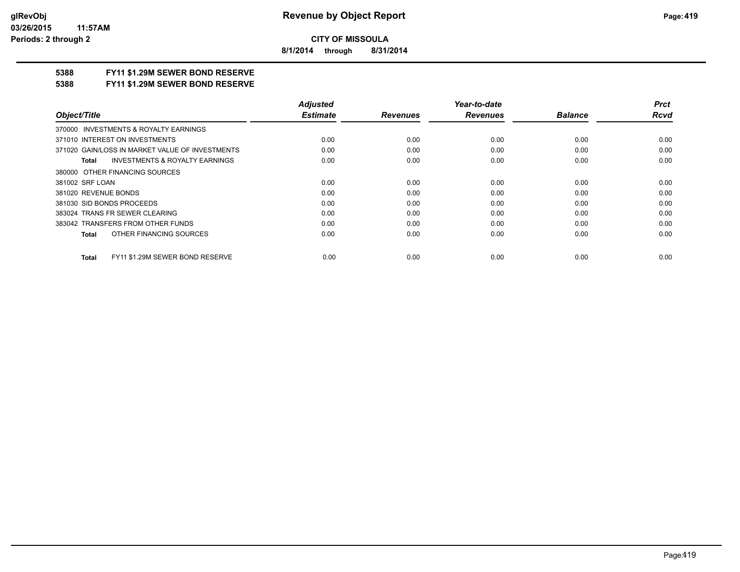**CITY OF MISSOULA**

**8/1/2014 through 8/31/2014**

**5388 FY11 $1.29M SEWER BOND RESERVE**

**5388 FY11 $1.29M SEWER BOND RESERVE**

| Object/Title | Adjusted Estimate | Revenues | Year-to-date Revenues | Balance | Prct Rcvd |
|---|---|---|---|---|---|
| 370000 INVESTMENTS & ROYALTY EARNINGS | | | | | |
| 371010 INTEREST ON INVESTMENTS | 0.00 | 0.00 | 0.00 | 0.00 | 0.00 |
| 371020 GAIN/LOSS IN MARKET VALUE OF INVESTMENTS | 0.00 | 0.00 | 0.00 | 0.00 | 0.00 |
| **Total** INVESTMENTS & ROYALTY EARNINGS | 0.00 | 0.00 | 0.00 | 0.00 | 0.00 |
| 380000 OTHER FINANCING SOURCES | | | | | |
| 381002 SRF LOAN | 0.00 | 0.00 | 0.00 | 0.00 | 0.00 |
| 381020 REVENUE BONDS | 0.00 | 0.00 | 0.00 | 0.00 | 0.00 |
| 381030 SID BONDS PROCEEDS | 0.00 | 0.00 | 0.00 | 0.00 | 0.00 |
| 383024 TRANS FR SEWER CLEARING | 0.00 | 0.00 | 0.00 | 0.00 | 0.00 |
| 383042 TRANSFERS FROM OTHER FUNDS | 0.00 | 0.00 | 0.00 | 0.00 | 0.00 |
| **Total** OTHER FINANCING SOURCES | 0.00 | 0.00 | 0.00 | 0.00 | 0.00 |
| **Total** FY11 $1.29M SEWER BOND RESERVE | 0.00 | 0.00 | 0.00 | 0.00 | 0.00 |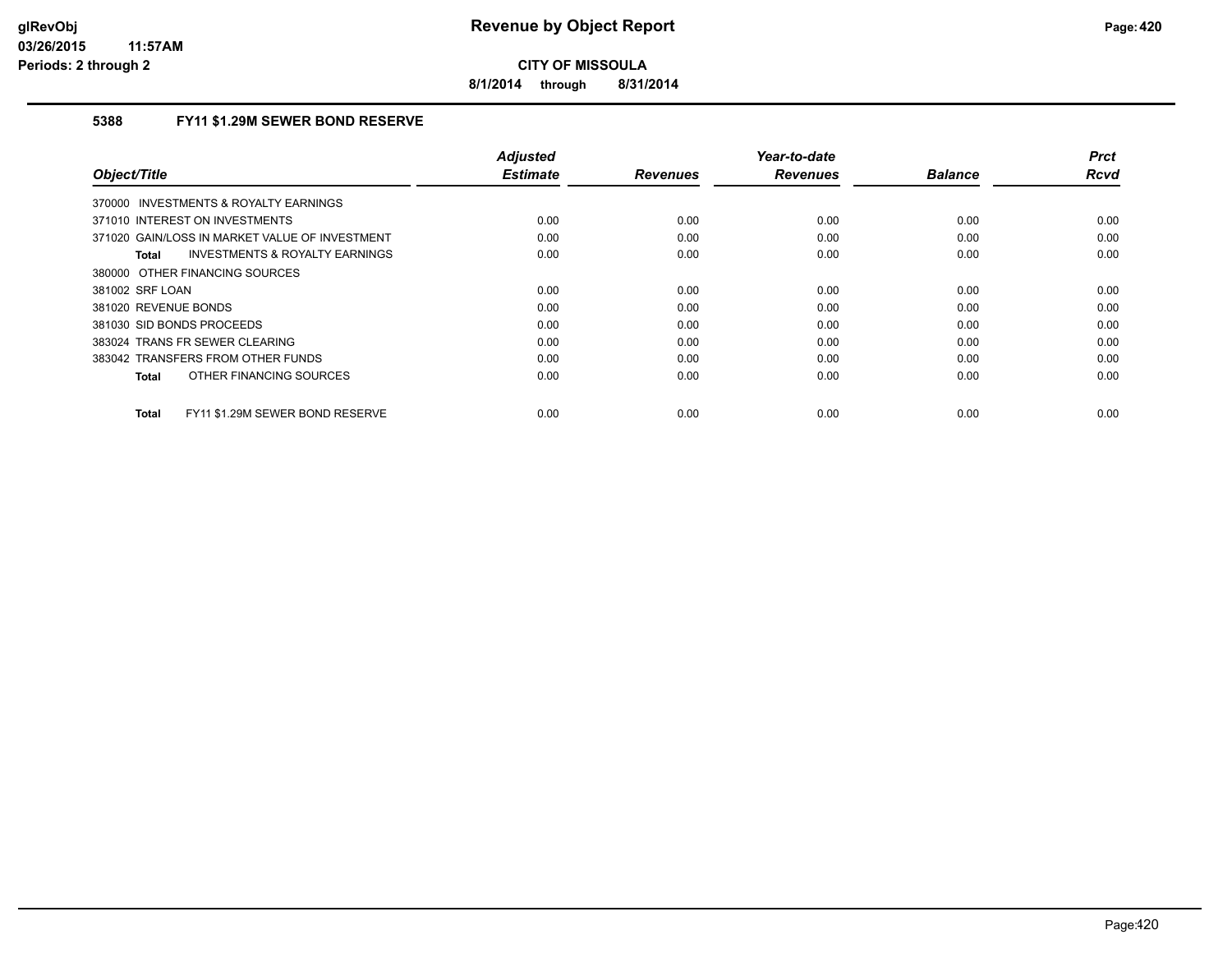# CITY OF MISSOULA

**8/1/2014 through 8/31/2014**

### 5388 FY11 $1.29M SEWER BOND RESERVE

| Object/Title | Adjusted Estimate | Revenues | Year-to-date Revenues | Balance | Prct Rcvd |
|---|---|---|---|---|---|
| 370000 INVESTMENTS & ROYALTY EARNINGS | | | | | |
| 371010 INTEREST ON INVESTMENTS | 0.00 | 0.00 | 0.00 | 0.00 | 0.00 |
| 371020 GAIN/LOSS IN MARKET VALUE OF INVESTMENT | 0.00 | 0.00 | 0.00 | 0.00 | 0.00 |
| **Total** INVESTMENTS & ROYALTY EARNINGS | 0.00 | 0.00 | 0.00 | 0.00 | 0.00 |
| 380000 OTHER FINANCING SOURCES | | | | | |
| 381002 SRF LOAN | 0.00 | 0.00 | 0.00 | 0.00 | 0.00 |
| 381020 REVENUE BONDS | 0.00 | 0.00 | 0.00 | 0.00 | 0.00 |
| 381030 SID BONDS PROCEEDS | 0.00 | 0.00 | 0.00 | 0.00 | 0.00 |
| 383024 TRANS FR SEWER CLEARING | 0.00 | 0.00 | 0.00 | 0.00 | 0.00 |
| 383042 TRANSFERS FROM OTHER FUNDS | 0.00 | 0.00 | 0.00 | 0.00 | 0.00 |
| **Total** OTHER FINANCING SOURCES | 0.00 | 0.00 | 0.00 | 0.00 | 0.00 |
| **Total** FY11 $1.29M SEWER BOND RESERVE | 0.00 | 0.00 | 0.00 | 0.00 | 0.00 |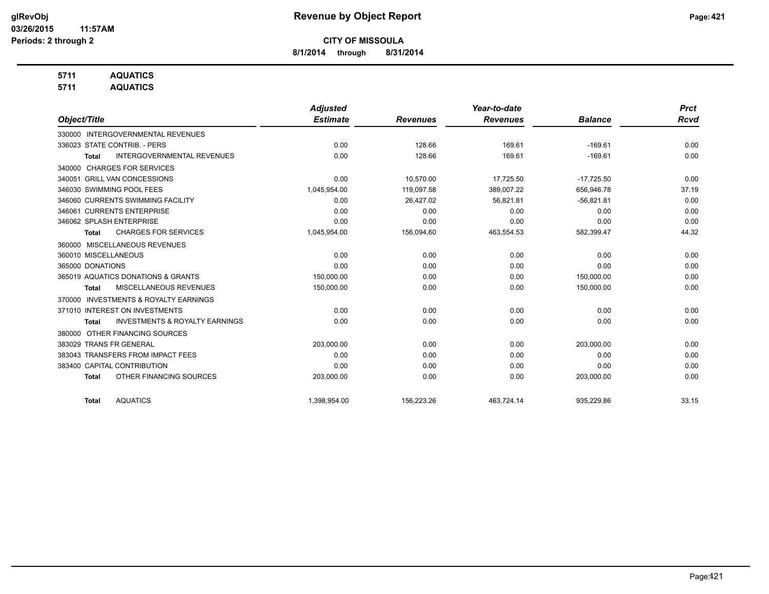# Revenue by Object Report

**CITY OF MISSOULA**

**8/1/2014 through 8/31/2014**

glRevObj
03/26/2015 11:57AM
Periods: 2 through 2

**5711 AQUATICS**
**5711 AQUATICS**

| Object/Title | Adjusted Estimate | Revenues | Year-to-date Revenues | Balance | Prct Rcvd |
|---|---|---|---|---|---|
| 330000 INTERGOVERNMENTAL REVENUES | | | | | |
| 336023 STATE CONTRIB. - PERS | 0.00 | 128.66 | 169.61 | -169.61 | 0.00 |
| **Total** INTERGOVERNMENTAL REVENUES | 0.00 | 128.66 | 169.61 | -169.61 | 0.00 |
| 340000 CHARGES FOR SERVICES | | | | | |
| 340051 GRILL VAN CONCESSIONS | 0.00 | 10,570.00 | 17,725.50 | -17,725.50 | 0.00 |
| 346030 SWIMMING POOL FEES | 1,045,954.00 | 119,097.58 | 389,007.22 | 656,946.78 | 37.19 |
| 346060 CURRENTS SWIMMING FACILITY | 0.00 | 26,427.02 | 56,821.81 | -56,821.81 | 0.00 |
| 346061 CURRENTS ENTERPRISE | 0.00 | 0.00 | 0.00 | 0.00 | 0.00 |
| 346062 SPLASH ENTERPRISE | 0.00 | 0.00 | 0.00 | 0.00 | 0.00 |
| **Total** CHARGES FOR SERVICES | 1,045,954.00 | 156,094.60 | 463,554.53 | 582,399.47 | 44.32 |
| 360000 MISCELLANEOUS REVENUES | | | | | |
| 360010 MISCELLANEOUS | 0.00 | 0.00 | 0.00 | 0.00 | 0.00 |
| 365000 DONATIONS | 0.00 | 0.00 | 0.00 | 0.00 | 0.00 |
| 365019 AQUATICS DONATIONS & GRANTS | 150,000.00 | 0.00 | 0.00 | 150,000.00 | 0.00 |
| **Total** MISCELLANEOUS REVENUES | 150,000.00 | 0.00 | 0.00 | 150,000.00 | 0.00 |
| 370000 INVESTMENTS & ROYALTY EARNINGS | | | | | |
| 371010 INTEREST ON INVESTMENTS | 0.00 | 0.00 | 0.00 | 0.00 | 0.00 |
| **Total** INVESTMENTS & ROYALTY EARNINGS | 0.00 | 0.00 | 0.00 | 0.00 | 0.00 |
| 380000 OTHER FINANCING SOURCES | | | | | |
| 383029 TRANS FR GENERAL | 203,000.00 | 0.00 | 0.00 | 203,000.00 | 0.00 |
| 383043 TRANSFERS FROM IMPACT FEES | 0.00 | 0.00 | 0.00 | 0.00 | 0.00 |
| 383400 CAPITAL CONTRIBUTION | 0.00 | 0.00 | 0.00 | 0.00 | 0.00 |
| **Total** OTHER FINANCING SOURCES | 203,000.00 | 0.00 | 0.00 | 203,000.00 | 0.00 |
| **Total** AQUATICS | 1,398,954.00 | 156,223.26 | 463,724.14 | 935,229.86 | 33.15 |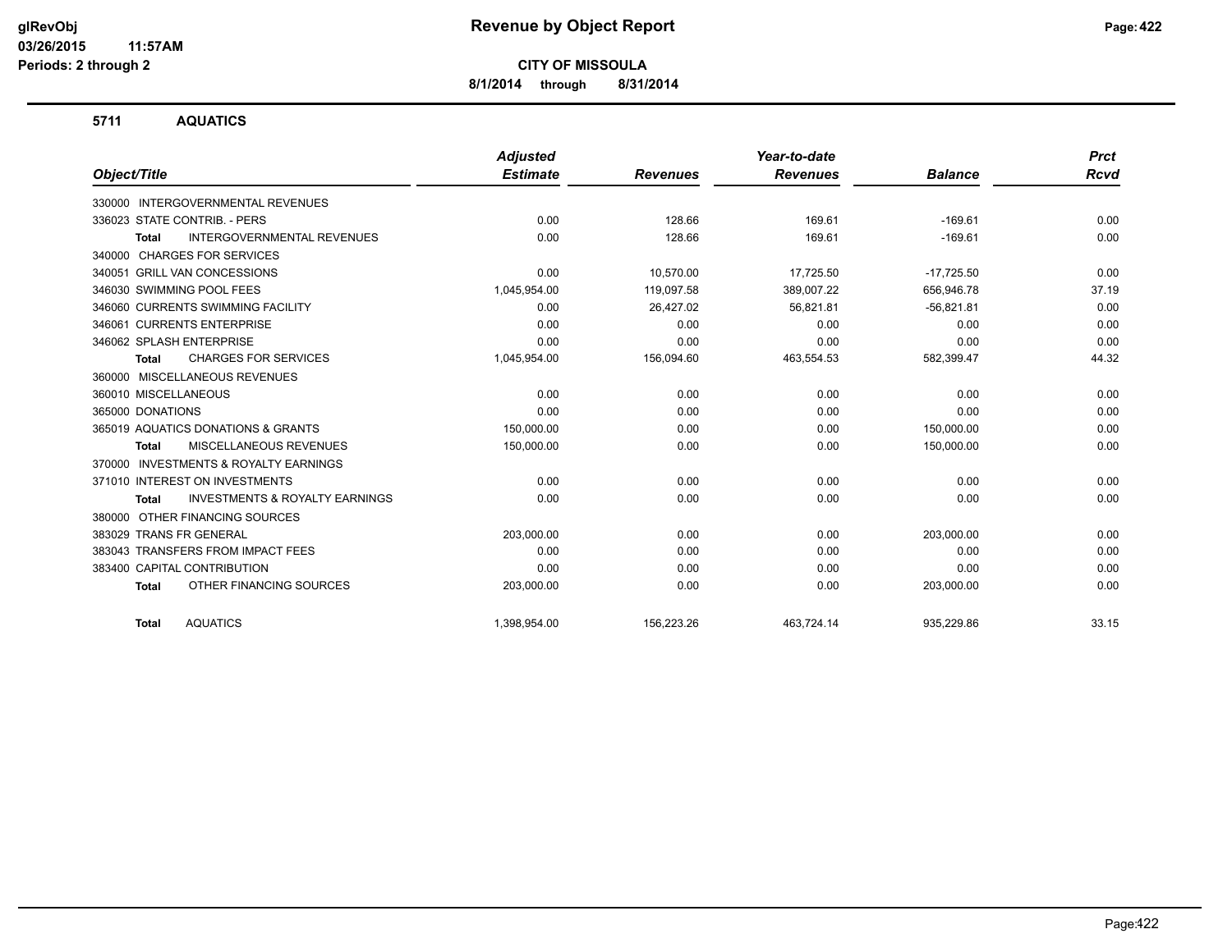**glRevObj**
**03/26/2015 11:57AM**
**Periods: 2 through 2**

# Revenue by Object Report

**CITY OF MISSOULA**

**8/1/2014 through 8/31/2014**

## 5711 AQUATICS

| Object/Title | Adjusted Estimate | Revenues | Year-to-date Revenues | Balance | Prct Rcvd |
|---|---|---|---|---|---|
| 330000 INTERGOVERNMENTAL REVENUES | | | | | |
| 336023 STATE CONTRIB. - PERS | 0.00 | 128.66 | 169.61 | -169.61 | 0.00 |
| **Total** INTERGOVERNMENTAL REVENUES | 0.00 | 128.66 | 169.61 | -169.61 | 0.00 |
| 340000 CHARGES FOR SERVICES | | | | | |
| 340051 GRILL VAN CONCESSIONS | 0.00 | 10,570.00 | 17,725.50 | -17,725.50 | 0.00 |
| 346030 SWIMMING POOL FEES | 1,045,954.00 | 119,097.58 | 389,007.22 | 656,946.78 | 37.19 |
| 346060 CURRENTS SWIMMING FACILITY | 0.00 | 26,427.02 | 56,821.81 | -56,821.81 | 0.00 |
| 346061 CURRENTS ENTERPRISE | 0.00 | 0.00 | 0.00 | 0.00 | 0.00 |
| 346062 SPLASH ENTERPRISE | 0.00 | 0.00 | 0.00 | 0.00 | 0.00 |
| **Total** CHARGES FOR SERVICES | 1,045,954.00 | 156,094.60 | 463,554.53 | 582,399.47 | 44.32 |
| 360000 MISCELLANEOUS REVENUES | | | | | |
| 360010 MISCELLANEOUS | 0.00 | 0.00 | 0.00 | 0.00 | 0.00 |
| 365000 DONATIONS | 0.00 | 0.00 | 0.00 | 0.00 | 0.00 |
| 365019 AQUATICS DONATIONS & GRANTS | 150,000.00 | 0.00 | 0.00 | 150,000.00 | 0.00 |
| **Total** MISCELLANEOUS REVENUES | 150,000.00 | 0.00 | 0.00 | 150,000.00 | 0.00 |
| 370000 INVESTMENTS & ROYALTY EARNINGS | | | | | |
| 371010 INTEREST ON INVESTMENTS | 0.00 | 0.00 | 0.00 | 0.00 | 0.00 |
| **Total** INVESTMENTS & ROYALTY EARNINGS | 0.00 | 0.00 | 0.00 | 0.00 | 0.00 |
| 380000 OTHER FINANCING SOURCES | | | | | |
| 383029 TRANS FR GENERAL | 203,000.00 | 0.00 | 0.00 | 203,000.00 | 0.00 |
| 383043 TRANSFERS FROM IMPACT FEES | 0.00 | 0.00 | 0.00 | 0.00 | 0.00 |
| 383400 CAPITAL CONTRIBUTION | 0.00 | 0.00 | 0.00 | 0.00 | 0.00 |
| **Total** OTHER FINANCING SOURCES | 203,000.00 | 0.00 | 0.00 | 203,000.00 | 0.00 |
| **Total** AQUATICS | 1,398,954.00 | 156,223.26 | 463,724.14 | 935,229.86 | 33.15 |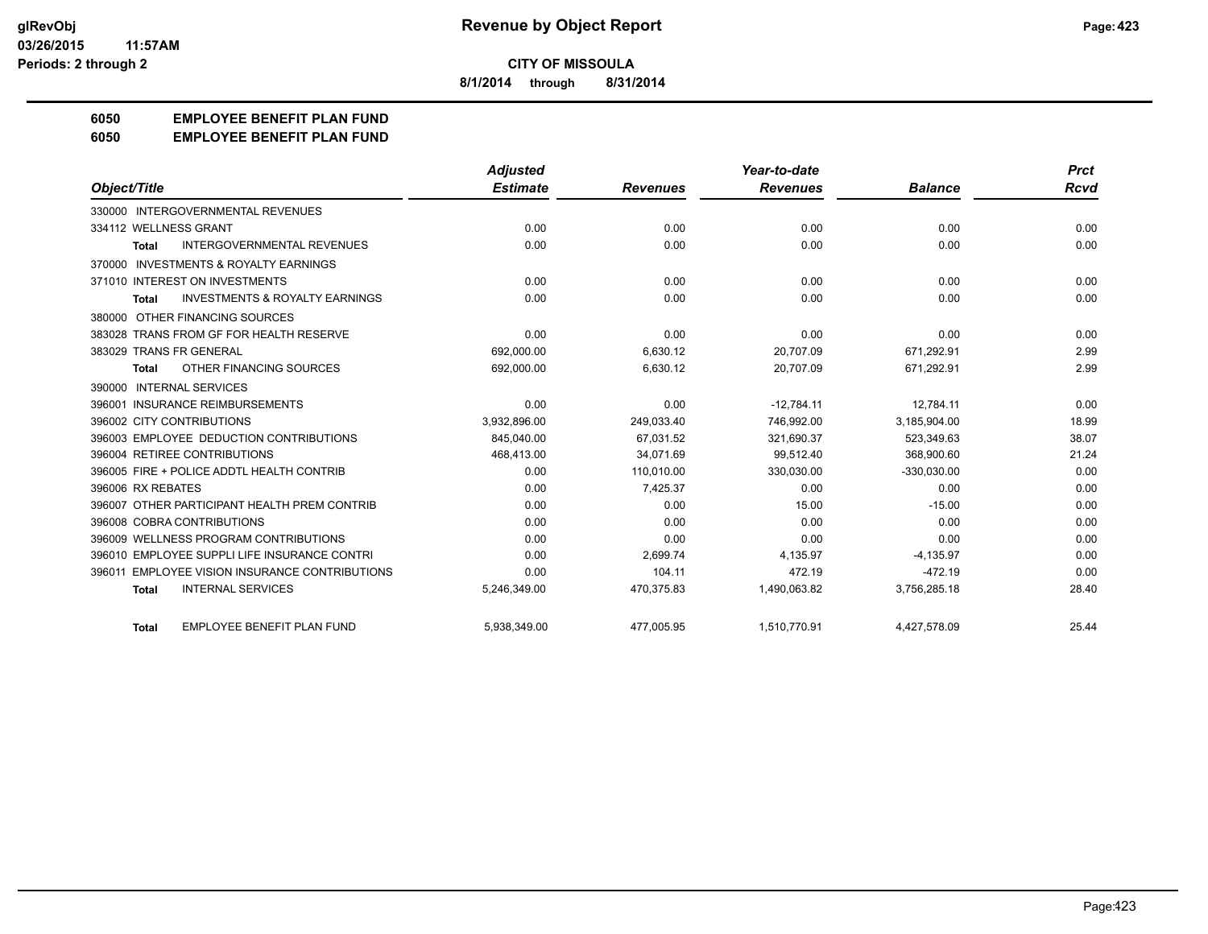**CITY OF MISSOULA**

**8/1/2014 through 8/31/2014**

# 6050 EMPLOYEE BENEFIT PLAN FUND
# 6050 EMPLOYEE BENEFIT PLAN FUND

| Object/Title | Adjusted Estimate | Revenues | Year-to-date Revenues | Balance | Prct Rcvd |
|---|---|---|---|---|---|
| 330000 INTERGOVERNMENTAL REVENUES | | | | | |
| 334112 WELLNESS GRANT | 0.00 | 0.00 | 0.00 | 0.00 | 0.00 |
| **Total** INTERGOVERNMENTAL REVENUES | 0.00 | 0.00 | 0.00 | 0.00 | 0.00 |
| 370000 INVESTMENTS & ROYALTY EARNINGS | | | | | |
| 371010 INTEREST ON INVESTMENTS | 0.00 | 0.00 | 0.00 | 0.00 | 0.00 |
| **Total** INVESTMENTS & ROYALTY EARNINGS | 0.00 | 0.00 | 0.00 | 0.00 | 0.00 |
| 380000 OTHER FINANCING SOURCES | | | | | |
| 383028 TRANS FROM GF FOR HEALTH RESERVE | 0.00 | 0.00 | 0.00 | 0.00 | 0.00 |
| 383029 TRANS FR GENERAL | 692,000.00 | 6,630.12 | 20,707.09 | 671,292.91 | 2.99 |
| **Total** OTHER FINANCING SOURCES | 692,000.00 | 6,630.12 | 20,707.09 | 671,292.91 | 2.99 |
| 390000 INTERNAL SERVICES | | | | | |
| 396001 INSURANCE REIMBURSEMENTS | 0.00 | 0.00 | -12,784.11 | 12,784.11 | 0.00 |
| 396002 CITY CONTRIBUTIONS | 3,932,896.00 | 249,033.40 | 746,992.00 | 3,185,904.00 | 18.99 |
| 396003 EMPLOYEE DEDUCTION CONTRIBUTIONS | 845,040.00 | 67,031.52 | 321,690.37 | 523,349.63 | 38.07 |
| 396004 RETIREE CONTRIBUTIONS | 468,413.00 | 34,071.69 | 99,512.40 | 368,900.60 | 21.24 |
| 396005 FIRE + POLICE ADDTL HEALTH CONTRIB | 0.00 | 110,010.00 | 330,030.00 | -330,030.00 | 0.00 |
| 396006 RX REBATES | 0.00 | 7,425.37 | 0.00 | 0.00 | 0.00 |
| 396007 OTHER PARTICIPANT HEALTH PREM CONTRIB | 0.00 | 0.00 | 15.00 | -15.00 | 0.00 |
| 396008 COBRA CONTRIBUTIONS | 0.00 | 0.00 | 0.00 | 0.00 | 0.00 |
| 396009 WELLNESS PROGRAM CONTRIBUTIONS | 0.00 | 0.00 | 0.00 | 0.00 | 0.00 |
| 396010 EMPLOYEE SUPPLI LIFE INSURANCE CONTRI | 0.00 | 2,699.74 | 4,135.97 | -4,135.97 | 0.00 |
| 396011 EMPLOYEE VISION INSURANCE CONTRIBUTIONS | 0.00 | 104.11 | 472.19 | -472.19 | 0.00 |
| **Total** INTERNAL SERVICES | 5,246,349.00 | 470,375.83 | 1,490,063.82 | 3,756,285.18 | 28.40 |
| **Total** EMPLOYEE BENEFIT PLAN FUND | 5,938,349.00 | 477,005.95 | 1,510,770.91 | 4,427,578.09 | 25.44 |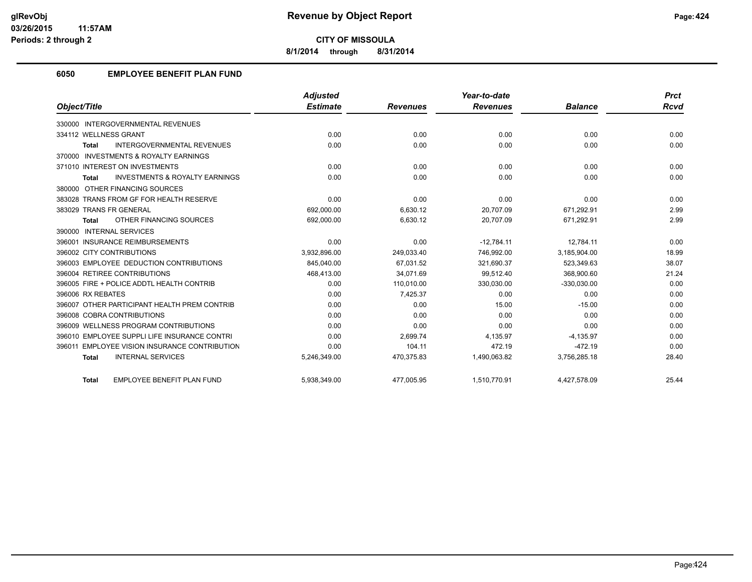# Revenue by Object Report

**CITY OF MISSOULA**

**8/1/2014 through 8/31/2014**

glRevObj
03/26/2015 11:57AM
Periods: 2 through 2

## 6050 EMPLOYEE BENEFIT PLAN FUND

| Object/Title | Adjusted Estimate | Revenues | Year-to-date Revenues | Balance | Prct Rcvd |
|---|---|---|---|---|---|
| 330000 INTERGOVERNMENTAL REVENUES | | | | | |
| 334112 WELLNESS GRANT | 0.00 | 0.00 | 0.00 | 0.00 | 0.00 |
| **Total** INTERGOVERNMENTAL REVENUES | 0.00 | 0.00 | 0.00 | 0.00 | 0.00 |
| 370000 INVESTMENTS & ROYALTY EARNINGS | | | | | |
| 371010 INTEREST ON INVESTMENTS | 0.00 | 0.00 | 0.00 | 0.00 | 0.00 |
| **Total** INVESTMENTS & ROYALTY EARNINGS | 0.00 | 0.00 | 0.00 | 0.00 | 0.00 |
| 380000 OTHER FINANCING SOURCES | | | | | |
| 383028 TRANS FROM GF FOR HEALTH RESERVE | 0.00 | 0.00 | 0.00 | 0.00 | 0.00 |
| 383029 TRANS FR GENERAL | 692,000.00 | 6,630.12 | 20,707.09 | 671,292.91 | 2.99 |
| **Total** OTHER FINANCING SOURCES | 692,000.00 | 6,630.12 | 20,707.09 | 671,292.91 | 2.99 |
| 390000 INTERNAL SERVICES | | | | | |
| 396001 INSURANCE REIMBURSEMENTS | 0.00 | 0.00 | -12,784.11 | 12,784.11 | 0.00 |
| 396002 CITY CONTRIBUTIONS | 3,932,896.00 | 249,033.40 | 746,992.00 | 3,185,904.00 | 18.99 |
| 396003 EMPLOYEE DEDUCTION CONTRIBUTIONS | 845,040.00 | 67,031.52 | 321,690.37 | 523,349.63 | 38.07 |
| 396004 RETIREE CONTRIBUTIONS | 468,413.00 | 34,071.69 | 99,512.40 | 368,900.60 | 21.24 |
| 396005 FIRE + POLICE ADDTL HEALTH CONTRIB | 0.00 | 110,010.00 | 330,030.00 | -330,030.00 | 0.00 |
| 396006 RX REBATES | 0.00 | 7,425.37 | 0.00 | 0.00 | 0.00 |
| 396007 OTHER PARTICIPANT HEALTH PREM CONTRIB | 0.00 | 0.00 | 15.00 | -15.00 | 0.00 |
| 396008 COBRA CONTRIBUTIONS | 0.00 | 0.00 | 0.00 | 0.00 | 0.00 |
| 396009 WELLNESS PROGRAM CONTRIBUTIONS | 0.00 | 0.00 | 0.00 | 0.00 | 0.00 |
| 396010 EMPLOYEE SUPPLI LIFE INSURANCE CONTRI | 0.00 | 2,699.74 | 4,135.97 | -4,135.97 | 0.00 |
| 396011 EMPLOYEE VISION INSURANCE CONTRIBUTION | 0.00 | 104.11 | 472.19 | -472.19 | 0.00 |
| **Total** INTERNAL SERVICES | 5,246,349.00 | 470,375.83 | 1,490,063.82 | 3,756,285.18 | 28.40 |
| **Total** EMPLOYEE BENEFIT PLAN FUND | 5,938,349.00 | 477,005.95 | 1,510,770.91 | 4,427,578.09 | 25.44 |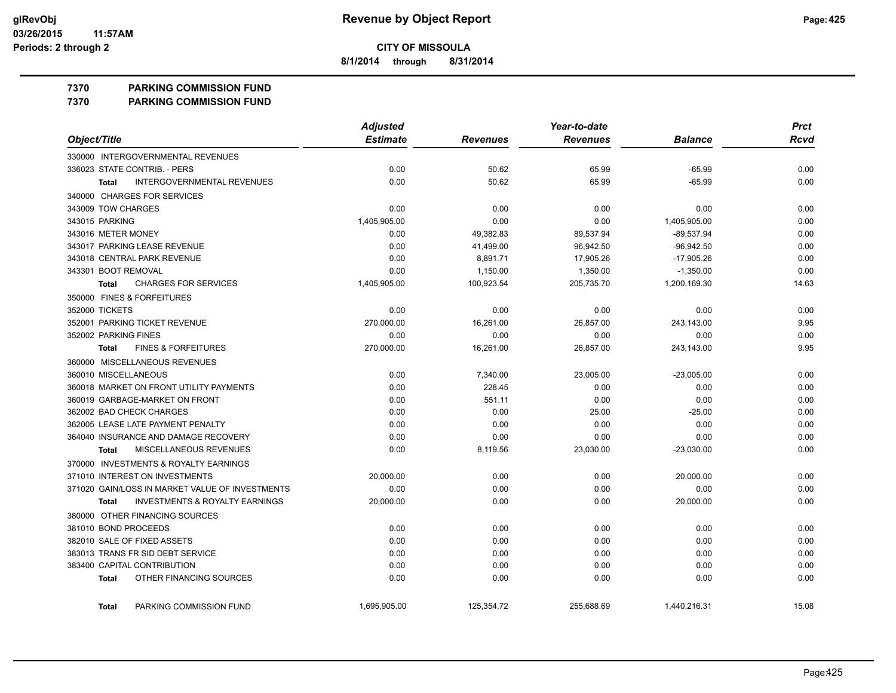# Revenue by Object Report

**CITY OF MISSOULA**

**8/1/2014 through 8/31/2014**

glRevObj
03/26/2015 11:57AM
Periods: 2 through 2

## 7370 PARKING COMMISSION FUND
## 7370 PARKING COMMISSION FUND

| Object/Title | Adjusted Estimate | Revenues | Year-to-date Revenues | Balance | Prct Rcvd |
|---|---|---|---|---|---|
| 330000 INTERGOVERNMENTAL REVENUES | | | | | |
| 336023 STATE CONTRIB. - PERS | 0.00 | 50.62 | 65.99 | -65.99 | 0.00 |
| **Total** INTERGOVERNMENTAL REVENUES | 0.00 | 50.62 | 65.99 | -65.99 | 0.00 |
| 340000 CHARGES FOR SERVICES | | | | | |
| 343009 TOW CHARGES | 0.00 | 0.00 | 0.00 | 0.00 | 0.00 |
| 343015 PARKING | 1,405,905.00 | 0.00 | 0.00 | 1,405,905.00 | 0.00 |
| 343016 METER MONEY | 0.00 | 49,382.83 | 89,537.94 | -89,537.94 | 0.00 |
| 343017 PARKING LEASE REVENUE | 0.00 | 41,499.00 | 96,942.50 | -96,942.50 | 0.00 |
| 343018 CENTRAL PARK REVENUE | 0.00 | 8,891.71 | 17,905.26 | -17,905.26 | 0.00 |
| 343301 BOOT REMOVAL | 0.00 | 1,150.00 | 1,350.00 | -1,350.00 | 0.00 |
| **Total** CHARGES FOR SERVICES | 1,405,905.00 | 100,923.54 | 205,735.70 | 1,200,169.30 | 14.63 |
| 350000 FINES & FORFEITURES | | | | | |
| 352000 TICKETS | 0.00 | 0.00 | 0.00 | 0.00 | 0.00 |
| 352001 PARKING TICKET REVENUE | 270,000.00 | 16,261.00 | 26,857.00 | 243,143.00 | 9.95 |
| 352002 PARKING FINES | 0.00 | 0.00 | 0.00 | 0.00 | 0.00 |
| **Total** FINES & FORFEITURES | 270,000.00 | 16,261.00 | 26,857.00 | 243,143.00 | 9.95 |
| 360000 MISCELLANEOUS REVENUES | | | | | |
| 360010 MISCELLANEOUS | 0.00 | 7,340.00 | 23,005.00 | -23,005.00 | 0.00 |
| 360018 MARKET ON FRONT UTILITY PAYMENTS | 0.00 | 228.45 | 0.00 | 0.00 | 0.00 |
| 360019 GARBAGE-MARKET ON FRONT | 0.00 | 551.11 | 0.00 | 0.00 | 0.00 |
| 362002 BAD CHECK CHARGES | 0.00 | 0.00 | 25.00 | -25.00 | 0.00 |
| 362005 LEASE LATE PAYMENT PENALTY | 0.00 | 0.00 | 0.00 | 0.00 | 0.00 |
| 364040 INSURANCE AND DAMAGE RECOVERY | 0.00 | 0.00 | 0.00 | 0.00 | 0.00 |
| **Total** MISCELLANEOUS REVENUES | 0.00 | 8,119.56 | 23,030.00 | -23,030.00 | 0.00 |
| 370000 INVESTMENTS & ROYALTY EARNINGS | | | | | |
| 371010 INTEREST ON INVESTMENTS | 20,000.00 | 0.00 | 0.00 | 20,000.00 | 0.00 |
| 371020 GAIN/LOSS IN MARKET VALUE OF INVESTMENTS | 0.00 | 0.00 | 0.00 | 0.00 | 0.00 |
| **Total** INVESTMENTS & ROYALTY EARNINGS | 20,000.00 | 0.00 | 0.00 | 20,000.00 | 0.00 |
| 380000 OTHER FINANCING SOURCES | | | | | |
| 381010 BOND PROCEEDS | 0.00 | 0.00 | 0.00 | 0.00 | 0.00 |
| 382010 SALE OF FIXED ASSETS | 0.00 | 0.00 | 0.00 | 0.00 | 0.00 |
| 383013 TRANS FR SID DEBT SERVICE | 0.00 | 0.00 | 0.00 | 0.00 | 0.00 |
| 383400 CAPITAL CONTRIBUTION | 0.00 | 0.00 | 0.00 | 0.00 | 0.00 |
| **Total** OTHER FINANCING SOURCES | 0.00 | 0.00 | 0.00 | 0.00 | 0.00 |
| **Total** PARKING COMMISSION FUND | 1,695,905.00 | 125,354.72 | 255,688.69 | 1,440,216.31 | 15.08 |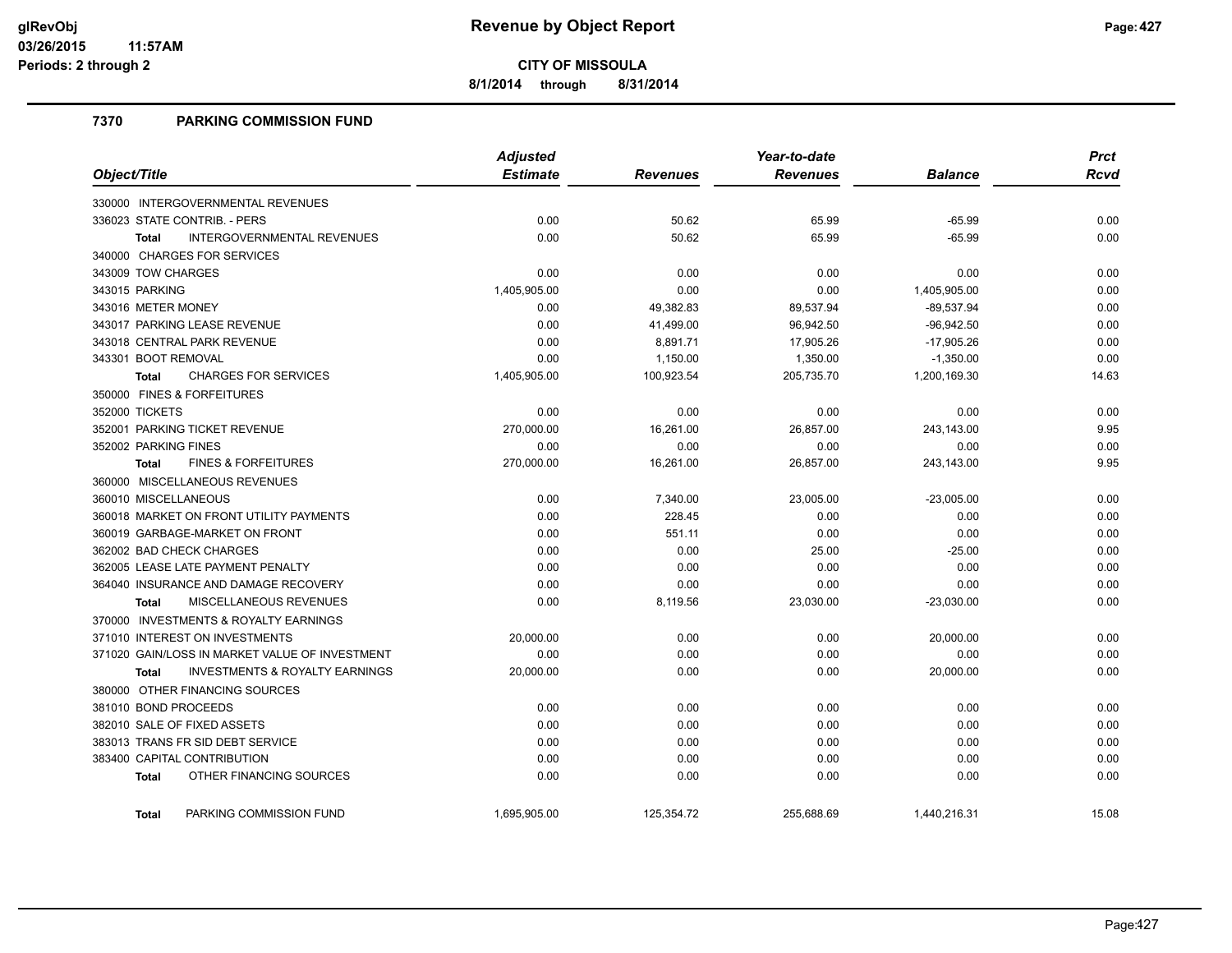# Revenue by Object Report

**CITY OF MISSOULA**

**8/1/2014 through 8/31/2014**

glRevObj
03/26/2015 11:57AM
Periods: 2 through 2

## 7370 PARKING COMMISSION FUND

| Object/Title | Adjusted Estimate | Revenues | Year-to-date Revenues | Balance | Prct Rcvd |
|---|---|---|---|---|---|
| 330000 INTERGOVERNMENTAL REVENUES | | | | | |
| 336023 STATE CONTRIB. - PERS | 0.00 | 50.62 | 65.99 | -65.99 | 0.00 |
| **Total** INTERGOVERNMENTAL REVENUES | 0.00 | 50.62 | 65.99 | -65.99 | 0.00 |
| 340000 CHARGES FOR SERVICES | | | | | |
| 343009 TOW CHARGES | 0.00 | 0.00 | 0.00 | 0.00 | 0.00 |
| 343015 PARKING | 1,405,905.00 | 0.00 | 0.00 | 1,405,905.00 | 0.00 |
| 343016 METER MONEY | 0.00 | 49,382.83 | 89,537.94 | -89,537.94 | 0.00 |
| 343017 PARKING LEASE REVENUE | 0.00 | 41,499.00 | 96,942.50 | -96,942.50 | 0.00 |
| 343018 CENTRAL PARK REVENUE | 0.00 | 8,891.71 | 17,905.26 | -17,905.26 | 0.00 |
| 343301 BOOT REMOVAL | 0.00 | 1,150.00 | 1,350.00 | -1,350.00 | 0.00 |
| **Total** CHARGES FOR SERVICES | 1,405,905.00 | 100,923.54 | 205,735.70 | 1,200,169.30 | 14.63 |
| 350000 FINES & FORFEITURES | | | | | |
| 352000 TICKETS | 0.00 | 0.00 | 0.00 | 0.00 | 0.00 |
| 352001 PARKING TICKET REVENUE | 270,000.00 | 16,261.00 | 26,857.00 | 243,143.00 | 9.95 |
| 352002 PARKING FINES | 0.00 | 0.00 | 0.00 | 0.00 | 0.00 |
| **Total** FINES & FORFEITURES | 270,000.00 | 16,261.00 | 26,857.00 | 243,143.00 | 9.95 |
| 360000 MISCELLANEOUS REVENUES | | | | | |
| 360010 MISCELLANEOUS | 0.00 | 7,340.00 | 23,005.00 | -23,005.00 | 0.00 |
| 360018 MARKET ON FRONT UTILITY PAYMENTS | 0.00 | 228.45 | 0.00 | 0.00 | 0.00 |
| 360019 GARBAGE-MARKET ON FRONT | 0.00 | 551.11 | 0.00 | 0.00 | 0.00 |
| 362002 BAD CHECK CHARGES | 0.00 | 0.00 | 25.00 | -25.00 | 0.00 |
| 362005 LEASE LATE PAYMENT PENALTY | 0.00 | 0.00 | 0.00 | 0.00 | 0.00 |
| 364040 INSURANCE AND DAMAGE RECOVERY | 0.00 | 0.00 | 0.00 | 0.00 | 0.00 |
| **Total** MISCELLANEOUS REVENUES | 0.00 | 8,119.56 | 23,030.00 | -23,030.00 | 0.00 |
| 370000 INVESTMENTS & ROYALTY EARNINGS | | | | | |
| 371010 INTEREST ON INVESTMENTS | 20,000.00 | 0.00 | 0.00 | 20,000.00 | 0.00 |
| 371020 GAIN/LOSS IN MARKET VALUE OF INVESTMENT | 0.00 | 0.00 | 0.00 | 0.00 | 0.00 |
| **Total** INVESTMENTS & ROYALTY EARNINGS | 20,000.00 | 0.00 | 0.00 | 20,000.00 | 0.00 |
| 380000 OTHER FINANCING SOURCES | | | | | |
| 381010 BOND PROCEEDS | 0.00 | 0.00 | 0.00 | 0.00 | 0.00 |
| 382010 SALE OF FIXED ASSETS | 0.00 | 0.00 | 0.00 | 0.00 | 0.00 |
| 383013 TRANS FR SID DEBT SERVICE | 0.00 | 0.00 | 0.00 | 0.00 | 0.00 |
| 383400 CAPITAL CONTRIBUTION | 0.00 | 0.00 | 0.00 | 0.00 | 0.00 |
| **Total** OTHER FINANCING SOURCES | 0.00 | 0.00 | 0.00 | 0.00 | 0.00 |
| **Total** PARKING COMMISSION FUND | 1,695,905.00 | 125,354.72 | 255,688.69 | 1,440,216.31 | 15.08 |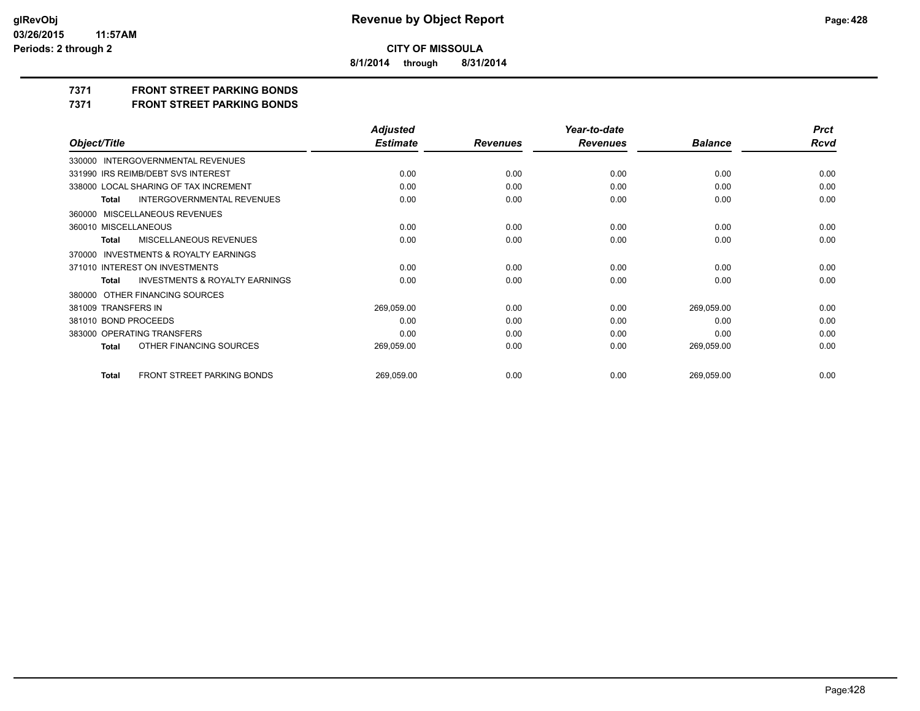**CITY OF MISSOULA**

**8/1/2014 through 8/31/2014**

## 7371 FRONT STREET PARKING BONDS

## 7371 FRONT STREET PARKING BONDS

| Object/Title | Adjusted Estimate | Revenues | Year-to-date Revenues | Balance | Prct Rcvd |
|---|---|---|---|---|---|
| 330000 INTERGOVERNMENTAL REVENUES | | | | | |
| 331990 IRS REIMB/DEBT SVS INTEREST | 0.00 | 0.00 | 0.00 | 0.00 | 0.00 |
| 338000 LOCAL SHARING OF TAX INCREMENT | 0.00 | 0.00 | 0.00 | 0.00 | 0.00 |
| **Total** INTERGOVERNMENTAL REVENUES | 0.00 | 0.00 | 0.00 | 0.00 | 0.00 |
| 360000 MISCELLANEOUS REVENUES | | | | | |
| 360010 MISCELLANEOUS | 0.00 | 0.00 | 0.00 | 0.00 | 0.00 |
| **Total** MISCELLANEOUS REVENUES | 0.00 | 0.00 | 0.00 | 0.00 | 0.00 |
| 370000 INVESTMENTS & ROYALTY EARNINGS | | | | | |
| 371010 INTEREST ON INVESTMENTS | 0.00 | 0.00 | 0.00 | 0.00 | 0.00 |
| **Total** INVESTMENTS & ROYALTY EARNINGS | 0.00 | 0.00 | 0.00 | 0.00 | 0.00 |
| 380000 OTHER FINANCING SOURCES | | | | | |
| 381009 TRANSFERS IN | 269,059.00 | 0.00 | 0.00 | 269,059.00 | 0.00 |
| 381010 BOND PROCEEDS | 0.00 | 0.00 | 0.00 | 0.00 | 0.00 |
| 383000 OPERATING TRANSFERS | 0.00 | 0.00 | 0.00 | 0.00 | 0.00 |
| **Total** OTHER FINANCING SOURCES | 269,059.00 | 0.00 | 0.00 | 269,059.00 | 0.00 |
| **Total** FRONT STREET PARKING BONDS | 269,059.00 | 0.00 | 0.00 | 269,059.00 | 0.00 |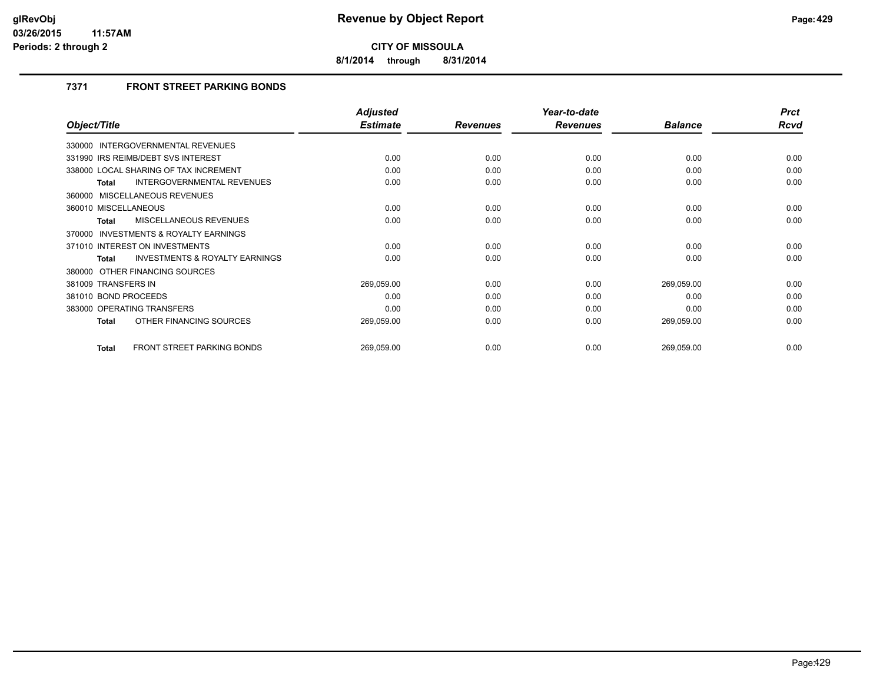**CITY OF MISSOULA**

**8/1/2014 through 8/31/2014**

### 7371 FRONT STREET PARKING BONDS

| Object/Title | Adjusted Estimate | Revenues | Year-to-date Revenues | Balance | Prct Rcvd |
|---|---|---|---|---|---|
| 330000 INTERGOVERNMENTAL REVENUES | | | | | |
| 331990 IRS REIMB/DEBT SVS INTEREST | 0.00 | 0.00 | 0.00 | 0.00 | 0.00 |
| 338000 LOCAL SHARING OF TAX INCREMENT | 0.00 | 0.00 | 0.00 | 0.00 | 0.00 |
| **Total** INTERGOVERNMENTAL REVENUES | 0.00 | 0.00 | 0.00 | 0.00 | 0.00 |
| 360000 MISCELLANEOUS REVENUES | | | | | |
| 360010 MISCELLANEOUS | 0.00 | 0.00 | 0.00 | 0.00 | 0.00 |
| **Total** MISCELLANEOUS REVENUES | 0.00 | 0.00 | 0.00 | 0.00 | 0.00 |
| 370000 INVESTMENTS & ROYALTY EARNINGS | | | | | |
| 371010 INTEREST ON INVESTMENTS | 0.00 | 0.00 | 0.00 | 0.00 | 0.00 |
| **Total** INVESTMENTS & ROYALTY EARNINGS | 0.00 | 0.00 | 0.00 | 0.00 | 0.00 |
| 380000 OTHER FINANCING SOURCES | | | | | |
| 381009 TRANSFERS IN | 269,059.00 | 0.00 | 0.00 | 269,059.00 | 0.00 |
| 381010 BOND PROCEEDS | 0.00 | 0.00 | 0.00 | 0.00 | 0.00 |
| 383000 OPERATING TRANSFERS | 0.00 | 0.00 | 0.00 | 0.00 | 0.00 |
| **Total** OTHER FINANCING SOURCES | 269,059.00 | 0.00 | 0.00 | 269,059.00 | 0.00 |
| **Total** FRONT STREET PARKING BONDS | 269,059.00 | 0.00 | 0.00 | 269,059.00 | 0.00 |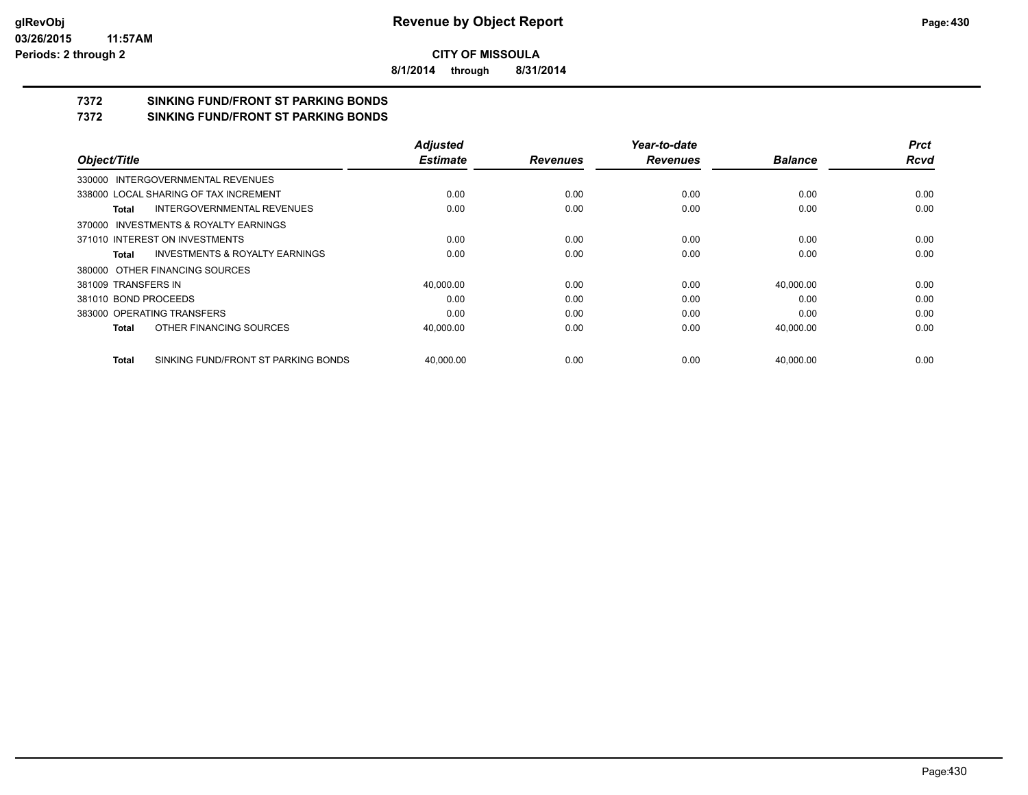**CITY OF MISSOULA**

**8/1/2014 through 8/31/2014**

# 7372 SINKING FUND/FRONT ST PARKING BONDS

## 7372 SINKING FUND/FRONT ST PARKING BONDS

| Object/Title | Adjusted Estimate | Revenues | Year-to-date Revenues | Balance | Prct Rcvd |
|---|---|---|---|---|---|
| 330000 INTERGOVERNMENTAL REVENUES | | | | | |
| 338000 LOCAL SHARING OF TAX INCREMENT | 0.00 | 0.00 | 0.00 | 0.00 | 0.00 |
| **Total** INTERGOVERNMENTAL REVENUES | 0.00 | 0.00 | 0.00 | 0.00 | 0.00 |
| 370000 INVESTMENTS & ROYALTY EARNINGS | | | | | |
| 371010 INTEREST ON INVESTMENTS | 0.00 | 0.00 | 0.00 | 0.00 | 0.00 |
| **Total** INVESTMENTS & ROYALTY EARNINGS | 0.00 | 0.00 | 0.00 | 0.00 | 0.00 |
| 380000 OTHER FINANCING SOURCES | | | | | |
| 381009 TRANSFERS IN | 40,000.00 | 0.00 | 0.00 | 40,000.00 | 0.00 |
| 381010 BOND PROCEEDS | 0.00 | 0.00 | 0.00 | 0.00 | 0.00 |
| 383000 OPERATING TRANSFERS | 0.00 | 0.00 | 0.00 | 0.00 | 0.00 |
| **Total** OTHER FINANCING SOURCES | 40,000.00 | 0.00 | 0.00 | 40,000.00 | 0.00 |
| **Total** SINKING FUND/FRONT ST PARKING BONDS | 40,000.00 | 0.00 | 0.00 | 40,000.00 | 0.00 |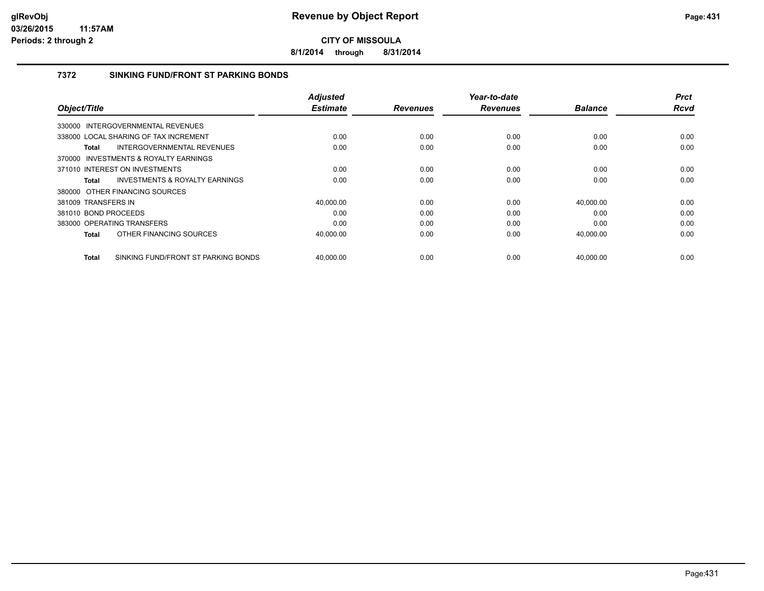# Revenue by Object Report

**CITY OF MISSOULA**

**8/1/2014 through 8/31/2014**

glRevObj
03/26/2015 11:57AM
Periods: 2 through 2

## 7372 SINKING FUND/FRONT ST PARKING BONDS

| Object/Title | Adjusted Estimate | Revenues | Year-to-date Revenues | Balance | Prct Rcvd |
|---|---|---|---|---|---|
| 330000 INTERGOVERNMENTAL REVENUES | | | | | |
| 338000 LOCAL SHARING OF TAX INCREMENT | 0.00 | 0.00 | 0.00 | 0.00 | 0.00 |
| **Total** INTERGOVERNMENTAL REVENUES | 0.00 | 0.00 | 0.00 | 0.00 | 0.00 |
| 370000 INVESTMENTS & ROYALTY EARNINGS | | | | | |
| 371010 INTEREST ON INVESTMENTS | 0.00 | 0.00 | 0.00 | 0.00 | 0.00 |
| **Total** INVESTMENTS & ROYALTY EARNINGS | 0.00 | 0.00 | 0.00 | 0.00 | 0.00 |
| 380000 OTHER FINANCING SOURCES | | | | | |
| 381009 TRANSFERS IN | 40,000.00 | 0.00 | 0.00 | 40,000.00 | 0.00 |
| 381010 BOND PROCEEDS | 0.00 | 0.00 | 0.00 | 0.00 | 0.00 |
| 383000 OPERATING TRANSFERS | 0.00 | 0.00 | 0.00 | 0.00 | 0.00 |
| **Total** OTHER FINANCING SOURCES | 40,000.00 | 0.00 | 0.00 | 40,000.00 | 0.00 |
| **Total** SINKING FUND/FRONT ST PARKING BONDS | 40,000.00 | 0.00 | 0.00 | 40,000.00 | 0.00 |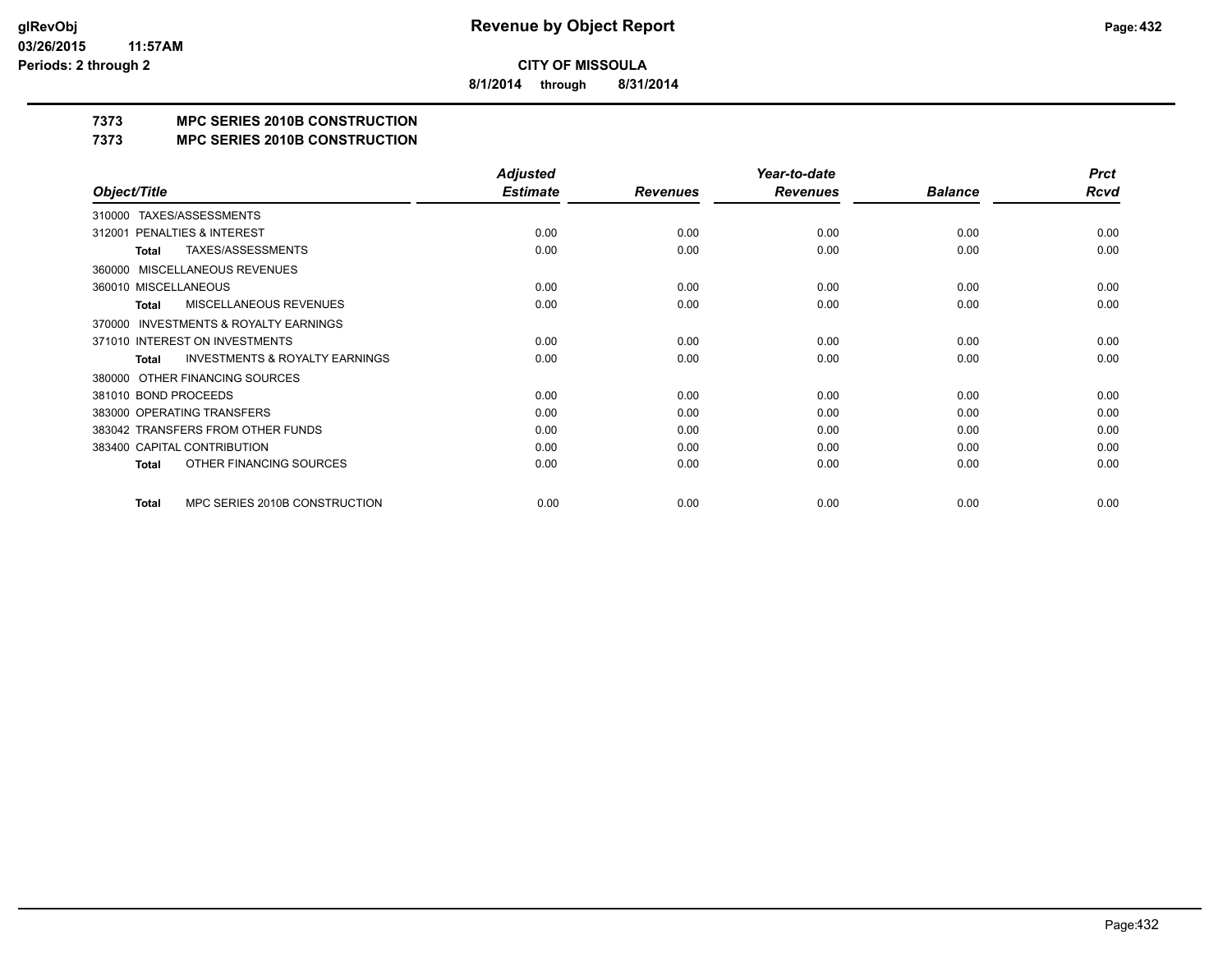# CITY OF MISSOULA

**8/1/2014 through 8/31/2014**

## 7373 MPC SERIES 2010B CONSTRUCTION
## 7373 MPC SERIES 2010B CONSTRUCTION

| Object/Title | Adjusted Estimate | Revenues | Year-to-date Revenues | Balance | Prct Rcvd |
|---|---|---|---|---|---|
| 310000 TAXES/ASSESSMENTS | | | | | |
| 312001 PENALTIES & INTEREST | 0.00 | 0.00 | 0.00 | 0.00 | 0.00 |
| **Total** TAXES/ASSESSMENTS | 0.00 | 0.00 | 0.00 | 0.00 | 0.00 |
| 360000 MISCELLANEOUS REVENUES | | | | | |
| 360010 MISCELLANEOUS | 0.00 | 0.00 | 0.00 | 0.00 | 0.00 |
| **Total** MISCELLANEOUS REVENUES | 0.00 | 0.00 | 0.00 | 0.00 | 0.00 |
| 370000 INVESTMENTS & ROYALTY EARNINGS | | | | | |
| 371010 INTEREST ON INVESTMENTS | 0.00 | 0.00 | 0.00 | 0.00 | 0.00 |
| **Total** INVESTMENTS & ROYALTY EARNINGS | 0.00 | 0.00 | 0.00 | 0.00 | 0.00 |
| 380000 OTHER FINANCING SOURCES | | | | | |
| 381010 BOND PROCEEDS | 0.00 | 0.00 | 0.00 | 0.00 | 0.00 |
| 383000 OPERATING TRANSFERS | 0.00 | 0.00 | 0.00 | 0.00 | 0.00 |
| 383042 TRANSFERS FROM OTHER FUNDS | 0.00 | 0.00 | 0.00 | 0.00 | 0.00 |
| 383400 CAPITAL CONTRIBUTION | 0.00 | 0.00 | 0.00 | 0.00 | 0.00 |
| **Total** OTHER FINANCING SOURCES | 0.00 | 0.00 | 0.00 | 0.00 | 0.00 |
| **Total** MPC SERIES 2010B CONSTRUCTION | 0.00 | 0.00 | 0.00 | 0.00 | 0.00 |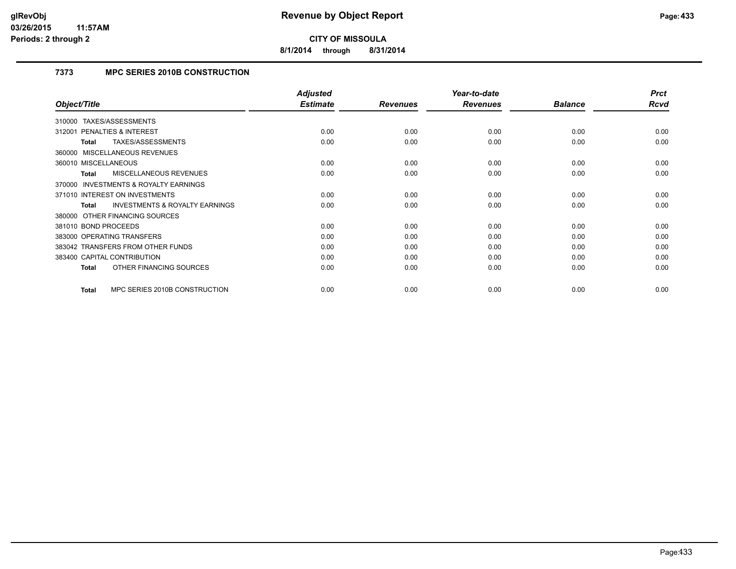**CITY OF MISSOULA**

**8/1/2014 through 8/31/2014**

## 7373 MPC SERIES 2010B CONSTRUCTION

| Object/Title | Adjusted Estimate | Revenues | Year-to-date Revenues | Balance | Prct Rcvd |
|---|---|---|---|---|---|
| 310000 TAXES/ASSESSMENTS | | | | | |
| 312001 PENALTIES & INTEREST | 0.00 | 0.00 | 0.00 | 0.00 | 0.00 |
| **Total** TAXES/ASSESSMENTS | 0.00 | 0.00 | 0.00 | 0.00 | 0.00 |
| 360000 MISCELLANEOUS REVENUES | | | | | |
| 360010 MISCELLANEOUS | 0.00 | 0.00 | 0.00 | 0.00 | 0.00 |
| **Total** MISCELLANEOUS REVENUES | 0.00 | 0.00 | 0.00 | 0.00 | 0.00 |
| 370000 INVESTMENTS & ROYALTY EARNINGS | | | | | |
| 371010 INTEREST ON INVESTMENTS | 0.00 | 0.00 | 0.00 | 0.00 | 0.00 |
| **Total** INVESTMENTS & ROYALTY EARNINGS | 0.00 | 0.00 | 0.00 | 0.00 | 0.00 |
| 380000 OTHER FINANCING SOURCES | | | | | |
| 381010 BOND PROCEEDS | 0.00 | 0.00 | 0.00 | 0.00 | 0.00 |
| 383000 OPERATING TRANSFERS | 0.00 | 0.00 | 0.00 | 0.00 | 0.00 |
| 383042 TRANSFERS FROM OTHER FUNDS | 0.00 | 0.00 | 0.00 | 0.00 | 0.00 |
| 383400 CAPITAL CONTRIBUTION | 0.00 | 0.00 | 0.00 | 0.00 | 0.00 |
| **Total** OTHER FINANCING SOURCES | 0.00 | 0.00 | 0.00 | 0.00 | 0.00 |
| **Total** MPC SERIES 2010B CONSTRUCTION | 0.00 | 0.00 | 0.00 | 0.00 | 0.00 |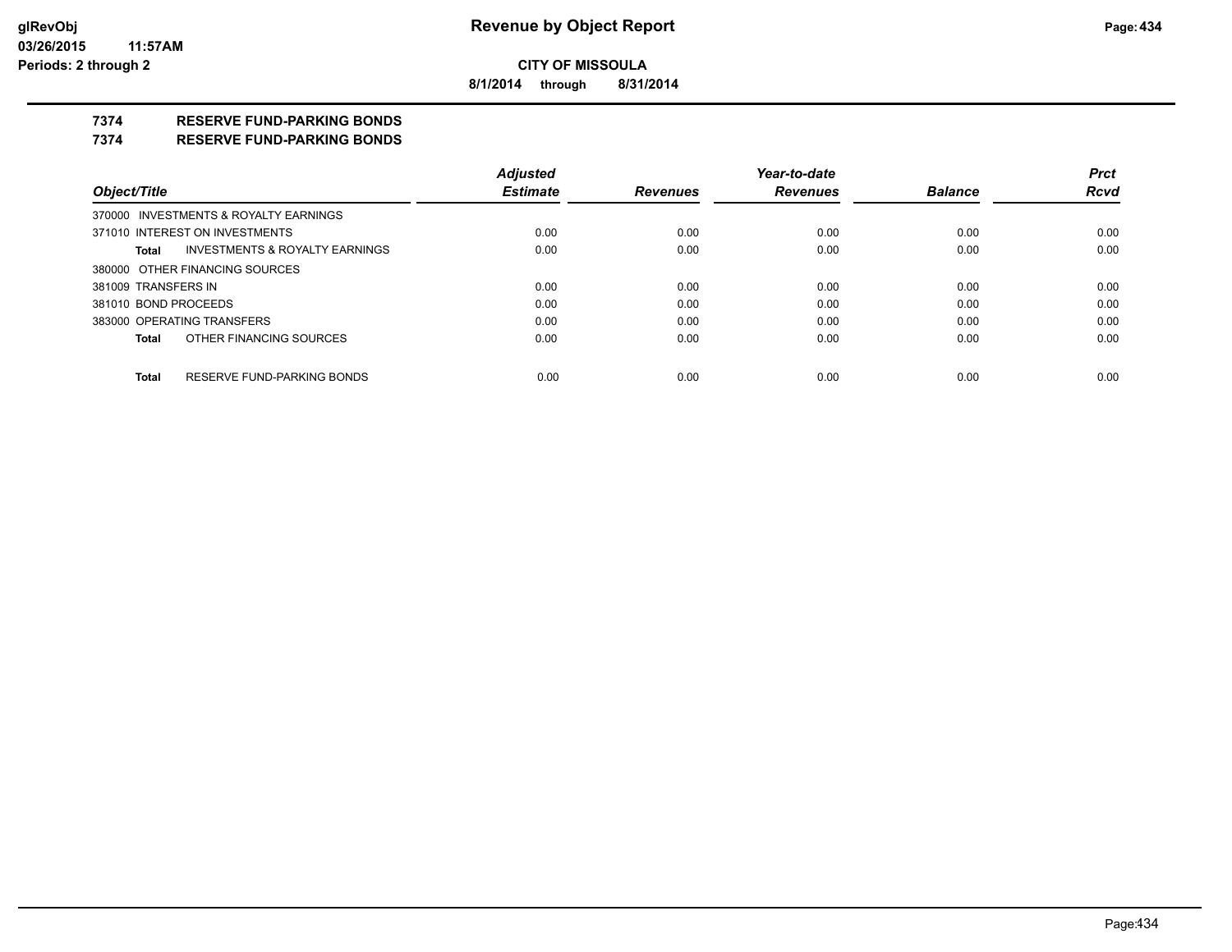**CITY OF MISSOULA**

**8/1/2014 through 8/31/2014**

**7374 RESERVE FUND-PARKING BONDS**

**7374 RESERVE FUND-PARKING BONDS**

| Object/Title | Adjusted Estimate | Revenues | Year-to-date Revenues | Balance | Prct Rcvd |
|---|---|---|---|---|---|
| 370000 INVESTMENTS & ROYALTY EARNINGS | | | | | |
| 371010 INTEREST ON INVESTMENTS | 0.00 | 0.00 | 0.00 | 0.00 | 0.00 |
| **Total** INVESTMENTS & ROYALTY EARNINGS | 0.00 | 0.00 | 0.00 | 0.00 | 0.00 |
| 380000 OTHER FINANCING SOURCES | | | | | |
| 381009 TRANSFERS IN | 0.00 | 0.00 | 0.00 | 0.00 | 0.00 |
| 381010 BOND PROCEEDS | 0.00 | 0.00 | 0.00 | 0.00 | 0.00 |
| 383000 OPERATING TRANSFERS | 0.00 | 0.00 | 0.00 | 0.00 | 0.00 |
| **Total** OTHER FINANCING SOURCES | 0.00 | 0.00 | 0.00 | 0.00 | 0.00 |
| **Total** RESERVE FUND-PARKING BONDS | 0.00 | 0.00 | 0.00 | 0.00 | 0.00 |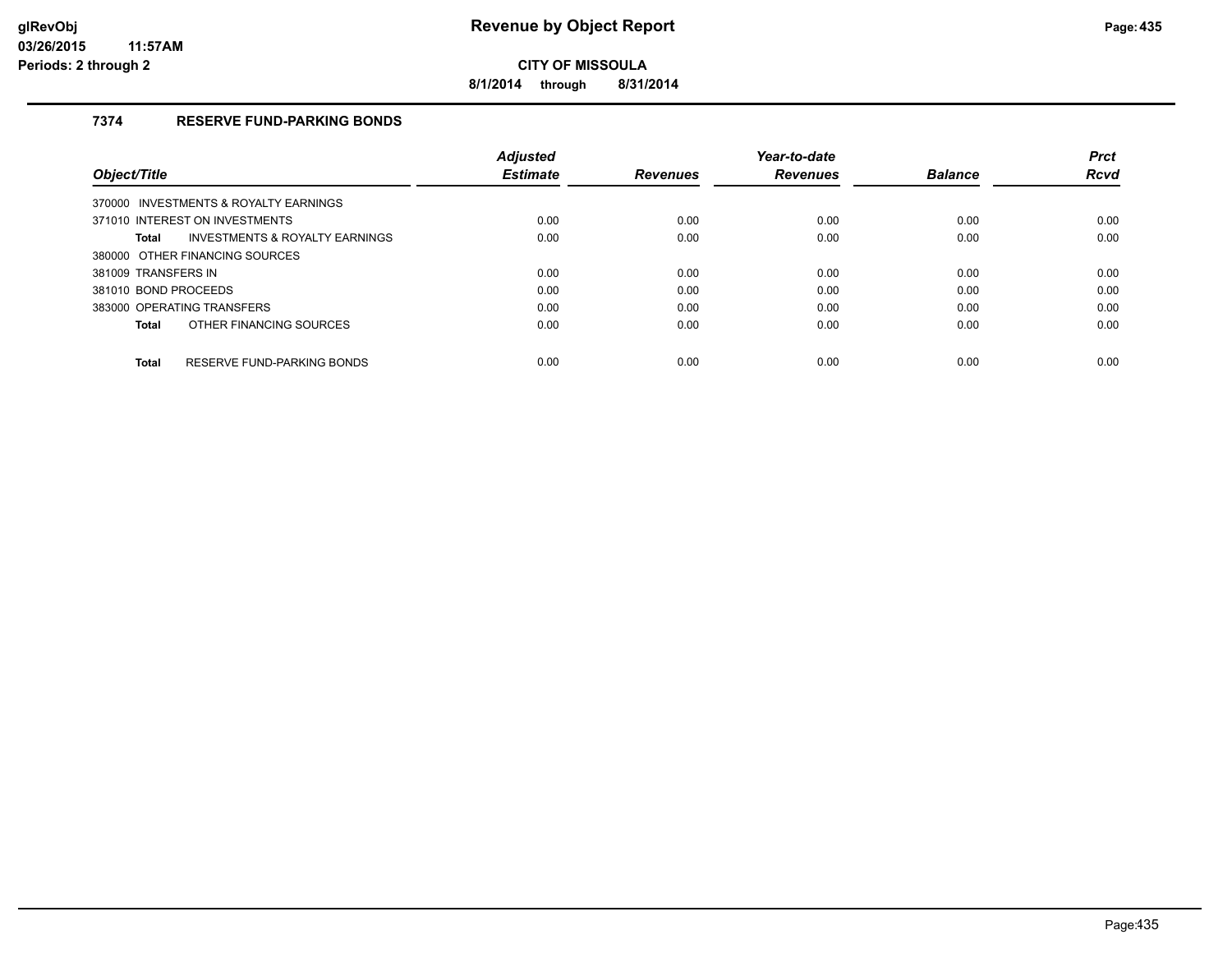**CITY OF MISSOULA**

**8/1/2014 through 8/31/2014**

### 7374 RESERVE FUND-PARKING BONDS

| Object/Title | Adjusted Estimate | Revenues | Year-to-date Revenues | Balance | Prct Rcvd |
|---|---|---|---|---|---|
| 370000 INVESTMENTS & ROYALTY EARNINGS | | | | | |
| 371010 INTEREST ON INVESTMENTS | 0.00 | 0.00 | 0.00 | 0.00 | 0.00 |
| **Total** INVESTMENTS & ROYALTY EARNINGS | 0.00 | 0.00 | 0.00 | 0.00 | 0.00 |
| 380000 OTHER FINANCING SOURCES | | | | | |
| 381009 TRANSFERS IN | 0.00 | 0.00 | 0.00 | 0.00 | 0.00 |
| 381010 BOND PROCEEDS | 0.00 | 0.00 | 0.00 | 0.00 | 0.00 |
| 383000 OPERATING TRANSFERS | 0.00 | 0.00 | 0.00 | 0.00 | 0.00 |
| **Total** OTHER FINANCING SOURCES | 0.00 | 0.00 | 0.00 | 0.00 | 0.00 |
| **Total** RESERVE FUND-PARKING BONDS | 0.00 | 0.00 | 0.00 | 0.00 | 0.00 |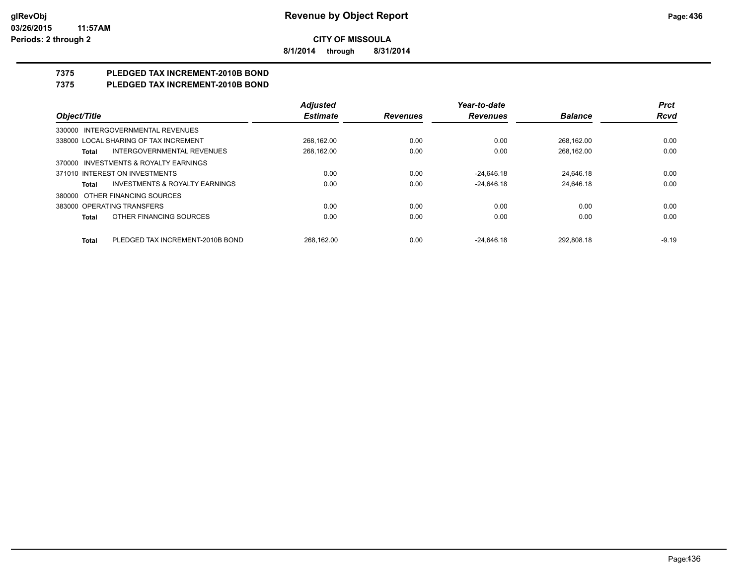**Revenue by Object Report**

**CITY OF MISSOULA**

**8/1/2014 through 8/31/2014**

glRevObj
03/26/2015 11:57AM
Periods: 2 through 2

## 7375 PLEDGED TAX INCREMENT-2010B BOND
## 7375 PLEDGED TAX INCREMENT-2010B BOND

| Object/Title | | Adjusted Estimate | Revenues | Year-to-date Revenues | Balance | Prct Rcvd |
|---|---|---|---|---|---|---|
| 330000 INTERGOVERNMENTAL REVENUES | | | | | | |
| 338000 LOCAL SHARING OF TAX INCREMENT | | 268,162.00 | 0.00 | 0.00 | 268,162.00 | 0.00 |
| Total | INTERGOVERNMENTAL REVENUES | 268,162.00 | 0.00 | 0.00 | 268,162.00 | 0.00 |
| 370000 INVESTMENTS & ROYALTY EARNINGS | | | | | | |
| 371010 INTEREST ON INVESTMENTS | | 0.00 | 0.00 | -24,646.18 | 24,646.18 | 0.00 |
| Total | INVESTMENTS & ROYALTY EARNINGS | 0.00 | 0.00 | -24,646.18 | 24,646.18 | 0.00 |
| 380000 OTHER FINANCING SOURCES | | | | | | |
| 383000 OPERATING TRANSFERS | | 0.00 | 0.00 | 0.00 | 0.00 | 0.00 |
| Total | OTHER FINANCING SOURCES | 0.00 | 0.00 | 0.00 | 0.00 | 0.00 |
| Total | PLEDGED TAX INCREMENT-2010B BOND | 268,162.00 | 0.00 | -24,646.18 | 292,808.18 | -9.19 |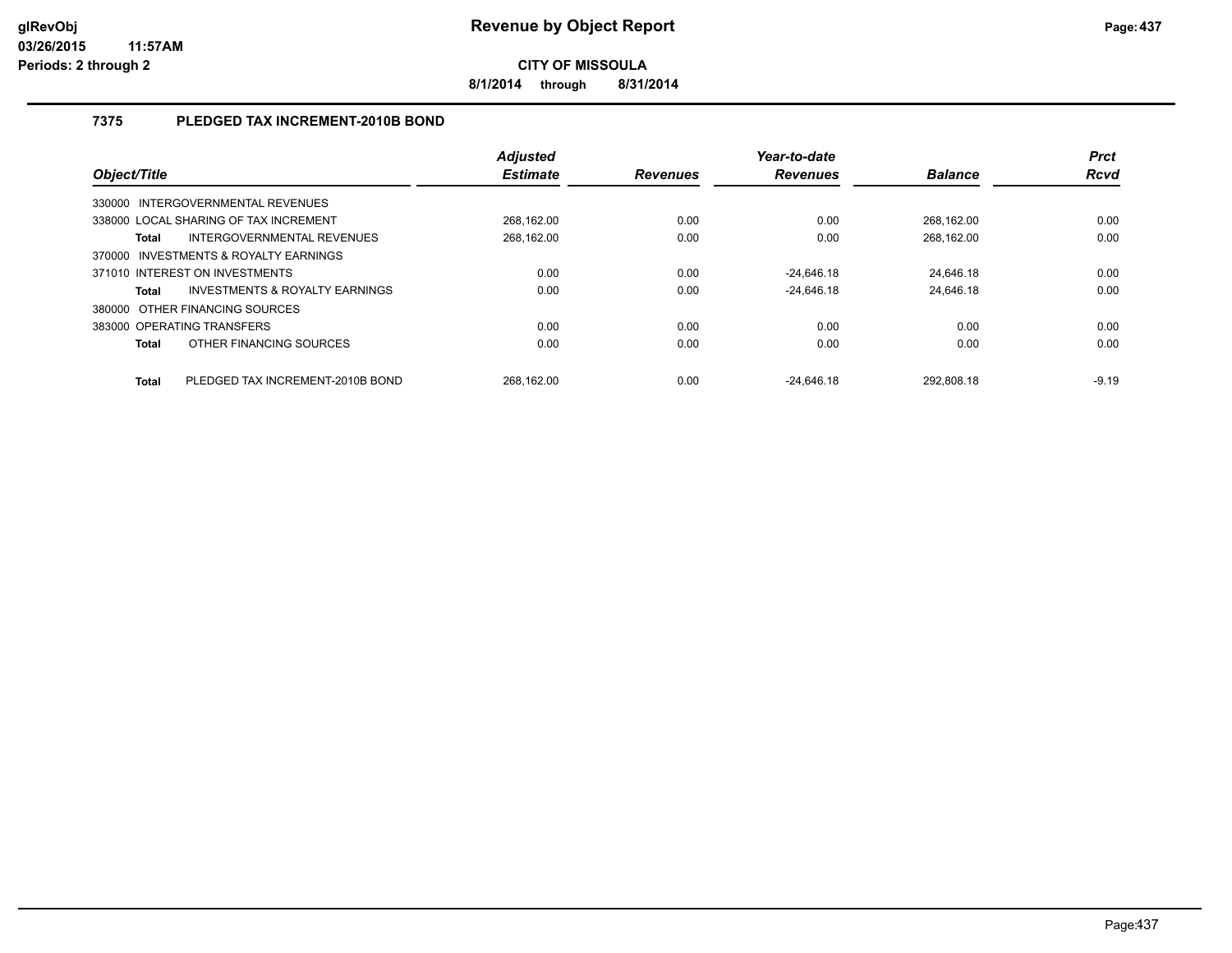**CITY OF MISSOULA**

**8/1/2014 through 8/31/2014**

### 7375 PLEDGED TAX INCREMENT-2010B BOND

| Object/Title | | Adjusted Estimate | Revenues | Year-to-date Revenues | Balance | Prct Rcvd |
|---|---|---|---|---|---|---|
| 330000 INTERGOVERNMENTAL REVENUES | | | | | | |
| 338000 LOCAL SHARING OF TAX INCREMENT | | 268,162.00 | 0.00 | 0.00 | 268,162.00 | 0.00 |
| **Total** | INTERGOVERNMENTAL REVENUES | 268,162.00 | 0.00 | 0.00 | 268,162.00 | 0.00 |
| 370000 INVESTMENTS & ROYALTY EARNINGS | | | | | | |
| 371010 INTEREST ON INVESTMENTS | | 0.00 | 0.00 | -24,646.18 | 24,646.18 | 0.00 |
| **Total** | INVESTMENTS & ROYALTY EARNINGS | 0.00 | 0.00 | -24,646.18 | 24,646.18 | 0.00 |
| 380000 OTHER FINANCING SOURCES | | | | | | |
| 383000 OPERATING TRANSFERS | | 0.00 | 0.00 | 0.00 | 0.00 | 0.00 |
| **Total** | OTHER FINANCING SOURCES | 0.00 | 0.00 | 0.00 | 0.00 | 0.00 |
| **Total** | PLEDGED TAX INCREMENT-2010B BOND | 268,162.00 | 0.00 | -24,646.18 | 292,808.18 | -9.19 |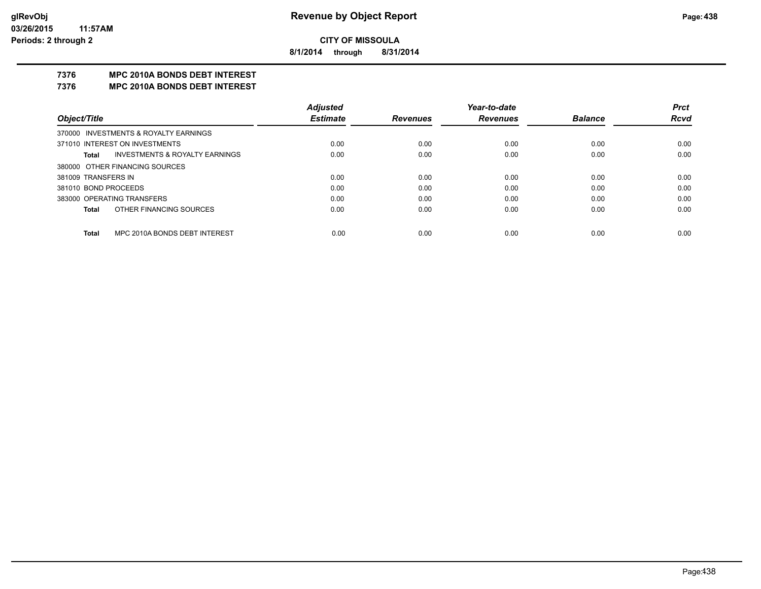**Revenue by Object Report**

**CITY OF MISSOULA**

**8/1/2014 through 8/31/2014**

glRevObj
03/26/2015 11:57AM
Periods: 2 through 2

## 7376 MPC 2010A BONDS DEBT INTEREST
## 7376 MPC 2010A BONDS DEBT INTEREST

| Object/Title | Adjusted Estimate | Revenues | Year-to-date Revenues | Balance | Prct Rcvd |
|---|---|---|---|---|---|
| 370000 INVESTMENTS & ROYALTY EARNINGS | | | | | |
| 371010 INTEREST ON INVESTMENTS | 0.00 | 0.00 | 0.00 | 0.00 | 0.00 |
| **Total** INVESTMENTS & ROYALTY EARNINGS | 0.00 | 0.00 | 0.00 | 0.00 | 0.00 |
| 380000 OTHER FINANCING SOURCES | | | | | |
| 381009 TRANSFERS IN | 0.00 | 0.00 | 0.00 | 0.00 | 0.00 |
| 381010 BOND PROCEEDS | 0.00 | 0.00 | 0.00 | 0.00 | 0.00 |
| 383000 OPERATING TRANSFERS | 0.00 | 0.00 | 0.00 | 0.00 | 0.00 |
| **Total** OTHER FINANCING SOURCES | 0.00 | 0.00 | 0.00 | 0.00 | 0.00 |
| **Total** MPC 2010A BONDS DEBT INTEREST | 0.00 | 0.00 | 0.00 | 0.00 | 0.00 |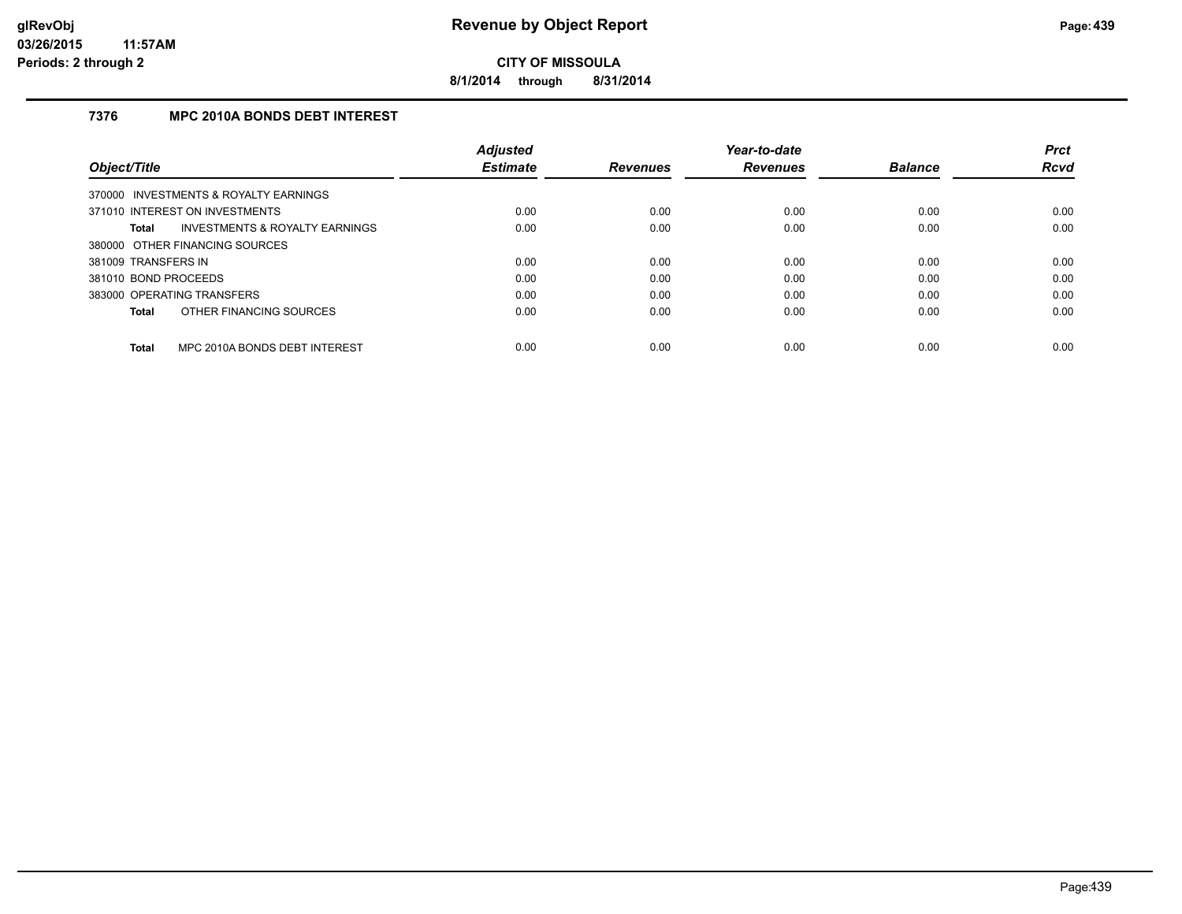**CITY OF MISSOULA**

**8/1/2014 through 8/31/2014**

### 7376 MPC 2010A BONDS DEBT INTEREST

| Object/Title | Adjusted Estimate | Revenues | Year-to-date Revenues | Balance | Prct Rcvd |
|---|---|---|---|---|---|
| 370000 INVESTMENTS & ROYALTY EARNINGS | | | | | |
| 371010 INTEREST ON INVESTMENTS | 0.00 | 0.00 | 0.00 | 0.00 | 0.00 |
| **Total** INVESTMENTS & ROYALTY EARNINGS | 0.00 | 0.00 | 0.00 | 0.00 | 0.00 |
| 380000 OTHER FINANCING SOURCES | | | | | |
| 381009 TRANSFERS IN | 0.00 | 0.00 | 0.00 | 0.00 | 0.00 |
| 381010 BOND PROCEEDS | 0.00 | 0.00 | 0.00 | 0.00 | 0.00 |
| 383000 OPERATING TRANSFERS | 0.00 | 0.00 | 0.00 | 0.00 | 0.00 |
| **Total** OTHER FINANCING SOURCES | 0.00 | 0.00 | 0.00 | 0.00 | 0.00 |
| **Total** MPC 2010A BONDS DEBT INTEREST | 0.00 | 0.00 | 0.00 | 0.00 | 0.00 |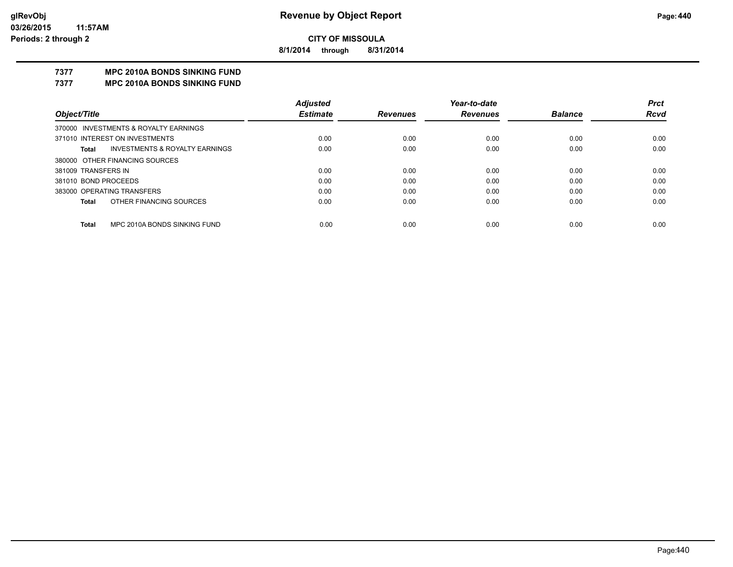**CITY OF MISSOULA**

**8/1/2014 through 8/31/2014**

**Revenue by Object Report**

glRevObj
03/26/2015 11:57AM
Periods: 2 through 2

## 7377 MPC 2010A BONDS SINKING FUND
## 7377 MPC 2010A BONDS SINKING FUND

| Object/Title | Adjusted Estimate | Revenues | Year-to-date Revenues | Balance | Prct Rcvd |
|---|---|---|---|---|---|
| 370000 INVESTMENTS & ROYALTY EARNINGS | | | | | |
| 371010 INTEREST ON INVESTMENTS | 0.00 | 0.00 | 0.00 | 0.00 | 0.00 |
| **Total** INVESTMENTS & ROYALTY EARNINGS | 0.00 | 0.00 | 0.00 | 0.00 | 0.00 |
| 380000 OTHER FINANCING SOURCES | | | | | |
| 381009 TRANSFERS IN | 0.00 | 0.00 | 0.00 | 0.00 | 0.00 |
| 381010 BOND PROCEEDS | 0.00 | 0.00 | 0.00 | 0.00 | 0.00 |
| 383000 OPERATING TRANSFERS | 0.00 | 0.00 | 0.00 | 0.00 | 0.00 |
| **Total** OTHER FINANCING SOURCES | 0.00 | 0.00 | 0.00 | 0.00 | 0.00 |
| **Total** MPC 2010A BONDS SINKING FUND | 0.00 | 0.00 | 0.00 | 0.00 | 0.00 |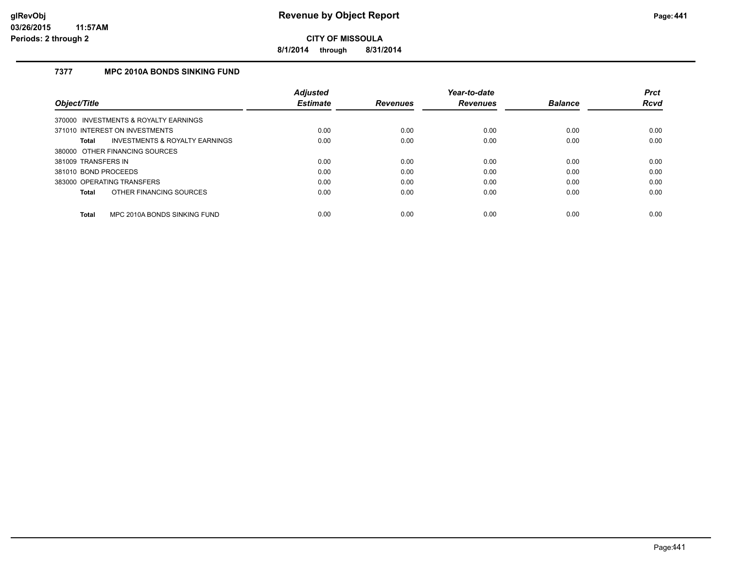**CITY OF MISSOULA**

**8/1/2014 through 8/31/2014**

### 7377 MPC 2010A BONDS SINKING FUND

| Object/Title | Adjusted Estimate | Revenues | Year-to-date Revenues | Balance | Prct Rcvd |
|---|---|---|---|---|---|
| 370000 INVESTMENTS & ROYALTY EARNINGS | | | | | |
| 371010 INTEREST ON INVESTMENTS | 0.00 | 0.00 | 0.00 | 0.00 | 0.00 |
| **Total** INVESTMENTS & ROYALTY EARNINGS | 0.00 | 0.00 | 0.00 | 0.00 | 0.00 |
| 380000 OTHER FINANCING SOURCES | | | | | |
| 381009 TRANSFERS IN | 0.00 | 0.00 | 0.00 | 0.00 | 0.00 |
| 381010 BOND PROCEEDS | 0.00 | 0.00 | 0.00 | 0.00 | 0.00 |
| 383000 OPERATING TRANSFERS | 0.00 | 0.00 | 0.00 | 0.00 | 0.00 |
| **Total** OTHER FINANCING SOURCES | 0.00 | 0.00 | 0.00 | 0.00 | 0.00 |
| **Total** MPC 2010A BONDS SINKING FUND | 0.00 | 0.00 | 0.00 | 0.00 | 0.00 |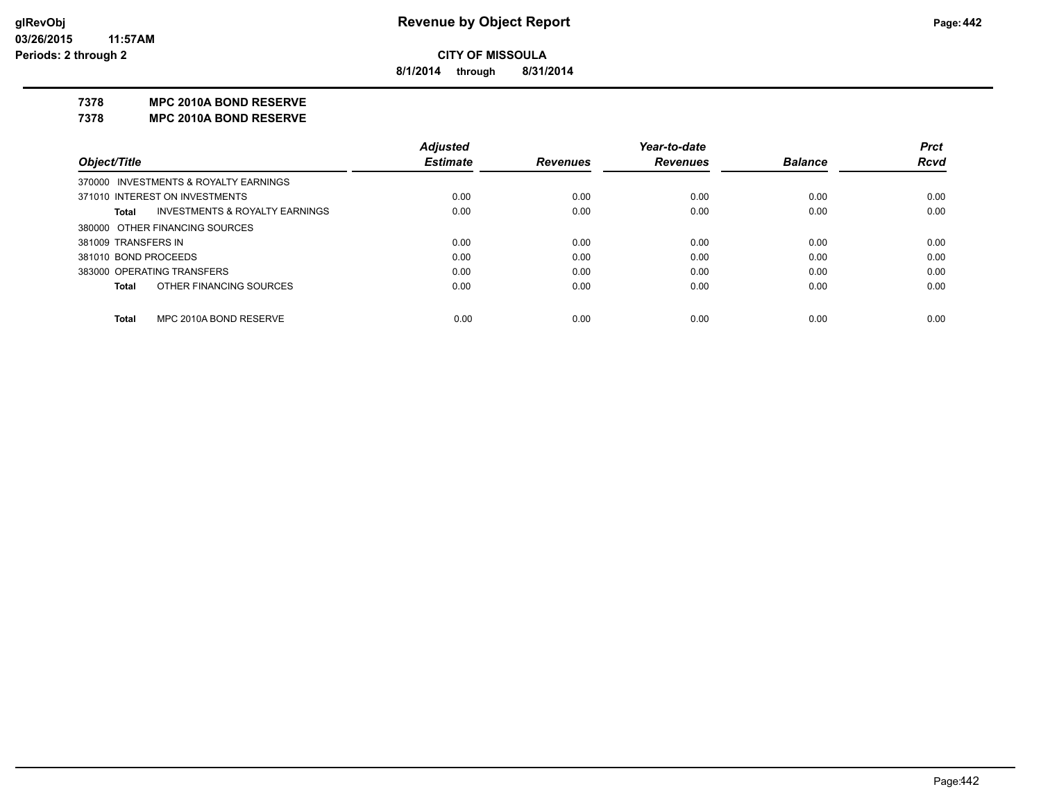**Revenue by Object Report**

**CITY OF MISSOULA**

**8/1/2014 through 8/31/2014**

glRevObj
03/26/2015 11:57AM
Periods: 2 through 2

## 7378 MPC 2010A BOND RESERVE
## 7378 MPC 2010A BOND RESERVE

| Object/Title | | Adjusted Estimate | Revenues | Year-to-date Revenues | Balance | Prct Rcvd |
|---|---|---|---|---|---|---|
| 370000 INVESTMENTS & ROYALTY EARNINGS | | | | | | |
| 371010 INTEREST ON INVESTMENTS | | 0.00 | 0.00 | 0.00 | 0.00 | 0.00 |
| **Total** | INVESTMENTS & ROYALTY EARNINGS | 0.00 | 0.00 | 0.00 | 0.00 | 0.00 |
| 380000 OTHER FINANCING SOURCES | | | | | | |
| 381009 TRANSFERS IN | | 0.00 | 0.00 | 0.00 | 0.00 | 0.00 |
| 381010 BOND PROCEEDS | | 0.00 | 0.00 | 0.00 | 0.00 | 0.00 |
| 383000 OPERATING TRANSFERS | | 0.00 | 0.00 | 0.00 | 0.00 | 0.00 |
| **Total** | OTHER FINANCING SOURCES | 0.00 | 0.00 | 0.00 | 0.00 | 0.00 |
| **Total** | MPC 2010A BOND RESERVE | 0.00 | 0.00 | 0.00 | 0.00 | 0.00 |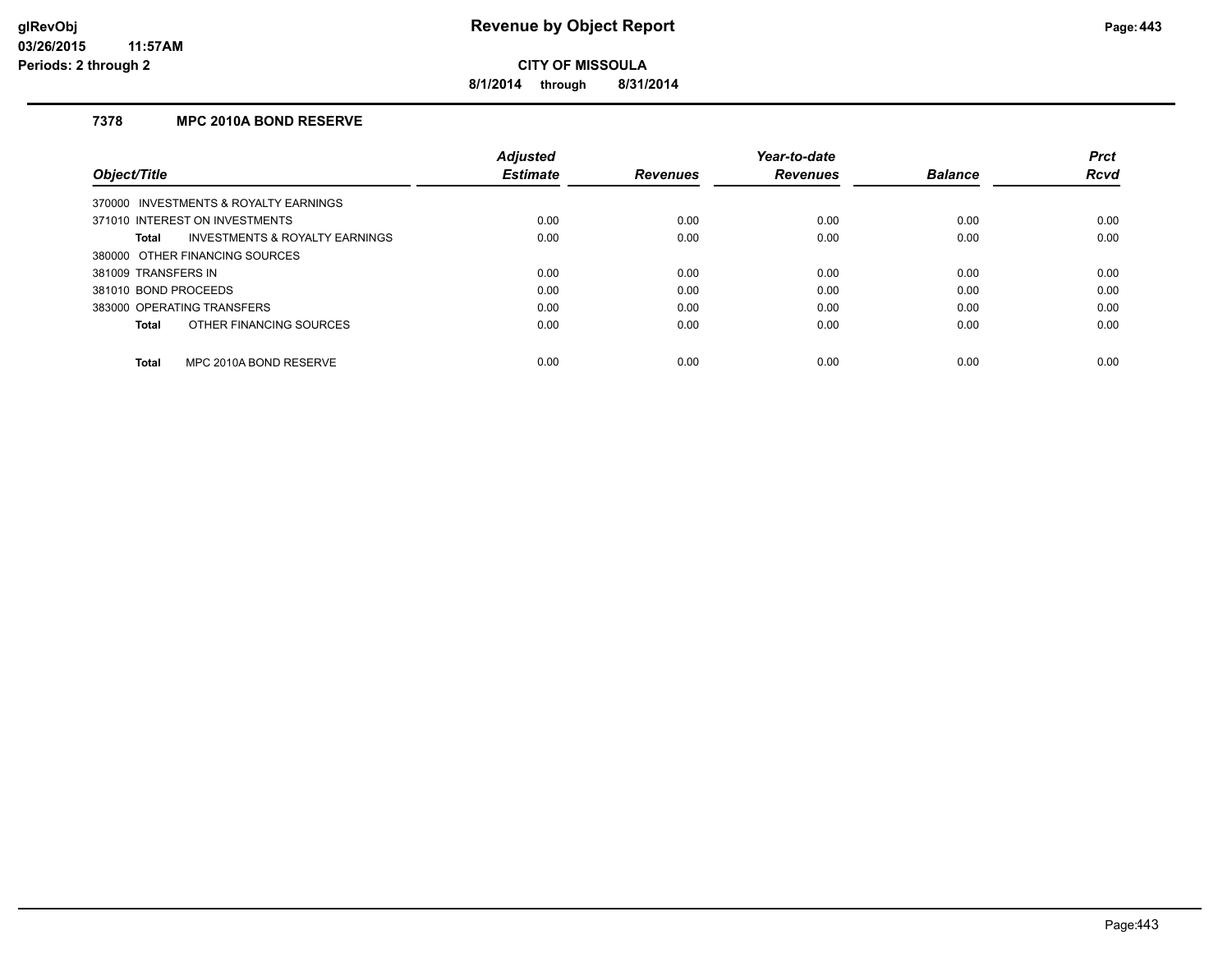# Revenue by Object Report

**CITY OF MISSOULA**

**8/1/2014 through 8/31/2014**

glRevObj
03/26/2015 11:57AM
Periods: 2 through 2

### 7378 MPC 2010A BOND RESERVE

| Object/Title | Adjusted Estimate | Revenues | Year-to-date Revenues | Balance | Prct Rcvd |
|---|---|---|---|---|---|
| 370000 INVESTMENTS & ROYALTY EARNINGS | | | | | |
| 371010 INTEREST ON INVESTMENTS | 0.00 | 0.00 | 0.00 | 0.00 | 0.00 |
| **Total** INVESTMENTS & ROYALTY EARNINGS | 0.00 | 0.00 | 0.00 | 0.00 | 0.00 |
| 380000 OTHER FINANCING SOURCES | | | | | |
| 381009 TRANSFERS IN | 0.00 | 0.00 | 0.00 | 0.00 | 0.00 |
| 381010 BOND PROCEEDS | 0.00 | 0.00 | 0.00 | 0.00 | 0.00 |
| 383000 OPERATING TRANSFERS | 0.00 | 0.00 | 0.00 | 0.00 | 0.00 |
| **Total** OTHER FINANCING SOURCES | 0.00 | 0.00 | 0.00 | 0.00 | 0.00 |
| **Total** MPC 2010A BOND RESERVE | 0.00 | 0.00 | 0.00 | 0.00 | 0.00 |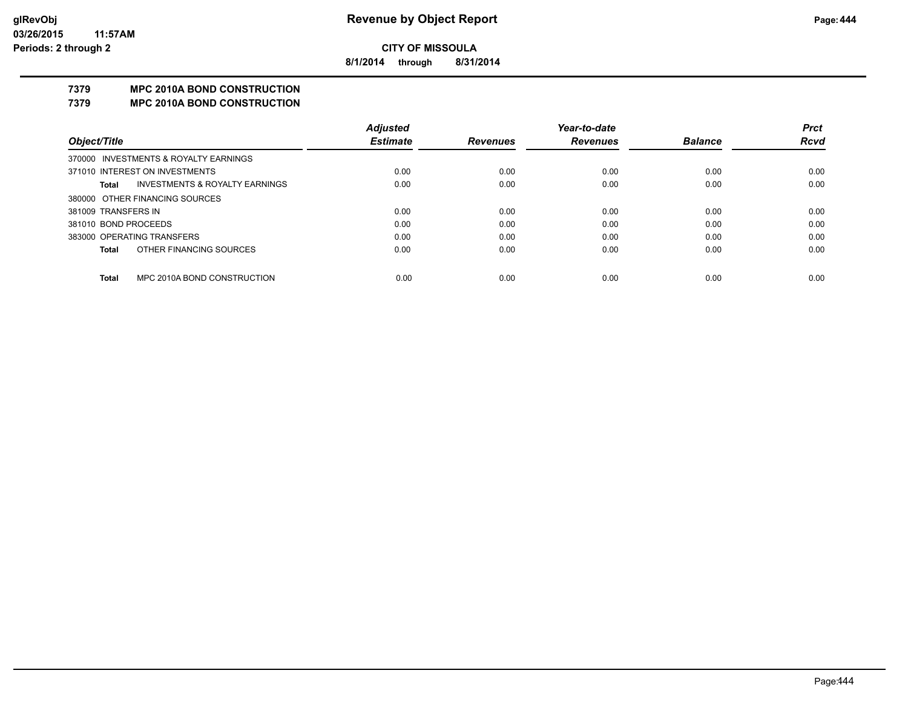# Revenue by Object Report

**CITY OF MISSOULA**

**8/1/2014 through 8/31/2014**

glRevObj
03/26/2015 11:57AM
Periods: 2 through 2

## 7379 MPC 2010A BOND CONSTRUCTION
## 7379 MPC 2010A BOND CONSTRUCTION

| Object/Title | Adjusted Estimate | Revenues | Year-to-date Revenues | Balance | Prct Rcvd |
|---|---|---|---|---|---|
| 370000 INVESTMENTS & ROYALTY EARNINGS | | | | | |
| 371010 INTEREST ON INVESTMENTS | 0.00 | 0.00 | 0.00 | 0.00 | 0.00 |
| **Total** INVESTMENTS & ROYALTY EARNINGS | 0.00 | 0.00 | 0.00 | 0.00 | 0.00 |
| 380000 OTHER FINANCING SOURCES | | | | | |
| 381009 TRANSFERS IN | 0.00 | 0.00 | 0.00 | 0.00 | 0.00 |
| 381010 BOND PROCEEDS | 0.00 | 0.00 | 0.00 | 0.00 | 0.00 |
| 383000 OPERATING TRANSFERS | 0.00 | 0.00 | 0.00 | 0.00 | 0.00 |
| **Total** OTHER FINANCING SOURCES | 0.00 | 0.00 | 0.00 | 0.00 | 0.00 |
| **Total** MPC 2010A BOND CONSTRUCTION | 0.00 | 0.00 | 0.00 | 0.00 | 0.00 |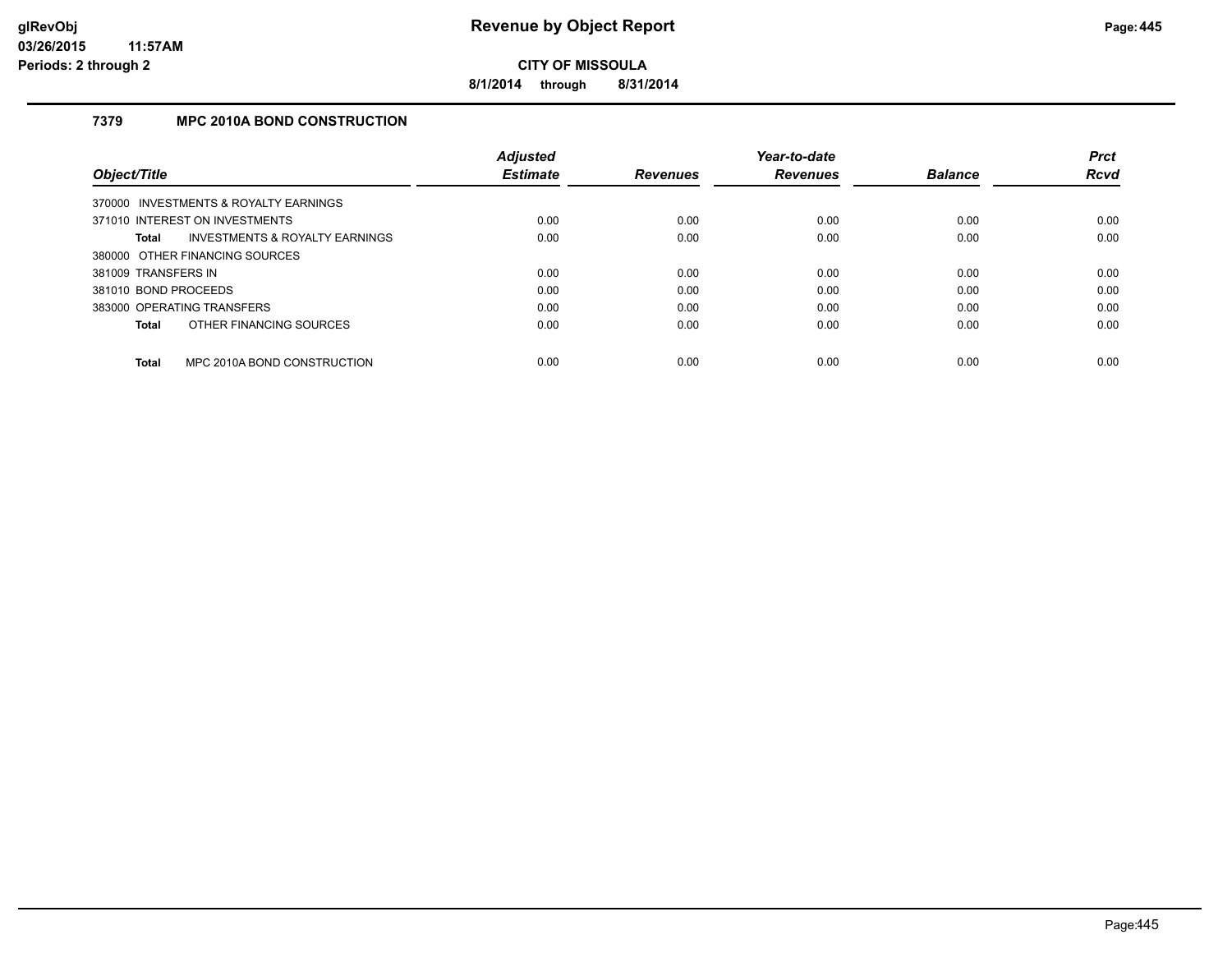**glRevObj**
**03/26/2015 11:57AM**
**Periods: 2 through 2**

# Revenue by Object Report

**CITY OF MISSOULA**

**8/1/2014 through 8/31/2014**

## 7379 MPC 2010A BOND CONSTRUCTION

| Object/Title | Adjusted Estimate | Revenues | Year-to-date Revenues | Balance | Prct Rcvd |
|---|---|---|---|---|---|
| 370000 INVESTMENTS & ROYALTY EARNINGS | | | | | |
| 371010 INTEREST ON INVESTMENTS | 0.00 | 0.00 | 0.00 | 0.00 | 0.00 |
| **Total** INVESTMENTS & ROYALTY EARNINGS | 0.00 | 0.00 | 0.00 | 0.00 | 0.00 |
| 380000 OTHER FINANCING SOURCES | | | | | |
| 381009 TRANSFERS IN | 0.00 | 0.00 | 0.00 | 0.00 | 0.00 |
| 381010 BOND PROCEEDS | 0.00 | 0.00 | 0.00 | 0.00 | 0.00 |
| 383000 OPERATING TRANSFERS | 0.00 | 0.00 | 0.00 | 0.00 | 0.00 |
| **Total** OTHER FINANCING SOURCES | 0.00 | 0.00 | 0.00 | 0.00 | 0.00 |
| **Total** MPC 2010A BOND CONSTRUCTION | 0.00 | 0.00 | 0.00 | 0.00 | 0.00 |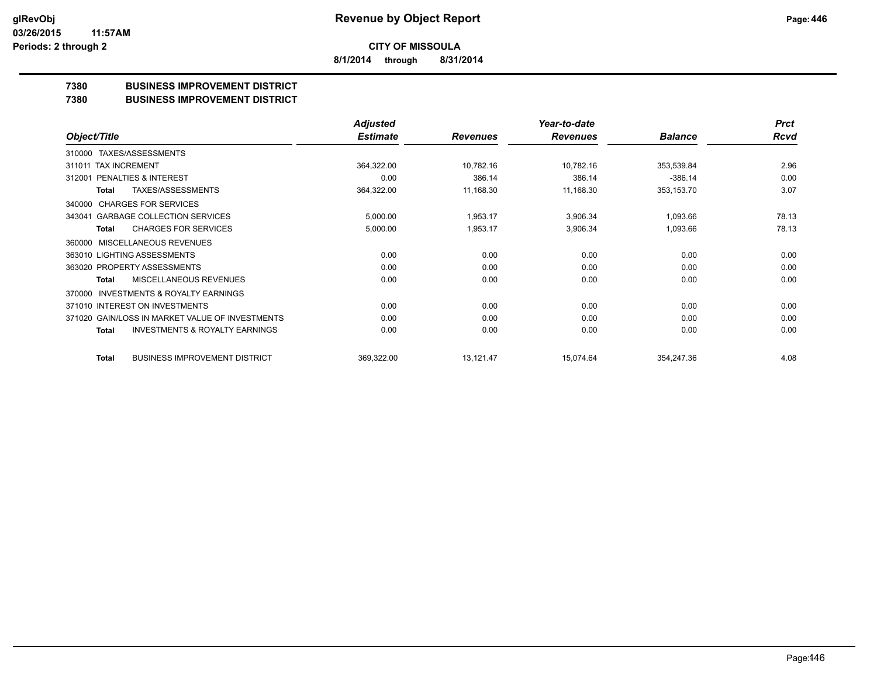# Revenue by Object Report

glRevObj
03/26/2015 11:57AM
Periods: 2 through 2

## CITY OF MISSOULA

8/1/2014 through 8/31/2014

### 7380 BUSINESS IMPROVEMENT DISTRICT
### 7380 BUSINESS IMPROVEMENT DISTRICT

| Object/Title | Adjusted Estimate | Revenues | Year-to-date Revenues | Balance | Prct Rcvd |
|---|---|---|---|---|---|
| 310000 TAXES/ASSESSMENTS | | | | | |
| 311011 TAX INCREMENT | 364,322.00 | 10,782.16 | 10,782.16 | 353,539.84 | 2.96 |
| 312001 PENALTIES & INTEREST | 0.00 | 386.14 | 386.14 | -386.14 | 0.00 |
| **Total** TAXES/ASSESSMENTS | 364,322.00 | 11,168.30 | 11,168.30 | 353,153.70 | 3.07 |
| 340000 CHARGES FOR SERVICES | | | | | |
| 343041 GARBAGE COLLECTION SERVICES | 5,000.00 | 1,953.17 | 3,906.34 | 1,093.66 | 78.13 |
| **Total** CHARGES FOR SERVICES | 5,000.00 | 1,953.17 | 3,906.34 | 1,093.66 | 78.13 |
| 360000 MISCELLANEOUS REVENUES | | | | | |
| 363010 LIGHTING ASSESSMENTS | 0.00 | 0.00 | 0.00 | 0.00 | 0.00 |
| 363020 PROPERTY ASSESSMENTS | 0.00 | 0.00 | 0.00 | 0.00 | 0.00 |
| **Total** MISCELLANEOUS REVENUES | 0.00 | 0.00 | 0.00 | 0.00 | 0.00 |
| 370000 INVESTMENTS & ROYALTY EARNINGS | | | | | |
| 371010 INTEREST ON INVESTMENTS | 0.00 | 0.00 | 0.00 | 0.00 | 0.00 |
| 371020 GAIN/LOSS IN MARKET VALUE OF INVESTMENTS | 0.00 | 0.00 | 0.00 | 0.00 | 0.00 |
| **Total** INVESTMENTS & ROYALTY EARNINGS | 0.00 | 0.00 | 0.00 | 0.00 | 0.00 |
| **Total** BUSINESS IMPROVEMENT DISTRICT | 369,322.00 | 13,121.47 | 15,074.64 | 354,247.36 | 4.08 |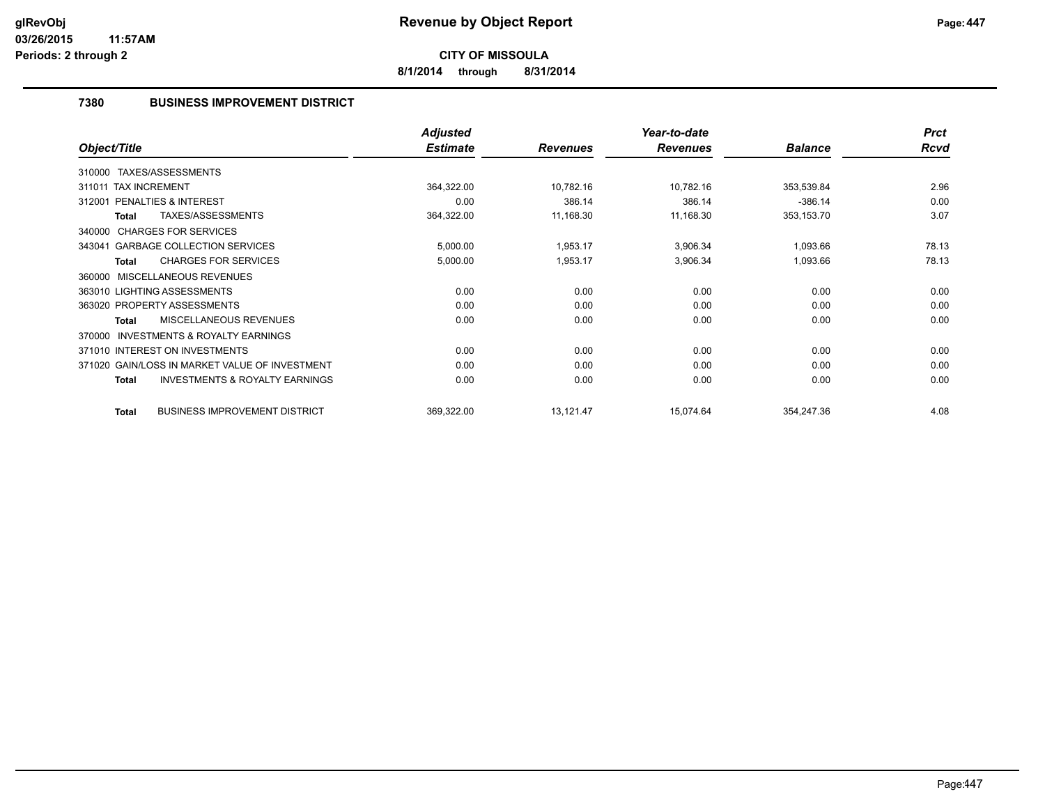# Revenue by Object Report

**CITY OF MISSOULA**

**8/1/2014 through 8/31/2014**

glRevObj
03/26/2015 11:57AM
Periods: 2 through 2

### 7380 BUSINESS IMPROVEMENT DISTRICT

| Object/Title | Adjusted Estimate | Revenues | Year-to-date Revenues | Balance | Prct Rcvd |
|---|---|---|---|---|---|
| 310000 TAXES/ASSESSMENTS | | | | | |
| 311011 TAX INCREMENT | 364,322.00 | 10,782.16 | 10,782.16 | 353,539.84 | 2.96 |
| 312001 PENALTIES & INTEREST | 0.00 | 386.14 | 386.14 | -386.14 | 0.00 |
| **Total** TAXES/ASSESSMENTS | 364,322.00 | 11,168.30 | 11,168.30 | 353,153.70 | 3.07 |
| 340000 CHARGES FOR SERVICES | | | | | |
| 343041 GARBAGE COLLECTION SERVICES | 5,000.00 | 1,953.17 | 3,906.34 | 1,093.66 | 78.13 |
| **Total** CHARGES FOR SERVICES | 5,000.00 | 1,953.17 | 3,906.34 | 1,093.66 | 78.13 |
| 360000 MISCELLANEOUS REVENUES | | | | | |
| 363010 LIGHTING ASSESSMENTS | 0.00 | 0.00 | 0.00 | 0.00 | 0.00 |
| 363020 PROPERTY ASSESSMENTS | 0.00 | 0.00 | 0.00 | 0.00 | 0.00 |
| **Total** MISCELLANEOUS REVENUES | 0.00 | 0.00 | 0.00 | 0.00 | 0.00 |
| 370000 INVESTMENTS & ROYALTY EARNINGS | | | | | |
| 371010 INTEREST ON INVESTMENTS | 0.00 | 0.00 | 0.00 | 0.00 | 0.00 |
| 371020 GAIN/LOSS IN MARKET VALUE OF INVESTMENT | 0.00 | 0.00 | 0.00 | 0.00 | 0.00 |
| **Total** INVESTMENTS & ROYALTY EARNINGS | 0.00 | 0.00 | 0.00 | 0.00 | 0.00 |
| **Total** BUSINESS IMPROVEMENT DISTRICT | 369,322.00 | 13,121.47 | 15,074.64 | 354,247.36 | 4.08 |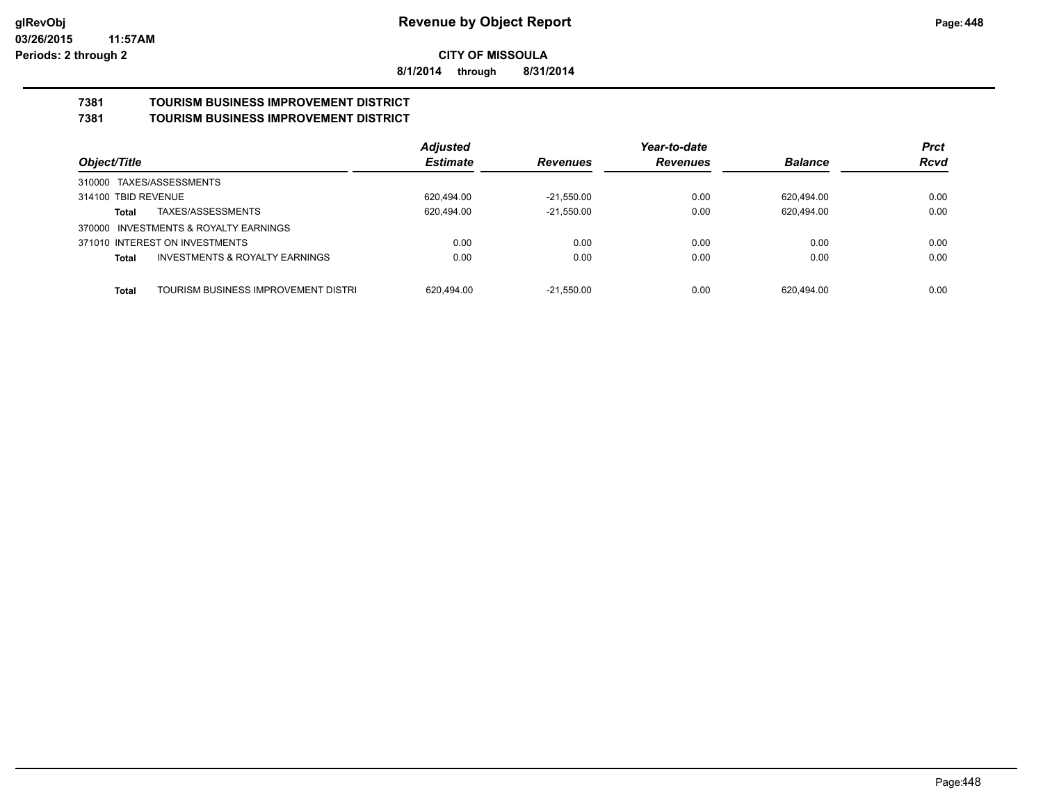# Revenue by Object Report

glRevObj
03/26/2015 11:57AM
Periods: 2 through 2

**CITY OF MISSOULA**

**8/1/2014 through 8/31/2014**

## 7381 TOURISM BUSINESS IMPROVEMENT DISTRICT
## 7381 TOURISM BUSINESS IMPROVEMENT DISTRICT

| Object/Title | Adjusted Estimate | Revenues | Year-to-date Revenues | Balance | Prct Rcvd |
|---|---|---|---|---|---|
| 310000 TAXES/ASSESSMENTS | | | | | |
| 314100 TBID REVENUE | 620,494.00 | -21,550.00 | 0.00 | 620,494.00 | 0.00 |
| **Total** TAXES/ASSESSMENTS | 620,494.00 | -21,550.00 | 0.00 | 620,494.00 | 0.00 |
| 370000 INVESTMENTS & ROYALTY EARNINGS | | | | | |
| 371010 INTEREST ON INVESTMENTS | 0.00 | 0.00 | 0.00 | 0.00 | 0.00 |
| **Total** INVESTMENTS & ROYALTY EARNINGS | 0.00 | 0.00 | 0.00 | 0.00 | 0.00 |
| **Total** TOURISM BUSINESS IMPROVEMENT DISTRI | 620,494.00 | -21,550.00 | 0.00 | 620,494.00 | 0.00 |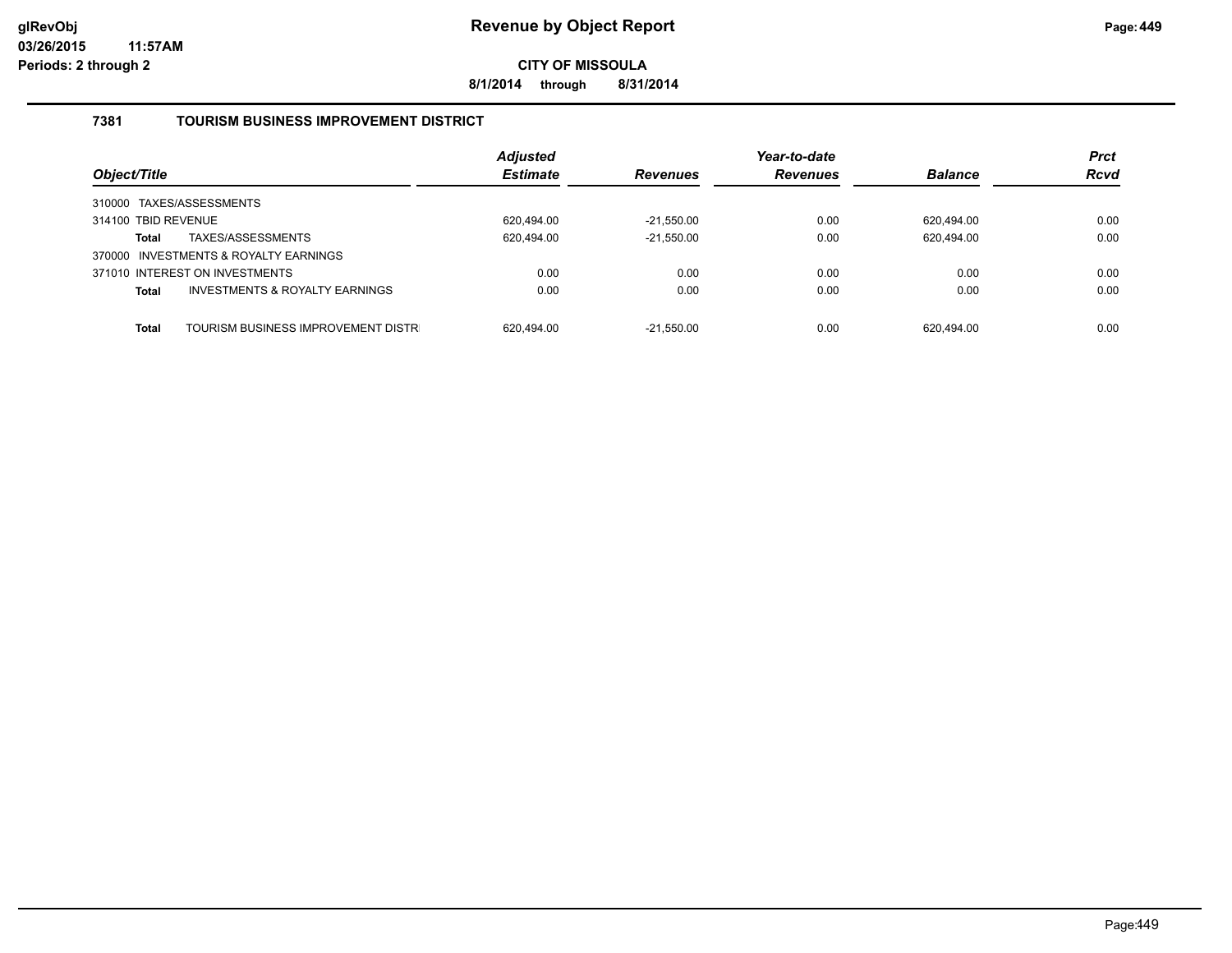**Revenue by Object Report**

**CITY OF MISSOULA**

**8/1/2014 through 8/31/2014**

glRevObj
03/26/2015 11:57AM
Periods: 2 through 2

### 7381 TOURISM BUSINESS IMPROVEMENT DISTRICT

| Object/Title | Adjusted Estimate | Revenues | Year-to-date Revenues | Balance | Prct Rcvd |
|---|---|---|---|---|---|
| 310000 TAXES/ASSESSMENTS | | | | | |
| 314100 TBID REVENUE | 620,494.00 | -21,550.00 | 0.00 | 620,494.00 | 0.00 |
| **Total** TAXES/ASSESSMENTS | 620,494.00 | -21,550.00 | 0.00 | 620,494.00 | 0.00 |
| 370000 INVESTMENTS & ROYALTY EARNINGS | | | | | |
| 371010 INTEREST ON INVESTMENTS | 0.00 | 0.00 | 0.00 | 0.00 | 0.00 |
| **Total** INVESTMENTS & ROYALTY EARNINGS | 0.00 | 0.00 | 0.00 | 0.00 | 0.00 |
| **Total** TOURISM BUSINESS IMPROVEMENT DISTR | 620,494.00 | -21,550.00 | 0.00 | 620,494.00 | 0.00 |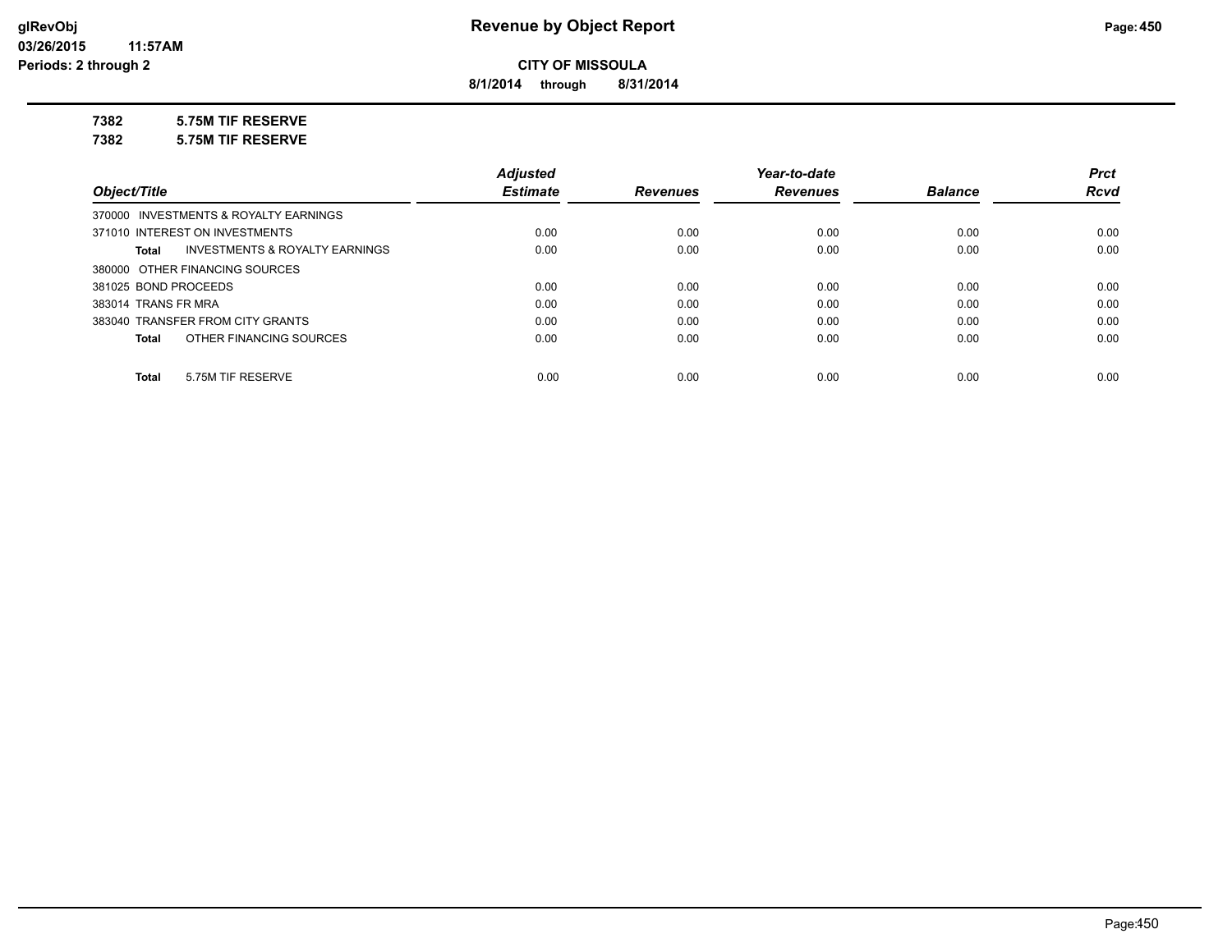# Revenue by Object Report

**CITY OF MISSOULA**

**8/1/2014 through 8/31/2014**

glRevObj
03/26/2015 11:57AM
Periods: 2 through 2

**7382 5.75M TIF RESERVE**

**7382 5.75M TIF RESERVE**

| Object/Title | Adjusted Estimate | Revenues | Year-to-date Revenues | Balance | Prct Rcvd |
|---|---|---|---|---|---|
| 370000 INVESTMENTS & ROYALTY EARNINGS | | | | | |
| 371010 INTEREST ON INVESTMENTS | 0.00 | 0.00 | 0.00 | 0.00 | 0.00 |
| **Total** INVESTMENTS & ROYALTY EARNINGS | 0.00 | 0.00 | 0.00 | 0.00 | 0.00 |
| 380000 OTHER FINANCING SOURCES | | | | | |
| 381025 BOND PROCEEDS | 0.00 | 0.00 | 0.00 | 0.00 | 0.00 |
| 383014 TRANS FR MRA | 0.00 | 0.00 | 0.00 | 0.00 | 0.00 |
| 383040 TRANSFER FROM CITY GRANTS | 0.00 | 0.00 | 0.00 | 0.00 | 0.00 |
| **Total** OTHER FINANCING SOURCES | 0.00 | 0.00 | 0.00 | 0.00 | 0.00 |
| **Total** 5.75M TIF RESERVE | 0.00 | 0.00 | 0.00 | 0.00 | 0.00 |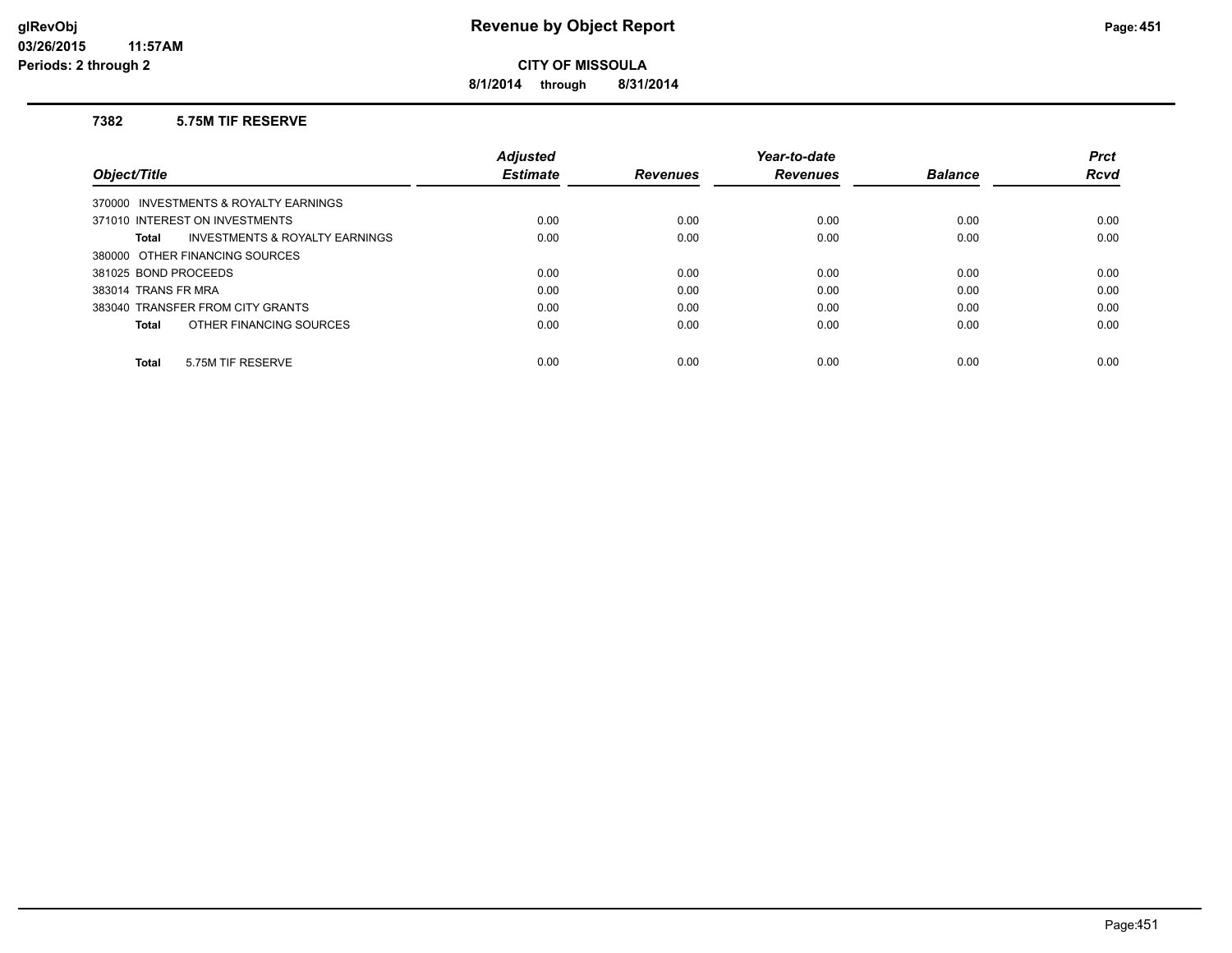**Revenue by Object Report**

**CITY OF MISSOULA**

**8/1/2014 through 8/31/2014**

glRevObj
03/26/2015 11:57AM
Periods: 2 through 2

### 7382 5.75M TIF RESERVE

| Object/Title | Adjusted Estimate | Revenues | Year-to-date Revenues | Balance | Prct Rcvd |
|---|---|---|---|---|---|
| 370000 INVESTMENTS & ROYALTY EARNINGS | | | | | |
| 371010 INTEREST ON INVESTMENTS | 0.00 | 0.00 | 0.00 | 0.00 | 0.00 |
| **Total** INVESTMENTS & ROYALTY EARNINGS | 0.00 | 0.00 | 0.00 | 0.00 | 0.00 |
| 380000 OTHER FINANCING SOURCES | | | | | |
| 381025 BOND PROCEEDS | 0.00 | 0.00 | 0.00 | 0.00 | 0.00 |
| 383014 TRANS FR MRA | 0.00 | 0.00 | 0.00 | 0.00 | 0.00 |
| 383040 TRANSFER FROM CITY GRANTS | 0.00 | 0.00 | 0.00 | 0.00 | 0.00 |
| **Total** OTHER FINANCING SOURCES | 0.00 | 0.00 | 0.00 | 0.00 | 0.00 |
| **Total** 5.75M TIF RESERVE | 0.00 | 0.00 | 0.00 | 0.00 | 0.00 |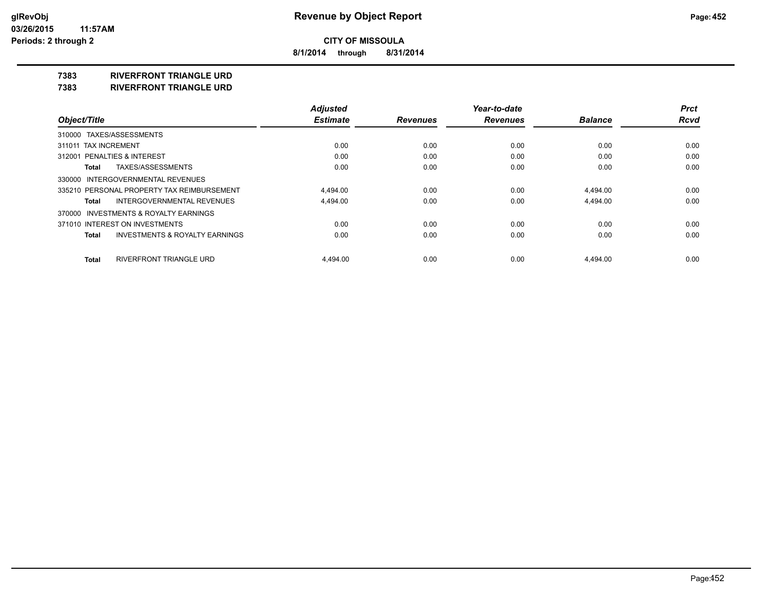**Revenue by Object Report**

**CITY OF MISSOULA**

**8/1/2014 through 8/31/2014**

**glRevObj**
**03/26/2015 11:57AM**
**Periods: 2 through 2**

## 7383 RIVERFRONT TRIANGLE URD
## 7383 RIVERFRONT TRIANGLE URD

| Object/Title | Adjusted Estimate | Revenues | Year-to-date Revenues | Balance | Prct Rcvd |
|---|---|---|---|---|---|
| 310000 TAXES/ASSESSMENTS | | | | | |
| 311011 TAX INCREMENT | 0.00 | 0.00 | 0.00 | 0.00 | 0.00 |
| 312001 PENALTIES & INTEREST | 0.00 | 0.00 | 0.00 | 0.00 | 0.00 |
| **Total** TAXES/ASSESSMENTS | 0.00 | 0.00 | 0.00 | 0.00 | 0.00 |
| 330000 INTERGOVERNMENTAL REVENUES | | | | | |
| 335210 PERSONAL PROPERTY TAX REIMBURSEMENT | 4,494.00 | 0.00 | 0.00 | 4,494.00 | 0.00 |
| **Total** INTERGOVERNMENTAL REVENUES | 4,494.00 | 0.00 | 0.00 | 4,494.00 | 0.00 |
| 370000 INVESTMENTS & ROYALTY EARNINGS | | | | | |
| 371010 INTEREST ON INVESTMENTS | 0.00 | 0.00 | 0.00 | 0.00 | 0.00 |
| **Total** INVESTMENTS & ROYALTY EARNINGS | 0.00 | 0.00 | 0.00 | 0.00 | 0.00 |
| **Total** RIVERFRONT TRIANGLE URD | 4,494.00 | 0.00 | 0.00 | 4,494.00 | 0.00 |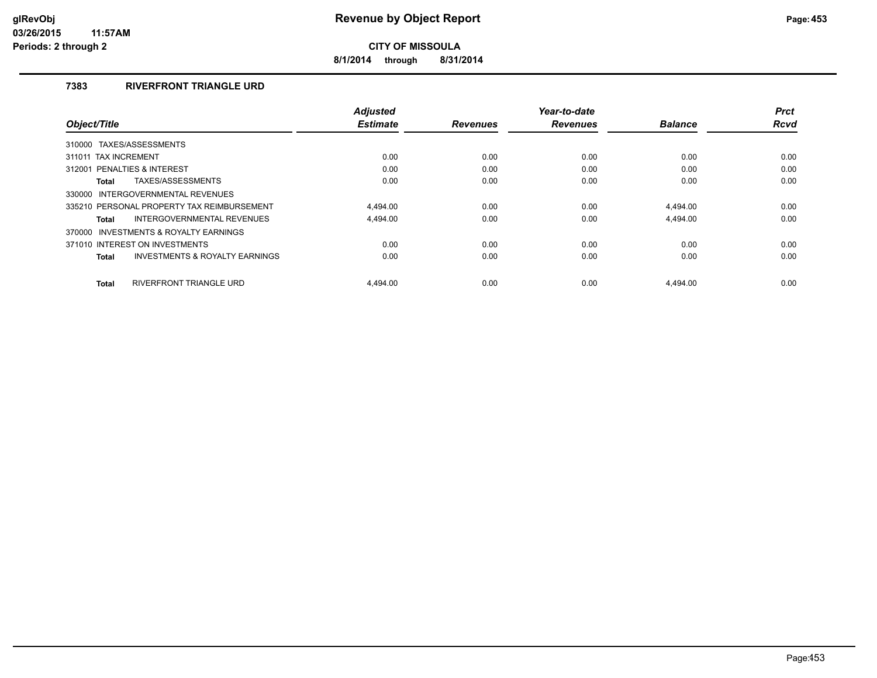**glRevObj** **Revenue by Object Report**
**03/26/2015 11:57AM**
**Periods: 2 through 2**

**CITY OF MISSOULA**

**8/1/2014 through 8/31/2014**

### 7383 RIVERFRONT TRIANGLE URD

| Object/Title | Adjusted Estimate | Revenues | Year-to-date Revenues | Balance | Prct Rcvd |
|---|---|---|---|---|---|
| 310000 TAXES/ASSESSMENTS | | | | | |
| 311011 TAX INCREMENT | 0.00 | 0.00 | 0.00 | 0.00 | 0.00 |
| 312001 PENALTIES & INTEREST | 0.00 | 0.00 | 0.00 | 0.00 | 0.00 |
| **Total** TAXES/ASSESSMENTS | 0.00 | 0.00 | 0.00 | 0.00 | 0.00 |
| 330000 INTERGOVERNMENTAL REVENUES | | | | | |
| 335210 PERSONAL PROPERTY TAX REIMBURSEMENT | 4,494.00 | 0.00 | 0.00 | 4,494.00 | 0.00 |
| **Total** INTERGOVERNMENTAL REVENUES | 4,494.00 | 0.00 | 0.00 | 4,494.00 | 0.00 |
| 370000 INVESTMENTS & ROYALTY EARNINGS | | | | | |
| 371010 INTEREST ON INVESTMENTS | 0.00 | 0.00 | 0.00 | 0.00 | 0.00 |
| **Total** INVESTMENTS & ROYALTY EARNINGS | 0.00 | 0.00 | 0.00 | 0.00 | 0.00 |
| **Total** RIVERFRONT TRIANGLE URD | 4,494.00 | 0.00 | 0.00 | 4,494.00 | 0.00 |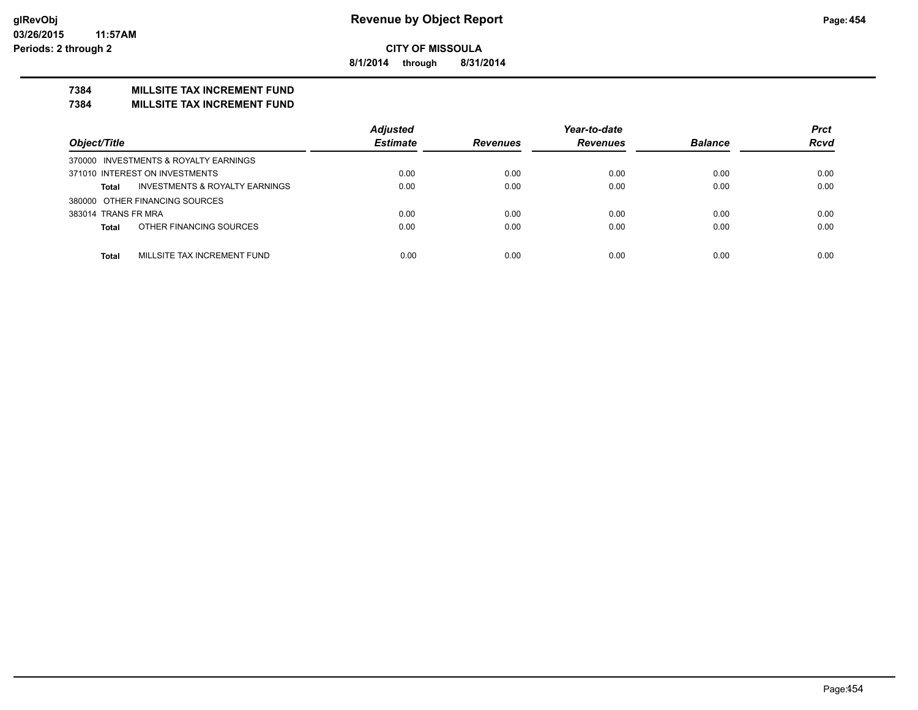**Revenue by Object Report**

**CITY OF MISSOULA**

**8/1/2014 through 8/31/2014**

**glRevObj**
**03/26/2015 11:57AM**
**Periods: 2 through 2**

## 7384 MILLSITE TAX INCREMENT FUND
## 7384 MILLSITE TAX INCREMENT FUND

| Object/Title | Adjusted Estimate | Revenues | Year-to-date Revenues | Balance | Prct Rcvd |
|---|---|---|---|---|---|
| 370000 INVESTMENTS & ROYALTY EARNINGS | | | | | |
| 371010 INTEREST ON INVESTMENTS | 0.00 | 0.00 | 0.00 | 0.00 | 0.00 |
| **Total** INVESTMENTS & ROYALTY EARNINGS | 0.00 | 0.00 | 0.00 | 0.00 | 0.00 |
| 380000 OTHER FINANCING SOURCES | | | | | |
| 383014 TRANS FR MRA | 0.00 | 0.00 | 0.00 | 0.00 | 0.00 |
| **Total** OTHER FINANCING SOURCES | 0.00 | 0.00 | 0.00 | 0.00 | 0.00 |
| **Total** MILLSITE TAX INCREMENT FUND | 0.00 | 0.00 | 0.00 | 0.00 | 0.00 |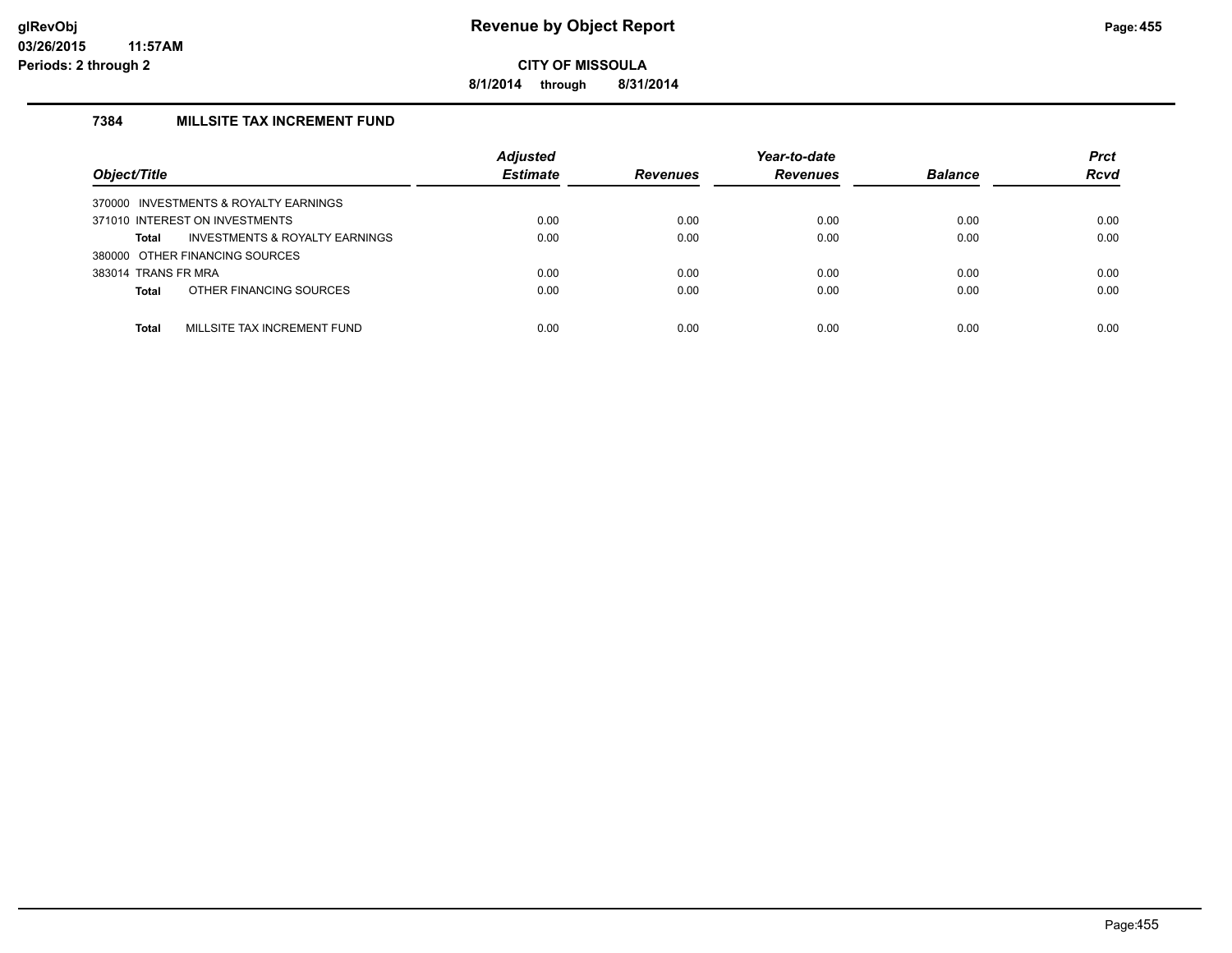**Revenue by Object Report**

**CITY OF MISSOULA**

**8/1/2014 through 8/31/2014**

glRevObj
03/26/2015 11:57AM
Periods: 2 through 2

## 7384 MILLSITE TAX INCREMENT FUND

| Object/Title | Adjusted Estimate | Revenues | Year-to-date Revenues | Balance | Prct Rcvd |
|---|---|---|---|---|---|
| 370000 INVESTMENTS & ROYALTY EARNINGS | | | | | |
| 371010 INTEREST ON INVESTMENTS | 0.00 | 0.00 | 0.00 | 0.00 | 0.00 |
| **Total** INVESTMENTS & ROYALTY EARNINGS | 0.00 | 0.00 | 0.00 | 0.00 | 0.00 |
| 380000 OTHER FINANCING SOURCES | | | | | |
| 383014 TRANS FR MRA | 0.00 | 0.00 | 0.00 | 0.00 | 0.00 |
| **Total** OTHER FINANCING SOURCES | 0.00 | 0.00 | 0.00 | 0.00 | 0.00 |
| **Total** MILLSITE TAX INCREMENT FUND | 0.00 | 0.00 | 0.00 | 0.00 | 0.00 |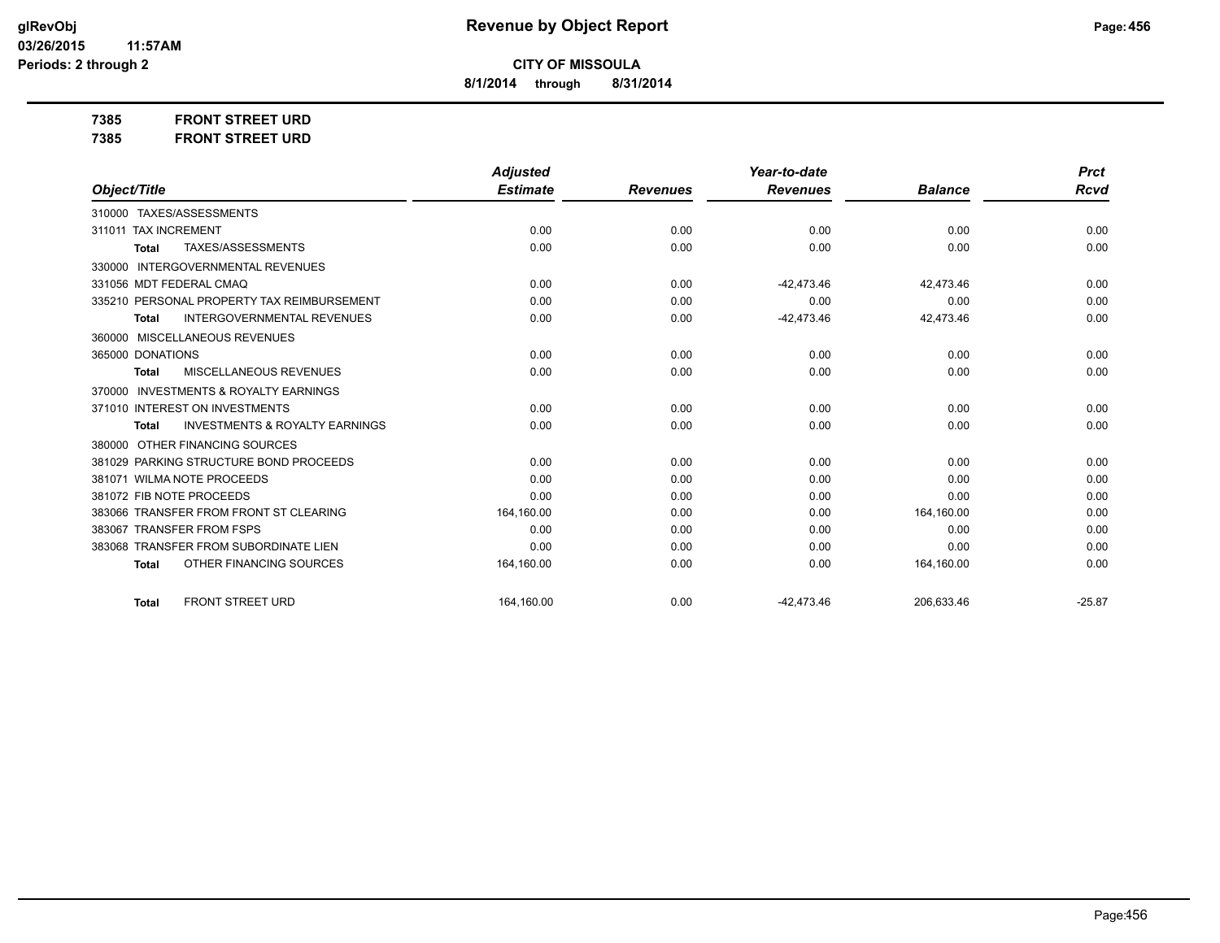glRevObj
03/26/2015 11:57AM
Periods: 2 through 2

# Revenue by Object Report

**CITY OF MISSOULA**

**8/1/2014 through 8/31/2014**

**7385 FRONT STREET URD**

**7385 FRONT STREET URD**

| Object/Title | Adjusted Estimate | Revenues | Year-to-date Revenues | Balance | Prct Rcvd |
|---|---|---|---|---|---|
| 310000 TAXES/ASSESSMENTS | | | | | |
| 311011 TAX INCREMENT | 0.00 | 0.00 | 0.00 | 0.00 | 0.00 |
| **Total** TAXES/ASSESSMENTS | 0.00 | 0.00 | 0.00 | 0.00 | 0.00 |
| 330000 INTERGOVERNMENTAL REVENUES | | | | | |
| 331056 MDT FEDERAL CMAQ | 0.00 | 0.00 | -42,473.46 | 42,473.46 | 0.00 |
| 335210 PERSONAL PROPERTY TAX REIMBURSEMENT | 0.00 | 0.00 | 0.00 | 0.00 | 0.00 |
| **Total** INTERGOVERNMENTAL REVENUES | 0.00 | 0.00 | -42,473.46 | 42,473.46 | 0.00 |
| 360000 MISCELLANEOUS REVENUES | | | | | |
| 365000 DONATIONS | 0.00 | 0.00 | 0.00 | 0.00 | 0.00 |
| **Total** MISCELLANEOUS REVENUES | 0.00 | 0.00 | 0.00 | 0.00 | 0.00 |
| 370000 INVESTMENTS & ROYALTY EARNINGS | | | | | |
| 371010 INTEREST ON INVESTMENTS | 0.00 | 0.00 | 0.00 | 0.00 | 0.00 |
| **Total** INVESTMENTS & ROYALTY EARNINGS | 0.00 | 0.00 | 0.00 | 0.00 | 0.00 |
| 380000 OTHER FINANCING SOURCES | | | | | |
| 381029 PARKING STRUCTURE BOND PROCEEDS | 0.00 | 0.00 | 0.00 | 0.00 | 0.00 |
| 381071 WILMA NOTE PROCEEDS | 0.00 | 0.00 | 0.00 | 0.00 | 0.00 |
| 381072 FIB NOTE PROCEEDS | 0.00 | 0.00 | 0.00 | 0.00 | 0.00 |
| 383066 TRANSFER FROM FRONT ST CLEARING | 164,160.00 | 0.00 | 0.00 | 164,160.00 | 0.00 |
| 383067 TRANSFER FROM FSPS | 0.00 | 0.00 | 0.00 | 0.00 | 0.00 |
| 383068 TRANSFER FROM SUBORDINATE LIEN | 0.00 | 0.00 | 0.00 | 0.00 | 0.00 |
| **Total** OTHER FINANCING SOURCES | 164,160.00 | 0.00 | 0.00 | 164,160.00 | 0.00 |
| **Total** FRONT STREET URD | 164,160.00 | 0.00 | -42,473.46 | 206,633.46 | -25.87 |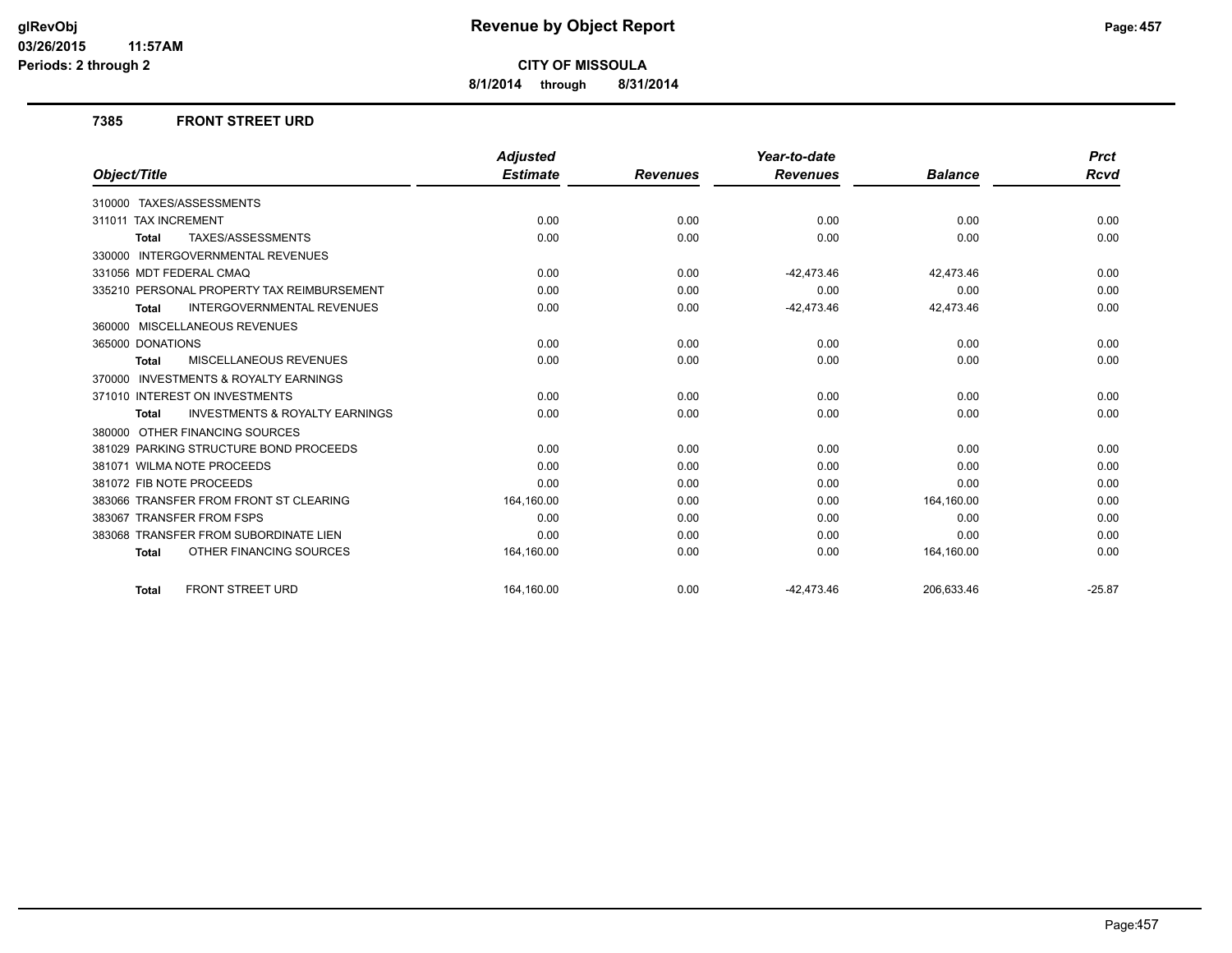**CITY OF MISSOULA**

**8/1/2014 through 8/31/2014**

**Revenue by Object Report**

glRevObj
03/26/2015 11:57AM
Periods: 2 through 2

### 7385 FRONT STREET URD

| Object/Title | Adjusted Estimate | Revenues | Year-to-date Revenues | Balance | Prct Rcvd |
|---|---|---|---|---|---|
| 310000 TAXES/ASSESSMENTS | | | | | |
| 311011 TAX INCREMENT | 0.00 | 0.00 | 0.00 | 0.00 | 0.00 |
| **Total** TAXES/ASSESSMENTS | 0.00 | 0.00 | 0.00 | 0.00 | 0.00 |
| 330000 INTERGOVERNMENTAL REVENUES | | | | | |
| 331056 MDT FEDERAL CMAQ | 0.00 | 0.00 | -42,473.46 | 42,473.46 | 0.00 |
| 335210 PERSONAL PROPERTY TAX REIMBURSEMENT | 0.00 | 0.00 | 0.00 | 0.00 | 0.00 |
| **Total** INTERGOVERNMENTAL REVENUES | 0.00 | 0.00 | -42,473.46 | 42,473.46 | 0.00 |
| 360000 MISCELLANEOUS REVENUES | | | | | |
| 365000 DONATIONS | 0.00 | 0.00 | 0.00 | 0.00 | 0.00 |
| **Total** MISCELLANEOUS REVENUES | 0.00 | 0.00 | 0.00 | 0.00 | 0.00 |
| 370000 INVESTMENTS & ROYALTY EARNINGS | | | | | |
| 371010 INTEREST ON INVESTMENTS | 0.00 | 0.00 | 0.00 | 0.00 | 0.00 |
| **Total** INVESTMENTS & ROYALTY EARNINGS | 0.00 | 0.00 | 0.00 | 0.00 | 0.00 |
| 380000 OTHER FINANCING SOURCES | | | | | |
| 381029 PARKING STRUCTURE BOND PROCEEDS | 0.00 | 0.00 | 0.00 | 0.00 | 0.00 |
| 381071 WILMA NOTE PROCEEDS | 0.00 | 0.00 | 0.00 | 0.00 | 0.00 |
| 381072 FIB NOTE PROCEEDS | 0.00 | 0.00 | 0.00 | 0.00 | 0.00 |
| 383066 TRANSFER FROM FRONT ST CLEARING | 164,160.00 | 0.00 | 0.00 | 164,160.00 | 0.00 |
| 383067 TRANSFER FROM FSPS | 0.00 | 0.00 | 0.00 | 0.00 | 0.00 |
| 383068 TRANSFER FROM SUBORDINATE LIEN | 0.00 | 0.00 | 0.00 | 0.00 | 0.00 |
| **Total** OTHER FINANCING SOURCES | 164,160.00 | 0.00 | 0.00 | 164,160.00 | 0.00 |
| **Total** FRONT STREET URD | 164,160.00 | 0.00 | -42,473.46 | 206,633.46 | -25.87 |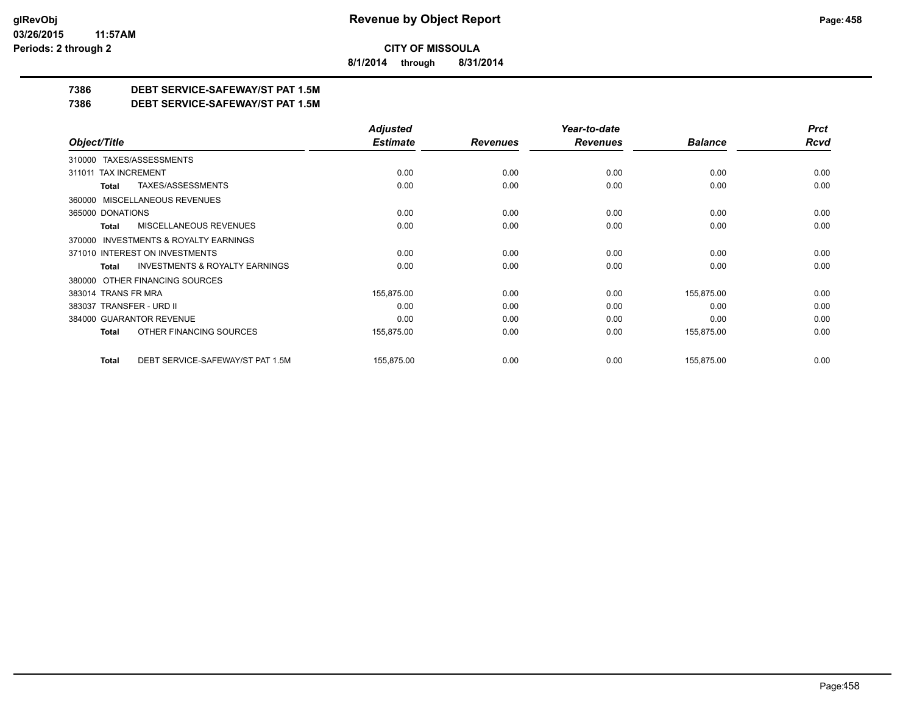**CITY OF MISSOULA**

**8/1/2014 through 8/31/2014**

# 7386 DEBT SERVICE-SAFEWAY/ST PAT 1.5M

## 7386 DEBT SERVICE-SAFEWAY/ST PAT 1.5M

| Object/Title | | Adjusted Estimate | Revenues | Year-to-date Revenues | Balance | Prct Rcvd |
|---|---|---|---|---|---|---|
| 310000 TAXES/ASSESSMENTS | | | | | | |
| 311011 TAX INCREMENT | | 0.00 | 0.00 | 0.00 | 0.00 | 0.00 |
| **Total** | TAXES/ASSESSMENTS | 0.00 | 0.00 | 0.00 | 0.00 | 0.00 |
| 360000 MISCELLANEOUS REVENUES | | | | | | |
| 365000 DONATIONS | | 0.00 | 0.00 | 0.00 | 0.00 | 0.00 |
| **Total** | MISCELLANEOUS REVENUES | 0.00 | 0.00 | 0.00 | 0.00 | 0.00 |
| 370000 INVESTMENTS & ROYALTY EARNINGS | | | | | | |
| 371010 INTEREST ON INVESTMENTS | | 0.00 | 0.00 | 0.00 | 0.00 | 0.00 |
| **Total** | INVESTMENTS & ROYALTY EARNINGS | 0.00 | 0.00 | 0.00 | 0.00 | 0.00 |
| 380000 OTHER FINANCING SOURCES | | | | | | |
| 383014 TRANS FR MRA | | 155,875.00 | 0.00 | 0.00 | 155,875.00 | 0.00 |
| 383037 TRANSFER - URD II | | 0.00 | 0.00 | 0.00 | 0.00 | 0.00 |
| 384000 GUARANTOR REVENUE | | 0.00 | 0.00 | 0.00 | 0.00 | 0.00 |
| **Total** | OTHER FINANCING SOURCES | 155,875.00 | 0.00 | 0.00 | 155,875.00 | 0.00 |
| **Total** | DEBT SERVICE-SAFEWAY/ST PAT 1.5M | 155,875.00 | 0.00 | 0.00 | 155,875.00 | 0.00 |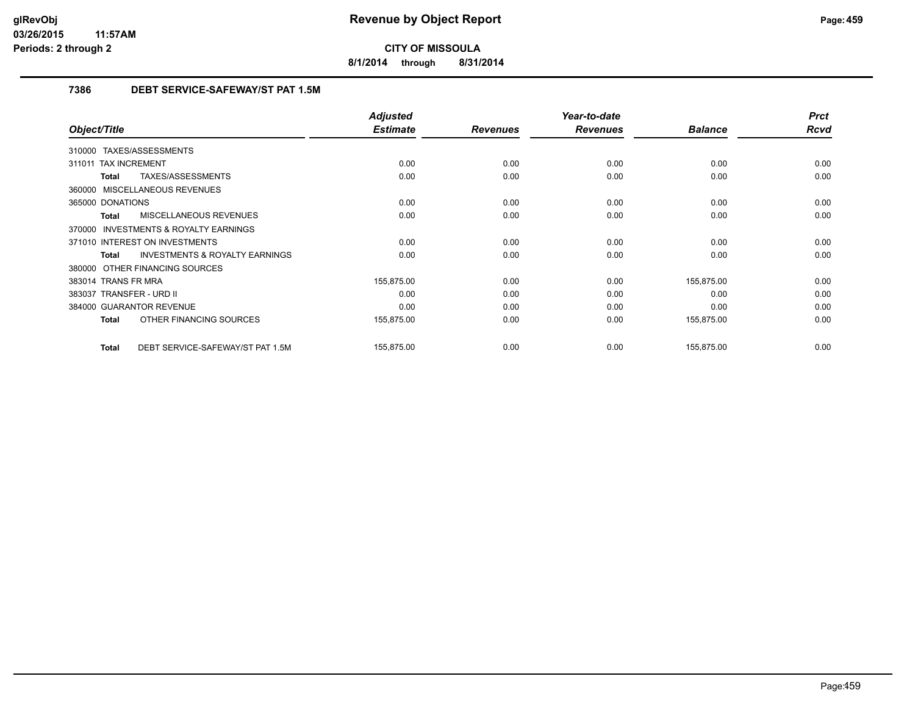# Revenue by Object Report

**CITY OF MISSOULA**

**8/1/2014 through 8/31/2014**

glRevObj
03/26/2015 11:57AM
Periods: 2 through 2

## 7386 DEBT SERVICE-SAFEWAY/ST PAT 1.5M

| Object/Title | Adjusted Estimate | Revenues | Year-to-date Revenues | Balance | Prct Rcvd |
|---|---|---|---|---|---|
| 310000 TAXES/ASSESSMENTS | | | | | |
| 311011 TAX INCREMENT | 0.00 | 0.00 | 0.00 | 0.00 | 0.00 |
| **Total** TAXES/ASSESSMENTS | 0.00 | 0.00 | 0.00 | 0.00 | 0.00 |
| 360000 MISCELLANEOUS REVENUES | | | | | |
| 365000 DONATIONS | 0.00 | 0.00 | 0.00 | 0.00 | 0.00 |
| **Total** MISCELLANEOUS REVENUES | 0.00 | 0.00 | 0.00 | 0.00 | 0.00 |
| 370000 INVESTMENTS & ROYALTY EARNINGS | | | | | |
| 371010 INTEREST ON INVESTMENTS | 0.00 | 0.00 | 0.00 | 0.00 | 0.00 |
| **Total** INVESTMENTS & ROYALTY EARNINGS | 0.00 | 0.00 | 0.00 | 0.00 | 0.00 |
| 380000 OTHER FINANCING SOURCES | | | | | |
| 383014 TRANS FR MRA | 155,875.00 | 0.00 | 0.00 | 155,875.00 | 0.00 |
| 383037 TRANSFER - URD II | 0.00 | 0.00 | 0.00 | 0.00 | 0.00 |
| 384000 GUARANTOR REVENUE | 0.00 | 0.00 | 0.00 | 0.00 | 0.00 |
| **Total** OTHER FINANCING SOURCES | 155,875.00 | 0.00 | 0.00 | 155,875.00 | 0.00 |
| **Total** DEBT SERVICE-SAFEWAY/ST PAT 1.5M | 155,875.00 | 0.00 | 0.00 | 155,875.00 | 0.00 |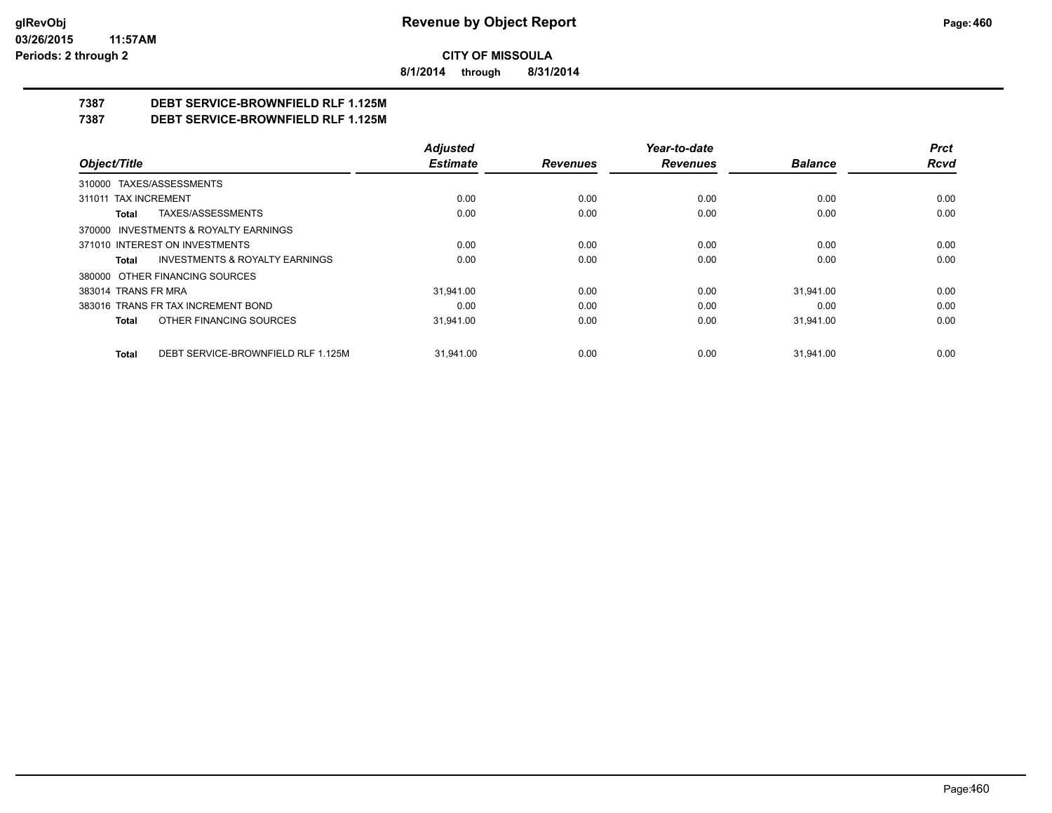**CITY OF MISSOULA**

**8/1/2014 through 8/31/2014**

**7387 DEBT SERVICE-BROWNFIELD RLF 1.125M**

**7387 DEBT SERVICE-BROWNFIELD RLF 1.125M**

| Object/Title | Adjusted Estimate | Revenues | Year-to-date Revenues | Balance | Prct Rcvd |
|---|---|---|---|---|---|
| 310000 TAXES/ASSESSMENTS | | | | | |
| 311011 TAX INCREMENT | 0.00 | 0.00 | 0.00 | 0.00 | 0.00 |
| **Total** TAXES/ASSESSMENTS | 0.00 | 0.00 | 0.00 | 0.00 | 0.00 |
| 370000 INVESTMENTS & ROYALTY EARNINGS | | | | | |
| 371010 INTEREST ON INVESTMENTS | 0.00 | 0.00 | 0.00 | 0.00 | 0.00 |
| **Total** INVESTMENTS & ROYALTY EARNINGS | 0.00 | 0.00 | 0.00 | 0.00 | 0.00 |
| 380000 OTHER FINANCING SOURCES | | | | | |
| 383014 TRANS FR MRA | 31,941.00 | 0.00 | 0.00 | 31,941.00 | 0.00 |
| 383016 TRANS FR TAX INCREMENT BOND | 0.00 | 0.00 | 0.00 | 0.00 | 0.00 |
| **Total** OTHER FINANCING SOURCES | 31,941.00 | 0.00 | 0.00 | 31,941.00 | 0.00 |
| **Total** DEBT SERVICE-BROWNFIELD RLF 1.125M | 31,941.00 | 0.00 | 0.00 | 31,941.00 | 0.00 |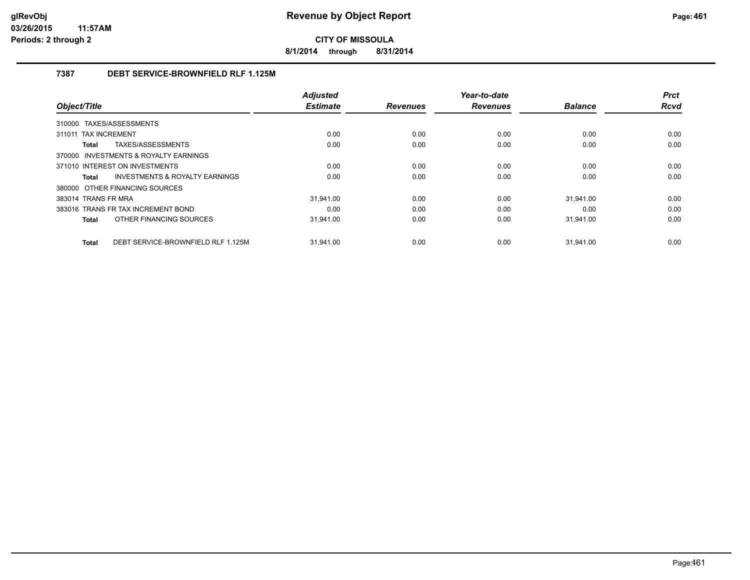# Revenue by Object Report

**CITY OF MISSOULA**

**8/1/2014 through 8/31/2014**

glRevObj
03/26/2015 11:57AM
Periods: 2 through 2

## 7387 DEBT SERVICE-BROWNFIELD RLF 1.125M

| Object/Title | Adjusted Estimate | Revenues | Year-to-date Revenues | Balance | Prct Rcvd |
|---|---|---|---|---|---|
| 310000 TAXES/ASSESSMENTS | | | | | |
| 311011 TAX INCREMENT | 0.00 | 0.00 | 0.00 | 0.00 | 0.00 |
| **Total** TAXES/ASSESSMENTS | 0.00 | 0.00 | 0.00 | 0.00 | 0.00 |
| 370000 INVESTMENTS & ROYALTY EARNINGS | | | | | |
| 371010 INTEREST ON INVESTMENTS | 0.00 | 0.00 | 0.00 | 0.00 | 0.00 |
| **Total** INVESTMENTS & ROYALTY EARNINGS | 0.00 | 0.00 | 0.00 | 0.00 | 0.00 |
| 380000 OTHER FINANCING SOURCES | | | | | |
| 383014 TRANS FR MRA | 31,941.00 | 0.00 | 0.00 | 31,941.00 | 0.00 |
| 383016 TRANS FR TAX INCREMENT BOND | 0.00 | 0.00 | 0.00 | 0.00 | 0.00 |
| **Total** OTHER FINANCING SOURCES | 31,941.00 | 0.00 | 0.00 | 31,941.00 | 0.00 |
| **Total** DEBT SERVICE-BROWNFIELD RLF 1.125M | 31,941.00 | 0.00 | 0.00 | 31,941.00 | 0.00 |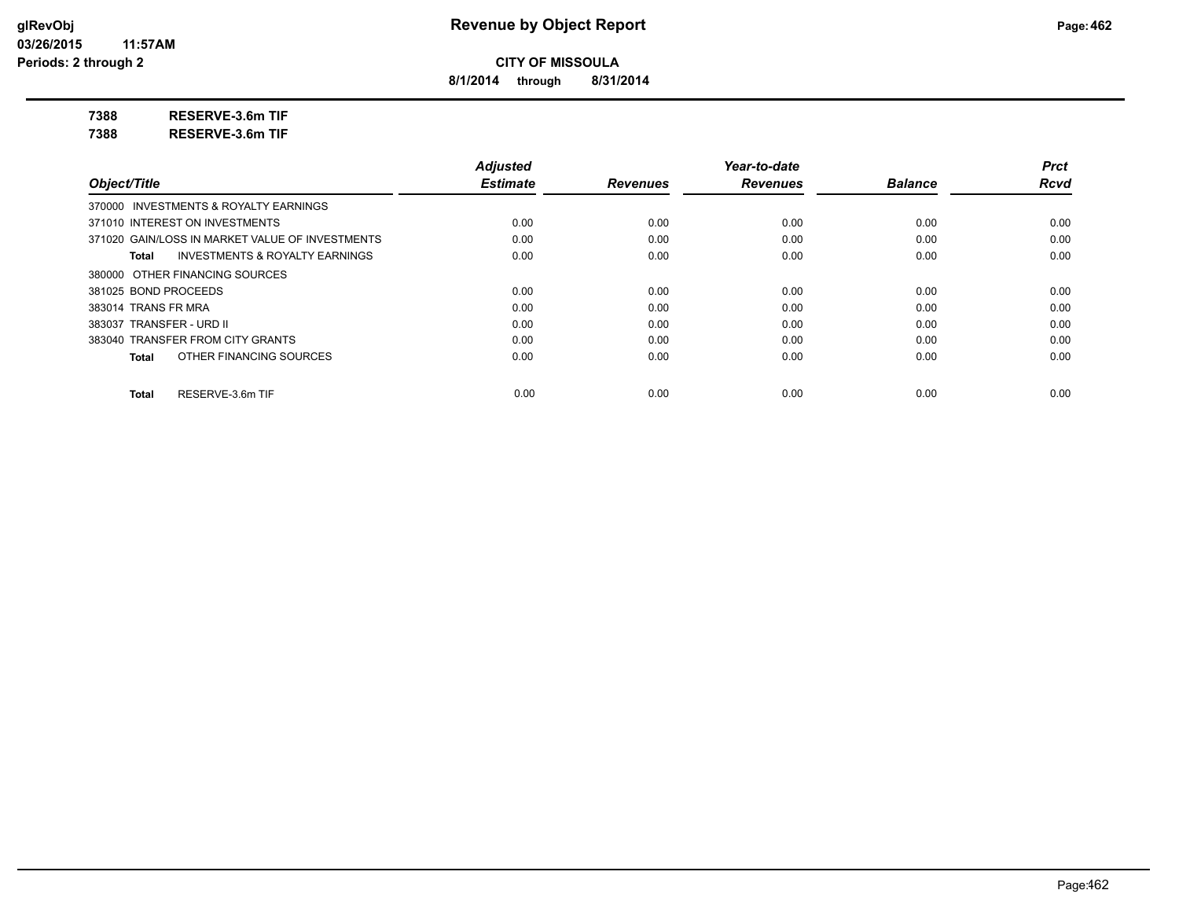**CITY OF MISSOULA**

**8/1/2014 through 8/31/2014**

**7388 RESERVE-3.6m TIF**

**7388 RESERVE-3.6m TIF**

| Object/Title | Adjusted Estimate | Revenues | Year-to-date Revenues | Balance | Prct Rcvd |
|---|---|---|---|---|---|
| 370000 INVESTMENTS & ROYALTY EARNINGS | | | | | |
| 371010 INTEREST ON INVESTMENTS | 0.00 | 0.00 | 0.00 | 0.00 | 0.00 |
| 371020 GAIN/LOSS IN MARKET VALUE OF INVESTMENTS | 0.00 | 0.00 | 0.00 | 0.00 | 0.00 |
| **Total** INVESTMENTS & ROYALTY EARNINGS | 0.00 | 0.00 | 0.00 | 0.00 | 0.00 |
| 380000 OTHER FINANCING SOURCES | | | | | |
| 381025 BOND PROCEEDS | 0.00 | 0.00 | 0.00 | 0.00 | 0.00 |
| 383014 TRANS FR MRA | 0.00 | 0.00 | 0.00 | 0.00 | 0.00 |
| 383037 TRANSFER - URD II | 0.00 | 0.00 | 0.00 | 0.00 | 0.00 |
| 383040 TRANSFER FROM CITY GRANTS | 0.00 | 0.00 | 0.00 | 0.00 | 0.00 |
| **Total** OTHER FINANCING SOURCES | 0.00 | 0.00 | 0.00 | 0.00 | 0.00 |
| **Total** RESERVE-3.6m TIF | 0.00 | 0.00 | 0.00 | 0.00 | 0.00 |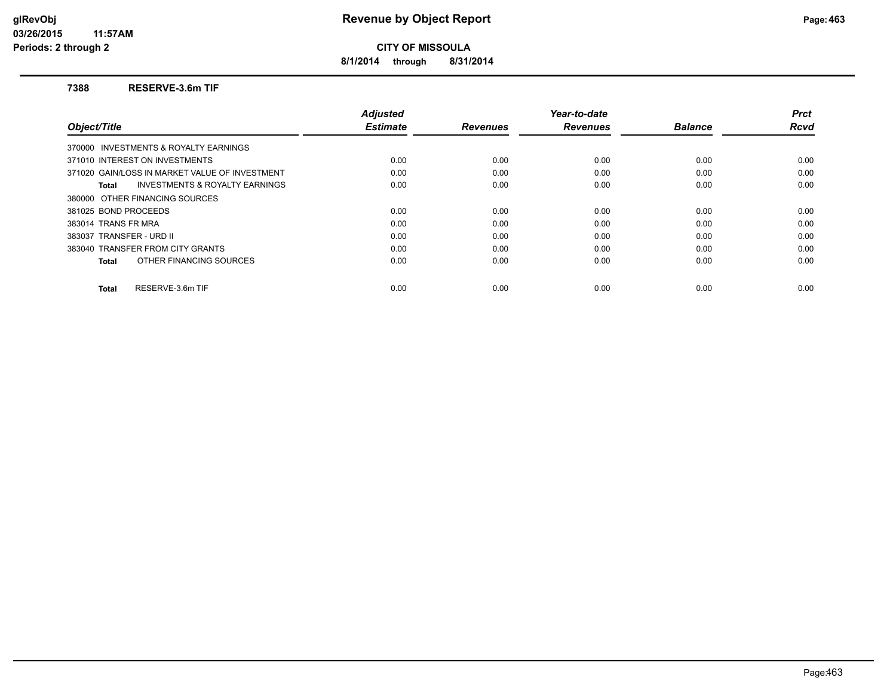# Revenue by Object Report

glRevObj
03/26/2015 11:57AM
Periods: 2 through 2

**CITY OF MISSOULA**

**8/1/2014 through 8/31/2014**

### 7388 RESERVE-3.6m TIF

| Object/Title | Adjusted Estimate | Revenues | Year-to-date Revenues | Balance | Prct Rcvd |
|---|---|---|---|---|---|
| 370000 INVESTMENTS & ROYALTY EARNINGS | | | | | |
| 371010 INTEREST ON INVESTMENTS | 0.00 | 0.00 | 0.00 | 0.00 | 0.00 |
| 371020 GAIN/LOSS IN MARKET VALUE OF INVESTMENT | 0.00 | 0.00 | 0.00 | 0.00 | 0.00 |
| **Total** INVESTMENTS & ROYALTY EARNINGS | 0.00 | 0.00 | 0.00 | 0.00 | 0.00 |
| 380000 OTHER FINANCING SOURCES | | | | | |
| 381025 BOND PROCEEDS | 0.00 | 0.00 | 0.00 | 0.00 | 0.00 |
| 383014 TRANS FR MRA | 0.00 | 0.00 | 0.00 | 0.00 | 0.00 |
| 383037 TRANSFER - URD II | 0.00 | 0.00 | 0.00 | 0.00 | 0.00 |
| 383040 TRANSFER FROM CITY GRANTS | 0.00 | 0.00 | 0.00 | 0.00 | 0.00 |
| **Total** OTHER FINANCING SOURCES | 0.00 | 0.00 | 0.00 | 0.00 | 0.00 |
| **Total** RESERVE-3.6m TIF | 0.00 | 0.00 | 0.00 | 0.00 | 0.00 |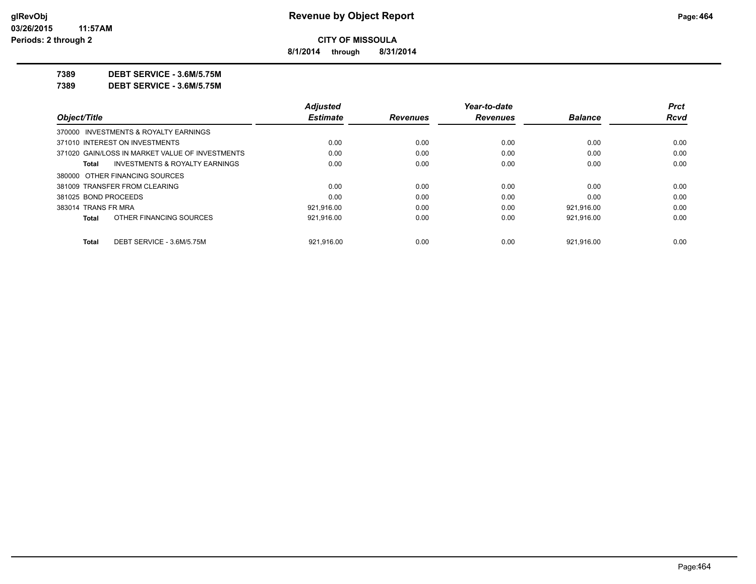**CITY OF MISSOULA**

**8/1/2014 through 8/31/2014**

**7389 DEBT SERVICE - 3.6M/5.75M**

**7389 DEBT SERVICE - 3.6M/5.75M**

| Object/Title | Adjusted Estimate | Revenues | Year-to-date Revenues | Balance | Prct Rcvd |
|---|---|---|---|---|---|
| 370000 INVESTMENTS & ROYALTY EARNINGS | | | | | |
| 371010 INTEREST ON INVESTMENTS | 0.00 | 0.00 | 0.00 | 0.00 | 0.00 |
| 371020 GAIN/LOSS IN MARKET VALUE OF INVESTMENTS | 0.00 | 0.00 | 0.00 | 0.00 | 0.00 |
| **Total** INVESTMENTS & ROYALTY EARNINGS | 0.00 | 0.00 | 0.00 | 0.00 | 0.00 |
| 380000 OTHER FINANCING SOURCES | | | | | |
| 381009 TRANSFER FROM CLEARING | 0.00 | 0.00 | 0.00 | 0.00 | 0.00 |
| 381025 BOND PROCEEDS | 0.00 | 0.00 | 0.00 | 0.00 | 0.00 |
| 383014 TRANS FR MRA | 921,916.00 | 0.00 | 0.00 | 921,916.00 | 0.00 |
| **Total** OTHER FINANCING SOURCES | 921,916.00 | 0.00 | 0.00 | 921,916.00 | 0.00 |
| **Total** DEBT SERVICE - 3.6M/5.75M | 921,916.00 | 0.00 | 0.00 | 921,916.00 | 0.00 |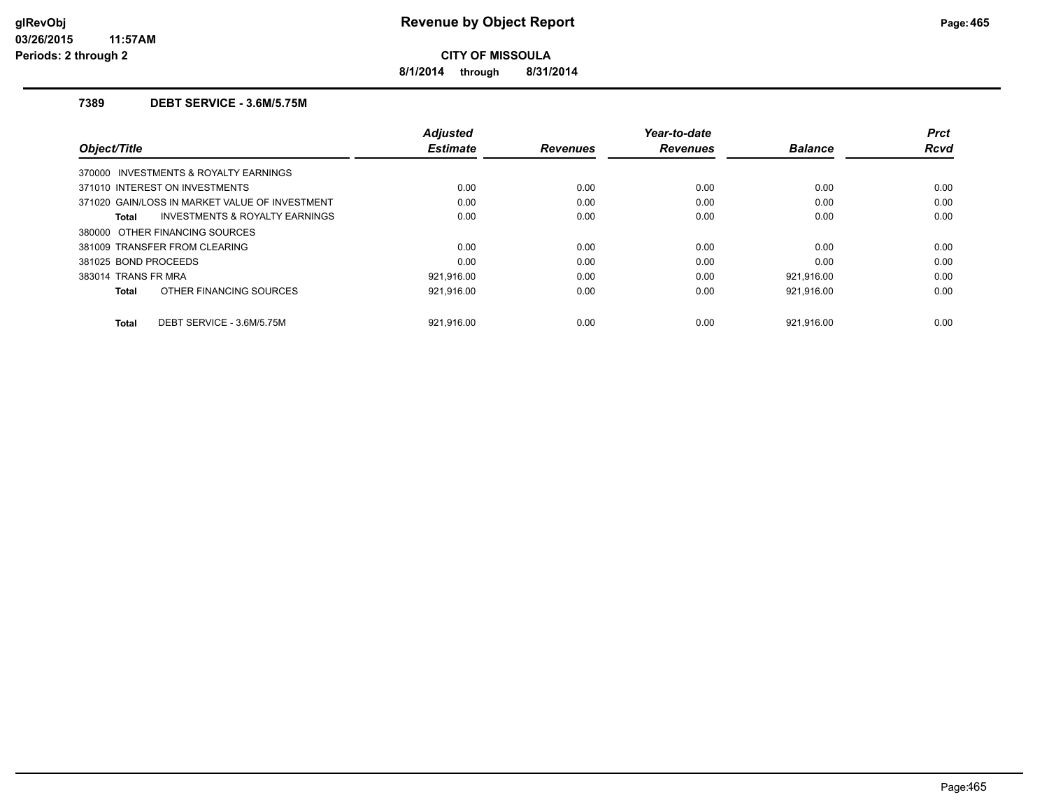**glRevObj**
**03/26/2015 11:57AM**
**Periods: 2 through 2**

# Revenue by Object Report

**CITY OF MISSOULA**

**8/1/2014 through 8/31/2014**

## 7389 DEBT SERVICE - 3.6M/5.75M

| Object/Title | Adjusted Estimate | Revenues | Year-to-date Revenues | Balance | Prct Rcvd |
|---|---|---|---|---|---|
| 370000 INVESTMENTS & ROYALTY EARNINGS | | | | | |
| 371010 INTEREST ON INVESTMENTS | 0.00 | 0.00 | 0.00 | 0.00 | 0.00 |
| 371020 GAIN/LOSS IN MARKET VALUE OF INVESTMENT | 0.00 | 0.00 | 0.00 | 0.00 | 0.00 |
| **Total** INVESTMENTS & ROYALTY EARNINGS | 0.00 | 0.00 | 0.00 | 0.00 | 0.00 |
| 380000 OTHER FINANCING SOURCES | | | | | |
| 381009 TRANSFER FROM CLEARING | 0.00 | 0.00 | 0.00 | 0.00 | 0.00 |
| 381025 BOND PROCEEDS | 0.00 | 0.00 | 0.00 | 0.00 | 0.00 |
| 383014 TRANS FR MRA | 921,916.00 | 0.00 | 0.00 | 921,916.00 | 0.00 |
| **Total** OTHER FINANCING SOURCES | 921,916.00 | 0.00 | 0.00 | 921,916.00 | 0.00 |
| **Total** DEBT SERVICE - 3.6M/5.75M | 921,916.00 | 0.00 | 0.00 | 921,916.00 | 0.00 |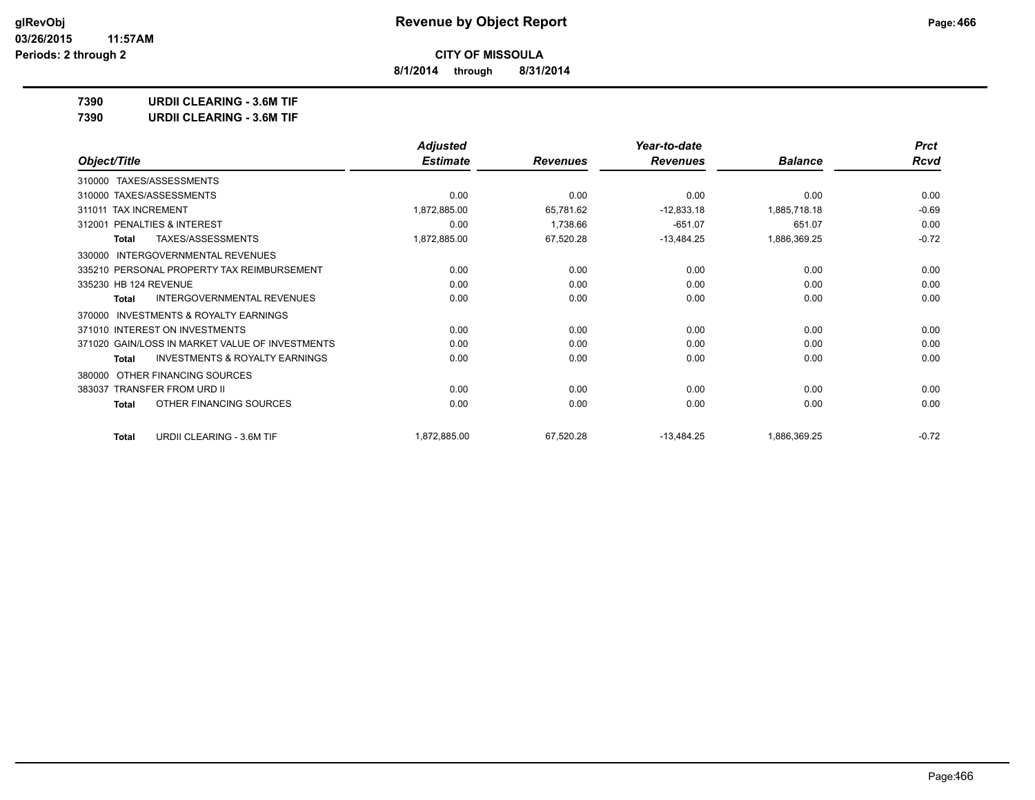# Revenue by Object Report

**CITY OF MISSOULA**

**8/1/2014 through 8/31/2014**

glRevObj
03/26/2015 11:57AM
Periods: 2 through 2

**7390 URDII CLEARING - 3.6M TIF**

**7390 URDII CLEARING - 3.6M TIF**

| Object/Title | Adjusted Estimate | Revenues | Year-to-date Revenues | Balance | Prct Rcvd |
|---|---|---|---|---|---|
| 310000 TAXES/ASSESSMENTS | | | | | |
| 310000 TAXES/ASSESSMENTS | 0.00 | 0.00 | 0.00 | 0.00 | 0.00 |
| 311011 TAX INCREMENT | 1,872,885.00 | 65,781.62 | -12,833.18 | 1,885,718.18 | -0.69 |
| 312001 PENALTIES & INTEREST | 0.00 | 1,738.66 | -651.07 | 651.07 | 0.00 |
| **Total** TAXES/ASSESSMENTS | 1,872,885.00 | 67,520.28 | -13,484.25 | 1,886,369.25 | -0.72 |
| 330000 INTERGOVERNMENTAL REVENUES | | | | | |
| 335210 PERSONAL PROPERTY TAX REIMBURSEMENT | 0.00 | 0.00 | 0.00 | 0.00 | 0.00 |
| 335230 HB 124 REVENUE | 0.00 | 0.00 | 0.00 | 0.00 | 0.00 |
| **Total** INTERGOVERNMENTAL REVENUES | 0.00 | 0.00 | 0.00 | 0.00 | 0.00 |
| 370000 INVESTMENTS & ROYALTY EARNINGS | | | | | |
| 371010 INTEREST ON INVESTMENTS | 0.00 | 0.00 | 0.00 | 0.00 | 0.00 |
| 371020 GAIN/LOSS IN MARKET VALUE OF INVESTMENTS | 0.00 | 0.00 | 0.00 | 0.00 | 0.00 |
| **Total** INVESTMENTS & ROYALTY EARNINGS | 0.00 | 0.00 | 0.00 | 0.00 | 0.00 |
| 380000 OTHER FINANCING SOURCES | | | | | |
| 383037 TRANSFER FROM URD II | 0.00 | 0.00 | 0.00 | 0.00 | 0.00 |
| **Total** OTHER FINANCING SOURCES | 0.00 | 0.00 | 0.00 | 0.00 | 0.00 |
| **Total** URDII CLEARING - 3.6M TIF | 1,872,885.00 | 67,520.28 | -13,484.25 | 1,886,369.25 | -0.72 |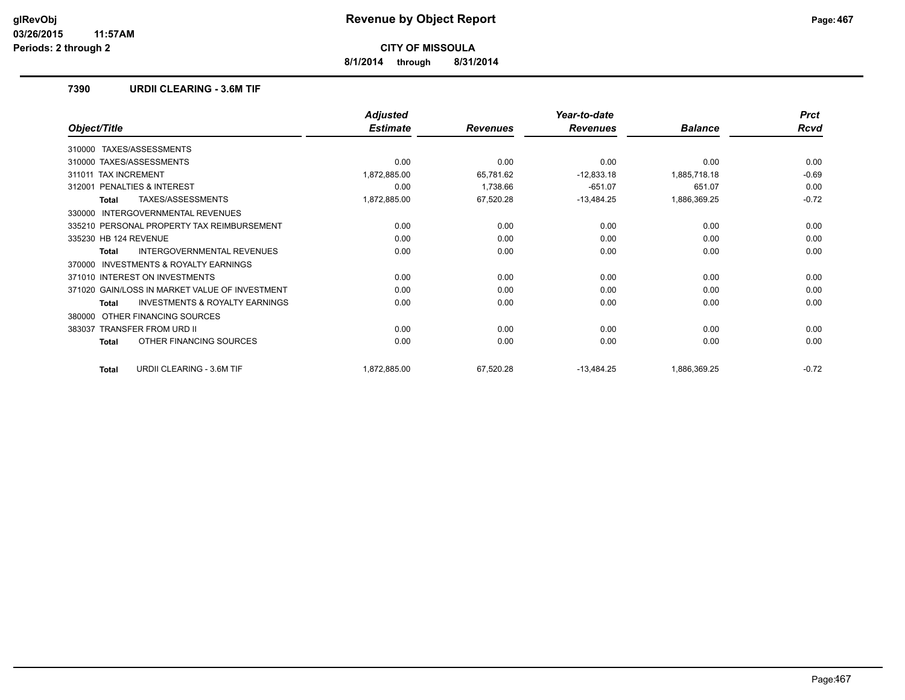**CITY OF MISSOULA**

**8/1/2014 through 8/31/2014**

### 7390 URDII CLEARING - 3.6M TIF

| Object/Title | Adjusted Estimate | Revenues | Year-to-date Revenues | Balance | Prct Rcvd |
|---|---|---|---|---|---|
| 310000 TAXES/ASSESSMENTS | | | | | |
| 310000 TAXES/ASSESSMENTS | 0.00 | 0.00 | 0.00 | 0.00 | 0.00 |
| 311011 TAX INCREMENT | 1,872,885.00 | 65,781.62 | -12,833.18 | 1,885,718.18 | -0.69 |
| 312001 PENALTIES & INTEREST | 0.00 | 1,738.66 | -651.07 | 651.07 | 0.00 |
| **Total** TAXES/ASSESSMENTS | 1,872,885.00 | 67,520.28 | -13,484.25 | 1,886,369.25 | -0.72 |
| 330000 INTERGOVERNMENTAL REVENUES | | | | | |
| 335210 PERSONAL PROPERTY TAX REIMBURSEMENT | 0.00 | 0.00 | 0.00 | 0.00 | 0.00 |
| 335230 HB 124 REVENUE | 0.00 | 0.00 | 0.00 | 0.00 | 0.00 |
| **Total** INTERGOVERNMENTAL REVENUES | 0.00 | 0.00 | 0.00 | 0.00 | 0.00 |
| 370000 INVESTMENTS & ROYALTY EARNINGS | | | | | |
| 371010 INTEREST ON INVESTMENTS | 0.00 | 0.00 | 0.00 | 0.00 | 0.00 |
| 371020 GAIN/LOSS IN MARKET VALUE OF INVESTMENT | 0.00 | 0.00 | 0.00 | 0.00 | 0.00 |
| **Total** INVESTMENTS & ROYALTY EARNINGS | 0.00 | 0.00 | 0.00 | 0.00 | 0.00 |
| 380000 OTHER FINANCING SOURCES | | | | | |
| 383037 TRANSFER FROM URD II | 0.00 | 0.00 | 0.00 | 0.00 | 0.00 |
| **Total** OTHER FINANCING SOURCES | 0.00 | 0.00 | 0.00 | 0.00 | 0.00 |
| **Total** URDII CLEARING - 3.6M TIF | 1,872,885.00 | 67,520.28 | -13,484.25 | 1,886,369.25 | -0.72 |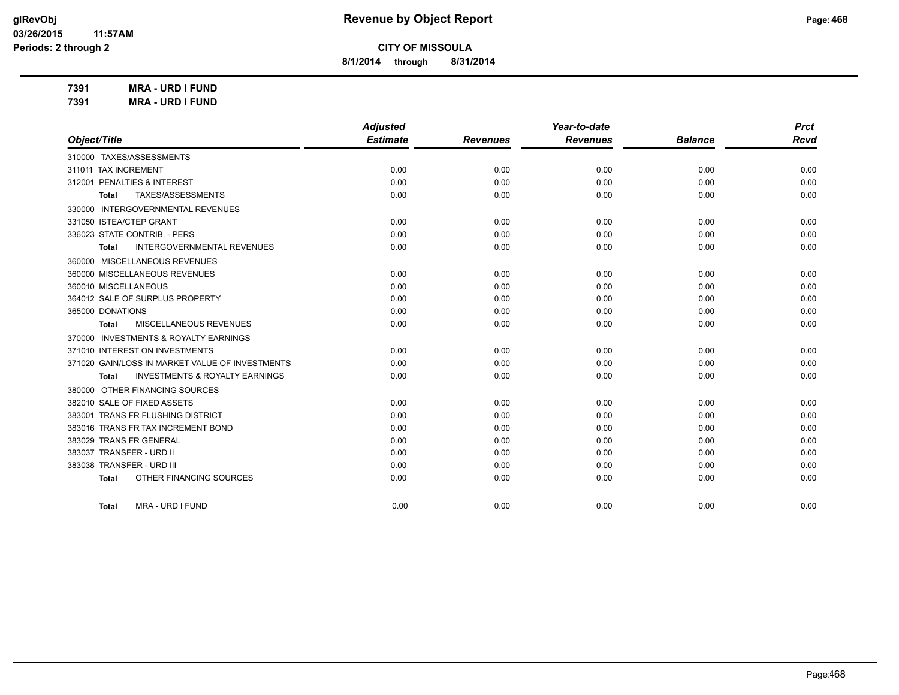# Revenue by Object Report

**CITY OF MISSOULA**

**8/1/2014 through 8/31/2014**

glRevObj
03/26/2015 11:57AM
Periods: 2 through 2

**7391 MRA - URD I FUND**
**7391 MRA - URD I FUND**

| Object/Title | Adjusted Estimate | Revenues | Year-to-date Revenues | Balance | Prct Rcvd |
|---|---|---|---|---|---|
| 310000 TAXES/ASSESSMENTS | | | | | |
| 311011 TAX INCREMENT | 0.00 | 0.00 | 0.00 | 0.00 | 0.00 |
| 312001 PENALTIES & INTEREST | 0.00 | 0.00 | 0.00 | 0.00 | 0.00 |
| **Total** TAXES/ASSESSMENTS | 0.00 | 0.00 | 0.00 | 0.00 | 0.00 |
| 330000 INTERGOVERNMENTAL REVENUES | | | | | |
| 331050 ISTEA/CTEP GRANT | 0.00 | 0.00 | 0.00 | 0.00 | 0.00 |
| 336023 STATE CONTRIB. - PERS | 0.00 | 0.00 | 0.00 | 0.00 | 0.00 |
| **Total** INTERGOVERNMENTAL REVENUES | 0.00 | 0.00 | 0.00 | 0.00 | 0.00 |
| 360000 MISCELLANEOUS REVENUES | | | | | |
| 360000 MISCELLANEOUS REVENUES | 0.00 | 0.00 | 0.00 | 0.00 | 0.00 |
| 360010 MISCELLANEOUS | 0.00 | 0.00 | 0.00 | 0.00 | 0.00 |
| 364012 SALE OF SURPLUS PROPERTY | 0.00 | 0.00 | 0.00 | 0.00 | 0.00 |
| 365000 DONATIONS | 0.00 | 0.00 | 0.00 | 0.00 | 0.00 |
| **Total** MISCELLANEOUS REVENUES | 0.00 | 0.00 | 0.00 | 0.00 | 0.00 |
| 370000 INVESTMENTS & ROYALTY EARNINGS | | | | | |
| 371010 INTEREST ON INVESTMENTS | 0.00 | 0.00 | 0.00 | 0.00 | 0.00 |
| 371020 GAIN/LOSS IN MARKET VALUE OF INVESTMENTS | 0.00 | 0.00 | 0.00 | 0.00 | 0.00 |
| **Total** INVESTMENTS & ROYALTY EARNINGS | 0.00 | 0.00 | 0.00 | 0.00 | 0.00 |
| 380000 OTHER FINANCING SOURCES | | | | | |
| 382010 SALE OF FIXED ASSETS | 0.00 | 0.00 | 0.00 | 0.00 | 0.00 |
| 383001 TRANS FR FLUSHING DISTRICT | 0.00 | 0.00 | 0.00 | 0.00 | 0.00 |
| 383016 TRANS FR TAX INCREMENT BOND | 0.00 | 0.00 | 0.00 | 0.00 | 0.00 |
| 383029 TRANS FR GENERAL | 0.00 | 0.00 | 0.00 | 0.00 | 0.00 |
| 383037 TRANSFER - URD II | 0.00 | 0.00 | 0.00 | 0.00 | 0.00 |
| 383038 TRANSFER - URD III | 0.00 | 0.00 | 0.00 | 0.00 | 0.00 |
| **Total** OTHER FINANCING SOURCES | 0.00 | 0.00 | 0.00 | 0.00 | 0.00 |
| **Total** MRA - URD I FUND | 0.00 | 0.00 | 0.00 | 0.00 | 0.00 |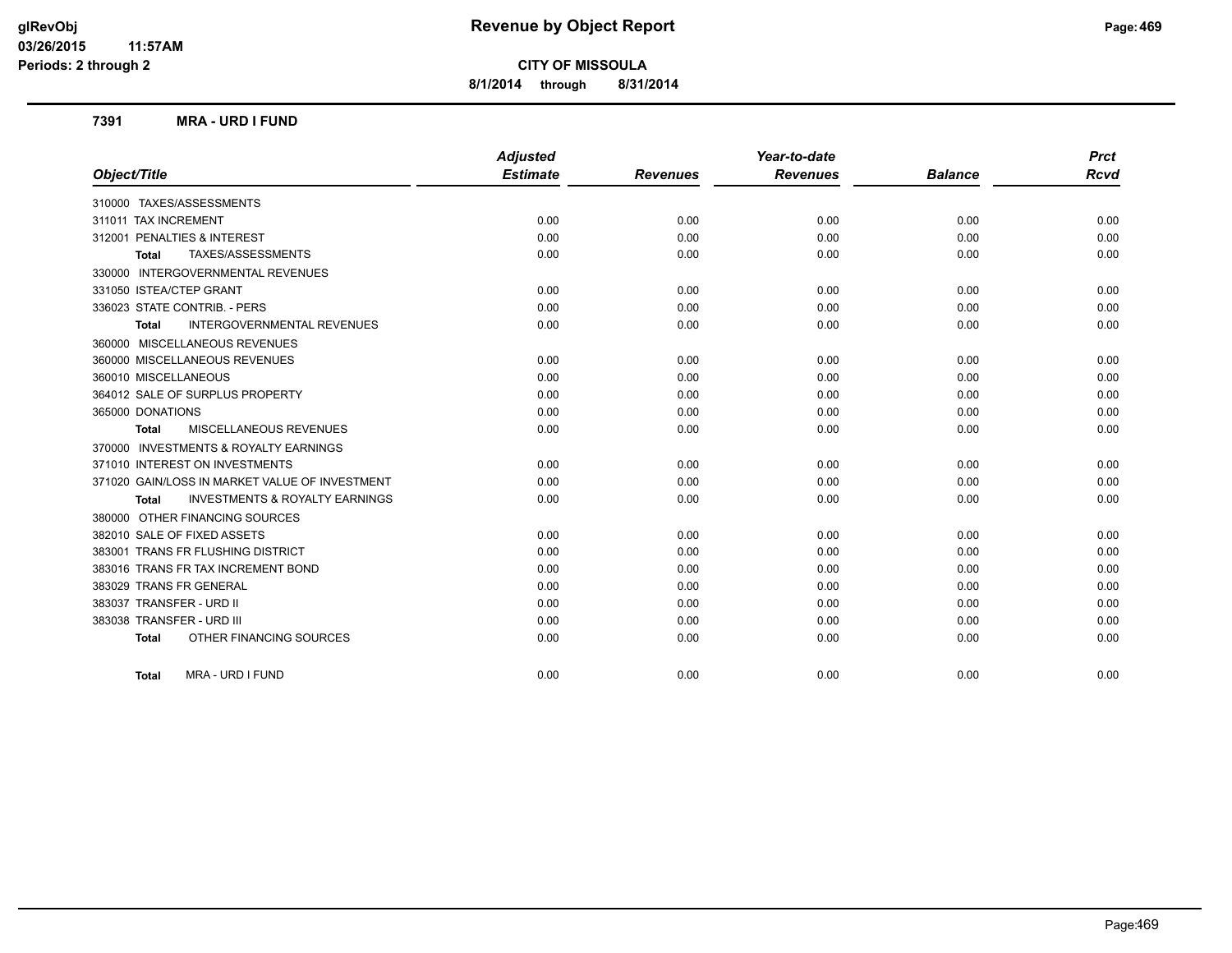# Revenue by Object Report

**CITY OF MISSOULA**

**8/1/2014 through 8/31/2014**

glRevObj
03/26/2015 11:57AM
Periods: 2 through 2

## 7391 MRA - URD I FUND

| Object/Title | Adjusted Estimate | Revenues | Year-to-date Revenues | Balance | Prct Rcvd |
|---|---|---|---|---|---|
| 310000 TAXES/ASSESSMENTS | | | | | |
| 311011 TAX INCREMENT | 0.00 | 0.00 | 0.00 | 0.00 | 0.00 |
| 312001 PENALTIES & INTEREST | 0.00 | 0.00 | 0.00 | 0.00 | 0.00 |
| **Total** TAXES/ASSESSMENTS | 0.00 | 0.00 | 0.00 | 0.00 | 0.00 |
| 330000 INTERGOVERNMENTAL REVENUES | | | | | |
| 331050 ISTEA/CTEP GRANT | 0.00 | 0.00 | 0.00 | 0.00 | 0.00 |
| 336023 STATE CONTRIB. - PERS | 0.00 | 0.00 | 0.00 | 0.00 | 0.00 |
| **Total** INTERGOVERNMENTAL REVENUES | 0.00 | 0.00 | 0.00 | 0.00 | 0.00 |
| 360000 MISCELLANEOUS REVENUES | | | | | |
| 360000 MISCELLANEOUS REVENUES | 0.00 | 0.00 | 0.00 | 0.00 | 0.00 |
| 360010 MISCELLANEOUS | 0.00 | 0.00 | 0.00 | 0.00 | 0.00 |
| 364012 SALE OF SURPLUS PROPERTY | 0.00 | 0.00 | 0.00 | 0.00 | 0.00 |
| 365000 DONATIONS | 0.00 | 0.00 | 0.00 | 0.00 | 0.00 |
| **Total** MISCELLANEOUS REVENUES | 0.00 | 0.00 | 0.00 | 0.00 | 0.00 |
| 370000 INVESTMENTS & ROYALTY EARNINGS | | | | | |
| 371010 INTEREST ON INVESTMENTS | 0.00 | 0.00 | 0.00 | 0.00 | 0.00 |
| 371020 GAIN/LOSS IN MARKET VALUE OF INVESTMENT | 0.00 | 0.00 | 0.00 | 0.00 | 0.00 |
| **Total** INVESTMENTS & ROYALTY EARNINGS | 0.00 | 0.00 | 0.00 | 0.00 | 0.00 |
| 380000 OTHER FINANCING SOURCES | | | | | |
| 382010 SALE OF FIXED ASSETS | 0.00 | 0.00 | 0.00 | 0.00 | 0.00 |
| 383001 TRANS FR FLUSHING DISTRICT | 0.00 | 0.00 | 0.00 | 0.00 | 0.00 |
| 383016 TRANS FR TAX INCREMENT BOND | 0.00 | 0.00 | 0.00 | 0.00 | 0.00 |
| 383029 TRANS FR GENERAL | 0.00 | 0.00 | 0.00 | 0.00 | 0.00 |
| 383037 TRANSFER - URD II | 0.00 | 0.00 | 0.00 | 0.00 | 0.00 |
| 383038 TRANSFER - URD III | 0.00 | 0.00 | 0.00 | 0.00 | 0.00 |
| **Total** OTHER FINANCING SOURCES | 0.00 | 0.00 | 0.00 | 0.00 | 0.00 |
| **Total** MRA - URD I FUND | 0.00 | 0.00 | 0.00 | 0.00 | 0.00 |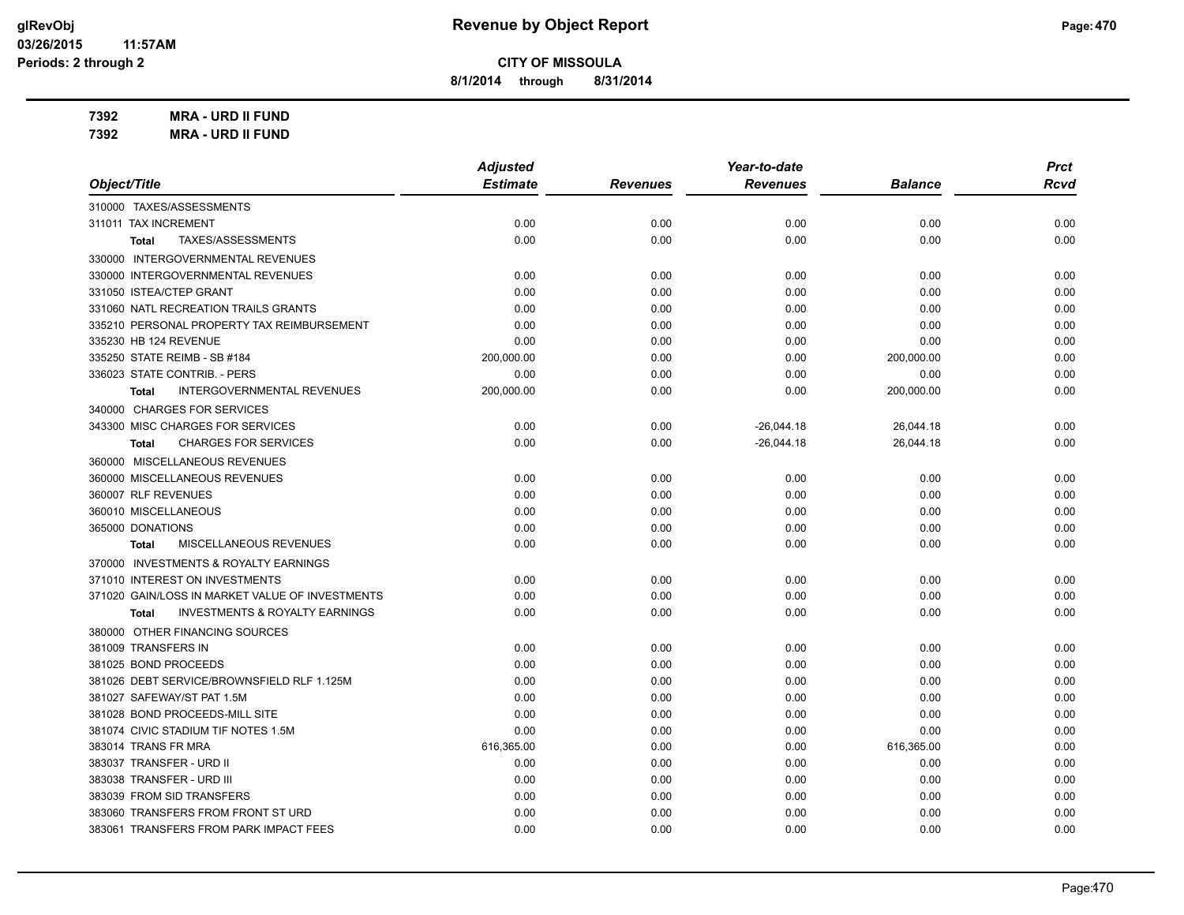# Revenue by Object Report

**CITY OF MISSOULA**

**8/1/2014 through 8/31/2014**

glRevObj
03/26/2015 11:57AM
Periods: 2 through 2

**7392 MRA - URD II FUND**
**7392 MRA - URD II FUND**

| Object/Title | Adjusted Estimate | Revenues | Year-to-date Revenues | Balance | Prct Rcvd |
|---|---|---|---|---|---|
| 310000 TAXES/ASSESSMENTS | | | | | |
| 311011 TAX INCREMENT | 0.00 | 0.00 | 0.00 | 0.00 | 0.00 |
| Total TAXES/ASSESSMENTS | 0.00 | 0.00 | 0.00 | 0.00 | 0.00 |
| 330000 INTERGOVERNMENTAL REVENUES | | | | | |
| 330000 INTERGOVERNMENTAL REVENUES | 0.00 | 0.00 | 0.00 | 0.00 | 0.00 |
| 331050 ISTEA/CTEP GRANT | 0.00 | 0.00 | 0.00 | 0.00 | 0.00 |
| 331060 NATL RECREATION TRAILS GRANTS | 0.00 | 0.00 | 0.00 | 0.00 | 0.00 |
| 335210 PERSONAL PROPERTY TAX REIMBURSEMENT | 0.00 | 0.00 | 0.00 | 0.00 | 0.00 |
| 335230 HB 124 REVENUE | 0.00 | 0.00 | 0.00 | 0.00 | 0.00 |
| 335250 STATE REIMB - SB #184 | 200,000.00 | 0.00 | 0.00 | 200,000.00 | 0.00 |
| 336023 STATE CONTRIB. - PERS | 0.00 | 0.00 | 0.00 | 0.00 | 0.00 |
| Total INTERGOVERNMENTAL REVENUES | 200,000.00 | 0.00 | 0.00 | 200,000.00 | 0.00 |
| 340000 CHARGES FOR SERVICES | | | | | |
| 343300 MISC CHARGES FOR SERVICES | 0.00 | 0.00 | -26,044.18 | 26,044.18 | 0.00 |
| Total CHARGES FOR SERVICES | 0.00 | 0.00 | -26,044.18 | 26,044.18 | 0.00 |
| 360000 MISCELLANEOUS REVENUES | | | | | |
| 360000 MISCELLANEOUS REVENUES | 0.00 | 0.00 | 0.00 | 0.00 | 0.00 |
| 360007 RLF REVENUES | 0.00 | 0.00 | 0.00 | 0.00 | 0.00 |
| 360010 MISCELLANEOUS | 0.00 | 0.00 | 0.00 | 0.00 | 0.00 |
| 365000 DONATIONS | 0.00 | 0.00 | 0.00 | 0.00 | 0.00 |
| Total MISCELLANEOUS REVENUES | 0.00 | 0.00 | 0.00 | 0.00 | 0.00 |
| 370000 INVESTMENTS & ROYALTY EARNINGS | | | | | |
| 371010 INTEREST ON INVESTMENTS | 0.00 | 0.00 | 0.00 | 0.00 | 0.00 |
| 371020 GAIN/LOSS IN MARKET VALUE OF INVESTMENTS | 0.00 | 0.00 | 0.00 | 0.00 | 0.00 |
| Total INVESTMENTS & ROYALTY EARNINGS | 0.00 | 0.00 | 0.00 | 0.00 | 0.00 |
| 380000 OTHER FINANCING SOURCES | | | | | |
| 381009 TRANSFERS IN | 0.00 | 0.00 | 0.00 | 0.00 | 0.00 |
| 381025 BOND PROCEEDS | 0.00 | 0.00 | 0.00 | 0.00 | 0.00 |
| 381026 DEBT SERVICE/BROWNSFIELD RLF 1.125M | 0.00 | 0.00 | 0.00 | 0.00 | 0.00 |
| 381027 SAFEWAY/ST PAT 1.5M | 0.00 | 0.00 | 0.00 | 0.00 | 0.00 |
| 381028 BOND PROCEEDS-MILL SITE | 0.00 | 0.00 | 0.00 | 0.00 | 0.00 |
| 381074 CIVIC STADIUM TIF NOTES 1.5M | 0.00 | 0.00 | 0.00 | 0.00 | 0.00 |
| 383014 TRANS FR MRA | 616,365.00 | 0.00 | 0.00 | 616,365.00 | 0.00 |
| 383037 TRANSFER - URD II | 0.00 | 0.00 | 0.00 | 0.00 | 0.00 |
| 383038 TRANSFER - URD III | 0.00 | 0.00 | 0.00 | 0.00 | 0.00 |
| 383039 FROM SID TRANSFERS | 0.00 | 0.00 | 0.00 | 0.00 | 0.00 |
| 383060 TRANSFERS FROM FRONT ST URD | 0.00 | 0.00 | 0.00 | 0.00 | 0.00 |
| 383061 TRANSFERS FROM PARK IMPACT FEES | 0.00 | 0.00 | 0.00 | 0.00 | 0.00 |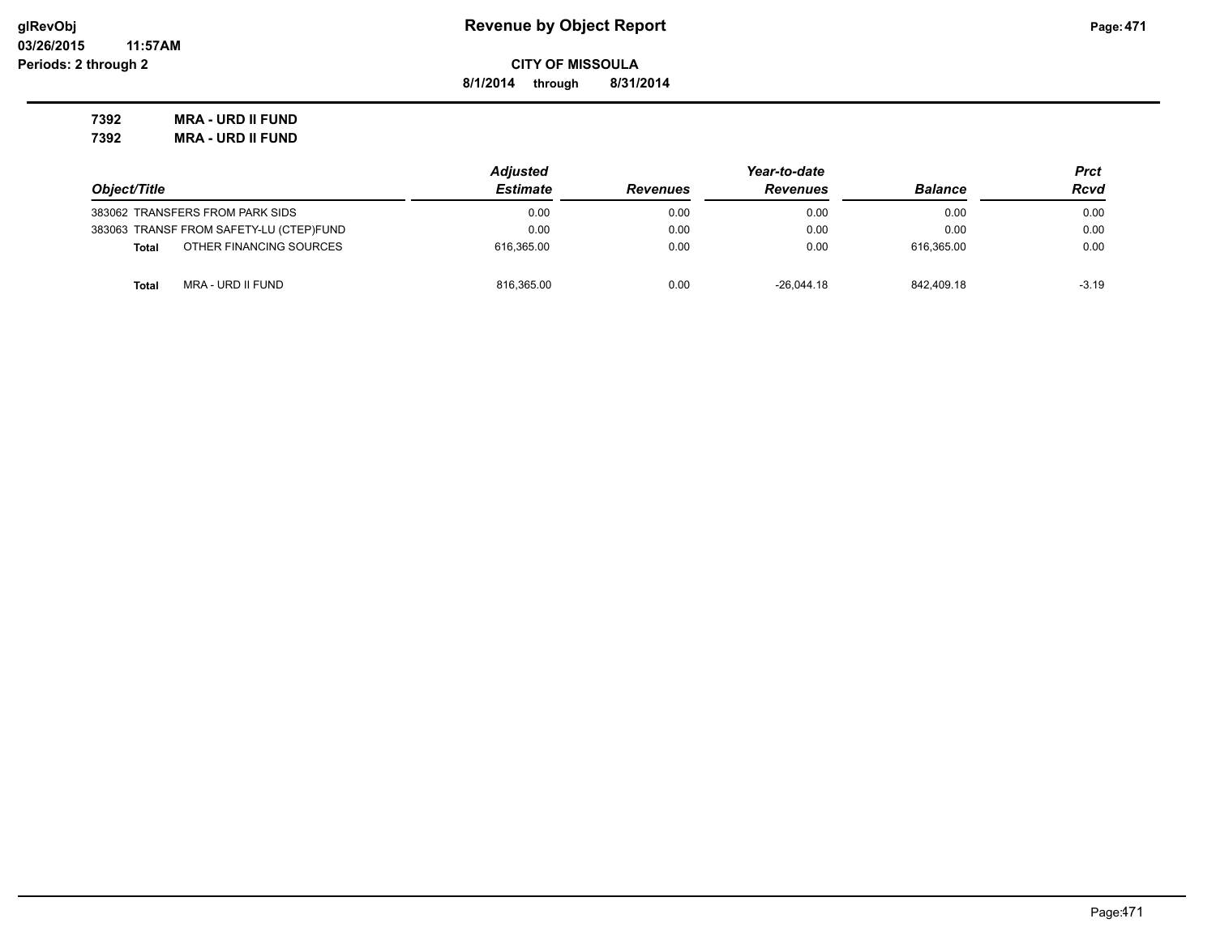**Revenue by Object Report**

**CITY OF MISSOULA**

**8/1/2014 through 8/31/2014**

**7392 MRA - URD II FUND**

**7392 MRA - URD II FUND**

| Object/Title | Adjusted Estimate | Revenues | Year-to-date Revenues | Balance | Prct Rcvd |
|---|---|---|---|---|---|
| 383062 TRANSFERS FROM PARK SIDS | 0.00 | 0.00 | 0.00 | 0.00 | 0.00 |
| 383063 TRANSF FROM SAFETY-LU (CTEP)FUND | 0.00 | 0.00 | 0.00 | 0.00 | 0.00 |
| **Total** OTHER FINANCING SOURCES | 616,365.00 | 0.00 | 0.00 | 616,365.00 | 0.00 |
| **Total** MRA - URD II FUND | 816,365.00 | 0.00 | -26,044.18 | 842,409.18 | -3.19 |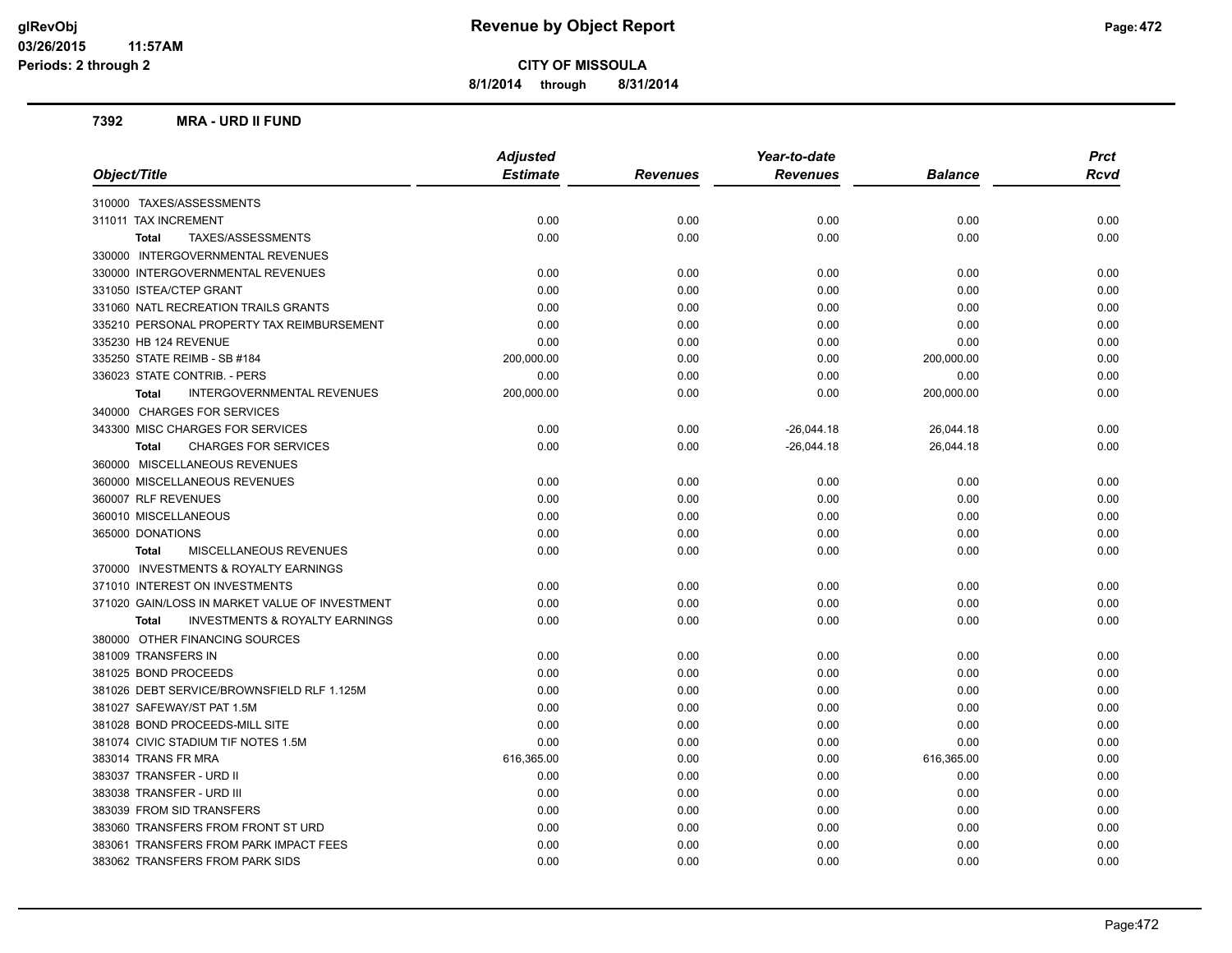# Revenue by Object Report

**CITY OF MISSOULA**

**8/1/2014 through 8/31/2014**

glRevObj
03/26/2015 11:57AM
Periods: 2 through 2

### 7392 MRA - URD II FUND

| Object/Title | Adjusted Estimate | Revenues | Year-to-date Revenues | Balance | Prct Rcvd |
|---|---|---|---|---|---|
| 310000 TAXES/ASSESSMENTS | | | | | |
| 311011 TAX INCREMENT | 0.00 | 0.00 | 0.00 | 0.00 | 0.00 |
| **Total** TAXES/ASSESSMENTS | 0.00 | 0.00 | 0.00 | 0.00 | 0.00 |
| 330000 INTERGOVERNMENTAL REVENUES | | | | | |
| 330000 INTERGOVERNMENTAL REVENUES | 0.00 | 0.00 | 0.00 | 0.00 | 0.00 |
| 331050 ISTEA/CTEP GRANT | 0.00 | 0.00 | 0.00 | 0.00 | 0.00 |
| 331060 NATL RECREATION TRAILS GRANTS | 0.00 | 0.00 | 0.00 | 0.00 | 0.00 |
| 335210 PERSONAL PROPERTY TAX REIMBURSEMENT | 0.00 | 0.00 | 0.00 | 0.00 | 0.00 |
| 335230 HB 124 REVENUE | 0.00 | 0.00 | 0.00 | 0.00 | 0.00 |
| 335250 STATE REIMB - SB #184 | 200,000.00 | 0.00 | 0.00 | 200,000.00 | 0.00 |
| 336023 STATE CONTRIB. - PERS | 0.00 | 0.00 | 0.00 | 0.00 | 0.00 |
| **Total** INTERGOVERNMENTAL REVENUES | 200,000.00 | 0.00 | 0.00 | 200,000.00 | 0.00 |
| 340000 CHARGES FOR SERVICES | | | | | |
| 343300 MISC CHARGES FOR SERVICES | 0.00 | 0.00 | -26,044.18 | 26,044.18 | 0.00 |
| **Total** CHARGES FOR SERVICES | 0.00 | 0.00 | -26,044.18 | 26,044.18 | 0.00 |
| 360000 MISCELLANEOUS REVENUES | | | | | |
| 360000 MISCELLANEOUS REVENUES | 0.00 | 0.00 | 0.00 | 0.00 | 0.00 |
| 360007 RLF REVENUES | 0.00 | 0.00 | 0.00 | 0.00 | 0.00 |
| 360010 MISCELLANEOUS | 0.00 | 0.00 | 0.00 | 0.00 | 0.00 |
| 365000 DONATIONS | 0.00 | 0.00 | 0.00 | 0.00 | 0.00 |
| **Total** MISCELLANEOUS REVENUES | 0.00 | 0.00 | 0.00 | 0.00 | 0.00 |
| 370000 INVESTMENTS & ROYALTY EARNINGS | | | | | |
| 371010 INTEREST ON INVESTMENTS | 0.00 | 0.00 | 0.00 | 0.00 | 0.00 |
| 371020 GAIN/LOSS IN MARKET VALUE OF INVESTMENT | 0.00 | 0.00 | 0.00 | 0.00 | 0.00 |
| **Total** INVESTMENTS & ROYALTY EARNINGS | 0.00 | 0.00 | 0.00 | 0.00 | 0.00 |
| 380000 OTHER FINANCING SOURCES | | | | | |
| 381009 TRANSFERS IN | 0.00 | 0.00 | 0.00 | 0.00 | 0.00 |
| 381025 BOND PROCEEDS | 0.00 | 0.00 | 0.00 | 0.00 | 0.00 |
| 381026 DEBT SERVICE/BROWNSFIELD RLF 1.125M | 0.00 | 0.00 | 0.00 | 0.00 | 0.00 |
| 381027 SAFEWAY/ST PAT 1.5M | 0.00 | 0.00 | 0.00 | 0.00 | 0.00 |
| 381028 BOND PROCEEDS-MILL SITE | 0.00 | 0.00 | 0.00 | 0.00 | 0.00 |
| 381074 CIVIC STADIUM TIF NOTES 1.5M | 0.00 | 0.00 | 0.00 | 0.00 | 0.00 |
| 383014 TRANS FR MRA | 616,365.00 | 0.00 | 0.00 | 616,365.00 | 0.00 |
| 383037 TRANSFER - URD II | 0.00 | 0.00 | 0.00 | 0.00 | 0.00 |
| 383038 TRANSFER - URD III | 0.00 | 0.00 | 0.00 | 0.00 | 0.00 |
| 383039 FROM SID TRANSFERS | 0.00 | 0.00 | 0.00 | 0.00 | 0.00 |
| 383060 TRANSFERS FROM FRONT ST URD | 0.00 | 0.00 | 0.00 | 0.00 | 0.00 |
| 383061 TRANSFERS FROM PARK IMPACT FEES | 0.00 | 0.00 | 0.00 | 0.00 | 0.00 |
| 383062 TRANSFERS FROM PARK SIDS | 0.00 | 0.00 | 0.00 | 0.00 | 0.00 |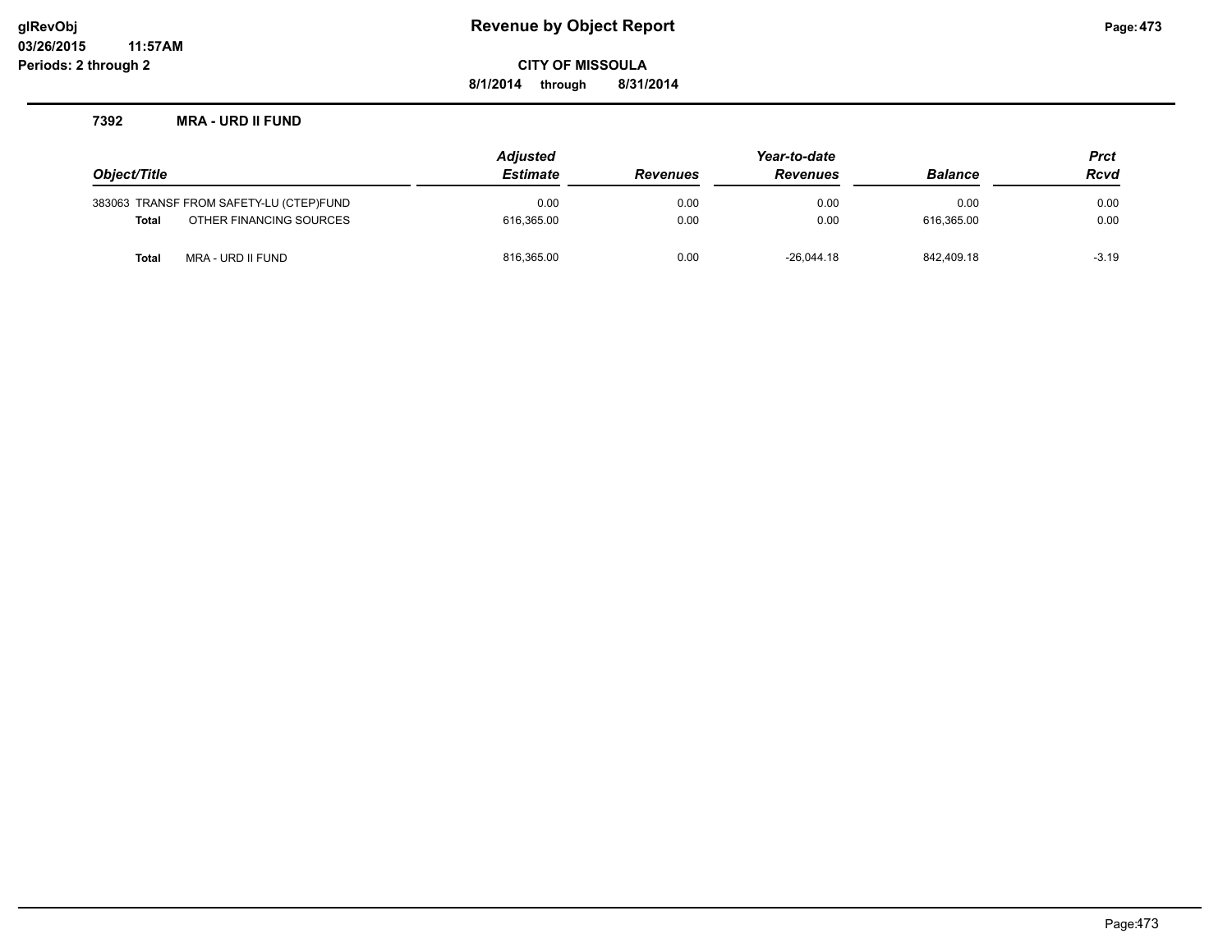**Revenue by Object Report**

**CITY OF MISSOULA**

**8/1/2014 through 8/31/2014**

glRevObj
03/26/2015 11:57AM
Periods: 2 through 2

### 7392 MRA - URD II FUND

| Object/Title | Adjusted Estimate | Revenues | Year-to-date Revenues | Balance | Prct Rcvd |
|---|---|---|---|---|---|
| 383063 TRANSF FROM SAFETY-LU (CTEP)FUND | 0.00 | 0.00 | 0.00 | 0.00 | 0.00 |
| **Total** OTHER FINANCING SOURCES | 616,365.00 | 0.00 | 0.00 | 616,365.00 | 0.00 |
| **Total** MRA - URD II FUND | 816,365.00 | 0.00 | -26,044.18 | 842,409.18 | -3.19 |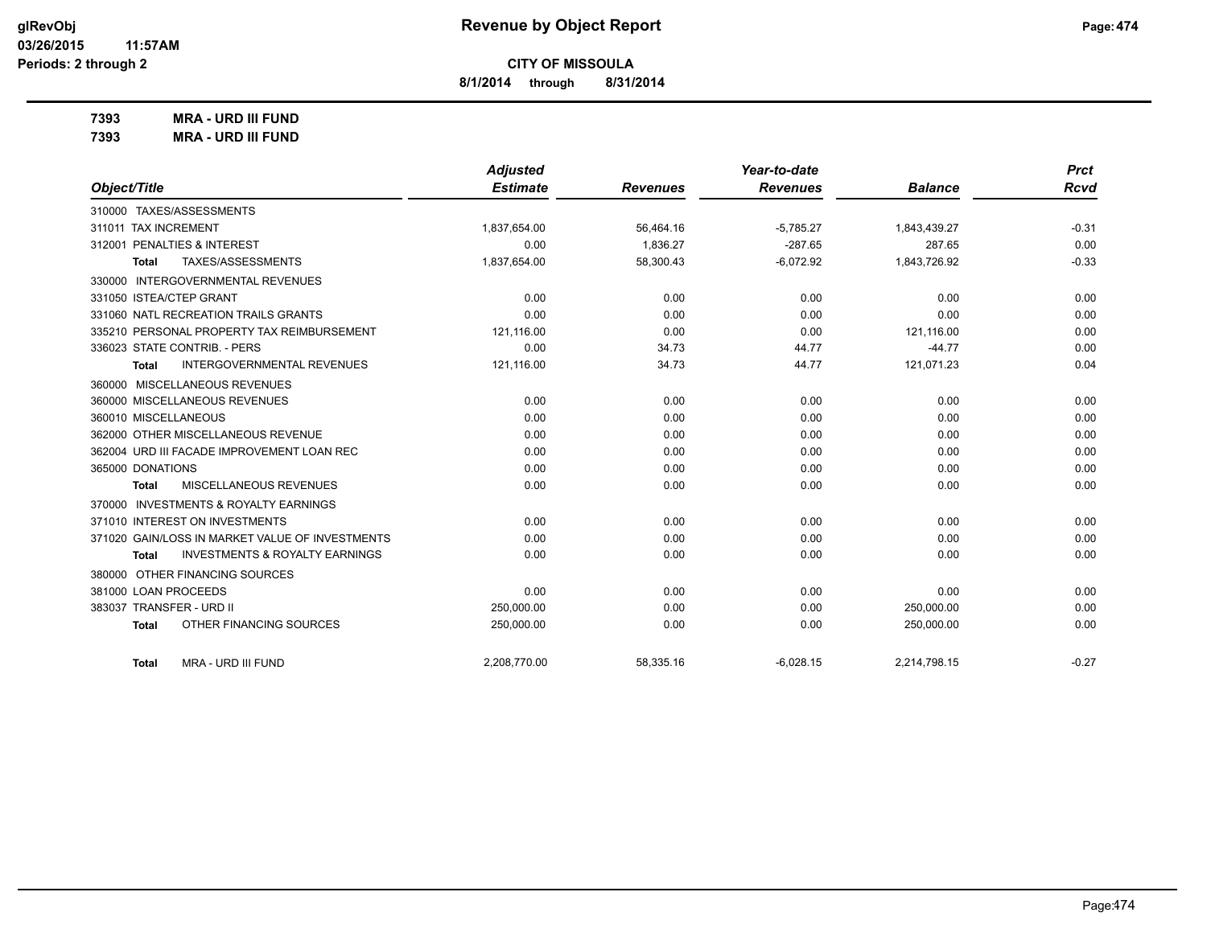# Revenue by Object Report

**CITY OF MISSOULA**

**8/1/2014 through 8/31/2014**

**7393 MRA - URD III FUND**

**7393 MRA - URD III FUND**

| Object/Title | Adjusted Estimate | Revenues | Year-to-date Revenues | Balance | Prct Rcvd |
|---|---|---|---|---|---|
| 310000 TAXES/ASSESSMENTS | | | | | |
| 311011 TAX INCREMENT | 1,837,654.00 | 56,464.16 | -5,785.27 | 1,843,439.27 | -0.31 |
| 312001 PENALTIES & INTEREST | 0.00 | 1,836.27 | -287.65 | 287.65 | 0.00 |
| **Total** TAXES/ASSESSMENTS | 1,837,654.00 | 58,300.43 | -6,072.92 | 1,843,726.92 | -0.33 |
| 330000 INTERGOVERNMENTAL REVENUES | | | | | |
| 331050 ISTEA/CTEP GRANT | 0.00 | 0.00 | 0.00 | 0.00 | 0.00 |
| 331060 NATL RECREATION TRAILS GRANTS | 0.00 | 0.00 | 0.00 | 0.00 | 0.00 |
| 335210 PERSONAL PROPERTY TAX REIMBURSEMENT | 121,116.00 | 0.00 | 0.00 | 121,116.00 | 0.00 |
| 336023 STATE CONTRIB. - PERS | 0.00 | 34.73 | 44.77 | -44.77 | 0.00 |
| **Total** INTERGOVERNMENTAL REVENUES | 121,116.00 | 34.73 | 44.77 | 121,071.23 | 0.04 |
| 360000 MISCELLANEOUS REVENUES | | | | | |
| 360000 MISCELLANEOUS REVENUES | 0.00 | 0.00 | 0.00 | 0.00 | 0.00 |
| 360010 MISCELLANEOUS | 0.00 | 0.00 | 0.00 | 0.00 | 0.00 |
| 362000 OTHER MISCELLANEOUS REVENUE | 0.00 | 0.00 | 0.00 | 0.00 | 0.00 |
| 362004 URD III FACADE IMPROVEMENT LOAN REC | 0.00 | 0.00 | 0.00 | 0.00 | 0.00 |
| 365000 DONATIONS | 0.00 | 0.00 | 0.00 | 0.00 | 0.00 |
| **Total** MISCELLANEOUS REVENUES | 0.00 | 0.00 | 0.00 | 0.00 | 0.00 |
| 370000 INVESTMENTS & ROYALTY EARNINGS | | | | | |
| 371010 INTEREST ON INVESTMENTS | 0.00 | 0.00 | 0.00 | 0.00 | 0.00 |
| 371020 GAIN/LOSS IN MARKET VALUE OF INVESTMENTS | 0.00 | 0.00 | 0.00 | 0.00 | 0.00 |
| **Total** INVESTMENTS & ROYALTY EARNINGS | 0.00 | 0.00 | 0.00 | 0.00 | 0.00 |
| 380000 OTHER FINANCING SOURCES | | | | | |
| 381000 LOAN PROCEEDS | 0.00 | 0.00 | 0.00 | 0.00 | 0.00 |
| 383037 TRANSFER - URD II | 250,000.00 | 0.00 | 0.00 | 250,000.00 | 0.00 |
| **Total** OTHER FINANCING SOURCES | 250,000.00 | 0.00 | 0.00 | 250,000.00 | 0.00 |
| **Total** MRA - URD III FUND | 2,208,770.00 | 58,335.16 | -6,028.15 | 2,214,798.15 | -0.27 |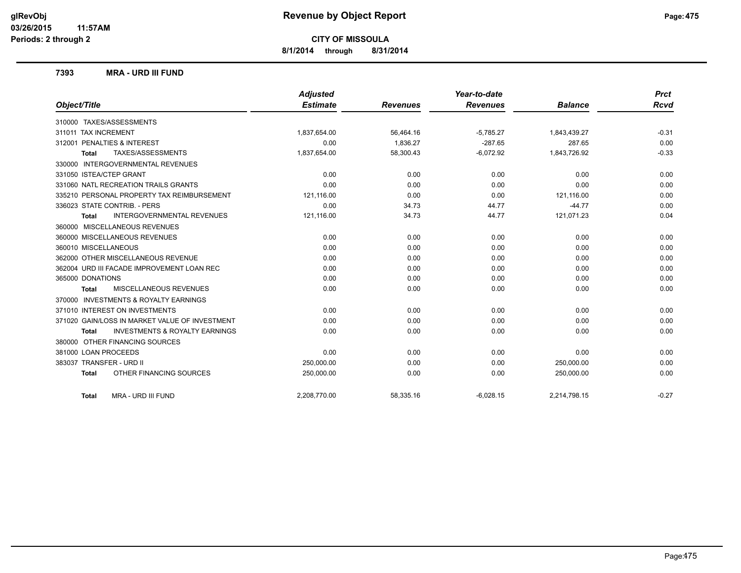**Revenue by Object Report**

**CITY OF MISSOULA**

**8/1/2014 through 8/31/2014**

glRevObj
03/26/2015 11:57AM
Periods: 2 through 2

## 7393 MRA - URD III FUND

| Object/Title | Adjusted Estimate | Revenues | Year-to-date Revenues | Balance | Prct Rcvd |
|---|---|---|---|---|---|
| 310000 TAXES/ASSESSMENTS | | | | | |
| 311011 TAX INCREMENT | 1,837,654.00 | 56,464.16 | -5,785.27 | 1,843,439.27 | -0.31 |
| 312001 PENALTIES & INTEREST | 0.00 | 1,836.27 | -287.65 | 287.65 | 0.00 |
| **Total** TAXES/ASSESSMENTS | 1,837,654.00 | 58,300.43 | -6,072.92 | 1,843,726.92 | -0.33 |
| 330000 INTERGOVERNMENTAL REVENUES | | | | | |
| 331050 ISTEA/CTEP GRANT | 0.00 | 0.00 | 0.00 | 0.00 | 0.00 |
| 331060 NATL RECREATION TRAILS GRANTS | 0.00 | 0.00 | 0.00 | 0.00 | 0.00 |
| 335210 PERSONAL PROPERTY TAX REIMBURSEMENT | 121,116.00 | 0.00 | 0.00 | 121,116.00 | 0.00 |
| 336023 STATE CONTRIB. - PERS | 0.00 | 34.73 | 44.77 | -44.77 | 0.00 |
| **Total** INTERGOVERNMENTAL REVENUES | 121,116.00 | 34.73 | 44.77 | 121,071.23 | 0.04 |
| 360000 MISCELLANEOUS REVENUES | | | | | |
| 360000 MISCELLANEOUS REVENUES | 0.00 | 0.00 | 0.00 | 0.00 | 0.00 |
| 360010 MISCELLANEOUS | 0.00 | 0.00 | 0.00 | 0.00 | 0.00 |
| 362000 OTHER MISCELLANEOUS REVENUE | 0.00 | 0.00 | 0.00 | 0.00 | 0.00 |
| 362004 URD III FACADE IMPROVEMENT LOAN REC | 0.00 | 0.00 | 0.00 | 0.00 | 0.00 |
| 365000 DONATIONS | 0.00 | 0.00 | 0.00 | 0.00 | 0.00 |
| **Total** MISCELLANEOUS REVENUES | 0.00 | 0.00 | 0.00 | 0.00 | 0.00 |
| 370000 INVESTMENTS & ROYALTY EARNINGS | | | | | |
| 371010 INTEREST ON INVESTMENTS | 0.00 | 0.00 | 0.00 | 0.00 | 0.00 |
| 371020 GAIN/LOSS IN MARKET VALUE OF INVESTMENT | 0.00 | 0.00 | 0.00 | 0.00 | 0.00 |
| **Total** INVESTMENTS & ROYALTY EARNINGS | 0.00 | 0.00 | 0.00 | 0.00 | 0.00 |
| 380000 OTHER FINANCING SOURCES | | | | | |
| 381000 LOAN PROCEEDS | 0.00 | 0.00 | 0.00 | 0.00 | 0.00 |
| 383037 TRANSFER - URD II | 250,000.00 | 0.00 | 0.00 | 250,000.00 | 0.00 |
| **Total** OTHER FINANCING SOURCES | 250,000.00 | 0.00 | 0.00 | 250,000.00 | 0.00 |
| **Total** MRA - URD III FUND | 2,208,770.00 | 58,335.16 | -6,028.15 | 2,214,798.15 | -0.27 |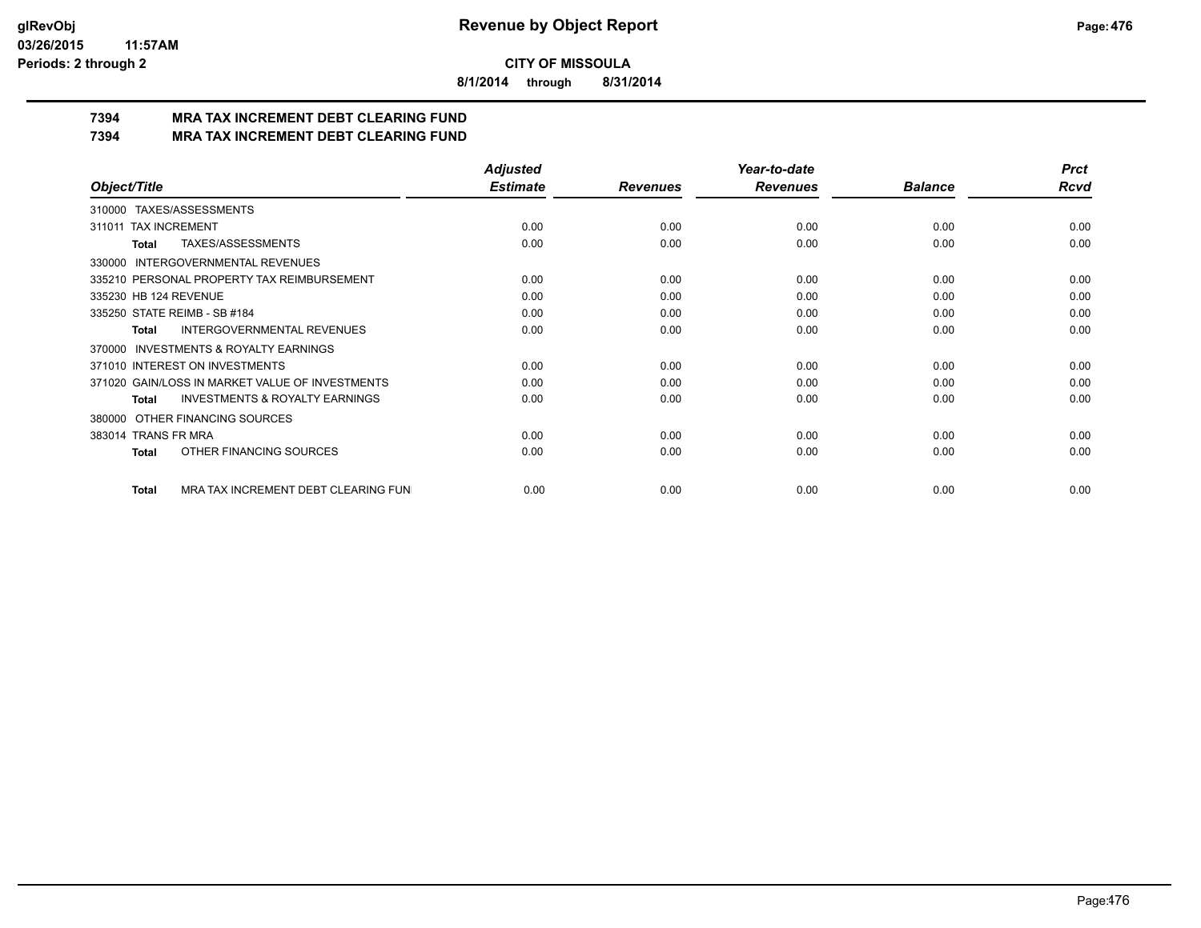**CITY OF MISSOULA**

**8/1/2014 through 8/31/2014**

# 7394 MRA TAX INCREMENT DEBT CLEARING FUND
# 7394 MRA TAX INCREMENT DEBT CLEARING FUND

| Object/Title | Adjusted Estimate | Revenues | Year-to-date Revenues | Balance | Prct Rcvd |
|---|---|---|---|---|---|
| 310000 TAXES/ASSESSMENTS | | | | | |
| 311011 TAX INCREMENT | 0.00 | 0.00 | 0.00 | 0.00 | 0.00 |
| **Total** TAXES/ASSESSMENTS | 0.00 | 0.00 | 0.00 | 0.00 | 0.00 |
| 330000 INTERGOVERNMENTAL REVENUES | | | | | |
| 335210 PERSONAL PROPERTY TAX REIMBURSEMENT | 0.00 | 0.00 | 0.00 | 0.00 | 0.00 |
| 335230 HB 124 REVENUE | 0.00 | 0.00 | 0.00 | 0.00 | 0.00 |
| 335250 STATE REIMB - SB #184 | 0.00 | 0.00 | 0.00 | 0.00 | 0.00 |
| **Total** INTERGOVERNMENTAL REVENUES | 0.00 | 0.00 | 0.00 | 0.00 | 0.00 |
| 370000 INVESTMENTS & ROYALTY EARNINGS | | | | | |
| 371010 INTEREST ON INVESTMENTS | 0.00 | 0.00 | 0.00 | 0.00 | 0.00 |
| 371020 GAIN/LOSS IN MARKET VALUE OF INVESTMENTS | 0.00 | 0.00 | 0.00 | 0.00 | 0.00 |
| **Total** INVESTMENTS & ROYALTY EARNINGS | 0.00 | 0.00 | 0.00 | 0.00 | 0.00 |
| 380000 OTHER FINANCING SOURCES | | | | | |
| 383014 TRANS FR MRA | 0.00 | 0.00 | 0.00 | 0.00 | 0.00 |
| **Total** OTHER FINANCING SOURCES | 0.00 | 0.00 | 0.00 | 0.00 | 0.00 |
| **Total** MRA TAX INCREMENT DEBT CLEARING FUN | 0.00 | 0.00 | 0.00 | 0.00 | 0.00 |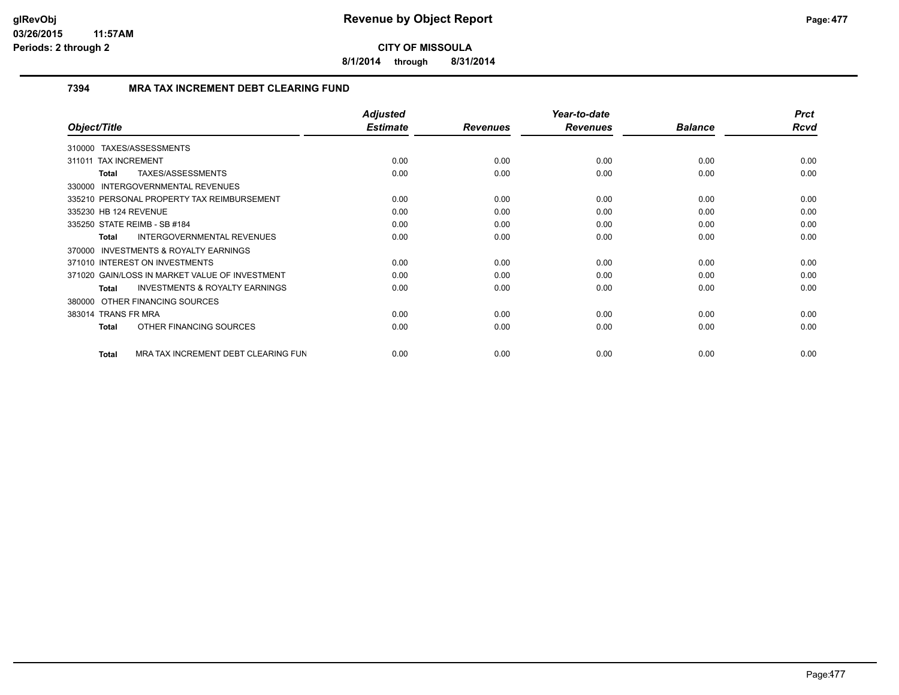**CITY OF MISSOULA**

**8/1/2014 through 8/31/2014**

## 7394 MRA TAX INCREMENT DEBT CLEARING FUND

| Object/Title | Adjusted Estimate | Revenues | Year-to-date Revenues | Balance | Prct Rcvd |
|---|---|---|---|---|---|
| 310000 TAXES/ASSESSMENTS | | | | | |
| 311011 TAX INCREMENT | 0.00 | 0.00 | 0.00 | 0.00 | 0.00 |
| **Total** TAXES/ASSESSMENTS | 0.00 | 0.00 | 0.00 | 0.00 | 0.00 |
| 330000 INTERGOVERNMENTAL REVENUES | | | | | |
| 335210 PERSONAL PROPERTY TAX REIMBURSEMENT | 0.00 | 0.00 | 0.00 | 0.00 | 0.00 |
| 335230 HB 124 REVENUE | 0.00 | 0.00 | 0.00 | 0.00 | 0.00 |
| 335250 STATE REIMB - SB #184 | 0.00 | 0.00 | 0.00 | 0.00 | 0.00 |
| **Total** INTERGOVERNMENTAL REVENUES | 0.00 | 0.00 | 0.00 | 0.00 | 0.00 |
| 370000 INVESTMENTS & ROYALTY EARNINGS | | | | | |
| 371010 INTEREST ON INVESTMENTS | 0.00 | 0.00 | 0.00 | 0.00 | 0.00 |
| 371020 GAIN/LOSS IN MARKET VALUE OF INVESTMENT | 0.00 | 0.00 | 0.00 | 0.00 | 0.00 |
| **Total** INVESTMENTS & ROYALTY EARNINGS | 0.00 | 0.00 | 0.00 | 0.00 | 0.00 |
| 380000 OTHER FINANCING SOURCES | | | | | |
| 383014 TRANS FR MRA | 0.00 | 0.00 | 0.00 | 0.00 | 0.00 |
| **Total** OTHER FINANCING SOURCES | 0.00 | 0.00 | 0.00 | 0.00 | 0.00 |
| **Total** MRA TAX INCREMENT DEBT CLEARING FUN | 0.00 | 0.00 | 0.00 | 0.00 | 0.00 |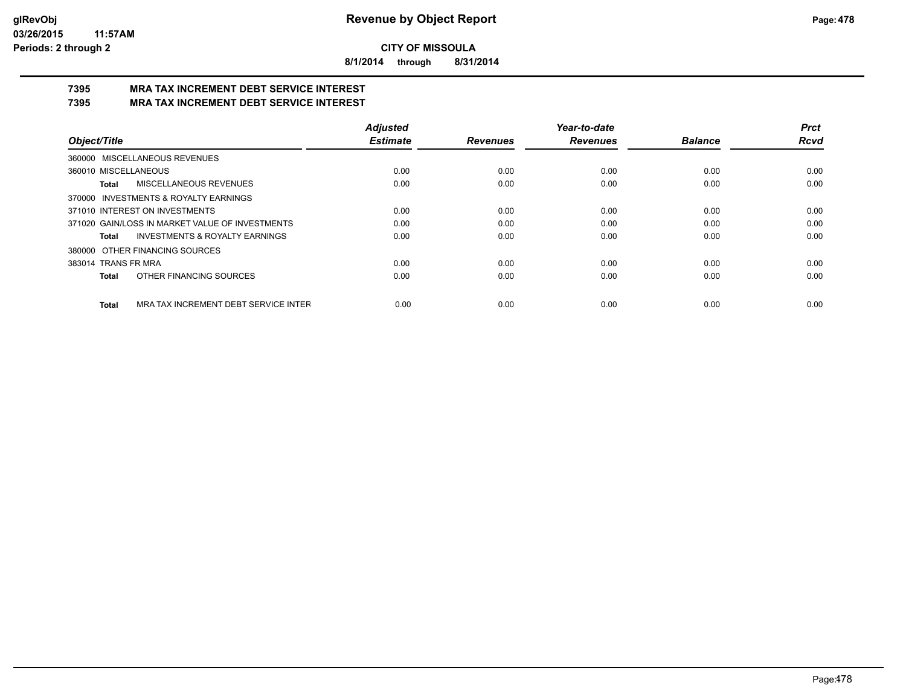glRevObj
03/26/2015 11:57AM
Periods: 2 through 2

# Revenue by Object Report

**CITY OF MISSOULA**

**8/1/2014 through 8/31/2014**

## 7395 MRA TAX INCREMENT DEBT SERVICE INTEREST
## 7395 MRA TAX INCREMENT DEBT SERVICE INTEREST

| Object/Title | Adjusted Estimate | Revenues | Year-to-date Revenues | Balance | Prct Rcvd |
|---|---|---|---|---|---|
| 360000 MISCELLANEOUS REVENUES | | | | | |
| 360010 MISCELLANEOUS | 0.00 | 0.00 | 0.00 | 0.00 | 0.00 |
| **Total** MISCELLANEOUS REVENUES | 0.00 | 0.00 | 0.00 | 0.00 | 0.00 |
| 370000 INVESTMENTS & ROYALTY EARNINGS | | | | | |
| 371010 INTEREST ON INVESTMENTS | 0.00 | 0.00 | 0.00 | 0.00 | 0.00 |
| 371020 GAIN/LOSS IN MARKET VALUE OF INVESTMENTS | 0.00 | 0.00 | 0.00 | 0.00 | 0.00 |
| **Total** INVESTMENTS & ROYALTY EARNINGS | 0.00 | 0.00 | 0.00 | 0.00 | 0.00 |
| 380000 OTHER FINANCING SOURCES | | | | | |
| 383014 TRANS FR MRA | 0.00 | 0.00 | 0.00 | 0.00 | 0.00 |
| **Total** OTHER FINANCING SOURCES | 0.00 | 0.00 | 0.00 | 0.00 | 0.00 |
| **Total** MRA TAX INCREMENT DEBT SERVICE INTER | 0.00 | 0.00 | 0.00 | 0.00 | 0.00 |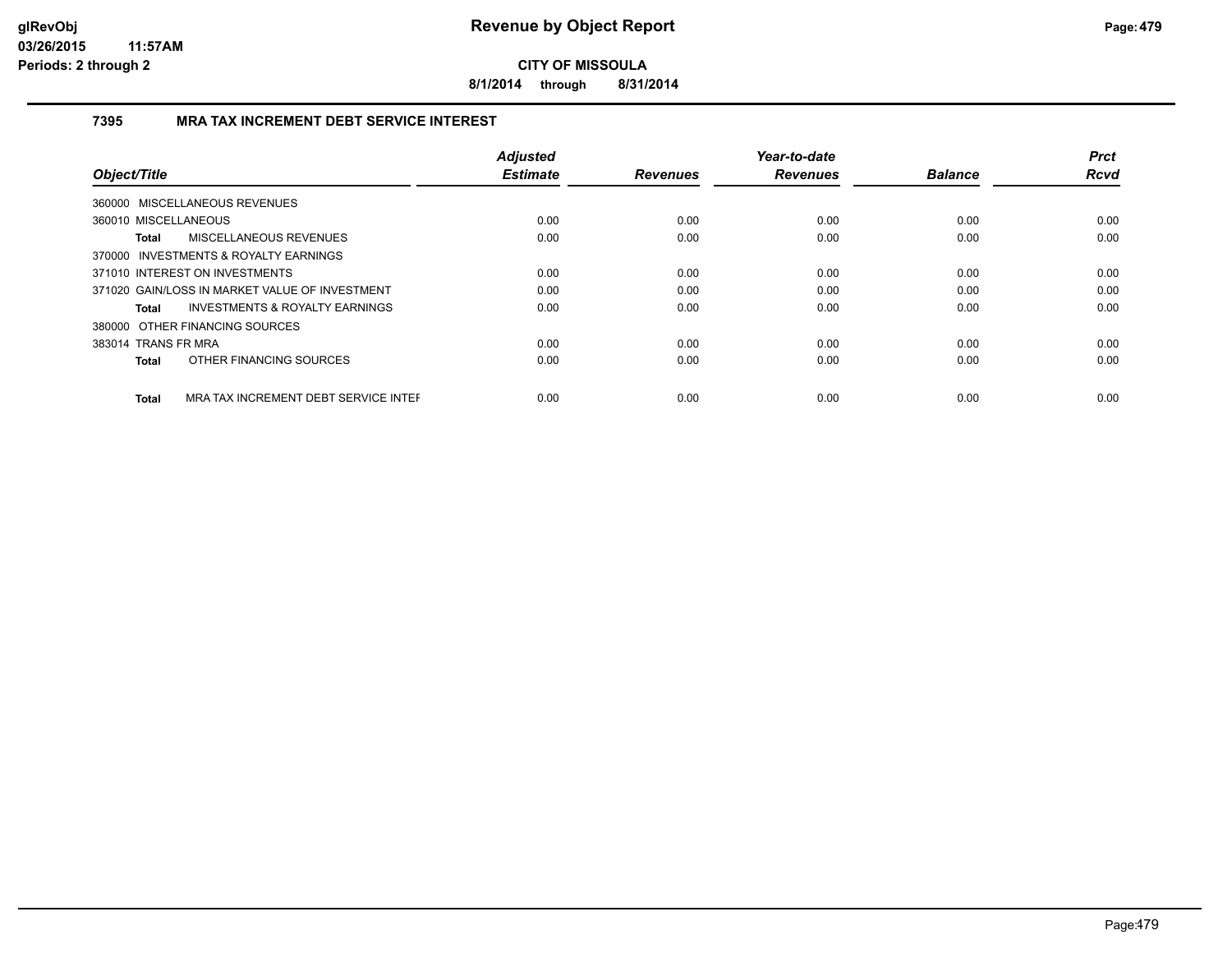**glRevObj**
**03/26/2015 11:57AM**
**Periods: 2 through 2**

# Revenue by Object Report

**CITY OF MISSOULA**

**8/1/2014 through 8/31/2014**

## 7395 MRA TAX INCREMENT DEBT SERVICE INTEREST

| Object/Title | Adjusted Estimate | Revenues | Year-to-date Revenues | Balance | Prct Rcvd |
|---|---|---|---|---|---|
| 360000 MISCELLANEOUS REVENUES | | | | | |
| 360010 MISCELLANEOUS | 0.00 | 0.00 | 0.00 | 0.00 | 0.00 |
| **Total** MISCELLANEOUS REVENUES | 0.00 | 0.00 | 0.00 | 0.00 | 0.00 |
| 370000 INVESTMENTS & ROYALTY EARNINGS | | | | | |
| 371010 INTEREST ON INVESTMENTS | 0.00 | 0.00 | 0.00 | 0.00 | 0.00 |
| 371020 GAIN/LOSS IN MARKET VALUE OF INVESTMENT | 0.00 | 0.00 | 0.00 | 0.00 | 0.00 |
| **Total** INVESTMENTS & ROYALTY EARNINGS | 0.00 | 0.00 | 0.00 | 0.00 | 0.00 |
| 380000 OTHER FINANCING SOURCES | | | | | |
| 383014 TRANS FR MRA | 0.00 | 0.00 | 0.00 | 0.00 | 0.00 |
| **Total** OTHER FINANCING SOURCES | 0.00 | 0.00 | 0.00 | 0.00 | 0.00 |
| **Total** MRA TAX INCREMENT DEBT SERVICE INTEF | 0.00 | 0.00 | 0.00 | 0.00 | 0.00 |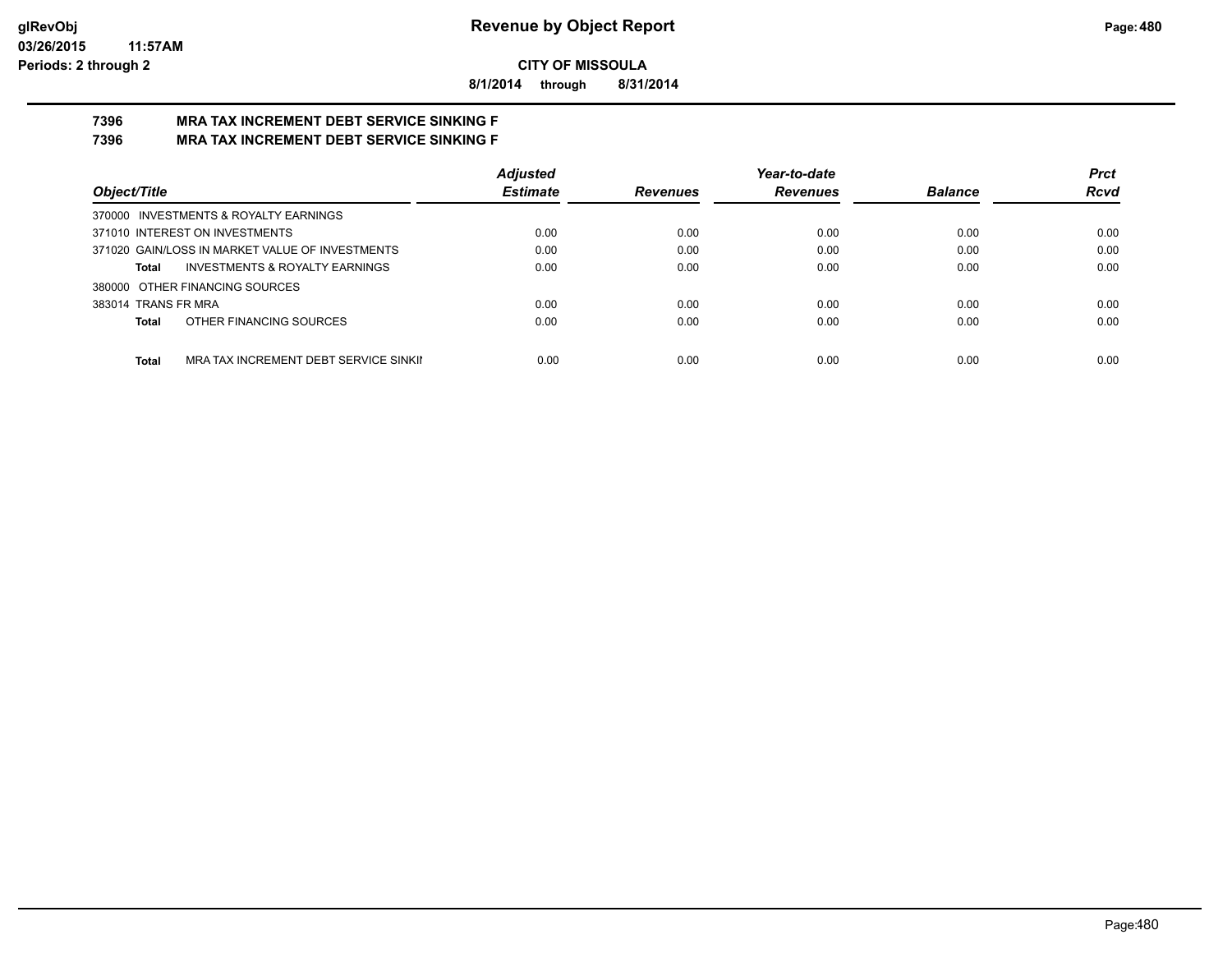# Revenue by Object Report

**CITY OF MISSOULA**

**8/1/2014 through 8/31/2014**

glRevObj
03/26/2015 11:57AM
Periods: 2 through 2

**7396 MRA TAX INCREMENT DEBT SERVICE SINKING F**
**7396 MRA TAX INCREMENT DEBT SERVICE SINKING F**

| Object/Title | Adjusted Estimate | Revenues | Year-to-date Revenues | Balance | Prct Rcvd |
|---|---|---|---|---|---|
| 370000 INVESTMENTS & ROYALTY EARNINGS | | | | | |
| 371010 INTEREST ON INVESTMENTS | 0.00 | 0.00 | 0.00 | 0.00 | 0.00 |
| 371020 GAIN/LOSS IN MARKET VALUE OF INVESTMENTS | 0.00 | 0.00 | 0.00 | 0.00 | 0.00 |
| **Total** INVESTMENTS & ROYALTY EARNINGS | 0.00 | 0.00 | 0.00 | 0.00 | 0.00 |
| 380000 OTHER FINANCING SOURCES | | | | | |
| 383014 TRANS FR MRA | 0.00 | 0.00 | 0.00 | 0.00 | 0.00 |
| **Total** OTHER FINANCING SOURCES | 0.00 | 0.00 | 0.00 | 0.00 | 0.00 |
| **Total** MRA TAX INCREMENT DEBT SERVICE SINKII | 0.00 | 0.00 | 0.00 | 0.00 | 0.00 |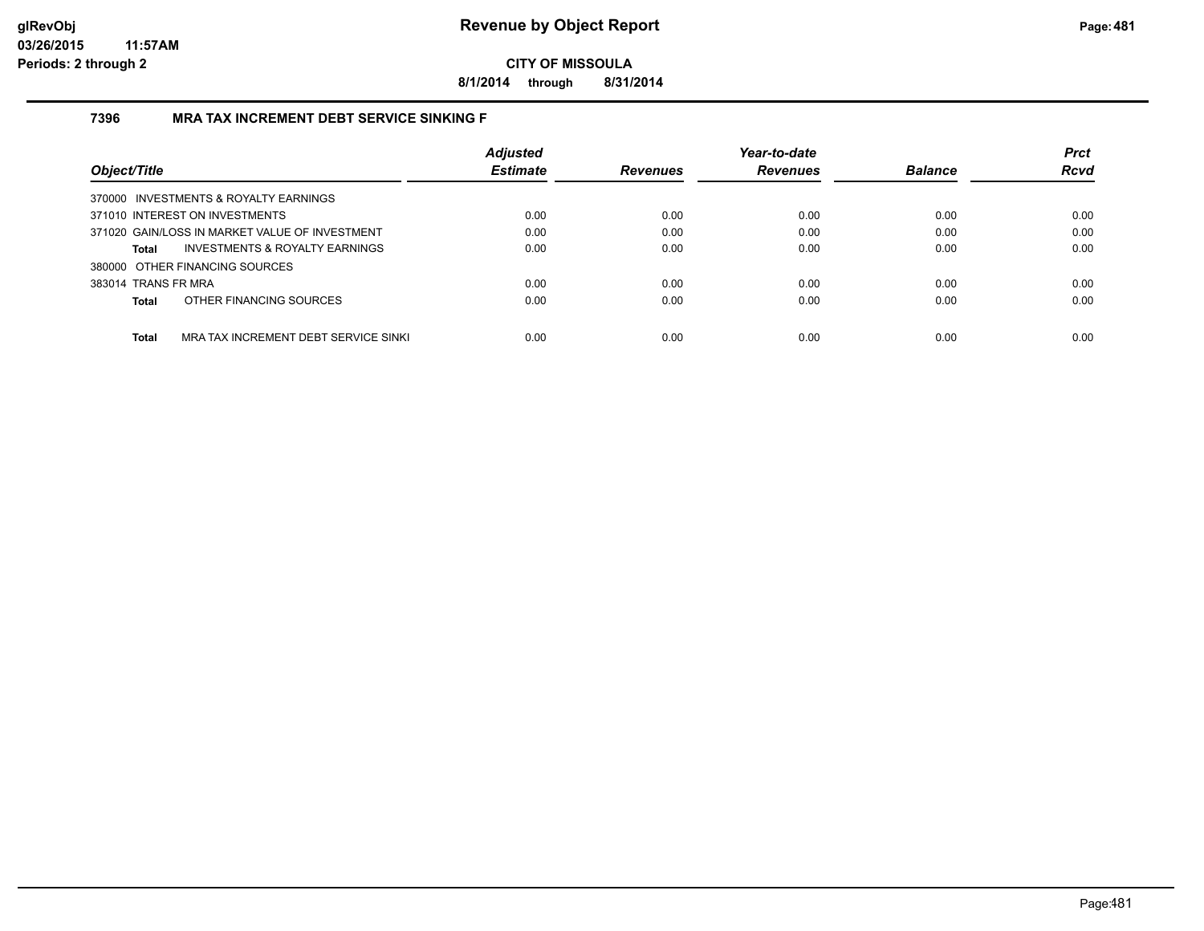**glRevObj**
**03/26/2015 11:57AM**
**Periods: 2 through 2**

# Revenue by Object Report

**CITY OF MISSOULA**

**8/1/2014 through 8/31/2014**

## 7396 MRA TAX INCREMENT DEBT SERVICE SINKING F

| Object/Title | Adjusted Estimate | Revenues | Year-to-date Revenues | Balance | Prct Rcvd |
|---|---|---|---|---|---|
| 370000 INVESTMENTS & ROYALTY EARNINGS | | | | | |
| 371010 INTEREST ON INVESTMENTS | 0.00 | 0.00 | 0.00 | 0.00 | 0.00 |
| 371020 GAIN/LOSS IN MARKET VALUE OF INVESTMENT | 0.00 | 0.00 | 0.00 | 0.00 | 0.00 |
| **Total** INVESTMENTS & ROYALTY EARNINGS | 0.00 | 0.00 | 0.00 | 0.00 | 0.00 |
| 380000 OTHER FINANCING SOURCES | | | | | |
| 383014 TRANS FR MRA | 0.00 | 0.00 | 0.00 | 0.00 | 0.00 |
| **Total** OTHER FINANCING SOURCES | 0.00 | 0.00 | 0.00 | 0.00 | 0.00 |
| **Total** MRA TAX INCREMENT DEBT SERVICE SINKI | 0.00 | 0.00 | 0.00 | 0.00 | 0.00 |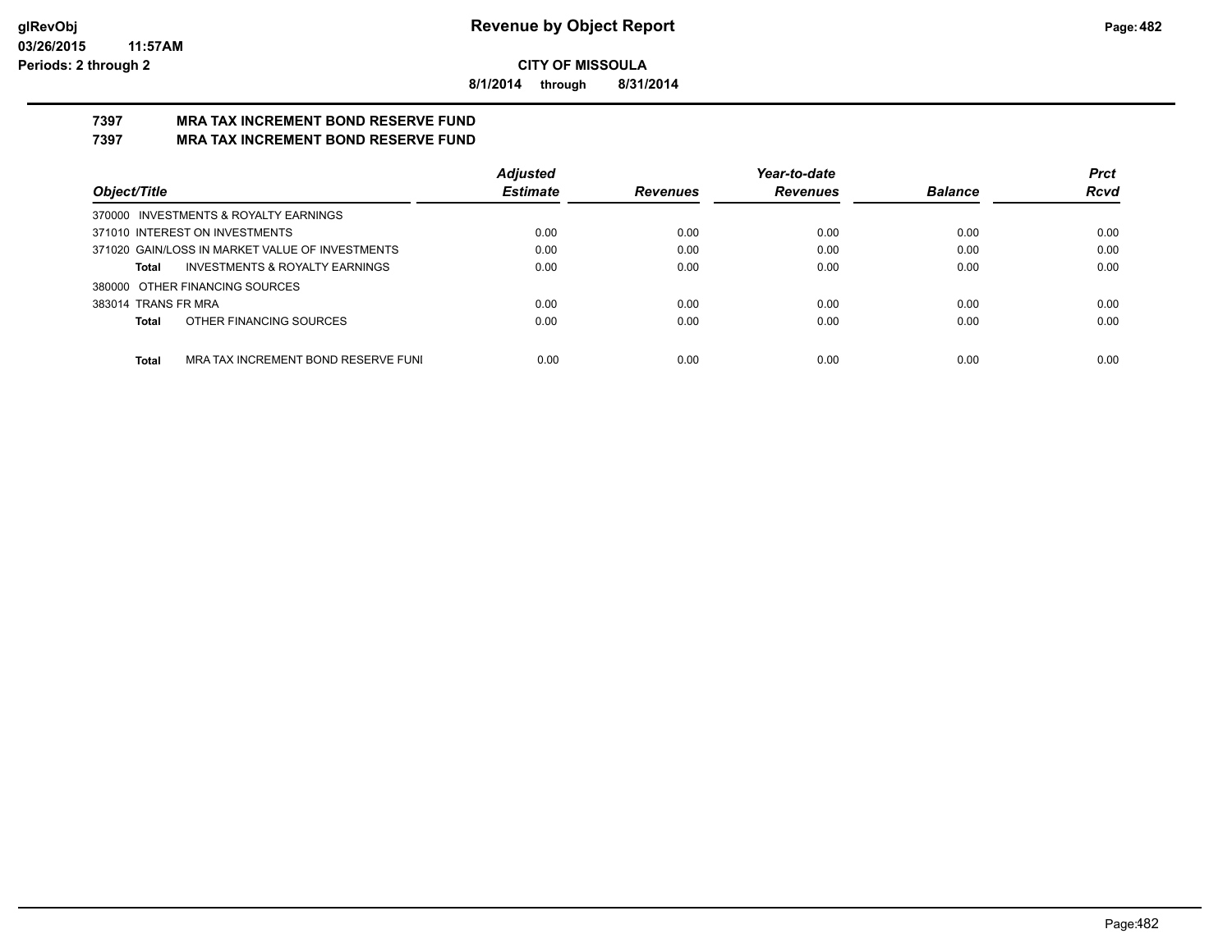**glRevObj**
**03/26/2015 11:57AM**
**Periods: 2 through 2**

# Revenue by Object Report

**CITY OF MISSOULA**

**8/1/2014 through 8/31/2014**

## 7397 MRA TAX INCREMENT BOND RESERVE FUND
## 7397 MRA TAX INCREMENT BOND RESERVE FUND

| *Object/Title* | *Adjusted Estimate* | *Revenues* | *Year-to-date Revenues* | *Balance* | *Prct Rcvd* |
|---|---|---|---|---|---|
| 370000 INVESTMENTS & ROYALTY EARNINGS | | | | | |
| 371010 INTEREST ON INVESTMENTS | 0.00 | 0.00 | 0.00 | 0.00 | 0.00 |
| 371020 GAIN/LOSS IN MARKET VALUE OF INVESTMENTS | 0.00 | 0.00 | 0.00 | 0.00 | 0.00 |
| **Total** INVESTMENTS & ROYALTY EARNINGS | 0.00 | 0.00 | 0.00 | 0.00 | 0.00 |
| 380000 OTHER FINANCING SOURCES | | | | | |
| 383014 TRANS FR MRA | 0.00 | 0.00 | 0.00 | 0.00 | 0.00 |
| **Total** OTHER FINANCING SOURCES | 0.00 | 0.00 | 0.00 | 0.00 | 0.00 |
| **Total** MRA TAX INCREMENT BOND RESERVE FUNI | 0.00 | 0.00 | 0.00 | 0.00 | 0.00 |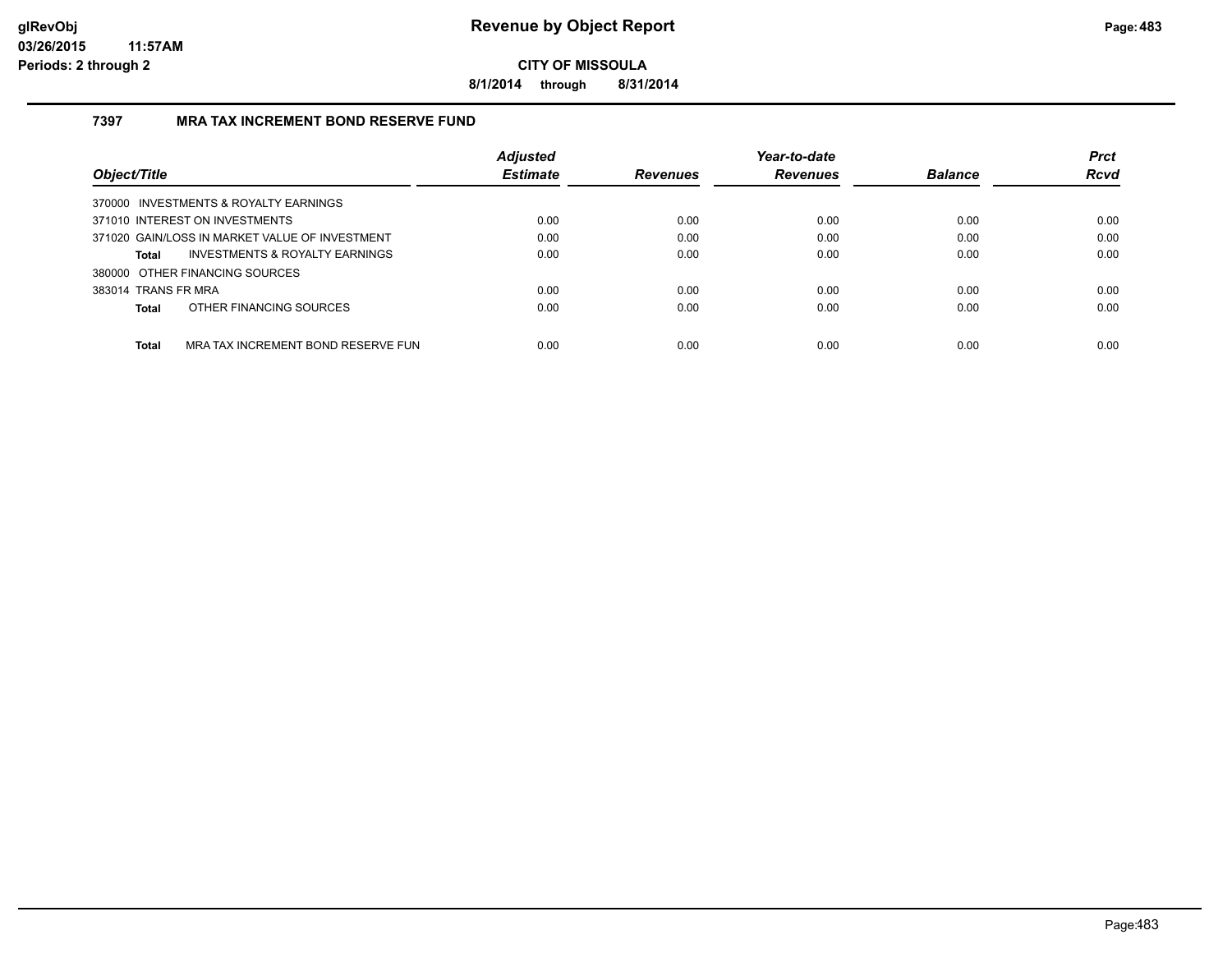**CITY OF MISSOULA**

**8/1/2014 through 8/31/2014**

### 7397 MRA TAX INCREMENT BOND RESERVE FUND

| Object/Title | Adjusted Estimate | Revenues | Year-to-date Revenues | Balance | Prct Rcvd |
|---|---|---|---|---|---|
| 370000 INVESTMENTS & ROYALTY EARNINGS | | | | | |
| 371010 INTEREST ON INVESTMENTS | 0.00 | 0.00 | 0.00 | 0.00 | 0.00 |
| 371020 GAIN/LOSS IN MARKET VALUE OF INVESTMENT | 0.00 | 0.00 | 0.00 | 0.00 | 0.00 |
| **Total** INVESTMENTS & ROYALTY EARNINGS | 0.00 | 0.00 | 0.00 | 0.00 | 0.00 |
| 380000 OTHER FINANCING SOURCES | | | | | |
| 383014 TRANS FR MRA | 0.00 | 0.00 | 0.00 | 0.00 | 0.00 |
| **Total** OTHER FINANCING SOURCES | 0.00 | 0.00 | 0.00 | 0.00 | 0.00 |
| **Total** MRA TAX INCREMENT BOND RESERVE FUN | 0.00 | 0.00 | 0.00 | 0.00 | 0.00 |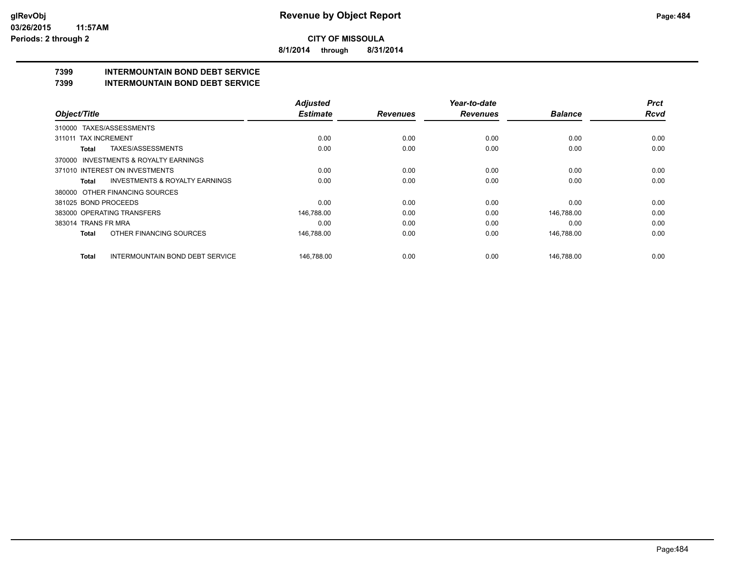**CITY OF MISSOULA**

**8/1/2014 through 8/31/2014**

**Revenue by Object Report**

glRevObj
03/26/2015 11:57AM
Periods: 2 through 2

## 7399 INTERMOUNTAIN BOND DEBT SERVICE
## 7399 INTERMOUNTAIN BOND DEBT SERVICE

| Object/Title | Adjusted Estimate | Revenues | Year-to-date Revenues | Balance | Prct Rcvd |
|---|---|---|---|---|---|
| 310000 TAXES/ASSESSMENTS | | | | | |
| 311011 TAX INCREMENT | 0.00 | 0.00 | 0.00 | 0.00 | 0.00 |
| **Total** TAXES/ASSESSMENTS | 0.00 | 0.00 | 0.00 | 0.00 | 0.00 |
| 370000 INVESTMENTS & ROYALTY EARNINGS | | | | | |
| 371010 INTEREST ON INVESTMENTS | 0.00 | 0.00 | 0.00 | 0.00 | 0.00 |
| **Total** INVESTMENTS & ROYALTY EARNINGS | 0.00 | 0.00 | 0.00 | 0.00 | 0.00 |
| 380000 OTHER FINANCING SOURCES | | | | | |
| 381025 BOND PROCEEDS | 0.00 | 0.00 | 0.00 | 0.00 | 0.00 |
| 383000 OPERATING TRANSFERS | 146,788.00 | 0.00 | 0.00 | 146,788.00 | 0.00 |
| 383014 TRANS FR MRA | 0.00 | 0.00 | 0.00 | 0.00 | 0.00 |
| **Total** OTHER FINANCING SOURCES | 146,788.00 | 0.00 | 0.00 | 146,788.00 | 0.00 |
| **Total** INTERMOUNTAIN BOND DEBT SERVICE | 146,788.00 | 0.00 | 0.00 | 146,788.00 | 0.00 |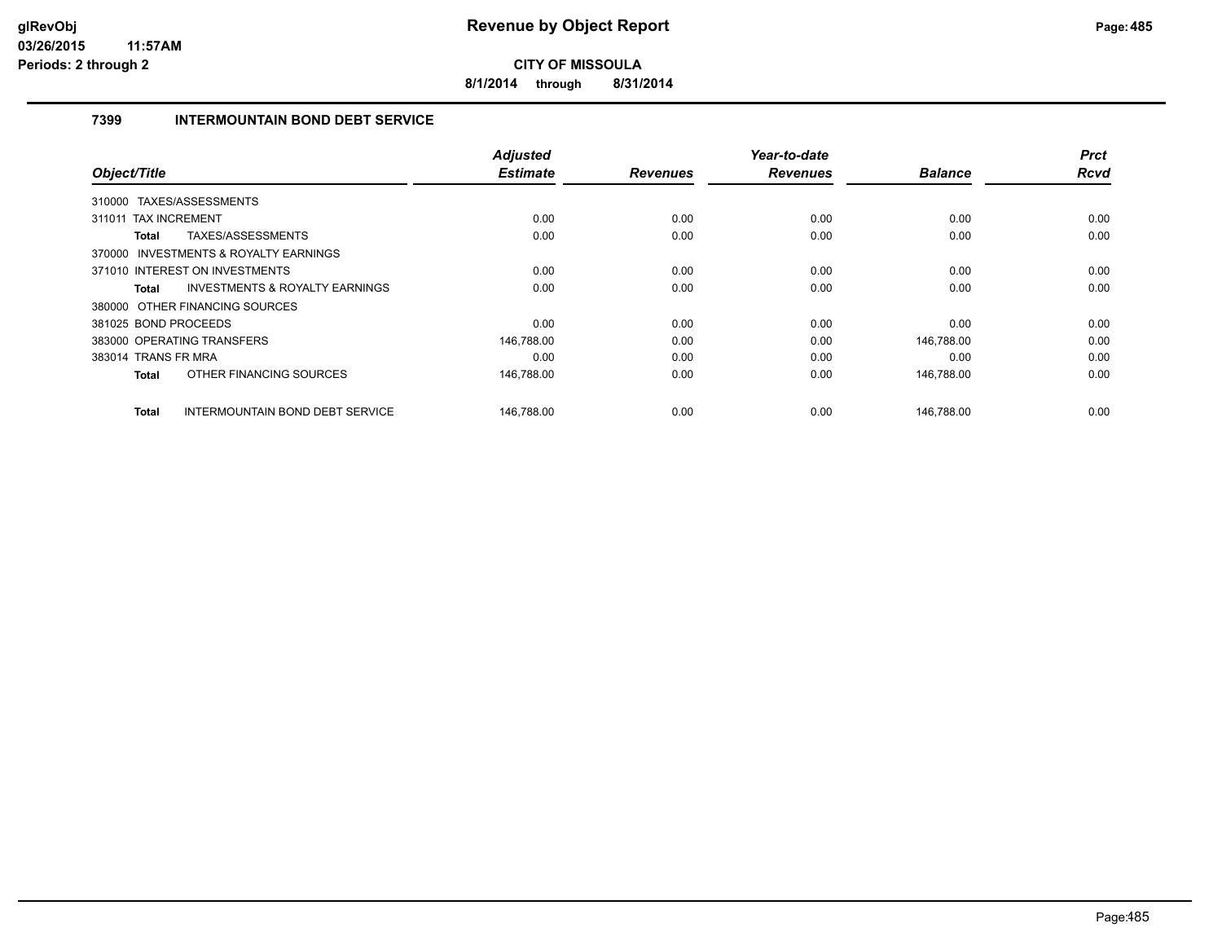**CITY OF MISSOULA**

**8/1/2014 through 8/31/2014**

### 7399 INTERMOUNTAIN BOND DEBT SERVICE

| Object/Title | Adjusted Estimate | Revenues | Year-to-date Revenues | Balance | Prct Rcvd |
|---|---|---|---|---|---|
| 310000 TAXES/ASSESSMENTS | | | | | |
| 311011 TAX INCREMENT | 0.00 | 0.00 | 0.00 | 0.00 | 0.00 |
| **Total** TAXES/ASSESSMENTS | 0.00 | 0.00 | 0.00 | 0.00 | 0.00 |
| 370000 INVESTMENTS & ROYALTY EARNINGS | | | | | |
| 371010 INTEREST ON INVESTMENTS | 0.00 | 0.00 | 0.00 | 0.00 | 0.00 |
| **Total** INVESTMENTS & ROYALTY EARNINGS | 0.00 | 0.00 | 0.00 | 0.00 | 0.00 |
| 380000 OTHER FINANCING SOURCES | | | | | |
| 381025 BOND PROCEEDS | 0.00 | 0.00 | 0.00 | 0.00 | 0.00 |
| 383000 OPERATING TRANSFERS | 146,788.00 | 0.00 | 0.00 | 146,788.00 | 0.00 |
| 383014 TRANS FR MRA | 0.00 | 0.00 | 0.00 | 0.00 | 0.00 |
| **Total** OTHER FINANCING SOURCES | 146,788.00 | 0.00 | 0.00 | 146,788.00 | 0.00 |
| **Total** INTERMOUNTAIN BOND DEBT SERVICE | 146,788.00 | 0.00 | 0.00 | 146,788.00 | 0.00 |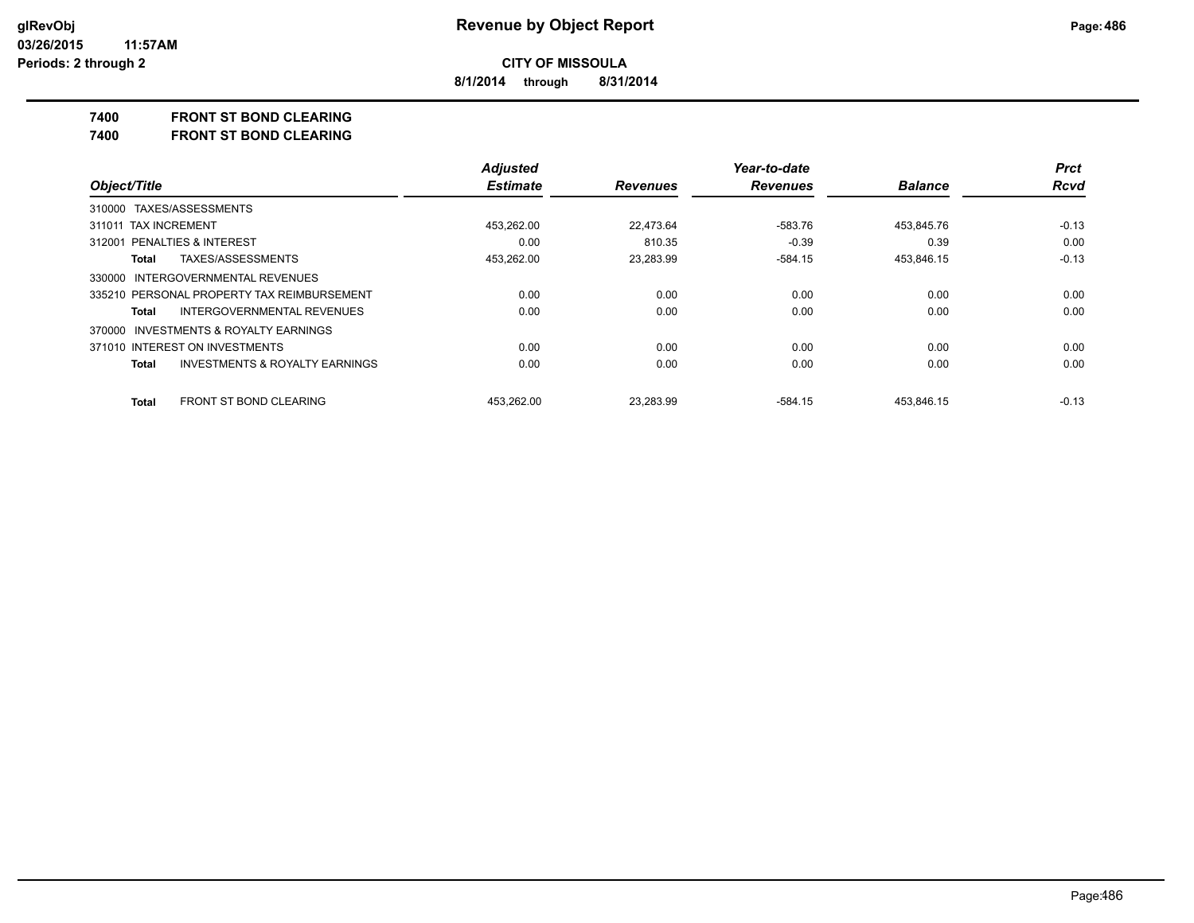**CITY OF MISSOULA**

**8/1/2014 through 8/31/2014**

**Revenue by Object Report**

glRevObj
03/26/2015 11:57AM
Periods: 2 through 2

## 7400 FRONT ST BOND CLEARING
## 7400 FRONT ST BOND CLEARING

| Object/Title | Adjusted Estimate | Revenues | Year-to-date Revenues | Balance | Prct Rcvd |
|---|---|---|---|---|---|
| 310000 TAXES/ASSESSMENTS | | | | | |
| 311011 TAX INCREMENT | 453,262.00 | 22,473.64 | -583.76 | 453,845.76 | -0.13 |
| 312001 PENALTIES & INTEREST | 0.00 | 810.35 | -0.39 | 0.39 | 0.00 |
| **Total** TAXES/ASSESSMENTS | 453,262.00 | 23,283.99 | -584.15 | 453,846.15 | -0.13 |
| 330000 INTERGOVERNMENTAL REVENUES | | | | | |
| 335210 PERSONAL PROPERTY TAX REIMBURSEMENT | 0.00 | 0.00 | 0.00 | 0.00 | 0.00 |
| **Total** INTERGOVERNMENTAL REVENUES | 0.00 | 0.00 | 0.00 | 0.00 | 0.00 |
| 370000 INVESTMENTS & ROYALTY EARNINGS | | | | | |
| 371010 INTEREST ON INVESTMENTS | 0.00 | 0.00 | 0.00 | 0.00 | 0.00 |
| **Total** INVESTMENTS & ROYALTY EARNINGS | 0.00 | 0.00 | 0.00 | 0.00 | 0.00 |
| **Total** FRONT ST BOND CLEARING | 453,262.00 | 23,283.99 | -584.15 | 453,846.15 | -0.13 |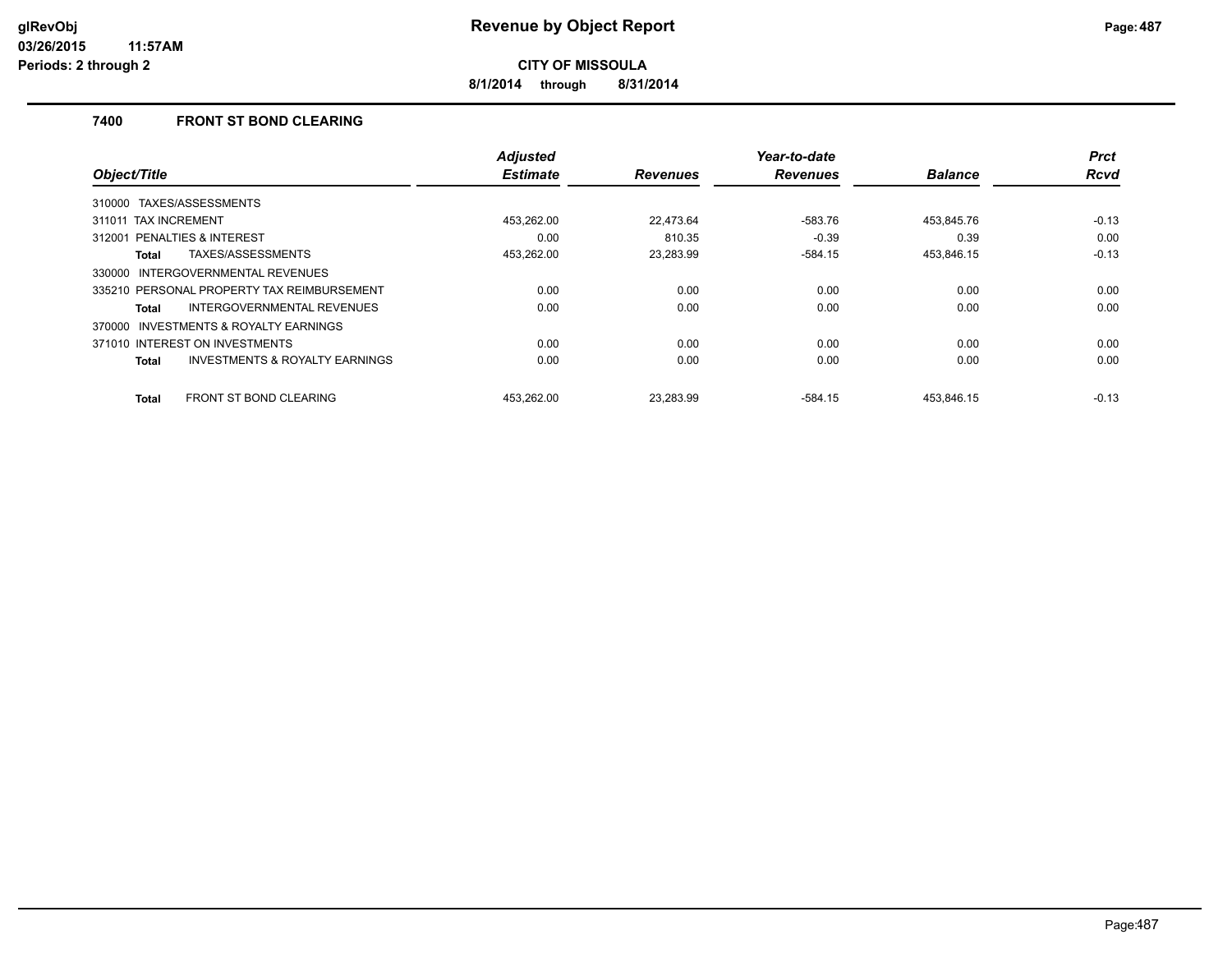# Revenue by Object Report

**CITY OF MISSOULA**

**8/1/2014 through 8/31/2014**

glRevObj
03/26/2015 11:57AM
Periods: 2 through 2

## 7400 FRONT ST BOND CLEARING

| Object/Title | Adjusted Estimate | Revenues | Year-to-date Revenues | Balance | Prct Rcvd |
|---|---|---|---|---|---|
| 310000 TAXES/ASSESSMENTS | | | | | |
| 311011 TAX INCREMENT | 453,262.00 | 22,473.64 | -583.76 | 453,845.76 | -0.13 |
| 312001 PENALTIES & INTEREST | 0.00 | 810.35 | -0.39 | 0.39 | 0.00 |
| **Total** TAXES/ASSESSMENTS | 453,262.00 | 23,283.99 | -584.15 | 453,846.15 | -0.13 |
| 330000 INTERGOVERNMENTAL REVENUES | | | | | |
| 335210 PERSONAL PROPERTY TAX REIMBURSEMENT | 0.00 | 0.00 | 0.00 | 0.00 | 0.00 |
| **Total** INTERGOVERNMENTAL REVENUES | 0.00 | 0.00 | 0.00 | 0.00 | 0.00 |
| 370000 INVESTMENTS & ROYALTY EARNINGS | | | | | |
| 371010 INTEREST ON INVESTMENTS | 0.00 | 0.00 | 0.00 | 0.00 | 0.00 |
| **Total** INVESTMENTS & ROYALTY EARNINGS | 0.00 | 0.00 | 0.00 | 0.00 | 0.00 |
| **Total** FRONT ST BOND CLEARING | 453,262.00 | 23,283.99 | -584.15 | 453,846.15 | -0.13 |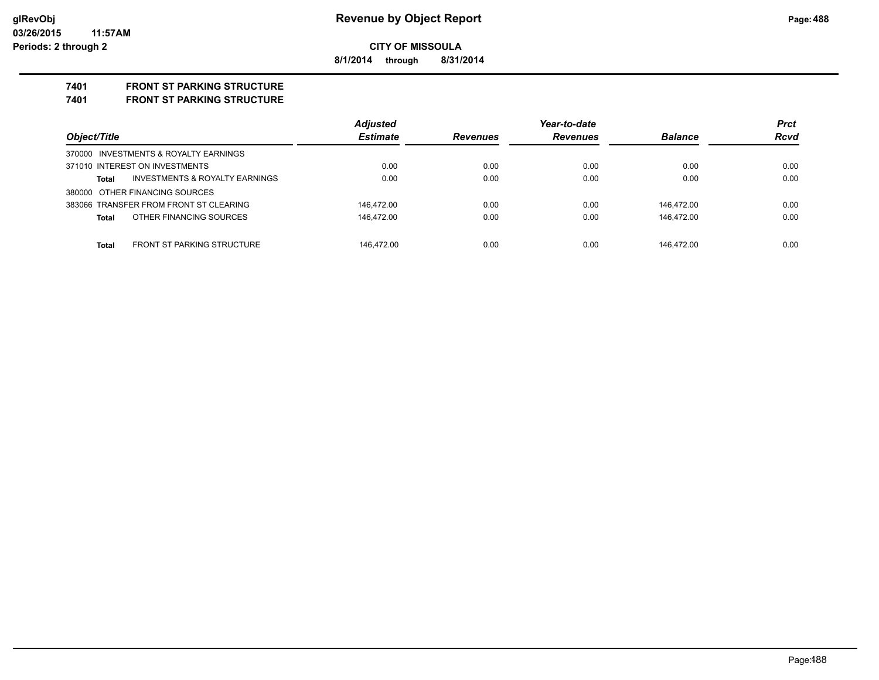**CITY OF MISSOULA**

**8/1/2014 through 8/31/2014**

**7401 FRONT ST PARKING STRUCTURE**

**7401 FRONT ST PARKING STRUCTURE**

| Object/Title | Adjusted Estimate | Revenues | Year-to-date Revenues | Balance | Prct Rcvd |
|---|---|---|---|---|---|
| 370000 INVESTMENTS & ROYALTY EARNINGS | | | | | |
| 371010 INTEREST ON INVESTMENTS | 0.00 | 0.00 | 0.00 | 0.00 | 0.00 |
| **Total** INVESTMENTS & ROYALTY EARNINGS | 0.00 | 0.00 | 0.00 | 0.00 | 0.00 |
| 380000 OTHER FINANCING SOURCES | | | | | |
| 383066 TRANSFER FROM FRONT ST CLEARING | 146,472.00 | 0.00 | 0.00 | 146,472.00 | 0.00 |
| **Total** OTHER FINANCING SOURCES | 146,472.00 | 0.00 | 0.00 | 146,472.00 | 0.00 |
| **Total** FRONT ST PARKING STRUCTURE | 146,472.00 | 0.00 | 0.00 | 146,472.00 | 0.00 |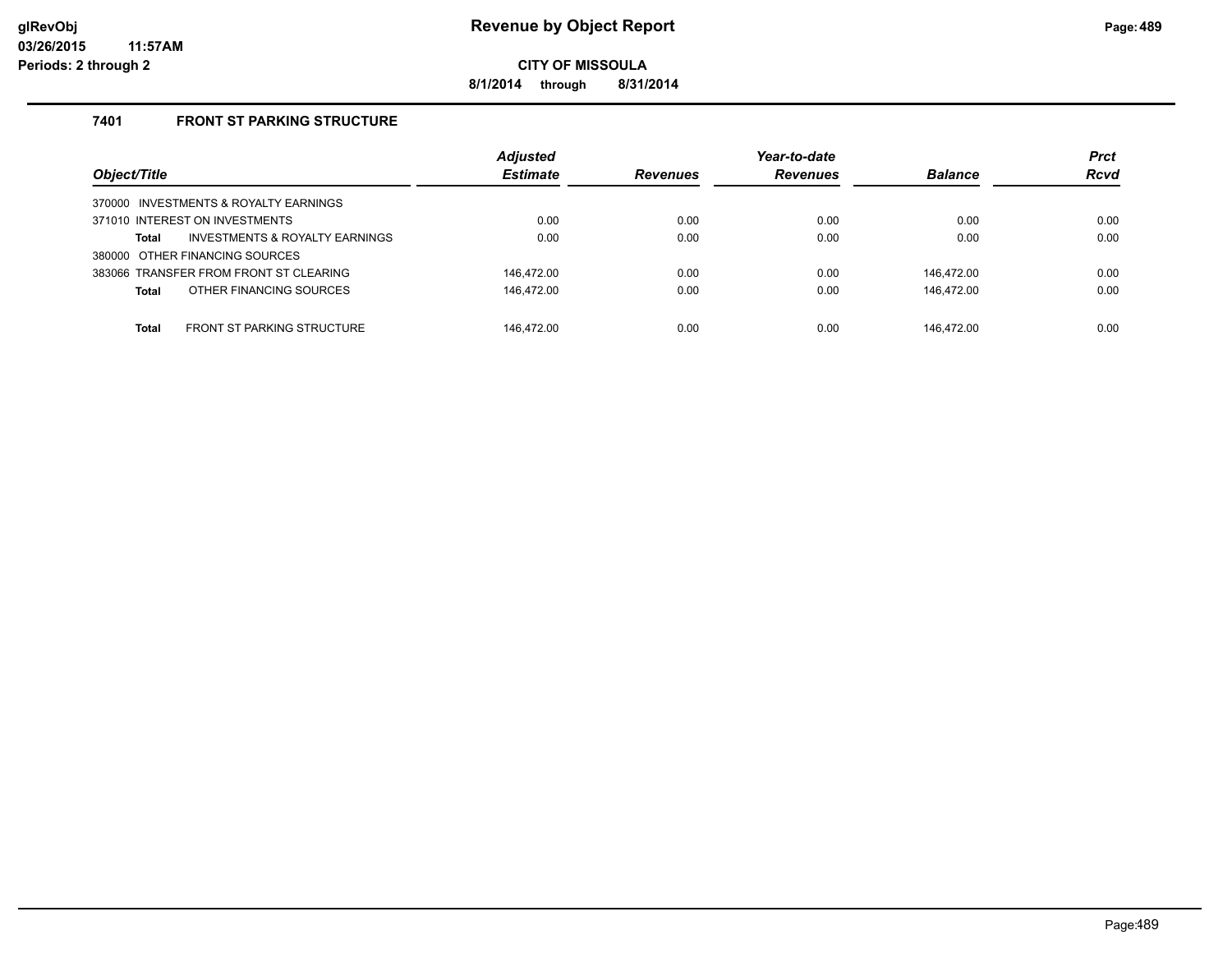**glRevObj**
**03/26/2015 11:57AM**
**Periods: 2 through 2**

# Revenue by Object Report

**CITY OF MISSOULA**

**8/1/2014 through 8/31/2014**

## 7401 FRONT ST PARKING STRUCTURE

| Object/Title | Adjusted Estimate | Revenues | Year-to-date Revenues | Balance | Prct Rcvd |
|---|---|---|---|---|---|
| 370000 INVESTMENTS & ROYALTY EARNINGS | | | | | |
| 371010 INTEREST ON INVESTMENTS | 0.00 | 0.00 | 0.00 | 0.00 | 0.00 |
| **Total** INVESTMENTS & ROYALTY EARNINGS | 0.00 | 0.00 | 0.00 | 0.00 | 0.00 |
| 380000 OTHER FINANCING SOURCES | | | | | |
| 383066 TRANSFER FROM FRONT ST CLEARING | 146,472.00 | 0.00 | 0.00 | 146,472.00 | 0.00 |
| **Total** OTHER FINANCING SOURCES | 146,472.00 | 0.00 | 0.00 | 146,472.00 | 0.00 |
| **Total** FRONT ST PARKING STRUCTURE | 146,472.00 | 0.00 | 0.00 | 146,472.00 | 0.00 |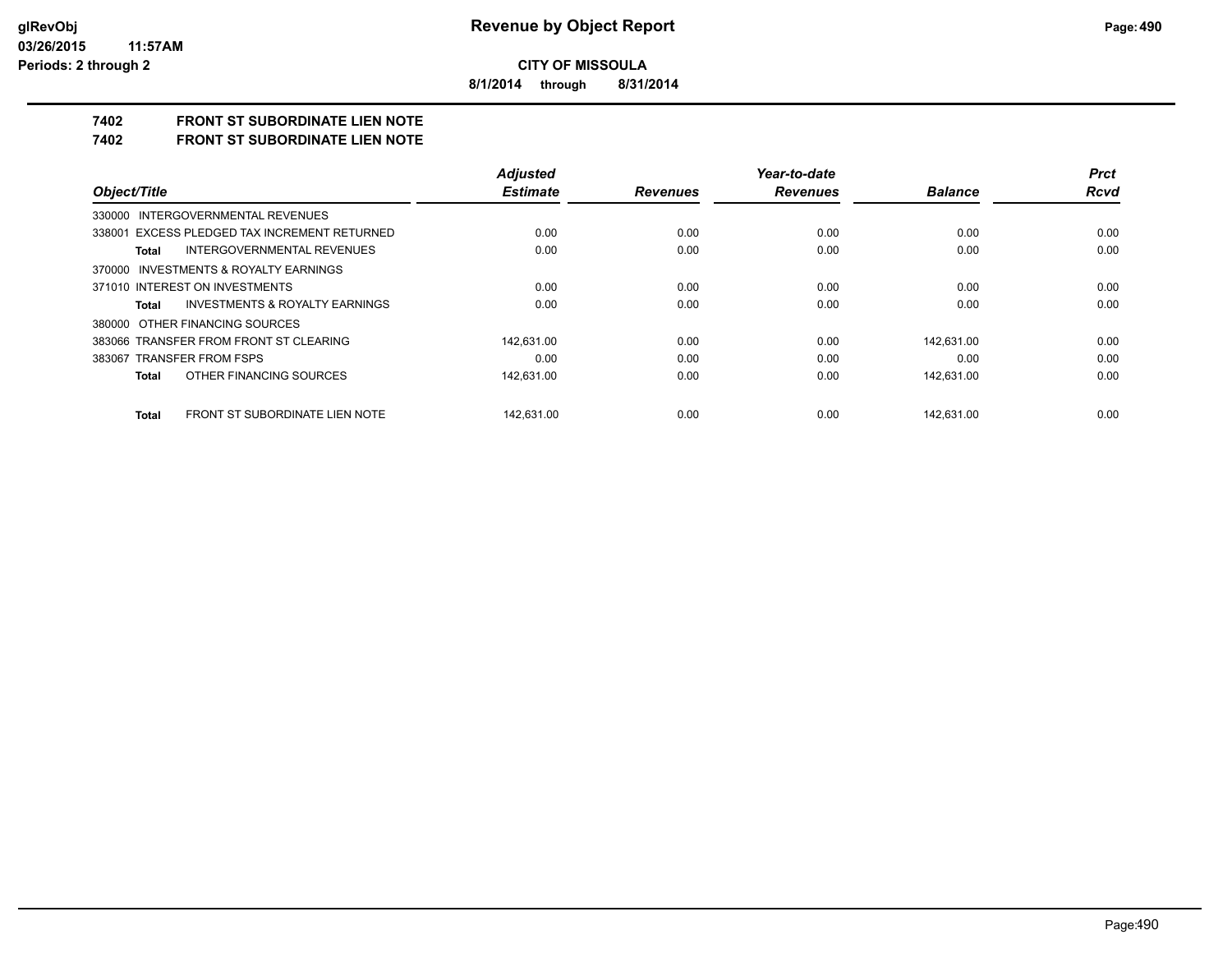**CITY OF MISSOULA**

**8/1/2014 through 8/31/2014**

## 7402 FRONT ST SUBORDINATE LIEN NOTE

## 7402 FRONT ST SUBORDINATE LIEN NOTE

| Object/Title | Adjusted Estimate | Revenues | Year-to-date Revenues | Balance | Prct Rcvd |
|---|---|---|---|---|---|
| 330000 INTERGOVERNMENTAL REVENUES | | | | | |
| 338001 EXCESS PLEDGED TAX INCREMENT RETURNED | 0.00 | 0.00 | 0.00 | 0.00 | 0.00 |
| **Total** INTERGOVERNMENTAL REVENUES | 0.00 | 0.00 | 0.00 | 0.00 | 0.00 |
| 370000 INVESTMENTS & ROYALTY EARNINGS | | | | | |
| 371010 INTEREST ON INVESTMENTS | 0.00 | 0.00 | 0.00 | 0.00 | 0.00 |
| **Total** INVESTMENTS & ROYALTY EARNINGS | 0.00 | 0.00 | 0.00 | 0.00 | 0.00 |
| 380000 OTHER FINANCING SOURCES | | | | | |
| 383066 TRANSFER FROM FRONT ST CLEARING | 142,631.00 | 0.00 | 0.00 | 142,631.00 | 0.00 |
| 383067 TRANSFER FROM FSPS | 0.00 | 0.00 | 0.00 | 0.00 | 0.00 |
| **Total** OTHER FINANCING SOURCES | 142,631.00 | 0.00 | 0.00 | 142,631.00 | 0.00 |
| **Total** FRONT ST SUBORDINATE LIEN NOTE | 142,631.00 | 0.00 | 0.00 | 142,631.00 | 0.00 |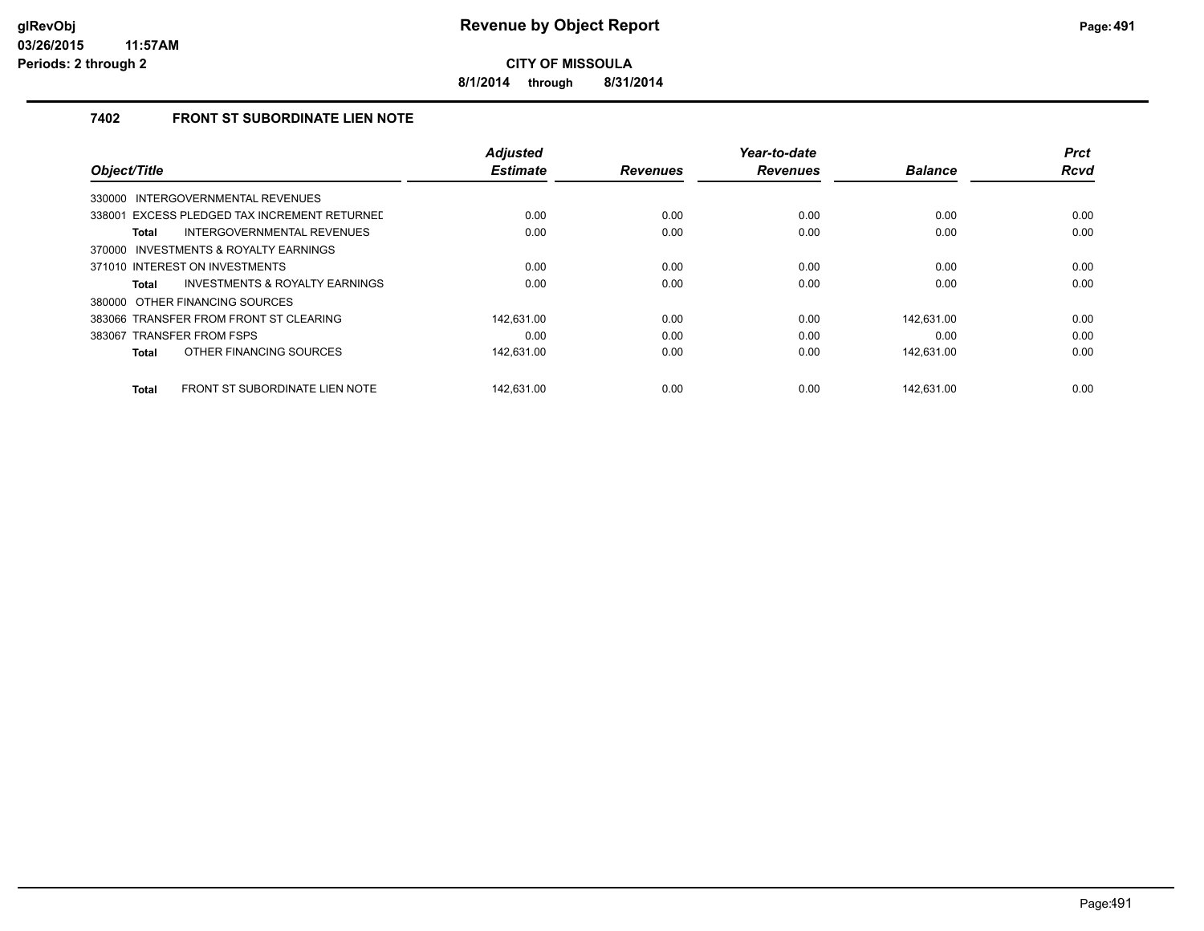**glRevObj**
**03/26/2015 11:57AM**
**Periods: 2 through 2**

# Revenue by Object Report

**CITY OF MISSOULA**

**8/1/2014 through 8/31/2014**

## 7402 FRONT ST SUBORDINATE LIEN NOTE

| Object/Title | Adjusted Estimate | Revenues | Year-to-date Revenues | Balance | Prct Rcvd |
|---|---|---|---|---|---|
| 330000 INTERGOVERNMENTAL REVENUES | | | | | |
| 338001 EXCESS PLEDGED TAX INCREMENT RETURNED | 0.00 | 0.00 | 0.00 | 0.00 | 0.00 |
| **Total** INTERGOVERNMENTAL REVENUES | 0.00 | 0.00 | 0.00 | 0.00 | 0.00 |
| 370000 INVESTMENTS & ROYALTY EARNINGS | | | | | |
| 371010 INTEREST ON INVESTMENTS | 0.00 | 0.00 | 0.00 | 0.00 | 0.00 |
| **Total** INVESTMENTS & ROYALTY EARNINGS | 0.00 | 0.00 | 0.00 | 0.00 | 0.00 |
| 380000 OTHER FINANCING SOURCES | | | | | |
| 383066 TRANSFER FROM FRONT ST CLEARING | 142,631.00 | 0.00 | 0.00 | 142,631.00 | 0.00 |
| 383067 TRANSFER FROM FSPS | 0.00 | 0.00 | 0.00 | 0.00 | 0.00 |
| **Total** OTHER FINANCING SOURCES | 142,631.00 | 0.00 | 0.00 | 142,631.00 | 0.00 |
| **Total** FRONT ST SUBORDINATE LIEN NOTE | 142,631.00 | 0.00 | 0.00 | 142,631.00 | 0.00 |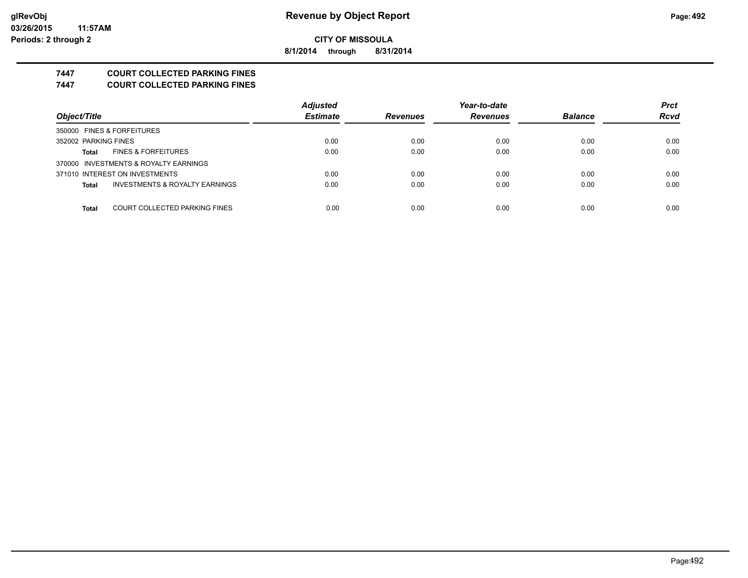**glRevObj**
**03/26/2015 11:57AM**
**Periods: 2 through 2**

# Revenue by Object Report

**CITY OF MISSOULA**

**8/1/2014 through 8/31/2014**

## 7447 COURT COLLECTED PARKING FINES
## 7447 COURT COLLECTED PARKING FINES

| Object/Title | Adjusted Estimate | Revenues | Year-to-date Revenues | Balance | Prct Rcvd |
|---|---|---|---|---|---|
| 350000 FINES & FORFEITURES | | | | | |
| 352002 PARKING FINES | 0.00 | 0.00 | 0.00 | 0.00 | 0.00 |
| **Total** FINES & FORFEITURES | 0.00 | 0.00 | 0.00 | 0.00 | 0.00 |
| 370000 INVESTMENTS & ROYALTY EARNINGS | | | | | |
| 371010 INTEREST ON INVESTMENTS | 0.00 | 0.00 | 0.00 | 0.00 | 0.00 |
| **Total** INVESTMENTS & ROYALTY EARNINGS | 0.00 | 0.00 | 0.00 | 0.00 | 0.00 |
| **Total** COURT COLLECTED PARKING FINES | 0.00 | 0.00 | 0.00 | 0.00 | 0.00 |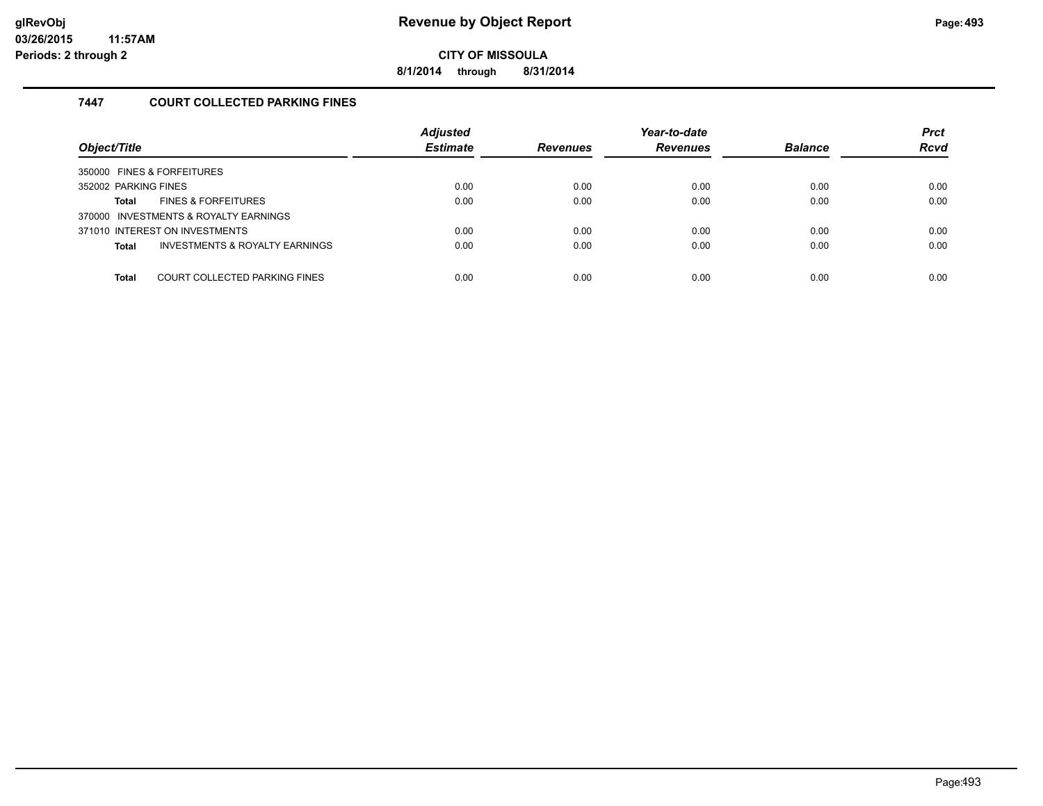**glRevObj**
**03/26/2015 11:57AM**
**Periods: 2 through 2**

# Revenue by Object Report

**CITY OF MISSOULA**

**8/1/2014 through 8/31/2014**

## 7447 COURT COLLECTED PARKING FINES

| Object/Title | Adjusted Estimate | Revenues | Year-to-date Revenues | Balance | Prct Rcvd |
|---|---|---|---|---|---|
| 350000 FINES & FORFEITURES | | | | | |
| 352002 PARKING FINES | 0.00 | 0.00 | 0.00 | 0.00 | 0.00 |
| **Total** FINES & FORFEITURES | 0.00 | 0.00 | 0.00 | 0.00 | 0.00 |
| 370000 INVESTMENTS & ROYALTY EARNINGS | | | | | |
| 371010 INTEREST ON INVESTMENTS | 0.00 | 0.00 | 0.00 | 0.00 | 0.00 |
| **Total** INVESTMENTS & ROYALTY EARNINGS | 0.00 | 0.00 | 0.00 | 0.00 | 0.00 |
| **Total** COURT COLLECTED PARKING FINES | 0.00 | 0.00 | 0.00 | 0.00 | 0.00 |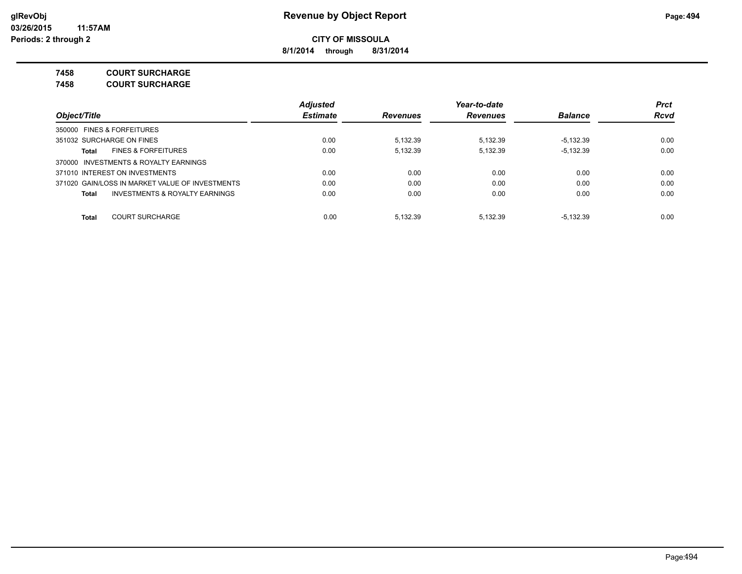# Revenue by Object Report

**CITY OF MISSOULA**

**8/1/2014 through 8/31/2014**

glRevObj
03/26/2015 11:57AM
Periods: 2 through 2

**7458 COURT SURCHARGE**
**7458 COURT SURCHARGE**

| Object/Title | Adjusted Estimate | Revenues | Year-to-date Revenues | Balance | Prct Rcvd |
|---|---|---|---|---|---|
| 350000 FINES & FORFEITURES | | | | | |
| 351032 SURCHARGE ON FINES | 0.00 | 5,132.39 | 5,132.39 | -5,132.39 | 0.00 |
| **Total** FINES & FORFEITURES | 0.00 | 5,132.39 | 5,132.39 | -5,132.39 | 0.00 |
| 370000 INVESTMENTS & ROYALTY EARNINGS | | | | | |
| 371010 INTEREST ON INVESTMENTS | 0.00 | 0.00 | 0.00 | 0.00 | 0.00 |
| 371020 GAIN/LOSS IN MARKET VALUE OF INVESTMENTS | 0.00 | 0.00 | 0.00 | 0.00 | 0.00 |
| **Total** INVESTMENTS & ROYALTY EARNINGS | 0.00 | 0.00 | 0.00 | 0.00 | 0.00 |
| **Total** COURT SURCHARGE | 0.00 | 5,132.39 | 5,132.39 | -5,132.39 | 0.00 |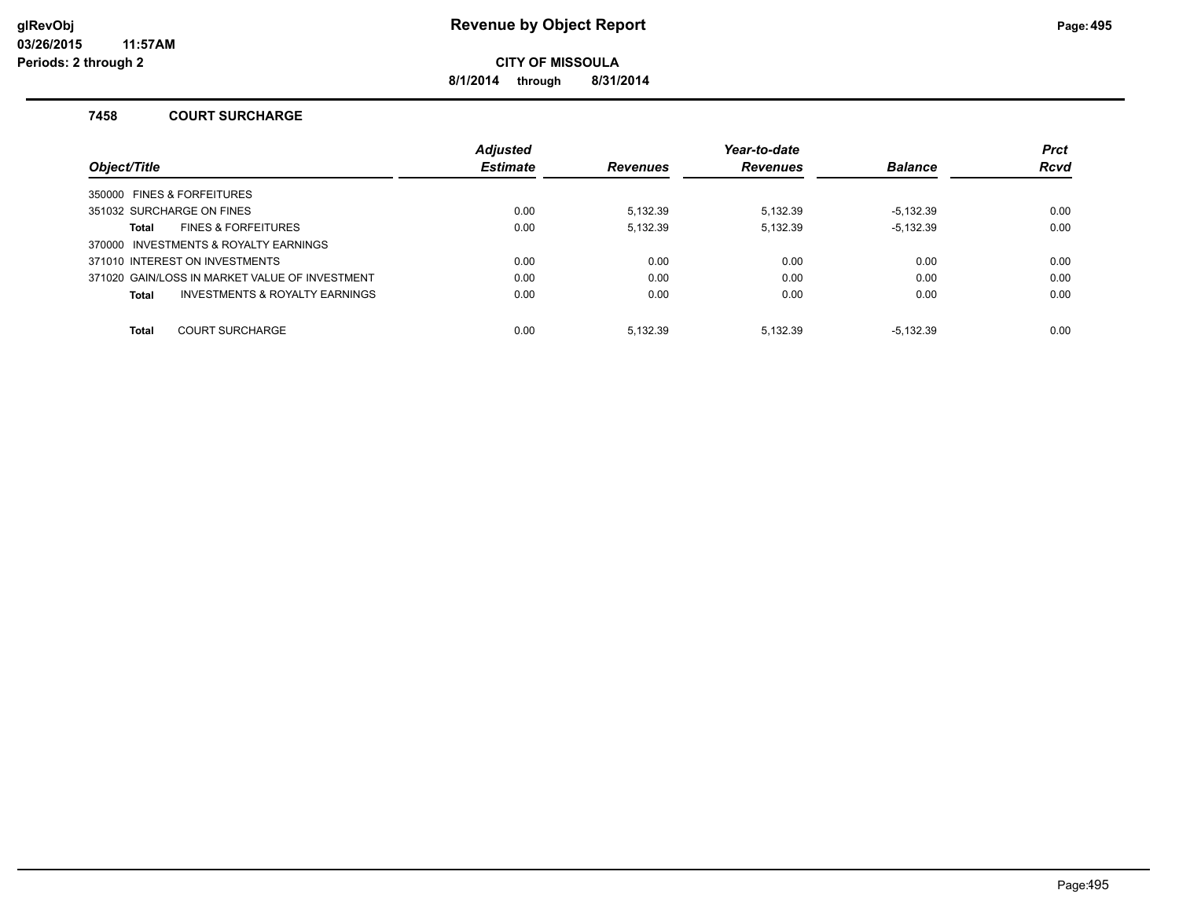# Revenue by Object Report

**CITY OF MISSOULA**

**8/1/2014 through 8/31/2014**

glRevObj
03/26/2015 11:57AM
Periods: 2 through 2

## 7458 COURT SURCHARGE

| Object/Title | | Adjusted Estimate | Revenues | Year-to-date Revenues | Balance | Prct Rcvd |
|---|---|---|---|---|---|---|
| 350000 FINES & FORFEITURES | | | | | | |
| 351032 SURCHARGE ON FINES | | 0.00 | 5,132.39 | 5,132.39 | -5,132.39 | 0.00 |
| **Total** | FINES & FORFEITURES | 0.00 | 5,132.39 | 5,132.39 | -5,132.39 | 0.00 |
| 370000 INVESTMENTS & ROYALTY EARNINGS | | | | | | |
| 371010 INTEREST ON INVESTMENTS | | 0.00 | 0.00 | 0.00 | 0.00 | 0.00 |
| 371020 GAIN/LOSS IN MARKET VALUE OF INVESTMENT | | 0.00 | 0.00 | 0.00 | 0.00 | 0.00 |
| **Total** | INVESTMENTS & ROYALTY EARNINGS | 0.00 | 0.00 | 0.00 | 0.00 | 0.00 |
| **Total** | COURT SURCHARGE | 0.00 | 5,132.39 | 5,132.39 | -5,132.39 | 0.00 |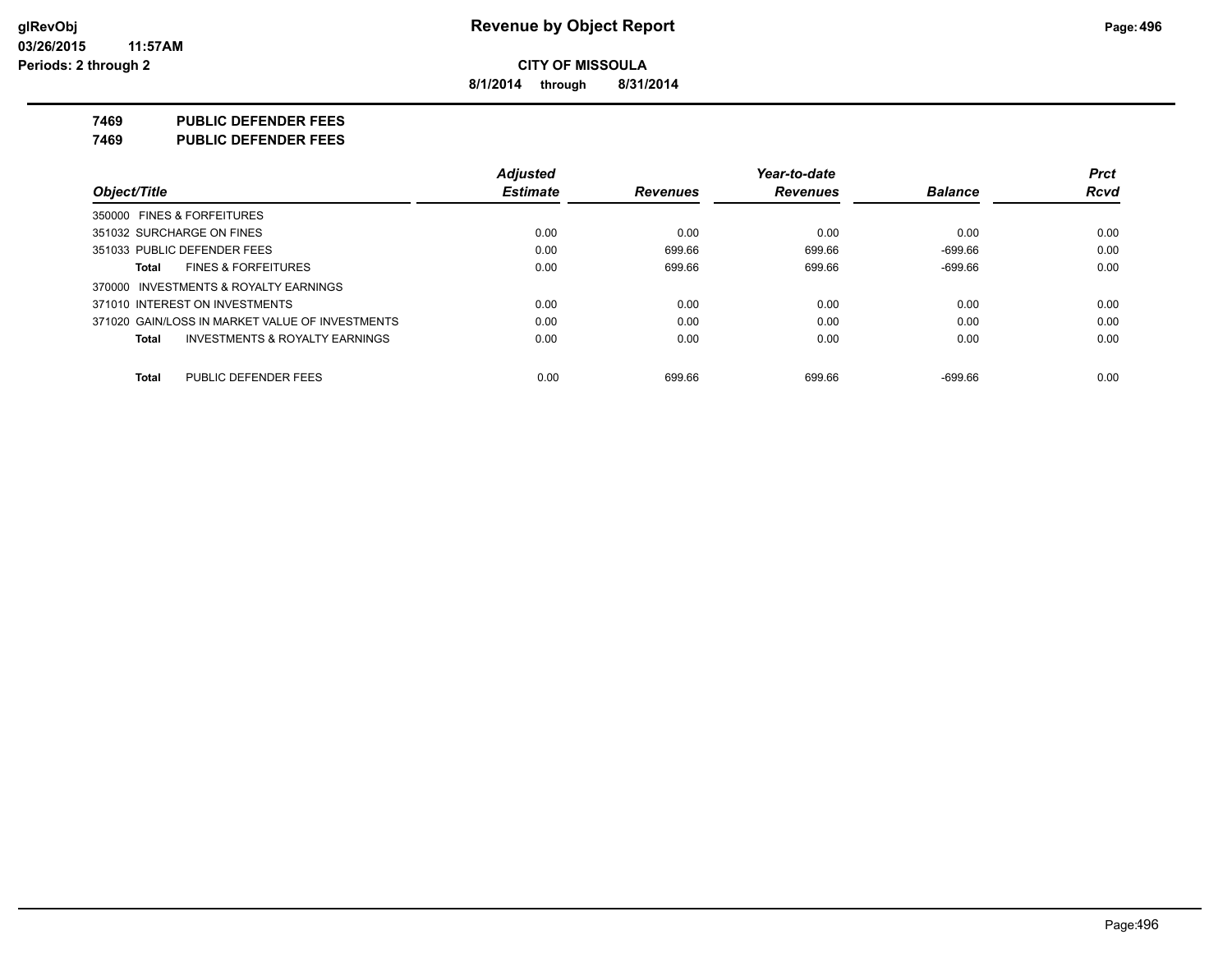**Revenue by Object Report**

**CITY OF MISSOULA**

**8/1/2014 through 8/31/2014**

glRevObj
03/26/2015 11:57AM
Periods: 2 through 2

## 7469 PUBLIC DEFENDER FEES
## 7469 PUBLIC DEFENDER FEES

| Object/Title | Adjusted Estimate | Revenues | Year-to-date Revenues | Balance | Prct Rcvd |
|---|---|---|---|---|---|
| 350000 FINES & FORFEITURES | | | | | |
| 351032 SURCHARGE ON FINES | 0.00 | 0.00 | 0.00 | 0.00 | 0.00 |
| 351033 PUBLIC DEFENDER FEES | 0.00 | 699.66 | 699.66 | -699.66 | 0.00 |
| **Total** FINES & FORFEITURES | 0.00 | 699.66 | 699.66 | -699.66 | 0.00 |
| 370000 INVESTMENTS & ROYALTY EARNINGS | | | | | |
| 371010 INTEREST ON INVESTMENTS | 0.00 | 0.00 | 0.00 | 0.00 | 0.00 |
| 371020 GAIN/LOSS IN MARKET VALUE OF INVESTMENTS | 0.00 | 0.00 | 0.00 | 0.00 | 0.00 |
| **Total** INVESTMENTS & ROYALTY EARNINGS | 0.00 | 0.00 | 0.00 | 0.00 | 0.00 |
| **Total** PUBLIC DEFENDER FEES | 0.00 | 699.66 | 699.66 | -699.66 | 0.00 |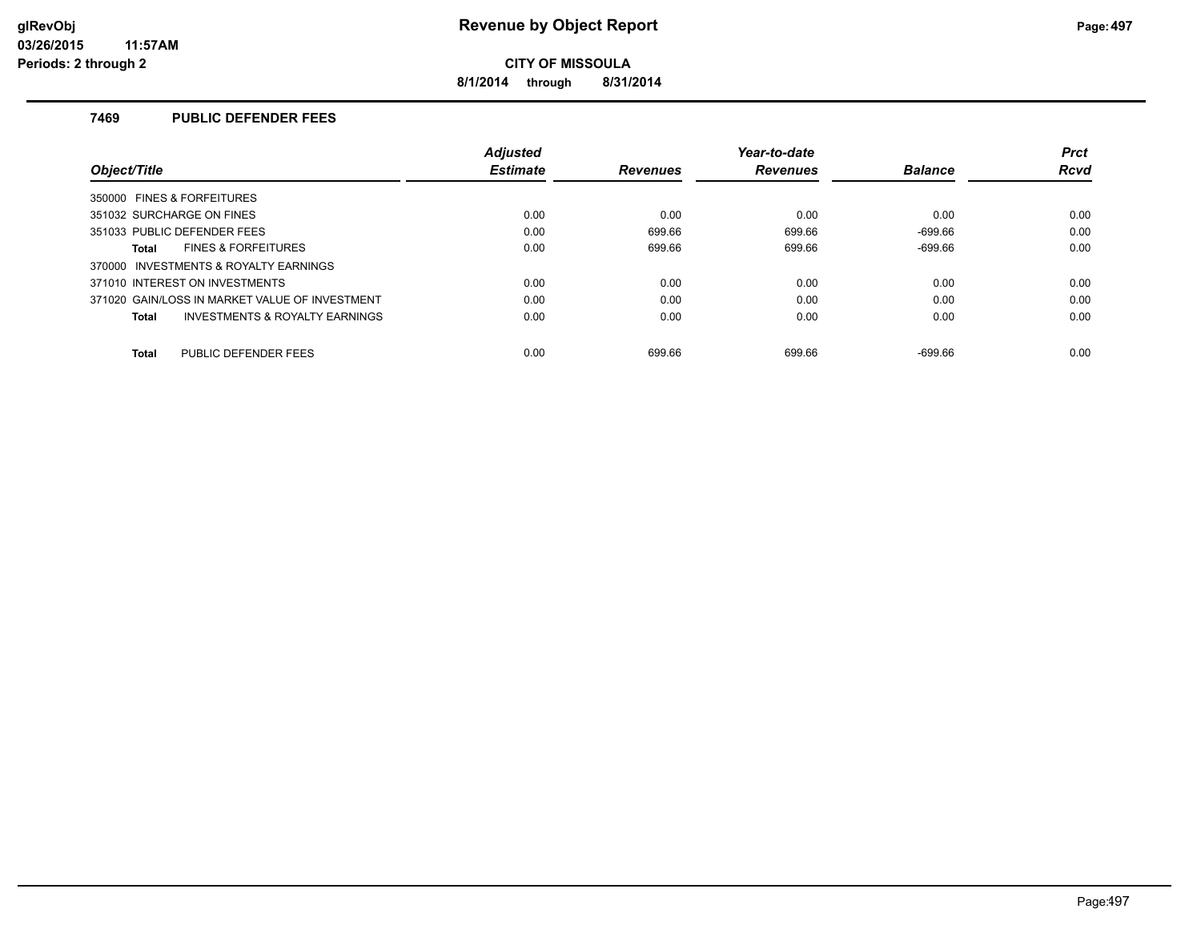# Revenue by Object Report

glRevObj
03/26/2015 11:57AM
Periods: 2 through 2

**CITY OF MISSOULA**

**8/1/2014 through 8/31/2014**

## 7469 PUBLIC DEFENDER FEES

| Object/Title | Adjusted Estimate | Revenues | Year-to-date Revenues | Balance | Prct Rcvd |
|---|---|---|---|---|---|
| 350000 FINES & FORFEITURES | | | | | |
| 351032 SURCHARGE ON FINES | 0.00 | 0.00 | 0.00 | 0.00 | 0.00 |
| 351033 PUBLIC DEFENDER FEES | 0.00 | 699.66 | 699.66 | -699.66 | 0.00 |
| **Total** FINES & FORFEITURES | 0.00 | 699.66 | 699.66 | -699.66 | 0.00 |
| 370000 INVESTMENTS & ROYALTY EARNINGS | | | | | |
| 371010 INTEREST ON INVESTMENTS | 0.00 | 0.00 | 0.00 | 0.00 | 0.00 |
| 371020 GAIN/LOSS IN MARKET VALUE OF INVESTMENT | 0.00 | 0.00 | 0.00 | 0.00 | 0.00 |
| **Total** INVESTMENTS & ROYALTY EARNINGS | 0.00 | 0.00 | 0.00 | 0.00 | 0.00 |
| **Total** PUBLIC DEFENDER FEES | 0.00 | 699.66 | 699.66 | -699.66 | 0.00 |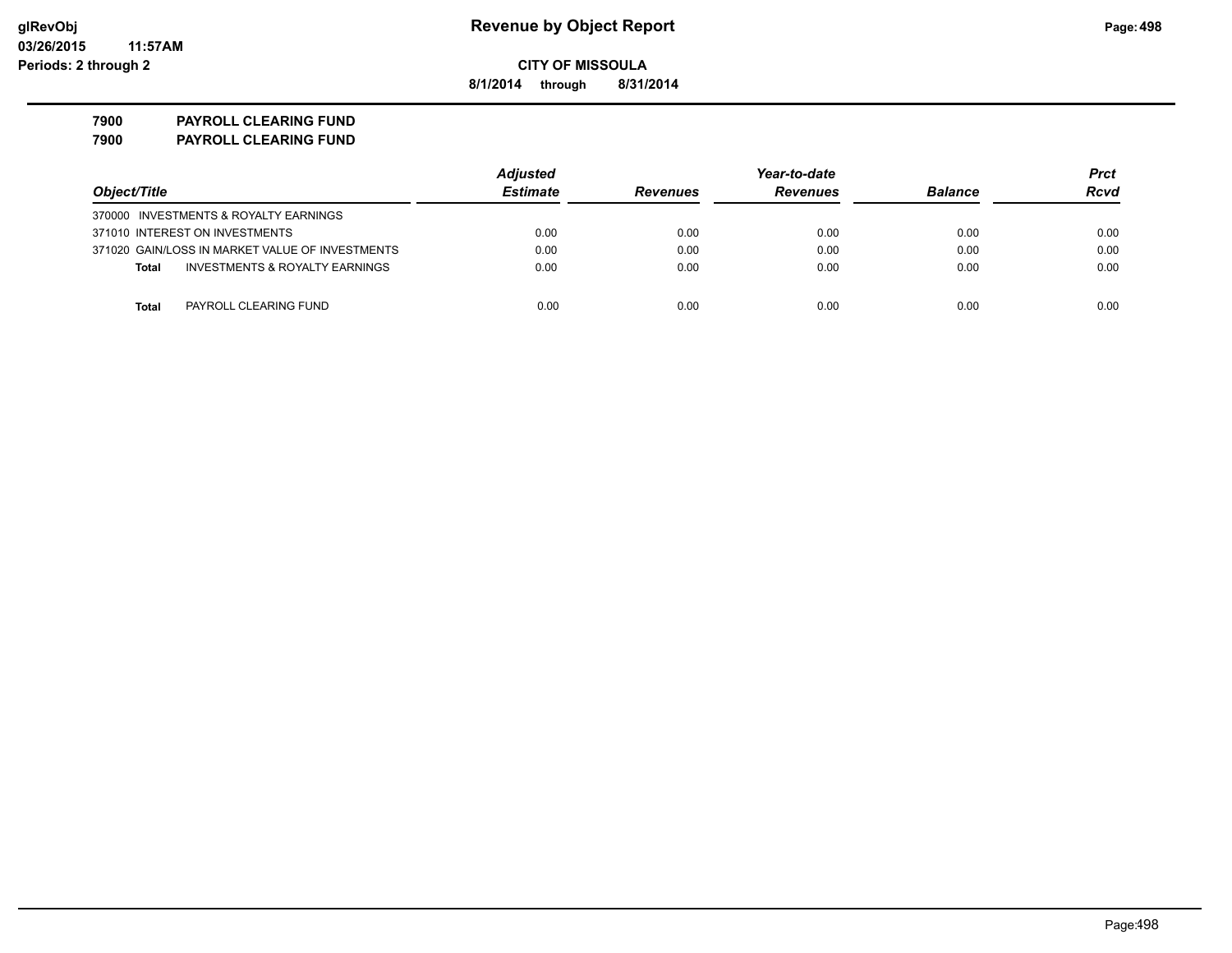**glRevObj**
**03/26/2015 11:57AM**
**Periods: 2 through 2**

# Revenue by Object Report

**CITY OF MISSOULA**

**8/1/2014 through 8/31/2014**

**7900 PAYROLL CLEARING FUND**
**7900 PAYROLL CLEARING FUND**

| Object/Title | Adjusted Estimate | Revenues | Year-to-date Revenues | Balance | Prct Rcvd |
|---|---|---|---|---|---|
| 370000 INVESTMENTS & ROYALTY EARNINGS | | | | | |
| 371010 INTEREST ON INVESTMENTS | 0.00 | 0.00 | 0.00 | 0.00 | 0.00 |
| 371020 GAIN/LOSS IN MARKET VALUE OF INVESTMENTS | 0.00 | 0.00 | 0.00 | 0.00 | 0.00 |
| **Total** INVESTMENTS & ROYALTY EARNINGS | 0.00 | 0.00 | 0.00 | 0.00 | 0.00 |
| **Total** PAYROLL CLEARING FUND | 0.00 | 0.00 | 0.00 | 0.00 | 0.00 |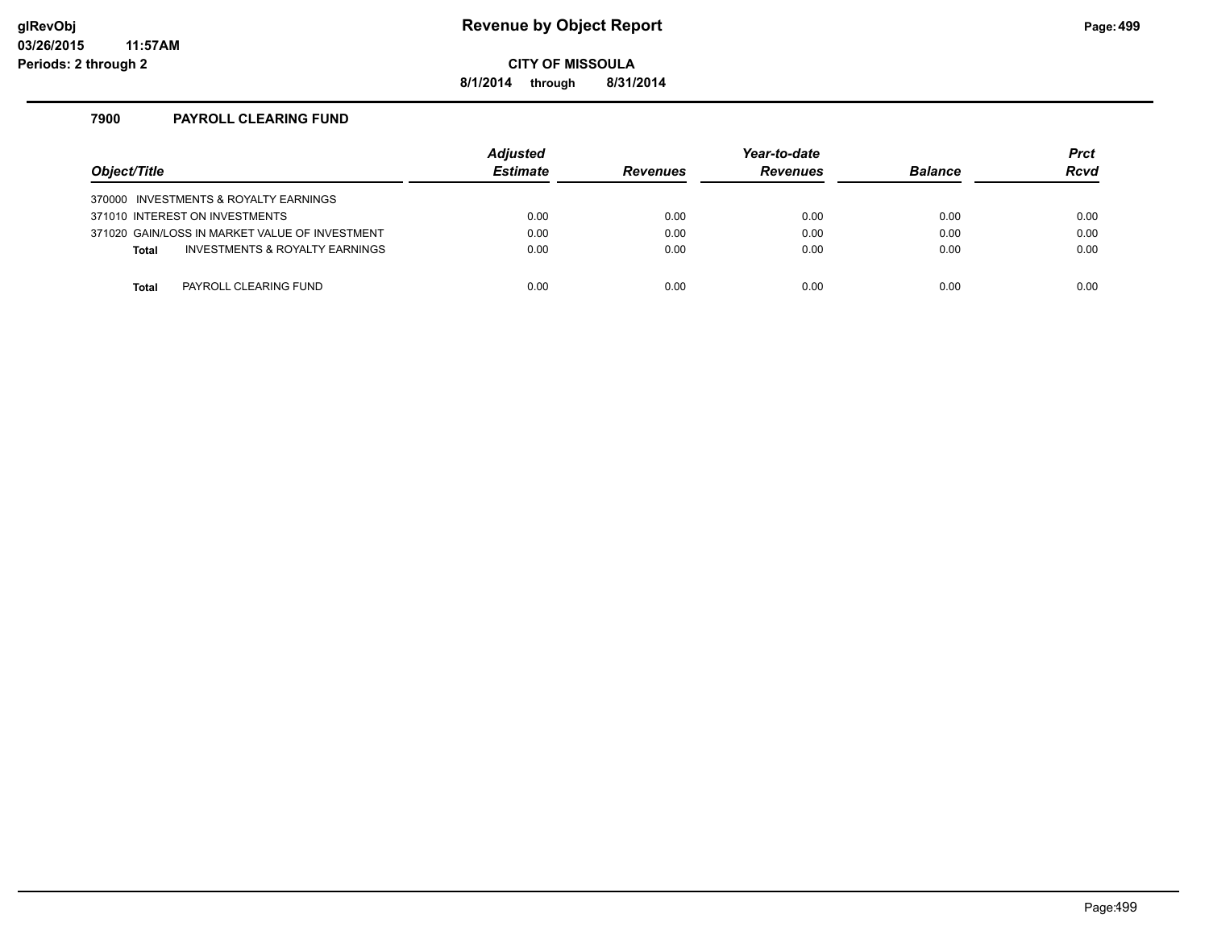**Revenue by Object Report**

**CITY OF MISSOULA**

**8/1/2014 through 8/31/2014**

glRevObj
03/26/2015 11:57AM
Periods: 2 through 2

## 7900 PAYROLL CLEARING FUND

| Object/Title | Adjusted Estimate | Revenues | Year-to-date Revenues | Balance | Prct Rcvd |
|---|---|---|---|---|---|
| 370000 INVESTMENTS & ROYALTY EARNINGS | | | | | |
| 371010 INTEREST ON INVESTMENTS | 0.00 | 0.00 | 0.00 | 0.00 | 0.00 |
| 371020 GAIN/LOSS IN MARKET VALUE OF INVESTMENT | 0.00 | 0.00 | 0.00 | 0.00 | 0.00 |
| **Total** INVESTMENTS & ROYALTY EARNINGS | 0.00 | 0.00 | 0.00 | 0.00 | 0.00 |
| **Total** PAYROLL CLEARING FUND | 0.00 | 0.00 | 0.00 | 0.00 | 0.00 |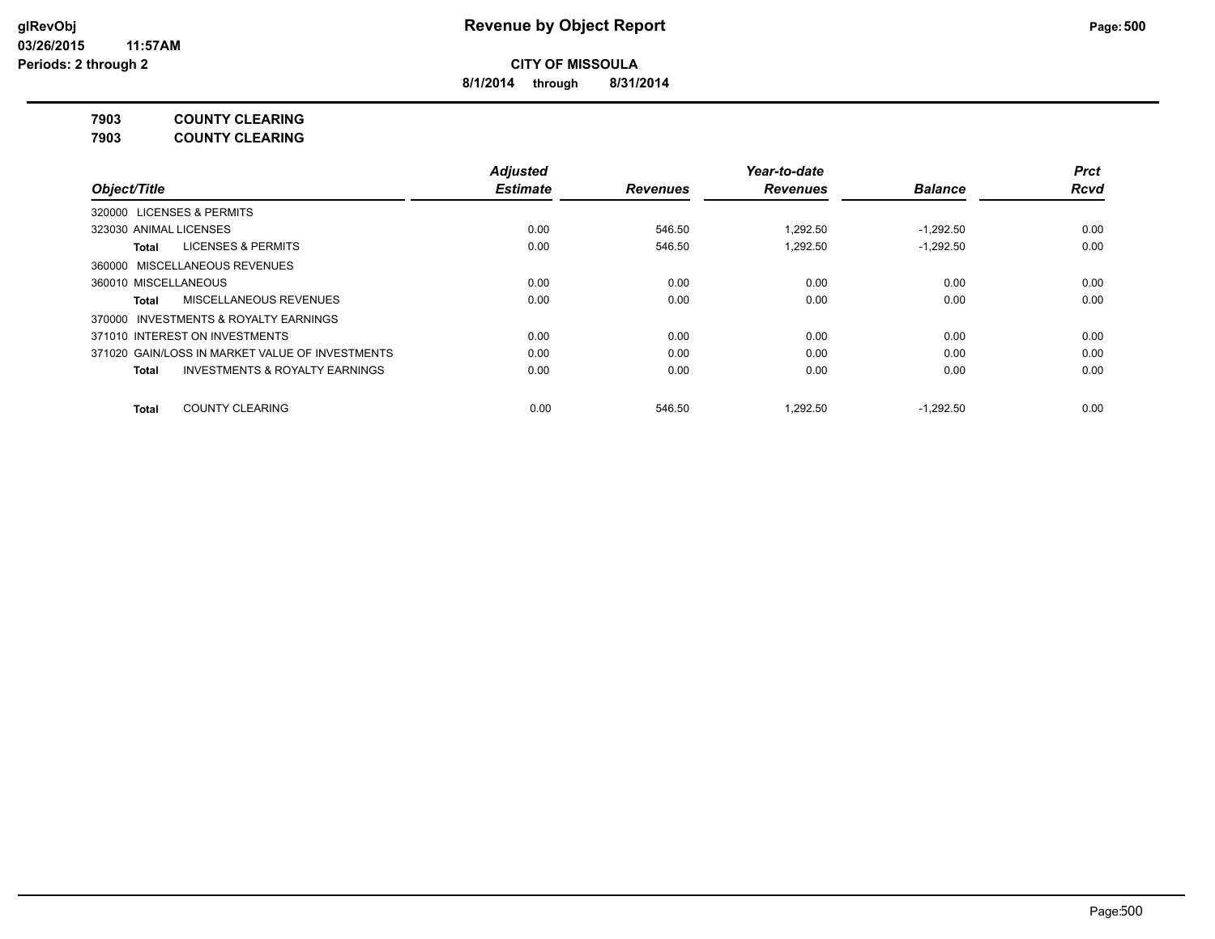**Revenue by Object Report**

**CITY OF MISSOULA**

**8/1/2014 through 8/31/2014**

glRevObj
03/26/2015 11:57AM
Periods: 2 through 2

**7903 COUNTY CLEARING**
**7903 COUNTY CLEARING**

| Object/Title | Adjusted Estimate | Revenues | Year-to-date Revenues | Balance | Prct Rcvd |
|---|---|---|---|---|---|
| 320000 LICENSES & PERMITS | | | | | |
| 323030 ANIMAL LICENSES | 0.00 | 546.50 | 1,292.50 | -1,292.50 | 0.00 |
| **Total** LICENSES & PERMITS | 0.00 | 546.50 | 1,292.50 | -1,292.50 | 0.00 |
| 360000 MISCELLANEOUS REVENUES | | | | | |
| 360010 MISCELLANEOUS | 0.00 | 0.00 | 0.00 | 0.00 | 0.00 |
| **Total** MISCELLANEOUS REVENUES | 0.00 | 0.00 | 0.00 | 0.00 | 0.00 |
| 370000 INVESTMENTS & ROYALTY EARNINGS | | | | | |
| 371010 INTEREST ON INVESTMENTS | 0.00 | 0.00 | 0.00 | 0.00 | 0.00 |
| 371020 GAIN/LOSS IN MARKET VALUE OF INVESTMENTS | 0.00 | 0.00 | 0.00 | 0.00 | 0.00 |
| **Total** INVESTMENTS & ROYALTY EARNINGS | 0.00 | 0.00 | 0.00 | 0.00 | 0.00 |
| **Total** COUNTY CLEARING | 0.00 | 546.50 | 1,292.50 | -1,292.50 | 0.00 |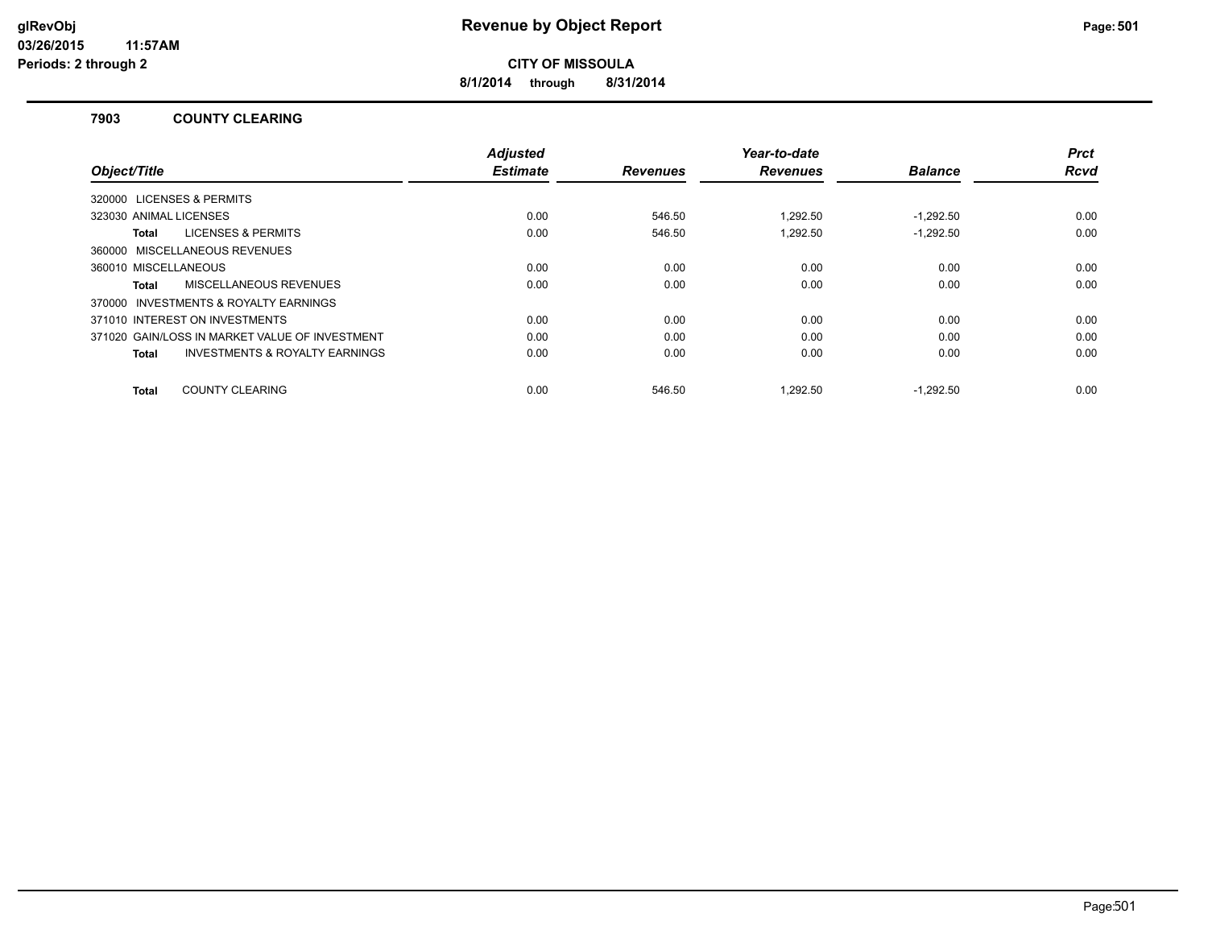# Revenue by Object Report

**CITY OF MISSOULA**

**8/1/2014 through 8/31/2014**

glRevObj
03/26/2015 11:57AM
Periods: 2 through 2

## 7903 COUNTY CLEARING

| Object/Title | Adjusted Estimate | Revenues | Year-to-date Revenues | Balance | Prct Rcvd |
|---|---|---|---|---|---|
| 320000 LICENSES & PERMITS | | | | | |
| 323030 ANIMAL LICENSES | 0.00 | 546.50 | 1,292.50 | -1,292.50 | 0.00 |
| **Total** LICENSES & PERMITS | 0.00 | 546.50 | 1,292.50 | -1,292.50 | 0.00 |
| 360000 MISCELLANEOUS REVENUES | | | | | |
| 360010 MISCELLANEOUS | 0.00 | 0.00 | 0.00 | 0.00 | 0.00 |
| **Total** MISCELLANEOUS REVENUES | 0.00 | 0.00 | 0.00 | 0.00 | 0.00 |
| 370000 INVESTMENTS & ROYALTY EARNINGS | | | | | |
| 371010 INTEREST ON INVESTMENTS | 0.00 | 0.00 | 0.00 | 0.00 | 0.00 |
| 371020 GAIN/LOSS IN MARKET VALUE OF INVESTMENT | 0.00 | 0.00 | 0.00 | 0.00 | 0.00 |
| **Total** INVESTMENTS & ROYALTY EARNINGS | 0.00 | 0.00 | 0.00 | 0.00 | 0.00 |
| **Total** COUNTY CLEARING | 0.00 | 546.50 | 1,292.50 | -1,292.50 | 0.00 |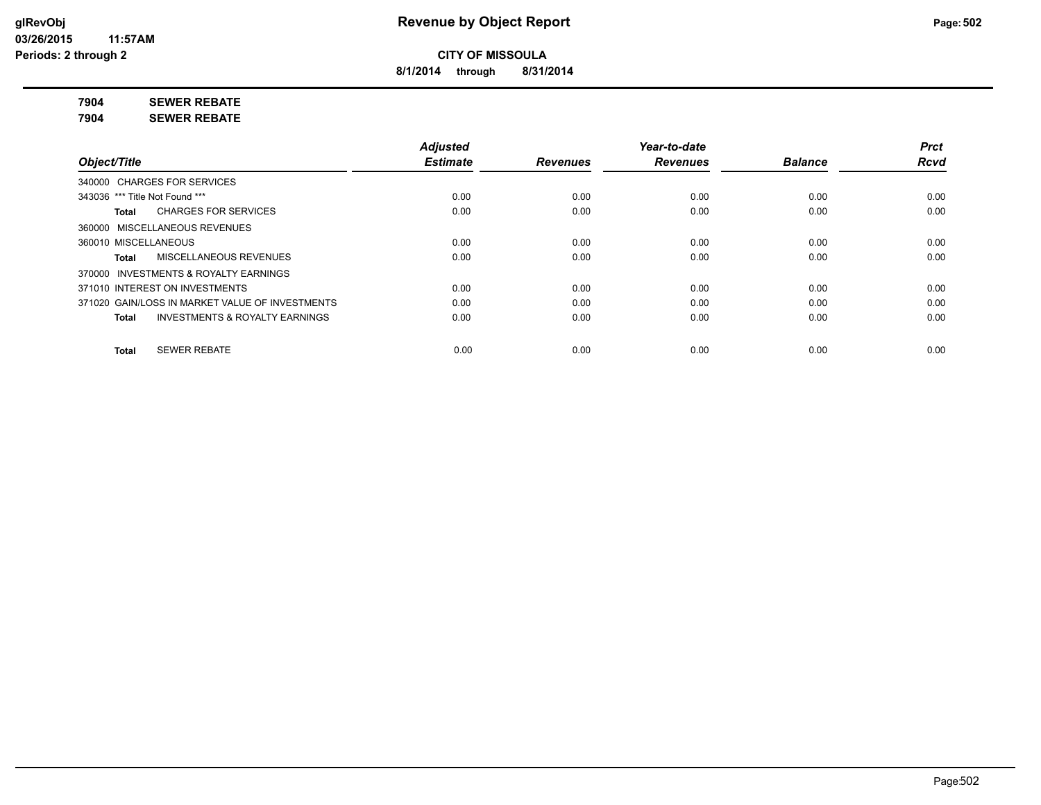**CITY OF MISSOULA**

**8/1/2014 through 8/31/2014**

**7904 SEWER REBATE**

**7904 SEWER REBATE**

| Object/Title | Adjusted Estimate | Revenues | Year-to-date Revenues | Balance | Prct Rcvd |
|---|---|---|---|---|---|
| 340000 CHARGES FOR SERVICES | | | | | |
| 343036 *** Title Not Found *** | 0.00 | 0.00 | 0.00 | 0.00 | 0.00 |
| **Total** CHARGES FOR SERVICES | 0.00 | 0.00 | 0.00 | 0.00 | 0.00 |
| 360000 MISCELLANEOUS REVENUES | | | | | |
| 360010 MISCELLANEOUS | 0.00 | 0.00 | 0.00 | 0.00 | 0.00 |
| **Total** MISCELLANEOUS REVENUES | 0.00 | 0.00 | 0.00 | 0.00 | 0.00 |
| 370000 INVESTMENTS & ROYALTY EARNINGS | | | | | |
| 371010 INTEREST ON INVESTMENTS | 0.00 | 0.00 | 0.00 | 0.00 | 0.00 |
| 371020 GAIN/LOSS IN MARKET VALUE OF INVESTMENTS | 0.00 | 0.00 | 0.00 | 0.00 | 0.00 |
| **Total** INVESTMENTS & ROYALTY EARNINGS | 0.00 | 0.00 | 0.00 | 0.00 | 0.00 |
| **Total** SEWER REBATE | 0.00 | 0.00 | 0.00 | 0.00 | 0.00 |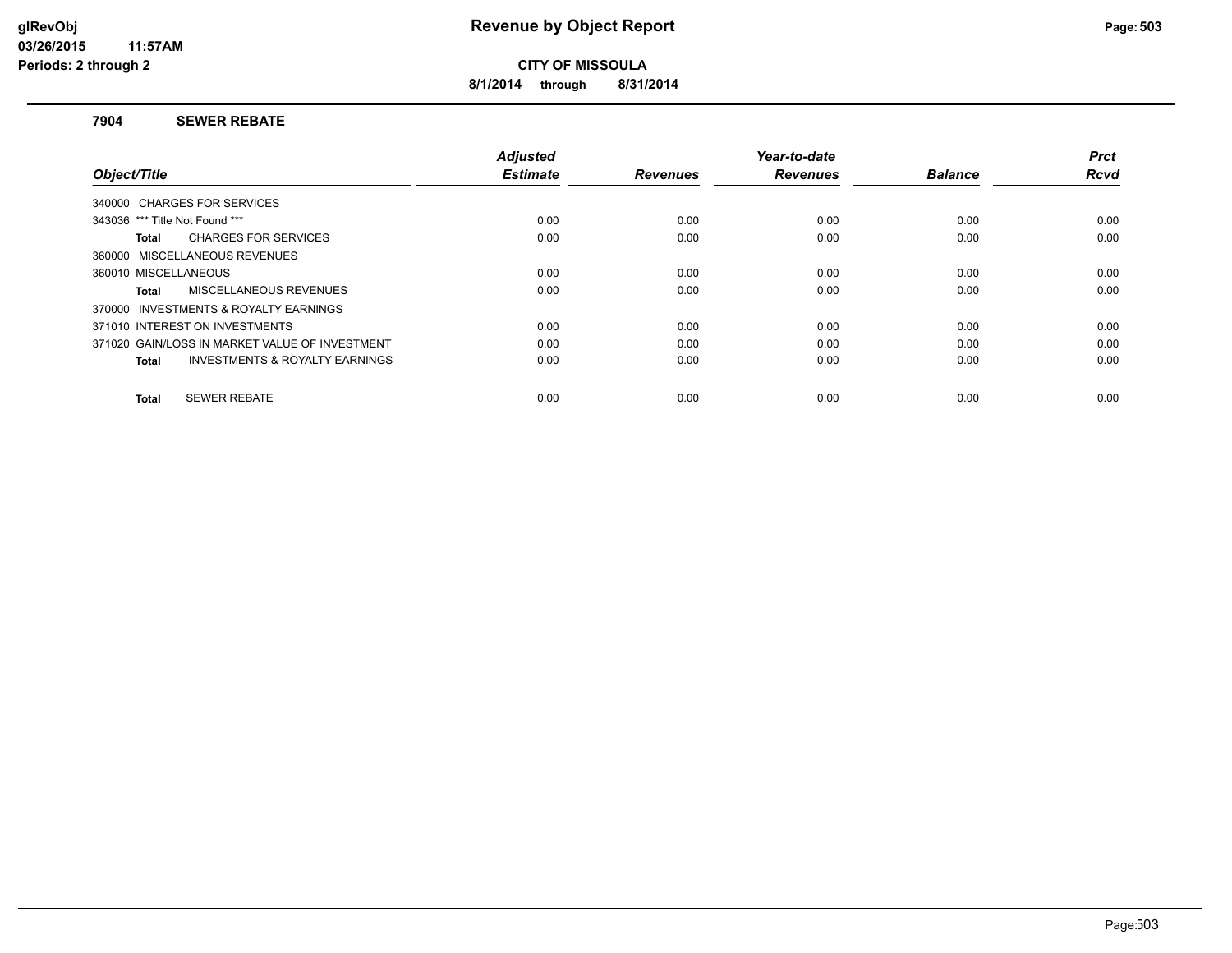**glRevObj**
**03/26/2015 11:57AM**
**Periods: 2 through 2**

# Revenue by Object Report

**CITY OF MISSOULA**

**8/1/2014 through 8/31/2014**

## 7904 SEWER REBATE

| Object/Title | Adjusted Estimate | Revenues | Year-to-date Revenues | Balance | Prct Rcvd |
|---|---|---|---|---|---|
| 340000 CHARGES FOR SERVICES | | | | | |
| 343036 *** Title Not Found *** | 0.00 | 0.00 | 0.00 | 0.00 | 0.00 |
| **Total** CHARGES FOR SERVICES | 0.00 | 0.00 | 0.00 | 0.00 | 0.00 |
| 360000 MISCELLANEOUS REVENUES | | | | | |
| 360010 MISCELLANEOUS | 0.00 | 0.00 | 0.00 | 0.00 | 0.00 |
| **Total** MISCELLANEOUS REVENUES | 0.00 | 0.00 | 0.00 | 0.00 | 0.00 |
| 370000 INVESTMENTS & ROYALTY EARNINGS | | | | | |
| 371010 INTEREST ON INVESTMENTS | 0.00 | 0.00 | 0.00 | 0.00 | 0.00 |
| 371020 GAIN/LOSS IN MARKET VALUE OF INVESTMENT | 0.00 | 0.00 | 0.00 | 0.00 | 0.00 |
| **Total** INVESTMENTS & ROYALTY EARNINGS | 0.00 | 0.00 | 0.00 | 0.00 | 0.00 |
| **Total** SEWER REBATE | 0.00 | 0.00 | 0.00 | 0.00 | 0.00 |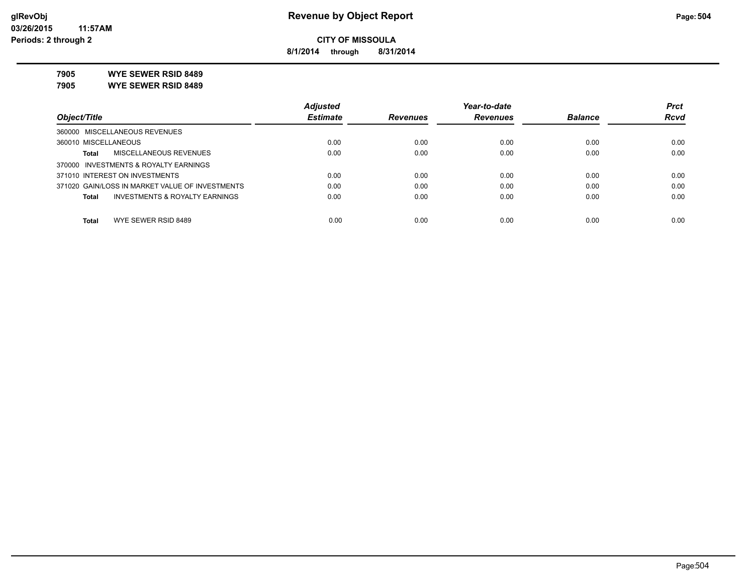**Revenue by Object Report**

**CITY OF MISSOULA**

**8/1/2014 through 8/31/2014**

glRevObj
03/26/2015 11:57AM
Periods: 2 through 2

**7905 WYE SEWER RSID 8489**

**7905 WYE SEWER RSID 8489**

| Object/Title | Adjusted Estimate | Revenues | Year-to-date Revenues | Balance | Prct Rcvd |
|---|---|---|---|---|---|
| 360000 MISCELLANEOUS REVENUES | | | | | |
| 360010 MISCELLANEOUS | 0.00 | 0.00 | 0.00 | 0.00 | 0.00 |
| **Total** MISCELLANEOUS REVENUES | 0.00 | 0.00 | 0.00 | 0.00 | 0.00 |
| 370000 INVESTMENTS & ROYALTY EARNINGS | | | | | |
| 371010 INTEREST ON INVESTMENTS | 0.00 | 0.00 | 0.00 | 0.00 | 0.00 |
| 371020 GAIN/LOSS IN MARKET VALUE OF INVESTMENTS | 0.00 | 0.00 | 0.00 | 0.00 | 0.00 |
| **Total** INVESTMENTS & ROYALTY EARNINGS | 0.00 | 0.00 | 0.00 | 0.00 | 0.00 |
| **Total** WYE SEWER RSID 8489 | 0.00 | 0.00 | 0.00 | 0.00 | 0.00 |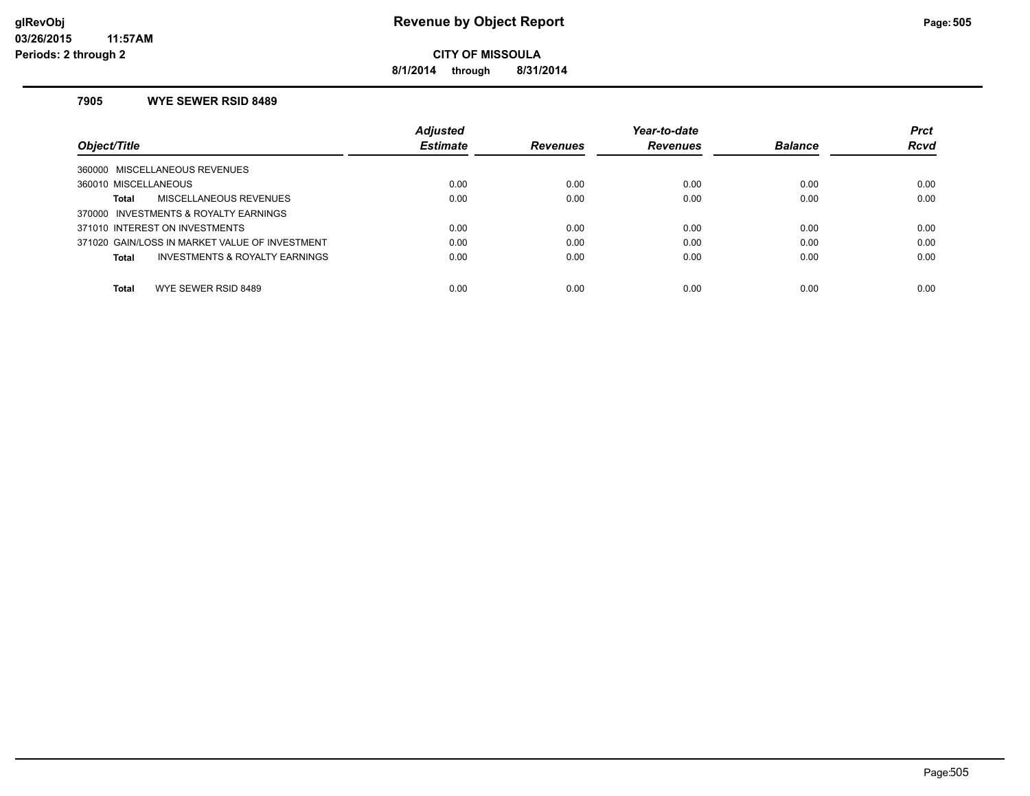**CITY OF MISSOULA**

**8/1/2014 through 8/31/2014**

### 7905 WYE SEWER RSID 8489

| Object/Title | Adjusted Estimate | Revenues | Year-to-date Revenues | Balance | Prct Rcvd |
|---|---|---|---|---|---|
| 360000 MISCELLANEOUS REVENUES | | | | | |
| 360010 MISCELLANEOUS | 0.00 | 0.00 | 0.00 | 0.00 | 0.00 |
| **Total** MISCELLANEOUS REVENUES | 0.00 | 0.00 | 0.00 | 0.00 | 0.00 |
| 370000 INVESTMENTS & ROYALTY EARNINGS | | | | | |
| 371010 INTEREST ON INVESTMENTS | 0.00 | 0.00 | 0.00 | 0.00 | 0.00 |
| 371020 GAIN/LOSS IN MARKET VALUE OF INVESTMENT | 0.00 | 0.00 | 0.00 | 0.00 | 0.00 |
| **Total** INVESTMENTS & ROYALTY EARNINGS | 0.00 | 0.00 | 0.00 | 0.00 | 0.00 |
| **Total** WYE SEWER RSID 8489 | 0.00 | 0.00 | 0.00 | 0.00 | 0.00 |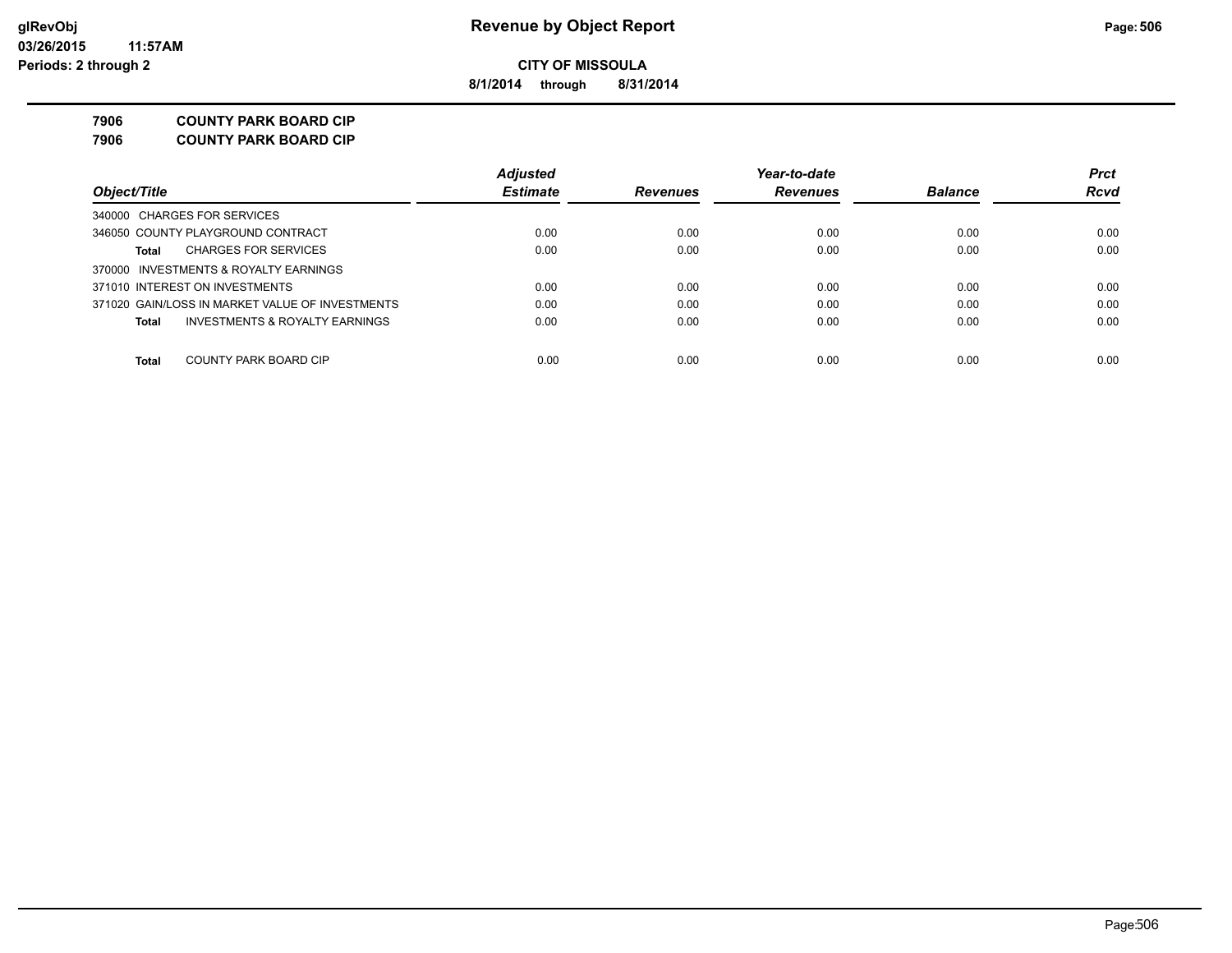**glRevObj**
**03/26/2015 11:57AM**
**Periods: 2 through 2**

# Revenue by Object Report

**CITY OF MISSOULA**

**8/1/2014 through 8/31/2014**

**7906 COUNTY PARK BOARD CIP**
**7906 COUNTY PARK BOARD CIP**

| Object/Title | Adjusted Estimate | Revenues | Year-to-date Revenues | Balance | Prct Rcvd |
|---|---|---|---|---|---|
| 340000 CHARGES FOR SERVICES | | | | | |
| 346050 COUNTY PLAYGROUND CONTRACT | 0.00 | 0.00 | 0.00 | 0.00 | 0.00 |
| **Total** CHARGES FOR SERVICES | 0.00 | 0.00 | 0.00 | 0.00 | 0.00 |
| 370000 INVESTMENTS & ROYALTY EARNINGS | | | | | |
| 371010 INTEREST ON INVESTMENTS | 0.00 | 0.00 | 0.00 | 0.00 | 0.00 |
| 371020 GAIN/LOSS IN MARKET VALUE OF INVESTMENTS | 0.00 | 0.00 | 0.00 | 0.00 | 0.00 |
| **Total** INVESTMENTS & ROYALTY EARNINGS | 0.00 | 0.00 | 0.00 | 0.00 | 0.00 |
| **Total** COUNTY PARK BOARD CIP | 0.00 | 0.00 | 0.00 | 0.00 | 0.00 |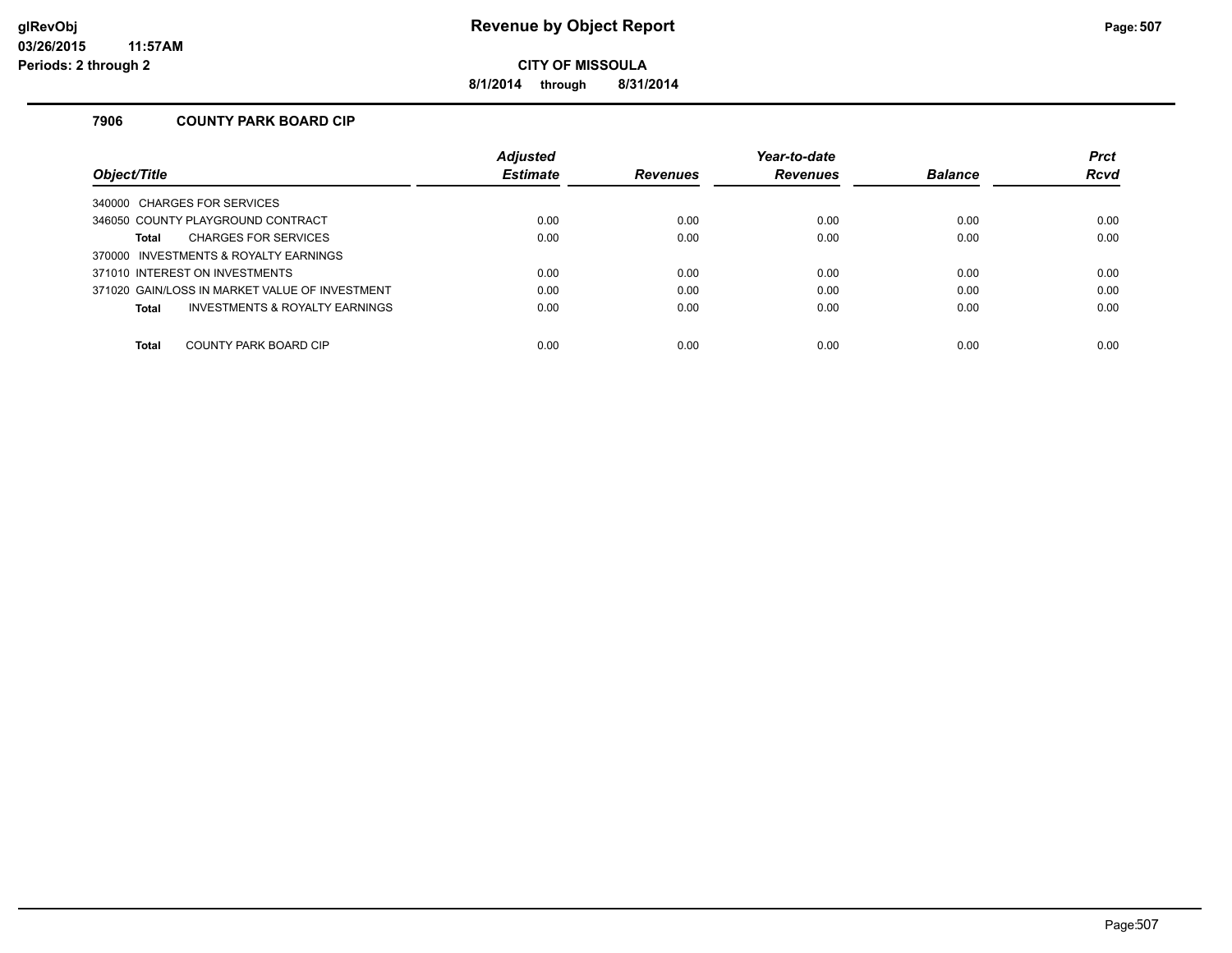# Revenue by Object Report

**CITY OF MISSOULA**

**8/1/2014 through 8/31/2014**

glRevObj
03/26/2015 11:57AM
Periods: 2 through 2

### 7906 COUNTY PARK BOARD CIP

| Object/Title | Adjusted Estimate | Revenues | Year-to-date Revenues | Balance | Prct Rcvd |
|---|---|---|---|---|---|
| 340000 CHARGES FOR SERVICES | | | | | |
| 346050 COUNTY PLAYGROUND CONTRACT | 0.00 | 0.00 | 0.00 | 0.00 | 0.00 |
| **Total** CHARGES FOR SERVICES | 0.00 | 0.00 | 0.00 | 0.00 | 0.00 |
| 370000 INVESTMENTS & ROYALTY EARNINGS | | | | | |
| 371010 INTEREST ON INVESTMENTS | 0.00 | 0.00 | 0.00 | 0.00 | 0.00 |
| 371020 GAIN/LOSS IN MARKET VALUE OF INVESTMENT | 0.00 | 0.00 | 0.00 | 0.00 | 0.00 |
| **Total** INVESTMENTS & ROYALTY EARNINGS | 0.00 | 0.00 | 0.00 | 0.00 | 0.00 |
| **Total** COUNTY PARK BOARD CIP | 0.00 | 0.00 | 0.00 | 0.00 | 0.00 |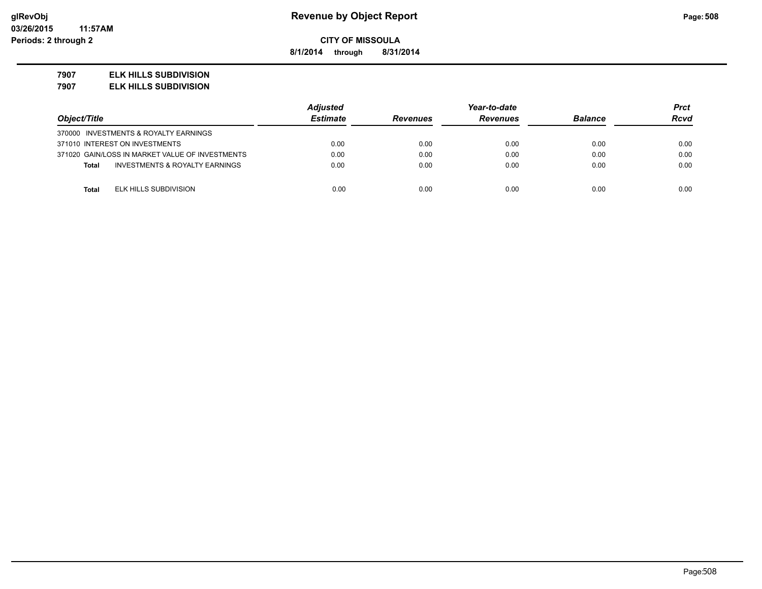glRevObj
03/26/2015 11:57AM
Periods: 2 through 2

# Revenue by Object Report

**CITY OF MISSOULA**

**8/1/2014 through 8/31/2014**

**7907 ELK HILLS SUBDIVISION**
**7907 ELK HILLS SUBDIVISION**

| Object/Title | Adjusted Estimate | Revenues | Year-to-date Revenues | Balance | Prct Rcvd |
|---|---|---|---|---|---|
| 370000 INVESTMENTS & ROYALTY EARNINGS | | | | | |
| 371010 INTEREST ON INVESTMENTS | 0.00 | 0.00 | 0.00 | 0.00 | 0.00 |
| 371020 GAIN/LOSS IN MARKET VALUE OF INVESTMENTS | 0.00 | 0.00 | 0.00 | 0.00 | 0.00 |
| **Total** INVESTMENTS & ROYALTY EARNINGS | 0.00 | 0.00 | 0.00 | 0.00 | 0.00 |
| **Total** ELK HILLS SUBDIVISION | 0.00 | 0.00 | 0.00 | 0.00 | 0.00 |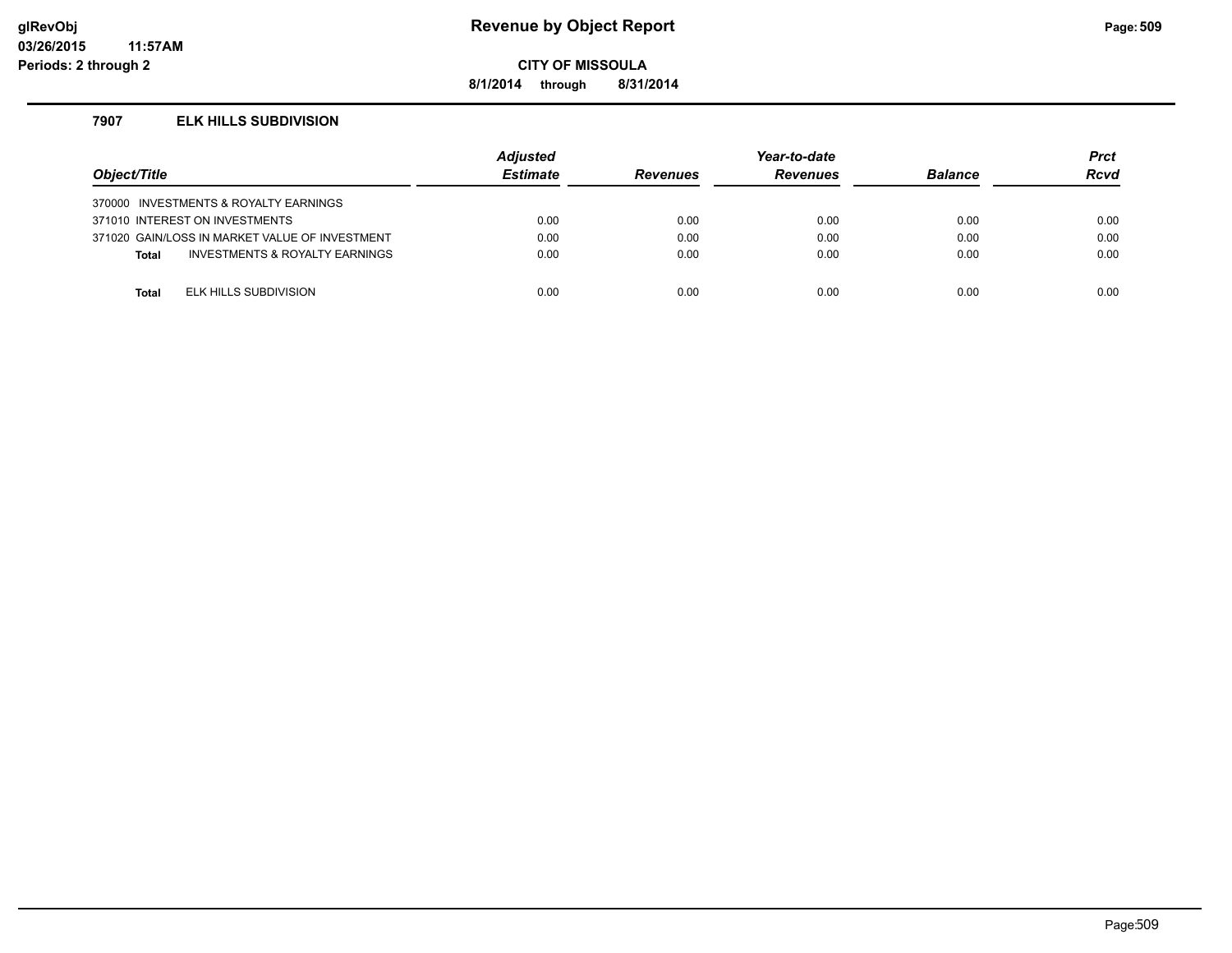# Revenue by Object Report

**glRevObj**
**03/26/2015 11:57AM**
**Periods: 2 through 2**

**CITY OF MISSOULA**

**8/1/2014 through 8/31/2014**

### 7907 ELK HILLS SUBDIVISION

| Object/Title | Adjusted Estimate | Revenues | Year-to-date Revenues | Balance | Prct Rcvd |
|---|---|---|---|---|---|
| 370000 INVESTMENTS & ROYALTY EARNINGS | | | | | |
| 371010 INTEREST ON INVESTMENTS | 0.00 | 0.00 | 0.00 | 0.00 | 0.00 |
| 371020 GAIN/LOSS IN MARKET VALUE OF INVESTMENT | 0.00 | 0.00 | 0.00 | 0.00 | 0.00 |
| **Total** INVESTMENTS & ROYALTY EARNINGS | 0.00 | 0.00 | 0.00 | 0.00 | 0.00 |
| **Total** ELK HILLS SUBDIVISION | 0.00 | 0.00 | 0.00 | 0.00 | 0.00 |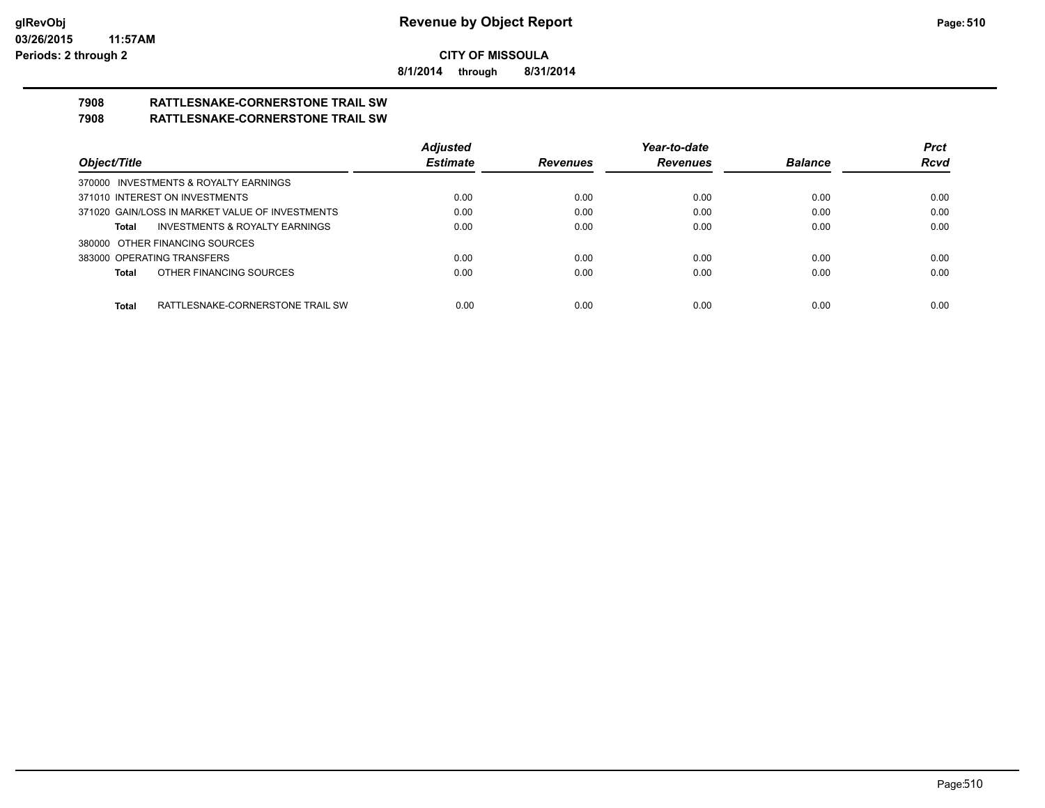**glRevObj**
**03/26/2015 11:57AM**
**Periods: 2 through 2**

# Revenue by Object Report

**CITY OF MISSOULA**

**8/1/2014 through 8/31/2014**

## 7908 RATTLESNAKE-CORNERSTONE TRAIL SW
## 7908 RATTLESNAKE-CORNERSTONE TRAIL SW

| Object/Title | Adjusted Estimate | Revenues | Year-to-date Revenues | Balance | Prct Rcvd |
|---|---|---|---|---|---|
| 370000 INVESTMENTS & ROYALTY EARNINGS | | | | | |
| 371010 INTEREST ON INVESTMENTS | 0.00 | 0.00 | 0.00 | 0.00 | 0.00 |
| 371020 GAIN/LOSS IN MARKET VALUE OF INVESTMENTS | 0.00 | 0.00 | 0.00 | 0.00 | 0.00 |
| **Total** INVESTMENTS & ROYALTY EARNINGS | 0.00 | 0.00 | 0.00 | 0.00 | 0.00 |
| 380000 OTHER FINANCING SOURCES | | | | | |
| 383000 OPERATING TRANSFERS | 0.00 | 0.00 | 0.00 | 0.00 | 0.00 |
| **Total** OTHER FINANCING SOURCES | 0.00 | 0.00 | 0.00 | 0.00 | 0.00 |
| **Total** RATTLESNAKE-CORNERSTONE TRAIL SW | 0.00 | 0.00 | 0.00 | 0.00 | 0.00 |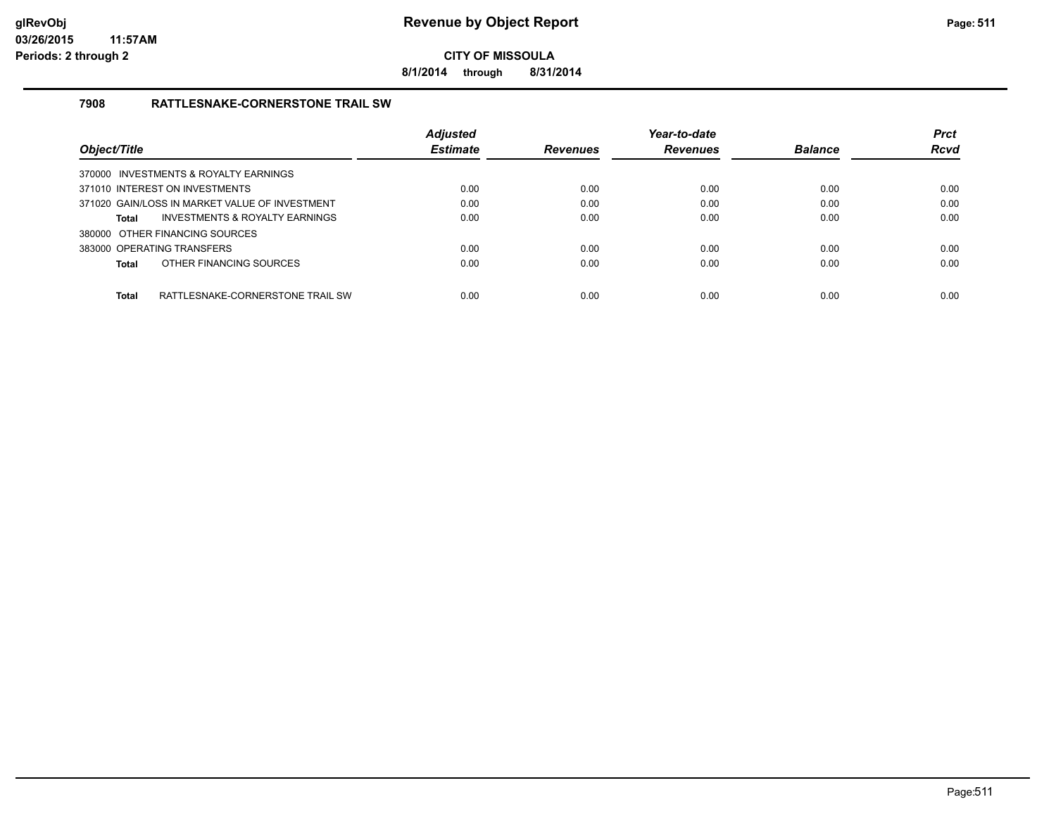# Revenue by Object Report

**CITY OF MISSOULA**

**8/1/2014 through 8/31/2014**

**glRevObj**
**03/26/2015 11:57AM**
**Periods: 2 through 2**

### 7908 RATTLESNAKE-CORNERSTONE TRAIL SW

| Object/Title | Adjusted Estimate | Revenues | Year-to-date Revenues | Balance | Prct Rcvd |
|---|---|---|---|---|---|
| 370000 INVESTMENTS & ROYALTY EARNINGS | | | | | |
| 371010 INTEREST ON INVESTMENTS | 0.00 | 0.00 | 0.00 | 0.00 | 0.00 |
| 371020 GAIN/LOSS IN MARKET VALUE OF INVESTMENT | 0.00 | 0.00 | 0.00 | 0.00 | 0.00 |
| **Total** INVESTMENTS & ROYALTY EARNINGS | 0.00 | 0.00 | 0.00 | 0.00 | 0.00 |
| 380000 OTHER FINANCING SOURCES | | | | | |
| 383000 OPERATING TRANSFERS | 0.00 | 0.00 | 0.00 | 0.00 | 0.00 |
| **Total** OTHER FINANCING SOURCES | 0.00 | 0.00 | 0.00 | 0.00 | 0.00 |
| **Total** RATTLESNAKE-CORNERSTONE TRAIL SW | 0.00 | 0.00 | 0.00 | 0.00 | 0.00 |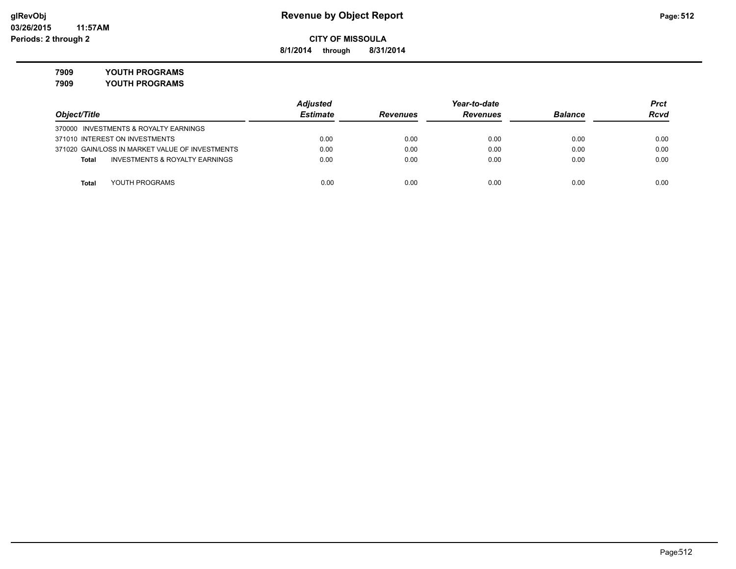**Revenue by Object Report**

**CITY OF MISSOULA**

**8/1/2014 through 8/31/2014**

**7909 YOUTH PROGRAMS**

**7909 YOUTH PROGRAMS**

| Object/Title | Adjusted Estimate | Revenues | Year-to-date Revenues | Balance | Prct Rcvd |
|---|---|---|---|---|---|
| 370000 INVESTMENTS & ROYALTY EARNINGS | | | | | |
| 371010 INTEREST ON INVESTMENTS | 0.00 | 0.00 | 0.00 | 0.00 | 0.00 |
| 371020 GAIN/LOSS IN MARKET VALUE OF INVESTMENTS | 0.00 | 0.00 | 0.00 | 0.00 | 0.00 |
| **Total** INVESTMENTS & ROYALTY EARNINGS | 0.00 | 0.00 | 0.00 | 0.00 | 0.00 |
| **Total** YOUTH PROGRAMS | 0.00 | 0.00 | 0.00 | 0.00 | 0.00 |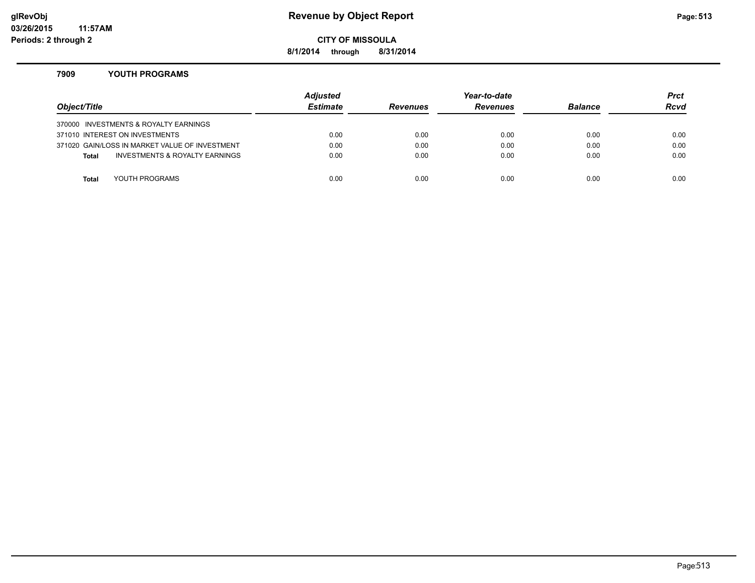# Revenue by Object Report

**CITY OF MISSOULA**

**8/1/2014 through 8/31/2014**

glRevObj
03/26/2015 11:57AM
Periods: 2 through 2

### 7909 YOUTH PROGRAMS

| Object/Title | Adjusted Estimate | Revenues | Year-to-date Revenues | Balance | Prct Rcvd |
|---|---|---|---|---|---|
| 370000 INVESTMENTS & ROYALTY EARNINGS | | | | | |
| 371010 INTEREST ON INVESTMENTS | 0.00 | 0.00 | 0.00 | 0.00 | 0.00 |
| 371020 GAIN/LOSS IN MARKET VALUE OF INVESTMENT | 0.00 | 0.00 | 0.00 | 0.00 | 0.00 |
| **Total** INVESTMENTS & ROYALTY EARNINGS | 0.00 | 0.00 | 0.00 | 0.00 | 0.00 |
| **Total** YOUTH PROGRAMS | 0.00 | 0.00 | 0.00 | 0.00 | 0.00 |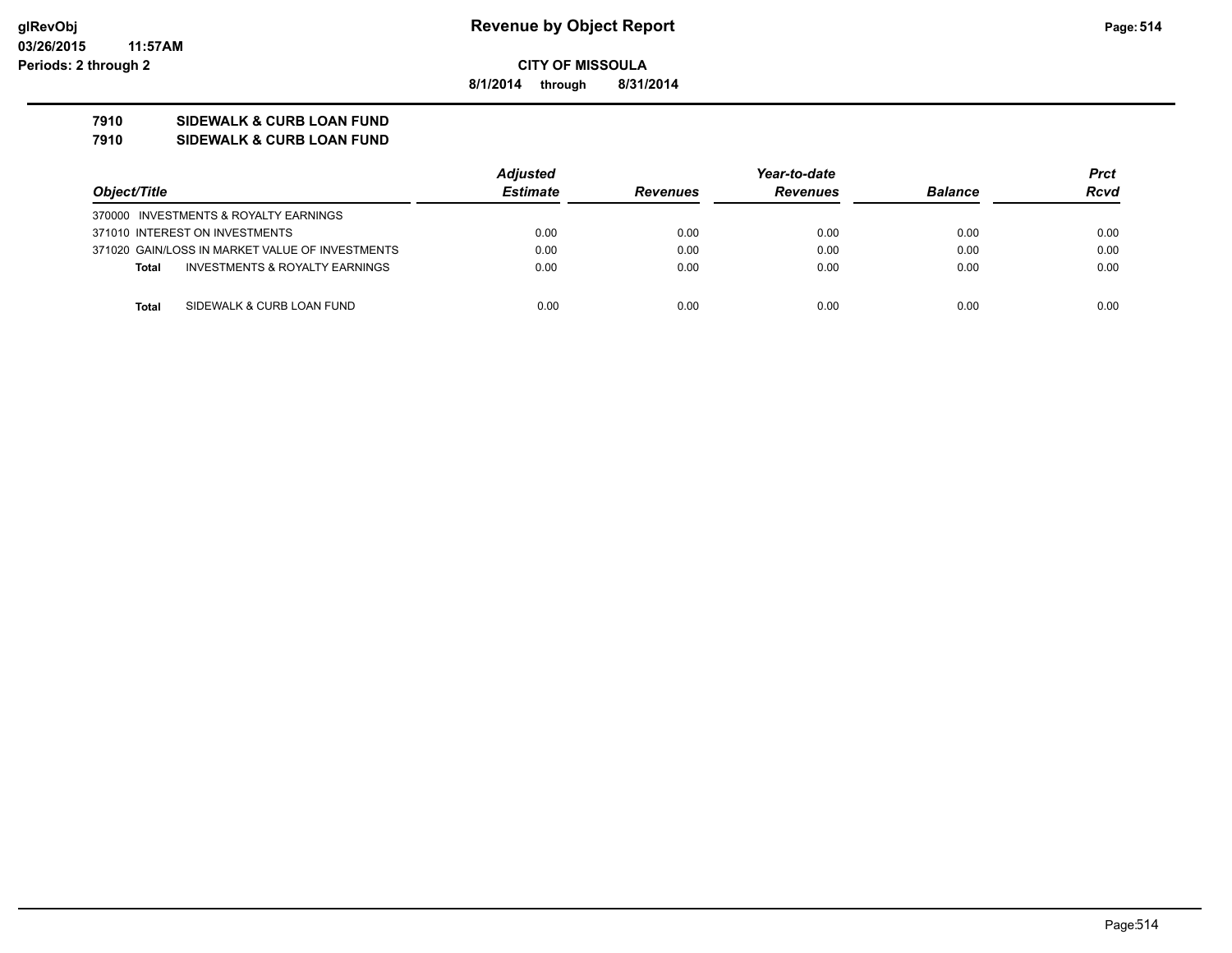**Revenue by Object Report**

**CITY OF MISSOULA**

**8/1/2014 through 8/31/2014**

glRevObj
03/26/2015 11:57AM
Periods: 2 through 2

**7910 SIDEWALK & CURB LOAN FUND**
**7910 SIDEWALK & CURB LOAN FUND**

| Object/Title | Adjusted Estimate | Revenues | Year-to-date Revenues | Balance | Prct Rcvd |
|---|---|---|---|---|---|
| 370000 INVESTMENTS & ROYALTY EARNINGS | | | | | |
| 371010 INTEREST ON INVESTMENTS | 0.00 | 0.00 | 0.00 | 0.00 | 0.00 |
| 371020 GAIN/LOSS IN MARKET VALUE OF INVESTMENTS | 0.00 | 0.00 | 0.00 | 0.00 | 0.00 |
| **Total** INVESTMENTS & ROYALTY EARNINGS | 0.00 | 0.00 | 0.00 | 0.00 | 0.00 |
| **Total** SIDEWALK & CURB LOAN FUND | 0.00 | 0.00 | 0.00 | 0.00 | 0.00 |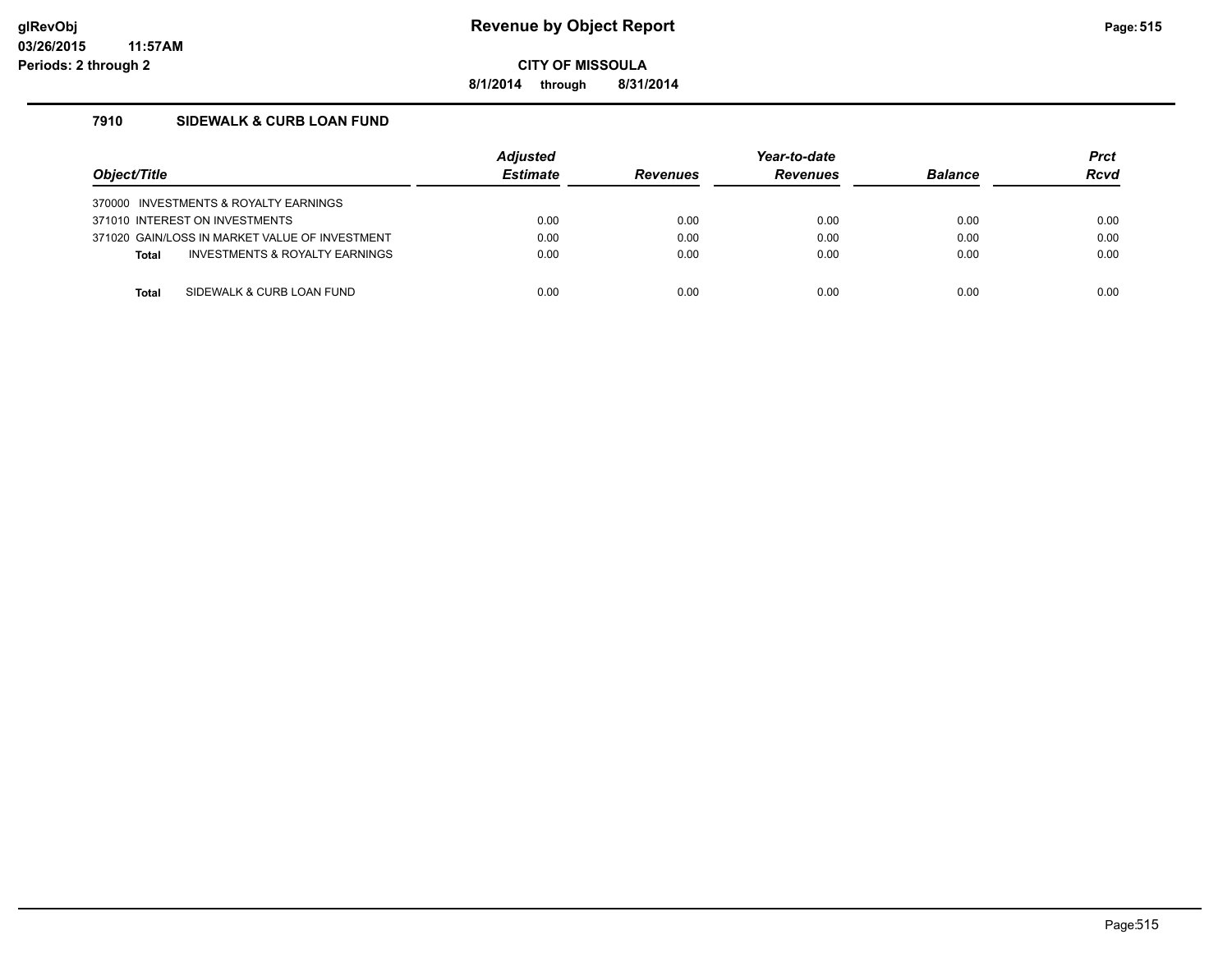# Revenue by Object Report

glRevObj
03/26/2015 11:57AM
Periods: 2 through 2

**CITY OF MISSOULA**

8/1/2014 through 8/31/2014

### 7910 SIDEWALK & CURB LOAN FUND

| Object/Title | Adjusted Estimate | Revenues | Year-to-date Revenues | Balance | Prct Rcvd |
|---|---|---|---|---|---|
| 370000 INVESTMENTS & ROYALTY EARNINGS | | | | | |
| 371010 INTEREST ON INVESTMENTS | 0.00 | 0.00 | 0.00 | 0.00 | 0.00 |
| 371020 GAIN/LOSS IN MARKET VALUE OF INVESTMENT | 0.00 | 0.00 | 0.00 | 0.00 | 0.00 |
| **Total** INVESTMENTS & ROYALTY EARNINGS | 0.00 | 0.00 | 0.00 | 0.00 | 0.00 |
| **Total** SIDEWALK & CURB LOAN FUND | 0.00 | 0.00 | 0.00 | 0.00 | 0.00 |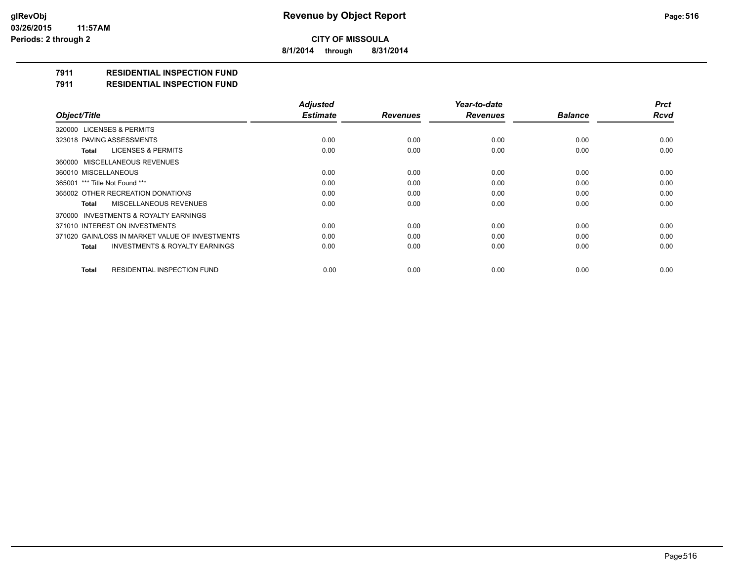# Revenue by Object Report

**CITY OF MISSOULA**

**8/1/2014 through 8/31/2014**

glRevObj
03/26/2015 11:57AM
Periods: 2 through 2

## 7911 RESIDENTIAL INSPECTION FUND
## 7911 RESIDENTIAL INSPECTION FUND

| Object/Title | Adjusted Estimate | Revenues | Year-to-date Revenues | Balance | Prct Rcvd |
|---|---|---|---|---|---|
| 320000 LICENSES & PERMITS | | | | | |
| 323018 PAVING ASSESSMENTS | 0.00 | 0.00 | 0.00 | 0.00 | 0.00 |
| **Total** LICENSES & PERMITS | 0.00 | 0.00 | 0.00 | 0.00 | 0.00 |
| 360000 MISCELLANEOUS REVENUES | | | | | |
| 360010 MISCELLANEOUS | 0.00 | 0.00 | 0.00 | 0.00 | 0.00 |
| 365001 *** Title Not Found *** | 0.00 | 0.00 | 0.00 | 0.00 | 0.00 |
| 365002 OTHER RECREATION DONATIONS | 0.00 | 0.00 | 0.00 | 0.00 | 0.00 |
| **Total** MISCELLANEOUS REVENUES | 0.00 | 0.00 | 0.00 | 0.00 | 0.00 |
| 370000 INVESTMENTS & ROYALTY EARNINGS | | | | | |
| 371010 INTEREST ON INVESTMENTS | 0.00 | 0.00 | 0.00 | 0.00 | 0.00 |
| 371020 GAIN/LOSS IN MARKET VALUE OF INVESTMENTS | 0.00 | 0.00 | 0.00 | 0.00 | 0.00 |
| **Total** INVESTMENTS & ROYALTY EARNINGS | 0.00 | 0.00 | 0.00 | 0.00 | 0.00 |
| **Total** RESIDENTIAL INSPECTION FUND | 0.00 | 0.00 | 0.00 | 0.00 | 0.00 |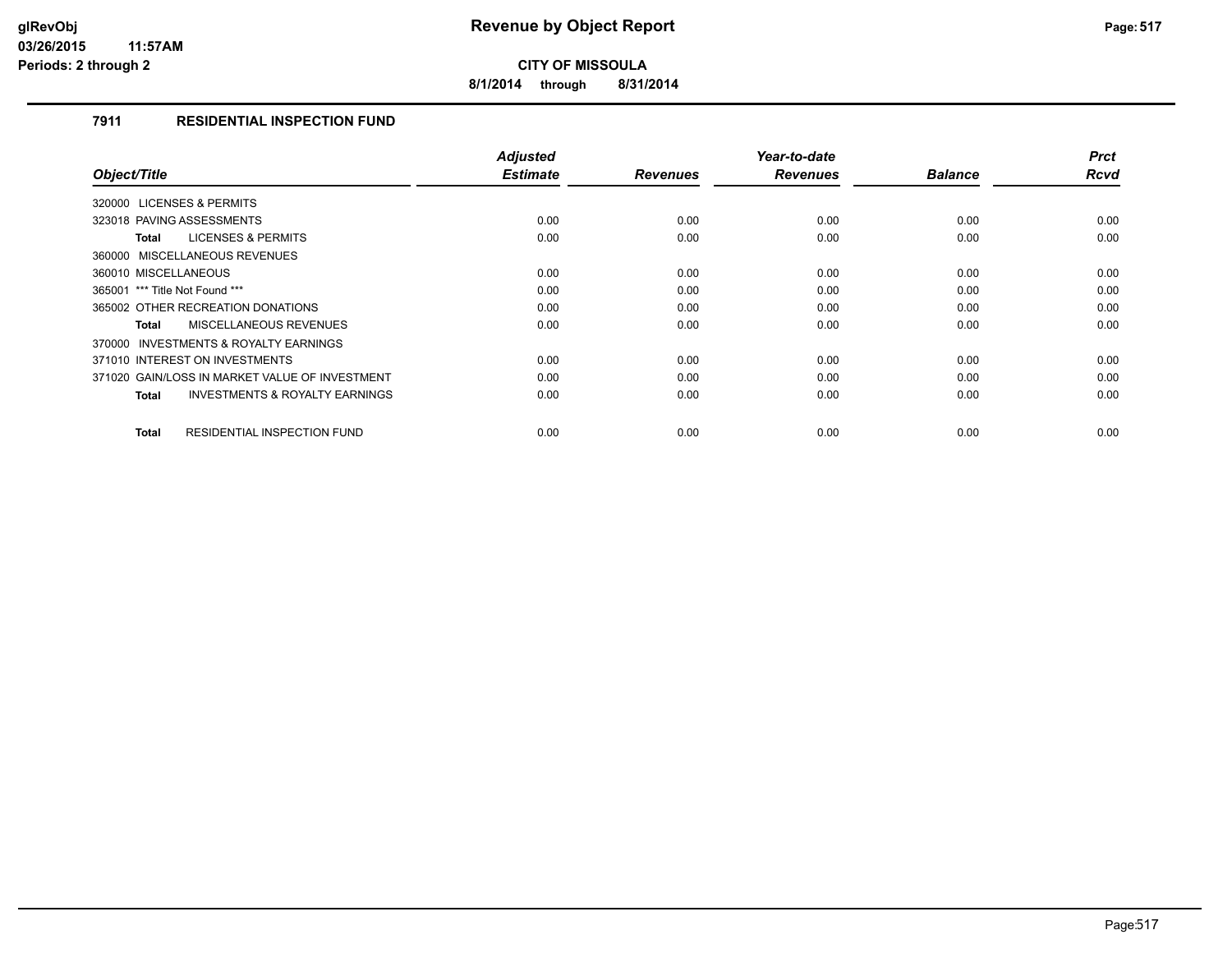**CITY OF MISSOULA**

**8/1/2014 through 8/31/2014**

### 7911 RESIDENTIAL INSPECTION FUND

| Object/Title | Adjusted Estimate | Revenues | Year-to-date Revenues | Balance | Prct Rcvd |
|---|---|---|---|---|---|
| 320000 LICENSES & PERMITS | | | | | |
| 323018 PAVING ASSESSMENTS | 0.00 | 0.00 | 0.00 | 0.00 | 0.00 |
| **Total** LICENSES & PERMITS | 0.00 | 0.00 | 0.00 | 0.00 | 0.00 |
| 360000 MISCELLANEOUS REVENUES | | | | | |
| 360010 MISCELLANEOUS | 0.00 | 0.00 | 0.00 | 0.00 | 0.00 |
| 365001 *** Title Not Found *** | 0.00 | 0.00 | 0.00 | 0.00 | 0.00 |
| 365002 OTHER RECREATION DONATIONS | 0.00 | 0.00 | 0.00 | 0.00 | 0.00 |
| **Total** MISCELLANEOUS REVENUES | 0.00 | 0.00 | 0.00 | 0.00 | 0.00 |
| 370000 INVESTMENTS & ROYALTY EARNINGS | | | | | |
| 371010 INTEREST ON INVESTMENTS | 0.00 | 0.00 | 0.00 | 0.00 | 0.00 |
| 371020 GAIN/LOSS IN MARKET VALUE OF INVESTMENT | 0.00 | 0.00 | 0.00 | 0.00 | 0.00 |
| **Total** INVESTMENTS & ROYALTY EARNINGS | 0.00 | 0.00 | 0.00 | 0.00 | 0.00 |
| **Total** RESIDENTIAL INSPECTION FUND | 0.00 | 0.00 | 0.00 | 0.00 | 0.00 |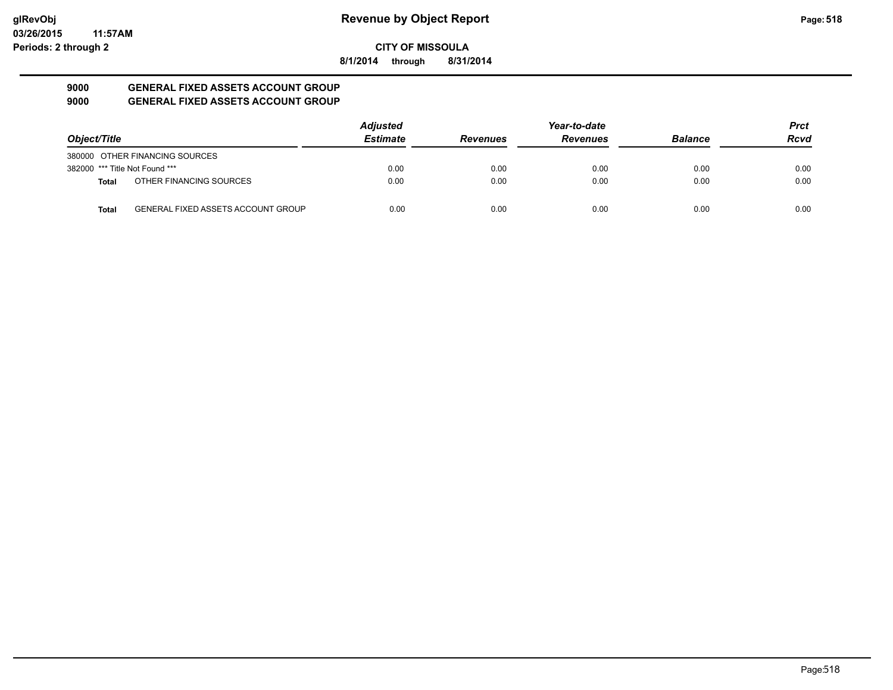# Revenue by Object Report

**CITY OF MISSOULA**

**8/1/2014 through 8/31/2014**

glRevObj
03/26/2015 11:57AM
Periods: 2 through 2

## 9000 GENERAL FIXED ASSETS ACCOUNT GROUP
## 9000 GENERAL FIXED ASSETS ACCOUNT GROUP

| Object/Title | | Adjusted Estimate | Revenues | Year-to-date Revenues | Balance | Prct Rcvd |
|---|---|---|---|---|---|---|
| 380000 | OTHER FINANCING SOURCES | | | | | |
| 382000 | *** Title Not Found *** | 0.00 | 0.00 | 0.00 | 0.00 | 0.00 |
| **Total** | OTHER FINANCING SOURCES | 0.00 | 0.00 | 0.00 | 0.00 | 0.00 |
| **Total** | GENERAL FIXED ASSETS ACCOUNT GROUP | 0.00 | 0.00 | 0.00 | 0.00 | 0.00 |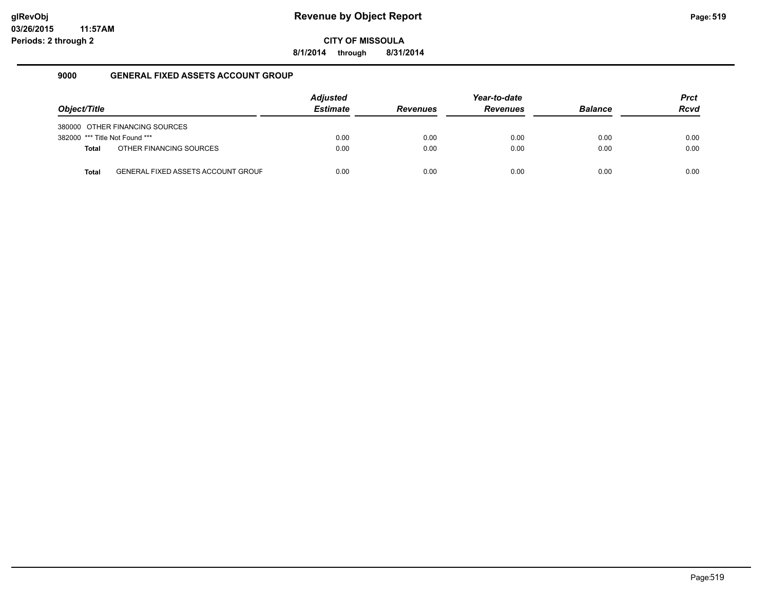# Revenue by Object Report

**CITY OF MISSOULA**

**8/1/2014 through 8/31/2014**

glRevObj
03/26/2015 11:57AM
Periods: 2 through 2

## 9000 GENERAL FIXED ASSETS ACCOUNT GROUP

| Object/Title | | Adjusted Estimate | Revenues | Year-to-date Revenues | Balance | Prct Rcvd |
|---|---|---|---|---|---|---|
| 380000 | OTHER FINANCING SOURCES | | | | | |
| 382000 | *** Title Not Found *** | 0.00 | 0.00 | 0.00 | 0.00 | 0.00 |
| **Total** | OTHER FINANCING SOURCES | 0.00 | 0.00 | 0.00 | 0.00 | 0.00 |
| **Total** | GENERAL FIXED ASSETS ACCOUNT GROUF | 0.00 | 0.00 | 0.00 | 0.00 | 0.00 |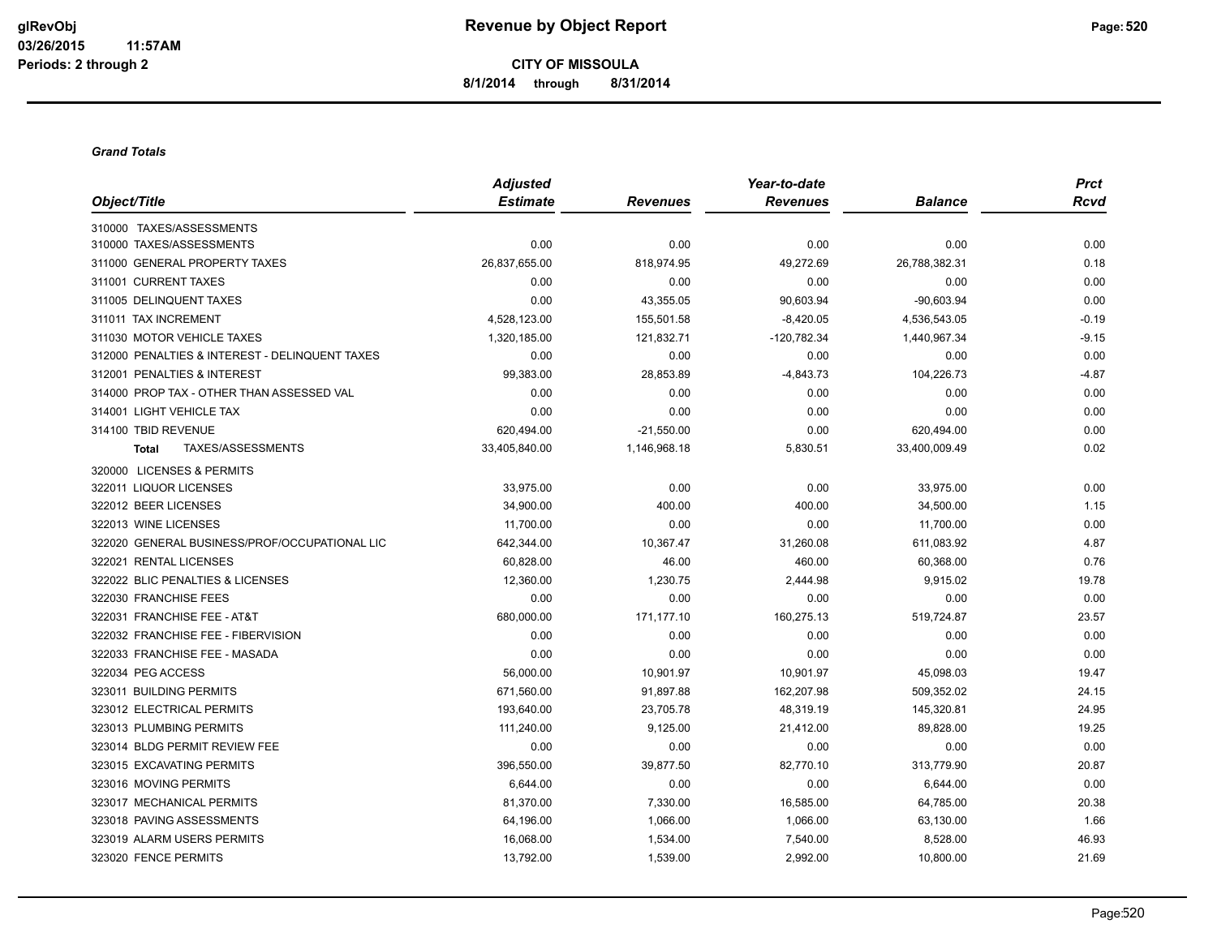# Revenue by Object Report

**CITY OF MISSOULA**

**8/1/2014 through 8/31/2014**

glRevObj
03/26/2015 11:57AM
Periods: 2 through 2

***Grand Totals***

| Object/Title | Adjusted Estimate | Revenues | Year-to-date Revenues | Balance | Prct Rcvd |
|---|---|---|---|---|---|
| 310000 TAXES/ASSESSMENTS | | | | | |
| 310000 TAXES/ASSESSMENTS | 0.00 | 0.00 | 0.00 | 0.00 | 0.00 |
| 311000 GENERAL PROPERTY TAXES | 26,837,655.00 | 818,974.95 | 49,272.69 | 26,788,382.31 | 0.18 |
| 311001 CURRENT TAXES | 0.00 | 0.00 | 0.00 | 0.00 | 0.00 |
| 311005 DELINQUENT TAXES | 0.00 | 43,355.05 | 90,603.94 | -90,603.94 | 0.00 |
| 311011 TAX INCREMENT | 4,528,123.00 | 155,501.58 | -8,420.05 | 4,536,543.05 | -0.19 |
| 311030 MOTOR VEHICLE TAXES | 1,320,185.00 | 121,832.71 | -120,782.34 | 1,440,967.34 | -9.15 |
| 312000 PENALTIES & INTEREST - DELINQUENT TAXES | 0.00 | 0.00 | 0.00 | 0.00 | 0.00 |
| 312001 PENALTIES & INTEREST | 99,383.00 | 28,853.89 | -4,843.73 | 104,226.73 | -4.87 |
| 314000 PROP TAX - OTHER THAN ASSESSED VAL | 0.00 | 0.00 | 0.00 | 0.00 | 0.00 |
| 314001 LIGHT VEHICLE TAX | 0.00 | 0.00 | 0.00 | 0.00 | 0.00 |
| 314100 TBID REVENUE | 620,494.00 | -21,550.00 | 0.00 | 620,494.00 | 0.00 |
| **Total** TAXES/ASSESSMENTS | 33,405,840.00 | 1,146,968.18 | 5,830.51 | 33,400,009.49 | 0.02 |
| 320000 LICENSES & PERMITS | | | | | |
| 322011 LIQUOR LICENSES | 33,975.00 | 0.00 | 0.00 | 33,975.00 | 0.00 |
| 322012 BEER LICENSES | 34,900.00 | 400.00 | 400.00 | 34,500.00 | 1.15 |
| 322013 WINE LICENSES | 11,700.00 | 0.00 | 0.00 | 11,700.00 | 0.00 |
| 322020 GENERAL BUSINESS/PROF/OCCUPATIONAL LIC | 642,344.00 | 10,367.47 | 31,260.08 | 611,083.92 | 4.87 |
| 322021 RENTAL LICENSES | 60,828.00 | 46.00 | 460.00 | 60,368.00 | 0.76 |
| 322022 BLIC PENALTIES & LICENSES | 12,360.00 | 1,230.75 | 2,444.98 | 9,915.02 | 19.78 |
| 322030 FRANCHISE FEES | 0.00 | 0.00 | 0.00 | 0.00 | 0.00 |
| 322031 FRANCHISE FEE - AT&T | 680,000.00 | 171,177.10 | 160,275.13 | 519,724.87 | 23.57 |
| 322032 FRANCHISE FEE - FIBERVISION | 0.00 | 0.00 | 0.00 | 0.00 | 0.00 |
| 322033 FRANCHISE FEE - MASADA | 0.00 | 0.00 | 0.00 | 0.00 | 0.00 |
| 322034 PEG ACCESS | 56,000.00 | 10,901.97 | 10,901.97 | 45,098.03 | 19.47 |
| 323011 BUILDING PERMITS | 671,560.00 | 91,897.88 | 162,207.98 | 509,352.02 | 24.15 |
| 323012 ELECTRICAL PERMITS | 193,640.00 | 23,705.78 | 48,319.19 | 145,320.81 | 24.95 |
| 323013 PLUMBING PERMITS | 111,240.00 | 9,125.00 | 21,412.00 | 89,828.00 | 19.25 |
| 323014 BLDG PERMIT REVIEW FEE | 0.00 | 0.00 | 0.00 | 0.00 | 0.00 |
| 323015 EXCAVATING PERMITS | 396,550.00 | 39,877.50 | 82,770.10 | 313,779.90 | 20.87 |
| 323016 MOVING PERMITS | 6,644.00 | 0.00 | 0.00 | 6,644.00 | 0.00 |
| 323017 MECHANICAL PERMITS | 81,370.00 | 7,330.00 | 16,585.00 | 64,785.00 | 20.38 |
| 323018 PAVING ASSESSMENTS | 64,196.00 | 1,066.00 | 1,066.00 | 63,130.00 | 1.66 |
| 323019 ALARM USERS PERMITS | 16,068.00 | 1,534.00 | 7,540.00 | 8,528.00 | 46.93 |
| 323020 FENCE PERMITS | 13,792.00 | 1,539.00 | 2,992.00 | 10,800.00 | 21.69 |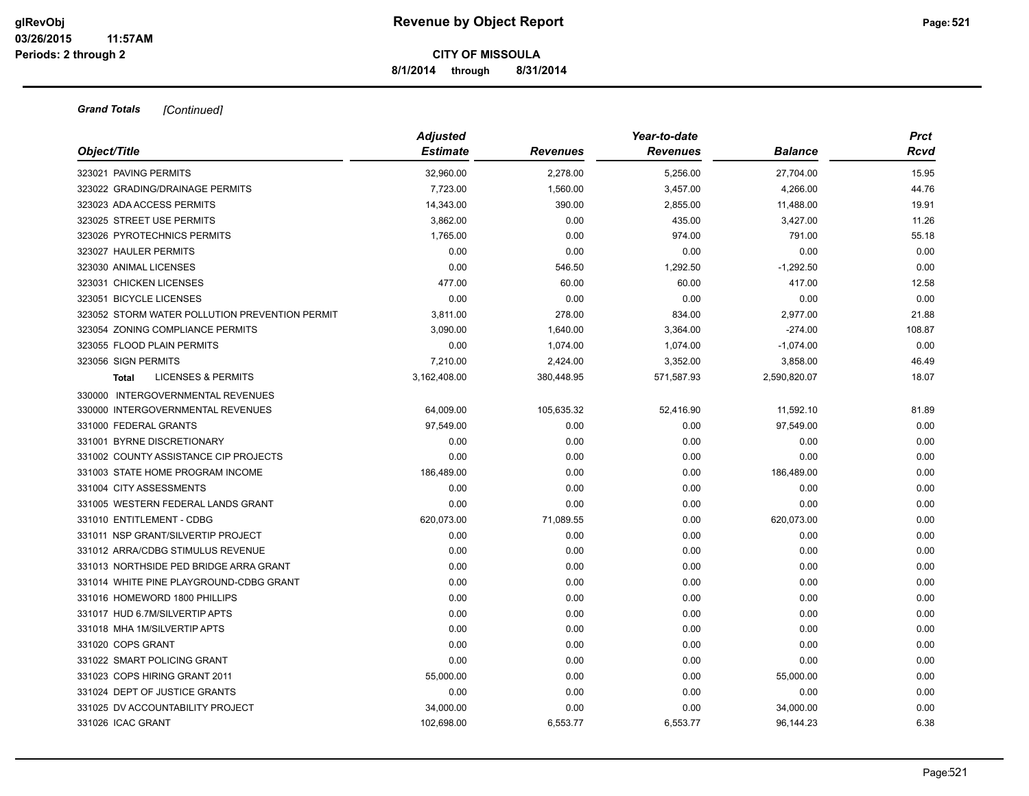**CITY OF MISSOULA**

**8/1/2014 through 8/31/2014**

***Grand Totals*** *[Continued]*

| *Object/Title* | *Adjusted Estimate* | *Revenues* | *Year-to-date Revenues* | *Balance* | *Prct Rcvd* |
|---|---|---|---|---|---|
| 323021 PAVING PERMITS | 32,960.00 | 2,278.00 | 5,256.00 | 27,704.00 | 15.95 |
| 323022 GRADING/DRAINAGE PERMITS | 7,723.00 | 1,560.00 | 3,457.00 | 4,266.00 | 44.76 |
| 323023 ADA ACCESS PERMITS | 14,343.00 | 390.00 | 2,855.00 | 11,488.00 | 19.91 |
| 323025 STREET USE PERMITS | 3,862.00 | 0.00 | 435.00 | 3,427.00 | 11.26 |
| 323026 PYROTECHNICS PERMITS | 1,765.00 | 0.00 | 974.00 | 791.00 | 55.18 |
| 323027 HAULER PERMITS | 0.00 | 0.00 | 0.00 | 0.00 | 0.00 |
| 323030 ANIMAL LICENSES | 0.00 | 546.50 | 1,292.50 | -1,292.50 | 0.00 |
| 323031 CHICKEN LICENSES | 477.00 | 60.00 | 60.00 | 417.00 | 12.58 |
| 323051 BICYCLE LICENSES | 0.00 | 0.00 | 0.00 | 0.00 | 0.00 |
| 323052 STORM WATER POLLUTION PREVENTION PERMIT | 3,811.00 | 278.00 | 834.00 | 2,977.00 | 21.88 |
| 323054 ZONING COMPLIANCE PERMITS | 3,090.00 | 1,640.00 | 3,364.00 | -274.00 | 108.87 |
| 323055 FLOOD PLAIN PERMITS | 0.00 | 1,074.00 | 1,074.00 | -1,074.00 | 0.00 |
| 323056 SIGN PERMITS | 7,210.00 | 2,424.00 | 3,352.00 | 3,858.00 | 46.49 |
| **Total** LICENSES & PERMITS | 3,162,408.00 | 380,448.95 | 571,587.93 | 2,590,820.07 | 18.07 |
| 330000 INTERGOVERNMENTAL REVENUES | | | | | |
| 330000 INTERGOVERNMENTAL REVENUES | 64,009.00 | 105,635.32 | 52,416.90 | 11,592.10 | 81.89 |
| 331000 FEDERAL GRANTS | 97,549.00 | 0.00 | 0.00 | 97,549.00 | 0.00 |
| 331001 BYRNE DISCRETIONARY | 0.00 | 0.00 | 0.00 | 0.00 | 0.00 |
| 331002 COUNTY ASSISTANCE CIP PROJECTS | 0.00 | 0.00 | 0.00 | 0.00 | 0.00 |
| 331003 STATE HOME PROGRAM INCOME | 186,489.00 | 0.00 | 0.00 | 186,489.00 | 0.00 |
| 331004 CITY ASSESSMENTS | 0.00 | 0.00 | 0.00 | 0.00 | 0.00 |
| 331005 WESTERN FEDERAL LANDS GRANT | 0.00 | 0.00 | 0.00 | 0.00 | 0.00 |
| 331010 ENTITLEMENT - CDBG | 620,073.00 | 71,089.55 | 0.00 | 620,073.00 | 0.00 |
| 331011 NSP GRANT/SILVERTIP PROJECT | 0.00 | 0.00 | 0.00 | 0.00 | 0.00 |
| 331012 ARRA/CDBG STIMULUS REVENUE | 0.00 | 0.00 | 0.00 | 0.00 | 0.00 |
| 331013 NORTHSIDE PED BRIDGE ARRA GRANT | 0.00 | 0.00 | 0.00 | 0.00 | 0.00 |
| 331014 WHITE PINE PLAYGROUND-CDBG GRANT | 0.00 | 0.00 | 0.00 | 0.00 | 0.00 |
| 331016 HOMEWORD 1800 PHILLIPS | 0.00 | 0.00 | 0.00 | 0.00 | 0.00 |
| 331017 HUD 6.7M/SILVERTIP APTS | 0.00 | 0.00 | 0.00 | 0.00 | 0.00 |
| 331018 MHA 1M/SILVERTIP APTS | 0.00 | 0.00 | 0.00 | 0.00 | 0.00 |
| 331020 COPS GRANT | 0.00 | 0.00 | 0.00 | 0.00 | 0.00 |
| 331022 SMART POLICING GRANT | 0.00 | 0.00 | 0.00 | 0.00 | 0.00 |
| 331023 COPS HIRING GRANT 2011 | 55,000.00 | 0.00 | 0.00 | 55,000.00 | 0.00 |
| 331024 DEPT OF JUSTICE GRANTS | 0.00 | 0.00 | 0.00 | 0.00 | 0.00 |
| 331025 DV ACCOUNTABILITY PROJECT | 34,000.00 | 0.00 | 0.00 | 34,000.00 | 0.00 |
| 331026 ICAC GRANT | 102,698.00 | 6,553.77 | 6,553.77 | 96,144.23 | 6.38 |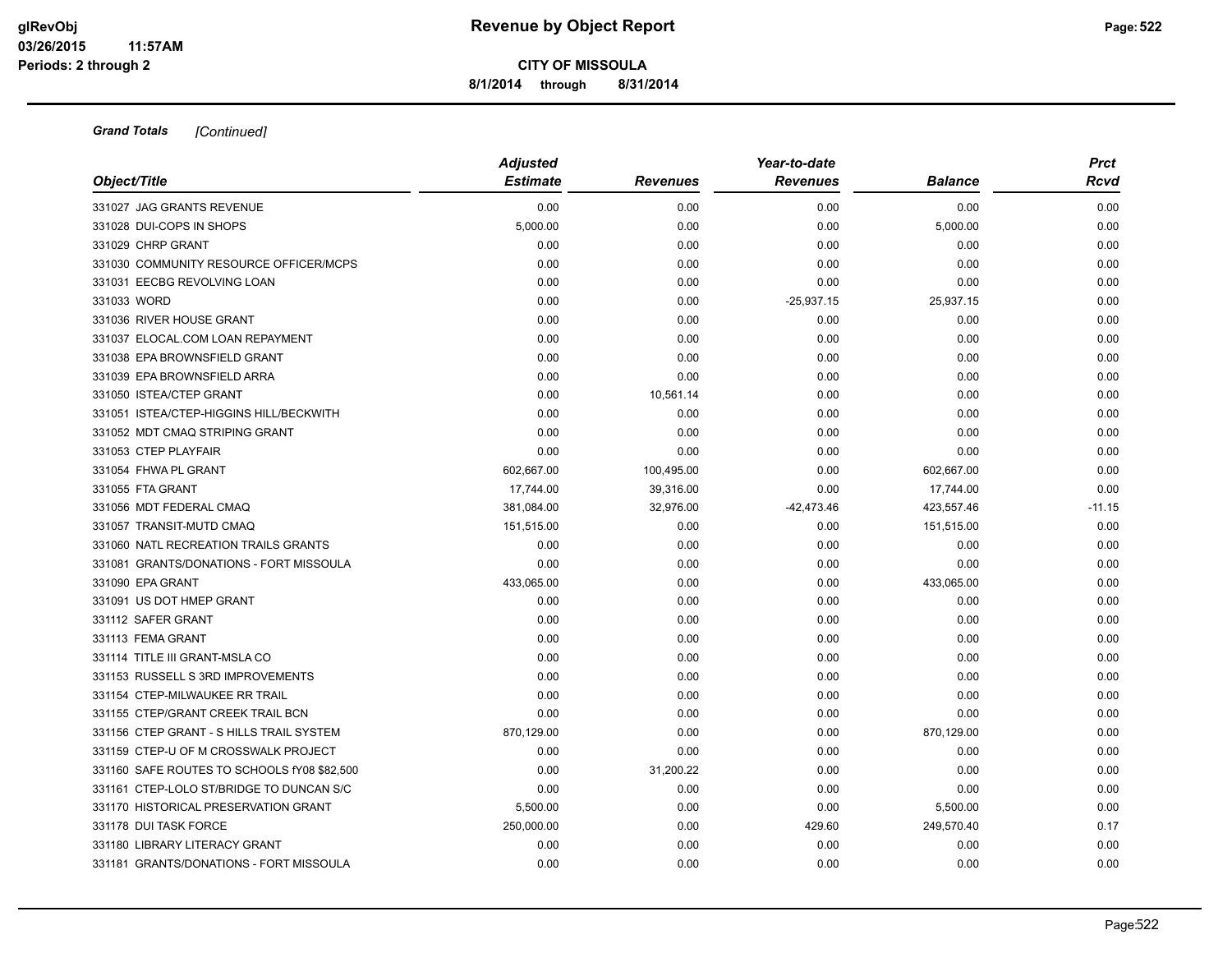# Revenue by Object Report

**CITY OF MISSOULA**

**8/1/2014 through 8/31/2014**

glRevObj
03/26/2015 11:57AM
Periods: 2 through 2

***Grand Totals*** *[Continued]*

| Object/Title | Adjusted Estimate | Revenues | Year-to-date Revenues | Balance | Prct Rcvd |
|---|---|---|---|---|---|
| 331027 JAG GRANTS REVENUE | 0.00 | 0.00 | 0.00 | 0.00 | 0.00 |
| 331028 DUI-COPS IN SHOPS | 5,000.00 | 0.00 | 0.00 | 5,000.00 | 0.00 |
| 331029 CHRP GRANT | 0.00 | 0.00 | 0.00 | 0.00 | 0.00 |
| 331030 COMMUNITY RESOURCE OFFICER/MCPS | 0.00 | 0.00 | 0.00 | 0.00 | 0.00 |
| 331031 EECBG REVOLVING LOAN | 0.00 | 0.00 | 0.00 | 0.00 | 0.00 |
| 331033 WORD | 0.00 | 0.00 | -25,937.15 | 25,937.15 | 0.00 |
| 331036 RIVER HOUSE GRANT | 0.00 | 0.00 | 0.00 | 0.00 | 0.00 |
| 331037 ELOCAL.COM LOAN REPAYMENT | 0.00 | 0.00 | 0.00 | 0.00 | 0.00 |
| 331038 EPA BROWNSFIELD GRANT | 0.00 | 0.00 | 0.00 | 0.00 | 0.00 |
| 331039 EPA BROWNSFIELD ARRA | 0.00 | 0.00 | 0.00 | 0.00 | 0.00 |
| 331050 ISTEA/CTEP GRANT | 0.00 | 10,561.14 | 0.00 | 0.00 | 0.00 |
| 331051 ISTEA/CTEP-HIGGINS HILL/BECKWITH | 0.00 | 0.00 | 0.00 | 0.00 | 0.00 |
| 331052 MDT CMAQ STRIPING GRANT | 0.00 | 0.00 | 0.00 | 0.00 | 0.00 |
| 331053 CTEP PLAYFAIR | 0.00 | 0.00 | 0.00 | 0.00 | 0.00 |
| 331054 FHWA PL GRANT | 602,667.00 | 100,495.00 | 0.00 | 602,667.00 | 0.00 |
| 331055 FTA GRANT | 17,744.00 | 39,316.00 | 0.00 | 17,744.00 | 0.00 |
| 331056 MDT FEDERAL CMAQ | 381,084.00 | 32,976.00 | -42,473.46 | 423,557.46 | -11.15 |
| 331057 TRANSIT-MUTD CMAQ | 151,515.00 | 0.00 | 0.00 | 151,515.00 | 0.00 |
| 331060 NATL RECREATION TRAILS GRANTS | 0.00 | 0.00 | 0.00 | 0.00 | 0.00 |
| 331081 GRANTS/DONATIONS - FORT MISSOULA | 0.00 | 0.00 | 0.00 | 0.00 | 0.00 |
| 331090 EPA GRANT | 433,065.00 | 0.00 | 0.00 | 433,065.00 | 0.00 |
| 331091 US DOT HMEP GRANT | 0.00 | 0.00 | 0.00 | 0.00 | 0.00 |
| 331112 SAFER GRANT | 0.00 | 0.00 | 0.00 | 0.00 | 0.00 |
| 331113 FEMA GRANT | 0.00 | 0.00 | 0.00 | 0.00 | 0.00 |
| 331114 TITLE III GRANT-MSLA CO | 0.00 | 0.00 | 0.00 | 0.00 | 0.00 |
| 331153 RUSSELL S 3RD IMPROVEMENTS | 0.00 | 0.00 | 0.00 | 0.00 | 0.00 |
| 331154 CTEP-MILWAUKEE RR TRAIL | 0.00 | 0.00 | 0.00 | 0.00 | 0.00 |
| 331155 CTEP/GRANT CREEK TRAIL BCN | 0.00 | 0.00 | 0.00 | 0.00 | 0.00 |
| 331156 CTEP GRANT - S HILLS TRAIL SYSTEM | 870,129.00 | 0.00 | 0.00 | 870,129.00 | 0.00 |
| 331159 CTEP-U OF M CROSSWALK PROJECT | 0.00 | 0.00 | 0.00 | 0.00 | 0.00 |
| 331160 SAFE ROUTES TO SCHOOLS fY08 $82,500 | 0.00 | 31,200.22 | 0.00 | 0.00 | 0.00 |
| 331161 CTEP-LOLO ST/BRIDGE TO DUNCAN S/C | 0.00 | 0.00 | 0.00 | 0.00 | 0.00 |
| 331170 HISTORICAL PRESERVATION GRANT | 5,500.00 | 0.00 | 0.00 | 5,500.00 | 0.00 |
| 331178 DUI TASK FORCE | 250,000.00 | 0.00 | 429.60 | 249,570.40 | 0.17 |
| 331180 LIBRARY LITERACY GRANT | 0.00 | 0.00 | 0.00 | 0.00 | 0.00 |
| 331181 GRANTS/DONATIONS - FORT MISSOULA | 0.00 | 0.00 | 0.00 | 0.00 | 0.00 |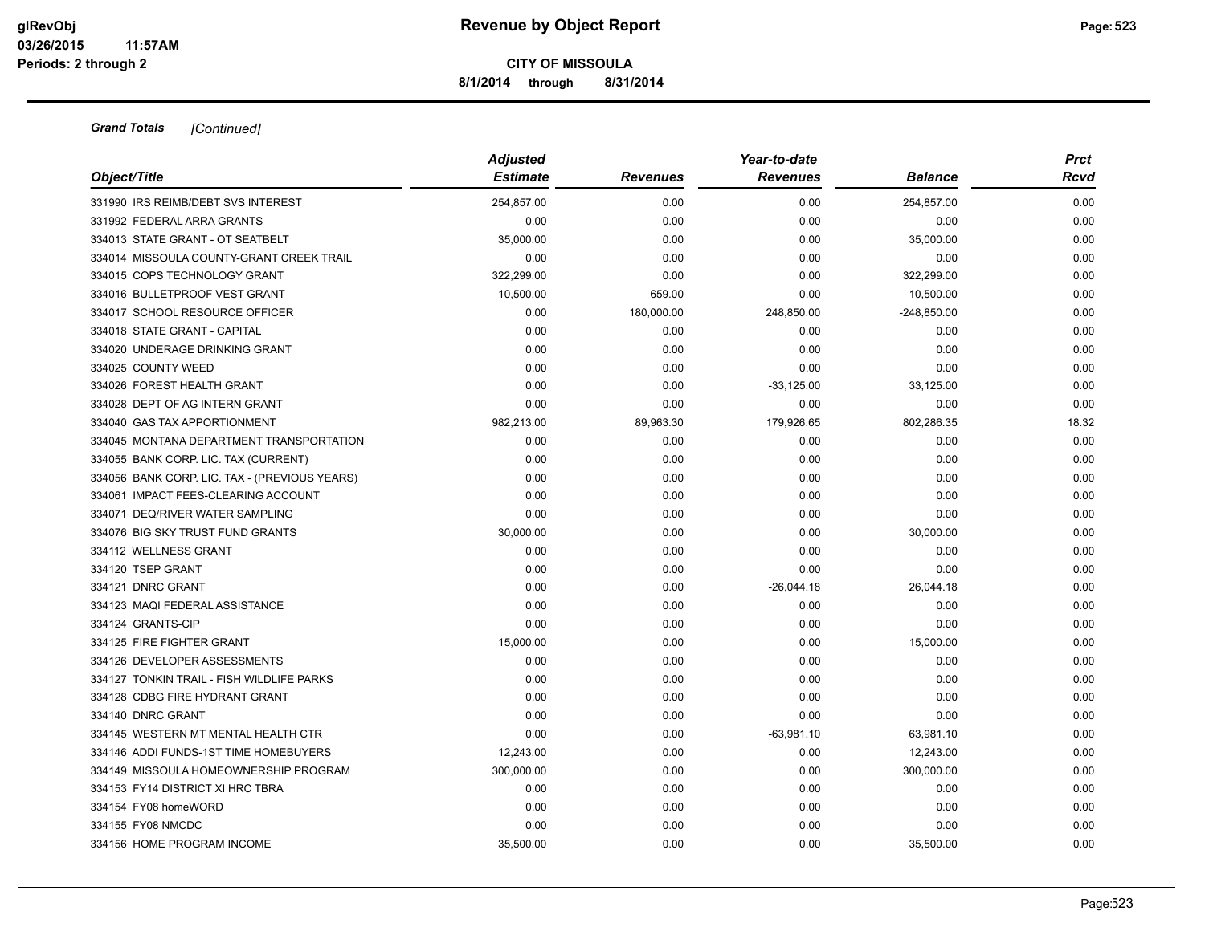# Revenue by Object Report

**CITY OF MISSOULA**

**8/1/2014 through 8/31/2014**

glRevObj
03/26/2015 11:57AM
Periods: 2 through 2

***Grand Totals*** *[Continued]*

| *Object/Title* | *Adjusted Estimate* | *Revenues* | *Year-to-date Revenues* | *Balance* | *Prct Rcvd* |
|---|---|---|---|---|---|
| 331990 IRS REIMB/DEBT SVS INTEREST | 254,857.00 | 0.00 | 0.00 | 254,857.00 | 0.00 |
| 331992 FEDERAL ARRA GRANTS | 0.00 | 0.00 | 0.00 | 0.00 | 0.00 |
| 334013 STATE GRANT - OT SEATBELT | 35,000.00 | 0.00 | 0.00 | 35,000.00 | 0.00 |
| 334014 MISSOULA COUNTY-GRANT CREEK TRAIL | 0.00 | 0.00 | 0.00 | 0.00 | 0.00 |
| 334015 COPS TECHNOLOGY GRANT | 322,299.00 | 0.00 | 0.00 | 322,299.00 | 0.00 |
| 334016 BULLETPROOF VEST GRANT | 10,500.00 | 659.00 | 0.00 | 10,500.00 | 0.00 |
| 334017 SCHOOL RESOURCE OFFICER | 0.00 | 180,000.00 | 248,850.00 | -248,850.00 | 0.00 |
| 334018 STATE GRANT - CAPITAL | 0.00 | 0.00 | 0.00 | 0.00 | 0.00 |
| 334020 UNDERAGE DRINKING GRANT | 0.00 | 0.00 | 0.00 | 0.00 | 0.00 |
| 334025 COUNTY WEED | 0.00 | 0.00 | 0.00 | 0.00 | 0.00 |
| 334026 FOREST HEALTH GRANT | 0.00 | 0.00 | -33,125.00 | 33,125.00 | 0.00 |
| 334028 DEPT OF AG INTERN GRANT | 0.00 | 0.00 | 0.00 | 0.00 | 0.00 |
| 334040 GAS TAX APPORTIONMENT | 982,213.00 | 89,963.30 | 179,926.65 | 802,286.35 | 18.32 |
| 334045 MONTANA DEPARTMENT TRANSPORTATION | 0.00 | 0.00 | 0.00 | 0.00 | 0.00 |
| 334055 BANK CORP. LIC. TAX (CURRENT) | 0.00 | 0.00 | 0.00 | 0.00 | 0.00 |
| 334056 BANK CORP. LIC. TAX - (PREVIOUS YEARS) | 0.00 | 0.00 | 0.00 | 0.00 | 0.00 |
| 334061 IMPACT FEES-CLEARING ACCOUNT | 0.00 | 0.00 | 0.00 | 0.00 | 0.00 |
| 334071 DEQ/RIVER WATER SAMPLING | 0.00 | 0.00 | 0.00 | 0.00 | 0.00 |
| 334076 BIG SKY TRUST FUND GRANTS | 30,000.00 | 0.00 | 0.00 | 30,000.00 | 0.00 |
| 334112 WELLNESS GRANT | 0.00 | 0.00 | 0.00 | 0.00 | 0.00 |
| 334120 TSEP GRANT | 0.00 | 0.00 | 0.00 | 0.00 | 0.00 |
| 334121 DNRC GRANT | 0.00 | 0.00 | -26,044.18 | 26,044.18 | 0.00 |
| 334123 MAQI FEDERAL ASSISTANCE | 0.00 | 0.00 | 0.00 | 0.00 | 0.00 |
| 334124 GRANTS-CIP | 0.00 | 0.00 | 0.00 | 0.00 | 0.00 |
| 334125 FIRE FIGHTER GRANT | 15,000.00 | 0.00 | 0.00 | 15,000.00 | 0.00 |
| 334126 DEVELOPER ASSESSMENTS | 0.00 | 0.00 | 0.00 | 0.00 | 0.00 |
| 334127 TONKIN TRAIL - FISH WILDLIFE PARKS | 0.00 | 0.00 | 0.00 | 0.00 | 0.00 |
| 334128 CDBG FIRE HYDRANT GRANT | 0.00 | 0.00 | 0.00 | 0.00 | 0.00 |
| 334140 DNRC GRANT | 0.00 | 0.00 | 0.00 | 0.00 | 0.00 |
| 334145 WESTERN MT MENTAL HEALTH CTR | 0.00 | 0.00 | -63,981.10 | 63,981.10 | 0.00 |
| 334146 ADDI FUNDS-1ST TIME HOMEBUYERS | 12,243.00 | 0.00 | 0.00 | 12,243.00 | 0.00 |
| 334149 MISSOULA HOMEOWNERSHIP PROGRAM | 300,000.00 | 0.00 | 0.00 | 300,000.00 | 0.00 |
| 334153 FY14 DISTRICT XI HRC TBRA | 0.00 | 0.00 | 0.00 | 0.00 | 0.00 |
| 334154 FY08 homeWORD | 0.00 | 0.00 | 0.00 | 0.00 | 0.00 |
| 334155 FY08 NMCDC | 0.00 | 0.00 | 0.00 | 0.00 | 0.00 |
| 334156 HOME PROGRAM INCOME | 35,500.00 | 0.00 | 0.00 | 35,500.00 | 0.00 |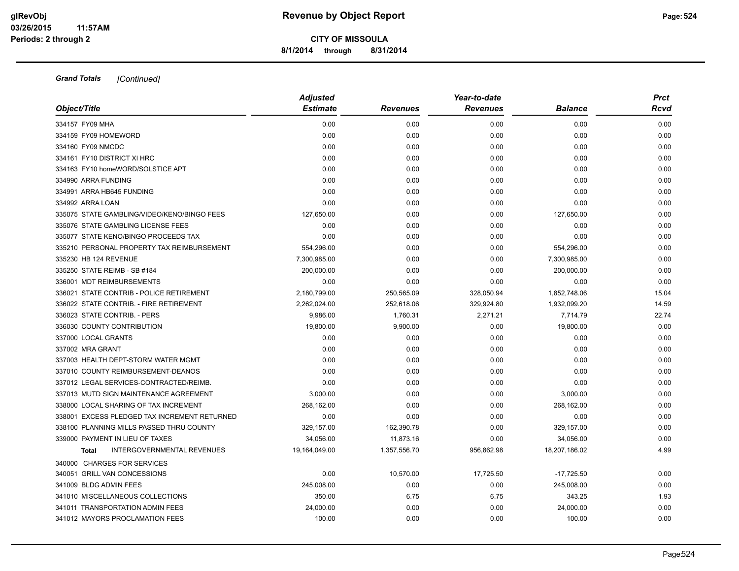**CITY OF MISSOULA**

**8/1/2014 through 8/31/2014**

***Grand Totals*** *[Continued]*

| Object/Title | Adjusted Estimate | Revenues | Year-to-date Revenues | Balance | Prct Rcvd |
|---|---|---|---|---|---|
| 334157 FY09 MHA | 0.00 | 0.00 | 0.00 | 0.00 | 0.00 |
| 334159 FY09 HOMEWORD | 0.00 | 0.00 | 0.00 | 0.00 | 0.00 |
| 334160 FY09 NMCDC | 0.00 | 0.00 | 0.00 | 0.00 | 0.00 |
| 334161 FY10 DISTRICT XI HRC | 0.00 | 0.00 | 0.00 | 0.00 | 0.00 |
| 334163 FY10 homeWORD/SOLSTICE APT | 0.00 | 0.00 | 0.00 | 0.00 | 0.00 |
| 334990 ARRA FUNDING | 0.00 | 0.00 | 0.00 | 0.00 | 0.00 |
| 334991 ARRA HB645 FUNDING | 0.00 | 0.00 | 0.00 | 0.00 | 0.00 |
| 334992 ARRA LOAN | 0.00 | 0.00 | 0.00 | 0.00 | 0.00 |
| 335075 STATE GAMBLING/VIDEO/KENO/BINGO FEES | 127,650.00 | 0.00 | 0.00 | 127,650.00 | 0.00 |
| 335076 STATE GAMBLING LICENSE FEES | 0.00 | 0.00 | 0.00 | 0.00 | 0.00 |
| 335077 STATE KENO/BINGO PROCEEDS TAX | 0.00 | 0.00 | 0.00 | 0.00 | 0.00 |
| 335210 PERSONAL PROPERTY TAX REIMBURSEMENT | 554,296.00 | 0.00 | 0.00 | 554,296.00 | 0.00 |
| 335230 HB 124 REVENUE | 7,300,985.00 | 0.00 | 0.00 | 7,300,985.00 | 0.00 |
| 335250 STATE REIMB - SB #184 | 200,000.00 | 0.00 | 0.00 | 200,000.00 | 0.00 |
| 336001 MDT REIMBURSEMENTS | 0.00 | 0.00 | 0.00 | 0.00 | 0.00 |
| 336021 STATE CONTRIB - POLICE RETIREMENT | 2,180,799.00 | 250,565.09 | 328,050.94 | 1,852,748.06 | 15.04 |
| 336022 STATE CONTRIB. - FIRE RETIREMENT | 2,262,024.00 | 252,618.06 | 329,924.80 | 1,932,099.20 | 14.59 |
| 336023 STATE CONTRIB. - PERS | 9,986.00 | 1,760.31 | 2,271.21 | 7,714.79 | 22.74 |
| 336030 COUNTY CONTRIBUTION | 19,800.00 | 9,900.00 | 0.00 | 19,800.00 | 0.00 |
| 337000 LOCAL GRANTS | 0.00 | 0.00 | 0.00 | 0.00 | 0.00 |
| 337002 MRA GRANT | 0.00 | 0.00 | 0.00 | 0.00 | 0.00 |
| 337003 HEALTH DEPT-STORM WATER MGMT | 0.00 | 0.00 | 0.00 | 0.00 | 0.00 |
| 337010 COUNTY REIMBURSEMENT-DEANOS | 0.00 | 0.00 | 0.00 | 0.00 | 0.00 |
| 337012 LEGAL SERVICES-CONTRACTED/REIMB. | 0.00 | 0.00 | 0.00 | 0.00 | 0.00 |
| 337013 MUTD SIGN MAINTENANCE AGREEMENT | 3,000.00 | 0.00 | 0.00 | 3,000.00 | 0.00 |
| 338000 LOCAL SHARING OF TAX INCREMENT | 268,162.00 | 0.00 | 0.00 | 268,162.00 | 0.00 |
| 338001 EXCESS PLEDGED TAX INCREMENT RETURNED | 0.00 | 0.00 | 0.00 | 0.00 | 0.00 |
| 338100 PLANNING MILLS PASSED THRU COUNTY | 329,157.00 | 162,390.78 | 0.00 | 329,157.00 | 0.00 |
| 339000 PAYMENT IN LIEU OF TAXES | 34,056.00 | 11,873.16 | 0.00 | 34,056.00 | 0.00 |
| **Total** INTERGOVERNMENTAL REVENUES | 19,164,049.00 | 1,357,556.70 | 956,862.98 | 18,207,186.02 | 4.99 |
| 340000 CHARGES FOR SERVICES | | | | | |
| 340051 GRILL VAN CONCESSIONS | 0.00 | 10,570.00 | 17,725.50 | -17,725.50 | 0.00 |
| 341009 BLDG ADMIN FEES | 245,008.00 | 0.00 | 0.00 | 245,008.00 | 0.00 |
| 341010 MISCELLANEOUS COLLECTIONS | 350.00 | 6.75 | 6.75 | 343.25 | 1.93 |
| 341011 TRANSPORTATION ADMIN FEES | 24,000.00 | 0.00 | 0.00 | 24,000.00 | 0.00 |
| 341012 MAYORS PROCLAMATION FEES | 100.00 | 0.00 | 0.00 | 100.00 | 0.00 |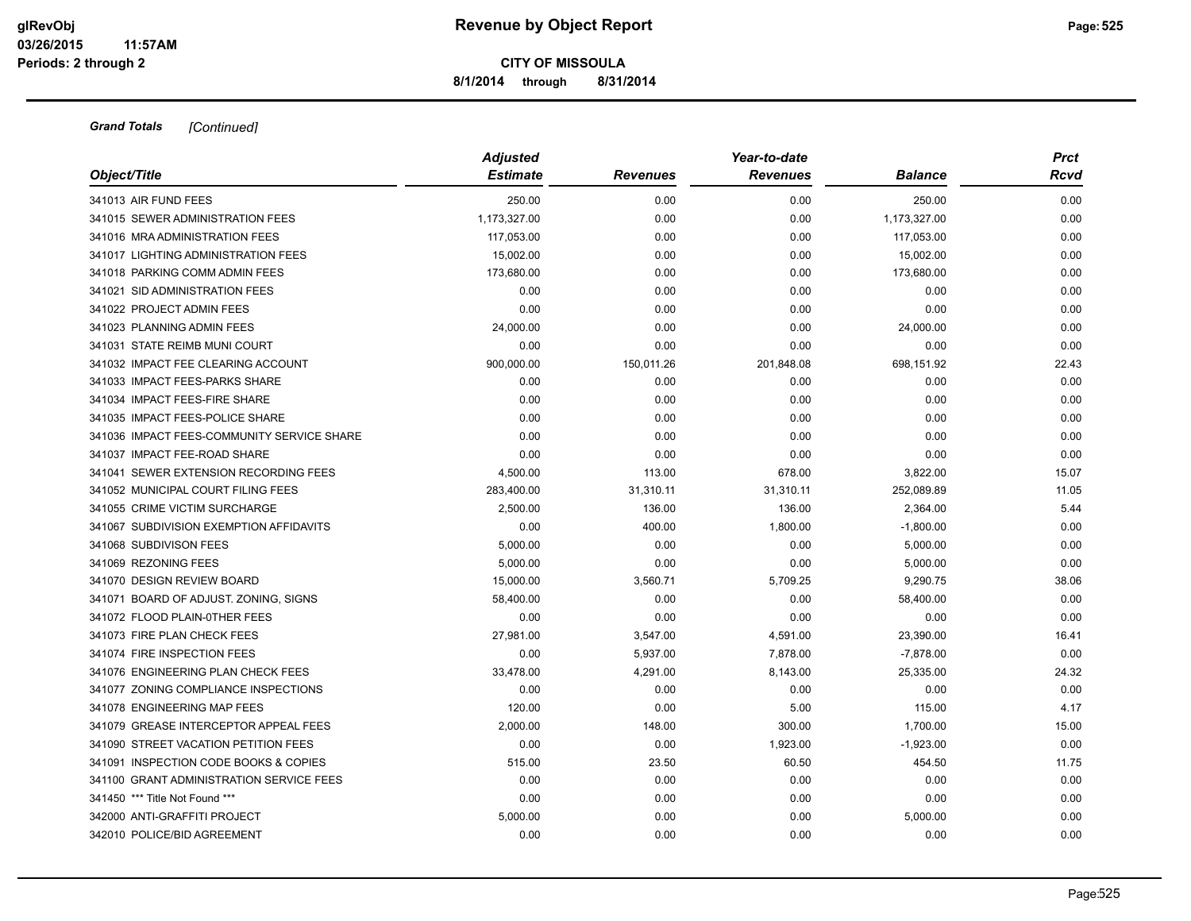**Grand Totals** *[Continued]*

| Object/Title | Adjusted Estimate | Revenues | Year-to-date Revenues | Balance | Prct Rcvd |
|---|---|---|---|---|---|
| 341013 AIR FUND FEES | 250.00 | 0.00 | 0.00 | 250.00 | 0.00 |
| 341015 SEWER ADMINISTRATION FEES | 1,173,327.00 | 0.00 | 0.00 | 1,173,327.00 | 0.00 |
| 341016 MRA ADMINISTRATION FEES | 117,053.00 | 0.00 | 0.00 | 117,053.00 | 0.00 |
| 341017 LIGHTING ADMINISTRATION FEES | 15,002.00 | 0.00 | 0.00 | 15,002.00 | 0.00 |
| 341018 PARKING COMM ADMIN FEES | 173,680.00 | 0.00 | 0.00 | 173,680.00 | 0.00 |
| 341021 SID ADMINISTRATION FEES | 0.00 | 0.00 | 0.00 | 0.00 | 0.00 |
| 341022 PROJECT ADMIN FEES | 0.00 | 0.00 | 0.00 | 0.00 | 0.00 |
| 341023 PLANNING ADMIN FEES | 24,000.00 | 0.00 | 0.00 | 24,000.00 | 0.00 |
| 341031 STATE REIMB MUNI COURT | 0.00 | 0.00 | 0.00 | 0.00 | 0.00 |
| 341032 IMPACT FEE CLEARING ACCOUNT | 900,000.00 | 150,011.26 | 201,848.08 | 698,151.92 | 22.43 |
| 341033 IMPACT FEES-PARKS SHARE | 0.00 | 0.00 | 0.00 | 0.00 | 0.00 |
| 341034 IMPACT FEES-FIRE SHARE | 0.00 | 0.00 | 0.00 | 0.00 | 0.00 |
| 341035 IMPACT FEES-POLICE SHARE | 0.00 | 0.00 | 0.00 | 0.00 | 0.00 |
| 341036 IMPACT FEES-COMMUNITY SERVICE SHARE | 0.00 | 0.00 | 0.00 | 0.00 | 0.00 |
| 341037 IMPACT FEE-ROAD SHARE | 0.00 | 0.00 | 0.00 | 0.00 | 0.00 |
| 341041 SEWER EXTENSION RECORDING FEES | 4,500.00 | 113.00 | 678.00 | 3,822.00 | 15.07 |
| 341052 MUNICIPAL COURT FILING FEES | 283,400.00 | 31,310.11 | 31,310.11 | 252,089.89 | 11.05 |
| 341055 CRIME VICTIM SURCHARGE | 2,500.00 | 136.00 | 136.00 | 2,364.00 | 5.44 |
| 341067 SUBDIVISION EXEMPTION AFFIDAVITS | 0.00 | 400.00 | 1,800.00 | -1,800.00 | 0.00 |
| 341068 SUBDIVISON FEES | 5,000.00 | 0.00 | 0.00 | 5,000.00 | 0.00 |
| 341069 REZONING FEES | 5,000.00 | 0.00 | 0.00 | 5,000.00 | 0.00 |
| 341070 DESIGN REVIEW BOARD | 15,000.00 | 3,560.71 | 5,709.25 | 9,290.75 | 38.06 |
| 341071 BOARD OF ADJUST. ZONING, SIGNS | 58,400.00 | 0.00 | 0.00 | 58,400.00 | 0.00 |
| 341072 FLOOD PLAIN-0THER FEES | 0.00 | 0.00 | 0.00 | 0.00 | 0.00 |
| 341073 FIRE PLAN CHECK FEES | 27,981.00 | 3,547.00 | 4,591.00 | 23,390.00 | 16.41 |
| 341074 FIRE INSPECTION FEES | 0.00 | 5,937.00 | 7,878.00 | -7,878.00 | 0.00 |
| 341076 ENGINEERING PLAN CHECK FEES | 33,478.00 | 4,291.00 | 8,143.00 | 25,335.00 | 24.32 |
| 341077 ZONING COMPLIANCE INSPECTIONS | 0.00 | 0.00 | 0.00 | 0.00 | 0.00 |
| 341078 ENGINEERING MAP FEES | 120.00 | 0.00 | 5.00 | 115.00 | 4.17 |
| 341079 GREASE INTERCEPTOR APPEAL FEES | 2,000.00 | 148.00 | 300.00 | 1,700.00 | 15.00 |
| 341090 STREET VACATION PETITION FEES | 0.00 | 0.00 | 1,923.00 | -1,923.00 | 0.00 |
| 341091 INSPECTION CODE BOOKS & COPIES | 515.00 | 23.50 | 60.50 | 454.50 | 11.75 |
| 341100 GRANT ADMINISTRATION SERVICE FEES | 0.00 | 0.00 | 0.00 | 0.00 | 0.00 |
| 341450 *** Title Not Found *** | 0.00 | 0.00 | 0.00 | 0.00 | 0.00 |
| 342000 ANTI-GRAFFITI PROJECT | 5,000.00 | 0.00 | 0.00 | 5,000.00 | 0.00 |
| 342010 POLICE/BID AGREEMENT | 0.00 | 0.00 | 0.00 | 0.00 | 0.00 |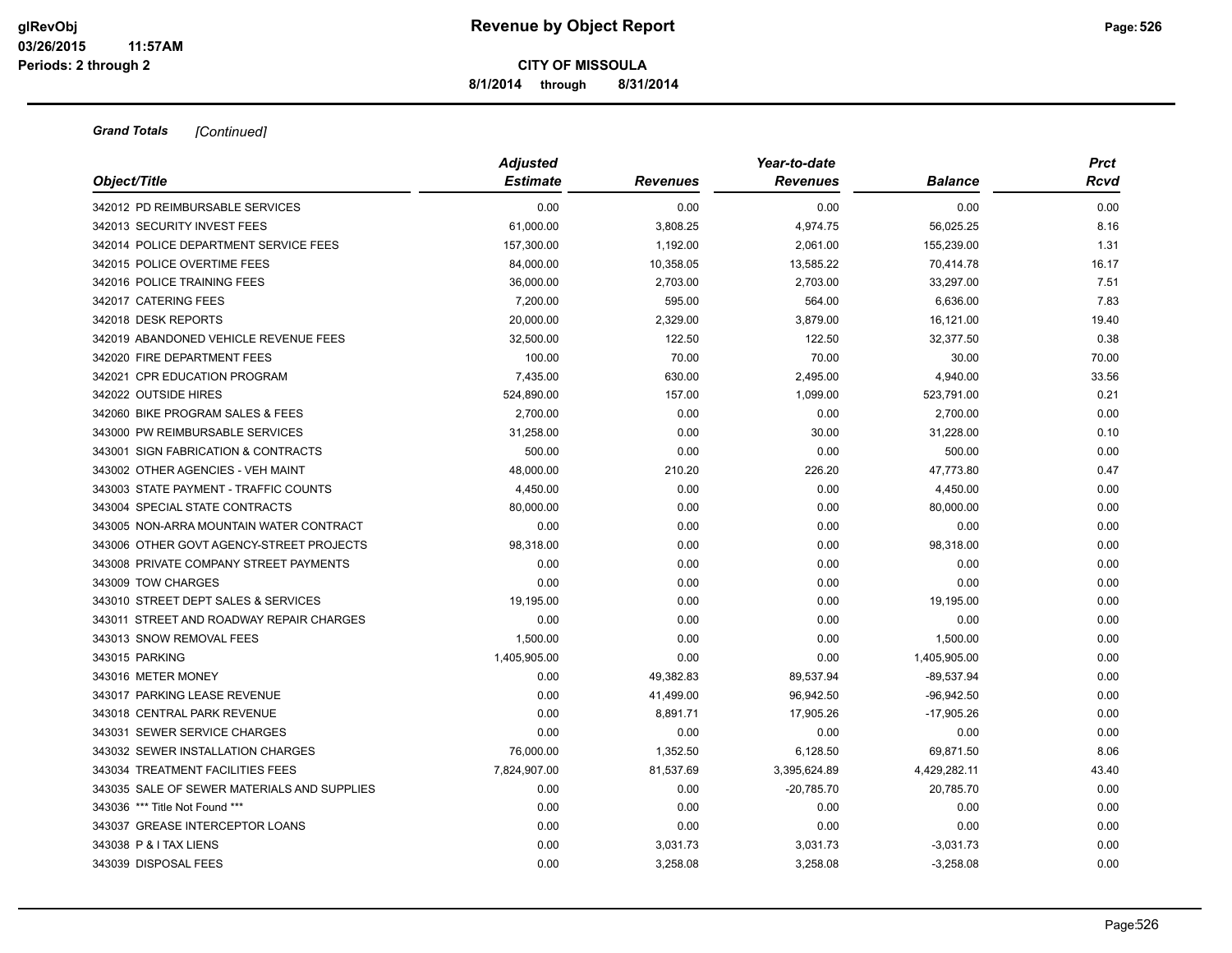**Grand Totals** *[Continued]*

| Object/Title | Adjusted Estimate | Revenues | Year-to-date Revenues | Balance | Prct Rcvd |
|---|---|---|---|---|---|
| 342012 PD REIMBURSABLE SERVICES | 0.00 | 0.00 | 0.00 | 0.00 | 0.00 |
| 342013 SECURITY INVEST FEES | 61,000.00 | 3,808.25 | 4,974.75 | 56,025.25 | 8.16 |
| 342014 POLICE DEPARTMENT SERVICE FEES | 157,300.00 | 1,192.00 | 2,061.00 | 155,239.00 | 1.31 |
| 342015 POLICE OVERTIME FEES | 84,000.00 | 10,358.05 | 13,585.22 | 70,414.78 | 16.17 |
| 342016 POLICE TRAINING FEES | 36,000.00 | 2,703.00 | 2,703.00 | 33,297.00 | 7.51 |
| 342017 CATERING FEES | 7,200.00 | 595.00 | 564.00 | 6,636.00 | 7.83 |
| 342018 DESK REPORTS | 20,000.00 | 2,329.00 | 3,879.00 | 16,121.00 | 19.40 |
| 342019 ABANDONED VEHICLE REVENUE FEES | 32,500.00 | 122.50 | 122.50 | 32,377.50 | 0.38 |
| 342020 FIRE DEPARTMENT FEES | 100.00 | 70.00 | 70.00 | 30.00 | 70.00 |
| 342021 CPR EDUCATION PROGRAM | 7,435.00 | 630.00 | 2,495.00 | 4,940.00 | 33.56 |
| 342022 OUTSIDE HIRES | 524,890.00 | 157.00 | 1,099.00 | 523,791.00 | 0.21 |
| 342060 BIKE PROGRAM SALES & FEES | 2,700.00 | 0.00 | 0.00 | 2,700.00 | 0.00 |
| 343000 PW REIMBURSABLE SERVICES | 31,258.00 | 0.00 | 30.00 | 31,228.00 | 0.10 |
| 343001 SIGN FABRICATION & CONTRACTS | 500.00 | 0.00 | 0.00 | 500.00 | 0.00 |
| 343002 OTHER AGENCIES - VEH MAINT | 48,000.00 | 210.20 | 226.20 | 47,773.80 | 0.47 |
| 343003 STATE PAYMENT - TRAFFIC COUNTS | 4,450.00 | 0.00 | 0.00 | 4,450.00 | 0.00 |
| 343004 SPECIAL STATE CONTRACTS | 80,000.00 | 0.00 | 0.00 | 80,000.00 | 0.00 |
| 343005 NON-ARRA MOUNTAIN WATER CONTRACT | 0.00 | 0.00 | 0.00 | 0.00 | 0.00 |
| 343006 OTHER GOVT AGENCY-STREET PROJECTS | 98,318.00 | 0.00 | 0.00 | 98,318.00 | 0.00 |
| 343008 PRIVATE COMPANY STREET PAYMENTS | 0.00 | 0.00 | 0.00 | 0.00 | 0.00 |
| 343009 TOW CHARGES | 0.00 | 0.00 | 0.00 | 0.00 | 0.00 |
| 343010 STREET DEPT SALES & SERVICES | 19,195.00 | 0.00 | 0.00 | 19,195.00 | 0.00 |
| 343011 STREET AND ROADWAY REPAIR CHARGES | 0.00 | 0.00 | 0.00 | 0.00 | 0.00 |
| 343013 SNOW REMOVAL FEES | 1,500.00 | 0.00 | 0.00 | 1,500.00 | 0.00 |
| 343015 PARKING | 1,405,905.00 | 0.00 | 0.00 | 1,405,905.00 | 0.00 |
| 343016 METER MONEY | 0.00 | 49,382.83 | 89,537.94 | -89,537.94 | 0.00 |
| 343017 PARKING LEASE REVENUE | 0.00 | 41,499.00 | 96,942.50 | -96,942.50 | 0.00 |
| 343018 CENTRAL PARK REVENUE | 0.00 | 8,891.71 | 17,905.26 | -17,905.26 | 0.00 |
| 343031 SEWER SERVICE CHARGES | 0.00 | 0.00 | 0.00 | 0.00 | 0.00 |
| 343032 SEWER INSTALLATION CHARGES | 76,000.00 | 1,352.50 | 6,128.50 | 69,871.50 | 8.06 |
| 343034 TREATMENT FACILITIES FEES | 7,824,907.00 | 81,537.69 | 3,395,624.89 | 4,429,282.11 | 43.40 |
| 343035 SALE OF SEWER MATERIALS AND SUPPLIES | 0.00 | 0.00 | -20,785.70 | 20,785.70 | 0.00 |
| 343036 *** Title Not Found *** | 0.00 | 0.00 | 0.00 | 0.00 | 0.00 |
| 343037 GREASE INTERCEPTOR LOANS | 0.00 | 0.00 | 0.00 | 0.00 | 0.00 |
| 343038 P & I TAX LIENS | 0.00 | 3,031.73 | 3,031.73 | -3,031.73 | 0.00 |
| 343039 DISPOSAL FEES | 0.00 | 3,258.08 | 3,258.08 | -3,258.08 | 0.00 |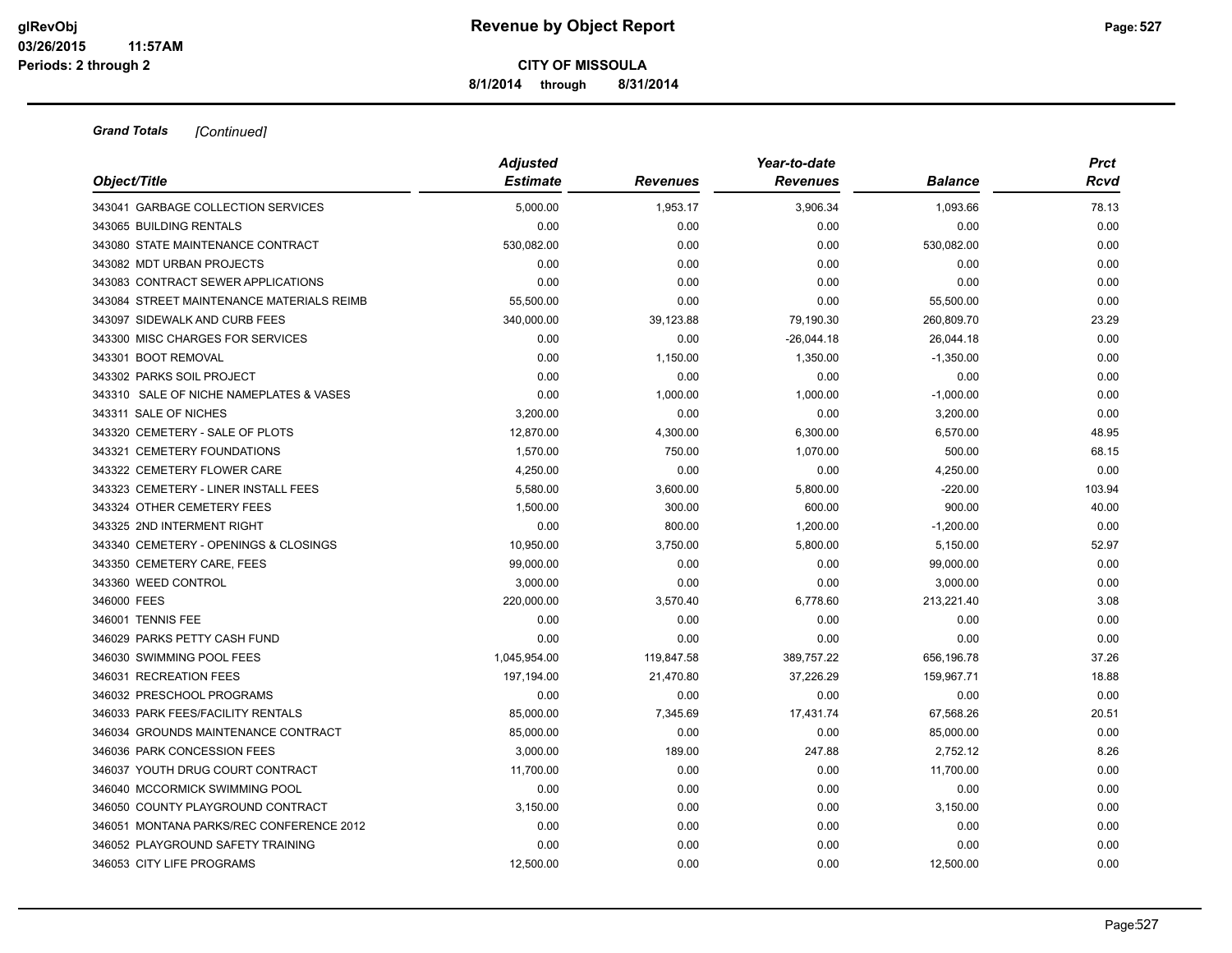**Grand Totals** *[Continued]*

| Object/Title | Adjusted Estimate | Revenues | Year-to-date Revenues | Balance | Prct Rcvd |
|---|---|---|---|---|---|
| 343041 GARBAGE COLLECTION SERVICES | 5,000.00 | 1,953.17 | 3,906.34 | 1,093.66 | 78.13 |
| 343065 BUILDING RENTALS | 0.00 | 0.00 | 0.00 | 0.00 | 0.00 |
| 343080 STATE MAINTENANCE CONTRACT | 530,082.00 | 0.00 | 0.00 | 530,082.00 | 0.00 |
| 343082 MDT URBAN PROJECTS | 0.00 | 0.00 | 0.00 | 0.00 | 0.00 |
| 343083 CONTRACT SEWER APPLICATIONS | 0.00 | 0.00 | 0.00 | 0.00 | 0.00 |
| 343084 STREET MAINTENANCE MATERIALS REIMB | 55,500.00 | 0.00 | 0.00 | 55,500.00 | 0.00 |
| 343097 SIDEWALK AND CURB FEES | 340,000.00 | 39,123.88 | 79,190.30 | 260,809.70 | 23.29 |
| 343300 MISC CHARGES FOR SERVICES | 0.00 | 0.00 | -26,044.18 | 26,044.18 | 0.00 |
| 343301 BOOT REMOVAL | 0.00 | 1,150.00 | 1,350.00 | -1,350.00 | 0.00 |
| 343302 PARKS SOIL PROJECT | 0.00 | 0.00 | 0.00 | 0.00 | 0.00 |
| 343310 SALE OF NICHE NAMEPLATES & VASES | 0.00 | 1,000.00 | 1,000.00 | -1,000.00 | 0.00 |
| 343311 SALE OF NICHES | 3,200.00 | 0.00 | 0.00 | 3,200.00 | 0.00 |
| 343320 CEMETERY - SALE OF PLOTS | 12,870.00 | 4,300.00 | 6,300.00 | 6,570.00 | 48.95 |
| 343321 CEMETERY FOUNDATIONS | 1,570.00 | 750.00 | 1,070.00 | 500.00 | 68.15 |
| 343322 CEMETERY FLOWER CARE | 4,250.00 | 0.00 | 0.00 | 4,250.00 | 0.00 |
| 343323 CEMETERY - LINER INSTALL FEES | 5,580.00 | 3,600.00 | 5,800.00 | -220.00 | 103.94 |
| 343324 OTHER CEMETERY FEES | 1,500.00 | 300.00 | 600.00 | 900.00 | 40.00 |
| 343325 2ND INTERMENT RIGHT | 0.00 | 800.00 | 1,200.00 | -1,200.00 | 0.00 |
| 343340 CEMETERY - OPENINGS & CLOSINGS | 10,950.00 | 3,750.00 | 5,800.00 | 5,150.00 | 52.97 |
| 343350 CEMETERY CARE, FEES | 99,000.00 | 0.00 | 0.00 | 99,000.00 | 0.00 |
| 343360 WEED CONTROL | 3,000.00 | 0.00 | 0.00 | 3,000.00 | 0.00 |
| 346000 FEES | 220,000.00 | 3,570.40 | 6,778.60 | 213,221.40 | 3.08 |
| 346001 TENNIS FEE | 0.00 | 0.00 | 0.00 | 0.00 | 0.00 |
| 346029 PARKS PETTY CASH FUND | 0.00 | 0.00 | 0.00 | 0.00 | 0.00 |
| 346030 SWIMMING POOL FEES | 1,045,954.00 | 119,847.58 | 389,757.22 | 656,196.78 | 37.26 |
| 346031 RECREATION FEES | 197,194.00 | 21,470.80 | 37,226.29 | 159,967.71 | 18.88 |
| 346032 PRESCHOOL PROGRAMS | 0.00 | 0.00 | 0.00 | 0.00 | 0.00 |
| 346033 PARK FEES/FACILITY RENTALS | 85,000.00 | 7,345.69 | 17,431.74 | 67,568.26 | 20.51 |
| 346034 GROUNDS MAINTENANCE CONTRACT | 85,000.00 | 0.00 | 0.00 | 85,000.00 | 0.00 |
| 346036 PARK CONCESSION FEES | 3,000.00 | 189.00 | 247.88 | 2,752.12 | 8.26 |
| 346037 YOUTH DRUG COURT CONTRACT | 11,700.00 | 0.00 | 0.00 | 11,700.00 | 0.00 |
| 346040 MCCORMICK SWIMMING POOL | 0.00 | 0.00 | 0.00 | 0.00 | 0.00 |
| 346050 COUNTY PLAYGROUND CONTRACT | 3,150.00 | 0.00 | 0.00 | 3,150.00 | 0.00 |
| 346051 MONTANA PARKS/REC CONFERENCE 2012 | 0.00 | 0.00 | 0.00 | 0.00 | 0.00 |
| 346052 PLAYGROUND SAFETY TRAINING | 0.00 | 0.00 | 0.00 | 0.00 | 0.00 |
| 346053 CITY LIFE PROGRAMS | 12,500.00 | 0.00 | 0.00 | 12,500.00 | 0.00 |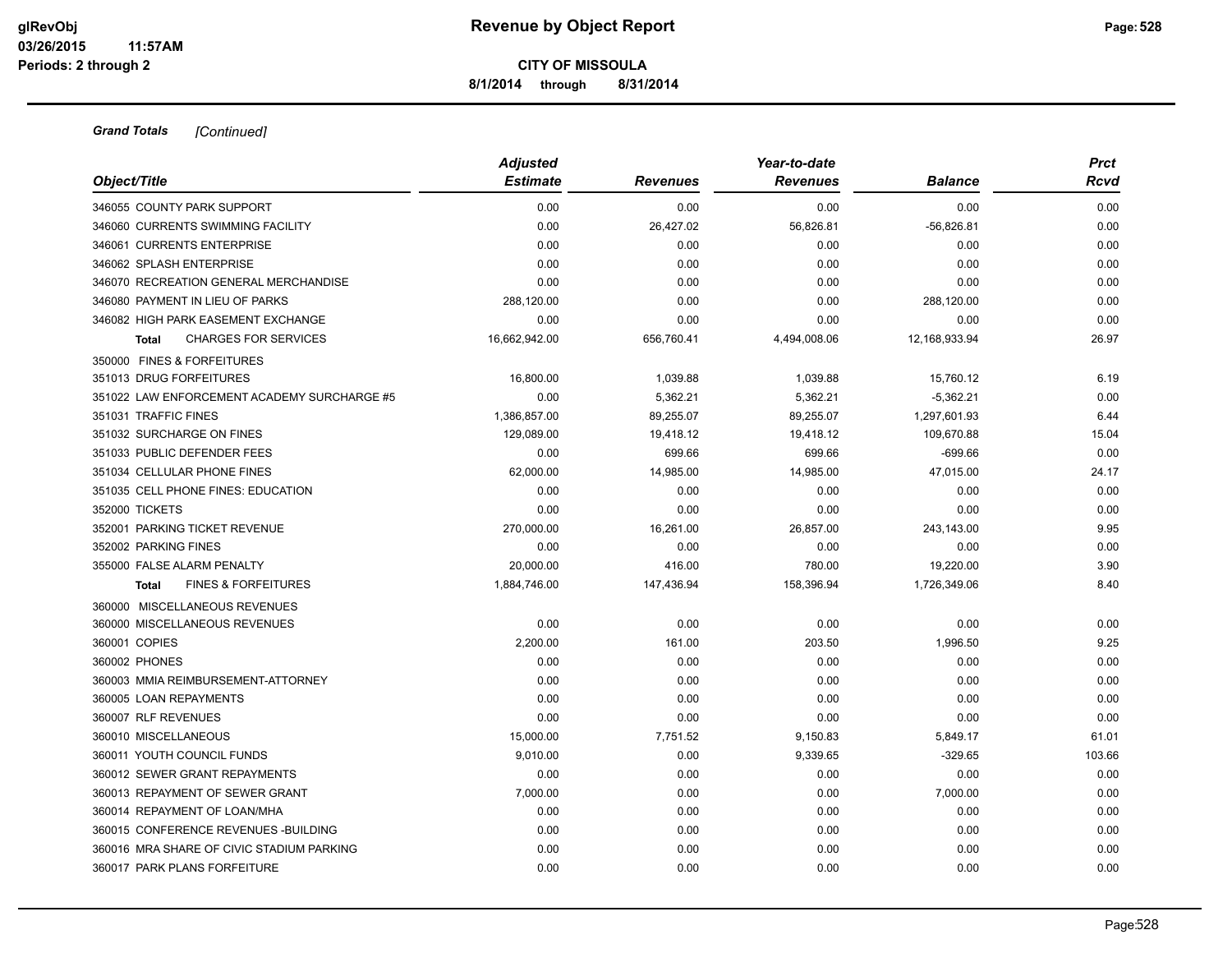# Revenue by Object Report

**CITY OF MISSOULA**

**8/1/2014 through 8/31/2014**

glRevObj
03/26/2015 11:57AM
Periods: 2 through 2

***Grand Totals*** *[Continued]*

| Object/Title | Adjusted Estimate | Revenues | Year-to-date Revenues | Balance | Prct Rcvd |
|---|---|---|---|---|---|
| 346055 COUNTY PARK SUPPORT | 0.00 | 0.00 | 0.00 | 0.00 | 0.00 |
| 346060 CURRENTS SWIMMING FACILITY | 0.00 | 26,427.02 | 56,826.81 | -56,826.81 | 0.00 |
| 346061 CURRENTS ENTERPRISE | 0.00 | 0.00 | 0.00 | 0.00 | 0.00 |
| 346062 SPLASH ENTERPRISE | 0.00 | 0.00 | 0.00 | 0.00 | 0.00 |
| 346070 RECREATION GENERAL MERCHANDISE | 0.00 | 0.00 | 0.00 | 0.00 | 0.00 |
| 346080 PAYMENT IN LIEU OF PARKS | 288,120.00 | 0.00 | 0.00 | 288,120.00 | 0.00 |
| 346082 HIGH PARK EASEMENT EXCHANGE | 0.00 | 0.00 | 0.00 | 0.00 | 0.00 |
| **Total** CHARGES FOR SERVICES | 16,662,942.00 | 656,760.41 | 4,494,008.06 | 12,168,933.94 | 26.97 |
| 350000 FINES & FORFEITURES | | | | | |
| 351013 DRUG FORFEITURES | 16,800.00 | 1,039.88 | 1,039.88 | 15,760.12 | 6.19 |
| 351022 LAW ENFORCEMENT ACADEMY SURCHARGE #5 | 0.00 | 5,362.21 | 5,362.21 | -5,362.21 | 0.00 |
| 351031 TRAFFIC FINES | 1,386,857.00 | 89,255.07 | 89,255.07 | 1,297,601.93 | 6.44 |
| 351032 SURCHARGE ON FINES | 129,089.00 | 19,418.12 | 19,418.12 | 109,670.88 | 15.04 |
| 351033 PUBLIC DEFENDER FEES | 0.00 | 699.66 | 699.66 | -699.66 | 0.00 |
| 351034 CELLULAR PHONE FINES | 62,000.00 | 14,985.00 | 14,985.00 | 47,015.00 | 24.17 |
| 351035 CELL PHONE FINES: EDUCATION | 0.00 | 0.00 | 0.00 | 0.00 | 0.00 |
| 352000 TICKETS | 0.00 | 0.00 | 0.00 | 0.00 | 0.00 |
| 352001 PARKING TICKET REVENUE | 270,000.00 | 16,261.00 | 26,857.00 | 243,143.00 | 9.95 |
| 352002 PARKING FINES | 0.00 | 0.00 | 0.00 | 0.00 | 0.00 |
| 355000 FALSE ALARM PENALTY | 20,000.00 | 416.00 | 780.00 | 19,220.00 | 3.90 |
| **Total** FINES & FORFEITURES | 1,884,746.00 | 147,436.94 | 158,396.94 | 1,726,349.06 | 8.40 |
| 360000 MISCELLANEOUS REVENUES | | | | | |
| 360000 MISCELLANEOUS REVENUES | 0.00 | 0.00 | 0.00 | 0.00 | 0.00 |
| 360001 COPIES | 2,200.00 | 161.00 | 203.50 | 1,996.50 | 9.25 |
| 360002 PHONES | 0.00 | 0.00 | 0.00 | 0.00 | 0.00 |
| 360003 MMIA REIMBURSEMENT-ATTORNEY | 0.00 | 0.00 | 0.00 | 0.00 | 0.00 |
| 360005 LOAN REPAYMENTS | 0.00 | 0.00 | 0.00 | 0.00 | 0.00 |
| 360007 RLF REVENUES | 0.00 | 0.00 | 0.00 | 0.00 | 0.00 |
| 360010 MISCELLANEOUS | 15,000.00 | 7,751.52 | 9,150.83 | 5,849.17 | 61.01 |
| 360011 YOUTH COUNCIL FUNDS | 9,010.00 | 0.00 | 9,339.65 | -329.65 | 103.66 |
| 360012 SEWER GRANT REPAYMENTS | 0.00 | 0.00 | 0.00 | 0.00 | 0.00 |
| 360013 REPAYMENT OF SEWER GRANT | 7,000.00 | 0.00 | 0.00 | 7,000.00 | 0.00 |
| 360014 REPAYMENT OF LOAN/MHA | 0.00 | 0.00 | 0.00 | 0.00 | 0.00 |
| 360015 CONFERENCE REVENUES -BUILDING | 0.00 | 0.00 | 0.00 | 0.00 | 0.00 |
| 360016 MRA SHARE OF CIVIC STADIUM PARKING | 0.00 | 0.00 | 0.00 | 0.00 | 0.00 |
| 360017 PARK PLANS FORFEITURE | 0.00 | 0.00 | 0.00 | 0.00 | 0.00 |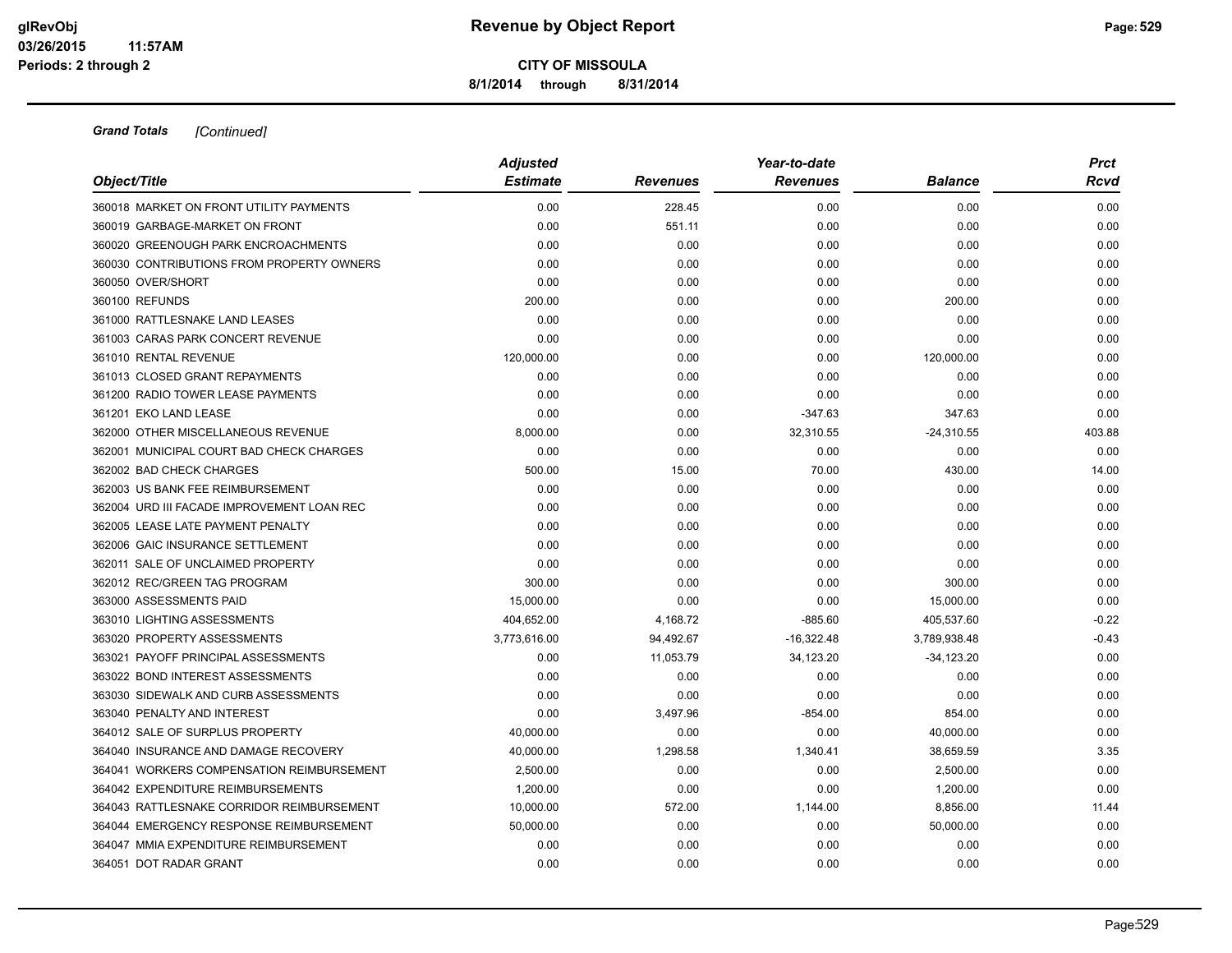**Grand Totals** *[Continued]*

| Object/Title | Adjusted Estimate | Revenues | Year-to-date Revenues | Balance | Prct Rcvd |
|---|---|---|---|---|---|
| 360018 MARKET ON FRONT UTILITY PAYMENTS | 0.00 | 228.45 | 0.00 | 0.00 | 0.00 |
| 360019 GARBAGE-MARKET ON FRONT | 0.00 | 551.11 | 0.00 | 0.00 | 0.00 |
| 360020 GREENOUGH PARK ENCROACHMENTS | 0.00 | 0.00 | 0.00 | 0.00 | 0.00 |
| 360030 CONTRIBUTIONS FROM PROPERTY OWNERS | 0.00 | 0.00 | 0.00 | 0.00 | 0.00 |
| 360050 OVER/SHORT | 0.00 | 0.00 | 0.00 | 0.00 | 0.00 |
| 360100 REFUNDS | 200.00 | 0.00 | 0.00 | 200.00 | 0.00 |
| 361000 RATTLESNAKE LAND LEASES | 0.00 | 0.00 | 0.00 | 0.00 | 0.00 |
| 361003 CARAS PARK CONCERT REVENUE | 0.00 | 0.00 | 0.00 | 0.00 | 0.00 |
| 361010 RENTAL REVENUE | 120,000.00 | 0.00 | 0.00 | 120,000.00 | 0.00 |
| 361013 CLOSED GRANT REPAYMENTS | 0.00 | 0.00 | 0.00 | 0.00 | 0.00 |
| 361200 RADIO TOWER LEASE PAYMENTS | 0.00 | 0.00 | 0.00 | 0.00 | 0.00 |
| 361201 EKO LAND LEASE | 0.00 | 0.00 | -347.63 | 347.63 | 0.00 |
| 362000 OTHER MISCELLANEOUS REVENUE | 8,000.00 | 0.00 | 32,310.55 | -24,310.55 | 403.88 |
| 362001 MUNICIPAL COURT BAD CHECK CHARGES | 0.00 | 0.00 | 0.00 | 0.00 | 0.00 |
| 362002 BAD CHECK CHARGES | 500.00 | 15.00 | 70.00 | 430.00 | 14.00 |
| 362003 US BANK FEE REIMBURSEMENT | 0.00 | 0.00 | 0.00 | 0.00 | 0.00 |
| 362004 URD III FACADE IMPROVEMENT LOAN REC | 0.00 | 0.00 | 0.00 | 0.00 | 0.00 |
| 362005 LEASE LATE PAYMENT PENALTY | 0.00 | 0.00 | 0.00 | 0.00 | 0.00 |
| 362006 GAIC INSURANCE SETTLEMENT | 0.00 | 0.00 | 0.00 | 0.00 | 0.00 |
| 362011 SALE OF UNCLAIMED PROPERTY | 0.00 | 0.00 | 0.00 | 0.00 | 0.00 |
| 362012 REC/GREEN TAG PROGRAM | 300.00 | 0.00 | 0.00 | 300.00 | 0.00 |
| 363000 ASSESSMENTS PAID | 15,000.00 | 0.00 | 0.00 | 15,000.00 | 0.00 |
| 363010 LIGHTING ASSESSMENTS | 404,652.00 | 4,168.72 | -885.60 | 405,537.60 | -0.22 |
| 363020 PROPERTY ASSESSMENTS | 3,773,616.00 | 94,492.67 | -16,322.48 | 3,789,938.48 | -0.43 |
| 363021 PAYOFF PRINCIPAL ASSESSMENTS | 0.00 | 11,053.79 | 34,123.20 | -34,123.20 | 0.00 |
| 363022 BOND INTEREST ASSESSMENTS | 0.00 | 0.00 | 0.00 | 0.00 | 0.00 |
| 363030 SIDEWALK AND CURB ASSESSMENTS | 0.00 | 0.00 | 0.00 | 0.00 | 0.00 |
| 363040 PENALTY AND INTEREST | 0.00 | 3,497.96 | -854.00 | 854.00 | 0.00 |
| 364012 SALE OF SURPLUS PROPERTY | 40,000.00 | 0.00 | 0.00 | 40,000.00 | 0.00 |
| 364040 INSURANCE AND DAMAGE RECOVERY | 40,000.00 | 1,298.58 | 1,340.41 | 38,659.59 | 3.35 |
| 364041 WORKERS COMPENSATION REIMBURSEMENT | 2,500.00 | 0.00 | 0.00 | 2,500.00 | 0.00 |
| 364042 EXPENDITURE REIMBURSEMENTS | 1,200.00 | 0.00 | 0.00 | 1,200.00 | 0.00 |
| 364043 RATTLESNAKE CORRIDOR REIMBURSEMENT | 10,000.00 | 572.00 | 1,144.00 | 8,856.00 | 11.44 |
| 364044 EMERGENCY RESPONSE REIMBURSEMENT | 50,000.00 | 0.00 | 0.00 | 50,000.00 | 0.00 |
| 364047 MMIA EXPENDITURE REIMBURSEMENT | 0.00 | 0.00 | 0.00 | 0.00 | 0.00 |
| 364051 DOT RADAR GRANT | 0.00 | 0.00 | 0.00 | 0.00 | 0.00 |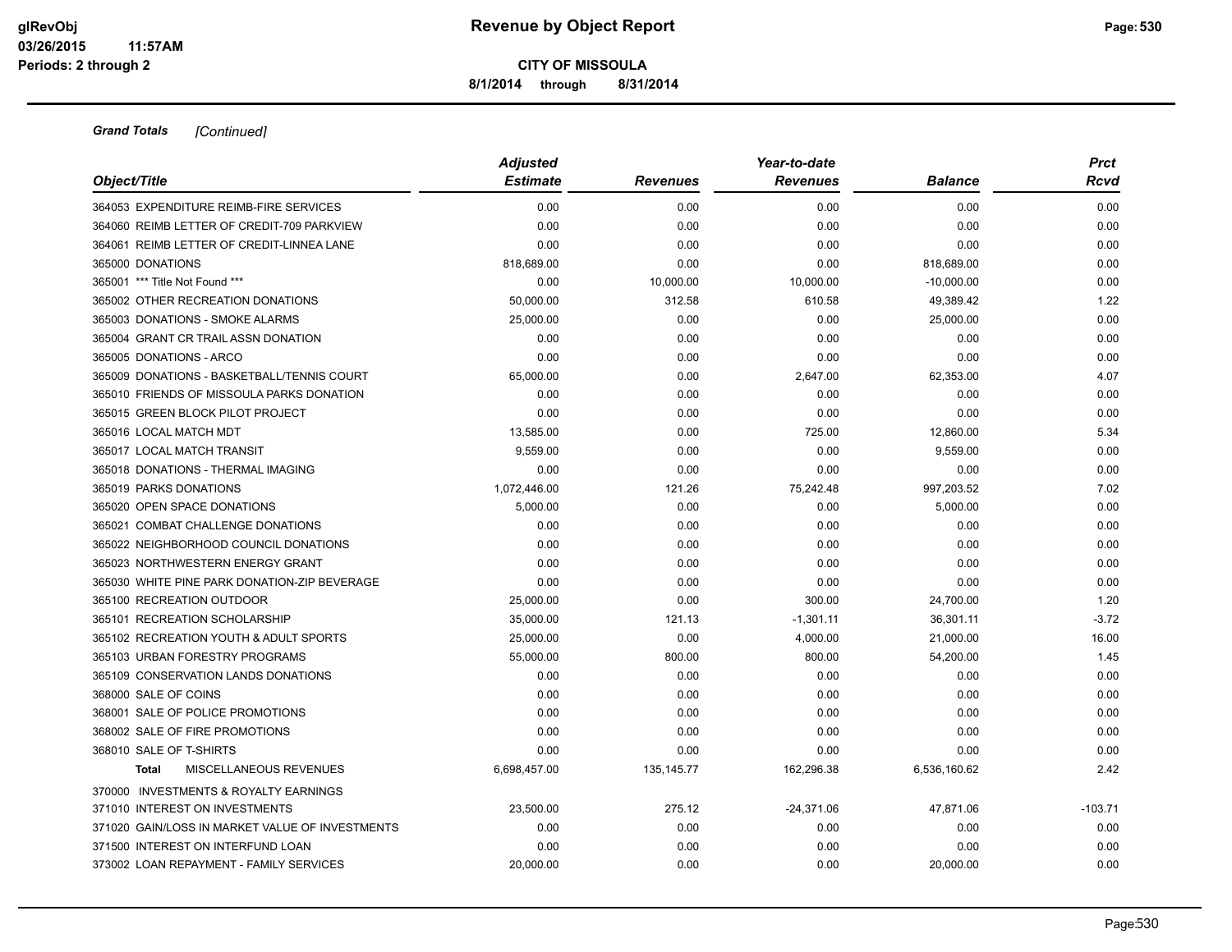**CITY OF MISSOULA**

**8/1/2014 through 8/31/2014**

***Grand Totals*** *[Continued]*

| Object/Title | Adjusted Estimate | Revenues | Year-to-date Revenues | Balance | Prct Rcvd |
|---|---|---|---|---|---|
| 364053 EXPENDITURE REIMB-FIRE SERVICES | 0.00 | 0.00 | 0.00 | 0.00 | 0.00 |
| 364060 REIMB LETTER OF CREDIT-709 PARKVIEW | 0.00 | 0.00 | 0.00 | 0.00 | 0.00 |
| 364061 REIMB LETTER OF CREDIT-LINNEA LANE | 0.00 | 0.00 | 0.00 | 0.00 | 0.00 |
| 365000 DONATIONS | 818,689.00 | 0.00 | 0.00 | 818,689.00 | 0.00 |
| 365001 *** Title Not Found *** | 0.00 | 10,000.00 | 10,000.00 | -10,000.00 | 0.00 |
| 365002 OTHER RECREATION DONATIONS | 50,000.00 | 312.58 | 610.58 | 49,389.42 | 1.22 |
| 365003 DONATIONS - SMOKE ALARMS | 25,000.00 | 0.00 | 0.00 | 25,000.00 | 0.00 |
| 365004 GRANT CR TRAIL ASSN DONATION | 0.00 | 0.00 | 0.00 | 0.00 | 0.00 |
| 365005 DONATIONS - ARCO | 0.00 | 0.00 | 0.00 | 0.00 | 0.00 |
| 365009 DONATIONS - BASKETBALL/TENNIS COURT | 65,000.00 | 0.00 | 2,647.00 | 62,353.00 | 4.07 |
| 365010 FRIENDS OF MISSOULA PARKS DONATION | 0.00 | 0.00 | 0.00 | 0.00 | 0.00 |
| 365015 GREEN BLOCK PILOT PROJECT | 0.00 | 0.00 | 0.00 | 0.00 | 0.00 |
| 365016 LOCAL MATCH MDT | 13,585.00 | 0.00 | 725.00 | 12,860.00 | 5.34 |
| 365017 LOCAL MATCH TRANSIT | 9,559.00 | 0.00 | 0.00 | 9,559.00 | 0.00 |
| 365018 DONATIONS - THERMAL IMAGING | 0.00 | 0.00 | 0.00 | 0.00 | 0.00 |
| 365019 PARKS DONATIONS | 1,072,446.00 | 121.26 | 75,242.48 | 997,203.52 | 7.02 |
| 365020 OPEN SPACE DONATIONS | 5,000.00 | 0.00 | 0.00 | 5,000.00 | 0.00 |
| 365021 COMBAT CHALLENGE DONATIONS | 0.00 | 0.00 | 0.00 | 0.00 | 0.00 |
| 365022 NEIGHBORHOOD COUNCIL DONATIONS | 0.00 | 0.00 | 0.00 | 0.00 | 0.00 |
| 365023 NORTHWESTERN ENERGY GRANT | 0.00 | 0.00 | 0.00 | 0.00 | 0.00 |
| 365030 WHITE PINE PARK DONATION-ZIP BEVERAGE | 0.00 | 0.00 | 0.00 | 0.00 | 0.00 |
| 365100 RECREATION OUTDOOR | 25,000.00 | 0.00 | 300.00 | 24,700.00 | 1.20 |
| 365101 RECREATION SCHOLARSHIP | 35,000.00 | 121.13 | -1,301.11 | 36,301.11 | -3.72 |
| 365102 RECREATION YOUTH & ADULT SPORTS | 25,000.00 | 0.00 | 4,000.00 | 21,000.00 | 16.00 |
| 365103 URBAN FORESTRY PROGRAMS | 55,000.00 | 800.00 | 800.00 | 54,200.00 | 1.45 |
| 365109 CONSERVATION LANDS DONATIONS | 0.00 | 0.00 | 0.00 | 0.00 | 0.00 |
| 368000 SALE OF COINS | 0.00 | 0.00 | 0.00 | 0.00 | 0.00 |
| 368001 SALE OF POLICE PROMOTIONS | 0.00 | 0.00 | 0.00 | 0.00 | 0.00 |
| 368002 SALE OF FIRE PROMOTIONS | 0.00 | 0.00 | 0.00 | 0.00 | 0.00 |
| 368010 SALE OF T-SHIRTS | 0.00 | 0.00 | 0.00 | 0.00 | 0.00 |
| **Total** MISCELLANEOUS REVENUES | 6,698,457.00 | 135,145.77 | 162,296.38 | 6,536,160.62 | 2.42 |
| 370000 INVESTMENTS & ROYALTY EARNINGS | | | | | |
| 371010 INTEREST ON INVESTMENTS | 23,500.00 | 275.12 | -24,371.06 | 47,871.06 | -103.71 |
| 371020 GAIN/LOSS IN MARKET VALUE OF INVESTMENTS | 0.00 | 0.00 | 0.00 | 0.00 | 0.00 |
| 371500 INTEREST ON INTERFUND LOAN | 0.00 | 0.00 | 0.00 | 0.00 | 0.00 |
| 373002 LOAN REPAYMENT - FAMILY SERVICES | 20,000.00 | 0.00 | 0.00 | 20,000.00 | 0.00 |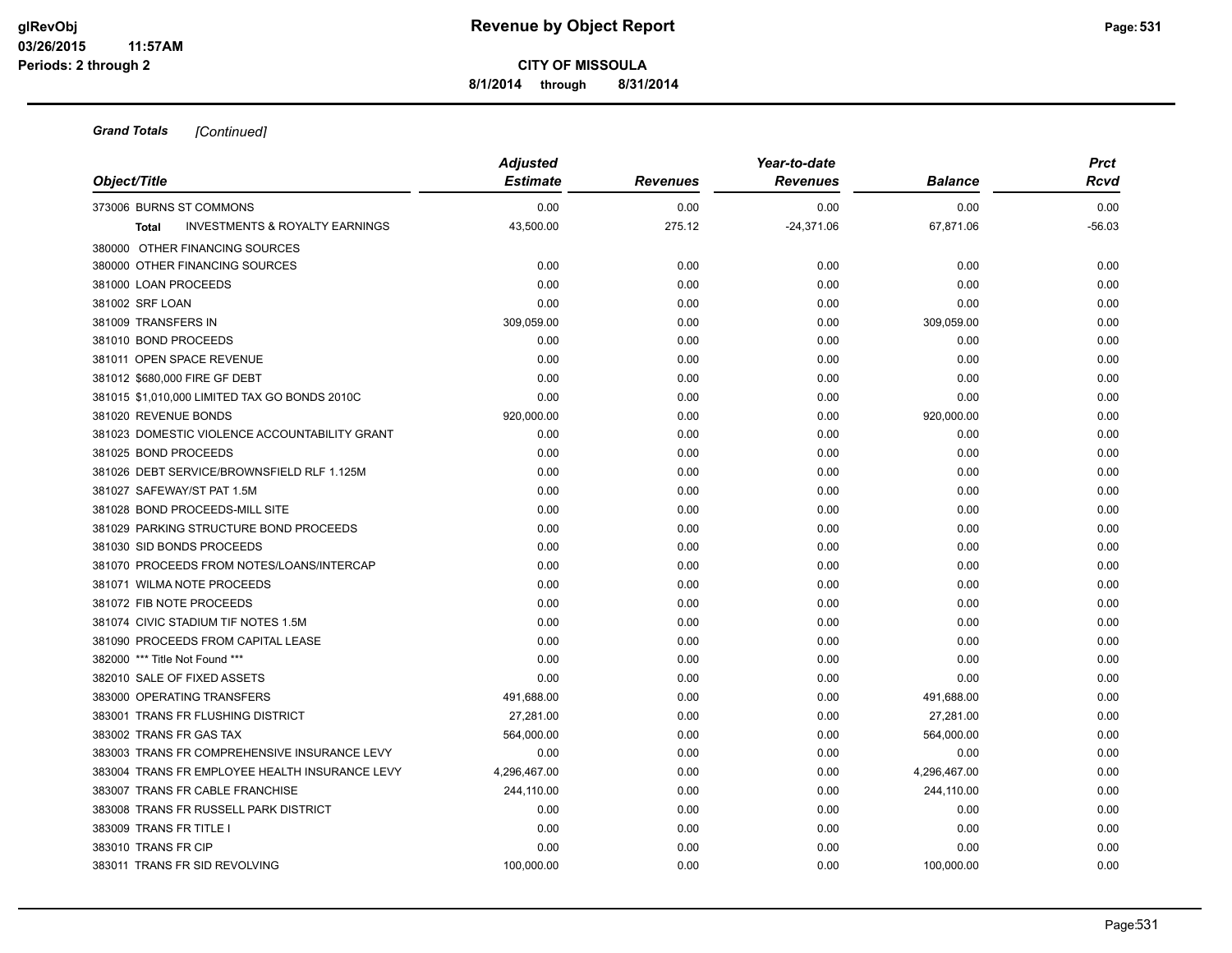**CITY OF MISSOULA**

**8/1/2014 through 8/31/2014**

***Grand Totals*** *[Continued]*

| Object/Title | Adjusted Estimate | Revenues | Year-to-date Revenues | Balance | Prct Rcvd |
|---|---|---|---|---|---|
| 373006 BURNS ST COMMONS | 0.00 | 0.00 | 0.00 | 0.00 | 0.00 |
| **Total** INVESTMENTS & ROYALTY EARNINGS | 43,500.00 | 275.12 | -24,371.06 | 67,871.06 | -56.03 |
| 380000 OTHER FINANCING SOURCES | | | | | |
| 380000 OTHER FINANCING SOURCES | 0.00 | 0.00 | 0.00 | 0.00 | 0.00 |
| 381000 LOAN PROCEEDS | 0.00 | 0.00 | 0.00 | 0.00 | 0.00 |
| 381002 SRF LOAN | 0.00 | 0.00 | 0.00 | 0.00 | 0.00 |
| 381009 TRANSFERS IN | 309,059.00 | 0.00 | 0.00 | 309,059.00 | 0.00 |
| 381010 BOND PROCEEDS | 0.00 | 0.00 | 0.00 | 0.00 | 0.00 |
| 381011 OPEN SPACE REVENUE | 0.00 | 0.00 | 0.00 | 0.00 | 0.00 |
| 381012 $680,000 FIRE GF DEBT | 0.00 | 0.00 | 0.00 | 0.00 | 0.00 |
| 381015 $1,010,000 LIMITED TAX GO BONDS 2010C | 0.00 | 0.00 | 0.00 | 0.00 | 0.00 |
| 381020 REVENUE BONDS | 920,000.00 | 0.00 | 0.00 | 920,000.00 | 0.00 |
| 381023 DOMESTIC VIOLENCE ACCOUNTABILITY GRANT | 0.00 | 0.00 | 0.00 | 0.00 | 0.00 |
| 381025 BOND PROCEEDS | 0.00 | 0.00 | 0.00 | 0.00 | 0.00 |
| 381026 DEBT SERVICE/BROWNSFIELD RLF 1.125M | 0.00 | 0.00 | 0.00 | 0.00 | 0.00 |
| 381027 SAFEWAY/ST PAT 1.5M | 0.00 | 0.00 | 0.00 | 0.00 | 0.00 |
| 381028 BOND PROCEEDS-MILL SITE | 0.00 | 0.00 | 0.00 | 0.00 | 0.00 |
| 381029 PARKING STRUCTURE BOND PROCEEDS | 0.00 | 0.00 | 0.00 | 0.00 | 0.00 |
| 381030 SID BONDS PROCEEDS | 0.00 | 0.00 | 0.00 | 0.00 | 0.00 |
| 381070 PROCEEDS FROM NOTES/LOANS/INTERCAP | 0.00 | 0.00 | 0.00 | 0.00 | 0.00 |
| 381071 WILMA NOTE PROCEEDS | 0.00 | 0.00 | 0.00 | 0.00 | 0.00 |
| 381072 FIB NOTE PROCEEDS | 0.00 | 0.00 | 0.00 | 0.00 | 0.00 |
| 381074 CIVIC STADIUM TIF NOTES 1.5M | 0.00 | 0.00 | 0.00 | 0.00 | 0.00 |
| 381090 PROCEEDS FROM CAPITAL LEASE | 0.00 | 0.00 | 0.00 | 0.00 | 0.00 |
| 382000 *** Title Not Found *** | 0.00 | 0.00 | 0.00 | 0.00 | 0.00 |
| 382010 SALE OF FIXED ASSETS | 0.00 | 0.00 | 0.00 | 0.00 | 0.00 |
| 383000 OPERATING TRANSFERS | 491,688.00 | 0.00 | 0.00 | 491,688.00 | 0.00 |
| 383001 TRANS FR FLUSHING DISTRICT | 27,281.00 | 0.00 | 0.00 | 27,281.00 | 0.00 |
| 383002 TRANS FR GAS TAX | 564,000.00 | 0.00 | 0.00 | 564,000.00 | 0.00 |
| 383003 TRANS FR COMPREHENSIVE INSURANCE LEVY | 0.00 | 0.00 | 0.00 | 0.00 | 0.00 |
| 383004 TRANS FR EMPLOYEE HEALTH INSURANCE LEVY | 4,296,467.00 | 0.00 | 0.00 | 4,296,467.00 | 0.00 |
| 383007 TRANS FR CABLE FRANCHISE | 244,110.00 | 0.00 | 0.00 | 244,110.00 | 0.00 |
| 383008 TRANS FR RUSSELL PARK DISTRICT | 0.00 | 0.00 | 0.00 | 0.00 | 0.00 |
| 383009 TRANS FR TITLE I | 0.00 | 0.00 | 0.00 | 0.00 | 0.00 |
| 383010 TRANS FR CIP | 0.00 | 0.00 | 0.00 | 0.00 | 0.00 |
| 383011 TRANS FR SID REVOLVING | 100,000.00 | 0.00 | 0.00 | 100,000.00 | 0.00 |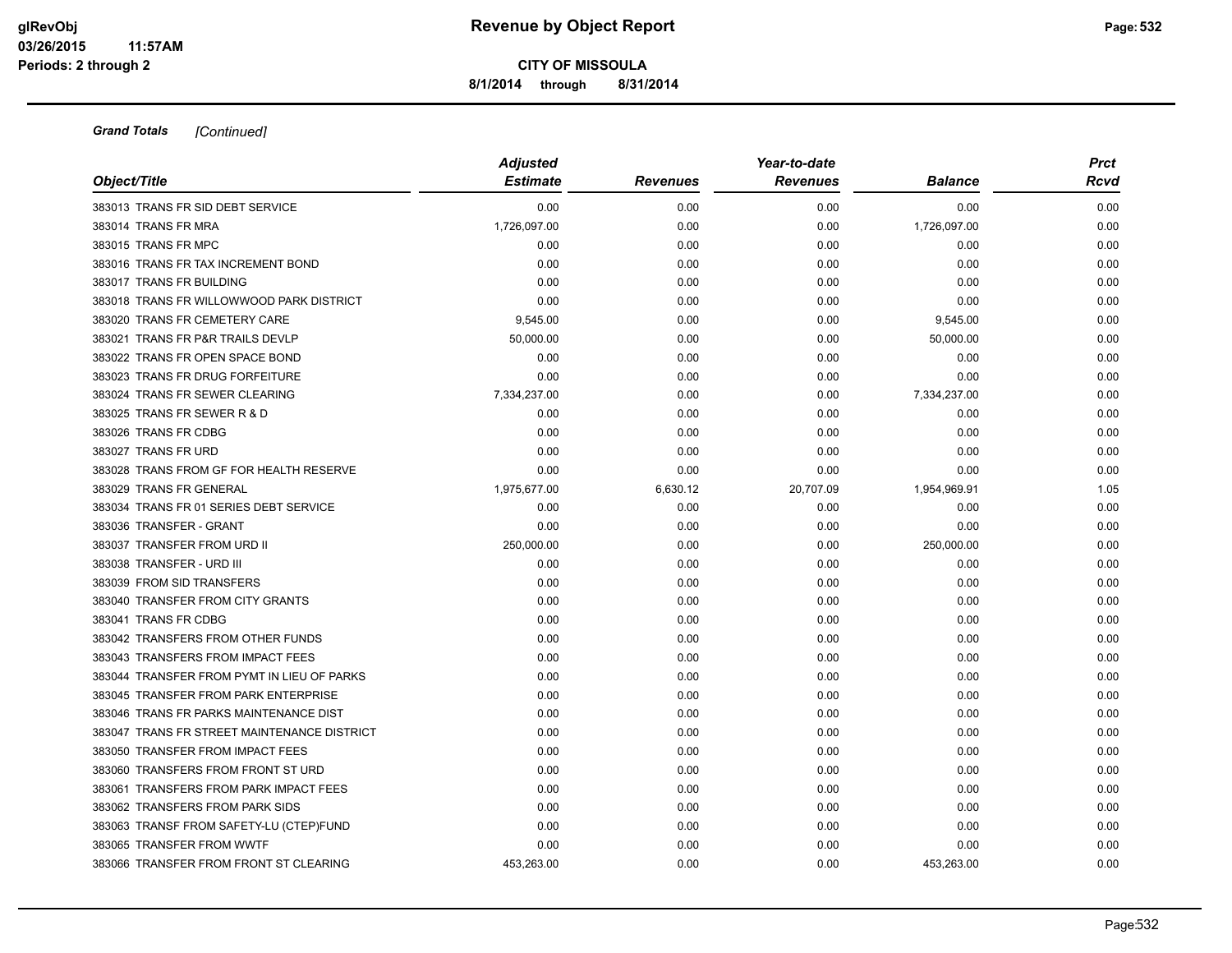**Grand Totals** *[Continued]*

| Object/Title | Adjusted Estimate | Revenues | Year-to-date Revenues | Balance | Prct Rcvd |
|---|---|---|---|---|---|
| 383013 TRANS FR SID DEBT SERVICE | 0.00 | 0.00 | 0.00 | 0.00 | 0.00 |
| 383014 TRANS FR MRA | 1,726,097.00 | 0.00 | 0.00 | 1,726,097.00 | 0.00 |
| 383015 TRANS FR MPC | 0.00 | 0.00 | 0.00 | 0.00 | 0.00 |
| 383016 TRANS FR TAX INCREMENT BOND | 0.00 | 0.00 | 0.00 | 0.00 | 0.00 |
| 383017 TRANS FR BUILDING | 0.00 | 0.00 | 0.00 | 0.00 | 0.00 |
| 383018 TRANS FR WILLOWWOOD PARK DISTRICT | 0.00 | 0.00 | 0.00 | 0.00 | 0.00 |
| 383020 TRANS FR CEMETERY CARE | 9,545.00 | 0.00 | 0.00 | 9,545.00 | 0.00 |
| 383021 TRANS FR P&R TRAILS DEVLP | 50,000.00 | 0.00 | 0.00 | 50,000.00 | 0.00 |
| 383022 TRANS FR OPEN SPACE BOND | 0.00 | 0.00 | 0.00 | 0.00 | 0.00 |
| 383023 TRANS FR DRUG FORFEITURE | 0.00 | 0.00 | 0.00 | 0.00 | 0.00 |
| 383024 TRANS FR SEWER CLEARING | 7,334,237.00 | 0.00 | 0.00 | 7,334,237.00 | 0.00 |
| 383025 TRANS FR SEWER R & D | 0.00 | 0.00 | 0.00 | 0.00 | 0.00 |
| 383026 TRANS FR CDBG | 0.00 | 0.00 | 0.00 | 0.00 | 0.00 |
| 383027 TRANS FR URD | 0.00 | 0.00 | 0.00 | 0.00 | 0.00 |
| 383028 TRANS FROM GF FOR HEALTH RESERVE | 0.00 | 0.00 | 0.00 | 0.00 | 0.00 |
| 383029 TRANS FR GENERAL | 1,975,677.00 | 6,630.12 | 20,707.09 | 1,954,969.91 | 1.05 |
| 383034 TRANS FR 01 SERIES DEBT SERVICE | 0.00 | 0.00 | 0.00 | 0.00 | 0.00 |
| 383036 TRANSFER - GRANT | 0.00 | 0.00 | 0.00 | 0.00 | 0.00 |
| 383037 TRANSFER FROM URD II | 250,000.00 | 0.00 | 0.00 | 250,000.00 | 0.00 |
| 383038 TRANSFER - URD III | 0.00 | 0.00 | 0.00 | 0.00 | 0.00 |
| 383039 FROM SID TRANSFERS | 0.00 | 0.00 | 0.00 | 0.00 | 0.00 |
| 383040 TRANSFER FROM CITY GRANTS | 0.00 | 0.00 | 0.00 | 0.00 | 0.00 |
| 383041 TRANS FR CDBG | 0.00 | 0.00 | 0.00 | 0.00 | 0.00 |
| 383042 TRANSFERS FROM OTHER FUNDS | 0.00 | 0.00 | 0.00 | 0.00 | 0.00 |
| 383043 TRANSFERS FROM IMPACT FEES | 0.00 | 0.00 | 0.00 | 0.00 | 0.00 |
| 383044 TRANSFER FROM PYMT IN LIEU OF PARKS | 0.00 | 0.00 | 0.00 | 0.00 | 0.00 |
| 383045 TRANSFER FROM PARK ENTERPRISE | 0.00 | 0.00 | 0.00 | 0.00 | 0.00 |
| 383046 TRANS FR PARKS MAINTENANCE DIST | 0.00 | 0.00 | 0.00 | 0.00 | 0.00 |
| 383047 TRANS FR STREET MAINTENANCE DISTRICT | 0.00 | 0.00 | 0.00 | 0.00 | 0.00 |
| 383050 TRANSFER FROM IMPACT FEES | 0.00 | 0.00 | 0.00 | 0.00 | 0.00 |
| 383060 TRANSFERS FROM FRONT ST URD | 0.00 | 0.00 | 0.00 | 0.00 | 0.00 |
| 383061 TRANSFERS FROM PARK IMPACT FEES | 0.00 | 0.00 | 0.00 | 0.00 | 0.00 |
| 383062 TRANSFERS FROM PARK SIDS | 0.00 | 0.00 | 0.00 | 0.00 | 0.00 |
| 383063 TRANSF FROM SAFETY-LU (CTEP)FUND | 0.00 | 0.00 | 0.00 | 0.00 | 0.00 |
| 383065 TRANSFER FROM WWTF | 0.00 | 0.00 | 0.00 | 0.00 | 0.00 |
| 383066 TRANSFER FROM FRONT ST CLEARING | 453,263.00 | 0.00 | 0.00 | 453,263.00 | 0.00 |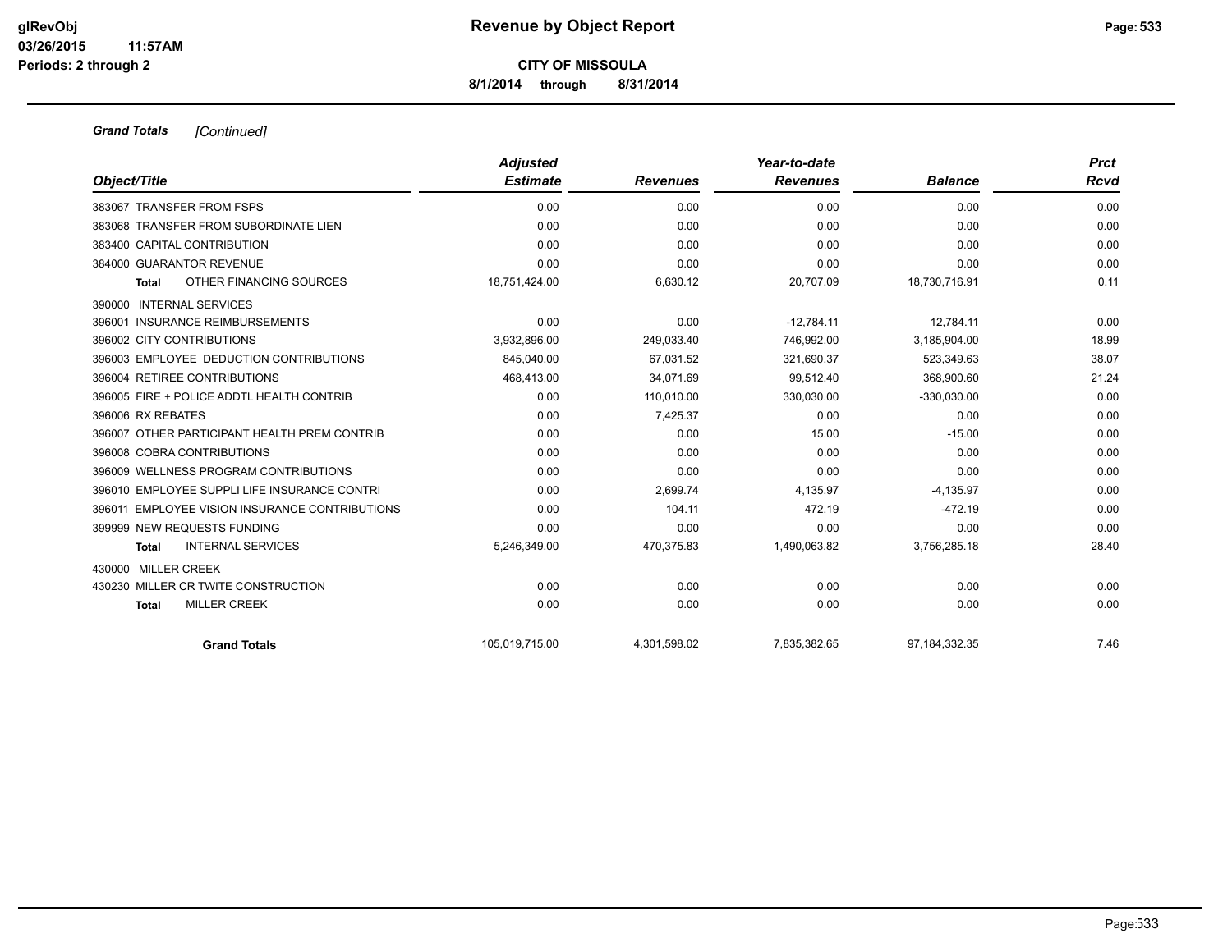**CITY OF MISSOULA**

**8/1/2014 through 8/31/2014**

***Grand Totals*** *[Continued]*

| *Object/Title* | *Adjusted Estimate* | *Revenues* | *Year-to-date Revenues* | *Balance* | *Prct Rcvd* |
|---|---|---|---|---|---|
| 383067 TRANSFER FROM FSPS | 0.00 | 0.00 | 0.00 | 0.00 | 0.00 |
| 383068 TRANSFER FROM SUBORDINATE LIEN | 0.00 | 0.00 | 0.00 | 0.00 | 0.00 |
| 383400 CAPITAL CONTRIBUTION | 0.00 | 0.00 | 0.00 | 0.00 | 0.00 |
| 384000 GUARANTOR REVENUE | 0.00 | 0.00 | 0.00 | 0.00 | 0.00 |
| **Total** OTHER FINANCING SOURCES | 18,751,424.00 | 6,630.12 | 20,707.09 | 18,730,716.91 | 0.11 |
| 390000 INTERNAL SERVICES | | | | | |
| 396001 INSURANCE REIMBURSEMENTS | 0.00 | 0.00 | -12,784.11 | 12,784.11 | 0.00 |
| 396002 CITY CONTRIBUTIONS | 3,932,896.00 | 249,033.40 | 746,992.00 | 3,185,904.00 | 18.99 |
| 396003 EMPLOYEE DEDUCTION CONTRIBUTIONS | 845,040.00 | 67,031.52 | 321,690.37 | 523,349.63 | 38.07 |
| 396004 RETIREE CONTRIBUTIONS | 468,413.00 | 34,071.69 | 99,512.40 | 368,900.60 | 21.24 |
| 396005 FIRE + POLICE ADDTL HEALTH CONTRIB | 0.00 | 110,010.00 | 330,030.00 | -330,030.00 | 0.00 |
| 396006 RX REBATES | 0.00 | 7,425.37 | 0.00 | 0.00 | 0.00 |
| 396007 OTHER PARTICIPANT HEALTH PREM CONTRIB | 0.00 | 0.00 | 15.00 | -15.00 | 0.00 |
| 396008 COBRA CONTRIBUTIONS | 0.00 | 0.00 | 0.00 | 0.00 | 0.00 |
| 396009 WELLNESS PROGRAM CONTRIBUTIONS | 0.00 | 0.00 | 0.00 | 0.00 | 0.00 |
| 396010 EMPLOYEE SUPPLI LIFE INSURANCE CONTRI | 0.00 | 2,699.74 | 4,135.97 | -4,135.97 | 0.00 |
| 396011 EMPLOYEE VISION INSURANCE CONTRIBUTIONS | 0.00 | 104.11 | 472.19 | -472.19 | 0.00 |
| 399999 NEW REQUESTS FUNDING | 0.00 | 0.00 | 0.00 | 0.00 | 0.00 |
| **Total** INTERNAL SERVICES | 5,246,349.00 | 470,375.83 | 1,490,063.82 | 3,756,285.18 | 28.40 |
| 430000 MILLER CREEK | | | | | |
| 430230 MILLER CR TWITE CONSTRUCTION | 0.00 | 0.00 | 0.00 | 0.00 | 0.00 |
| **Total** MILLER CREEK | 0.00 | 0.00 | 0.00 | 0.00 | 0.00 |
| **Grand Totals** | 105,019,715.00 | 4,301,598.02 | 7,835,382.65 | 97,184,332.35 | 7.46 |